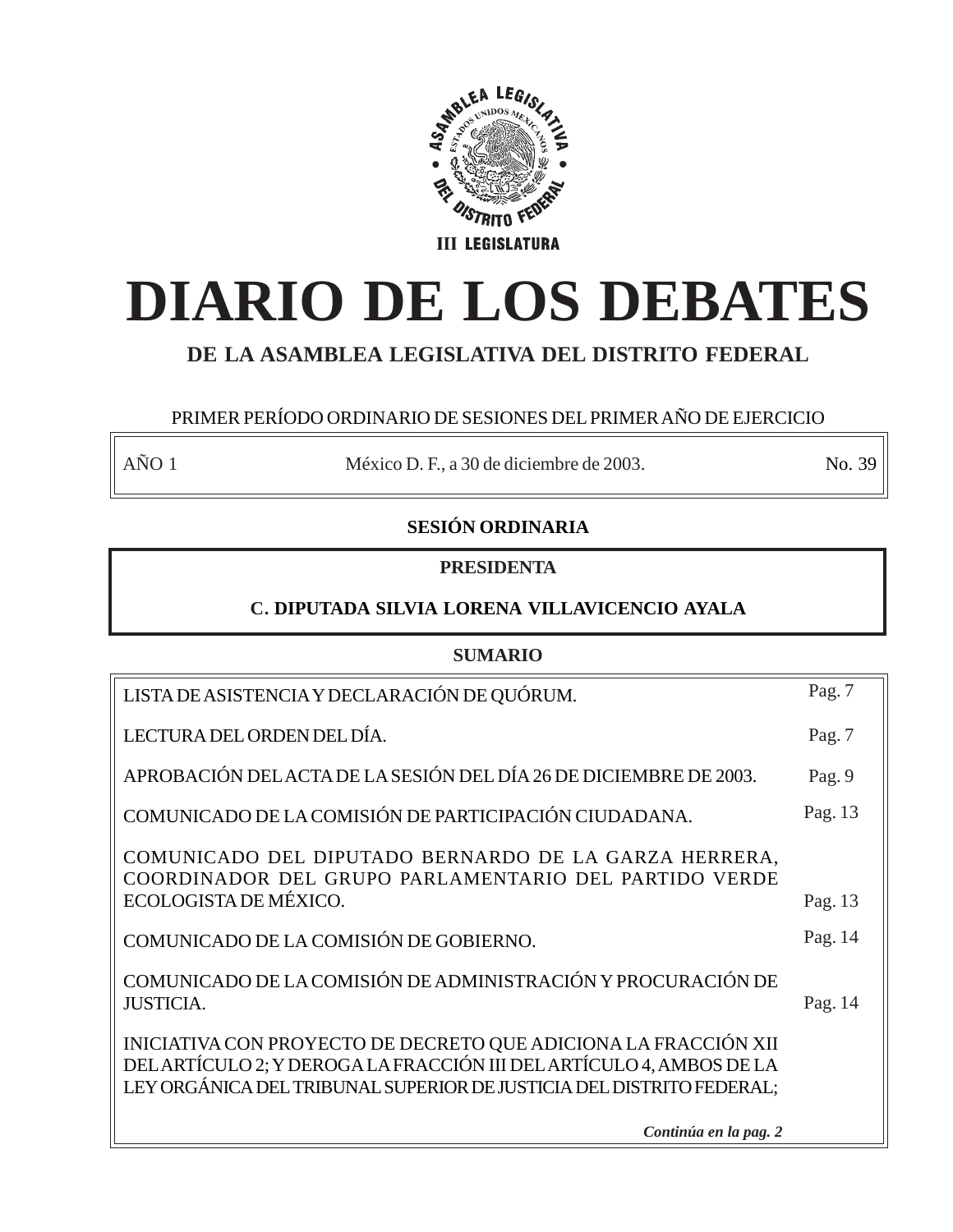ASAMBLEA LEGISLATIVA DEL DISTRITO FEDERAL

ESTADOS UNIDOS MEXICANOS

III LEGISLATURA

# DIARIO DE LOS DEBATES

## DE LA ASAMBLEA LEGISLATIVA DEL DISTRITO FEDERAL

PRIMER PERÍODO ORDINARIO DE SESIONES DEL PRIMER AÑO DE EJERCICIO

| AÑO 1 | México D. F., a 30 de diciembre de 2003. | No. 39 |
|---|---|---|

**SESIÓN ORDINARIA**

**PRESIDENTA**

**C. DIPUTADA SILVIA LORENA VILLAVICENCIO AYALA**

**SUMARIO**

| | |
|---|---|
| LISTA DE ASISTENCIA Y DECLARACIÓN DE QUÓRUM. | Pag. 7 |
| LECTURA DEL ORDEN DEL DÍA. | Pag. 7 |
| APROBACIÓN DEL ACTA DE LA SESIÓN DEL DÍA 26 DE DICIEMBRE DE 2003. | Pag. 9 |
| COMUNICADO DE LA COMISIÓN DE PARTICIPACIÓN CIUDADANA. | Pag. 13 |
| COMUNICADO DEL DIPUTADO BERNARDO DE LA GARZA HERRERA, COORDINADOR DEL GRUPO PARLAMENTARIO DEL PARTIDO VERDE ECOLOGISTA DE MÉXICO. | Pag. 13 |
| COMUNICADO DE LA COMISIÓN DE GOBIERNO. | Pag. 14 |
| COMUNICADO DE LA COMISIÓN DE ADMINISTRACIÓN Y PROCURACIÓN DE JUSTICIA. | Pag. 14 |
| INICIATIVA CON PROYECTO DE DECRETO QUE ADICIONA LA FRACCIÓN XII DEL ARTÍCULO 2; Y DEROGA LA FRACCIÓN III DEL ARTÍCULO 4, AMBOS DE LA LEY ORGÁNICA DEL TRIBUNAL SUPERIOR DE JUSTICIA DEL DISTRITO FEDERAL; | |

***Continúa en la pag. 2***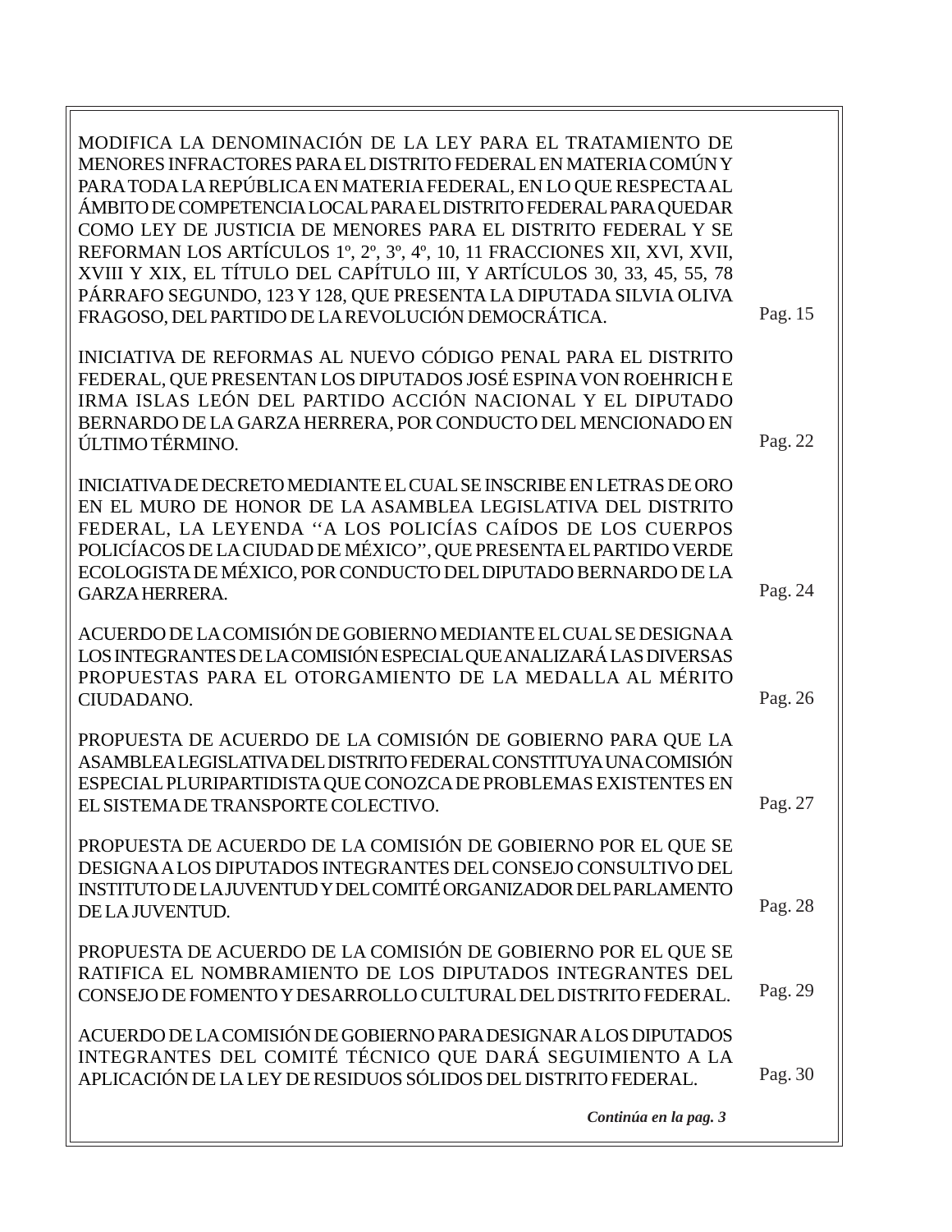MODIFICA LA DENOMINACIÓN DE LA LEY PARA EL TRATAMIENTO DE MENORES INFRACTORES PARA EL DISTRITO FEDERAL EN MATERIA COMÚN Y PARA TODA LA REPÚBLICA EN MATERIA FEDERAL, EN LO QUE RESPECTA AL ÁMBITO DE COMPETENCIA LOCAL PARA EL DISTRITO FEDERAL PARA QUEDAR COMO LEY DE JUSTICIA DE MENORES PARA EL DISTRITO FEDERAL Y SE REFORMAN LOS ARTÍCULOS 1º, 2º, 3º, 4º, 10, 11 FRACCIONES XII, XVI, XVII, XVIII Y XIX, EL TÍTULO DEL CAPÍTULO III, Y ARTÍCULOS 30, 33, 45, 55, 78 PÁRRAFO SEGUNDO, 123 Y 128, QUE PRESENTA LA DIPUTADA SILVIA OLIVA FRAGOSO, DEL PARTIDO DE LA REVOLUCIÓN DEMOCRÁTICA. Pag. 15

INICIATIVA DE REFORMAS AL NUEVO CÓDIGO PENAL PARA EL DISTRITO FEDERAL, QUE PRESENTAN LOS DIPUTADOS JOSÉ ESPINA VON ROEHRICH E IRMA ISLAS LEÓN DEL PARTIDO ACCIÓN NACIONAL Y EL DIPUTADO BERNARDO DE LA GARZA HERRERA, POR CONDUCTO DEL MENCIONADO EN ÚLTIMO TÉRMINO. Pag. 22

INICIATIVA DE DECRETO MEDIANTE EL CUAL SE INSCRIBE EN LETRAS DE ORO EN EL MURO DE HONOR DE LA ASAMBLEA LEGISLATIVA DEL DISTRITO FEDERAL, LA LEYENDA ''A LOS POLICÍAS CAÍDOS DE LOS CUERPOS POLICÍACOS DE LA CIUDAD DE MÉXICO'', QUE PRESENTA EL PARTIDO VERDE ECOLOGISTA DE MÉXICO, POR CONDUCTO DEL DIPUTADO BERNARDO DE LA GARZA HERRERA. Pag. 24

ACUERDO DE LA COMISIÓN DE GOBIERNO MEDIANTE EL CUAL SE DESIGNA A LOS INTEGRANTES DE LA COMISIÓN ESPECIAL QUE ANALIZARÁ LAS DIVERSAS PROPUESTAS PARA EL OTORGAMIENTO DE LA MEDALLA AL MÉRITO CIUDADANO. Pag. 26

PROPUESTA DE ACUERDO DE LA COMISIÓN DE GOBIERNO PARA QUE LA ASAMBLEA LEGISLATIVA DEL DISTRITO FEDERAL CONSTITUYA UNA COMISIÓN ESPECIAL PLURIPARTIDISTA QUE CONOZCA DE PROBLEMAS EXISTENTES EN EL SISTEMA DE TRANSPORTE COLECTIVO. Pag. 27

PROPUESTA DE ACUERDO DE LA COMISIÓN DE GOBIERNO POR EL QUE SE DESIGNA A LOS DIPUTADOS INTEGRANTES DEL CONSEJO CONSULTIVO DEL INSTITUTO DE LA JUVENTUD Y DEL COMITÉ ORGANIZADOR DEL PARLAMENTO DE LA JUVENTUD. Pag. 28

PROPUESTA DE ACUERDO DE LA COMISIÓN DE GOBIERNO POR EL QUE SE RATIFICA EL NOMBRAMIENTO DE LOS DIPUTADOS INTEGRANTES DEL CONSEJO DE FOMENTO Y DESARROLLO CULTURAL DEL DISTRITO FEDERAL. Pag. 29

ACUERDO DE LA COMISIÓN DE GOBIERNO PARA DESIGNAR A LOS DIPUTADOS INTEGRANTES DEL COMITÉ TÉCNICO QUE DARÁ SEGUIMIENTO A LA APLICACIÓN DE LA LEY DE RESIDUOS SÓLIDOS DEL DISTRITO FEDERAL. Pag. 30

***Continúa en la pag. 3***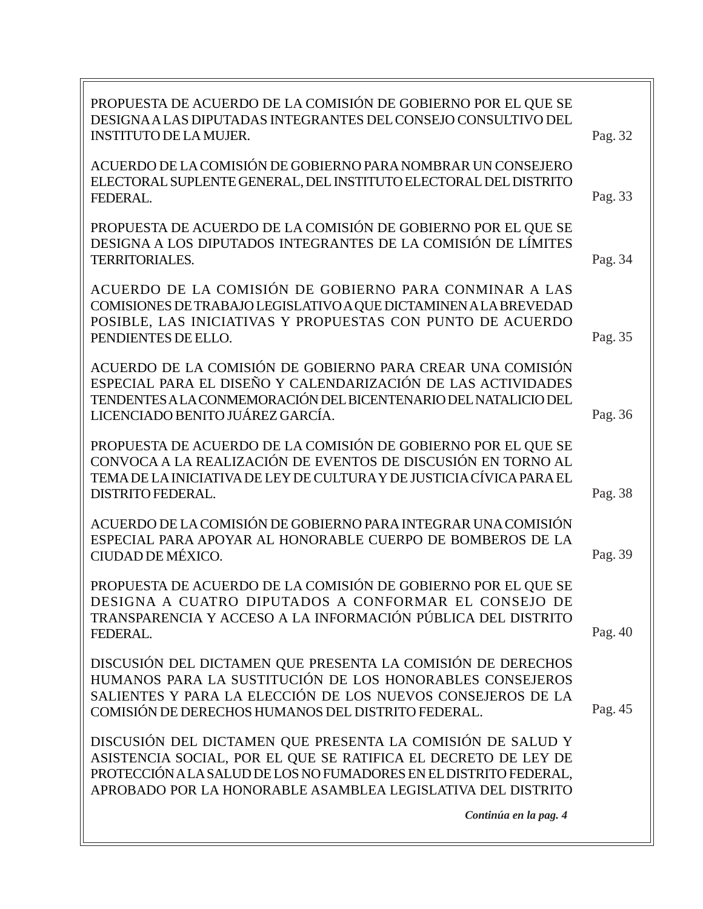| | |
|---|---|
| PROPUESTA DE ACUERDO DE LA COMISIÓN DE GOBIERNO POR EL QUE SE DESIGNA A LAS DIPUTADAS INTEGRANTES DEL CONSEJO CONSULTIVO DEL INSTITUTO DE LA MUJER. | Pag. 32 |
| ACUERDO DE LA COMISIÓN DE GOBIERNO PARA NOMBRAR UN CONSEJERO ELECTORAL SUPLENTE GENERAL, DEL INSTITUTO ELECTORAL DEL DISTRITO FEDERAL. | Pag. 33 |
| PROPUESTA DE ACUERDO DE LA COMISIÓN DE GOBIERNO POR EL QUE SE DESIGNA A LOS DIPUTADOS INTEGRANTES DE LA COMISIÓN DE LÍMITES TERRITORIALES. | Pag. 34 |
| ACUERDO DE LA COMISIÓN DE GOBIERNO PARA CONMINAR A LAS COMISIONES DE TRABAJO LEGISLATIVO A QUE DICTAMINEN A LA BREVEDAD POSIBLE, LAS INICIATIVAS Y PROPUESTAS CON PUNTO DE ACUERDO PENDIENTES DE ELLO. | Pag. 35 |
| ACUERDO DE LA COMISIÓN DE GOBIERNO PARA CREAR UNA COMISIÓN ESPECIAL PARA EL DISEÑO Y CALENDARIZACIÓN DE LAS ACTIVIDADES TENDENTES A LA CONMEMORACIÓN DEL BICENTENARIO DEL NATALICIO DEL LICENCIADO BENITO JUÁREZ GARCÍA. | Pag. 36 |
| PROPUESTA DE ACUERDO DE LA COMISIÓN DE GOBIERNO POR EL QUE SE CONVOCA A LA REALIZACIÓN DE EVENTOS DE DISCUSIÓN EN TORNO AL TEMA DE LA INICIATIVA DE LEY DE CULTURA Y DE JUSTICIA CÍVICA PARA EL DISTRITO FEDERAL. | Pag. 38 |
| ACUERDO DE LA COMISIÓN DE GOBIERNO PARA INTEGRAR UNA COMISIÓN ESPECIAL PARA APOYAR AL HONORABLE CUERPO DE BOMBEROS DE LA CIUDAD DE MÉXICO. | Pag. 39 |
| PROPUESTA DE ACUERDO DE LA COMISIÓN DE GOBIERNO POR EL QUE SE DESIGNA A CUATRO DIPUTADOS A CONFORMAR EL CONSEJO DE TRANSPARENCIA Y ACCESO A LA INFORMACIÓN PÚBLICA DEL DISTRITO FEDERAL. | Pag. 40 |
| DISCUSIÓN DEL DICTAMEN QUE PRESENTA LA COMISIÓN DE DERECHOS HUMANOS PARA LA SUSTITUCIÓN DE LOS HONORABLES CONSEJEROS SALIENTES Y PARA LA ELECCIÓN DE LOS NUEVOS CONSEJEROS DE LA COMISIÓN DE DERECHOS HUMANOS DEL DISTRITO FEDERAL. | Pag. 45 |
| DISCUSIÓN DEL DICTAMEN QUE PRESENTA LA COMISIÓN DE SALUD Y ASISTENCIA SOCIAL, POR EL QUE SE RATIFICA EL DECRETO DE LEY DE PROTECCIÓN A LA SALUD DE LOS NO FUMADORES EN EL DISTRITO FEDERAL, APROBADO POR LA HONORABLE ASAMBLEA LEGISLATIVA DEL DISTRITO | |

***Continúa en la pag. 4***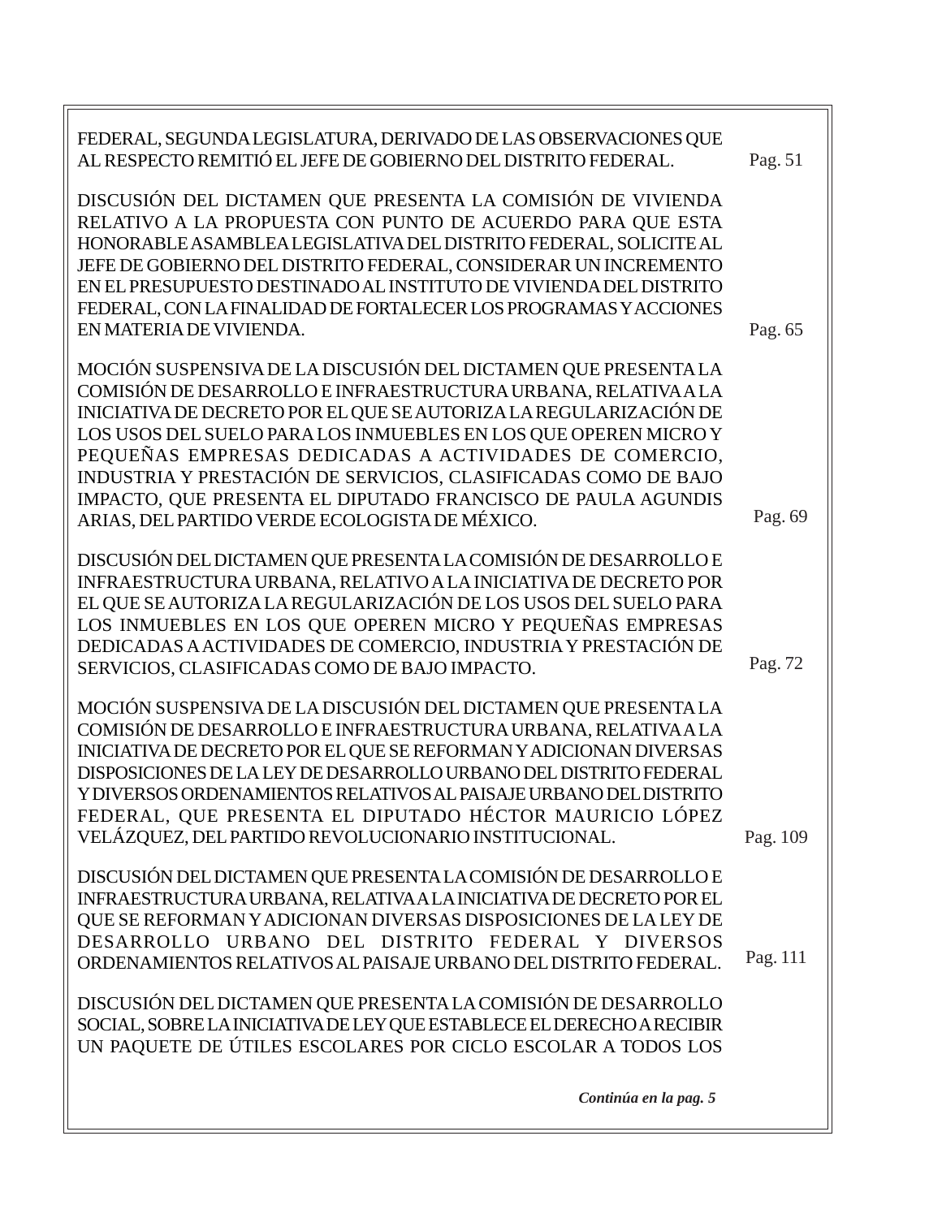FEDERAL, SEGUNDA LEGISLATURA, DERIVADO DE LAS OBSERVACIONES QUE AL RESPECTO REMITIÓ EL JEFE DE GOBIERNO DEL DISTRITO FEDERAL. Pag. 51

DISCUSIÓN DEL DICTAMEN QUE PRESENTA LA COMISIÓN DE VIVIENDA RELATIVO A LA PROPUESTA CON PUNTO DE ACUERDO PARA QUE ESTA HONORABLE ASAMBLEA LEGISLATIVA DEL DISTRITO FEDERAL, SOLICITE AL JEFE DE GOBIERNO DEL DISTRITO FEDERAL, CONSIDERAR UN INCREMENTO EN EL PRESUPUESTO DESTINADO AL INSTITUTO DE VIVIENDA DEL DISTRITO FEDERAL, CON LA FINALIDAD DE FORTALECER LOS PROGRAMAS Y ACCIONES EN MATERIA DE VIVIENDA. Pag. 65

MOCIÓN SUSPENSIVA DE LA DISCUSIÓN DEL DICTAMEN QUE PRESENTA LA COMISIÓN DE DESARROLLO E INFRAESTRUCTURA URBANA, RELATIVA A LA INICIATIVA DE DECRETO POR EL QUE SE AUTORIZA LA REGULARIZACIÓN DE LOS USOS DEL SUELO PARA LOS INMUEBLES EN LOS QUE OPEREN MICRO Y PEQUEÑAS EMPRESAS DEDICADAS A ACTIVIDADES DE COMERCIO, INDUSTRIA Y PRESTACIÓN DE SERVICIOS, CLASIFICADAS COMO DE BAJO IMPACTO, QUE PRESENTA EL DIPUTADO FRANCISCO DE PAULA AGUNDIS ARIAS, DEL PARTIDO VERDE ECOLOGISTA DE MÉXICO. Pag. 69

DISCUSIÓN DEL DICTAMEN QUE PRESENTA LA COMISIÓN DE DESARROLLO E INFRAESTRUCTURA URBANA, RELATIVO A LA INICIATIVA DE DECRETO POR EL QUE SE AUTORIZA LA REGULARIZACIÓN DE LOS USOS DEL SUELO PARA LOS INMUEBLES EN LOS QUE OPEREN MICRO Y PEQUEÑAS EMPRESAS DEDICADAS A ACTIVIDADES DE COMERCIO, INDUSTRIA Y PRESTACIÓN DE SERVICIOS, CLASIFICADAS COMO DE BAJO IMPACTO. Pag. 72

MOCIÓN SUSPENSIVA DE LA DISCUSIÓN DEL DICTAMEN QUE PRESENTA LA COMISIÓN DE DESARROLLO E INFRAESTRUCTURA URBANA, RELATIVA A LA INICIATIVA DE DECRETO POR EL QUE SE REFORMAN Y ADICIONAN DIVERSAS DISPOSICIONES DE LA LEY DE DESARROLLO URBANO DEL DISTRITO FEDERAL Y DIVERSOS ORDENAMIENTOS RELATIVOS AL PAISAJE URBANO DEL DISTRITO FEDERAL, QUE PRESENTA EL DIPUTADO HÉCTOR MAURICIO LÓPEZ VELÁZQUEZ, DEL PARTIDO REVOLUCIONARIO INSTITUCIONAL. Pag. 109

DISCUSIÓN DEL DICTAMEN QUE PRESENTA LA COMISIÓN DE DESARROLLO E INFRAESTRUCTURA URBANA, RELATIVA A LA INICIATIVA DE DECRETO POR EL QUE SE REFORMAN Y ADICIONAN DIVERSAS DISPOSICIONES DE LA LEY DE DESARROLLO URBANO DEL DISTRITO FEDERAL Y DIVERSOS ORDENAMIENTOS RELATIVOS AL PAISAJE URBANO DEL DISTRITO FEDERAL. Pag. 111

DISCUSIÓN DEL DICTAMEN QUE PRESENTA LA COMISIÓN DE DESARROLLO SOCIAL, SOBRE LA INICIATIVA DE LEY QUE ESTABLECE EL DERECHO A RECIBIR UN PAQUETE DE ÚTILES ESCOLARES POR CICLO ESCOLAR A TODOS LOS

***Continúa en la pag. 5***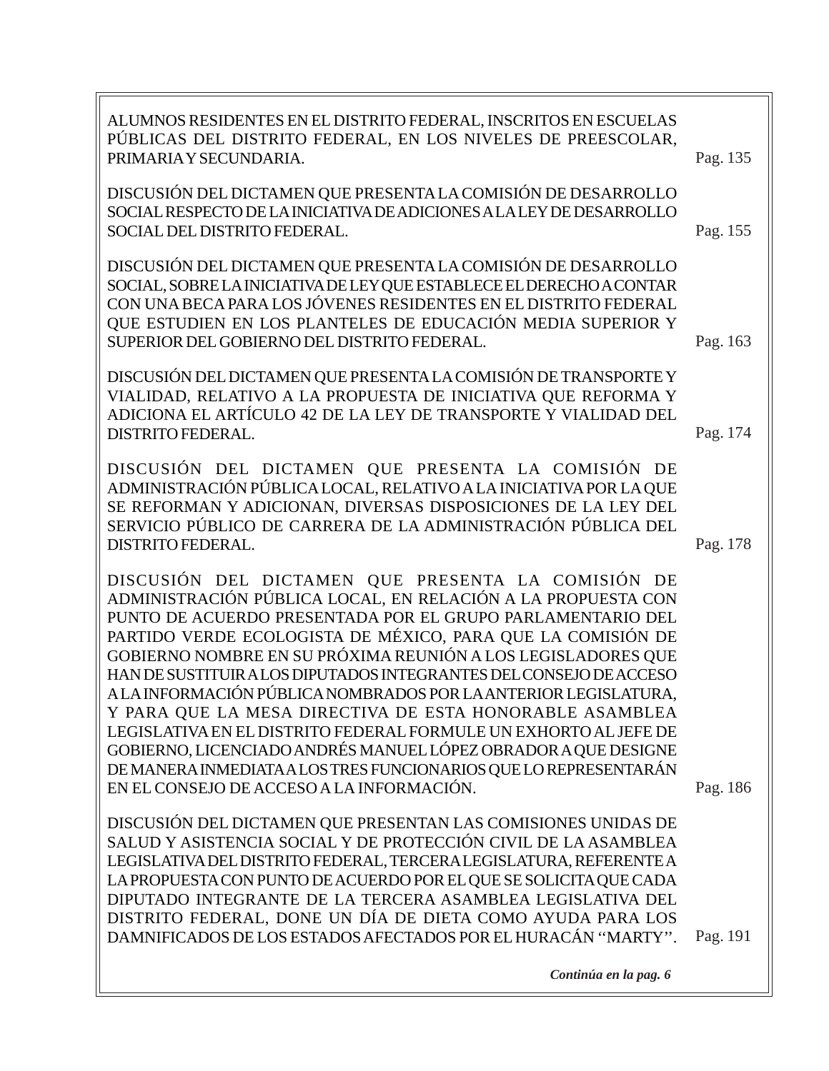ALUMNOS RESIDENTES EN EL DISTRITO FEDERAL, INSCRITOS EN ESCUELAS PÚBLICAS DEL DISTRITO FEDERAL, EN LOS NIVELES DE PREESCOLAR, PRIMARIA Y SECUNDARIA. Pag. 135

DISCUSIÓN DEL DICTAMEN QUE PRESENTA LA COMISIÓN DE DESARROLLO SOCIAL RESPECTO DE LA INICIATIVA DE ADICIONES A LA LEY DE DESARROLLO SOCIAL DEL DISTRITO FEDERAL. Pag. 155

DISCUSIÓN DEL DICTAMEN QUE PRESENTA LA COMISIÓN DE DESARROLLO SOCIAL, SOBRE LA INICIATIVA DE LEY QUE ESTABLECE EL DERECHO A CONTAR CON UNA BECA PARA LOS JÓVENES RESIDENTES EN EL DISTRITO FEDERAL QUE ESTUDIEN EN LOS PLANTELES DE EDUCACIÓN MEDIA SUPERIOR Y SUPERIOR DEL GOBIERNO DEL DISTRITO FEDERAL. Pag. 163

DISCUSIÓN DEL DICTAMEN QUE PRESENTA LA COMISIÓN DE TRANSPORTE Y VIALIDAD, RELATIVO A LA PROPUESTA DE INICIATIVA QUE REFORMA Y ADICIONA EL ARTÍCULO 42 DE LA LEY DE TRANSPORTE Y VIALIDAD DEL DISTRITO FEDERAL. Pag. 174

DISCUSIÓN DEL DICTAMEN QUE PRESENTA LA COMISIÓN DE ADMINISTRACIÓN PÚBLICA LOCAL, RELATIVO A LA INICIATIVA POR LA QUE SE REFORMAN Y ADICIONAN, DIVERSAS DISPOSICIONES DE LA LEY DEL SERVICIO PÚBLICO DE CARRERA DE LA ADMINISTRACIÓN PÚBLICA DEL DISTRITO FEDERAL. Pag. 178

DISCUSIÓN DEL DICTAMEN QUE PRESENTA LA COMISIÓN DE ADMINISTRACIÓN PÚBLICA LOCAL, EN RELACIÓN A LA PROPUESTA CON PUNTO DE ACUERDO PRESENTADA POR EL GRUPO PARLAMENTARIO DEL PARTIDO VERDE ECOLOGISTA DE MÉXICO, PARA QUE LA COMISIÓN DE GOBIERNO NOMBRE EN SU PRÓXIMA REUNIÓN A LOS LEGISLADORES QUE HAN DE SUSTITUIR A LOS DIPUTADOS INTEGRANTES DEL CONSEJO DE ACCESO A LA INFORMACIÓN PÚBLICA NOMBRADOS POR LA ANTERIOR LEGISLATURA, Y PARA QUE LA MESA DIRECTIVA DE ESTA HONORABLE ASAMBLEA LEGISLATIVA EN EL DISTRITO FEDERAL FORMULE UN EXHORTO AL JEFE DE GOBIERNO, LICENCIADO ANDRÉS MANUEL LÓPEZ OBRADOR A QUE DESIGNE DE MANERA INMEDIATA A LOS TRES FUNCIONARIOS QUE LO REPRESENTARÁN EN EL CONSEJO DE ACCESO A LA INFORMACIÓN. Pag. 186

DISCUSIÓN DEL DICTAMEN QUE PRESENTAN LAS COMISIONES UNIDAS DE SALUD Y ASISTENCIA SOCIAL Y DE PROTECCIÓN CIVIL DE LA ASAMBLEA LEGISLATIVA DEL DISTRITO FEDERAL, TERCERA LEGISLATURA, REFERENTE A LA PROPUESTA CON PUNTO DE ACUERDO POR EL QUE SE SOLICITA QUE CADA DIPUTADO INTEGRANTE DE LA TERCERA ASAMBLEA LEGISLATIVA DEL DISTRITO FEDERAL, DONE UN DÍA DE DIETA COMO AYUDA PARA LOS DAMNIFICADOS DE LOS ESTADOS AFECTADOS POR EL HURACÁN ''MARTY''. Pag. 191

***Continúa en la pag. 6***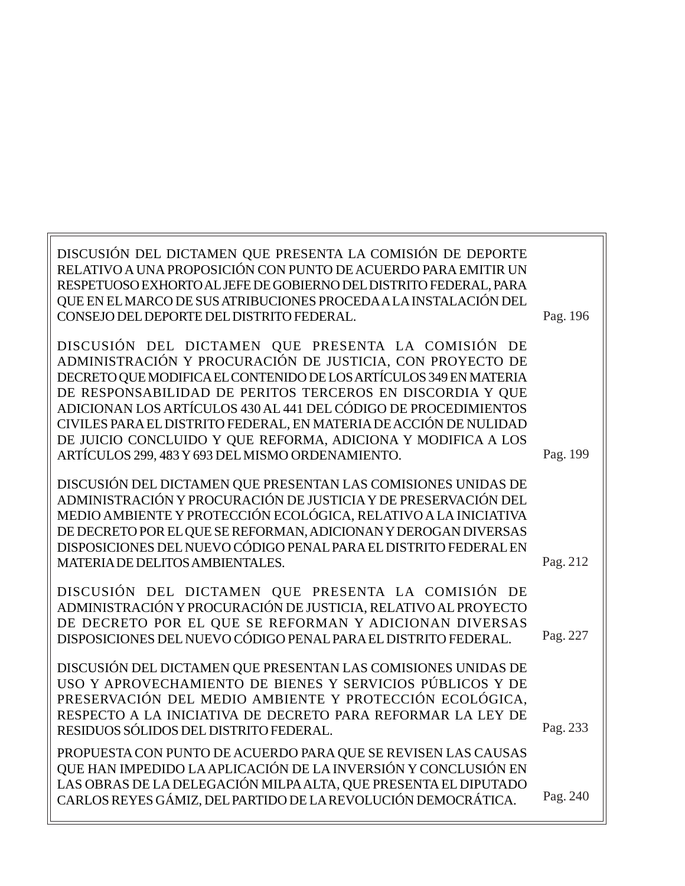| | |
|---|---|
| DISCUSIÓN DEL DICTAMEN QUE PRESENTA LA COMISIÓN DE DEPORTE RELATIVO A UNA PROPOSICIÓN CON PUNTO DE ACUERDO PARA EMITIR UN RESPETUOSO EXHORTO AL JEFE DE GOBIERNO DEL DISTRITO FEDERAL, PARA QUE EN EL MARCO DE SUS ATRIBUCIONES PROCEDA A LA INSTALACIÓN DEL CONSEJO DEL DEPORTE DEL DISTRITO FEDERAL. | Pag. 196 |
| DISCUSIÓN DEL DICTAMEN QUE PRESENTA LA COMISIÓN DE ADMINISTRACIÓN Y PROCURACIÓN DE JUSTICIA, CON PROYECTO DE DECRETO QUE MODIFICA EL CONTENIDO DE LOS ARTÍCULOS 349 EN MATERIA DE RESPONSABILIDAD DE PERITOS TERCEROS EN DISCORDIA Y QUE ADICIONAN LOS ARTÍCULOS 430 AL 441 DEL CÓDIGO DE PROCEDIMIENTOS CIVILES PARA EL DISTRITO FEDERAL, EN MATERIA DE ACCIÓN DE NULIDAD DE JUICIO CONCLUIDO Y QUE REFORMA, ADICIONA Y MODIFICA A LOS ARTÍCULOS 299, 483 Y 693 DEL MISMO ORDENAMIENTO. | Pag. 199 |
| DISCUSIÓN DEL DICTAMEN QUE PRESENTAN LAS COMISIONES UNIDAS DE ADMINISTRACIÓN Y PROCURACIÓN DE JUSTICIA Y DE PRESERVACIÓN DEL MEDIO AMBIENTE Y PROTECCIÓN ECOLÓGICA, RELATIVO A LA INICIATIVA DE DECRETO POR EL QUE SE REFORMAN, ADICIONAN Y DEROGAN DIVERSAS DISPOSICIONES DEL NUEVO CÓDIGO PENAL PARA EL DISTRITO FEDERAL EN MATERIA DE DELITOS AMBIENTALES. | Pag. 212 |
| DISCUSIÓN DEL DICTAMEN QUE PRESENTA LA COMISIÓN DE ADMINISTRACIÓN Y PROCURACIÓN DE JUSTICIA, RELATIVO AL PROYECTO DE DECRETO POR EL QUE SE REFORMAN Y ADICIONAN DIVERSAS DISPOSICIONES DEL NUEVO CÓDIGO PENAL PARA EL DISTRITO FEDERAL. | Pag. 227 |
| DISCUSIÓN DEL DICTAMEN QUE PRESENTAN LAS COMISIONES UNIDAS DE USO Y APROVECHAMIENTO DE BIENES Y SERVICIOS PÚBLICOS Y DE PRESERVACIÓN DEL MEDIO AMBIENTE Y PROTECCIÓN ECOLÓGICA, RESPECTO A LA INICIATIVA DE DECRETO PARA REFORMAR LA LEY DE RESIDUOS SÓLIDOS DEL DISTRITO FEDERAL. | Pag. 233 |
| PROPUESTA CON PUNTO DE ACUERDO PARA QUE SE REVISEN LAS CAUSAS QUE HAN IMPEDIDO LA APLICACIÓN DE LA INVERSIÓN Y CONCLUSIÓN EN LAS OBRAS DE LA DELEGACIÓN MILPA ALTA, QUE PRESENTA EL DIPUTADO CARLOS REYES GÁMIZ, DEL PARTIDO DE LA REVOLUCIÓN DEMOCRÁTICA. | Pag. 240 |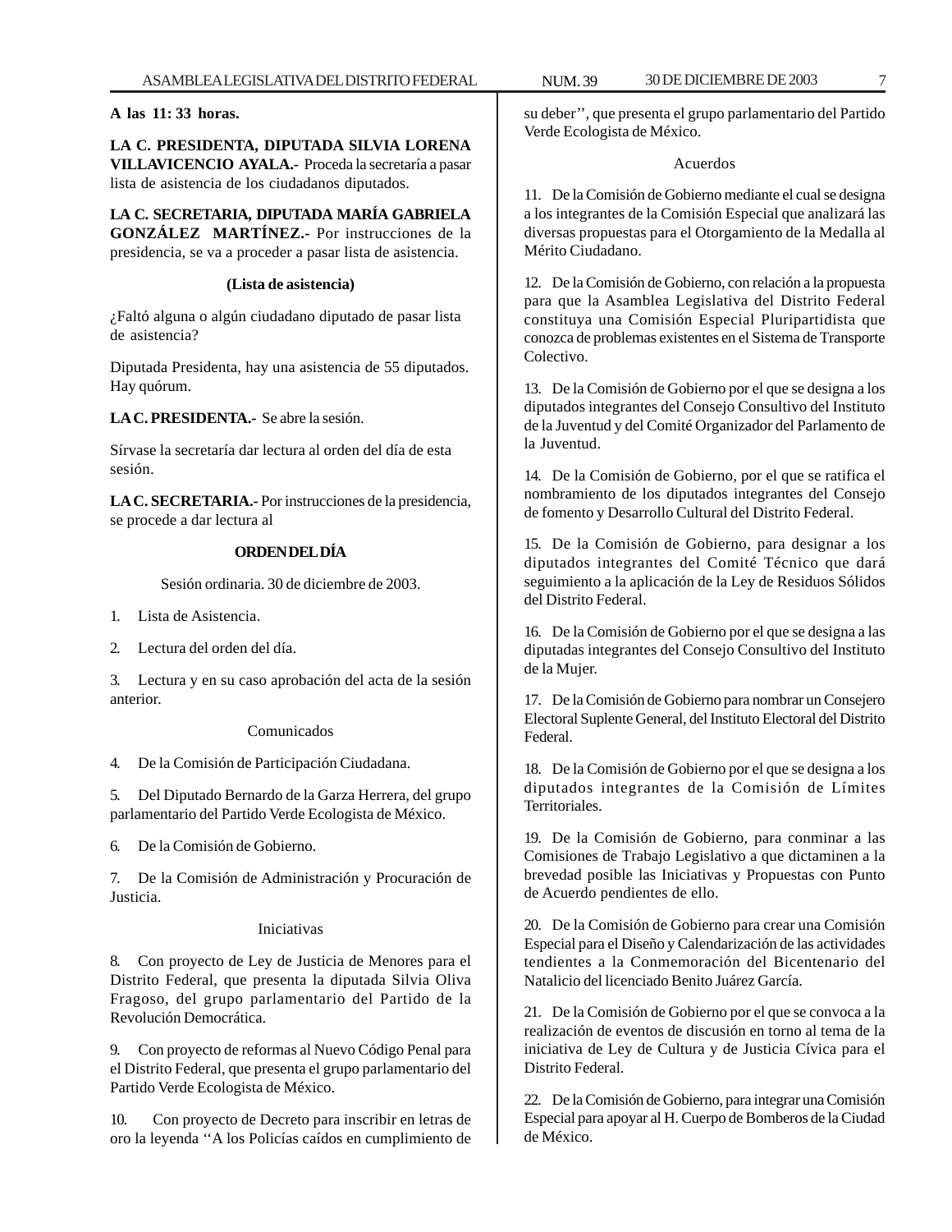**A las 11: 33 horas.**

**LA C. PRESIDENTA, DIPUTADA SILVIA LORENA VILLAVICENCIO AYALA.-** Proceda la secretaría a pasar lista de asistencia de los ciudadanos diputados.

**LA C. SECRETARIA, DIPUTADA MARÍA GABRIELA GONZÁLEZ MARTÍNEZ.-** Por instrucciones de la presidencia, se va a proceder a pasar lista de asistencia.

**(Lista de asistencia)**

¿Faltó alguna o algún ciudadano diputado de pasar lista de asistencia?

Diputada Presidenta, hay una asistencia de 55 diputados. Hay quórum.

**LA C. PRESIDENTA.-** Se abre la sesión.

Sírvase la secretaría dar lectura al orden del día de esta sesión.

**LA C. SECRETARIA.-** Por instrucciones de la presidencia, se procede a dar lectura al

**ORDEN DEL DÍA**

Sesión ordinaria. 30 de diciembre de 2003.

1. Lista de Asistencia.

2. Lectura del orden del día.

3. Lectura y en su caso aprobación del acta de la sesión anterior.

Comunicados

4. De la Comisión de Participación Ciudadana.

5. Del Diputado Bernardo de la Garza Herrera, del grupo parlamentario del Partido Verde Ecologista de México.

6. De la Comisión de Gobierno.

7. De la Comisión de Administración y Procuración de Justicia.

Iniciativas

8. Con proyecto de Ley de Justicia de Menores para el Distrito Federal, que presenta la diputada Silvia Oliva Fragoso, del grupo parlamentario del Partido de la Revolución Democrática.

9. Con proyecto de reformas al Nuevo Código Penal para el Distrito Federal, que presenta el grupo parlamentario del Partido Verde Ecologista de México.

10. Con proyecto de Decreto para inscribir en letras de oro la leyenda ''A los Policías caídos en cumplimiento de su deber'', que presenta el grupo parlamentario del Partido Verde Ecologista de México.

Acuerdos

11. De la Comisión de Gobierno mediante el cual se designa a los integrantes de la Comisión Especial que analizará las diversas propuestas para el Otorgamiento de la Medalla al Mérito Ciudadano.

12. De la Comisión de Gobierno, con relación a la propuesta para que la Asamblea Legislativa del Distrito Federal constituya una Comisión Especial Pluripartidista que conozca de problemas existentes en el Sistema de Transporte Colectivo.

13. De la Comisión de Gobierno por el que se designa a los diputados integrantes del Consejo Consultivo del Instituto de la Juventud y del Comité Organizador del Parlamento de la Juventud.

14. De la Comisión de Gobierno, por el que se ratifica el nombramiento de los diputados integrantes del Consejo de fomento y Desarrollo Cultural del Distrito Federal.

15. De la Comisión de Gobierno, para designar a los diputados integrantes del Comité Técnico que dará seguimiento a la aplicación de la Ley de Residuos Sólidos del Distrito Federal.

16. De la Comisión de Gobierno por el que se designa a las diputadas integrantes del Consejo Consultivo del Instituto de la Mujer.

17. De la Comisión de Gobierno para nombrar un Consejero Electoral Suplente General, del Instituto Electoral del Distrito Federal.

18. De la Comisión de Gobierno por el que se designa a los diputados integrantes de la Comisión de Límites Territoriales.

19. De la Comisión de Gobierno, para conminar a las Comisiones de Trabajo Legislativo a que dictaminen a la brevedad posible las Iniciativas y Propuestas con Punto de Acuerdo pendientes de ello.

20. De la Comisión de Gobierno para crear una Comisión Especial para el Diseño y Calendarización de las actividades tendientes a la Conmemoración del Bicentenario del Natalicio del licenciado Benito Juárez García.

21. De la Comisión de Gobierno por el que se convoca a la realización de eventos de discusión en torno al tema de la iniciativa de Ley de Cultura y de Justicia Cívica para el Distrito Federal.

22. De la Comisión de Gobierno, para integrar una Comisión Especial para apoyar al H. Cuerpo de Bomberos de la Ciudad de México.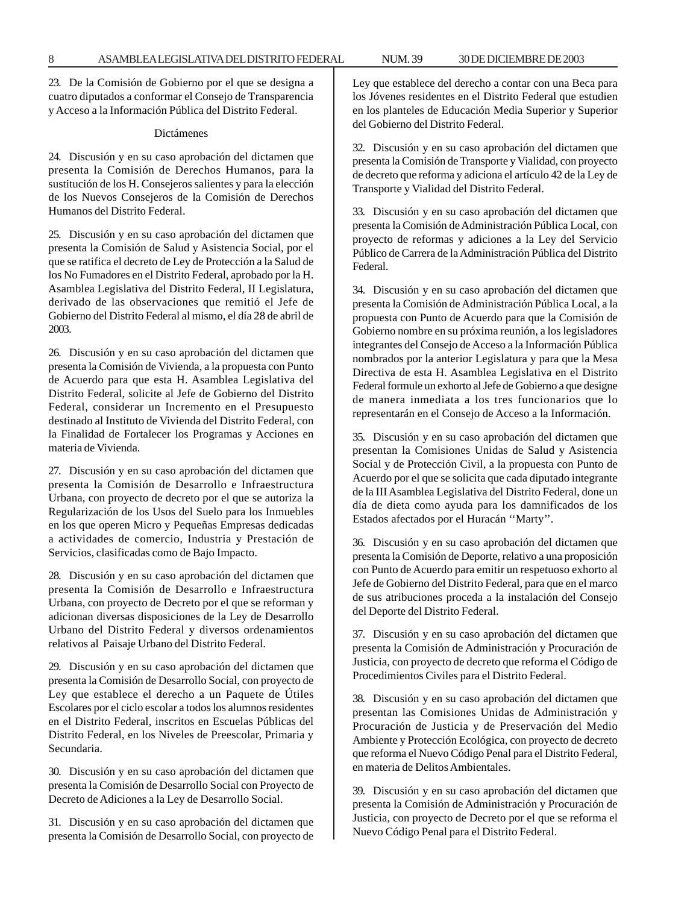23. De la Comisión de Gobierno por el que se designa a cuatro diputados a conformar el Consejo de Transparencia y Acceso a la Información Pública del Distrito Federal.

Dictámenes

24. Discusión y en su caso aprobación del dictamen que presenta la Comisión de Derechos Humanos, para la sustitución de los H. Consejeros salientes y para la elección de los Nuevos Consejeros de la Comisión de Derechos Humanos del Distrito Federal.

25. Discusión y en su caso aprobación del dictamen que presenta la Comisión de Salud y Asistencia Social, por el que se ratifica el decreto de Ley de Protección a la Salud de los No Fumadores en el Distrito Federal, aprobado por la H. Asamblea Legislativa del Distrito Federal, II Legislatura, derivado de las observaciones que remitió el Jefe de Gobierno del Distrito Federal al mismo, el día 28 de abril de 2003.

26. Discusión y en su caso aprobación del dictamen que presenta la Comisión de Vivienda, a la propuesta con Punto de Acuerdo para que esta H. Asamblea Legislativa del Distrito Federal, solicite al Jefe de Gobierno del Distrito Federal, considerar un Incremento en el Presupuesto destinado al Instituto de Vivienda del Distrito Federal, con la Finalidad de Fortalecer los Programas y Acciones en materia de Vivienda.

27. Discusión y en su caso aprobación del dictamen que presenta la Comisión de Desarrollo e Infraestructura Urbana, con proyecto de decreto por el que se autoriza la Regularización de los Usos del Suelo para los Inmuebles en los que operen Micro y Pequeñas Empresas dedicadas a actividades de comercio, Industria y Prestación de Servicios, clasificadas como de Bajo Impacto.

28. Discusión y en su caso aprobación del dictamen que presenta la Comisión de Desarrollo e Infraestructura Urbana, con proyecto de Decreto por el que se reforman y adicionan diversas disposiciones de la Ley de Desarrollo Urbano del Distrito Federal y diversos ordenamientos relativos al Paisaje Urbano del Distrito Federal.

29. Discusión y en su caso aprobación del dictamen que presenta la Comisión de Desarrollo Social, con proyecto de Ley que establece el derecho a un Paquete de Útiles Escolares por el ciclo escolar a todos los alumnos residentes en el Distrito Federal, inscritos en Escuelas Públicas del Distrito Federal, en los Niveles de Preescolar, Primaria y Secundaria.

30. Discusión y en su caso aprobación del dictamen que presenta la Comisión de Desarrollo Social con Proyecto de Decreto de Adiciones a la Ley de Desarrollo Social.

31. Discusión y en su caso aprobación del dictamen que presenta la Comisión de Desarrollo Social, con proyecto de Ley que establece del derecho a contar con una Beca para los Jóvenes residentes en el Distrito Federal que estudien en los planteles de Educación Media Superior y Superior del Gobierno del Distrito Federal.

32. Discusión y en su caso aprobación del dictamen que presenta la Comisión de Transporte y Vialidad, con proyecto de decreto que reforma y adiciona el artículo 42 de la Ley de Transporte y Vialidad del Distrito Federal.

33. Discusión y en su caso aprobación del dictamen que presenta la Comisión de Administración Pública Local, con proyecto de reformas y adiciones a la Ley del Servicio Público de Carrera de la Administración Pública del Distrito Federal.

34. Discusión y en su caso aprobación del dictamen que presenta la Comisión de Administración Pública Local, a la propuesta con Punto de Acuerdo para que la Comisión de Gobierno nombre en su próxima reunión, a los legisladores integrantes del Consejo de Acceso a la Información Pública nombrados por la anterior Legislatura y para que la Mesa Directiva de esta H. Asamblea Legislativa en el Distrito Federal formule un exhorto al Jefe de Gobierno a que designe de manera inmediata a los tres funcionarios que lo representarán en el Consejo de Acceso a la Información.

35. Discusión y en su caso aprobación del dictamen que presentan la Comisiones Unidas de Salud y Asistencia Social y de Protección Civil, a la propuesta con Punto de Acuerdo por el que se solicita que cada diputado integrante de la III Asamblea Legislativa del Distrito Federal, done un día de dieta como ayuda para los damnificados de los Estados afectados por el Huracán ''Marty''.

36. Discusión y en su caso aprobación del dictamen que presenta la Comisión de Deporte, relativo a una proposición con Punto de Acuerdo para emitir un respetuoso exhorto al Jefe de Gobierno del Distrito Federal, para que en el marco de sus atribuciones proceda a la instalación del Consejo del Deporte del Distrito Federal.

37. Discusión y en su caso aprobación del dictamen que presenta la Comisión de Administración y Procuración de Justicia, con proyecto de decreto que reforma el Código de Procedimientos Civiles para el Distrito Federal.

38. Discusión y en su caso aprobación del dictamen que presentan las Comisiones Unidas de Administración y Procuración de Justicia y de Preservación del Medio Ambiente y Protección Ecológica, con proyecto de decreto que reforma el Nuevo Código Penal para el Distrito Federal, en materia de Delitos Ambientales.

39. Discusión y en su caso aprobación del dictamen que presenta la Comisión de Administración y Procuración de Justicia, con proyecto de Decreto por el que se reforma el Nuevo Código Penal para el Distrito Federal.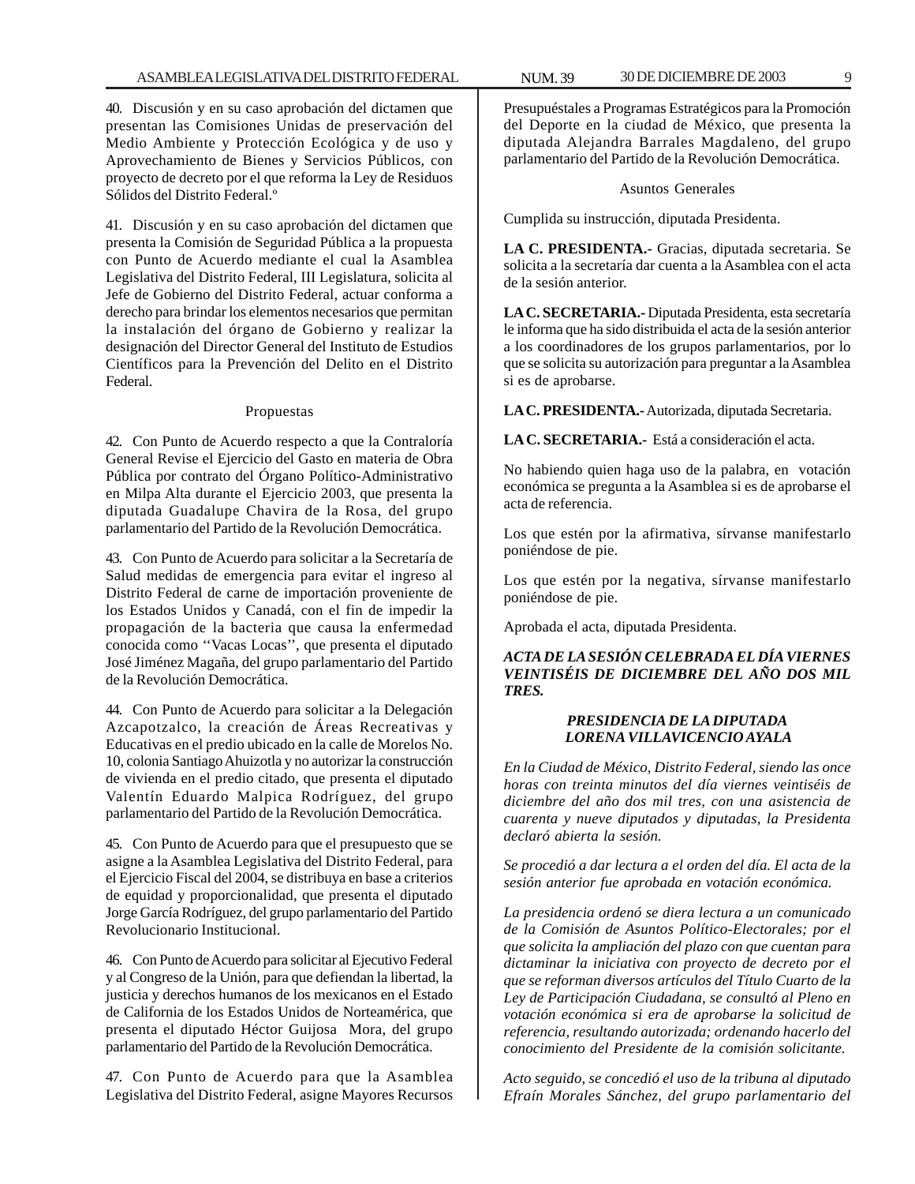40. Discusión y en su caso aprobación del dictamen que presentan las Comisiones Unidas de preservación del Medio Ambiente y Protección Ecológica y de uso y Aprovechamiento de Bienes y Servicios Públicos, con proyecto de decreto por el que reforma la Ley de Residuos Sólidos del Distrito Federal.º

41. Discusión y en su caso aprobación del dictamen que presenta la Comisión de Seguridad Pública a la propuesta con Punto de Acuerdo mediante el cual la Asamblea Legislativa del Distrito Federal, III Legislatura, solicita al Jefe de Gobierno del Distrito Federal, actuar conforma a derecho para brindar los elementos necesarios que permitan la instalación del órgano de Gobierno y realizar la designación del Director General del Instituto de Estudios Científicos para la Prevención del Delito en el Distrito Federal.

Propuestas

42. Con Punto de Acuerdo respecto a que la Contraloría General Revise el Ejercicio del Gasto en materia de Obra Pública por contrato del Órgano Político-Administrativo en Milpa Alta durante el Ejercicio 2003, que presenta la diputada Guadalupe Chavira de la Rosa, del grupo parlamentario del Partido de la Revolución Democrática.

43. Con Punto de Acuerdo para solicitar a la Secretaría de Salud medidas de emergencia para evitar el ingreso al Distrito Federal de carne de importación proveniente de los Estados Unidos y Canadá, con el fin de impedir la propagación de la bacteria que causa la enfermedad conocida como ‘‘Vacas Locas’’, que presenta el diputado José Jiménez Magaña, del grupo parlamentario del Partido de la Revolución Democrática.

44. Con Punto de Acuerdo para solicitar a la Delegación Azcapotzalco, la creación de Áreas Recreativas y Educativas en el predio ubicado en la calle de Morelos No. 10, colonia Santiago Ahuizotla y no autorizar la construcción de vivienda en el predio citado, que presenta el diputado Valentín Eduardo Malpica Rodríguez, del grupo parlamentario del Partido de la Revolución Democrática.

45. Con Punto de Acuerdo para que el presupuesto que se asigne a la Asamblea Legislativa del Distrito Federal, para el Ejercicio Fiscal del 2004, se distribuya en base a criterios de equidad y proporcionalidad, que presenta el diputado Jorge García Rodríguez, del grupo parlamentario del Partido Revolucionario Institucional.

46. Con Punto de Acuerdo para solicitar al Ejecutivo Federal y al Congreso de la Unión, para que defiendan la libertad, la justicia y derechos humanos de los mexicanos en el Estado de California de los Estados Unidos de Norteamérica, que presenta el diputado Héctor Guijosa Mora, del grupo parlamentario del Partido de la Revolución Democrática.

47. Con Punto de Acuerdo para que la Asamblea Legislativa del Distrito Federal, asigne Mayores Recursos Presupuéstales a Programas Estratégicos para la Promoción del Deporte en la ciudad de México, que presenta la diputada Alejandra Barrales Magdaleno, del grupo parlamentario del Partido de la Revolución Democrática.

Asuntos Generales

Cumplida su instrucción, diputada Presidenta.

**LA C. PRESIDENTA.-** Gracias, diputada secretaria. Se solicita a la secretaría dar cuenta a la Asamblea con el acta de la sesión anterior.

**LA C. SECRETARIA.-** Diputada Presidenta, esta secretaría le informa que ha sido distribuida el acta de la sesión anterior a los coordinadores de los grupos parlamentarios, por lo que se solicita su autorización para preguntar a la Asamblea si es de aprobarse.

**LA C. PRESIDENTA.-** Autorizada, diputada Secretaria.

**LA C. SECRETARIA.-** Está a consideración el acta.

No habiendo quien haga uso de la palabra, en votación económica se pregunta a la Asamblea si es de aprobarse el acta de referencia.

Los que estén por la afirmativa, sírvanse manifestarlo poniéndose de pie.

Los que estén por la negativa, sírvanse manifestarlo poniéndose de pie.

Aprobada el acta, diputada Presidenta.

***ACTA DE LA SESIÓN CELEBRADA EL DÍA VIERNES VEINTISÉIS DE DICIEMBRE DEL AÑO DOS MIL TRES.***

***PRESIDENCIA DE LA DIPUTADA LORENA VILLAVICENCIO AYALA***

*En la Ciudad de México, Distrito Federal, siendo las once horas con treinta minutos del día viernes veintiséis de diciembre del año dos mil tres, con una asistencia de cuarenta y nueve diputados y diputadas, la Presidenta declaró abierta la sesión.*

*Se procedió a dar lectura a el orden del día. El acta de la sesión anterior fue aprobada en votación económica.*

*La presidencia ordenó se diera lectura a un comunicado de la Comisión de Asuntos Político-Electorales; por el que solicita la ampliación del plazo con que cuentan para dictaminar la iniciativa con proyecto de decreto por el que se reforman diversos artículos del Título Cuarto de la Ley de Participación Ciudadana, se consultó al Pleno en votación económica si era de aprobarse la solicitud de referencia, resultando autorizada; ordenando hacerlo del conocimiento del Presidente de la comisión solicitante.*

*Acto seguido, se concedió el uso de la tribuna al diputado Efraín Morales Sánchez, del grupo parlamentario del*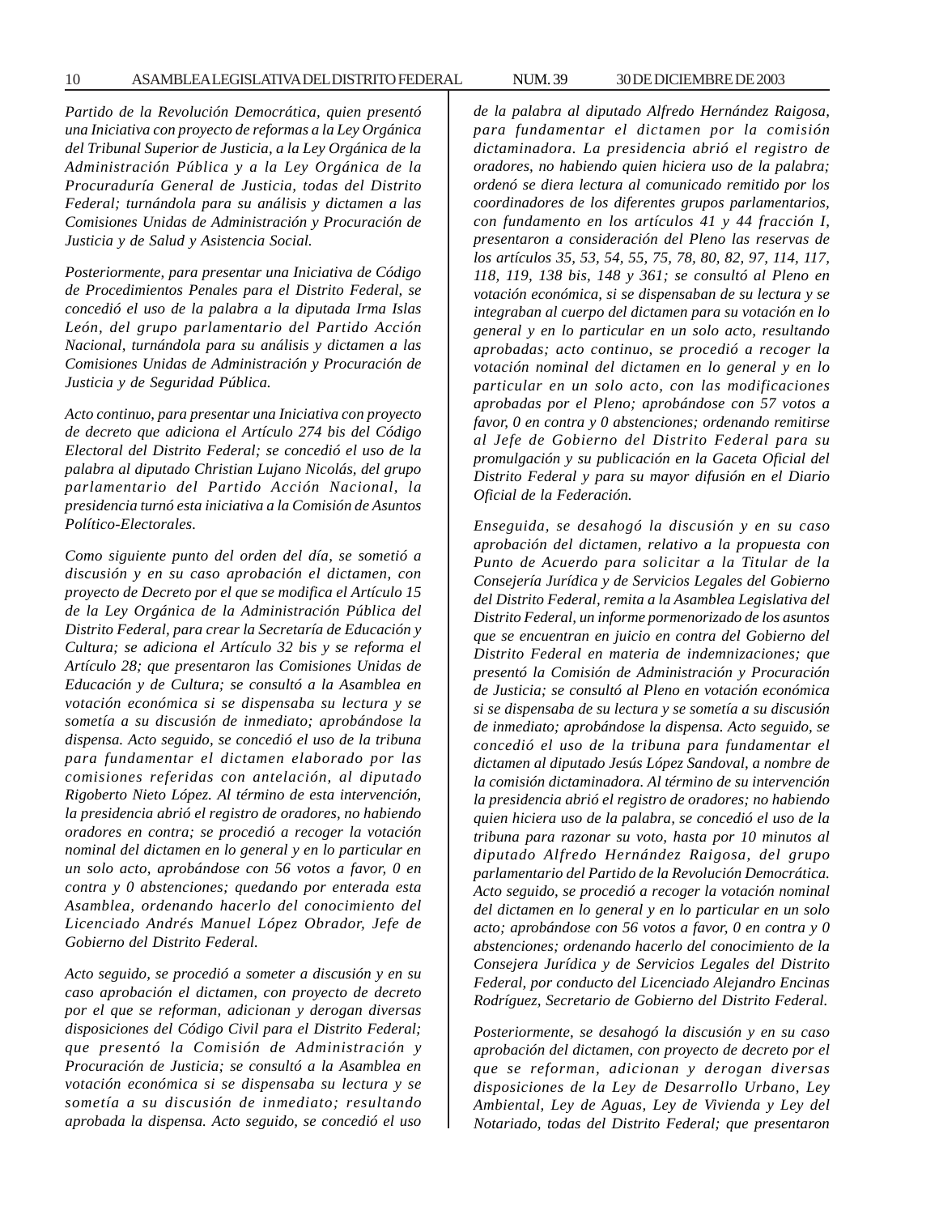*Partido de la Revolución Democrática, quien presentó una Iniciativa con proyecto de reformas a la Ley Orgánica del Tribunal Superior de Justicia, a la Ley Orgánica de la Administración Pública y a la Ley Orgánica de la Procuraduría General de Justicia, todas del Distrito Federal; turnándola para su análisis y dictamen a las Comisiones Unidas de Administración y Procuración de Justicia y de Salud y Asistencia Social.*

*Posteriormente, para presentar una Iniciativa de Código de Procedimientos Penales para el Distrito Federal, se concedió el uso de la palabra a la diputada Irma Islas León, del grupo parlamentario del Partido Acción Nacional, turnándola para su análisis y dictamen a las Comisiones Unidas de Administración y Procuración de Justicia y de Seguridad Pública.*

*Acto continuo, para presentar una Iniciativa con proyecto de decreto que adiciona el Artículo 274 bis del Código Electoral del Distrito Federal; se concedió el uso de la palabra al diputado Christian Lujano Nicolás, del grupo parlamentario del Partido Acción Nacional, la presidencia turnó esta iniciativa a la Comisión de Asuntos Político-Electorales.*

*Como siguiente punto del orden del día, se sometió a discusión y en su caso aprobación el dictamen, con proyecto de Decreto por el que se modifica el Artículo 15 de la Ley Orgánica de la Administración Pública del Distrito Federal, para crear la Secretaría de Educación y Cultura; se adiciona el Artículo 32 bis y se reforma el Artículo 28; que presentaron las Comisiones Unidas de Educación y de Cultura; se consultó a la Asamblea en votación económica si se dispensaba su lectura y se sometía a su discusión de inmediato; aprobándose la dispensa. Acto seguido, se concedió el uso de la tribuna para fundamentar el dictamen elaborado por las comisiones referidas con antelación, al diputado Rigoberto Nieto López. Al término de esta intervención, la presidencia abrió el registro de oradores, no habiendo oradores en contra; se procedió a recoger la votación nominal del dictamen en lo general y en lo particular en un solo acto, aprobándose con 56 votos a favor, 0 en contra y 0 abstenciones; quedando por enterada esta Asamblea, ordenando hacerlo del conocimiento del Licenciado Andrés Manuel López Obrador, Jefe de Gobierno del Distrito Federal.*

*Acto seguido, se procedió a someter a discusión y en su caso aprobación el dictamen, con proyecto de decreto por el que se reforman, adicionan y derogan diversas disposiciones del Código Civil para el Distrito Federal; que presentó la Comisión de Administración y Procuración de Justicia; se consultó a la Asamblea en votación económica si se dispensaba su lectura y se sometía a su discusión de inmediato; resultando aprobada la dispensa. Acto seguido, se concedió el uso de la palabra al diputado Alfredo Hernández Raigosa, para fundamentar el dictamen por la comisión dictaminadora. La presidencia abrió el registro de oradores, no habiendo quien hiciera uso de la palabra; ordenó se diera lectura al comunicado remitido por los coordinadores de los diferentes grupos parlamentarios, con fundamento en los artículos 41 y 44 fracción I, presentaron a consideración del Pleno las reservas de los artículos 35, 53, 54, 55, 75, 78, 80, 82, 97, 114, 117, 118, 119, 138 bis, 148 y 361; se consultó al Pleno en votación económica, si se dispensaban de su lectura y se integraban al cuerpo del dictamen para su votación en lo general y en lo particular en un solo acto, resultando aprobadas; acto continuo, se procedió a recoger la votación nominal del dictamen en lo general y en lo particular en un solo acto, con las modificaciones aprobadas por el Pleno; aprobándose con 57 votos a favor, 0 en contra y 0 abstenciones; ordenando remitirse al Jefe de Gobierno del Distrito Federal para su promulgación y su publicación en la Gaceta Oficial del Distrito Federal y para su mayor difusión en el Diario Oficial de la Federación.*

*Enseguida, se desahogó la discusión y en su caso aprobación del dictamen, relativo a la propuesta con Punto de Acuerdo para solicitar a la Titular de la Consejería Jurídica y de Servicios Legales del Gobierno del Distrito Federal, remita a la Asamblea Legislativa del Distrito Federal, un informe pormenorizado de los asuntos que se encuentran en juicio en contra del Gobierno del Distrito Federal en materia de indemnizaciones; que presentó la Comisión de Administración y Procuración de Justicia; se consultó al Pleno en votación económica si se dispensaba de su lectura y se sometía a su discusión de inmediato; aprobándose la dispensa. Acto seguido, se concedió el uso de la tribuna para fundamentar el dictamen al diputado Jesús López Sandoval, a nombre de la comisión dictaminadora. Al término de su intervención la presidencia abrió el registro de oradores; no habiendo quien hiciera uso de la palabra, se concedió el uso de la tribuna para razonar su voto, hasta por 10 minutos al diputado Alfredo Hernández Raigosa, del grupo parlamentario del Partido de la Revolución Democrática. Acto seguido, se procedió a recoger la votación nominal del dictamen en lo general y en lo particular en un solo acto; aprobándose con 56 votos a favor, 0 en contra y 0 abstenciones; ordenando hacerlo del conocimiento de la Consejera Jurídica y de Servicios Legales del Distrito Federal, por conducto del Licenciado Alejandro Encinas Rodríguez, Secretario de Gobierno del Distrito Federal.*

*Posteriormente, se desahogó la discusión y en su caso aprobación del dictamen, con proyecto de decreto por el que se reforman, adicionan y derogan diversas disposiciones de la Ley de Desarrollo Urbano, Ley Ambiental, Ley de Aguas, Ley de Vivienda y Ley del Notariado, todas del Distrito Federal; que presentaron*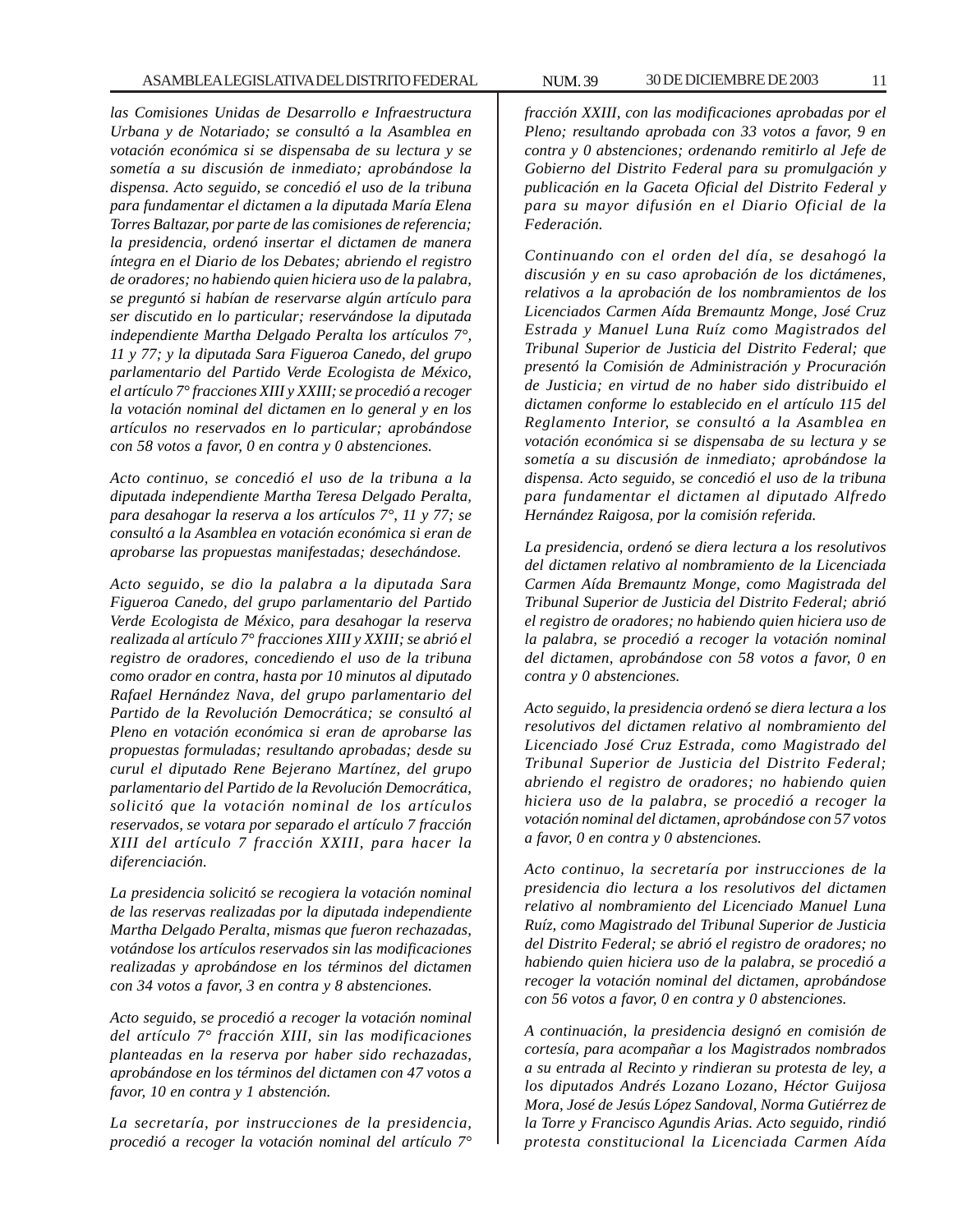*las Comisiones Unidas de Desarrollo e Infraestructura Urbana y de Notariado; se consultó a la Asamblea en votación económica si se dispensaba de su lectura y se sometía a su discusión de inmediato; aprobándose la dispensa. Acto seguido, se concedió el uso de la tribuna para fundamentar el dictamen a la diputada María Elena Torres Baltazar, por parte de las comisiones de referencia; la presidencia, ordenó insertar el dictamen de manera íntegra en el Diario de los Debates; abriendo el registro de oradores; no habiendo quien hiciera uso de la palabra, se preguntó si habían de reservarse algún artículo para ser discutido en lo particular; reservándose la diputada independiente Martha Delgado Peralta los artículos 7°, 11 y 77; y la diputada Sara Figueroa Canedo, del grupo parlamentario del Partido Verde Ecologista de México, el artículo 7° fracciones XIII y XXIII; se procedió a recoger la votación nominal del dictamen en lo general y en los artículos no reservados en lo particular; aprobándose con 58 votos a favor, 0 en contra y 0 abstenciones.*

*Acto continuo, se concedió el uso de la tribuna a la diputada independiente Martha Teresa Delgado Peralta, para desahogar la reserva a los artículos 7°, 11 y 77; se consultó a la Asamblea en votación económica si eran de aprobarse las propuestas manifestadas; desechándose.*

*Acto seguido, se dio la palabra a la diputada Sara Figueroa Canedo, del grupo parlamentario del Partido Verde Ecologista de México, para desahogar la reserva realizada al artículo 7° fracciones XIII y XXIII; se abrió el registro de oradores, concediendo el uso de la tribuna como orador en contra, hasta por 10 minutos al diputado Rafael Hernández Nava, del grupo parlamentario del Partido de la Revolución Democrática; se consultó al Pleno en votación económica si eran de aprobarse las propuestas formuladas; resultando aprobadas; desde su curul el diputado Rene Bejerano Martínez, del grupo parlamentario del Partido de la Revolución Democrática, solicitó que la votación nominal de los artículos reservados, se votara por separado el artículo 7 fracción XIII del artículo 7 fracción XXIII, para hacer la diferenciación.*

*La presidencia solicitó se recogiera la votación nominal de las reservas realizadas por la diputada independiente Martha Delgado Peralta, mismas que fueron rechazadas, votándose los artículos reservados sin las modificaciones realizadas y aprobándose en los términos del dictamen con 34 votos a favor, 3 en contra y 8 abstenciones.*

*Acto seguido, se procedió a recoger la votación nominal del artículo 7° fracción XIII, sin las modificaciones planteadas en la reserva por haber sido rechazadas, aprobándose en los términos del dictamen con 47 votos a favor, 10 en contra y 1 abstención.*

*La secretaría, por instrucciones de la presidencia, procedió a recoger la votación nominal del artículo 7° fracción XXIII, con las modificaciones aprobadas por el Pleno; resultando aprobada con 33 votos a favor, 9 en contra y 0 abstenciones; ordenando remitirlo al Jefe de Gobierno del Distrito Federal para su promulgación y publicación en la Gaceta Oficial del Distrito Federal y para su mayor difusión en el Diario Oficial de la Federación.*

*Continuando con el orden del día, se desahogó la discusión y en su caso aprobación de los dictámenes, relativos a la aprobación de los nombramientos de los Licenciados Carmen Aída Bremauntz Monge, José Cruz Estrada y Manuel Luna Ruíz como Magistrados del Tribunal Superior de Justicia del Distrito Federal; que presentó la Comisión de Administración y Procuración de Justicia; en virtud de no haber sido distribuido el dictamen conforme lo establecido en el artículo 115 del Reglamento Interior, se consultó a la Asamblea en votación económica si se dispensaba de su lectura y se sometía a su discusión de inmediato; aprobándose la dispensa. Acto seguido, se concedió el uso de la tribuna para fundamentar el dictamen al diputado Alfredo Hernández Raigosa, por la comisión referida.*

*La presidencia, ordenó se diera lectura a los resolutivos del dictamen relativo al nombramiento de la Licenciada Carmen Aída Bremauntz Monge, como Magistrada del Tribunal Superior de Justicia del Distrito Federal; abrió el registro de oradores; no habiendo quien hiciera uso de la palabra, se procedió a recoger la votación nominal del dictamen, aprobándose con 58 votos a favor, 0 en contra y 0 abstenciones.*

*Acto seguido, la presidencia ordenó se diera lectura a los resolutivos del dictamen relativo al nombramiento del Licenciado José Cruz Estrada, como Magistrado del Tribunal Superior de Justicia del Distrito Federal; abriendo el registro de oradores; no habiendo quien hiciera uso de la palabra, se procedió a recoger la votación nominal del dictamen, aprobándose con 57 votos a favor, 0 en contra y 0 abstenciones.*

*Acto continuo, la secretaría por instrucciones de la presidencia dio lectura a los resolutivos del dictamen relativo al nombramiento del Licenciado Manuel Luna Ruíz, como Magistrado del Tribunal Superior de Justicia del Distrito Federal; se abrió el registro de oradores; no habiendo quien hiciera uso de la palabra, se procedió a recoger la votación nominal del dictamen, aprobándose con 56 votos a favor, 0 en contra y 0 abstenciones.*

*A continuación, la presidencia designó en comisión de cortesía, para acompañar a los Magistrados nombrados a su entrada al Recinto y rindieran su protesta de ley, a los diputados Andrés Lozano Lozano, Héctor Guijosa Mora, José de Jesús López Sandoval, Norma Gutiérrez de la Torre y Francisco Agundis Arias. Acto seguido, rindió protesta constitucional la Licenciada Carmen Aída*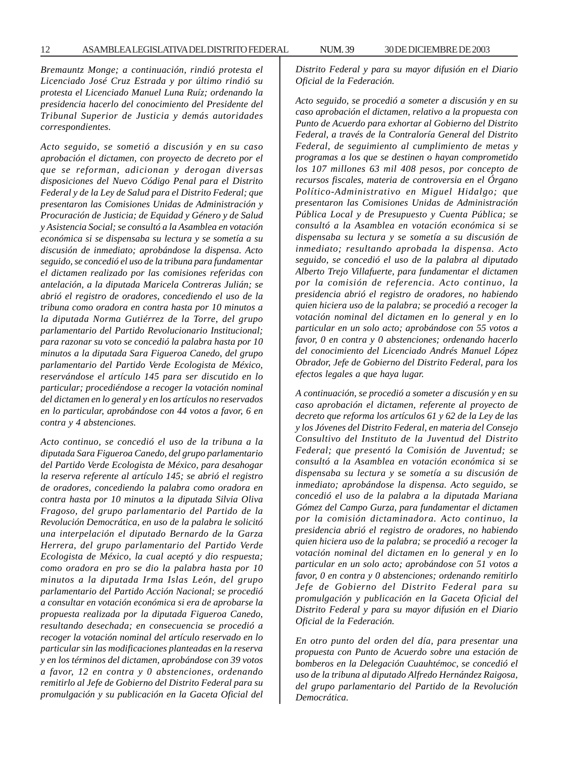*Bremauntz Monge; a continuación, rindió protesta el Licenciado José Cruz Estrada y por último rindió su protesta el Licenciado Manuel Luna Ruíz; ordenando la presidencia hacerlo del conocimiento del Presidente del Tribunal Superior de Justicia y demás autoridades correspondientes.*

*Acto seguido, se sometió a discusión y en su caso aprobación el dictamen, con proyecto de decreto por el que se reforman, adicionan y derogan diversas disposiciones del Nuevo Código Penal para el Distrito Federal y de la Ley de Salud para el Distrito Federal; que presentaron las Comisiones Unidas de Administración y Procuración de Justicia; de Equidad y Género y de Salud y Asistencia Social; se consultó a la Asamblea en votación económica si se dispensaba su lectura y se sometía a su discusión de inmediato; aprobándose la dispensa. Acto seguido, se concedió el uso de la tribuna para fundamentar el dictamen realizado por las comisiones referidas con antelación, a la diputada Maricela Contreras Julián; se abrió el registro de oradores, concediendo el uso de la tribuna como oradora en contra hasta por 10 minutos a la diputada Norma Gutiérrez de la Torre, del grupo parlamentario del Partido Revolucionario Institucional; para razonar su voto se concedió la palabra hasta por 10 minutos a la diputada Sara Figueroa Canedo, del grupo parlamentario del Partido Verde Ecologista de México, reservándose el artículo 145 para ser discutido en lo particular; procediéndose a recoger la votación nominal del dictamen en lo general y en los artículos no reservados en lo particular, aprobándose con 44 votos a favor, 6 en contra y 4 abstenciones.*

*Acto continuo, se concedió el uso de la tribuna a la diputada Sara Figueroa Canedo, del grupo parlamentario del Partido Verde Ecologista de México, para desahogar la reserva referente al artículo 145; se abrió el registro de oradores, concediendo la palabra como oradora en contra hasta por 10 minutos a la diputada Silvia Oliva Fragoso, del grupo parlamentario del Partido de la Revolución Democrática, en uso de la palabra le solicitó una interpelación el diputado Bernardo de la Garza Herrera, del grupo parlamentario del Partido Verde Ecologista de México, la cual aceptó y dio respuesta; como oradora en pro se dio la palabra hasta por 10 minutos a la diputada Irma Islas León, del grupo parlamentario del Partido Acción Nacional; se procedió a consultar en votación económica si era de aprobarse la propuesta realizada por la diputada Figueroa Canedo, resultando desechada; en consecuencia se procedió a recoger la votación nominal del artículo reservado en lo particular sin las modificaciones planteadas en la reserva y en los términos del dictamen, aprobándose con 39 votos a favor, 12 en contra y 0 abstenciones, ordenando remitirlo al Jefe de Gobierno del Distrito Federal para su promulgación y su publicación en la Gaceta Oficial del Distrito Federal y para su mayor difusión en el Diario Oficial de la Federación.*

*Acto seguido, se procedió a someter a discusión y en su caso aprobación el dictamen, relativo a la propuesta con Punto de Acuerdo para exhortar al Gobierno del Distrito Federal, a través de la Contraloría General del Distrito Federal, de seguimiento al cumplimiento de metas y programas a los que se destinen o hayan comprometido los 107 millones 63 mil 408 pesos, por concepto de recursos fiscales, materia de controversia en el Órgano Político-Administrativo en Miguel Hidalgo; que presentaron las Comisiones Unidas de Administración Pública Local y de Presupuesto y Cuenta Pública; se consultó a la Asamblea en votación económica si se dispensaba su lectura y se sometía a su discusión de inmediato; resultando aprobada la dispensa. Acto seguido, se concedió el uso de la palabra al diputado Alberto Trejo Villafuerte, para fundamentar el dictamen por la comisión de referencia. Acto continuo, la presidencia abrió el registro de oradores, no habiendo quien hiciera uso de la palabra; se procedió a recoger la votación nominal del dictamen en lo general y en lo particular en un solo acto; aprobándose con 55 votos a favor, 0 en contra y 0 abstenciones; ordenando hacerlo del conocimiento del Licenciado Andrés Manuel López Obrador, Jefe de Gobierno del Distrito Federal, para los efectos legales a que haya lugar.*

*A continuación, se procedió a someter a discusión y en su caso aprobación el dictamen, referente al proyecto de decreto que reforma los artículos 61 y 62 de la Ley de las y los Jóvenes del Distrito Federal, en materia del Consejo Consultivo del Instituto de la Juventud del Distrito Federal; que presentó la Comisión de Juventud; se consultó a la Asamblea en votación económica si se dispensaba su lectura y se sometía a su discusión de inmediato; aprobándose la dispensa. Acto seguido, se concedió el uso de la palabra a la diputada Mariana Gómez del Campo Gurza, para fundamentar el dictamen por la comisión dictaminadora. Acto continuo, la presidencia abrió el registro de oradores, no habiendo quien hiciera uso de la palabra; se procedió a recoger la votación nominal del dictamen en lo general y en lo particular en un solo acto; aprobándose con 51 votos a favor, 0 en contra y 0 abstenciones; ordenando remitirlo Jefe de Gobierno del Distrito Federal para su promulgación y publicación en la Gaceta Oficial del Distrito Federal y para su mayor difusión en el Diario Oficial de la Federación.*

*En otro punto del orden del día, para presentar una propuesta con Punto de Acuerdo sobre una estación de bomberos en la Delegación Cuauhtémoc, se concedió el uso de la tribuna al diputado Alfredo Hernández Raigosa, del grupo parlamentario del Partido de la Revolución Democrática.*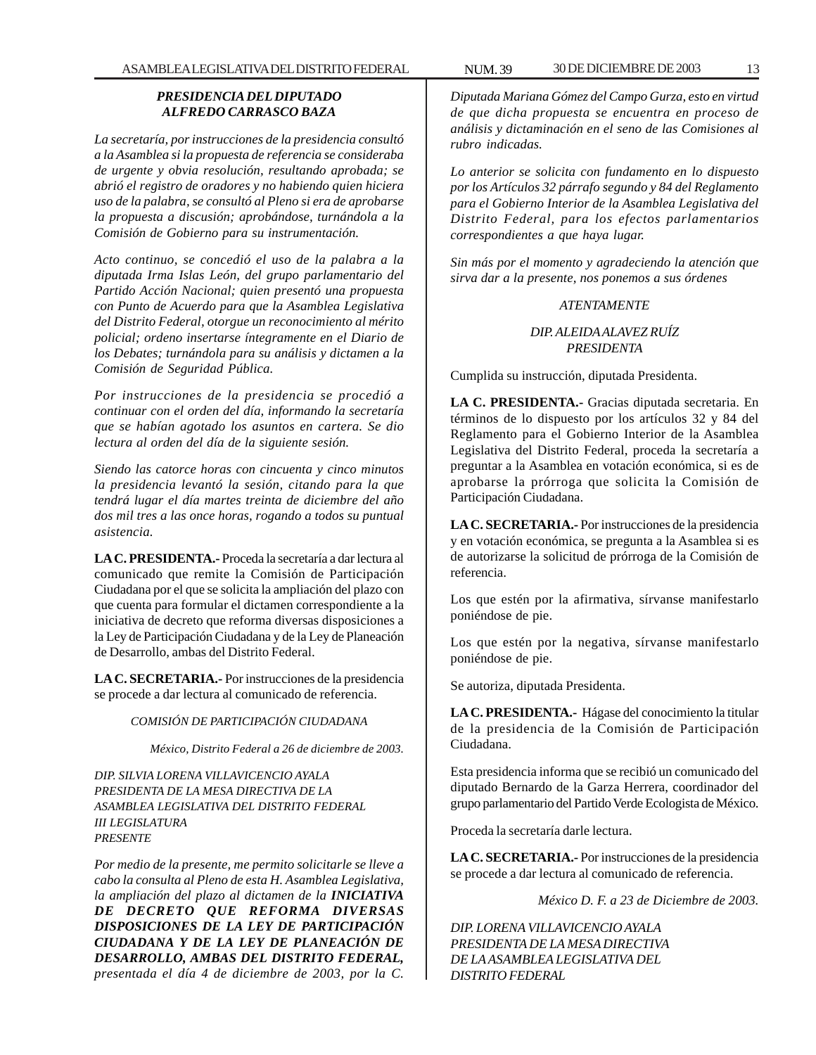***PRESIDENCIA DEL DIPUTADO ALFREDO CARRASCO BAZA***

*La secretaría, por instrucciones de la presidencia consultó a la Asamblea si la propuesta de referencia se consideraba de urgente y obvia resolución, resultando aprobada; se abrió el registro de oradores y no habiendo quien hiciera uso de la palabra, se consultó al Pleno si era de aprobarse la propuesta a discusión; aprobándose, turnándola a la Comisión de Gobierno para su instrumentación.*

*Acto continuo, se concedió el uso de la palabra a la diputada Irma Islas León, del grupo parlamentario del Partido Acción Nacional; quien presentó una propuesta con Punto de Acuerdo para que la Asamblea Legislativa del Distrito Federal, otorgue un reconocimiento al mérito policial; ordeno insertarse íntegramente en el Diario de los Debates; turnándola para su análisis y dictamen a la Comisión de Seguridad Pública.*

*Por instrucciones de la presidencia se procedió a continuar con el orden del día, informando la secretaría que se habían agotado los asuntos en cartera. Se dio lectura al orden del día de la siguiente sesión.*

*Siendo las catorce horas con cincuenta y cinco minutos la presidencia levantó la sesión, citando para la que tendrá lugar el día martes treinta de diciembre del año dos mil tres a las once horas, rogando a todos su puntual asistencia.*

**LA C. PRESIDENTA.-** Proceda la secretaría a dar lectura al comunicado que remite la Comisión de Participación Ciudadana por el que se solicita la ampliación del plazo con que cuenta para formular el dictamen correspondiente a la iniciativa de decreto que reforma diversas disposiciones a la Ley de Participación Ciudadana y de la Ley de Planeación de Desarrollo, ambas del Distrito Federal.

**LA C. SECRETARIA.-** Por instrucciones de la presidencia se procede a dar lectura al comunicado de referencia.

*COMISIÓN DE PARTICIPACIÓN CIUDADANA*

*México, Distrito Federal a 26 de diciembre de 2003.*

*DIP. SILVIA LORENA VILLAVICENCIO AYALA*
*PRESIDENTA DE LA MESA DIRECTIVA DE LA*
*ASAMBLEA LEGISLATIVA DEL DISTRITO FEDERAL*
*III LEGISLATURA*
*PRESENTE*

*Por medio de la presente, me permito solicitarle se lleve a cabo la consulta al Pleno de esta H. Asamblea Legislativa, la ampliación del plazo al dictamen de la* ***INICIATIVA DE DECRETO QUE REFORMA DIVERSAS DISPOSICIONES DE LA LEY DE PARTICIPACIÓN CIUDADANA Y DE LA LEY DE PLANEACIÓN DE DESARROLLO, AMBAS DEL DISTRITO FEDERAL,*** *presentada el día 4 de diciembre de 2003, por la C. Diputada Mariana Gómez del Campo Gurza, esto en virtud de que dicha propuesta se encuentra en proceso de análisis y dictaminación en el seno de las Comisiones al rubro indicadas.*

*Lo anterior se solicita con fundamento en lo dispuesto por los Artículos 32 párrafo segundo y 84 del Reglamento para el Gobierno Interior de la Asamblea Legislativa del Distrito Federal, para los efectos parlamentarios correspondientes a que haya lugar.*

*Sin más por el momento y agradeciendo la atención que sirva dar a la presente, nos ponemos a sus órdenes*

*ATENTAMENTE*

*DIP. ALEIDA ALAVEZ RUÍZ*
*PRESIDENTA*

Cumplida su instrucción, diputada Presidenta.

**LA C. PRESIDENTA.-** Gracias diputada secretaria. En términos de lo dispuesto por los artículos 32 y 84 del Reglamento para el Gobierno Interior de la Asamblea Legislativa del Distrito Federal, proceda la secretaría a preguntar a la Asamblea en votación económica, si es de aprobarse la prórroga que solicita la Comisión de Participación Ciudadana.

**LA C. SECRETARIA.-** Por instrucciones de la presidencia y en votación económica, se pregunta a la Asamblea si es de autorizarse la solicitud de prórroga de la Comisión de referencia.

Los que estén por la afirmativa, sírvanse manifestarlo poniéndose de pie.

Los que estén por la negativa, sírvanse manifestarlo poniéndose de pie.

Se autoriza, diputada Presidenta.

**LA C. PRESIDENTA.-** Hágase del conocimiento la titular de la presidencia de la Comisión de Participación Ciudadana.

Esta presidencia informa que se recibió un comunicado del diputado Bernardo de la Garza Herrera, coordinador del grupo parlamentario del Partido Verde Ecologista de México.

Proceda la secretaría darle lectura.

**LA C. SECRETARIA.-** Por instrucciones de la presidencia se procede a dar lectura al comunicado de referencia.

*México D. F. a 23 de Diciembre de 2003.*

*DIP. LORENA VILLAVICENCIO AYALA*
*PRESIDENTA DE LA MESA DIRECTIVA*
*DE LA ASAMBLEA LEGISLATIVA DEL*
*DISTRITO FEDERAL*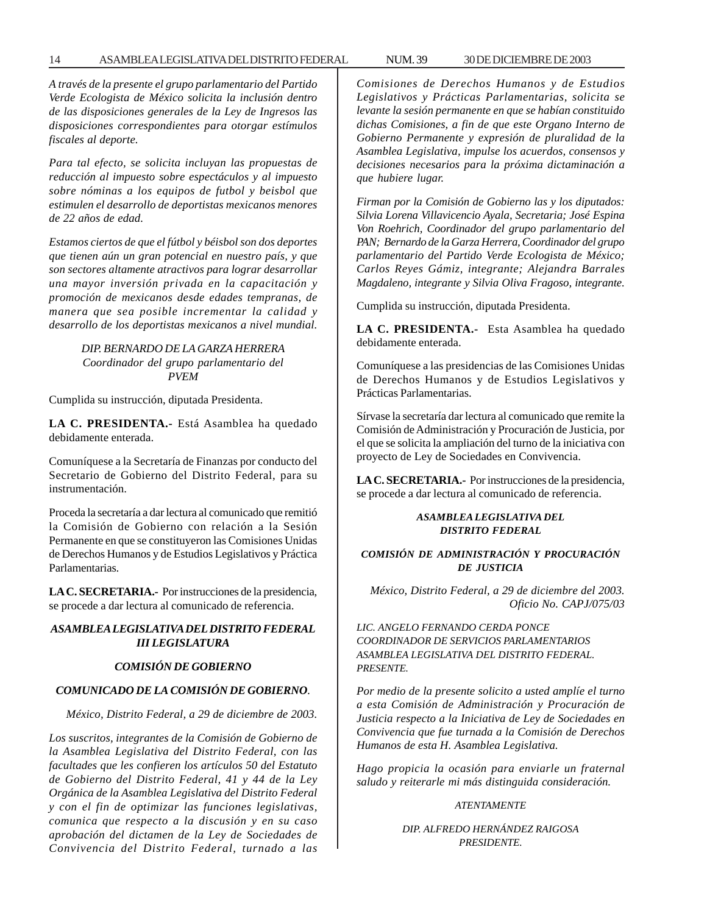*A través de la presente el grupo parlamentario del Partido Verde Ecologista de México solicita la inclusión dentro de las disposiciones generales de la Ley de Ingresos las disposiciones correspondientes para otorgar estímulos fiscales al deporte.*

*Para tal efecto, se solicita incluyan las propuestas de reducción al impuesto sobre espectáculos y al impuesto sobre nóminas a los equipos de futbol y beisbol que estimulen el desarrollo de deportistas mexicanos menores de 22 años de edad.*

*Estamos ciertos de que el fútbol y béisbol son dos deportes que tienen aún un gran potencial en nuestro país, y que son sectores altamente atractivos para lograr desarrollar una mayor inversión privada en la capacitación y promoción de mexicanos desde edades tempranas, de manera que sea posible incrementar la calidad y desarrollo de los deportistas mexicanos a nivel mundial.*

*DIP. BERNARDO DE LA GARZA HERRERA*
*Coordinador del grupo parlamentario del PVEM*

Cumplida su instrucción, diputada Presidenta.

**LA C. PRESIDENTA.-** Está Asamblea ha quedado debidamente enterada.

Comuníquese a la Secretaría de Finanzas por conducto del Secretario de Gobierno del Distrito Federal, para su instrumentación.

Proceda la secretaría a dar lectura al comunicado que remitió la Comisión de Gobierno con relación a la Sesión Permanente en que se constituyeron las Comisiones Unidas de Derechos Humanos y de Estudios Legislativos y Práctica Parlamentarias.

**LA C. SECRETARIA.-** Por instrucciones de la presidencia, se procede a dar lectura al comunicado de referencia.

***ASAMBLEA LEGISLATIVA DEL DISTRITO FEDERAL III LEGISLATURA***

***COMISIÓN DE GOBIERNO***

***COMUNICADO DE LA COMISIÓN DE GOBIERNO***.

*México, Distrito Federal, a 29 de diciembre de 2003.*

*Los suscritos, integrantes de la Comisión de Gobierno de la Asamblea Legislativa del Distrito Federal, con las facultades que les confieren los artículos 50 del Estatuto de Gobierno del Distrito Federal, 41 y 44 de la Ley Orgánica de la Asamblea Legislativa del Distrito Federal y con el fin de optimizar las funciones legislativas, comunica que respecto a la discusión y en su caso aprobación del dictamen de la Ley de Sociedades de Convivencia del Distrito Federal, turnado a las Comisiones de Derechos Humanos y de Estudios Legislativos y Prácticas Parlamentarias, solicita se levante la sesión permanente en que se habían constituido dichas Comisiones, a fin de que este Organo Interno de Gobierno Permanente y expresión de pluralidad de la Asamblea Legislativa, impulse los acuerdos, consensos y decisiones necesarios para la próxima dictaminación a que hubiere lugar.*

*Firman por la Comisión de Gobierno las y los diputados: Silvia Lorena Villavicencio Ayala, Secretaria; José Espina Von Roehrich, Coordinador del grupo parlamentario del PAN; Bernardo de la Garza Herrera, Coordinador del grupo parlamentario del Partido Verde Ecologista de México; Carlos Reyes Gámiz, integrante; Alejandra Barrales Magdaleno, integrante y Silvia Oliva Fragoso, integrante.*

Cumplida su instrucción, diputada Presidenta.

**LA C. PRESIDENTA.-** Esta Asamblea ha quedado debidamente enterada.

Comuníquese a las presidencias de las Comisiones Unidas de Derechos Humanos y de Estudios Legislativos y Prácticas Parlamentarias.

Sírvase la secretaría dar lectura al comunicado que remite la Comisión de Administración y Procuración de Justicia, por el que se solicita la ampliación del turno de la iniciativa con proyecto de Ley de Sociedades en Convivencia.

**LA C. SECRETARIA.-** Por instrucciones de la presidencia, se procede a dar lectura al comunicado de referencia.

***ASAMBLEA LEGISLATIVA DEL DISTRITO FEDERAL***

***COMISIÓN DE ADMINISTRACIÓN Y PROCURACIÓN DE JUSTICIA***

*México, Distrito Federal, a 29 de diciembre del 2003.*
*Oficio No. CAPJ/075/03*

*LIC. ANGELO FERNANDO CERDA PONCE*
*COORDINADOR DE SERVICIOS PARLAMENTARIOS*
*ASAMBLEA LEGISLATIVA DEL DISTRITO FEDERAL.*
*PRESENTE.*

*Por medio de la presente solicito a usted amplíe el turno a esta Comisión de Administración y Procuración de Justicia respecto a la Iniciativa de Ley de Sociedades en Convivencia que fue turnada a la Comisión de Derechos Humanos de esta H. Asamblea Legislativa.*

*Hago propicia la ocasión para enviarle un fraternal saludo y reiterarle mi más distinguida consideración.*

*ATENTAMENTE*

*DIP. ALFREDO HERNÁNDEZ RAIGOSA*
*PRESIDENTE.*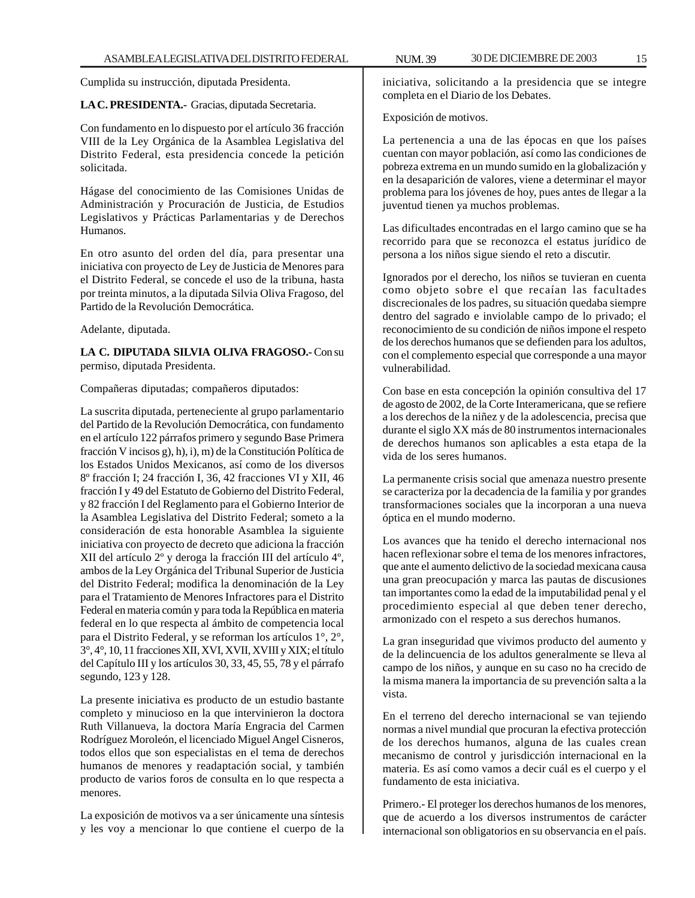Cumplida su instrucción, diputada Presidenta.

**LA C. PRESIDENTA.-** Gracias, diputada Secretaria.

Con fundamento en lo dispuesto por el artículo 36 fracción VIII de la Ley Orgánica de la Asamblea Legislativa del Distrito Federal, esta presidencia concede la petición solicitada.

Hágase del conocimiento de las Comisiones Unidas de Administración y Procuración de Justicia, de Estudios Legislativos y Prácticas Parlamentarias y de Derechos Humanos.

En otro asunto del orden del día, para presentar una iniciativa con proyecto de Ley de Justicia de Menores para el Distrito Federal, se concede el uso de la tribuna, hasta por treinta minutos, a la diputada Silvia Oliva Fragoso, del Partido de la Revolución Democrática.

Adelante, diputada.

**LA C. DIPUTADA SILVIA OLIVA FRAGOSO.-** Con su permiso, diputada Presidenta.

Compañeras diputadas; compañeros diputados:

La suscrita diputada, perteneciente al grupo parlamentario del Partido de la Revolución Democrática, con fundamento en el artículo 122 párrafos primero y segundo Base Primera fracción V incisos g), h), i), m) de la Constitución Política de los Estados Unidos Mexicanos, así como de los diversos 8º fracción I; 24 fracción I, 36, 42 fracciones VI y XII, 46 fracción I y 49 del Estatuto de Gobierno del Distrito Federal, y 82 fracción I del Reglamento para el Gobierno Interior de la Asamblea Legislativa del Distrito Federal; someto a la consideración de esta honorable Asamblea la siguiente iniciativa con proyecto de decreto que adiciona la fracción XII del artículo 2º y deroga la fracción III del artículo 4º, ambos de la Ley Orgánica del Tribunal Superior de Justicia del Distrito Federal; modifica la denominación de la Ley para el Tratamiento de Menores Infractores para el Distrito Federal en materia común y para toda la República en materia federal en lo que respecta al ámbito de competencia local para el Distrito Federal, y se reforman los artículos 1°, 2°, 3°, 4°, 10, 11 fracciones XII, XVI, XVII, XVIII y XIX; el título del Capítulo III y los artículos 30, 33, 45, 55, 78 y el párrafo segundo, 123 y 128.

La presente iniciativa es producto de un estudio bastante completo y minucioso en la que intervinieron la doctora Ruth Villanueva, la doctora María Engracia del Carmen Rodríguez Moroleón, el licenciado Miguel Angel Cisneros, todos ellos que son especialistas en el tema de derechos humanos de menores y readaptación social, y también producto de varios foros de consulta en lo que respecta a menores.

La exposición de motivos va a ser únicamente una síntesis y les voy a mencionar lo que contiene el cuerpo de la iniciativa, solicitando a la presidencia que se integre completa en el Diario de los Debates.

Exposición de motivos.

La pertenencia a una de las épocas en que los países cuentan con mayor población, así como las condiciones de pobreza extrema en un mundo sumido en la globalización y en la desaparición de valores, viene a determinar el mayor problema para los jóvenes de hoy, pues antes de llegar a la juventud tienen ya muchos problemas.

Las dificultades encontradas en el largo camino que se ha recorrido para que se reconozca el estatus jurídico de persona a los niños sigue siendo el reto a discutir.

Ignorados por el derecho, los niños se tuvieran en cuenta como objeto sobre el que recaían las facultades discrecionales de los padres, su situación quedaba siempre dentro del sagrado e inviolable campo de lo privado; el reconocimiento de su condición de niños impone el respeto de los derechos humanos que se defienden para los adultos, con el complemento especial que corresponde a una mayor vulnerabilidad.

Con base en esta concepción la opinión consultiva del 17 de agosto de 2002, de la Corte Interamericana, que se refiere a los derechos de la niñez y de la adolescencia, precisa que durante el siglo XX más de 80 instrumentos internacionales de derechos humanos son aplicables a esta etapa de la vida de los seres humanos.

La permanente crisis social que amenaza nuestro presente se caracteriza por la decadencia de la familia y por grandes transformaciones sociales que la incorporan a una nueva óptica en el mundo moderno.

Los avances que ha tenido el derecho internacional nos hacen reflexionar sobre el tema de los menores infractores, que ante el aumento delictivo de la sociedad mexicana causa una gran preocupación y marca las pautas de discusiones tan importantes como la edad de la imputabilidad penal y el procedimiento especial al que deben tener derecho, armonizado con el respeto a sus derechos humanos.

La gran inseguridad que vivimos producto del aumento y de la delincuencia de los adultos generalmente se lleva al campo de los niños, y aunque en su caso no ha crecido de la misma manera la importancia de su prevención salta a la vista.

En el terreno del derecho internacional se van tejiendo normas a nivel mundial que procuran la efectiva protección de los derechos humanos, alguna de las cuales crean mecanismo de control y jurisdicción internacional en la materia. Es así como vamos a decir cuál es el cuerpo y el fundamento de esta iniciativa.

Primero.- El proteger los derechos humanos de los menores, que de acuerdo a los diversos instrumentos de carácter internacional son obligatorios en su observancia en el país.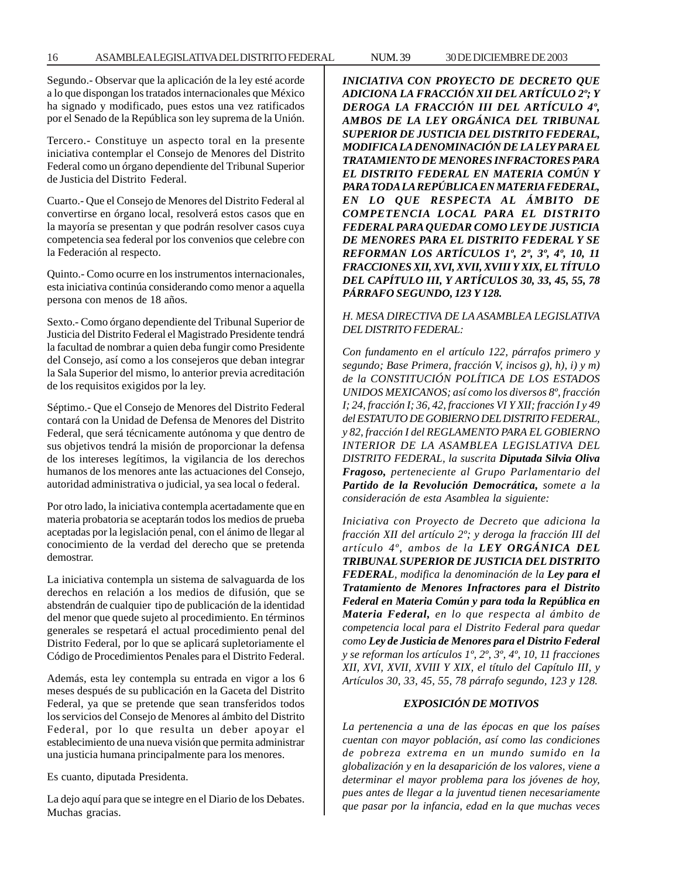Segundo.- Observar que la aplicación de la ley esté acorde a lo que dispongan los tratados internacionales que México ha signado y modificado, pues estos una vez ratificados por el Senado de la República son ley suprema de la Unión.

Tercero.- Constituye un aspecto toral en la presente iniciativa contemplar el Consejo de Menores del Distrito Federal como un órgano dependiente del Tribunal Superior de Justicia del Distrito Federal.

Cuarto.- Que el Consejo de Menores del Distrito Federal al convertirse en órgano local, resolverá estos casos que en la mayoría se presentan y que podrán resolver casos cuya competencia sea federal por los convenios que celebre con la Federación al respecto.

Quinto.- Como ocurre en los instrumentos internacionales, esta iniciativa continúa considerando como menor a aquella persona con menos de 18 años.

Sexto.- Como órgano dependiente del Tribunal Superior de Justicia del Distrito Federal el Magistrado Presidente tendrá la facultad de nombrar a quien deba fungir como Presidente del Consejo, así como a los consejeros que deban integrar la Sala Superior del mismo, lo anterior previa acreditación de los requisitos exigidos por la ley.

Séptimo.- Que el Consejo de Menores del Distrito Federal contará con la Unidad de Defensa de Menores del Distrito Federal, que será técnicamente autónoma y que dentro de sus objetivos tendrá la misión de proporcionar la defensa de los intereses legítimos, la vigilancia de los derechos humanos de los menores ante las actuaciones del Consejo, autoridad administrativa o judicial, ya sea local o federal.

Por otro lado, la iniciativa contempla acertadamente que en materia probatoria se aceptarán todos los medios de prueba aceptadas por la legislación penal, con el ánimo de llegar al conocimiento de la verdad del derecho que se pretenda demostrar.

La iniciativa contempla un sistema de salvaguarda de los derechos en relación a los medios de difusión, que se abstendrán de cualquier tipo de publicación de la identidad del menor que quede sujeto al procedimiento. En términos generales se respetará el actual procedimiento penal del Distrito Federal, por lo que se aplicará supletoriamente el Código de Procedimientos Penales para el Distrito Federal.

Además, esta ley contempla su entrada en vigor a los 6 meses después de su publicación en la Gaceta del Distrito Federal, ya que se pretende que sean transferidos todos los servicios del Consejo de Menores al ámbito del Distrito Federal, por lo que resulta un deber apoyar el establecimiento de una nueva visión que permita administrar una justicia humana principalmente para los menores.

Es cuanto, diputada Presidenta.

La dejo aquí para que se integre en el Diario de los Debates. Muchas gracias.

***INICIATIVA CON PROYECTO DE DECRETO QUE ADICIONA LA FRACCIÓN XII DEL ARTÍCULO 2º; Y DEROGA LA FRACCIÓN III DEL ARTÍCULO 4º, AMBOS DE LA LEY ORGÁNICA DEL TRIBUNAL SUPERIOR DE JUSTICIA DEL DISTRITO FEDERAL, MODIFICA LA DENOMINACIÓN DE LA LEY PARA EL TRATAMIENTO DE MENORES INFRACTORES PARA EL DISTRITO FEDERAL EN MATERIA COMÚN Y PARA TODA LA REPÚBLICA EN MATERIA FEDERAL, EN LO QUE RESPECTA AL ÁMBITO DE COMPETENCIA LOCAL PARA EL DISTRITO FEDERAL PARA QUEDAR COMO LEY DE JUSTICIA DE MENORES PARA EL DISTRITO FEDERAL Y SE REFORMAN LOS ARTÍCULOS 1º, 2º, 3º, 4º, 10, 11 FRACCIONES XII, XVI, XVII, XVIII Y XIX, EL TÍTULO DEL CAPÍTULO III, Y ARTÍCULOS 30, 33, 45, 55, 78 PÁRRAFO SEGUNDO, 123 Y 128.***

*H. MESA DIRECTIVA DE LA ASAMBLEA LEGISLATIVA DEL DISTRITO FEDERAL:*

*Con fundamento en el artículo 122, párrafos primero y segundo; Base Primera, fracción V, incisos g), h), i) y m) de la CONSTITUCIÓN POLÍTICA DE LOS ESTADOS UNIDOS MEXICANOS; así como los diversos 8º, fracción I; 24, fracción I; 36, 42, fracciones VI Y XII; fracción I y 49 del ESTATUTO DE GOBIERNO DEL DISTRITO FEDERAL, y 82, fracción I del REGLAMENTO PARA EL GOBIERNO INTERIOR DE LA ASAMBLEA LEGISLATIVA DEL DISTRITO FEDERAL, la suscrita **Diputada Silvia Oliva Fragoso,** perteneciente al Grupo Parlamentario del **Partido de la Revolución Democrática,** somete a la consideración de esta Asamblea la siguiente:*

*Iniciativa con Proyecto de Decreto que adiciona la fracción XII del artículo 2º; y deroga la fracción III del artículo 4º, ambos de la **LEY ORGÁNICA DEL TRIBUNAL SUPERIOR DE JUSTICIA DEL DISTRITO FEDERAL**, modifica la denominación de la **Ley para el Tratamiento de Menores Infractores para el Distrito Federal en Materia Común y para toda la República en Materia Federal,** en lo que respecta al ámbito de competencia local para el Distrito Federal para quedar como **Ley de Justicia de Menores para el Distrito Federal** y se reforman los artículos 1º, 2º, 3º, 4º, 10, 11 fracciones XII, XVI, XVII, XVIII Y XIX, el título del Capítulo III, y Artículos 30, 33, 45, 55, 78 párrafo segundo, 123 y 128.*

***EXPOSICIÓN DE MOTIVOS***

*La pertenencia a una de las épocas en que los países cuentan con mayor población, así como las condiciones de pobreza extrema en un mundo sumido en la globalización y en la desaparición de los valores, viene a determinar el mayor problema para los jóvenes de hoy, pues antes de llegar a la juventud tienen necesariamente que pasar por la infancia, edad en la que muchas veces*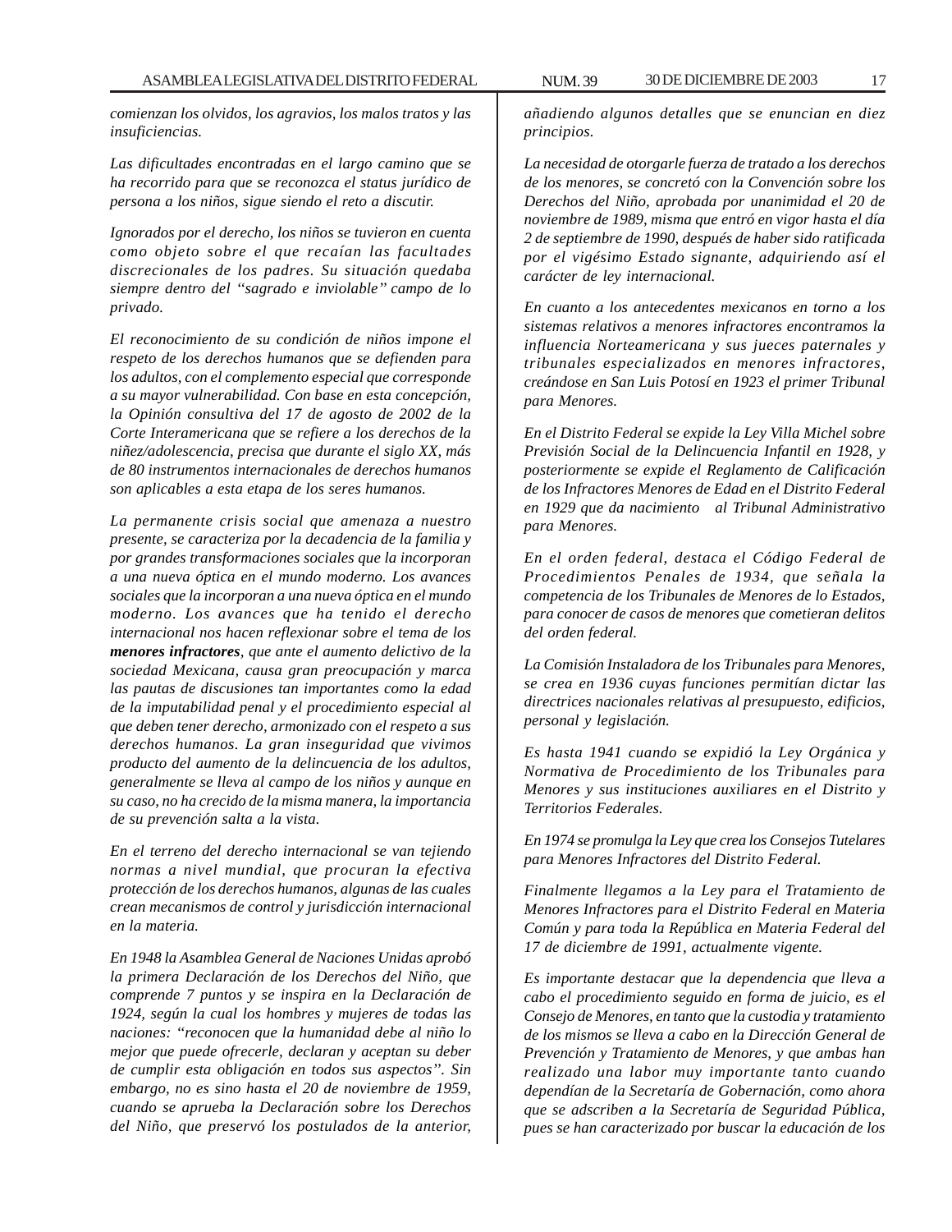*comienzan los olvidos, los agravios, los malos tratos y las insuficiencias.*

*Las dificultades encontradas en el largo camino que se ha recorrido para que se reconozca el status jurídico de persona a los niños, sigue siendo el reto a discutir.*

*Ignorados por el derecho, los niños se tuvieron en cuenta como objeto sobre el que recaían las facultades discrecionales de los padres. Su situación quedaba siempre dentro del "sagrado e inviolable" campo de lo privado.*

*El reconocimiento de su condición de niños impone el respeto de los derechos humanos que se defienden para los adultos, con el complemento especial que corresponde a su mayor vulnerabilidad. Con base en esta concepción, la Opinión consultiva del 17 de agosto de 2002 de la Corte Interamericana que se refiere a los derechos de la niñez/adolescencia, precisa que durante el siglo XX, más de 80 instrumentos internacionales de derechos humanos son aplicables a esta etapa de los seres humanos.*

*La permanente crisis social que amenaza a nuestro presente, se caracteriza por la decadencia de la familia y por grandes transformaciones sociales que la incorporan a una nueva óptica en el mundo moderno. Los avances sociales que la incorporan a una nueva óptica en el mundo moderno. Los avances que ha tenido el derecho internacional nos hacen reflexionar sobre el tema de los* ***menores infractores****, que ante el aumento delictivo de la sociedad Mexicana, causa gran preocupación y marca las pautas de discusiones tan importantes como la edad de la imputabilidad penal y el procedimiento especial al que deben tener derecho, armonizado con el respeto a sus derechos humanos. La gran inseguridad que vivimos producto del aumento de la delincuencia de los adultos, generalmente se lleva al campo de los niños y aunque en su caso, no ha crecido de la misma manera, la importancia de su prevención salta a la vista.*

*En el terreno del derecho internacional se van tejiendo normas a nivel mundial, que procuran la efectiva protección de los derechos humanos, algunas de las cuales crean mecanismos de control y jurisdicción internacional en la materia.*

*En 1948 la Asamblea General de Naciones Unidas aprobó la primera Declaración de los Derechos del Niño, que comprende 7 puntos y se inspira en la Declaración de 1924, según la cual los hombres y mujeres de todas las naciones: "reconocen que la humanidad debe al niño lo mejor que puede ofrecerle, declaran y aceptan su deber de cumplir esta obligación en todos sus aspectos". Sin embargo, no es sino hasta el 20 de noviembre de 1959, cuando se aprueba la Declaración sobre los Derechos del Niño, que preservó los postulados de la anterior, añadiendo algunos detalles que se enuncian en diez principios.*

*La necesidad de otorgarle fuerza de tratado a los derechos de los menores, se concretó con la Convención sobre los Derechos del Niño, aprobada por unanimidad el 20 de noviembre de 1989, misma que entró en vigor hasta el día 2 de septiembre de 1990, después de haber sido ratificada por el vigésimo Estado signante, adquiriendo así el carácter de ley internacional.*

*En cuanto a los antecedentes mexicanos en torno a los sistemas relativos a menores infractores encontramos la influencia Norteamericana y sus jueces paternales y tribunales especializados en menores infractores, creándose en San Luis Potosí en 1923 el primer Tribunal para Menores.*

*En el Distrito Federal se expide la Ley Villa Michel sobre Previsión Social de la Delincuencia Infantil en 1928, y posteriormente se expide el Reglamento de Calificación de los Infractores Menores de Edad en el Distrito Federal en 1929 que da nacimiento al Tribunal Administrativo para Menores.*

*En el orden federal, destaca el Código Federal de Procedimientos Penales de 1934, que señala la competencia de los Tribunales de Menores de lo Estados, para conocer de casos de menores que cometieran delitos del orden federal.*

*La Comisión Instaladora de los Tribunales para Menores, se crea en 1936 cuyas funciones permitían dictar las directrices nacionales relativas al presupuesto, edificios, personal y legislación.*

*Es hasta 1941 cuando se expidió la Ley Orgánica y Normativa de Procedimiento de los Tribunales para Menores y sus instituciones auxiliares en el Distrito y Territorios Federales.*

*En 1974 se promulga la Ley que crea los Consejos Tutelares para Menores Infractores del Distrito Federal.*

*Finalmente llegamos a la Ley para el Tratamiento de Menores Infractores para el Distrito Federal en Materia Común y para toda la República en Materia Federal del 17 de diciembre de 1991, actualmente vigente.*

*Es importante destacar que la dependencia que lleva a cabo el procedimiento seguido en forma de juicio, es el Consejo de Menores, en tanto que la custodia y tratamiento de los mismos se lleva a cabo en la Dirección General de Prevención y Tratamiento de Menores, y que ambas han realizado una labor muy importante tanto cuando dependían de la Secretaría de Gobernación, como ahora que se adscriben a la Secretaría de Seguridad Pública, pues se han caracterizado por buscar la educación de los*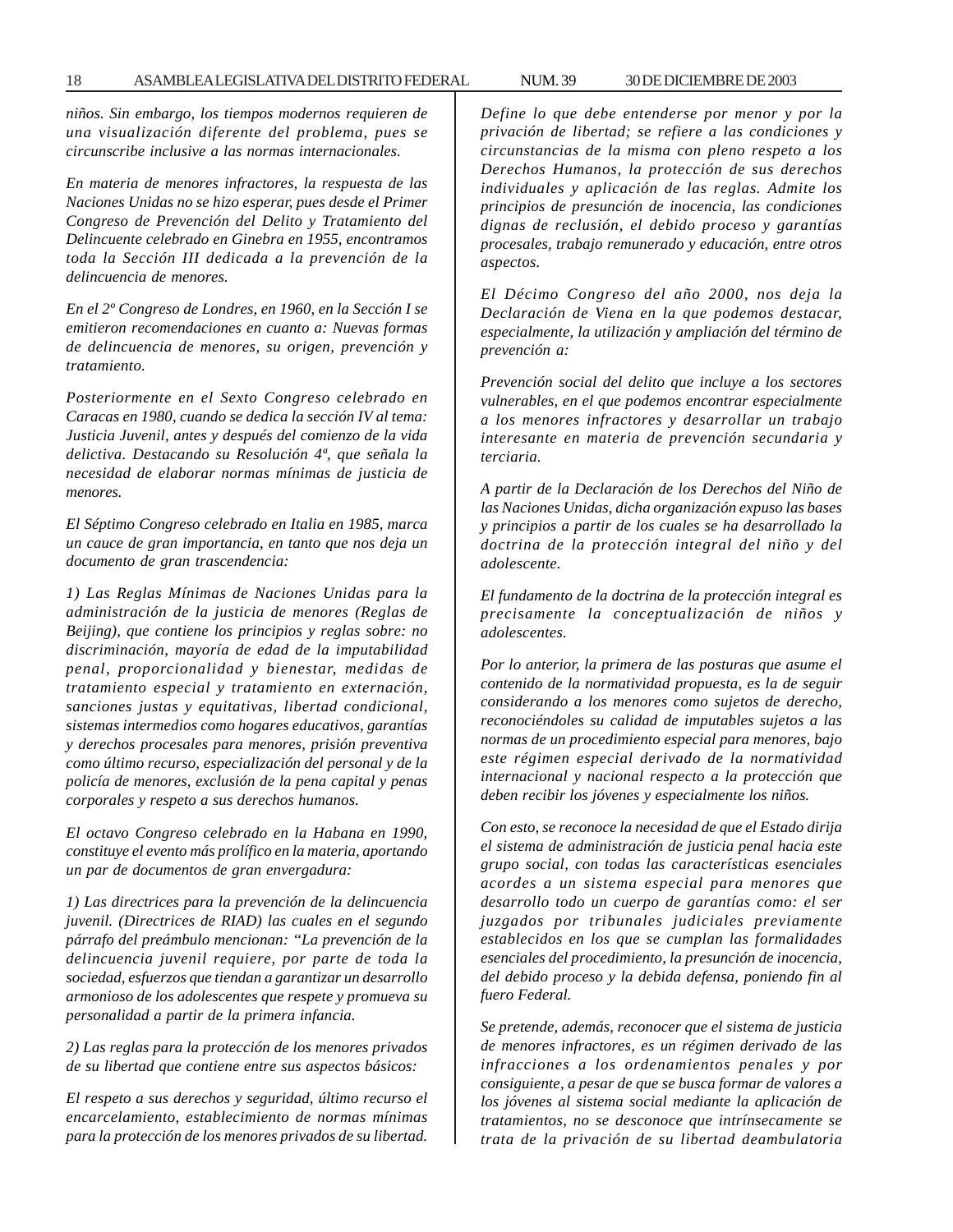*niños. Sin embargo, los tiempos modernos requieren de una visualización diferente del problema, pues se circunscribe inclusive a las normas internacionales.*

*En materia de menores infractores, la respuesta de las Naciones Unidas no se hizo esperar, pues desde el Primer Congreso de Prevención del Delito y Tratamiento del Delincuente celebrado en Ginebra en 1955, encontramos toda la Sección III dedicada a la prevención de la delincuencia de menores.*

*En el 2º Congreso de Londres, en 1960, en la Sección I se emitieron recomendaciones en cuanto a: Nuevas formas de delincuencia de menores, su origen, prevención y tratamiento.*

*Posteriormente en el Sexto Congreso celebrado en Caracas en 1980, cuando se dedica la sección IV al tema: Justicia Juvenil, antes y después del comienzo de la vida delictiva. Destacando su Resolución 4ª, que señala la necesidad de elaborar normas mínimas de justicia de menores.*

*El Séptimo Congreso celebrado en Italia en 1985, marca un cauce de gran importancia, en tanto que nos deja un documento de gran trascendencia:*

*1) Las Reglas Mínimas de Naciones Unidas para la administración de la justicia de menores (Reglas de Beijing), que contiene los principios y reglas sobre: no discriminación, mayoría de edad de la imputabilidad penal, proporcionalidad y bienestar, medidas de tratamiento especial y tratamiento en externación, sanciones justas y equitativas, libertad condicional, sistemas intermedios como hogares educativos, garantías y derechos procesales para menores, prisión preventiva como último recurso, especialización del personal y de la policía de menores, exclusión de la pena capital y penas corporales y respeto a sus derechos humanos.*

*El octavo Congreso celebrado en la Habana en 1990, constituye el evento más prolífico en la materia, aportando un par de documentos de gran envergadura:*

*1) Las directrices para la prevención de la delincuencia juvenil. (Directrices de RIAD) las cuales en el segundo párrafo del preámbulo mencionan: "La prevención de la delincuencia juvenil requiere, por parte de toda la sociedad, esfuerzos que tiendan a garantizar un desarrollo armonioso de los adolescentes que respete y promueva su personalidad a partir de la primera infancia.*

*2) Las reglas para la protección de los menores privados de su libertad que contiene entre sus aspectos básicos:*

*El respeto a sus derechos y seguridad, último recurso el encarcelamiento, establecimiento de normas mínimas para la protección de los menores privados de su libertad. Define lo que debe entenderse por menor y por la privación de libertad; se refiere a las condiciones y circunstancias de la misma con pleno respeto a los Derechos Humanos, la protección de sus derechos individuales y aplicación de las reglas. Admite los principios de presunción de inocencia, las condiciones dignas de reclusión, el debido proceso y garantías procesales, trabajo remunerado y educación, entre otros aspectos.*

*El Décimo Congreso del año 2000, nos deja la Declaración de Viena en la que podemos destacar, especialmente, la utilización y ampliación del término de prevención a:*

*Prevención social del delito que incluye a los sectores vulnerables, en el que podemos encontrar especialmente a los menores infractores y desarrollar un trabajo interesante en materia de prevención secundaria y terciaria.*

*A partir de la Declaración de los Derechos del Niño de las Naciones Unidas, dicha organización expuso las bases y principios a partir de los cuales se ha desarrollado la doctrina de la protección integral del niño y del adolescente.*

*El fundamento de la doctrina de la protección integral es precisamente la conceptualización de niños y adolescentes.*

*Por lo anterior, la primera de las posturas que asume el contenido de la normatividad propuesta, es la de seguir considerando a los menores como sujetos de derecho, reconociéndoles su calidad de imputables sujetos a las normas de un procedimiento especial para menores, bajo este régimen especial derivado de la normatividad internacional y nacional respecto a la protección que deben recibir los jóvenes y especialmente los niños.*

*Con esto, se reconoce la necesidad de que el Estado dirija el sistema de administración de justicia penal hacia este grupo social, con todas las características esenciales acordes a un sistema especial para menores que desarrollo todo un cuerpo de garantías como: el ser juzgados por tribunales judiciales previamente establecidos en los que se cumplan las formalidades esenciales del procedimiento, la presunción de inocencia, del debido proceso y la debida defensa, poniendo fin al fuero Federal.*

*Se pretende, además, reconocer que el sistema de justicia de menores infractores, es un régimen derivado de las infracciones a los ordenamientos penales y por consiguiente, a pesar de que se busca formar de valores a los jóvenes al sistema social mediante la aplicación de tratamientos, no se desconoce que intrínsecamente se trata de la privación de su libertad deambulatoria*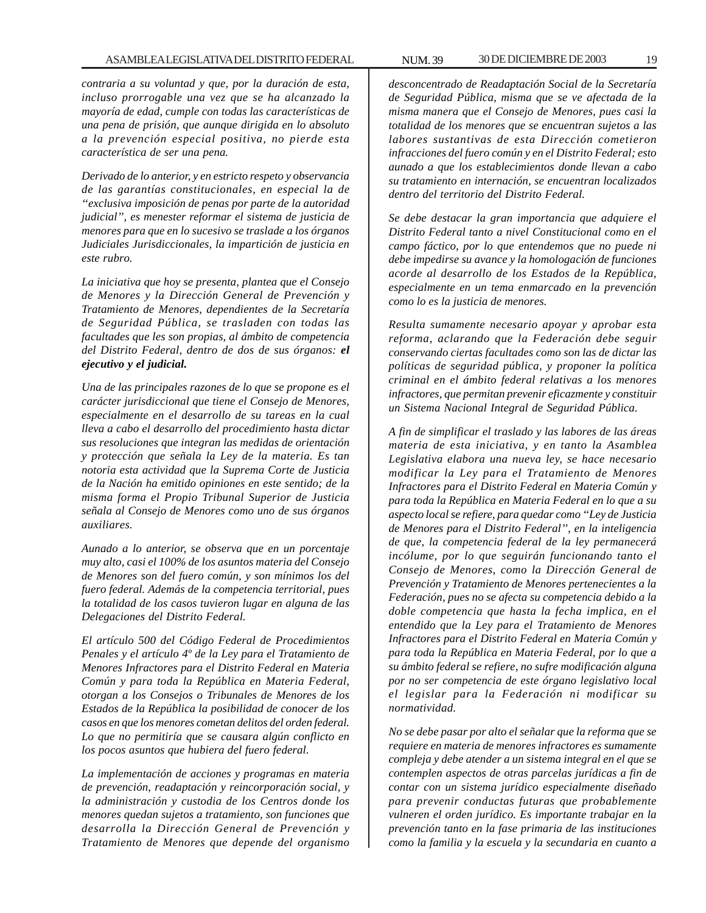*contraria a su voluntad y que, por la duración de esta, incluso prorrogable una vez que se ha alcanzado la mayoría de edad, cumple con todas las características de una pena de prisión, que aunque dirigida en lo absoluto a la prevención especial positiva, no pierde esta característica de ser una pena.*

*Derivado de lo anterior, y en estricto respeto y observancia de las garantías constitucionales, en especial la de "exclusiva imposición de penas por parte de la autoridad judicial", es menester reformar el sistema de justicia de menores para que en lo sucesivo se traslade a los órganos Judiciales Jurisdiccionales, la impartición de justicia en este rubro.*

*La iniciativa que hoy se presenta, plantea que el Consejo de Menores y la Dirección General de Prevención y Tratamiento de Menores, dependientes de la Secretaría de Seguridad Pública, se trasladen con todas las facultades que les son propias, al ámbito de competencia del Distrito Federal, dentro de dos de sus órganos:* ***el ejecutivo y el judicial.***

*Una de las principales razones de lo que se propone es el carácter jurisdiccional que tiene el Consejo de Menores, especialmente en el desarrollo de su tareas en la cual lleva a cabo el desarrollo del procedimiento hasta dictar sus resoluciones que integran las medidas de orientación y protección que señala la Ley de la materia. Es tan notoria esta actividad que la Suprema Corte de Justicia de la Nación ha emitido opiniones en este sentido; de la misma forma el Propio Tribunal Superior de Justicia señala al Consejo de Menores como uno de sus órganos auxiliares.*

*Aunado a lo anterior, se observa que en un porcentaje muy alto, casi el 100% de los asuntos materia del Consejo de Menores son del fuero común, y son mínimos los del fuero federal. Además de la competencia territorial, pues la totalidad de los casos tuvieron lugar en alguna de las Delegaciones del Distrito Federal.*

*El artículo 500 del Código Federal de Procedimientos Penales y el artículo 4º de la Ley para el Tratamiento de Menores Infractores para el Distrito Federal en Materia Común y para toda la República en Materia Federal, otorgan a los Consejos o Tribunales de Menores de los Estados de la República la posibilidad de conocer de los casos en que los menores cometan delitos del orden federal. Lo que no permitiría que se causara algún conflicto en los pocos asuntos que hubiera del fuero federal.*

*La implementación de acciones y programas en materia de prevención, readaptación y reincorporación social, y la administración y custodia de los Centros donde los menores quedan sujetos a tratamiento, son funciones que desarrolla la Dirección General de Prevención y Tratamiento de Menores que depende del organismo desconcentrado de Readaptación Social de la Secretaría de Seguridad Pública, misma que se ve afectada de la misma manera que el Consejo de Menores, pues casi la totalidad de los menores que se encuentran sujetos a las labores sustantivas de esta Dirección cometieron infracciones del fuero común y en el Distrito Federal; esto aunado a que los establecimientos donde llevan a cabo su tratamiento en internación, se encuentran localizados dentro del territorio del Distrito Federal.*

*Se debe destacar la gran importancia que adquiere el Distrito Federal tanto a nivel Constitucional como en el campo fáctico, por lo que entendemos que no puede ni debe impedirse su avance y la homologación de funciones acorde al desarrollo de los Estados de la República, especialmente en un tema enmarcado en la prevención como lo es la justicia de menores.*

*Resulta sumamente necesario apoyar y aprobar esta reforma, aclarando que la Federación debe seguir conservando ciertas facultades como son las de dictar las políticas de seguridad pública, y proponer la política criminal en el ámbito federal relativas a los menores infractores, que permitan prevenir eficazmente y constituir un Sistema Nacional Integral de Seguridad Pública.*

*A fin de simplificar el traslado y las labores de las áreas materia de esta iniciativa, y en tanto la Asamblea Legislativa elabora una nueva ley, se hace necesario modificar la Ley para el Tratamiento de Menores Infractores para el Distrito Federal en Materia Común y para toda la República en Materia Federal en lo que a su aspecto local se refiere, para quedar como "Ley de Justicia de Menores para el Distrito Federal", en la inteligencia de que, la competencia federal de la ley permanecerá incólume, por lo que seguirán funcionando tanto el Consejo de Menores, como la Dirección General de Prevención y Tratamiento de Menores pertenecientes a la Federación, pues no se afecta su competencia debido a la doble competencia que hasta la fecha implica, en el entendido que la Ley para el Tratamiento de Menores Infractores para el Distrito Federal en Materia Común y para toda la República en Materia Federal, por lo que a su ámbito federal se refiere, no sufre modificación alguna por no ser competencia de este órgano legislativo local el legislar para la Federación ni modificar su normatividad.*

*No se debe pasar por alto el señalar que la reforma que se requiere en materia de menores infractores es sumamente compleja y debe atender a un sistema integral en el que se contemplen aspectos de otras parcelas jurídicas a fin de contar con un sistema jurídico especialmente diseñado para prevenir conductas futuras que probablemente vulneren el orden jurídico. Es importante trabajar en la prevención tanto en la fase primaria de las instituciones como la familia y la escuela y la secundaria en cuanto a*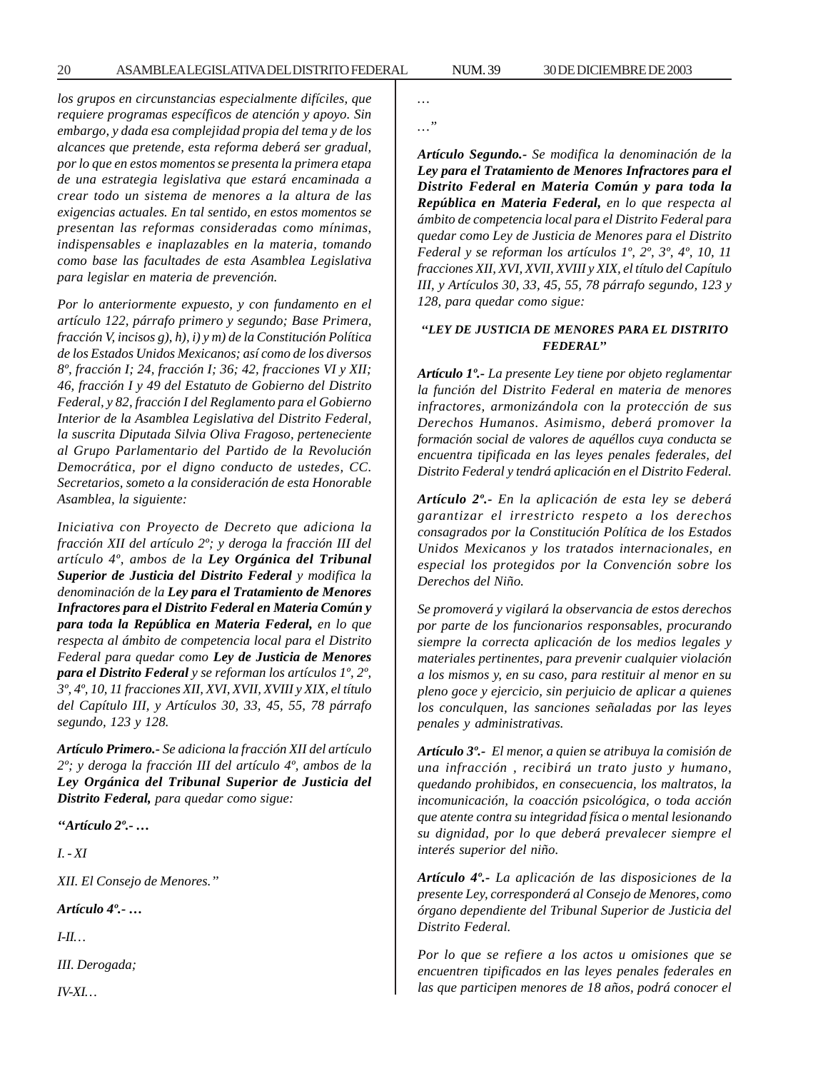*los grupos en circunstancias especialmente difíciles, que requiere programas específicos de atención y apoyo. Sin embargo, y dada esa complejidad propia del tema y de los alcances que pretende, esta reforma deberá ser gradual, por lo que en estos momentos se presenta la primera etapa de una estrategia legislativa que estará encaminada a crear todo un sistema de menores a la altura de las exigencias actuales. En tal sentido, en estos momentos se presentan las reformas consideradas como mínimas, indispensables e inaplazables en la materia, tomando como base las facultades de esta Asamblea Legislativa para legislar en materia de prevención.*

*Por lo anteriormente expuesto, y con fundamento en el artículo 122, párrafo primero y segundo; Base Primera, fracción V, incisos g), h), i) y m) de la Constitución Política de los Estados Unidos Mexicanos; así como de los diversos 8º, fracción I; 24, fracción I; 36; 42, fracciones VI y XII; 46, fracción I y 49 del Estatuto de Gobierno del Distrito Federal, y 82, fracción I del Reglamento para el Gobierno Interior de la Asamblea Legislativa del Distrito Federal, la suscrita Diputada Silvia Oliva Fragoso, perteneciente al Grupo Parlamentario del Partido de la Revolución Democrática, por el digno conducto de ustedes, CC. Secretarios, someto a la consideración de esta Honorable Asamblea, la siguiente:*

*Iniciativa con Proyecto de Decreto que adiciona la fracción XII del artículo 2º; y deroga la fracción III del artículo 4º, ambos de la **Ley Orgánica del Tribunal Superior de Justicia del Distrito Federal** y modifica la denominación de la **Ley para el Tratamiento de Menores Infractores para el Distrito Federal en Materia Común y para toda la República en Materia Federal,** en lo que respecta al ámbito de competencia local para el Distrito Federal para quedar como **Ley de Justicia de Menores para el Distrito Federal** y se reforman los artículos 1º, 2º, 3º, 4º, 10, 11 fracciones XII, XVI, XVII, XVIII y XIX, el título del Capítulo III, y Artículos 30, 33, 45, 55, 78 párrafo segundo, 123 y 128.*

***Artículo Primero.-** Se adiciona la fracción XII del artículo 2º; y deroga la fracción III del artículo 4º, ambos de la **Ley Orgánica del Tribunal Superior de Justicia del Distrito Federal,** para quedar como sigue:*

***"Artículo 2º.- …***

*I. - XI*

*XII. El Consejo de Menores."*

***Artículo 4º.- …***

*I-II…*

*III. Derogada;*

*IV-XI…*

*…*

*…"*

***Artículo Segundo.-** Se modifica la denominación de la **Ley para el Tratamiento de Menores Infractores para el Distrito Federal en Materia Común y para toda la República en Materia Federal,** en lo que respecta al ámbito de competencia local para el Distrito Federal para quedar como Ley de Justicia de Menores para el Distrito Federal y se reforman los artículos 1º, 2º, 3º, 4º, 10, 11 fracciones XII, XVI, XVII, XVIII y XIX, el título del Capítulo III, y Artículos 30, 33, 45, 55, 78 párrafo segundo, 123 y 128, para quedar como sigue:*

***"LEY DE JUSTICIA DE MENORES PARA EL DISTRITO FEDERAL"***

***Artículo 1º.-** La presente Ley tiene por objeto reglamentar la función del Distrito Federal en materia de menores infractores, armonizándola con la protección de sus Derechos Humanos. Asimismo, deberá promover la formación social de valores de aquéllos cuya conducta se encuentra tipificada en las leyes penales federales, del Distrito Federal y tendrá aplicación en el Distrito Federal.*

***Artículo 2º.-** En la aplicación de esta ley se deberá garantizar el irrestricto respeto a los derechos consagrados por la Constitución Política de los Estados Unidos Mexicanos y los tratados internacionales, en especial los protegidos por la Convención sobre los Derechos del Niño.*

*Se promoverá y vigilará la observancia de estos derechos por parte de los funcionarios responsables, procurando siempre la correcta aplicación de los medios legales y materiales pertinentes, para prevenir cualquier violación a los mismos y, en su caso, para restituir al menor en su pleno goce y ejercicio, sin perjuicio de aplicar a quienes los conculquen, las sanciones señaladas por las leyes penales y administrativas.*

***Artículo 3º.-** El menor, a quien se atribuya la comisión de una infracción , recibirá un trato justo y humano, quedando prohibidos, en consecuencia, los maltratos, la incomunicación, la coacción psicológica, o toda acción que atente contra su integridad física o mental lesionando su dignidad, por lo que deberá prevalecer siempre el interés superior del niño.*

***Artículo 4º.-** La aplicación de las disposiciones de la presente Ley, corresponderá al Consejo de Menores, como órgano dependiente del Tribunal Superior de Justicia del Distrito Federal.*

*Por lo que se refiere a los actos u omisiones que se encuentren tipificados en las leyes penales federales en las que participen menores de 18 años, podrá conocer el*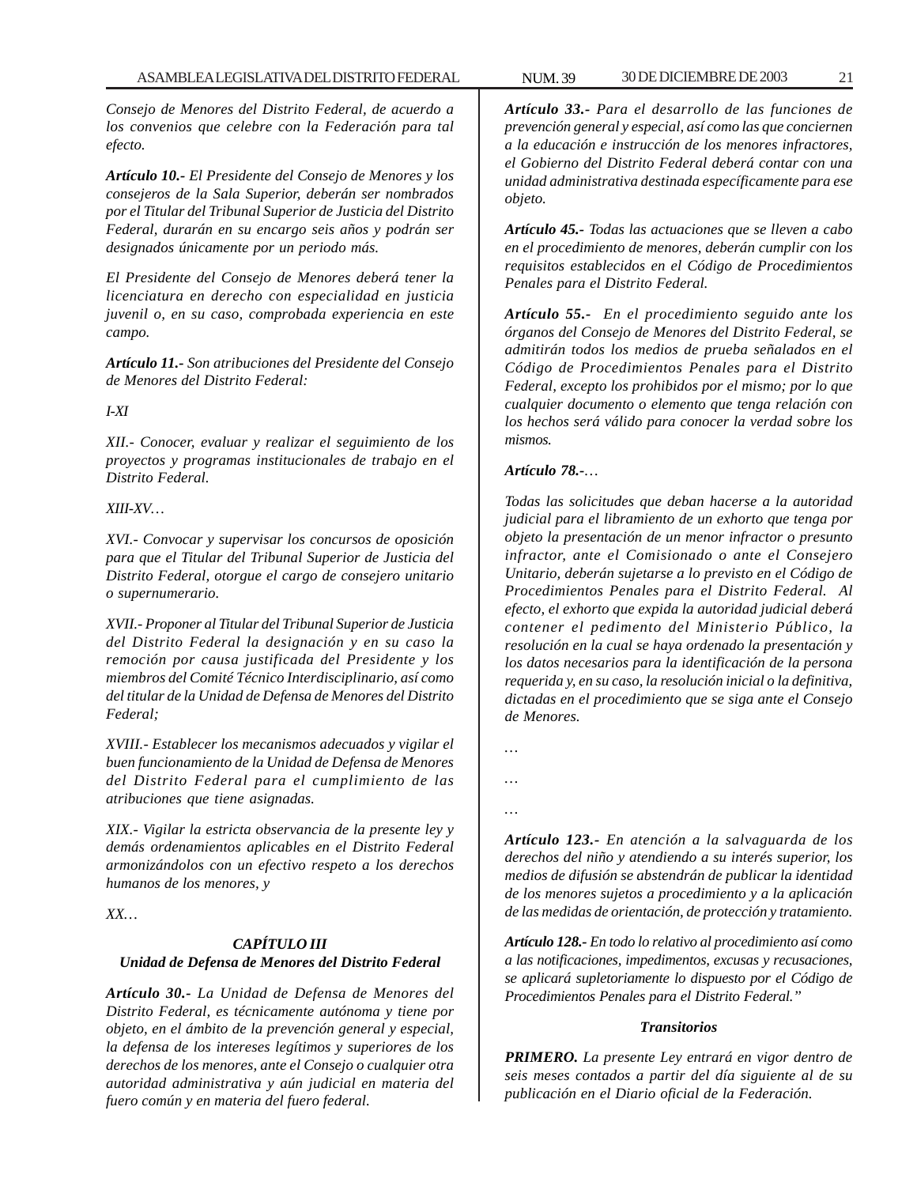*Consejo de Menores del Distrito Federal, de acuerdo a los convenios que celebre con la Federación para tal efecto.*

***Artículo 10.-** El Presidente del Consejo de Menores y los consejeros de la Sala Superior, deberán ser nombrados por el Titular del Tribunal Superior de Justicia del Distrito Federal, durarán en su encargo seis años y podrán ser designados únicamente por un periodo más.*

*El Presidente del Consejo de Menores deberá tener la licenciatura en derecho con especialidad en justicia juvenil o, en su caso, comprobada experiencia en este campo.*

***Artículo 11.-** Son atribuciones del Presidente del Consejo de Menores del Distrito Federal:*

*I-XI*

*XII.- Conocer, evaluar y realizar el seguimiento de los proyectos y programas institucionales de trabajo en el Distrito Federal.*

*XIII-XV…*

*XVI.- Convocar y supervisar los concursos de oposición para que el Titular del Tribunal Superior de Justicia del Distrito Federal, otorgue el cargo de consejero unitario o supernumerario.*

*XVII.- Proponer al Titular del Tribunal Superior de Justicia del Distrito Federal la designación y en su caso la remoción por causa justificada del Presidente y los miembros del Comité Técnico Interdisciplinario, así como del titular de la Unidad de Defensa de Menores del Distrito Federal;*

*XVIII.- Establecer los mecanismos adecuados y vigilar el buen funcionamiento de la Unidad de Defensa de Menores del Distrito Federal para el cumplimiento de las atribuciones que tiene asignadas.*

*XIX.- Vigilar la estricta observancia de la presente ley y demás ordenamientos aplicables en el Distrito Federal armonizándolos con un efectivo respeto a los derechos humanos de los menores, y*

*XX…*

### *CAPÍTULO III*
### *Unidad de Defensa de Menores del Distrito Federal*

***Artículo 30.-** La Unidad de Defensa de Menores del Distrito Federal, es técnicamente autónoma y tiene por objeto, en el ámbito de la prevención general y especial, la defensa de los intereses legítimos y superiores de los derechos de los menores, ante el Consejo o cualquier otra autoridad administrativa y aún judicial en materia del fuero común y en materia del fuero federal.*

***Artículo 33.-** Para el desarrollo de las funciones de prevención general y especial, así como las que conciernen a la educación e instrucción de los menores infractores, el Gobierno del Distrito Federal deberá contar con una unidad administrativa destinada específicamente para ese objeto.*

***Artículo 45.-** Todas las actuaciones que se lleven a cabo en el procedimiento de menores, deberán cumplir con los requisitos establecidos en el Código de Procedimientos Penales para el Distrito Federal.*

***Artículo 55.-** En el procedimiento seguido ante los órganos del Consejo de Menores del Distrito Federal, se admitirán todos los medios de prueba señalados en el Código de Procedimientos Penales para el Distrito Federal, excepto los prohibidos por el mismo; por lo que cualquier documento o elemento que tenga relación con los hechos será válido para conocer la verdad sobre los mismos.*

***Artículo 78.-…***

*Todas las solicitudes que deban hacerse a la autoridad judicial para el libramiento de un exhorto que tenga por objeto la presentación de un menor infractor o presunto infractor, ante el Comisionado o ante el Consejero Unitario, deberán sujetarse a lo previsto en el Código de Procedimientos Penales para el Distrito Federal. Al efecto, el exhorto que expida la autoridad judicial deberá contener el pedimento del Ministerio Público, la resolución en la cual se haya ordenado la presentación y los datos necesarios para la identificación de la persona requerida y, en su caso, la resolución inicial o la definitiva, dictadas en el procedimiento que se siga ante el Consejo de Menores.*

*…*

*…*

*…*

***Artículo 123.-** En atención a la salvaguarda de los derechos del niño y atendiendo a su interés superior, los medios de difusión se abstendrán de publicar la identidad de los menores sujetos a procedimiento y a la aplicación de las medidas de orientación, de protección y tratamiento.*

***Artículo 128.-** En todo lo relativo al procedimiento así como a las notificaciones, impedimentos, excusas y recusaciones, se aplicará supletoriamente lo dispuesto por el Código de Procedimientos Penales para el Distrito Federal."*

### *Transitorios*

***PRIMERO.** La presente Ley entrará en vigor dentro de seis meses contados a partir del día siguiente al de su publicación en el Diario oficial de la Federación.*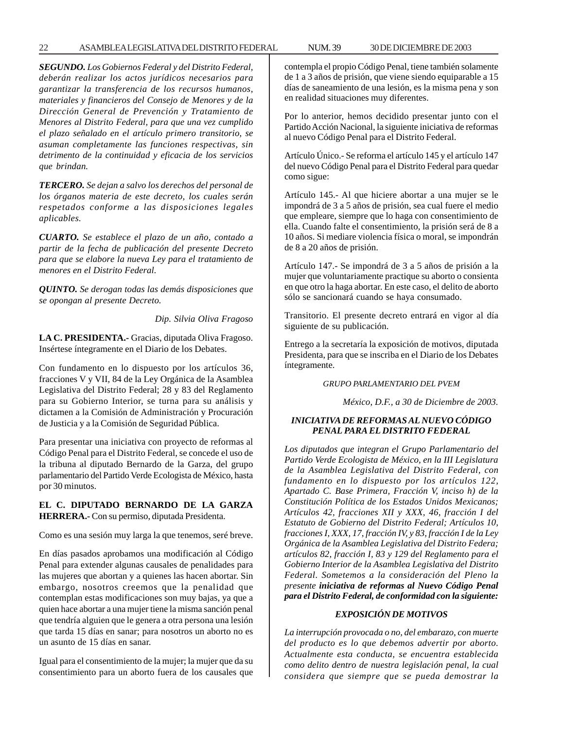***SEGUNDO.*** *Los Gobiernos Federal y del Distrito Federal, deberán realizar los actos jurídicos necesarios para garantizar la transferencia de los recursos humanos, materiales y financieros del Consejo de Menores y de la Dirección General de Prevención y Tratamiento de Menores al Distrito Federal, para que una vez cumplido el plazo señalado en el artículo primero transitorio, se asuman completamente las funciones respectivas, sin detrimento de la continuidad y eficacia de los servicios que brindan.*

***TERCERO.*** *Se dejan a salvo los derechos del personal de los órganos materia de este decreto, los cuales serán respetados conforme a las disposiciones legales aplicables.*

***CUARTO.*** *Se establece el plazo de un año, contado a partir de la fecha de publicación del presente Decreto para que se elabore la nueva Ley para el tratamiento de menores en el Distrito Federal.*

***QUINTO.*** *Se derogan todas las demás disposiciones que se opongan al presente Decreto.*

*Dip. Silvia Oliva Fragoso*

**LA C. PRESIDENTA.-** Gracias, diputada Oliva Fragoso. Insértese íntegramente en el Diario de los Debates.

Con fundamento en lo dispuesto por los artículos 36, fracciones V y VII, 84 de la Ley Orgánica de la Asamblea Legislativa del Distrito Federal; 28 y 83 del Reglamento para su Gobierno Interior, se turna para su análisis y dictamen a la Comisión de Administración y Procuración de Justicia y a la Comisión de Seguridad Pública.

Para presentar una iniciativa con proyecto de reformas al Código Penal para el Distrito Federal, se concede el uso de la tribuna al diputado Bernardo de la Garza, del grupo parlamentario del Partido Verde Ecologista de México, hasta por 30 minutos.

**EL C. DIPUTADO BERNARDO DE LA GARZA HERRERA.-** Con su permiso, diputada Presidenta.

Como es una sesión muy larga la que tenemos, seré breve.

En días pasados aprobamos una modificación al Código Penal para extender algunas causales de penalidades para las mujeres que abortan y a quienes las hacen abortar. Sin embargo, nosotros creemos que la penalidad que contemplan estas modificaciones son muy bajas, ya que a quien hace abortar a una mujer tiene la misma sanción penal que tendría alguien que le genera a otra persona una lesión que tarda 15 días en sanar; para nosotros un aborto no es un asunto de 15 días en sanar.

Igual para el consentimiento de la mujer; la mujer que da su consentimiento para un aborto fuera de los causales que contempla el propio Código Penal, tiene también solamente de 1 a 3 años de prisión, que viene siendo equiparable a 15 días de saneamiento de una lesión, es la misma pena y son en realidad situaciones muy diferentes.

Por lo anterior, hemos decidido presentar junto con el Partido Acción Nacional, la siguiente iniciativa de reformas al nuevo Código Penal para el Distrito Federal.

Artículo Único.- Se reforma el artículo 145 y el artículo 147 del nuevo Código Penal para el Distrito Federal para quedar como sigue:

Artículo 145.- Al que hiciere abortar a una mujer se le impondrá de 3 a 5 años de prisión, sea cual fuere el medio que empleare, siempre que lo haga con consentimiento de ella. Cuando falte el consentimiento, la prisión será de 8 a 10 años. Si mediare violencia física o moral, se impondrán de 8 a 20 años de prisión.

Artículo 147.- Se impondrá de 3 a 5 años de prisión a la mujer que voluntariamente practique su aborto o consienta en que otro la haga abortar. En este caso, el delito de aborto sólo se sancionará cuando se haya consumado.

Transitorio. El presente decreto entrará en vigor al día siguiente de su publicación.

Entrego a la secretaría la exposición de motivos, diputada Presidenta, para que se inscriba en el Diario de los Debates íntegramente.

*GRUPO PARLAMENTARIO DEL PVEM*

*México, D.F., a 30 de Diciembre de 2003.*

***INICIATIVA DE REFORMAS AL NUEVO CÓDIGO PENAL PARA EL DISTRITO FEDERAL***

*Los diputados que integran el Grupo Parlamentario del Partido Verde Ecologista de México, en la III Legislatura de la Asamblea Legislativa del Distrito Federal, con fundamento en lo dispuesto por los artículos 122, Apartado C. Base Primera, Fracción V, inciso h) de la Constitución Política de los Estados Unidos Mexicanos; Artículos 42, fracciones XII y XXX, 46, fracción I del Estatuto de Gobierno del Distrito Federal; Artículos 10, fracciones I, XXX, 17, fracción IV, y 83, fracción I de la Ley Orgánica de la Asamblea Legislativa del Distrito Federa; artículos 82, fracción I, 83 y 129 del Reglamento para el Gobierno Interior de la Asamblea Legislativa del Distrito Federal. Sometemos a la consideración del Pleno la presente* ***iniciativa de reformas al Nuevo Código Penal para el Distrito Federal, de conformidad con la siguiente:***

***EXPOSICIÓN DE MOTIVOS***

*La interrupción provocada o no, del embarazo, con muerte del producto es lo que debemos advertir por aborto. Actualmente esta conducta, se encuentra establecida como delito dentro de nuestra legislación penal, la cual considera que siempre que se pueda demostrar la*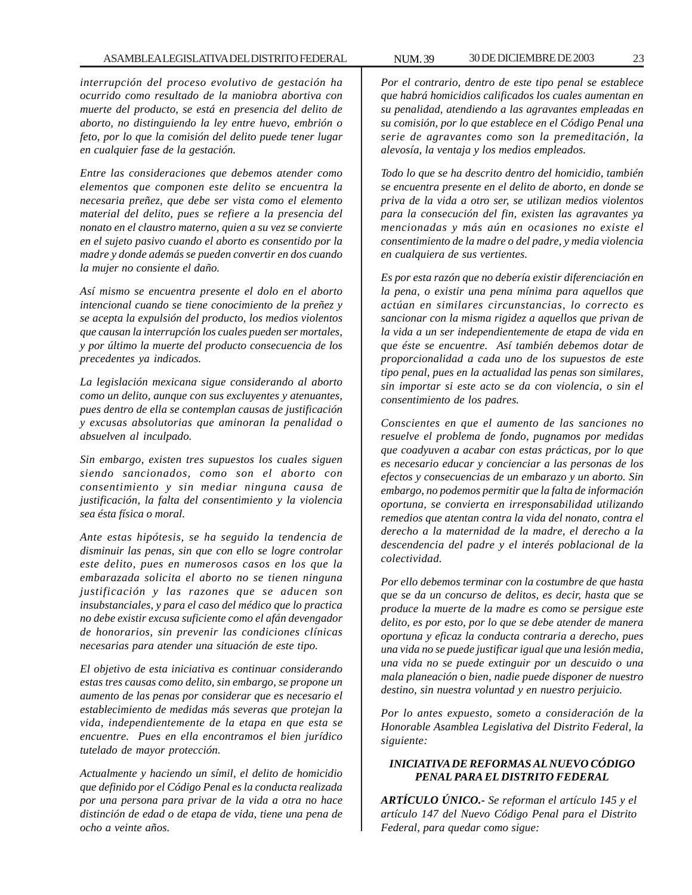*interrupción del proceso evolutivo de gestación ha ocurrido como resultado de la maniobra abortiva con muerte del producto, se está en presencia del delito de aborto, no distinguiendo la ley entre huevo, embrión o feto, por lo que la comisión del delito puede tener lugar en cualquier fase de la gestación.*

*Entre las consideraciones que debemos atender como elementos que componen este delito se encuentra la necesaria preñez, que debe ser vista como el elemento material del delito, pues se refiere a la presencia del nonato en el claustro materno, quien a su vez se convierte en el sujeto pasivo cuando el aborto es consentido por la madre y donde además se pueden convertir en dos cuando la mujer no consiente el daño.*

*Así mismo se encuentra presente el dolo en el aborto intencional cuando se tiene conocimiento de la preñez y se acepta la expulsión del producto, los medios violentos que causan la interrupción los cuales pueden ser mortales, y por último la muerte del producto consecuencia de los precedentes ya indicados.*

*La legislación mexicana sigue considerando al aborto como un delito, aunque con sus excluyentes y atenuantes, pues dentro de ella se contemplan causas de justificación y excusas absolutorias que aminoran la penalidad o absuelven al inculpado.*

*Sin embargo, existen tres supuestos los cuales siguen siendo sancionados, como son el aborto con consentimiento y sin mediar ninguna causa de justificación, la falta del consentimiento y la violencia sea ésta física o moral.*

*Ante estas hipótesis, se ha seguido la tendencia de disminuir las penas, sin que con ello se logre controlar este delito, pues en numerosos casos en los que la embarazada solicita el aborto no se tienen ninguna justificación y las razones que se aducen son insubstanciales, y para el caso del médico que lo practica no debe existir excusa suficiente como el afán devengador de honorarios, sin prevenir las condiciones clínicas necesarias para atender una situación de este tipo.*

*El objetivo de esta iniciativa es continuar considerando estas tres causas como delito, sin embargo, se propone un aumento de las penas por considerar que es necesario el establecimiento de medidas más severas que protejan la vida, independientemente de la etapa en que esta se encuentre. Pues en ella encontramos el bien jurídico tutelado de mayor protección.*

*Actualmente y haciendo un símil, el delito de homicidio que definido por el Código Penal es la conducta realizada por una persona para privar de la vida a otra no hace distinción de edad o de etapa de vida, tiene una pena de ocho a veinte años.*

*Por el contrario, dentro de este tipo penal se establece que habrá homicidios calificados los cuales aumentan en su penalidad, atendiendo a las agravantes empleadas en su comisión, por lo que establece en el Código Penal una serie de agravantes como son la premeditación, la alevosía, la ventaja y los medios empleados.*

*Todo lo que se ha descrito dentro del homicidio, también se encuentra presente en el delito de aborto, en donde se priva de la vida a otro ser, se utilizan medios violentos para la consecución del fin, existen las agravantes ya mencionadas y más aún en ocasiones no existe el consentimiento de la madre o del padre, y media violencia en cualquiera de sus vertientes.*

*Es por esta razón que no debería existir diferenciación en la pena, o existir una pena mínima para aquellos que actúan en similares circunstancias, lo correcto es sancionar con la misma rigidez a aquellos que privan de la vida a un ser independientemente de etapa de vida en que éste se encuentre. Así también debemos dotar de proporcionalidad a cada uno de los supuestos de este tipo penal, pues en la actualidad las penas son similares, sin importar si este acto se da con violencia, o sin el consentimiento de los padres.*

*Conscientes en que el aumento de las sanciones no resuelve el problema de fondo, pugnamos por medidas que coadyuven a acabar con estas prácticas, por lo que es necesario educar y concienciar a las personas de los efectos y consecuencias de un embarazo y un aborto. Sin embargo, no podemos permitir que la falta de información oportuna, se convierta en irresponsabilidad utilizando remedios que atentan contra la vida del nonato, contra el derecho a la maternidad de la madre, el derecho a la descendencia del padre y el interés poblacional de la colectividad.*

*Por ello debemos terminar con la costumbre de que hasta que se da un concurso de delitos, es decir, hasta que se produce la muerte de la madre es como se persigue este delito, es por esto, por lo que se debe atender de manera oportuna y eficaz la conducta contraria a derecho, pues una vida no se puede justificar igual que una lesión media, una vida no se puede extinguir por un descuido o una mala planeación o bien, nadie puede disponer de nuestro destino, sin nuestra voluntad y en nuestro perjuicio.*

*Por lo antes expuesto, someto a consideración de la Honorable Asamblea Legislativa del Distrito Federal, la siguiente:*

***INICIATIVA DE REFORMAS AL NUEVO CÓDIGO PENAL PARA EL DISTRITO FEDERAL***

***ARTÍCULO ÚNICO.-*** *Se reforman el artículo 145 y el artículo 147 del Nuevo Código Penal para el Distrito Federal, para quedar como sigue:*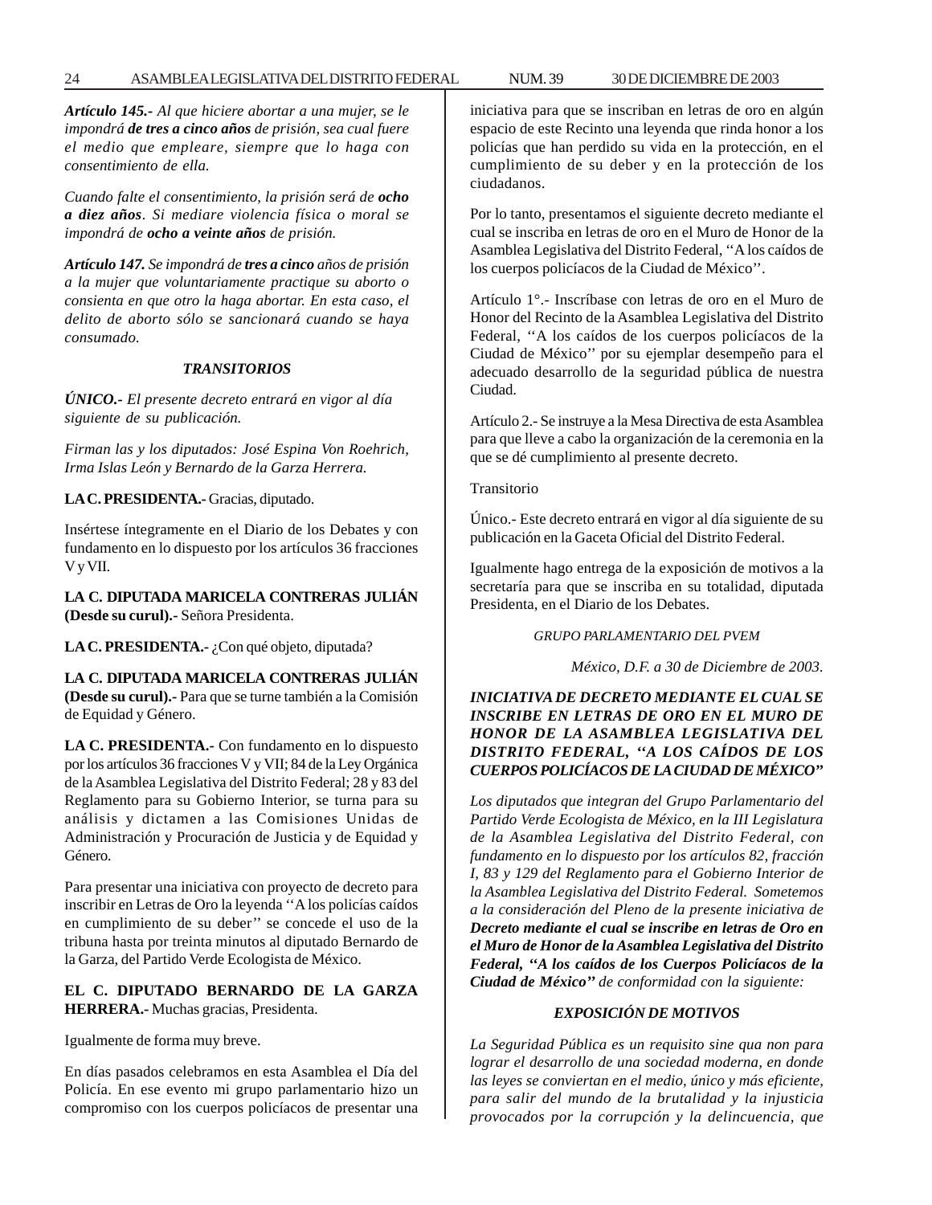*Artículo 145.- Al que hiciere abortar a una mujer, se le impondrá **de tres a cinco años** de prisión, sea cual fuere el medio que empleare, siempre que lo haga con consentimiento de ella.*

*Cuando falte el consentimiento, la prisión será de **ocho a diez años**. Si mediare violencia física o moral se impondrá de **ocho a veinte años** de prisión.*

***Artículo 147.** Se impondrá de **tres a cinco** años de prisión a la mujer que voluntariamente practique su aborto o consienta en que otro la haga abortar. En esta caso, el delito de aborto sólo se sancionará cuando se haya consumado.*

***TRANSITORIOS***

***ÚNICO.-** El presente decreto entrará en vigor al día siguiente de su publicación.*

*Firman las y los diputados: José Espina Von Roehrich, Irma Islas León y Bernardo de la Garza Herrera.*

**LA C. PRESIDENTA.-** Gracias, diputado.

Insértese íntegramente en el Diario de los Debates y con fundamento en lo dispuesto por los artículos 36 fracciones V y VII.

**LA C. DIPUTADA MARICELA CONTRERAS JULIÁN (Desde su curul).-** Señora Presidenta.

**LA C. PRESIDENTA.-** ¿Con qué objeto, diputada?

**LA C. DIPUTADA MARICELA CONTRERAS JULIÁN (Desde su curul).-** Para que se turne también a la Comisión de Equidad y Género.

**LA C. PRESIDENTA.-** Con fundamento en lo dispuesto por los artículos 36 fracciones V y VII; 84 de la Ley Orgánica de la Asamblea Legislativa del Distrito Federal; 28 y 83 del Reglamento para su Gobierno Interior, se turna para su análisis y dictamen a las Comisiones Unidas de Administración y Procuración de Justicia y de Equidad y Género.

Para presentar una iniciativa con proyecto de decreto para inscribir en Letras de Oro la leyenda ''A los policías caídos en cumplimiento de su deber'' se concede el uso de la tribuna hasta por treinta minutos al diputado Bernardo de la Garza, del Partido Verde Ecologista de México.

**EL C. DIPUTADO BERNARDO DE LA GARZA HERRERA.-** Muchas gracias, Presidenta.

Igualmente de forma muy breve.

En días pasados celebramos en esta Asamblea el Día del Policía. En ese evento mi grupo parlamentario hizo un compromiso con los cuerpos policíacos de presentar una iniciativa para que se inscriban en letras de oro en algún espacio de este Recinto una leyenda que rinda honor a los policías que han perdido su vida en la protección, en el cumplimiento de su deber y en la protección de los ciudadanos.

Por lo tanto, presentamos el siguiente decreto mediante el cual se inscriba en letras de oro en el Muro de Honor de la Asamblea Legislativa del Distrito Federal, ''A los caídos de los cuerpos policíacos de la Ciudad de México''.

Artículo 1°.- Inscríbase con letras de oro en el Muro de Honor del Recinto de la Asamblea Legislativa del Distrito Federal, ''A los caídos de los cuerpos policíacos de la Ciudad de México'' por su ejemplar desempeño para el adecuado desarrollo de la seguridad pública de nuestra Ciudad.

Artículo 2.- Se instruye a la Mesa Directiva de esta Asamblea para que lleve a cabo la organización de la ceremonia en la que se dé cumplimiento al presente decreto.

Transitorio

Único.- Este decreto entrará en vigor al día siguiente de su publicación en la Gaceta Oficial del Distrito Federal.

Igualmente hago entrega de la exposición de motivos a la secretaría para que se inscriba en su totalidad, diputada Presidenta, en el Diario de los Debates.

*GRUPO PARLAMENTARIO DEL PVEM*

*México, D.F. a 30 de Diciembre de 2003.*

***INICIATIVA DE DECRETO MEDIANTE EL CUAL SE INSCRIBE EN LETRAS DE ORO EN EL MURO DE HONOR DE LA ASAMBLEA LEGISLATIVA DEL DISTRITO FEDERAL, ''A LOS CAÍDOS DE LOS CUERPOS POLICÍACOS DE LA CIUDAD DE MÉXICO''***

*Los diputados que integran del Grupo Parlamentario del Partido Verde Ecologista de México, en la III Legislatura de la Asamblea Legislativa del Distrito Federal, con fundamento en lo dispuesto por los artículos 82, fracción I, 83 y 129 del Reglamento para el Gobierno Interior de la Asamblea Legislativa del Distrito Federal. Sometemos a la consideración del Pleno de la presente iniciativa de **Decreto mediante el cual se inscribe en letras de Oro en el Muro de Honor de la Asamblea Legislativa del Distrito Federal, ''A los caídos de los Cuerpos Policíacos de la Ciudad de México''** de conformidad con la siguiente:*

***EXPOSICIÓN DE MOTIVOS***

*La Seguridad Pública es un requisito sine qua non para lograr el desarrollo de una sociedad moderna, en donde las leyes se conviertan en el medio, único y más eficiente, para salir del mundo de la brutalidad y la injusticia provocados por la corrupción y la delincuencia, que*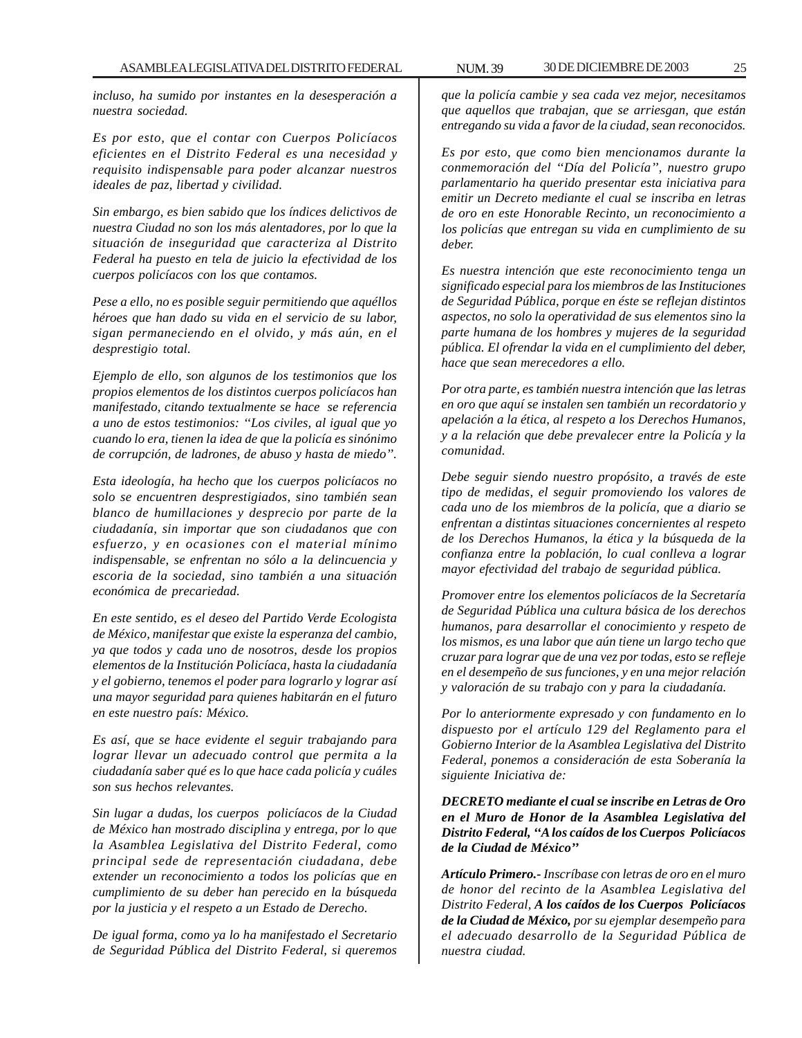*incluso, ha sumido por instantes en la desesperación a nuestra sociedad.*

*Es por esto, que el contar con Cuerpos Policíacos eficientes en el Distrito Federal es una necesidad y requisito indispensable para poder alcanzar nuestros ideales de paz, libertad y civilidad.*

*Sin embargo, es bien sabido que los índices delictivos de nuestra Ciudad no son los más alentadores, por lo que la situación de inseguridad que caracteriza al Distrito Federal ha puesto en tela de juicio la efectividad de los cuerpos policíacos con los que contamos.*

*Pese a ello, no es posible seguir permitiendo que aquéllos héroes que han dado su vida en el servicio de su labor, sigan permaneciendo en el olvido, y más aún, en el desprestigio total.*

*Ejemplo de ello, son algunos de los testimonios que los propios elementos de los distintos cuerpos policíacos han manifestado, citando textualmente se hace se referencia a uno de estos testimonios: "Los civiles, al igual que yo cuando lo era, tienen la idea de que la policía es sinónimo de corrupción, de ladrones, de abuso y hasta de miedo".*

*Esta ideología, ha hecho que los cuerpos policíacos no solo se encuentren desprestigiados, sino también sean blanco de humillaciones y desprecio por parte de la ciudadanía, sin importar que son ciudadanos que con esfuerzo, y en ocasiones con el material mínimo indispensable, se enfrentan no sólo a la delincuencia y escoria de la sociedad, sino también a una situación económica de precariedad.*

*En este sentido, es el deseo del Partido Verde Ecologista de México, manifestar que existe la esperanza del cambio, ya que todos y cada uno de nosotros, desde los propios elementos de la Institución Policíaca, hasta la ciudadanía y el gobierno, tenemos el poder para lograrlo y lograr así una mayor seguridad para quienes habitarán en el futuro en este nuestro país: México.*

*Es así, que se hace evidente el seguir trabajando para lograr llevar un adecuado control que permita a la ciudadanía saber qué es lo que hace cada policía y cuáles son sus hechos relevantes.*

*Sin lugar a dudas, los cuerpos policíacos de la Ciudad de México han mostrado disciplina y entrega, por lo que la Asamblea Legislativa del Distrito Federal, como principal sede de representación ciudadana, debe extender un reconocimiento a todos los policías que en cumplimiento de su deber han perecido en la búsqueda por la justicia y el respeto a un Estado de Derecho.*

*De igual forma, como ya lo ha manifestado el Secretario de Seguridad Pública del Distrito Federal, si queremos que la policía cambie y sea cada vez mejor, necesitamos que aquellos que trabajan, que se arriesgan, que están entregando su vida a favor de la ciudad, sean reconocidos.*

*Es por esto, que como bien mencionamos durante la conmemoración del "Día del Policía", nuestro grupo parlamentario ha querido presentar esta iniciativa para emitir un Decreto mediante el cual se inscriba en letras de oro en este Honorable Recinto, un reconocimiento a los policías que entregan su vida en cumplimiento de su deber.*

*Es nuestra intención que este reconocimiento tenga un significado especial para los miembros de las Instituciones de Seguridad Pública, porque en éste se reflejan distintos aspectos, no solo la operatividad de sus elementos sino la parte humana de los hombres y mujeres de la seguridad pública. El ofrendar la vida en el cumplimiento del deber, hace que sean merecedores a ello.*

*Por otra parte, es también nuestra intención que las letras en oro que aquí se instalen sen también un recordatorio y apelación a la ética, al respeto a los Derechos Humanos, y a la relación que debe prevalecer entre la Policía y la comunidad.*

*Debe seguir siendo nuestro propósito, a través de este tipo de medidas, el seguir promoviendo los valores de cada uno de los miembros de la policía, que a diario se enfrentan a distintas situaciones concernientes al respeto de los Derechos Humanos, la ética y la búsqueda de la confianza entre la población, lo cual conlleva a lograr mayor efectividad del trabajo de seguridad pública.*

*Promover entre los elementos policíacos de la Secretaría de Seguridad Pública una cultura básica de los derechos humanos, para desarrollar el conocimiento y respeto de los mismos, es una labor que aún tiene un largo techo que cruzar para lograr que de una vez por todas, esto se refleje en el desempeño de sus funciones, y en una mejor relación y valoración de su trabajo con y para la ciudadanía.*

*Por lo anteriormente expresado y con fundamento en lo dispuesto por el artículo 129 del Reglamento para el Gobierno Interior de la Asamblea Legislativa del Distrito Federal, ponemos a consideración de esta Soberanía la siguiente Iniciativa de:*

***DECRETO mediante el cual se inscribe en Letras de Oro en el Muro de Honor de la Asamblea Legislativa del Distrito Federal, "A los caídos de los Cuerpos Policíacos de la Ciudad de México"***

***Artículo Primero.-** Inscríbase con letras de oro en el muro de honor del recinto de la Asamblea Legislativa del Distrito Federal, **A los caídos de los Cuerpos Policíacos de la Ciudad de México,** por su ejemplar desempeño para el adecuado desarrollo de la Seguridad Pública de nuestra ciudad.*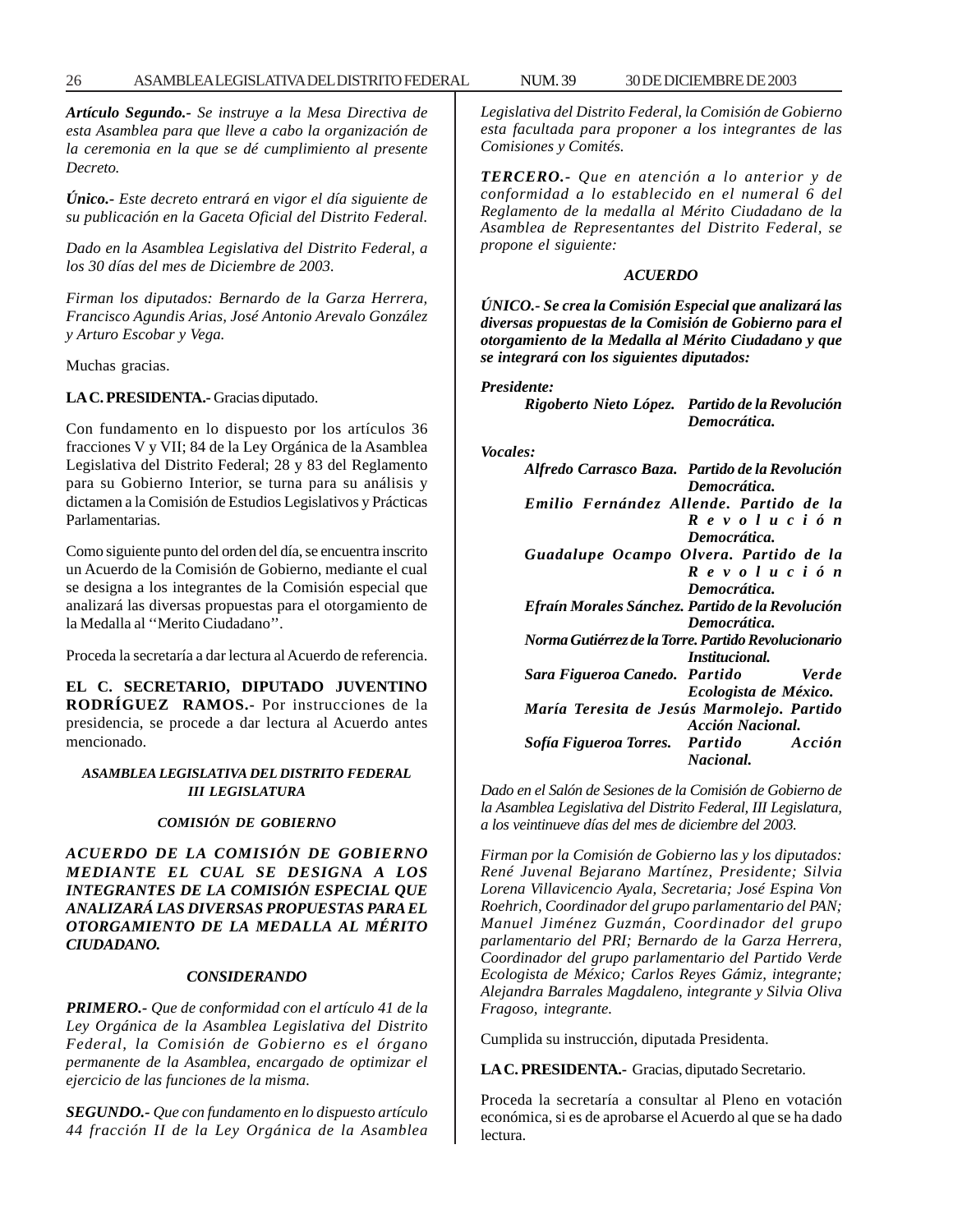*Artículo Segundo.- Se instruye a la Mesa Directiva de esta Asamblea para que lleve a cabo la organización de la ceremonia en la que se dé cumplimiento al presente Decreto.*

*Único.- Este decreto entrará en vigor el día siguiente de su publicación en la Gaceta Oficial del Distrito Federal.*

*Dado en la Asamblea Legislativa del Distrito Federal, a los 30 días del mes de Diciembre de 2003.*

*Firman los diputados: Bernardo de la Garza Herrera, Francisco Agundis Arias, José Antonio Arevalo González y Arturo Escobar y Vega.*

Muchas gracias.

**LA C. PRESIDENTA.-** Gracias diputado.

Con fundamento en lo dispuesto por los artículos 36 fracciones V y VII; 84 de la Ley Orgánica de la Asamblea Legislativa del Distrito Federal; 28 y 83 del Reglamento para su Gobierno Interior, se turna para su análisis y dictamen a la Comisión de Estudios Legislativos y Prácticas Parlamentarias.

Como siguiente punto del orden del día, se encuentra inscrito un Acuerdo de la Comisión de Gobierno, mediante el cual se designa a los integrantes de la Comisión especial que analizará las diversas propuestas para el otorgamiento de la Medalla al ''Merito Ciudadano''.

Proceda la secretaría a dar lectura al Acuerdo de referencia.

**EL C. SECRETARIO, DIPUTADO JUVENTINO RODRÍGUEZ RAMOS.-** Por instrucciones de la presidencia, se procede a dar lectura al Acuerdo antes mencionado.

***ASAMBLEA LEGISLATIVA DEL DISTRITO FEDERAL***
***III LEGISLATURA***

***COMISIÓN DE GOBIERNO***

***ACUERDO DE LA COMISIÓN DE GOBIERNO MEDIANTE EL CUAL SE DESIGNA A LOS INTEGRANTES DE LA COMISIÓN ESPECIAL QUE ANALIZARÁ LAS DIVERSAS PROPUESTAS PARA EL OTORGAMIENTO DE LA MEDALLA AL MÉRITO CIUDADANO.***

***CONSIDERANDO***

***PRIMERO.-** Que de conformidad con el artículo 41 de la Ley Orgánica de la Asamblea Legislativa del Distrito Federal, la Comisión de Gobierno es el órgano permanente de la Asamblea, encargado de optimizar el ejercicio de las funciones de la misma.*

***SEGUNDO.-** Que con fundamento en lo dispuesto artículo 44 fracción II de la Ley Orgánica de la Asamblea Legislativa del Distrito Federal, la Comisión de Gobierno esta facultada para proponer a los integrantes de las Comisiones y Comités.*

***TERCERO.-** Que en atención a lo anterior y de conformidad a lo establecido en el numeral 6 del Reglamento de la medalla al Mérito Ciudadano de la Asamblea de Representantes del Distrito Federal, se propone el siguiente:*

***ACUERDO***

***ÚNICO.- Se crea la Comisión Especial que analizará las diversas propuestas de la Comisión de Gobierno para el otorgamiento de la Medalla al Mérito Ciudadano y que se integrará con los siguientes diputados:***

***Presidente:***

***Rigoberto Nieto López. Partido de la Revolución Democrática.***

***Vocales:***

***Alfredo Carrasco Baza. Partido de la Revolución Democrática.***
***Emilio Fernández Allende. Partido de la Revolución Democrática.***
***Guadalupe Ocampo Olvera. Partido de la Revolución Democrática.***
***Efraín Morales Sánchez. Partido de la Revolución Democrática.***
***Norma Gutiérrez de la Torre. Partido Revolucionario Institucional.***
***Sara Figueroa Canedo. Partido Verde Ecologista de México.***
***María Teresita de Jesús Marmolejo. Partido Acción Nacional.***
***Sofía Figueroa Torres. Partido Acción Nacional.***

*Dado en el Salón de Sesiones de la Comisión de Gobierno de la Asamblea Legislativa del Distrito Federal, III Legislatura, a los veintinueve días del mes de diciembre del 2003.*

*Firman por la Comisión de Gobierno las y los diputados: René Juvenal Bejarano Martínez, Presidente; Silvia Lorena Villavicencio Ayala, Secretaria; José Espina Von Roehrich, Coordinador del grupo parlamentario del PAN; Manuel Jiménez Guzmán, Coordinador del grupo parlamentario del PRI; Bernardo de la Garza Herrera, Coordinador del grupo parlamentario del Partido Verde Ecologista de México; Carlos Reyes Gámiz, integrante; Alejandra Barrales Magdaleno, integrante y Silvia Oliva Fragoso, integrante.*

Cumplida su instrucción, diputada Presidenta.

**LA C. PRESIDENTA.-** Gracias, diputado Secretario.

Proceda la secretaría a consultar al Pleno en votación económica, si es de aprobarse el Acuerdo al que se ha dado lectura.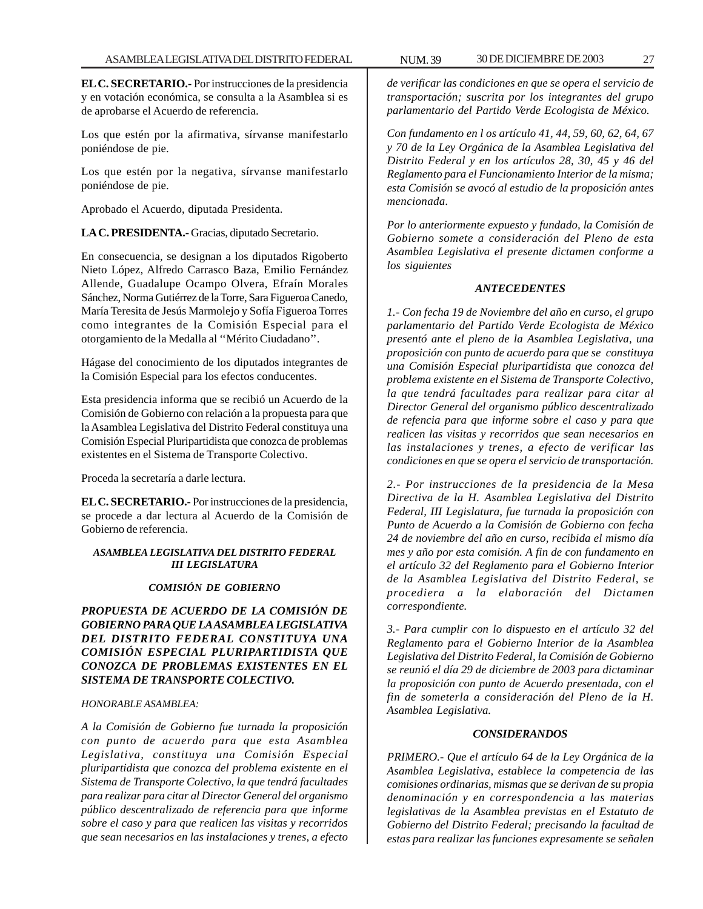**EL C. SECRETARIO.-** Por instrucciones de la presidencia y en votación económica, se consulta a la Asamblea si es de aprobarse el Acuerdo de referencia.

Los que estén por la afirmativa, sírvanse manifestarlo poniéndose de pie.

Los que estén por la negativa, sírvanse manifestarlo poniéndose de pie.

Aprobado el Acuerdo, diputada Presidenta.

**LA C. PRESIDENTA.-** Gracias, diputado Secretario.

En consecuencia, se designan a los diputados Rigoberto Nieto López, Alfredo Carrasco Baza, Emilio Fernández Allende, Guadalupe Ocampo Olvera, Efraín Morales Sánchez, Norma Gutiérrez de la Torre, Sara Figueroa Canedo, María Teresita de Jesús Marmolejo y Sofía Figueroa Torres como integrantes de la Comisión Especial para el otorgamiento de la Medalla al ''Mérito Ciudadano''.

Hágase del conocimiento de los diputados integrantes de la Comisión Especial para los efectos conducentes.

Esta presidencia informa que se recibió un Acuerdo de la Comisión de Gobierno con relación a la propuesta para que la Asamblea Legislativa del Distrito Federal constituya una Comisión Especial Pluripartidista que conozca de problemas existentes en el Sistema de Transporte Colectivo.

Proceda la secretaría a darle lectura.

**EL C. SECRETARIO.-** Por instrucciones de la presidencia, se procede a dar lectura al Acuerdo de la Comisión de Gobierno de referencia.

***ASAMBLEA LEGISLATIVA DEL DISTRITO FEDERAL III LEGISLATURA***

***COMISIÓN DE GOBIERNO***

***PROPUESTA DE ACUERDO DE LA COMISIÓN DE GOBIERNO PARA QUE LA ASAMBLEA LEGISLATIVA DEL DISTRITO FEDERAL CONSTITUYA UNA COMISIÓN ESPECIAL PLURIPARTIDISTA QUE CONOZCA DE PROBLEMAS EXISTENTES EN EL SISTEMA DE TRANSPORTE COLECTIVO.***

*HONORABLE ASAMBLEA:*

*A la Comisión de Gobierno fue turnada la proposición con punto de acuerdo para que esta Asamblea Legislativa, constituya una Comisión Especial pluripartidista que conozca del problema existente en el Sistema de Transporte Colectivo, la que tendrá facultades para realizar para citar al Director General del organismo público descentralizado de referencia para que informe sobre el caso y para que realicen las visitas y recorridos que sean necesarios en las instalaciones y trenes, a efecto de verificar las condiciones en que se opera el servicio de transportación; suscrita por los integrantes del grupo parlamentario del Partido Verde Ecologista de México.*

*Con fundamento en l os artículo 41, 44, 59, 60, 62, 64, 67 y 70 de la Ley Orgánica de la Asamblea Legislativa del Distrito Federal y en los artículos 28, 30, 45 y 46 del Reglamento para el Funcionamiento Interior de la misma; esta Comisión se avocó al estudio de la proposición antes mencionada.*

*Por lo anteriormente expuesto y fundado, la Comisión de Gobierno somete a consideración del Pleno de esta Asamblea Legislativa el presente dictamen conforme a los siguientes*

***ANTECEDENTES***

*1.- Con fecha 19 de Noviembre del año en curso, el grupo parlamentario del Partido Verde Ecologista de México presentó ante el pleno de la Asamblea Legislativa, una proposición con punto de acuerdo para que se constituya una Comisión Especial pluripartidista que conozca del problema existente en el Sistema de Transporte Colectivo, la que tendrá facultades para realizar para citar al Director General del organismo público descentralizado de refencia para que informe sobre el caso y para que realicen las visitas y recorridos que sean necesarios en las instalaciones y trenes, a efecto de verificar las condiciones en que se opera el servicio de transportación.*

*2.- Por instrucciones de la presidencia de la Mesa Directiva de la H. Asamblea Legislativa del Distrito Federal, III Legislatura, fue turnada la proposición con Punto de Acuerdo a la Comisión de Gobierno con fecha 24 de noviembre del año en curso, recibida el mismo día mes y año por esta comisión. A fin de con fundamento en el artículo 32 del Reglamento para el Gobierno Interior de la Asamblea Legislativa del Distrito Federal, se procediera a la elaboración del Dictamen correspondiente.*

*3.- Para cumplir con lo dispuesto en el artículo 32 del Reglamento para el Gobierno Interior de la Asamblea Legislativa del Distrito Federal, la Comisión de Gobierno se reunió el día 29 de diciembre de 2003 para dictaminar la proposición con punto de Acuerdo presentada, con el fin de someterla a consideración del Pleno de la H. Asamblea Legislativa.*

***CONSIDERANDOS***

*PRIMERO.- Que el artículo 64 de la Ley Orgánica de la Asamblea Legislativa, establece la competencia de las comisiones ordinarias, mismas que se derivan de su propia denominación y en correspondencia a las materias legislativas de la Asamblea previstas en el Estatuto de Gobierno del Distrito Federal; precisando la facultad de estas para realizar las funciones expresamente se señalen*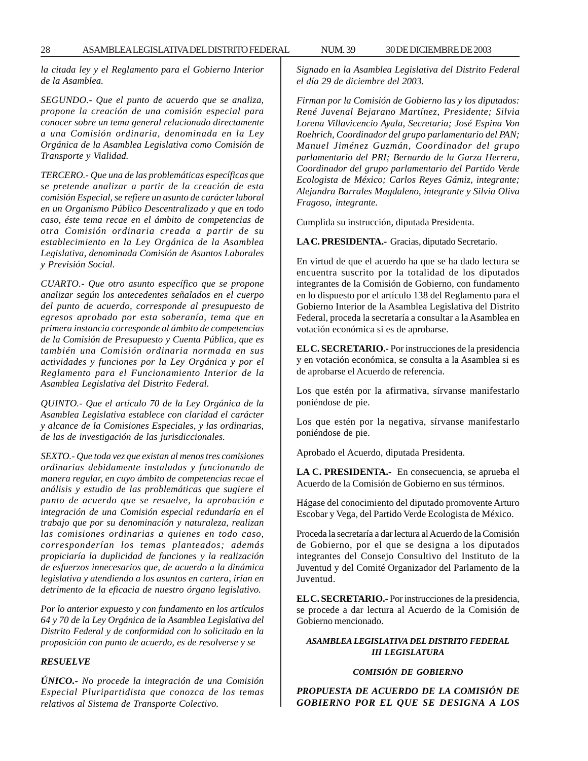*la citada ley y el Reglamento para el Gobierno Interior de la Asamblea.*

*SEGUNDO.- Que el punto de acuerdo que se analiza, propone la creación de una comisión especial para conocer sobre un tema general relacionado directamente a una Comisión ordinaria, denominada en la Ley Orgánica de la Asamblea Legislativa como Comisión de Transporte y Vialidad.*

*TERCERO.- Que una de las problemáticas específicas que se pretende analizar a partir de la creación de esta comisión Especial, se refiere un asunto de carácter laboral en un Organismo Público Descentralizado y que en todo caso, éste tema recae en el ámbito de competencias de otra Comisión ordinaria creada a partir de su establecimiento en la Ley Orgánica de la Asamblea Legislativa, denominada Comisión de Asuntos Laborales y Previsión Social.*

*CUARTO.- Que otro asunto específico que se propone analizar según los antecedentes señalados en el cuerpo del punto de acuerdo, corresponde al presupuesto de egresos aprobado por esta soberanía, tema que en primera instancia corresponde al ámbito de competencias de la Comisión de Presupuesto y Cuenta Pública, que es también una Comisión ordinaria normada en sus actividades y funciones por la Ley Orgánica y por el Reglamento para el Funcionamiento Interior de la Asamblea Legislativa del Distrito Federal.*

*QUINTO.- Que el artículo 70 de la Ley Orgánica de la Asamblea Legislativa establece con claridad el carácter y alcance de la Comisiones Especiales, y las ordinarias, de las de investigación de las jurisdiccionales.*

*SEXTO.- Que toda vez que existan al menos tres comisiones ordinarias debidamente instaladas y funcionando de manera regular, en cuyo ámbito de competencias recae el análisis y estudio de las problemáticas que sugiere el punto de acuerdo que se resuelve, la aprobación e integración de una Comisión especial redundaría en el trabajo que por su denominación y naturaleza, realizan las comisiones ordinarias a quienes en todo caso, corresponderían los temas planteados; además propiciaría la duplicidad de funciones y la realización de esfuerzos innecesarios que, de acuerdo a la dinámica legislativa y atendiendo a los asuntos en cartera, irían en detrimento de la eficacia de nuestro órgano legislativo.*

*Por lo anterior expuesto y con fundamento en los artículos 64 y 70 de la Ley Orgánica de la Asamblea Legislativa del Distrito Federal y de conformidad con lo solicitado en la proposición con punto de acuerdo, es de resolverse y se*

***RESUELVE***

***ÚNICO.-** No procede la integración de una Comisión Especial Pluripartidista que conozca de los temas relativos al Sistema de Transporte Colectivo.*

*Signado en la Asamblea Legislativa del Distrito Federal el día 29 de diciembre del 2003.*

*Firman por la Comisión de Gobierno las y los diputados: René Juvenal Bejarano Martínez, Presidente; Silvia Lorena Villavicencio Ayala, Secretaria; José Espina Von Roehrich, Coordinador del grupo parlamentario del PAN; Manuel Jiménez Guzmán, Coordinador del grupo parlamentario del PRI; Bernardo de la Garza Herrera, Coordinador del grupo parlamentario del Partido Verde Ecologista de México; Carlos Reyes Gámiz, integrante; Alejandra Barrales Magdaleno, integrante y Silvia Oliva Fragoso, integrante.*

Cumplida su instrucción, diputada Presidenta.

**LA C. PRESIDENTA.-** Gracias, diputado Secretario.

En virtud de que el acuerdo ha que se ha dado lectura se encuentra suscrito por la totalidad de los diputados integrantes de la Comisión de Gobierno, con fundamento en lo dispuesto por el artículo 138 del Reglamento para el Gobierno Interior de la Asamblea Legislativa del Distrito Federal, proceda la secretaría a consultar a la Asamblea en votación económica si es de aprobarse.

**EL C. SECRETARIO.-** Por instrucciones de la presidencia y en votación económica, se consulta a la Asamblea si es de aprobarse el Acuerdo de referencia.

Los que estén por la afirmativa, sírvanse manifestarlo poniéndose de pie.

Los que estén por la negativa, sírvanse manifestarlo poniéndose de pie.

Aprobado el Acuerdo, diputada Presidenta.

**LA C. PRESIDENTA.-** En consecuencia, se aprueba el Acuerdo de la Comisión de Gobierno en sus términos.

Hágase del conocimiento del diputado promovente Arturo Escobar y Vega, del Partido Verde Ecologista de México.

Proceda la secretaría a dar lectura al Acuerdo de la Comisión de Gobierno, por el que se designa a los diputados integrantes del Consejo Consultivo del Instituto de la Juventud y del Comité Organizador del Parlamento de la Juventud.

**EL C. SECRETARIO.-** Por instrucciones de la presidencia, se procede a dar lectura al Acuerdo de la Comisión de Gobierno mencionado.

***ASAMBLEA LEGISLATIVA DEL DISTRITO FEDERAL***
***III LEGISLATURA***

***COMISIÓN DE GOBIERNO***

***PROPUESTA DE ACUERDO DE LA COMISIÓN DE GOBIERNO POR EL QUE SE DESIGNA A LOS***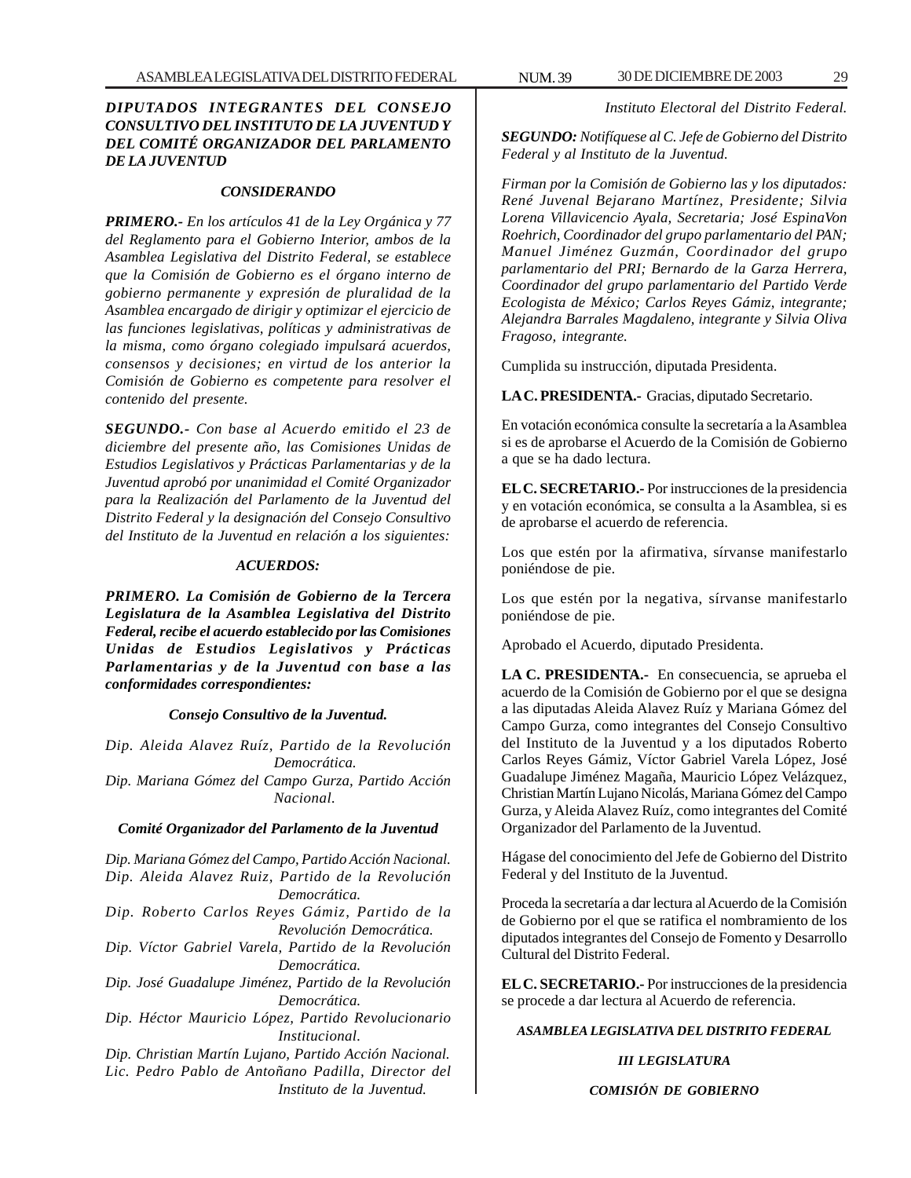***DIPUTADOS INTEGRANTES DEL CONSEJO CONSULTIVO DEL INSTITUTO DE LA JUVENTUD Y DEL COMITÉ ORGANIZADOR DEL PARLAMENTO DE LA JUVENTUD***

***CONSIDERANDO***

***PRIMERO.-*** *En los artículos 41 de la Ley Orgánica y 77 del Reglamento para el Gobierno Interior, ambos de la Asamblea Legislativa del Distrito Federal, se establece que la Comisión de Gobierno es el órgano interno de gobierno permanente y expresión de pluralidad de la Asamblea encargado de dirigir y optimizar el ejercicio de las funciones legislativas, políticas y administrativas de la misma, como órgano colegiado impulsará acuerdos, consensos y decisiones; en virtud de los anterior la Comisión de Gobierno es competente para resolver el contenido del presente.*

***SEGUNDO.-*** *Con base al Acuerdo emitido el 23 de diciembre del presente año, las Comisiones Unidas de Estudios Legislativos y Prácticas Parlamentarias y de la Juventud aprobó por unanimidad el Comité Organizador para la Realización del Parlamento de la Juventud del Distrito Federal y la designación del Consejo Consultivo del Instituto de la Juventud en relación a los siguientes:*

***ACUERDOS:***

***PRIMERO. La Comisión de Gobierno de la Tercera Legislatura de la Asamblea Legislativa del Distrito Federal, recibe el acuerdo establecido por las Comisiones Unidas de Estudios Legislativos y Prácticas Parlamentarias y de la Juventud con base a las conformidades correspondientes:***

***Consejo Consultivo de la Juventud.***

*Dip. Aleida Alavez Ruíz, Partido de la Revolución Democrática.*
*Dip. Mariana Gómez del Campo Gurza, Partido Acción Nacional.*

***Comité Organizador del Parlamento de la Juventud***

*Dip. Mariana Gómez del Campo, Partido Acción Nacional.*
*Dip. Aleida Alavez Ruiz, Partido de la Revolución Democrática.*
*Dip. Roberto Carlos Reyes Gámiz, Partido de la Revolución Democrática.*
*Dip. Víctor Gabriel Varela, Partido de la Revolución Democrática.*
*Dip. José Guadalupe Jiménez, Partido de la Revolución Democrática.*
*Dip. Héctor Mauricio López, Partido Revolucionario Institucional.*
*Dip. Christian Martín Lujano, Partido Acción Nacional.*
*Lic. Pedro Pablo de Antoñano Padilla, Director del Instituto de la Juventud.*

*Instituto Electoral del Distrito Federal.*

***SEGUNDO:*** *Notifíquese al C. Jefe de Gobierno del Distrito Federal y al Instituto de la Juventud.*

*Firman por la Comisión de Gobierno las y los diputados: René Juvenal Bejarano Martínez, Presidente; Silvia Lorena Villavicencio Ayala, Secretaria; José EspinaVon Roehrich, Coordinador del grupo parlamentario del PAN; Manuel Jiménez Guzmán, Coordinador del grupo parlamentario del PRI; Bernardo de la Garza Herrera, Coordinador del grupo parlamentario del Partido Verde Ecologista de México; Carlos Reyes Gámiz, integrante; Alejandra Barrales Magdaleno, integrante y Silvia Oliva Fragoso, integrante.*

Cumplida su instrucción, diputada Presidenta.

**LA C. PRESIDENTA.-** Gracias, diputado Secretario.

En votación económica consulte la secretaría a la Asamblea si es de aprobarse el Acuerdo de la Comisión de Gobierno a que se ha dado lectura.

**EL C. SECRETARIO.-** Por instrucciones de la presidencia y en votación económica, se consulta a la Asamblea, si es de aprobarse el acuerdo de referencia.

Los que estén por la afirmativa, sírvanse manifestarlo poniéndose de pie.

Los que estén por la negativa, sírvanse manifestarlo poniéndose de pie.

Aprobado el Acuerdo, diputado Presidenta.

**LA C. PRESIDENTA.-** En consecuencia, se aprueba el acuerdo de la Comisión de Gobierno por el que se designa a las diputadas Aleida Alavez Ruíz y Mariana Gómez del Campo Gurza, como integrantes del Consejo Consultivo del Instituto de la Juventud y a los diputados Roberto Carlos Reyes Gámiz, Víctor Gabriel Varela López, José Guadalupe Jiménez Magaña, Mauricio López Velázquez, Christian Martín Lujano Nicolás, Mariana Gómez del Campo Gurza, y Aleida Alavez Ruíz, como integrantes del Comité Organizador del Parlamento de la Juventud.

Hágase del conocimiento del Jefe de Gobierno del Distrito Federal y del Instituto de la Juventud.

Proceda la secretaría a dar lectura al Acuerdo de la Comisión de Gobierno por el que se ratifica el nombramiento de los diputados integrantes del Consejo de Fomento y Desarrollo Cultural del Distrito Federal.

**EL C. SECRETARIO.-** Por instrucciones de la presidencia se procede a dar lectura al Acuerdo de referencia.

***ASAMBLEA LEGISLATIVA DEL DISTRITO FEDERAL***

***III LEGISLATURA***

***COMISIÓN DE GOBIERNO***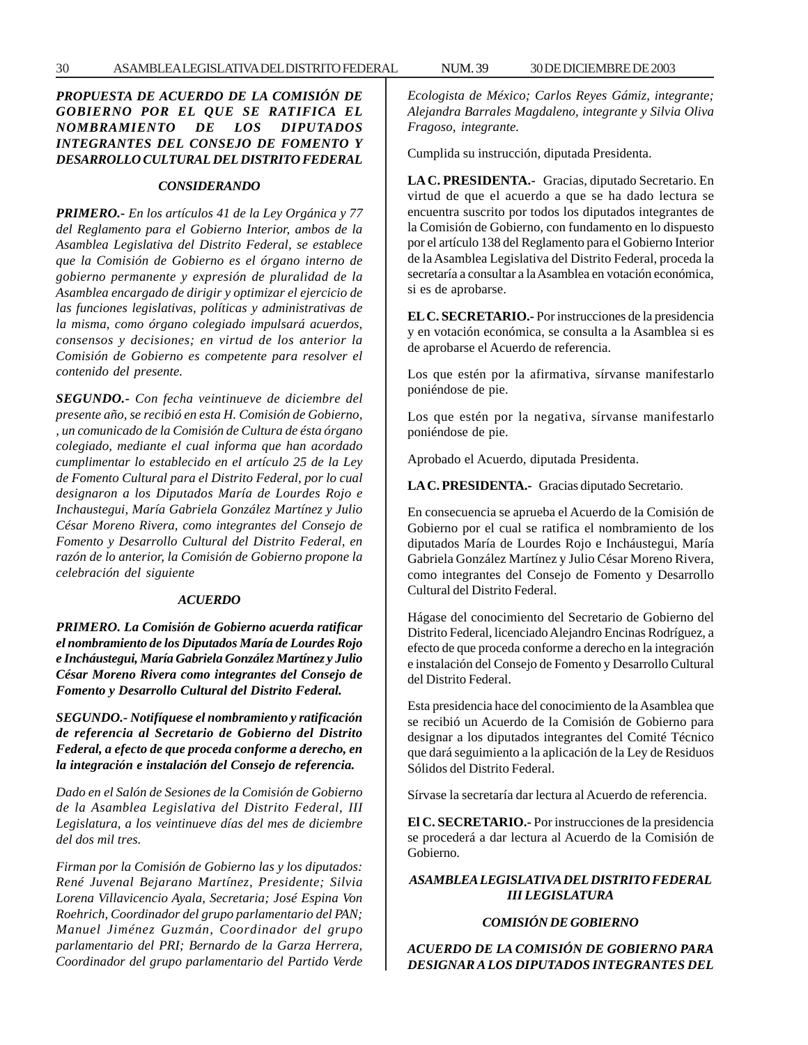***PROPUESTA DE ACUERDO DE LA COMISIÓN DE GOBIERNO POR EL QUE SE RATIFICA EL NOMBRAMIENTO DE LOS DIPUTADOS INTEGRANTES DEL CONSEJO DE FOMENTO Y DESARROLLO CULTURAL DEL DISTRITO FEDERAL***

***CONSIDERANDO***

***PRIMERO.-*** *En los artículos 41 de la Ley Orgánica y 77 del Reglamento para el Gobierno Interior, ambos de la Asamblea Legislativa del Distrito Federal, se establece que la Comisión de Gobierno es el órgano interno de gobierno permanente y expresión de pluralidad de la Asamblea encargado de dirigir y optimizar el ejercicio de las funciones legislativas, políticas y administrativas de la misma, como órgano colegiado impulsará acuerdos, consensos y decisiones; en virtud de los anterior la Comisión de Gobierno es competente para resolver el contenido del presente.*

***SEGUNDO.-*** *Con fecha veintinueve de diciembre del presente año, se recibió en esta H. Comisión de Gobierno, , un comunicado de la Comisión de Cultura de ésta órgano colegiado, mediante el cual informa que han acordado cumplimentar lo establecido en el artículo 25 de la Ley de Fomento Cultural para el Distrito Federal, por lo cual designaron a los Diputados María de Lourdes Rojo e Inchaustegui, María Gabriela González Martínez y Julio César Moreno Rivera, como integrantes del Consejo de Fomento y Desarrollo Cultural del Distrito Federal, en razón de lo anterior, la Comisión de Gobierno propone la celebración del siguiente*

***ACUERDO***

***PRIMERO. La Comisión de Gobierno acuerda ratificar el nombramiento de los Diputados María de Lourdes Rojo e Incháustegui, María Gabriela González Martínez y Julio César Moreno Rivera como integrantes del Consejo de Fomento y Desarrollo Cultural del Distrito Federal.***

***SEGUNDO.- Notifíquese el nombramiento y ratificación de referencia al Secretario de Gobierno del Distrito Federal, a efecto de que proceda conforme a derecho, en la integración e instalación del Consejo de referencia.***

*Dado en el Salón de Sesiones de la Comisión de Gobierno de la Asamblea Legislativa del Distrito Federal, III Legislatura, a los veintinueve días del mes de diciembre del dos mil tres.*

*Firman por la Comisión de Gobierno las y los diputados: René Juvenal Bejarano Martínez, Presidente; Silvia Lorena Villavicencio Ayala, Secretaria; José Espina Von Roehrich, Coordinador del grupo parlamentario del PAN; Manuel Jiménez Guzmán, Coordinador del grupo parlamentario del PRI; Bernardo de la Garza Herrera, Coordinador del grupo parlamentario del Partido Verde Ecologista de México; Carlos Reyes Gámiz, integrante; Alejandra Barrales Magdaleno, integrante y Silvia Oliva Fragoso, integrante.*

Cumplida su instrucción, diputada Presidenta.

**LA C. PRESIDENTA.-** Gracias, diputado Secretario. En virtud de que el acuerdo a que se ha dado lectura se encuentra suscrito por todos los diputados integrantes de la Comisión de Gobierno, con fundamento en lo dispuesto por el artículo 138 del Reglamento para el Gobierno Interior de la Asamblea Legislativa del Distrito Federal, proceda la secretaría a consultar a la Asamblea en votación económica, si es de aprobarse.

**EL C. SECRETARIO.-** Por instrucciones de la presidencia y en votación económica, se consulta a la Asamblea si es de aprobarse el Acuerdo de referencia.

Los que estén por la afirmativa, sírvanse manifestarlo poniéndose de pie.

Los que estén por la negativa, sírvanse manifestarlo poniéndose de pie.

Aprobado el Acuerdo, diputada Presidenta.

**LA C. PRESIDENTA.-** Gracias diputado Secretario.

En consecuencia se aprueba el Acuerdo de la Comisión de Gobierno por el cual se ratifica el nombramiento de los diputados María de Lourdes Rojo e Incháustegui, María Gabriela González Martínez y Julio César Moreno Rivera, como integrantes del Consejo de Fomento y Desarrollo Cultural del Distrito Federal.

Hágase del conocimiento del Secretario de Gobierno del Distrito Federal, licenciado Alejandro Encinas Rodríguez, a efecto de que proceda conforme a derecho en la integración e instalación del Consejo de Fomento y Desarrollo Cultural del Distrito Federal.

Esta presidencia hace del conocimiento de la Asamblea que se recibió un Acuerdo de la Comisión de Gobierno para designar a los diputados integrantes del Comité Técnico que dará seguimiento a la aplicación de la Ley de Residuos Sólidos del Distrito Federal.

Sírvase la secretaría dar lectura al Acuerdo de referencia.

**El C. SECRETARIO.-** Por instrucciones de la presidencia se procederá a dar lectura al Acuerdo de la Comisión de Gobierno.

***ASAMBLEA LEGISLATIVA DEL DISTRITO FEDERAL III LEGISLATURA***

***COMISIÓN DE GOBIERNO***

***ACUERDO DE LA COMISIÓN DE GOBIERNO PARA DESIGNAR A LOS DIPUTADOS INTEGRANTES DEL***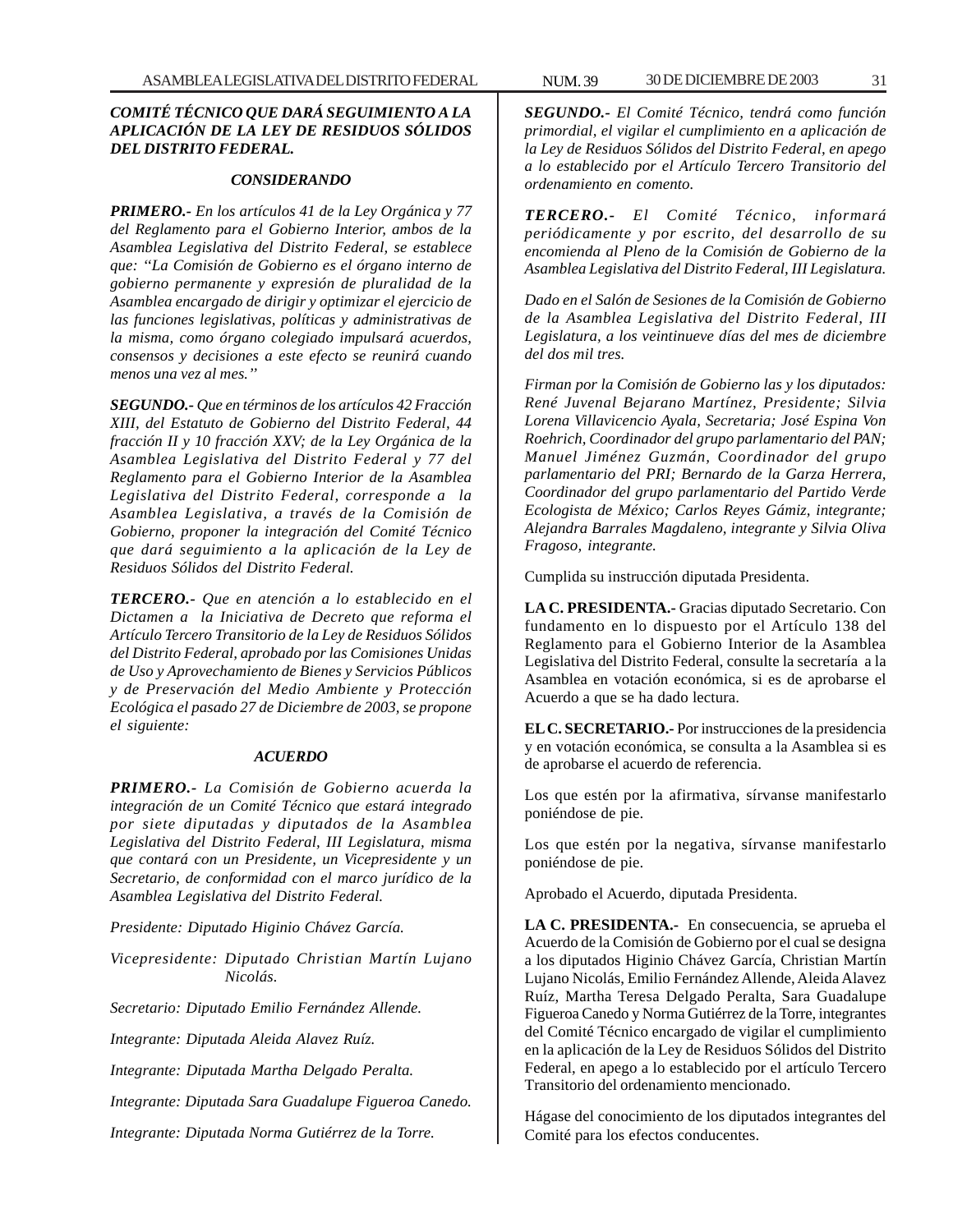***COMITÉ TÉCNICO QUE DARÁ SEGUIMIENTO A LA APLICACIÓN DE LA LEY DE RESIDUOS SÓLIDOS DEL DISTRITO FEDERAL.***

***CONSIDERANDO***

***PRIMERO.-*** *En los artículos 41 de la Ley Orgánica y 77 del Reglamento para el Gobierno Interior, ambos de la Asamblea Legislativa del Distrito Federal, se establece que: "La Comisión de Gobierno es el órgano interno de gobierno permanente y expresión de pluralidad de la Asamblea encargado de dirigir y optimizar el ejercicio de las funciones legislativas, políticas y administrativas de la misma, como órgano colegiado impulsará acuerdos, consensos y decisiones a este efecto se reunirá cuando menos una vez al mes."*

***SEGUNDO.-*** *Que en términos de los artículos 42 Fracción XIII, del Estatuto de Gobierno del Distrito Federal, 44 fracción II y 10 fracción XXV; de la Ley Orgánica de la Asamblea Legislativa del Distrito Federal y 77 del Reglamento para el Gobierno Interior de la Asamblea Legislativa del Distrito Federal, corresponde a la Asamblea Legislativa, a través de la Comisión de Gobierno, proponer la integración del Comité Técnico que dará seguimiento a la aplicación de la Ley de Residuos Sólidos del Distrito Federal.*

***TERCERO.-*** *Que en atención a lo establecido en el Dictamen a la Iniciativa de Decreto que reforma el Artículo Tercero Transitorio de la Ley de Residuos Sólidos del Distrito Federal, aprobado por las Comisiones Unidas de Uso y Aprovechamiento de Bienes y Servicios Públicos y de Preservación del Medio Ambiente y Protección Ecológica el pasado 27 de Diciembre de 2003, se propone el siguiente:*

***ACUERDO***

***PRIMERO.-*** *La Comisión de Gobierno acuerda la integración de un Comité Técnico que estará integrado por siete diputadas y diputados de la Asamblea Legislativa del Distrito Federal, III Legislatura, misma que contará con un Presidente, un Vicepresidente y un Secretario, de conformidad con el marco jurídico de la Asamblea Legislativa del Distrito Federal.*

*Presidente: Diputado Higinio Chávez García.*

*Vicepresidente: Diputado Christian Martín Lujano Nicolás.*

*Secretario: Diputado Emilio Fernández Allende.*

*Integrante: Diputada Aleida Alavez Ruíz.*

*Integrante: Diputada Martha Delgado Peralta.*

*Integrante: Diputada Sara Guadalupe Figueroa Canedo.*

*Integrante: Diputada Norma Gutiérrez de la Torre.*

***SEGUNDO.-*** *El Comité Técnico, tendrá como función primordial, el vigilar el cumplimiento en a aplicación de la Ley de Residuos Sólidos del Distrito Federal, en apego a lo establecido por el Artículo Tercero Transitorio del ordenamiento en comento.*

***TERCERO.-*** *El Comité Técnico, informará periódicamente y por escrito, del desarrollo de su encomienda al Pleno de la Comisión de Gobierno de la Asamblea Legislativa del Distrito Federal, III Legislatura.*

*Dado en el Salón de Sesiones de la Comisión de Gobierno de la Asamblea Legislativa del Distrito Federal, III Legislatura, a los veintinueve días del mes de diciembre del dos mil tres.*

*Firman por la Comisión de Gobierno las y los diputados: René Juvenal Bejarano Martínez, Presidente; Silvia Lorena Villavicencio Ayala, Secretaria; José Espina Von Roehrich, Coordinador del grupo parlamentario del PAN; Manuel Jiménez Guzmán, Coordinador del grupo parlamentario del PRI; Bernardo de la Garza Herrera, Coordinador del grupo parlamentario del Partido Verde Ecologista de México; Carlos Reyes Gámiz, integrante; Alejandra Barrales Magdaleno, integrante y Silvia Oliva Fragoso, integrante.*

Cumplida su instrucción diputada Presidenta.

**LA C. PRESIDENTA.-** Gracias diputado Secretario. Con fundamento en lo dispuesto por el Artículo 138 del Reglamento para el Gobierno Interior de la Asamblea Legislativa del Distrito Federal, consulte la secretaría a la Asamblea en votación económica, si es de aprobarse el Acuerdo a que se ha dado lectura.

**EL C. SECRETARIO.-** Por instrucciones de la presidencia y en votación económica, se consulta a la Asamblea si es de aprobarse el acuerdo de referencia.

Los que estén por la afirmativa, sírvanse manifestarlo poniéndose de pie.

Los que estén por la negativa, sírvanse manifestarlo poniéndose de pie.

Aprobado el Acuerdo, diputada Presidenta.

**LA C. PRESIDENTA.-** En consecuencia, se aprueba el Acuerdo de la Comisión de Gobierno por el cual se designa a los diputados Higinio Chávez García, Christian Martín Lujano Nicolás, Emilio Fernández Allende, Aleida Alavez Ruíz, Martha Teresa Delgado Peralta, Sara Guadalupe Figueroa Canedo y Norma Gutiérrez de la Torre, integrantes del Comité Técnico encargado de vigilar el cumplimiento en la aplicación de la Ley de Residuos Sólidos del Distrito Federal, en apego a lo establecido por el artículo Tercero Transitorio del ordenamiento mencionado.

Hágase del conocimiento de los diputados integrantes del Comité para los efectos conducentes.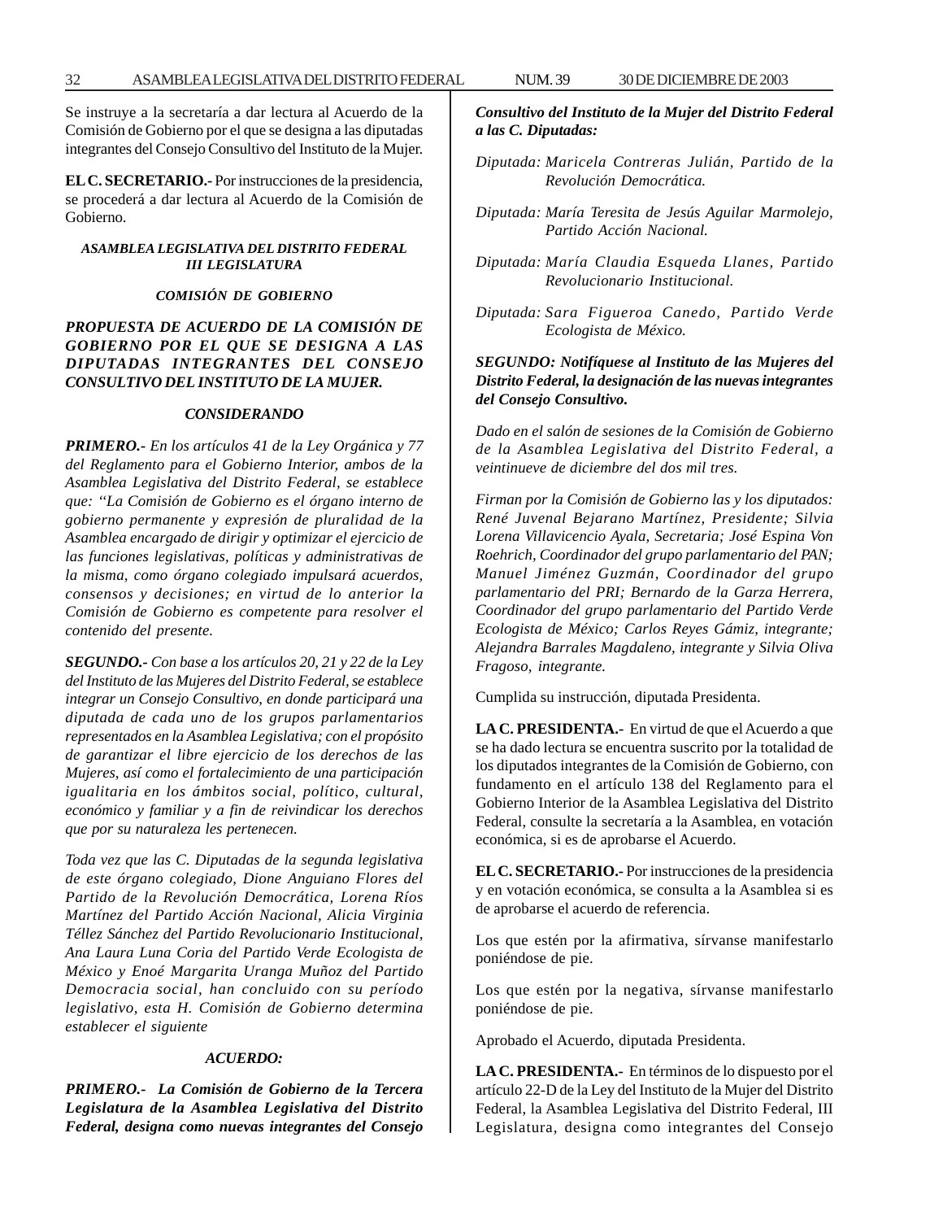Se instruye a la secretaría a dar lectura al Acuerdo de la Comisión de Gobierno por el que se designa a las diputadas integrantes del Consejo Consultivo del Instituto de la Mujer.

**EL C. SECRETARIO.-** Por instrucciones de la presidencia, se procederá a dar lectura al Acuerdo de la Comisión de Gobierno.

***ASAMBLEA LEGISLATIVA DEL DISTRITO FEDERAL III LEGISLATURA***

***COMISIÓN DE GOBIERNO***

***PROPUESTA DE ACUERDO DE LA COMISIÓN DE GOBIERNO POR EL QUE SE DESIGNA A LAS DIPUTADAS INTEGRANTES DEL CONSEJO CONSULTIVO DEL INSTITUTO DE LA MUJER.***

***CONSIDERANDO***

***PRIMERO.-*** *En los artículos 41 de la Ley Orgánica y 77 del Reglamento para el Gobierno Interior, ambos de la Asamblea Legislativa del Distrito Federal, se establece que: "La Comisión de Gobierno es el órgano interno de gobierno permanente y expresión de pluralidad de la Asamblea encargado de dirigir y optimizar el ejercicio de las funciones legislativas, políticas y administrativas de la misma, como órgano colegiado impulsará acuerdos, consensos y decisiones; en virtud de lo anterior la Comisión de Gobierno es competente para resolver el contenido del presente.*

***SEGUNDO.-*** *Con base a los artículos 20, 21 y 22 de la Ley del Instituto de las Mujeres del Distrito Federal, se establece integrar un Consejo Consultivo, en donde participará una diputada de cada uno de los grupos parlamentarios representados en la Asamblea Legislativa; con el propósito de garantizar el libre ejercicio de los derechos de las Mujeres, así como el fortalecimiento de una participación igualitaria en los ámbitos social, político, cultural, económico y familiar y a fin de reivindicar los derechos que por su naturaleza les pertenecen.*

*Toda vez que las C. Diputadas de la segunda legislativa de este órgano colegiado, Dione Anguiano Flores del Partido de la Revolución Democrática, Lorena Ríos Martínez del Partido Acción Nacional, Alicia Virginia Téllez Sánchez del Partido Revolucionario Institucional, Ana Laura Luna Coria del Partido Verde Ecologista de México y Enoé Margarita Uranga Muñoz del Partido Democracia social, han concluido con su período legislativo, esta H. Comisión de Gobierno determina establecer el siguiente*

***ACUERDO:***

***PRIMERO.- La Comisión de Gobierno de la Tercera Legislatura de la Asamblea Legislativa del Distrito Federal, designa como nuevas integrantes del Consejo Consultivo del Instituto de la Mujer del Distrito Federal a las C. Diputadas:***

*Diputada: Maricela Contreras Julián, Partido de la Revolución Democrática.*

*Diputada: María Teresita de Jesús Aguilar Marmolejo, Partido Acción Nacional.*

*Diputada: María Claudia Esqueda Llanes, Partido Revolucionario Institucional.*

*Diputada: Sara Figueroa Canedo, Partido Verde Ecologista de México.*

***SEGUNDO: Notifíquese al Instituto de las Mujeres del Distrito Federal, la designación de las nuevas integrantes del Consejo Consultivo.***

*Dado en el salón de sesiones de la Comisión de Gobierno de la Asamblea Legislativa del Distrito Federal, a veintinueve de diciembre del dos mil tres.*

*Firman por la Comisión de Gobierno las y los diputados: René Juvenal Bejarano Martínez, Presidente; Silvia Lorena Villavicencio Ayala, Secretaria; José Espina Von Roehrich, Coordinador del grupo parlamentario del PAN; Manuel Jiménez Guzmán, Coordinador del grupo parlamentario del PRI; Bernardo de la Garza Herrera, Coordinador del grupo parlamentario del Partido Verde Ecologista de México; Carlos Reyes Gámiz, integrante; Alejandra Barrales Magdaleno, integrante y Silvia Oliva Fragoso, integrante.*

Cumplida su instrucción, diputada Presidenta.

**LA C. PRESIDENTA.-** En virtud de que el Acuerdo a que se ha dado lectura se encuentra suscrito por la totalidad de los diputados integrantes de la Comisión de Gobierno, con fundamento en el artículo 138 del Reglamento para el Gobierno Interior de la Asamblea Legislativa del Distrito Federal, consulte la secretaría a la Asamblea, en votación económica, si es de aprobarse el Acuerdo.

**EL C. SECRETARIO.-** Por instrucciones de la presidencia y en votación económica, se consulta a la Asamblea si es de aprobarse el acuerdo de referencia.

Los que estén por la afirmativa, sírvanse manifestarlo poniéndose de pie.

Los que estén por la negativa, sírvanse manifestarlo poniéndose de pie.

Aprobado el Acuerdo, diputada Presidenta.

**LA C. PRESIDENTA.-** En términos de lo dispuesto por el artículo 22-D de la Ley del Instituto de la Mujer del Distrito Federal, la Asamblea Legislativa del Distrito Federal, III Legislatura, designa como integrantes del Consejo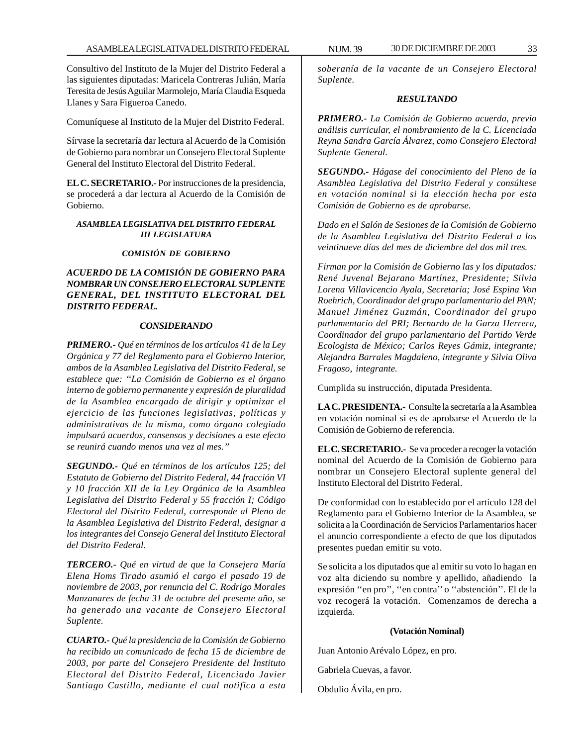Consultivo del Instituto de la Mujer del Distrito Federal a las siguientes diputadas: Maricela Contreras Julián, María Teresita de Jesús Aguilar Marmolejo, María Claudia Esqueda Llanes y Sara Figueroa Canedo.

Comuníquese al Instituto de la Mujer del Distrito Federal.

Sírvase la secretaría dar lectura al Acuerdo de la Comisión de Gobierno para nombrar un Consejero Electoral Suplente General del Instituto Electoral del Distrito Federal.

**EL C. SECRETARIO.-** Por instrucciones de la presidencia, se procederá a dar lectura al Acuerdo de la Comisión de Gobierno.

***ASAMBLEA LEGISLATIVA DEL DISTRITO FEDERAL III LEGISLATURA***

***COMISIÓN DE GOBIERNO***

***ACUERDO DE LA COMISIÓN DE GOBIERNO PARA NOMBRAR UN CONSEJERO ELECTORAL SUPLENTE GENERAL, DEL INSTITUTO ELECTORAL DEL DISTRITO FEDERAL.***

***CONSIDERANDO***

***PRIMERO.-*** *Qué en términos de los artículos 41 de la Ley Orgánica y 77 del Reglamento para el Gobierno Interior, ambos de la Asamblea Legislativa del Distrito Federal, se establece que: ''La Comisión de Gobierno es el órgano interno de gobierno permanente y expresión de pluralidad de la Asamblea encargado de dirigir y optimizar el ejercicio de las funciones legislativas, políticas y administrativas de la misma, como órgano colegiado impulsará acuerdos, consensos y decisiones a este efecto se reunirá cuando menos una vez al mes.''*

***SEGUNDO.-*** *Qué en términos de los artículos 125; del Estatuto de Gobierno del Distrito Federal, 44 fracción VI y 10 fracción XII de la Ley Orgánica de la Asamblea Legislativa del Distrito Federal y 55 fracción I; Código Electoral del Distrito Federal, corresponde al Pleno de la Asamblea Legislativa del Distrito Federal, designar a los integrantes del Consejo General del Instituto Electoral del Distrito Federal.*

***TERCERO.-*** *Qué en virtud de que la Consejera María Elena Homs Tirado asumió el cargo el pasado 19 de noviembre de 2003, por renuncia del C. Rodrigo Morales Manzanares de fecha 31 de octubre del presente año, se ha generado una vacante de Consejero Electoral Suplente.*

***CUARTO.-*** *Qué la presidencia de la Comisión de Gobierno ha recibido un comunicado de fecha 15 de diciembre de 2003, por parte del Consejero Presidente del Instituto Electoral del Distrito Federal, Licenciado Javier Santiago Castillo, mediante el cual notifica a esta soberanía de la vacante de un Consejero Electoral Suplente.*

***RESULTANDO***

***PRIMERO.-*** *La Comisión de Gobierno acuerda, previo análisis curricular, el nombramiento de la C. Licenciada Reyna Sandra García Álvarez, como Consejero Electoral Suplente General.*

***SEGUNDO.-*** *Hágase del conocimiento del Pleno de la Asamblea Legislativa del Distrito Federal y consúltese en votación nominal si la elección hecha por esta Comisión de Gobierno es de aprobarse.*

*Dado en el Salón de Sesiones de la Comisión de Gobierno de la Asamblea Legislativa del Distrito Federal a los veintinueve días del mes de diciembre del dos mil tres.*

*Firman por la Comisión de Gobierno las y los diputados: René Juvenal Bejarano Martínez, Presidente; Silvia Lorena Villavicencio Ayala, Secretaria; José Espina Von Roehrich, Coordinador del grupo parlamentario del PAN; Manuel Jiménez Guzmán, Coordinador del grupo parlamentario del PRI; Bernardo de la Garza Herrera, Coordinador del grupo parlamentario del Partido Verde Ecologista de México; Carlos Reyes Gámiz, integrante; Alejandra Barrales Magdaleno, integrante y Silvia Oliva Fragoso, integrante.*

Cumplida su instrucción, diputada Presidenta.

**LA C. PRESIDENTA.-** Consulte la secretaría a la Asamblea en votación nominal si es de aprobarse el Acuerdo de la Comisión de Gobierno de referencia.

**EL C. SECRETARIO.-** Se va proceder a recoger la votación nominal del Acuerdo de la Comisión de Gobierno para nombrar un Consejero Electoral suplente general del Instituto Electoral del Distrito Federal.

De conformidad con lo establecido por el artículo 128 del Reglamento para el Gobierno Interior de la Asamblea, se solicita a la Coordinación de Servicios Parlamentarios hacer el anuncio correspondiente a efecto de que los diputados presentes puedan emitir su voto.

Se solicita a los diputados que al emitir su voto lo hagan en voz alta diciendo su nombre y apellido, añadiendo la expresión ''en pro'', ''en contra'' o ''abstención''. El de la voz recogerá la votación. Comenzamos de derecha a izquierda.

**(Votación Nominal)**

Juan Antonio Arévalo López, en pro.

Gabriela Cuevas, a favor.

Obdulio Ávila, en pro.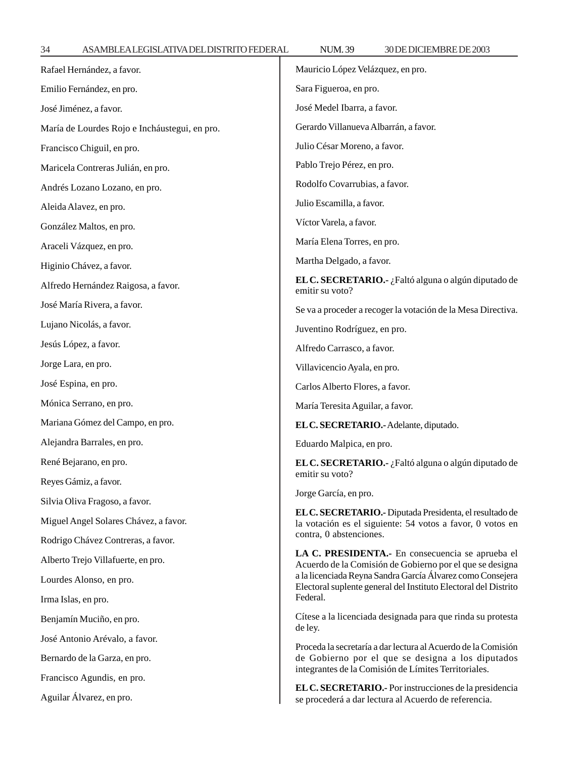Rafael Hernández, a favor.

Emilio Fernández, en pro.

José Jiménez, a favor.

María de Lourdes Rojo e Incháustegui, en pro.

Francisco Chiguil, en pro.

Maricela Contreras Julián, en pro.

Andrés Lozano Lozano, en pro.

Aleida Alavez, en pro.

González Maltos, en pro.

Araceli Vázquez, en pro.

Higinio Chávez, a favor.

Alfredo Hernández Raigosa, a favor.

José María Rivera, a favor.

Lujano Nicolás, a favor.

Jesús López, a favor.

Jorge Lara, en pro.

José Espina, en pro.

Mónica Serrano, en pro.

Mariana Gómez del Campo, en pro.

Alejandra Barrales, en pro.

René Bejarano, en pro.

Reyes Gámiz, a favor.

Silvia Oliva Fragoso, a favor.

Miguel Angel Solares Chávez, a favor.

Rodrigo Chávez Contreras, a favor.

Alberto Trejo Villafuerte, en pro.

Lourdes Alonso, en pro.

Irma Islas, en pro.

Benjamín Muciño, en pro.

José Antonio Arévalo, a favor.

Bernardo de la Garza, en pro.

Francisco Agundis, en pro.

Aguilar Álvarez, en pro.

Mauricio López Velázquez, en pro.

Sara Figueroa, en pro.

José Medel Ibarra, a favor.

Gerardo Villanueva Albarrán, a favor.

Julio César Moreno, a favor.

Pablo Trejo Pérez, en pro.

Rodolfo Covarrubias, a favor.

Julio Escamilla, a favor.

Víctor Varela, a favor.

María Elena Torres, en pro.

Martha Delgado, a favor.

**EL C. SECRETARIO.-** ¿Faltó alguna o algún diputado de emitir su voto?

Se va a proceder a recoger la votación de la Mesa Directiva.

Juventino Rodríguez, en pro.

Alfredo Carrasco, a favor.

Villavicencio Ayala, en pro.

Carlos Alberto Flores, a favor.

María Teresita Aguilar, a favor.

**EL C. SECRETARIO.-** Adelante, diputado.

Eduardo Malpica, en pro.

**EL C. SECRETARIO.-** ¿Faltó alguna o algún diputado de emitir su voto?

Jorge García, en pro.

**EL C. SECRETARIO.-** Diputada Presidenta, el resultado de la votación es el siguiente: 54 votos a favor, 0 votos en contra, 0 abstenciones.

**LA C. PRESIDENTA.-** En consecuencia se aprueba el Acuerdo de la Comisión de Gobierno por el que se designa a la licenciada Reyna Sandra García Álvarez como Consejera Electoral suplente general del Instituto Electoral del Distrito Federal.

Cítese a la licenciada designada para que rinda su protesta de ley.

Proceda la secretaría a dar lectura al Acuerdo de la Comisión de Gobierno por el que se designa a los diputados integrantes de la Comisión de Límites Territoriales.

**EL C. SECRETARIO.-** Por instrucciones de la presidencia se procederá a dar lectura al Acuerdo de referencia.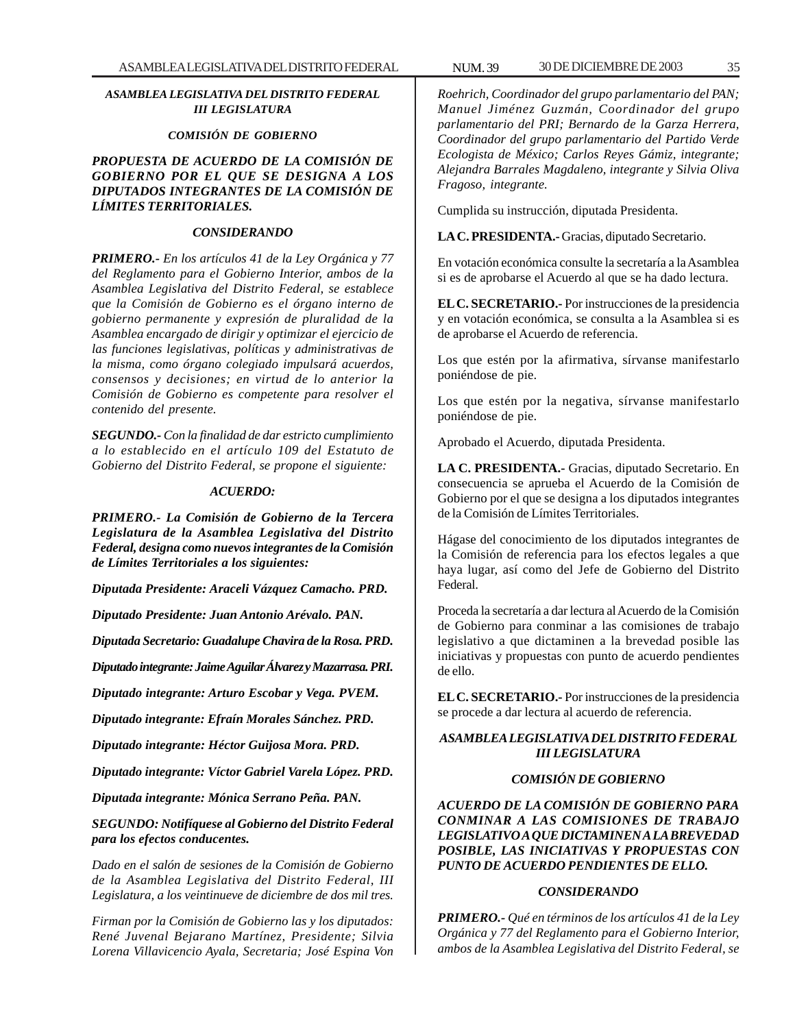***ASAMBLEA LEGISLATIVA DEL DISTRITO FEDERAL***
***III LEGISLATURA***

***COMISIÓN DE GOBIERNO***

***PROPUESTA DE ACUERDO DE LA COMISIÓN DE GOBIERNO POR EL QUE SE DESIGNA A LOS DIPUTADOS INTEGRANTES DE LA COMISIÓN DE LÍMITES TERRITORIALES.***

***CONSIDERANDO***

***PRIMERO.-*** *En los artículos 41 de la Ley Orgánica y 77 del Reglamento para el Gobierno Interior, ambos de la Asamblea Legislativa del Distrito Federal, se establece que la Comisión de Gobierno es el órgano interno de gobierno permanente y expresión de pluralidad de la Asamblea encargado de dirigir y optimizar el ejercicio de las funciones legislativas, políticas y administrativas de la misma, como órgano colegiado impulsará acuerdos, consensos y decisiones; en virtud de lo anterior la Comisión de Gobierno es competente para resolver el contenido del presente.*

***SEGUNDO.-*** *Con la finalidad de dar estricto cumplimiento a lo establecido en el artículo 109 del Estatuto de Gobierno del Distrito Federal, se propone el siguiente:*

***ACUERDO:***

***PRIMERO.- La Comisión de Gobierno de la Tercera Legislatura de la Asamblea Legislativa del Distrito Federal, designa como nuevos integrantes de la Comisión de Límites Territoriales a los siguientes:***

***Diputada Presidente: Araceli Vázquez Camacho. PRD.***

***Diputado Presidente: Juan Antonio Arévalo. PAN.***

***Diputada Secretario: Guadalupe Chavira de la Rosa. PRD.***

***Diputado integrante: Jaime Aguilar Álvarez y Mazarrasa. PRI.***

***Diputado integrante: Arturo Escobar y Vega. PVEM.***

***Diputado integrante: Efraín Morales Sánchez. PRD.***

***Diputado integrante: Héctor Guijosa Mora. PRD.***

***Diputado integrante: Víctor Gabriel Varela López. PRD.***

***Diputada integrante: Mónica Serrano Peña. PAN.***

***SEGUNDO: Notifíquese al Gobierno del Distrito Federal para los efectos conducentes.***

*Dado en el salón de sesiones de la Comisión de Gobierno de la Asamblea Legislativa del Distrito Federal, III Legislatura, a los veintinueve de diciembre de dos mil tres.*

*Firman por la Comisión de Gobierno las y los diputados: René Juvenal Bejarano Martínez, Presidente; Silvia Lorena Villavicencio Ayala, Secretaria; José Espina Von Roehrich, Coordinador del grupo parlamentario del PAN; Manuel Jiménez Guzmán, Coordinador del grupo parlamentario del PRI; Bernardo de la Garza Herrera, Coordinador del grupo parlamentario del Partido Verde Ecologista de México; Carlos Reyes Gámiz, integrante; Alejandra Barrales Magdaleno, integrante y Silvia Oliva Fragoso, integrante.*

Cumplida su instrucción, diputada Presidenta.

**LA C. PRESIDENTA.-** Gracias, diputado Secretario.

En votación económica consulte la secretaría a la Asamblea si es de aprobarse el Acuerdo al que se ha dado lectura.

**EL C. SECRETARIO.-** Por instrucciones de la presidencia y en votación económica, se consulta a la Asamblea si es de aprobarse el Acuerdo de referencia.

Los que estén por la afirmativa, sírvanse manifestarlo poniéndose de pie.

Los que estén por la negativa, sírvanse manifestarlo poniéndose de pie.

Aprobado el Acuerdo, diputada Presidenta.

**LA C. PRESIDENTA.-** Gracias, diputado Secretario. En consecuencia se aprueba el Acuerdo de la Comisión de Gobierno por el que se designa a los diputados integrantes de la Comisión de Límites Territoriales.

Hágase del conocimiento de los diputados integrantes de la Comisión de referencia para los efectos legales a que haya lugar, así como del Jefe de Gobierno del Distrito Federal.

Proceda la secretaría a dar lectura al Acuerdo de la Comisión de Gobierno para conminar a las comisiones de trabajo legislativo a que dictaminen a la brevedad posible las iniciativas y propuestas con punto de acuerdo pendientes de ello.

**EL C. SECRETARIO.-** Por instrucciones de la presidencia se procede a dar lectura al acuerdo de referencia.

***ASAMBLEA LEGISLATIVA DEL DISTRITO FEDERAL***
***III LEGISLATURA***

***COMISIÓN DE GOBIERNO***

***ACUERDO DE LA COMISIÓN DE GOBIERNO PARA CONMINAR A LAS COMISIONES DE TRABAJO LEGISLATIVO A QUE DICTAMINEN A LA BREVEDAD POSIBLE, LAS INICIATIVAS Y PROPUESTAS CON PUNTO DE ACUERDO PENDIENTES DE ELLO.***

***CONSIDERANDO***

***PRIMERO.-*** *Qué en términos de los artículos 41 de la Ley Orgánica y 77 del Reglamento para el Gobierno Interior, ambos de la Asamblea Legislativa del Distrito Federal, se*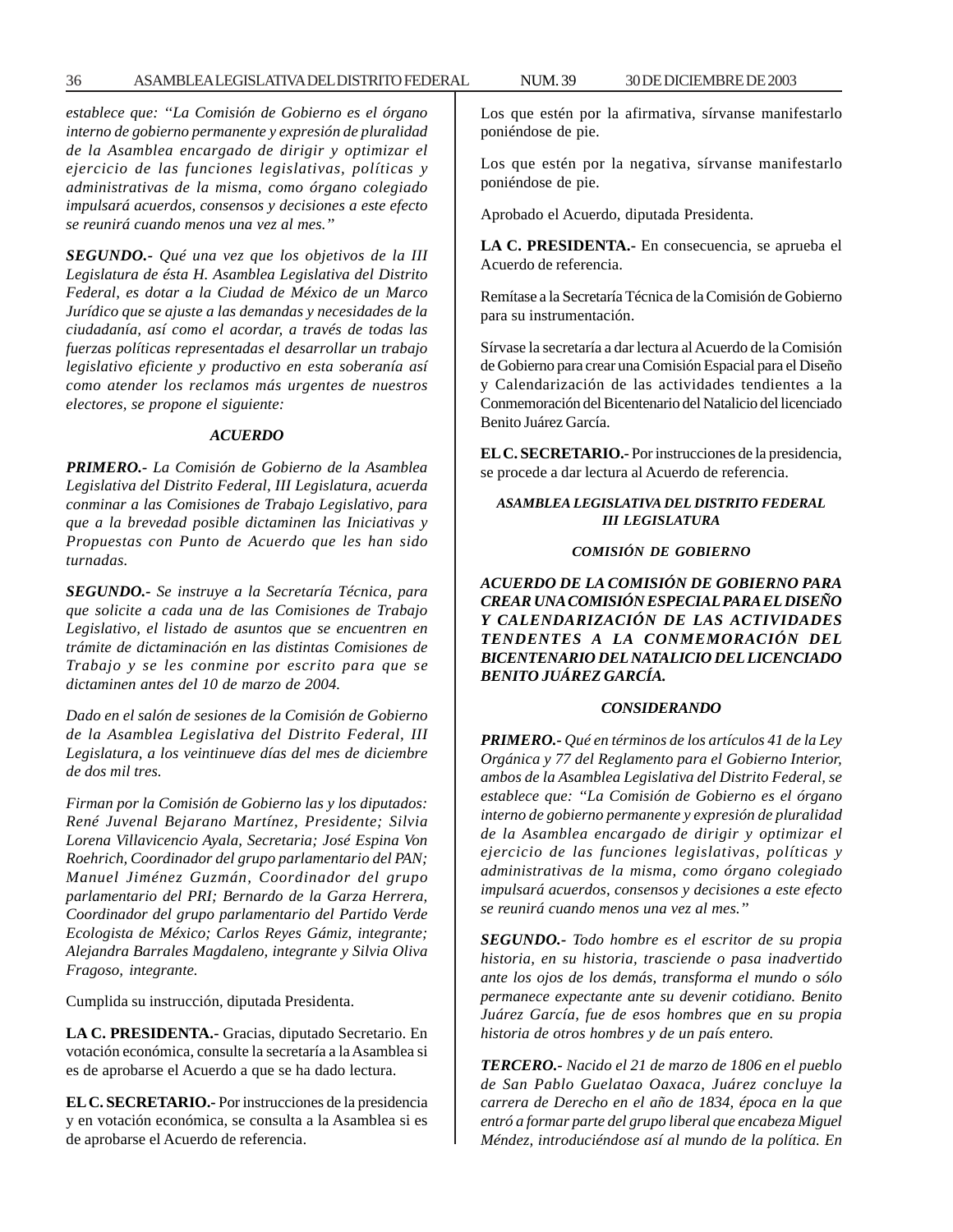*establece que: "La Comisión de Gobierno es el órgano interno de gobierno permanente y expresión de pluralidad de la Asamblea encargado de dirigir y optimizar el ejercicio de las funciones legislativas, políticas y administrativas de la misma, como órgano colegiado impulsará acuerdos, consensos y decisiones a este efecto se reunirá cuando menos una vez al mes."*

***SEGUNDO.-*** *Qué una vez que los objetivos de la III Legislatura de ésta H. Asamblea Legislativa del Distrito Federal, es dotar a la Ciudad de México de un Marco Jurídico que se ajuste a las demandas y necesidades de la ciudadanía, así como el acordar, a través de todas las fuerzas políticas representadas el desarrollar un trabajo legislativo eficiente y productivo en esta soberanía así como atender los reclamos más urgentes de nuestros electores, se propone el siguiente:*

***ACUERDO***

***PRIMERO.-*** *La Comisión de Gobierno de la Asamblea Legislativa del Distrito Federal, III Legislatura, acuerda conminar a las Comisiones de Trabajo Legislativo, para que a la brevedad posible dictaminen las Iniciativas y Propuestas con Punto de Acuerdo que les han sido turnadas.*

***SEGUNDO.-*** *Se instruye a la Secretaría Técnica, para que solicite a cada una de las Comisiones de Trabajo Legislativo, el listado de asuntos que se encuentren en trámite de dictaminación en las distintas Comisiones de Trabajo y se les conmine por escrito para que se dictaminen antes del 10 de marzo de 2004.*

*Dado en el salón de sesiones de la Comisión de Gobierno de la Asamblea Legislativa del Distrito Federal, III Legislatura, a los veintinueve días del mes de diciembre de dos mil tres.*

*Firman por la Comisión de Gobierno las y los diputados: René Juvenal Bejarano Martínez, Presidente; Silvia Lorena Villavicencio Ayala, Secretaria; José Espina Von Roehrich, Coordinador del grupo parlamentario del PAN; Manuel Jiménez Guzmán, Coordinador del grupo parlamentario del PRI; Bernardo de la Garza Herrera, Coordinador del grupo parlamentario del Partido Verde Ecologista de México; Carlos Reyes Gámiz, integrante; Alejandra Barrales Magdaleno, integrante y Silvia Oliva Fragoso, integrante.*

Cumplida su instrucción, diputada Presidenta.

**LA C. PRESIDENTA.-** Gracias, diputado Secretario. En votación económica, consulte la secretaría a la Asamblea si es de aprobarse el Acuerdo a que se ha dado lectura.

**EL C. SECRETARIO.-** Por instrucciones de la presidencia y en votación económica, se consulta a la Asamblea si es de aprobarse el Acuerdo de referencia.

Los que estén por la afirmativa, sírvanse manifestarlo poniéndose de pie.

Los que estén por la negativa, sírvanse manifestarlo poniéndose de pie.

Aprobado el Acuerdo, diputada Presidenta.

**LA C. PRESIDENTA.-** En consecuencia, se aprueba el Acuerdo de referencia.

Remítase a la Secretaría Técnica de la Comisión de Gobierno para su instrumentación.

Sírvase la secretaría a dar lectura al Acuerdo de la Comisión de Gobierno para crear una Comisión Espacial para el Diseño y Calendarización de las actividades tendientes a la Conmemoración del Bicentenario del Natalicio del licenciado Benito Juárez García.

**EL C. SECRETARIO.-** Por instrucciones de la presidencia, se procede a dar lectura al Acuerdo de referencia.

***ASAMBLEA LEGISLATIVA DEL DISTRITO FEDERAL III LEGISLATURA***

***COMISIÓN DE GOBIERNO***

***ACUERDO DE LA COMISIÓN DE GOBIERNO PARA CREAR UNA COMISIÓN ESPECIAL PARA EL DISEÑO Y CALENDARIZACIÓN DE LAS ACTIVIDADES TENDENTES A LA CONMEMORACIÓN DEL BICENTENARIO DEL NATALICIO DEL LICENCIADO BENITO JUÁREZ GARCÍA.***

***CONSIDERANDO***

***PRIMERO.-*** *Qué en términos de los artículos 41 de la Ley Orgánica y 77 del Reglamento para el Gobierno Interior, ambos de la Asamblea Legislativa del Distrito Federal, se establece que: "La Comisión de Gobierno es el órgano interno de gobierno permanente y expresión de pluralidad de la Asamblea encargado de dirigir y optimizar el ejercicio de las funciones legislativas, políticas y administrativas de la misma, como órgano colegiado impulsará acuerdos, consensos y decisiones a este efecto se reunirá cuando menos una vez al mes."*

***SEGUNDO.-*** *Todo hombre es el escritor de su propia historia, en su historia, trasciende o pasa inadvertido ante los ojos de los demás, transforma el mundo o sólo permanece expectante ante su devenir cotidiano. Benito Juárez García, fue de esos hombres que en su propia historia de otros hombres y de un país entero.*

***TERCERO.-*** *Nacido el 21 de marzo de 1806 en el pueblo de San Pablo Guelatao Oaxaca, Juárez concluye la carrera de Derecho en el año de 1834, época en la que entró a formar parte del grupo liberal que encabeza Miguel Méndez, introduciéndose así al mundo de la política. En*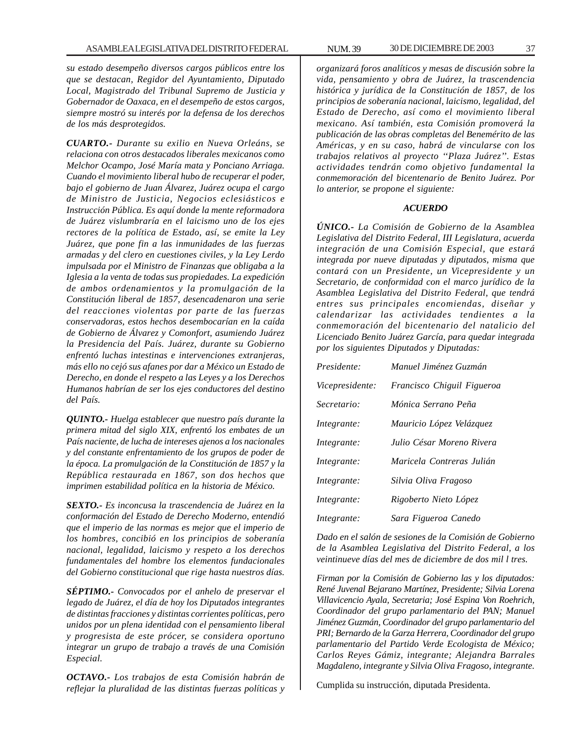*su estado desempeño diversos cargos públicos entre los que se destacan, Regidor del Ayuntamiento, Diputado Local, Magistrado del Tribunal Supremo de Justicia y Gobernador de Oaxaca, en el desempeño de estos cargos, siempre mostró su interés por la defensa de los derechos de los más desprotegidos.*

***CUARTO.-*** *Durante su exilio en Nueva Orleáns, se relaciona con otros destacados liberales mexicanos como Melchor Ocampo, José María mata y Ponciano Arriaga. Cuando el movimiento liberal hubo de recuperar el poder, bajo el gobierno de Juan Álvarez, Juárez ocupa el cargo de Ministro de Justicia, Negocios eclesiásticos e Instrucción Pública. Es aquí donde la mente reformadora de Juárez vislumbraría en el laicismo uno de los ejes rectores de la política de Estado, así, se emite la Ley Juárez, que pone fin a las inmunidades de las fuerzas armadas y del clero en cuestiones civiles, y la Ley Lerdo impulsada por el Ministro de Finanzas que obligaba a la Iglesia a la venta de todas sus propiedades. La expedición de ambos ordenamientos y la promulgación de la Constitución liberal de 1857, desencadenaron una serie del reacciones violentas por parte de las fuerzas conservadoras, estos hechos desembocarían en la caída de Gobierno de Álvarez y Comonfort, asumiendo Juárez la Presidencia del País. Juárez, durante su Gobierno enfrentó luchas intestinas e intervenciones extranjeras, más ello no cejó sus afanes por dar a México un Estado de Derecho, en donde el respeto a las Leyes y a los Derechos Humanos habrían de ser los ejes conductores del destino del País.*

***QUINTO.-*** *Huelga establecer que nuestro país durante la primera mitad del siglo XIX, enfrentó los embates de un País naciente, de lucha de intereses ajenos a los nacionales y del constante enfrentamiento de los grupos de poder de la época. La promulgación de la Constitución de 1857 y la República restaurada en 1867, son dos hechos que imprimen estabilidad política en la historia de México.*

***SEXTO.-*** *Es inconcusa la trascendencia de Juárez en la conformación del Estado de Derecho Moderno, entendió que el imperio de las normas es mejor que el imperio de los hombres, concibió en los principios de soberanía nacional, legalidad, laicismo y respeto a los derechos fundamentales del hombre los elementos fundacionales del Gobierno constitucional que rige hasta nuestros días.*

***SÉPTIMO.-*** *Convocados por el anhelo de preservar el legado de Juárez, el día de hoy los Diputados integrantes de distintas fracciones y distintas corrientes políticas, pero unidos por un plena identidad con el pensamiento liberal y progresista de este prócer, se considera oportuno integrar un grupo de trabajo a través de una Comisión Especial.*

***OCTAVO.-*** *Los trabajos de esta Comisión habrán de reflejar la pluralidad de las distintas fuerzas políticas y organizará foros analíticos y mesas de discusión sobre la vida, pensamiento y obra de Juárez, la trascendencia histórica y jurídica de la Constitución de 1857, de los principios de soberanía nacional, laicismo, legalidad, del Estado de Derecho, así como el movimiento liberal mexicano. Así también, esta Comisión promoverá la publicación de las obras completas del Benemérito de las Américas, y en su caso, habrá de vincularse con los trabajos relativos al proyecto "Plaza Juárez". Estas actividades tendrán como objetivo fundamental la conmemoración del bicentenario de Benito Juárez. Por lo anterior, se propone el siguiente:*

***ACUERDO***

***ÚNICO.-*** *La Comisión de Gobierno de la Asamblea Legislativa del Distrito Federal, III Legislatura, acuerda integración de una Comisión Especial, que estará integrada por nueve diputadas y diputados, misma que contará con un Presidente, un Vicepresidente y un Secretario, de conformidad con el marco jurídico de la Asamblea Legislativa del Distrito Federal, que tendrá entres sus principales encomiendas, diseñar y calendarizar las actividades tendientes a la conmemoración del bicentenario del natalicio del Licenciado Benito Juárez García, para quedar integrada por los siguientes Diputados y Diputadas:*

| | |
|---|---|
| *Presidente:* | *Manuel Jiménez Guzmán* |
| *Vicepresidente:* | *Francisco Chiguil Figueroa* |
| *Secretario:* | *Mónica Serrano Peña* |
| *Integrante:* | *Mauricio López Velázquez* |
| *Integrante:* | *Julio César Moreno Rivera* |
| *Integrante:* | *Maricela Contreras Julián* |
| *Integrante:* | *Silvia Oliva Fragoso* |
| *Integrante:* | *Rigoberto Nieto López* |
| *Integrante:* | *Sara Figueroa Canedo* |

*Dado en el salón de sesiones de la Comisión de Gobierno de la Asamblea Legislativa del Distrito Federal, a los veintinueve días del mes de diciembre de dos mil l tres.*

*Firman por la Comisión de Gobierno las y los diputados: René Juvenal Bejarano Martínez, Presidente; Silvia Lorena Villavicencio Ayala, Secretaria; José Espina Von Roehrich, Coordinador del grupo parlamentario del PAN; Manuel Jiménez Guzmán, Coordinador del grupo parlamentario del PRI; Bernardo de la Garza Herrera, Coordinador del grupo parlamentario del Partido Verde Ecologista de México; Carlos Reyes Gámiz, integrante; Alejandra Barrales Magdaleno, integrante y Silvia Oliva Fragoso, integrante.*

Cumplida su instrucción, diputada Presidenta.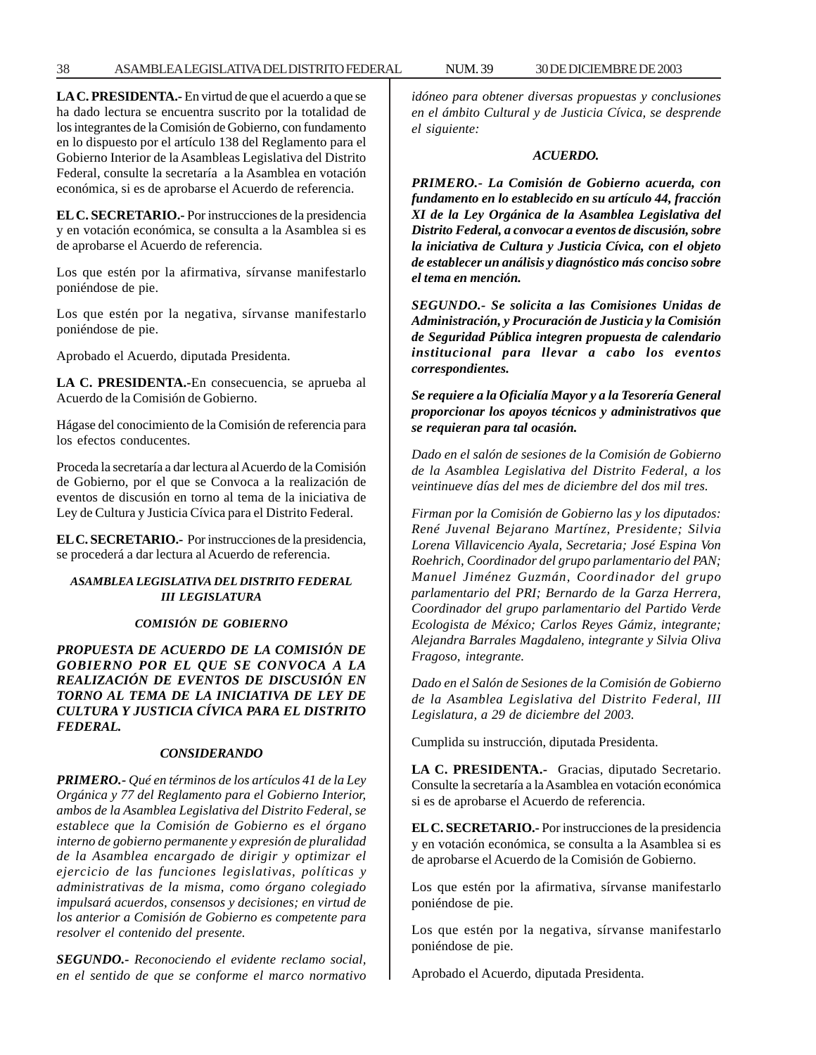**LA C. PRESIDENTA.-** En virtud de que el acuerdo a que se ha dado lectura se encuentra suscrito por la totalidad de los integrantes de la Comisión de Gobierno, con fundamento en lo dispuesto por el artículo 138 del Reglamento para el Gobierno Interior de la Asambleas Legislativa del Distrito Federal, consulte la secretaría a la Asamblea en votación económica, si es de aprobarse el Acuerdo de referencia.

**EL C. SECRETARIO.-** Por instrucciones de la presidencia y en votación económica, se consulta a la Asamblea si es de aprobarse el Acuerdo de referencia.

Los que estén por la afirmativa, sírvanse manifestarlo poniéndose de pie.

Los que estén por la negativa, sírvanse manifestarlo poniéndose de pie.

Aprobado el Acuerdo, diputada Presidenta.

**LA C. PRESIDENTA.-**En consecuencia, se aprueba al Acuerdo de la Comisión de Gobierno.

Hágase del conocimiento de la Comisión de referencia para los efectos conducentes.

Proceda la secretaría a dar lectura al Acuerdo de la Comisión de Gobierno, por el que se Convoca a la realización de eventos de discusión en torno al tema de la iniciativa de Ley de Cultura y Justicia Cívica para el Distrito Federal.

**EL C. SECRETARIO.-** Por instrucciones de la presidencia, se procederá a dar lectura al Acuerdo de referencia.

***ASAMBLEA LEGISLATIVA DEL DISTRITO FEDERAL***
***III LEGISLATURA***

***COMISIÓN DE GOBIERNO***

***PROPUESTA DE ACUERDO DE LA COMISIÓN DE GOBIERNO POR EL QUE SE CONVOCA A LA REALIZACIÓN DE EVENTOS DE DISCUSIÓN EN TORNO AL TEMA DE LA INICIATIVA DE LEY DE CULTURA Y JUSTICIA CÍVICA PARA EL DISTRITO FEDERAL.***

***CONSIDERANDO***

***PRIMERO.-*** *Qué en términos de los artículos 41 de la Ley Orgánica y 77 del Reglamento para el Gobierno Interior, ambos de la Asamblea Legislativa del Distrito Federal, se establece que la Comisión de Gobierno es el órgano interno de gobierno permanente y expresión de pluralidad de la Asamblea encargado de dirigir y optimizar el ejercicio de las funciones legislativas, políticas y administrativas de la misma, como órgano colegiado impulsará acuerdos, consensos y decisiones; en virtud de los anterior a Comisión de Gobierno es competente para resolver el contenido del presente.*

***SEGUNDO.-*** *Reconociendo el evidente reclamo social, en el sentido de que se conforme el marco normativo idóneo para obtener diversas propuestas y conclusiones en el ámbito Cultural y de Justicia Cívica, se desprende el siguiente:*

***ACUERDO.***

***PRIMERO.- La Comisión de Gobierno acuerda, con fundamento en lo establecido en su artículo 44, fracción XI de la Ley Orgánica de la Asamblea Legislativa del Distrito Federal, a convocar a eventos de discusión, sobre la iniciativa de Cultura y Justicia Cívica, con el objeto de establecer un análisis y diagnóstico más conciso sobre el tema en mención.***

***SEGUNDO.- Se solicita a las Comisiones Unidas de Administración, y Procuración de Justicia y la Comisión de Seguridad Pública integren propuesta de calendario institucional para llevar a cabo los eventos correspondientes.***

***Se requiere a la Oficialía Mayor y a la Tesorería General proporcionar los apoyos técnicos y administrativos que se requieran para tal ocasión.***

*Dado en el salón de sesiones de la Comisión de Gobierno de la Asamblea Legislativa del Distrito Federal, a los veintinueve días del mes de diciembre del dos mil tres.*

*Firman por la Comisión de Gobierno las y los diputados: René Juvenal Bejarano Martínez, Presidente; Silvia Lorena Villavicencio Ayala, Secretaria; José Espina Von Roehrich, Coordinador del grupo parlamentario del PAN; Manuel Jiménez Guzmán, Coordinador del grupo parlamentario del PRI; Bernardo de la Garza Herrera, Coordinador del grupo parlamentario del Partido Verde Ecologista de México; Carlos Reyes Gámiz, integrante; Alejandra Barrales Magdaleno, integrante y Silvia Oliva Fragoso, integrante.*

*Dado en el Salón de Sesiones de la Comisión de Gobierno de la Asamblea Legislativa del Distrito Federal, III Legislatura, a 29 de diciembre del 2003.*

Cumplida su instrucción, diputada Presidenta.

**LA C. PRESIDENTA.-** Gracias, diputado Secretario. Consulte la secretaría a la Asamblea en votación económica si es de aprobarse el Acuerdo de referencia.

**EL C. SECRETARIO.-** Por instrucciones de la presidencia y en votación económica, se consulta a la Asamblea si es de aprobarse el Acuerdo de la Comisión de Gobierno.

Los que estén por la afirmativa, sírvanse manifestarlo poniéndose de pie.

Los que estén por la negativa, sírvanse manifestarlo poniéndose de pie.

Aprobado el Acuerdo, diputada Presidenta.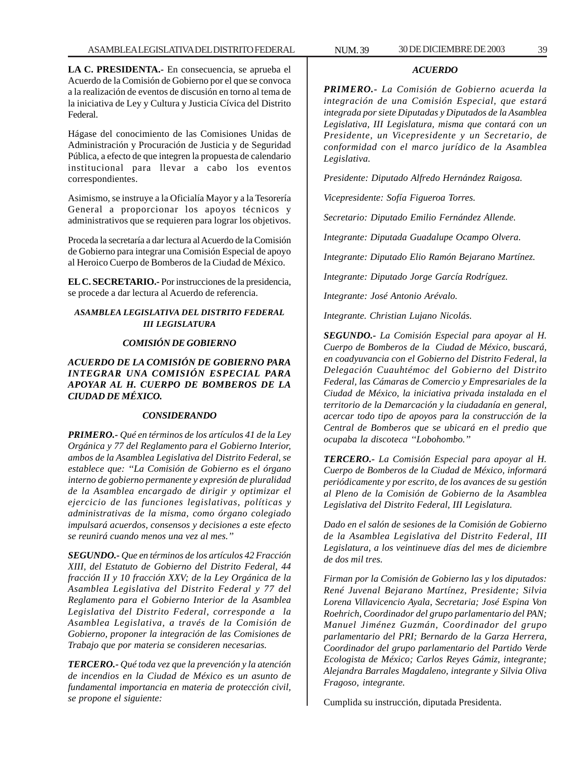**LA C. PRESIDENTA.-** En consecuencia, se aprueba el Acuerdo de la Comisión de Gobierno por el que se convoca a la realización de eventos de discusión en torno al tema de la iniciativa de Ley y Cultura y Justicia Cívica del Distrito Federal.

Hágase del conocimiento de las Comisiones Unidas de Administración y Procuración de Justicia y de Seguridad Pública, a efecto de que integren la propuesta de calendario institucional para llevar a cabo los eventos correspondientes.

Asimismo, se instruye a la Oficialía Mayor y a la Tesorería General a proporcionar los apoyos técnicos y administrativos que se requieren para lograr los objetivos.

Proceda la secretaría a dar lectura al Acuerdo de la Comisión de Gobierno para integrar una Comisión Especial de apoyo al Heroico Cuerpo de Bomberos de la Ciudad de México.

**EL C. SECRETARIO.-** Por instrucciones de la presidencia, se procede a dar lectura al Acuerdo de referencia.

***ASAMBLEA LEGISLATIVA DEL DISTRITO FEDERAL III LEGISLATURA***

***COMISIÓN DE GOBIERNO***

***ACUERDO DE LA COMISIÓN DE GOBIERNO PARA INTEGRAR UNA COMISIÓN ESPECIAL PARA APOYAR AL H. CUERPO DE BOMBEROS DE LA CIUDAD DE MÉXICO.***

***CONSIDERANDO***

***PRIMERO.-*** *Qué en términos de los artículos 41 de la Ley Orgánica y 77 del Reglamento para el Gobierno Interior, ambos de la Asamblea Legislativa del Distrito Federal, se establece que: ''La Comisión de Gobierno es el órgano interno de gobierno permanente y expresión de pluralidad de la Asamblea encargado de dirigir y optimizar el ejercicio de las funciones legislativas, políticas y administrativas de la misma, como órgano colegiado impulsará acuerdos, consensos y decisiones a este efecto se reunirá cuando menos una vez al mes.''*

***SEGUNDO.-*** *Que en términos de los artículos 42 Fracción XIII, del Estatuto de Gobierno del Distrito Federal, 44 fracción II y 10 fracción XXV; de la Ley Orgánica de la Asamblea Legislativa del Distrito Federal y 77 del Reglamento para el Gobierno Interior de la Asamblea Legislativa del Distrito Federal, corresponde a la Asamblea Legislativa, a través de la Comisión de Gobierno, proponer la integración de las Comisiones de Trabajo que por materia se consideren necesarias.*

***TERCERO.-*** *Qué toda vez que la prevención y la atención de incendios en la Ciudad de México es un asunto de fundamental importancia en materia de protección civil, se propone el siguiente:*

***ACUERDO***

***PRIMERO.-*** *La Comisión de Gobierno acuerda la integración de una Comisión Especial, que estará integrada por siete Diputadas y Diputados de la Asamblea Legislativa, III Legislatura, misma que contará con un Presidente, un Vicepresidente y un Secretario, de conformidad con el marco jurídico de la Asamblea Legislativa.*

*Presidente: Diputado Alfredo Hernández Raigosa.*

*Vicepresidente: Sofía Figueroa Torres.*

*Secretario: Diputado Emilio Fernández Allende.*

*Integrante: Diputada Guadalupe Ocampo Olvera.*

*Integrante: Diputado Elio Ramón Bejarano Martínez.*

*Integrante: Diputado Jorge García Rodríguez.*

*Integrante: José Antonio Arévalo.*

*Integrante. Christian Lujano Nicolás.*

***SEGUNDO.-*** *La Comisión Especial para apoyar al H. Cuerpo de Bomberos de la Ciudad de México, buscará, en coadyuvancia con el Gobierno del Distrito Federal, la Delegación Cuauhtémoc del Gobierno del Distrito Federal, las Cámaras de Comercio y Empresariales de la Ciudad de México, la iniciativa privada instalada en el territorio de la Demarcación y la ciudadanía en general, acercar todo tipo de apoyos para la construcción de la Central de Bomberos que se ubicará en el predio que ocupaba la discoteca ''Lobohombo.''*

***TERCERO.-*** *La Comisión Especial para apoyar al H. Cuerpo de Bomberos de la Ciudad de México, informará periódicamente y por escrito, de los avances de su gestión al Pleno de la Comisión de Gobierno de la Asamblea Legislativa del Distrito Federal, III Legislatura.*

*Dado en el salón de sesiones de la Comisión de Gobierno de la Asamblea Legislativa del Distrito Federal, III Legislatura, a los veintinueve días del mes de diciembre de dos mil tres.*

*Firman por la Comisión de Gobierno las y los diputados: René Juvenal Bejarano Martínez, Presidente; Silvia Lorena Villavicencio Ayala, Secretaria; José Espina Von Roehrich, Coordinador del grupo parlamentario del PAN; Manuel Jiménez Guzmán, Coordinador del grupo parlamentario del PRI; Bernardo de la Garza Herrera, Coordinador del grupo parlamentario del Partido Verde Ecologista de México; Carlos Reyes Gámiz, integrante; Alejandra Barrales Magdaleno, integrante y Silvia Oliva Fragoso, integrante.*

Cumplida su instrucción, diputada Presidenta.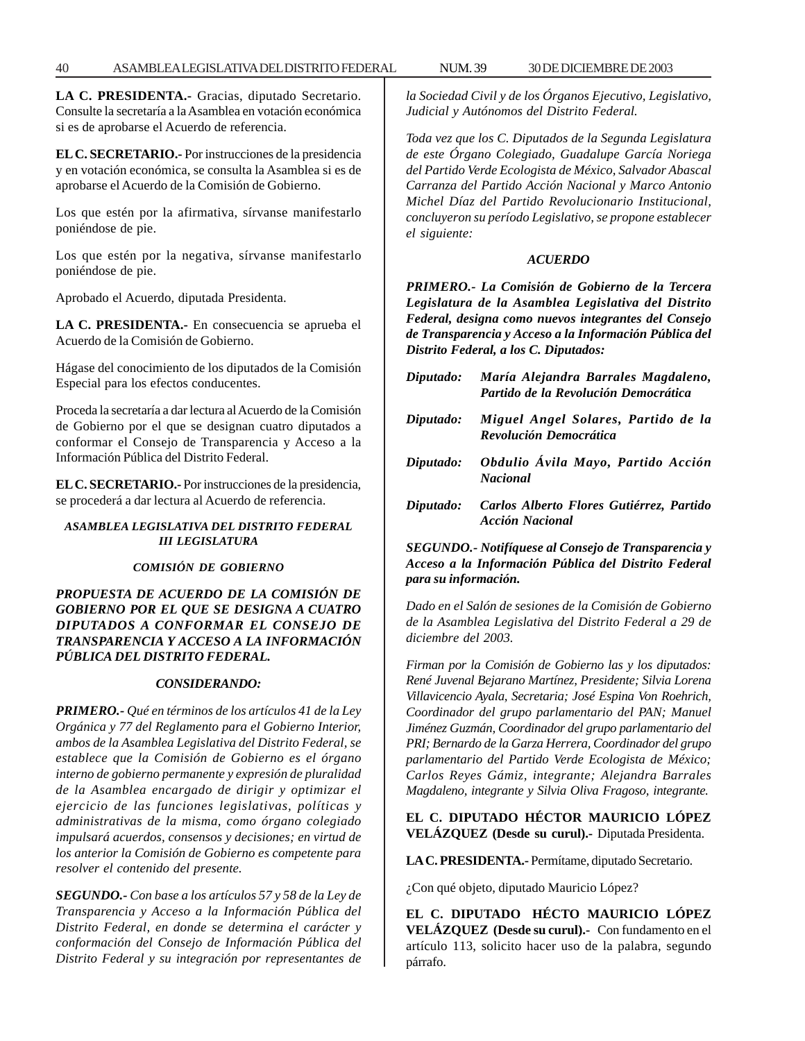**LA C. PRESIDENTA.-** Gracias, diputado Secretario. Consulte la secretaría a la Asamblea en votación económica si es de aprobarse el Acuerdo de referencia.

**EL C. SECRETARIO.-** Por instrucciones de la presidencia y en votación económica, se consulta la Asamblea si es de aprobarse el Acuerdo de la Comisión de Gobierno.

Los que estén por la afirmativa, sírvanse manifestarlo poniéndose de pie.

Los que estén por la negativa, sírvanse manifestarlo poniéndose de pie.

Aprobado el Acuerdo, diputada Presidenta.

**LA C. PRESIDENTA.-** En consecuencia se aprueba el Acuerdo de la Comisión de Gobierno.

Hágase del conocimiento de los diputados de la Comisión Especial para los efectos conducentes.

Proceda la secretaría a dar lectura al Acuerdo de la Comisión de Gobierno por el que se designan cuatro diputados a conformar el Consejo de Transparencia y Acceso a la Información Pública del Distrito Federal.

**EL C. SECRETARIO.-** Por instrucciones de la presidencia, se procederá a dar lectura al Acuerdo de referencia.

***ASAMBLEA LEGISLATIVA DEL DISTRITO FEDERAL III LEGISLATURA***

***COMISIÓN DE GOBIERNO***

***PROPUESTA DE ACUERDO DE LA COMISIÓN DE GOBIERNO POR EL QUE SE DESIGNA A CUATRO DIPUTADOS A CONFORMAR EL CONSEJO DE TRANSPARENCIA Y ACCESO A LA INFORMACIÓN PÚBLICA DEL DISTRITO FEDERAL.***

***CONSIDERANDO:***

***PRIMERO.-*** *Qué en términos de los artículos 41 de la Ley Orgánica y 77 del Reglamento para el Gobierno Interior, ambos de la Asamblea Legislativa del Distrito Federal, se establece que la Comisión de Gobierno es el órgano interno de gobierno permanente y expresión de pluralidad de la Asamblea encargado de dirigir y optimizar el ejercicio de las funciones legislativas, políticas y administrativas de la misma, como órgano colegiado impulsará acuerdos, consensos y decisiones; en virtud de los anterior la Comisión de Gobierno es competente para resolver el contenido del presente.*

***SEGUNDO.-*** *Con base a los artículos 57 y 58 de la Ley de Transparencia y Acceso a la Información Pública del Distrito Federal, en donde se determina el carácter y conformación del Consejo de Información Pública del Distrito Federal y su integración por representantes de la Sociedad Civil y de los Órganos Ejecutivo, Legislativo, Judicial y Autónomos del Distrito Federal.*

*Toda vez que los C. Diputados de la Segunda Legislatura de este Órgano Colegiado, Guadalupe García Noriega del Partido Verde Ecologista de México, Salvador Abascal Carranza del Partido Acción Nacional y Marco Antonio Michel Díaz del Partido Revolucionario Institucional, concluyeron su período Legislativo, se propone establecer el siguiente:*

***ACUERDO***

***PRIMERO.- La Comisión de Gobierno de la Tercera Legislatura de la Asamblea Legislativa del Distrito Federal, designa como nuevos integrantes del Consejo de Transparencia y Acceso a la Información Pública del Distrito Federal, a los C. Diputados:***

*Diputado:* ***María Alejandra Barrales Magdaleno, Partido de la Revolución Democrática***

*Diputado:* ***Miguel Angel Solares, Partido de la Revolución Democrática***

*Diputado:* ***Obdulio Ávila Mayo, Partido Acción Nacional***

*Diputado:* ***Carlos Alberto Flores Gutiérrez, Partido Acción Nacional***

***SEGUNDO.- Notifíquese al Consejo de Transparencia y Acceso a la Información Pública del Distrito Federal para su información.***

*Dado en el Salón de sesiones de la Comisión de Gobierno de la Asamblea Legislativa del Distrito Federal a 29 de diciembre del 2003.*

*Firman por la Comisión de Gobierno las y los diputados: René Juvenal Bejarano Martínez, Presidente; Silvia Lorena Villavicencio Ayala, Secretaria; José Espina Von Roehrich, Coordinador del grupo parlamentario del PAN; Manuel Jiménez Guzmán, Coordinador del grupo parlamentario del PRI; Bernardo de la Garza Herrera, Coordinador del grupo parlamentario del Partido Verde Ecologista de México; Carlos Reyes Gámiz, integrante; Alejandra Barrales Magdaleno, integrante y Silvia Oliva Fragoso, integrante.*

**EL C. DIPUTADO HÉCTOR MAURICIO LÓPEZ VELÁZQUEZ (Desde su curul).-** Diputada Presidenta.

**LA C. PRESIDENTA.-** Permítame, diputado Secretario.

¿Con qué objeto, diputado Mauricio López?

**EL C. DIPUTADO HÉCTO MAURICIO LÓPEZ VELÁZQUEZ (Desde su curul).-** Con fundamento en el artículo 113, solicito hacer uso de la palabra, segundo párrafo.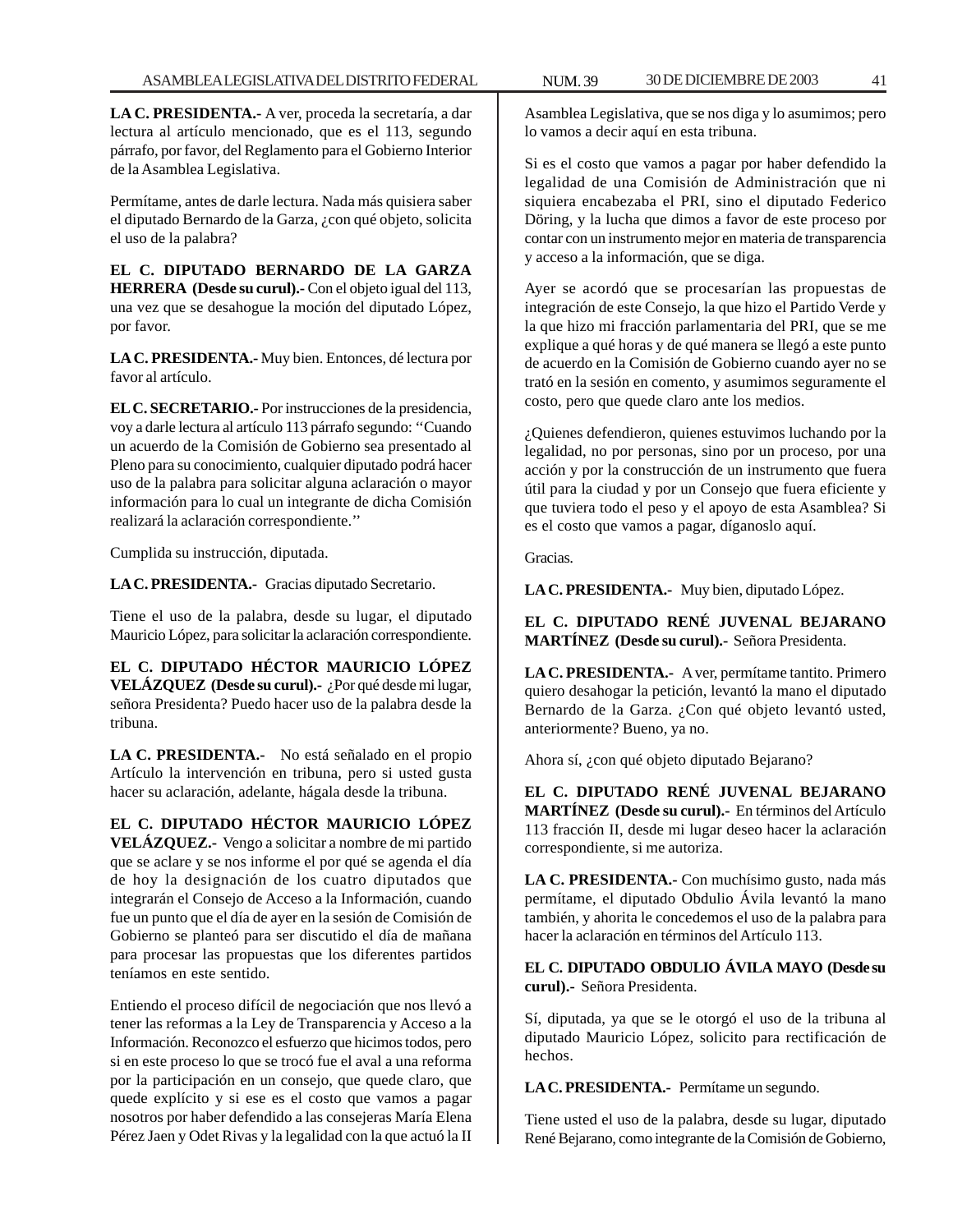**LA C. PRESIDENTA.-** A ver, proceda la secretaría, a dar lectura al artículo mencionado, que es el 113, segundo párrafo, por favor, del Reglamento para el Gobierno Interior de la Asamblea Legislativa.

Permítame, antes de darle lectura. Nada más quisiera saber el diputado Bernardo de la Garza, ¿con qué objeto, solicita el uso de la palabra?

**EL C. DIPUTADO BERNARDO DE LA GARZA HERRERA (Desde su curul).-** Con el objeto igual del 113, una vez que se desahogue la moción del diputado López, por favor.

**LA C. PRESIDENTA.-** Muy bien. Entonces, dé lectura por favor al artículo.

**EL C. SECRETARIO.-** Por instrucciones de la presidencia, voy a darle lectura al artículo 113 párrafo segundo: ''Cuando un acuerdo de la Comisión de Gobierno sea presentado al Pleno para su conocimiento, cualquier diputado podrá hacer uso de la palabra para solicitar alguna aclaración o mayor información para lo cual un integrante de dicha Comisión realizará la aclaración correspondiente.''

Cumplida su instrucción, diputada.

**LA C. PRESIDENTA.-** Gracias diputado Secretario.

Tiene el uso de la palabra, desde su lugar, el diputado Mauricio López, para solicitar la aclaración correspondiente.

**EL C. DIPUTADO HÉCTOR MAURICIO LÓPEZ VELÁZQUEZ (Desde su curul).-** ¿Por qué desde mi lugar, señora Presidenta? Puedo hacer uso de la palabra desde la tribuna.

**LA C. PRESIDENTA.-** No está señalado en el propio Artículo la intervención en tribuna, pero si usted gusta hacer su aclaración, adelante, hágala desde la tribuna.

**EL C. DIPUTADO HÉCTOR MAURICIO LÓPEZ VELÁZQUEZ.-** Vengo a solicitar a nombre de mi partido que se aclare y se nos informe el por qué se agenda el día de hoy la designación de los cuatro diputados que integrarán el Consejo de Acceso a la Información, cuando fue un punto que el día de ayer en la sesión de Comisión de Gobierno se planteó para ser discutido el día de mañana para procesar las propuestas que los diferentes partidos teníamos en este sentido.

Entiendo el proceso difícil de negociación que nos llevó a tener las reformas a la Ley de Transparencia y Acceso a la Información. Reconozco el esfuerzo que hicimos todos, pero si en este proceso lo que se trocó fue el aval a una reforma por la participación en un consejo, que quede claro, que quede explícito y si ese es el costo que vamos a pagar nosotros por haber defendido a las consejeras María Elena Pérez Jaen y Odet Rivas y la legalidad con la que actuó la II Asamblea Legislativa, que se nos diga y lo asumimos; pero lo vamos a decir aquí en esta tribuna.

Si es el costo que vamos a pagar por haber defendido la legalidad de una Comisión de Administración que ni siquiera encabezaba el PRI, sino el diputado Federico Döring, y la lucha que dimos a favor de este proceso por contar con un instrumento mejor en materia de transparencia y acceso a la información, que se diga.

Ayer se acordó que se procesarían las propuestas de integración de este Consejo, la que hizo el Partido Verde y la que hizo mi fracción parlamentaria del PRI, que se me explique a qué horas y de qué manera se llegó a este punto de acuerdo en la Comisión de Gobierno cuando ayer no se trató en la sesión en comento, y asumimos seguramente el costo, pero que quede claro ante los medios.

¿Quienes defendieron, quienes estuvimos luchando por la legalidad, no por personas, sino por un proceso, por una acción y por la construcción de un instrumento que fuera útil para la ciudad y por un Consejo que fuera eficiente y que tuviera todo el peso y el apoyo de esta Asamblea? Si es el costo que vamos a pagar, díganoslo aquí.

Gracias.

**LA C. PRESIDENTA.-** Muy bien, diputado López.

**EL C. DIPUTADO RENÉ JUVENAL BEJARANO MARTÍNEZ (Desde su curul).-** Señora Presidenta.

**LA C. PRESIDENTA.-** A ver, permítame tantito. Primero quiero desahogar la petición, levantó la mano el diputado Bernardo de la Garza. ¿Con qué objeto levantó usted, anteriormente? Bueno, ya no.

Ahora sí, ¿con qué objeto diputado Bejarano?

**EL C. DIPUTADO RENÉ JUVENAL BEJARANO MARTÍNEZ (Desde su curul).-** En términos del Artículo 113 fracción II, desde mi lugar deseo hacer la aclaración correspondiente, si me autoriza.

**LA C. PRESIDENTA.-** Con muchísimo gusto, nada más permítame, el diputado Obdulio Ávila levantó la mano también, y ahorita le concedemos el uso de la palabra para hacer la aclaración en términos del Artículo 113.

**EL C. DIPUTADO OBDULIO ÁVILA MAYO (Desde su curul).-** Señora Presidenta.

Sí, diputada, ya que se le otorgó el uso de la tribuna al diputado Mauricio López, solicito para rectificación de hechos.

**LA C. PRESIDENTA.-** Permítame un segundo.

Tiene usted el uso de la palabra, desde su lugar, diputado René Bejarano, como integrante de la Comisión de Gobierno,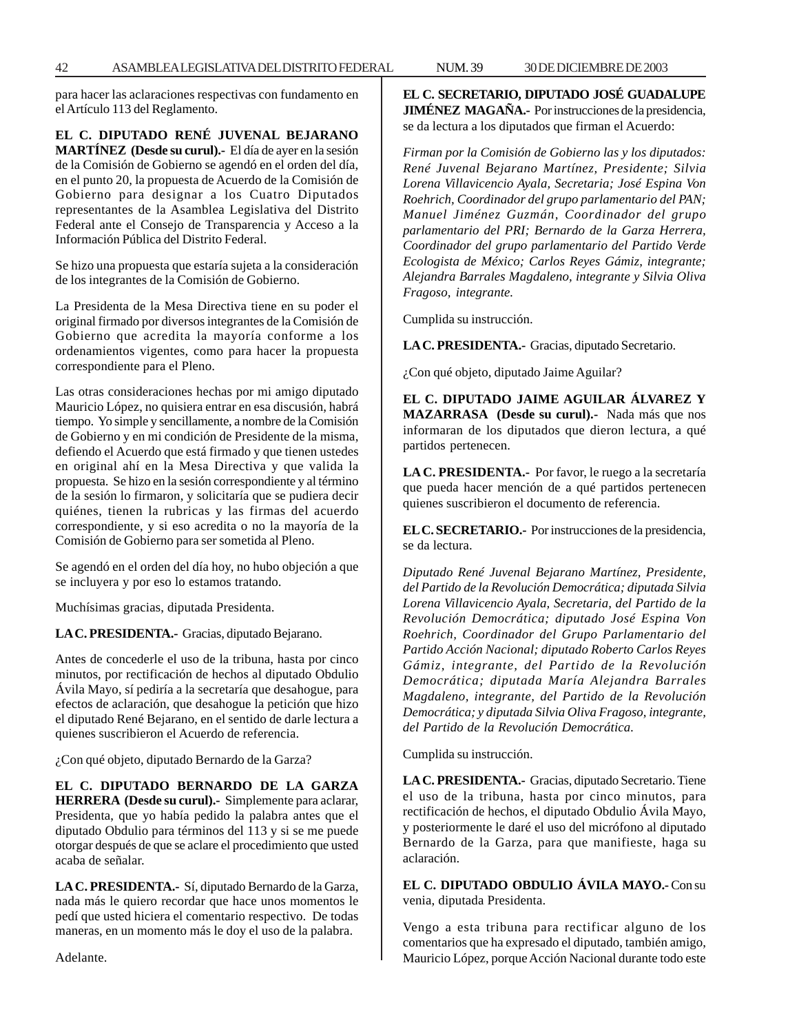para hacer las aclaraciones respectivas con fundamento en el Artículo 113 del Reglamento.

**EL C. DIPUTADO RENÉ JUVENAL BEJARANO MARTÍNEZ (Desde su curul).-** El día de ayer en la sesión de la Comisión de Gobierno se agendó en el orden del día, en el punto 20, la propuesta de Acuerdo de la Comisión de Gobierno para designar a los Cuatro Diputados representantes de la Asamblea Legislativa del Distrito Federal ante el Consejo de Transparencia y Acceso a la Información Pública del Distrito Federal.

Se hizo una propuesta que estaría sujeta a la consideración de los integrantes de la Comisión de Gobierno.

La Presidenta de la Mesa Directiva tiene en su poder el original firmado por diversos integrantes de la Comisión de Gobierno que acredita la mayoría conforme a los ordenamientos vigentes, como para hacer la propuesta correspondiente para el Pleno.

Las otras consideraciones hechas por mi amigo diputado Mauricio López, no quisiera entrar en esa discusión, habrá tiempo. Yo simple y sencillamente, a nombre de la Comisión de Gobierno y en mi condición de Presidente de la misma, defiendo el Acuerdo que está firmado y que tienen ustedes en original ahí en la Mesa Directiva y que valida la propuesta. Se hizo en la sesión correspondiente y al término de la sesión lo firmaron, y solicitaría que se pudiera decir quiénes, tienen la rubricas y las firmas del acuerdo correspondiente, y si eso acredita o no la mayoría de la Comisión de Gobierno para ser sometida al Pleno.

Se agendó en el orden del día hoy, no hubo objeción a que se incluyera y por eso lo estamos tratando.

Muchísimas gracias, diputada Presidenta.

**LA C. PRESIDENTA.-** Gracias, diputado Bejarano.

Antes de concederle el uso de la tribuna, hasta por cinco minutos, por rectificación de hechos al diputado Obdulio Ávila Mayo, sí pediría a la secretaría que desahogue, para efectos de aclaración, que desahogue la petición que hizo el diputado René Bejarano, en el sentido de darle lectura a quienes suscribieron el Acuerdo de referencia.

¿Con qué objeto, diputado Bernardo de la Garza?

**EL C. DIPUTADO BERNARDO DE LA GARZA HERRERA (Desde su curul).-** Simplemente para aclarar, Presidenta, que yo había pedido la palabra antes que el diputado Obdulio para términos del 113 y si se me puede otorgar después de que se aclare el procedimiento que usted acaba de señalar.

**LA C. PRESIDENTA.-** Sí, diputado Bernardo de la Garza, nada más le quiero recordar que hace unos momentos le pedí que usted hiciera el comentario respectivo. De todas maneras, en un momento más le doy el uso de la palabra.

Adelante.

**EL C. SECRETARIO, DIPUTADO JOSÉ GUADALUPE JIMÉNEZ MAGAÑA.-** Por instrucciones de la presidencia, se da lectura a los diputados que firman el Acuerdo:

*Firman por la Comisión de Gobierno las y los diputados: René Juvenal Bejarano Martínez, Presidente; Silvia Lorena Villavicencio Ayala, Secretaria; José Espina Von Roehrich, Coordinador del grupo parlamentario del PAN; Manuel Jiménez Guzmán, Coordinador del grupo parlamentario del PRI; Bernardo de la Garza Herrera, Coordinador del grupo parlamentario del Partido Verde Ecologista de México; Carlos Reyes Gámiz, integrante; Alejandra Barrales Magdaleno, integrante y Silvia Oliva Fragoso, integrante.*

Cumplida su instrucción.

**LA C. PRESIDENTA.-** Gracias, diputado Secretario.

¿Con qué objeto, diputado Jaime Aguilar?

**EL C. DIPUTADO JAIME AGUILAR ÁLVAREZ Y MAZARRASA (Desde su curul).-** Nada más que nos informaran de los diputados que dieron lectura, a qué partidos pertenecen.

**LA C. PRESIDENTA.-** Por favor, le ruego a la secretaría que pueda hacer mención de a qué partidos pertenecen quienes suscribieron el documento de referencia.

**EL C. SECRETARIO.-** Por instrucciones de la presidencia, se da lectura.

*Diputado René Juvenal Bejarano Martínez, Presidente, del Partido de la Revolución Democrática; diputada Silvia Lorena Villavicencio Ayala, Secretaria, del Partido de la Revolución Democrática; diputado José Espina Von Roehrich, Coordinador del Grupo Parlamentario del Partido Acción Nacional; diputado Roberto Carlos Reyes Gámiz, integrante, del Partido de la Revolución Democrática; diputada María Alejandra Barrales Magdaleno, integrante, del Partido de la Revolución Democrática; y diputada Silvia Oliva Fragoso, integrante, del Partido de la Revolución Democrática.*

Cumplida su instrucción.

**LA C. PRESIDENTA.-** Gracias, diputado Secretario. Tiene el uso de la tribuna, hasta por cinco minutos, para rectificación de hechos, el diputado Obdulio Ávila Mayo, y posteriormente le daré el uso del micrófono al diputado Bernardo de la Garza, para que manifieste, haga su aclaración.

**EL C. DIPUTADO OBDULIO ÁVILA MAYO.-** Con su venia, diputada Presidenta.

Vengo a esta tribuna para rectificar alguno de los comentarios que ha expresado el diputado, también amigo, Mauricio López, porque Acción Nacional durante todo este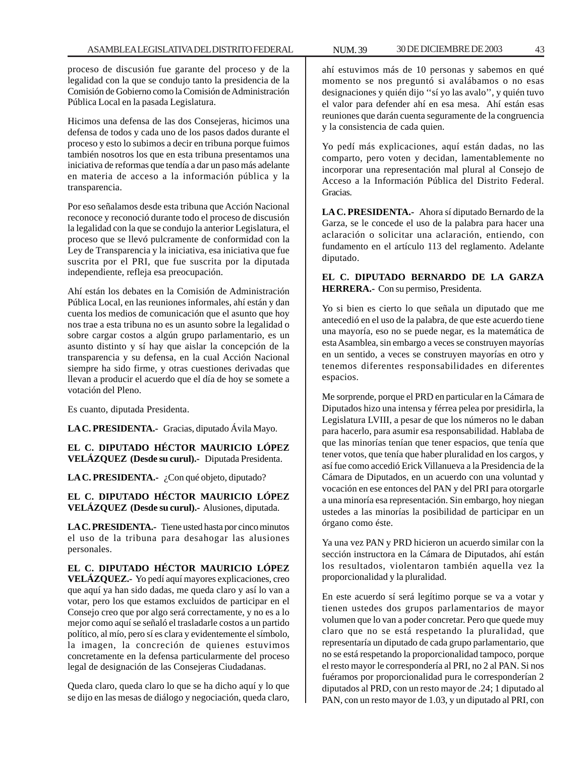proceso de discusión fue garante del proceso y de la legalidad con la que se condujo tanto la presidencia de la Comisión de Gobierno como la Comisión de Administración Pública Local en la pasada Legislatura.

Hicimos una defensa de las dos Consejeras, hicimos una defensa de todos y cada uno de los pasos dados durante el proceso y esto lo subimos a decir en tribuna porque fuimos también nosotros los que en esta tribuna presentamos una iniciativa de reformas que tendía a dar un paso más adelante en materia de acceso a la información pública y la transparencia.

Por eso señalamos desde esta tribuna que Acción Nacional reconoce y reconoció durante todo el proceso de discusión la legalidad con la que se condujo la anterior Legislatura, el proceso que se llevó pulcramente de conformidad con la Ley de Transparencia y la iniciativa, esa iniciativa que fue suscrita por el PRI, que fue suscrita por la diputada independiente, refleja esa preocupación.

Ahí están los debates en la Comisión de Administración Pública Local, en las reuniones informales, ahí están y dan cuenta los medios de comunicación que el asunto que hoy nos trae a esta tribuna no es un asunto sobre la legalidad o sobre cargar costos a algún grupo parlamentario, es un asunto distinto y sí hay que aislar la concepción de la transparencia y su defensa, en la cual Acción Nacional siempre ha sido firme, y otras cuestiones derivadas que llevan a producir el acuerdo que el día de hoy se somete a votación del Pleno.

Es cuanto, diputada Presidenta.

**LA C. PRESIDENTA.-** Gracias, diputado Ávila Mayo.

**EL C. DIPUTADO HÉCTOR MAURICIO LÓPEZ VELÁZQUEZ (Desde su curul).-** Diputada Presidenta.

**LA C. PRESIDENTA.-** ¿Con qué objeto, diputado?

**EL C. DIPUTADO HÉCTOR MAURICIO LÓPEZ VELÁZQUEZ (Desde su curul).-** Alusiones, diputada.

**LA C. PRESIDENTA.-** Tiene usted hasta por cinco minutos el uso de la tribuna para desahogar las alusiones personales.

**EL C. DIPUTADO HÉCTOR MAURICIO LÓPEZ VELÁZQUEZ.-** Yo pedí aquí mayores explicaciones, creo que aquí ya han sido dadas, me queda claro y así lo van a votar, pero los que estamos excluidos de participar en el Consejo creo que por algo será correctamente, y no es a lo mejor como aquí se señaló el trasladarle costos a un partido político, al mío, pero sí es clara y evidentemente el símbolo, la imagen, la concreción de quienes estuvimos concretamente en la defensa particularmente del proceso legal de designación de las Consejeras Ciudadanas.

Queda claro, queda claro lo que se ha dicho aquí y lo que se dijo en las mesas de diálogo y negociación, queda claro, ahí estuvimos más de 10 personas y sabemos en qué momento se nos preguntó si avalábamos o no esas designaciones y quién dijo ''sí yo las avalo'', y quién tuvo el valor para defender ahí en esa mesa. Ahí están esas reuniones que darán cuenta seguramente de la congruencia y la consistencia de cada quien.

Yo pedí más explicaciones, aquí están dadas, no las comparto, pero voten y decidan, lamentablemente no incorporar una representación mal plural al Consejo de Acceso a la Información Pública del Distrito Federal. Gracias.

**LA C. PRESIDENTA.-** Ahora sí diputado Bernardo de la Garza, se le concede el uso de la palabra para hacer una aclaración o solicitar una aclaración, entiendo, con fundamento en el artículo 113 del reglamento. Adelante diputado.

**EL C. DIPUTADO BERNARDO DE LA GARZA HERRERA.-** Con su permiso, Presidenta.

Yo si bien es cierto lo que señala un diputado que me antecedió en el uso de la palabra, de que este acuerdo tiene una mayoría, eso no se puede negar, es la matemática de esta Asamblea, sin embargo a veces se construyen mayorías en un sentido, a veces se construyen mayorías en otro y tenemos diferentes responsabilidades en diferentes espacios.

Me sorprende, porque el PRD en particular en la Cámara de Diputados hizo una intensa y férrea pelea por presidirla, la Legislatura LVIII, a pesar de que los números no le daban para hacerlo, para asumir esa responsabilidad. Hablaba de que las minorías tenían que tener espacios, que tenía que tener votos, que tenía que haber pluralidad en los cargos, y así fue como accedió Erick Villanueva a la Presidencia de la Cámara de Diputados, en un acuerdo con una voluntad y vocación en ese entonces del PAN y del PRI para otorgarle a una minoría esa representación. Sin embargo, hoy niegan ustedes a las minorías la posibilidad de participar en un órgano como éste.

Ya una vez PAN y PRD hicieron un acuerdo similar con la sección instructora en la Cámara de Diputados, ahí están los resultados, violentaron también aquella vez la proporcionalidad y la pluralidad.

En este acuerdo sí será legítimo porque se va a votar y tienen ustedes dos grupos parlamentarios de mayor volumen que lo van a poder concretar. Pero que quede muy claro que no se está respetando la pluralidad, que representaría un diputado de cada grupo parlamentario, que no se está respetando la proporcionalidad tampoco, porque el resto mayor le correspondería al PRI, no 2 al PAN. Si nos fuéramos por proporcionalidad pura le corresponderían 2 diputados al PRD, con un resto mayor de .24; 1 diputado al PAN, con un resto mayor de 1.03, y un diputado al PRI, con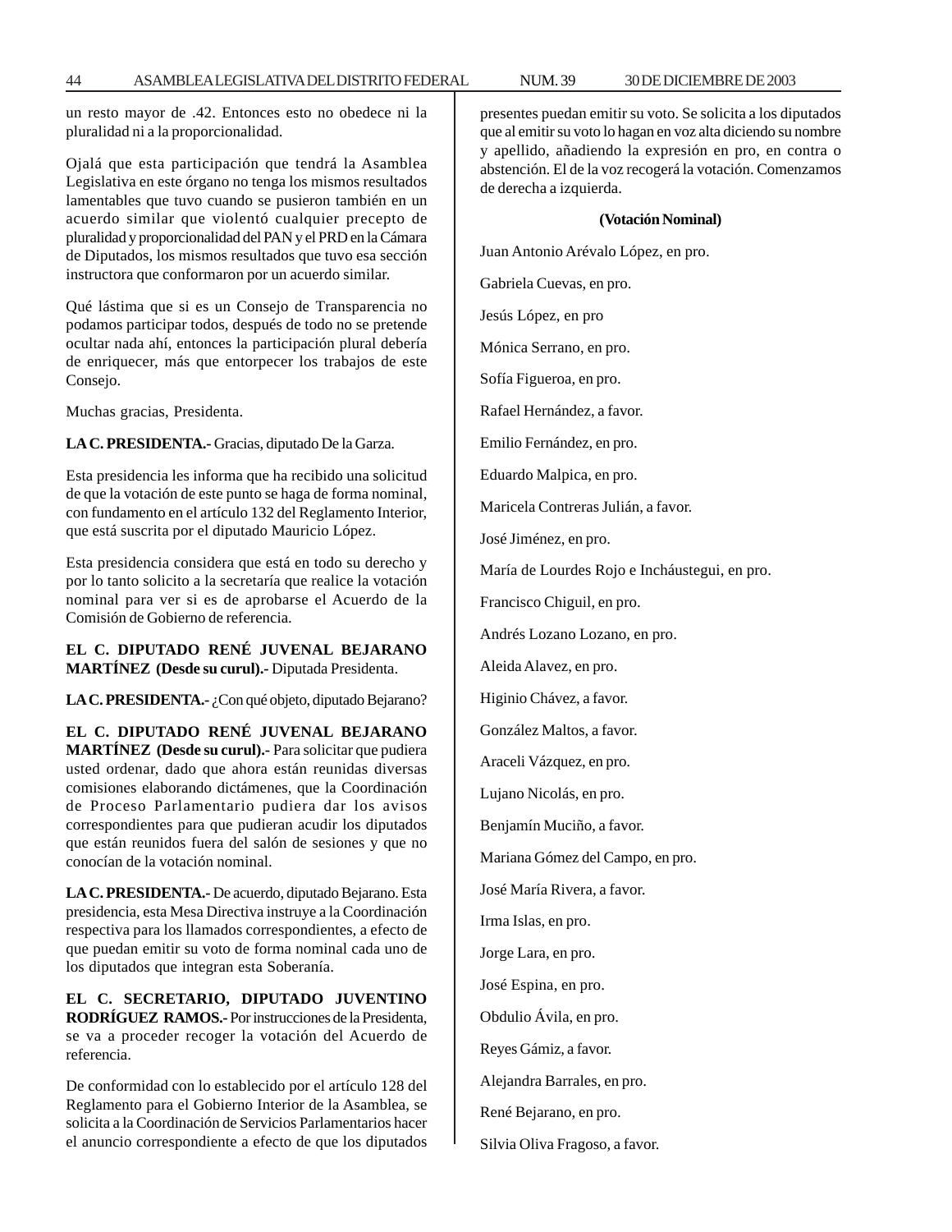un resto mayor de .42. Entonces esto no obedece ni la pluralidad ni a la proporcionalidad.

Ojalá que esta participación que tendrá la Asamblea Legislativa en este órgano no tenga los mismos resultados lamentables que tuvo cuando se pusieron también en un acuerdo similar que violentó cualquier precepto de pluralidad y proporcionalidad del PAN y el PRD en la Cámara de Diputados, los mismos resultados que tuvo esa sección instructora que conformaron por un acuerdo similar.

Qué lástima que si es un Consejo de Transparencia no podamos participar todos, después de todo no se pretende ocultar nada ahí, entonces la participación plural debería de enriquecer, más que entorpecer los trabajos de este Consejo.

Muchas gracias, Presidenta.

**LA C. PRESIDENTA.-** Gracias, diputado De la Garza.

Esta presidencia les informa que ha recibido una solicitud de que la votación de este punto se haga de forma nominal, con fundamento en el artículo 132 del Reglamento Interior, que está suscrita por el diputado Mauricio López.

Esta presidencia considera que está en todo su derecho y por lo tanto solicito a la secretaría que realice la votación nominal para ver si es de aprobarse el Acuerdo de la Comisión de Gobierno de referencia.

**EL C. DIPUTADO RENÉ JUVENAL BEJARANO MARTÍNEZ (Desde su curul).-** Diputada Presidenta.

**LA C. PRESIDENTA.-** ¿Con qué objeto, diputado Bejarano?

**EL C. DIPUTADO RENÉ JUVENAL BEJARANO MARTÍNEZ (Desde su curul).-** Para solicitar que pudiera usted ordenar, dado que ahora están reunidas diversas comisiones elaborando dictámenes, que la Coordinación de Proceso Parlamentario pudiera dar los avisos correspondientes para que pudieran acudir los diputados que están reunidos fuera del salón de sesiones y que no conocían de la votación nominal.

**LA C. PRESIDENTA.-** De acuerdo, diputado Bejarano. Esta presidencia, esta Mesa Directiva instruye a la Coordinación respectiva para los llamados correspondientes, a efecto de que puedan emitir su voto de forma nominal cada uno de los diputados que integran esta Soberanía.

**EL C. SECRETARIO, DIPUTADO JUVENTINO RODRÍGUEZ RAMOS.-** Por instrucciones de la Presidenta, se va a proceder recoger la votación del Acuerdo de referencia.

De conformidad con lo establecido por el artículo 128 del Reglamento para el Gobierno Interior de la Asamblea, se solicita a la Coordinación de Servicios Parlamentarios hacer el anuncio correspondiente a efecto de que los diputados presentes puedan emitir su voto. Se solicita a los diputados que al emitir su voto lo hagan en voz alta diciendo su nombre y apellido, añadiendo la expresión en pro, en contra o abstención. El de la voz recogerá la votación. Comenzamos de derecha a izquierda.

**(Votación Nominal)**

Juan Antonio Arévalo López, en pro.

Gabriela Cuevas, en pro.

Jesús López, en pro

Mónica Serrano, en pro.

Sofía Figueroa, en pro.

Rafael Hernández, a favor.

Emilio Fernández, en pro.

Eduardo Malpica, en pro.

Maricela Contreras Julián, a favor.

José Jiménez, en pro.

María de Lourdes Rojo e Incháustegui, en pro.

Francisco Chiguil, en pro.

Andrés Lozano Lozano, en pro.

Aleida Alavez, en pro.

Higinio Chávez, a favor.

González Maltos, a favor.

Araceli Vázquez, en pro.

Lujano Nicolás, en pro.

Benjamín Muciño, a favor.

Mariana Gómez del Campo, en pro.

José María Rivera, a favor.

Irma Islas, en pro.

Jorge Lara, en pro.

José Espina, en pro.

Obdulio Ávila, en pro.

Reyes Gámiz, a favor.

Alejandra Barrales, en pro.

René Bejarano, en pro.

Silvia Oliva Fragoso, a favor.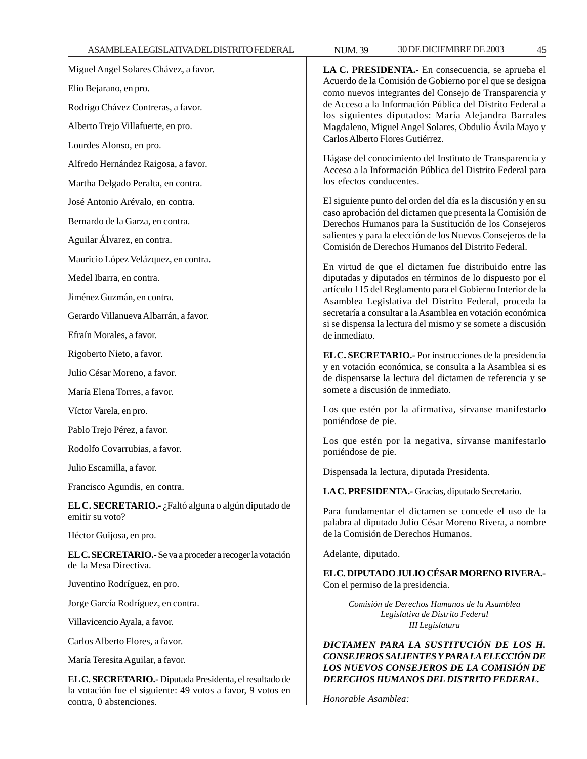Miguel Angel Solares Chávez, a favor.

Elio Bejarano, en pro.

Rodrigo Chávez Contreras, a favor.

Alberto Trejo Villafuerte, en pro.

Lourdes Alonso, en pro.

Alfredo Hernández Raigosa, a favor.

Martha Delgado Peralta, en contra.

José Antonio Arévalo, en contra.

Bernardo de la Garza, en contra.

Aguilar Álvarez, en contra.

Mauricio López Velázquez, en contra.

Medel Ibarra, en contra.

Jiménez Guzmán, en contra.

Gerardo Villanueva Albarrán, a favor.

Efraín Morales, a favor.

Rigoberto Nieto, a favor.

Julio César Moreno, a favor.

María Elena Torres, a favor.

Víctor Varela, en pro.

Pablo Trejo Pérez, a favor.

Rodolfo Covarrubias, a favor.

Julio Escamilla, a favor.

Francisco Agundis, en contra.

**EL C. SECRETARIO.-** ¿Faltó alguna o algún diputado de emitir su voto?

Héctor Guijosa, en pro.

**EL C. SECRETARIO.-** Se va a proceder a recoger la votación de la Mesa Directiva.

Juventino Rodríguez, en pro.

Jorge García Rodríguez, en contra.

Villavicencio Ayala, a favor.

Carlos Alberto Flores, a favor.

María Teresita Aguilar, a favor.

**EL C. SECRETARIO.-** Diputada Presidenta, el resultado de la votación fue el siguiente: 49 votos a favor, 9 votos en contra, 0 abstenciones.

**LA C. PRESIDENTA.-** En consecuencia, se aprueba el Acuerdo de la Comisión de Gobierno por el que se designa como nuevos integrantes del Consejo de Transparencia y de Acceso a la Información Pública del Distrito Federal a los siguientes diputados: María Alejandra Barrales Magdaleno, Miguel Angel Solares, Obdulio Ávila Mayo y Carlos Alberto Flores Gutiérrez.

Hágase del conocimiento del Instituto de Transparencia y Acceso a la Información Pública del Distrito Federal para los efectos conducentes.

El siguiente punto del orden del día es la discusión y en su caso aprobación del dictamen que presenta la Comisión de Derechos Humanos para la Sustitución de los Consejeros salientes y para la elección de los Nuevos Consejeros de la Comisión de Derechos Humanos del Distrito Federal.

En virtud de que el dictamen fue distribuido entre las diputadas y diputados en términos de lo dispuesto por el artículo 115 del Reglamento para el Gobierno Interior de la Asamblea Legislativa del Distrito Federal, proceda la secretaría a consultar a la Asamblea en votación económica si se dispensa la lectura del mismo y se somete a discusión de inmediato.

**EL C. SECRETARIO.-** Por instrucciones de la presidencia y en votación económica, se consulta a la Asamblea si es de dispensarse la lectura del dictamen de referencia y se somete a discusión de inmediato.

Los que estén por la afirmativa, sírvanse manifestarlo poniéndose de pie.

Los que estén por la negativa, sírvanse manifestarlo poniéndose de pie.

Dispensada la lectura, diputada Presidenta.

**LA C. PRESIDENTA.-** Gracias, diputado Secretario.

Para fundamentar el dictamen se concede el uso de la palabra al diputado Julio César Moreno Rivera, a nombre de la Comisión de Derechos Humanos.

Adelante, diputado.

**EL C. DIPUTADO JULIO CÉSAR MORENO RIVERA.-** Con el permiso de la presidencia.

*Comisión de Derechos Humanos de la Asamblea Legislativa de Distrito Federal III Legislatura*

***DICTAMEN PARA LA SUSTITUCIÓN DE LOS H. CONSEJEROS SALIENTES Y PARA LA ELECCIÓN DE LOS NUEVOS CONSEJEROS DE LA COMISIÓN DE DERECHOS HUMANOS DEL DISTRITO FEDERAL.***

*Honorable Asamblea:*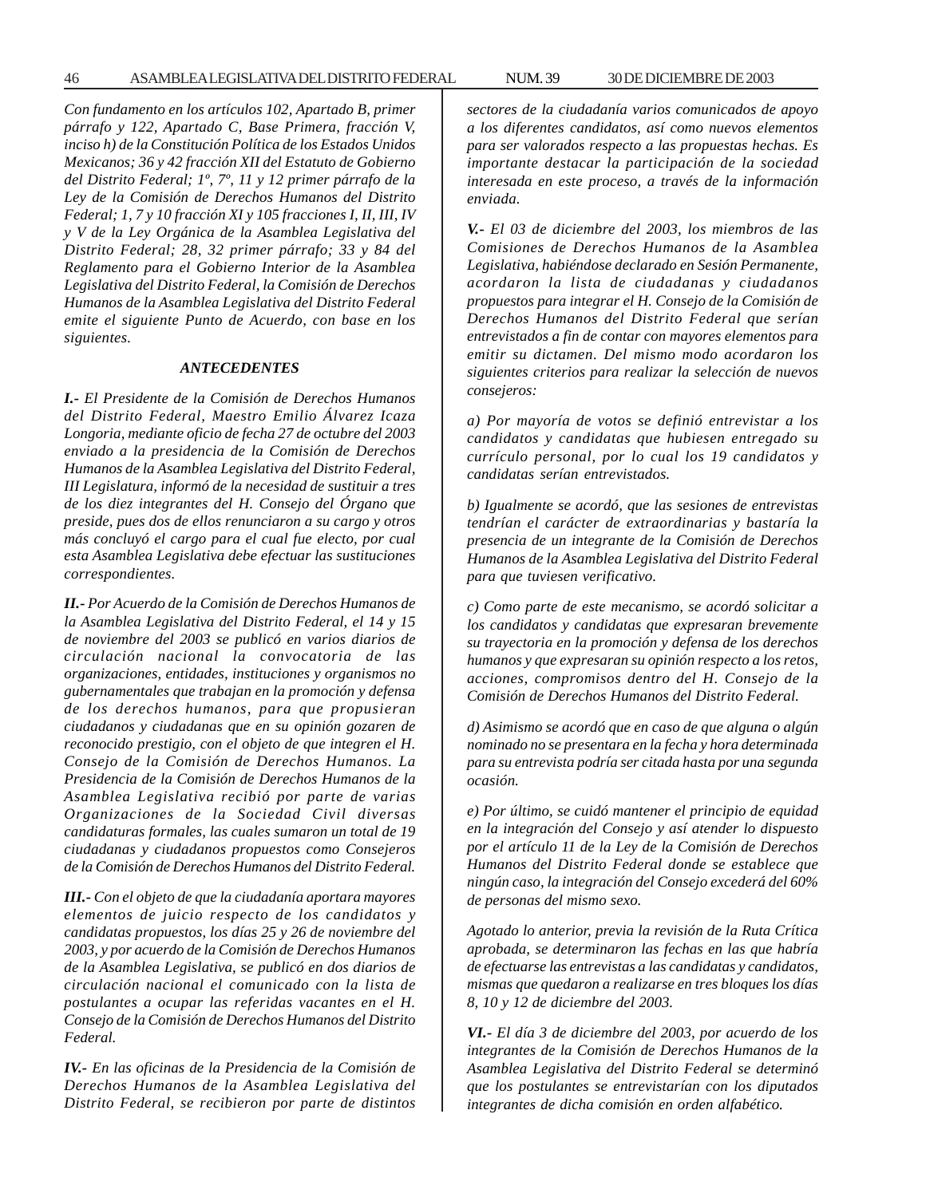*Con fundamento en los artículos 102, Apartado B, primer párrafo y 122, Apartado C, Base Primera, fracción V, inciso h) de la Constitución Política de los Estados Unidos Mexicanos; 36 y 42 fracción XII del Estatuto de Gobierno del Distrito Federal; 1º, 7º, 11 y 12 primer párrafo de la Ley de la Comisión de Derechos Humanos del Distrito Federal; 1, 7 y 10 fracción XI y 105 fracciones I, II, III, IV y V de la Ley Orgánica de la Asamblea Legislativa del Distrito Federal; 28, 32 primer párrafo; 33 y 84 del Reglamento para el Gobierno Interior de la Asamblea Legislativa del Distrito Federal, la Comisión de Derechos Humanos de la Asamblea Legislativa del Distrito Federal emite el siguiente Punto de Acuerdo, con base en los siguientes.*

### *ANTECEDENTES*

***I.-*** *El Presidente de la Comisión de Derechos Humanos del Distrito Federal, Maestro Emilio Álvarez Icaza Longoria, mediante oficio de fecha 27 de octubre del 2003 enviado a la presidencia de la Comisión de Derechos Humanos de la Asamblea Legislativa del Distrito Federal, III Legislatura, informó de la necesidad de sustituir a tres de los diez integrantes del H. Consejo del Órgano que preside, pues dos de ellos renunciaron a su cargo y otros más concluyó el cargo para el cual fue electo, por cual esta Asamblea Legislativa debe efectuar las sustituciones correspondientes.*

***II.-*** *Por Acuerdo de la Comisión de Derechos Humanos de la Asamblea Legislativa del Distrito Federal, el 14 y 15 de noviembre del 2003 se publicó en varios diarios de circulación nacional la convocatoria de las organizaciones, entidades, instituciones y organismos no gubernamentales que trabajan en la promoción y defensa de los derechos humanos, para que propusieran ciudadanos y ciudadanas que en su opinión gozaren de reconocido prestigio, con el objeto de que integren el H. Consejo de la Comisión de Derechos Humanos. La Presidencia de la Comisión de Derechos Humanos de la Asamblea Legislativa recibió por parte de varias Organizaciones de la Sociedad Civil diversas candidaturas formales, las cuales sumaron un total de 19 ciudadanas y ciudadanos propuestos como Consejeros de la Comisión de Derechos Humanos del Distrito Federal.*

***III.-*** *Con el objeto de que la ciudadanía aportara mayores elementos de juicio respecto de los candidatos y candidatas propuestos, los días 25 y 26 de noviembre del 2003, y por acuerdo de la Comisión de Derechos Humanos de la Asamblea Legislativa, se publicó en dos diarios de circulación nacional el comunicado con la lista de postulantes a ocupar las referidas vacantes en el H. Consejo de la Comisión de Derechos Humanos del Distrito Federal.*

***IV.-*** *En las oficinas de la Presidencia de la Comisión de Derechos Humanos de la Asamblea Legislativa del Distrito Federal, se recibieron por parte de distintos sectores de la ciudadanía varios comunicados de apoyo a los diferentes candidatos, así como nuevos elementos para ser valorados respecto a las propuestas hechas. Es importante destacar la participación de la sociedad interesada en este proceso, a través de la información enviada.*

***V.-*** *El 03 de diciembre del 2003, los miembros de las Comisiones de Derechos Humanos de la Asamblea Legislativa, habiéndose declarado en Sesión Permanente, acordaron la lista de ciudadanas y ciudadanos propuestos para integrar el H. Consejo de la Comisión de Derechos Humanos del Distrito Federal que serían entrevistados a fin de contar con mayores elementos para emitir su dictamen. Del mismo modo acordaron los siguientes criterios para realizar la selección de nuevos consejeros:*

*a) Por mayoría de votos se definió entrevistar a los candidatos y candidatas que hubiesen entregado su currículo personal, por lo cual los 19 candidatos y candidatas serían entrevistados.*

*b) Igualmente se acordó, que las sesiones de entrevistas tendrían el carácter de extraordinarias y bastaría la presencia de un integrante de la Comisión de Derechos Humanos de la Asamblea Legislativa del Distrito Federal para que tuviesen verificativo.*

*c) Como parte de este mecanismo, se acordó solicitar a los candidatos y candidatas que expresaran brevemente su trayectoria en la promoción y defensa de los derechos humanos y que expresaran su opinión respecto a los retos, acciones, compromisos dentro del H. Consejo de la Comisión de Derechos Humanos del Distrito Federal.*

*d) Asimismo se acordó que en caso de que alguna o algún nominado no se presentara en la fecha y hora determinada para su entrevista podría ser citada hasta por una segunda ocasión.*

*e) Por último, se cuidó mantener el principio de equidad en la integración del Consejo y así atender lo dispuesto por el artículo 11 de la Ley de la Comisión de Derechos Humanos del Distrito Federal donde se establece que ningún caso, la integración del Consejo excederá del 60% de personas del mismo sexo.*

*Agotado lo anterior, previa la revisión de la Ruta Crítica aprobada, se determinaron las fechas en las que habría de efectuarse las entrevistas a las candidatas y candidatos, mismas que quedaron a realizarse en tres bloques los días 8, 10 y 12 de diciembre del 2003.*

***VI.-*** *El día 3 de diciembre del 2003, por acuerdo de los integrantes de la Comisión de Derechos Humanos de la Asamblea Legislativa del Distrito Federal se determinó que los postulantes se entrevistarían con los diputados integrantes de dicha comisión en orden alfabético.*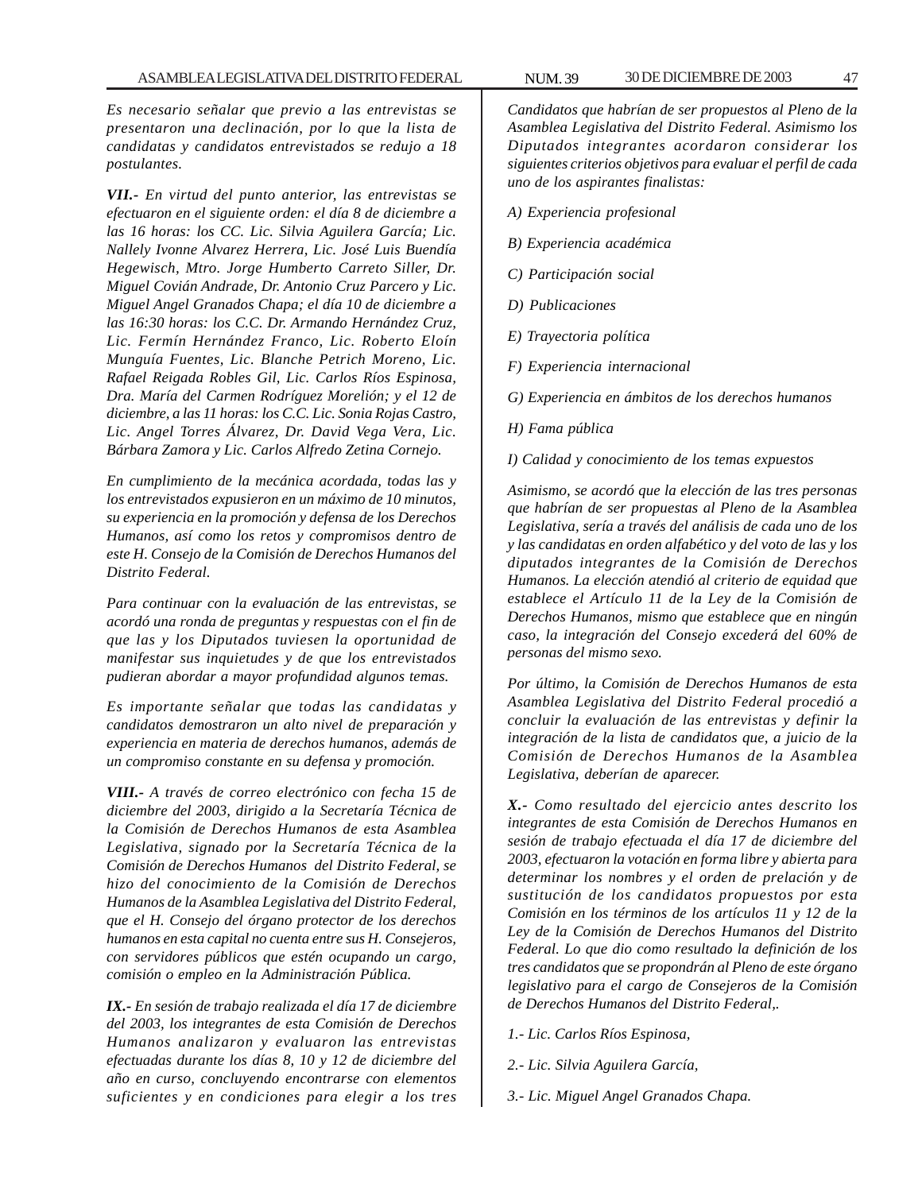*Es necesario señalar que previo a las entrevistas se presentaron una declinación, por lo que la lista de candidatas y candidatos entrevistados se redujo a 18 postulantes.*

***VII.-*** *En virtud del punto anterior, las entrevistas se efectuaron en el siguiente orden: el día 8 de diciembre a las 16 horas: los CC. Lic. Silvia Aguilera García; Lic. Nallely Ivonne Alvarez Herrera, Lic. José Luis Buendía Hegewisch, Mtro. Jorge Humberto Carreto Siller, Dr. Miguel Covián Andrade, Dr. Antonio Cruz Parcero y Lic. Miguel Angel Granados Chapa; el día 10 de diciembre a las 16:30 horas: los C.C. Dr. Armando Hernández Cruz, Lic. Fermín Hernández Franco, Lic. Roberto Eloín Munguía Fuentes, Lic. Blanche Petrich Moreno, Lic. Rafael Reigada Robles Gil, Lic. Carlos Ríos Espinosa, Dra. María del Carmen Rodríguez Morelión; y el 12 de diciembre, a las 11 horas: los C.C. Lic. Sonia Rojas Castro, Lic. Angel Torres Álvarez, Dr. David Vega Vera, Lic. Bárbara Zamora y Lic. Carlos Alfredo Zetina Cornejo.*

*En cumplimiento de la mecánica acordada, todas las y los entrevistados expusieron en un máximo de 10 minutos, su experiencia en la promoción y defensa de los Derechos Humanos, así como los retos y compromisos dentro de este H. Consejo de la Comisión de Derechos Humanos del Distrito Federal.*

*Para continuar con la evaluación de las entrevistas, se acordó una ronda de preguntas y respuestas con el fin de que las y los Diputados tuviesen la oportunidad de manifestar sus inquietudes y de que los entrevistados pudieran abordar a mayor profundidad algunos temas.*

*Es importante señalar que todas las candidatas y candidatos demostraron un alto nivel de preparación y experiencia en materia de derechos humanos, además de un compromiso constante en su defensa y promoción.*

***VIII.-*** *A través de correo electrónico con fecha 15 de diciembre del 2003, dirigido a la Secretaría Técnica de la Comisión de Derechos Humanos de esta Asamblea Legislativa, signado por la Secretaría Técnica de la Comisión de Derechos Humanos del Distrito Federal, se hizo del conocimiento de la Comisión de Derechos Humanos de la Asamblea Legislativa del Distrito Federal, que el H. Consejo del órgano protector de los derechos humanos en esta capital no cuenta entre sus H. Consejeros, con servidores públicos que estén ocupando un cargo, comisión o empleo en la Administración Pública.*

***IX.-*** *En sesión de trabajo realizada el día 17 de diciembre del 2003, los integrantes de esta Comisión de Derechos Humanos analizaron y evaluaron las entrevistas efectuadas durante los días 8, 10 y 12 de diciembre del año en curso, concluyendo encontrarse con elementos suficientes y en condiciones para elegir a los tres Candidatos que habrían de ser propuestos al Pleno de la Asamblea Legislativa del Distrito Federal. Asimismo los Diputados integrantes acordaron considerar los siguientes criterios objetivos para evaluar el perfil de cada uno de los aspirantes finalistas:*

*A) Experiencia profesional*

*B) Experiencia académica*

*C) Participación social*

*D) Publicaciones*

*E) Trayectoria política*

*F) Experiencia internacional*

*G) Experiencia en ámbitos de los derechos humanos*

*H) Fama pública*

*I) Calidad y conocimiento de los temas expuestos*

*Asimismo, se acordó que la elección de las tres personas que habrían de ser propuestas al Pleno de la Asamblea Legislativa, sería a través del análisis de cada uno de los y las candidatas en orden alfabético y del voto de las y los diputados integrantes de la Comisión de Derechos Humanos. La elección atendió al criterio de equidad que establece el Artículo 11 de la Ley de la Comisión de Derechos Humanos, mismo que establece que en ningún caso, la integración del Consejo excederá del 60% de personas del mismo sexo.*

*Por último, la Comisión de Derechos Humanos de esta Asamblea Legislativa del Distrito Federal procedió a concluir la evaluación de las entrevistas y definir la integración de la lista de candidatos que, a juicio de la Comisión de Derechos Humanos de la Asamblea Legislativa, deberían de aparecer.*

***X.-*** *Como resultado del ejercicio antes descrito los integrantes de esta Comisión de Derechos Humanos en sesión de trabajo efectuada el día 17 de diciembre del 2003, efectuaron la votación en forma libre y abierta para determinar los nombres y el orden de prelación y de sustitución de los candidatos propuestos por esta Comisión en los términos de los artículos 11 y 12 de la Ley de la Comisión de Derechos Humanos del Distrito Federal. Lo que dio como resultado la definición de los tres candidatos que se propondrán al Pleno de este órgano legislativo para el cargo de Consejeros de la Comisión de Derechos Humanos del Distrito Federal,.*

*1.- Lic. Carlos Ríos Espinosa,*

*2.- Lic. Silvia Aguilera García,*

*3.- Lic. Miguel Angel Granados Chapa.*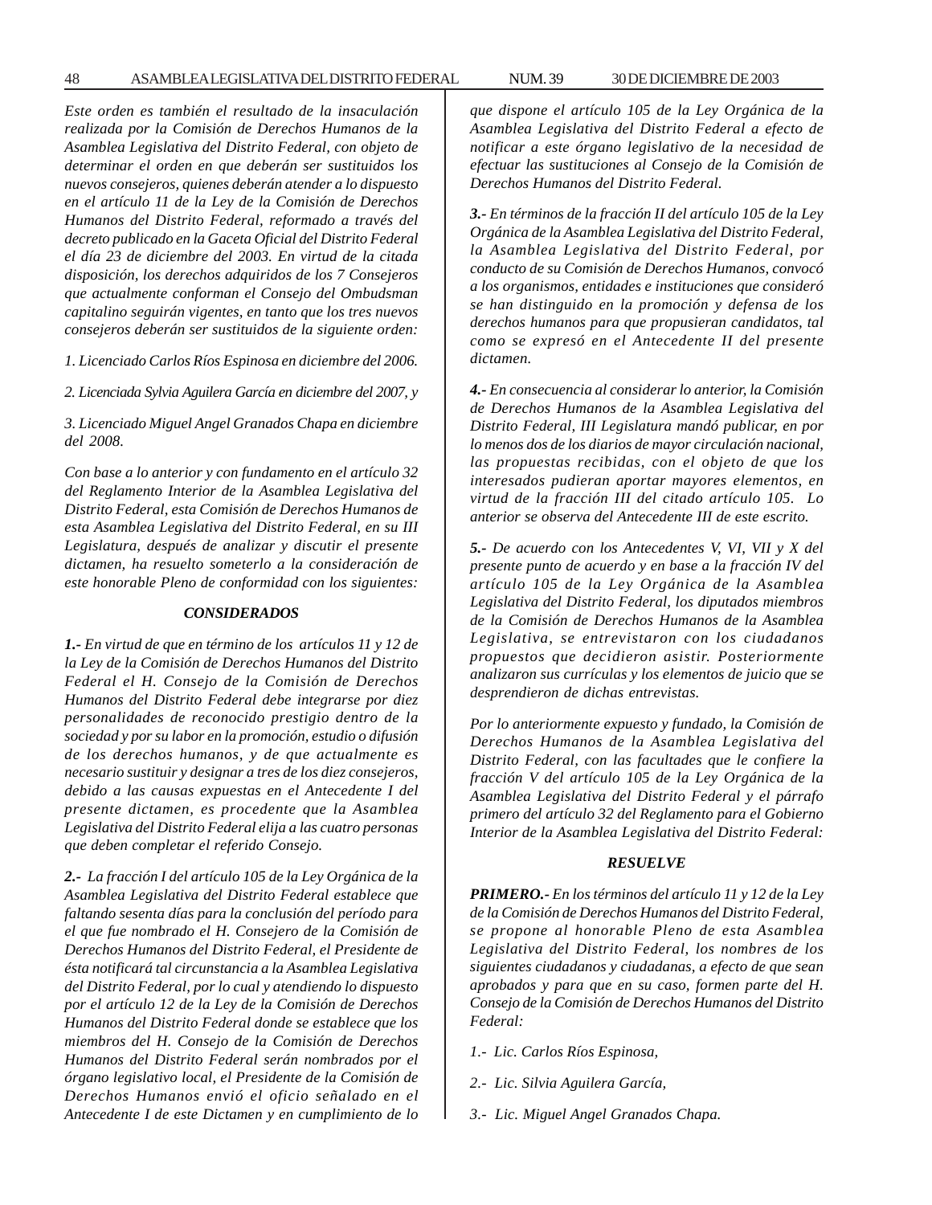*Este orden es también el resultado de la insaculación realizada por la Comisión de Derechos Humanos de la Asamblea Legislativa del Distrito Federal, con objeto de determinar el orden en que deberán ser sustituidos los nuevos consejeros, quienes deberán atender a lo dispuesto en el artículo 11 de la Ley de la Comisión de Derechos Humanos del Distrito Federal, reformado a través del decreto publicado en la Gaceta Oficial del Distrito Federal el día 23 de diciembre del 2003. En virtud de la citada disposición, los derechos adquiridos de los 7 Consejeros que actualmente conforman el Consejo del Ombudsman capitalino seguirán vigentes, en tanto que los tres nuevos consejeros deberán ser sustituidos de la siguiente orden:*

*1. Licenciado Carlos Ríos Espinosa en diciembre del 2006.*

*2. Licenciada Sylvia Aguilera García en diciembre del 2007, y*

*3. Licenciado Miguel Angel Granados Chapa en diciembre del 2008.*

*Con base a lo anterior y con fundamento en el artículo 32 del Reglamento Interior de la Asamblea Legislativa del Distrito Federal, esta Comisión de Derechos Humanos de esta Asamblea Legislativa del Distrito Federal, en su III Legislatura, después de analizar y discutir el presente dictamen, ha resuelto someterlo a la consideración de este honorable Pleno de conformidad con los siguientes:*

### *CONSIDERADOS*

***1.-*** *En virtud de que en término de los artículos 11 y 12 de la Ley de la Comisión de Derechos Humanos del Distrito Federal el H. Consejo de la Comisión de Derechos Humanos del Distrito Federal debe integrarse por diez personalidades de reconocido prestigio dentro de la sociedad y por su labor en la promoción, estudio o difusión de los derechos humanos, y de que actualmente es necesario sustituir y designar a tres de los diez consejeros, debido a las causas expuestas en el Antecedente I del presente dictamen, es procedente que la Asamblea Legislativa del Distrito Federal elija a las cuatro personas que deben completar el referido Consejo.*

***2.-*** *La fracción I del artículo 105 de la Ley Orgánica de la Asamblea Legislativa del Distrito Federal establece que faltando sesenta días para la conclusión del período para el que fue nombrado el H. Consejero de la Comisión de Derechos Humanos del Distrito Federal, el Presidente de ésta notificará tal circunstancia a la Asamblea Legislativa del Distrito Federal, por lo cual y atendiendo lo dispuesto por el artículo 12 de la Ley de la Comisión de Derechos Humanos del Distrito Federal donde se establece que los miembros del H. Consejo de la Comisión de Derechos Humanos del Distrito Federal serán nombrados por el órgano legislativo local, el Presidente de la Comisión de Derechos Humanos envió el oficio señalado en el Antecedente I de este Dictamen y en cumplimiento de lo que dispone el artículo 105 de la Ley Orgánica de la Asamblea Legislativa del Distrito Federal a efecto de notificar a este órgano legislativo de la necesidad de efectuar las sustituciones al Consejo de la Comisión de Derechos Humanos del Distrito Federal.*

***3.-*** *En términos de la fracción II del artículo 105 de la Ley Orgánica de la Asamblea Legislativa del Distrito Federal, la Asamblea Legislativa del Distrito Federal, por conducto de su Comisión de Derechos Humanos, convocó a los organismos, entidades e instituciones que consideró se han distinguido en la promoción y defensa de los derechos humanos para que propusieran candidatos, tal como se expresó en el Antecedente II del presente dictamen.*

***4.-*** *En consecuencia al considerar lo anterior, la Comisión de Derechos Humanos de la Asamblea Legislativa del Distrito Federal, III Legislatura mandó publicar, en por lo menos dos de los diarios de mayor circulación nacional, las propuestas recibidas, con el objeto de que los interesados pudieran aportar mayores elementos, en virtud de la fracción III del citado artículo 105. Lo anterior se observa del Antecedente III de este escrito.*

***5.-*** *De acuerdo con los Antecedentes V, VI, VII y X del presente punto de acuerdo y en base a la fracción IV del artículo 105 de la Ley Orgánica de la Asamblea Legislativa del Distrito Federal, los diputados miembros de la Comisión de Derechos Humanos de la Asamblea Legislativa, se entrevistaron con los ciudadanos propuestos que decidieron asistir. Posteriormente analizaron sus currículas y los elementos de juicio que se desprendieron de dichas entrevistas.*

*Por lo anteriormente expuesto y fundado, la Comisión de Derechos Humanos de la Asamblea Legislativa del Distrito Federal, con las facultades que le confiere la fracción V del artículo 105 de la Ley Orgánica de la Asamblea Legislativa del Distrito Federal y el párrafo primero del artículo 32 del Reglamento para el Gobierno Interior de la Asamblea Legislativa del Distrito Federal:*

### *RESUELVE*

***PRIMERO.-*** *En los términos del artículo 11 y 12 de la Ley de la Comisión de Derechos Humanos del Distrito Federal, se propone al honorable Pleno de esta Asamblea Legislativa del Distrito Federal, los nombres de los siguientes ciudadanos y ciudadanas, a efecto de que sean aprobados y para que en su caso, formen parte del H. Consejo de la Comisión de Derechos Humanos del Distrito Federal:*

*1.- Lic. Carlos Ríos Espinosa,*

*2.- Lic. Silvia Aguilera García,*

*3.- Lic. Miguel Angel Granados Chapa.*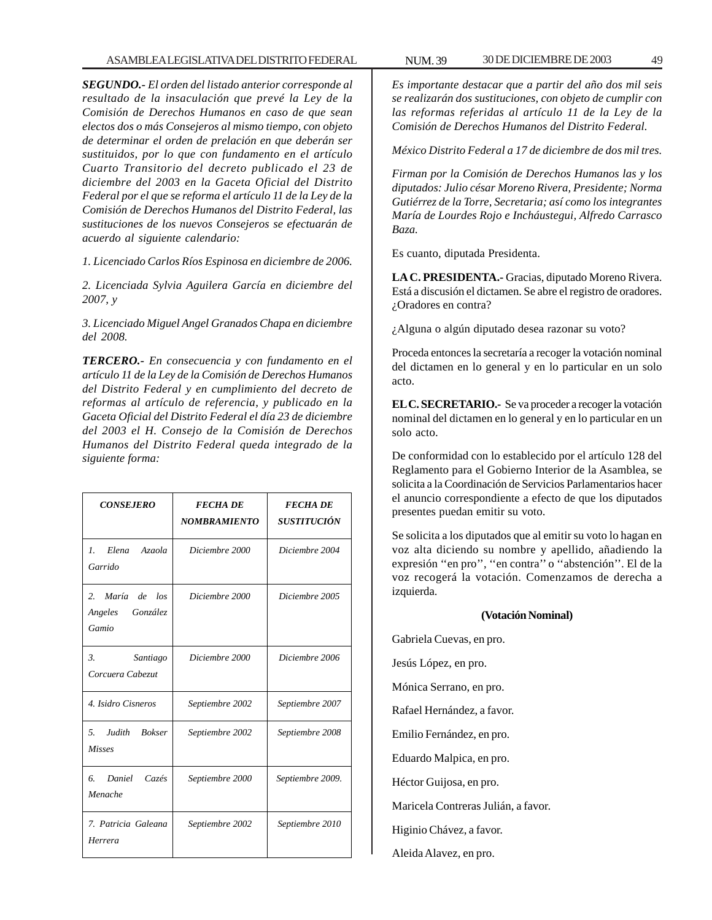***SEGUNDO.-*** *El orden del listado anterior corresponde al resultado de la insaculación que prevé la Ley de la Comisión de Derechos Humanos en caso de que sean electos dos o más Consejeros al mismo tiempo, con objeto de determinar el orden de prelación en que deberán ser sustituidos, por lo que con fundamento en el artículo Cuarto Transitorio del decreto publicado el 23 de diciembre del 2003 en la Gaceta Oficial del Distrito Federal por el que se reforma el artículo 11 de la Ley de la Comisión de Derechos Humanos del Distrito Federal, las sustituciones de los nuevos Consejeros se efectuarán de acuerdo al siguiente calendario:*

*1. Licenciado Carlos Ríos Espinosa en diciembre de 2006.*

*2. Licenciada Sylvia Aguilera García en diciembre del 2007, y*

*3. Licenciado Miguel Angel Granados Chapa en diciembre del 2008.*

***TERCERO.-*** *En consecuencia y con fundamento en el artículo 11 de la Ley de la Comisión de Derechos Humanos del Distrito Federal y en cumplimiento del decreto de reformas al artículo de referencia, y publicado en la Gaceta Oficial del Distrito Federal el día 23 de diciembre del 2003 el H. Consejo de la Comisión de Derechos Humanos del Distrito Federal queda integrado de la siguiente forma:*

| *CONSEJERO* | *FECHA DE NOMBRAMIENTO* | *FECHA DE SUSTITUCIÓN* |
|---|---|---|
| *1. Elena Azaola Garrido* | *Diciembre 2000* | *Diciembre 2004* |
| *2. María de los Angeles González Gamio* | *Diciembre 2000* | *Diciembre 2005* |
| *3. Santiago Corcuera Cabezut* | *Diciembre 2000* | *Diciembre 2006* |
| *4. Isidro Cisneros* | *Septiembre 2002* | *Septiembre 2007* |
| *5. Judith Bokser Misses* | *Septiembre 2002* | *Septiembre 2008* |
| *6. Daniel Cazés Menache* | *Septiembre 2000* | *Septiembre 2009.* |
| *7. Patricia Galeana Herrera* | *Septiembre 2002* | *Septiembre 2010* |

*Es importante destacar que a partir del año dos mil seis se realizarán dos sustituciones, con objeto de cumplir con las reformas referidas al artículo 11 de la Ley de la Comisión de Derechos Humanos del Distrito Federal.*

*México Distrito Federal a 17 de diciembre de dos mil tres.*

*Firman por la Comisión de Derechos Humanos las y los diputados: Julio césar Moreno Rivera, Presidente; Norma Gutiérrez de la Torre, Secretaria; así como los integrantes María de Lourdes Rojo e Incháustegui, Alfredo Carrasco Baza.*

Es cuanto, diputada Presidenta.

**LA C. PRESIDENTA.-** Gracias, diputado Moreno Rivera. Está a discusión el dictamen. Se abre el registro de oradores. ¿Oradores en contra?

¿Alguna o algún diputado desea razonar su voto?

Proceda entonces la secretaría a recoger la votación nominal del dictamen en lo general y en lo particular en un solo acto.

**EL C. SECRETARIO.-** Se va proceder a recoger la votación nominal del dictamen en lo general y en lo particular en un solo acto.

De conformidad con lo establecido por el artículo 128 del Reglamento para el Gobierno Interior de la Asamblea, se solicita a la Coordinación de Servicios Parlamentarios hacer el anuncio correspondiente a efecto de que los diputados presentes puedan emitir su voto.

Se solicita a los diputados que al emitir su voto lo hagan en voz alta diciendo su nombre y apellido, añadiendo la expresión ''en pro'', ''en contra'' o ''abstención''. El de la voz recogerá la votación. Comenzamos de derecha a izquierda.

**(Votación Nominal)**

Gabriela Cuevas, en pro.

Jesús López, en pro.

Mónica Serrano, en pro.

Rafael Hernández, a favor.

Emilio Fernández, en pro.

Eduardo Malpica, en pro.

Héctor Guijosa, en pro.

Maricela Contreras Julián, a favor.

Higinio Chávez, a favor.

Aleida Alavez, en pro.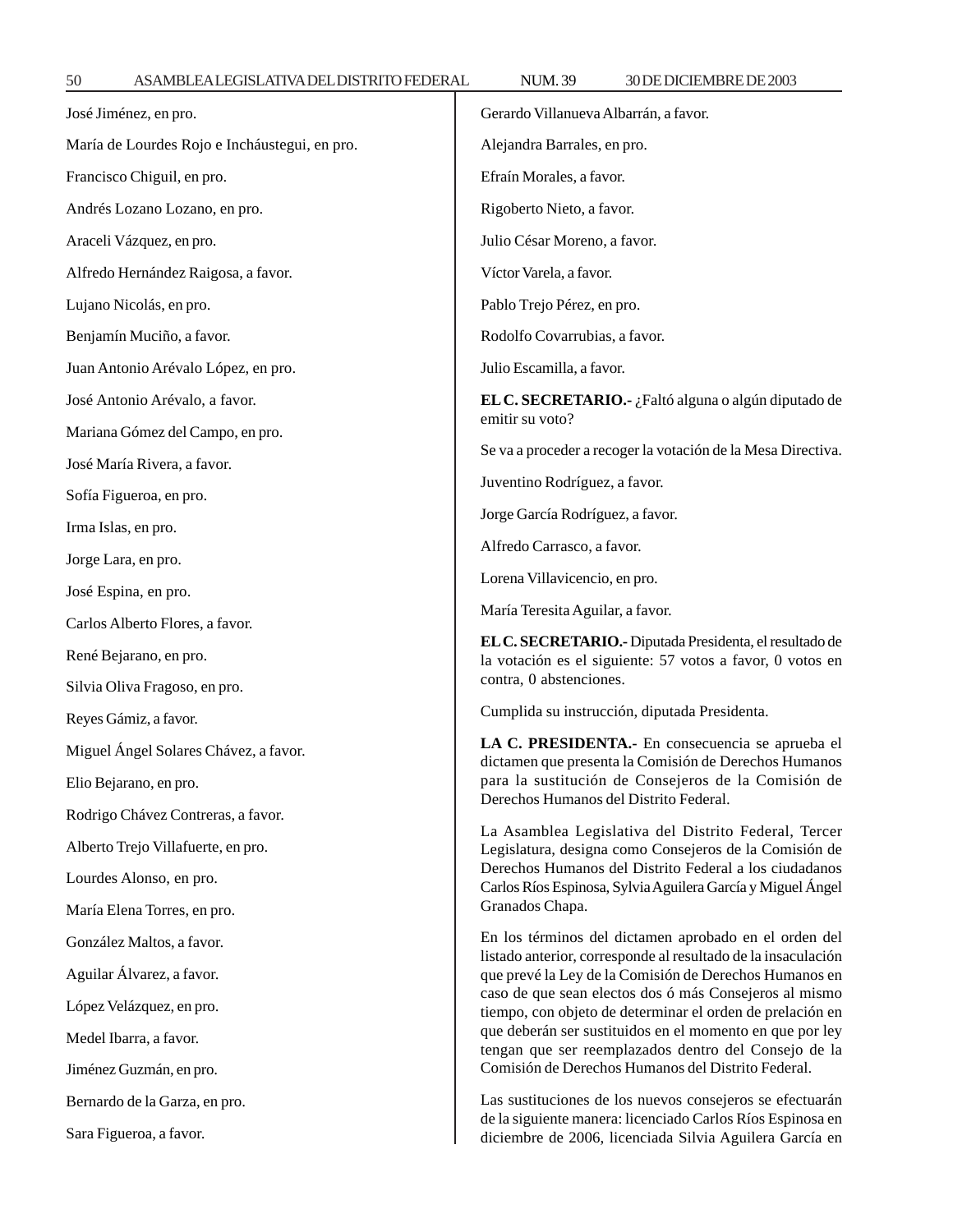José Jiménez, en pro.

María de Lourdes Rojo e Incháustegui, en pro.

Francisco Chiguil, en pro.

Andrés Lozano Lozano, en pro.

Araceli Vázquez, en pro.

Alfredo Hernández Raigosa, a favor.

Lujano Nicolás, en pro.

Benjamín Muciño, a favor.

Juan Antonio Arévalo López, en pro.

José Antonio Arévalo, a favor.

Mariana Gómez del Campo, en pro.

José María Rivera, a favor.

Sofía Figueroa, en pro.

Irma Islas, en pro.

Jorge Lara, en pro.

José Espina, en pro.

Carlos Alberto Flores, a favor.

René Bejarano, en pro.

Silvia Oliva Fragoso, en pro.

Reyes Gámiz, a favor.

Miguel Ángel Solares Chávez, a favor.

Elio Bejarano, en pro.

Rodrigo Chávez Contreras, a favor.

Alberto Trejo Villafuerte, en pro.

Lourdes Alonso, en pro.

María Elena Torres, en pro.

González Maltos, a favor.

Aguilar Álvarez, a favor.

López Velázquez, en pro.

Medel Ibarra, a favor.

Jiménez Guzmán, en pro.

Bernardo de la Garza, en pro.

Sara Figueroa, a favor.

Gerardo Villanueva Albarrán, a favor.

Alejandra Barrales, en pro.

Efraín Morales, a favor.

Rigoberto Nieto, a favor.

Julio César Moreno, a favor.

Víctor Varela, a favor.

Pablo Trejo Pérez, en pro.

Rodolfo Covarrubias, a favor.

Julio Escamilla, a favor.

**EL C. SECRETARIO.-** ¿Faltó alguna o algún diputado de emitir su voto?

Se va a proceder a recoger la votación de la Mesa Directiva.

Juventino Rodríguez, a favor.

Jorge García Rodríguez, a favor.

Alfredo Carrasco, a favor.

Lorena Villavicencio, en pro.

María Teresita Aguilar, a favor.

**EL C. SECRETARIO.-** Diputada Presidenta, el resultado de la votación es el siguiente: 57 votos a favor, 0 votos en contra, 0 abstenciones.

Cumplida su instrucción, diputada Presidenta.

**LA C. PRESIDENTA.-** En consecuencia se aprueba el dictamen que presenta la Comisión de Derechos Humanos para la sustitución de Consejeros de la Comisión de Derechos Humanos del Distrito Federal.

La Asamblea Legislativa del Distrito Federal, Tercer Legislatura, designa como Consejeros de la Comisión de Derechos Humanos del Distrito Federal a los ciudadanos Carlos Ríos Espinosa, Sylvia Aguilera García y Miguel Ángel Granados Chapa.

En los términos del dictamen aprobado en el orden del listado anterior, corresponde al resultado de la insaculación que prevé la Ley de la Comisión de Derechos Humanos en caso de que sean electos dos ó más Consejeros al mismo tiempo, con objeto de determinar el orden de prelación en que deberán ser sustituidos en el momento en que por ley tengan que ser reemplazados dentro del Consejo de la Comisión de Derechos Humanos del Distrito Federal.

Las sustituciones de los nuevos consejeros se efectuarán de la siguiente manera: licenciado Carlos Ríos Espinosa en diciembre de 2006, licenciada Silvia Aguilera García en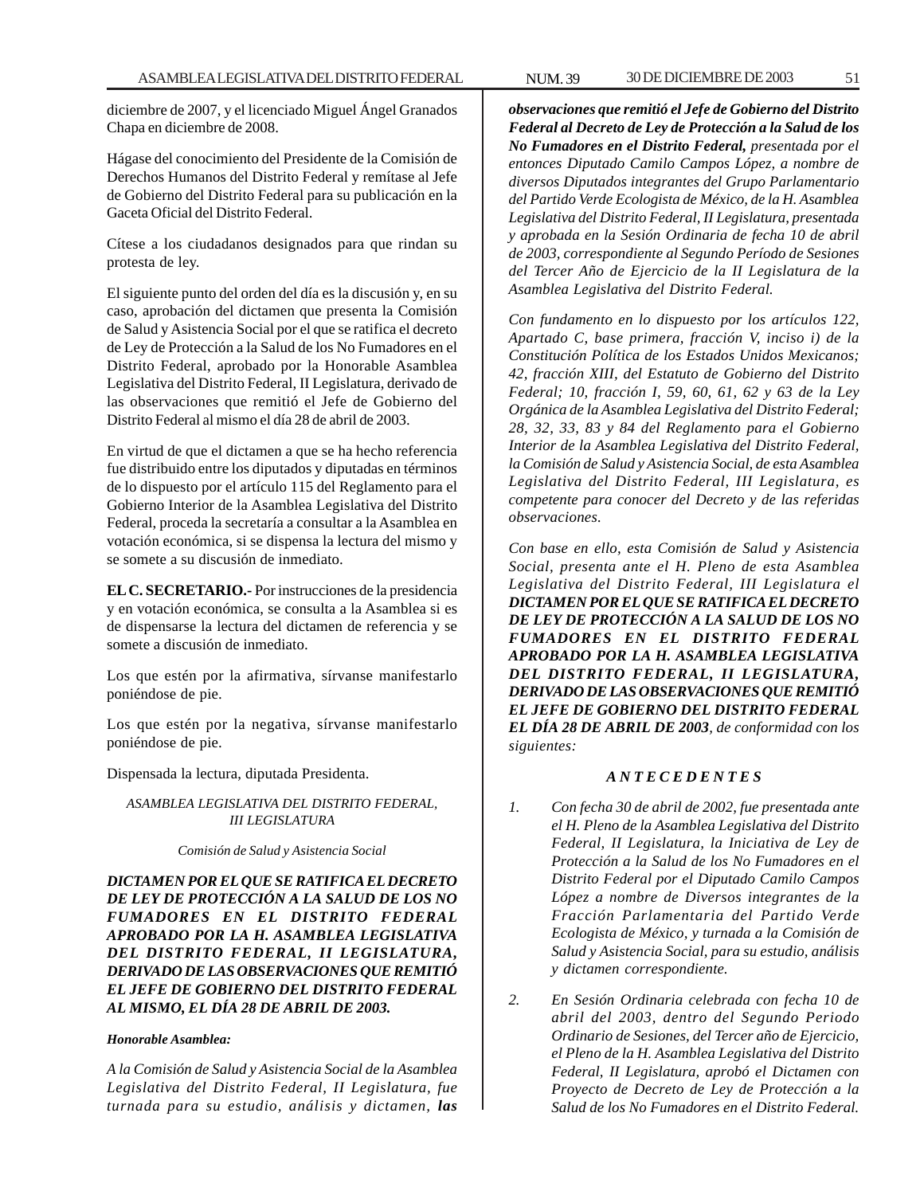diciembre de 2007, y el licenciado Miguel Ángel Granados Chapa en diciembre de 2008.

Hágase del conocimiento del Presidente de la Comisión de Derechos Humanos del Distrito Federal y remítase al Jefe de Gobierno del Distrito Federal para su publicación en la Gaceta Oficial del Distrito Federal.

Cítese a los ciudadanos designados para que rindan su protesta de ley.

El siguiente punto del orden del día es la discusión y, en su caso, aprobación del dictamen que presenta la Comisión de Salud y Asistencia Social por el que se ratifica el decreto de Ley de Protección a la Salud de los No Fumadores en el Distrito Federal, aprobado por la Honorable Asamblea Legislativa del Distrito Federal, II Legislatura, derivado de las observaciones que remitió el Jefe de Gobierno del Distrito Federal al mismo el día 28 de abril de 2003.

En virtud de que el dictamen a que se ha hecho referencia fue distribuido entre los diputados y diputadas en términos de lo dispuesto por el artículo 115 del Reglamento para el Gobierno Interior de la Asamblea Legislativa del Distrito Federal, proceda la secretaría a consultar a la Asamblea en votación económica, si se dispensa la lectura del mismo y se somete a su discusión de inmediato.

**EL C. SECRETARIO.-** Por instrucciones de la presidencia y en votación económica, se consulta a la Asamblea si es de dispensarse la lectura del dictamen de referencia y se somete a discusión de inmediato.

Los que estén por la afirmativa, sírvanse manifestarlo poniéndose de pie.

Los que estén por la negativa, sírvanse manifestarlo poniéndose de pie.

Dispensada la lectura, diputada Presidenta.

*ASAMBLEA LEGISLATIVA DEL DISTRITO FEDERAL, III LEGISLATURA*

*Comisión de Salud y Asistencia Social*

***DICTAMEN POR EL QUE SE RATIFICA EL DECRETO DE LEY DE PROTECCIÓN A LA SALUD DE LOS NO FUMADORES EN EL DISTRITO FEDERAL APROBADO POR LA H. ASAMBLEA LEGISLATIVA DEL DISTRITO FEDERAL, II LEGISLATURA, DERIVADO DE LAS OBSERVACIONES QUE REMITIÓ EL JEFE DE GOBIERNO DEL DISTRITO FEDERAL AL MISMO, EL DÍA 28 DE ABRIL DE 2003.***

***Honorable Asamblea:***

*A la Comisión de Salud y Asistencia Social de la Asamblea Legislativa del Distrito Federal, II Legislatura, fue turnada para su estudio, análisis y dictamen,* ***las observaciones que remitió el Jefe de Gobierno del Distrito Federal al Decreto de Ley de Protección a la Salud de los No Fumadores en el Distrito Federal,*** *presentada por el entonces Diputado Camilo Campos López, a nombre de diversos Diputados integrantes del Grupo Parlamentario del Partido Verde Ecologista de México, de la H. Asamblea Legislativa del Distrito Federal, II Legislatura, presentada y aprobada en la Sesión Ordinaria de fecha 10 de abril de 2003, correspondiente al Segundo Período de Sesiones del Tercer Año de Ejercicio de la II Legislatura de la Asamblea Legislativa del Distrito Federal.*

*Con fundamento en lo dispuesto por los artículos 122, Apartado C, base primera, fracción V, inciso i) de la Constitución Política de los Estados Unidos Mexicanos; 42, fracción XIII, del Estatuto de Gobierno del Distrito Federal; 10, fracción I, 59, 60, 61, 62 y 63 de la Ley Orgánica de la Asamblea Legislativa del Distrito Federal; 28, 32, 33, 83 y 84 del Reglamento para el Gobierno Interior de la Asamblea Legislativa del Distrito Federal, la Comisión de Salud y Asistencia Social, de esta Asamblea Legislativa del Distrito Federal, III Legislatura, es competente para conocer del Decreto y de las referidas observaciones.*

*Con base en ello, esta Comisión de Salud y Asistencia Social, presenta ante el H. Pleno de esta Asamblea Legislativa del Distrito Federal, III Legislatura el* ***DICTAMEN POR EL QUE SE RATIFICA EL DECRETO DE LEY DE PROTECCIÓN A LA SALUD DE LOS NO FUMADORES EN EL DISTRITO FEDERAL APROBADO POR LA H. ASAMBLEA LEGISLATIVA DEL DISTRITO FEDERAL, II LEGISLATURA, DERIVADO DE LAS OBSERVACIONES QUE REMITIÓ EL JEFE DE GOBIERNO DEL DISTRITO FEDERAL EL DÍA 28 DE ABRIL DE 2003****, de conformidad con los siguientes:*

***A N T E C E D E N T E S***

1. *Con fecha 30 de abril de 2002, fue presentada ante el H. Pleno de la Asamblea Legislativa del Distrito Federal, II Legislatura, la Iniciativa de Ley de Protección a la Salud de los No Fumadores en el Distrito Federal por el Diputado Camilo Campos López a nombre de Diversos integrantes de la Fracción Parlamentaria del Partido Verde Ecologista de México, y turnada a la Comisión de Salud y Asistencia Social, para su estudio, análisis y dictamen correspondiente.*

2. *En Sesión Ordinaria celebrada con fecha 10 de abril del 2003, dentro del Segundo Periodo Ordinario de Sesiones, del Tercer año de Ejercicio, el Pleno de la H. Asamblea Legislativa del Distrito Federal, II Legislatura, aprobó el Dictamen con Proyecto de Decreto de Ley de Protección a la Salud de los No Fumadores en el Distrito Federal.*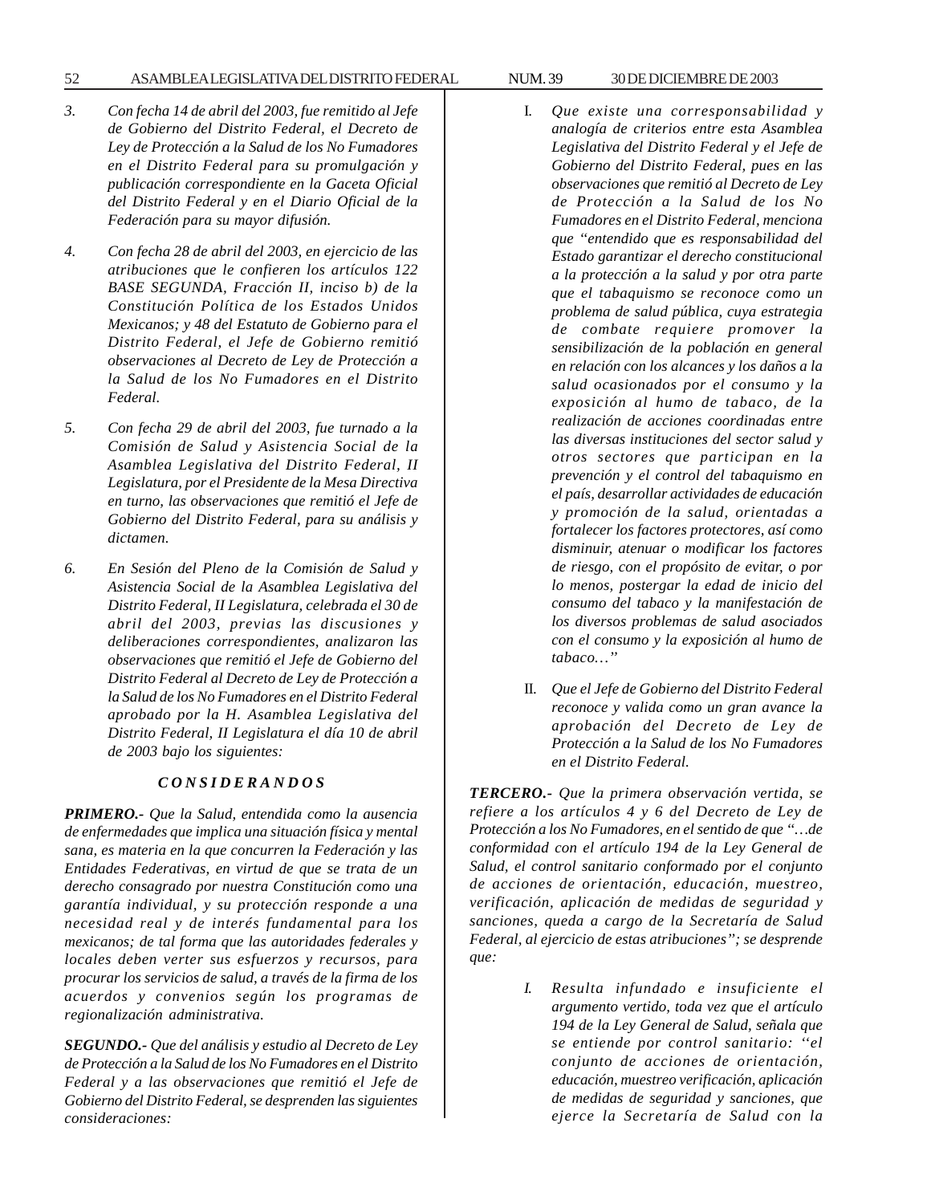*3. Con fecha 14 de abril del 2003, fue remitido al Jefe de Gobierno del Distrito Federal, el Decreto de Ley de Protección a la Salud de los No Fumadores en el Distrito Federal para su promulgación y publicación correspondiente en la Gaceta Oficial del Distrito Federal y en el Diario Oficial de la Federación para su mayor difusión.*

*4. Con fecha 28 de abril del 2003, en ejercicio de las atribuciones que le confieren los artículos 122 BASE SEGUNDA, Fracción II, inciso b) de la Constitución Política de los Estados Unidos Mexicanos; y 48 del Estatuto de Gobierno para el Distrito Federal, el Jefe de Gobierno remitió observaciones al Decreto de Ley de Protección a la Salud de los No Fumadores en el Distrito Federal.*

*5. Con fecha 29 de abril del 2003, fue turnado a la Comisión de Salud y Asistencia Social de la Asamblea Legislativa del Distrito Federal, II Legislatura, por el Presidente de la Mesa Directiva en turno, las observaciones que remitió el Jefe de Gobierno del Distrito Federal, para su análisis y dictamen.*

*6. En Sesión del Pleno de la Comisión de Salud y Asistencia Social de la Asamblea Legislativa del Distrito Federal, II Legislatura, celebrada el 30 de abril del 2003, previas las discusiones y deliberaciones correspondientes, analizaron las observaciones que remitió el Jefe de Gobierno del Distrito Federal al Decreto de Ley de Protección a la Salud de los No Fumadores en el Distrito Federal aprobado por la H. Asamblea Legislativa del Distrito Federal, II Legislatura el día 10 de abril de 2003 bajo los siguientes:*

***C O N S I D E R A N D O S***

***PRIMERO.-*** *Que la Salud, entendida como la ausencia de enfermedades que implica una situación física y mental sana, es materia en la que concurren la Federación y las Entidades Federativas, en virtud de que se trata de un derecho consagrado por nuestra Constitución como una garantía individual, y su protección responde a una necesidad real y de interés fundamental para los mexicanos; de tal forma que las autoridades federales y locales deben verter sus esfuerzos y recursos, para procurar los servicios de salud, a través de la firma de los acuerdos y convenios según los programas de regionalización administrativa.*

***SEGUNDO.-*** *Que del análisis y estudio al Decreto de Ley de Protección a la Salud de los No Fumadores en el Distrito Federal y a las observaciones que remitió el Jefe de Gobierno del Distrito Federal, se desprenden las siguientes consideraciones:*

I. *Que existe una corresponsabilidad y analogía de criterios entre esta Asamblea Legislativa del Distrito Federal y el Jefe de Gobierno del Distrito Federal, pues en las observaciones que remitió al Decreto de Ley de Protección a la Salud de los No Fumadores en el Distrito Federal, menciona que "entendido que es responsabilidad del Estado garantizar el derecho constitucional a la protección a la salud y por otra parte que el tabaquismo se reconoce como un problema de salud pública, cuya estrategia de combate requiere promover la sensibilización de la población en general en relación con los alcances y los daños a la salud ocasionados por el consumo y la exposición al humo de tabaco, de la realización de acciones coordinadas entre las diversas instituciones del sector salud y otros sectores que participan en la prevención y el control del tabaquismo en el país, desarrollar actividades de educación y promoción de la salud, orientadas a fortalecer los factores protectores, así como disminuir, atenuar o modificar los factores de riesgo, con el propósito de evitar, o por lo menos, postergar la edad de inicio del consumo del tabaco y la manifestación de los diversos problemas de salud asociados con el consumo y la exposición al humo de tabaco…"*

II. *Que el Jefe de Gobierno del Distrito Federal reconoce y valida como un gran avance la aprobación del Decreto de Ley de Protección a la Salud de los No Fumadores en el Distrito Federal.*

***TERCERO.-*** *Que la primera observación vertida, se refiere a los artículos 4 y 6 del Decreto de Ley de Protección a los No Fumadores, en el sentido de que "…de conformidad con el artículo 194 de la Ley General de Salud, el control sanitario conformado por el conjunto de acciones de orientación, educación, muestreo, verificación, aplicación de medidas de seguridad y sanciones, queda a cargo de la Secretaría de Salud Federal, al ejercicio de estas atribuciones"; se desprende que:*

*I. Resulta infundado e insuficiente el argumento vertido, toda vez que el artículo 194 de la Ley General de Salud, señala que se entiende por control sanitario: "el conjunto de acciones de orientación, educación, muestreo verificación, aplicación de medidas de seguridad y sanciones, que ejerce la Secretaría de Salud con la*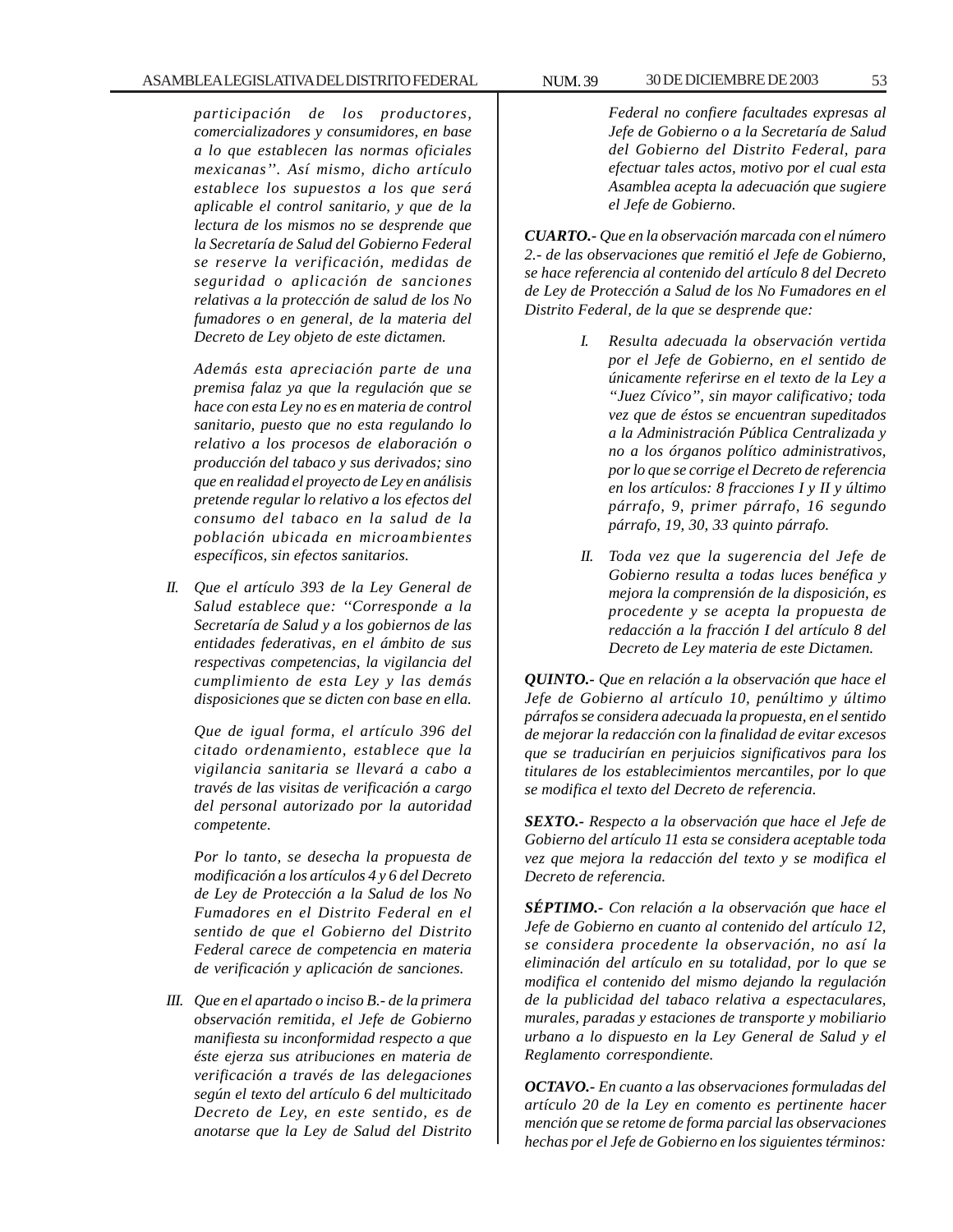*participación de los productores, comercializadores y consumidores, en base a lo que establecen las normas oficiales mexicanas''. Así mismo, dicho artículo establece los supuestos a los que será aplicable el control sanitario, y que de la lectura de los mismos no se desprende que la Secretaría de Salud del Gobierno Federal se reserve la verificación, medidas de seguridad o aplicación de sanciones relativas a la protección de salud de los No fumadores o en general, de la materia del Decreto de Ley objeto de este dictamen.*

*Además esta apreciación parte de una premisa falaz ya que la regulación que se hace con esta Ley no es en materia de control sanitario, puesto que no esta regulando lo relativo a los procesos de elaboración o producción del tabaco y sus derivados; sino que en realidad el proyecto de Ley en análisis pretende regular lo relativo a los efectos del consumo del tabaco en la salud de la población ubicada en microambientes específicos, sin efectos sanitarios.*

*II. Que el artículo 393 de la Ley General de Salud establece que: ''Corresponde a la Secretaría de Salud y a los gobiernos de las entidades federativas, en el ámbito de sus respectivas competencias, la vigilancia del cumplimiento de esta Ley y las demás disposiciones que se dicten con base en ella.*

*Que de igual forma, el artículo 396 del citado ordenamiento, establece que la vigilancia sanitaria se llevará a cabo a través de las visitas de verificación a cargo del personal autorizado por la autoridad competente.*

*Por lo tanto, se desecha la propuesta de modificación a los artículos 4 y 6 del Decreto de Ley de Protección a la Salud de los No Fumadores en el Distrito Federal en el sentido de que el Gobierno del Distrito Federal carece de competencia en materia de verificación y aplicación de sanciones.*

*III. Que en el apartado o inciso B.- de la primera observación remitida, el Jefe de Gobierno manifiesta su inconformidad respecto a que éste ejerza sus atribuciones en materia de verificación a través de las delegaciones según el texto del artículo 6 del multicitado Decreto de Ley, en este sentido, es de anotarse que la Ley de Salud del Distrito Federal no confiere facultades expresas al Jefe de Gobierno o a la Secretaría de Salud del Gobierno del Distrito Federal, para efectuar tales actos, motivo por el cual esta Asamblea acepta la adecuación que sugiere el Jefe de Gobierno.*

***CUARTO.-** Que en la observación marcada con el número 2.- de las observaciones que remitió el Jefe de Gobierno, se hace referencia al contenido del artículo 8 del Decreto de Ley de Protección a Salud de los No Fumadores en el Distrito Federal, de la que se desprende que:*

*I. Resulta adecuada la observación vertida por el Jefe de Gobierno, en el sentido de únicamente referirse en el texto de la Ley a "Juez Cívico", sin mayor calificativo; toda vez que de éstos se encuentran supeditados a la Administración Pública Centralizada y no a los órganos político administrativos, por lo que se corrige el Decreto de referencia en los artículos: 8 fracciones I y II y último párrafo, 9, primer párrafo, 16 segundo párrafo, 19, 30, 33 quinto párrafo.*

*II. Toda vez que la sugerencia del Jefe de Gobierno resulta a todas luces benéfica y mejora la comprensión de la disposición, es procedente y se acepta la propuesta de redacción a la fracción I del artículo 8 del Decreto de Ley materia de este Dictamen.*

***QUINTO.-** Que en relación a la observación que hace el Jefe de Gobierno al artículo 10, penúltimo y último párrafos se considera adecuada la propuesta, en el sentido de mejorar la redacción con la finalidad de evitar excesos que se traducirían en perjuicios significativos para los titulares de los establecimientos mercantiles, por lo que se modifica el texto del Decreto de referencia.*

***SEXTO.-** Respecto a la observación que hace el Jefe de Gobierno del artículo 11 esta se considera aceptable toda vez que mejora la redacción del texto y se modifica el Decreto de referencia.*

***SÉPTIMO.-** Con relación a la observación que hace el Jefe de Gobierno en cuanto al contenido del artículo 12, se considera procedente la observación, no así la eliminación del artículo en su totalidad, por lo que se modifica el contenido del mismo dejando la regulación de la publicidad del tabaco relativa a espectaculares, murales, paradas y estaciones de transporte y mobiliario urbano a lo dispuesto en la Ley General de Salud y el Reglamento correspondiente.*

***OCTAVO.-** En cuanto a las observaciones formuladas del artículo 20 de la Ley en comento es pertinente hacer mención que se retome de forma parcial las observaciones hechas por el Jefe de Gobierno en los siguientes términos:*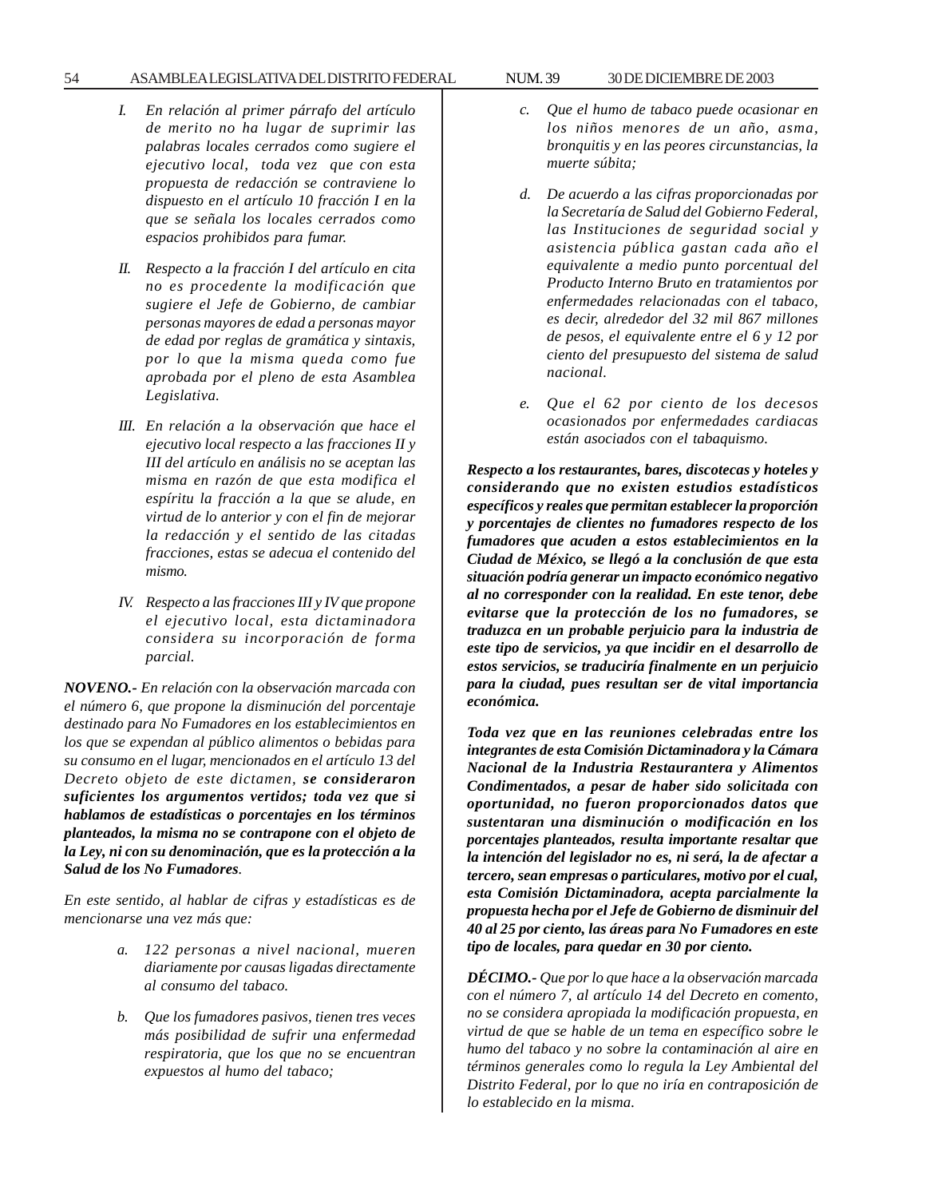*I. En relación al primer párrafo del artículo de merito no ha lugar de suprimir las palabras locales cerrados como sugiere el ejecutivo local, toda vez que con esta propuesta de redacción se contraviene lo dispuesto en el artículo 10 fracción I en la que se señala los locales cerrados como espacios prohibidos para fumar.*

*II. Respecto a la fracción I del artículo en cita no es procedente la modificación que sugiere el Jefe de Gobierno, de cambiar personas mayores de edad a personas mayor de edad por reglas de gramática y sintaxis, por lo que la misma queda como fue aprobada por el pleno de esta Asamblea Legislativa.*

*III. En relación a la observación que hace el ejecutivo local respecto a las fracciones II y III del artículo en análisis no se aceptan las misma en razón de que esta modifica el espíritu la fracción a la que se alude, en virtud de lo anterior y con el fin de mejorar la redacción y el sentido de las citadas fracciones, estas se adecua el contenido del mismo.*

*IV. Respecto a las fracciones III y IV que propone el ejecutivo local, esta dictaminadora considera su incorporación de forma parcial.*

***NOVENO.-*** *En relación con la observación marcada con el número 6, que propone la disminución del porcentaje destinado para No Fumadores en los establecimientos en los que se expendan al público alimentos o bebidas para su consumo en el lugar, mencionados en el artículo 13 del Decreto objeto de este dictamen,* ***se consideraron suficientes los argumentos vertidos; toda vez que si hablamos de estadísticas o porcentajes en los términos planteados, la misma no se contrapone con el objeto de la Ley, ni con su denominación, que es la protección a la Salud de los No Fumadores****.*

*En este sentido, al hablar de cifras y estadísticas es de mencionarse una vez más que:*

*a. 122 personas a nivel nacional, mueren diariamente por causas ligadas directamente al consumo del tabaco.*

*b. Que los fumadores pasivos, tienen tres veces más posibilidad de sufrir una enfermedad respiratoria, que los que no se encuentran expuestos al humo del tabaco;*

*c. Que el humo de tabaco puede ocasionar en los niños menores de un año, asma, bronquitis y en las peores circunstancias, la muerte súbita;*

*d. De acuerdo a las cifras proporcionadas por la Secretaría de Salud del Gobierno Federal, las Instituciones de seguridad social y asistencia pública gastan cada año el equivalente a medio punto porcentual del Producto Interno Bruto en tratamientos por enfermedades relacionadas con el tabaco, es decir, alrededor del 32 mil 867 millones de pesos, el equivalente entre el 6 y 12 por ciento del presupuesto del sistema de salud nacional.*

*e. Que el 62 por ciento de los decesos ocasionados por enfermedades cardiacas están asociados con el tabaquismo.*

***Respecto a los restaurantes, bares, discotecas y hoteles y considerando que no existen estudios estadísticos específicos y reales que permitan establecer la proporción y porcentajes de clientes no fumadores respecto de los fumadores que acuden a estos establecimientos en la Ciudad de México, se llegó a la conclusión de que esta situación podría generar un impacto económico negativo al no corresponder con la realidad. En este tenor, debe evitarse que la protección de los no fumadores, se traduzca en un probable perjuicio para la industria de este tipo de servicios, ya que incidir en el desarrollo de estos servicios, se traduciría finalmente en un perjuicio para la ciudad, pues resultan ser de vital importancia económica.***

***Toda vez que en las reuniones celebradas entre los integrantes de esta Comisión Dictaminadora y la Cámara Nacional de la Industria Restaurantera y Alimentos Condimentados, a pesar de haber sido solicitada con oportunidad, no fueron proporcionados datos que sustentaran una disminución o modificación en los porcentajes planteados, resulta importante resaltar que la intención del legislador no es, ni será, la de afectar a tercero, sean empresas o particulares, motivo por el cual, esta Comisión Dictaminadora, acepta parcialmente la propuesta hecha por el Jefe de Gobierno de disminuir del 40 al 25 por ciento, las áreas para No Fumadores en este tipo de locales, para quedar en 30 por ciento.***

***DÉCIMO.-*** *Que por lo que hace a la observación marcada con el número 7, al artículo 14 del Decreto en comento, no se considera apropiada la modificación propuesta, en virtud de que se hable de un tema en específico sobre le humo del tabaco y no sobre la contaminación al aire en términos generales como lo regula la Ley Ambiental del Distrito Federal, por lo que no iría en contraposición de lo establecido en la misma.*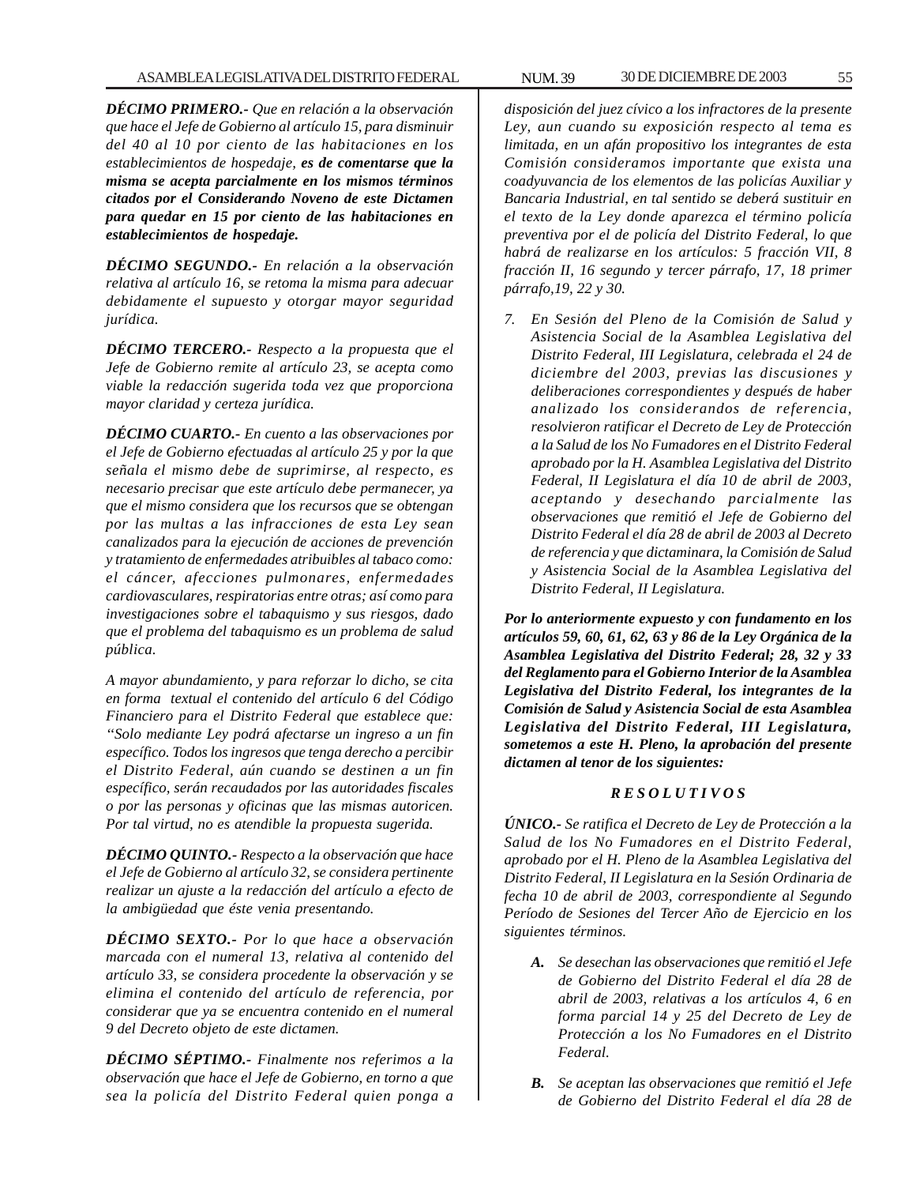***DÉCIMO PRIMERO.-*** *Que en relación a la observación que hace el Jefe de Gobierno al artículo 15, para disminuir del 40 al 10 por ciento de las habitaciones en los establecimientos de hospedaje,* ***es de comentarse que la misma se acepta parcialmente en los mismos términos citados por el Considerando Noveno de este Dictamen para quedar en 15 por ciento de las habitaciones en establecimientos de hospedaje.***

***DÉCIMO SEGUNDO.-*** *En relación a la observación relativa al artículo 16, se retoma la misma para adecuar debidamente el supuesto y otorgar mayor seguridad jurídica.*

***DÉCIMO TERCERO.-*** *Respecto a la propuesta que el Jefe de Gobierno remite al artículo 23, se acepta como viable la redacción sugerida toda vez que proporciona mayor claridad y certeza jurídica.*

***DÉCIMO CUARTO.-*** *En cuento a las observaciones por el Jefe de Gobierno efectuadas al artículo 25 y por la que señala el mismo debe de suprimirse, al respecto, es necesario precisar que este artículo debe permanecer, ya que el mismo considera que los recursos que se obtengan por las multas a las infracciones de esta Ley sean canalizados para la ejecución de acciones de prevención y tratamiento de enfermedades atribuibles al tabaco como: el cáncer, afecciones pulmonares, enfermedades cardiovasculares, respiratorias entre otras; así como para investigaciones sobre el tabaquismo y sus riesgos, dado que el problema del tabaquismo es un problema de salud pública.*

*A mayor abundamiento, y para reforzar lo dicho, se cita en forma textual el contenido del artículo 6 del Código Financiero para el Distrito Federal que establece que: "Solo mediante Ley podrá afectarse un ingreso a un fin específico. Todos los ingresos que tenga derecho a percibir el Distrito Federal, aún cuando se destinen a un fin específico, serán recaudados por las autoridades fiscales o por las personas y oficinas que las mismas autoricen. Por tal virtud, no es atendible la propuesta sugerida.*

***DÉCIMO QUINTO.-*** *Respecto a la observación que hace el Jefe de Gobierno al artículo 32, se considera pertinente realizar un ajuste a la redacción del artículo a efecto de la ambigüedad que éste venia presentando.*

***DÉCIMO SEXTO.-*** *Por lo que hace a observación marcada con el numeral 13, relativa al contenido del artículo 33, se considera procedente la observación y se elimina el contenido del artículo de referencia, por considerar que ya se encuentra contenido en el numeral 9 del Decreto objeto de este dictamen.*

***DÉCIMO SÉPTIMO.-*** *Finalmente nos referimos a la observación que hace el Jefe de Gobierno, en torno a que sea la policía del Distrito Federal quien ponga a disposición del juez cívico a los infractores de la presente Ley, aun cuando su exposición respecto al tema es limitada, en un afán propositivo los integrantes de esta Comisión consideramos importante que exista una coadyuvancia de los elementos de las policías Auxiliar y Bancaria Industrial, en tal sentido se deberá sustituir en el texto de la Ley donde aparezca el término policía preventiva por el de policía del Distrito Federal, lo que habrá de realizarse en los artículos: 5 fracción VII, 8 fracción II, 16 segundo y tercer párrafo, 17, 18 primer párrafo,19, 22 y 30.*

7. *En Sesión del Pleno de la Comisión de Salud y Asistencia Social de la Asamblea Legislativa del Distrito Federal, III Legislatura, celebrada el 24 de diciembre del 2003, previas las discusiones y deliberaciones correspondientes y después de haber analizado los considerandos de referencia, resolvieron ratificar el Decreto de Ley de Protección a la Salud de los No Fumadores en el Distrito Federal aprobado por la H. Asamblea Legislativa del Distrito Federal, II Legislatura el día 10 de abril de 2003, aceptando y desechando parcialmente las observaciones que remitió el Jefe de Gobierno del Distrito Federal el día 28 de abril de 2003 al Decreto de referencia y que dictaminara, la Comisión de Salud y Asistencia Social de la Asamblea Legislativa del Distrito Federal, II Legislatura.*

***Por lo anteriormente expuesto y con fundamento en los artículos 59, 60, 61, 62, 63 y 86 de la Ley Orgánica de la Asamblea Legislativa del Distrito Federal; 28, 32 y 33 del Reglamento para el Gobierno Interior de la Asamblea Legislativa del Distrito Federal, los integrantes de la Comisión de Salud y Asistencia Social de esta Asamblea Legislativa del Distrito Federal, III Legislatura, sometemos a este H. Pleno, la aprobación del presente dictamen al tenor de los siguientes:***

***R E S O L U T I V O S***

***ÚNICO.-*** *Se ratifica el Decreto de Ley de Protección a la Salud de los No Fumadores en el Distrito Federal, aprobado por el H. Pleno de la Asamblea Legislativa del Distrito Federal, II Legislatura en la Sesión Ordinaria de fecha 10 de abril de 2003, correspondiente al Segundo Período de Sesiones del Tercer Año de Ejercicio en los siguientes términos.*

- ***A.*** *Se desechan las observaciones que remitió el Jefe de Gobierno del Distrito Federal el día 28 de abril de 2003, relativas a los artículos 4, 6 en forma parcial 14 y 25 del Decreto de Ley de Protección a los No Fumadores en el Distrito Federal.*

- ***B.*** *Se aceptan las observaciones que remitió el Jefe de Gobierno del Distrito Federal el día 28 de*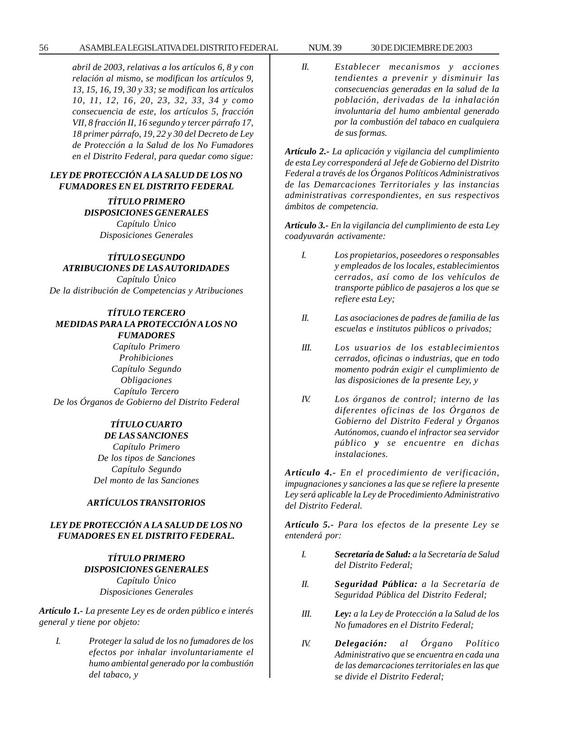*abril de 2003, relativas a los artículos 6, 8 y con relación al mismo, se modifican los artículos 9, 13, 15, 16, 19, 30 y 33; se modifican los artículos 10, 11, 12, 16, 20, 23, 32, 33, 34 y como consecuencia de este, los artículos 5, fracción VII, 8 fracción II, 16 segundo y tercer párrafo 17, 18 primer párrafo, 19, 22 y 30 del Decreto de Ley de Protección a la Salud de los No Fumadores en el Distrito Federal, para quedar como sigue:*

***LEY DE PROTECCIÓN A LA SALUD DE LOS NO FUMADORES EN EL DISTRITO FEDERAL***

***TÍTULO PRIMERO***
***DISPOSICIONES GENERALES***
*Capítulo Único*
*Disposiciones Generales*

***TÍTULO SEGUNDO***
***ATRIBUCIONES DE LAS AUTORIDADES***
*Capítulo Único*
*De la distribución de Competencias y Atribuciones*

***TÍTULO TERCERO***
***MEDIDAS PARA LA PROTECCIÓN A LOS NO FUMADORES***
*Capítulo Primero*
*Prohibiciones*
*Capítulo Segundo*
*Obligaciones*
*Capítulo Tercero*
*De los Órganos de Gobierno del Distrito Federal*

***TÍTULO CUARTO***
***DE LAS SANCIONES***
*Capítulo Primero*
*De los tipos de Sanciones*
*Capítulo Segundo*
*Del monto de las Sanciones*

***ARTÍCULOS TRANSITORIOS***

## *LEY DE PROTECCIÓN A LA SALUD DE LOS NO FUMADORES EN EL DISTRITO FEDERAL.*

### *TÍTULO PRIMERO*
### *DISPOSICIONES GENERALES*
*Capítulo Único*
*Disposiciones Generales*

***Artículo 1.-*** *La presente Ley es de orden público e interés general y tiene por objeto:*

*I. Proteger la salud de los no fumadores de los efectos por inhalar involuntariamente el humo ambiental generado por la combustión del tabaco, y*

*II. Establecer mecanismos y acciones tendientes a prevenir y disminuir las consecuencias generadas en la salud de la población, derivadas de la inhalación involuntaria del humo ambiental generado por la combustión del tabaco en cualquiera de sus formas.*

***Artículo 2.-*** *La aplicación y vigilancia del cumplimiento de esta Ley corresponderá al Jefe de Gobierno del Distrito Federal a través de los Órganos Políticos Administrativos de las Demarcaciones Territoriales y las instancias administrativas correspondientes, en sus respectivos ámbitos de competencia.*

***Artículo 3.-*** *En la vigilancia del cumplimiento de esta Ley coadyuvarán activamente:*

*I. Los propietarios, poseedores o responsables y empleados de los locales, establecimientos cerrados, así como de los vehículos de transporte público de pasajeros a los que se refiere esta Ley;*

*II. Las asociaciones de padres de familia de las escuelas e institutos públicos o privados;*

*III. Los usuarios de los establecimientos cerrados, oficinas o industrias, que en todo momento podrán exigir el cumplimiento de las disposiciones de la presente Ley, y*

*IV. Los órganos de control; interno de las diferentes oficinas de los Órganos de Gobierno del Distrito Federal y Órganos Autónomos, cuando el infractor sea servidor público **y** se encuentre en dichas instalaciones.*

***Artículo 4.-*** *En el procedimiento de verificación, impugnaciones y sanciones a las que se refiere la presente Ley será aplicable la Ley de Procedimiento Administrativo del Distrito Federal.*

***Artículo 5.-*** *Para los efectos de la presente Ley se entenderá por:*

*I. **Secretaría de Salud:** a la Secretaría de Salud del Distrito Federal;*

*II. **Seguridad Pública:** a la Secretaría de Seguridad Pública del Distrito Federal;*

*III. **Ley:** a la Ley de Protección a la Salud de los No fumadores en el Distrito Federal;*

*IV. **Delegación:** al Órgano Político Administrativo que se encuentra en cada una de las demarcaciones territoriales en las que se divide el Distrito Federal;*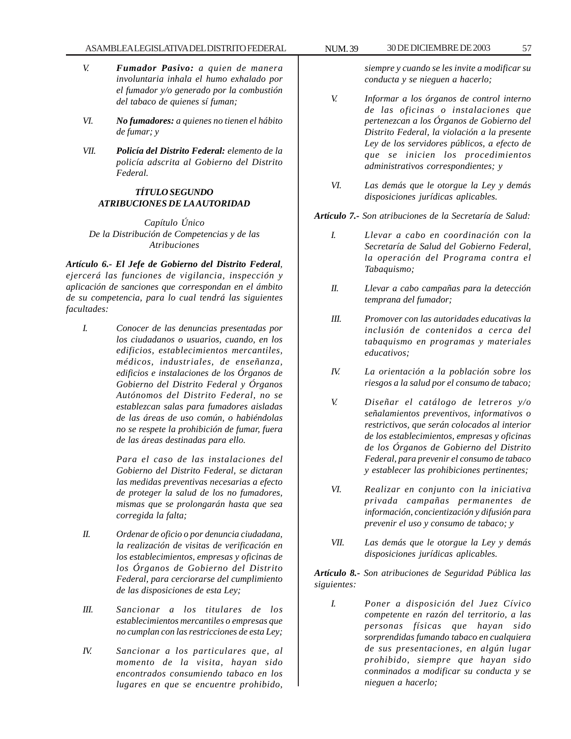*V. **Fumador Pasivo:** a quien de manera involuntaria inhala el humo exhalado por el fumador y/o generado por la combustión del tabaco de quienes sí fuman;*

*VI. **No fumadores:** a quienes no tienen el hábito de fumar; y*

*VII. **Policía del Distrito Federal:** elemento de la policía adscrita al Gobierno del Distrito Federal.*

### *TÍTULO SEGUNDO*
### *ATRIBUCIONES DE LA AUTORIDAD*

*Capítulo Único*
*De la Distribución de Competencias y de las Atribuciones*

***Artículo 6.- El Jefe de Gobierno del Distrito Federal**, ejercerá las funciones de vigilancia, inspección y aplicación de sanciones que correspondan en el ámbito de su competencia, para lo cual tendrá las siguientes facultades:*

*I. Conocer de las denuncias presentadas por los ciudadanos o usuarios, cuando, en los edificios, establecimientos mercantiles, médicos, industriales, de enseñanza, edificios e instalaciones de los Órganos de Gobierno del Distrito Federal y Órganos Autónomos del Distrito Federal, no se establezcan salas para fumadores aisladas de las áreas de uso común, o habiéndolas no se respete la prohibición de fumar, fuera de las áreas destinadas para ello.*

*Para el caso de las instalaciones del Gobierno del Distrito Federal, se dictaran las medidas preventivas necesarias a efecto de proteger la salud de los no fumadores, mismas que se prolongarán hasta que sea corregida la falta;*

*II. Ordenar de oficio o por denuncia ciudadana, la realización de visitas de verificación en los establecimientos, empresas y oficinas de los Órganos de Gobierno del Distrito Federal, para cerciorarse del cumplimiento de las disposiciones de esta Ley;*

*III. Sancionar a los titulares de los establecimientos mercantiles o empresas que no cumplan con las restricciones de esta Ley;*

*IV. Sancionar a los particulares que, al momento de la visita, hayan sido encontrados consumiendo tabaco en los lugares en que se encuentre prohibido, siempre y cuando se les invite a modificar su conducta y se nieguen a hacerlo;*

*V. Informar a los órganos de control interno de las oficinas o instalaciones que pertenezcan a los Órganos de Gobierno del Distrito Federal, la violación a la presente Ley de los servidores públicos, a efecto de que se inicien los procedimientos administrativos correspondientes; y*

*VI. Las demás que le otorgue la Ley y demás disposiciones jurídicas aplicables.*

***Artículo 7.-** Son atribuciones de la Secretaría de Salud:*

*I. Llevar a cabo en coordinación con la Secretaría de Salud del Gobierno Federal, la operación del Programa contra el Tabaquismo;*

*II. Llevar a cabo campañas para la detección temprana del fumador;*

*III. Promover con las autoridades educativas la inclusión de contenidos a cerca del tabaquismo en programas y materiales educativos;*

*IV. La orientación a la población sobre los riesgos a la salud por el consumo de tabaco;*

*V. Diseñar el catálogo de letreros y/o señalamientos preventivos, informativos o restrictivos, que serán colocados al interior de los establecimientos, empresas y oficinas de los Órganos de Gobierno del Distrito Federal, para prevenir el consumo de tabaco y establecer las prohibiciones pertinentes;*

*VI. Realizar en conjunto con la iniciativa privada campañas permanentes de información, concientización y difusión para prevenir el uso y consumo de tabaco; y*

*VII. Las demás que le otorgue la Ley y demás disposiciones jurídicas aplicables.*

***Artículo 8.-** Son atribuciones de Seguridad Pública las siguientes:*

*I. Poner a disposición del Juez Cívico competente en razón del territorio, a las personas físicas que hayan sido sorprendidas fumando tabaco en cualquiera de sus presentaciones, en algún lugar prohibido, siempre que hayan sido conminados a modificar su conducta y se nieguen a hacerlo;*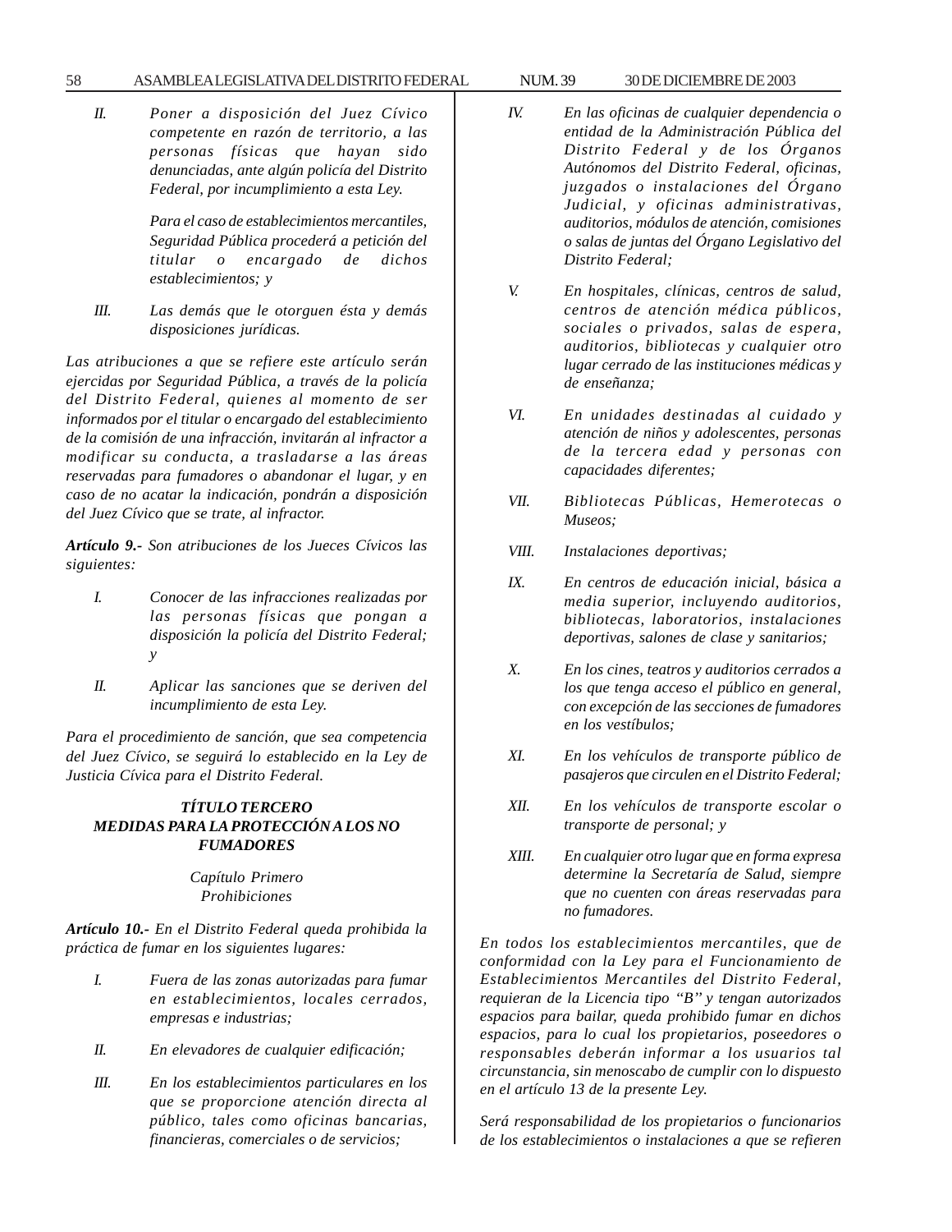*II. Poner a disposición del Juez Cívico competente en razón de territorio, a las personas físicas que hayan sido denunciadas, ante algún policía del Distrito Federal, por incumplimiento a esta Ley.*

*Para el caso de establecimientos mercantiles, Seguridad Pública procederá a petición del titular o encargado de dichos establecimientos; y*

*III. Las demás que le otorguen ésta y demás disposiciones jurídicas.*

*Las atribuciones a que se refiere este artículo serán ejercidas por Seguridad Pública, a través de la policía del Distrito Federal, quienes al momento de ser informados por el titular o encargado del establecimiento de la comisión de una infracción, invitarán al infractor a modificar su conducta, a trasladarse a las áreas reservadas para fumadores o abandonar el lugar, y en caso de no acatar la indicación, pondrán a disposición del Juez Cívico que se trate, al infractor.*

***Artículo 9.-** Son atribuciones de los Jueces Cívicos las siguientes:*

*I. Conocer de las infracciones realizadas por las personas físicas que pongan a disposición la policía del Distrito Federal; y*

*II. Aplicar las sanciones que se deriven del incumplimiento de esta Ley.*

*Para el procedimiento de sanción, que sea competencia del Juez Cívico, se seguirá lo establecido en la Ley de Justicia Cívica para el Distrito Federal.*

***TÍTULO TERCERO***
***MEDIDAS PARA LA PROTECCIÓN A LOS NO FUMADORES***

*Capítulo Primero*
*Prohibiciones*

***Artículo 10.-** En el Distrito Federal queda prohibida la práctica de fumar en los siguientes lugares:*

*I. Fuera de las zonas autorizadas para fumar en establecimientos, locales cerrados, empresas e industrias;*

*II. En elevadores de cualquier edificación;*

*III. En los establecimientos particulares en los que se proporcione atención directa al público, tales como oficinas bancarias, financieras, comerciales o de servicios;*

*IV. En las oficinas de cualquier dependencia o entidad de la Administración Pública del Distrito Federal y de los Órganos Autónomos del Distrito Federal, oficinas, juzgados o instalaciones del Órgano Judicial, y oficinas administrativas, auditorios, módulos de atención, comisiones o salas de juntas del Órgano Legislativo del Distrito Federal;*

*V. En hospitales, clínicas, centros de salud, centros de atención médica públicos, sociales o privados, salas de espera, auditorios, bibliotecas y cualquier otro lugar cerrado de las instituciones médicas y de enseñanza;*

*VI. En unidades destinadas al cuidado y atención de niños y adolescentes, personas de la tercera edad y personas con capacidades diferentes;*

*VII. Bibliotecas Públicas, Hemerotecas o Museos;*

*VIII. Instalaciones deportivas;*

*IX. En centros de educación inicial, básica a media superior, incluyendo auditorios, bibliotecas, laboratorios, instalaciones deportivas, salones de clase y sanitarios;*

*X. En los cines, teatros y auditorios cerrados a los que tenga acceso el público en general, con excepción de las secciones de fumadores en los vestíbulos;*

*XI. En los vehículos de transporte público de pasajeros que circulen en el Distrito Federal;*

*XII. En los vehículos de transporte escolar o transporte de personal; y*

*XIII. En cualquier otro lugar que en forma expresa determine la Secretaría de Salud, siempre que no cuenten con áreas reservadas para no fumadores.*

*En todos los establecimientos mercantiles, que de conformidad con la Ley para el Funcionamiento de Establecimientos Mercantiles del Distrito Federal, requieran de la Licencia tipo "B" y tengan autorizados espacios para bailar, queda prohibido fumar en dichos espacios, para lo cual los propietarios, poseedores o responsables deberán informar a los usuarios tal circunstancia, sin menoscabo de cumplir con lo dispuesto en el artículo 13 de la presente Ley.*

*Será responsabilidad de los propietarios o funcionarios de los establecimientos o instalaciones a que se refieren*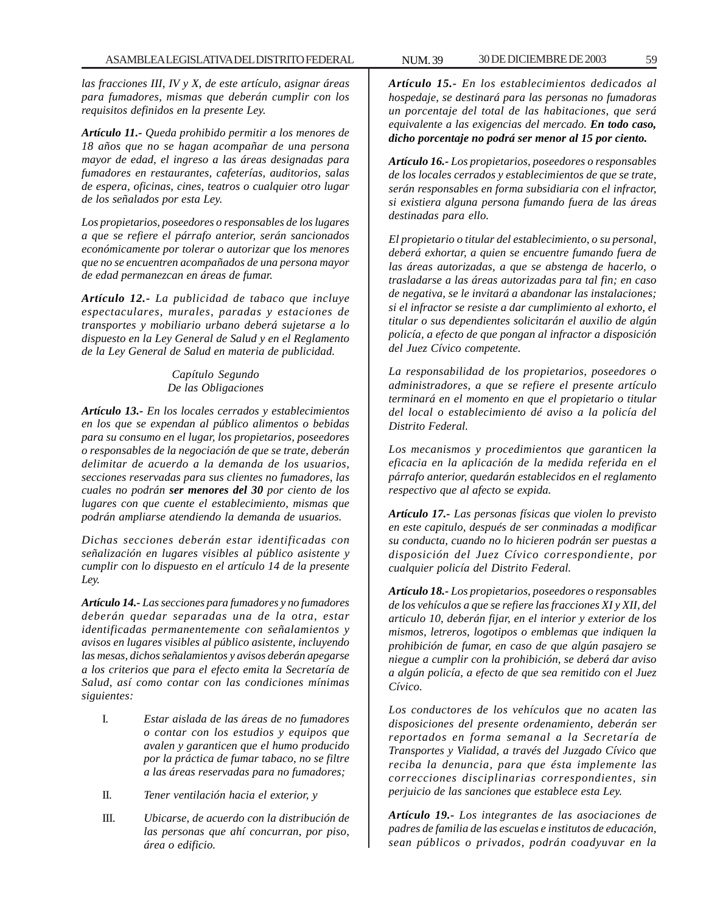*las fracciones III, IV y X, de este artículo, asignar áreas para fumadores, mismas que deberán cumplir con los requisitos definidos en la presente Ley.*

***Artículo 11.-*** *Queda prohibido permitir a los menores de 18 años que no se hagan acompañar de una persona mayor de edad, el ingreso a las áreas designadas para fumadores en restaurantes, cafeterías, auditorios, salas de espera, oficinas, cines, teatros o cualquier otro lugar de los señalados por esta Ley.*

*Los propietarios, poseedores o responsables de los lugares a que se refiere el párrafo anterior, serán sancionados económicamente por tolerar o autorizar que los menores que no se encuentren acompañados de una persona mayor de edad permanezcan en áreas de fumar.*

***Artículo 12.-*** *La publicidad de tabaco que incluye espectaculares, murales, paradas y estaciones de transportes y mobiliario urbano deberá sujetarse a lo dispuesto en la Ley General de Salud y en el Reglamento de la Ley General de Salud en materia de publicidad.*

*Capítulo Segundo*
*De las Obligaciones*

***Artículo 13.-*** *En los locales cerrados y establecimientos en los que se expendan al público alimentos o bebidas para su consumo en el lugar, los propietarios, poseedores o responsables de la negociación de que se trate, deberán delimitar de acuerdo a la demanda de los usuarios, secciones reservadas para sus clientes no fumadores, las cuales no podrán* ***ser menores del 30*** *por ciento de los lugares con que cuente el establecimiento, mismas que podrán ampliarse atendiendo la demanda de usuarios.*

*Dichas secciones deberán estar identificadas con señalización en lugares visibles al público asistente y cumplir con lo dispuesto en el artículo 14 de la presente Ley.*

***Artículo 14.-*** *Las secciones para fumadores y no fumadores deberán quedar separadas una de la otra, estar identificadas permanentemente con señalamientos y avisos en lugares visibles al público asistente, incluyendo las mesas, dichos señalamientos y avisos deberán apegarse a los criterios que para el efecto emita la Secretaría de Salud, así como contar con las condiciones mínimas siguientes:*

I. *Estar aislada de las áreas de no fumadores o contar con los estudios y equipos que avalen y garanticen que el humo producido por la práctica de fumar tabaco, no se filtre a las áreas reservadas para no fumadores;*

II. *Tener ventilación hacia el exterior, y*

III. *Ubicarse, de acuerdo con la distribución de las personas que ahí concurran, por piso, área o edificio.*

***Artículo 15.-*** *En los establecimientos dedicados al hospedaje, se destinará para las personas no fumadoras un porcentaje del total de las habitaciones, que será equivalente a las exigencias del mercado.* ***En todo caso, dicho porcentaje no podrá ser menor al 15 por ciento.***

***Artículo 16.-*** *Los propietarios, poseedores o responsables de los locales cerrados y establecimientos de que se trate, serán responsables en forma subsidiaria con el infractor, si existiera alguna persona fumando fuera de las áreas destinadas para ello.*

*El propietario o titular del establecimiento, o su personal, deberá exhortar, a quien se encuentre fumando fuera de las áreas autorizadas, a que se abstenga de hacerlo, o trasladarse a las áreas autorizadas para tal fin; en caso de negativa, se le invitará a abandonar las instalaciones; si el infractor se resiste a dar cumplimiento al exhorto, el titular o sus dependientes solicitarán el auxilio de algún policía, a efecto de que pongan al infractor a disposición del Juez Cívico competente.*

*La responsabilidad de los propietarios, poseedores o administradores, a que se refiere el presente artículo terminará en el momento en que el propietario o titular del local o establecimiento dé aviso a la policía del Distrito Federal.*

*Los mecanismos y procedimientos que garanticen la eficacia en la aplicación de la medida referida en el párrafo anterior, quedarán establecidos en el reglamento respectivo que al afecto se expida.*

***Artículo 17.-*** *Las personas físicas que violen lo previsto en este capitulo, después de ser conminadas a modificar su conducta, cuando no lo hicieren podrán ser puestas a disposición del Juez Cívico correspondiente, por cualquier policía del Distrito Federal.*

***Artículo 18.-*** *Los propietarios, poseedores o responsables de los vehículos a que se refiere las fracciones XI y XII, del articulo 10, deberán fijar, en el interior y exterior de los mismos, letreros, logotipos o emblemas que indiquen la prohibición de fumar, en caso de que algún pasajero se niegue a cumplir con la prohibición, se deberá dar aviso a algún policía, a efecto de que sea remitido con el Juez Cívico.*

*Los conductores de los vehículos que no acaten las disposiciones del presente ordenamiento, deberán ser reportados en forma semanal a la Secretaría de Transportes y Vialidad, a través del Juzgado Cívico que reciba la denuncia, para que ésta implemente las correcciones disciplinarias correspondientes, sin perjuicio de las sanciones que establece esta Ley.*

***Artículo 19.-*** *Los integrantes de las asociaciones de padres de familia de las escuelas e institutos de educación, sean públicos o privados, podrán coadyuvar en la*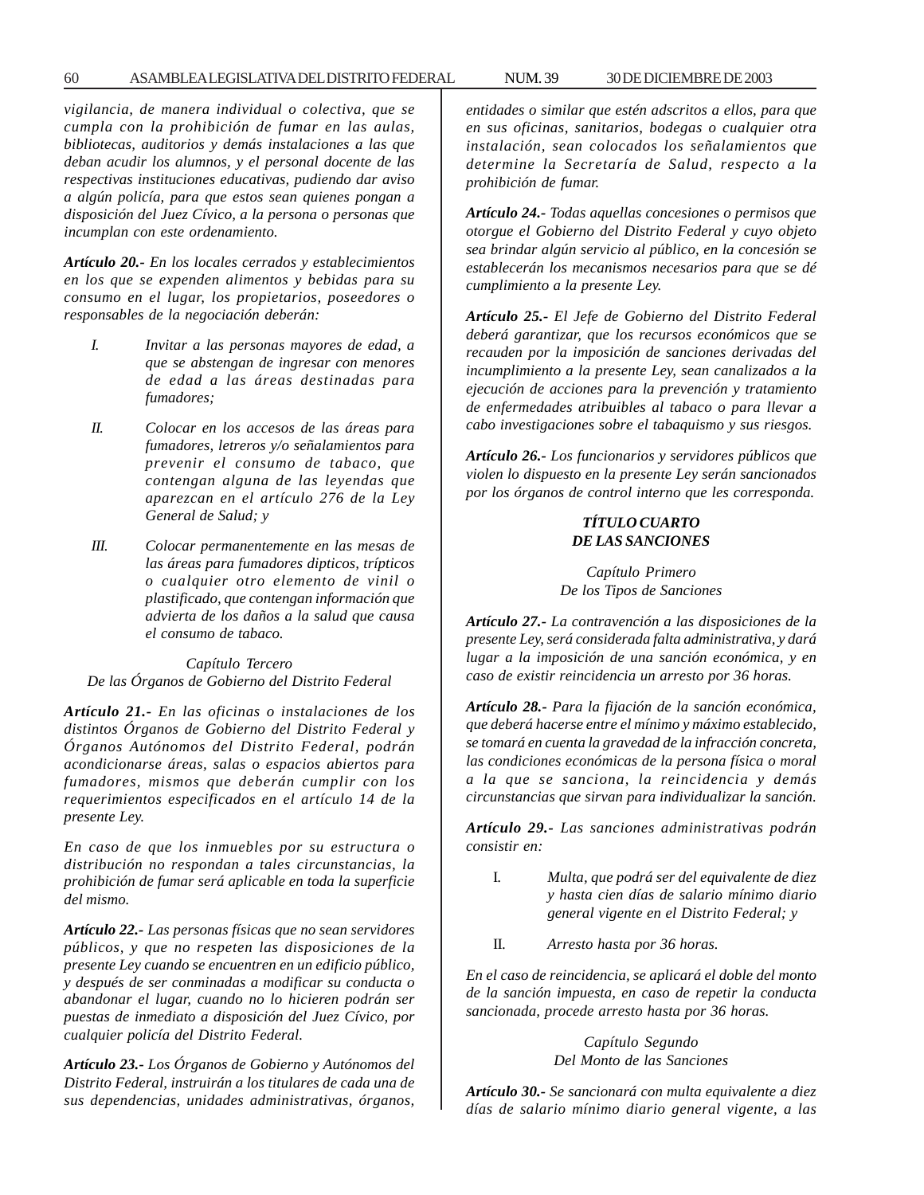*vigilancia, de manera individual o colectiva, que se cumpla con la prohibición de fumar en las aulas, bibliotecas, auditorios y demás instalaciones a las que deban acudir los alumnos, y el personal docente de las respectivas instituciones educativas, pudiendo dar aviso a algún policía, para que estos sean quienes pongan a disposición del Juez Cívico, a la persona o personas que incumplan con este ordenamiento.*

***Artículo 20.-*** *En los locales cerrados y establecimientos en los que se expenden alimentos y bebidas para su consumo en el lugar, los propietarios, poseedores o responsables de la negociación deberán:*

*I.* *Invitar a las personas mayores de edad, a que se abstengan de ingresar con menores de edad a las áreas destinadas para fumadores;*

*II.* *Colocar en los accesos de las áreas para fumadores, letreros y/o señalamientos para prevenir el consumo de tabaco, que contengan alguna de las leyendas que aparezcan en el artículo 276 de la Ley General de Salud; y*

*III.* *Colocar permanentemente en las mesas de las áreas para fumadores dipticos, trípticos o cualquier otro elemento de vinil o plastificado, que contengan información que advierta de los daños a la salud que causa el consumo de tabaco.*

*Capítulo Tercero*
*De las Órganos de Gobierno del Distrito Federal*

***Artículo 21.-*** *En las oficinas o instalaciones de los distintos Órganos de Gobierno del Distrito Federal y Órganos Autónomos del Distrito Federal, podrán acondicionarse áreas, salas o espacios abiertos para fumadores, mismos que deberán cumplir con los requerimientos especificados en el artículo 14 de la presente Ley.*

*En caso de que los inmuebles por su estructura o distribución no respondan a tales circunstancias, la prohibición de fumar será aplicable en toda la superficie del mismo.*

***Artículo 22.-*** *Las personas físicas que no sean servidores públicos, y que no respeten las disposiciones de la presente Ley cuando se encuentren en un edificio público, y después de ser conminadas a modificar su conducta o abandonar el lugar, cuando no lo hicieren podrán ser puestas de inmediato a disposición del Juez Cívico, por cualquier policía del Distrito Federal.*

***Artículo 23.-*** *Los Órganos de Gobierno y Autónomos del Distrito Federal, instruirán a los titulares de cada una de sus dependencias, unidades administrativas, órganos, entidades o similar que estén adscritos a ellos, para que en sus oficinas, sanitarios, bodegas o cualquier otra instalación, sean colocados los señalamientos que determine la Secretaría de Salud, respecto a la prohibición de fumar.*

***Artículo 24.-*** *Todas aquellas concesiones o permisos que otorgue el Gobierno del Distrito Federal y cuyo objeto sea brindar algún servicio al público, en la concesión se establecerán los mecanismos necesarios para que se dé cumplimiento a la presente Ley.*

***Artículo 25.-*** *El Jefe de Gobierno del Distrito Federal deberá garantizar, que los recursos económicos que se recauden por la imposición de sanciones derivadas del incumplimiento a la presente Ley, sean canalizados a la ejecución de acciones para la prevención y tratamiento de enfermedades atribuibles al tabaco o para llevar a cabo investigaciones sobre el tabaquismo y sus riesgos.*

***Artículo 26.-*** *Los funcionarios y servidores públicos que violen lo dispuesto en la presente Ley serán sancionados por los órganos de control interno que les corresponda.*

***TÍTULO CUARTO***
***DE LAS SANCIONES***

*Capítulo Primero*
*De los Tipos de Sanciones*

***Artículo 27.-*** *La contravención a las disposiciones de la presente Ley, será considerada falta administrativa, y dará lugar a la imposición de una sanción económica, y en caso de existir reincidencia un arresto por 36 horas.*

***Artículo 28.-*** *Para la fijación de la sanción económica, que deberá hacerse entre el mínimo y máximo establecido, se tomará en cuenta la gravedad de la infracción concreta, las condiciones económicas de la persona física o moral a la que se sanciona, la reincidencia y demás circunstancias que sirvan para individualizar la sanción.*

***Artículo 29.-*** *Las sanciones administrativas podrán consistir en:*

I. *Multa, que podrá ser del equivalente de diez y hasta cien días de salario mínimo diario general vigente en el Distrito Federal; y*

II. *Arresto hasta por 36 horas.*

*En el caso de reincidencia, se aplicará el doble del monto de la sanción impuesta, en caso de repetir la conducta sancionada, procede arresto hasta por 36 horas.*

*Capítulo Segundo*
*Del Monto de las Sanciones*

***Artículo 30.-*** *Se sancionará con multa equivalente a diez días de salario mínimo diario general vigente, a las*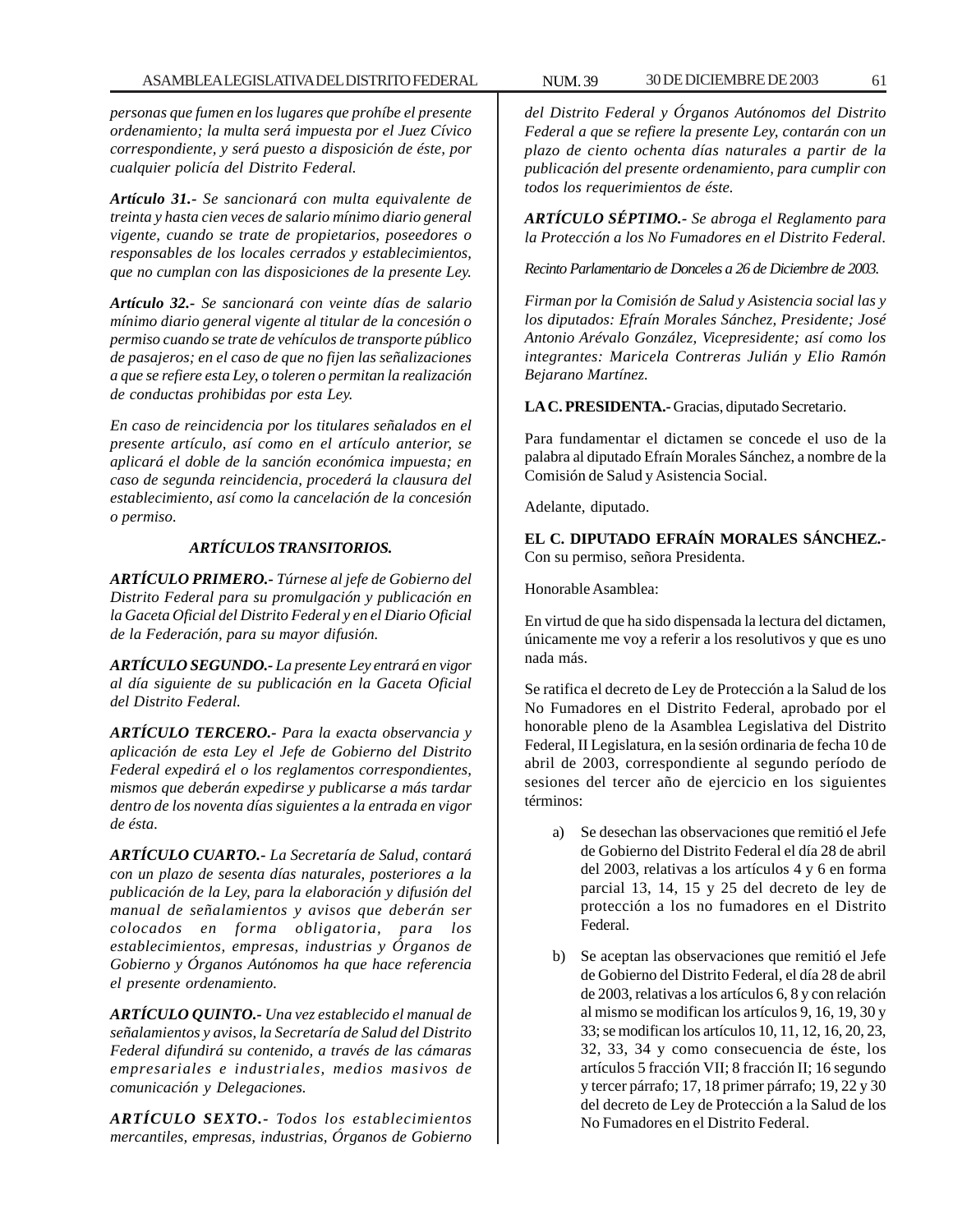*personas que fumen en los lugares que prohíbe el presente ordenamiento; la multa será impuesta por el Juez Cívico correspondiente, y será puesto a disposición de éste, por cualquier policía del Distrito Federal.*

***Artículo 31.-*** *Se sancionará con multa equivalente de treinta y hasta cien veces de salario mínimo diario general vigente, cuando se trate de propietarios, poseedores o responsables de los locales cerrados y establecimientos, que no cumplan con las disposiciones de la presente Ley.*

***Artículo 32.-*** *Se sancionará con veinte días de salario mínimo diario general vigente al titular de la concesión o permiso cuando se trate de vehículos de transporte público de pasajeros; en el caso de que no fijen las señalizaciones a que se refiere esta Ley, o toleren o permitan la realización de conductas prohibidas por esta Ley.*

*En caso de reincidencia por los titulares señalados en el presente artículo, así como en el artículo anterior, se aplicará el doble de la sanción económica impuesta; en caso de segunda reincidencia, procederá la clausura del establecimiento, así como la cancelación de la concesión o permiso.*

### *ARTÍCULOS TRANSITORIOS.*

***ARTÍCULO PRIMERO.-*** *Túrnese al jefe de Gobierno del Distrito Federal para su promulgación y publicación en la Gaceta Oficial del Distrito Federal y en el Diario Oficial de la Federación, para su mayor difusión.*

***ARTÍCULO SEGUNDO.-*** *La presente Ley entrará en vigor al día siguiente de su publicación en la Gaceta Oficial del Distrito Federal.*

***ARTÍCULO TERCERO.-*** *Para la exacta observancia y aplicación de esta Ley el Jefe de Gobierno del Distrito Federal expedirá el o los reglamentos correspondientes, mismos que deberán expedirse y publicarse a más tardar dentro de los noventa días siguientes a la entrada en vigor de ésta.*

***ARTÍCULO CUARTO.-*** *La Secretaría de Salud, contará con un plazo de sesenta días naturales, posteriores a la publicación de la Ley, para la elaboración y difusión del manual de señalamientos y avisos que deberán ser colocados en forma obligatoria, para los establecimientos, empresas, industrias y Órganos de Gobierno y Órganos Autónomos ha que hace referencia el presente ordenamiento.*

***ARTÍCULO QUINTO.-*** *Una vez establecido el manual de señalamientos y avisos, la Secretaría de Salud del Distrito Federal difundirá su contenido, a través de las cámaras empresariales e industriales, medios masivos de comunicación y Delegaciones.*

***ARTÍCULO SEXTO.-*** *Todos los establecimientos mercantiles, empresas, industrias, Órganos de Gobierno del Distrito Federal y Órganos Autónomos del Distrito Federal a que se refiere la presente Ley, contarán con un plazo de ciento ochenta días naturales a partir de la publicación del presente ordenamiento, para cumplir con todos los requerimientos de éste.*

***ARTÍCULO SÉPTIMO.-*** *Se abroga el Reglamento para la Protección a los No Fumadores en el Distrito Federal.*

*Recinto Parlamentario de Donceles a 26 de Diciembre de 2003.*

*Firman por la Comisión de Salud y Asistencia social las y los diputados: Efraín Morales Sánchez, Presidente; José Antonio Arévalo González, Vicepresidente; así como los integrantes: Maricela Contreras Julián y Elio Ramón Bejarano Martínez.*

**LA C. PRESIDENTA.-** Gracias, diputado Secretario.

Para fundamentar el dictamen se concede el uso de la palabra al diputado Efraín Morales Sánchez, a nombre de la Comisión de Salud y Asistencia Social.

Adelante, diputado.

**EL C. DIPUTADO EFRAÍN MORALES SÁNCHEZ.-** Con su permiso, señora Presidenta.

Honorable Asamblea:

En virtud de que ha sido dispensada la lectura del dictamen, únicamente me voy a referir a los resolutivos y que es uno nada más.

Se ratifica el decreto de Ley de Protección a la Salud de los No Fumadores en el Distrito Federal, aprobado por el honorable pleno de la Asamblea Legislativa del Distrito Federal, II Legislatura, en la sesión ordinaria de fecha 10 de abril de 2003, correspondiente al segundo período de sesiones del tercer año de ejercicio en los siguientes términos:

a) Se desechan las observaciones que remitió el Jefe de Gobierno del Distrito Federal el día 28 de abril del 2003, relativas a los artículos 4 y 6 en forma parcial 13, 14, 15 y 25 del decreto de ley de protección a los no fumadores en el Distrito Federal.

b) Se aceptan las observaciones que remitió el Jefe de Gobierno del Distrito Federal, el día 28 de abril de 2003, relativas a los artículos 6, 8 y con relación al mismo se modifican los artículos 9, 16, 19, 30 y 33; se modifican los artículos 10, 11, 12, 16, 20, 23, 32, 33, 34 y como consecuencia de éste, los artículos 5 fracción VII; 8 fracción II; 16 segundo y tercer párrafo; 17, 18 primer párrafo; 19, 22 y 30 del decreto de Ley de Protección a la Salud de los No Fumadores en el Distrito Federal.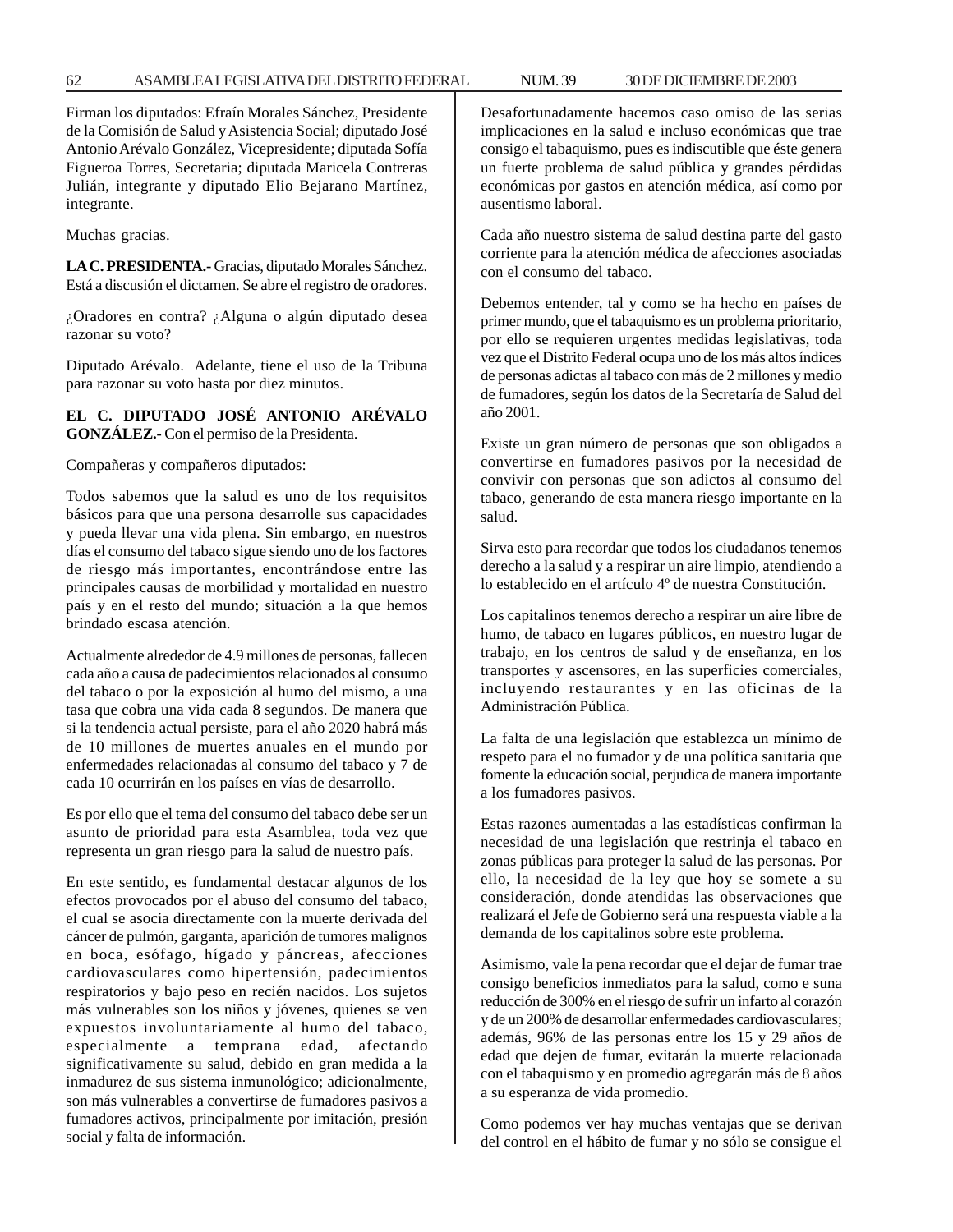Firman los diputados: Efraín Morales Sánchez, Presidente de la Comisión de Salud y Asistencia Social; diputado José Antonio Arévalo González, Vicepresidente; diputada Sofía Figueroa Torres, Secretaria; diputada Maricela Contreras Julián, integrante y diputado Elio Bejarano Martínez, integrante.

Muchas gracias.

**LA C. PRESIDENTA.-** Gracias, diputado Morales Sánchez. Está a discusión el dictamen. Se abre el registro de oradores.

¿Oradores en contra? ¿Alguna o algún diputado desea razonar su voto?

Diputado Arévalo. Adelante, tiene el uso de la Tribuna para razonar su voto hasta por diez minutos.

**EL C. DIPUTADO JOSÉ ANTONIO ARÉVALO GONZÁLEZ.-** Con el permiso de la Presidenta.

Compañeras y compañeros diputados:

Todos sabemos que la salud es uno de los requisitos básicos para que una persona desarrolle sus capacidades y pueda llevar una vida plena. Sin embargo, en nuestros días el consumo del tabaco sigue siendo uno de los factores de riesgo más importantes, encontrándose entre las principales causas de morbilidad y mortalidad en nuestro país y en el resto del mundo; situación a la que hemos brindado escasa atención.

Actualmente alrededor de 4.9 millones de personas, fallecen cada año a causa de padecimientos relacionados al consumo del tabaco o por la exposición al humo del mismo, a una tasa que cobra una vida cada 8 segundos. De manera que si la tendencia actual persiste, para el año 2020 habrá más de 10 millones de muertes anuales en el mundo por enfermedades relacionadas al consumo del tabaco y 7 de cada 10 ocurrirán en los países en vías de desarrollo.

Es por ello que el tema del consumo del tabaco debe ser un asunto de prioridad para esta Asamblea, toda vez que representa un gran riesgo para la salud de nuestro país.

En este sentido, es fundamental destacar algunos de los efectos provocados por el abuso del consumo del tabaco, el cual se asocia directamente con la muerte derivada del cáncer de pulmón, garganta, aparición de tumores malignos en boca, esófago, hígado y páncreas, afecciones cardiovasculares como hipertensión, padecimientos respiratorios y bajo peso en recién nacidos. Los sujetos más vulnerables son los niños y jóvenes, quienes se ven expuestos involuntariamente al humo del tabaco, especialmente a temprana edad, afectando significativamente su salud, debido en gran medida a la inmadurez de sus sistema inmunológico; adicionalmente, son más vulnerables a convertirse de fumadores pasivos a fumadores activos, principalmente por imitación, presión social y falta de información.

Desafortunadamente hacemos caso omiso de las serias implicaciones en la salud e incluso económicas que trae consigo el tabaquismo, pues es indiscutible que éste genera un fuerte problema de salud pública y grandes pérdidas económicas por gastos en atención médica, así como por ausentismo laboral.

Cada año nuestro sistema de salud destina parte del gasto corriente para la atención médica de afecciones asociadas con el consumo del tabaco.

Debemos entender, tal y como se ha hecho en países de primer mundo, que el tabaquismo es un problema prioritario, por ello se requieren urgentes medidas legislativas, toda vez que el Distrito Federal ocupa uno de los más altos índices de personas adictas al tabaco con más de 2 millones y medio de fumadores, según los datos de la Secretaría de Salud del año 2001.

Existe un gran número de personas que son obligados a convertirse en fumadores pasivos por la necesidad de convivir con personas que son adictos al consumo del tabaco, generando de esta manera riesgo importante en la salud.

Sirva esto para recordar que todos los ciudadanos tenemos derecho a la salud y a respirar un aire limpio, atendiendo a lo establecido en el artículo 4º de nuestra Constitución.

Los capitalinos tenemos derecho a respirar un aire libre de humo, de tabaco en lugares públicos, en nuestro lugar de trabajo, en los centros de salud y de enseñanza, en los transportes y ascensores, en las superficies comerciales, incluyendo restaurantes y en las oficinas de la Administración Pública.

La falta de una legislación que establezca un mínimo de respeto para el no fumador y de una política sanitaria que fomente la educación social, perjudica de manera importante a los fumadores pasivos.

Estas razones aumentadas a las estadísticas confirman la necesidad de una legislación que restrinja el tabaco en zonas públicas para proteger la salud de las personas. Por ello, la necesidad de la ley que hoy se somete a su consideración, donde atendidas las observaciones que realizará el Jefe de Gobierno será una respuesta viable a la demanda de los capitalinos sobre este problema.

Asimismo, vale la pena recordar que el dejar de fumar trae consigo beneficios inmediatos para la salud, como e suna reducción de 300% en el riesgo de sufrir un infarto al corazón y de un 200% de desarrollar enfermedades cardiovasculares; además, 96% de las personas entre los 15 y 29 años de edad que dejen de fumar, evitarán la muerte relacionada con el tabaquismo y en promedio agregarán más de 8 años a su esperanza de vida promedio.

Como podemos ver hay muchas ventajas que se derivan del control en el hábito de fumar y no sólo se consigue el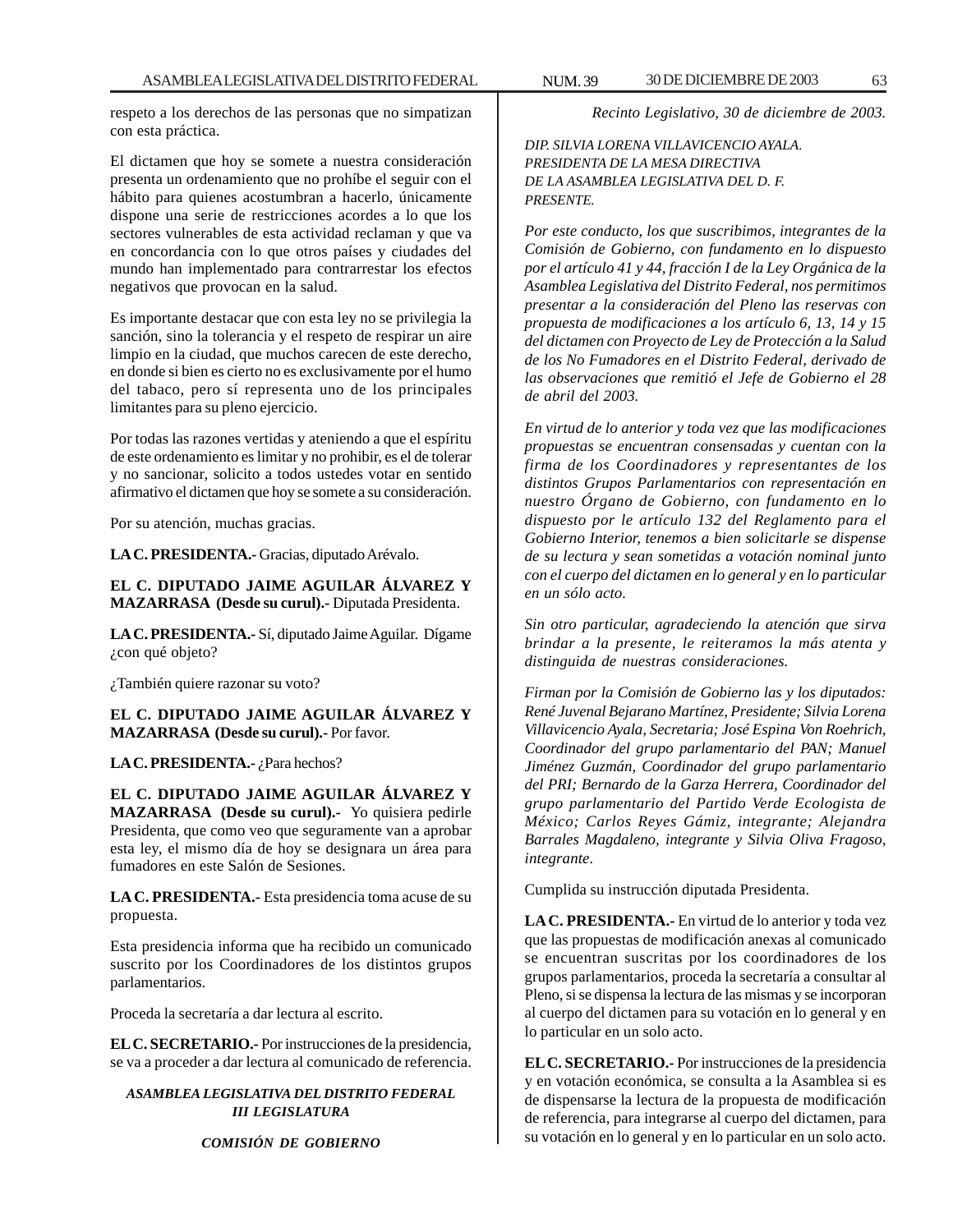respeto a los derechos de las personas que no simpatizan con esta práctica.

El dictamen que hoy se somete a nuestra consideración presenta un ordenamiento que no prohíbe el seguir con el hábito para quienes acostumbran a hacerlo, únicamente dispone una serie de restricciones acordes a lo que los sectores vulnerables de esta actividad reclaman y que va en concordancia con lo que otros países y ciudades del mundo han implementado para contrarrestar los efectos negativos que provocan en la salud.

Es importante destacar que con esta ley no se privilegia la sanción, sino la tolerancia y el respeto de respirar un aire limpio en la ciudad, que muchos carecen de este derecho, en donde si bien es cierto no es exclusivamente por el humo del tabaco, pero sí representa uno de los principales limitantes para su pleno ejercicio.

Por todas las razones vertidas y ateniendo a que el espíritu de este ordenamiento es limitar y no prohibir, es el de tolerar y no sancionar, solicito a todos ustedes votar en sentido afirmativo el dictamen que hoy se somete a su consideración.

Por su atención, muchas gracias.

**LA C. PRESIDENTA.-** Gracias, diputado Arévalo.

**EL C. DIPUTADO JAIME AGUILAR ÁLVAREZ Y MAZARRASA (Desde su curul).-** Diputada Presidenta.

**LA C. PRESIDENTA.-** Sí, diputado Jaime Aguilar. Dígame ¿con qué objeto?

¿También quiere razonar su voto?

**EL C. DIPUTADO JAIME AGUILAR ÁLVAREZ Y MAZARRASA (Desde su curul).-** Por favor.

**LA C. PRESIDENTA.-** ¿Para hechos?

**EL C. DIPUTADO JAIME AGUILAR ÁLVAREZ Y MAZARRASA (Desde su curul).-** Yo quisiera pedirle Presidenta, que como veo que seguramente van a aprobar esta ley, el mismo día de hoy se designara un área para fumadores en este Salón de Sesiones.

**LA C. PRESIDENTA.-** Esta presidencia toma acuse de su propuesta.

Esta presidencia informa que ha recibido un comunicado suscrito por los Coordinadores de los distintos grupos parlamentarios.

Proceda la secretaría a dar lectura al escrito.

**EL C. SECRETARIO.-** Por instrucciones de la presidencia, se va a proceder a dar lectura al comunicado de referencia.

***ASAMBLEA LEGISLATIVA DEL DISTRITO FEDERAL III LEGISLATURA***

***COMISIÓN DE GOBIERNO***

*Recinto Legislativo, 30 de diciembre de 2003.*

*DIP. SILVIA LORENA VILLAVICENCIO AYALA.*
*PRESIDENTA DE LA MESA DIRECTIVA*
*DE LA ASAMBLEA LEGISLATIVA DEL D. F.*
*PRESENTE.*

*Por este conducto, los que suscribimos, integrantes de la Comisión de Gobierno, con fundamento en lo dispuesto por el artículo 41 y 44, fracción I de la Ley Orgánica de la Asamblea Legislativa del Distrito Federal, nos permitimos presentar a la consideración del Pleno las reservas con propuesta de modificaciones a los artículo 6, 13, 14 y 15 del dictamen con Proyecto de Ley de Protección a la Salud de los No Fumadores en el Distrito Federal, derivado de las observaciones que remitió el Jefe de Gobierno el 28 de abril del 2003.*

*En virtud de lo anterior y toda vez que las modificaciones propuestas se encuentran consensadas y cuentan con la firma de los Coordinadores y representantes de los distintos Grupos Parlamentarios con representación en nuestro Órgano de Gobierno, con fundamento en lo dispuesto por le artículo 132 del Reglamento para el Gobierno Interior, tenemos a bien solicitarle se dispense de su lectura y sean sometidas a votación nominal junto con el cuerpo del dictamen en lo general y en lo particular en un sólo acto.*

*Sin otro particular, agradeciendo la atención que sirva brindar a la presente, le reiteramos la más atenta y distinguida de nuestras consideraciones.*

*Firman por la Comisión de Gobierno las y los diputados: René Juvenal Bejarano Martínez, Presidente; Silvia Lorena Villavicencio Ayala, Secretaria; José Espina Von Roehrich, Coordinador del grupo parlamentario del PAN; Manuel Jiménez Guzmán, Coordinador del grupo parlamentario del PRI; Bernardo de la Garza Herrera, Coordinador del grupo parlamentario del Partido Verde Ecologista de México; Carlos Reyes Gámiz, integrante; Alejandra Barrales Magdaleno, integrante y Silvia Oliva Fragoso, integrante.*

Cumplida su instrucción diputada Presidenta.

**LA C. PRESIDENTA.-** En virtud de lo anterior y toda vez que las propuestas de modificación anexas al comunicado se encuentran suscritas por los coordinadores de los grupos parlamentarios, proceda la secretaría a consultar al Pleno, si se dispensa la lectura de las mismas y se incorporan al cuerpo del dictamen para su votación en lo general y en lo particular en un solo acto.

**EL C. SECRETARIO.-** Por instrucciones de la presidencia y en votación económica, se consulta a la Asamblea si es de dispensarse la lectura de la propuesta de modificación de referencia, para integrarse al cuerpo del dictamen, para su votación en lo general y en lo particular en un solo acto.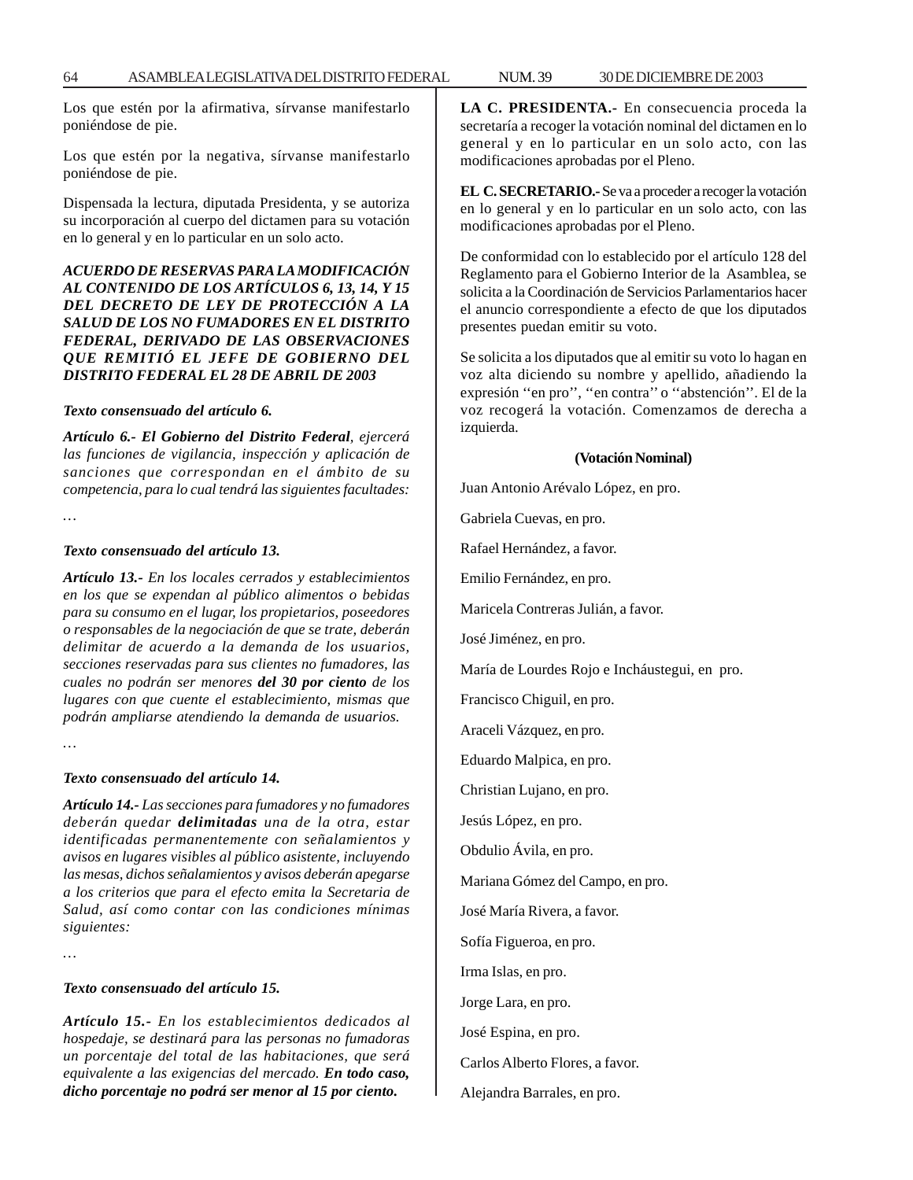Los que estén por la afirmativa, sírvanse manifestarlo poniéndose de pie.

Los que estén por la negativa, sírvanse manifestarlo poniéndose de pie.

Dispensada la lectura, diputada Presidenta, y se autoriza su incorporación al cuerpo del dictamen para su votación en lo general y en lo particular en un solo acto.

***ACUERDO DE RESERVAS PARA LA MODIFICACIÓN AL CONTENIDO DE LOS ARTÍCULOS 6, 13, 14, Y 15 DEL DECRETO DE LEY DE PROTECCIÓN A LA SALUD DE LOS NO FUMADORES EN EL DISTRITO FEDERAL, DERIVADO DE LAS OBSERVACIONES QUE REMITIÓ EL JEFE DE GOBIERNO DEL DISTRITO FEDERAL EL 28 DE ABRIL DE 2003***

***Texto consensuado del artículo 6.***

***Artículo 6.- El Gobierno del Distrito Federal****, ejercerá las funciones de vigilancia, inspección y aplicación de sanciones que correspondan en el ámbito de su competencia, para lo cual tendrá las siguientes facultades:*

…

***Texto consensuado del artículo 13.***

***Artículo 13.-*** *En los locales cerrados y establecimientos en los que se expendan al público alimentos o bebidas para su consumo en el lugar, los propietarios, poseedores o responsables de la negociación de que se trate, deberán delimitar de acuerdo a la demanda de los usuarios, secciones reservadas para sus clientes no fumadores, las cuales no podrán ser menores* ***del 30 por ciento*** *de los lugares con que cuente el establecimiento, mismas que podrán ampliarse atendiendo la demanda de usuarios.*

…

***Texto consensuado del artículo 14.***

***Artículo 14.-*** *Las secciones para fumadores y no fumadores deberán quedar* ***delimitadas*** *una de la otra, estar identificadas permanentemente con señalamientos y avisos en lugares visibles al público asistente, incluyendo las mesas, dichos señalamientos y avisos deberán apegarse a los criterios que para el efecto emita la Secretaria de Salud, así como contar con las condiciones mínimas siguientes:*

…

***Texto consensuado del artículo 15.***

***Artículo 15.-*** *En los establecimientos dedicados al hospedaje, se destinará para las personas no fumadoras un porcentaje del total de las habitaciones, que será equivalente a las exigencias del mercado.* ***En todo caso, dicho porcentaje no podrá ser menor al 15 por ciento.***

**LA C. PRESIDENTA.-** En consecuencia proceda la secretaría a recoger la votación nominal del dictamen en lo general y en lo particular en un solo acto, con las modificaciones aprobadas por el Pleno.

**EL C. SECRETARIO.-** Se va a proceder a recoger la votación en lo general y en lo particular en un solo acto, con las modificaciones aprobadas por el Pleno.

De conformidad con lo establecido por el artículo 128 del Reglamento para el Gobierno Interior de la Asamblea, se solicita a la Coordinación de Servicios Parlamentarios hacer el anuncio correspondiente a efecto de que los diputados presentes puedan emitir su voto.

Se solicita a los diputados que al emitir su voto lo hagan en voz alta diciendo su nombre y apellido, añadiendo la expresión ''en pro'', ''en contra'' o ''abstención''. El de la voz recogerá la votación. Comenzamos de derecha a izquierda.

**(Votación Nominal)**

Juan Antonio Arévalo López, en pro.

Gabriela Cuevas, en pro.

Rafael Hernández, a favor.

Emilio Fernández, en pro.

Maricela Contreras Julián, a favor.

José Jiménez, en pro.

María de Lourdes Rojo e Incháustegui, en pro.

Francisco Chiguil, en pro.

Araceli Vázquez, en pro.

Eduardo Malpica, en pro.

Christian Lujano, en pro.

Jesús López, en pro.

Obdulio Ávila, en pro.

Mariana Gómez del Campo, en pro.

José María Rivera, a favor.

Sofía Figueroa, en pro.

Irma Islas, en pro.

Jorge Lara, en pro.

José Espina, en pro.

Carlos Alberto Flores, a favor.

Alejandra Barrales, en pro.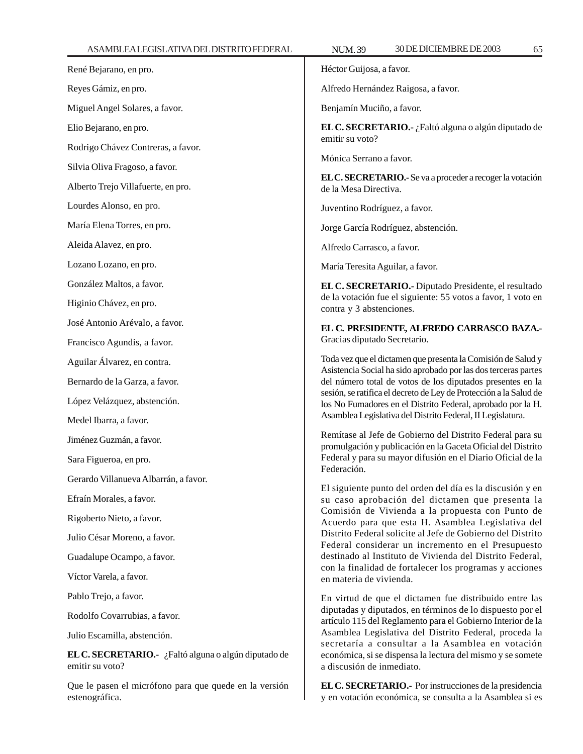René Bejarano, en pro.

Reyes Gámiz, en pro.

Miguel Angel Solares, a favor.

Elio Bejarano, en pro.

Rodrigo Chávez Contreras, a favor.

Silvia Oliva Fragoso, a favor.

Alberto Trejo Villafuerte, en pro.

Lourdes Alonso, en pro.

María Elena Torres, en pro.

Aleida Alavez, en pro.

Lozano Lozano, en pro.

González Maltos, a favor.

Higinio Chávez, en pro.

José Antonio Arévalo, a favor.

Francisco Agundis, a favor.

Aguilar Álvarez, en contra.

Bernardo de la Garza, a favor.

López Velázquez, abstención.

Medel Ibarra, a favor.

Jiménez Guzmán, a favor.

Sara Figueroa, en pro.

Gerardo Villanueva Albarrán, a favor.

Efraín Morales, a favor.

Rigoberto Nieto, a favor.

Julio César Moreno, a favor.

Guadalupe Ocampo, a favor.

Víctor Varela, a favor.

Pablo Trejo, a favor.

Rodolfo Covarrubias, a favor.

Julio Escamilla, abstención.

**EL C. SECRETARIO.-** ¿Faltó alguna o algún diputado de emitir su voto?

Que le pasen el micrófono para que quede en la versión estenográfica.

Héctor Guijosa, a favor.

Alfredo Hernández Raigosa, a favor.

Benjamín Muciño, a favor.

**EL C. SECRETARIO.-** ¿Faltó alguna o algún diputado de emitir su voto?

Mónica Serrano a favor.

**EL C. SECRETARIO.-** Se va a proceder a recoger la votación de la Mesa Directiva.

Juventino Rodríguez, a favor.

Jorge García Rodríguez, abstención.

Alfredo Carrasco, a favor.

María Teresita Aguilar, a favor.

**EL C. SECRETARIO.-** Diputado Presidente, el resultado de la votación fue el siguiente: 55 votos a favor, 1 voto en contra y 3 abstenciones.

**EL C. PRESIDENTE, ALFREDO CARRASCO BAZA.-** Gracias diputado Secretario.

Toda vez que el dictamen que presenta la Comisión de Salud y Asistencia Social ha sido aprobado por las dos terceras partes del número total de votos de los diputados presentes en la sesión, se ratifica el decreto de Ley de Protección a la Salud de los No Fumadores en el Distrito Federal, aprobado por la H. Asamblea Legislativa del Distrito Federal, II Legislatura.

Remítase al Jefe de Gobierno del Distrito Federal para su promulgación y publicación en la Gaceta Oficial del Distrito Federal y para su mayor difusión en el Diario Oficial de la Federación.

El siguiente punto del orden del día es la discusión y en su caso aprobación del dictamen que presenta la Comisión de Vivienda a la propuesta con Punto de Acuerdo para que esta H. Asamblea Legislativa del Distrito Federal solicite al Jefe de Gobierno del Distrito Federal considerar un incremento en el Presupuesto destinado al Instituto de Vivienda del Distrito Federal, con la finalidad de fortalecer los programas y acciones en materia de vivienda.

En virtud de que el dictamen fue distribuido entre las diputadas y diputados, en términos de lo dispuesto por el artículo 115 del Reglamento para el Gobierno Interior de la Asamblea Legislativa del Distrito Federal, proceda la secretaría a consultar a la Asamblea en votación económica, si se dispensa la lectura del mismo y se somete a discusión de inmediato.

**EL C. SECRETARIO.-** Por instrucciones de la presidencia y en votación económica, se consulta a la Asamblea si es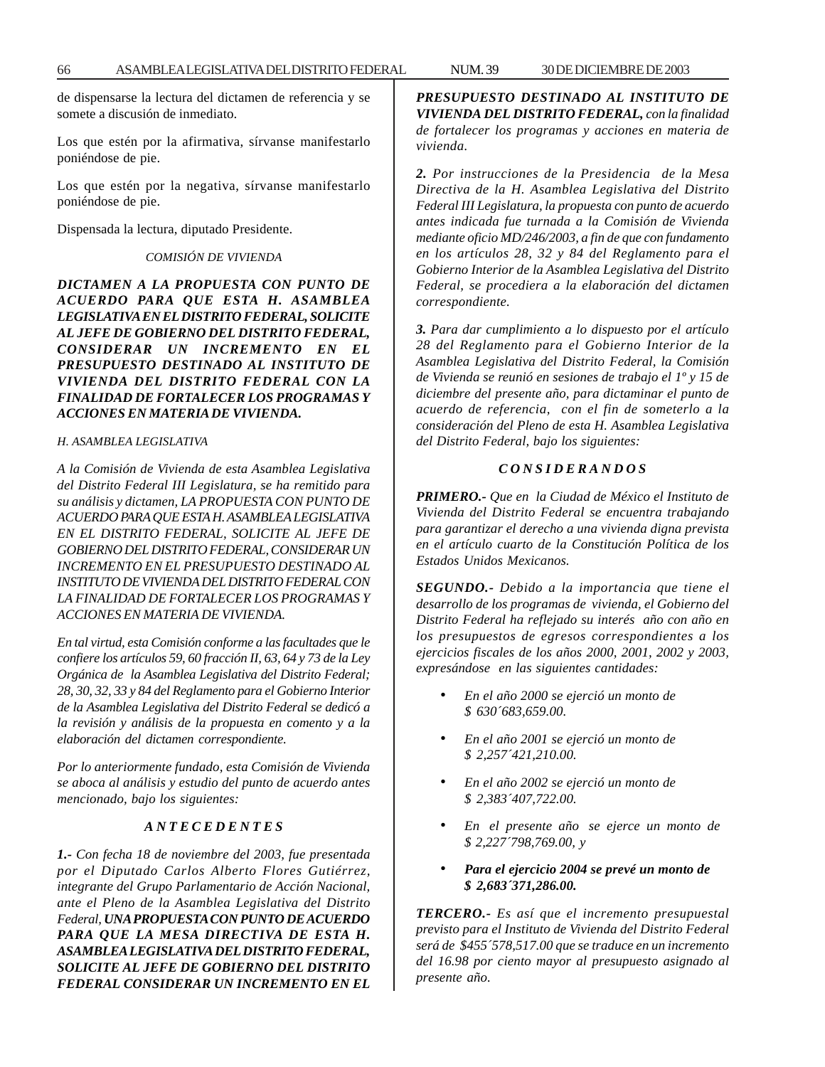de dispensarse la lectura del dictamen de referencia y se somete a discusión de inmediato.

Los que estén por la afirmativa, sírvanse manifestarlo poniéndose de pie.

Los que estén por la negativa, sírvanse manifestarlo poniéndose de pie.

Dispensada la lectura, diputado Presidente.

*COMISIÓN DE VIVIENDA*

***DICTAMEN A LA PROPUESTA CON PUNTO DE ACUERDO PARA QUE ESTA H. ASAMBLEA LEGISLATIVA EN EL DISTRITO FEDERAL, SOLICITE AL JEFE DE GOBIERNO DEL DISTRITO FEDERAL, CONSIDERAR UN INCREMENTO EN EL PRESUPUESTO DESTINADO AL INSTITUTO DE VIVIENDA DEL DISTRITO FEDERAL CON LA FINALIDAD DE FORTALECER LOS PROGRAMAS Y ACCIONES EN MATERIA DE VIVIENDA.***

*H. ASAMBLEA LEGISLATIVA*

*A la Comisión de Vivienda de esta Asamblea Legislativa del Distrito Federal III Legislatura, se ha remitido para su análisis y dictamen, LA PROPUESTA CON PUNTO DE ACUERDO PARA QUE ESTA H. ASAMBLEA LEGISLATIVA EN EL DISTRITO FEDERAL, SOLICITE AL JEFE DE GOBIERNO DEL DISTRITO FEDERAL, CONSIDERAR UN INCREMENTO EN EL PRESUPUESTO DESTINADO AL INSTITUTO DE VIVIENDA DEL DISTRITO FEDERAL CON LA FINALIDAD DE FORTALECER LOS PROGRAMAS Y ACCIONES EN MATERIA DE VIVIENDA.*

*En tal virtud, esta Comisión conforme a las facultades que le confiere los artículos 59, 60 fracción II, 63, 64 y 73 de la Ley Orgánica de la Asamblea Legislativa del Distrito Federal; 28, 30, 32, 33 y 84 del Reglamento para el Gobierno Interior de la Asamblea Legislativa del Distrito Federal se dedicó a la revisión y análisis de la propuesta en comento y a la elaboración del dictamen correspondiente.*

*Por lo anteriormente fundado, esta Comisión de Vivienda se aboca al análisis y estudio del punto de acuerdo antes mencionado, bajo los siguientes:*

***A N T E C E D E N T E S***

***1.-*** *Con fecha 18 de noviembre del 2003, fue presentada por el Diputado Carlos Alberto Flores Gutiérrez, integrante del Grupo Parlamentario de Acción Nacional, ante el Pleno de la Asamblea Legislativa del Distrito Federal,* ***UNA PROPUESTA CON PUNTO DE ACUERDO PARA QUE LA MESA DIRECTIVA DE ESTA H. ASAMBLEA LEGISLATIVA DEL DISTRITO FEDERAL, SOLICITE AL JEFE DE GOBIERNO DEL DISTRITO FEDERAL CONSIDERAR UN INCREMENTO EN EL PRESUPUESTO DESTINADO AL INSTITUTO DE VIVIENDA DEL DISTRITO FEDERAL,*** *con la finalidad de fortalecer los programas y acciones en materia de vivienda.*

***2.*** *Por instrucciones de la Presidencia de la Mesa Directiva de la H. Asamblea Legislativa del Distrito Federal III Legislatura, la propuesta con punto de acuerdo antes indicada fue turnada a la Comisión de Vivienda mediante oficio MD/246/2003, a fin de que con fundamento en los artículos 28, 32 y 84 del Reglamento para el Gobierno Interior de la Asamblea Legislativa del Distrito Federal, se procediera a la elaboración del dictamen correspondiente.*

***3.*** *Para dar cumplimiento a lo dispuesto por el artículo 28 del Reglamento para el Gobierno Interior de la Asamblea Legislativa del Distrito Federal, la Comisión de Vivienda se reunió en sesiones de trabajo el 1º y 15 de diciembre del presente año, para dictaminar el punto de acuerdo de referencia, con el fin de someterlo a la consideración del Pleno de esta H. Asamblea Legislativa del Distrito Federal, bajo los siguientes:*

***C O N S I D E R A N D O S***

***PRIMERO.-*** *Que en la Ciudad de México el Instituto de Vivienda del Distrito Federal se encuentra trabajando para garantizar el derecho a una vivienda digna prevista en el artículo cuarto de la Constitución Política de los Estados Unidos Mexicanos.*

***SEGUNDO.-*** *Debido a la importancia que tiene el desarrollo de los programas de vivienda, el Gobierno del Distrito Federal ha reflejado su interés año con año en los presupuestos de egresos correspondientes a los ejercicios fiscales de los años 2000, 2001, 2002 y 2003, expresándose en las siguientes cantidades:*

- *En el año 2000 se ejerció un monto de $ 630´683,659.00.*
- *En el año 2001 se ejerció un monto de $ 2,257´421,210.00.*
- *En el año 2002 se ejerció un monto de $ 2,383´407,722.00.*
- *En el presente año se ejerce un monto de $ 2,227´798,769.00, y*
- ***Para el ejercicio 2004 se prevé un monto de $ 2,683´371,286.00.***

***TERCERO.-*** *Es así que el incremento presupuestal previsto para el Instituto de Vivienda del Distrito Federal será de $455´578,517.00 que se traduce en un incremento del 16.98 por ciento mayor al presupuesto asignado al presente año.*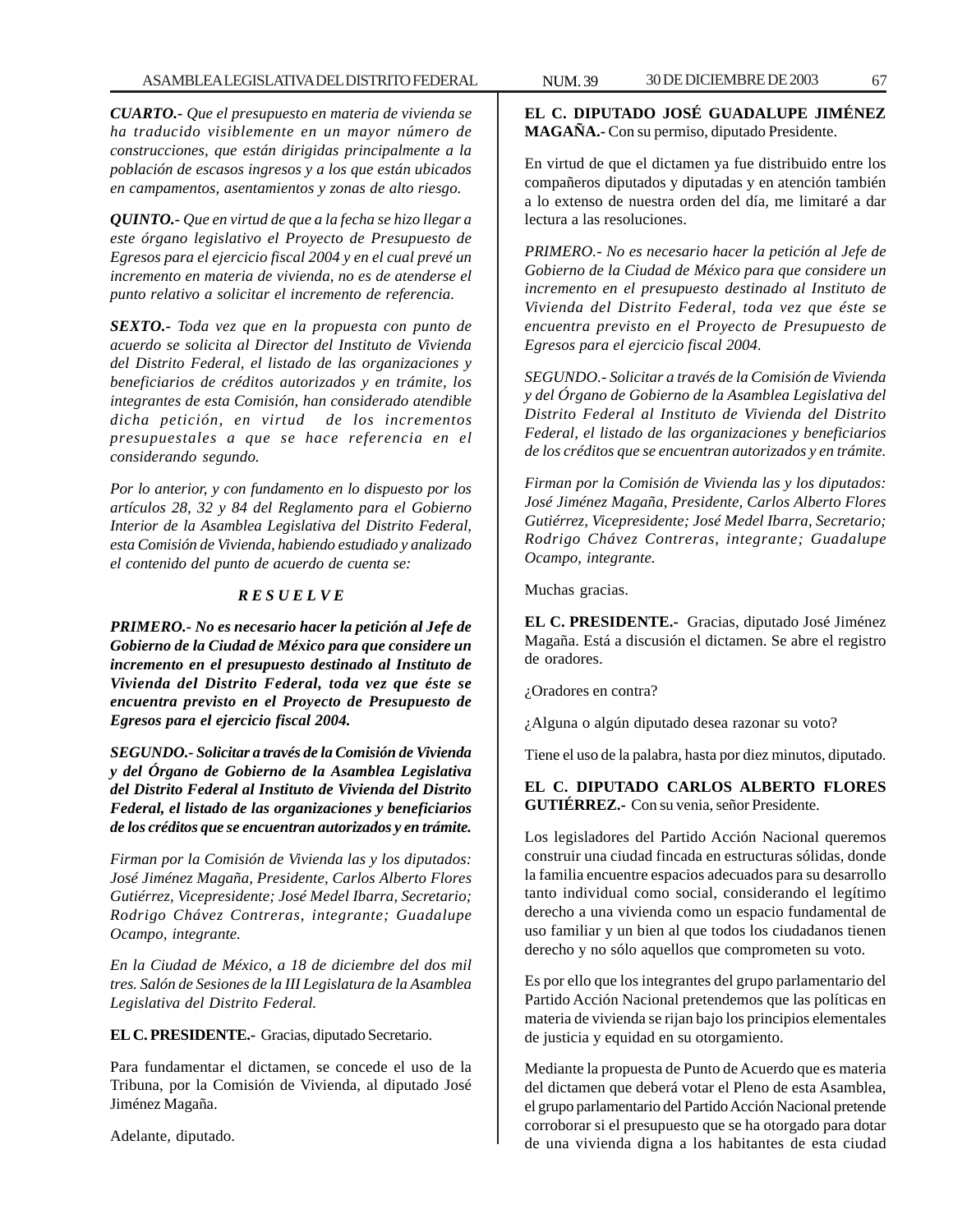***CUARTO.-*** *Que el presupuesto en materia de vivienda se ha traducido visiblemente en un mayor número de construcciones, que están dirigidas principalmente a la población de escasos ingresos y a los que están ubicados en campamentos, asentamientos y zonas de alto riesgo.*

***QUINTO.-*** *Que en virtud de que a la fecha se hizo llegar a este órgano legislativo el Proyecto de Presupuesto de Egresos para el ejercicio fiscal 2004 y en el cual prevé un incremento en materia de vivienda, no es de atenderse el punto relativo a solicitar el incremento de referencia.*

***SEXTO.-*** *Toda vez que en la propuesta con punto de acuerdo se solicita al Director del Instituto de Vivienda del Distrito Federal, el listado de las organizaciones y beneficiarios de créditos autorizados y en trámite, los integrantes de esta Comisión, han considerado atendible dicha petición, en virtud de los incrementos presupuestales a que se hace referencia en el considerando segundo.*

*Por lo anterior, y con fundamento en lo dispuesto por los artículos 28, 32 y 84 del Reglamento para el Gobierno Interior de la Asamblea Legislativa del Distrito Federal, esta Comisión de Vivienda, habiendo estudiado y analizado el contenido del punto de acuerdo de cuenta se:*

***R E S U E L V E***

***PRIMERO.- No es necesario hacer la petición al Jefe de Gobierno de la Ciudad de México para que considere un incremento en el presupuesto destinado al Instituto de Vivienda del Distrito Federal, toda vez que éste se encuentra previsto en el Proyecto de Presupuesto de Egresos para el ejercicio fiscal 2004.***

***SEGUNDO.- Solicitar a través de la Comisión de Vivienda y del Órgano de Gobierno de la Asamblea Legislativa del Distrito Federal al Instituto de Vivienda del Distrito Federal, el listado de las organizaciones y beneficiarios de los créditos que se encuentran autorizados y en trámite.***

*Firman por la Comisión de Vivienda las y los diputados: José Jiménez Magaña, Presidente, Carlos Alberto Flores Gutiérrez, Vicepresidente; José Medel Ibarra, Secretario; Rodrigo Chávez Contreras, integrante; Guadalupe Ocampo, integrante.*

*En la Ciudad de México, a 18 de diciembre del dos mil tres. Salón de Sesiones de la III Legislatura de la Asamblea Legislativa del Distrito Federal.*

**EL C. PRESIDENTE.-** Gracias, diputado Secretario.

Para fundamentar el dictamen, se concede el uso de la Tribuna, por la Comisión de Vivienda, al diputado José Jiménez Magaña.

Adelante, diputado.

**EL C. DIPUTADO JOSÉ GUADALUPE JIMÉNEZ MAGAÑA.-** Con su permiso, diputado Presidente.

En virtud de que el dictamen ya fue distribuido entre los compañeros diputados y diputadas y en atención también a lo extenso de nuestra orden del día, me limitaré a dar lectura a las resoluciones.

*PRIMERO.- No es necesario hacer la petición al Jefe de Gobierno de la Ciudad de México para que considere un incremento en el presupuesto destinado al Instituto de Vivienda del Distrito Federal, toda vez que éste se encuentra previsto en el Proyecto de Presupuesto de Egresos para el ejercicio fiscal 2004.*

*SEGUNDO.- Solicitar a través de la Comisión de Vivienda y del Órgano de Gobierno de la Asamblea Legislativa del Distrito Federal al Instituto de Vivienda del Distrito Federal, el listado de las organizaciones y beneficiarios de los créditos que se encuentran autorizados y en trámite.*

*Firman por la Comisión de Vivienda las y los diputados: José Jiménez Magaña, Presidente, Carlos Alberto Flores Gutiérrez, Vicepresidente; José Medel Ibarra, Secretario; Rodrigo Chávez Contreras, integrante; Guadalupe Ocampo, integrante.*

Muchas gracias.

**EL C. PRESIDENTE.-** Gracias, diputado José Jiménez Magaña. Está a discusión el dictamen. Se abre el registro de oradores.

¿Oradores en contra?

¿Alguna o algún diputado desea razonar su voto?

Tiene el uso de la palabra, hasta por diez minutos, diputado.

**EL C. DIPUTADO CARLOS ALBERTO FLORES GUTIÉRREZ.-** Con su venia, señor Presidente.

Los legisladores del Partido Acción Nacional queremos construir una ciudad fincada en estructuras sólidas, donde la familia encuentre espacios adecuados para su desarrollo tanto individual como social, considerando el legítimo derecho a una vivienda como un espacio fundamental de uso familiar y un bien al que todos los ciudadanos tienen derecho y no sólo aquellos que comprometen su voto.

Es por ello que los integrantes del grupo parlamentario del Partido Acción Nacional pretendemos que las políticas en materia de vivienda se rijan bajo los principios elementales de justicia y equidad en su otorgamiento.

Mediante la propuesta de Punto de Acuerdo que es materia del dictamen que deberá votar el Pleno de esta Asamblea, el grupo parlamentario del Partido Acción Nacional pretende corroborar si el presupuesto que se ha otorgado para dotar de una vivienda digna a los habitantes de esta ciudad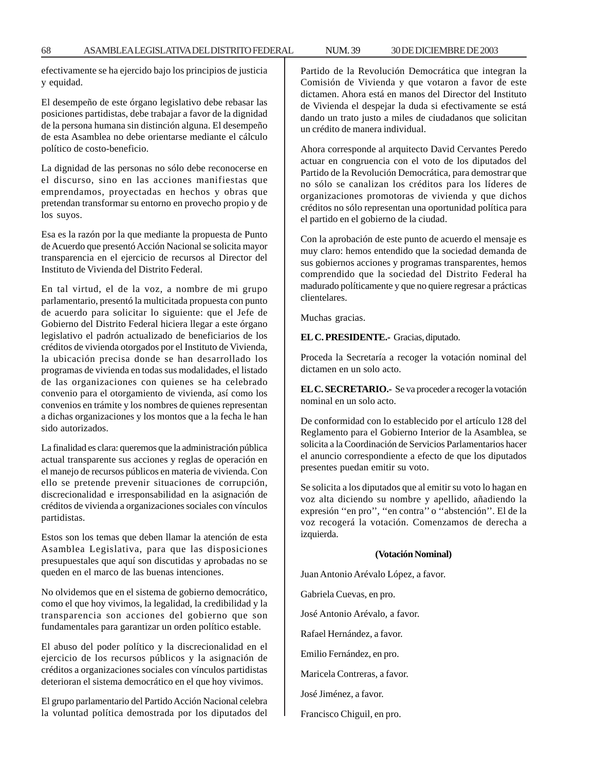efectivamente se ha ejercido bajo los principios de justicia y equidad.

El desempeño de este órgano legislativo debe rebasar las posiciones partidistas, debe trabajar a favor de la dignidad de la persona humana sin distinción alguna. El desempeño de esta Asamblea no debe orientarse mediante el cálculo político de costo-beneficio.

La dignidad de las personas no sólo debe reconocerse en el discurso, sino en las acciones manifiestas que emprendamos, proyectadas en hechos y obras que pretendan transformar su entorno en provecho propio y de los suyos.

Esa es la razón por la que mediante la propuesta de Punto de Acuerdo que presentó Acción Nacional se solicita mayor transparencia en el ejercicio de recursos al Director del Instituto de Vivienda del Distrito Federal.

En tal virtud, el de la voz, a nombre de mi grupo parlamentario, presentó la multicitada propuesta con punto de acuerdo para solicitar lo siguiente: que el Jefe de Gobierno del Distrito Federal hiciera llegar a este órgano legislativo el padrón actualizado de beneficiarios de los créditos de vivienda otorgados por el Instituto de Vivienda, la ubicación precisa donde se han desarrollado los programas de vivienda en todas sus modalidades, el listado de las organizaciones con quienes se ha celebrado convenio para el otorgamiento de vivienda, así como los convenios en trámite y los nombres de quienes representan a dichas organizaciones y los montos que a la fecha le han sido autorizados.

La finalidad es clara: queremos que la administración pública actual transparente sus acciones y reglas de operación en el manejo de recursos públicos en materia de vivienda. Con ello se pretende prevenir situaciones de corrupción, discrecionalidad e irresponsabilidad en la asignación de créditos de vivienda a organizaciones sociales con vínculos partidistas.

Estos son los temas que deben llamar la atención de esta Asamblea Legislativa, para que las disposiciones presupuestales que aquí son discutidas y aprobadas no se queden en el marco de las buenas intenciones.

No olvidemos que en el sistema de gobierno democrático, como el que hoy vivimos, la legalidad, la credibilidad y la transparencia son acciones del gobierno que son fundamentales para garantizar un orden político estable.

El abuso del poder político y la discrecionalidad en el ejercicio de los recursos públicos y la asignación de créditos a organizaciones sociales con vínculos partidistas deterioran el sistema democrático en el que hoy vivimos.

El grupo parlamentario del Partido Acción Nacional celebra la voluntad política demostrada por los diputados del Partido de la Revolución Democrática que integran la Comisión de Vivienda y que votaron a favor de este dictamen. Ahora está en manos del Director del Instituto de Vivienda el despejar la duda si efectivamente se está dando un trato justo a miles de ciudadanos que solicitan un crédito de manera individual.

Ahora corresponde al arquitecto David Cervantes Peredo actuar en congruencia con el voto de los diputados del Partido de la Revolución Democrática, para demostrar que no sólo se canalizan los créditos para los líderes de organizaciones promotoras de vivienda y que dichos créditos no sólo representan una oportunidad política para el partido en el gobierno de la ciudad.

Con la aprobación de este punto de acuerdo el mensaje es muy claro: hemos entendido que la sociedad demanda de sus gobiernos acciones y programas transparentes, hemos comprendido que la sociedad del Distrito Federal ha madurado políticamente y que no quiere regresar a prácticas clientelares.

Muchas gracias.

**EL C. PRESIDENTE.-** Gracias, diputado.

Proceda la Secretaría a recoger la votación nominal del dictamen en un solo acto.

**EL C. SECRETARIO.-** Se va proceder a recoger la votación nominal en un solo acto.

De conformidad con lo establecido por el artículo 128 del Reglamento para el Gobierno Interior de la Asamblea, se solicita a la Coordinación de Servicios Parlamentarios hacer el anuncio correspondiente a efecto de que los diputados presentes puedan emitir su voto.

Se solicita a los diputados que al emitir su voto lo hagan en voz alta diciendo su nombre y apellido, añadiendo la expresión ''en pro'', ''en contra'' o ''abstención''. El de la voz recogerá la votación. Comenzamos de derecha a izquierda.

**(Votación Nominal)**

Juan Antonio Arévalo López, a favor.

Gabriela Cuevas, en pro.

José Antonio Arévalo, a favor.

Rafael Hernández, a favor.

Emilio Fernández, en pro.

Maricela Contreras, a favor.

José Jiménez, a favor.

Francisco Chiguil, en pro.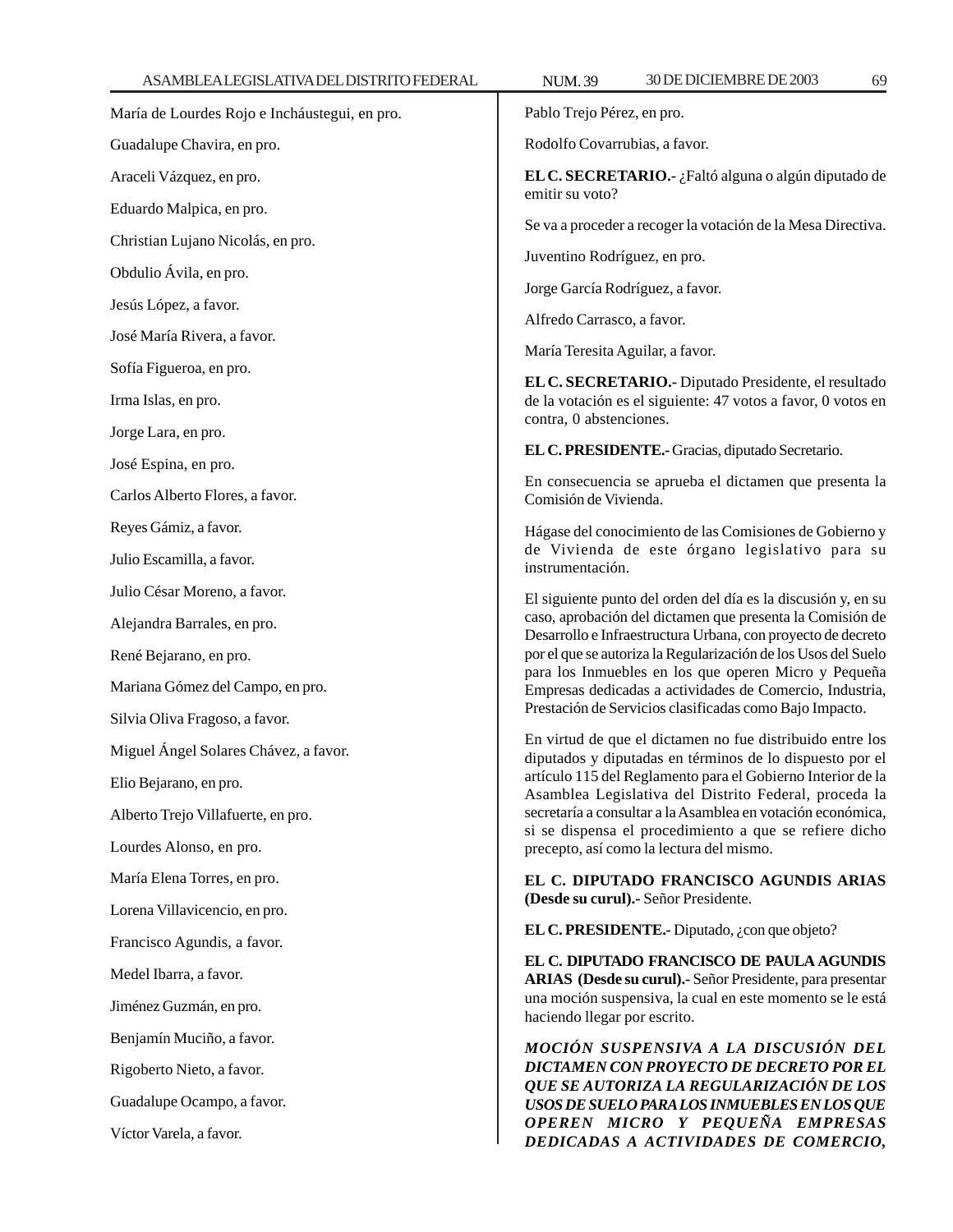María de Lourdes Rojo e Incháustegui, en pro.

Guadalupe Chavira, en pro.

Araceli Vázquez, en pro.

Eduardo Malpica, en pro.

Christian Lujano Nicolás, en pro.

Obdulio Ávila, en pro.

Jesús López, a favor.

José María Rivera, a favor.

Sofía Figueroa, en pro.

Irma Islas, en pro.

Jorge Lara, en pro.

José Espina, en pro.

Carlos Alberto Flores, a favor.

Reyes Gámiz, a favor.

Julio Escamilla, a favor.

Julio César Moreno, a favor.

Alejandra Barrales, en pro.

René Bejarano, en pro.

Mariana Gómez del Campo, en pro.

Silvia Oliva Fragoso, a favor.

Miguel Ángel Solares Chávez, a favor.

Elio Bejarano, en pro.

Alberto Trejo Villafuerte, en pro.

Lourdes Alonso, en pro.

María Elena Torres, en pro.

Lorena Villavicencio, en pro.

Francisco Agundis, a favor.

Medel Ibarra, a favor.

Jiménez Guzmán, en pro.

Benjamín Muciño, a favor.

Rigoberto Nieto, a favor.

Guadalupe Ocampo, a favor.

Víctor Varela, a favor.

Pablo Trejo Pérez, en pro.

Rodolfo Covarrubias, a favor.

**EL C. SECRETARIO.-** ¿Faltó alguna o algún diputado de emitir su voto?

Se va a proceder a recoger la votación de la Mesa Directiva.

Juventino Rodríguez, en pro.

Jorge García Rodríguez, a favor.

Alfredo Carrasco, a favor.

María Teresita Aguilar, a favor.

**EL C. SECRETARIO.-** Diputado Presidente, el resultado de la votación es el siguiente: 47 votos a favor, 0 votos en contra, 0 abstenciones.

**EL C. PRESIDENTE.-** Gracias, diputado Secretario.

En consecuencia se aprueba el dictamen que presenta la Comisión de Vivienda.

Hágase del conocimiento de las Comisiones de Gobierno y de Vivienda de este órgano legislativo para su instrumentación.

El siguiente punto del orden del día es la discusión y, en su caso, aprobación del dictamen que presenta la Comisión de Desarrollo e Infraestructura Urbana, con proyecto de decreto por el que se autoriza la Regularización de los Usos del Suelo para los Inmuebles en los que operen Micro y Pequeña Empresas dedicadas a actividades de Comercio, Industria, Prestación de Servicios clasificadas como Bajo Impacto.

En virtud de que el dictamen no fue distribuido entre los diputados y diputadas en términos de lo dispuesto por el artículo 115 del Reglamento para el Gobierno Interior de la Asamblea Legislativa del Distrito Federal, proceda la secretaría a consultar a la Asamblea en votación económica, si se dispensa el procedimiento a que se refiere dicho precepto, así como la lectura del mismo.

**EL C. DIPUTADO FRANCISCO AGUNDIS ARIAS (Desde su curul).-** Señor Presidente.

**EL C. PRESIDENTE.-** Diputado, ¿con que objeto?

**EL C. DIPUTADO FRANCISCO DE PAULA AGUNDIS ARIAS (Desde su curul).-** Señor Presidente, para presentar una moción suspensiva, la cual en este momento se le está haciendo llegar por escrito.

***MOCIÓN SUSPENSIVA A LA DISCUSIÓN DEL DICTAMEN CON PROYECTO DE DECRETO POR EL QUE SE AUTORIZA LA REGULARIZACIÓN DE LOS USOS DE SUELO PARA LOS INMUEBLES EN LOS QUE OPEREN MICRO Y PEQUEÑA EMPRESAS DEDICADAS A ACTIVIDADES DE COMERCIO,***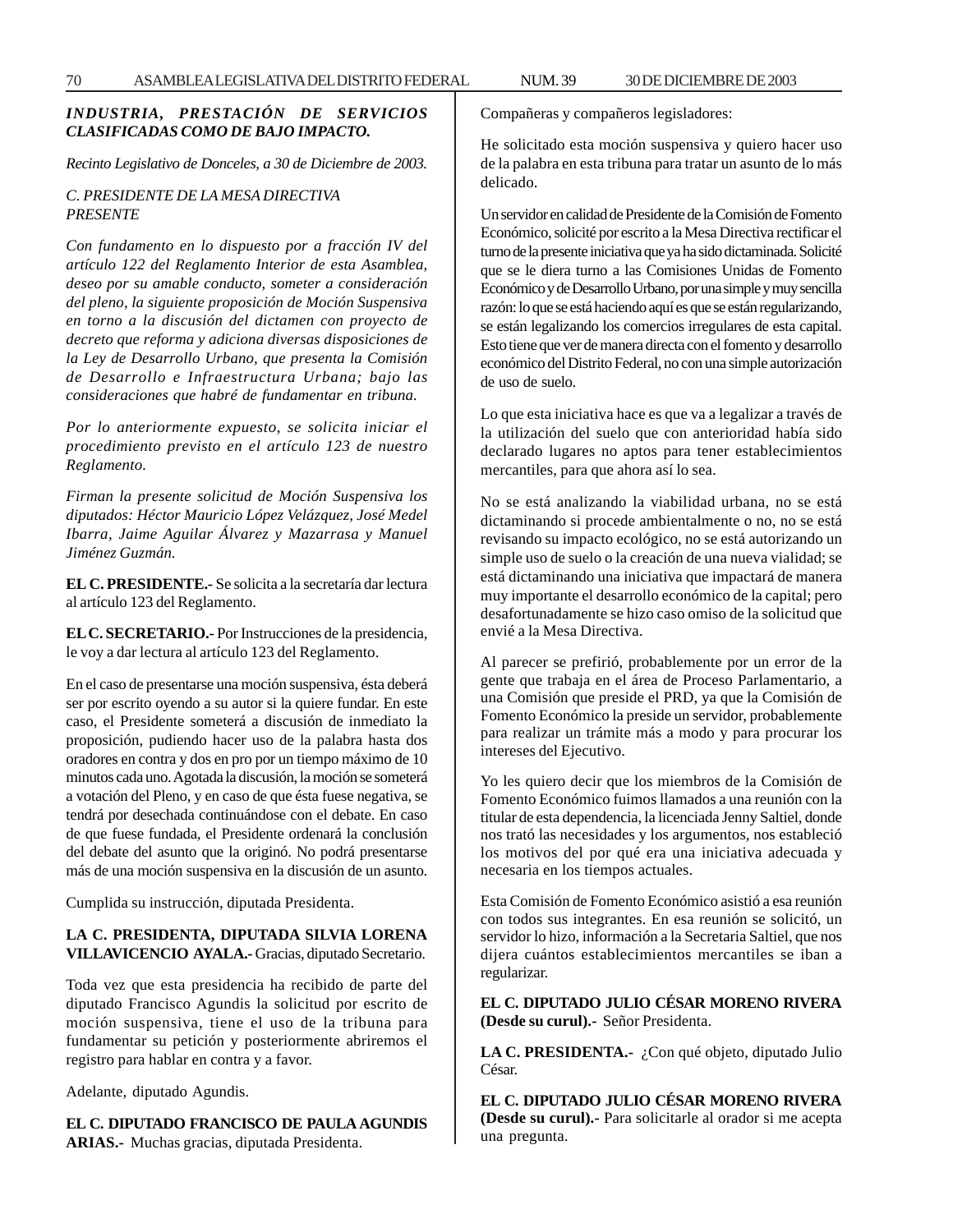***INDUSTRIA, PRESTACIÓN DE SERVICIOS CLASIFICADAS COMO DE BAJO IMPACTO.***

*Recinto Legislativo de Donceles, a 30 de Diciembre de 2003.*

*C. PRESIDENTE DE LA MESA DIRECTIVA*
*PRESENTE*

*Con fundamento en lo dispuesto por a fracción IV del artículo 122 del Reglamento Interior de esta Asamblea, deseo por su amable conducto, someter a consideración del pleno, la siguiente proposición de Moción Suspensiva en torno a la discusión del dictamen con proyecto de decreto que reforma y adiciona diversas disposiciones de la Ley de Desarrollo Urbano, que presenta la Comisión de Desarrollo e Infraestructura Urbana; bajo las consideraciones que habré de fundamentar en tribuna.*

*Por lo anteriormente expuesto, se solicita iniciar el procedimiento previsto en el artículo 123 de nuestro Reglamento.*

*Firman la presente solicitud de Moción Suspensiva los diputados: Héctor Mauricio López Velázquez, José Medel Ibarra, Jaime Aguilar Álvarez y Mazarrasa y Manuel Jiménez Guzmán.*

**EL C. PRESIDENTE.-** Se solicita a la secretaría dar lectura al artículo 123 del Reglamento.

**EL C. SECRETARIO.-** Por Instrucciones de la presidencia, le voy a dar lectura al artículo 123 del Reglamento.

En el caso de presentarse una moción suspensiva, ésta deberá ser por escrito oyendo a su autor si la quiere fundar. En este caso, el Presidente someterá a discusión de inmediato la proposición, pudiendo hacer uso de la palabra hasta dos oradores en contra y dos en pro por un tiempo máximo de 10 minutos cada uno. Agotada la discusión, la moción se someterá a votación del Pleno, y en caso de que ésta fuese negativa, se tendrá por desechada continuándose con el debate. En caso de que fuese fundada, el Presidente ordenará la conclusión del debate del asunto que la originó. No podrá presentarse más de una moción suspensiva en la discusión de un asunto.

Cumplida su instrucción, diputada Presidenta.

**LA C. PRESIDENTA, DIPUTADA SILVIA LORENA VILLAVICENCIO AYALA.-** Gracias, diputado Secretario.

Toda vez que esta presidencia ha recibido de parte del diputado Francisco Agundis la solicitud por escrito de moción suspensiva, tiene el uso de la tribuna para fundamentar su petición y posteriormente abriremos el registro para hablar en contra y a favor.

Adelante, diputado Agundis.

**EL C. DIPUTADO FRANCISCO DE PAULA AGUNDIS ARIAS.-** Muchas gracias, diputada Presidenta.

Compañeras y compañeros legisladores:

He solicitado esta moción suspensiva y quiero hacer uso de la palabra en esta tribuna para tratar un asunto de lo más delicado.

Un servidor en calidad de Presidente de la Comisión de Fomento Económico, solicité por escrito a la Mesa Directiva rectificar el turno de la presente iniciativa que ya ha sido dictaminada. Solicité que se le diera turno a las Comisiones Unidas de Fomento Económico y de Desarrollo Urbano, por una simple y muy sencilla razón: lo que se está haciendo aquí es que se están regularizando, se están legalizando los comercios irregulares de esta capital. Esto tiene que ver de manera directa con el fomento y desarrollo económico del Distrito Federal, no con una simple autorización de uso de suelo.

Lo que esta iniciativa hace es que va a legalizar a través de la utilización del suelo que con anterioridad había sido declarado lugares no aptos para tener establecimientos mercantiles, para que ahora así lo sea.

No se está analizando la viabilidad urbana, no se está dictaminando si procede ambientalmente o no, no se está revisando su impacto ecológico, no se está autorizando un simple uso de suelo o la creación de una nueva vialidad; se está dictaminando una iniciativa que impactará de manera muy importante el desarrollo económico de la capital; pero desafortunadamente se hizo caso omiso de la solicitud que envié a la Mesa Directiva.

Al parecer se prefirió, probablemente por un error de la gente que trabaja en el área de Proceso Parlamentario, a una Comisión que preside el PRD, ya que la Comisión de Fomento Económico la preside un servidor, probablemente para realizar un trámite más a modo y para procurar los intereses del Ejecutivo.

Yo les quiero decir que los miembros de la Comisión de Fomento Económico fuimos llamados a una reunión con la titular de esta dependencia, la licenciada Jenny Saltiel, donde nos trató las necesidades y los argumentos, nos estableció los motivos del por qué era una iniciativa adecuada y necesaria en los tiempos actuales.

Esta Comisión de Fomento Económico asistió a esa reunión con todos sus integrantes. En esa reunión se solicitó, un servidor lo hizo, información a la Secretaria Saltiel, que nos dijera cuántos establecimientos mercantiles se iban a regularizar.

**EL C. DIPUTADO JULIO CÉSAR MORENO RIVERA (Desde su curul).-** Señor Presidenta.

**LA C. PRESIDENTA.-** ¿Con qué objeto, diputado Julio César.

**EL C. DIPUTADO JULIO CÉSAR MORENO RIVERA (Desde su curul).-** Para solicitarle al orador si me acepta una pregunta.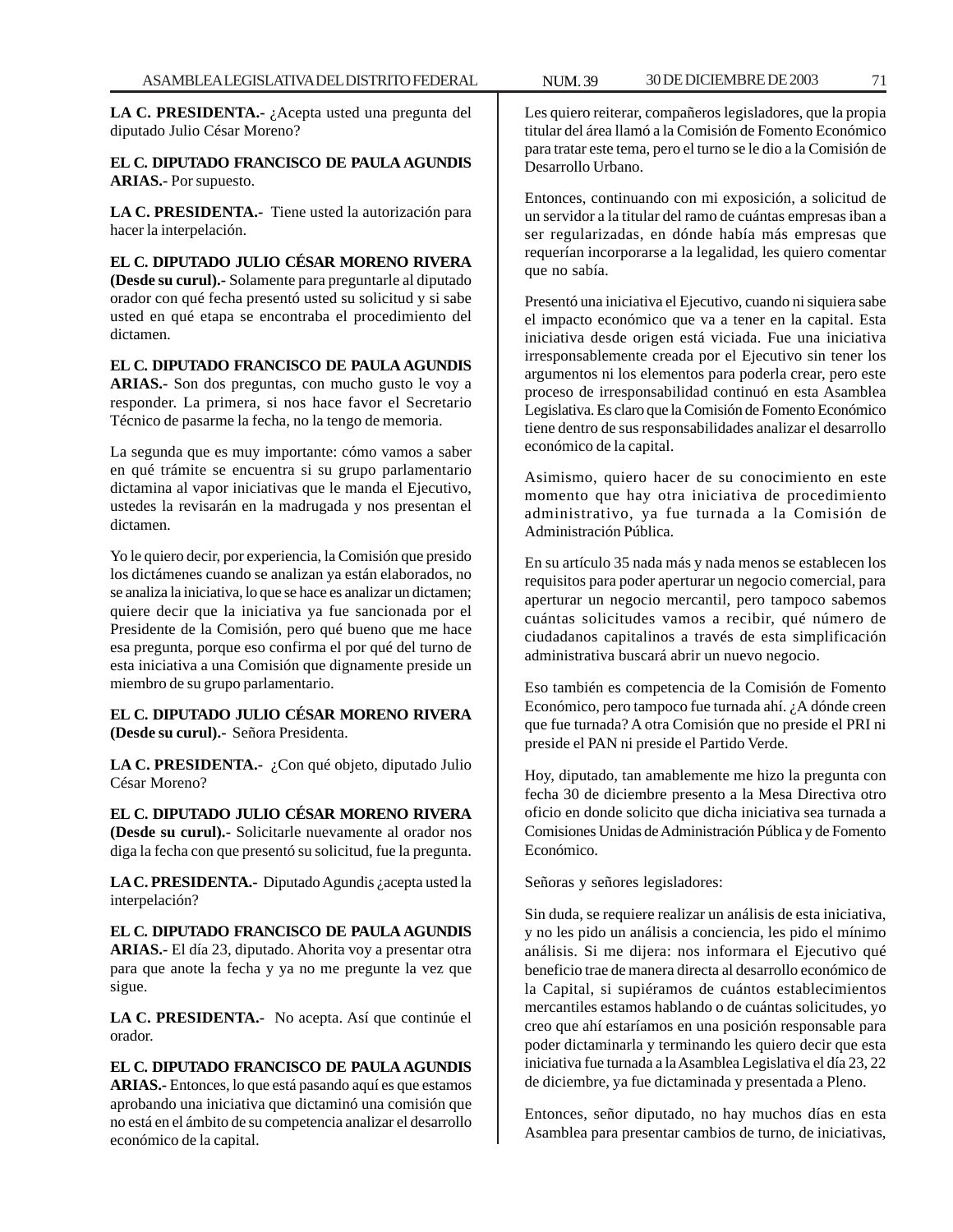**LA C. PRESIDENTA.-** ¿Acepta usted una pregunta del diputado Julio César Moreno?

**EL C. DIPUTADO FRANCISCO DE PAULA AGUNDIS ARIAS.-** Por supuesto.

**LA C. PRESIDENTA.-** Tiene usted la autorización para hacer la interpelación.

**EL C. DIPUTADO JULIO CÉSAR MORENO RIVERA (Desde su curul).-** Solamente para preguntarle al diputado orador con qué fecha presentó usted su solicitud y si sabe usted en qué etapa se encontraba el procedimiento del dictamen.

**EL C. DIPUTADO FRANCISCO DE PAULA AGUNDIS ARIAS.-** Son dos preguntas, con mucho gusto le voy a responder. La primera, si nos hace favor el Secretario Técnico de pasarme la fecha, no la tengo de memoria.

La segunda que es muy importante: cómo vamos a saber en qué trámite se encuentra si su grupo parlamentario dictamina al vapor iniciativas que le manda el Ejecutivo, ustedes la revisarán en la madrugada y nos presentan el dictamen.

Yo le quiero decir, por experiencia, la Comisión que presido los dictámenes cuando se analizan ya están elaborados, no se analiza la iniciativa, lo que se hace es analizar un dictamen; quiere decir que la iniciativa ya fue sancionada por el Presidente de la Comisión, pero qué bueno que me hace esa pregunta, porque eso confirma el por qué del turno de esta iniciativa a una Comisión que dignamente preside un miembro de su grupo parlamentario.

**EL C. DIPUTADO JULIO CÉSAR MORENO RIVERA (Desde su curul).-** Señora Presidenta.

**LA C. PRESIDENTA.-** ¿Con qué objeto, diputado Julio César Moreno?

**EL C. DIPUTADO JULIO CÉSAR MORENO RIVERA (Desde su curul).-** Solicitarle nuevamente al orador nos diga la fecha con que presentó su solicitud, fue la pregunta.

**LA C. PRESIDENTA.-** Diputado Agundis ¿acepta usted la interpelación?

**EL C. DIPUTADO FRANCISCO DE PAULA AGUNDIS ARIAS.-** El día 23, diputado. Ahorita voy a presentar otra para que anote la fecha y ya no me pregunte la vez que sigue.

**LA C. PRESIDENTA.-** No acepta. Así que continúe el orador.

**EL C. DIPUTADO FRANCISCO DE PAULA AGUNDIS ARIAS.-** Entonces, lo que está pasando aquí es que estamos aprobando una iniciativa que dictaminó una comisión que no está en el ámbito de su competencia analizar el desarrollo económico de la capital.

Les quiero reiterar, compañeros legisladores, que la propia titular del área llamó a la Comisión de Fomento Económico para tratar este tema, pero el turno se le dio a la Comisión de Desarrollo Urbano.

Entonces, continuando con mi exposición, a solicitud de un servidor a la titular del ramo de cuántas empresas iban a ser regularizadas, en dónde había más empresas que requerían incorporarse a la legalidad, les quiero comentar que no sabía.

Presentó una iniciativa el Ejecutivo, cuando ni siquiera sabe el impacto económico que va a tener en la capital. Esta iniciativa desde origen está viciada. Fue una iniciativa irresponsablemente creada por el Ejecutivo sin tener los argumentos ni los elementos para poderla crear, pero este proceso de irresponsabilidad continuó en esta Asamblea Legislativa. Es claro que la Comisión de Fomento Económico tiene dentro de sus responsabilidades analizar el desarrollo económico de la capital.

Asimismo, quiero hacer de su conocimiento en este momento que hay otra iniciativa de procedimiento administrativo, ya fue turnada a la Comisión de Administración Pública.

En su artículo 35 nada más y nada menos se establecen los requisitos para poder aperturar un negocio comercial, para aperturar un negocio mercantil, pero tampoco sabemos cuántas solicitudes vamos a recibir, qué número de ciudadanos capitalinos a través de esta simplificación administrativa buscará abrir un nuevo negocio.

Eso también es competencia de la Comisión de Fomento Económico, pero tampoco fue turnada ahí. ¿A dónde creen que fue turnada? A otra Comisión que no preside el PRI ni preside el PAN ni preside el Partido Verde.

Hoy, diputado, tan amablemente me hizo la pregunta con fecha 30 de diciembre presento a la Mesa Directiva otro oficio en donde solicito que dicha iniciativa sea turnada a Comisiones Unidas de Administración Pública y de Fomento Económico.

Señoras y señores legisladores:

Sin duda, se requiere realizar un análisis de esta iniciativa, y no les pido un análisis a conciencia, les pido el mínimo análisis. Si me dijera: nos informara el Ejecutivo qué beneficio trae de manera directa al desarrollo económico de la Capital, si supiéramos de cuántos establecimientos mercantiles estamos hablando o de cuántas solicitudes, yo creo que ahí estaríamos en una posición responsable para poder dictaminarla y terminando les quiero decir que esta iniciativa fue turnada a la Asamblea Legislativa el día 23, 22 de diciembre, ya fue dictaminada y presentada a Pleno.

Entonces, señor diputado, no hay muchos días en esta Asamblea para presentar cambios de turno, de iniciativas,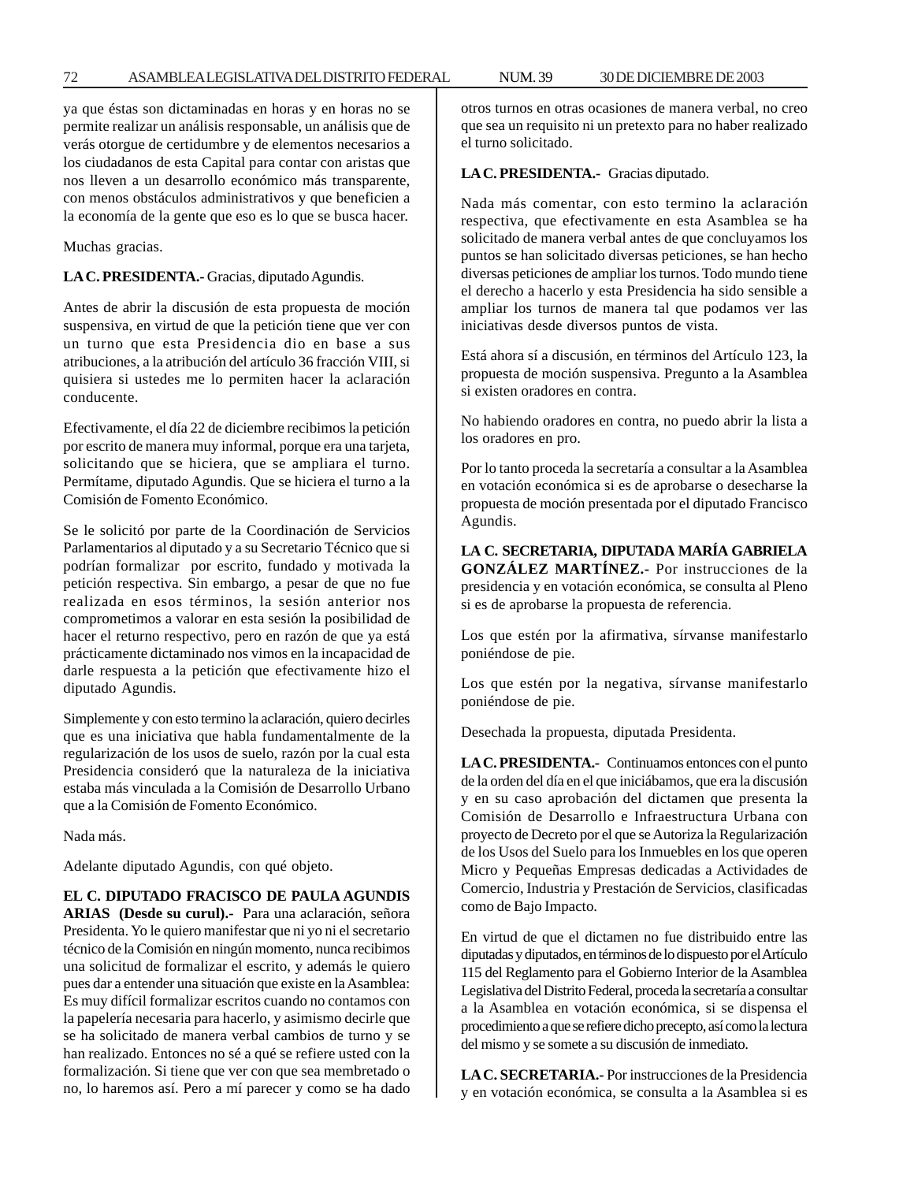ya que éstas son dictaminadas en horas y en horas no se permite realizar un análisis responsable, un análisis que de verás otorgue de certidumbre y de elementos necesarios a los ciudadanos de esta Capital para contar con aristas que nos lleven a un desarrollo económico más transparente, con menos obstáculos administrativos y que beneficien a la economía de la gente que eso es lo que se busca hacer.

Muchas gracias.

**LA C. PRESIDENTA.-** Gracias, diputado Agundis.

Antes de abrir la discusión de esta propuesta de moción suspensiva, en virtud de que la petición tiene que ver con un turno que esta Presidencia dio en base a sus atribuciones, a la atribución del artículo 36 fracción VIII, si quisiera si ustedes me lo permiten hacer la aclaración conducente.

Efectivamente, el día 22 de diciembre recibimos la petición por escrito de manera muy informal, porque era una tarjeta, solicitando que se hiciera, que se ampliara el turno. Permítame, diputado Agundis. Que se hiciera el turno a la Comisión de Fomento Económico.

Se le solicitó por parte de la Coordinación de Servicios Parlamentarios al diputado y a su Secretario Técnico que si podrían formalizar por escrito, fundado y motivada la petición respectiva. Sin embargo, a pesar de que no fue realizada en esos términos, la sesión anterior nos comprometimos a valorar en esta sesión la posibilidad de hacer el returno respectivo, pero en razón de que ya está prácticamente dictaminado nos vimos en la incapacidad de darle respuesta a la petición que efectivamente hizo el diputado Agundis.

Simplemente y con esto termino la aclaración, quiero decirles que es una iniciativa que habla fundamentalmente de la regularización de los usos de suelo, razón por la cual esta Presidencia consideró que la naturaleza de la iniciativa estaba más vinculada a la Comisión de Desarrollo Urbano que a la Comisión de Fomento Económico.

Nada más.

Adelante diputado Agundis, con qué objeto.

**EL C. DIPUTADO FRACISCO DE PAULA AGUNDIS ARIAS (Desde su curul).-** Para una aclaración, señora Presidenta. Yo le quiero manifestar que ni yo ni el secretario técnico de la Comisión en ningún momento, nunca recibimos una solicitud de formalizar el escrito, y además le quiero pues dar a entender una situación que existe en la Asamblea: Es muy difícil formalizar escritos cuando no contamos con la papelería necesaria para hacerlo, y asimismo decirle que se ha solicitado de manera verbal cambios de turno y se han realizado. Entonces no sé a qué se refiere usted con la formalización. Si tiene que ver con que sea membretado o no, lo haremos así. Pero a mí parecer y como se ha dado otros turnos en otras ocasiones de manera verbal, no creo que sea un requisito ni un pretexto para no haber realizado el turno solicitado.

**LA C. PRESIDENTA.-** Gracias diputado.

Nada más comentar, con esto termino la aclaración respectiva, que efectivamente en esta Asamblea se ha solicitado de manera verbal antes de que concluyamos los puntos se han solicitado diversas peticiones, se han hecho diversas peticiones de ampliar los turnos. Todo mundo tiene el derecho a hacerlo y esta Presidencia ha sido sensible a ampliar los turnos de manera tal que podamos ver las iniciativas desde diversos puntos de vista.

Está ahora sí a discusión, en términos del Artículo 123, la propuesta de moción suspensiva. Pregunto a la Asamblea si existen oradores en contra.

No habiendo oradores en contra, no puedo abrir la lista a los oradores en pro.

Por lo tanto proceda la secretaría a consultar a la Asamblea en votación económica si es de aprobarse o desecharse la propuesta de moción presentada por el diputado Francisco Agundis.

**LA C. SECRETARIA, DIPUTADA MARÍA GABRIELA GONZÁLEZ MARTÍNEZ.-** Por instrucciones de la presidencia y en votación económica, se consulta al Pleno si es de aprobarse la propuesta de referencia.

Los que estén por la afirmativa, sírvanse manifestarlo poniéndose de pie.

Los que estén por la negativa, sírvanse manifestarlo poniéndose de pie.

Desechada la propuesta, diputada Presidenta.

**LA C. PRESIDENTA.-** Continuamos entonces con el punto de la orden del día en el que iniciábamos, que era la discusión y en su caso aprobación del dictamen que presenta la Comisión de Desarrollo e Infraestructura Urbana con proyecto de Decreto por el que se Autoriza la Regularización de los Usos del Suelo para los Inmuebles en los que operen Micro y Pequeñas Empresas dedicadas a Actividades de Comercio, Industria y Prestación de Servicios, clasificadas como de Bajo Impacto.

En virtud de que el dictamen no fue distribuido entre las diputadas y diputados, en términos de lo dispuesto por el Artículo 115 del Reglamento para el Gobierno Interior de la Asamblea Legislativa del Distrito Federal, proceda la secretaría a consultar a la Asamblea en votación económica, si se dispensa el procedimiento a que se refiere dicho precepto, así como la lectura del mismo y se somete a su discusión de inmediato.

**LA C. SECRETARIA.-** Por instrucciones de la Presidencia y en votación económica, se consulta a la Asamblea si es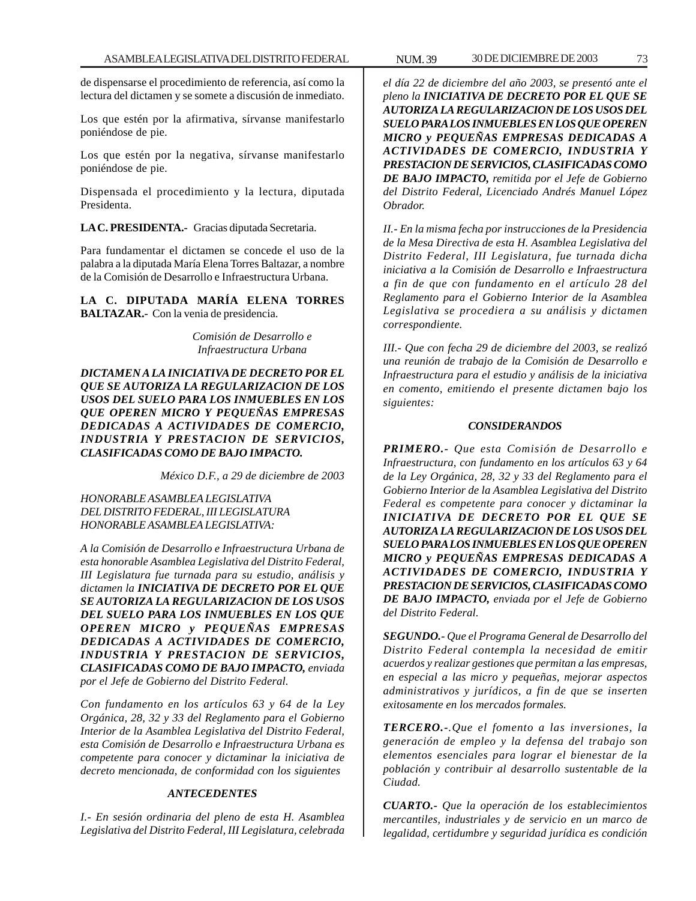de dispensarse el procedimiento de referencia, así como la lectura del dictamen y se somete a discusión de inmediato.

Los que estén por la afirmativa, sírvanse manifestarlo poniéndose de pie.

Los que estén por la negativa, sírvanse manifestarlo poniéndose de pie.

Dispensada el procedimiento y la lectura, diputada Presidenta.

**LA C. PRESIDENTA.-** Gracias diputada Secretaria.

Para fundamentar el dictamen se concede el uso de la palabra a la diputada María Elena Torres Baltazar, a nombre de la Comisión de Desarrollo e Infraestructura Urbana.

**LA C. DIPUTADA MARÍA ELENA TORRES BALTAZAR.-** Con la venia de presidencia.

*Comisión de Desarrollo e Infraestructura Urbana*

***DICTAMEN A LA INICIATIVA DE DECRETO POR EL QUE SE AUTORIZA LA REGULARIZACION DE LOS USOS DEL SUELO PARA LOS INMUEBLES EN LOS QUE OPEREN MICRO Y PEQUEÑAS EMPRESAS DEDICADAS A ACTIVIDADES DE COMERCIO, INDUSTRIA Y PRESTACION DE SERVICIOS, CLASIFICADAS COMO DE BAJO IMPACTO.***

*México D.F., a 29 de diciembre de 2003*

*HONORABLE ASAMBLEA LEGISLATIVA DEL DISTRITO FEDERAL, III LEGISLATURA HONORABLE ASAMBLEA LEGISLATIVA:*

*A la Comisión de Desarrollo e Infraestructura Urbana de esta honorable Asamblea Legislativa del Distrito Federal, III Legislatura fue turnada para su estudio, análisis y dictamen la* ***INICIATIVA DE DECRETO POR EL QUE SE AUTORIZA LA REGULARIZACION DE LOS USOS DEL SUELO PARA LOS INMUEBLES EN LOS QUE OPEREN MICRO y PEQUEÑAS EMPRESAS DEDICADAS A ACTIVIDADES DE COMERCIO, INDUSTRIA Y PRESTACION DE SERVICIOS, CLASIFICADAS COMO DE BAJO IMPACTO,*** *enviada por el Jefe de Gobierno del Distrito Federal.*

*Con fundamento en los artículos 63 y 64 de la Ley Orgánica, 28, 32 y 33 del Reglamento para el Gobierno Interior de la Asamblea Legislativa del Distrito Federal, esta Comisión de Desarrollo e Infraestructura Urbana es competente para conocer y dictaminar la iniciativa de decreto mencionada, de conformidad con los siguientes*

***ANTECEDENTES***

*I.- En sesión ordinaria del pleno de esta H. Asamblea Legislativa del Distrito Federal, III Legislatura, celebrada el día 22 de diciembre del año 2003, se presentó ante el pleno la* ***INICIATIVA DE DECRETO POR EL QUE SE AUTORIZA LA REGULARIZACION DE LOS USOS DEL SUELO PARA LOS INMUEBLES EN LOS QUE OPEREN MICRO y PEQUEÑAS EMPRESAS DEDICADAS A ACTIVIDADES DE COMERCIO, INDUSTRIA Y PRESTACION DE SERVICIOS, CLASIFICADAS COMO DE BAJO IMPACTO,*** *remitida por el Jefe de Gobierno del Distrito Federal, Licenciado Andrés Manuel López Obrador.*

*II.- En la misma fecha por instrucciones de la Presidencia de la Mesa Directiva de esta H. Asamblea Legislativa del Distrito Federal, III Legislatura, fue turnada dicha iniciativa a la Comisión de Desarrollo e Infraestructura a fin de que con fundamento en el artículo 28 del Reglamento para el Gobierno Interior de la Asamblea Legislativa se procediera a su análisis y dictamen correspondiente.*

*III.- Que con fecha 29 de diciembre del 2003, se realizó una reunión de trabajo de la Comisión de Desarrollo e Infraestructura para el estudio y análisis de la iniciativa en comento, emitiendo el presente dictamen bajo los siguientes:*

***CONSIDERANDOS***

***PRIMERO.-*** *Que esta Comisión de Desarrollo e Infraestructura, con fundamento en los artículos 63 y 64 de la Ley Orgánica, 28, 32 y 33 del Reglamento para el Gobierno Interior de la Asamblea Legislativa del Distrito Federal es competente para conocer y dictaminar la* ***INICIATIVA DE DECRETO POR EL QUE SE AUTORIZA LA REGULARIZACION DE LOS USOS DEL SUELO PARA LOS INMUEBLES EN LOS QUE OPEREN MICRO y PEQUEÑAS EMPRESAS DEDICADAS A ACTIVIDADES DE COMERCIO, INDUSTRIA Y PRESTACION DE SERVICIOS, CLASIFICADAS COMO DE BAJO IMPACTO,*** *enviada por el Jefe de Gobierno del Distrito Federal.*

***SEGUNDO.-*** *Que el Programa General de Desarrollo del Distrito Federal contempla la necesidad de emitir acuerdos y realizar gestiones que permitan a las empresas, en especial a las micro y pequeñas, mejorar aspectos administrativos y jurídicos, a fin de que se inserten exitosamente en los mercados formales.*

***TERCERO.-****.Que el fomento a las inversiones, la generación de empleo y la defensa del trabajo son elementos esenciales para lograr el bienestar de la población y contribuir al desarrollo sustentable de la Ciudad.*

***CUARTO.-*** *Que la operación de los establecimientos mercantiles, industriales y de servicio en un marco de legalidad, certidumbre y seguridad jurídica es condición*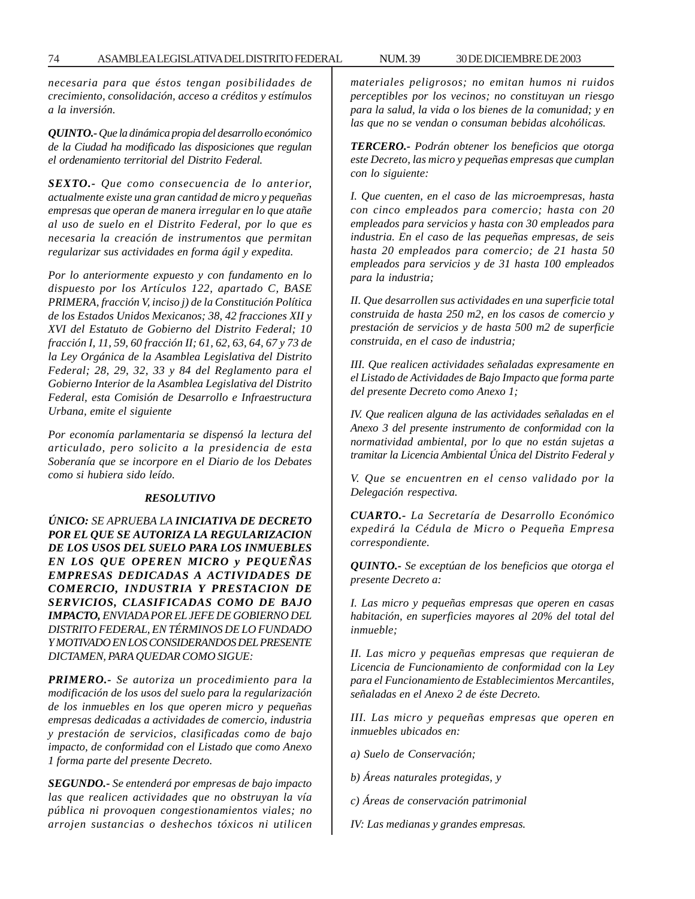*necesaria para que éstos tengan posibilidades de crecimiento, consolidación, acceso a créditos y estímulos a la inversión.*

***QUINTO.-*** *Que la dinámica propia del desarrollo económico de la Ciudad ha modificado las disposiciones que regulan el ordenamiento territorial del Distrito Federal.*

***SEXTO.-*** *Que como consecuencia de lo anterior, actualmente existe una gran cantidad de micro y pequeñas empresas que operan de manera irregular en lo que atañe al uso de suelo en el Distrito Federal, por lo que es necesaria la creación de instrumentos que permitan regularizar sus actividades en forma ágil y expedita.*

*Por lo anteriormente expuesto y con fundamento en lo dispuesto por los Artículos 122, apartado C, BASE PRIMERA, fracción V, inciso j) de la Constitución Política de los Estados Unidos Mexicanos; 38, 42 fracciones XII y XVI del Estatuto de Gobierno del Distrito Federal; 10 fracción I, 11, 59, 60 fracción II; 61, 62, 63, 64, 67 y 73 de la Ley Orgánica de la Asamblea Legislativa del Distrito Federal; 28, 29, 32, 33 y 84 del Reglamento para el Gobierno Interior de la Asamblea Legislativa del Distrito Federal, esta Comisión de Desarrollo e Infraestructura Urbana, emite el siguiente*

*Por economía parlamentaria se dispensó la lectura del articulado, pero solicito a la presidencia de esta Soberanía que se incorpore en el Diario de los Debates como si hubiera sido leído.*

***RESOLUTIVO***

***ÚNICO:*** *SE APRUEBA LA* ***INICIATIVA DE DECRETO POR EL QUE SE AUTORIZA LA REGULARIZACION DE LOS USOS DEL SUELO PARA LOS INMUEBLES EN LOS QUE OPEREN MICRO y PEQUEÑAS EMPRESAS DEDICADAS A ACTIVIDADES DE COMERCIO, INDUSTRIA Y PRESTACION DE SERVICIOS, CLASIFICADAS COMO DE BAJO IMPACTO,*** *ENVIADA POR EL JEFE DE GOBIERNO DEL DISTRITO FEDERAL, EN TÉRMINOS DE LO FUNDADO Y MOTIVADO EN LOS CONSIDERANDOS DEL PRESENTE DICTAMEN, PARA QUEDAR COMO SIGUE:*

***PRIMERO.-*** *Se autoriza un procedimiento para la modificación de los usos del suelo para la regularización de los inmuebles en los que operen micro y pequeñas empresas dedicadas a actividades de comercio, industria y prestación de servicios, clasificadas como de bajo impacto, de conformidad con el Listado que como Anexo 1 forma parte del presente Decreto.*

***SEGUNDO.-*** *Se entenderá por empresas de bajo impacto las que realicen actividades que no obstruyan la vía pública ni provoquen congestionamientos viales; no arrojen sustancias o deshechos tóxicos ni utilicen materiales peligrosos; no emitan humos ni ruidos perceptibles por los vecinos; no constituyan un riesgo para la salud, la vida o los bienes de la comunidad; y en las que no se vendan o consuman bebidas alcohólicas.*

***TERCERO.-*** *Podrán obtener los beneficios que otorga este Decreto, las micro y pequeñas empresas que cumplan con lo siguiente:*

*I. Que cuenten, en el caso de las microempresas, hasta con cinco empleados para comercio; hasta con 20 empleados para servicios y hasta con 30 empleados para industria. En el caso de las pequeñas empresas, de seis hasta 20 empleados para comercio; de 21 hasta 50 empleados para servicios y de 31 hasta 100 empleados para la industria;*

*II. Que desarrollen sus actividades en una superficie total construida de hasta 250 m2, en los casos de comercio y prestación de servicios y de hasta 500 m2 de superficie construida, en el caso de industria;*

*III. Que realicen actividades señaladas expresamente en el Listado de Actividades de Bajo Impacto que forma parte del presente Decreto como Anexo 1;*

*IV. Que realicen alguna de las actividades señaladas en el Anexo 3 del presente instrumento de conformidad con la normatividad ambiental, por lo que no están sujetas a tramitar la Licencia Ambiental Única del Distrito Federal y*

*V. Que se encuentren en el censo validado por la Delegación respectiva.*

***CUARTO.-*** *La Secretaría de Desarrollo Económico expedirá la Cédula de Micro o Pequeña Empresa correspondiente.*

***QUINTO.-*** *Se exceptúan de los beneficios que otorga el presente Decreto a:*

*I. Las micro y pequeñas empresas que operen en casas habitación, en superficies mayores al 20% del total del inmueble;*

*II. Las micro y pequeñas empresas que requieran de Licencia de Funcionamiento de conformidad con la Ley para el Funcionamiento de Establecimientos Mercantiles, señaladas en el Anexo 2 de éste Decreto.*

*III. Las micro y pequeñas empresas que operen en inmuebles ubicados en:*

*a) Suelo de Conservación;*

*b) Áreas naturales protegidas, y*

*c) Áreas de conservación patrimonial*

*IV: Las medianas y grandes empresas.*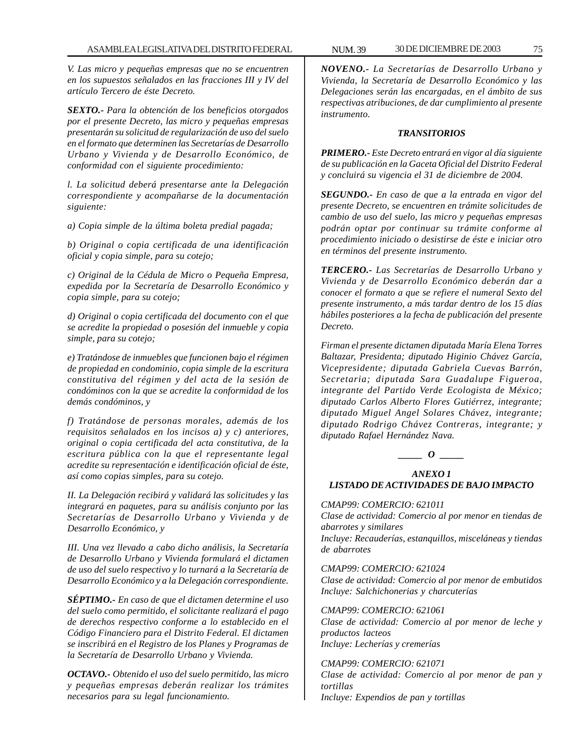*V. Las micro y pequeñas empresas que no se encuentren en los supuestos señalados en las fracciones III y IV del artículo Tercero de éste Decreto.*

***SEXTO.-*** *Para la obtención de los beneficios otorgados por el presente Decreto, las micro y pequeñas empresas presentarán su solicitud de regularización de uso del suelo en el formato que determinen las Secretarías de Desarrollo Urbano y Vivienda y de Desarrollo Económico, de conformidad con el siguiente procedimiento:*

*l. La solicitud deberá presentarse ante la Delegación correspondiente y acompañarse de la documentación siguiente:*

*a) Copia simple de la última boleta predial pagada;*

*b) Original o copia certificada de una identificación oficial y copia simple, para su cotejo;*

*c) Original de la Cédula de Micro o Pequeña Empresa, expedida por la Secretaría de Desarrollo Económico y copia simple, para su cotejo;*

*d) Original o copia certificada del documento con el que se acredite la propiedad o posesión del inmueble y copia simple, para su cotejo;*

*e) Tratándose de inmuebles que funcionen bajo el régimen de propiedad en condominio, copia simple de la escritura constitutiva del régimen y del acta de la sesión de condóminos con la que se acredite la conformidad de los demás condóminos, y*

*f) Tratándose de personas morales, además de los requisitos señalados en los incisos a) y c) anteriores, original o copia certificada del acta constitutiva, de la escritura pública con la que el representante legal acredite su representación e identificación oficial de éste, así como copias simples, para su cotejo.*

*II. La Delegación recibirá y validará las solicitudes y las integrará en paquetes, para su análisis conjunto por las Secretarías de Desarrollo Urbano y Vivienda y de Desarrollo Económico, y*

*III. Una vez llevado a cabo dicho análisis, la Secretaría de Desarrollo Urbano y Vivienda formulará el dictamen de uso del suelo respectivo y lo turnará a la Secretaría de Desarrollo Económico y a la Delegación correspondiente.*

***SÉPTIMO.-*** *En caso de que el dictamen determine el uso del suelo como permitido, el solicitante realizará el pago de derechos respectivo conforme a lo establecido en el Código Financiero para el Distrito Federal. El dictamen se inscribirá en el Registro de los Planes y Programas de la Secretaría de Desarrollo Urbano y Vivienda.*

***OCTAVO.-*** *Obtenido el uso del suelo permitido, las micro y pequeñas empresas deberán realizar los trámites necesarios para su legal funcionamiento.*

***NOVENO.-*** *La Secretarías de Desarrollo Urbano y Vivienda, la Secretaría de Desarrollo Económico y las Delegaciones serán las encargadas, en el ámbito de sus respectivas atribuciones, de dar cumplimiento al presente instrumento.*

***TRANSITORIOS***

***PRIMERO.-*** *Este Decreto entrará en vigor al día siguiente de su publicación en la Gaceta Oficial del Distrito Federal y concluirá su vigencia el 31 de diciembre de 2004.*

***SEGUNDO.-*** *En caso de que a la entrada en vigor del presente Decreto, se encuentren en trámite solicitudes de cambio de uso del suelo, las micro y pequeñas empresas podrán optar por continuar su trámite conforme al procedimiento iniciado o desistirse de éste e iniciar otro en términos del presente instrumento.*

***TERCERO.-*** *Las Secretarías de Desarrollo Urbano y Vivienda y de Desarrollo Económico deberán dar a conocer el formato a que se refiere el numeral Sexto del presente instrumento, a más tardar dentro de los 15 días hábiles posteriores a la fecha de publicación del presente Decreto.*

*Firman el presente dictamen diputada María Elena Torres Baltazar, Presidenta; diputado Higinio Chávez García, Vicepresidente; diputada Gabriela Cuevas Barrón, Secretaria; diputada Sara Guadalupe Figueroa, integrante del Partido Verde Ecologista de México; diputado Carlos Alberto Flores Gutiérrez, integrante; diputado Miguel Angel Solares Chávez, integrante; diputado Rodrigo Chávez Contreras, integrante; y diputado Rafael Hernández Nava.*

***_____ O _____***

***ANEXO 1***
***LISTADO DE ACTIVIDADES DE BAJO IMPACTO***

*CMAP99: COMERCIO: 621011*
*Clase de actividad: Comercio al por menor en tiendas de abarrotes y similares*
*Incluye: Recauderías, estanquillos, misceláneas y tiendas de abarrotes*

*CMAP99: COMERCIO: 621024*
*Clase de actividad: Comercio al por menor de embutidos*
*Incluye: Salchichonerias y charcuterías*

*CMAP99: COMERCIO: 621061*
*Clase de actividad: Comercio al por menor de leche y productos lacteos*
*Incluye: Lecherías y cremerías*

*CMAP99: COMERCIO: 621071*
*Clase de actividad: Comercio al por menor de pan y tortillas*
*Incluye: Expendios de pan y tortillas*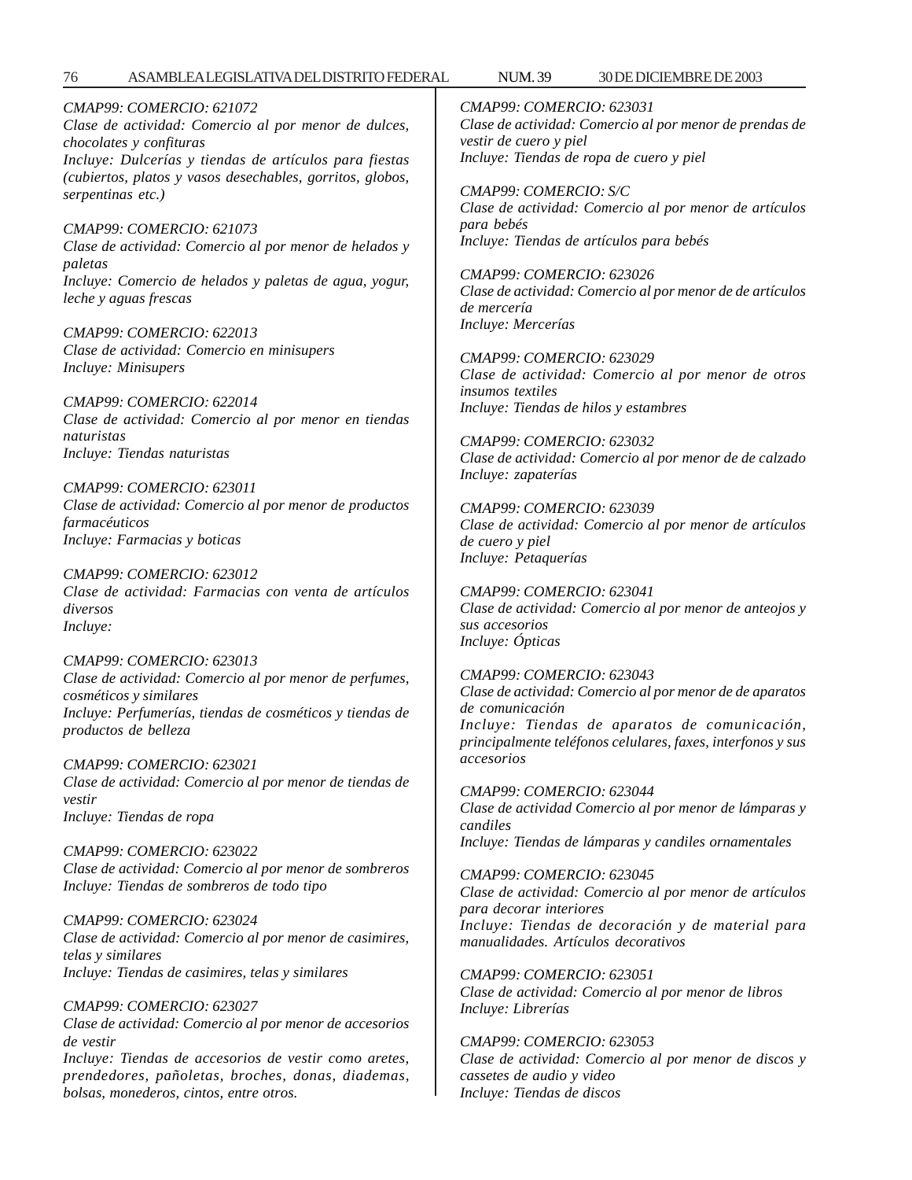*CMAP99: COMERCIO: 621072*
*Clase de actividad: Comercio al por menor de dulces, chocolates y confituras*
*Incluye: Dulcerías y tiendas de artículos para fiestas (cubiertos, platos y vasos desechables, gorritos, globos, serpentinas etc.)*

*CMAP99: COMERCIO: 621073*
*Clase de actividad: Comercio al por menor de helados y paletas*
*Incluye: Comercio de helados y paletas de agua, yogur, leche y aguas frescas*

*CMAP99: COMERCIO: 622013*
*Clase de actividad: Comercio en minisupers*
*Incluye: Minisupers*

*CMAP99: COMERCIO: 622014*
*Clase de actividad: Comercio al por menor en tiendas naturistas*
*Incluye: Tiendas naturistas*

*CMAP99: COMERCIO: 623011*
*Clase de actividad: Comercio al por menor de productos farmacéuticos*
*Incluye: Farmacias y boticas*

*CMAP99: COMERCIO: 623012*
*Clase de actividad: Farmacias con venta de artículos diversos*
*Incluye:*

*CMAP99: COMERCIO: 623013*
*Clase de actividad: Comercio al por menor de perfumes, cosméticos y similares*
*Incluye: Perfumerías, tiendas de cosméticos y tiendas de productos de belleza*

*CMAP99: COMERCIO: 623021*
*Clase de actividad: Comercio al por menor de tiendas de vestir*
*Incluye: Tiendas de ropa*

*CMAP99: COMERCIO: 623022*
*Clase de actividad: Comercio al por menor de sombreros*
*Incluye: Tiendas de sombreros de todo tipo*

*CMAP99: COMERCIO: 623024*
*Clase de actividad: Comercio al por menor de casimires, telas y similares*
*Incluye: Tiendas de casimires, telas y similares*

*CMAP99: COMERCIO: 623027*
*Clase de actividad: Comercio al por menor de accesorios de vestir*
*Incluye: Tiendas de accesorios de vestir como aretes, prendedores, pañoletas, broches, donas, diademas, bolsas, monederos, cintos, entre otros.*

*CMAP99: COMERCIO: 623031*
*Clase de actividad: Comercio al por menor de prendas de vestir de cuero y piel*
*Incluye: Tiendas de ropa de cuero y piel*

*CMAP99: COMERCIO: S/C*
*Clase de actividad: Comercio al por menor de artículos para bebés*
*Incluye: Tiendas de artículos para bebés*

*CMAP99: COMERCIO: 623026*
*Clase de actividad: Comercio al por menor de de artículos de mercería*
*Incluye: Mercerías*

*CMAP99: COMERCIO: 623029*
*Clase de actividad: Comercio al por menor de otros insumos textiles*
*Incluye: Tiendas de hilos y estambres*

*CMAP99: COMERCIO: 623032*
*Clase de actividad: Comercio al por menor de de calzado*
*Incluye: zapaterías*

*CMAP99: COMERCIO: 623039*
*Clase de actividad: Comercio al por menor de artículos de cuero y piel*
*Incluye: Petaquerías*

*CMAP99: COMERCIO: 623041*
*Clase de actividad: Comercio al por menor de anteojos y sus accesorios*
*Incluye: Ópticas*

*CMAP99: COMERCIO: 623043*
*Clase de actividad: Comercio al por menor de de aparatos de comunicación*
*Incluye: Tiendas de aparatos de comunicación, principalmente teléfonos celulares, faxes, interfonos y sus accesorios*

*CMAP99: COMERCIO: 623044*
*Clase de actividad Comercio al por menor de lámparas y candiles*
*Incluye: Tiendas de lámparas y candiles ornamentales*

*CMAP99: COMERCIO: 623045*
*Clase de actividad: Comercio al por menor de artículos para decorar interiores*
*Incluye: Tiendas de decoración y de material para manualidades. Artículos decorativos*

*CMAP99: COMERCIO: 623051*
*Clase de actividad: Comercio al por menor de libros*
*Incluye: Librerías*

*CMAP99: COMERCIO: 623053*
*Clase de actividad: Comercio al por menor de discos y cassetes de audio y video*
*Incluye: Tiendas de discos*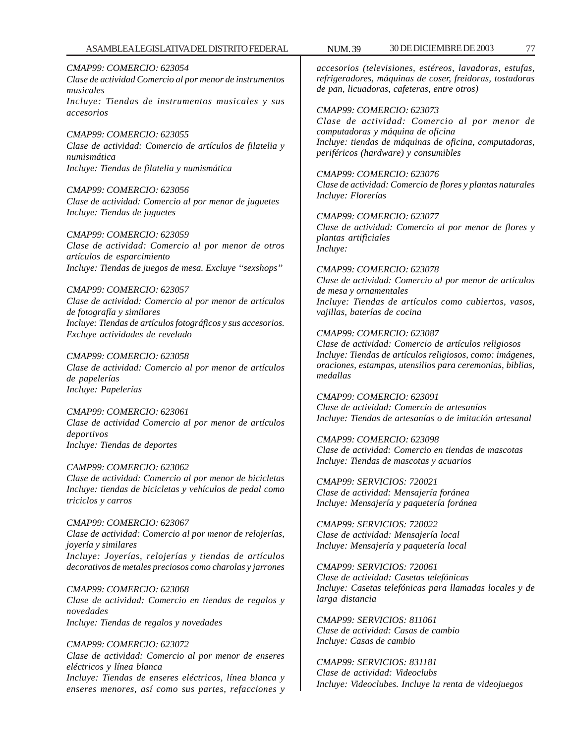*CMAP99: COMERCIO: 623054*
*Clase de actividad Comercio al por menor de instrumentos musicales*
*Incluye: Tiendas de instrumentos musicales y sus accesorios*

*CMAP99: COMERCIO: 623055*
*Clase de actividad: Comercio de artículos de filatelia y numismática*
*Incluye: Tiendas de filatelia y numismática*

*CMAP99: COMERCIO: 623056*
*Clase de actividad: Comercio al por menor de juguetes*
*Incluye: Tiendas de juguetes*

*CMAP99: COMERCIO: 623059*
*Clase de actividad: Comercio al por menor de otros artículos de esparcimiento*
*Incluye: Tiendas de juegos de mesa. Excluye "sexshops"*

*CMAP99: COMERCIO: 623057*
*Clase de actividad: Comercio al por menor de artículos de fotografía y similares*
*Incluye: Tiendas de artículos fotográficos y sus accesorios. Excluye actividades de revelado*

*CMAP99: COMERCIO: 623058*
*Clase de actividad: Comercio al por menor de artículos de papelerías*
*Incluye: Papelerías*

*CMAP99: COMERCIO: 623061*
*Clase de actividad Comercio al por menor de artículos deportivos*
*Incluye: Tiendas de deportes*

*CAMP99: COMERCIO: 623062*
*Clase de actividad: Comercio al por menor de bicicletas*
*Incluye: tiendas de bicicletas y vehículos de pedal como triciclos y carros*

*CMAP99: COMERCIO: 623067*
*Clase de actividad: Comercio al por menor de relojerías, joyería y similares*
*Incluye: Joyerías, relojerías y tiendas de artículos decorativos de metales preciosos como charolas y jarrones*

*CMAP99: COMERCIO: 623068*
*Clase de actividad: Comercio en tiendas de regalos y novedades*
*Incluye: Tiendas de regalos y novedades*

*CMAP99: COMERCIO: 623072*
*Clase de actividad: Comercio al por menor de enseres eléctricos y línea blanca*
*Incluye: Tiendas de enseres eléctricos, línea blanca y enseres menores, así como sus partes, refacciones y accesorios (televisiones, estéreos, lavadoras, estufas, refrigeradores, máquinas de coser, freidoras, tostadoras de pan, licuadoras, cafeteras, entre otros)*

*CMAP99: COMERCIO: 623073*
*Clase de actividad: Comercio al por menor de computadoras y máquina de oficina*
*Incluye: tiendas de máquinas de oficina, computadoras, periféricos (hardware) y consumibles*

*CMAP99: COMERCIO: 623076*
*Clase de actividad: Comercio de flores y plantas naturales*
*Incluye: Florerías*

*CMAP99: COMERCIO: 623077*
*Clase de actividad: Comercio al por menor de flores y plantas artificiales*
*Incluye:*

*CMAP99: COMERCIO: 623078*
*Clase de actividad: Comercio al por menor de artículos de mesa y ornamentales*
*Incluye: Tiendas de artículos como cubiertos, vasos, vajillas, baterías de cocina*

*CMAP99: COMERCIO: 623087*
*Clase de actividad: Comercio de artículos religiosos*
*Incluye: Tiendas de artículos religiosos, como: imágenes, oraciones, estampas, utensilios para ceremonias, biblias, medallas*

*CMAP99: COMERCIO: 623091*
*Clase de actividad: Comercio de artesanías*
*Incluye: Tiendas de artesanías o de imitación artesanal*

*CMAP99: COMERCIO: 623098*
*Clase de actividad: Comercio en tiendas de mascotas*
*Incluye: Tiendas de mascotas y acuarios*

*CMAP99: SERVICIOS: 720021*
*Clase de actividad: Mensajería foránea*
*Incluye: Mensajería y paquetería foránea*

*CMAP99: SERVICIOS: 720022*
*Clase de actividad: Mensajería local*
*Incluye: Mensajería y paquetería local*

*CMAP99: SERVICIOS: 720061*
*Clase de actividad: Casetas telefónicas*
*Incluye: Casetas telefónicas para llamadas locales y de larga distancia*

*CMAP99: SERVICIOS: 811061*
*Clase de actividad: Casas de cambio*
*Incluye: Casas de cambio*

*CMAP99: SERVICIOS: 831181*
*Clase de actividad: Videoclubs*
*Incluye: Videoclubes. Incluye la renta de videojuegos*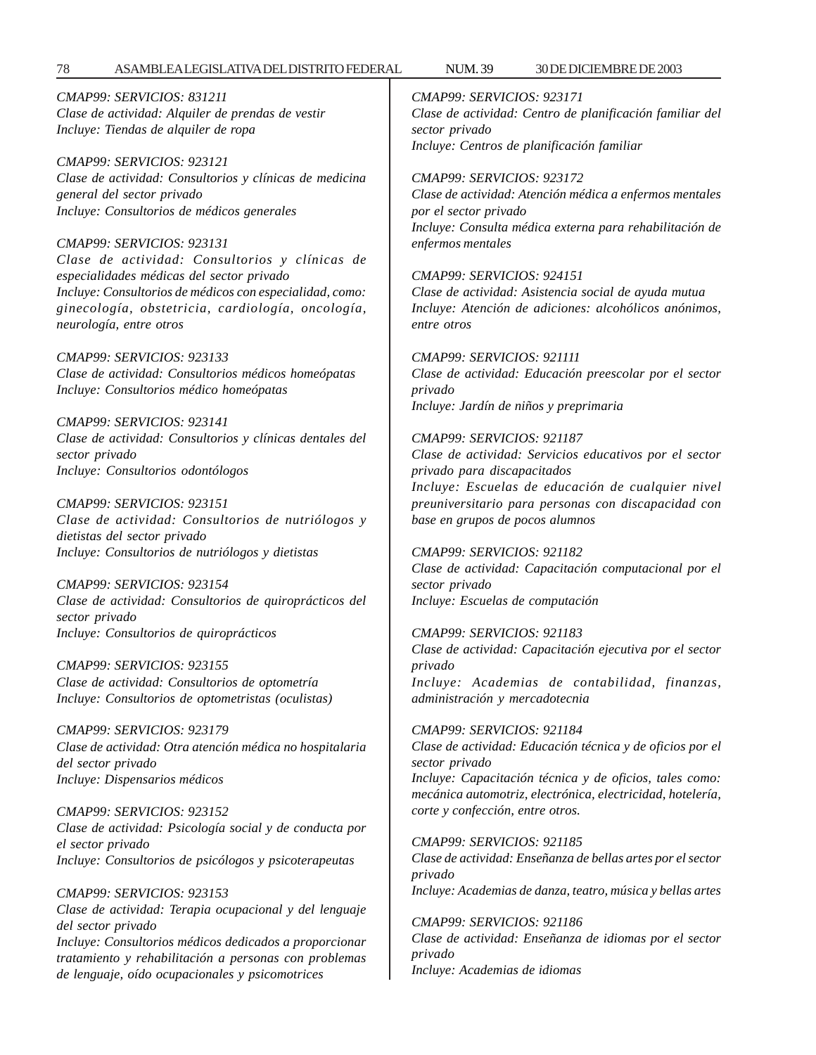*CMAP99: SERVICIOS: 831211*
*Clase de actividad: Alquiler de prendas de vestir*
*Incluye: Tiendas de alquiler de ropa*

*CMAP99: SERVICIOS: 923121*
*Clase de actividad: Consultorios y clínicas de medicina general del sector privado*
*Incluye: Consultorios de médicos generales*

*CMAP99: SERVICIOS: 923131*
*Clase de actividad: Consultorios y clínicas de especialidades médicas del sector privado*
*Incluye: Consultorios de médicos con especialidad, como: ginecología, obstetricia, cardiología, oncología, neurología, entre otros*

*CMAP99: SERVICIOS: 923133*
*Clase de actividad: Consultorios médicos homeópatas*
*Incluye: Consultorios médico homeópatas*

*CMAP99: SERVICIOS: 923141*
*Clase de actividad: Consultorios y clínicas dentales del sector privado*
*Incluye: Consultorios odontólogos*

*CMAP99: SERVICIOS: 923151*
*Clase de actividad: Consultorios de nutriólogos y dietistas del sector privado*
*Incluye: Consultorios de nutriólogos y dietistas*

*CMAP99: SERVICIOS: 923154*
*Clase de actividad: Consultorios de quiroprácticos del sector privado*
*Incluye: Consultorios de quiroprácticos*

*CMAP99: SERVICIOS: 923155*
*Clase de actividad: Consultorios de optometría*
*Incluye: Consultorios de optometristas (oculistas)*

*CMAP99: SERVICIOS: 923179*
*Clase de actividad: Otra atención médica no hospitalaria del sector privado*
*Incluye: Dispensarios médicos*

*CMAP99: SERVICIOS: 923152*
*Clase de actividad: Psicología social y de conducta por el sector privado*
*Incluye: Consultorios de psicólogos y psicoterapeutas*

*CMAP99: SERVICIOS: 923153*
*Clase de actividad: Terapia ocupacional y del lenguaje del sector privado*
*Incluye: Consultorios médicos dedicados a proporcionar tratamiento y rehabilitación a personas con problemas de lenguaje, oído ocupacionales y psicomotrices*

*CMAP99: SERVICIOS: 923171*
*Clase de actividad: Centro de planificación familiar del sector privado*
*Incluye: Centros de planificación familiar*

*CMAP99: SERVICIOS: 923172*
*Clase de actividad: Atención médica a enfermos mentales por el sector privado*
*Incluye: Consulta médica externa para rehabilitación de enfermos mentales*

*CMAP99: SERVICIOS: 924151*
*Clase de actividad: Asistencia social de ayuda mutua*
*Incluye: Atención de adiciones: alcohólicos anónimos, entre otros*

*CMAP99: SERVICIOS: 921111*
*Clase de actividad: Educación preescolar por el sector privado*
*Incluye: Jardín de niños y preprimaria*

*CMAP99: SERVICIOS: 921187*
*Clase de actividad: Servicios educativos por el sector privado para discapacitados*
*Incluye: Escuelas de educación de cualquier nivel preuniversitario para personas con discapacidad con base en grupos de pocos alumnos*

*CMAP99: SERVICIOS: 921182*
*Clase de actividad: Capacitación computacional por el sector privado*
*Incluye: Escuelas de computación*

*CMAP99: SERVICIOS: 921183*
*Clase de actividad: Capacitación ejecutiva por el sector privado*
*Incluye: Academias de contabilidad, finanzas, administración y mercadotecnia*

*CMAP99: SERVICIOS: 921184*
*Clase de actividad: Educación técnica y de oficios por el sector privado*
*Incluye: Capacitación técnica y de oficios, tales como: mecánica automotriz, electrónica, electricidad, hotelería, corte y confección, entre otros.*

*CMAP99: SERVICIOS: 921185*
*Clase de actividad: Enseñanza de bellas artes por el sector privado*
*Incluye: Academias de danza, teatro, música y bellas artes*

*CMAP99: SERVICIOS: 921186*
*Clase de actividad: Enseñanza de idiomas por el sector privado*
*Incluye: Academias de idiomas*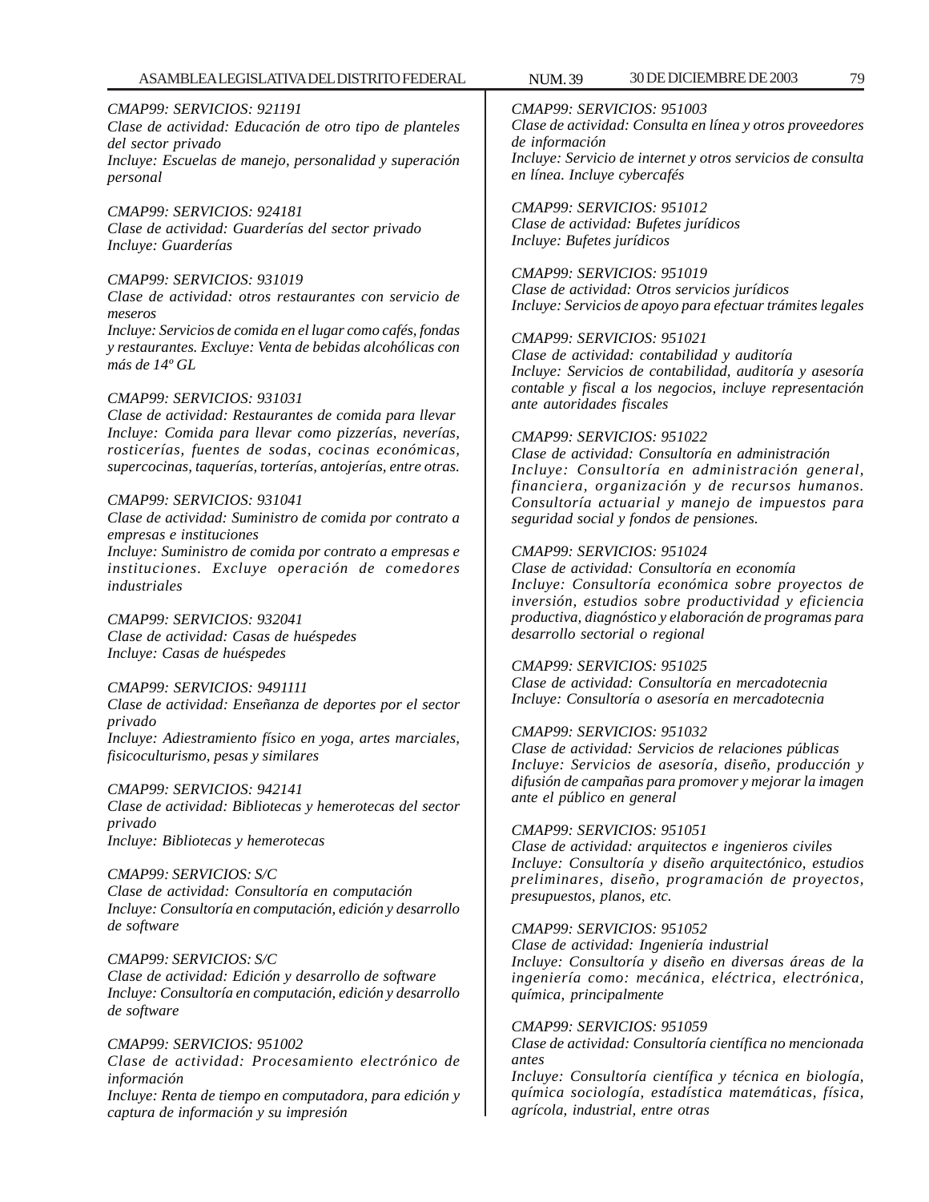*CMAP99: SERVICIOS: 921191*
*Clase de actividad: Educación de otro tipo de planteles del sector privado*
*Incluye: Escuelas de manejo, personalidad y superación personal*

*CMAP99: SERVICIOS: 924181*
*Clase de actividad: Guarderías del sector privado*
*Incluye: Guarderías*

*CMAP99: SERVICIOS: 931019*
*Clase de actividad: otros restaurantes con servicio de meseros*
*Incluye: Servicios de comida en el lugar como cafés, fondas y restaurantes. Excluye: Venta de bebidas alcohólicas con más de 14º GL*

*CMAP99: SERVICIOS: 931031*
*Clase de actividad: Restaurantes de comida para llevar*
*Incluye: Comida para llevar como pizzerías, neverías, rosticerías, fuentes de sodas, cocinas económicas, supercocinas, taquerías, torterías, antojerías, entre otras.*

*CMAP99: SERVICIOS: 931041*
*Clase de actividad: Suministro de comida por contrato a empresas e instituciones*
*Incluye: Suministro de comida por contrato a empresas e instituciones. Excluye operación de comedores industriales*

*CMAP99: SERVICIOS: 932041*
*Clase de actividad: Casas de huéspedes*
*Incluye: Casas de huéspedes*

*CMAP99: SERVICIOS: 9491111*
*Clase de actividad: Enseñanza de deportes por el sector privado*
*Incluye: Adiestramiento físico en yoga, artes marciales, fisicoculturismo, pesas y similares*

*CMAP99: SERVICIOS: 942141*
*Clase de actividad: Bibliotecas y hemerotecas del sector privado*
*Incluye: Bibliotecas y hemerotecas*

*CMAP99: SERVICIOS: S/C*
*Clase de actividad: Consultoría en computación*
*Incluye: Consultoría en computación, edición y desarrollo de software*

*CMAP99: SERVICIOS: S/C*
*Clase de actividad: Edición y desarrollo de software*
*Incluye: Consultoría en computación, edición y desarrollo de software*

*CMAP99: SERVICIOS: 951002*
*Clase de actividad: Procesamiento electrónico de información*
*Incluye: Renta de tiempo en computadora, para edición y captura de información y su impresión*

*CMAP99: SERVICIOS: 951003*
*Clase de actividad: Consulta en línea y otros proveedores de información*
*Incluye: Servicio de internet y otros servicios de consulta en línea. Incluye cybercafés*

*CMAP99: SERVICIOS: 951012*
*Clase de actividad: Bufetes jurídicos*
*Incluye: Bufetes jurídicos*

*CMAP99: SERVICIOS: 951019*
*Clase de actividad: Otros servicios jurídicos*
*Incluye: Servicios de apoyo para efectuar trámites legales*

*CMAP99: SERVICIOS: 951021*
*Clase de actividad: contabilidad y auditoría*
*Incluye: Servicios de contabilidad, auditoría y asesoría contable y fiscal a los negocios, incluye representación ante autoridades fiscales*

*CMAP99: SERVICIOS: 951022*
*Clase de actividad: Consultoría en administración*
*Incluye: Consultoría en administración general, financiera, organización y de recursos humanos. Consultoría actuarial y manejo de impuestos para seguridad social y fondos de pensiones.*

*CMAP99: SERVICIOS: 951024*
*Clase de actividad: Consultoría en economía*
*Incluye: Consultoría económica sobre proyectos de inversión, estudios sobre productividad y eficiencia productiva, diagnóstico y elaboración de programas para desarrollo sectorial o regional*

*CMAP99: SERVICIOS: 951025*
*Clase de actividad: Consultoría en mercadotecnia*
*Incluye: Consultoría o asesoría en mercadotecnia*

*CMAP99: SERVICIOS: 951032*
*Clase de actividad: Servicios de relaciones públicas*
*Incluye: Servicios de asesoría, diseño, producción y difusión de campañas para promover y mejorar la imagen ante el público en general*

*CMAP99: SERVICIOS: 951051*
*Clase de actividad: arquitectos e ingenieros civiles*
*Incluye: Consultoría y diseño arquitectónico, estudios preliminares, diseño, programación de proyectos, presupuestos, planos, etc.*

*CMAP99: SERVICIOS: 951052*
*Clase de actividad: Ingeniería industrial*
*Incluye: Consultoría y diseño en diversas áreas de la ingeniería como: mecánica, eléctrica, electrónica, química, principalmente*

*CMAP99: SERVICIOS: 951059*
*Clase de actividad: Consultoría científica no mencionada antes*
*Incluye: Consultoría científica y técnica en biología, química sociología, estadística matemáticas, física, agrícola, industrial, entre otras*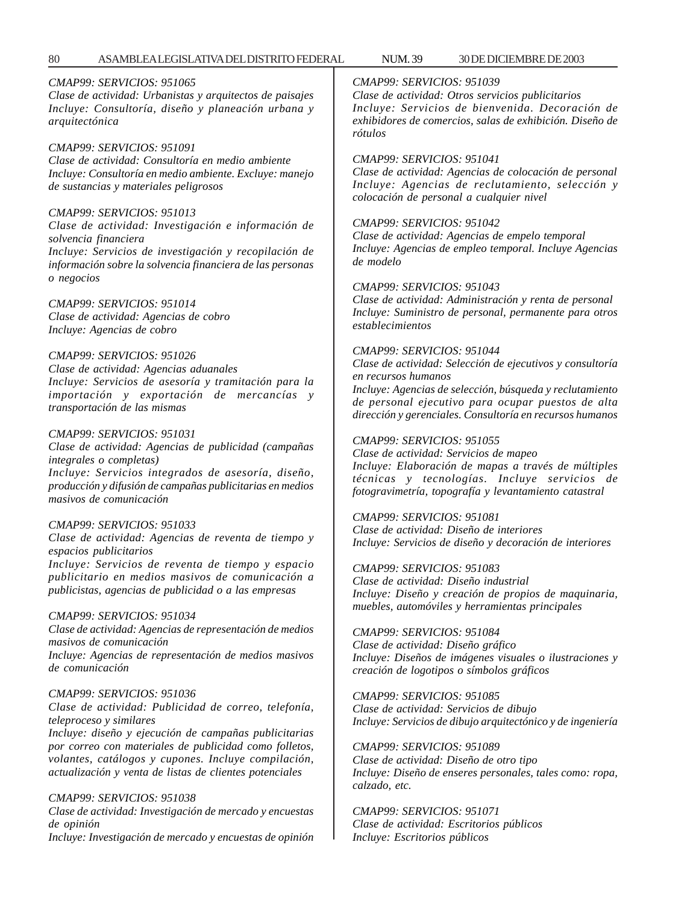*CMAP99: SERVICIOS: 951065*
*Clase de actividad: Urbanistas y arquitectos de paisajes*
*Incluye: Consultoría, diseño y planeación urbana y arquitectónica*

*CMAP99: SERVICIOS: 951091*
*Clase de actividad: Consultoría en medio ambiente*
*Incluye: Consultoría en medio ambiente. Excluye: manejo de sustancias y materiales peligrosos*

*CMAP99: SERVICIOS: 951013*
*Clase de actividad: Investigación e información de solvencia financiera*
*Incluye: Servicios de investigación y recopilación de información sobre la solvencia financiera de las personas o negocios*

*CMAP99: SERVICIOS: 951014*
*Clase de actividad: Agencias de cobro*
*Incluye: Agencias de cobro*

*CMAP99: SERVICIOS: 951026*
*Clase de actividad: Agencias aduanales*
*Incluye: Servicios de asesoría y tramitación para la importación y exportación de mercancías y transportación de las mismas*

*CMAP99: SERVICIOS: 951031*
*Clase de actividad: Agencias de publicidad (campañas integrales o completas)*
*Incluye: Servicios integrados de asesoría, diseño, producción y difusión de campañas publicitarias en medios masivos de comunicación*

*CMAP99: SERVICIOS: 951033*
*Clase de actividad: Agencias de reventa de tiempo y espacios publicitarios*
*Incluye: Servicios de reventa de tiempo y espacio publicitario en medios masivos de comunicación a publicistas, agencias de publicidad o a las empresas*

*CMAP99: SERVICIOS: 951034*
*Clase de actividad: Agencias de representación de medios masivos de comunicación*
*Incluye: Agencias de representación de medios masivos de comunicación*

*CMAP99: SERVICIOS: 951036*
*Clase de actividad: Publicidad de correo, telefonía, teleproceso y similares*
*Incluye: diseño y ejecución de campañas publicitarias por correo con materiales de publicidad como folletos, volantes, catálogos y cupones. Incluye compilación, actualización y venta de listas de clientes potenciales*

*CMAP99: SERVICIOS: 951038*
*Clase de actividad: Investigación de mercado y encuestas de opinión*
*Incluye: Investigación de mercado y encuestas de opinión*

*CMAP99: SERVICIOS: 951039*
*Clase de actividad: Otros servicios publicitarios*
*Incluye: Servicios de bienvenida. Decoración de exhibidores de comercios, salas de exhibición. Diseño de rótulos*

*CMAP99: SERVICIOS: 951041*
*Clase de actividad: Agencias de colocación de personal*
*Incluye: Agencias de reclutamiento, selección y colocación de personal a cualquier nivel*

*CMAP99: SERVICIOS: 951042*
*Clase de actividad: Agencias de empelo temporal*
*Incluye: Agencias de empleo temporal. Incluye Agencias de modelo*

*CMAP99: SERVICIOS: 951043*
*Clase de actividad: Administración y renta de personal*
*Incluye: Suministro de personal, permanente para otros establecimientos*

*CMAP99: SERVICIOS: 951044*
*Clase de actividad: Selección de ejecutivos y consultoría en recursos humanos*
*Incluye: Agencias de selección, búsqueda y reclutamiento de personal ejecutivo para ocupar puestos de alta dirección y gerenciales. Consultoría en recursos humanos*

*CMAP99: SERVICIOS: 951055*
*Clase de actividad: Servicios de mapeo*
*Incluye: Elaboración de mapas a través de múltiples técnicas y tecnologías. Incluye servicios de fotogravimetría, topografía y levantamiento catastral*

*CMAP99: SERVICIOS: 951081*
*Clase de actividad: Diseño de interiores*
*Incluye: Servicios de diseño y decoración de interiores*

*CMAP99: SERVICIOS: 951083*
*Clase de actividad: Diseño industrial*
*Incluye: Diseño y creación de propios de maquinaria, muebles, automóviles y herramientas principales*

*CMAP99: SERVICIOS: 951084*
*Clase de actividad: Diseño gráfico*
*Incluye: Diseños de imágenes visuales o ilustraciones y creación de logotipos o símbolos gráficos*

*CMAP99: SERVICIOS: 951085*
*Clase de actividad: Servicios de dibujo*
*Incluye: Servicios de dibujo arquitectónico y de ingeniería*

*CMAP99: SERVICIOS: 951089*
*Clase de actividad: Diseño de otro tipo*
*Incluye: Diseño de enseres personales, tales como: ropa, calzado, etc.*

*CMAP99: SERVICIOS: 951071*
*Clase de actividad: Escritorios públicos*
*Incluye: Escritorios públicos*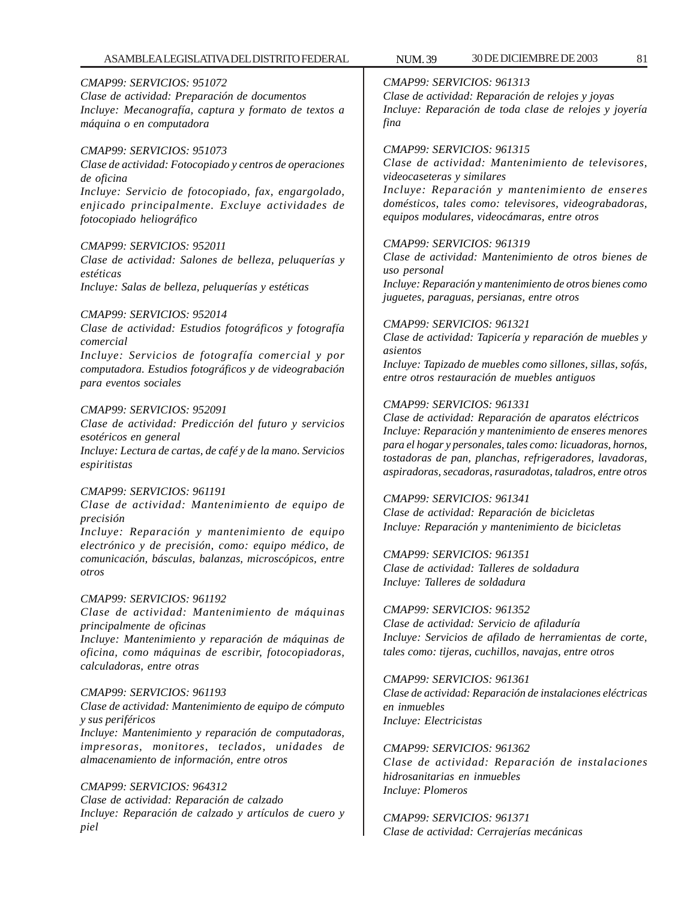*CMAP99: SERVICIOS: 951072*
*Clase de actividad: Preparación de documentos*
*Incluye: Mecanografía, captura y formato de textos a máquina o en computadora*

*CMAP99: SERVICIOS: 951073*
*Clase de actividad: Fotocopiado y centros de operaciones de oficina*
*Incluye: Servicio de fotocopiado, fax, engargolado, enjicado principalmente. Excluye actividades de fotocopiado heliográfico*

*CMAP99: SERVICIOS: 952011*
*Clase de actividad: Salones de belleza, peluquerías y estéticas*
*Incluye: Salas de belleza, peluquerías y estéticas*

*CMAP99: SERVICIOS: 952014*
*Clase de actividad: Estudios fotográficos y fotografía comercial*
*Incluye: Servicios de fotografía comercial y por computadora. Estudios fotográficos y de videograbación para eventos sociales*

*CMAP99: SERVICIOS: 952091*
*Clase de actividad: Predicción del futuro y servicios esotéricos en general*
*Incluye: Lectura de cartas, de café y de la mano. Servicios espiritistas*

*CMAP99: SERVICIOS: 961191*
*Clase de actividad: Mantenimiento de equipo de precisión*
*Incluye: Reparación y mantenimiento de equipo electrónico y de precisión, como: equipo médico, de comunicación, básculas, balanzas, microscópicos, entre otros*

*CMAP99: SERVICIOS: 961192*
*Clase de actividad: Mantenimiento de máquinas principalmente de oficinas*
*Incluye: Mantenimiento y reparación de máquinas de oficina, como máquinas de escribir, fotocopiadoras, calculadoras, entre otras*

*CMAP99: SERVICIOS: 961193*
*Clase de actividad: Mantenimiento de equipo de cómputo y sus periféricos*
*Incluye: Mantenimiento y reparación de computadoras, impresoras, monitores, teclados, unidades de almacenamiento de información, entre otros*

*CMAP99: SERVICIOS: 964312*
*Clase de actividad: Reparación de calzado*
*Incluye: Reparación de calzado y artículos de cuero y piel*

*CMAP99: SERVICIOS: 961313*
*Clase de actividad: Reparación de relojes y joyas*
*Incluye: Reparación de toda clase de relojes y joyería fina*

*CMAP99: SERVICIOS: 961315*
*Clase de actividad: Mantenimiento de televisores, videocaseteras y similares*
*Incluye: Reparación y mantenimiento de enseres domésticos, tales como: televisores, videograbadoras, equipos modulares, videocámaras, entre otros*

*CMAP99: SERVICIOS: 961319*
*Clase de actividad: Mantenimiento de otros bienes de uso personal*
*Incluye: Reparación y mantenimiento de otros bienes como juguetes, paraguas, persianas, entre otros*

*CMAP99: SERVICIOS: 961321*
*Clase de actividad: Tapicería y reparación de muebles y asientos*
*Incluye: Tapizado de muebles como sillones, sillas, sofás, entre otros restauración de muebles antiguos*

*CMAP99: SERVICIOS: 961331*
*Clase de actividad: Reparación de aparatos eléctricos*
*Incluye: Reparación y mantenimiento de enseres menores para el hogar y personales, tales como: licuadoras, hornos, tostadoras de pan, planchas, refrigeradores, lavadoras, aspiradoras, secadoras, rasuradotas, taladros, entre otros*

*CMAP99: SERVICIOS: 961341*
*Clase de actividad: Reparación de bicicletas*
*Incluye: Reparación y mantenimiento de bicicletas*

*CMAP99: SERVICIOS: 961351*
*Clase de actividad: Talleres de soldadura*
*Incluye: Talleres de soldadura*

*CMAP99: SERVICIOS: 961352*
*Clase de actividad: Servicio de afiladuría*
*Incluye: Servicios de afilado de herramientas de corte, tales como: tijeras, cuchillos, navajas, entre otros*

*CMAP99: SERVICIOS: 961361*
*Clase de actividad: Reparación de instalaciones eléctricas en inmuebles*
*Incluye: Electricistas*

*CMAP99: SERVICIOS: 961362*
*Clase de actividad: Reparación de instalaciones hidrosanitarias en inmuebles*
*Incluye: Plomeros*

*CMAP99: SERVICIOS: 961371*
*Clase de actividad: Cerrajerías mecánicas*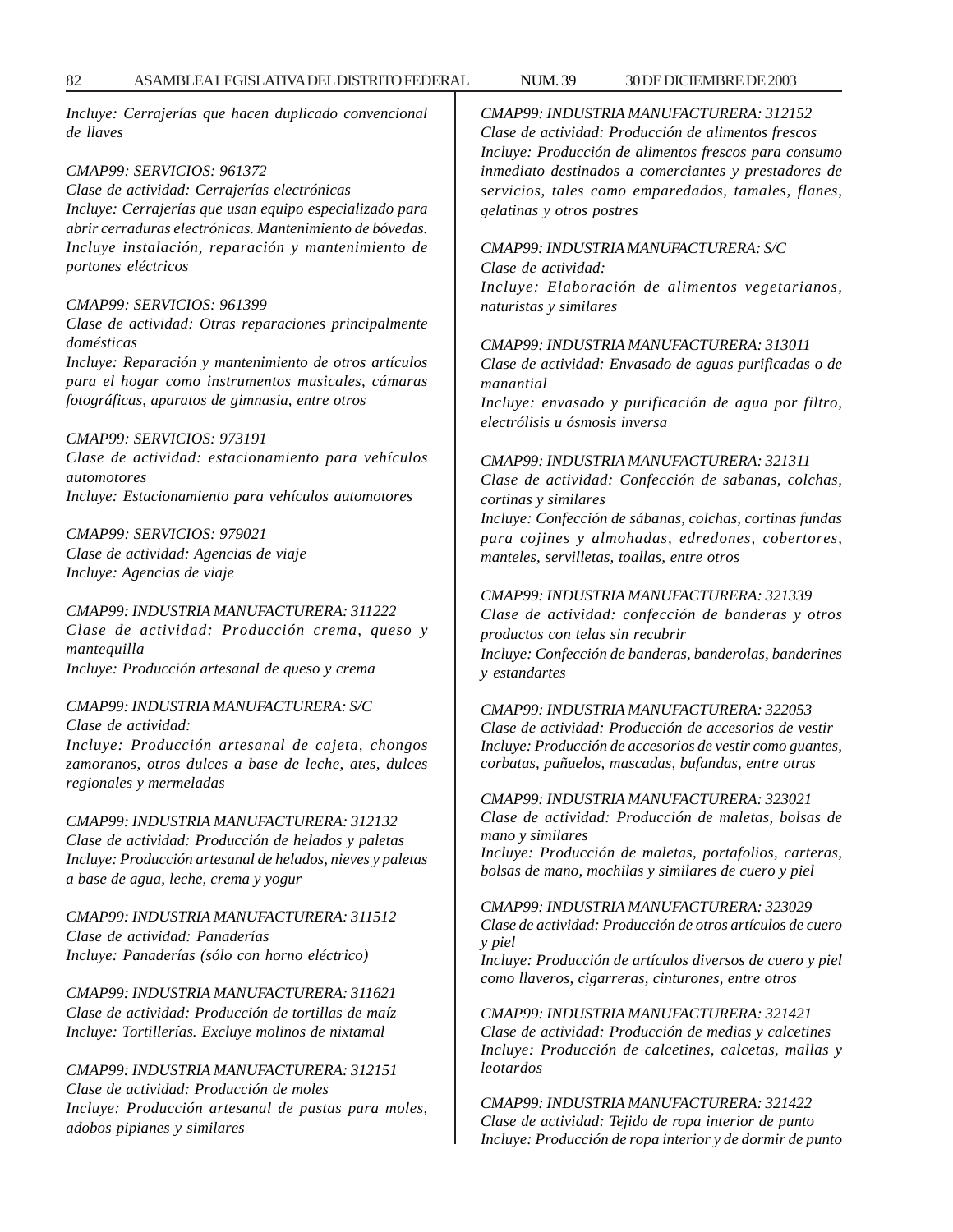*Incluye: Cerrajerías que hacen duplicado convencional de llaves*

*CMAP99: SERVICIOS: 961372*
*Clase de actividad: Cerrajerías electrónicas*
*Incluye: Cerrajerías que usan equipo especializado para abrir cerraduras electrónicas. Mantenimiento de bóvedas. Incluye instalación, reparación y mantenimiento de portones eléctricos*

*CMAP99: SERVICIOS: 961399*
*Clase de actividad: Otras reparaciones principalmente domésticas*
*Incluye: Reparación y mantenimiento de otros artículos para el hogar como instrumentos musicales, cámaras fotográficas, aparatos de gimnasia, entre otros*

*CMAP99: SERVICIOS: 973191*
*Clase de actividad: estacionamiento para vehículos automotores*
*Incluye: Estacionamiento para vehículos automotores*

*CMAP99: SERVICIOS: 979021*
*Clase de actividad: Agencias de viaje*
*Incluye: Agencias de viaje*

*CMAP99: INDUSTRIA MANUFACTURERA: 311222*
*Clase de actividad: Producción crema, queso y mantequilla*
*Incluye: Producción artesanal de queso y crema*

*CMAP99: INDUSTRIA MANUFACTURERA: S/C*
*Clase de actividad:*
*Incluye: Producción artesanal de cajeta, chongos zamoranos, otros dulces a base de leche, ates, dulces regionales y mermeladas*

*CMAP99: INDUSTRIA MANUFACTURERA: 312132*
*Clase de actividad: Producción de helados y paletas*
*Incluye: Producción artesanal de helados, nieves y paletas a base de agua, leche, crema y yogur*

*CMAP99: INDUSTRIA MANUFACTURERA: 311512*
*Clase de actividad: Panaderías*
*Incluye: Panaderías (sólo con horno eléctrico)*

*CMAP99: INDUSTRIA MANUFACTURERA: 311621*
*Clase de actividad: Producción de tortillas de maíz*
*Incluye: Tortillerías. Excluye molinos de nixtamal*

*CMAP99: INDUSTRIA MANUFACTURERA: 312151*
*Clase de actividad: Producción de moles*
*Incluye: Producción artesanal de pastas para moles, adobos pipianes y similares*

*CMAP99: INDUSTRIA MANUFACTURERA: 312152*
*Clase de actividad: Producción de alimentos frescos*
*Incluye: Producción de alimentos frescos para consumo inmediato destinados a comerciantes y prestadores de servicios, tales como emparedados, tamales, flanes, gelatinas y otros postres*

*CMAP99: INDUSTRIA MANUFACTURERA: S/C*
*Clase de actividad:*
*Incluye: Elaboración de alimentos vegetarianos, naturistas y similares*

*CMAP99: INDUSTRIA MANUFACTURERA: 313011*
*Clase de actividad: Envasado de aguas purificadas o de manantial*
*Incluye: envasado y purificación de agua por filtro, electrólisis u ósmosis inversa*

*CMAP99: INDUSTRIA MANUFACTURERA: 321311*
*Clase de actividad: Confección de sabanas, colchas, cortinas y similares*
*Incluye: Confección de sábanas, colchas, cortinas fundas para cojines y almohadas, edredones, cobertores, manteles, servilletas, toallas, entre otros*

*CMAP99: INDUSTRIA MANUFACTURERA: 321339*
*Clase de actividad: confección de banderas y otros productos con telas sin recubrir*
*Incluye: Confección de banderas, banderolas, banderines y estandartes*

*CMAP99: INDUSTRIA MANUFACTURERA: 322053*
*Clase de actividad: Producción de accesorios de vestir*
*Incluye: Producción de accesorios de vestir como guantes, corbatas, pañuelos, mascadas, bufandas, entre otras*

*CMAP99: INDUSTRIA MANUFACTURERA: 323021*
*Clase de actividad: Producción de maletas, bolsas de mano y similares*
*Incluye: Producción de maletas, portafolios, carteras, bolsas de mano, mochilas y similares de cuero y piel*

*CMAP99: INDUSTRIA MANUFACTURERA: 323029*
*Clase de actividad: Producción de otros artículos de cuero y piel*
*Incluye: Producción de artículos diversos de cuero y piel como llaveros, cigarreras, cinturones, entre otros*

*CMAP99: INDUSTRIA MANUFACTURERA: 321421*
*Clase de actividad: Producción de medias y calcetines*
*Incluye: Producción de calcetines, calcetas, mallas y leotardos*

*CMAP99: INDUSTRIA MANUFACTURERA: 321422*
*Clase de actividad: Tejido de ropa interior de punto*
*Incluye: Producción de ropa interior y de dormir de punto*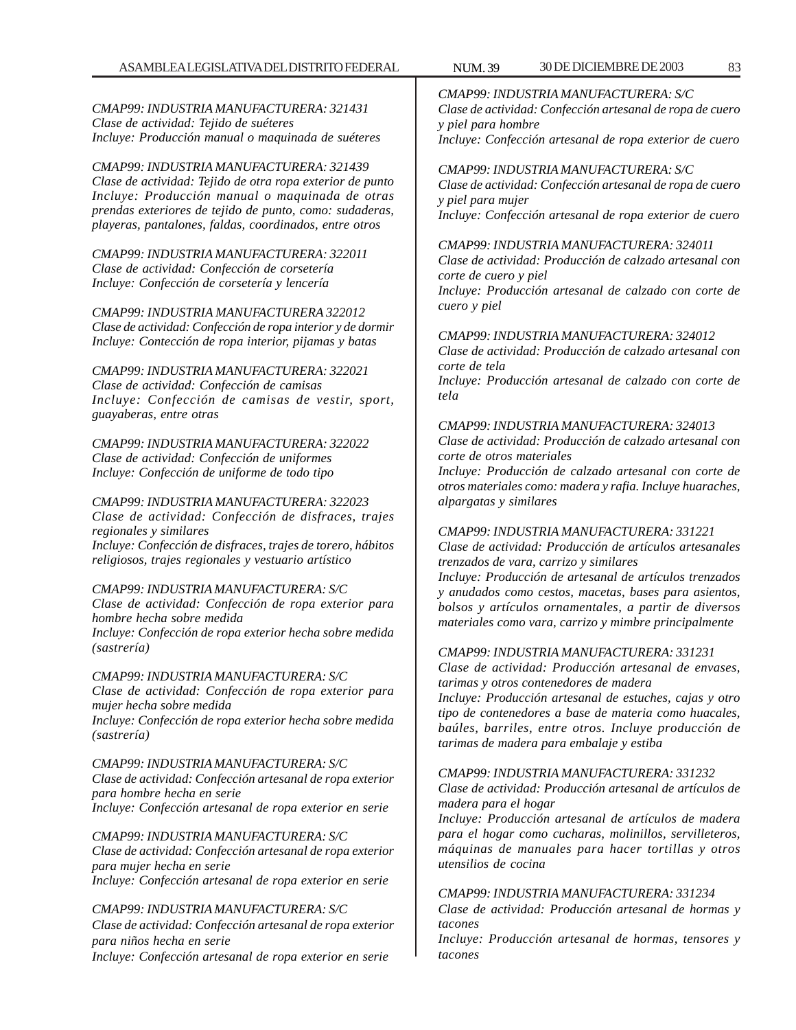*CMAP99: INDUSTRIA MANUFACTURERA: 321431*
*Clase de actividad: Tejido de suéteres*
*Incluye: Producción manual o maquinada de suéteres*

*CMAP99: INDUSTRIA MANUFACTURERA: 321439*
*Clase de actividad: Tejido de otra ropa exterior de punto*
*Incluye: Producción manual o maquinada de otras prendas exteriores de tejido de punto, como: sudaderas, playeras, pantalones, faldas, coordinados, entre otros*

*CMAP99: INDUSTRIA MANUFACTURERA: 322011*
*Clase de actividad: Confección de corsetería*
*Incluye: Confección de corsetería y lencería*

*CMAP99: INDUSTRIA MANUFACTURERA 322012*
*Clase de actividad: Confección de ropa interior y de dormir*
*Incluye: Contección de ropa interior, pijamas y batas*

*CMAP99: INDUSTRIA MANUFACTURERA: 322021*
*Clase de actividad: Confección de camisas*
*Incluye: Confección de camisas de vestir, sport, guayaberas, entre otras*

*CMAP99: INDUSTRIA MANUFACTURERA: 322022*
*Clase de actividad: Confección de uniformes*
*Incluye: Confección de uniforme de todo tipo*

*CMAP99: INDUSTRIA MANUFACTURERA: 322023*
*Clase de actividad: Confección de disfraces, trajes regionales y similares*
*Incluye: Confección de disfraces, trajes de torero, hábitos religiosos, trajes regionales y vestuario artístico*

*CMAP99: INDUSTRIA MANUFACTURERA: S/C*
*Clase de actividad: Confección de ropa exterior para hombre hecha sobre medida*
*Incluye: Confección de ropa exterior hecha sobre medida (sastrería)*

*CMAP99: INDUSTRIA MANUFACTURERA: S/C*
*Clase de actividad: Confección de ropa exterior para mujer hecha sobre medida*
*Incluye: Confección de ropa exterior hecha sobre medida (sastrería)*

*CMAP99: INDUSTRIA MANUFACTURERA: S/C*
*Clase de actividad: Confección artesanal de ropa exterior para hombre hecha en serie*
*Incluye: Confección artesanal de ropa exterior en serie*

*CMAP99: INDUSTRIA MANUFACTURERA: S/C*
*Clase de actividad: Confección artesanal de ropa exterior para mujer hecha en serie*
*Incluye: Confección artesanal de ropa exterior en serie*

*CMAP99: INDUSTRIA MANUFACTURERA: S/C*
*Clase de actividad: Confección artesanal de ropa exterior para niños hecha en serie*
*Incluye: Confección artesanal de ropa exterior en serie*

*CMAP99: INDUSTRIA MANUFACTURERA: S/C*
*Clase de actividad: Confección artesanal de ropa de cuero y piel para hombre*
*Incluye: Confección artesanal de ropa exterior de cuero*

*CMAP99: INDUSTRIA MANUFACTURERA: S/C*
*Clase de actividad: Confección artesanal de ropa de cuero y piel para mujer*
*Incluye: Confección artesanal de ropa exterior de cuero*

*CMAP99: INDUSTRIA MANUFACTURERA: 324011*
*Clase de actividad: Producción de calzado artesanal con corte de cuero y piel*
*Incluye: Producción artesanal de calzado con corte de cuero y piel*

*CMAP99: INDUSTRIA MANUFACTURERA: 324012*
*Clase de actividad: Producción de calzado artesanal con corte de tela*
*Incluye: Producción artesanal de calzado con corte de tela*

*CMAP99: INDUSTRIA MANUFACTURERA: 324013*
*Clase de actividad: Producción de calzado artesanal con corte de otros materiales*
*Incluye: Producción de calzado artesanal con corte de otros materiales como: madera y rafia. Incluye huaraches, alpargatas y similares*

*CMAP99: INDUSTRIA MANUFACTURERA: 331221*
*Clase de actividad: Producción de artículos artesanales trenzados de vara, carrizo y similares*
*Incluye: Producción de artesanal de artículos trenzados y anudados como cestos, macetas, bases para asientos, bolsos y artículos ornamentales, a partir de diversos materiales como vara, carrizo y mimbre principalmente*

*CMAP99: INDUSTRIA MANUFACTURERA: 331231*
*Clase de actividad: Producción artesanal de envases, tarimas y otros contenedores de madera*
*Incluye: Producción artesanal de estuches, cajas y otro tipo de contenedores a base de materia como huacales, baúles, barriles, entre otros. Incluye producción de tarimas de madera para embalaje y estiba*

*CMAP99: INDUSTRIA MANUFACTURERA: 331232*
*Clase de actividad: Producción artesanal de artículos de madera para el hogar*
*Incluye: Producción artesanal de artículos de madera para el hogar como cucharas, molinillos, servilleteros, máquinas de manuales para hacer tortillas y otros utensilios de cocina*

*CMAP99: INDUSTRIA MANUFACTURERA: 331234*
*Clase de actividad: Producción artesanal de hormas y tacones*
*Incluye: Producción artesanal de hormas, tensores y tacones*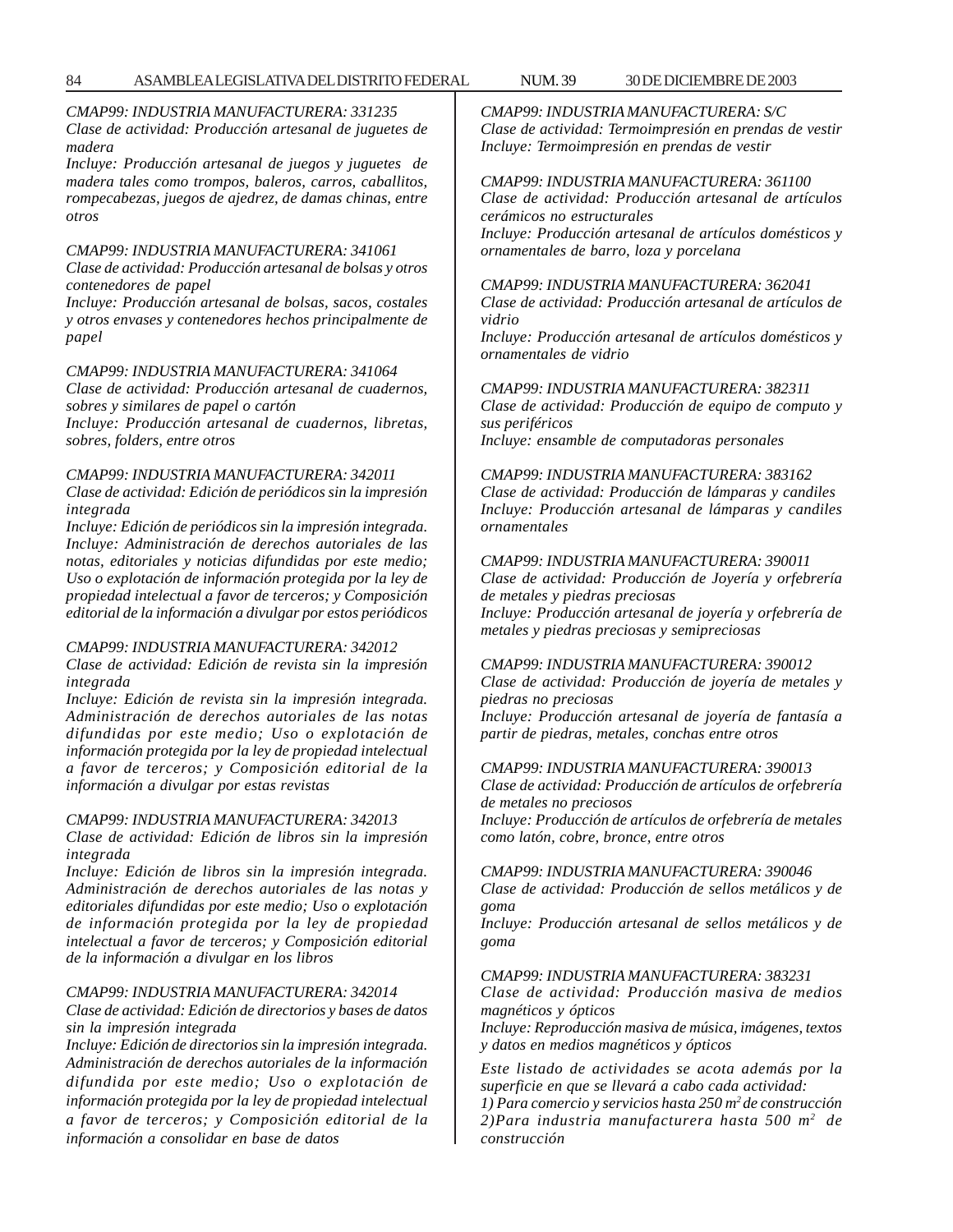*CMAP99: INDUSTRIA MANUFACTURERA: 331235*
*Clase de actividad: Producción artesanal de juguetes de madera*
*Incluye: Producción artesanal de juegos y juguetes de madera tales como trompos, baleros, carros, caballitos, rompecabezas, juegos de ajedrez, de damas chinas, entre otros*

*CMAP99: INDUSTRIA MANUFACTURERA: 341061*
*Clase de actividad: Producción artesanal de bolsas y otros contenedores de papel*
*Incluye: Producción artesanal de bolsas, sacos, costales y otros envases y contenedores hechos principalmente de papel*

*CMAP99: INDUSTRIA MANUFACTURERA: 341064*
*Clase de actividad: Producción artesanal de cuadernos, sobres y similares de papel o cartón*
*Incluye: Producción artesanal de cuadernos, libretas, sobres, folders, entre otros*

*CMAP99: INDUSTRIA MANUFACTURERA: 342011*
*Clase de actividad: Edición de periódicos sin la impresión integrada*
*Incluye: Edición de periódicos sin la impresión integrada. Incluye: Administración de derechos autoriales de las notas, editoriales y noticias difundidas por este medio; Uso o explotación de información protegida por la ley de propiedad intelectual a favor de terceros; y Composición editorial de la información a divulgar por estos periódicos*

*CMAP99: INDUSTRIA MANUFACTURERA: 342012*
*Clase de actividad: Edición de revista sin la impresión integrada*
*Incluye: Edición de revista sin la impresión integrada. Administración de derechos autoriales de las notas difundidas por este medio; Uso o explotación de información protegida por la ley de propiedad intelectual a favor de terceros; y Composición editorial de la información a divulgar por estas revistas*

*CMAP99: INDUSTRIA MANUFACTURERA: 342013*
*Clase de actividad: Edición de libros sin la impresión integrada*
*Incluye: Edición de libros sin la impresión integrada. Administración de derechos autoriales de las notas y editoriales difundidas por este medio; Uso o explotación de información protegida por la ley de propiedad intelectual a favor de terceros; y Composición editorial de la información a divulgar en los libros*

*CMAP99: INDUSTRIA MANUFACTURERA: 342014*
*Clase de actividad: Edición de directorios y bases de datos sin la impresión integrada*
*Incluye: Edición de directorios sin la impresión integrada. Administración de derechos autoriales de la información difundida por este medio; Uso o explotación de información protegida por la ley de propiedad intelectual a favor de terceros; y Composición editorial de la información a consolidar en base de datos*

*CMAP99: INDUSTRIA MANUFACTURERA: S/C*
*Clase de actividad: Termoimpresión en prendas de vestir*
*Incluye: Termoimpresión en prendas de vestir*

*CMAP99: INDUSTRIA MANUFACTURERA: 361100*
*Clase de actividad: Producción artesanal de artículos cerámicos no estructurales*
*Incluye: Producción artesanal de artículos domésticos y ornamentales de barro, loza y porcelana*

*CMAP99: INDUSTRIA MANUFACTURERA: 362041*
*Clase de actividad: Producción artesanal de artículos de vidrio*
*Incluye: Producción artesanal de artículos domésticos y ornamentales de vidrio*

*CMAP99: INDUSTRIA MANUFACTURERA: 382311*
*Clase de actividad: Producción de equipo de computo y sus periféricos*
*Incluye: ensamble de computadoras personales*

*CMAP99: INDUSTRIA MANUFACTURERA: 383162*
*Clase de actividad: Producción de lámparas y candiles*
*Incluye: Producción artesanal de lámparas y candiles ornamentales*

*CMAP99: INDUSTRIA MANUFACTURERA: 390011*
*Clase de actividad: Producción de Joyería y orfebrería de metales y piedras preciosas*
*Incluye: Producción artesanal de joyería y orfebrería de metales y piedras preciosas y semipreciosas*

*CMAP99: INDUSTRIA MANUFACTURERA: 390012*
*Clase de actividad: Producción de joyería de metales y piedras no preciosas*
*Incluye: Producción artesanal de joyería de fantasía a partir de piedras, metales, conchas entre otros*

*CMAP99: INDUSTRIA MANUFACTURERA: 390013*
*Clase de actividad: Producción de artículos de orfebrería de metales no preciosos*
*Incluye: Producción de artículos de orfebrería de metales como latón, cobre, bronce, entre otros*

*CMAP99: INDUSTRIA MANUFACTURERA: 390046*
*Clase de actividad: Producción de sellos metálicos y de goma*
*Incluye: Producción artesanal de sellos metálicos y de goma*

*CMAP99: INDUSTRIA MANUFACTURERA: 383231*
*Clase de actividad: Producción masiva de medios magnéticos y ópticos*
*Incluye: Reproducción masiva de música, imágenes, textos y datos en medios magnéticos y ópticos*

*Este listado de actividades se acota además por la superficie en que se llevará a cabo cada actividad:*
*1) Para comercio y servicios hasta 250 m² de construcción*
*2)Para industria manufacturera hasta 500 m² de construcción*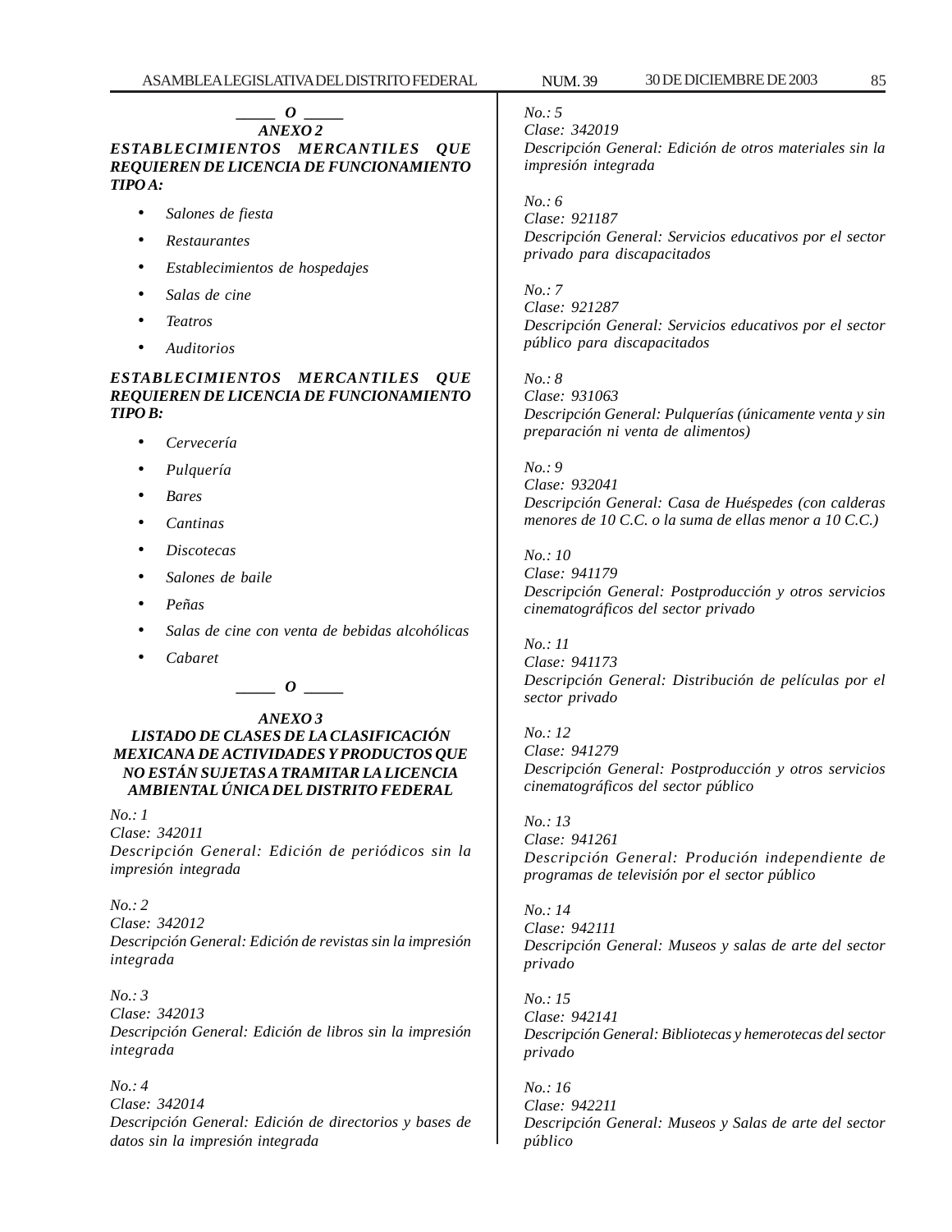_____ O _____

## ANEXO 2

***ESTABLECIMIENTOS MERCANTILES QUE REQUIEREN DE LICENCIA DE FUNCIONAMIENTO TIPO A:***

- *Salones de fiesta*
- *Restaurantes*
- *Establecimientos de hospedajes*
- *Salas de cine*
- *Teatros*
- *Auditorios*

***ESTABLECIMIENTOS MERCANTILES QUE REQUIEREN DE LICENCIA DE FUNCIONAMIENTO TIPO B:***

- *Cervecería*
- *Pulquería*
- *Bares*
- *Cantinas*
- *Discotecas*
- *Salones de baile*
- *Peñas*
- *Salas de cine con venta de bebidas alcohólicas*
- *Cabaret*

_____ O _____

## ANEXO 3

### LISTADO DE CLASES DE LA CLASIFICACIÓN MEXICANA DE ACTIVIDADES Y PRODUCTOS QUE NO ESTÁN SUJETAS A TRAMITAR LA LICENCIA AMBIENTAL ÚNICA DEL DISTRITO FEDERAL

*No.: 1*
*Clase: 342011*
*Descripción General: Edición de periódicos sin la impresión integrada*

*No.: 2*
*Clase: 342012*
*Descripción General: Edición de revistas sin la impresión integrada*

*No.: 3*
*Clase: 342013*
*Descripción General: Edición de libros sin la impresión integrada*

*No.: 4*
*Clase: 342014*
*Descripción General: Edición de directorios y bases de datos sin la impresión integrada*

*No.: 5*
*Clase: 342019*
*Descripción General: Edición de otros materiales sin la impresión integrada*

*No.: 6*
*Clase: 921187*
*Descripción General: Servicios educativos por el sector privado para discapacitados*

*No.: 7*
*Clase: 921287*
*Descripción General: Servicios educativos por el sector público para discapacitados*

*No.: 8*
*Clase: 931063*
*Descripción General: Pulquerías (únicamente venta y sin preparación ni venta de alimentos)*

*No.: 9*
*Clase: 932041*
*Descripción General: Casa de Huéspedes (con calderas menores de 10 C.C. o la suma de ellas menor a 10 C.C.)*

*No.: 10*
*Clase: 941179*
*Descripción General: Postproducción y otros servicios cinematográficos del sector privado*

*No.: 11*
*Clase: 941173*
*Descripción General: Distribución de películas por el sector privado*

*No.: 12*
*Clase: 941279*
*Descripción General: Postproducción y otros servicios cinematográficos del sector público*

*No.: 13*
*Clase: 941261*
*Descripción General: Produción independiente de programas de televisión por el sector público*

*No.: 14*
*Clase: 942111*
*Descripción General: Museos y salas de arte del sector privado*

*No.: 15*
*Clase: 942141*
*Descripción General: Bibliotecas y hemerotecas del sector privado*

*No.: 16*
*Clase: 942211*
*Descripción General: Museos y Salas de arte del sector público*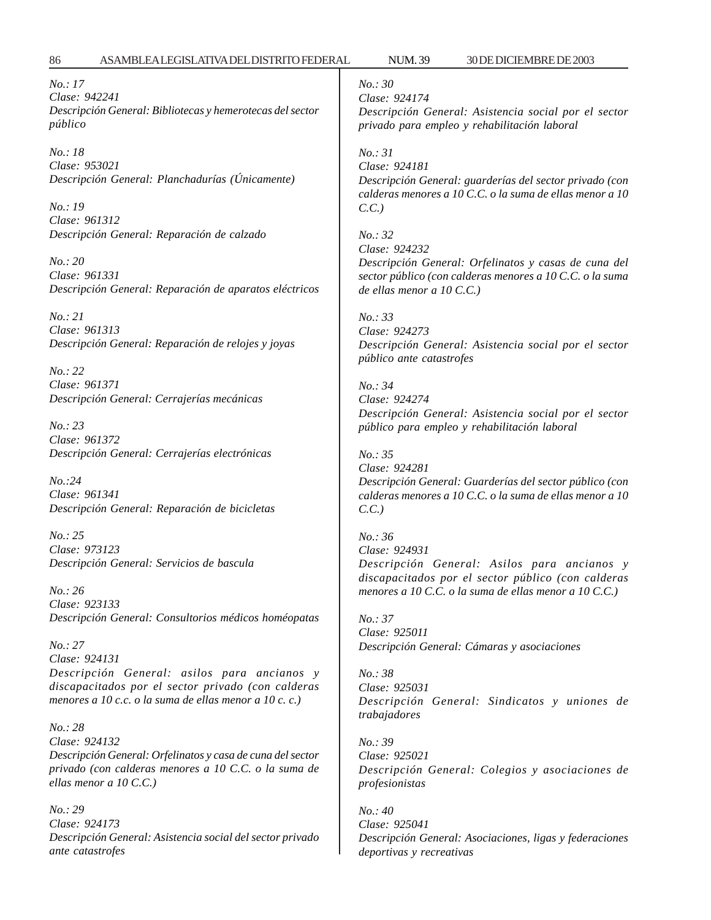*No.: 17*
*Clase: 942241*
*Descripción General: Bibliotecas y hemerotecas del sector público*

*No.: 18*
*Clase: 953021*
*Descripción General: Planchadurías (Únicamente)*

*No.: 19*
*Clase: 961312*
*Descripción General: Reparación de calzado*

*No.: 20*
*Clase: 961331*
*Descripción General: Reparación de aparatos eléctricos*

*No.: 21*
*Clase: 961313*
*Descripción General: Reparación de relojes y joyas*

*No.: 22*
*Clase: 961371*
*Descripción General: Cerrajerías mecánicas*

*No.: 23*
*Clase: 961372*
*Descripción General: Cerrajerías electrónicas*

*No.:24*
*Clase: 961341*
*Descripción General: Reparación de bicicletas*

*No.: 25*
*Clase: 973123*
*Descripción General: Servicios de bascula*

*No.: 26*
*Clase: 923133*
*Descripción General: Consultorios médicos homéopatas*

*No.: 27*
*Clase: 924131*
*Descripción General: asilos para ancianos y discapacitados por el sector privado (con calderas menores a 10 c.c. o la suma de ellas menor a 10 c. c.)*

*No.: 28*
*Clase: 924132*
*Descripción General: Orfelinatos y casa de cuna del sector privado (con calderas menores a 10 C.C. o la suma de ellas menor a 10 C.C.)*

*No.: 29*
*Clase: 924173*
*Descripción General: Asistencia social del sector privado ante catastrofes*

*No.: 30*
*Clase: 924174*
*Descripción General: Asistencia social por el sector privado para empleo y rehabilitación laboral*

*No.: 31*
*Clase: 924181*
*Descripción General: guarderías del sector privado (con calderas menores a 10 C.C. o la suma de ellas menor a 10 C.C.)*

*No.: 32*
*Clase: 924232*
*Descripción General: Orfelinatos y casas de cuna del sector público (con calderas menores a 10 C.C. o la suma de ellas menor a 10 C.C.)*

*No.: 33*
*Clase: 924273*
*Descripción General: Asistencia social por el sector público ante catastrofes*

*No.: 34*
*Clase: 924274*
*Descripción General: Asistencia social por el sector público para empleo y rehabilitación laboral*

*No.: 35*
*Clase: 924281*
*Descripción General: Guarderías del sector público (con calderas menores a 10 C.C. o la suma de ellas menor a 10 C.C.)*

*No.: 36*
*Clase: 924931*
*Descripción General: Asilos para ancianos y discapacitados por el sector público (con calderas menores a 10 C.C. o la suma de ellas menor a 10 C.C.)*

*No.: 37*
*Clase: 925011*
*Descripción General: Cámaras y asociaciones*

*No.: 38*
*Clase: 925031*
*Descripción General: Sindicatos y uniones de trabajadores*

*No.: 39*
*Clase: 925021*
*Descripción General: Colegios y asociaciones de profesionistas*

*No.: 40*
*Clase: 925041*
*Descripción General: Asociaciones, ligas y federaciones deportivas y recreativas*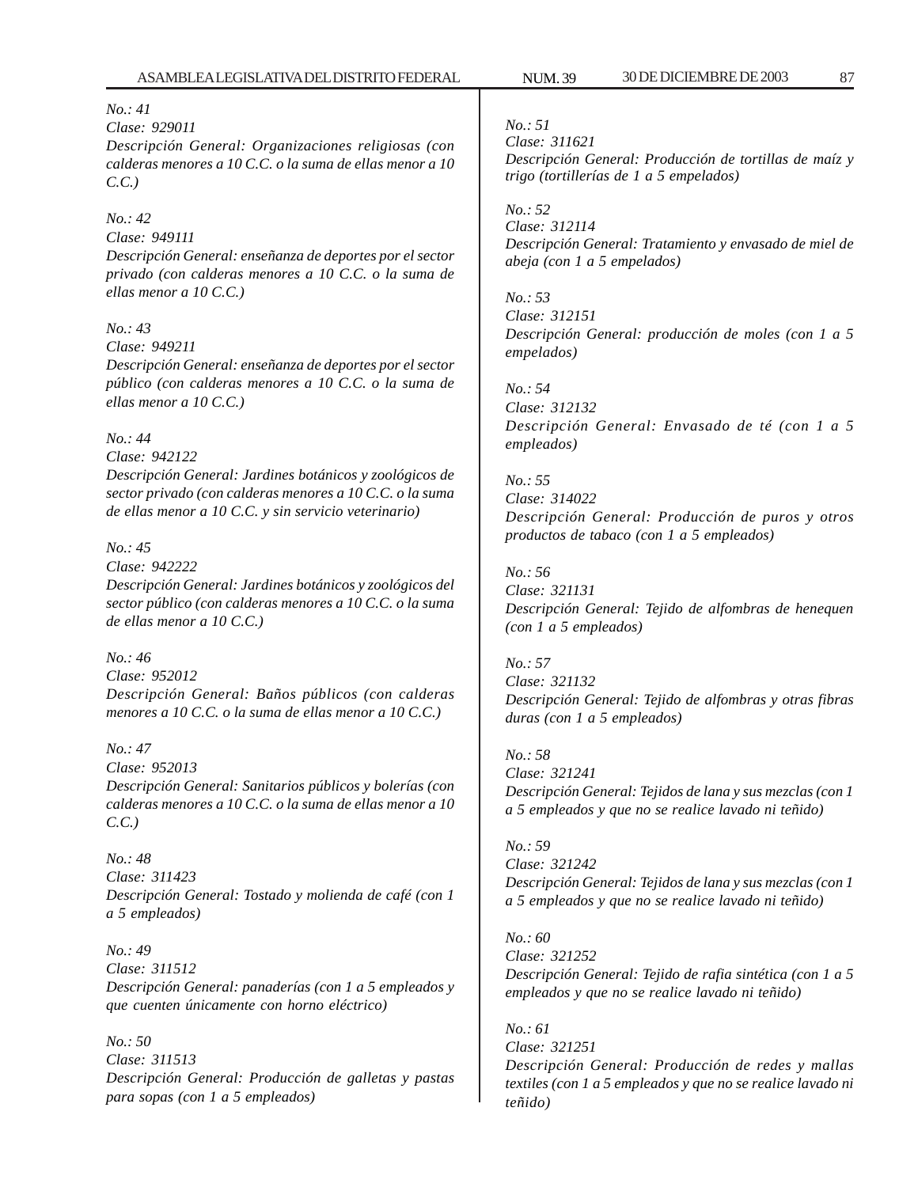*No.: 41*
*Clase: 929011*
*Descripción General: Organizaciones religiosas (con calderas menores a 10 C.C. o la suma de ellas menor a 10 C.C.)*

*No.: 42*
*Clase: 949111*
*Descripción General: enseñanza de deportes por el sector privado (con calderas menores a 10 C.C. o la suma de ellas menor a 10 C.C.)*

*No.: 43*
*Clase: 949211*
*Descripción General: enseñanza de deportes por el sector público (con calderas menores a 10 C.C. o la suma de ellas menor a 10 C.C.)*

*No.: 44*
*Clase: 942122*
*Descripción General: Jardines botánicos y zoológicos de sector privado (con calderas menores a 10 C.C. o la suma de ellas menor a 10 C.C. y sin servicio veterinario)*

*No.: 45*
*Clase: 942222*
*Descripción General: Jardines botánicos y zoológicos del sector público (con calderas menores a 10 C.C. o la suma de ellas menor a 10 C.C.)*

*No.: 46*
*Clase: 952012*
*Descripción General: Baños públicos (con calderas menores a 10 C.C. o la suma de ellas menor a 10 C.C.)*

*No.: 47*
*Clase: 952013*
*Descripción General: Sanitarios públicos y bolerías (con calderas menores a 10 C.C. o la suma de ellas menor a 10 C.C.)*

*No.: 48*
*Clase: 311423*
*Descripción General: Tostado y molienda de café (con 1 a 5 empleados)*

*No.: 49*
*Clase: 311512*
*Descripción General: panaderías (con 1 a 5 empleados y que cuenten únicamente con horno eléctrico)*

*No.: 50*
*Clase: 311513*
*Descripción General: Producción de galletas y pastas para sopas (con 1 a 5 empleados)*

*No.: 51*
*Clase: 311621*
*Descripción General: Producción de tortillas de maíz y trigo (tortillerías de 1 a 5 empelados)*

*No.: 52*
*Clase: 312114*
*Descripción General: Tratamiento y envasado de miel de abeja (con 1 a 5 empelados)*

*No.: 53*
*Clase: 312151*
*Descripción General: producción de moles (con 1 a 5 empelados)*

*No.: 54*
*Clase: 312132*
*Descripción General: Envasado de té (con 1 a 5 empleados)*

*No.: 55*
*Clase: 314022*
*Descripción General: Producción de puros y otros productos de tabaco (con 1 a 5 empleados)*

*No.: 56*
*Clase: 321131*
*Descripción General: Tejido de alfombras de henequen (con 1 a 5 empleados)*

*No.: 57*
*Clase: 321132*
*Descripción General: Tejido de alfombras y otras fibras duras (con 1 a 5 empleados)*

*No.: 58*
*Clase: 321241*
*Descripción General: Tejidos de lana y sus mezclas (con 1 a 5 empleados y que no se realice lavado ni teñido)*

*No.: 59*
*Clase: 321242*
*Descripción General: Tejidos de lana y sus mezclas (con 1 a 5 empleados y que no se realice lavado ni teñido)*

*No.: 60*
*Clase: 321252*
*Descripción General: Tejido de rafia sintética (con 1 a 5 empleados y que no se realice lavado ni teñido)*

*No.: 61*
*Clase: 321251*
*Descripción General: Producción de redes y mallas textiles (con 1 a 5 empleados y que no se realice lavado ni teñido)*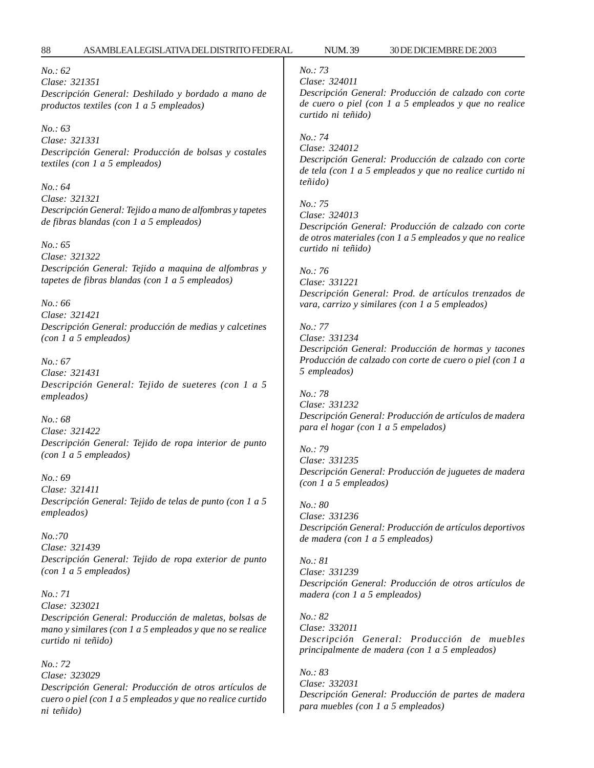*No.: 62*
*Clase: 321351*
*Descripción General: Deshilado y bordado a mano de productos textiles (con 1 a 5 empleados)*

*No.: 63*
*Clase: 321331*
*Descripción General: Producción de bolsas y costales textiles (con 1 a 5 empleados)*

*No.: 64*
*Clase: 321321*
*Descripción General: Tejido a mano de alfombras y tapetes de fibras blandas (con 1 a 5 empleados)*

*No.: 65*
*Clase: 321322*
*Descripción General: Tejido a maquina de alfombras y tapetes de fibras blandas (con 1 a 5 empleados)*

*No.: 66*
*Clase: 321421*
*Descripción General: producción de medias y calcetines (con 1 a 5 empleados)*

*No.: 67*
*Clase: 321431*
*Descripción General: Tejido de sueteres (con 1 a 5 empleados)*

*No.: 68*
*Clase: 321422*
*Descripción General: Tejido de ropa interior de punto (con 1 a 5 empleados)*

*No.: 69*
*Clase: 321411*
*Descripción General: Tejido de telas de punto (con 1 a 5 empleados)*

*No.:70*
*Clase: 321439*
*Descripción General: Tejido de ropa exterior de punto (con 1 a 5 empleados)*

*No.: 71*
*Clase: 323021*
*Descripción General: Producción de maletas, bolsas de mano y similares (con 1 a 5 empleados y que no se realice curtido ni teñido)*

*No.: 72*
*Clase: 323029*
*Descripción General: Producción de otros artículos de cuero o piel (con 1 a 5 empleados y que no realice curtido ni teñido)*

*No.: 73*
*Clase: 324011*
*Descripción General: Producción de calzado con corte de cuero o piel (con 1 a 5 empleados y que no realice curtido ni teñido)*

*No.: 74*
*Clase: 324012*
*Descripción General: Producción de calzado con corte de tela (con 1 a 5 empleados y que no realice curtido ni teñido)*

*No.: 75*
*Clase: 324013*
*Descripción General: Producción de calzado con corte de otros materiales (con 1 a 5 empleados y que no realice curtido ni teñido)*

*No.: 76*
*Clase: 331221*
*Descripción General: Prod. de artículos trenzados de vara, carrizo y similares (con 1 a 5 empleados)*

*No.: 77*
*Clase: 331234*
*Descripción General: Producción de hormas y tacones Producción de calzado con corte de cuero o piel (con 1 a 5 empleados)*

*No.: 78*
*Clase: 331232*
*Descripción General: Producción de artículos de madera para el hogar (con 1 a 5 empelados)*

*No.: 79*
*Clase: 331235*
*Descripción General: Producción de juguetes de madera (con 1 a 5 empleados)*

*No.: 80*
*Clase: 331236*
*Descripción General: Producción de artículos deportivos de madera (con 1 a 5 empleados)*

*No.: 81*
*Clase: 331239*
*Descripción General: Producción de otros artículos de madera (con 1 a 5 empleados)*

*No.: 82*
*Clase: 332011*
*Descripción General: Producción de muebles principalmente de madera (con 1 a 5 empleados)*

*No.: 83*
*Clase: 332031*
*Descripción General: Producción de partes de madera para muebles (con 1 a 5 empleados)*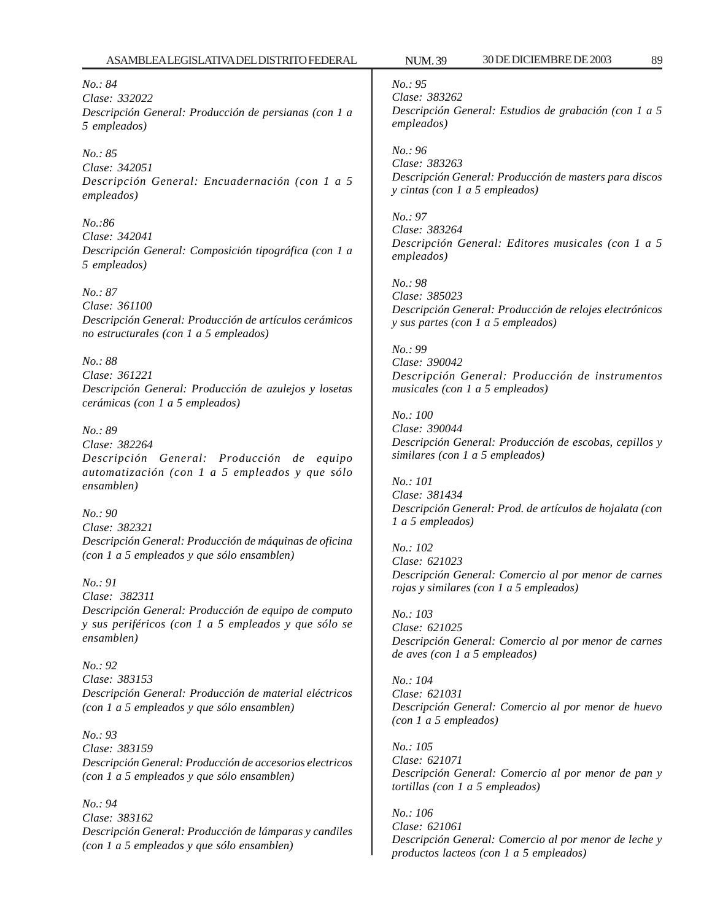*No.: 84*
*Clase: 332022*
*Descripción General: Producción de persianas (con 1 a 5 empleados)*

*No.: 85*
*Clase: 342051*
*Descripción General: Encuadernación (con 1 a 5 empleados)*

*No.:86*
*Clase: 342041*
*Descripción General: Composición tipográfica (con 1 a 5 empleados)*

*No.: 87*
*Clase: 361100*
*Descripción General: Producción de artículos cerámicos no estructurales (con 1 a 5 empleados)*

*No.: 88*
*Clase: 361221*
*Descripción General: Producción de azulejos y losetas cerámicas (con 1 a 5 empleados)*

*No.: 89*
*Clase: 382264*
*Descripción General: Producción de equipo automatización (con 1 a 5 empleados y que sólo ensamblen)*

*No.: 90*
*Clase: 382321*
*Descripción General: Producción de máquinas de oficina (con 1 a 5 empleados y que sólo ensamblen)*

*No.: 91*
*Clase: 382311*
*Descripción General: Producción de equipo de computo y sus periféricos (con 1 a 5 empleados y que sólo se ensamblen)*

*No.: 92*
*Clase: 383153*
*Descripción General: Producción de material eléctricos (con 1 a 5 empleados y que sólo ensamblen)*

*No.: 93*
*Clase: 383159*
*Descripción General: Producción de accesorios electricos (con 1 a 5 empleados y que sólo ensamblen)*

*No.: 94*
*Clase: 383162*
*Descripción General: Producción de lámparas y candiles (con 1 a 5 empleados y que sólo ensamblen)*

*No.: 95*
*Clase: 383262*
*Descripción General: Estudios de grabación (con 1 a 5 empleados)*

*No.: 96*
*Clase: 383263*
*Descripción General: Producción de masters para discos y cintas (con 1 a 5 empleados)*

*No.: 97*
*Clase: 383264*
*Descripción General: Editores musicales (con 1 a 5 empleados)*

*No.: 98*
*Clase: 385023*
*Descripción General: Producción de relojes electrónicos y sus partes (con 1 a 5 empleados)*

*No.: 99*
*Clase: 390042*
*Descripción General: Producción de instrumentos musicales (con 1 a 5 empleados)*

*No.: 100*
*Clase: 390044*
*Descripción General: Producción de escobas, cepillos y similares (con 1 a 5 empleados)*

*No.: 101*
*Clase: 381434*
*Descripción General: Prod. de artículos de hojalata (con 1 a 5 empleados)*

*No.: 102*
*Clase: 621023*
*Descripción General: Comercio al por menor de carnes rojas y similares (con 1 a 5 empleados)*

*No.: 103*
*Clase: 621025*
*Descripción General: Comercio al por menor de carnes de aves (con 1 a 5 empleados)*

*No.: 104*
*Clase: 621031*
*Descripción General: Comercio al por menor de huevo (con 1 a 5 empleados)*

*No.: 105*
*Clase: 621071*
*Descripción General: Comercio al por menor de pan y tortillas (con 1 a 5 empleados)*

*No.: 106*
*Clase: 621061*
*Descripción General: Comercio al por menor de leche y productos lacteos (con 1 a 5 empleados)*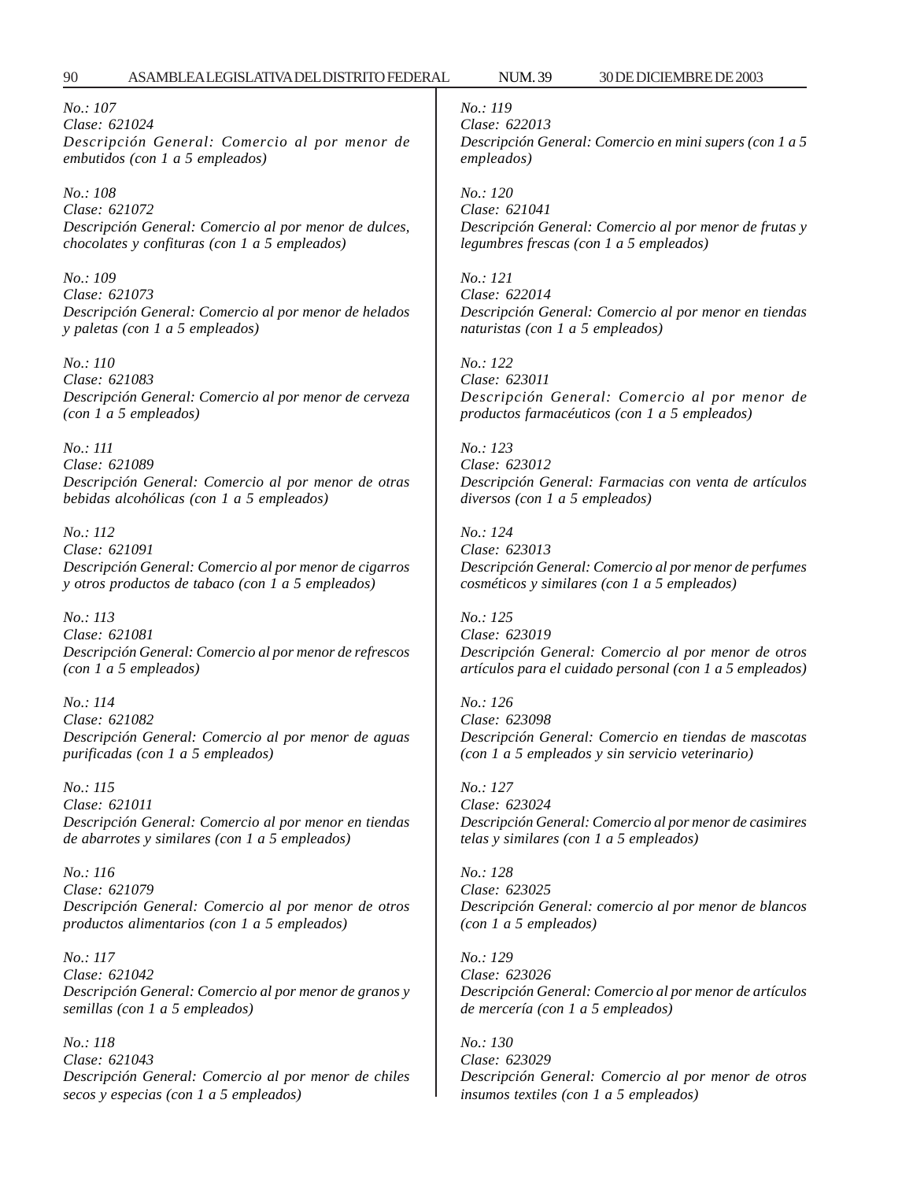*No.: 107*
*Clase: 621024*
*Descripción General: Comercio al por menor de embutidos (con 1 a 5 empleados)*

*No.: 108*
*Clase: 621072*
*Descripción General: Comercio al por menor de dulces, chocolates y confituras (con 1 a 5 empleados)*

*No.: 109*
*Clase: 621073*
*Descripción General: Comercio al por menor de helados y paletas (con 1 a 5 empleados)*

*No.: 110*
*Clase: 621083*
*Descripción General: Comercio al por menor de cerveza (con 1 a 5 empleados)*

*No.: 111*
*Clase: 621089*
*Descripción General: Comercio al por menor de otras bebidas alcohólicas (con 1 a 5 empleados)*

*No.: 112*
*Clase: 621091*
*Descripción General: Comercio al por menor de cigarros y otros productos de tabaco (con 1 a 5 empleados)*

*No.: 113*
*Clase: 621081*
*Descripción General: Comercio al por menor de refrescos (con 1 a 5 empleados)*

*No.: 114*
*Clase: 621082*
*Descripción General: Comercio al por menor de aguas purificadas (con 1 a 5 empleados)*

*No.: 115*
*Clase: 621011*
*Descripción General: Comercio al por menor en tiendas de abarrotes y similares (con 1 a 5 empleados)*

*No.: 116*
*Clase: 621079*
*Descripción General: Comercio al por menor de otros productos alimentarios (con 1 a 5 empleados)*

*No.: 117*
*Clase: 621042*
*Descripción General: Comercio al por menor de granos y semillas (con 1 a 5 empleados)*

*No.: 118*
*Clase: 621043*
*Descripción General: Comercio al por menor de chiles secos y especias (con 1 a 5 empleados)*

*No.: 119*
*Clase: 622013*
*Descripción General: Comercio en mini supers (con 1 a 5 empleados)*

*No.: 120*
*Clase: 621041*
*Descripción General: Comercio al por menor de frutas y legumbres frescas (con 1 a 5 empleados)*

*No.: 121*
*Clase: 622014*
*Descripción General: Comercio al por menor en tiendas naturistas (con 1 a 5 empleados)*

*No.: 122*
*Clase: 623011*
*Descripción General: Comercio al por menor de productos farmacéuticos (con 1 a 5 empleados)*

*No.: 123*
*Clase: 623012*
*Descripción General: Farmacias con venta de artículos diversos (con 1 a 5 empleados)*

*No.: 124*
*Clase: 623013*
*Descripción General: Comercio al por menor de perfumes cosméticos y similares (con 1 a 5 empleados)*

*No.: 125*
*Clase: 623019*
*Descripción General: Comercio al por menor de otros artículos para el cuidado personal (con 1 a 5 empleados)*

*No.: 126*
*Clase: 623098*
*Descripción General: Comercio en tiendas de mascotas (con 1 a 5 empleados y sin servicio veterinario)*

*No.: 127*
*Clase: 623024*
*Descripción General: Comercio al por menor de casimires telas y similares (con 1 a 5 empleados)*

*No.: 128*
*Clase: 623025*
*Descripción General: comercio al por menor de blancos (con 1 a 5 empleados)*

*No.: 129*
*Clase: 623026*
*Descripción General: Comercio al por menor de artículos de mercería (con 1 a 5 empleados)*

*No.: 130*
*Clase: 623029*
*Descripción General: Comercio al por menor de otros insumos textiles (con 1 a 5 empleados)*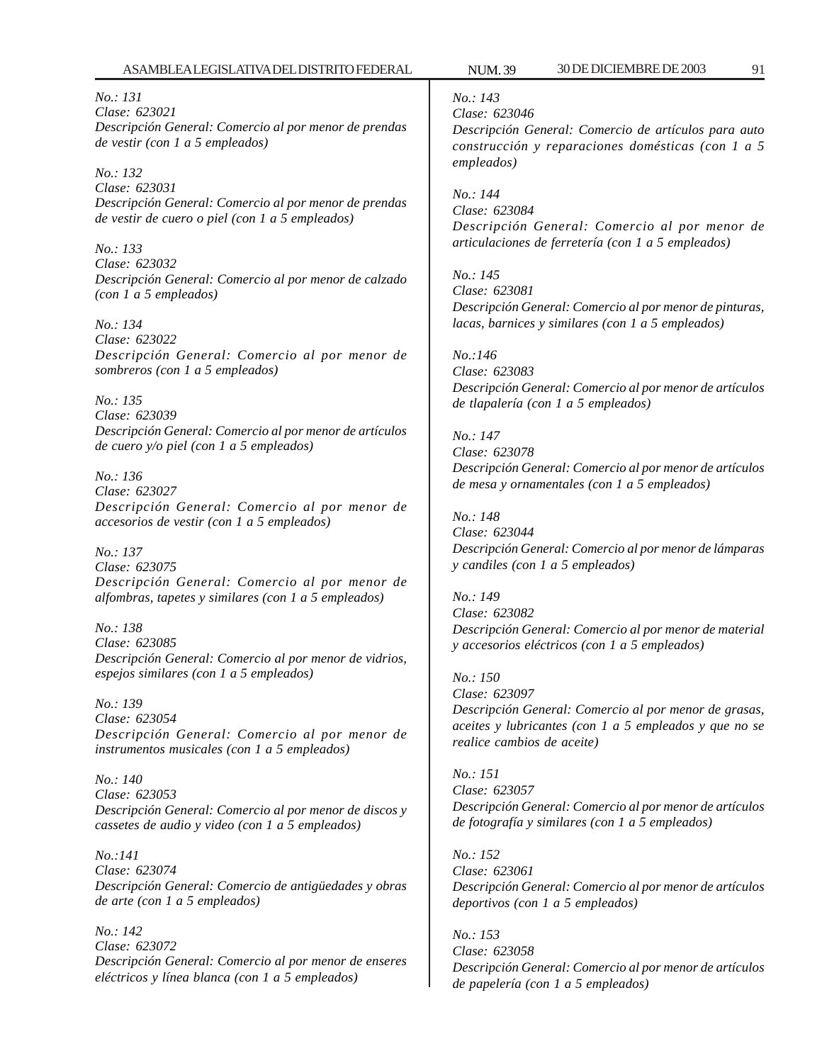*No.: 131*
*Clase: 623021*
*Descripción General: Comercio al por menor de prendas de vestir (con 1 a 5 empleados)*

*No.: 132*
*Clase: 623031*
*Descripción General: Comercio al por menor de prendas de vestir de cuero o piel (con 1 a 5 empleados)*

*No.: 133*
*Clase: 623032*
*Descripción General: Comercio al por menor de calzado (con 1 a 5 empleados)*

*No.: 134*
*Clase: 623022*
*Descripción General: Comercio al por menor de sombreros (con 1 a 5 empleados)*

*No.: 135*
*Clase: 623039*
*Descripción General: Comercio al por menor de artículos de cuero y/o piel (con 1 a 5 empleados)*

*No.: 136*
*Clase: 623027*
*Descripción General: Comercio al por menor de accesorios de vestir (con 1 a 5 empleados)*

*No.: 137*
*Clase: 623075*
*Descripción General: Comercio al por menor de alfombras, tapetes y similares (con 1 a 5 empleados)*

*No.: 138*
*Clase: 623085*
*Descripción General: Comercio al por menor de vidrios, espejos similares (con 1 a 5 empleados)*

*No.: 139*
*Clase: 623054*
*Descripción General: Comercio al por menor de instrumentos musicales (con 1 a 5 empleados)*

*No.: 140*
*Clase: 623053*
*Descripción General: Comercio al por menor de discos y cassetes de audio y video (con 1 a 5 empleados)*

*No.:141*
*Clase: 623074*
*Descripción General: Comercio de antigüedades y obras de arte (con 1 a 5 empleados)*

*No.: 142*
*Clase: 623072*
*Descripción General: Comercio al por menor de enseres eléctricos y línea blanca (con 1 a 5 empleados)*

*No.: 143*
*Clase: 623046*
*Descripción General: Comercio de artículos para auto construcción y reparaciones domésticas (con 1 a 5 empleados)*

*No.: 144*
*Clase: 623084*
*Descripción General: Comercio al por menor de articulaciones de ferretería (con 1 a 5 empleados)*

*No.: 145*
*Clase: 623081*
*Descripción General: Comercio al por menor de pinturas, lacas, barnices y similares (con 1 a 5 empleados)*

*No.:146*
*Clase: 623083*
*Descripción General: Comercio al por menor de artículos de tlapalería (con 1 a 5 empleados)*

*No.: 147*
*Clase: 623078*
*Descripción General: Comercio al por menor de artículos de mesa y ornamentales (con 1 a 5 empleados)*

*No.: 148*
*Clase: 623044*
*Descripción General: Comercio al por menor de lámparas y candiles (con 1 a 5 empleados)*

*No.: 149*
*Clase: 623082*
*Descripción General: Comercio al por menor de material y accesorios eléctricos (con 1 a 5 empleados)*

*No.: 150*
*Clase: 623097*
*Descripción General: Comercio al por menor de grasas, aceites y lubricantes (con 1 a 5 empleados y que no se realice cambios de aceite)*

*No.: 151*
*Clase: 623057*
*Descripción General: Comercio al por menor de artículos de fotografía y similares (con 1 a 5 empleados)*

*No.: 152*
*Clase: 623061*
*Descripción General: Comercio al por menor de artículos deportivos (con 1 a 5 empleados)*

*No.: 153*
*Clase: 623058*
*Descripción General: Comercio al por menor de artículos de papelería (con 1 a 5 empleados)*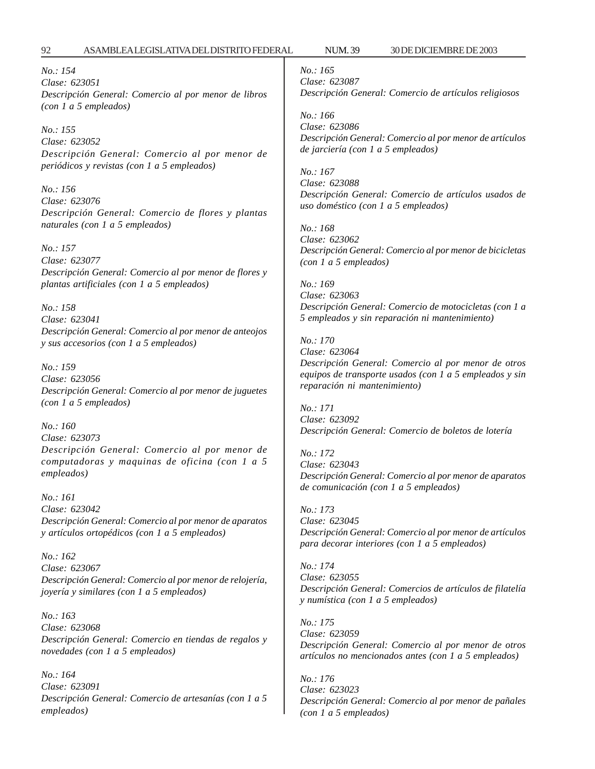*No.: 154*
*Clase: 623051*
*Descripción General: Comercio al por menor de libros (con 1 a 5 empleados)*

*No.: 155*
*Clase: 623052*
*Descripción General: Comercio al por menor de periódicos y revistas (con 1 a 5 empleados)*

*No.: 156*
*Clase: 623076*
*Descripción General: Comercio de flores y plantas naturales (con 1 a 5 empleados)*

*No.: 157*
*Clase: 623077*
*Descripción General: Comercio al por menor de flores y plantas artificiales (con 1 a 5 empleados)*

*No.: 158*
*Clase: 623041*
*Descripción General: Comercio al por menor de anteojos y sus accesorios (con 1 a 5 empleados)*

*No.: 159*
*Clase: 623056*
*Descripción General: Comercio al por menor de juguetes (con 1 a 5 empleados)*

*No.: 160*
*Clase: 623073*
*Descripción General: Comercio al por menor de computadoras y maquinas de oficina (con 1 a 5 empleados)*

*No.: 161*
*Clase: 623042*
*Descripción General: Comercio al por menor de aparatos y artículos ortopédicos (con 1 a 5 empleados)*

*No.: 162*
*Clase: 623067*
*Descripción General: Comercio al por menor de relojería, joyería y similares (con 1 a 5 empleados)*

*No.: 163*
*Clase: 623068*
*Descripción General: Comercio en tiendas de regalos y novedades (con 1 a 5 empleados)*

*No.: 164*
*Clase: 623091*
*Descripción General: Comercio de artesanías (con 1 a 5 empleados)*

*No.: 165*
*Clase: 623087*
*Descripción General: Comercio de artículos religiosos*

*No.: 166*
*Clase: 623086*
*Descripción General: Comercio al por menor de artículos de jarciería (con 1 a 5 empleados)*

*No.: 167*
*Clase: 623088*
*Descripción General: Comercio de artículos usados de uso doméstico (con 1 a 5 empleados)*

*No.: 168*
*Clase: 623062*
*Descripción General: Comercio al por menor de bicicletas (con 1 a 5 empleados)*

*No.: 169*
*Clase: 623063*
*Descripción General: Comercio de motocicletas (con 1 a 5 empleados y sin reparación ni mantenimiento)*

*No.: 170*
*Clase: 623064*
*Descripción General: Comercio al por menor de otros equipos de transporte usados (con 1 a 5 empleados y sin reparación ni mantenimiento)*

*No.: 171*
*Clase: 623092*
*Descripción General: Comercio de boletos de lotería*

*No.: 172*
*Clase: 623043*
*Descripción General: Comercio al por menor de aparatos de comunicación (con 1 a 5 empleados)*

*No.: 173*
*Clase: 623045*
*Descripción General: Comercio al por menor de artículos para decorar interiores (con 1 a 5 empleados)*

*No.: 174*
*Clase: 623055*
*Descripción General: Comercios de artículos de filatelía y numística (con 1 a 5 empleados)*

*No.: 175*
*Clase: 623059*
*Descripción General: Comercio al por menor de otros artículos no mencionados antes (con 1 a 5 empleados)*

*No.: 176*
*Clase: 623023*
*Descripción General: Comercio al por menor de pañales (con 1 a 5 empleados)*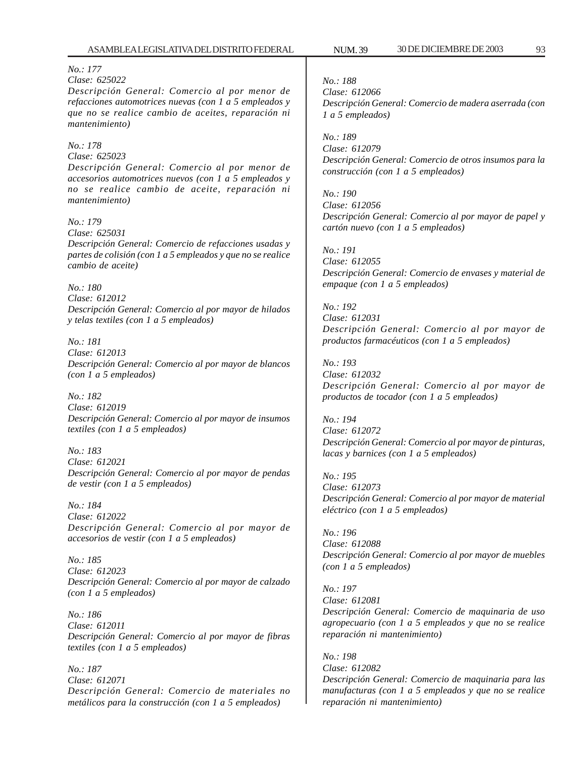*No.: 177*
*Clase: 625022*
*Descripción General: Comercio al por menor de refacciones automotrices nuevas (con 1 a 5 empleados y que no se realice cambio de aceites, reparación ni mantenimiento)*

*No.: 178*
*Clase: 625023*
*Descripción General: Comercio al por menor de accesorios automotrices nuevos (con 1 a 5 empleados y no se realice cambio de aceite, reparación ni mantenimiento)*

*No.: 179*
*Clase: 625031*
*Descripción General: Comercio de refacciones usadas y partes de colisión (con 1 a 5 empleados y que no se realice cambio de aceite)*

*No.: 180*
*Clase: 612012*
*Descripción General: Comercio al por mayor de hilados y telas textiles (con 1 a 5 empleados)*

*No.: 181*
*Clase: 612013*
*Descripción General: Comercio al por mayor de blancos (con 1 a 5 empleados)*

*No.: 182*
*Clase: 612019*
*Descripción General: Comercio al por mayor de insumos textiles (con 1 a 5 empleados)*

*No.: 183*
*Clase: 612021*
*Descripción General: Comercio al por mayor de pendas de vestir (con 1 a 5 empleados)*

*No.: 184*
*Clase: 612022*
*Descripción General: Comercio al por mayor de accesorios de vestir (con 1 a 5 empleados)*

*No.: 185*
*Clase: 612023*
*Descripción General: Comercio al por mayor de calzado (con 1 a 5 empleados)*

*No.: 186*
*Clase: 612011*
*Descripción General: Comercio al por mayor de fibras textiles (con 1 a 5 empleados)*

*No.: 187*
*Clase: 612071*
*Descripción General: Comercio de materiales no metálicos para la construcción (con 1 a 5 empleados)*

*No.: 188*
*Clase: 612066*
*Descripción General: Comercio de madera aserrada (con 1 a 5 empleados)*

*No.: 189*
*Clase: 612079*
*Descripción General: Comercio de otros insumos para la construcción (con 1 a 5 empleados)*

*No.: 190*
*Clase: 612056*
*Descripción General: Comercio al por mayor de papel y cartón nuevo (con 1 a 5 empleados)*

*No.: 191*
*Clase: 612055*
*Descripción General: Comercio de envases y material de empaque (con 1 a 5 empleados)*

*No.: 192*
*Clase: 612031*
*Descripción General: Comercio al por mayor de productos farmacéuticos (con 1 a 5 empleados)*

*No.: 193*
*Clase: 612032*
*Descripción General: Comercio al por mayor de productos de tocador (con 1 a 5 empleados)*

*No.: 194*
*Clase: 612072*
*Descripción General: Comercio al por mayor de pinturas, lacas y barnices (con 1 a 5 empleados)*

*No.: 195*
*Clase: 612073*
*Descripción General: Comercio al por mayor de material eléctrico (con 1 a 5 empleados)*

*No.: 196*
*Clase: 612088*
*Descripción General: Comercio al por mayor de muebles (con 1 a 5 empleados)*

*No.: 197*
*Clase: 612081*
*Descripción General: Comercio de maquinaria de uso agropecuario (con 1 a 5 empleados y que no se realice reparación ni mantenimiento)*

*No.: 198*
*Clase: 612082*
*Descripción General: Comercio de maquinaria para las manufacturas (con 1 a 5 empleados y que no se realice reparación ni mantenimiento)*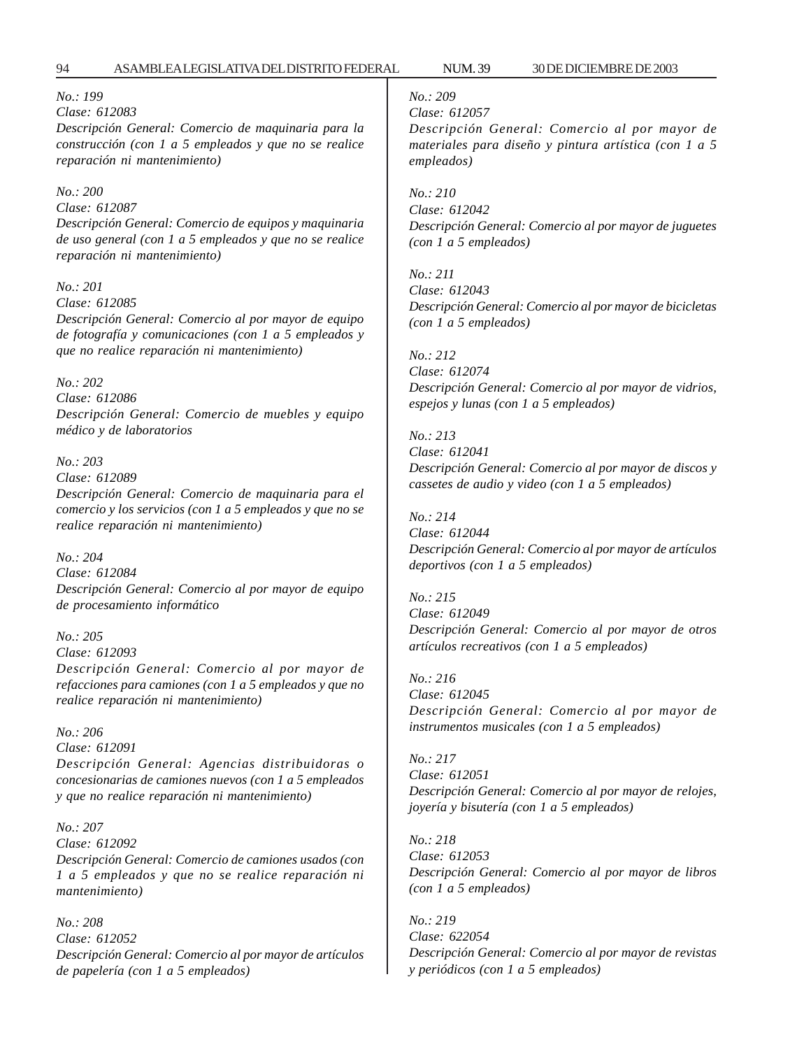*No.: 199*
*Clase: 612083*
*Descripción General: Comercio de maquinaria para la construcción (con 1 a 5 empleados y que no se realice reparación ni mantenimiento)*

*No.: 200*
*Clase: 612087*
*Descripción General: Comercio de equipos y maquinaria de uso general (con 1 a 5 empleados y que no se realice reparación ni mantenimiento)*

*No.: 201*
*Clase: 612085*
*Descripción General: Comercio al por mayor de equipo de fotografía y comunicaciones (con 1 a 5 empleados y que no realice reparación ni mantenimiento)*

*No.: 202*
*Clase: 612086*
*Descripción General: Comercio de muebles y equipo médico y de laboratorios*

*No.: 203*
*Clase: 612089*
*Descripción General: Comercio de maquinaria para el comercio y los servicios (con 1 a 5 empleados y que no se realice reparación ni mantenimiento)*

*No.: 204*
*Clase: 612084*
*Descripción General: Comercio al por mayor de equipo de procesamiento informático*

*No.: 205*
*Clase: 612093*
*Descripción General: Comercio al por mayor de refacciones para camiones (con 1 a 5 empleados y que no realice reparación ni mantenimiento)*

*No.: 206*
*Clase: 612091*
*Descripción General: Agencias distribuidoras o concesionarias de camiones nuevos (con 1 a 5 empleados y que no realice reparación ni mantenimiento)*

*No.: 207*
*Clase: 612092*
*Descripción General: Comercio de camiones usados (con 1 a 5 empleados y que no se realice reparación ni mantenimiento)*

*No.: 208*
*Clase: 612052*
*Descripción General: Comercio al por mayor de artículos de papelería (con 1 a 5 empleados)*

*No.: 209*
*Clase: 612057*
*Descripción General: Comercio al por mayor de materiales para diseño y pintura artística (con 1 a 5 empleados)*

*No.: 210*
*Clase: 612042*
*Descripción General: Comercio al por mayor de juguetes (con 1 a 5 empleados)*

*No.: 211*
*Clase: 612043*
*Descripción General: Comercio al por mayor de bicicletas (con 1 a 5 empleados)*

*No.: 212*
*Clase: 612074*
*Descripción General: Comercio al por mayor de vidrios, espejos y lunas (con 1 a 5 empleados)*

*No.: 213*
*Clase: 612041*
*Descripción General: Comercio al por mayor de discos y cassetes de audio y video (con 1 a 5 empleados)*

*No.: 214*
*Clase: 612044*
*Descripción General: Comercio al por mayor de artículos deportivos (con 1 a 5 empleados)*

*No.: 215*
*Clase: 612049*
*Descripción General: Comercio al por mayor de otros artículos recreativos (con 1 a 5 empleados)*

*No.: 216*
*Clase: 612045*
*Descripción General: Comercio al por mayor de instrumentos musicales (con 1 a 5 empleados)*

*No.: 217*
*Clase: 612051*
*Descripción General: Comercio al por mayor de relojes, joyería y bisutería (con 1 a 5 empleados)*

*No.: 218*
*Clase: 612053*
*Descripción General: Comercio al por mayor de libros (con 1 a 5 empleados)*

*No.: 219*
*Clase: 622054*
*Descripción General: Comercio al por mayor de revistas y periódicos (con 1 a 5 empleados)*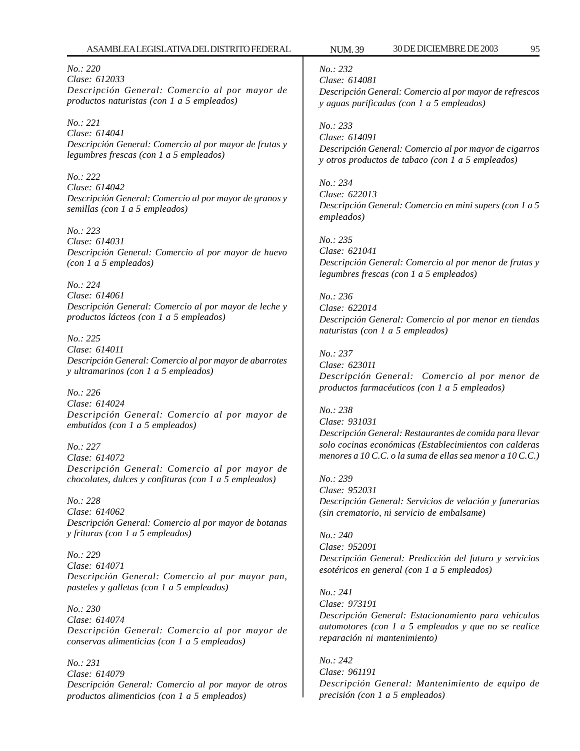*No.: 220*
*Clase: 612033*
*Descripción General: Comercio al por mayor de productos naturistas (con 1 a 5 empleados)*

*No.: 221*
*Clase: 614041*
*Descripción General: Comercio al por mayor de frutas y legumbres frescas (con 1 a 5 empleados)*

*No.: 222*
*Clase: 614042*
*Descripción General: Comercio al por mayor de granos y semillas (con 1 a 5 empleados)*

*No.: 223*
*Clase: 614031*
*Descripción General: Comercio al por mayor de huevo (con 1 a 5 empleados)*

*No.: 224*
*Clase: 614061*
*Descripción General: Comercio al por mayor de leche y productos lácteos (con 1 a 5 empleados)*

*No.: 225*
*Clase: 614011*
*Descripción General: Comercio al por mayor de abarrotes y ultramarinos (con 1 a 5 empleados)*

*No.: 226*
*Clase: 614024*
*Descripción General: Comercio al por mayor de embutidos (con 1 a 5 empleados)*

*No.: 227*
*Clase: 614072*
*Descripción General: Comercio al por mayor de chocolates, dulces y confituras (con 1 a 5 empleados)*

*No.: 228*
*Clase: 614062*
*Descripción General: Comercio al por mayor de botanas y frituras (con 1 a 5 empleados)*

*No.: 229*
*Clase: 614071*
*Descripción General: Comercio al por mayor pan, pasteles y galletas (con 1 a 5 empleados)*

*No.: 230*
*Clase: 614074*
*Descripción General: Comercio al por mayor de conservas alimenticias (con 1 a 5 empleados)*

*No.: 231*
*Clase: 614079*
*Descripción General: Comercio al por mayor de otros productos alimenticios (con 1 a 5 empleados)*

*No.: 232*
*Clase: 614081*
*Descripción General: Comercio al por mayor de refrescos y aguas purificadas (con 1 a 5 empleados)*

*No.: 233*
*Clase: 614091*
*Descripción General: Comercio al por mayor de cigarros y otros productos de tabaco (con 1 a 5 empleados)*

*No.: 234*
*Clase: 622013*
*Descripción General: Comercio en mini supers (con 1 a 5 empleados)*

*No.: 235*
*Clase: 621041*
*Descripción General: Comercio al por menor de frutas y legumbres frescas (con 1 a 5 empleados)*

*No.: 236*
*Clase: 622014*
*Descripción General: Comercio al por menor en tiendas naturistas (con 1 a 5 empleados)*

*No.: 237*
*Clase: 623011*
*Descripción General: Comercio al por menor de productos farmacéuticos (con 1 a 5 empleados)*

*No.: 238*
*Clase: 931031*
*Descripción General: Restaurantes de comida para llevar solo cocinas económicas (Establecimientos con calderas menores a 10 C.C. o la suma de ellas sea menor a 10 C.C.)*

*No.: 239*
*Clase: 952031*
*Descripción General: Servicios de velación y funerarias (sin crematorio, ni servicio de embalsame)*

*No.: 240*
*Clase: 952091*
*Descripción General: Predicción del futuro y servicios esotéricos en general (con 1 a 5 empleados)*

*No.: 241*
*Clase: 973191*
*Descripción General: Estacionamiento para vehículos automotores (con 1 a 5 empleados y que no se realice reparación ni mantenimiento)*

*No.: 242*
*Clase: 961191*
*Descripción General: Mantenimiento de equipo de precisión (con 1 a 5 empleados)*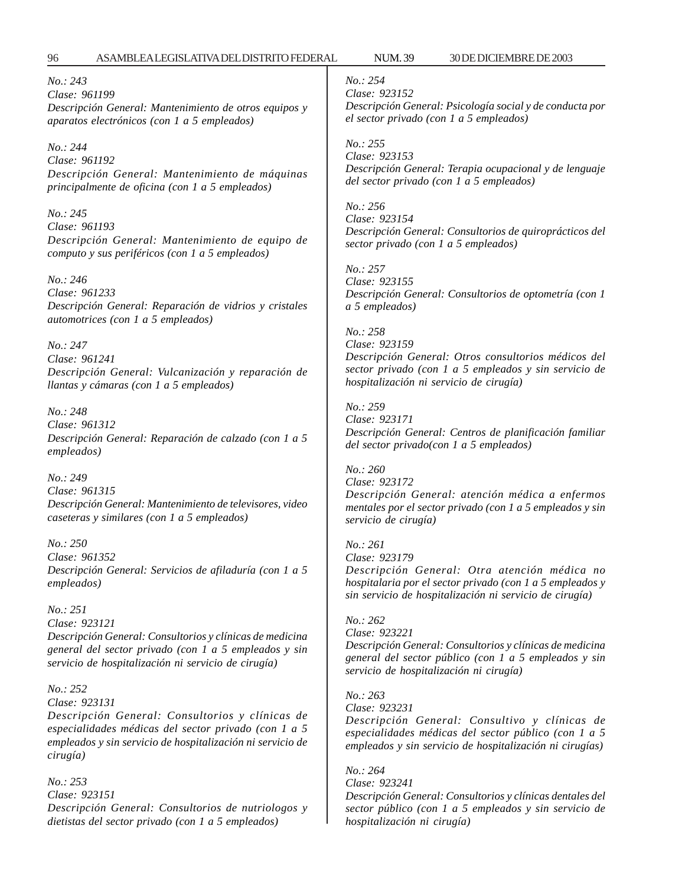*No.: 243*
*Clase: 961199*
*Descripción General: Mantenimiento de otros equipos y aparatos electrónicos (con 1 a 5 empleados)*

*No.: 244*
*Clase: 961192*
*Descripción General: Mantenimiento de máquinas principalmente de oficina (con 1 a 5 empleados)*

*No.: 245*
*Clase: 961193*
*Descripción General: Mantenimiento de equipo de computo y sus periféricos (con 1 a 5 empleados)*

*No.: 246*
*Clase: 961233*
*Descripción General: Reparación de vidrios y cristales automotrices (con 1 a 5 empleados)*

*No.: 247*
*Clase: 961241*
*Descripción General: Vulcanización y reparación de llantas y cámaras (con 1 a 5 empleados)*

*No.: 248*
*Clase: 961312*
*Descripción General: Reparación de calzado (con 1 a 5 empleados)*

*No.: 249*
*Clase: 961315*
*Descripción General: Mantenimiento de televisores, video caseteras y similares (con 1 a 5 empleados)*

*No.: 250*
*Clase: 961352*
*Descripción General: Servicios de afiladuría (con 1 a 5 empleados)*

*No.: 251*
*Clase: 923121*
*Descripción General: Consultorios y clínicas de medicina general del sector privado (con 1 a 5 empleados y sin servicio de hospitalización ni servicio de cirugía)*

*No.: 252*
*Clase: 923131*
*Descripción General: Consultorios y clínicas de especialidades médicas del sector privado (con 1 a 5 empleados y sin servicio de hospitalización ni servicio de cirugía)*

*No.: 253*
*Clase: 923151*
*Descripción General: Consultorios de nutriologos y dietistas del sector privado (con 1 a 5 empleados)*

*No.: 254*
*Clase: 923152*
*Descripción General: Psicología social y de conducta por el sector privado (con 1 a 5 empleados)*

*No.: 255*
*Clase: 923153*
*Descripción General: Terapia ocupacional y de lenguaje del sector privado (con 1 a 5 empleados)*

*No.: 256*
*Clase: 923154*
*Descripción General: Consultorios de quiroprácticos del sector privado (con 1 a 5 empleados)*

*No.: 257*
*Clase: 923155*
*Descripción General: Consultorios de optometría (con 1 a 5 empleados)*

*No.: 258*
*Clase: 923159*
*Descripción General: Otros consultorios médicos del sector privado (con 1 a 5 empleados y sin servicio de hospitalización ni servicio de cirugía)*

*No.: 259*
*Clase: 923171*
*Descripción General: Centros de planificación familiar del sector privado(con 1 a 5 empleados)*

*No.: 260*
*Clase: 923172*
*Descripción General: atención médica a enfermos mentales por el sector privado (con 1 a 5 empleados y sin servicio de cirugía)*

*No.: 261*
*Clase: 923179*
*Descripción General: Otra atención médica no hospitalaria por el sector privado (con 1 a 5 empleados y sin servicio de hospitalización ni servicio de cirugía)*

*No.: 262*
*Clase: 923221*
*Descripción General: Consultorios y clínicas de medicina general del sector público (con 1 a 5 empleados y sin servicio de hospitalización ni cirugía)*

*No.: 263*
*Clase: 923231*
*Descripción General: Consultivo y clínicas de especialidades médicas del sector público (con 1 a 5 empleados y sin servicio de hospitalización ni cirugías)*

*No.: 264*
*Clase: 923241*
*Descripción General: Consultorios y clínicas dentales del sector público (con 1 a 5 empleados y sin servicio de hospitalización ni cirugía)*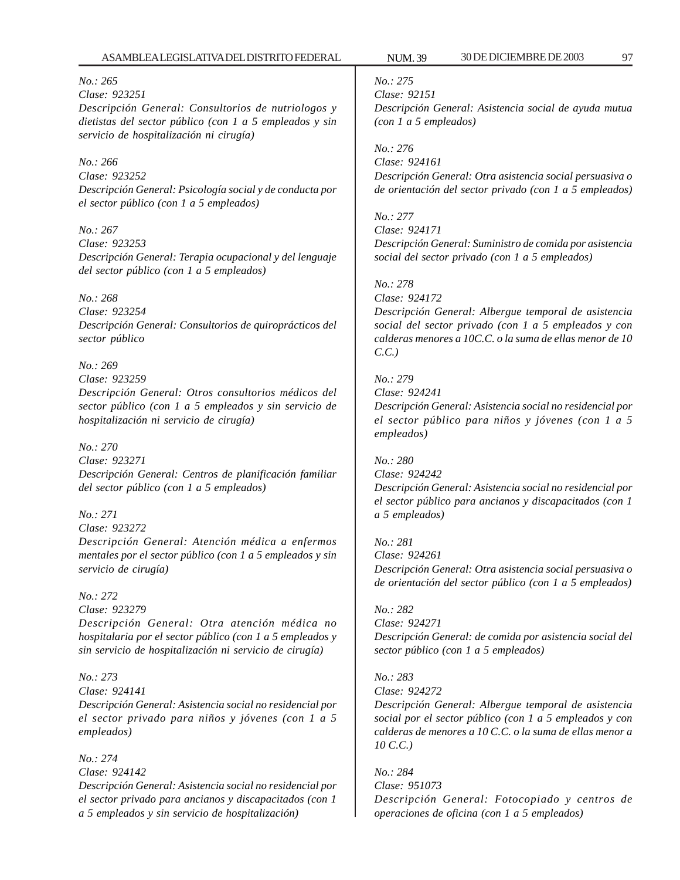*No.: 265*
*Clase: 923251*
*Descripción General: Consultorios de nutriologos y dietistas del sector público (con 1 a 5 empleados y sin servicio de hospitalización ni cirugía)*

*No.: 266*
*Clase: 923252*
*Descripción General: Psicología social y de conducta por el sector público (con 1 a 5 empleados)*

*No.: 267*
*Clase: 923253*
*Descripción General: Terapia ocupacional y del lenguaje del sector público (con 1 a 5 empleados)*

*No.: 268*
*Clase: 923254*
*Descripción General: Consultorios de quiroprácticos del sector público*

*No.: 269*
*Clase: 923259*
*Descripción General: Otros consultorios médicos del sector público (con 1 a 5 empleados y sin servicio de hospitalización ni servicio de cirugía)*

*No.: 270*
*Clase: 923271*
*Descripción General: Centros de planificación familiar del sector público (con 1 a 5 empleados)*

*No.: 271*
*Clase: 923272*
*Descripción General: Atención médica a enfermos mentales por el sector público (con 1 a 5 empleados y sin servicio de cirugía)*

*No.: 272*
*Clase: 923279*
*Descripción General: Otra atención médica no hospitalaria por el sector público (con 1 a 5 empleados y sin servicio de hospitalización ni servicio de cirugía)*

*No.: 273*
*Clase: 924141*
*Descripción General: Asistencia social no residencial por el sector privado para niños y jóvenes (con 1 a 5 empleados)*

*No.: 274*
*Clase: 924142*
*Descripción General: Asistencia social no residencial por el sector privado para ancianos y discapacitados (con 1 a 5 empleados y sin servicio de hospitalización)*

*No.: 275*
*Clase: 92151*
*Descripción General: Asistencia social de ayuda mutua (con 1 a 5 empleados)*

*No.: 276*
*Clase: 924161*
*Descripción General: Otra asistencia social persuasiva o de orientación del sector privado (con 1 a 5 empleados)*

*No.: 277*
*Clase: 924171*
*Descripción General: Suministro de comida por asistencia social del sector privado (con 1 a 5 empleados)*

*No.: 278*
*Clase: 924172*
*Descripción General: Albergue temporal de asistencia social del sector privado (con 1 a 5 empleados y con calderas menores a 10C.C. o la suma de ellas menor de 10 C.C.)*

*No.: 279*
*Clase: 924241*
*Descripción General: Asistencia social no residencial por el sector público para niños y jóvenes (con 1 a 5 empleados)*

*No.: 280*
*Clase: 924242*
*Descripción General: Asistencia social no residencial por el sector público para ancianos y discapacitados (con 1 a 5 empleados)*

*No.: 281*
*Clase: 924261*
*Descripción General: Otra asistencia social persuasiva o de orientación del sector público (con 1 a 5 empleados)*

*No.: 282*
*Clase: 924271*
*Descripción General: de comida por asistencia social del sector público (con 1 a 5 empleados)*

*No.: 283*
*Clase: 924272*
*Descripción General: Albergue temporal de asistencia social por el sector público (con 1 a 5 empleados y con calderas de menores a 10 C.C. o la suma de ellas menor a 10 C.C.)*

*No.: 284*
*Clase: 951073*
*Descripción General: Fotocopiado y centros de operaciones de oficina (con 1 a 5 empleados)*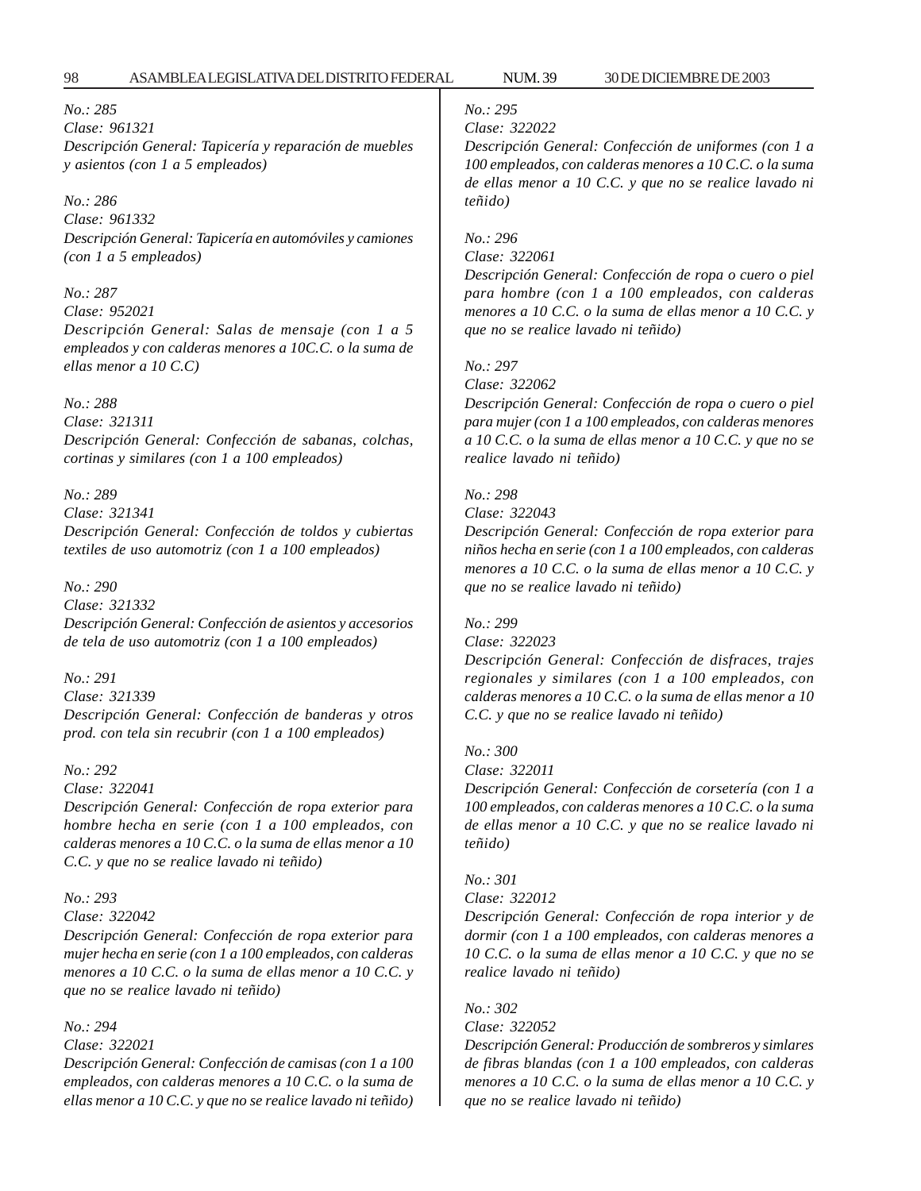*No.: 285*
*Clase: 961321*
*Descripción General: Tapicería y reparación de muebles y asientos (con 1 a 5 empleados)*

*No.: 286*
*Clase: 961332*
*Descripción General: Tapicería en automóviles y camiones (con 1 a 5 empleados)*

*No.: 287*
*Clase: 952021*
*Descripción General: Salas de mensaje (con 1 a 5 empleados y con calderas menores a 10C.C. o la suma de ellas menor a 10 C.C)*

*No.: 288*
*Clase: 321311*
*Descripción General: Confección de sabanas, colchas, cortinas y similares (con 1 a 100 empleados)*

*No.: 289*
*Clase: 321341*
*Descripción General: Confección de toldos y cubiertas textiles de uso automotriz (con 1 a 100 empleados)*

*No.: 290*
*Clase: 321332*
*Descripción General: Confección de asientos y accesorios de tela de uso automotriz (con 1 a 100 empleados)*

*No.: 291*
*Clase: 321339*
*Descripción General: Confección de banderas y otros prod. con tela sin recubrir (con 1 a 100 empleados)*

*No.: 292*
*Clase: 322041*
*Descripción General: Confección de ropa exterior para hombre hecha en serie (con 1 a 100 empleados, con calderas menores a 10 C.C. o la suma de ellas menor a 10 C.C. y que no se realice lavado ni teñido)*

*No.: 293*
*Clase: 322042*
*Descripción General: Confección de ropa exterior para mujer hecha en serie (con 1 a 100 empleados, con calderas menores a 10 C.C. o la suma de ellas menor a 10 C.C. y que no se realice lavado ni teñido)*

*No.: 294*
*Clase: 322021*
*Descripción General: Confección de camisas (con 1 a 100 empleados, con calderas menores a 10 C.C. o la suma de ellas menor a 10 C.C. y que no se realice lavado ni teñido)*

*No.: 295*
*Clase: 322022*
*Descripción General: Confección de uniformes (con 1 a 100 empleados, con calderas menores a 10 C.C. o la suma de ellas menor a 10 C.C. y que no se realice lavado ni teñido)*

*No.: 296*
*Clase: 322061*
*Descripción General: Confección de ropa o cuero o piel para hombre (con 1 a 100 empleados, con calderas menores a 10 C.C. o la suma de ellas menor a 10 C.C. y que no se realice lavado ni teñido)*

*No.: 297*
*Clase: 322062*
*Descripción General: Confección de ropa o cuero o piel para mujer (con 1 a 100 empleados, con calderas menores a 10 C.C. o la suma de ellas menor a 10 C.C. y que no se realice lavado ni teñido)*

*No.: 298*
*Clase: 322043*
*Descripción General: Confección de ropa exterior para niños hecha en serie (con 1 a 100 empleados, con calderas menores a 10 C.C. o la suma de ellas menor a 10 C.C. y que no se realice lavado ni teñido)*

*No.: 299*
*Clase: 322023*
*Descripción General: Confección de disfraces, trajes regionales y similares (con 1 a 100 empleados, con calderas menores a 10 C.C. o la suma de ellas menor a 10 C.C. y que no se realice lavado ni teñido)*

*No.: 300*
*Clase: 322011*
*Descripción General: Confección de corsetería (con 1 a 100 empleados, con calderas menores a 10 C.C. o la suma de ellas menor a 10 C.C. y que no se realice lavado ni teñido)*

*No.: 301*
*Clase: 322012*
*Descripción General: Confección de ropa interior y de dormir (con 1 a 100 empleados, con calderas menores a 10 C.C. o la suma de ellas menor a 10 C.C. y que no se realice lavado ni teñido)*

*No.: 302*
*Clase: 322052*
*Descripción General: Producción de sombreros y simlares de fibras blandas (con 1 a 100 empleados, con calderas menores a 10 C.C. o la suma de ellas menor a 10 C.C. y que no se realice lavado ni teñido)*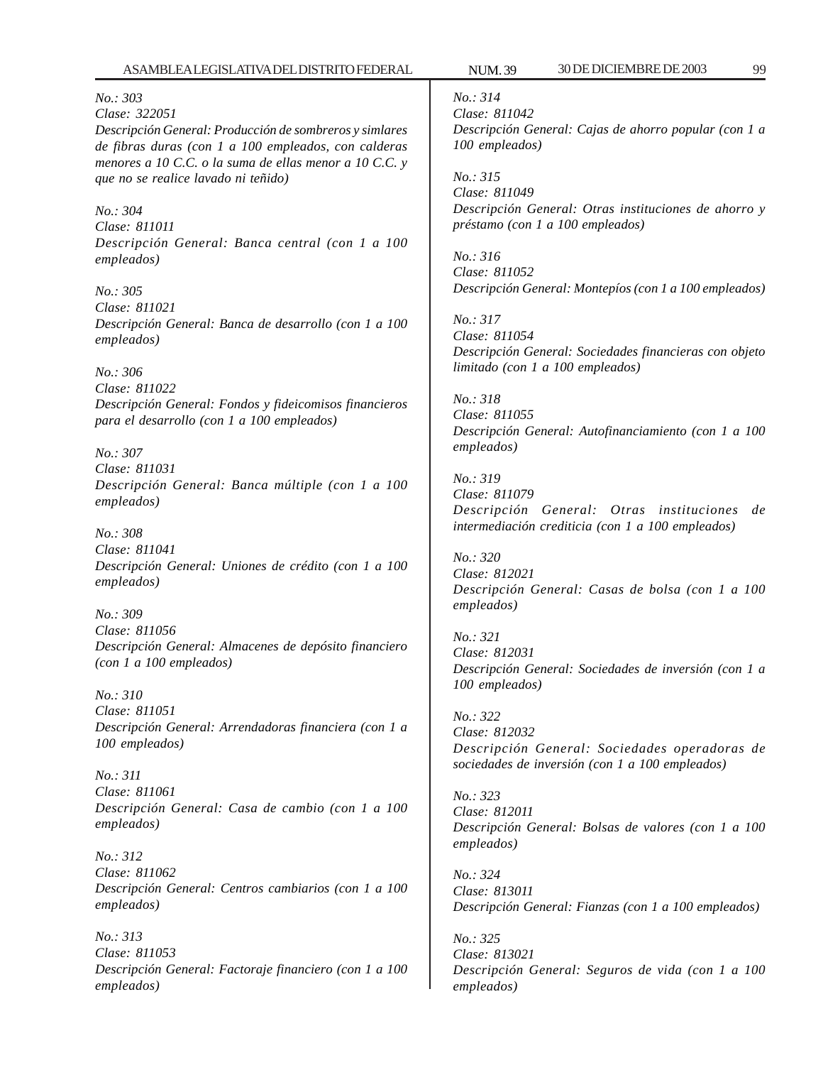*No.: 303*
*Clase: 322051*
*Descripción General: Producción de sombreros y simlares de fibras duras (con 1 a 100 empleados, con calderas menores a 10 C.C. o la suma de ellas menor a 10 C.C. y que no se realice lavado ni teñido)*

*No.: 304*
*Clase: 811011*
*Descripción General: Banca central (con 1 a 100 empleados)*

*No.: 305*
*Clase: 811021*
*Descripción General: Banca de desarrollo (con 1 a 100 empleados)*

*No.: 306*
*Clase: 811022*
*Descripción General: Fondos y fideicomisos financieros para el desarrollo (con 1 a 100 empleados)*

*No.: 307*
*Clase: 811031*
*Descripción General: Banca múltiple (con 1 a 100 empleados)*

*No.: 308*
*Clase: 811041*
*Descripción General: Uniones de crédito (con 1 a 100 empleados)*

*No.: 309*
*Clase: 811056*
*Descripción General: Almacenes de depósito financiero (con 1 a 100 empleados)*

*No.: 310*
*Clase: 811051*
*Descripción General: Arrendadoras financiera (con 1 a 100 empleados)*

*No.: 311*
*Clase: 811061*
*Descripción General: Casa de cambio (con 1 a 100 empleados)*

*No.: 312*
*Clase: 811062*
*Descripción General: Centros cambiarios (con 1 a 100 empleados)*

*No.: 313*
*Clase: 811053*
*Descripción General: Factoraje financiero (con 1 a 100 empleados)*

*No.: 314*
*Clase: 811042*
*Descripción General: Cajas de ahorro popular (con 1 a 100 empleados)*

*No.: 315*
*Clase: 811049*
*Descripción General: Otras instituciones de ahorro y préstamo (con 1 a 100 empleados)*

*No.: 316*
*Clase: 811052*
*Descripción General: Montepíos (con 1 a 100 empleados)*

*No.: 317*
*Clase: 811054*
*Descripción General: Sociedades financieras con objeto limitado (con 1 a 100 empleados)*

*No.: 318*
*Clase: 811055*
*Descripción General: Autofinanciamiento (con 1 a 100 empleados)*

*No.: 319*
*Clase: 811079*
*Descripción General: Otras instituciones de intermediación crediticia (con 1 a 100 empleados)*

*No.: 320*
*Clase: 812021*
*Descripción General: Casas de bolsa (con 1 a 100 empleados)*

*No.: 321*
*Clase: 812031*
*Descripción General: Sociedades de inversión (con 1 a 100 empleados)*

*No.: 322*
*Clase: 812032*
*Descripción General: Sociedades operadoras de sociedades de inversión (con 1 a 100 empleados)*

*No.: 323*
*Clase: 812011*
*Descripción General: Bolsas de valores (con 1 a 100 empleados)*

*No.: 324*
*Clase: 813011*
*Descripción General: Fianzas (con 1 a 100 empleados)*

*No.: 325*
*Clase: 813021*
*Descripción General: Seguros de vida (con 1 a 100 empleados)*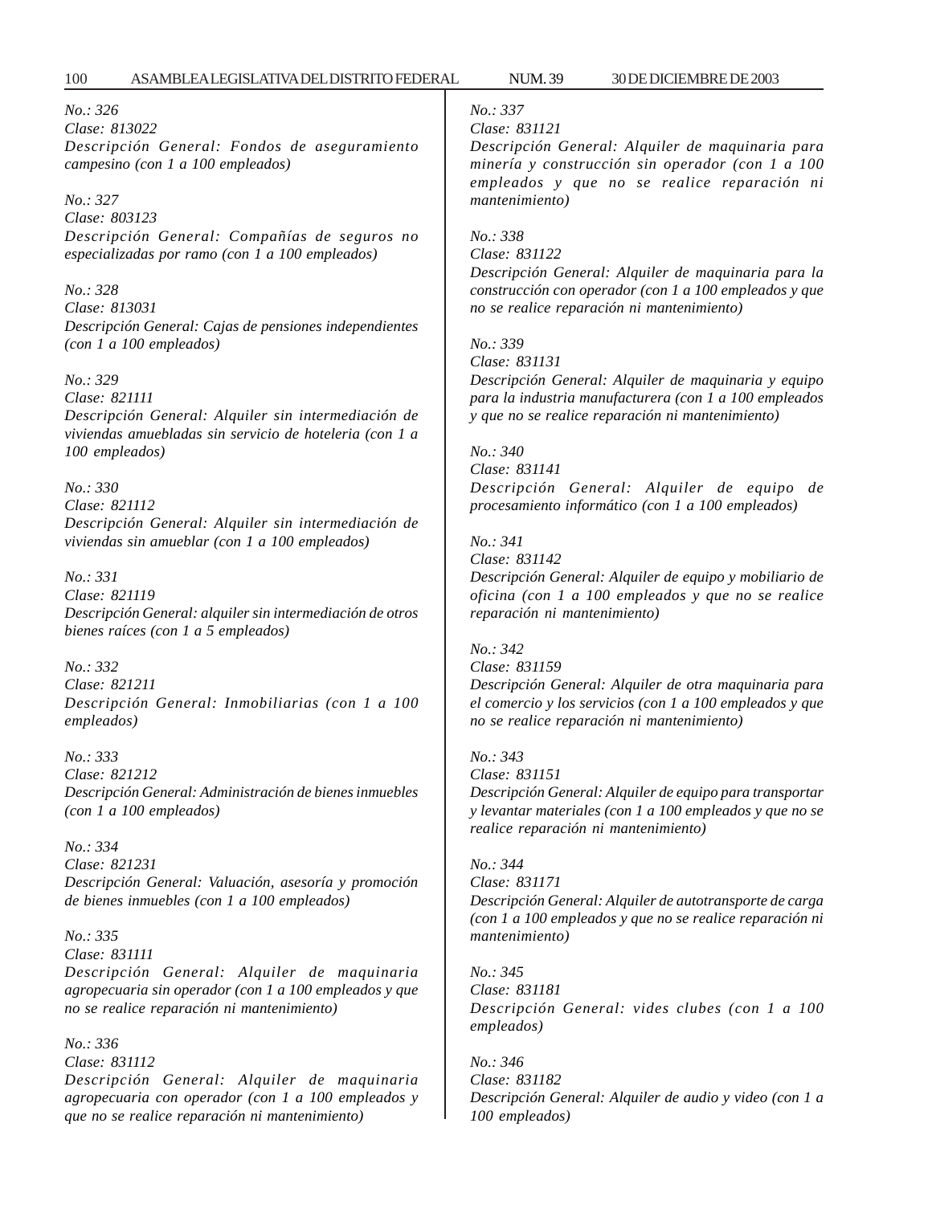*No.: 326*
*Clase: 813022*
*Descripción General: Fondos de aseguramiento campesino (con 1 a 100 empleados)*

*No.: 327*
*Clase: 803123*
*Descripción General: Compañías de seguros no especializadas por ramo (con 1 a 100 empleados)*

*No.: 328*
*Clase: 813031*
*Descripción General: Cajas de pensiones independientes (con 1 a 100 empleados)*

*No.: 329*
*Clase: 821111*
*Descripción General: Alquiler sin intermediación de viviendas amuebladas sin servicio de hoteleria (con 1 a 100 empleados)*

*No.: 330*
*Clase: 821112*
*Descripción General: Alquiler sin intermediación de viviendas sin amueblar (con 1 a 100 empleados)*

*No.: 331*
*Clase: 821119*
*Descripción General: alquiler sin intermediación de otros bienes raíces (con 1 a 5 empleados)*

*No.: 332*
*Clase: 821211*
*Descripción General: Inmobiliarias (con 1 a 100 empleados)*

*No.: 333*
*Clase: 821212*
*Descripción General: Administración de bienes inmuebles (con 1 a 100 empleados)*

*No.: 334*
*Clase: 821231*
*Descripción General: Valuación, asesoría y promoción de bienes inmuebles (con 1 a 100 empleados)*

*No.: 335*
*Clase: 831111*
*Descripción General: Alquiler de maquinaria agropecuaria sin operador (con 1 a 100 empleados y que no se realice reparación ni mantenimiento)*

*No.: 336*
*Clase: 831112*
*Descripción General: Alquiler de maquinaria agropecuaria con operador (con 1 a 100 empleados y que no se realice reparación ni mantenimiento)*

*No.: 337*
*Clase: 831121*
*Descripción General: Alquiler de maquinaria para minería y construcción sin operador (con 1 a 100 empleados y que no se realice reparación ni mantenimiento)*

*No.: 338*
*Clase: 831122*
*Descripción General: Alquiler de maquinaria para la construcción con operador (con 1 a 100 empleados y que no se realice reparación ni mantenimiento)*

*No.: 339*
*Clase: 831131*
*Descripción General: Alquiler de maquinaria y equipo para la industria manufacturera (con 1 a 100 empleados y que no se realice reparación ni mantenimiento)*

*No.: 340*
*Clase: 831141*
*Descripción General: Alquiler de equipo de procesamiento informático (con 1 a 100 empleados)*

*No.: 341*
*Clase: 831142*
*Descripción General: Alquiler de equipo y mobiliario de oficina (con 1 a 100 empleados y que no se realice reparación ni mantenimiento)*

*No.: 342*
*Clase: 831159*
*Descripción General: Alquiler de otra maquinaria para el comercio y los servicios (con 1 a 100 empleados y que no se realice reparación ni mantenimiento)*

*No.: 343*
*Clase: 831151*
*Descripción General: Alquiler de equipo para transportar y levantar materiales (con 1 a 100 empleados y que no se realice reparación ni mantenimiento)*

*No.: 344*
*Clase: 831171*
*Descripción General: Alquiler de autotransporte de carga (con 1 a 100 empleados y que no se realice reparación ni mantenimiento)*

*No.: 345*
*Clase: 831181*
*Descripción General: vides clubes (con 1 a 100 empleados)*

*No.: 346*
*Clase: 831182*
*Descripción General: Alquiler de audio y video (con 1 a 100 empleados)*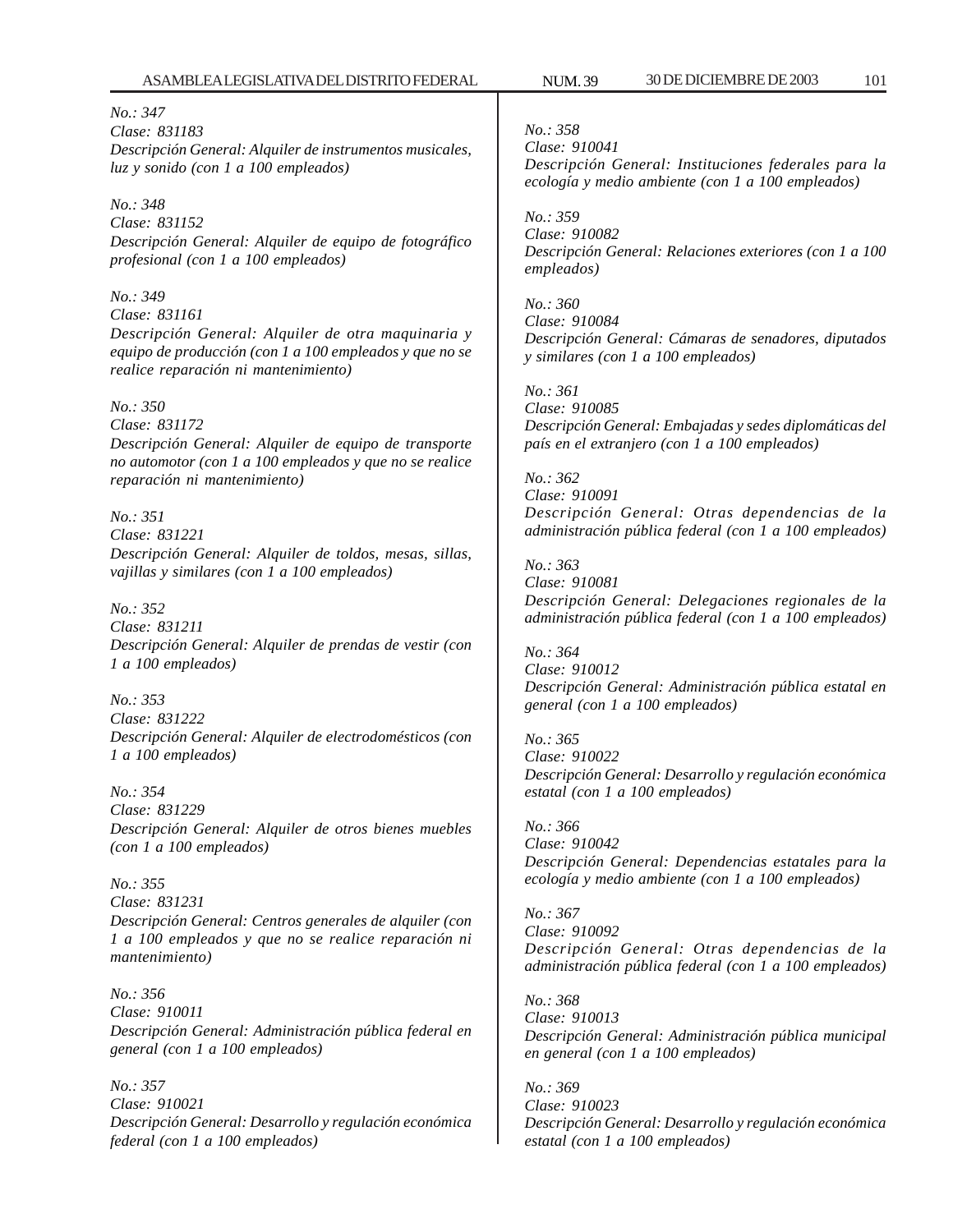*No.: 347*
*Clase: 831183*
*Descripción General: Alquiler de instrumentos musicales, luz y sonido (con 1 a 100 empleados)*

*No.: 348*
*Clase: 831152*
*Descripción General: Alquiler de equipo de fotográfico profesional (con 1 a 100 empleados)*

*No.: 349*
*Clase: 831161*
*Descripción General: Alquiler de otra maquinaria y equipo de producción (con 1 a 100 empleados y que no se realice reparación ni mantenimiento)*

*No.: 350*
*Clase: 831172*
*Descripción General: Alquiler de equipo de transporte no automotor (con 1 a 100 empleados y que no se realice reparación ni mantenimiento)*

*No.: 351*
*Clase: 831221*
*Descripción General: Alquiler de toldos, mesas, sillas, vajillas y similares (con 1 a 100 empleados)*

*No.: 352*
*Clase: 831211*
*Descripción General: Alquiler de prendas de vestir (con 1 a 100 empleados)*

*No.: 353*
*Clase: 831222*
*Descripción General: Alquiler de electrodomésticos (con 1 a 100 empleados)*

*No.: 354*
*Clase: 831229*
*Descripción General: Alquiler de otros bienes muebles (con 1 a 100 empleados)*

*No.: 355*
*Clase: 831231*
*Descripción General: Centros generales de alquiler (con 1 a 100 empleados y que no se realice reparación ni mantenimiento)*

*No.: 356*
*Clase: 910011*
*Descripción General: Administración pública federal en general (con 1 a 100 empleados)*

*No.: 357*
*Clase: 910021*
*Descripción General: Desarrollo y regulación económica federal (con 1 a 100 empleados)*

*No.: 358*
*Clase: 910041*
*Descripción General: Instituciones federales para la ecología y medio ambiente (con 1 a 100 empleados)*

*No.: 359*
*Clase: 910082*
*Descripción General: Relaciones exteriores (con 1 a 100 empleados)*

*No.: 360*
*Clase: 910084*
*Descripción General: Cámaras de senadores, diputados y similares (con 1 a 100 empleados)*

*No.: 361*
*Clase: 910085*
*Descripción General: Embajadas y sedes diplomáticas del país en el extranjero (con 1 a 100 empleados)*

*No.: 362*
*Clase: 910091*
*Descripción General: Otras dependencias de la administración pública federal (con 1 a 100 empleados)*

*No.: 363*
*Clase: 910081*
*Descripción General: Delegaciones regionales de la administración pública federal (con 1 a 100 empleados)*

*No.: 364*
*Clase: 910012*
*Descripción General: Administración pública estatal en general (con 1 a 100 empleados)*

*No.: 365*
*Clase: 910022*
*Descripción General: Desarrollo y regulación económica estatal (con 1 a 100 empleados)*

*No.: 366*
*Clase: 910042*
*Descripción General: Dependencias estatales para la ecología y medio ambiente (con 1 a 100 empleados)*

*No.: 367*
*Clase: 910092*
*Descripción General: Otras dependencias de la administración pública federal (con 1 a 100 empleados)*

*No.: 368*
*Clase: 910013*
*Descripción General: Administración pública municipal en general (con 1 a 100 empleados)*

*No.: 369*
*Clase: 910023*
*Descripción General: Desarrollo y regulación económica estatal (con 1 a 100 empleados)*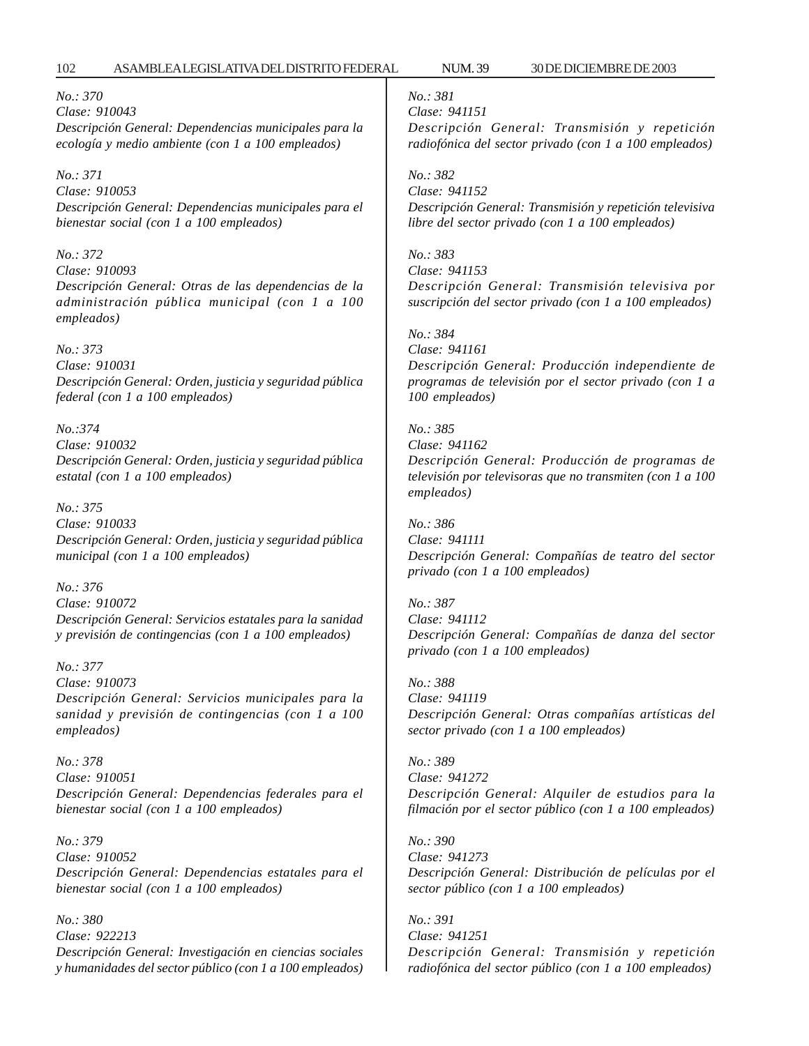*No.: 370*
*Clase: 910043*
*Descripción General: Dependencias municipales para la ecología y medio ambiente (con 1 a 100 empleados)*

*No.: 371*
*Clase: 910053*
*Descripción General: Dependencias municipales para el bienestar social (con 1 a 100 empleados)*

*No.: 372*
*Clase: 910093*
*Descripción General: Otras de las dependencias de la administración pública municipal (con 1 a 100 empleados)*

*No.: 373*
*Clase: 910031*
*Descripción General: Orden, justicia y seguridad pública federal (con 1 a 100 empleados)*

*No.:374*
*Clase: 910032*
*Descripción General: Orden, justicia y seguridad pública estatal (con 1 a 100 empleados)*

*No.: 375*
*Clase: 910033*
*Descripción General: Orden, justicia y seguridad pública municipal (con 1 a 100 empleados)*

*No.: 376*
*Clase: 910072*
*Descripción General: Servicios estatales para la sanidad y previsión de contingencias (con 1 a 100 empleados)*

*No.: 377*
*Clase: 910073*
*Descripción General: Servicios municipales para la sanidad y previsión de contingencias (con 1 a 100 empleados)*

*No.: 378*
*Clase: 910051*
*Descripción General: Dependencias federales para el bienestar social (con 1 a 100 empleados)*

*No.: 379*
*Clase: 910052*
*Descripción General: Dependencias estatales para el bienestar social (con 1 a 100 empleados)*

*No.: 380*
*Clase: 922213*
*Descripción General: Investigación en ciencias sociales y humanidades del sector público (con 1 a 100 empleados)*

*No.: 381*
*Clase: 941151*
*Descripción General: Transmisión y repetición radiofónica del sector privado (con 1 a 100 empleados)*

*No.: 382*
*Clase: 941152*
*Descripción General: Transmisión y repetición televisiva libre del sector privado (con 1 a 100 empleados)*

*No.: 383*
*Clase: 941153*
*Descripción General: Transmisión televisiva por suscripción del sector privado (con 1 a 100 empleados)*

*No.: 384*
*Clase: 941161*
*Descripción General: Producción independiente de programas de televisión por el sector privado (con 1 a 100 empleados)*

*No.: 385*
*Clase: 941162*
*Descripción General: Producción de programas de televisión por televisoras que no transmiten (con 1 a 100 empleados)*

*No.: 386*
*Clase: 941111*
*Descripción General: Compañías de teatro del sector privado (con 1 a 100 empleados)*

*No.: 387*
*Clase: 941112*
*Descripción General: Compañías de danza del sector privado (con 1 a 100 empleados)*

*No.: 388*
*Clase: 941119*
*Descripción General: Otras compañías artísticas del sector privado (con 1 a 100 empleados)*

*No.: 389*
*Clase: 941272*
*Descripción General: Alquiler de estudios para la filmación por el sector público (con 1 a 100 empleados)*

*No.: 390*
*Clase: 941273*
*Descripción General: Distribución de películas por el sector público (con 1 a 100 empleados)*

*No.: 391*
*Clase: 941251*
*Descripción General: Transmisión y repetición radiofónica del sector público (con 1 a 100 empleados)*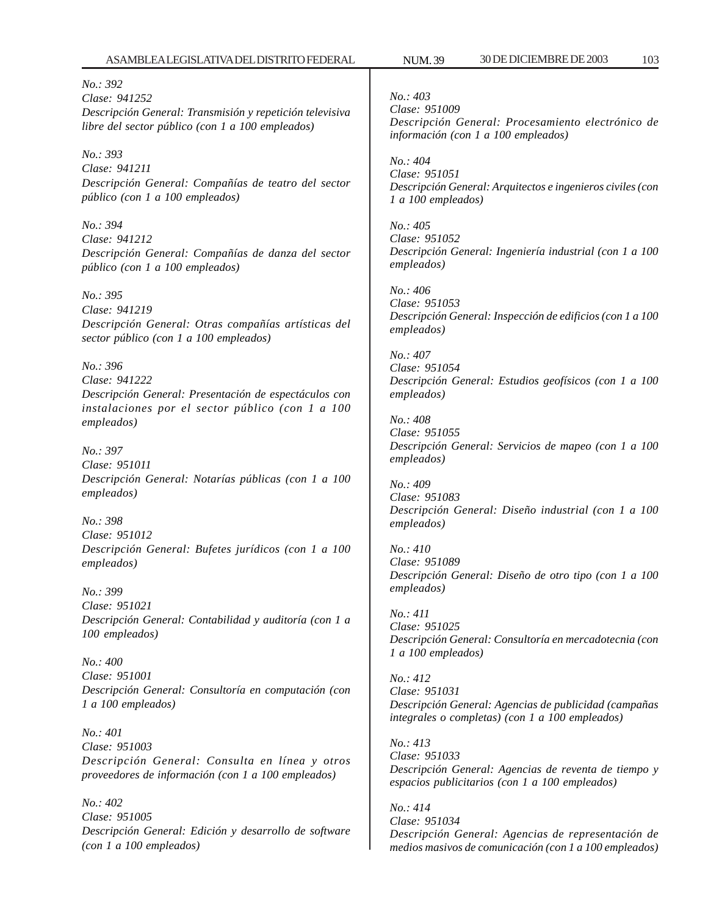*No.: 392*
*Clase: 941252*
*Descripción General: Transmisión y repetición televisiva libre del sector público (con 1 a 100 empleados)*

*No.: 393*
*Clase: 941211*
*Descripción General: Compañías de teatro del sector público (con 1 a 100 empleados)*

*No.: 394*
*Clase: 941212*
*Descripción General: Compañías de danza del sector público (con 1 a 100 empleados)*

*No.: 395*
*Clase: 941219*
*Descripción General: Otras compañías artísticas del sector público (con 1 a 100 empleados)*

*No.: 396*
*Clase: 941222*
*Descripción General: Presentación de espectáculos con instalaciones por el sector público (con 1 a 100 empleados)*

*No.: 397*
*Clase: 951011*
*Descripción General: Notarías públicas (con 1 a 100 empleados)*

*No.: 398*
*Clase: 951012*
*Descripción General: Bufetes jurídicos (con 1 a 100 empleados)*

*No.: 399*
*Clase: 951021*
*Descripción General: Contabilidad y auditoría (con 1 a 100 empleados)*

*No.: 400*
*Clase: 951001*
*Descripción General: Consultoría en computación (con 1 a 100 empleados)*

*No.: 401*
*Clase: 951003*
*Descripción General: Consulta en línea y otros proveedores de información (con 1 a 100 empleados)*

*No.: 402*
*Clase: 951005*
*Descripción General: Edición y desarrollo de software (con 1 a 100 empleados)*

*No.: 403*
*Clase: 951009*
*Descripción General: Procesamiento electrónico de información (con 1 a 100 empleados)*

*No.: 404*
*Clase: 951051*
*Descripción General: Arquitectos e ingenieros civiles (con 1 a 100 empleados)*

*No.: 405*
*Clase: 951052*
*Descripción General: Ingeniería industrial (con 1 a 100 empleados)*

*No.: 406*
*Clase: 951053*
*Descripción General: Inspección de edificios (con 1 a 100 empleados)*

*No.: 407*
*Clase: 951054*
*Descripción General: Estudios geofísicos (con 1 a 100 empleados)*

*No.: 408*
*Clase: 951055*
*Descripción General: Servicios de mapeo (con 1 a 100 empleados)*

*No.: 409*
*Clase: 951083*
*Descripción General: Diseño industrial (con 1 a 100 empleados)*

*No.: 410*
*Clase: 951089*
*Descripción General: Diseño de otro tipo (con 1 a 100 empleados)*

*No.: 411*
*Clase: 951025*
*Descripción General: Consultoría en mercadotecnia (con 1 a 100 empleados)*

*No.: 412*
*Clase: 951031*
*Descripción General: Agencias de publicidad (campañas integrales o completas) (con 1 a 100 empleados)*

*No.: 413*
*Clase: 951033*
*Descripción General: Agencias de reventa de tiempo y espacios publicitarios (con 1 a 100 empleados)*

*No.: 414*
*Clase: 951034*
*Descripción General: Agencias de representación de medios masivos de comunicación (con 1 a 100 empleados)*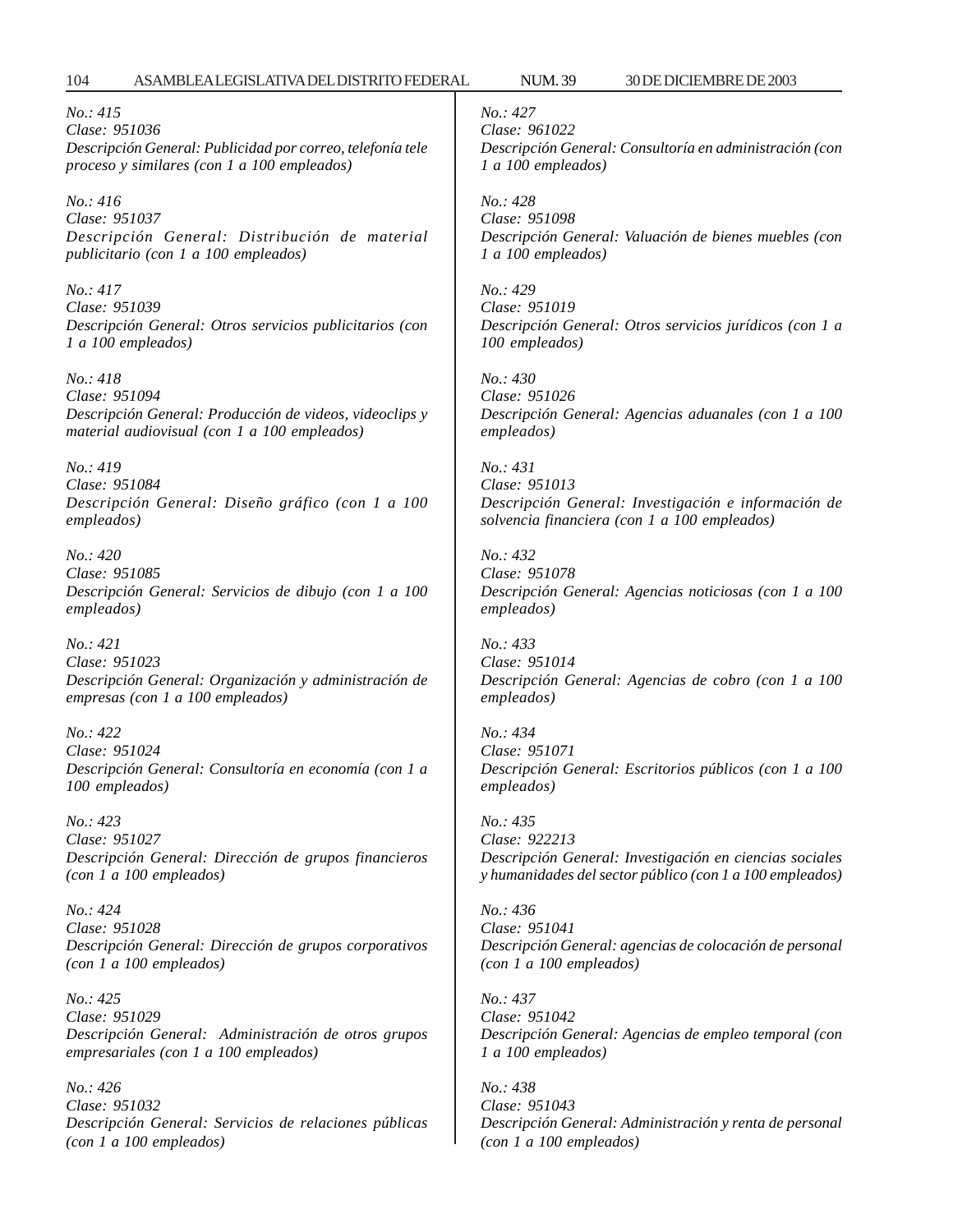*No.: 415*
*Clase: 951036*
*Descripción General: Publicidad por correo, telefonía tele proceso y similares (con 1 a 100 empleados)*

*No.: 416*
*Clase: 951037*
*Descripción General: Distribución de material publicitario (con 1 a 100 empleados)*

*No.: 417*
*Clase: 951039*
*Descripción General: Otros servicios publicitarios (con 1 a 100 empleados)*

*No.: 418*
*Clase: 951094*
*Descripción General: Producción de videos, videoclips y material audiovisual (con 1 a 100 empleados)*

*No.: 419*
*Clase: 951084*
*Descripción General: Diseño gráfico (con 1 a 100 empleados)*

*No.: 420*
*Clase: 951085*
*Descripción General: Servicios de dibujo (con 1 a 100 empleados)*

*No.: 421*
*Clase: 951023*
*Descripción General: Organización y administración de empresas (con 1 a 100 empleados)*

*No.: 422*
*Clase: 951024*
*Descripción General: Consultoría en economía (con 1 a 100 empleados)*

*No.: 423*
*Clase: 951027*
*Descripción General: Dirección de grupos financieros (con 1 a 100 empleados)*

*No.: 424*
*Clase: 951028*
*Descripción General: Dirección de grupos corporativos (con 1 a 100 empleados)*

*No.: 425*
*Clase: 951029*
*Descripción General: Administración de otros grupos empresariales (con 1 a 100 empleados)*

*No.: 426*
*Clase: 951032*
*Descripción General: Servicios de relaciones públicas (con 1 a 100 empleados)*

*No.: 427*
*Clase: 961022*
*Descripción General: Consultoría en administración (con 1 a 100 empleados)*

*No.: 428*
*Clase: 951098*
*Descripción General: Valuación de bienes muebles (con 1 a 100 empleados)*

*No.: 429*
*Clase: 951019*
*Descripción General: Otros servicios jurídicos (con 1 a 100 empleados)*

*No.: 430*
*Clase: 951026*
*Descripción General: Agencias aduanales (con 1 a 100 empleados)*

*No.: 431*
*Clase: 951013*
*Descripción General: Investigación e información de solvencia financiera (con 1 a 100 empleados)*

*No.: 432*
*Clase: 951078*
*Descripción General: Agencias noticiosas (con 1 a 100 empleados)*

*No.: 433*
*Clase: 951014*
*Descripción General: Agencias de cobro (con 1 a 100 empleados)*

*No.: 434*
*Clase: 951071*
*Descripción General: Escritorios públicos (con 1 a 100 empleados)*

*No.: 435*
*Clase: 922213*
*Descripción General: Investigación en ciencias sociales y humanidades del sector público (con 1 a 100 empleados)*

*No.: 436*
*Clase: 951041*
*Descripción General: agencias de colocación de personal (con 1 a 100 empleados)*

*No.: 437*
*Clase: 951042*
*Descripción General: Agencias de empleo temporal (con 1 a 100 empleados)*

*No.: 438*
*Clase: 951043*
*Descripción General: Administración y renta de personal (con 1 a 100 empleados)*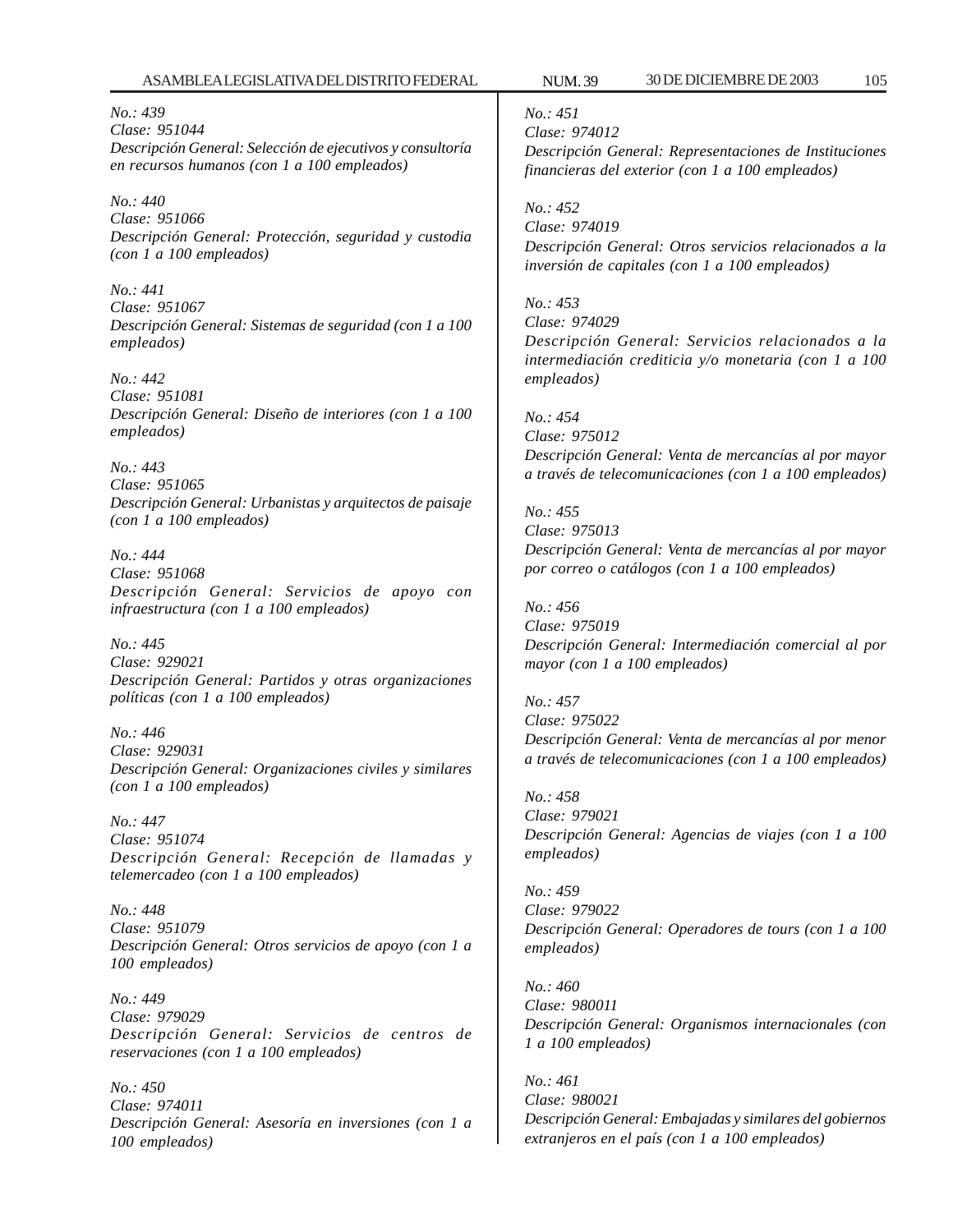*No.: 439*
*Clase: 951044*
*Descripción General: Selección de ejecutivos y consultoría en recursos humanos (con 1 a 100 empleados)*

*No.: 440*
*Clase: 951066*
*Descripción General: Protección, seguridad y custodia (con 1 a 100 empleados)*

*No.: 441*
*Clase: 951067*
*Descripción General: Sistemas de seguridad (con 1 a 100 empleados)*

*No.: 442*
*Clase: 951081*
*Descripción General: Diseño de interiores (con 1 a 100 empleados)*

*No.: 443*
*Clase: 951065*
*Descripción General: Urbanistas y arquitectos de paisaje (con 1 a 100 empleados)*

*No.: 444*
*Clase: 951068*
*Descripción General: Servicios de apoyo con infraestructura (con 1 a 100 empleados)*

*No.: 445*
*Clase: 929021*
*Descripción General: Partidos y otras organizaciones políticas (con 1 a 100 empleados)*

*No.: 446*
*Clase: 929031*
*Descripción General: Organizaciones civiles y similares (con 1 a 100 empleados)*

*No.: 447*
*Clase: 951074*
*Descripción General: Recepción de llamadas y telemercadeo (con 1 a 100 empleados)*

*No.: 448*
*Clase: 951079*
*Descripción General: Otros servicios de apoyo (con 1 a 100 empleados)*

*No.: 449*
*Clase: 979029*
*Descripción General: Servicios de centros de reservaciones (con 1 a 100 empleados)*

*No.: 450*
*Clase: 974011*
*Descripción General: Asesoría en inversiones (con 1 a 100 empleados)*

*No.: 451*
*Clase: 974012*
*Descripción General: Representaciones de Instituciones financieras del exterior (con 1 a 100 empleados)*

*No.: 452*
*Clase: 974019*
*Descripción General: Otros servicios relacionados a la inversión de capitales (con 1 a 100 empleados)*

*No.: 453*
*Clase: 974029*
*Descripción General: Servicios relacionados a la intermediación crediticia y/o monetaria (con 1 a 100 empleados)*

*No.: 454*
*Clase: 975012*
*Descripción General: Venta de mercancías al por mayor a través de telecomunicaciones (con 1 a 100 empleados)*

*No.: 455*
*Clase: 975013*
*Descripción General: Venta de mercancías al por mayor por correo o catálogos (con 1 a 100 empleados)*

*No.: 456*
*Clase: 975019*
*Descripción General: Intermediación comercial al por mayor (con 1 a 100 empleados)*

*No.: 457*
*Clase: 975022*
*Descripción General: Venta de mercancías al por menor a través de telecomunicaciones (con 1 a 100 empleados)*

*No.: 458*
*Clase: 979021*
*Descripción General: Agencias de viajes (con 1 a 100 empleados)*

*No.: 459*
*Clase: 979022*
*Descripción General: Operadores de tours (con 1 a 100 empleados)*

*No.: 460*
*Clase: 980011*
*Descripción General: Organismos internacionales (con 1 a 100 empleados)*

*No.: 461*
*Clase: 980021*
*Descripción General: Embajadas y similares del gobiernos extranjeros en el país (con 1 a 100 empleados)*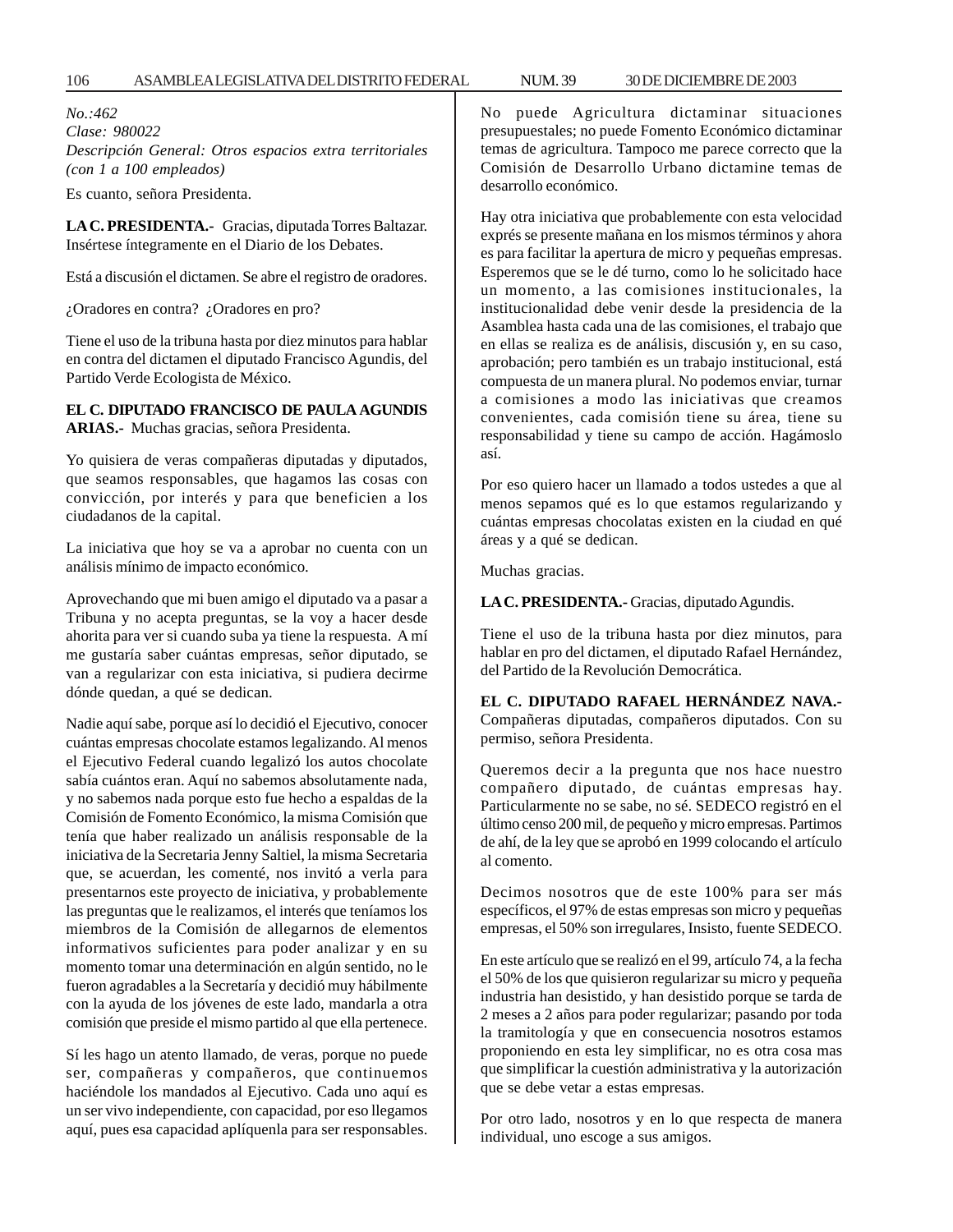*No.:462*
*Clase: 980022*
*Descripción General: Otros espacios extra territoriales (con 1 a 100 empleados)*

Es cuanto, señora Presidenta.

**LA C. PRESIDENTA.-** Gracias, diputada Torres Baltazar. Insértese íntegramente en el Diario de los Debates.

Está a discusión el dictamen. Se abre el registro de oradores.

¿Oradores en contra? ¿Oradores en pro?

Tiene el uso de la tribuna hasta por diez minutos para hablar en contra del dictamen el diputado Francisco Agundis, del Partido Verde Ecologista de México.

**EL C. DIPUTADO FRANCISCO DE PAULA AGUNDIS ARIAS.-** Muchas gracias, señora Presidenta.

Yo quisiera de veras compañeras diputadas y diputados, que seamos responsables, que hagamos las cosas con convicción, por interés y para que beneficien a los ciudadanos de la capital.

La iniciativa que hoy se va a aprobar no cuenta con un análisis mínimo de impacto económico.

Aprovechando que mi buen amigo el diputado va a pasar a Tribuna y no acepta preguntas, se la voy a hacer desde ahorita para ver si cuando suba ya tiene la respuesta. A mí me gustaría saber cuántas empresas, señor diputado, se van a regularizar con esta iniciativa, si pudiera decirme dónde quedan, a qué se dedican.

Nadie aquí sabe, porque así lo decidió el Ejecutivo, conocer cuántas empresas chocolate estamos legalizando. Al menos el Ejecutivo Federal cuando legalizó los autos chocolate sabía cuántos eran. Aquí no sabemos absolutamente nada, y no sabemos nada porque esto fue hecho a espaldas de la Comisión de Fomento Económico, la misma Comisión que tenía que haber realizado un análisis responsable de la iniciativa de la Secretaria Jenny Saltiel, la misma Secretaria que, se acuerdan, les comenté, nos invitó a verla para presentarnos este proyecto de iniciativa, y probablemente las preguntas que le realizamos, el interés que teníamos los miembros de la Comisión de allegarnos de elementos informativos suficientes para poder analizar y en su momento tomar una determinación en algún sentido, no le fueron agradables a la Secretaría y decidió muy hábilmente con la ayuda de los jóvenes de este lado, mandarla a otra comisión que preside el mismo partido al que ella pertenece.

Sí les hago un atento llamado, de veras, porque no puede ser, compañeras y compañeros, que continuemos haciéndole los mandados al Ejecutivo. Cada uno aquí es un ser vivo independiente, con capacidad, por eso llegamos aquí, pues esa capacidad aplíquenla para ser responsables. No puede Agricultura dictaminar situaciones presupuestales; no puede Fomento Económico dictaminar temas de agricultura. Tampoco me parece correcto que la Comisión de Desarrollo Urbano dictamine temas de desarrollo económico.

Hay otra iniciativa que probablemente con esta velocidad exprés se presente mañana en los mismos términos y ahora es para facilitar la apertura de micro y pequeñas empresas. Esperemos que se le dé turno, como lo he solicitado hace un momento, a las comisiones institucionales, la institucionalidad debe venir desde la presidencia de la Asamblea hasta cada una de las comisiones, el trabajo que en ellas se realiza es de análisis, discusión y, en su caso, aprobación; pero también es un trabajo institucional, está compuesta de un manera plural. No podemos enviar, turnar a comisiones a modo las iniciativas que creamos convenientes, cada comisión tiene su área, tiene su responsabilidad y tiene su campo de acción. Hagámoslo así.

Por eso quiero hacer un llamado a todos ustedes a que al menos sepamos qué es lo que estamos regularizando y cuántas empresas chocolatas existen en la ciudad en qué áreas y a qué se dedican.

Muchas gracias.

**LA C. PRESIDENTA.-** Gracias, diputado Agundis.

Tiene el uso de la tribuna hasta por diez minutos, para hablar en pro del dictamen, el diputado Rafael Hernández, del Partido de la Revolución Democrática.

**EL C. DIPUTADO RAFAEL HERNÁNDEZ NAVA.-** Compañeras diputadas, compañeros diputados. Con su permiso, señora Presidenta.

Queremos decir a la pregunta que nos hace nuestro compañero diputado, de cuántas empresas hay. Particularmente no se sabe, no sé. SEDECO registró en el último censo 200 mil, de pequeño y micro empresas. Partimos de ahí, de la ley que se aprobó en 1999 colocando el artículo al comento.

Decimos nosotros que de este 100% para ser más específicos, el 97% de estas empresas son micro y pequeñas empresas, el 50% son irregulares, Insisto, fuente SEDECO.

En este artículo que se realizó en el 99, artículo 74, a la fecha el 50% de los que quisieron regularizar su micro y pequeña industria han desistido, y han desistido porque se tarde de 2 meses a 2 años para poder regularizar; pasando por toda la tramitología y que en consecuencia nosotros estamos proponiendo en esta ley simplificar, no es otra cosa mas que simplificar la cuestión administrativa y la autorización que se debe vetar a estas empresas.

Por otro lado, nosotros y en lo que respecta de manera individual, uno escoge a sus amigos.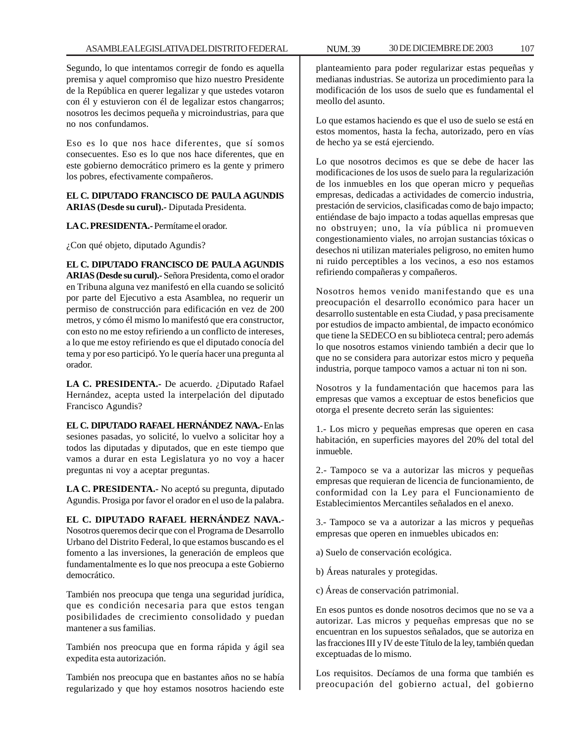Segundo, lo que intentamos corregir de fondo es aquella premisa y aquel compromiso que hizo nuestro Presidente de la República en querer legalizar y que ustedes votaron con él y estuvieron con él de legalizar estos changarros; nosotros les decimos pequeña y microindustrias, para que no nos confundamos.

Eso es lo que nos hace diferentes, que sí somos consecuentes. Eso es lo que nos hace diferentes, que en este gobierno democrático primero es la gente y primero los pobres, efectivamente compañeros.

**EL C. DIPUTADO FRANCISCO DE PAULA AGUNDIS ARIAS (Desde su curul).-** Diputada Presidenta.

**LA C. PRESIDENTA.-** Permítame el orador.

¿Con qué objeto, diputado Agundis?

**EL C. DIPUTADO FRANCISCO DE PAULA AGUNDIS ARIAS (Desde su curul).-** Señora Presidenta, como el orador en Tribuna alguna vez manifestó en ella cuando se solicitó por parte del Ejecutivo a esta Asamblea, no requerir un permiso de construcción para edificación en vez de 200 metros, y cómo él mismo lo manifestó que era constructor, con esto no me estoy refiriendo a un conflicto de intereses, a lo que me estoy refiriendo es que el diputado conocía del tema y por eso participó. Yo le quería hacer una pregunta al orador.

**LA C. PRESIDENTA.-** De acuerdo. ¿Diputado Rafael Hernández, acepta usted la interpelación del diputado Francisco Agundis?

**EL C. DIPUTADO RAFAEL HERNÁNDEZ NAVA.-** En las sesiones pasadas, yo solicité, lo vuelvo a solicitar hoy a todos las diputadas y diputados, que en este tiempo que vamos a durar en esta Legislatura yo no voy a hacer preguntas ni voy a aceptar preguntas.

**LA C. PRESIDENTA.-** No aceptó su pregunta, diputado Agundis. Prosiga por favor el orador en el uso de la palabra.

**EL C. DIPUTADO RAFAEL HERNÁNDEZ NAVA.-** Nosotros queremos decir que con el Programa de Desarrollo Urbano del Distrito Federal, lo que estamos buscando es el fomento a las inversiones, la generación de empleos que fundamentalmente es lo que nos preocupa a este Gobierno democrático.

También nos preocupa que tenga una seguridad jurídica, que es condición necesaria para que estos tengan posibilidades de crecimiento consolidado y puedan mantener a sus familias.

También nos preocupa que en forma rápida y ágil sea expedita esta autorización.

También nos preocupa que en bastantes años no se había regularizado y que hoy estamos nosotros haciendo este planteamiento para poder regularizar estas pequeñas y medianas industrias. Se autoriza un procedimiento para la modificación de los usos de suelo que es fundamental el meollo del asunto.

Lo que estamos haciendo es que el uso de suelo se está en estos momentos, hasta la fecha, autorizado, pero en vías de hecho ya se está ejerciendo.

Lo que nosotros decimos es que se debe de hacer las modificaciones de los usos de suelo para la regularización de los inmuebles en los que operan micro y pequeñas empresas, dedicadas a actividades de comercio industria, prestación de servicios, clasificadas como de bajo impacto; entiéndase de bajo impacto a todas aquellas empresas que no obstruyen; uno, la vía pública ni promueven congestionamiento viales, no arrojan sustancias tóxicas o desechos ni utilizan materiales peligroso, no emiten humo ni ruido perceptibles a los vecinos, a eso nos estamos refiriendo compañeras y compañeros.

Nosotros hemos venido manifestando que es una preocupación el desarrollo económico para hacer un desarrollo sustentable en esta Ciudad, y pasa precisamente por estudios de impacto ambiental, de impacto económico que tiene la SEDECO en su biblioteca central; pero además lo que nosotros estamos viniendo también a decir que lo que no se considera para autorizar estos micro y pequeña industria, porque tampoco vamos a actuar ni ton ni son.

Nosotros y la fundamentación que hacemos para las empresas que vamos a exceptuar de estos beneficios que otorga el presente decreto serán las siguientes:

1.- Los micro y pequeñas empresas que operen en casa habitación, en superficies mayores del 20% del total del inmueble.

2.- Tampoco se va a autorizar las micros y pequeñas empresas que requieran de licencia de funcionamiento, de conformidad con la Ley para el Funcionamiento de Establecimientos Mercantiles señalados en el anexo.

3.- Tampoco se va a autorizar a las micros y pequeñas empresas que operen en inmuebles ubicados en:

a) Suelo de conservación ecológica.

b) Áreas naturales y protegidas.

c) Áreas de conservación patrimonial.

En esos puntos es donde nosotros decimos que no se va a autorizar. Las micros y pequeñas empresas que no se encuentran en los supuestos señalados, que se autoriza en las fracciones III y IV de este Título de la ley, también quedan exceptuadas de lo mismo.

Los requisitos. Decíamos de una forma que también es preocupación del gobierno actual, del gobierno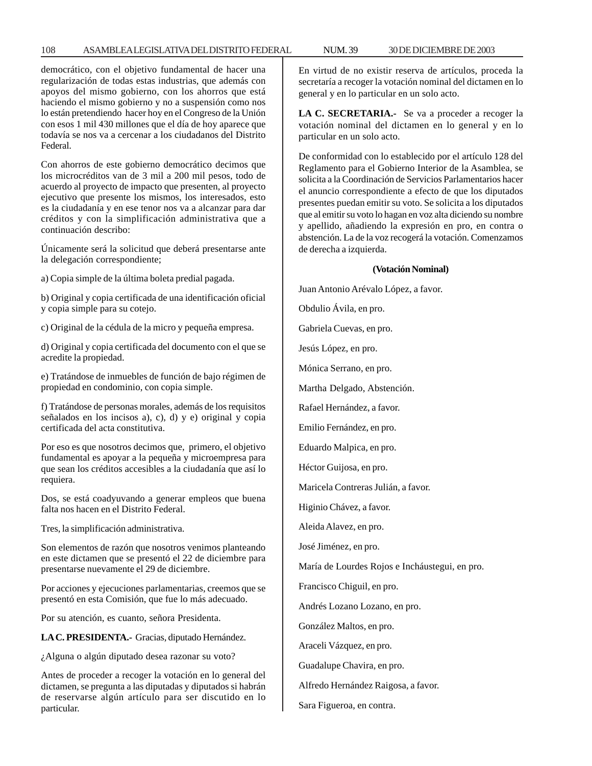democrático, con el objetivo fundamental de hacer una regularización de todas estas industrias, que además con apoyos del mismo gobierno, con los ahorros que está haciendo el mismo gobierno y no a suspensión como nos lo están pretendiendo hacer hoy en el Congreso de la Unión con esos 1 mil 430 millones que el día de hoy aparece que todavía se nos va a cercenar a los ciudadanos del Distrito Federal.

Con ahorros de este gobierno democrático decimos que los microcréditos van de 3 mil a 200 mil pesos, todo de acuerdo al proyecto de impacto que presenten, al proyecto ejecutivo que presente los mismos, los interesados, esto es la ciudadanía y en ese tenor nos va a alcanzar para dar créditos y con la simplificación administrativa que a continuación describo:

Únicamente será la solicitud que deberá presentarse ante la delegación correspondiente;

a) Copia simple de la última boleta predial pagada.

b) Original y copia certificada de una identificación oficial y copia simple para su cotejo.

c) Original de la cédula de la micro y pequeña empresa.

d) Original y copia certificada del documento con el que se acredite la propiedad.

e) Tratándose de inmuebles de función de bajo régimen de propiedad en condominio, con copia simple.

f) Tratándose de personas morales, además de los requisitos señalados en los incisos a), c), d) y e) original y copia certificada del acta constitutiva.

Por eso es que nosotros decimos que, primero, el objetivo fundamental es apoyar a la pequeña y microempresa para que sean los créditos accesibles a la ciudadanía que así lo requiera.

Dos, se está coadyuvando a generar empleos que buena falta nos hacen en el Distrito Federal.

Tres, la simplificación administrativa.

Son elementos de razón que nosotros venimos planteando en este dictamen que se presentó el 22 de diciembre para presentarse nuevamente el 29 de diciembre.

Por acciones y ejecuciones parlamentarias, creemos que se presentó en esta Comisión, que fue lo más adecuado.

Por su atención, es cuanto, señora Presidenta.

**LA C. PRESIDENTA.-** Gracias, diputado Hernández.

¿Alguna o algún diputado desea razonar su voto?

Antes de proceder a recoger la votación en lo general del dictamen, se pregunta a las diputadas y diputados si habrán de reservarse algún artículo para ser discutido en lo particular.

En virtud de no existir reserva de artículos, proceda la secretaría a recoger la votación nominal del dictamen en lo general y en lo particular en un solo acto.

**LA C. SECRETARIA.-** Se va a proceder a recoger la votación nominal del dictamen en lo general y en lo particular en un solo acto.

De conformidad con lo establecido por el artículo 128 del Reglamento para el Gobierno Interior de la Asamblea, se solicita a la Coordinación de Servicios Parlamentarios hacer el anuncio correspondiente a efecto de que los diputados presentes puedan emitir su voto. Se solicita a los diputados que al emitir su voto lo hagan en voz alta diciendo su nombre y apellido, añadiendo la expresión en pro, en contra o abstención. La de la voz recogerá la votación. Comenzamos de derecha a izquierda.

**(Votación Nominal)**

Juan Antonio Arévalo López, a favor.

Obdulio Ávila, en pro.

Gabriela Cuevas, en pro.

Jesús López, en pro.

Mónica Serrano, en pro.

Martha Delgado, Abstención.

Rafael Hernández, a favor.

Emilio Fernández, en pro.

Eduardo Malpica, en pro.

Héctor Guijosa, en pro.

Maricela Contreras Julián, a favor.

Higinio Chávez, a favor.

Aleida Alavez, en pro.

José Jiménez, en pro.

María de Lourdes Rojos e Incháustegui, en pro.

Francisco Chiguil, en pro.

Andrés Lozano Lozano, en pro.

González Maltos, en pro.

Araceli Vázquez, en pro.

Guadalupe Chavira, en pro.

Alfredo Hernández Raigosa, a favor.

Sara Figueroa, en contra.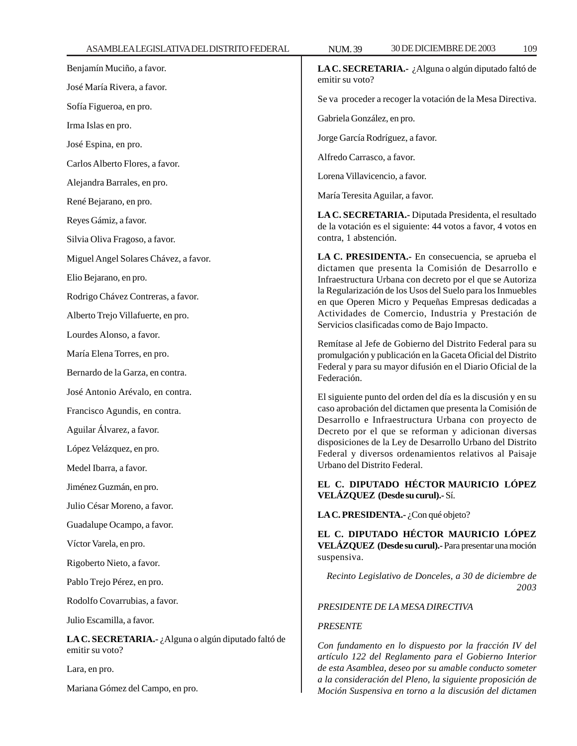Benjamín Muciño, a favor.

José María Rivera, a favor.

Sofía Figueroa, en pro.

Irma Islas en pro.

José Espina, en pro.

Carlos Alberto Flores, a favor.

Alejandra Barrales, en pro.

René Bejarano, en pro.

Reyes Gámiz, a favor.

Silvia Oliva Fragoso, a favor.

Miguel Angel Solares Chávez, a favor.

Elio Bejarano, en pro.

Rodrigo Chávez Contreras, a favor.

Alberto Trejo Villafuerte, en pro.

Lourdes Alonso, a favor.

María Elena Torres, en pro.

Bernardo de la Garza, en contra.

José Antonio Arévalo, en contra.

Francisco Agundis, en contra.

Aguilar Álvarez, a favor.

López Velázquez, en pro.

Medel Ibarra, a favor.

Jiménez Guzmán, en pro.

Julio César Moreno, a favor.

Guadalupe Ocampo, a favor.

Víctor Varela, en pro.

Rigoberto Nieto, a favor.

Pablo Trejo Pérez, en pro.

Rodolfo Covarrubias, a favor.

Julio Escamilla, a favor.

**LA C. SECRETARIA.-** ¿Alguna o algún diputado faltó de emitir su voto?

Lara, en pro.

Mariana Gómez del Campo, en pro.

**LA C. SECRETARIA.-** ¿Alguna o algún diputado faltó de emitir su voto?

Se va proceder a recoger la votación de la Mesa Directiva.

Gabriela González, en pro.

Jorge García Rodríguez, a favor.

Alfredo Carrasco, a favor.

Lorena Villavicencio, a favor.

María Teresita Aguilar, a favor.

**LA C. SECRETARIA.-** Diputada Presidenta, el resultado de la votación es el siguiente: 44 votos a favor, 4 votos en contra, 1 abstención.

**LA C. PRESIDENTA.-** En consecuencia, se aprueba el dictamen que presenta la Comisión de Desarrollo e Infraestructura Urbana con decreto por el que se Autoriza la Regularización de los Usos del Suelo para los Inmuebles en que Operen Micro y Pequeñas Empresas dedicadas a Actividades de Comercio, Industria y Prestación de Servicios clasificadas como de Bajo Impacto.

Remítase al Jefe de Gobierno del Distrito Federal para su promulgación y publicación en la Gaceta Oficial del Distrito Federal y para su mayor difusión en el Diario Oficial de la Federación.

El siguiente punto del orden del día es la discusión y en su caso aprobación del dictamen que presenta la Comisión de Desarrollo e Infraestructura Urbana con proyecto de Decreto por el que se reforman y adicionan diversas disposiciones de la Ley de Desarrollo Urbano del Distrito Federal y diversos ordenamientos relativos al Paisaje Urbano del Distrito Federal.

**EL C. DIPUTADO HÉCTOR MAURICIO LÓPEZ VELÁZQUEZ (Desde su curul).-** Sí.

**LA C. PRESIDENTA.-** ¿Con qué objeto?

**EL C. DIPUTADO HÉCTOR MAURICIO LÓPEZ VELÁZQUEZ (Desde su curul).-** Para presentar una moción suspensiva.

*Recinto Legislativo de Donceles, a 30 de diciembre de 2003*

*PRESIDENTE DE LA MESA DIRECTIVA*

*PRESENTE*

*Con fundamento en lo dispuesto por la fracción IV del artículo 122 del Reglamento para el Gobierno Interior de esta Asamblea, deseo por su amable conducto someter a la consideración del Pleno, la siguiente proposición de Moción Suspensiva en torno a la discusión del dictamen*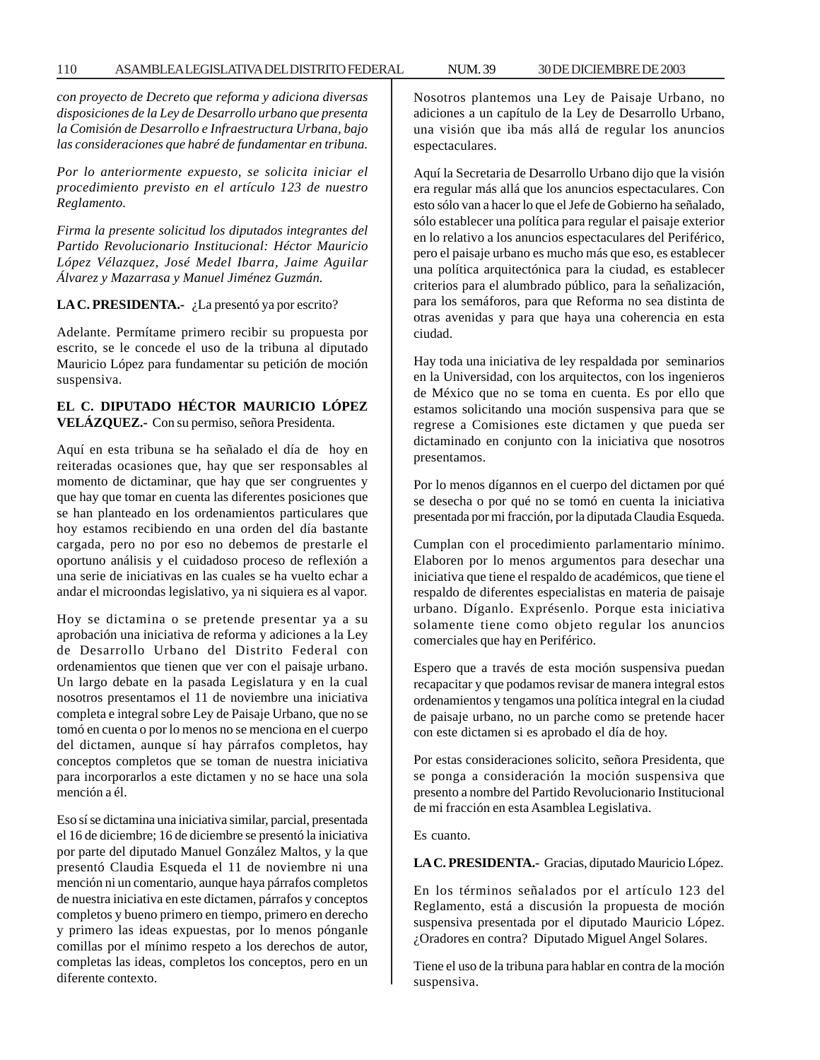*con proyecto de Decreto que reforma y adiciona diversas disposiciones de la Ley de Desarrollo urbano que presenta la Comisión de Desarrollo e Infraestructura Urbana, bajo las consideraciones que habré de fundamentar en tribuna.*

*Por lo anteriormente expuesto, se solicita iniciar el procedimiento previsto en el artículo 123 de nuestro Reglamento.*

*Firma la presente solicitud los diputados integrantes del Partido Revolucionario Institucional: Héctor Mauricio López Vélazquez, José Medel Ibarra, Jaime Aguilar Álvarez y Mazarrasa y Manuel Jiménez Guzmán.*

**LA C. PRESIDENTA.-** ¿La presentó ya por escrito?

Adelante. Permítame primero recibir su propuesta por escrito, se le concede el uso de la tribuna al diputado Mauricio López para fundamentar su petición de moción suspensiva.

**EL C. DIPUTADO HÉCTOR MAURICIO LÓPEZ VELÁZQUEZ.-** Con su permiso, señora Presidenta.

Aquí en esta tribuna se ha señalado el día de hoy en reiteradas ocasiones que, hay que ser responsables al momento de dictaminar, que hay que ser congruentes y que hay que tomar en cuenta las diferentes posiciones que se han planteado en los ordenamientos particulares que hoy estamos recibiendo en una orden del día bastante cargada, pero no por eso no debemos de prestarle el oportuno análisis y el cuidadoso proceso de reflexión a una serie de iniciativas en las cuales se ha vuelto echar a andar el microondas legislativo, ya ni siquiera es al vapor.

Hoy se dictamina o se pretende presentar ya a su aprobación una iniciativa de reforma y adiciones a la Ley de Desarrollo Urbano del Distrito Federal con ordenamientos que tienen que ver con el paisaje urbano. Un largo debate en la pasada Legislatura y en la cual nosotros presentamos el 11 de noviembre una iniciativa completa e integral sobre Ley de Paisaje Urbano, que no se tomó en cuenta o por lo menos no se menciona en el cuerpo del dictamen, aunque sí hay párrafos completos, hay conceptos completos que se toman de nuestra iniciativa para incorporarlos a este dictamen y no se hace una sola mención a él.

Eso sí se dictamina una iniciativa similar, parcial, presentada el 16 de diciembre; 16 de diciembre se presentó la iniciativa por parte del diputado Manuel González Maltos, y la que presentó Claudia Esqueda el 11 de noviembre ni una mención ni un comentario, aunque haya párrafos completos de nuestra iniciativa en este dictamen, párrafos y conceptos completos y bueno primero en tiempo, primero en derecho y primero las ideas expuestas, por lo menos pónganle comillas por el mínimo respeto a los derechos de autor, completas las ideas, completos los conceptos, pero en un diferente contexto.

Nosotros plantemos una Ley de Paisaje Urbano, no adiciones a un capítulo de la Ley de Desarrollo Urbano, una visión que iba más allá de regular los anuncios espectaculares.

Aquí la Secretaria de Desarrollo Urbano dijo que la visión era regular más allá que los anuncios espectaculares. Con esto sólo van a hacer lo que el Jefe de Gobierno ha señalado, sólo establecer una política para regular el paisaje exterior en lo relativo a los anuncios espectaculares del Periférico, pero el paisaje urbano es mucho más que eso, es establecer una política arquitectónica para la ciudad, es establecer criterios para el alumbrado público, para la señalización, para los semáforos, para que Reforma no sea distinta de otras avenidas y para que haya una coherencia en esta ciudad.

Hay toda una iniciativa de ley respaldada por seminarios en la Universidad, con los arquitectos, con los ingenieros de México que no se toma en cuenta. Es por ello que estamos solicitando una moción suspensiva para que se regrese a Comisiones este dictamen y que pueda ser dictaminado en conjunto con la iniciativa que nosotros presentamos.

Por lo menos dígannos en el cuerpo del dictamen por qué se desecha o por qué no se tomó en cuenta la iniciativa presentada por mi fracción, por la diputada Claudia Esqueda.

Cumplan con el procedimiento parlamentario mínimo. Elaboren por lo menos argumentos para desechar una iniciativa que tiene el respaldo de académicos, que tiene el respaldo de diferentes especialistas en materia de paisaje urbano. Díganlo. Exprésenlo. Porque esta iniciativa solamente tiene como objeto regular los anuncios comerciales que hay en Periférico.

Espero que a través de esta moción suspensiva puedan recapacitar y que podamos revisar de manera integral estos ordenamientos y tengamos una política integral en la ciudad de paisaje urbano, no un parche como se pretende hacer con este dictamen si es aprobado el día de hoy.

Por estas consideraciones solicito, señora Presidenta, que se ponga a consideración la moción suspensiva que presento a nombre del Partido Revolucionario Institucional de mi fracción en esta Asamblea Legislativa.

Es cuanto.

**LA C. PRESIDENTA.-** Gracias, diputado Mauricio López.

En los términos señalados por el artículo 123 del Reglamento, está a discusión la propuesta de moción suspensiva presentada por el diputado Mauricio López. ¿Oradores en contra? Diputado Miguel Angel Solares.

Tiene el uso de la tribuna para hablar en contra de la moción suspensiva.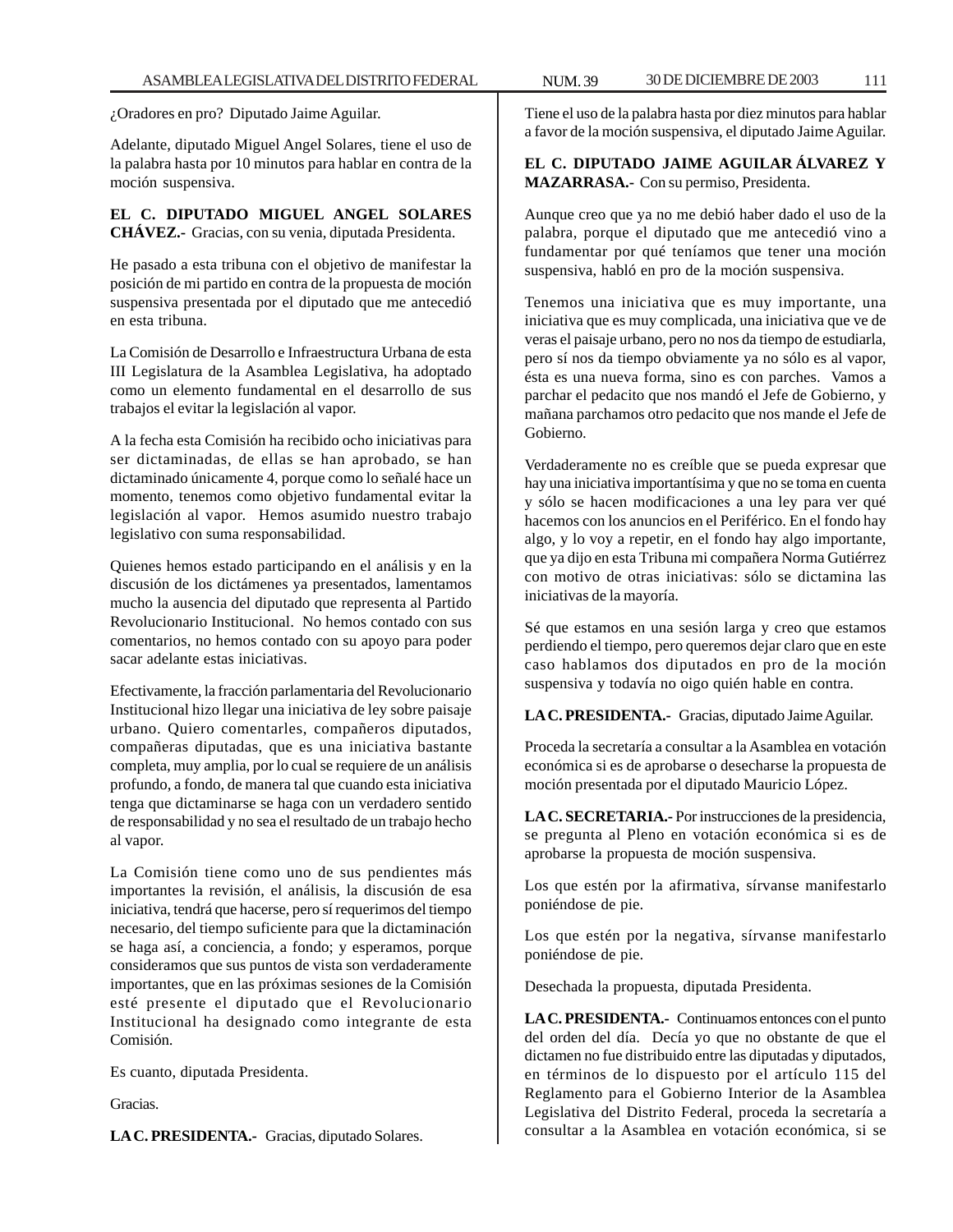¿Oradores en pro? Diputado Jaime Aguilar.

Adelante, diputado Miguel Angel Solares, tiene el uso de la palabra hasta por 10 minutos para hablar en contra de la moción suspensiva.

**EL C. DIPUTADO MIGUEL ANGEL SOLARES CHÁVEZ.-** Gracias, con su venia, diputada Presidenta.

He pasado a esta tribuna con el objetivo de manifestar la posición de mi partido en contra de la propuesta de moción suspensiva presentada por el diputado que me antecedió en esta tribuna.

La Comisión de Desarrollo e Infraestructura Urbana de esta III Legislatura de la Asamblea Legislativa, ha adoptado como un elemento fundamental en el desarrollo de sus trabajos el evitar la legislación al vapor.

A la fecha esta Comisión ha recibido ocho iniciativas para ser dictaminadas, de ellas se han aprobado, se han dictaminado únicamente 4, porque como lo señalé hace un momento, tenemos como objetivo fundamental evitar la legislación al vapor. Hemos asumido nuestro trabajo legislativo con suma responsabilidad.

Quienes hemos estado participando en el análisis y en la discusión de los dictámenes ya presentados, lamentamos mucho la ausencia del diputado que representa al Partido Revolucionario Institucional. No hemos contado con sus comentarios, no hemos contado con su apoyo para poder sacar adelante estas iniciativas.

Efectivamente, la fracción parlamentaria del Revolucionario Institucional hizo llegar una iniciativa de ley sobre paisaje urbano. Quiero comentarles, compañeros diputados, compañeras diputadas, que es una iniciativa bastante completa, muy amplia, por lo cual se requiere de un análisis profundo, a fondo, de manera tal que cuando esta iniciativa tenga que dictaminarse se haga con un verdadero sentido de responsabilidad y no sea el resultado de un trabajo hecho al vapor.

La Comisión tiene como uno de sus pendientes más importantes la revisión, el análisis, la discusión de esa iniciativa, tendrá que hacerse, pero sí requerimos del tiempo necesario, del tiempo suficiente para que la dictaminación se haga así, a conciencia, a fondo; y esperamos, porque consideramos que sus puntos de vista son verdaderamente importantes, que en las próximas sesiones de la Comisión esté presente el diputado que el Revolucionario Institucional ha designado como integrante de esta Comisión.

Es cuanto, diputada Presidenta.

Gracias.

**LA C. PRESIDENTA.-** Gracias, diputado Solares.

Tiene el uso de la palabra hasta por diez minutos para hablar a favor de la moción suspensiva, el diputado Jaime Aguilar.

**EL C. DIPUTADO JAIME AGUILAR ÁLVAREZ Y MAZARRASA.-** Con su permiso, Presidenta.

Aunque creo que ya no me debió haber dado el uso de la palabra, porque el diputado que me antecedió vino a fundamentar por qué teníamos que tener una moción suspensiva, habló en pro de la moción suspensiva.

Tenemos una iniciativa que es muy importante, una iniciativa que es muy complicada, una iniciativa que ve de veras el paisaje urbano, pero no nos da tiempo de estudiarla, pero sí nos da tiempo obviamente ya no sólo es al vapor, ésta es una nueva forma, sino es con parches. Vamos a parchar el pedacito que nos mandó el Jefe de Gobierno, y mañana parchamos otro pedacito que nos mande el Jefe de Gobierno.

Verdaderamente no es creíble que se pueda expresar que hay una iniciativa importantísima y que no se toma en cuenta y sólo se hacen modificaciones a una ley para ver qué hacemos con los anuncios en el Periférico. En el fondo hay algo, y lo voy a repetir, en el fondo hay algo importante, que ya dijo en esta Tribuna mi compañera Norma Gutiérrez con motivo de otras iniciativas: sólo se dictamina las iniciativas de la mayoría.

Sé que estamos en una sesión larga y creo que estamos perdiendo el tiempo, pero queremos dejar claro que en este caso hablamos dos diputados en pro de la moción suspensiva y todavía no oigo quién hable en contra.

**LA C. PRESIDENTA.-** Gracias, diputado Jaime Aguilar.

Proceda la secretaría a consultar a la Asamblea en votación económica si es de aprobarse o desecharse la propuesta de moción presentada por el diputado Mauricio López.

**LA C. SECRETARIA.-** Por instrucciones de la presidencia, se pregunta al Pleno en votación económica si es de aprobarse la propuesta de moción suspensiva.

Los que estén por la afirmativa, sírvanse manifestarlo poniéndose de pie.

Los que estén por la negativa, sírvanse manifestarlo poniéndose de pie.

Desechada la propuesta, diputada Presidenta.

**LA C. PRESIDENTA.-** Continuamos entonces con el punto del orden del día. Decía yo que no obstante de que el dictamen no fue distribuido entre las diputadas y diputados, en términos de lo dispuesto por el artículo 115 del Reglamento para el Gobierno Interior de la Asamblea Legislativa del Distrito Federal, proceda la secretaría a consultar a la Asamblea en votación económica, si se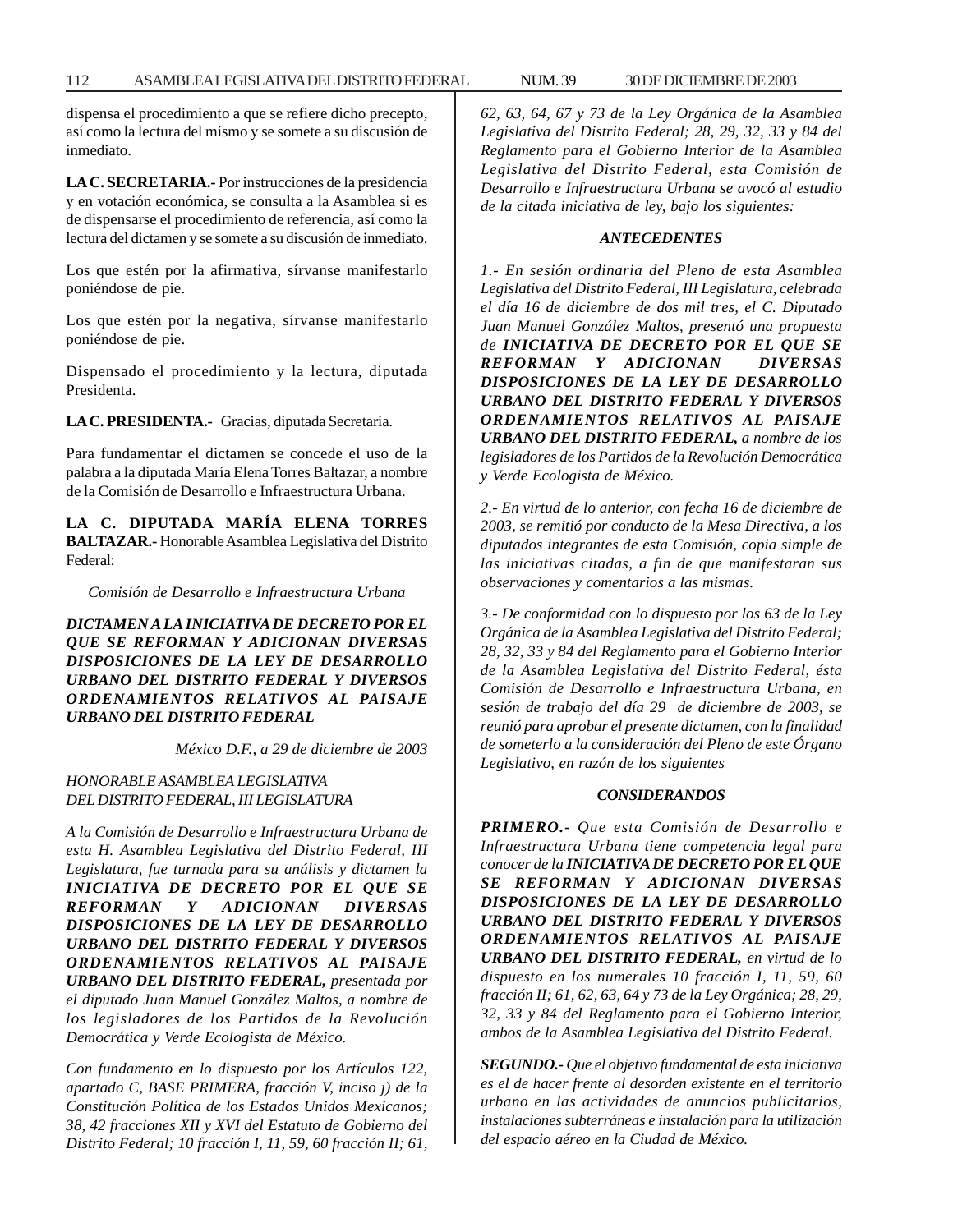dispensa el procedimiento a que se refiere dicho precepto, así como la lectura del mismo y se somete a su discusión de inmediato.

**LA C. SECRETARIA.-** Por instrucciones de la presidencia y en votación económica, se consulta a la Asamblea si es de dispensarse el procedimiento de referencia, así como la lectura del dictamen y se somete a su discusión de inmediato.

Los que estén por la afirmativa, sírvanse manifestarlo poniéndose de pie.

Los que estén por la negativa, sírvanse manifestarlo poniéndose de pie.

Dispensado el procedimiento y la lectura, diputada Presidenta.

**LA C. PRESIDENTA.-** Gracias, diputada Secretaria.

Para fundamentar el dictamen se concede el uso de la palabra a la diputada María Elena Torres Baltazar, a nombre de la Comisión de Desarrollo e Infraestructura Urbana.

**LA C. DIPUTADA MARÍA ELENA TORRES BALTAZAR.-** Honorable Asamblea Legislativa del Distrito Federal:

*Comisión de Desarrollo e Infraestructura Urbana*

***DICTAMEN A LA INICIATIVA DE DECRETO POR EL QUE SE REFORMAN Y ADICIONAN DIVERSAS DISPOSICIONES DE LA LEY DE DESARROLLO URBANO DEL DISTRITO FEDERAL Y DIVERSOS ORDENAMIENTOS RELATIVOS AL PAISAJE URBANO DEL DISTRITO FEDERAL***

*México D.F., a 29 de diciembre de 2003*

*HONORABLE ASAMBLEA LEGISLATIVA*
*DEL DISTRITO FEDERAL, III LEGISLATURA*

*A la Comisión de Desarrollo e Infraestructura Urbana de esta H. Asamblea Legislativa del Distrito Federal, III Legislatura, fue turnada para su análisis y dictamen la* ***INICIATIVA DE DECRETO POR EL QUE SE REFORMAN Y ADICIONAN DIVERSAS DISPOSICIONES DE LA LEY DE DESARROLLO URBANO DEL DISTRITO FEDERAL Y DIVERSOS ORDENAMIENTOS RELATIVOS AL PAISAJE URBANO DEL DISTRITO FEDERAL,*** *presentada por el diputado Juan Manuel González Maltos, a nombre de los legisladores de los Partidos de la Revolución Democrática y Verde Ecologista de México.*

*Con fundamento en lo dispuesto por los Artículos 122, apartado C, BASE PRIMERA, fracción V, inciso j) de la Constitución Política de los Estados Unidos Mexicanos; 38, 42 fracciones XII y XVI del Estatuto de Gobierno del Distrito Federal; 10 fracción I, 11, 59, 60 fracción II; 61, 62, 63, 64, 67 y 73 de la Ley Orgánica de la Asamblea Legislativa del Distrito Federal; 28, 29, 32, 33 y 84 del Reglamento para el Gobierno Interior de la Asamblea Legislativa del Distrito Federal, esta Comisión de Desarrollo e Infraestructura Urbana se avocó al estudio de la citada iniciativa de ley, bajo los siguientes:*

***ANTECEDENTES***

*1.- En sesión ordinaria del Pleno de esta Asamblea Legislativa del Distrito Federal, III Legislatura, celebrada el día 16 de diciembre de dos mil tres, el C. Diputado Juan Manuel González Maltos, presentó una propuesta de* ***INICIATIVA DE DECRETO POR EL QUE SE REFORMAN Y ADICIONAN DIVERSAS DISPOSICIONES DE LA LEY DE DESARROLLO URBANO DEL DISTRITO FEDERAL Y DIVERSOS ORDENAMIENTOS RELATIVOS AL PAISAJE URBANO DEL DISTRITO FEDERAL,*** *a nombre de los legisladores de los Partidos de la Revolución Democrática y Verde Ecologista de México.*

*2.- En virtud de lo anterior, con fecha 16 de diciembre de 2003, se remitió por conducto de la Mesa Directiva, a los diputados integrantes de esta Comisión, copia simple de las iniciativas citadas, a fin de que manifestaran sus observaciones y comentarios a las mismas.*

*3.- De conformidad con lo dispuesto por los 63 de la Ley Orgánica de la Asamblea Legislativa del Distrito Federal; 28, 32, 33 y 84 del Reglamento para el Gobierno Interior de la Asamblea Legislativa del Distrito Federal, ésta Comisión de Desarrollo e Infraestructura Urbana, en sesión de trabajo del día 29 de diciembre de 2003, se reunió para aprobar el presente dictamen, con la finalidad de someterlo a la consideración del Pleno de este Órgano Legislativo, en razón de los siguientes*

***CONSIDERANDOS***

***PRIMERO.-*** *Que esta Comisión de Desarrollo e Infraestructura Urbana tiene competencia legal para conocer de la* ***INICIATIVA DE DECRETO POR EL QUE SE REFORMAN Y ADICIONAN DIVERSAS DISPOSICIONES DE LA LEY DE DESARROLLO URBANO DEL DISTRITO FEDERAL Y DIVERSOS ORDENAMIENTOS RELATIVOS AL PAISAJE URBANO DEL DISTRITO FEDERAL,*** *en virtud de lo dispuesto en los numerales 10 fracción I, 11, 59, 60 fracción II; 61, 62, 63, 64 y 73 de la Ley Orgánica; 28, 29, 32, 33 y 84 del Reglamento para el Gobierno Interior, ambos de la Asamblea Legislativa del Distrito Federal.*

***SEGUNDO.-*** *Que el objetivo fundamental de esta iniciativa es el de hacer frente al desorden existente en el territorio urbano en las actividades de anuncios publicitarios, instalaciones subterráneas e instalación para la utilización del espacio aéreo en la Ciudad de México.*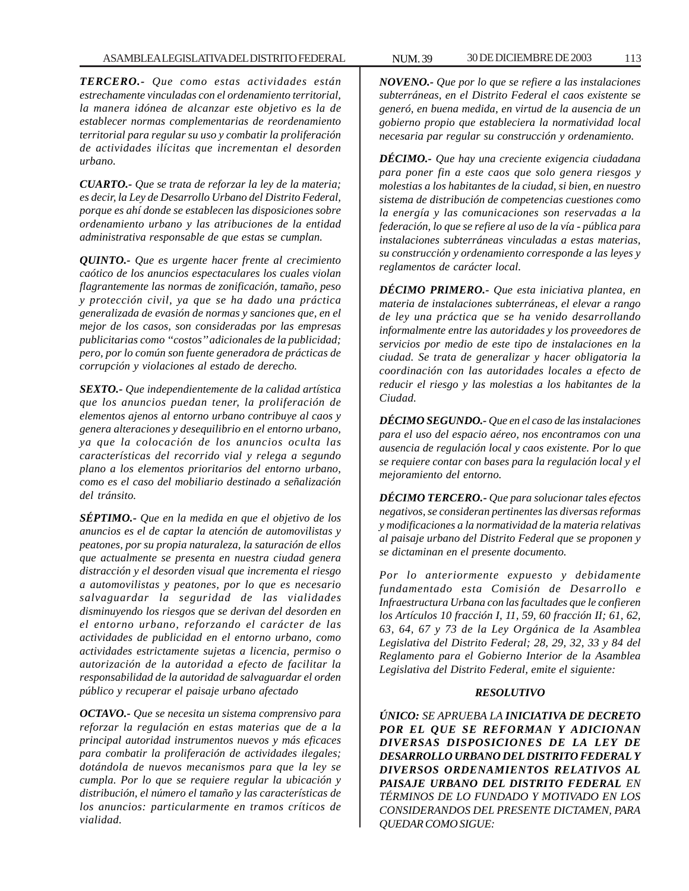***TERCERO.-*** *Que como estas actividades están estrechamente vinculadas con el ordenamiento territorial, la manera idónea de alcanzar este objetivo es la de establecer normas complementarias de reordenamiento territorial para regular su uso y combatir la proliferación de actividades ilícitas que incrementan el desorden urbano.*

***CUARTO.-*** *Que se trata de reforzar la ley de la materia; es decir, la Ley de Desarrollo Urbano del Distrito Federal, porque es ahí donde se establecen las disposiciones sobre ordenamiento urbano y las atribuciones de la entidad administrativa responsable de que estas se cumplan.*

***QUINTO.-*** *Que es urgente hacer frente al crecimiento caótico de los anuncios espectaculares los cuales violan flagrantemente las normas de zonificación, tamaño, peso y protección civil, ya que se ha dado una práctica generalizada de evasión de normas y sanciones que, en el mejor de los casos, son consideradas por las empresas publicitarias como "costos" adicionales de la publicidad; pero, por lo común son fuente generadora de prácticas de corrupción y violaciones al estado de derecho.*

***SEXTO.-*** *Que independientemente de la calidad artística que los anuncios puedan tener, la proliferación de elementos ajenos al entorno urbano contribuye al caos y genera alteraciones y desequilibrio en el entorno urbano, ya que la colocación de los anuncios oculta las características del recorrido vial y relega a segundo plano a los elementos prioritarios del entorno urbano, como es el caso del mobiliario destinado a señalización del tránsito.*

***SÉPTIMO.-*** *Que en la medida en que el objetivo de los anuncios es el de captar la atención de automovilistas y peatones, por su propia naturaleza, la saturación de ellos que actualmente se presenta en nuestra ciudad genera distracción y el desorden visual que incrementa el riesgo a automovilistas y peatones, por lo que es necesario salvaguardar la seguridad de las vialidades disminuyendo los riesgos que se derivan del desorden en el entorno urbano, reforzando el carácter de las actividades de publicidad en el entorno urbano, como actividades estrictamente sujetas a licencia, permiso o autorización de la autoridad a efecto de facilitar la responsabilidad de la autoridad de salvaguardar el orden público y recuperar el paisaje urbano afectado*

***OCTAVO.-*** *Que se necesita un sistema comprensivo para reforzar la regulación en estas materias que de a la principal autoridad instrumentos nuevos y más eficaces para combatir la proliferación de actividades ilegales; dotándola de nuevos mecanismos para que la ley se cumpla. Por lo que se requiere regular la ubicación y distribución, el número el tamaño y las características de los anuncios: particularmente en tramos críticos de vialidad.*

***NOVENO.-*** *Que por lo que se refiere a las instalaciones subterráneas, en el Distrito Federal el caos existente se generó, en buena medida, en virtud de la ausencia de un gobierno propio que estableciera la normatividad local necesaria par regular su construcción y ordenamiento.*

***DÉCIMO.-*** *Que hay una creciente exigencia ciudadana para poner fin a este caos que solo genera riesgos y molestias a los habitantes de la ciudad, si bien, en nuestro sistema de distribución de competencias cuestiones como la energía y las comunicaciones son reservadas a la federación, lo que se refiere al uso de la vía - pública para instalaciones subterráneas vinculadas a estas materias, su construcción y ordenamiento corresponde a las leyes y reglamentos de carácter local.*

***DÉCIMO PRIMERO.-*** *Que esta iniciativa plantea, en materia de instalaciones subterráneas, el elevar a rango de ley una práctica que se ha venido desarrollando informalmente entre las autoridades y los proveedores de servicios por medio de este tipo de instalaciones en la ciudad. Se trata de generalizar y hacer obligatoria la coordinación con las autoridades locales a efecto de reducir el riesgo y las molestias a los habitantes de la Ciudad.*

***DÉCIMO SEGUNDO.-*** *Que en el caso de las instalaciones para el uso del espacio aéreo, nos encontramos con una ausencia de regulación local y caos existente. Por lo que se requiere contar con bases para la regulación local y el mejoramiento del entorno.*

***DÉCIMO TERCERO.-*** *Que para solucionar tales efectos negativos, se consideran pertinentes las diversas reformas y modificaciones a la normatividad de la materia relativas al paisaje urbano del Distrito Federal que se proponen y se dictaminan en el presente documento.*

*Por lo anteriormente expuesto y debidamente fundamentado esta Comisión de Desarrollo e Infraestructura Urbana con las facultades que le confieren los Artículos 10 fracción I, 11, 59, 60 fracción II; 61, 62, 63, 64, 67 y 73 de la Ley Orgánica de la Asamblea Legislativa del Distrito Federal; 28, 29, 32, 33 y 84 del Reglamento para el Gobierno Interior de la Asamblea Legislativa del Distrito Federal, emite el siguiente:*

***RESOLUTIVO***

*ÚNICO: SE APRUEBA LA **INICIATIVA DE DECRETO POR EL QUE SE REFORMAN Y ADICIONAN DIVERSAS DISPOSICIONES DE LA LEY DE DESARROLLO URBANO DEL DISTRITO FEDERAL Y DIVERSOS ORDENAMIENTOS RELATIVOS AL PAISAJE URBANO DEL DISTRITO FEDERAL** EN TÉRMINOS DE LO FUNDADO Y MOTIVADO EN LOS CONSIDERANDOS DEL PRESENTE DICTAMEN, PARA QUEDAR COMO SIGUE:*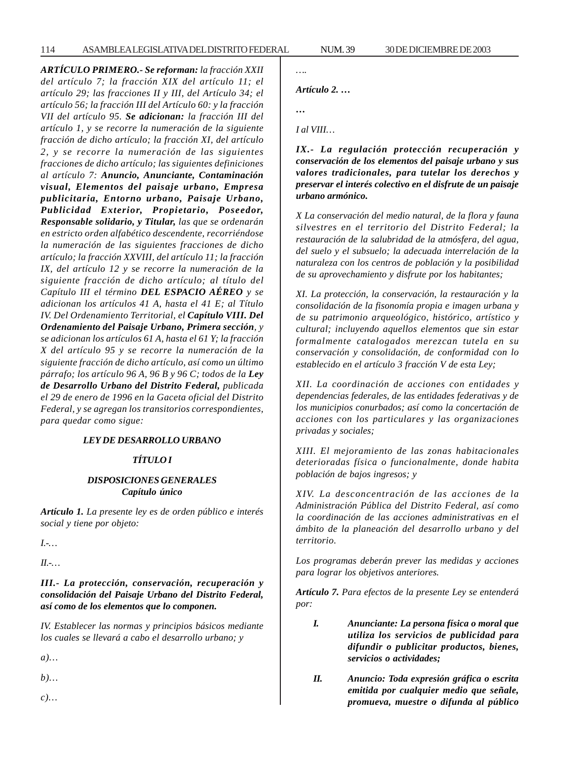***ARTÍCULO PRIMERO.- Se reforman:*** *la fracción XXII del artículo 7; la fracción XIX del artículo 11; el artículo 29; las fracciones II y III, del Artículo 34; el artículo 56; la fracción III del Artículo 60: y la fracción VII del artículo 95.* ***Se adicionan:*** *la fracción III del artículo 1, y se recorre la numeración de la siguiente fracción de dicho artículo; la fracción XI, del artículo 2, y se recorre la numeración de las siguientes fracciones de dicho artículo; las siguientes definiciones al artículo 7:* ***Anuncio, Anunciante, Contaminación visual, Elementos del paisaje urbano, Empresa publicitaria, Entorno urbano, Paisaje Urbano, Publicidad Exterior, Propietario, Poseedor, Responsable solidario, y Titular,*** *las que se ordenarán en estricto orden alfabético descendente, recorriéndose la numeración de las siguientes fracciones de dicho artículo; la fracción XXVIII, del artículo 11; la fracción IX, del artículo 12 y se recorre la numeración de la siguiente fracción de dicho artículo; al título del Capítulo III el término* ***DEL ESPACIO AÉREO*** *y se adicionan los artículos 41 A, hasta el 41 E; al Título IV. Del Ordenamiento Territorial, el* ***Capítulo VIII. Del Ordenamiento del Paisaje Urbano, Primera sección****, y se adicionan los artículos 61 A, hasta el 61 Y; la fracción X del artículo 95 y se recorre la numeración de la siguiente fracción de dicho artículo, así como un último párrafo; los artículo 96 A, 96 B y 96 C; todos de la* ***Ley de Desarrollo Urbano del Distrito Federal,*** *publicada el 29 de enero de 1996 en la Gaceta oficial del Distrito Federal, y se agregan los transitorios correspondientes, para quedar como sigue:*

***LEY DE DESARROLLO URBANO***

***TÍTULO I***

***DISPOSICIONES GENERALES***
***Capítulo único***

***Artículo 1.*** *La presente ley es de orden público e interés social y tiene por objeto:*

*I.-…*

*II.-…*

***III.- La protección, conservación, recuperación y consolidación del Paisaje Urbano del Distrito Federal, así como de los elementos que lo componen.***

*IV. Establecer las normas y principios básicos mediante los cuales se llevará a cabo el desarrollo urbano; y*

*a)…*

*b)…*

*c)…*

*….*

***Artículo 2. …***

***…***

*I al VIII…*

***IX.- La regulación protección recuperación y conservación de los elementos del paisaje urbano y sus valores tradicionales, para tutelar los derechos y preservar el interés colectivo en el disfrute de un paisaje urbano armónico.***

*X La conservación del medio natural, de la flora y fauna silvestres en el territorio del Distrito Federal; la restauración de la salubridad de la atmósfera, del agua, del suelo y el subsuelo; la adecuada interrelación de la naturaleza con los centros de población y la posibilidad de su aprovechamiento y disfrute por los habitantes;*

*XI. La protección, la conservación, la restauración y la consolidación de la fisonomía propia e imagen urbana y de su patrimonio arqueológico, histórico, artístico y cultural; incluyendo aquellos elementos que sin estar formalmente catalogados merezcan tutela en su conservación y consolidación, de conformidad con lo establecido en el artículo 3 fracción V de esta Ley;*

*XII. La coordinación de acciones con entidades y dependencias federales, de las entidades federativas y de los municipios conurbados; así como la concertación de acciones con los particulares y las organizaciones privadas y sociales;*

*XIII. El mejoramiento de las zonas habitacionales deterioradas física o funcionalmente, donde habita población de bajos ingresos; y*

*XIV. La desconcentración de las acciones de la Administración Pública del Distrito Federal, así como la coordinación de las acciones administrativas en el ámbito de la planeación del desarrollo urbano y del territorio.*

*Los programas deberán prever las medidas y acciones para lograr los objetivos anteriores.*

***Artículo 7.*** *Para efectos de la presente Ley se entenderá por:*

***I. Anunciante: La persona física o moral que utiliza los servicios de publicidad para difundir o publicitar productos, bienes, servicios o actividades;***

***II. Anuncio: Toda expresión gráfica o escrita emitida por cualquier medio que señale, promueva, muestre o difunda al público***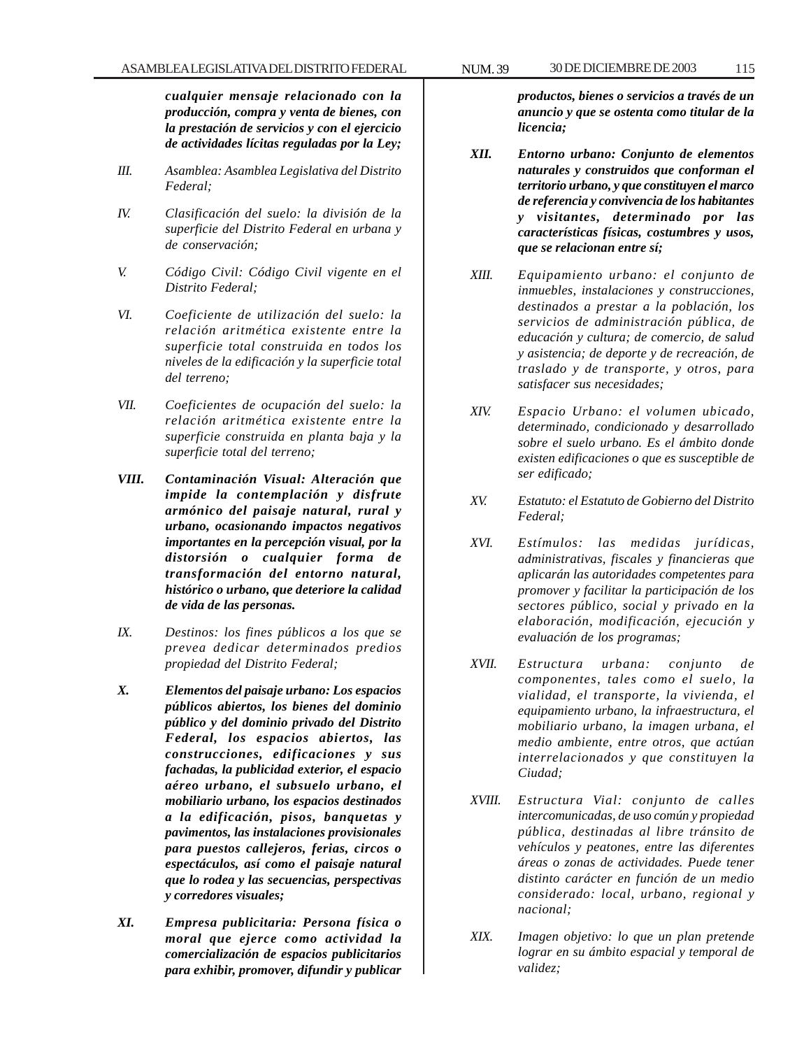***cualquier mensaje relacionado con la producción, compra y venta de bienes, con la prestación de servicios y con el ejercicio de actividades lícitas reguladas por la Ley;***

*III. Asamblea: Asamblea Legislativa del Distrito Federal;*

*IV. Clasificación del suelo: la división de la superficie del Distrito Federal en urbana y de conservación;*

*V. Código Civil: Código Civil vigente en el Distrito Federal;*

*VI. Coeficiente de utilización del suelo: la relación aritmética existente entre la superficie total construida en todos los niveles de la edificación y la superficie total del terreno;*

*VII. Coeficientes de ocupación del suelo: la relación aritmética existente entre la superficie construida en planta baja y la superficie total del terreno;*

***VIII. Contaminación Visual: Alteración que impide la contemplación y disfrute armónico del paisaje natural, rural y urbano, ocasionando impactos negativos importantes en la percepción visual, por la distorsión o cualquier forma de transformación del entorno natural, histórico o urbano, que deteriore la calidad de vida de las personas.***

*IX. Destinos: los fines públicos a los que se prevea dedicar determinados predios propiedad del Distrito Federal;*

***X. Elementos del paisaje urbano: Los espacios públicos abiertos, los bienes del dominio público y del dominio privado del Distrito Federal, los espacios abiertos, las construcciones, edificaciones y sus fachadas, la publicidad exterior, el espacio aéreo urbano, el subsuelo urbano, el mobiliario urbano, los espacios destinados a la edificación, pisos, banquetas y pavimentos, las instalaciones provisionales para puestos callejeros, ferias, circos o espectáculos, así como el paisaje natural que lo rodea y las secuencias, perspectivas y corredores visuales;***

***XI. Empresa publicitaria: Persona física o moral que ejerce como actividad la comercialización de espacios publicitarios para exhibir, promover, difundir y publicar productos, bienes o servicios a través de un anuncio y que se ostenta como titular de la licencia;***

***XII. Entorno urbano: Conjunto de elementos naturales y construidos que conforman el territorio urbano, y que constituyen el marco de referencia y convivencia de los habitantes y visitantes, determinado por las características físicas, costumbres y usos, que se relacionan entre sí;***

*XIII. Equipamiento urbano: el conjunto de inmuebles, instalaciones y construcciones, destinados a prestar a la población, los servicios de administración pública, de educación y cultura; de comercio, de salud y asistencia; de deporte y de recreación, de traslado y de transporte, y otros, para satisfacer sus necesidades;*

*XIV. Espacio Urbano: el volumen ubicado, determinado, condicionado y desarrollado sobre el suelo urbano. Es el ámbito donde existen edificaciones o que es susceptible de ser edificado;*

*XV. Estatuto: el Estatuto de Gobierno del Distrito Federal;*

*XVI. Estímulos: las medidas jurídicas, administrativas, fiscales y financieras que aplicarán las autoridades competentes para promover y facilitar la participación de los sectores público, social y privado en la elaboración, modificación, ejecución y evaluación de los programas;*

*XVII. Estructura urbana: conjunto de componentes, tales como el suelo, la vialidad, el transporte, la vivienda, el equipamiento urbano, la infraestructura, el mobiliario urbano, la imagen urbana, el medio ambiente, entre otros, que actúan interrelacionados y que constituyen la Ciudad;*

*XVIII. Estructura Vial: conjunto de calles intercomunicadas, de uso común y propiedad pública, destinadas al libre tránsito de vehículos y peatones, entre las diferentes áreas o zonas de actividades. Puede tener distinto carácter en función de un medio considerado: local, urbano, regional y nacional;*

*XIX. Imagen objetivo: lo que un plan pretende lograr en su ámbito espacial y temporal de validez;*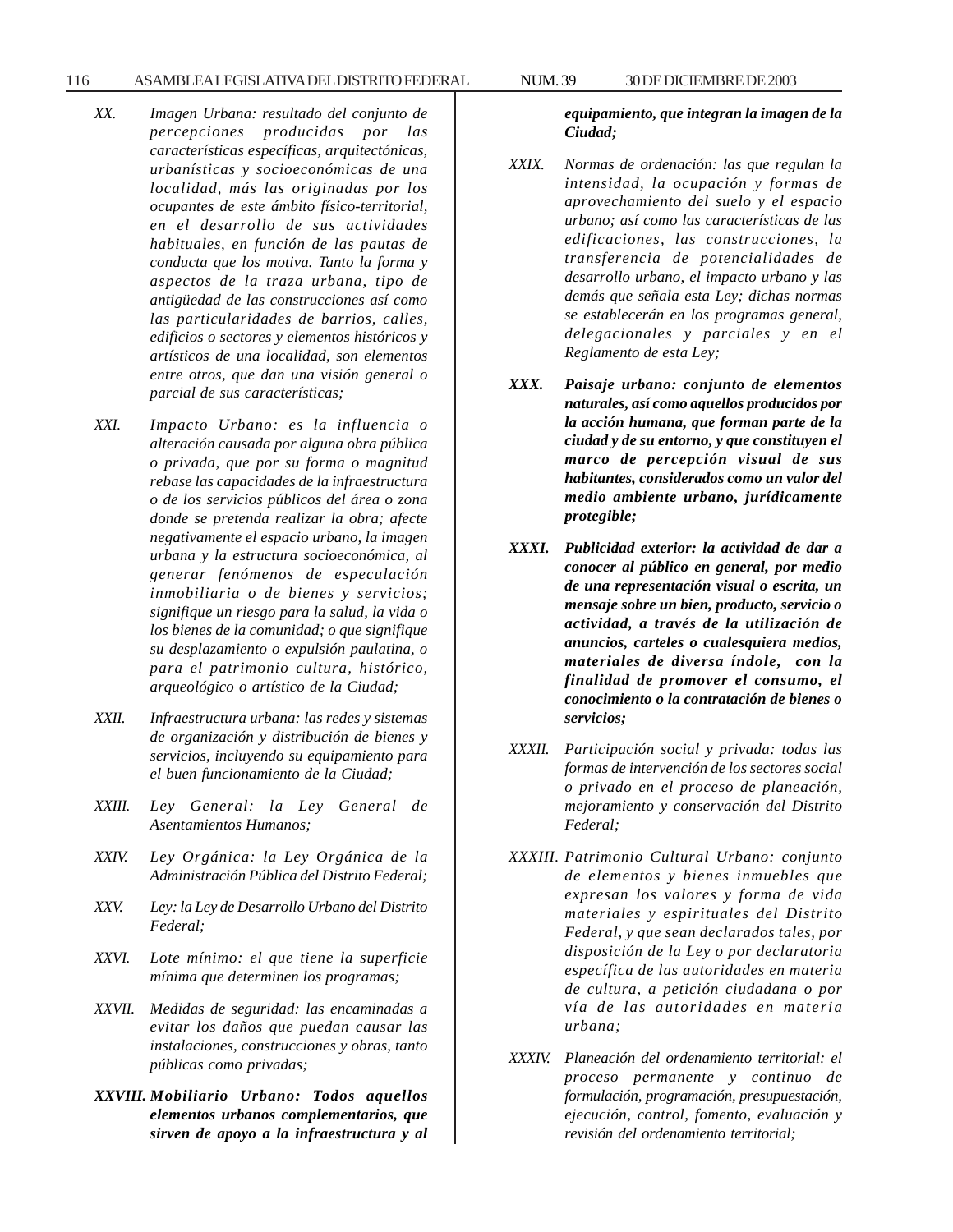*XX. Imagen Urbana: resultado del conjunto de percepciones producidas por las características específicas, arquitectónicas, urbanísticas y socioeconómicas de una localidad, más las originadas por los ocupantes de este ámbito físico-territorial, en el desarrollo de sus actividades habituales, en función de las pautas de conducta que los motiva. Tanto la forma y aspectos de la traza urbana, tipo de antigüedad de las construcciones así como las particularidades de barrios, calles, edificios o sectores y elementos históricos y artísticos de una localidad, son elementos entre otros, que dan una visión general o parcial de sus características;*

*XXI. Impacto Urbano: es la influencia o alteración causada por alguna obra pública o privada, que por su forma o magnitud rebase las capacidades de la infraestructura o de los servicios públicos del área o zona donde se pretenda realizar la obra; afecte negativamente el espacio urbano, la imagen urbana y la estructura socioeconómica, al generar fenómenos de especulación inmobiliaria o de bienes y servicios; signifique un riesgo para la salud, la vida o los bienes de la comunidad; o que signifique su desplazamiento o expulsión paulatina, o para el patrimonio cultura, histórico, arqueológico o artístico de la Ciudad;*

*XXII. Infraestructura urbana: las redes y sistemas de organización y distribución de bienes y servicios, incluyendo su equipamiento para el buen funcionamiento de la Ciudad;*

*XXIII. Ley General: la Ley General de Asentamientos Humanos;*

*XXIV. Ley Orgánica: la Ley Orgánica de la Administración Pública del Distrito Federal;*

*XXV. Ley: la Ley de Desarrollo Urbano del Distrito Federal;*

*XXVI. Lote mínimo: el que tiene la superficie mínima que determinen los programas;*

*XXVII. Medidas de seguridad: las encaminadas a evitar los daños que puedan causar las instalaciones, construcciones y obras, tanto públicas como privadas;*

***XXVIII. Mobiliario Urbano: Todos aquellos elementos urbanos complementarios, que sirven de apoyo a la infraestructura y al equipamiento, que integran la imagen de la Ciudad;***

*XXIX. Normas de ordenación: las que regulan la intensidad, la ocupación y formas de aprovechamiento del suelo y el espacio urbano; así como las características de las edificaciones, las construcciones, la transferencia de potencialidades de desarrollo urbano, el impacto urbano y las demás que señala esta Ley; dichas normas se establecerán en los programas general, delegacionales y parciales y en el Reglamento de esta Ley;*

***XXX. Paisaje urbano: conjunto de elementos naturales, así como aquellos producidos por la acción humana, que forman parte de la ciudad y de su entorno, y que constituyen el marco de percepción visual de sus habitantes, considerados como un valor del medio ambiente urbano, jurídicamente protegible;***

***XXXI. Publicidad exterior: la actividad de dar a conocer al público en general, por medio de una representación visual o escrita, un mensaje sobre un bien, producto, servicio o actividad, a través de la utilización de anuncios, carteles o cualesquiera medios, materiales de diversa índole, con la finalidad de promover el consumo, el conocimiento o la contratación de bienes o servicios;***

*XXXII. Participación social y privada: todas las formas de intervención de los sectores social o privado en el proceso de planeación, mejoramiento y conservación del Distrito Federal;*

*XXXIII. Patrimonio Cultural Urbano: conjunto de elementos y bienes inmuebles que expresan los valores y forma de vida materiales y espirituales del Distrito Federal, y que sean declarados tales, por disposición de la Ley o por declaratoria específica de las autoridades en materia de cultura, a petición ciudadana o por vía de las autoridades en materia urbana;*

*XXXIV. Planeación del ordenamiento territorial: el proceso permanente y continuo de formulación, programación, presupuestación, ejecución, control, fomento, evaluación y revisión del ordenamiento territorial;*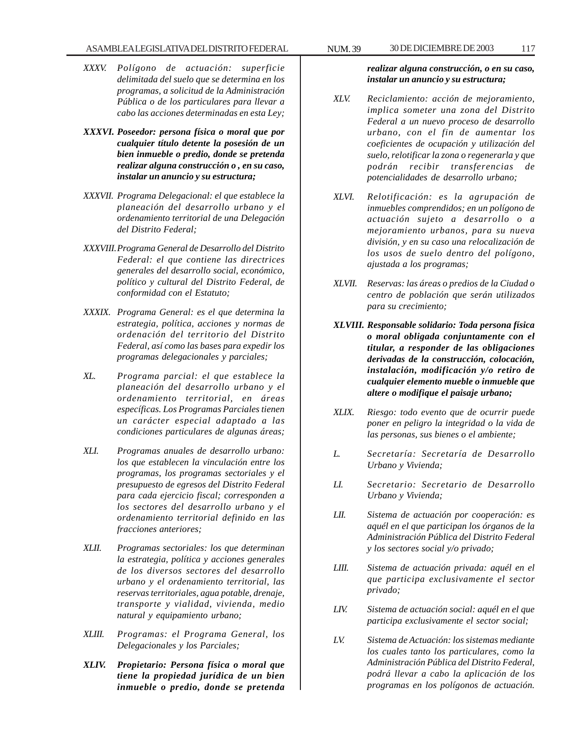*XXXV. Polígono de actuación: superficie delimitada del suelo que se determina en los programas, a solicitud de la Administración Pública o de los particulares para llevar a cabo las acciones determinadas en esta Ley;*

***XXXVI. Poseedor: persona física o moral que por cualquier título detente la posesión de un bien inmueble o predio, donde se pretenda realizar alguna construcción o , en su caso, instalar un anuncio y su estructura;***

*XXXVII. Programa Delegacional: el que establece la planeación del desarrollo urbano y el ordenamiento territorial de una Delegación del Distrito Federal;*

*XXXVIII. Programa General de Desarrollo del Distrito Federal: el que contiene las directrices generales del desarrollo social, económico, político y cultural del Distrito Federal, de conformidad con el Estatuto;*

*XXXIX. Programa General: es el que determina la estrategia, política, acciones y normas de ordenación del territorio del Distrito Federal, así como las bases para expedir los programas delegacionales y parciales;*

*XL. Programa parcial: el que establece la planeación del desarrollo urbano y el ordenamiento territorial, en áreas específicas. Los Programas Parciales tienen un carácter especial adaptado a las condiciones particulares de algunas áreas;*

*XLI. Programas anuales de desarrollo urbano: los que establecen la vinculación entre los programas, los programas sectoriales y el presupuesto de egresos del Distrito Federal para cada ejercicio fiscal; corresponden a los sectores del desarrollo urbano y el ordenamiento territorial definido en las fracciones anteriores;*

*XLII. Programas sectoriales: los que determinan la estrategia, política y acciones generales de los diversos sectores del desarrollo urbano y el ordenamiento territorial, las reservas territoriales, agua potable, drenaje, transporte y vialidad, vivienda, medio natural y equipamiento urbano;*

*XLIII. Programas: el Programa General, los Delegacionales y los Parciales;*

***XLIV. Propietario: Persona física o moral que tiene la propiedad jurídica de un bien inmueble o predio, donde se pretenda realizar alguna construcción, o en su caso, instalar un anuncio y su estructura;***

*XLV. Reciclamiento: acción de mejoramiento, implica someter una zona del Distrito Federal a un nuevo proceso de desarrollo urbano, con el fin de aumentar los coeficientes de ocupación y utilización del suelo, relotificar la zona o regenerarla y que podrán recibir transferencias de potencialidades de desarrollo urbano;*

*XLVI. Relotificación: es la agrupación de inmuebles comprendidos; en un polígono de actuación sujeto a desarrollo o a mejoramiento urbanos, para su nueva división, y en su caso una relocalización de los usos de suelo dentro del polígono, ajustada a los programas;*

*XLVII. Reservas: las áreas o predios de la Ciudad o centro de población que serán utilizados para su crecimiento;*

***XLVIII. Responsable solidario: Toda persona física o moral obligada conjuntamente con el titular, a responder de las obligaciones derivadas de la construcción, colocación, instalación, modificación y/o retiro de cualquier elemento mueble o inmueble que altere o modifique el paisaje urbano;***

*XLIX. Riesgo: todo evento que de ocurrir puede poner en peligro la integridad o la vida de las personas, sus bienes o el ambiente;*

*L. Secretaría: Secretaría de Desarrollo Urbano y Vivienda;*

*LI. Secretario: Secretario de Desarrollo Urbano y Vivienda;*

*LII. Sistema de actuación por cooperación: es aquél en el que participan los órganos de la Administración Pública del Distrito Federal y los sectores social y/o privado;*

*LIII. Sistema de actuación privada: aquél en el que participa exclusivamente el sector privado;*

*LIV. Sistema de actuación social: aquél en el que participa exclusivamente el sector social;*

*LV. Sistema de Actuación: los sistemas mediante los cuales tanto los particulares, como la Administración Pública del Distrito Federal, podrá llevar a cabo la aplicación de los programas en los polígonos de actuación.*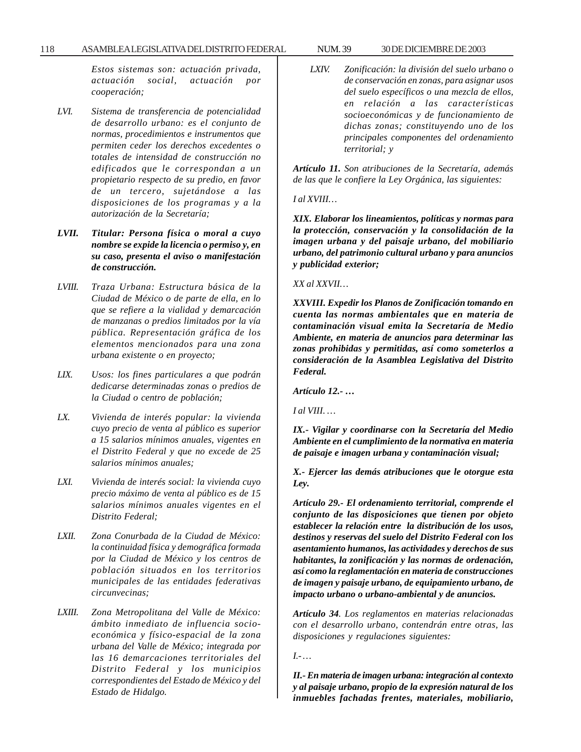*Estos sistemas son: actuación privada, actuación social, actuación por cooperación;*

*LVI. Sistema de transferencia de potencialidad de desarrollo urbano: es el conjunto de normas, procedimientos e instrumentos que permiten ceder los derechos excedentes o totales de intensidad de construcción no edificados que le correspondan a un propietario respecto de su predio, en favor de un tercero, sujetándose a las disposiciones de los programas y a la autorización de la Secretaría;*

***LVII. Titular: Persona física o moral a cuyo nombre se expide la licencia o permiso y, en su caso, presenta el aviso o manifestación de construcción.***

*LVIII. Traza Urbana: Estructura básica de la Ciudad de México o de parte de ella, en lo que se refiere a la vialidad y demarcación de manzanas o predios limitados por la vía pública. Representación gráfica de los elementos mencionados para una zona urbana existente o en proyecto;*

*LIX. Usos: los fines particulares a que podrán dedicarse determinadas zonas o predios de la Ciudad o centro de población;*

*LX. Vivienda de interés popular: la vivienda cuyo precio de venta al público es superior a 15 salarios mínimos anuales, vigentes en el Distrito Federal y que no excede de 25 salarios mínimos anuales;*

*LXI. Vivienda de interés social: la vivienda cuyo precio máximo de venta al público es de 15 salarios mínimos anuales vigentes en el Distrito Federal;*

*LXII. Zona Conurbada de la Ciudad de México: la continuidad física y demográfica formada por la Ciudad de México y los centros de población situados en los territorios municipales de las entidades federativas circunvecinas;*

*LXIII. Zona Metropolitana del Valle de México: ámbito inmediato de influencia socio-económica y físico-espacial de la zona urbana del Valle de México; integrada por las 16 demarcaciones territoriales del Distrito Federal y los municipios correspondientes del Estado de México y del Estado de Hidalgo.*

*LXIV. Zonificación: la división del suelo urbano o de conservación en zonas, para asignar usos del suelo específicos o una mezcla de ellos, en relación a las características socioeconómicas y de funcionamiento de dichas zonas; constituyendo uno de los principales componentes del ordenamiento territorial; y*

***Artículo 11.*** *Son atribuciones de la Secretaría, además de las que le confiere la Ley Orgánica, las siguientes:*

*I al XVIII…*

***XIX. Elaborar los lineamientos, políticas y normas para la protección, conservación y la consolidación de la imagen urbana y del paisaje urbano, del mobiliario urbano, del patrimonio cultural urbano y para anuncios y publicidad exterior;***

*XX al XXVII…*

***XXVIII. Expedir los Planos de Zonificación tomando en cuenta las normas ambientales que en materia de contaminación visual emita la Secretaría de Medio Ambiente, en materia de anuncios para determinar las zonas prohibidas y permitidas, así como someterlos a consideración de la Asamblea Legislativa del Distrito Federal.***

***Artículo 12.- …***

*I al VIII. …*

***IX.- Vigilar y coordinarse con la Secretaría del Medio Ambiente en el cumplimiento de la normativa en materia de paisaje e imagen urbana y contaminación visual;***

***X.- Ejercer las demás atribuciones que le otorgue esta Ley.***

***Artículo 29.- El ordenamiento territorial, comprende el conjunto de las disposiciones que tienen por objeto establecer la relación entre la distribución de los usos, destinos y reservas del suelo del Distrito Federal con los asentamiento humanos, las actividades y derechos de sus habitantes, la zonificación y las normas de ordenación, así como la reglamentación en materia de construcciones de imagen y paisaje urbano, de equipamiento urbano, de impacto urbano o urbano-ambiental y de anuncios.***

***Artículo 34****. Los reglamentos en materias relacionadas con el desarrollo urbano, contendrán entre otras, las disposiciones y regulaciones siguientes:*

*I.-…*

***II.- En materia de imagen urbana: integración al contexto y al paisaje urbano, propio de la expresión natural de los inmuebles fachadas frentes, materiales, mobiliario,***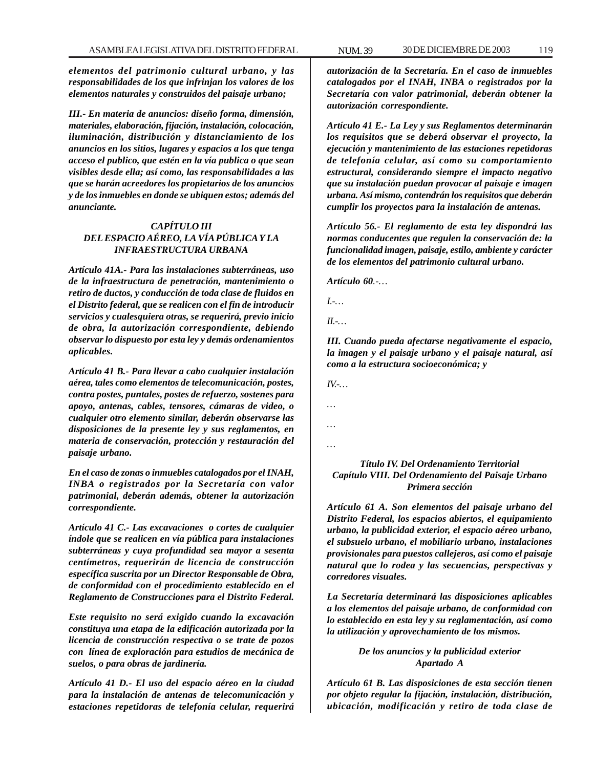***elementos del patrimonio cultural urbano, y las responsabilidades de los que infrinjan los valores de los elementos naturales y construidos del paisaje urbano;***

***III.- En materia de anuncios: diseño forma, dimensión, materiales, elaboración, fijación, instalación, colocación, iluminación, distribución y distanciamiento de los anuncios en los sitios, lugares y espacios a los que tenga acceso el publico, que estén en la vía publica o que sean visibles desde ella; así como, las responsabilidades a las que se harán acreedores los propietarios de los anuncios y de los inmuebles en donde se ubiquen estos; además del anunciante.***

***CAPÍTULO III***
***DEL ESPACIO AÉREO, LA VÍA PÚBLICA Y LA INFRAESTRUCTURA URBANA***

***Artículo 41A.- Para las instalaciones subterráneas, uso de la infraestructura de penetración, mantenimiento o retiro de ductos, y conducción de toda clase de fluidos en el Distrito federal, que se realicen con el fin de introducir servicios y cualesquiera otras, se requerirá, previo inicio de obra, la autorización correspondiente, debiendo observar lo dispuesto por esta ley y demás ordenamientos aplicables.***

***Artículo 41 B.- Para llevar a cabo cualquier instalación aérea, tales como elementos de telecomunicación, postes, contra postes, puntales, postes de refuerzo, sostenes para apoyo, antenas, cables, tensores, cámaras de video, o cualquier otro elemento similar, deberán observarse las disposiciones de la presente ley y sus reglamentos, en materia de conservación, protección y restauración del paisaje urbano.***

***En el caso de zonas o inmuebles catalogados por el INAH, INBA o registrados por la Secretaría con valor patrimonial, deberán además, obtener la autorización correspondiente.***

***Artículo 41 C.- Las excavaciones o cortes de cualquier índole que se realicen en vía pública para instalaciones subterráneas y cuya profundidad sea mayor a sesenta centímetros, requerirán de licencia de construcción específica suscrita por un Director Responsable de Obra, de conformidad con el procedimiento establecido en el Reglamento de Construcciones para el Distrito Federal.***

***Este requisito no será exigido cuando la excavación constituya una etapa de la edificación autorizada por la licencia de construcción respectiva o se trate de pozos con línea de exploración para estudios de mecánica de suelos, o para obras de jardinería.***

***Artículo 41 D.- El uso del espacio aéreo en la ciudad para la instalación de antenas de telecomunicación y estaciones repetidoras de telefonía celular, requerirá autorización de la Secretaría. En el caso de inmuebles catalogados por el INAH, INBA o registrados por la Secretaría con valor patrimonial, deberán obtener la autorización correspondiente.***

***Artículo 41 E.- La Ley y sus Reglamentos determinarán los requisitos que se deberá observar el proyecto, la ejecución y mantenimiento de las estaciones repetidoras de telefonía celular, así como su comportamiento estructural, considerando siempre el impacto negativo que su instalación puedan provocar al paisaje e imagen urbana. Así mismo, contendrán los requisitos que deberán cumplir los proyectos para la instalación de antenas.***

***Artículo 56.- El reglamento de esta ley dispondrá las normas conducentes que regulen la conservación de: la funcionalidad imagen, paisaje, estilo, ambiente y carácter de los elementos del patrimonio cultural urbano.***

***Artículo 60***.-…

*I*.-…

*II*.-…

***III. Cuando pueda afectarse negativamente el espacio, la imagen y el paisaje urbano y el paisaje natural, así como a la estructura socioeconómica; y***

*IV*.-…

…

…

…

***Título IV. Del Ordenamiento Territorial***
***Capítulo VIII. Del Ordenamiento del Paisaje Urbano***
***Primera sección***

***Artículo 61 A. Son elementos del paisaje urbano del Distrito Federal, los espacios abiertos, el equipamiento urbano, la publicidad exterior, el espacio aéreo urbano, el subsuelo urbano, el mobiliario urbano, instalaciones provisionales para puestos callejeros, así como el paisaje natural que lo rodea y las secuencias, perspectivas y corredores visuales.***

***La Secretaría determinará las disposiciones aplicables a los elementos del paisaje urbano, de conformidad con lo establecido en esta ley y su reglamentación, así como la utilización y aprovechamiento de los mismos.***

***De los anuncios y la publicidad exterior***
***Apartado A***

***Artículo 61 B. Las disposiciones de esta sección tienen por objeto regular la fijación, instalación, distribución, ubicación, modificación y retiro de toda clase de***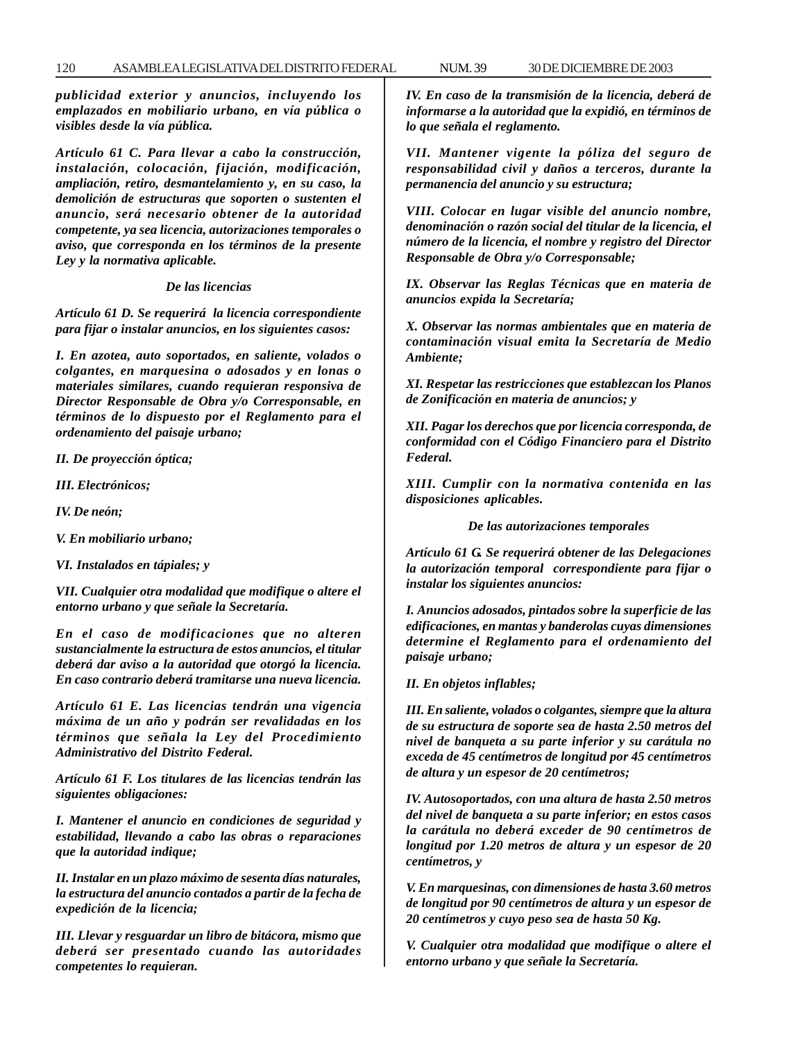*publicidad exterior y anuncios, incluyendo los emplazados en mobiliario urbano, en vía pública o visibles desde la vía pública.*

*Artículo 61 C. Para llevar a cabo la construcción, instalación, colocación, fijación, modificación, ampliación, retiro, desmantelamiento y, en su caso, la demolición de estructuras que soporten o sustenten el anuncio, será necesario obtener de la autoridad competente, ya sea licencia, autorizaciones temporales o aviso, que corresponda en los términos de la presente Ley y la normativa aplicable.*

*De las licencias*

*Artículo 61 D. Se requerirá la licencia correspondiente para fijar o instalar anuncios, en los siguientes casos:*

*I. En azotea, auto soportados, en saliente, volados o colgantes, en marquesina o adosados y en lonas o materiales similares, cuando requieran responsiva de Director Responsable de Obra y/o Corresponsable, en términos de lo dispuesto por el Reglamento para el ordenamiento del paisaje urbano;*

*II. De proyección óptica;*

*III. Electrónicos;*

*IV. De neón;*

*V. En mobiliario urbano;*

*VI. Instalados en tápiales; y*

*VII. Cualquier otra modalidad que modifique o altere el entorno urbano y que señale la Secretaría.*

*En el caso de modificaciones que no alteren sustancialmente la estructura de estos anuncios, el titular deberá dar aviso a la autoridad que otorgó la licencia. En caso contrario deberá tramitarse una nueva licencia.*

*Artículo 61 E. Las licencias tendrán una vigencia máxima de un año y podrán ser revalidadas en los términos que señala la Ley del Procedimiento Administrativo del Distrito Federal.*

*Artículo 61 F. Los titulares de las licencias tendrán las siguientes obligaciones:*

*I. Mantener el anuncio en condiciones de seguridad y estabilidad, llevando a cabo las obras o reparaciones que la autoridad indique;*

*II. Instalar en un plazo máximo de sesenta días naturales, la estructura del anuncio contados a partir de la fecha de expedición de la licencia;*

*III. Llevar y resguardar un libro de bitácora, mismo que deberá ser presentado cuando las autoridades competentes lo requieran.*

*IV. En caso de la transmisión de la licencia, deberá de informarse a la autoridad que la expidió, en términos de lo que señala el reglamento.*

*VII. Mantener vigente la póliza del seguro de responsabilidad civil y daños a terceros, durante la permanencia del anuncio y su estructura;*

*VIII. Colocar en lugar visible del anuncio nombre, denominación o razón social del titular de la licencia, el número de la licencia, el nombre y registro del Director Responsable de Obra y/o Corresponsable;*

*IX. Observar las Reglas Técnicas que en materia de anuncios expida la Secretaría;*

*X. Observar las normas ambientales que en materia de contaminación visual emita la Secretaría de Medio Ambiente;*

*XI. Respetar las restricciones que establezcan los Planos de Zonificación en materia de anuncios; y*

*XII. Pagar los derechos que por licencia corresponda, de conformidad con el Código Financiero para el Distrito Federal.*

*XIII. Cumplir con la normativa contenida en las disposiciones aplicables.*

*De las autorizaciones temporales*

*Artículo 61 G. Se requerirá obtener de las Delegaciones la autorización temporal correspondiente para fijar o instalar los siguientes anuncios:*

*I. Anuncios adosados, pintados sobre la superficie de las edificaciones, en mantas y banderolas cuyas dimensiones determine el Reglamento para el ordenamiento del paisaje urbano;*

*II. En objetos inflables;*

*III. En saliente, volados o colgantes, siempre que la altura de su estructura de soporte sea de hasta 2.50 metros del nivel de banqueta a su parte inferior y su carátula no exceda de 45 centímetros de longitud por 45 centímetros de altura y un espesor de 20 centímetros;*

*IV. Autosoportados, con una altura de hasta 2.50 metros del nivel de banqueta a su parte inferior; en estos casos la carátula no deberá exceder de 90 centímetros de longitud por 1.20 metros de altura y un espesor de 20 centímetros, y*

*V. En marquesinas, con dimensiones de hasta 3.60 metros de longitud por 90 centímetros de altura y un espesor de 20 centímetros y cuyo peso sea de hasta 50 Kg.*

*V. Cualquier otra modalidad que modifique o altere el entorno urbano y que señale la Secretaría.*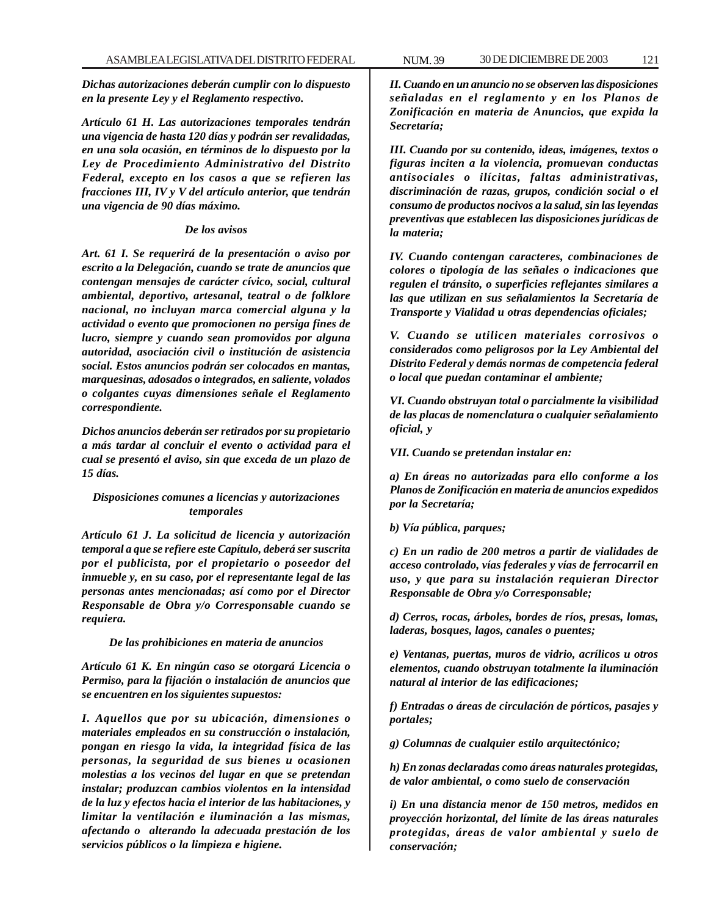*Dichas autorizaciones deberán cumplir con lo dispuesto en la presente Ley y el Reglamento respectivo.*

*Artículo 61 H. Las autorizaciones temporales tendrán una vigencia de hasta 120 días y podrán ser revalidadas, en una sola ocasión, en términos de lo dispuesto por la Ley de Procedimiento Administrativo del Distrito Federal, excepto en los casos a que se refieren las fracciones III, IV y V del artículo anterior, que tendrán una vigencia de 90 días máximo.*

*De los avisos*

*Art. 61 I. Se requerirá de la presentación o aviso por escrito a la Delegación, cuando se trate de anuncios que contengan mensajes de carácter cívico, social, cultural ambiental, deportivo, artesanal, teatral o de folklore nacional, no incluyan marca comercial alguna y la actividad o evento que promocionen no persiga fines de lucro, siempre y cuando sean promovidos por alguna autoridad, asociación civil o institución de asistencia social. Estos anuncios podrán ser colocados en mantas, marquesinas, adosados o integrados, en saliente, volados o colgantes cuyas dimensiones señale el Reglamento correspondiente.*

*Dichos anuncios deberán ser retirados por su propietario a más tardar al concluir el evento o actividad para el cual se presentó el aviso, sin que exceda de un plazo de 15 días.*

*Disposiciones comunes a licencias y autorizaciones temporales*

*Artículo 61 J. La solicitud de licencia y autorización temporal a que se refiere este Capítulo, deberá ser suscrita por el publicista, por el propietario o poseedor del inmueble y, en su caso, por el representante legal de las personas antes mencionadas; así como por el Director Responsable de Obra y/o Corresponsable cuando se requiera.*

*De las prohibiciones en materia de anuncios*

*Artículo 61 K. En ningún caso se otorgará Licencia o Permiso, para la fijación o instalación de anuncios que se encuentren en los siguientes supuestos:*

*I. Aquellos que por su ubicación, dimensiones o materiales empleados en su construcción o instalación, pongan en riesgo la vida, la integridad física de las personas, la seguridad de sus bienes u ocasionen molestias a los vecinos del lugar en que se pretendan instalar; produzcan cambios violentos en la intensidad de la luz y efectos hacia el interior de las habitaciones, y limitar la ventilación e iluminación a las mismas, afectando o alterando la adecuada prestación de los servicios públicos o la limpieza e higiene.*

*II. Cuando en un anuncio no se observen las disposiciones señaladas en el reglamento y en los Planos de Zonificación en materia de Anuncios, que expida la Secretaría;*

*III. Cuando por su contenido, ideas, imágenes, textos o figuras inciten a la violencia, promuevan conductas antisociales o ilícitas, faltas administrativas, discriminación de razas, grupos, condición social o el consumo de productos nocivos a la salud, sin las leyendas preventivas que establecen las disposiciones jurídicas de la materia;*

*IV. Cuando contengan caracteres, combinaciones de colores o tipología de las señales o indicaciones que regulen el tránsito, o superficies reflejantes similares a las que utilizan en sus señalamientos la Secretaría de Transporte y Vialidad u otras dependencias oficiales;*

*V. Cuando se utilicen materiales corrosivos o considerados como peligrosos por la Ley Ambiental del Distrito Federal y demás normas de competencia federal o local que puedan contaminar el ambiente;*

*VI. Cuando obstruyan total o parcialmente la visibilidad de las placas de nomenclatura o cualquier señalamiento oficial, y*

*VII. Cuando se pretendan instalar en:*

*a) En áreas no autorizadas para ello conforme a los Planos de Zonificación en materia de anuncios expedidos por la Secretaría;*

*b) Vía pública, parques;*

*c) En un radio de 200 metros a partir de vialidades de acceso controlado, vías federales y vías de ferrocarril en uso, y que para su instalación requieran Director Responsable de Obra y/o Corresponsable;*

*d) Cerros, rocas, árboles, bordes de ríos, presas, lomas, laderas, bosques, lagos, canales o puentes;*

*e) Ventanas, puertas, muros de vidrio, acrílicos u otros elementos, cuando obstruyan totalmente la iluminación natural al interior de las edificaciones;*

*f) Entradas o áreas de circulación de pórticos, pasajes y portales;*

*g) Columnas de cualquier estilo arquitectónico;*

*h) En zonas declaradas como áreas naturales protegidas, de valor ambiental, o como suelo de conservación*

*i) En una distancia menor de 150 metros, medidos en proyección horizontal, del límite de las áreas naturales protegidas, áreas de valor ambiental y suelo de conservación;*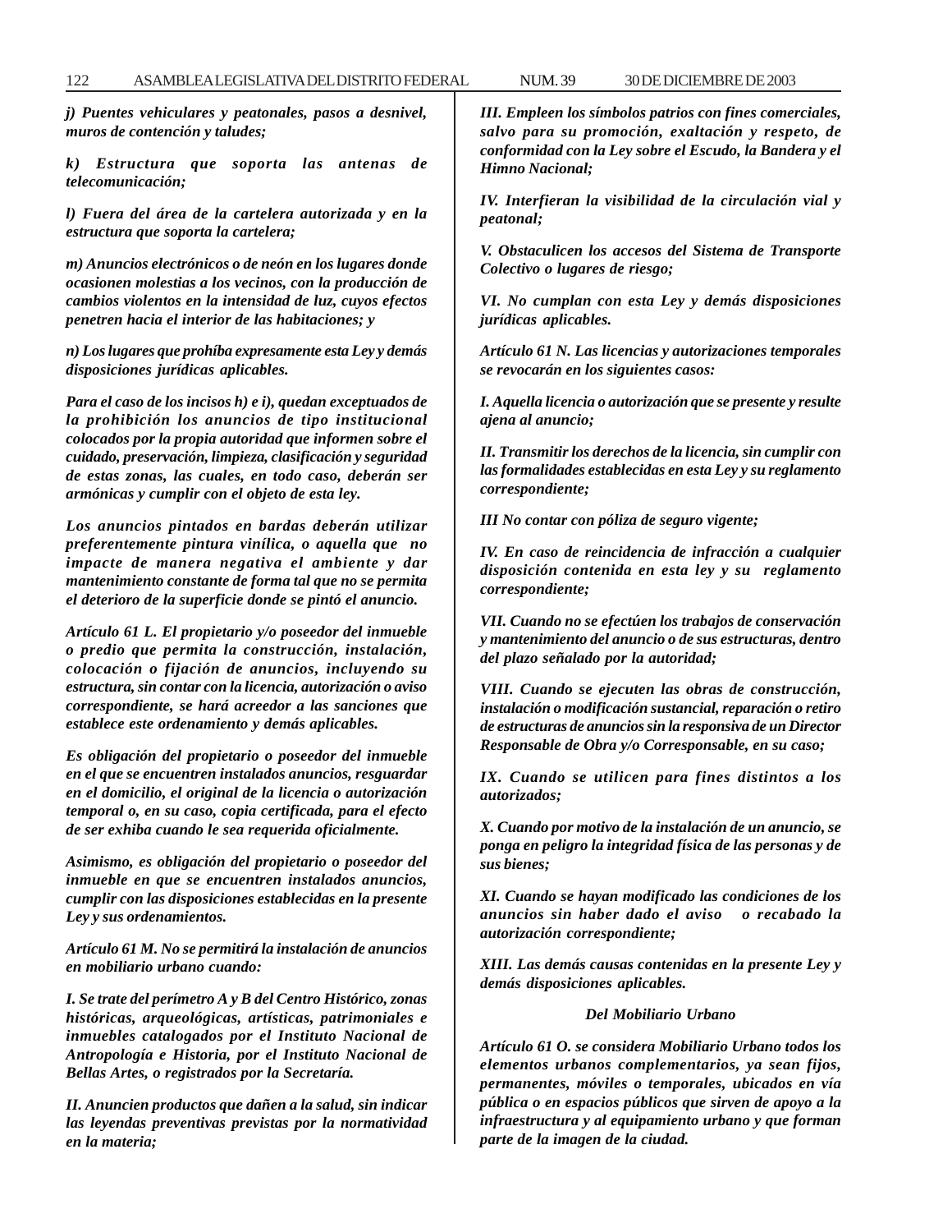*j) Puentes vehiculares y peatonales, pasos a desnivel, muros de contención y taludes;*

*k) Estructura que soporta las antenas de telecomunicación;*

*l) Fuera del área de la cartelera autorizada y en la estructura que soporta la cartelera;*

*m) Anuncios electrónicos o de neón en los lugares donde ocasionen molestias a los vecinos, con la producción de cambios violentos en la intensidad de luz, cuyos efectos penetren hacia el interior de las habitaciones; y*

*n) Los lugares que prohíba expresamente esta Ley y demás disposiciones jurídicas aplicables.*

*Para el caso de los incisos h) e i), quedan exceptuados de la prohibición los anuncios de tipo institucional colocados por la propia autoridad que informen sobre el cuidado, preservación, limpieza, clasificación y seguridad de estas zonas, las cuales, en todo caso, deberán ser armónicas y cumplir con el objeto de esta ley.*

*Los anuncios pintados en bardas deberán utilizar preferentemente pintura vinílica, o aquella que no impacte de manera negativa el ambiente y dar mantenimiento constante de forma tal que no se permita el deterioro de la superficie donde se pintó el anuncio.*

*Artículo 61 L. El propietario y/o poseedor del inmueble o predio que permita la construcción, instalación, colocación o fijación de anuncios, incluyendo su estructura, sin contar con la licencia, autorización o aviso correspondiente, se hará acreedor a las sanciones que establece este ordenamiento y demás aplicables.*

*Es obligación del propietario o poseedor del inmueble en el que se encuentren instalados anuncios, resguardar en el domicilio, el original de la licencia o autorización temporal o, en su caso, copia certificada, para el efecto de ser exhiba cuando le sea requerida oficialmente.*

*Asimismo, es obligación del propietario o poseedor del inmueble en que se encuentren instalados anuncios, cumplir con las disposiciones establecidas en la presente Ley y sus ordenamientos.*

*Artículo 61 M. No se permitirá la instalación de anuncios en mobiliario urbano cuando:*

*I. Se trate del perímetro A y B del Centro Histórico, zonas históricas, arqueológicas, artísticas, patrimoniales e inmuebles catalogados por el Instituto Nacional de Antropología e Historia, por el Instituto Nacional de Bellas Artes, o registrados por la Secretaría.*

*II. Anuncien productos que dañen a la salud, sin indicar las leyendas preventivas previstas por la normatividad en la materia;*

*III. Empleen los símbolos patrios con fines comerciales, salvo para su promoción, exaltación y respeto, de conformidad con la Ley sobre el Escudo, la Bandera y el Himno Nacional;*

*IV. Interfieran la visibilidad de la circulación vial y peatonal;*

*V. Obstaculicen los accesos del Sistema de Transporte Colectivo o lugares de riesgo;*

*VI. No cumplan con esta Ley y demás disposiciones jurídicas aplicables.*

*Artículo 61 N. Las licencias y autorizaciones temporales se revocarán en los siguientes casos:*

*I. Aquella licencia o autorización que se presente y resulte ajena al anuncio;*

*II. Transmitir los derechos de la licencia, sin cumplir con las formalidades establecidas en esta Ley y su reglamento correspondiente;*

*III No contar con póliza de seguro vigente;*

*IV. En caso de reincidencia de infracción a cualquier disposición contenida en esta ley y su reglamento correspondiente;*

*VII. Cuando no se efectúen los trabajos de conservación y mantenimiento del anuncio o de sus estructuras, dentro del plazo señalado por la autoridad;*

*VIII. Cuando se ejecuten las obras de construcción, instalación o modificación sustancial, reparación o retiro de estructuras de anuncios sin la responsiva de un Director Responsable de Obra y/o Corresponsable, en su caso;*

*IX. Cuando se utilicen para fines distintos a los autorizados;*

*X. Cuando por motivo de la instalación de un anuncio, se ponga en peligro la integridad física de las personas y de sus bienes;*

*XI. Cuando se hayan modificado las condiciones de los anuncios sin haber dado el aviso o recabado la autorización correspondiente;*

*XIII. Las demás causas contenidas en la presente Ley y demás disposiciones aplicables.*

*Del Mobiliario Urbano*

*Artículo 61 O. se considera Mobiliario Urbano todos los elementos urbanos complementarios, ya sean fijos, permanentes, móviles o temporales, ubicados en vía pública o en espacios públicos que sirven de apoyo a la infraestructura y al equipamiento urbano y que forman parte de la imagen de la ciudad.*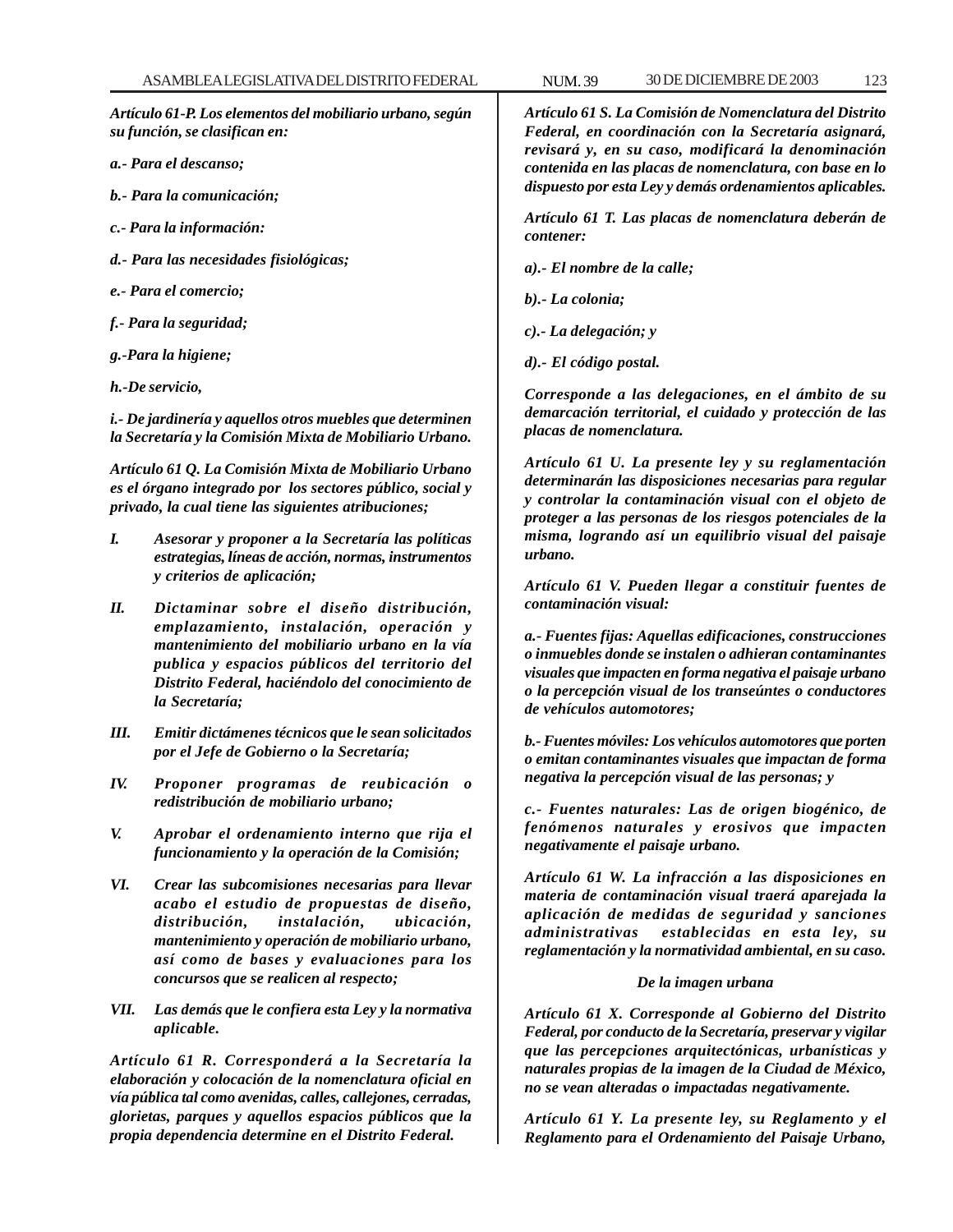*Artículo 61-P. Los elementos del mobiliario urbano, según su función, se clasifican en:*

*a.- Para el descanso;*

*b.- Para la comunicación;*

*c.- Para la información:*

*d.- Para las necesidades fisiológicas;*

*e.- Para el comercio;*

*f.- Para la seguridad;*

*g.-Para la higiene;*

*h.-De servicio,*

*i.- De jardinería y aquellos otros muebles que determinen la Secretaría y la Comisión Mixta de Mobiliario Urbano.*

*Artículo 61 Q. La Comisión Mixta de Mobiliario Urbano es el órgano integrado por los sectores público, social y privado, la cual tiene las siguientes atribuciones;*

*I. Asesorar y proponer a la Secretaría las políticas estrategias, líneas de acción, normas, instrumentos y criterios de aplicación;*

*II. Dictaminar sobre el diseño distribución, emplazamiento, instalación, operación y mantenimiento del mobiliario urbano en la vía publica y espacios públicos del territorio del Distrito Federal, haciéndolo del conocimiento de la Secretaría;*

*III. Emitir dictámenes técnicos que le sean solicitados por el Jefe de Gobierno o la Secretaría;*

*IV. Proponer programas de reubicación o redistribución de mobiliario urbano;*

*V. Aprobar el ordenamiento interno que rija el funcionamiento y la operación de la Comisión;*

*VI. Crear las subcomisiones necesarias para llevar acabo el estudio de propuestas de diseño, distribución, instalación, ubicación, mantenimiento y operación de mobiliario urbano, así como de bases y evaluaciones para los concursos que se realicen al respecto;*

*VII. Las demás que le confiera esta Ley y la normativa aplicable.*

*Artículo 61 R. Corresponderá a la Secretaría la elaboración y colocación de la nomenclatura oficial en vía pública tal como avenidas, calles, callejones, cerradas, glorietas, parques y aquellos espacios públicos que la propia dependencia determine en el Distrito Federal.*

*Artículo 61 S. La Comisión de Nomenclatura del Distrito Federal, en coordinación con la Secretaría asignará, revisará y, en su caso, modificará la denominación contenida en las placas de nomenclatura, con base en lo dispuesto por esta Ley y demás ordenamientos aplicables.*

*Artículo 61 T. Las placas de nomenclatura deberán de contener:*

*a).- El nombre de la calle;*

*b).- La colonia;*

*c).- La delegación; y*

*d).- El código postal.*

*Corresponde a las delegaciones, en el ámbito de su demarcación territorial, el cuidado y protección de las placas de nomenclatura.*

*Artículo 61 U. La presente ley y su reglamentación determinarán las disposiciones necesarias para regular y controlar la contaminación visual con el objeto de proteger a las personas de los riesgos potenciales de la misma, logrando así un equilibrio visual del paisaje urbano.*

*Artículo 61 V. Pueden llegar a constituir fuentes de contaminación visual:*

*a.- Fuentes fijas: Aquellas edificaciones, construcciones o inmuebles donde se instalen o adhieran contaminantes visuales que impacten en forma negativa el paisaje urbano o la percepción visual de los transeúntes o conductores de vehículos automotores;*

*b.- Fuentes móviles: Los vehículos automotores que porten o emitan contaminantes visuales que impactan de forma negativa la percepción visual de las personas; y*

*c.- Fuentes naturales: Las de origen biogénico, de fenómenos naturales y erosivos que impacten negativamente el paisaje urbano.*

*Artículo 61 W. La infracción a las disposiciones en materia de contaminación visual traerá aparejada la aplicación de medidas de seguridad y sanciones administrativas establecidas en esta ley, su reglamentación y la normatividad ambiental, en su caso.*

*De la imagen urbana*

*Artículo 61 X. Corresponde al Gobierno del Distrito Federal, por conducto de la Secretaría, preservar y vigilar que las percepciones arquitectónicas, urbanísticas y naturales propias de la imagen de la Ciudad de México, no se vean alteradas o impactadas negativamente.*

*Artículo 61 Y. La presente ley, su Reglamento y el Reglamento para el Ordenamiento del Paisaje Urbano,*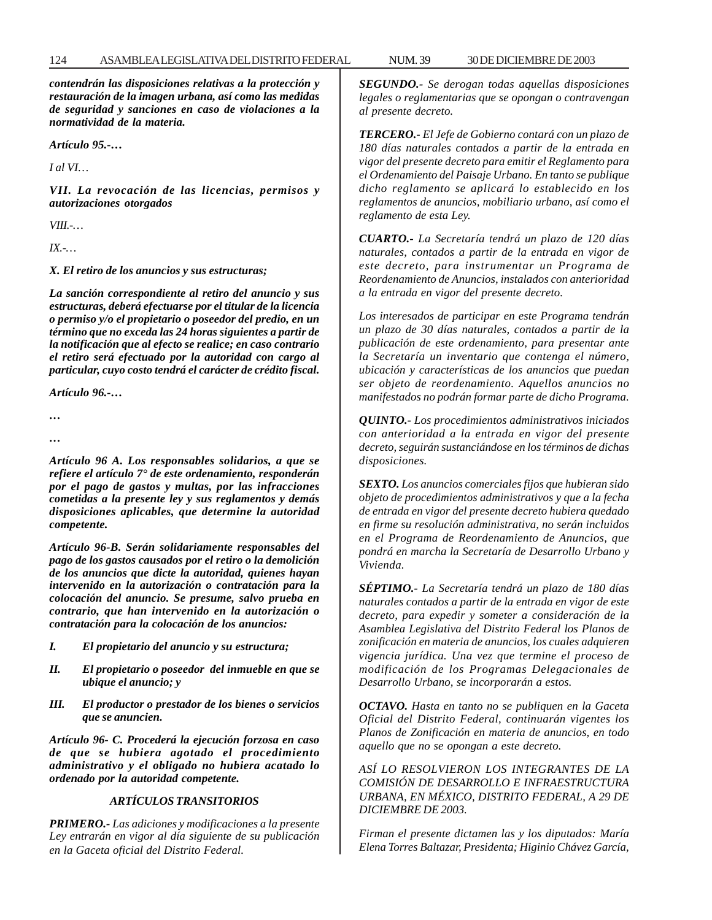***contendrán las disposiciones relativas a la protección y restauración de la imagen urbana, así como las medidas de seguridad y sanciones en caso de violaciones a la normatividad de la materia.***

***Artículo 95.-…***

*I al VI…*

***VII. La revocación de las licencias, permisos y autorizaciones otorgados***

*VIII.-…*

*IX.-…*

***X. El retiro de los anuncios y sus estructuras;***

***La sanción correspondiente al retiro del anuncio y sus estructuras, deberá efectuarse por el titular de la licencia o permiso y/o el propietario o poseedor del predio, en un término que no exceda las 24 horas siguientes a partir de la notificación que al efecto se realice; en caso contrario el retiro será efectuado por la autoridad con cargo al particular, cuyo costo tendrá el carácter de crédito fiscal.***

***Artículo 96.-…***

***…***

***…***

***Artículo 96 A. Los responsables solidarios, a que se refiere el artículo 7° de este ordenamiento, responderán por el pago de gastos y multas, por las infracciones cometidas a la presente ley y sus reglamentos y demás disposiciones aplicables, que determine la autoridad competente.***

***Artículo 96-B. Serán solidariamente responsables del pago de los gastos causados por el retiro o la demolición de los anuncios que dicte la autoridad, quienes hayan intervenido en la autorización o contratación para la colocación del anuncio. Se presume, salvo prueba en contrario, que han intervenido en la autorización o contratación para la colocación de los anuncios:***

***I. El propietario del anuncio y su estructura;***

***II. El propietario o poseedor del inmueble en que se ubique el anuncio; y***

***III. El productor o prestador de los bienes o servicios que se anuncien.***

***Artículo 96- C. Procederá la ejecución forzosa en caso de que se hubiera agotado el procedimiento administrativo y el obligado no hubiera acatado lo ordenado por la autoridad competente.***

## *ARTÍCULOS TRANSITORIOS*

***PRIMERO.-*** *Las adiciones y modificaciones a la presente Ley entrarán en vigor al día siguiente de su publicación en la Gaceta oficial del Distrito Federal.*

***SEGUNDO.-*** *Se derogan todas aquellas disposiciones legales o reglamentarias que se opongan o contravengan al presente decreto.*

***TERCERO.-*** *El Jefe de Gobierno contará con un plazo de 180 días naturales contados a partir de la entrada en vigor del presente decreto para emitir el Reglamento para el Ordenamiento del Paisaje Urbano. En tanto se publique dicho reglamento se aplicará lo establecido en los reglamentos de anuncios, mobiliario urbano, así como el reglamento de esta Ley.*

***CUARTO.-*** *La Secretaría tendrá un plazo de 120 días naturales, contados a partir de la entrada en vigor de este decreto, para instrumentar un Programa de Reordenamiento de Anuncios, instalados con anterioridad a la entrada en vigor del presente decreto.*

*Los interesados de participar en este Programa tendrán un plazo de 30 días naturales, contados a partir de la publicación de este ordenamiento, para presentar ante la Secretaría un inventario que contenga el número, ubicación y características de los anuncios que puedan ser objeto de reordenamiento. Aquellos anuncios no manifestados no podrán formar parte de dicho Programa.*

***QUINTO.-*** *Los procedimientos administrativos iniciados con anterioridad a la entrada en vigor del presente decreto, seguirán sustanciándose en los términos de dichas disposiciones.*

***SEXTO.*** *Los anuncios comerciales fijos que hubieran sido objeto de procedimientos administrativos y que a la fecha de entrada en vigor del presente decreto hubiera quedado en firme su resolución administrativa, no serán incluidos en el Programa de Reordenamiento de Anuncios, que pondrá en marcha la Secretaría de Desarrollo Urbano y Vivienda.*

***SÉPTIMO.-*** *La Secretaría tendrá un plazo de 180 días naturales contados a partir de la entrada en vigor de este decreto, para expedir y someter a consideración de la Asamblea Legislativa del Distrito Federal los Planos de zonificación en materia de anuncios, los cuales adquieren vigencia jurídica. Una vez que termine el proceso de modificación de los Programas Delegacionales de Desarrollo Urbano, se incorporarán a estos.*

***OCTAVO.*** *Hasta en tanto no se publiquen en la Gaceta Oficial del Distrito Federal, continuarán vigentes los Planos de Zonificación en materia de anuncios, en todo aquello que no se opongan a este decreto.*

*ASÍ LO RESOLVIERON LOS INTEGRANTES DE LA COMISIÓN DE DESARROLLO E INFRAESTRUCTURA URBANA, EN MÉXICO, DISTRITO FEDERAL, A 29 DE DICIEMBRE DE 2003.*

*Firman el presente dictamen las y los diputados: María Elena Torres Baltazar, Presidenta; Higinio Chávez García,*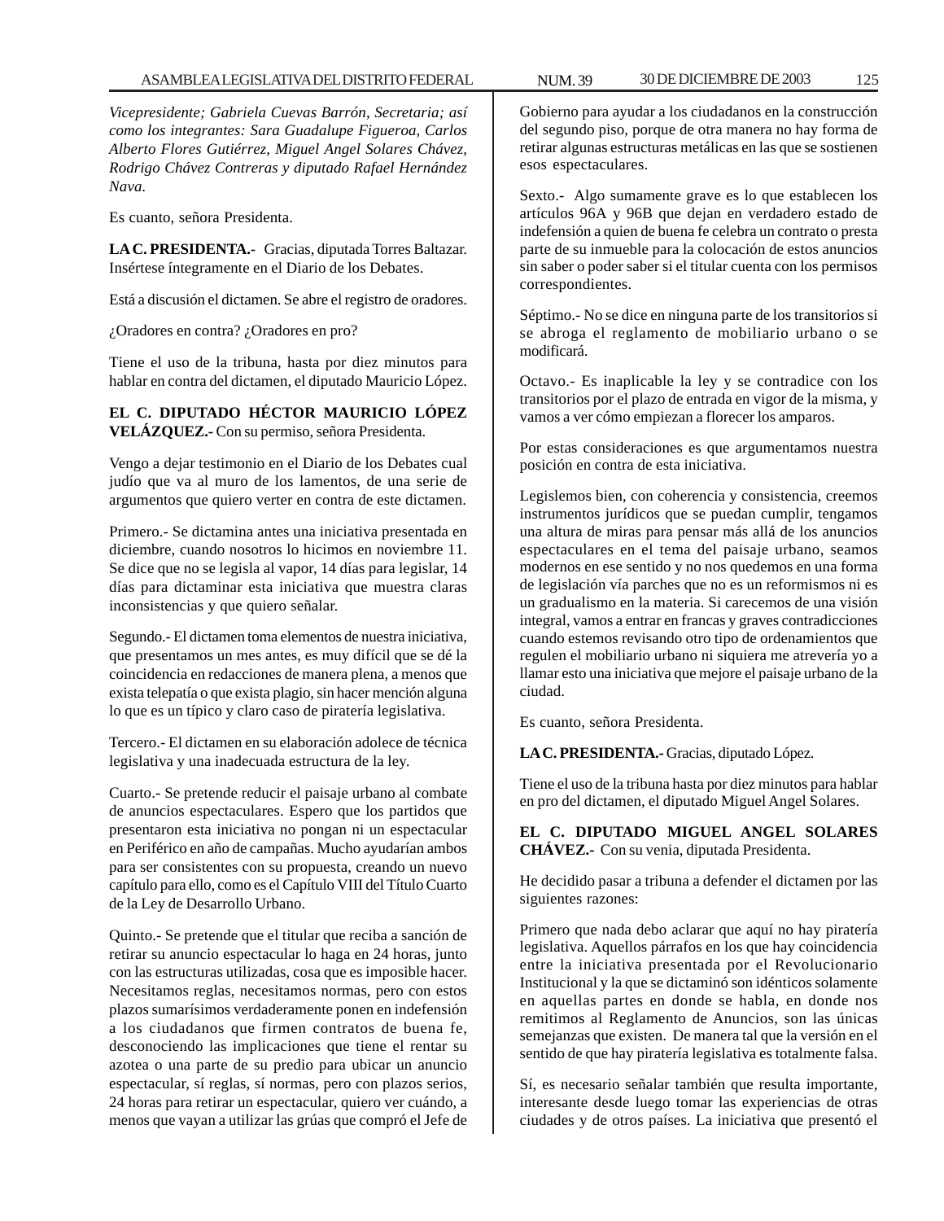*Vicepresidente; Gabriela Cuevas Barrón, Secretaria; así como los integrantes: Sara Guadalupe Figueroa, Carlos Alberto Flores Gutiérrez, Miguel Angel Solares Chávez, Rodrigo Chávez Contreras y diputado Rafael Hernández Nava.*

Es cuanto, señora Presidenta.

**LA C. PRESIDENTA.-** Gracias, diputada Torres Baltazar. Insértese íntegramente en el Diario de los Debates.

Está a discusión el dictamen. Se abre el registro de oradores.

¿Oradores en contra? ¿Oradores en pro?

Tiene el uso de la tribuna, hasta por diez minutos para hablar en contra del dictamen, el diputado Mauricio López.

**EL C. DIPUTADO HÉCTOR MAURICIO LÓPEZ VELÁZQUEZ.-** Con su permiso, señora Presidenta.

Vengo a dejar testimonio en el Diario de los Debates cual judío que va al muro de los lamentos, de una serie de argumentos que quiero verter en contra de este dictamen.

Primero.- Se dictamina antes una iniciativa presentada en diciembre, cuando nosotros lo hicimos en noviembre 11. Se dice que no se legisla al vapor, 14 días para legislar, 14 días para dictaminar esta iniciativa que muestra claras inconsistencias y que quiero señalar.

Segundo.- El dictamen toma elementos de nuestra iniciativa, que presentamos un mes antes, es muy difícil que se dé la coincidencia en redacciones de manera plena, a menos que exista telepatía o que exista plagio, sin hacer mención alguna lo que es un típico y claro caso de piratería legislativa.

Tercero.- El dictamen en su elaboración adolece de técnica legislativa y una inadecuada estructura de la ley.

Cuarto.- Se pretende reducir el paisaje urbano al combate de anuncios espectaculares. Espero que los partidos que presentaron esta iniciativa no pongan ni un espectacular en Periférico en año de campañas. Mucho ayudarían ambos para ser consistentes con su propuesta, creando un nuevo capítulo para ello, como es el Capítulo VIII del Título Cuarto de la Ley de Desarrollo Urbano.

Quinto.- Se pretende que el titular que reciba a sanción de retirar su anuncio espectacular lo haga en 24 horas, junto con las estructuras utilizadas, cosa que es imposible hacer. Necesitamos reglas, necesitamos normas, pero con estos plazos sumarísimos verdaderamente ponen en indefensión a los ciudadanos que firmen contratos de buena fe, desconociendo las implicaciones que tiene el rentar su azotea o una parte de su predio para ubicar un anuncio espectacular, sí reglas, sí normas, pero con plazos serios, 24 horas para retirar un espectacular, quiero ver cuándo, a menos que vayan a utilizar las grúas que compró el Jefe de Gobierno para ayudar a los ciudadanos en la construcción del segundo piso, porque de otra manera no hay forma de retirar algunas estructuras metálicas en las que se sostienen esos espectaculares.

Sexto.- Algo sumamente grave es lo que establecen los artículos 96A y 96B que dejan en verdadero estado de indefensión a quien de buena fe celebra un contrato o presta parte de su inmueble para la colocación de estos anuncios sin saber o poder saber si el titular cuenta con los permisos correspondientes.

Séptimo.- No se dice en ninguna parte de los transitorios si se abroga el reglamento de mobiliario urbano o se modificará.

Octavo.- Es inaplicable la ley y se contradice con los transitorios por el plazo de entrada en vigor de la misma, y vamos a ver cómo empiezan a florecer los amparos.

Por estas consideraciones es que argumentamos nuestra posición en contra de esta iniciativa.

Legislemos bien, con coherencia y consistencia, creemos instrumentos jurídicos que se puedan cumplir, tengamos una altura de miras para pensar más allá de los anuncios espectaculares en el tema del paisaje urbano, seamos modernos en ese sentido y no nos quedemos en una forma de legislación vía parches que no es un reformismos ni es un gradualismo en la materia. Si carecemos de una visión integral, vamos a entrar en francas y graves contradicciones cuando estemos revisando otro tipo de ordenamientos que regulen el mobiliario urbano ni siquiera me atrevería yo a llamar esto una iniciativa que mejore el paisaje urbano de la ciudad.

Es cuanto, señora Presidenta.

**LA C. PRESIDENTA.-** Gracias, diputado López.

Tiene el uso de la tribuna hasta por diez minutos para hablar en pro del dictamen, el diputado Miguel Angel Solares.

**EL C. DIPUTADO MIGUEL ANGEL SOLARES CHÁVEZ.-** Con su venia, diputada Presidenta.

He decidido pasar a tribuna a defender el dictamen por las siguientes razones:

Primero que nada debo aclarar que aquí no hay piratería legislativa. Aquellos párrafos en los que hay coincidencia entre la iniciativa presentada por el Revolucionario Institucional y la que se dictaminó son idénticos solamente en aquellas partes en donde se habla, en donde nos remitimos al Reglamento de Anuncios, son las únicas semejanzas que existen. De manera tal que la versión en el sentido de que hay piratería legislativa es totalmente falsa.

Sí, es necesario señalar también que resulta importante, interesante desde luego tomar las experiencias de otras ciudades y de otros países. La iniciativa que presentó el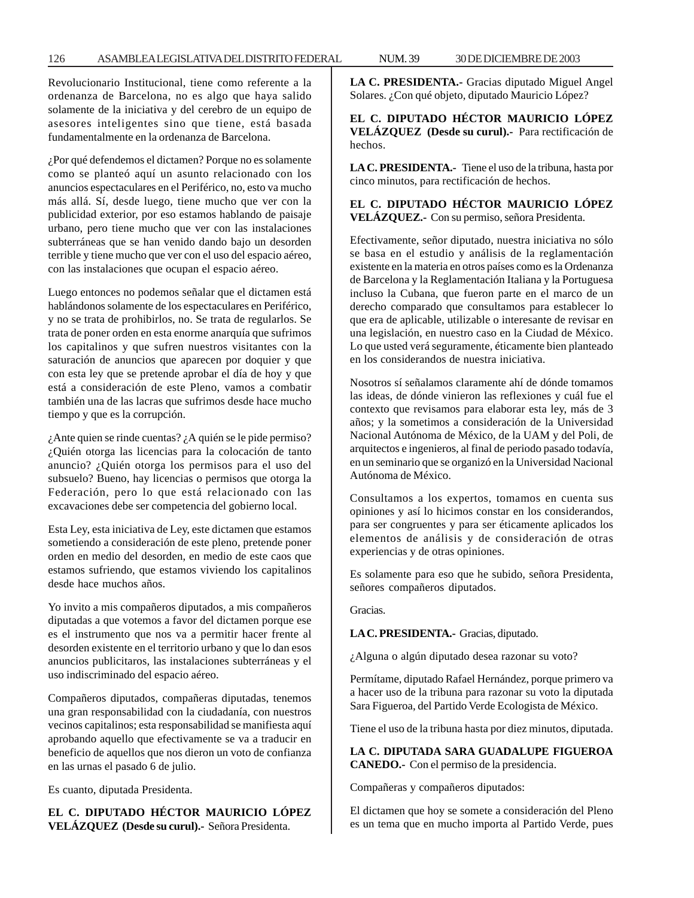Revolucionario Institucional, tiene como referente a la ordenanza de Barcelona, no es algo que haya salido solamente de la iniciativa y del cerebro de un equipo de asesores inteligentes sino que tiene, está basada fundamentalmente en la ordenanza de Barcelona.

¿Por qué defendemos el dictamen? Porque no es solamente como se planteó aquí un asunto relacionado con los anuncios espectaculares en el Periférico, no, esto va mucho más allá. Sí, desde luego, tiene mucho que ver con la publicidad exterior, por eso estamos hablando de paisaje urbano, pero tiene mucho que ver con las instalaciones subterráneas que se han venido dando bajo un desorden terrible y tiene mucho que ver con el uso del espacio aéreo, con las instalaciones que ocupan el espacio aéreo.

Luego entonces no podemos señalar que el dictamen está hablándonos solamente de los espectaculares en Periférico, y no se trata de prohibirlos, no. Se trata de regularlos. Se trata de poner orden en esta enorme anarquía que sufrimos los capitalinos y que sufren nuestros visitantes con la saturación de anuncios que aparecen por doquier y que con esta ley que se pretende aprobar el día de hoy y que está a consideración de este Pleno, vamos a combatir también una de las lacras que sufrimos desde hace mucho tiempo y que es la corrupción.

¿Ante quien se rinde cuentas? ¿A quién se le pide permiso? ¿Quién otorga las licencias para la colocación de tanto anuncio? ¿Quién otorga los permisos para el uso del subsuelo? Bueno, hay licencias o permisos que otorga la Federación, pero lo que está relacionado con las excavaciones debe ser competencia del gobierno local.

Esta Ley, esta iniciativa de Ley, este dictamen que estamos sometiendo a consideración de este pleno, pretende poner orden en medio del desorden, en medio de este caos que estamos sufriendo, que estamos viviendo los capitalinos desde hace muchos años.

Yo invito a mis compañeros diputados, a mis compañeros diputadas a que votemos a favor del dictamen porque ese es el instrumento que nos va a permitir hacer frente al desorden existente en el territorio urbano y que lo dan esos anuncios publicitaros, las instalaciones subterráneas y el uso indiscriminado del espacio aéreo.

Compañeros diputados, compañeras diputadas, tenemos una gran responsabilidad con la ciudadanía, con nuestros vecinos capitalinos; esa responsabilidad se manifiesta aquí aprobando aquello que efectivamente se va a traducir en beneficio de aquellos que nos dieron un voto de confianza en las urnas el pasado 6 de julio.

Es cuanto, diputada Presidenta.

**EL C. DIPUTADO HÉCTOR MAURICIO LÓPEZ VELÁZQUEZ (Desde su curul).-** Señora Presidenta.

**LA C. PRESIDENTA.-** Gracias diputado Miguel Angel Solares. ¿Con qué objeto, diputado Mauricio López?

**EL C. DIPUTADO HÉCTOR MAURICIO LÓPEZ VELÁZQUEZ (Desde su curul).-** Para rectificación de hechos.

**LA C. PRESIDENTA.-** Tiene el uso de la tribuna, hasta por cinco minutos, para rectificación de hechos.

**EL C. DIPUTADO HÉCTOR MAURICIO LÓPEZ VELÁZQUEZ.-** Con su permiso, señora Presidenta.

Efectivamente, señor diputado, nuestra iniciativa no sólo se basa en el estudio y análisis de la reglamentación existente en la materia en otros países como es la Ordenanza de Barcelona y la Reglamentación Italiana y la Portuguesa incluso la Cubana, que fueron parte en el marco de un derecho comparado que consultamos para establecer lo que era de aplicable, utilizable o interesante de revisar en una legislación, en nuestro caso en la Ciudad de México. Lo que usted verá seguramente, éticamente bien planteado en los considerandos de nuestra iniciativa.

Nosotros sí señalamos claramente ahí de dónde tomamos las ideas, de dónde vinieron las reflexiones y cuál fue el contexto que revisamos para elaborar esta ley, más de 3 años; y la sometimos a consideración de la Universidad Nacional Autónoma de México, de la UAM y del Poli, de arquitectos e ingenieros, al final de periodo pasado todavía, en un seminario que se organizó en la Universidad Nacional Autónoma de México.

Consultamos a los expertos, tomamos en cuenta sus opiniones y así lo hicimos constar en los considerandos, para ser congruentes y para ser éticamente aplicados los elementos de análisis y de consideración de otras experiencias y de otras opiniones.

Es solamente para eso que he subido, señora Presidenta, señores compañeros diputados.

Gracias.

**LA C. PRESIDENTA.-** Gracias, diputado.

¿Alguna o algún diputado desea razonar su voto?

Permítame, diputado Rafael Hernández, porque primero va a hacer uso de la tribuna para razonar su voto la diputada Sara Figueroa, del Partido Verde Ecologista de México.

Tiene el uso de la tribuna hasta por diez minutos, diputada.

**LA C. DIPUTADA SARA GUADALUPE FIGUEROA CANEDO.-** Con el permiso de la presidencia.

Compañeras y compañeros diputados:

El dictamen que hoy se somete a consideración del Pleno es un tema que en mucho importa al Partido Verde, pues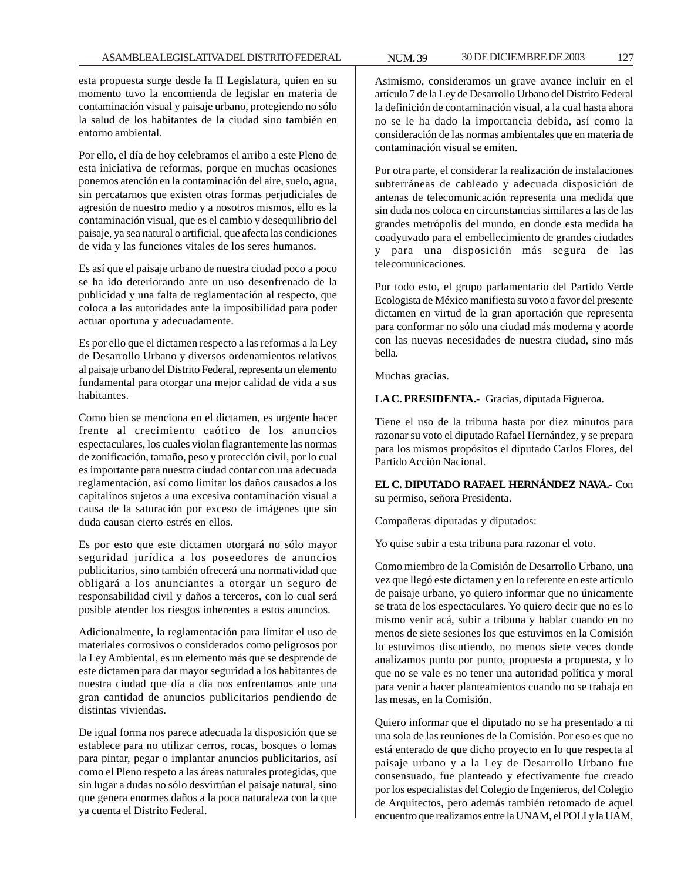esta propuesta surge desde la II Legislatura, quien en su momento tuvo la encomienda de legislar en materia de contaminación visual y paisaje urbano, protegiendo no sólo la salud de los habitantes de la ciudad sino también en entorno ambiental.

Por ello, el día de hoy celebramos el arribo a este Pleno de esta iniciativa de reformas, porque en muchas ocasiones ponemos atención en la contaminación del aire, suelo, agua, sin percatarnos que existen otras formas perjudiciales de agresión de nuestro medio y a nosotros mismos, ello es la contaminación visual, que es el cambio y desequilibrio del paisaje, ya sea natural o artificial, que afecta las condiciones de vida y las funciones vitales de los seres humanos.

Es así que el paisaje urbano de nuestra ciudad poco a poco se ha ido deteriorando ante un uso desenfrenado de la publicidad y una falta de reglamentación al respecto, que coloca a las autoridades ante la imposibilidad para poder actuar oportuna y adecuadamente.

Es por ello que el dictamen respecto a las reformas a la Ley de Desarrollo Urbano y diversos ordenamientos relativos al paisaje urbano del Distrito Federal, representa un elemento fundamental para otorgar una mejor calidad de vida a sus habitantes.

Como bien se menciona en el dictamen, es urgente hacer frente al crecimiento caótico de los anuncios espectaculares, los cuales violan flagrantemente las normas de zonificación, tamaño, peso y protección civil, por lo cual es importante para nuestra ciudad contar con una adecuada reglamentación, así como limitar los daños causados a los capitalinos sujetos a una excesiva contaminación visual a causa de la saturación por exceso de imágenes que sin duda causan cierto estrés en ellos.

Es por esto que este dictamen otorgará no sólo mayor seguridad jurídica a los poseedores de anuncios publicitarios, sino también ofrecerá una normatividad que obligará a los anunciantes a otorgar un seguro de responsabilidad civil y daños a terceros, con lo cual será posible atender los riesgos inherentes a estos anuncios.

Adicionalmente, la reglamentación para limitar el uso de materiales corrosivos o considerados como peligrosos por la Ley Ambiental, es un elemento más que se desprende de este dictamen para dar mayor seguridad a los habitantes de nuestra ciudad que día a día nos enfrentamos ante una gran cantidad de anuncios publicitarios pendiendo de distintas viviendas.

De igual forma nos parece adecuada la disposición que se establece para no utilizar cerros, rocas, bosques o lomas para pintar, pegar o implantar anuncios publicitarios, así como el Pleno respeto a las áreas naturales protegidas, que sin lugar a dudas no sólo desvirtúan el paisaje natural, sino que genera enormes daños a la poca naturaleza con la que ya cuenta el Distrito Federal.

Asimismo, consideramos un grave avance incluir en el artículo 7 de la Ley de Desarrollo Urbano del Distrito Federal la definición de contaminación visual, a la cual hasta ahora no se le ha dado la importancia debida, así como la consideración de las normas ambientales que en materia de contaminación visual se emiten.

Por otra parte, el considerar la realización de instalaciones subterráneas de cableado y adecuada disposición de antenas de telecomunicación representa una medida que sin duda nos coloca en circunstancias similares a las de las grandes metrópolis del mundo, en donde esta medida ha coadyuvado para el embellecimiento de grandes ciudades y para una disposición más segura de las telecomunicaciones.

Por todo esto, el grupo parlamentario del Partido Verde Ecologista de México manifiesta su voto a favor del presente dictamen en virtud de la gran aportación que representa para conformar no sólo una ciudad más moderna y acorde con las nuevas necesidades de nuestra ciudad, sino más bella.

Muchas gracias.

**LA C. PRESIDENTA.-** Gracias, diputada Figueroa.

Tiene el uso de la tribuna hasta por diez minutos para razonar su voto el diputado Rafael Hernández, y se prepara para los mismos propósitos el diputado Carlos Flores, del Partido Acción Nacional.

**EL C. DIPUTADO RAFAEL HERNÁNDEZ NAVA.-** Con su permiso, señora Presidenta.

Compañeras diputadas y diputados:

Yo quise subir a esta tribuna para razonar el voto.

Como miembro de la Comisión de Desarrollo Urbano, una vez que llegó este dictamen y en lo referente en este artículo de paisaje urbano, yo quiero informar que no únicamente se trata de los espectaculares. Yo quiero decir que no es lo mismo venir acá, subir a tribuna y hablar cuando en no menos de siete sesiones los que estuvimos en la Comisión lo estuvimos discutiendo, no menos siete veces donde analizamos punto por punto, propuesta a propuesta, y lo que no se vale es no tener una autoridad política y moral para venir a hacer planteamientos cuando no se trabaja en las mesas, en la Comisión.

Quiero informar que el diputado no se ha presentado a ni una sola de las reuniones de la Comisión. Por eso es que no está enterado de que dicho proyecto en lo que respecta al paisaje urbano y a la Ley de Desarrollo Urbano fue consensuado, fue planteado y efectivamente fue creado por los especialistas del Colegio de Ingenieros, del Colegio de Arquitectos, pero además también retomado de aquel encuentro que realizamos entre la UNAM, el POLI y la UAM,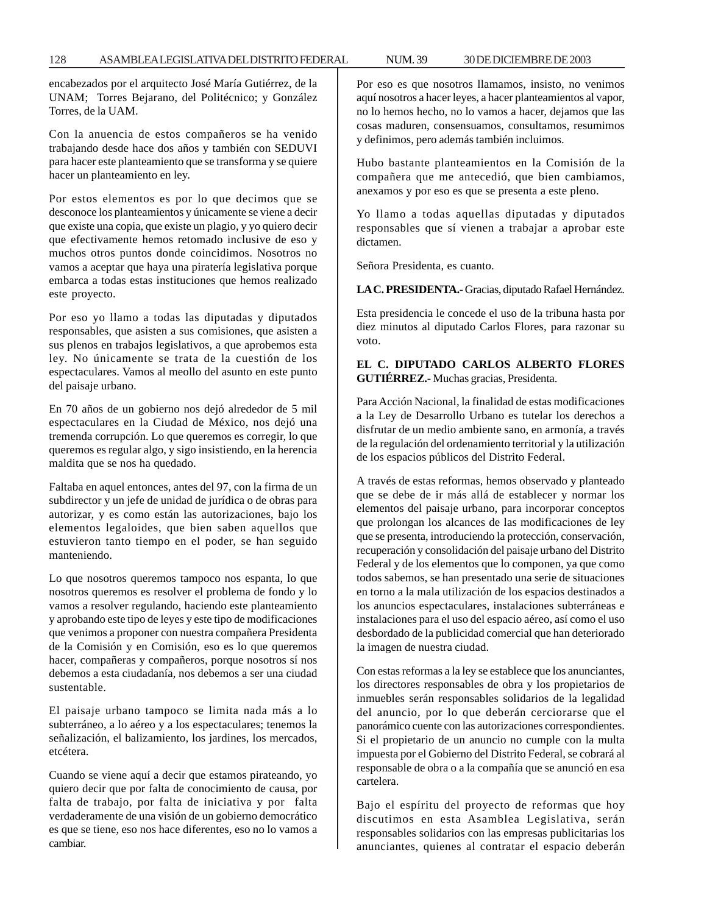encabezados por el arquitecto José María Gutiérrez, de la UNAM; Torres Bejarano, del Politécnico; y González Torres, de la UAM.

Con la anuencia de estos compañeros se ha venido trabajando desde hace dos años y también con SEDUVI para hacer este planteamiento que se transforma y se quiere hacer un planteamiento en ley.

Por estos elementos es por lo que decimos que se desconoce los planteamientos y únicamente se viene a decir que existe una copia, que existe un plagio, y yo quiero decir que efectivamente hemos retomado inclusive de eso y muchos otros puntos donde coincidimos. Nosotros no vamos a aceptar que haya una piratería legislativa porque embarca a todas estas instituciones que hemos realizado este proyecto.

Por eso yo llamo a todas las diputadas y diputados responsables, que asisten a sus comisiones, que asisten a sus plenos en trabajos legislativos, a que aprobemos esta ley. No únicamente se trata de la cuestión de los espectaculares. Vamos al meollo del asunto en este punto del paisaje urbano.

En 70 años de un gobierno nos dejó alrededor de 5 mil espectaculares en la Ciudad de México, nos dejó una tremenda corrupción. Lo que queremos es corregir, lo que queremos es regular algo, y sigo insistiendo, en la herencia maldita que se nos ha quedado.

Faltaba en aquel entonces, antes del 97, con la firma de un subdirector y un jefe de unidad de jurídica o de obras para autorizar, y es como están las autorizaciones, bajo los elementos legaloides, que bien saben aquellos que estuvieron tanto tiempo en el poder, se han seguido manteniendo.

Lo que nosotros queremos tampoco nos espanta, lo que nosotros queremos es resolver el problema de fondo y lo vamos a resolver regulando, haciendo este planteamiento y aprobando este tipo de leyes y este tipo de modificaciones que venimos a proponer con nuestra compañera Presidenta de la Comisión y en Comisión, eso es lo que queremos hacer, compañeras y compañeros, porque nosotros sí nos debemos a esta ciudadanía, nos debemos a ser una ciudad sustentable.

El paisaje urbano tampoco se limita nada más a lo subterráneo, a lo aéreo y a los espectaculares; tenemos la señalización, el balizamiento, los jardines, los mercados, etcétera.

Cuando se viene aquí a decir que estamos pirateando, yo quiero decir que por falta de conocimiento de causa, por falta de trabajo, por falta de iniciativa y por falta verdaderamente de una visión de un gobierno democrático es que se tiene, eso nos hace diferentes, eso no lo vamos a cambiar.

Por eso es que nosotros llamamos, insisto, no venimos aquí nosotros a hacer leyes, a hacer planteamientos al vapor, no lo hemos hecho, no lo vamos a hacer, dejamos que las cosas maduren, consensuamos, consultamos, resumimos y definimos, pero además también incluimos.

Hubo bastante planteamientos en la Comisión de la compañera que me antecedió, que bien cambiamos, anexamos y por eso es que se presenta a este pleno.

Yo llamo a todas aquellas diputadas y diputados responsables que sí vienen a trabajar a aprobar este dictamen.

Señora Presidenta, es cuanto.

**LA C. PRESIDENTA.-** Gracias, diputado Rafael Hernández.

Esta presidencia le concede el uso de la tribuna hasta por diez minutos al diputado Carlos Flores, para razonar su voto.

**EL C. DIPUTADO CARLOS ALBERTO FLORES GUTIÉRREZ.-** Muchas gracias, Presidenta.

Para Acción Nacional, la finalidad de estas modificaciones a la Ley de Desarrollo Urbano es tutelar los derechos a disfrutar de un medio ambiente sano, en armonía, a través de la regulación del ordenamiento territorial y la utilización de los espacios públicos del Distrito Federal.

A través de estas reformas, hemos observado y planteado que se debe de ir más allá de establecer y normar los elementos del paisaje urbano, para incorporar conceptos que prolongan los alcances de las modificaciones de ley que se presenta, introduciendo la protección, conservación, recuperación y consolidación del paisaje urbano del Distrito Federal y de los elementos que lo componen, ya que como todos sabemos, se han presentado una serie de situaciones en torno a la mala utilización de los espacios destinados a los anuncios espectaculares, instalaciones subterráneas e instalaciones para el uso del espacio aéreo, así como el uso desbordado de la publicidad comercial que han deteriorado la imagen de nuestra ciudad.

Con estas reformas a la ley se establece que los anunciantes, los directores responsables de obra y los propietarios de inmuebles serán responsables solidarios de la legalidad del anuncio, por lo que deberán cerciorarse que el panorámico cuente con las autorizaciones correspondientes. Si el propietario de un anuncio no cumple con la multa impuesta por el Gobierno del Distrito Federal, se cobrará al responsable de obra o a la compañía que se anunció en esa cartelera.

Bajo el espíritu del proyecto de reformas que hoy discutimos en esta Asamblea Legislativa, serán responsables solidarios con las empresas publicitarias los anunciantes, quienes al contratar el espacio deberán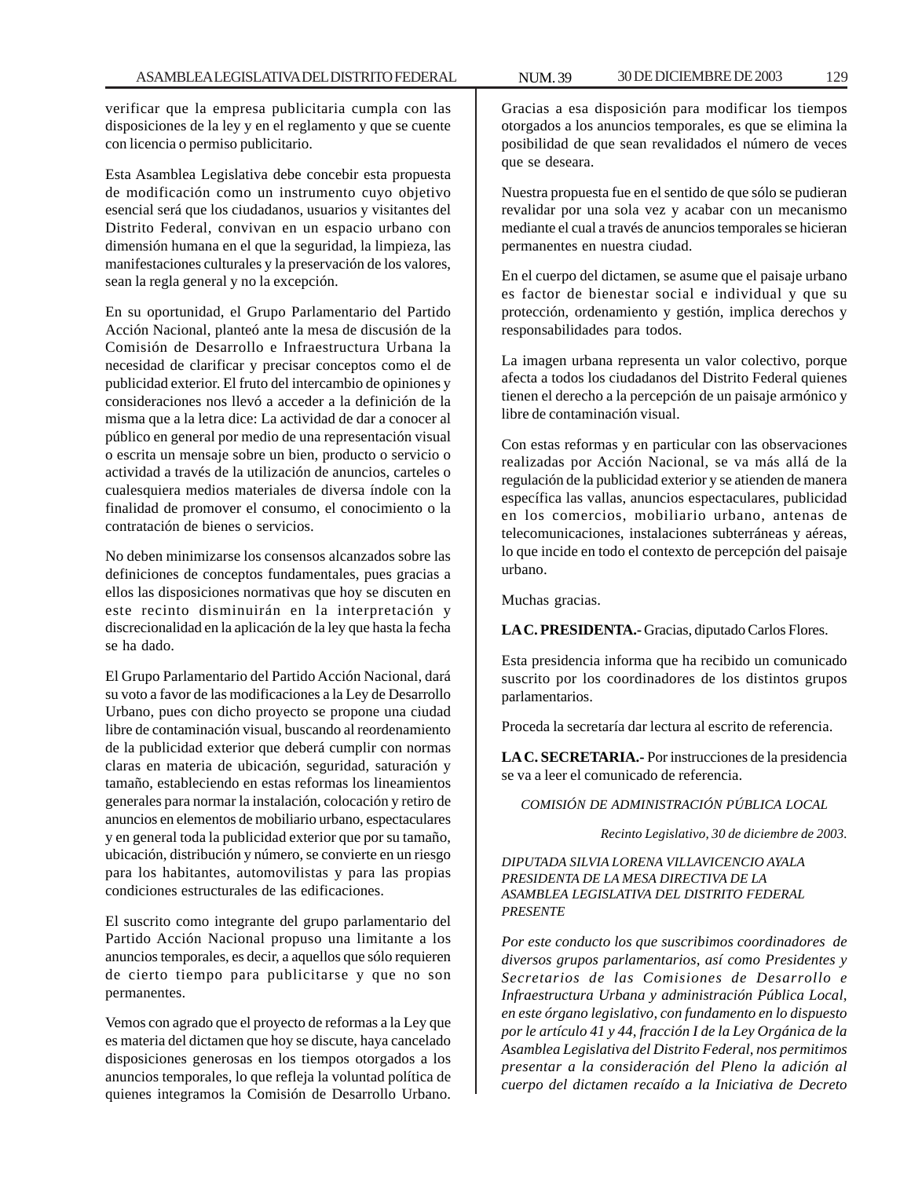verificar que la empresa publicitaria cumpla con las disposiciones de la ley y en el reglamento y que se cuente con licencia o permiso publicitario.

Esta Asamblea Legislativa debe concebir esta propuesta de modificación como un instrumento cuyo objetivo esencial será que los ciudadanos, usuarios y visitantes del Distrito Federal, convivan en un espacio urbano con dimensión humana en el que la seguridad, la limpieza, las manifestaciones culturales y la preservación de los valores, sean la regla general y no la excepción.

En su oportunidad, el Grupo Parlamentario del Partido Acción Nacional, planteó ante la mesa de discusión de la Comisión de Desarrollo e Infraestructura Urbana la necesidad de clarificar y precisar conceptos como el de publicidad exterior. El fruto del intercambio de opiniones y consideraciones nos llevó a acceder a la definición de la misma que a la letra dice: La actividad de dar a conocer al público en general por medio de una representación visual o escrita un mensaje sobre un bien, producto o servicio o actividad a través de la utilización de anuncios, carteles o cualesquiera medios materiales de diversa índole con la finalidad de promover el consumo, el conocimiento o la contratación de bienes o servicios.

No deben minimizarse los consensos alcanzados sobre las definiciones de conceptos fundamentales, pues gracias a ellos las disposiciones normativas que hoy se discuten en este recinto disminuirán en la interpretación y discrecionalidad en la aplicación de la ley que hasta la fecha se ha dado.

El Grupo Parlamentario del Partido Acción Nacional, dará su voto a favor de las modificaciones a la Ley de Desarrollo Urbano, pues con dicho proyecto se propone una ciudad libre de contaminación visual, buscando al reordenamiento de la publicidad exterior que deberá cumplir con normas claras en materia de ubicación, seguridad, saturación y tamaño, estableciendo en estas reformas los lineamientos generales para normar la instalación, colocación y retiro de anuncios en elementos de mobiliario urbano, espectaculares y en general toda la publicidad exterior que por su tamaño, ubicación, distribución y número, se convierte en un riesgo para los habitantes, automovilistas y para las propias condiciones estructurales de las edificaciones.

El suscrito como integrante del grupo parlamentario del Partido Acción Nacional propuso una limitante a los anuncios temporales, es decir, a aquellos que sólo requieren de cierto tiempo para publicitarse y que no son permanentes.

Vemos con agrado que el proyecto de reformas a la Ley que es materia del dictamen que hoy se discute, haya cancelado disposiciones generosas en los tiempos otorgados a los anuncios temporales, lo que refleja la voluntad política de quienes integramos la Comisión de Desarrollo Urbano. Gracias a esa disposición para modificar los tiempos otorgados a los anuncios temporales, es que se elimina la posibilidad de que sean revalidados el número de veces que se deseara.

Nuestra propuesta fue en el sentido de que sólo se pudieran revalidar por una sola vez y acabar con un mecanismo mediante el cual a través de anuncios temporales se hicieran permanentes en nuestra ciudad.

En el cuerpo del dictamen, se asume que el paisaje urbano es factor de bienestar social e individual y que su protección, ordenamiento y gestión, implica derechos y responsabilidades para todos.

La imagen urbana representa un valor colectivo, porque afecta a todos los ciudadanos del Distrito Federal quienes tienen el derecho a la percepción de un paisaje armónico y libre de contaminación visual.

Con estas reformas y en particular con las observaciones realizadas por Acción Nacional, se va más allá de la regulación de la publicidad exterior y se atienden de manera específica las vallas, anuncios espectaculares, publicidad en los comercios, mobiliario urbano, antenas de telecomunicaciones, instalaciones subterráneas y aéreas, lo que incide en todo el contexto de percepción del paisaje urbano.

Muchas gracias.

**LA C. PRESIDENTA.-** Gracias, diputado Carlos Flores.

Esta presidencia informa que ha recibido un comunicado suscrito por los coordinadores de los distintos grupos parlamentarios.

Proceda la secretaría dar lectura al escrito de referencia.

**LA C. SECRETARIA.-** Por instrucciones de la presidencia se va a leer el comunicado de referencia.

*COMISIÓN DE ADMINISTRACIÓN PÚBLICA LOCAL*

*Recinto Legislativo, 30 de diciembre de 2003.*

*DIPUTADA SILVIA LORENA VILLAVICENCIO AYALA*
*PRESIDENTA DE LA MESA DIRECTIVA DE LA ASAMBLEA LEGISLATIVA DEL DISTRITO FEDERAL*
*PRESENTE*

*Por este conducto los que suscribimos coordinadores de diversos grupos parlamentarios, así como Presidentes y Secretarios de las Comisiones de Desarrollo e Infraestructura Urbana y administración Pública Local, en este órgano legislativo, con fundamento en lo dispuesto por le artículo 41 y 44, fracción I de la Ley Orgánica de la Asamblea Legislativa del Distrito Federal, nos permitimos presentar a la consideración del Pleno la adición al cuerpo del dictamen recaído a la Iniciativa de Decreto*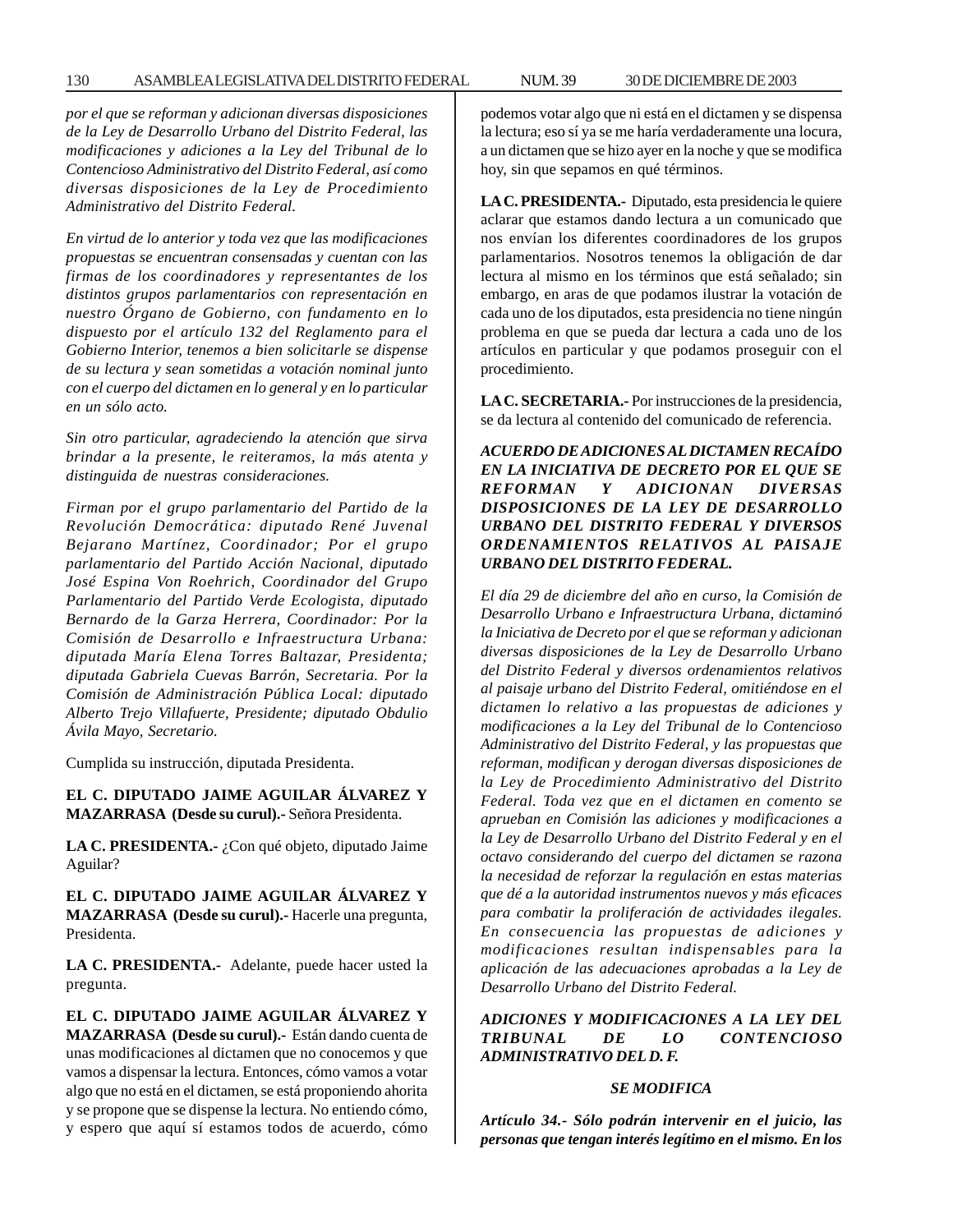*por el que se reforman y adicionan diversas disposiciones de la Ley de Desarrollo Urbano del Distrito Federal, las modificaciones y adiciones a la Ley del Tribunal de lo Contencioso Administrativo del Distrito Federal, así como diversas disposiciones de la Ley de Procedimiento Administrativo del Distrito Federal.*

*En virtud de lo anterior y toda vez que las modificaciones propuestas se encuentran consensadas y cuentan con las firmas de los coordinadores y representantes de los distintos grupos parlamentarios con representación en nuestro Órgano de Gobierno, con fundamento en lo dispuesto por el artículo 132 del Reglamento para el Gobierno Interior, tenemos a bien solicitarle se dispense de su lectura y sean sometidas a votación nominal junto con el cuerpo del dictamen en lo general y en lo particular en un sólo acto.*

*Sin otro particular, agradeciendo la atención que sirva brindar a la presente, le reiteramos, la más atenta y distinguida de nuestras consideraciones.*

*Firman por el grupo parlamentario del Partido de la Revolución Democrática: diputado René Juvenal Bejarano Martínez, Coordinador; Por el grupo parlamentario del Partido Acción Nacional, diputado José Espina Von Roehrich, Coordinador del Grupo Parlamentario del Partido Verde Ecologista, diputado Bernardo de la Garza Herrera, Coordinador: Por la Comisión de Desarrollo e Infraestructura Urbana: diputada María Elena Torres Baltazar, Presidenta; diputada Gabriela Cuevas Barrón, Secretaria. Por la Comisión de Administración Pública Local: diputado Alberto Trejo Villafuerte, Presidente; diputado Obdulio Ávila Mayo, Secretario.*

Cumplida su instrucción, diputada Presidenta.

**EL C. DIPUTADO JAIME AGUILAR ÁLVAREZ Y MAZARRASA (Desde su curul).-** Señora Presidenta.

**LA C. PRESIDENTA.-** ¿Con qué objeto, diputado Jaime Aguilar?

**EL C. DIPUTADO JAIME AGUILAR ÁLVAREZ Y MAZARRASA (Desde su curul).-** Hacerle una pregunta, Presidenta.

**LA C. PRESIDENTA.-** Adelante, puede hacer usted la pregunta.

**EL C. DIPUTADO JAIME AGUILAR ÁLVAREZ Y MAZARRASA (Desde su curul).-** Están dando cuenta de unas modificaciones al dictamen que no conocemos y que vamos a dispensar la lectura. Entonces, cómo vamos a votar algo que no está en el dictamen, se está proponiendo ahorita y se propone que se dispense la lectura. No entiendo cómo, y espero que aquí sí estamos todos de acuerdo, cómo podemos votar algo que ni está en el dictamen y se dispensa la lectura; eso sí ya se me haría verdaderamente una locura, a un dictamen que se hizo ayer en la noche y que se modifica hoy, sin que sepamos en qué términos.

**LA C. PRESIDENTA.-** Diputado, esta presidencia le quiere aclarar que estamos dando lectura a un comunicado que nos envían los diferentes coordinadores de los grupos parlamentarios. Nosotros tenemos la obligación de dar lectura al mismo en los términos que está señalado; sin embargo, en aras de que podamos ilustrar la votación de cada uno de los diputados, esta presidencia no tiene ningún problema en que se pueda dar lectura a cada uno de los artículos en particular y que podamos proseguir con el procedimiento.

**LA C. SECRETARIA.-** Por instrucciones de la presidencia, se da lectura al contenido del comunicado de referencia.

***ACUERDO DE ADICIONES AL DICTAMEN RECAÍDO EN LA INICIATIVA DE DECRETO POR EL QUE SE REFORMAN Y ADICIONAN DIVERSAS DISPOSICIONES DE LA LEY DE DESARROLLO URBANO DEL DISTRITO FEDERAL Y DIVERSOS ORDENAMIENTOS RELATIVOS AL PAISAJE URBANO DEL DISTRITO FEDERAL.***

*El día 29 de diciembre del año en curso, la Comisión de Desarrollo Urbano e Infraestructura Urbana, dictaminó la Iniciativa de Decreto por el que se reforman y adicionan diversas disposiciones de la Ley de Desarrollo Urbano del Distrito Federal y diversos ordenamientos relativos al paisaje urbano del Distrito Federal, omitiéndose en el dictamen lo relativo a las propuestas de adiciones y modificaciones a la Ley del Tribunal de lo Contencioso Administrativo del Distrito Federal, y las propuestas que reforman, modifican y derogan diversas disposiciones de la Ley de Procedimiento Administrativo del Distrito Federal. Toda vez que en el dictamen en comento se aprueban en Comisión las adiciones y modificaciones a la Ley de Desarrollo Urbano del Distrito Federal y en el octavo considerando del cuerpo del dictamen se razona la necesidad de reforzar la regulación en estas materias que dé a la autoridad instrumentos nuevos y más eficaces para combatir la proliferación de actividades ilegales. En consecuencia las propuestas de adiciones y modificaciones resultan indispensables para la aplicación de las adecuaciones aprobadas a la Ley de Desarrollo Urbano del Distrito Federal.*

***ADICIONES Y MODIFICACIONES A LA LEY DEL TRIBUNAL DE LO CONTENCIOSO ADMINISTRATIVO DEL D. F.***

***SE MODIFICA***

***Artículo 34.- Sólo podrán intervenir en el juicio, las personas que tengan interés legítimo en el mismo. En los***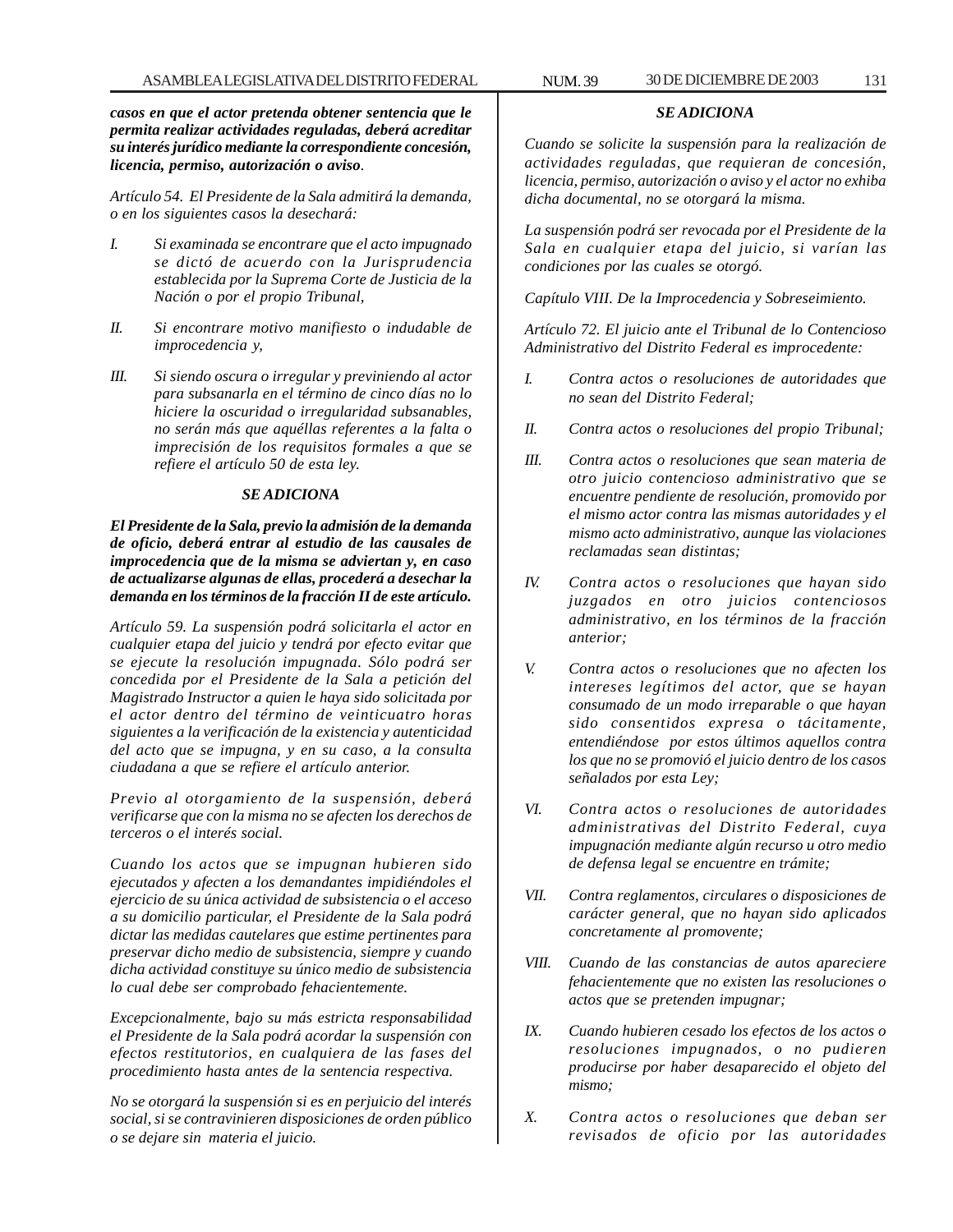***casos en que el actor pretenda obtener sentencia que le permita realizar actividades reguladas, deberá acreditar su interés jurídico mediante la correspondiente concesión, licencia, permiso, autorización o aviso***.

*Artículo 54. El Presidente de la Sala admitirá la demanda, o en los siguientes casos la desechará:*

*I.* *Si examinada se encontrare que el acto impugnado se dictó de acuerdo con la Jurisprudencia establecida por la Suprema Corte de Justicia de la Nación o por el propio Tribunal,*

*II.* *Si encontrare motivo manifiesto o indudable de improcedencia y,*

*III.* *Si siendo oscura o irregular y previniendo al actor para subsanarla en el término de cinco días no lo hiciere la oscuridad o irregularidad subsanables, no serán más que aquéllas referentes a la falta o imprecisión de los requisitos formales a que se refiere el artículo 50 de esta ley.*

***SE ADICIONA***

***El Presidente de la Sala, previo la admisión de la demanda de oficio, deberá entrar al estudio de las causales de improcedencia que de la misma se adviertan y, en caso de actualizarse algunas de ellas, procederá a desechar la demanda en los términos de la fracción II de este artículo.***

*Artículo 59. La suspensión podrá solicitarla el actor en cualquier etapa del juicio y tendrá por efecto evitar que se ejecute la resolución impugnada. Sólo podrá ser concedida por el Presidente de la Sala a petición del Magistrado Instructor a quien le haya sido solicitada por el actor dentro del término de veinticuatro horas siguientes a la verificación de la existencia y autenticidad del acto que se impugna, y en su caso, a la consulta ciudadana a que se refiere el artículo anterior.*

*Previo al otorgamiento de la suspensión, deberá verificarse que con la misma no se afecten los derechos de terceros o el interés social.*

*Cuando los actos que se impugnan hubieren sido ejecutados y afecten a los demandantes impidiéndoles el ejercicio de su única actividad de subsistencia o el acceso a su domicilio particular, el Presidente de la Sala podrá dictar las medidas cautelares que estime pertinentes para preservar dicho medio de subsistencia, siempre y cuando dicha actividad constituye su único medio de subsistencia lo cual debe ser comprobado fehacientemente.*

*Excepcionalmente, bajo su más estricta responsabilidad el Presidente de la Sala podrá acordar la suspensión con efectos restitutorios, en cualquiera de las fases del procedimiento hasta antes de la sentencia respectiva.*

*No se otorgará la suspensión si es en perjuicio del interés social, si se contravinieren disposiciones de orden público o se dejare sin materia el juicio.*

***SE ADICIONA***

*Cuando se solicite la suspensión para la realización de actividades reguladas, que requieran de concesión, licencia, permiso, autorización o aviso y el actor no exhiba dicha documental, no se otorgará la misma.*

*La suspensión podrá ser revocada por el Presidente de la Sala en cualquier etapa del juicio, si varían las condiciones por las cuales se otorgó.*

*Capítulo VIII. De la Improcedencia y Sobreseimiento.*

*Artículo 72. El juicio ante el Tribunal de lo Contencioso Administrativo del Distrito Federal es improcedente:*

*I.* *Contra actos o resoluciones de autoridades que no sean del Distrito Federal;*

*II.* *Contra actos o resoluciones del propio Tribunal;*

*III.* *Contra actos o resoluciones que sean materia de otro juicio contencioso administrativo que se encuentre pendiente de resolución, promovido por el mismo actor contra las mismas autoridades y el mismo acto administrativo, aunque las violaciones reclamadas sean distintas;*

*IV.* *Contra actos o resoluciones que hayan sido juzgados en otro juicios contenciosos administrativo, en los términos de la fracción anterior;*

*V.* *Contra actos o resoluciones que no afecten los intereses legítimos del actor, que se hayan consumado de un modo irreparable o que hayan sido consentidos expresa o tácitamente, entendiéndose por estos últimos aquellos contra los que no se promovió el juicio dentro de los casos señalados por esta Ley;*

*VI.* *Contra actos o resoluciones de autoridades administrativas del Distrito Federal, cuya impugnación mediante algún recurso u otro medio de defensa legal se encuentre en trámite;*

*VII.* *Contra reglamentos, circulares o disposiciones de carácter general, que no hayan sido aplicados concretamente al promovente;*

*VIII.* *Cuando de las constancias de autos apareciere fehacientemente que no existen las resoluciones o actos que se pretenden impugnar;*

*IX.* *Cuando hubieren cesado los efectos de los actos o resoluciones impugnados, o no pudieren producirse por haber desaparecido el objeto del mismo;*

*X.* *Contra actos o resoluciones que deban ser revisados de oficio por las autoridades*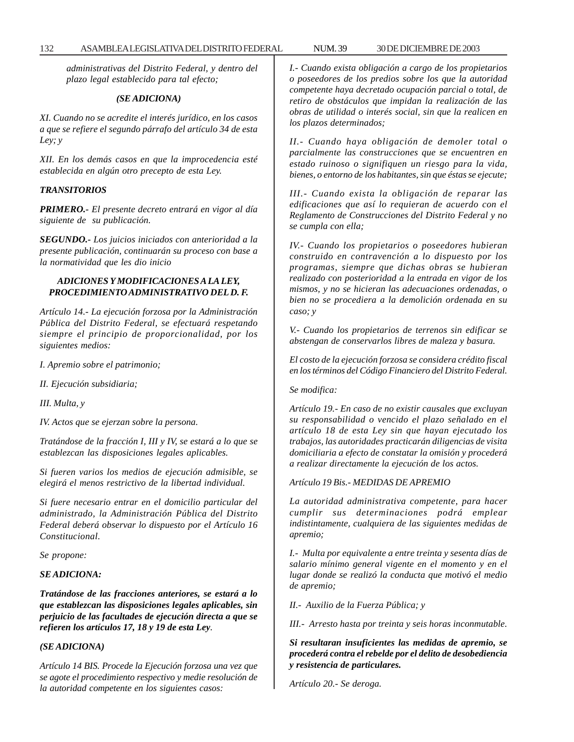*administrativas del Distrito Federal, y dentro del plazo legal establecido para tal efecto;*

***(SE ADICIONA)***

*XI. Cuando no se acredite el interés jurídico, en los casos a que se refiere el segundo párrafo del artículo 34 de esta Ley; y*

*XII. En los demás casos en que la improcedencia esté establecida en algún otro precepto de esta Ley.*

***TRANSITORIOS***

***PRIMERO.-** El presente decreto entrará en vigor al día siguiente de su publicación.*

***SEGUNDO.-** Los juicios iniciados con anterioridad a la presente publicación, continuarán su proceso con base a la normatividad que les dio inicio*

***ADICIONES Y MODIFICACIONES A LA LEY, PROCEDIMIENTO ADMINISTRATIVO DEL D. F.***

*Artículo 14.- La ejecución forzosa por la Administración Pública del Distrito Federal, se efectuará respetando siempre el principio de proporcionalidad, por los siguientes medios:*

*I. Apremio sobre el patrimonio;*

*II. Ejecución subsidiaria;*

*III. Multa, y*

*IV. Actos que se ejerzan sobre la persona.*

*Tratándose de la fracción I, III y IV, se estará a lo que se establezcan las disposiciones legales aplicables.*

*Si fueren varios los medios de ejecución admisible, se elegirá el menos restrictivo de la libertad individual.*

*Si fuere necesario entrar en el domicilio particular del administrado, la Administración Pública del Distrito Federal deberá observar lo dispuesto por el Artículo 16 Constitucional.*

*Se propone:*

***SE ADICIONA:***

***Tratándose de las fracciones anteriores, se estará a lo que establezcan las disposiciones legales aplicables, sin perjuicio de las facultades de ejecución directa a que se refieren los artículos 17, 18 y 19 de esta Ley.***

*(SE ADICIONA)*

*Artículo 14 BIS. Procede la Ejecución forzosa una vez que se agote el procedimiento respectivo y medie resolución de la autoridad competente en los siguientes casos:*

*I.- Cuando exista obligación a cargo de los propietarios o poseedores de los predios sobre los que la autoridad competente haya decretado ocupación parcial o total, de retiro de obstáculos que impidan la realización de las obras de utilidad o interés social, sin que la realicen en los plazos determinados;*

*II.- Cuando haya obligación de demoler total o parcialmente las construcciones que se encuentren en estado ruinoso o signifiquen un riesgo para la vida, bienes, o entorno de los habitantes, sin que éstas se ejecute;*

*III.- Cuando exista la obligación de reparar las edificaciones que así lo requieran de acuerdo con el Reglamento de Construcciones del Distrito Federal y no se cumpla con ella;*

*IV.- Cuando los propietarios o poseedores hubieran construido en contravención a lo dispuesto por los programas, siempre que dichas obras se hubieran realizado con posterioridad a la entrada en vigor de los mismos, y no se hicieran las adecuaciones ordenadas, o bien no se procediera a la demolición ordenada en su caso; y*

*V.- Cuando los propietarios de terrenos sin edificar se abstengan de conservarlos libres de maleza y basura.*

*El costo de la ejecución forzosa se considera crédito fiscal en los términos del Código Financiero del Distrito Federal.*

*Se modifica:*

*Artículo 19.- En caso de no existir causales que excluyan su responsabilidad o vencido el plazo señalado en el artículo 18 de esta Ley sin que hayan ejecutado los trabajos, las autoridades practicarán diligencias de visita domiciliaria a efecto de constatar la omisión y procederá a realizar directamente la ejecución de los actos.*

*Artículo 19 Bis.- MEDIDAS DE APREMIO*

*La autoridad administrativa competente, para hacer cumplir sus determinaciones podrá emplear indistintamente, cualquiera de las siguientes medidas de apremio;*

*I.- Multa por equivalente a entre treinta y sesenta días de salario mínimo general vigente en el momento y en el lugar donde se realizó la conducta que motivó el medio de apremio;*

*II.- Auxilio de la Fuerza Pública; y*

*III.- Arresto hasta por treinta y seis horas inconmutable.*

***Si resultaran insuficientes las medidas de apremio, se procederá contra el rebelde por el delito de desobediencia y resistencia de particulares.***

*Artículo 20.- Se deroga.*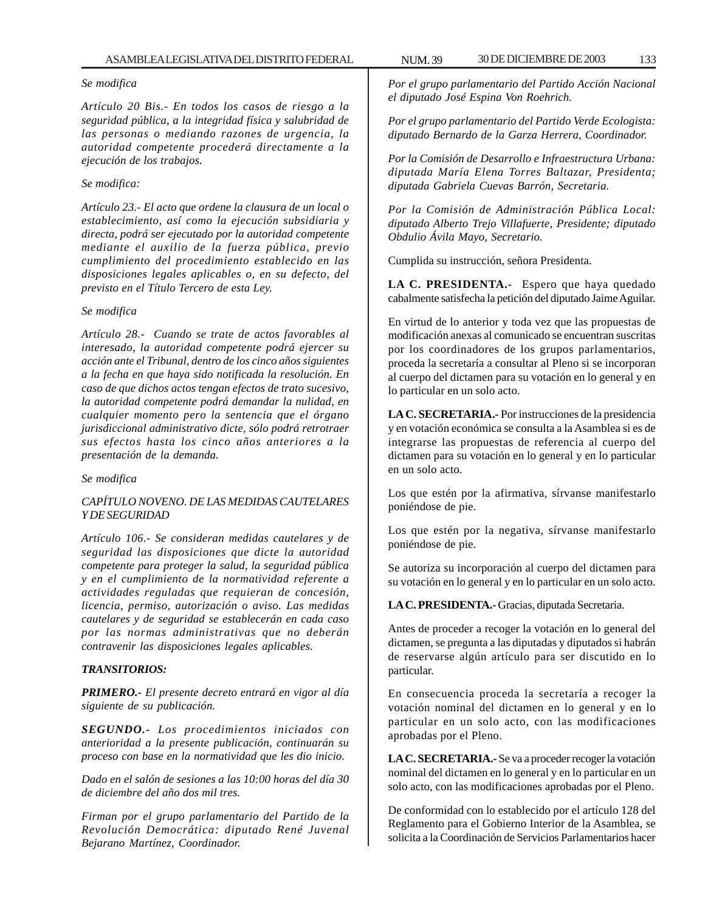*Se modifica*

*Artículo 20 Bis.- En todos los casos de riesgo a la seguridad pública, a la integridad física y salubridad de las personas o mediando razones de urgencia, la autoridad competente procederá directamente a la ejecución de los trabajos.*

*Se modifica:*

*Artículo 23.- El acto que ordene la clausura de un local o establecimiento, así como la ejecución subsidiaria y directa, podrá ser ejecutado por la autoridad competente mediante el auxilio de la fuerza pública, previo cumplimiento del procedimiento establecido en las disposiciones legales aplicables o, en su defecto, del previsto en el Título Tercero de esta Ley.*

*Se modifica*

*Artículo 28.- Cuando se trate de actos favorables al interesado, la autoridad competente podrá ejercer su acción ante el Tribunal, dentro de los cinco años siguientes a la fecha en que haya sido notificada la resolución. En caso de que dichos actos tengan efectos de trato sucesivo, la autoridad competente podrá demandar la nulidad, en cualquier momento pero la sentencia que el órgano jurisdiccional administrativo dicte, sólo podrá retrotraer sus efectos hasta los cinco años anteriores a la presentación de la demanda.*

*Se modifica*

*CAPÍTULO NOVENO. DE LAS MEDIDAS CAUTELARES Y DE SEGURIDAD*

*Artículo 106.- Se consideran medidas cautelares y de seguridad las disposiciones que dicte la autoridad competente para proteger la salud, la seguridad pública y en el cumplimiento de la normatividad referente a actividades reguladas que requieran de concesión, licencia, permiso, autorización o aviso. Las medidas cautelares y de seguridad se establecerán en cada caso por las normas administrativas que no deberán contravenir las disposiciones legales aplicables.*

***TRANSITORIOS:***

***PRIMERO.-*** *El presente decreto entrará en vigor al día siguiente de su publicación.*

***SEGUNDO.-*** *Los procedimientos iniciados con anterioridad a la presente publicación, continuarán su proceso con base en la normatividad que les dio inicio.*

*Dado en el salón de sesiones a las 10:00 horas del día 30 de diciembre del año dos mil tres.*

*Firman por el grupo parlamentario del Partido de la Revolución Democrática: diputado René Juvenal Bejarano Martínez, Coordinador.*

*Por el grupo parlamentario del Partido Acción Nacional el diputado José Espina Von Roehrich.*

*Por el grupo parlamentario del Partido Verde Ecologista: diputado Bernardo de la Garza Herrera, Coordinador.*

*Por la Comisión de Desarrollo e Infraestructura Urbana: diputada María Elena Torres Baltazar, Presidenta; diputada Gabriela Cuevas Barrón, Secretaria.*

*Por la Comisión de Administración Pública Local: diputado Alberto Trejo Villafuerte, Presidente; diputado Obdulio Ávila Mayo, Secretario.*

Cumplida su instrucción, señora Presidenta.

**LA C. PRESIDENTA.-** Espero que haya quedado cabalmente satisfecha la petición del diputado Jaime Aguilar.

En virtud de lo anterior y toda vez que las propuestas de modificación anexas al comunicado se encuentran suscritas por los coordinadores de los grupos parlamentarios, proceda la secretaría a consultar al Pleno si se incorporan al cuerpo del dictamen para su votación en lo general y en lo particular en un solo acto.

**LA C. SECRETARIA.-** Por instrucciones de la presidencia y en votación económica se consulta a la Asamblea si es de integrarse las propuestas de referencia al cuerpo del dictamen para su votación en lo general y en lo particular en un solo acto.

Los que estén por la afirmativa, sírvanse manifestarlo poniéndose de pie.

Los que estén por la negativa, sírvanse manifestarlo poniéndose de pie.

Se autoriza su incorporación al cuerpo del dictamen para su votación en lo general y en lo particular en un solo acto.

**LA C. PRESIDENTA.-** Gracias, diputada Secretaria.

Antes de proceder a recoger la votación en lo general del dictamen, se pregunta a las diputadas y diputados si habrán de reservarse algún artículo para ser discutido en lo particular.

En consecuencia proceda la secretaría a recoger la votación nominal del dictamen en lo general y en lo particular en un solo acto, con las modificaciones aprobadas por el Pleno.

**LA C. SECRETARIA.-** Se va a proceder recoger la votación nominal del dictamen en lo general y en lo particular en un solo acto, con las modificaciones aprobadas por el Pleno.

De conformidad con lo establecido por el artículo 128 del Reglamento para el Gobierno Interior de la Asamblea, se solicita a la Coordinación de Servicios Parlamentarios hacer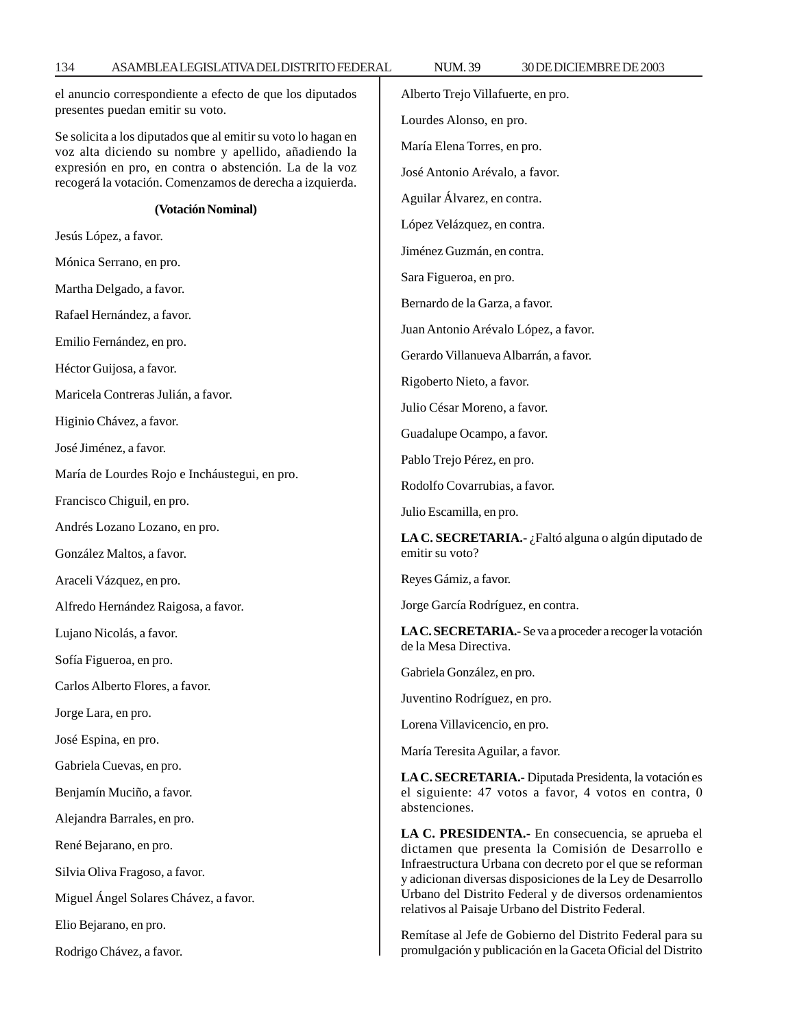el anuncio correspondiente a efecto de que los diputados presentes puedan emitir su voto.

Se solicita a los diputados que al emitir su voto lo hagan en voz alta diciendo su nombre y apellido, añadiendo la expresión en pro, en contra o abstención. La de la voz recogerá la votación. Comenzamos de derecha a izquierda.

**(Votación Nominal)**

Jesús López, a favor.

Mónica Serrano, en pro.

Martha Delgado, a favor.

Rafael Hernández, a favor.

Emilio Fernández, en pro.

Héctor Guijosa, a favor.

Maricela Contreras Julián, a favor.

Higinio Chávez, a favor.

José Jiménez, a favor.

María de Lourdes Rojo e Incháustegui, en pro.

Francisco Chiguil, en pro.

Andrés Lozano Lozano, en pro.

González Maltos, a favor.

Araceli Vázquez, en pro.

Alfredo Hernández Raigosa, a favor.

Lujano Nicolás, a favor.

Sofía Figueroa, en pro.

Carlos Alberto Flores, a favor.

Jorge Lara, en pro.

José Espina, en pro.

Gabriela Cuevas, en pro.

Benjamín Muciño, a favor.

Alejandra Barrales, en pro.

René Bejarano, en pro.

Silvia Oliva Fragoso, a favor.

Miguel Ángel Solares Chávez, a favor.

Elio Bejarano, en pro.

Rodrigo Chávez, a favor.

Alberto Trejo Villafuerte, en pro.

Lourdes Alonso, en pro.

María Elena Torres, en pro.

José Antonio Arévalo, a favor.

Aguilar Álvarez, en contra.

López Velázquez, en contra.

Jiménez Guzmán, en contra.

Sara Figueroa, en pro.

Bernardo de la Garza, a favor.

Juan Antonio Arévalo López, a favor.

Gerardo Villanueva Albarrán, a favor.

Rigoberto Nieto, a favor.

Julio César Moreno, a favor.

Guadalupe Ocampo, a favor.

Pablo Trejo Pérez, en pro.

Rodolfo Covarrubias, a favor.

Julio Escamilla, en pro.

**LA C. SECRETARIA.-** ¿Faltó alguna o algún diputado de emitir su voto?

Reyes Gámiz, a favor.

Jorge García Rodríguez, en contra.

**LA C. SECRETARIA.-** Se va a proceder a recoger la votación de la Mesa Directiva.

Gabriela González, en pro.

Juventino Rodríguez, en pro.

Lorena Villavicencio, en pro.

María Teresita Aguilar, a favor.

**LA C. SECRETARIA.-** Diputada Presidenta, la votación es el siguiente: 47 votos a favor, 4 votos en contra, 0 abstenciones.

**LA C. PRESIDENTA.-** En consecuencia, se aprueba el dictamen que presenta la Comisión de Desarrollo e Infraestructura Urbana con decreto por el que se reforman y adicionan diversas disposiciones de la Ley de Desarrollo Urbano del Distrito Federal y de diversos ordenamientos relativos al Paisaje Urbano del Distrito Federal.

Remítase al Jefe de Gobierno del Distrito Federal para su promulgación y publicación en la Gaceta Oficial del Distrito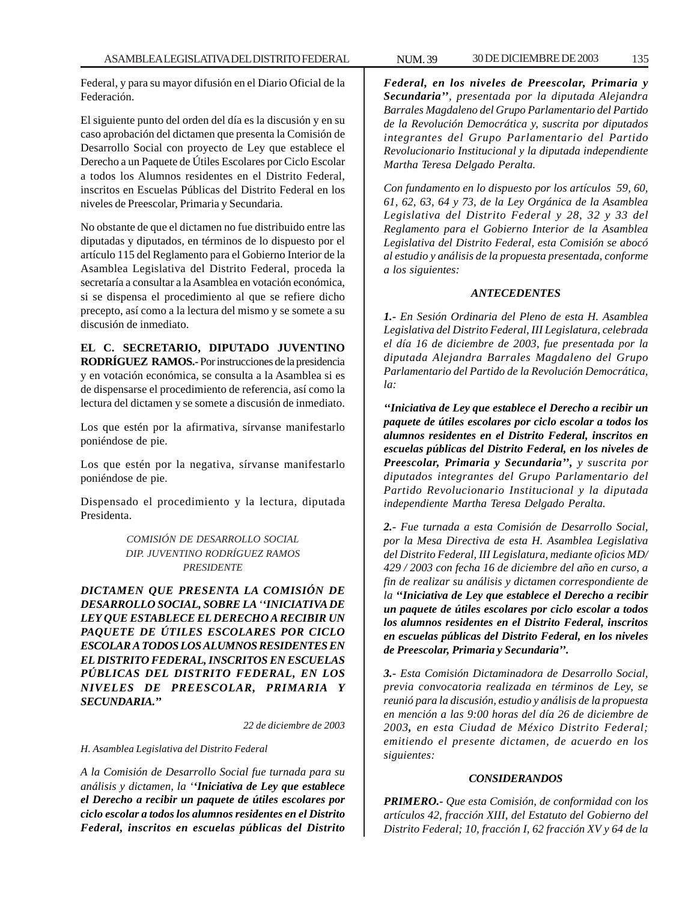Federal, y para su mayor difusión en el Diario Oficial de la Federación.

El siguiente punto del orden del día es la discusión y en su caso aprobación del dictamen que presenta la Comisión de Desarrollo Social con proyecto de Ley que establece el Derecho a un Paquete de Útiles Escolares por Ciclo Escolar a todos los Alumnos residentes en el Distrito Federal, inscritos en Escuelas Públicas del Distrito Federal en los niveles de Preescolar, Primaria y Secundaria.

No obstante de que el dictamen no fue distribuido entre las diputadas y diputados, en términos de lo dispuesto por el artículo 115 del Reglamento para el Gobierno Interior de la Asamblea Legislativa del Distrito Federal, proceda la secretaría a consultar a la Asamblea en votación económica, si se dispensa el procedimiento al que se refiere dicho precepto, así como a la lectura del mismo y se somete a su discusión de inmediato.

**EL C. SECRETARIO, DIPUTADO JUVENTINO RODRÍGUEZ RAMOS.-** Por instrucciones de la presidencia y en votación económica, se consulta a la Asamblea si es de dispensarse el procedimiento de referencia, así como la lectura del dictamen y se somete a discusión de inmediato.

Los que estén por la afirmativa, sírvanse manifestarlo poniéndose de pie.

Los que estén por la negativa, sírvanse manifestarlo poniéndose de pie.

Dispensado el procedimiento y la lectura, diputada Presidenta.

*COMISIÓN DE DESARROLLO SOCIAL*
*DIP. JUVENTINO RODRÍGUEZ RAMOS*
*PRESIDENTE*

***DICTAMEN QUE PRESENTA LA COMISIÓN DE DESARROLLO SOCIAL, SOBRE LA ''INICIATIVA DE LEY QUE ESTABLECE EL DERECHO A RECIBIR UN PAQUETE DE ÚTILES ESCOLARES POR CICLO ESCOLAR A TODOS LOS ALUMNOS RESIDENTES EN EL DISTRITO FEDERAL, INSCRITOS EN ESCUELAS PÚBLICAS DEL DISTRITO FEDERAL, EN LOS NIVELES DE PREESCOLAR, PRIMARIA Y SECUNDARIA.''***

*22 de diciembre de 2003*

*H. Asamblea Legislativa del Distrito Federal*

*A la Comisión de Desarrollo Social fue turnada para su análisis y dictamen, la ''**Iniciativa de Ley que establece el Derecho a recibir un paquete de útiles escolares por ciclo escolar a todos los alumnos residentes en el Distrito Federal, inscritos en escuelas públicas del Distrito Federal, en los niveles de Preescolar, Primaria y Secundaria''**, presentada por la diputada Alejandra Barrales Magdaleno del Grupo Parlamentario del Partido de la Revolución Democrática y, suscrita por diputados integrantes del Grupo Parlamentario del Partido Revolucionario Institucional y la diputada independiente Martha Teresa Delgado Peralta.*

*Con fundamento en lo dispuesto por los artículos 59, 60, 61, 62, 63, 64 y 73, de la Ley Orgánica de la Asamblea Legislativa del Distrito Federal y 28, 32 y 33 del Reglamento para el Gobierno Interior de la Asamblea Legislativa del Distrito Federal, esta Comisión se abocó al estudio y análisis de la propuesta presentada, conforme a los siguientes:*

***ANTECEDENTES***

***1.-** En Sesión Ordinaria del Pleno de esta H. Asamblea Legislativa del Distrito Federal, III Legislatura, celebrada el día 16 de diciembre de 2003, fue presentada por la diputada Alejandra Barrales Magdaleno del Grupo Parlamentario del Partido de la Revolución Democrática, la:*

***''Iniciativa de Ley que establece el Derecho a recibir un paquete de útiles escolares por ciclo escolar a todos los alumnos residentes en el Distrito Federal, inscritos en escuelas públicas del Distrito Federal, en los niveles de Preescolar, Primaria y Secundaria'',** y suscrita por diputados integrantes del Grupo Parlamentario del Partido Revolucionario Institucional y la diputada independiente Martha Teresa Delgado Peralta.*

***2.-** Fue turnada a esta Comisión de Desarrollo Social, por la Mesa Directiva de esta H. Asamblea Legislativa del Distrito Federal, III Legislatura, mediante oficios MD/429 / 2003 con fecha 16 de diciembre del año en curso, a fin de realizar su análisis y dictamen correspondiente de la **''Iniciativa de Ley que establece el Derecho a recibir un paquete de útiles escolares por ciclo escolar a todos los alumnos residentes en el Distrito Federal, inscritos en escuelas públicas del Distrito Federal, en los niveles de Preescolar, Primaria y Secundaria''.***

***3.-** Esta Comisión Dictaminadora de Desarrollo Social, previa convocatoria realizada en términos de Ley, se reunió para la discusión, estudio y análisis de la propuesta en mención a las 9:00 horas del día 26 de diciembre de 2003**,** en esta Ciudad de México Distrito Federal; emitiendo el presente dictamen, de acuerdo en los siguientes:*

***CONSIDERANDOS***

***PRIMERO.-** Que esta Comisión, de conformidad con los artículos 42, fracción XIII, del Estatuto del Gobierno del Distrito Federal; 10, fracción I, 62 fracción XV y 64 de la*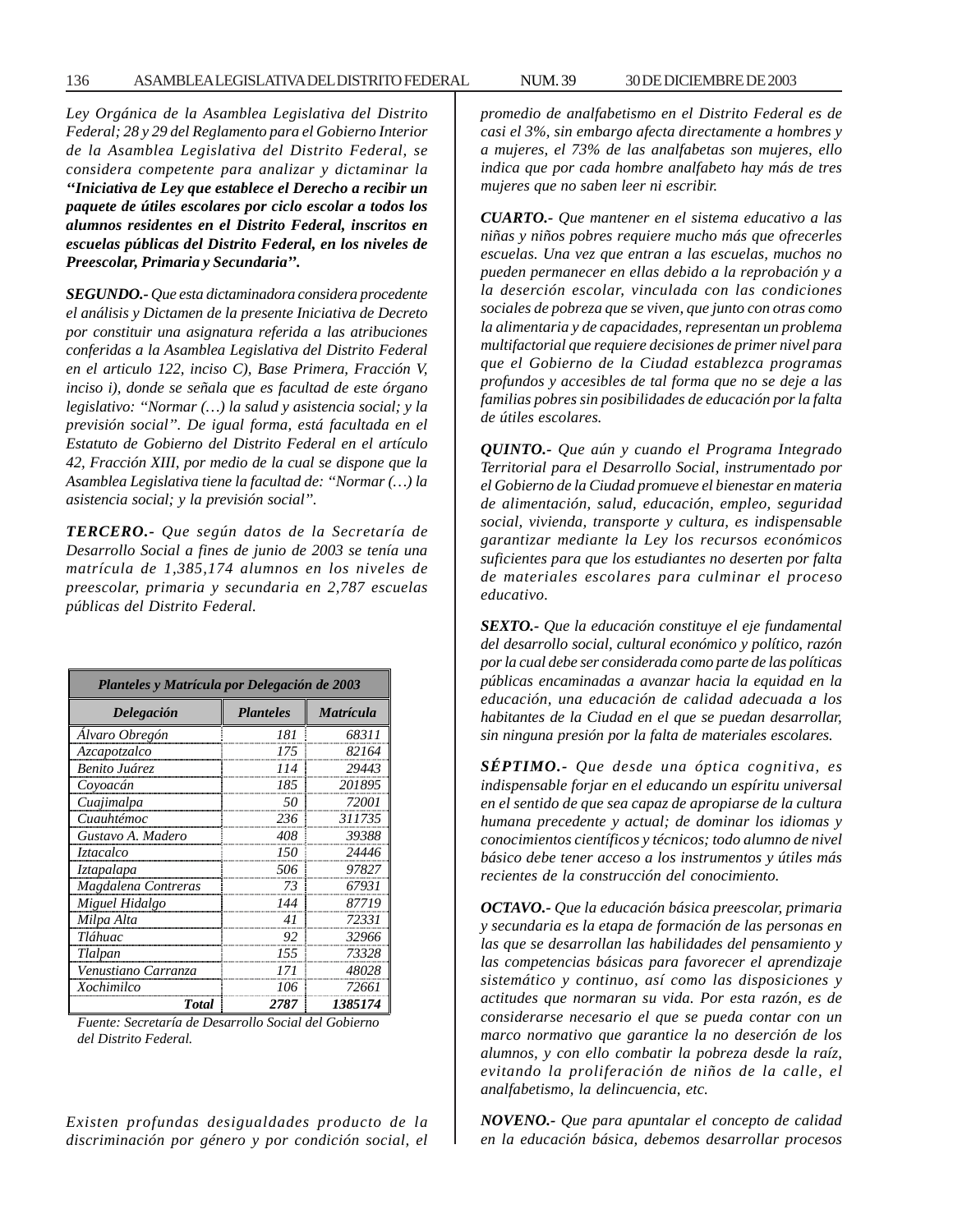*Ley Orgánica de la Asamblea Legislativa del Distrito Federal; 28 y 29 del Reglamento para el Gobierno Interior de la Asamblea Legislativa del Distrito Federal, se considera competente para analizar y dictaminar la* ***"Iniciativa de Ley que establece el Derecho a recibir un paquete de útiles escolares por ciclo escolar a todos los alumnos residentes en el Distrito Federal, inscritos en escuelas públicas del Distrito Federal, en los niveles de Preescolar, Primaria y Secundaria".***

***SEGUNDO.-*** *Que esta dictaminadora considera procedente el análisis y Dictamen de la presente Iniciativa de Decreto por constituir una asignatura referida a las atribuciones conferidas a la Asamblea Legislativa del Distrito Federal en el articulo 122, inciso C), Base Primera, Fracción V, inciso i), donde se señala que es facultad de este órgano legislativo: "Normar (…) la salud y asistencia social; y la previsión social". De igual forma, está facultada en el Estatuto de Gobierno del Distrito Federal en el artículo 42, Fracción XIII, por medio de la cual se dispone que la Asamblea Legislativa tiene la facultad de: "Normar (…) la asistencia social; y la previsión social".*

***TERCERO.-*** *Que según datos de la Secretaría de Desarrollo Social a fines de junio de 2003 se tenía una matrícula de 1,385,174 alumnos en los niveles de preescolar, primaria y secundaria en 2,787 escuelas públicas del Distrito Federal.*

***Planteles y Matrícula por Delegación de 2003***

| *Delegación* | *Planteles* | *Matrícula* |
|---|---|---|
| Álvaro Obregón | 181 | 68311 |
| Azcapotzalco | 175 | 82164 |
| Benito Juárez | 114 | 29443 |
| Coyoacán | 185 | 201895 |
| Cuajimalpa | 50 | 72001 |
| Cuauhtémoc | 236 | 311735 |
| Gustavo A. Madero | 408 | 39388 |
| Iztacalco | 150 | 24446 |
| Iztapalapa | 506 | 97827 |
| Magdalena Contreras | 73 | 67931 |
| Miguel Hidalgo | 144 | 87719 |
| Milpa Alta | 41 | 72331 |
| Tláhuac | 92 | 32966 |
| Tlalpan | 155 | 73328 |
| Venustiano Carranza | 171 | 48028 |
| Xochimilco | 106 | 72661 |
| ***Total*** | ***2787*** | ***1385174*** |

*Fuente: Secretaría de Desarrollo Social del Gobierno del Distrito Federal.*

*Existen profundas desigualdades producto de la discriminación por género y por condición social, el promedio de analfabetismo en el Distrito Federal es de casi el 3%, sin embargo afecta directamente a hombres y a mujeres, el 73% de las analfabetas son mujeres, ello indica que por cada hombre analfabeto hay más de tres mujeres que no saben leer ni escribir.*

***CUARTO.-*** *Que mantener en el sistema educativo a las niñas y niños pobres requiere mucho más que ofrecerles escuelas. Una vez que entran a las escuelas, muchos no pueden permanecer en ellas debido a la reprobación y a la deserción escolar, vinculada con las condiciones sociales de pobreza que se viven, que junto con otras como la alimentaria y de capacidades, representan un problema multifactorial que requiere decisiones de primer nivel para que el Gobierno de la Ciudad establezca programas profundos y accesibles de tal forma que no se deje a las familias pobres sin posibilidades de educación por la falta de útiles escolares.*

***QUINTO.-*** *Que aún y cuando el Programa Integrado Territorial para el Desarrollo Social, instrumentado por el Gobierno de la Ciudad promueve el bienestar en materia de alimentación, salud, educación, empleo, seguridad social, vivienda, transporte y cultura, es indispensable garantizar mediante la Ley los recursos económicos suficientes para que los estudiantes no deserten por falta de materiales escolares para culminar el proceso educativo.*

***SEXTO.-*** *Que la educación constituye el eje fundamental del desarrollo social, cultural económico y político, razón por la cual debe ser considerada como parte de las políticas públicas encaminadas a avanzar hacia la equidad en la educación, una educación de calidad adecuada a los habitantes de la Ciudad en el que se puedan desarrollar, sin ninguna presión por la falta de materiales escolares.*

***SÉPTIMO.-*** *Que desde una óptica cognitiva, es indispensable forjar en el educando un espíritu universal en el sentido de que sea capaz de apropiarse de la cultura humana precedente y actual; de dominar los idiomas y conocimientos científicos y técnicos; todo alumno de nivel básico debe tener acceso a los instrumentos y útiles más recientes de la construcción del conocimiento.*

***OCTAVO.-*** *Que la educación básica preescolar, primaria y secundaria es la etapa de formación de las personas en las que se desarrollan las habilidades del pensamiento y las competencias básicas para favorecer el aprendizaje sistemático y continuo, así como las disposiciones y actitudes que normaran su vida. Por esta razón, es de considerarse necesario el que se pueda contar con un marco normativo que garantice la no deserción de los alumnos, y con ello combatir la pobreza desde la raíz, evitando la proliferación de niños de la calle, el analfabetismo, la delincuencia, etc.*

***NOVENO.-*** *Que para apuntalar el concepto de calidad en la educación básica, debemos desarrollar procesos*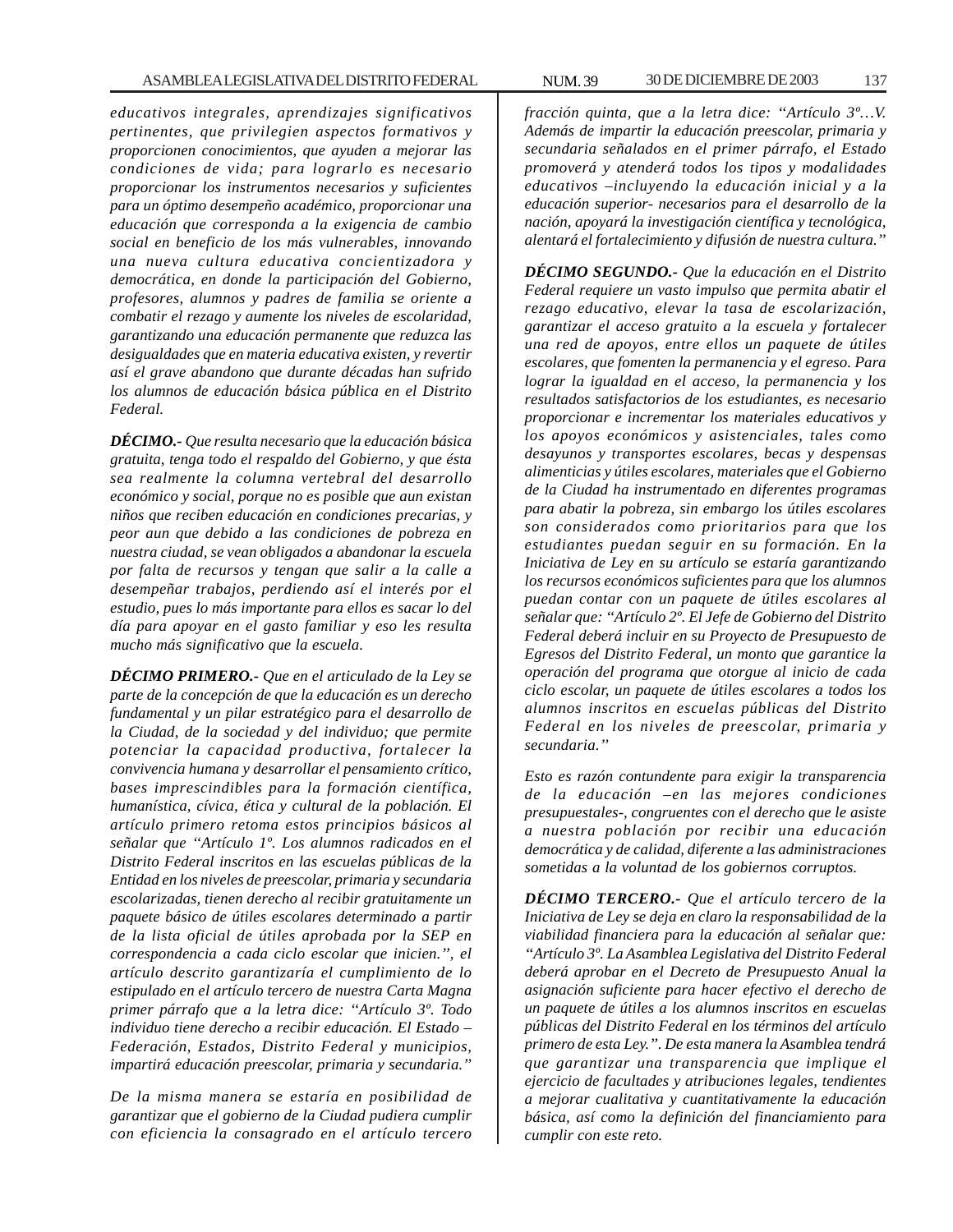*educativos integrales, aprendizajes significativos pertinentes, que privilegien aspectos formativos y proporcionen conocimientos, que ayuden a mejorar las condiciones de vida; para lograrlo es necesario proporcionar los instrumentos necesarios y suficientes para un óptimo desempeño académico, proporcionar una educación que corresponda a la exigencia de cambio social en beneficio de los más vulnerables, innovando una nueva cultura educativa concientizadora y democrática, en donde la participación del Gobierno, profesores, alumnos y padres de familia se oriente a combatir el rezago y aumente los niveles de escolaridad, garantizando una educación permanente que reduzca las desigualdades que en materia educativa existen, y revertir así el grave abandono que durante décadas han sufrido los alumnos de educación básica pública en el Distrito Federal.*

***DÉCIMO.-*** *Que resulta necesario que la educación básica gratuita, tenga todo el respaldo del Gobierno, y que ésta sea realmente la columna vertebral del desarrollo económico y social, porque no es posible que aun existan niños que reciben educación en condiciones precarias, y peor aun que debido a las condiciones de pobreza en nuestra ciudad, se vean obligados a abandonar la escuela por falta de recursos y tengan que salir a la calle a desempeñar trabajos, perdiendo así el interés por el estudio, pues lo más importante para ellos es sacar lo del día para apoyar en el gasto familiar y eso les resulta mucho más significativo que la escuela.*

***DÉCIMO PRIMERO.-*** *Que en el articulado de la Ley se parte de la concepción de que la educación es un derecho fundamental y un pilar estratégico para el desarrollo de la Ciudad, de la sociedad y del individuo; que permite potenciar la capacidad productiva, fortalecer la convivencia humana y desarrollar el pensamiento crítico, bases imprescindibles para la formación científica, humanística, cívica, ética y cultural de la población. El artículo primero retoma estos principios básicos al señalar que "Artículo 1º. Los alumnos radicados en el Distrito Federal inscritos en las escuelas públicas de la Entidad en los niveles de preescolar, primaria y secundaria escolarizadas, tienen derecho al recibir gratuitamente un paquete básico de útiles escolares determinado a partir de la lista oficial de útiles aprobada por la SEP en correspondencia a cada ciclo escolar que inicien.", el artículo descrito garantizaría el cumplimiento de lo estipulado en el artículo tercero de nuestra Carta Magna primer párrafo que a la letra dice: "Artículo 3º. Todo individuo tiene derecho a recibir educación. El Estado – Federación, Estados, Distrito Federal y municipios, impartirá educación preescolar, primaria y secundaria."*

*De la misma manera se estaría en posibilidad de garantizar que el gobierno de la Ciudad pudiera cumplir con eficiencia la consagrado en el artículo tercero fracción quinta, que a la letra dice: "Artículo 3º…V. Además de impartir la educación preescolar, primaria y secundaria señalados en el primer párrafo, el Estado promoverá y atenderá todos los tipos y modalidades educativos –incluyendo la educación inicial y a la educación superior- necesarios para el desarrollo de la nación, apoyará la investigación científica y tecnológica, alentará el fortalecimiento y difusión de nuestra cultura."*

***DÉCIMO SEGUNDO.-*** *Que la educación en el Distrito Federal requiere un vasto impulso que permita abatir el rezago educativo, elevar la tasa de escolarización, garantizar el acceso gratuito a la escuela y fortalecer una red de apoyos, entre ellos un paquete de útiles escolares, que fomenten la permanencia y el egreso. Para lograr la igualdad en el acceso, la permanencia y los resultados satisfactorios de los estudiantes, es necesario proporcionar e incrementar los materiales educativos y los apoyos económicos y asistenciales, tales como desayunos y transportes escolares, becas y despensas alimenticias y útiles escolares, materiales que el Gobierno de la Ciudad ha instrumentado en diferentes programas para abatir la pobreza, sin embargo los útiles escolares son considerados como prioritarios para que los estudiantes puedan seguir en su formación. En la Iniciativa de Ley en su artículo se estaría garantizando los recursos económicos suficientes para que los alumnos puedan contar con un paquete de útiles escolares al señalar que: "Artículo 2º. El Jefe de Gobierno del Distrito Federal deberá incluir en su Proyecto de Presupuesto de Egresos del Distrito Federal, un monto que garantice la operación del programa que otorgue al inicio de cada ciclo escolar, un paquete de útiles escolares a todos los alumnos inscritos en escuelas públicas del Distrito Federal en los niveles de preescolar, primaria y secundaria."*

*Esto es razón contundente para exigir la transparencia de la educación –en las mejores condiciones presupuestales-, congruentes con el derecho que le asiste a nuestra población por recibir una educación democrática y de calidad, diferente a las administraciones sometidas a la voluntad de los gobiernos corruptos.*

***DÉCIMO TERCERO.-*** *Que el artículo tercero de la Iniciativa de Ley se deja en claro la responsabilidad de la viabilidad financiera para la educación al señalar que: "Artículo 3º. La Asamblea Legislativa del Distrito Federal deberá aprobar en el Decreto de Presupuesto Anual la asignación suficiente para hacer efectivo el derecho de un paquete de útiles a los alumnos inscritos en escuelas públicas del Distrito Federal en los términos del artículo primero de esta Ley.". De esta manera la Asamblea tendrá que garantizar una transparencia que implique el ejercicio de facultades y atribuciones legales, tendientes a mejorar cualitativa y cuantitativamente la educación básica, así como la definición del financiamiento para cumplir con este reto.*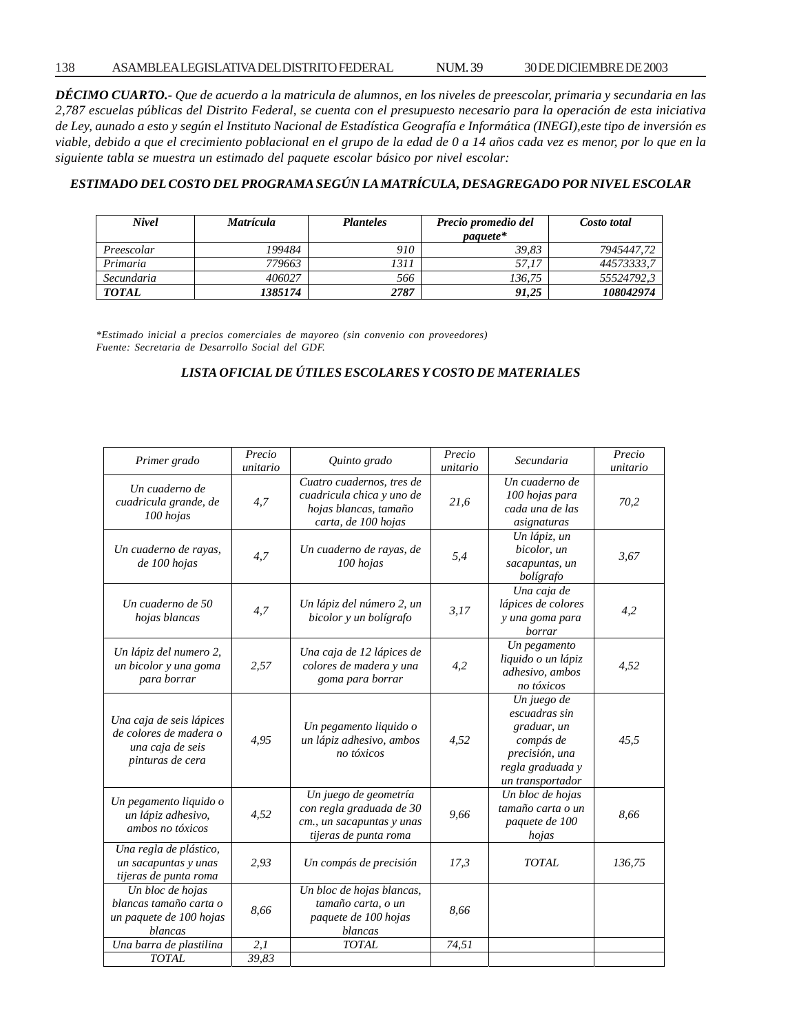***DÉCIMO CUARTO.-*** *Que de acuerdo a la matricula de alumnos, en los niveles de preescolar, primaria y secundaria en las 2,787 escuelas públicas del Distrito Federal, se cuenta con el presupuesto necesario para la operación de esta iniciativa de Ley, aunado a esto y según el Instituto Nacional de Estadística Geografía e Informática (INEGI),este tipo de inversión es viable, debido a que el crecimiento poblacional en el grupo de la edad de 0 a 14 años cada vez es menor, por lo que en la siguiente tabla se muestra un estimado del paquete escolar básico por nivel escolar:*

***ESTIMADO DEL COSTO DEL PROGRAMA SEGÚN LA MATRÍCULA, DESAGREGADO POR NIVEL ESCOLAR***

| *Nivel* | *Matrícula* | *Planteles* | *Precio promedio del paquete** | *Costo total* |
|---|---|---|---|---|
| *Preescolar* | *199484* | *910* | *39,83* | *7945447,72* |
| *Primaria* | *779663* | *1311* | *57,17* | *44573333,7* |
| *Secundaria* | *406027* | *566* | *136,75* | *55524792,3* |
| ***TOTAL*** | ***1385174*** | ***2787*** | ***91,25*** | ***108042974*** |

*\*Estimado inicial a precios comerciales de mayoreo (sin convenio con proveedores)*
*Fuente: Secretaria de Desarrollo Social del GDF.*

***LISTA OFICIAL DE ÚTILES ESCOLARES Y COSTO DE MATERIALES***

| *Primer grado* | *Precio unitario* | *Quinto grado* | *Precio unitario* | *Secundaria* | *Precio unitario* |
|---|---|---|---|---|---|
| *Un cuaderno de cuadricula grande, de 100 hojas* | *4,7* | *Cuatro cuadernos, tres de cuadricula chica y uno de hojas blancas, tamaño carta, de 100 hojas* | *21,6* | *Un cuaderno de 100 hojas para cada una de las asignaturas* | *70,2* |
| *Un cuaderno de rayas, de 100 hojas* | *4,7* | *Un cuaderno de rayas, de 100 hojas* | *5,4* | *Un lápiz, un bicolor, un sacapuntas, un bolígrafo* | *3,67* |
| *Un cuaderno de 50 hojas blancas* | *4,7* | *Un lápiz del número 2, un bicolor y un bolígrafo* | *3,17* | *Una caja de lápices de colores y una goma para borrar* | *4,2* |
| *Un lápiz del numero 2, un bicolor y una goma para borrar* | *2,57* | *Una caja de 12 lápices de colores de madera y una goma para borrar* | *4,2* | *Un pegamento liquido o un lápiz adhesivo, ambos no tóxicos* | *4,52* |
| *Una caja de seis lápices de colores de madera o una caja de seis pinturas de cera* | *4,95* | *Un pegamento liquido o un lápiz adhesivo, ambos no tóxicos* | *4,52* | *Un juego de escuadras sin graduar, un compás de precisión, una regla graduada y un transportador* | *45,5* |
| *Un pegamento liquido o un lápiz adhesivo, ambos no tóxicos* | *4,52* | *Un juego de geometría con regla graduada de 30 cm., un sacapuntas y unas tijeras de punta roma* | *9,66* | *Un bloc de hojas tamaño carta o un paquete de 100 hojas* | *8,66* |
| *Una regla de plástico, un sacapuntas y unas tijeras de punta roma* | *2,93* | *Un compás de precisión* | *17,3* | *TOTAL* | *136,75* |
| *Un bloc de hojas blancas tamaño carta o un paquete de 100 hojas blancas* | *8,66* | *Un bloc de hojas blancas, tamaño carta, o un paquete de 100 hojas blancas* | *8,66* | | |
| *Una barra de plastilina* | *2,1* | *TOTAL* | *74,51* | | |
| *TOTAL* | *39,83* | | | | |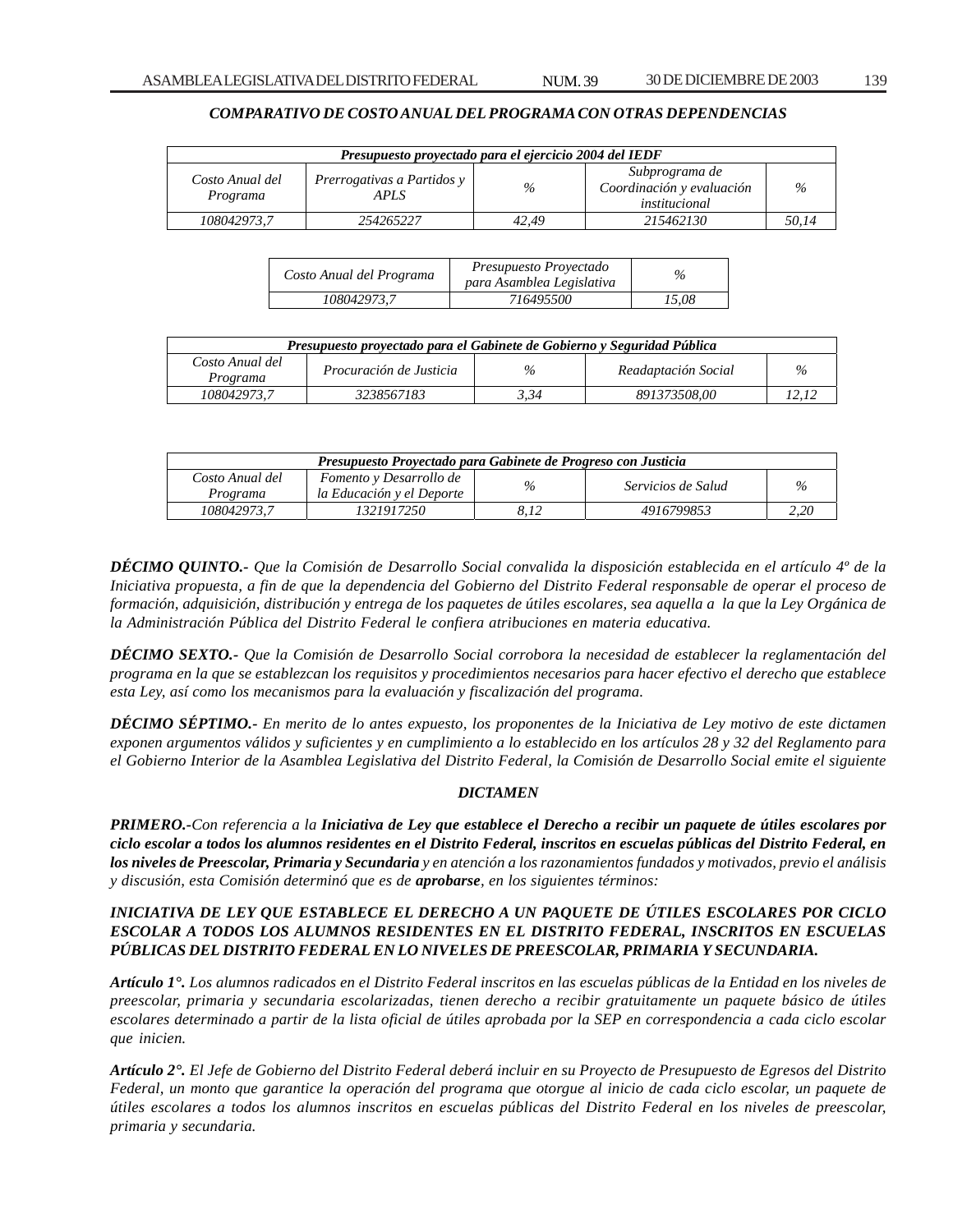***COMPARATIVO DE COSTO ANUAL DEL PROGRAMA CON OTRAS DEPENDENCIAS***

| ***Presupuesto proyectado para el ejercicio 2004 del IEDF*** | | | | |
|---|---|---|---|---|
| *Costo Anual del Programa* | *Prerrogativas a Partidos y APLS* | *%* | *Subprograma de Coordinación y evaluación institucional* | *%* |
| *108042973,7* | *254265227* | *42,49* | *215462130* | *50,14* |

| *Costo Anual del Programa* | *Presupuesto Proyectado para Asamblea Legislativa* | *%* |
|---|---|---|
| *108042973,7* | *716495500* | *15,08* |

| ***Presupuesto proyectado para el Gabinete de Gobierno y Seguridad Pública*** | | | | |
|---|---|---|---|---|
| *Costo Anual del Programa* | *Procuración de Justicia* | *%* | *Readaptación Social* | *%* |
| *108042973,7* | *3238567183* | *3,34* | *891373508,00* | *12,12* |

| ***Presupuesto Proyectado para Gabinete de Progreso con Justicia*** | | | | |
|---|---|---|---|---|
| *Costo Anual del Programa* | *Fomento y Desarrollo de la Educación y el Deporte* | *%* | *Servicios de Salud* | *%* |
| *108042973,7* | *1321917250* | *8,12* | *4916799853* | *2,20* |

***DÉCIMO QUINTO.-*** *Que la Comisión de Desarrollo Social convalida la disposición establecida en el artículo 4º de la Iniciativa propuesta, a fin de que la dependencia del Gobierno del Distrito Federal responsable de operar el proceso de formación, adquisición, distribución y entrega de los paquetes de útiles escolares, sea aquella a la que la Ley Orgánica de la Administración Pública del Distrito Federal le confiera atribuciones en materia educativa.*

***DÉCIMO SEXTO.-*** *Que la Comisión de Desarrollo Social corrobora la necesidad de establecer la reglamentación del programa en la que se establezcan los requisitos y procedimientos necesarios para hacer efectivo el derecho que establece esta Ley, así como los mecanismos para la evaluación y fiscalización del programa.*

***DÉCIMO SÉPTIMO.-*** *En merito de lo antes expuesto, los proponentes de la Iniciativa de Ley motivo de este dictamen exponen argumentos válidos y suficientes y en cumplimiento a lo establecido en los artículos 28 y 32 del Reglamento para el Gobierno Interior de la Asamblea Legislativa del Distrito Federal, la Comisión de Desarrollo Social emite el siguiente*

***DICTAMEN***

***PRIMERO.-****Con referencia a la* ***Iniciativa de Ley que establece el Derecho a recibir un paquete de útiles escolares por ciclo escolar a todos los alumnos residentes en el Distrito Federal, inscritos en escuelas públicas del Distrito Federal, en los niveles de Preescolar, Primaria y Secundaria*** *y en atención a los razonamientos fundados y motivados, previo el análisis y discusión, esta Comisión determinó que es de* ***aprobarse****, en los siguientes términos:*

***INICIATIVA DE LEY QUE ESTABLECE EL DERECHO A UN PAQUETE DE ÚTILES ESCOLARES POR CICLO ESCOLAR A TODOS LOS ALUMNOS RESIDENTES EN EL DISTRITO FEDERAL, INSCRITOS EN ESCUELAS PÚBLICAS DEL DISTRITO FEDERAL EN LO NIVELES DE PREESCOLAR, PRIMARIA Y SECUNDARIA.***

***Artículo 1°.*** *Los alumnos radicados en el Distrito Federal inscritos en las escuelas públicas de la Entidad en los niveles de preescolar, primaria y secundaria escolarizadas, tienen derecho a recibir gratuitamente un paquete básico de útiles escolares determinado a partir de la lista oficial de útiles aprobada por la SEP en correspondencia a cada ciclo escolar que inicien.*

***Artículo 2°.*** *El Jefe de Gobierno del Distrito Federal deberá incluir en su Proyecto de Presupuesto de Egresos del Distrito Federal, un monto que garantice la operación del programa que otorgue al inicio de cada ciclo escolar, un paquete de útiles escolares a todos los alumnos inscritos en escuelas públicas del Distrito Federal en los niveles de preescolar, primaria y secundaria.*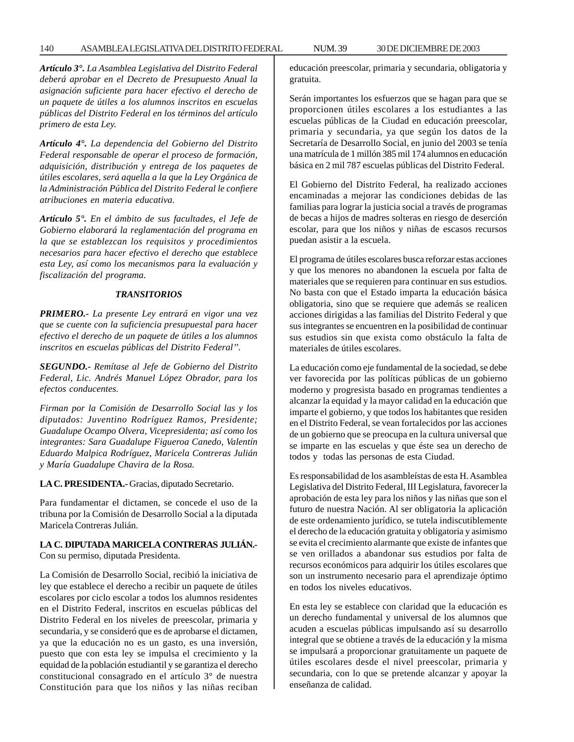***Artículo 3°.*** *La Asamblea Legislativa del Distrito Federal deberá aprobar en el Decreto de Presupuesto Anual la asignación suficiente para hacer efectivo el derecho de un paquete de útiles a los alumnos inscritos en escuelas públicas del Distrito Federal en los términos del artículo primero de esta Ley.*

***Artículo 4°.*** *La dependencia del Gobierno del Distrito Federal responsable de operar el proceso de formación, adquisición, distribución y entrega de los paquetes de útiles escolares, será aquella a la que la Ley Orgánica de la Administración Pública del Distrito Federal le confiere atribuciones en materia educativa.*

***Artículo 5°.*** *En el ámbito de sus facultades, el Jefe de Gobierno elaborará la reglamentación del programa en la que se establezcan los requisitos y procedimientos necesarios para hacer efectivo el derecho que establece esta Ley, así como los mecanismos para la evaluación y fiscalización del programa.*

***TRANSITORIOS***

***PRIMERO.-*** *La presente Ley entrará en vigor una vez que se cuente con la suficiencia presupuestal para hacer efectivo el derecho de un paquete de útiles a los alumnos inscritos en escuelas públicas del Distrito Federal".*

***SEGUNDO.-*** *Remítase al Jefe de Gobierno del Distrito Federal, Lic. Andrés Manuel López Obrador, para los efectos conducentes.*

*Firman por la Comisión de Desarrollo Social las y los diputados: Juventino Rodríguez Ramos, Presidente; Guadalupe Ocampo Olvera, Vicepresidenta; así como los integrantes: Sara Guadalupe Figueroa Canedo, Valentín Eduardo Malpica Rodríguez, Maricela Contreras Julián y María Guadalupe Chavira de la Rosa.*

**LA C. PRESIDENTA.-** Gracias, diputado Secretario.

Para fundamentar el dictamen, se concede el uso de la tribuna por la Comisión de Desarrollo Social a la diputada Maricela Contreras Julián.

**LA C. DIPUTADA MARICELA CONTRERAS JULIÁN.-** Con su permiso, diputada Presidenta.

La Comisión de Desarrollo Social, recibió la iniciativa de ley que establece el derecho a recibir un paquete de útiles escolares por ciclo escolar a todos los alumnos residentes en el Distrito Federal, inscritos en escuelas públicas del Distrito Federal en los niveles de preescolar, primaria y secundaria, y se consideró que es de aprobarse el dictamen, ya que la educación no es un gasto, es una inversión, puesto que con esta ley se impulsa el crecimiento y la equidad de la población estudiantil y se garantiza el derecho constitucional consagrado en el artículo 3° de nuestra Constitución para que los niños y las niñas reciban educación preescolar, primaria y secundaria, obligatoria y gratuita.

Serán importantes los esfuerzos que se hagan para que se proporcionen útiles escolares a los estudiantes a las escuelas públicas de la Ciudad en educación preescolar, primaria y secundaria, ya que según los datos de la Secretaría de Desarrollo Social, en junio del 2003 se tenía una matrícula de 1 millón 385 mil 174 alumnos en educación básica en 2 mil 787 escuelas públicas del Distrito Federal.

El Gobierno del Distrito Federal, ha realizado acciones encaminadas a mejorar las condiciones debidas de las familias para lograr la justicia social a través de programas de becas a hijos de madres solteras en riesgo de deserción escolar, para que los niños y niñas de escasos recursos puedan asistir a la escuela.

El programa de útiles escolares busca reforzar estas acciones y que los menores no abandonen la escuela por falta de materiales que se requieren para continuar en sus estudios. No basta con que el Estado imparta la educación básica obligatoria, sino que se requiere que además se realicen acciones dirigidas a las familias del Distrito Federal y que sus integrantes se encuentren en la posibilidad de continuar sus estudios sin que exista como obstáculo la falta de materiales de útiles escolares.

La educación como eje fundamental de la sociedad, se debe ver favorecida por las políticas públicas de un gobierno moderno y progresista basado en programas tendientes a alcanzar la equidad y la mayor calidad en la educación que imparte el gobierno, y que todos los habitantes que residen en el Distrito Federal, se vean fortalecidos por las acciones de un gobierno que se preocupa en la cultura universal que se imparte en las escuelas y que éste sea un derecho de todos y todas las personas de esta Ciudad.

Es responsabilidad de los asambleístas de esta H. Asamblea Legislativa del Distrito Federal, III Legislatura, favorecer la aprobación de esta ley para los niños y las niñas que son el futuro de nuestra Nación. Al ser obligatoria la aplicación de este ordenamiento jurídico, se tutela indiscutiblemente el derecho de la educación gratuita y obligatoria y asimismo se evita el crecimiento alarmante que existe de infantes que se ven orillados a abandonar sus estudios por falta de recursos económicos para adquirir los útiles escolares que son un instrumento necesario para el aprendizaje óptimo en todos los niveles educativos.

En esta ley se establece con claridad que la educación es un derecho fundamental y universal de los alumnos que acuden a escuelas públicas impulsando así su desarrollo integral que se obtiene a través de la educación y la misma se impulsará a proporcionar gratuitamente un paquete de útiles escolares desde el nivel preescolar, primaria y secundaria, con lo que se pretende alcanzar y apoyar la enseñanza de calidad.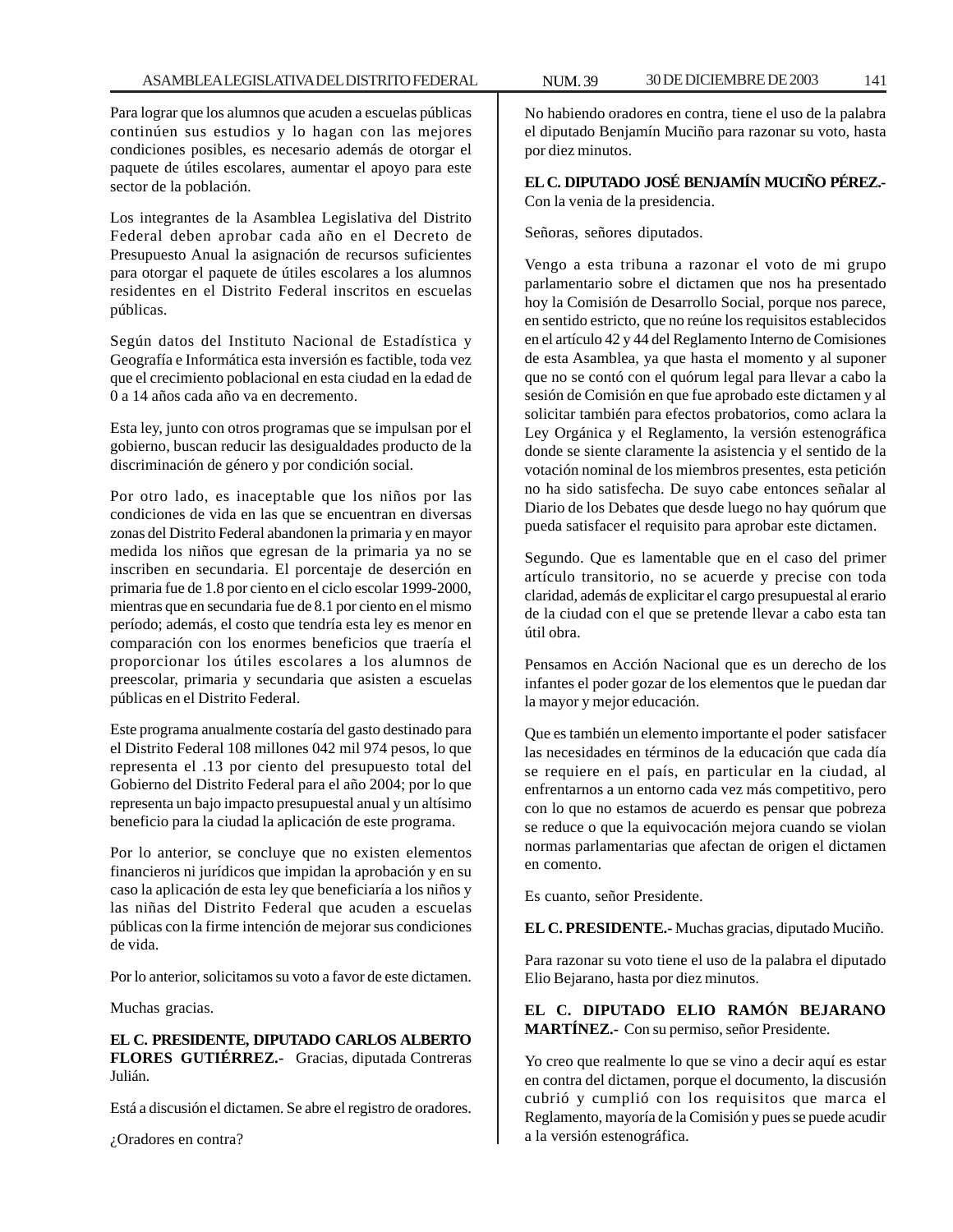Para lograr que los alumnos que acuden a escuelas públicas continúen sus estudios y lo hagan con las mejores condiciones posibles, es necesario además de otorgar el paquete de útiles escolares, aumentar el apoyo para este sector de la población.

Los integrantes de la Asamblea Legislativa del Distrito Federal deben aprobar cada año en el Decreto de Presupuesto Anual la asignación de recursos suficientes para otorgar el paquete de útiles escolares a los alumnos residentes en el Distrito Federal inscritos en escuelas públicas.

Según datos del Instituto Nacional de Estadística y Geografía e Informática esta inversión es factible, toda vez que el crecimiento poblacional en esta ciudad en la edad de 0 a 14 años cada año va en decremento.

Esta ley, junto con otros programas que se impulsan por el gobierno, buscan reducir las desigualdades producto de la discriminación de género y por condición social.

Por otro lado, es inaceptable que los niños por las condiciones de vida en las que se encuentran en diversas zonas del Distrito Federal abandonen la primaria y en mayor medida los niños que egresan de la primaria ya no se inscriben en secundaria. El porcentaje de deserción en primaria fue de 1.8 por ciento en el ciclo escolar 1999-2000, mientras que en secundaria fue de 8.1 por ciento en el mismo período; además, el costo que tendría esta ley es menor en comparación con los enormes beneficios que traería el proporcionar los útiles escolares a los alumnos de preescolar, primaria y secundaria que asisten a escuelas públicas en el Distrito Federal.

Este programa anualmente costaría del gasto destinado para el Distrito Federal 108 millones 042 mil 974 pesos, lo que representa el .13 por ciento del presupuesto total del Gobierno del Distrito Federal para el año 2004; por lo que representa un bajo impacto presupuestal anual y un altísimo beneficio para la ciudad la aplicación de este programa.

Por lo anterior, se concluye que no existen elementos financieros ni jurídicos que impidan la aprobación y en su caso la aplicación de esta ley que beneficiaría a los niños y las niñas del Distrito Federal que acuden a escuelas públicas con la firme intención de mejorar sus condiciones de vida.

Por lo anterior, solicitamos su voto a favor de este dictamen.

Muchas gracias.

**EL C. PRESIDENTE, DIPUTADO CARLOS ALBERTO FLORES GUTIÉRREZ.-** Gracias, diputada Contreras Julián.

Está a discusión el dictamen. Se abre el registro de oradores.

¿Oradores en contra?

No habiendo oradores en contra, tiene el uso de la palabra el diputado Benjamín Muciño para razonar su voto, hasta por diez minutos.

**EL C. DIPUTADO JOSÉ BENJAMÍN MUCIÑO PÉREZ.-** Con la venia de la presidencia.

Señoras, señores diputados.

Vengo a esta tribuna a razonar el voto de mi grupo parlamentario sobre el dictamen que nos ha presentado hoy la Comisión de Desarrollo Social, porque nos parece, en sentido estricto, que no reúne los requisitos establecidos en el artículo 42 y 44 del Reglamento Interno de Comisiones de esta Asamblea, ya que hasta el momento y al suponer que no se contó con el quórum legal para llevar a cabo la sesión de Comisión en que fue aprobado este dictamen y al solicitar también para efectos probatorios, como aclara la Ley Orgánica y el Reglamento, la versión estenográfica donde se siente claramente la asistencia y el sentido de la votación nominal de los miembros presentes, esta petición no ha sido satisfecha. De suyo cabe entonces señalar al Diario de los Debates que desde luego no hay quórum que pueda satisfacer el requisito para aprobar este dictamen.

Segundo. Que es lamentable que en el caso del primer artículo transitorio, no se acuerde y precise con toda claridad, además de explicitar el cargo presupuestal al erario de la ciudad con el que se pretende llevar a cabo esta tan útil obra.

Pensamos en Acción Nacional que es un derecho de los infantes el poder gozar de los elementos que le puedan dar la mayor y mejor educación.

Que es también un elemento importante el poder satisfacer las necesidades en términos de la educación que cada día se requiere en el país, en particular en la ciudad, al enfrentarnos a un entorno cada vez más competitivo, pero con lo que no estamos de acuerdo es pensar que pobreza se reduce o que la equivocación mejora cuando se violan normas parlamentarias que afectan de origen el dictamen en comento.

Es cuanto, señor Presidente.

**EL C. PRESIDENTE.-** Muchas gracias, diputado Muciño.

Para razonar su voto tiene el uso de la palabra el diputado Elio Bejarano, hasta por diez minutos.

**EL C. DIPUTADO ELIO RAMÓN BEJARANO MARTÍNEZ.-** Con su permiso, señor Presidente.

Yo creo que realmente lo que se vino a decir aquí es estar en contra del dictamen, porque el documento, la discusión cubrió y cumplió con los requisitos que marca el Reglamento, mayoría de la Comisión y pues se puede acudir a la versión estenográfica.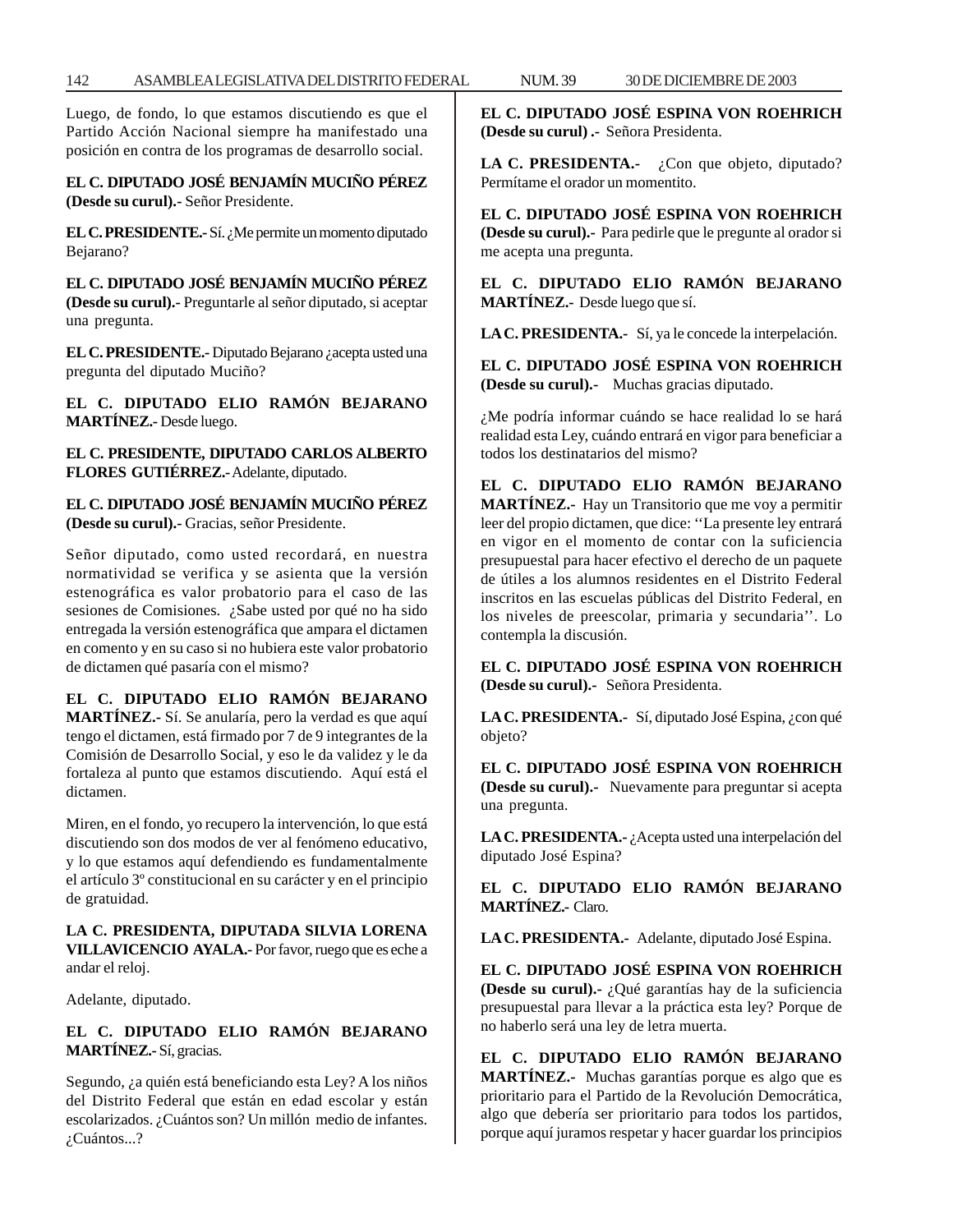Luego, de fondo, lo que estamos discutiendo es que el Partido Acción Nacional siempre ha manifestado una posición en contra de los programas de desarrollo social.

**EL C. DIPUTADO JOSÉ BENJAMÍN MUCIÑO PÉREZ (Desde su curul).-** Señor Presidente.

**EL C. PRESIDENTE.-** Sí. ¿Me permite un momento diputado Bejarano?

**EL C. DIPUTADO JOSÉ BENJAMÍN MUCIÑO PÉREZ (Desde su curul).-** Preguntarle al señor diputado, si aceptar una pregunta.

**EL C. PRESIDENTE.-** Diputado Bejarano ¿acepta usted una pregunta del diputado Muciño?

**EL C. DIPUTADO ELIO RAMÓN BEJARANO MARTÍNEZ.-** Desde luego.

**EL C. PRESIDENTE, DIPUTADO CARLOS ALBERTO FLORES GUTIÉRREZ.-** Adelante, diputado.

**EL C. DIPUTADO JOSÉ BENJAMÍN MUCIÑO PÉREZ (Desde su curul).-** Gracias, señor Presidente.

Señor diputado, como usted recordará, en nuestra normatividad se verifica y se asienta que la versión estenográfica es valor probatorio para el caso de las sesiones de Comisiones. ¿Sabe usted por qué no ha sido entregada la versión estenográfica que ampara el dictamen en comento y en su caso si no hubiera este valor probatorio de dictamen qué pasaría con el mismo?

**EL C. DIPUTADO ELIO RAMÓN BEJARANO MARTÍNEZ.-** Sí. Se anularía, pero la verdad es que aquí tengo el dictamen, está firmado por 7 de 9 integrantes de la Comisión de Desarrollo Social, y eso le da validez y le da fortaleza al punto que estamos discutiendo. Aquí está el dictamen.

Miren, en el fondo, yo recupero la intervención, lo que está discutiendo son dos modos de ver al fenómeno educativo, y lo que estamos aquí defendiendo es fundamentalmente el artículo 3º constitucional en su carácter y en el principio de gratuidad.

**LA C. PRESIDENTA, DIPUTADA SILVIA LORENA VILLAVICENCIO AYALA.-** Por favor, ruego que es eche a andar el reloj.

Adelante, diputado.

**EL C. DIPUTADO ELIO RAMÓN BEJARANO MARTÍNEZ.-** Sí, gracias.

Segundo, ¿a quién está beneficiando esta Ley? A los niños del Distrito Federal que están en edad escolar y están escolarizados. ¿Cuántos son? Un millón medio de infantes. ¿Cuántos...?

**EL C. DIPUTADO JOSÉ ESPINA VON ROEHRICH (Desde su curul) .-** Señora Presidenta.

**LA C. PRESIDENTA.-** ¿Con que objeto, diputado? Permítame el orador un momentito.

**EL C. DIPUTADO JOSÉ ESPINA VON ROEHRICH (Desde su curul).-** Para pedirle que le pregunte al orador si me acepta una pregunta.

**EL C. DIPUTADO ELIO RAMÓN BEJARANO MARTÍNEZ.-** Desde luego que sí.

**LA C. PRESIDENTA.-** Sí, ya le concede la interpelación.

**EL C. DIPUTADO JOSÉ ESPINA VON ROEHRICH (Desde su curul).-** Muchas gracias diputado.

¿Me podría informar cuándo se hace realidad lo se hará realidad esta Ley, cuándo entrará en vigor para beneficiar a todos los destinatarios del mismo?

**EL C. DIPUTADO ELIO RAMÓN BEJARANO MARTÍNEZ.-** Hay un Transitorio que me voy a permitir leer del propio dictamen, que dice: ''La presente ley entrará en vigor en el momento de contar con la suficiencia presupuestal para hacer efectivo el derecho de un paquete de útiles a los alumnos residentes en el Distrito Federal inscritos en las escuelas públicas del Distrito Federal, en los niveles de preescolar, primaria y secundaria''. Lo contempla la discusión.

**EL C. DIPUTADO JOSÉ ESPINA VON ROEHRICH (Desde su curul).-** Señora Presidenta.

**LA C. PRESIDENTA.-** Sí, diputado José Espina, ¿con qué objeto?

**EL C. DIPUTADO JOSÉ ESPINA VON ROEHRICH (Desde su curul).-** Nuevamente para preguntar si acepta una pregunta.

**LA C. PRESIDENTA.-** ¿Acepta usted una interpelación del diputado José Espina?

**EL C. DIPUTADO ELIO RAMÓN BEJARANO MARTÍNEZ.-** Claro.

**LA C. PRESIDENTA.-** Adelante, diputado José Espina.

**EL C. DIPUTADO JOSÉ ESPINA VON ROEHRICH (Desde su curul).-** ¿Qué garantías hay de la suficiencia presupuestal para llevar a la práctica esta ley? Porque de no haberlo será una ley de letra muerta.

**EL C. DIPUTADO ELIO RAMÓN BEJARANO MARTÍNEZ.-** Muchas garantías porque es algo que es prioritario para el Partido de la Revolución Democrática, algo que debería ser prioritario para todos los partidos, porque aquí juramos respetar y hacer guardar los principios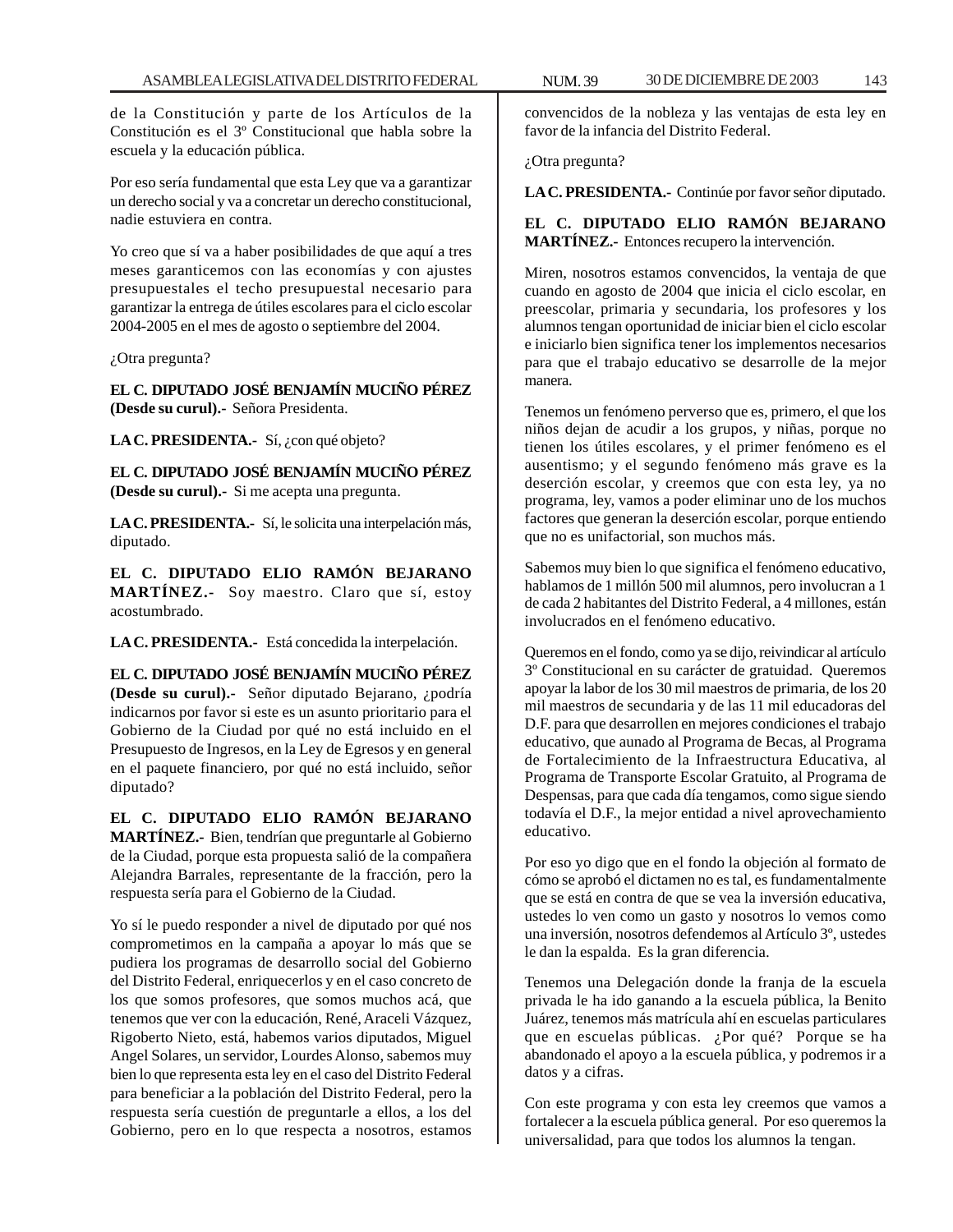de la Constitución y parte de los Artículos de la Constitución es el 3º Constitucional que habla sobre la escuela y la educación pública.

Por eso sería fundamental que esta Ley que va a garantizar un derecho social y va a concretar un derecho constitucional, nadie estuviera en contra.

Yo creo que sí va a haber posibilidades de que aquí a tres meses garanticemos con las economías y con ajustes presupuestales el techo presupuestal necesario para garantizar la entrega de útiles escolares para el ciclo escolar 2004-2005 en el mes de agosto o septiembre del 2004.

¿Otra pregunta?

**EL C. DIPUTADO JOSÉ BENJAMÍN MUCIÑO PÉREZ (Desde su curul).-** Señora Presidenta.

**LA C. PRESIDENTA.-** Sí, ¿con qué objeto?

**EL C. DIPUTADO JOSÉ BENJAMÍN MUCIÑO PÉREZ (Desde su curul).-** Si me acepta una pregunta.

**LA C. PRESIDENTA.-** Sí, le solicita una interpelación más, diputado.

**EL C. DIPUTADO ELIO RAMÓN BEJARANO MARTÍNEZ.-** Soy maestro. Claro que sí, estoy acostumbrado.

**LA C. PRESIDENTA.-** Está concedida la interpelación.

**EL C. DIPUTADO JOSÉ BENJAMÍN MUCIÑO PÉREZ (Desde su curul).-** Señor diputado Bejarano, ¿podría indicarnos por favor si este es un asunto prioritario para el Gobierno de la Ciudad por qué no está incluido en el Presupuesto de Ingresos, en la Ley de Egresos y en general en el paquete financiero, por qué no está incluido, señor diputado?

**EL C. DIPUTADO ELIO RAMÓN BEJARANO MARTÍNEZ.-** Bien, tendrían que preguntarle al Gobierno de la Ciudad, porque esta propuesta salió de la compañera Alejandra Barrales, representante de la fracción, pero la respuesta sería para el Gobierno de la Ciudad.

Yo sí le puedo responder a nivel de diputado por qué nos comprometimos en la campaña a apoyar lo más que se pudiera los programas de desarrollo social del Gobierno del Distrito Federal, enriquecerlos y en el caso concreto de los que somos profesores, que somos muchos acá, que tenemos que ver con la educación, René, Araceli Vázquez, Rigoberto Nieto, está, habemos varios diputados, Miguel Angel Solares, un servidor, Lourdes Alonso, sabemos muy bien lo que representa esta ley en el caso del Distrito Federal para beneficiar a la población del Distrito Federal, pero la respuesta sería cuestión de preguntarle a ellos, a los del Gobierno, pero en lo que respecta a nosotros, estamos convencidos de la nobleza y las ventajas de esta ley en favor de la infancia del Distrito Federal.

¿Otra pregunta?

**LA C. PRESIDENTA.-** Continúe por favor señor diputado.

**EL C. DIPUTADO ELIO RAMÓN BEJARANO MARTÍNEZ.-** Entonces recupero la intervención.

Miren, nosotros estamos convencidos, la ventaja de que cuando en agosto de 2004 que inicia el ciclo escolar, en preescolar, primaria y secundaria, los profesores y los alumnos tengan oportunidad de iniciar bien el ciclo escolar e iniciarlo bien significa tener los implementos necesarios para que el trabajo educativo se desarrolle de la mejor manera.

Tenemos un fenómeno perverso que es, primero, el que los niños dejan de acudir a los grupos, y niñas, porque no tienen los útiles escolares, y el primer fenómeno es el ausentismo; y el segundo fenómeno más grave es la deserción escolar, y creemos que con esta ley, ya no programa, ley, vamos a poder eliminar uno de los muchos factores que generan la deserción escolar, porque entiendo que no es unifactorial, son muchos más.

Sabemos muy bien lo que significa el fenómeno educativo, hablamos de 1 millón 500 mil alumnos, pero involucran a 1 de cada 2 habitantes del Distrito Federal, a 4 millones, están involucrados en el fenómeno educativo.

Queremos en el fondo, como ya se dijo, reivindicar al artículo 3º Constitucional en su carácter de gratuidad. Queremos apoyar la labor de los 30 mil maestros de primaria, de los 20 mil maestros de secundaria y de las 11 mil educadoras del D.F. para que desarrollen en mejores condiciones el trabajo educativo, que aunado al Programa de Becas, al Programa de Fortalecimiento de la Infraestructura Educativa, al Programa de Transporte Escolar Gratuito, al Programa de Despensas, para que cada día tengamos, como sigue siendo todavía el D.F., la mejor entidad a nivel aprovechamiento educativo.

Por eso yo digo que en el fondo la objeción al formato de cómo se aprobó el dictamen no es tal, es fundamentalmente que se está en contra de que se vea la inversión educativa, ustedes lo ven como un gasto y nosotros lo vemos como una inversión, nosotros defendemos al Artículo 3º, ustedes le dan la espalda. Es la gran diferencia.

Tenemos una Delegación donde la franja de la escuela privada le ha ido ganando a la escuela pública, la Benito Juárez, tenemos más matrícula ahí en escuelas particulares que en escuelas públicas. ¿Por qué? Porque se ha abandonado el apoyo a la escuela pública, y podremos ir a datos y a cifras.

Con este programa y con esta ley creemos que vamos a fortalecer a la escuela pública general. Por eso queremos la universalidad, para que todos los alumnos la tengan.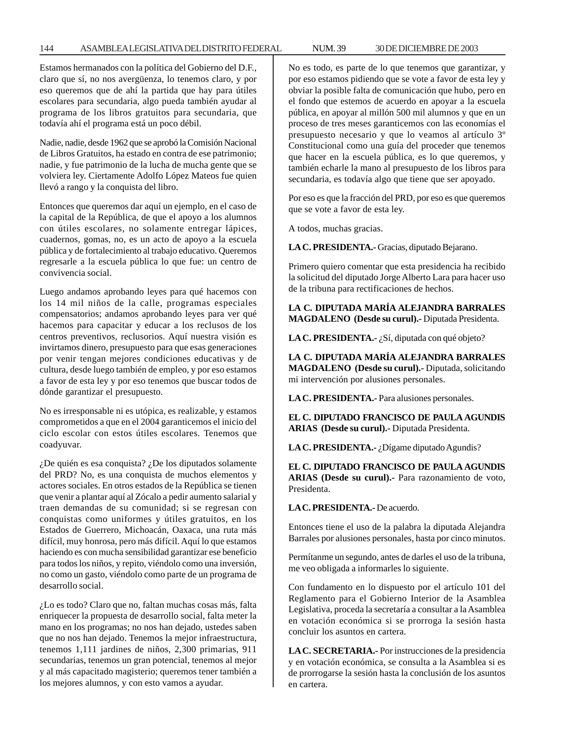Estamos hermanados con la política del Gobierno del D.F., claro que sí, no nos avergüenza, lo tenemos claro, y por eso queremos que de ahí la partida que hay para útiles escolares para secundaria, algo pueda también ayudar al programa de los libros gratuitos para secundaria, que todavía ahí el programa está un poco débil.

Nadie, nadie, desde 1962 que se aprobó la Comisión Nacional de Libros Gratuitos, ha estado en contra de ese patrimonio; nadie, y fue patrimonio de la lucha de mucha gente que se volviera ley. Ciertamente Adolfo López Mateos fue quien llevó a rango y la conquista del libro.

Entonces que queremos dar aquí un ejemplo, en el caso de la capital de la República, de que el apoyo a los alumnos con útiles escolares, no solamente entregar lápices, cuadernos, gomas, no, es un acto de apoyo a la escuela pública y de fortalecimiento al trabajo educativo. Queremos regresarle a la escuela pública lo que fue: un centro de convivencia social.

Luego andamos aprobando leyes para qué hacemos con los 14 mil niños de la calle, programas especiales compensatorios; andamos aprobando leyes para ver qué hacemos para capacitar y educar a los reclusos de los centros preventivos, reclusorios. Aquí nuestra visión es invirtamos dinero, presupuesto para que esas generaciones por venir tengan mejores condiciones educativas y de cultura, desde luego también de empleo, y por eso estamos a favor de esta ley y por eso tenemos que buscar todos de dónde garantizar el presupuesto.

No es irresponsable ni es utópica, es realizable, y estamos comprometidos a que en el 2004 garanticemos el inicio del ciclo escolar con estos útiles escolares. Tenemos que coadyuvar.

¿De quién es esa conquista? ¿De los diputados solamente del PRD? No, es una conquista de muchos elementos y actores sociales. En otros estados de la República se tienen que venir a plantar aquí al Zócalo a pedir aumento salarial y traen demandas de su comunidad; si se regresan con conquistas como uniformes y útiles gratuitos, en los Estados de Guerrero, Michoacán, Oaxaca, una ruta más difícil, muy honrosa, pero más difícil. Aquí lo que estamos haciendo es con mucha sensibilidad garantizar ese beneficio para todos los niños, y repito, viéndolo como una inversión, no como un gasto, viéndolo como parte de un programa de desarrollo social.

¿Lo es todo? Claro que no, faltan muchas cosas más, falta enriquecer la propuesta de desarrollo social, falta meter la mano en los programas; no nos han dejado, ustedes saben que no nos han dejado. Tenemos la mejor infraestructura, tenemos 1,111 jardines de niños, 2,300 primarias, 911 secundarias, tenemos un gran potencial, tenemos al mejor y al más capacitado magisterio; queremos tener también a los mejores alumnos, y con esto vamos a ayudar.

No es todo, es parte de lo que tenemos que garantizar, y por eso estamos pidiendo que se vote a favor de esta ley y obviar la posible falta de comunicación que hubo, pero en el fondo que estemos de acuerdo en apoyar a la escuela pública, en apoyar al millón 500 mil alumnos y que en un proceso de tres meses garanticemos con las economías el presupuesto necesario y que lo veamos al artículo 3º Constitucional como una guía del proceder que tenemos que hacer en la escuela pública, es lo que queremos, y también echarle la mano al presupuesto de los libros para secundaria, es todavía algo que tiene que ser apoyado.

Por eso es que la fracción del PRD, por eso es que queremos que se vote a favor de esta ley.

A todos, muchas gracias.

**LA C. PRESIDENTA.-** Gracias, diputado Bejarano.

Primero quiero comentar que esta presidencia ha recibido la solicitud del diputado Jorge Alberto Lara para hacer uso de la tribuna para rectificaciones de hechos.

**LA C. DIPUTADA MARÍA ALEJANDRA BARRALES MAGDALENO (Desde su curul).-** Diputada Presidenta.

**LA C. PRESIDENTA.-** ¿Sí, diputada con qué objeto?

**LA C. DIPUTADA MARÍA ALEJANDRA BARRALES MAGDALENO (Desde su curul).-** Diputada, solicitando mi intervención por alusiones personales.

**LA C. PRESIDENTA.-** Para alusiones personales.

**EL C. DIPUTADO FRANCISCO DE PAULA AGUNDIS ARIAS (Desde su curul).-** Diputada Presidenta.

**LA C. PRESIDENTA.-** ¿Dígame diputado Agundis?

**EL C. DIPUTADO FRANCISCO DE PAULA AGUNDIS ARIAS (Desde su curul).-** Para razonamiento de voto, Presidenta.

**LA C. PRESIDENTA.-** De acuerdo.

Entonces tiene el uso de la palabra la diputada Alejandra Barrales por alusiones personales, hasta por cinco minutos.

Permítanme un segundo, antes de darles el uso de la tribuna, me veo obligada a informarles lo siguiente.

Con fundamento en lo dispuesto por el artículo 101 del Reglamento para el Gobierno Interior de la Asamblea Legislativa, proceda la secretaría a consultar a la Asamblea en votación económica si se prorroga la sesión hasta concluir los asuntos en cartera.

**LA C. SECRETARIA.-** Por instrucciones de la presidencia y en votación económica, se consulta a la Asamblea si es de prorrogarse la sesión hasta la conclusión de los asuntos en cartera.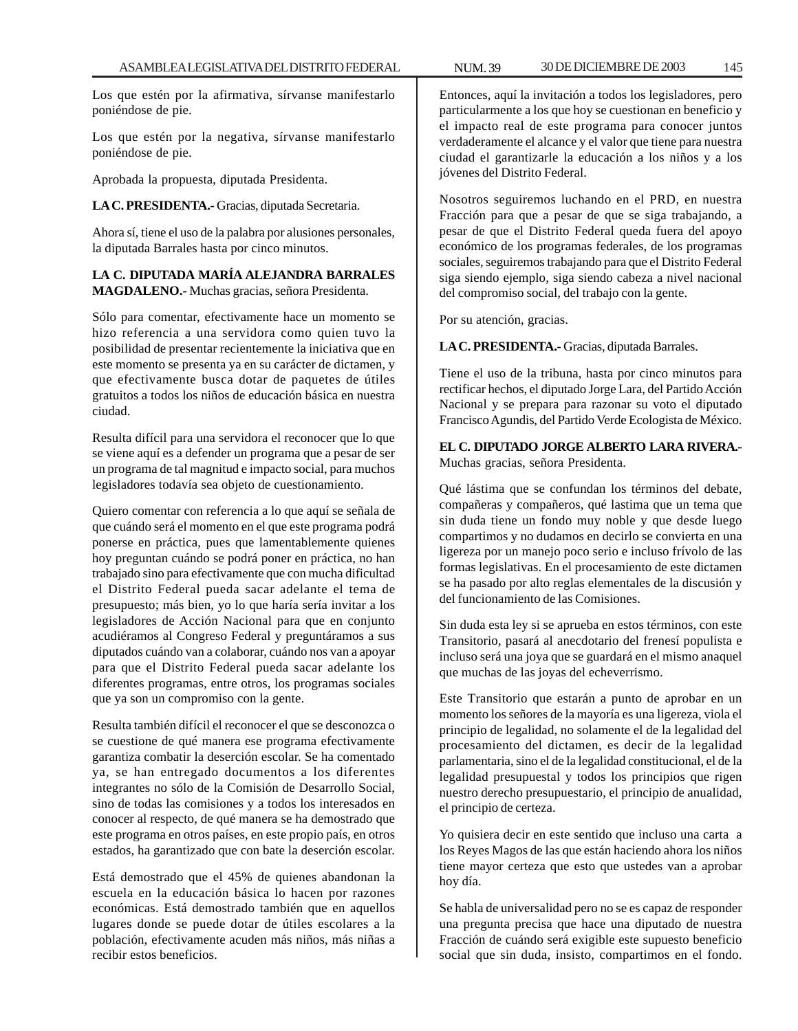Los que estén por la afirmativa, sírvanse manifestarlo poniéndose de pie.

Los que estén por la negativa, sírvanse manifestarlo poniéndose de pie.

Aprobada la propuesta, diputada Presidenta.

**LA C. PRESIDENTA.-** Gracias, diputada Secretaria.

Ahora sí, tiene el uso de la palabra por alusiones personales, la diputada Barrales hasta por cinco minutos.

**LA C. DIPUTADA MARÍA ALEJANDRA BARRALES MAGDALENO.-** Muchas gracias, señora Presidenta.

Sólo para comentar, efectivamente hace un momento se hizo referencia a una servidora como quien tuvo la posibilidad de presentar recientemente la iniciativa que en este momento se presenta ya en su carácter de dictamen, y que efectivamente busca dotar de paquetes de útiles gratuitos a todos los niños de educación básica en nuestra ciudad.

Resulta difícil para una servidora el reconocer que lo que se viene aquí es a defender un programa que a pesar de ser un programa de tal magnitud e impacto social, para muchos legisladores todavía sea objeto de cuestionamiento.

Quiero comentar con referencia a lo que aquí se señala de que cuándo será el momento en el que este programa podrá ponerse en práctica, pues que lamentablemente quienes hoy preguntan cuándo se podrá poner en práctica, no han trabajado sino para efectivamente que con mucha dificultad el Distrito Federal pueda sacar adelante el tema de presupuesto; más bien, yo lo que haría sería invitar a los legisladores de Acción Nacional para que en conjunto acudiéramos al Congreso Federal y preguntáramos a sus diputados cuándo van a colaborar, cuándo nos van a apoyar para que el Distrito Federal pueda sacar adelante los diferentes programas, entre otros, los programas sociales que ya son un compromiso con la gente.

Resulta también difícil el reconocer el que se desconozca o se cuestione de qué manera ese programa efectivamente garantiza combatir la deserción escolar. Se ha comentado ya, se han entregado documentos a los diferentes integrantes no sólo de la Comisión de Desarrollo Social, sino de todas las comisiones y a todos los interesados en conocer al respecto, de qué manera se ha demostrado que este programa en otros países, en este propio país, en otros estados, ha garantizado que con bate la deserción escolar.

Está demostrado que el 45% de quienes abandonan la escuela en la educación básica lo hacen por razones económicas. Está demostrado también que en aquellos lugares donde se puede dotar de útiles escolares a la población, efectivamente acuden más niños, más niñas a recibir estos beneficios.

Entonces, aquí la invitación a todos los legisladores, pero particularmente a los que hoy se cuestionan en beneficio y el impacto real de este programa para conocer juntos verdaderamente el alcance y el valor que tiene para nuestra ciudad el garantizarle la educación a los niños y a los jóvenes del Distrito Federal.

Nosotros seguiremos luchando en el PRD, en nuestra Fracción para que a pesar de que se siga trabajando, a pesar de que el Distrito Federal queda fuera del apoyo económico de los programas federales, de los programas sociales, seguiremos trabajando para que el Distrito Federal siga siendo ejemplo, siga siendo cabeza a nivel nacional del compromiso social, del trabajo con la gente.

Por su atención, gracias.

**LA C. PRESIDENTA.-** Gracias, diputada Barrales.

Tiene el uso de la tribuna, hasta por cinco minutos para rectificar hechos, el diputado Jorge Lara, del Partido Acción Nacional y se prepara para razonar su voto el diputado Francisco Agundis, del Partido Verde Ecologista de México.

**EL C. DIPUTADO JORGE ALBERTO LARA RIVERA.-** Muchas gracias, señora Presidenta.

Qué lástima que se confundan los términos del debate, compañeras y compañeros, qué lastima que un tema que sin duda tiene un fondo muy noble y que desde luego compartimos y no dudamos en decirlo se convierta en una ligereza por un manejo poco serio e incluso frívolo de las formas legislativas. En el procesamiento de este dictamen se ha pasado por alto reglas elementales de la discusión y del funcionamiento de las Comisiones.

Sin duda esta ley si se aprueba en estos términos, con este Transitorio, pasará al anecdotario del frenesí populista e incluso será una joya que se guardará en el mismo anaquel que muchas de las joyas del echeverrismo.

Este Transitorio que estarán a punto de aprobar en un momento los señores de la mayoría es una ligereza, viola el principio de legalidad, no solamente el de la legalidad del procesamiento del dictamen, es decir de la legalidad parlamentaria, sino el de la legalidad constitucional, el de la legalidad presupuestal y todos los principios que rigen nuestro derecho presupuestario, el principio de anualidad, el principio de certeza.

Yo quisiera decir en este sentido que incluso una carta a los Reyes Magos de las que están haciendo ahora los niños tiene mayor certeza que esto que ustedes van a aprobar hoy día.

Se habla de universalidad pero no se es capaz de responder una pregunta precisa que hace una diputado de nuestra Fracción de cuándo será exigible este supuesto beneficio social que sin duda, insisto, compartimos en el fondo.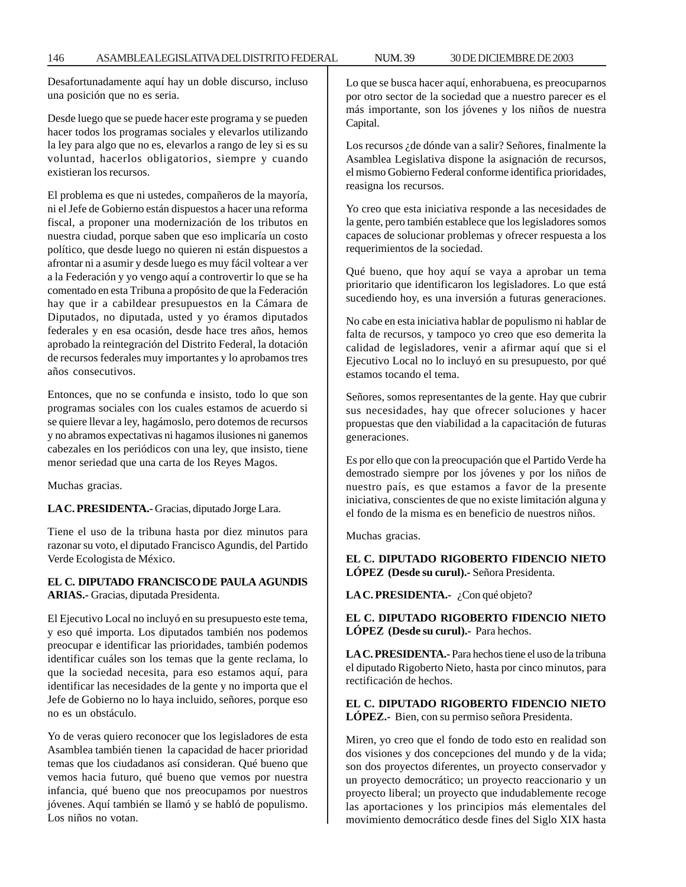Desafortunadamente aquí hay un doble discurso, incluso una posición que no es seria.

Desde luego que se puede hacer este programa y se pueden hacer todos los programas sociales y elevarlos utilizando la ley para algo que no es, elevarlos a rango de ley si es su voluntad, hacerlos obligatorios, siempre y cuando existieran los recursos.

El problema es que ni ustedes, compañeros de la mayoría, ni el Jefe de Gobierno están dispuestos a hacer una reforma fiscal, a proponer una modernización de los tributos en nuestra ciudad, porque saben que eso implicaría un costo político, que desde luego no quieren ni están dispuestos a afrontar ni a asumir y desde luego es muy fácil voltear a ver a la Federación y yo vengo aquí a controvertir lo que se ha comentado en esta Tribuna a propósito de que la Federación hay que ir a cabildear presupuestos en la Cámara de Diputados, no diputada, usted y yo éramos diputados federales y en esa ocasión, desde hace tres años, hemos aprobado la reintegración del Distrito Federal, la dotación de recursos federales muy importantes y lo aprobamos tres años consecutivos.

Entonces, que no se confunda e insisto, todo lo que son programas sociales con los cuales estamos de acuerdo si se quiere llevar a ley, hagámoslo, pero dotemos de recursos y no abramos expectativas ni hagamos ilusiones ni ganemos cabezales en los periódicos con una ley, que insisto, tiene menor seriedad que una carta de los Reyes Magos.

Muchas gracias.

**LA C. PRESIDENTA.-** Gracias, diputado Jorge Lara.

Tiene el uso de la tribuna hasta por diez minutos para razonar su voto, el diputado Francisco Agundis, del Partido Verde Ecologista de México.

**EL C. DIPUTADO FRANCISCO DE PAULA AGUNDIS ARIAS.-** Gracias, diputada Presidenta.

El Ejecutivo Local no incluyó en su presupuesto este tema, y eso qué importa. Los diputados también nos podemos preocupar e identificar las prioridades, también podemos identificar cuáles son los temas que la gente reclama, lo que la sociedad necesita, para eso estamos aquí, para identificar las necesidades de la gente y no importa que el Jefe de Gobierno no lo haya incluido, señores, porque eso no es un obstáculo.

Yo de veras quiero reconocer que los legisladores de esta Asamblea también tienen la capacidad de hacer prioridad temas que los ciudadanos así consideran. Qué bueno que vemos hacia futuro, qué bueno que vemos por nuestra infancia, qué bueno que nos preocupamos por nuestros jóvenes. Aquí también se llamó y se habló de populismo. Los niños no votan.

Lo que se busca hacer aquí, enhorabuena, es preocuparnos por otro sector de la sociedad que a nuestro parecer es el más importante, son los jóvenes y los niños de nuestra Capital.

Los recursos ¿de dónde van a salir? Señores, finalmente la Asamblea Legislativa dispone la asignación de recursos, el mismo Gobierno Federal conforme identifica prioridades, reasigna los recursos.

Yo creo que esta iniciativa responde a las necesidades de la gente, pero también establece que los legisladores somos capaces de solucionar problemas y ofrecer respuesta a los requerimientos de la sociedad.

Qué bueno, que hoy aquí se vaya a aprobar un tema prioritario que identificaron los legisladores. Lo que está sucediendo hoy, es una inversión a futuras generaciones.

No cabe en esta iniciativa hablar de populismo ni hablar de falta de recursos, y tampoco yo creo que eso demerita la calidad de legisladores, venir a afirmar aquí que si el Ejecutivo Local no lo incluyó en su presupuesto, por qué estamos tocando el tema.

Señores, somos representantes de la gente. Hay que cubrir sus necesidades, hay que ofrecer soluciones y hacer propuestas que den viabilidad a la capacitación de futuras generaciones.

Es por ello que con la preocupación que el Partido Verde ha demostrado siempre por los jóvenes y por los niños de nuestro país, es que estamos a favor de la presente iniciativa, conscientes de que no existe limitación alguna y el fondo de la misma es en beneficio de nuestros niños.

Muchas gracias.

**EL C. DIPUTADO RIGOBERTO FIDENCIO NIETO LÓPEZ (Desde su curul).-** Señora Presidenta.

**LA C. PRESIDENTA.-** ¿Con qué objeto?

**EL C. DIPUTADO RIGOBERTO FIDENCIO NIETO LÓPEZ (Desde su curul).-** Para hechos.

**LA C. PRESIDENTA.-** Para hechos tiene el uso de la tribuna el diputado Rigoberto Nieto, hasta por cinco minutos, para rectificación de hechos.

**EL C. DIPUTADO RIGOBERTO FIDENCIO NIETO LÓPEZ.-** Bien, con su permiso señora Presidenta.

Miren, yo creo que el fondo de todo esto en realidad son dos visiones y dos concepciones del mundo y de la vida; son dos proyectos diferentes, un proyecto conservador y un proyecto democrático; un proyecto reaccionario y un proyecto liberal; un proyecto que indudablemente recoge las aportaciones y los principios más elementales del movimiento democrático desde fines del Siglo XIX hasta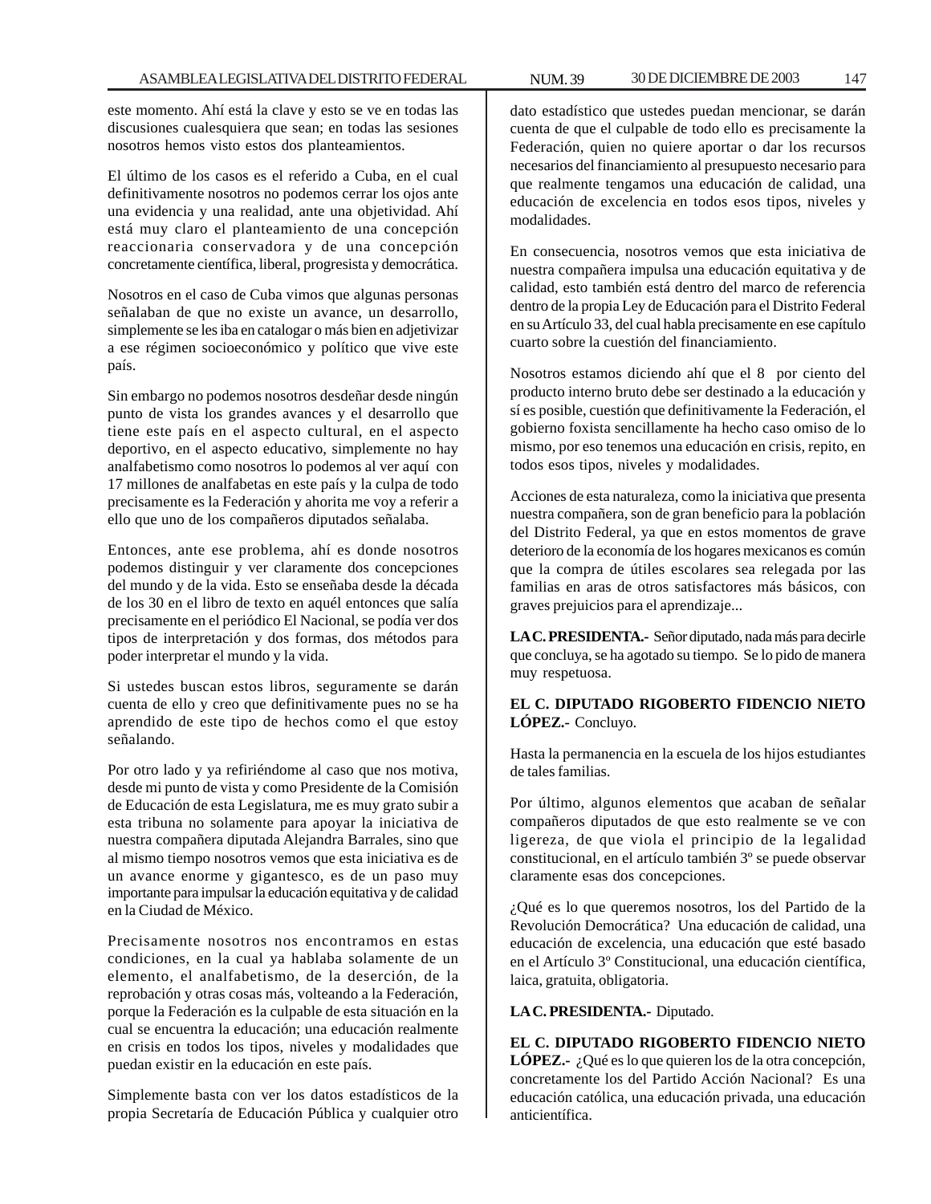este momento. Ahí está la clave y esto se ve en todas las discusiones cualesquiera que sean; en todas las sesiones nosotros hemos visto estos dos planteamientos.

El último de los casos es el referido a Cuba, en el cual definitivamente nosotros no podemos cerrar los ojos ante una evidencia y una realidad, ante una objetividad. Ahí está muy claro el planteamiento de una concepción reaccionaria conservadora y de una concepción concretamente científica, liberal, progresista y democrática.

Nosotros en el caso de Cuba vimos que algunas personas señalaban de que no existe un avance, un desarrollo, simplemente se les iba en catalogar o más bien en adjetivizar a ese régimen socioeconómico y político que vive este país.

Sin embargo no podemos nosotros desdeñar desde ningún punto de vista los grandes avances y el desarrollo que tiene este país en el aspecto cultural, en el aspecto deportivo, en el aspecto educativo, simplemente no hay analfabetismo como nosotros lo podemos al ver aquí con 17 millones de analfabetas en este país y la culpa de todo precisamente es la Federación y ahorita me voy a referir a ello que uno de los compañeros diputados señalaba.

Entonces, ante ese problema, ahí es donde nosotros podemos distinguir y ver claramente dos concepciones del mundo y de la vida. Esto se enseñaba desde la década de los 30 en el libro de texto en aquél entonces que salía precisamente en el periódico El Nacional, se podía ver dos tipos de interpretación y dos formas, dos métodos para poder interpretar el mundo y la vida.

Si ustedes buscan estos libros, seguramente se darán cuenta de ello y creo que definitivamente pues no se ha aprendido de este tipo de hechos como el que estoy señalando.

Por otro lado y ya refiriéndome al caso que nos motiva, desde mi punto de vista y como Presidente de la Comisión de Educación de esta Legislatura, me es muy grato subir a esta tribuna no solamente para apoyar la iniciativa de nuestra compañera diputada Alejandra Barrales, sino que al mismo tiempo nosotros vemos que esta iniciativa es de un avance enorme y gigantesco, es de un paso muy importante para impulsar la educación equitativa y de calidad en la Ciudad de México.

Precisamente nosotros nos encontramos en estas condiciones, en la cual ya hablaba solamente de un elemento, el analfabetismo, de la deserción, de la reprobación y otras cosas más, volteando a la Federación, porque la Federación es la culpable de esta situación en la cual se encuentra la educación; una educación realmente en crisis en todos los tipos, niveles y modalidades que puedan existir en la educación en este país.

Simplemente basta con ver los datos estadísticos de la propia Secretaría de Educación Pública y cualquier otro dato estadístico que ustedes puedan mencionar, se darán cuenta de que el culpable de todo ello es precisamente la Federación, quien no quiere aportar o dar los recursos necesarios del financiamiento al presupuesto necesario para que realmente tengamos una educación de calidad, una educación de excelencia en todos esos tipos, niveles y modalidades.

En consecuencia, nosotros vemos que esta iniciativa de nuestra compañera impulsa una educación equitativa y de calidad, esto también está dentro del marco de referencia dentro de la propia Ley de Educación para el Distrito Federal en su Artículo 33, del cual habla precisamente en ese capítulo cuarto sobre la cuestión del financiamiento.

Nosotros estamos diciendo ahí que el 8 por ciento del producto interno bruto debe ser destinado a la educación y sí es posible, cuestión que definitivamente la Federación, el gobierno foxista sencillamente ha hecho caso omiso de lo mismo, por eso tenemos una educación en crisis, repito, en todos esos tipos, niveles y modalidades.

Acciones de esta naturaleza, como la iniciativa que presenta nuestra compañera, son de gran beneficio para la población del Distrito Federal, ya que en estos momentos de grave deterioro de la economía de los hogares mexicanos es común que la compra de útiles escolares sea relegada por las familias en aras de otros satisfactores más básicos, con graves prejuicios para el aprendizaje...

**LA C. PRESIDENTA.-** Señor diputado, nada más para decirle que concluya, se ha agotado su tiempo. Se lo pido de manera muy respetuosa.

**EL C. DIPUTADO RIGOBERTO FIDENCIO NIETO LÓPEZ.-** Concluyo.

Hasta la permanencia en la escuela de los hijos estudiantes de tales familias.

Por último, algunos elementos que acaban de señalar compañeros diputados de que esto realmente se ve con ligereza, de que viola el principio de la legalidad constitucional, en el artículo también 3º se puede observar claramente esas dos concepciones.

¿Qué es lo que queremos nosotros, los del Partido de la Revolución Democrática? Una educación de calidad, una educación de excelencia, una educación que esté basado en el Artículo 3º Constitucional, una educación científica, laica, gratuita, obligatoria.

**LA C. PRESIDENTA.-** Diputado.

**EL C. DIPUTADO RIGOBERTO FIDENCIO NIETO LÓPEZ.-** ¿Qué es lo que quieren los de la otra concepción, concretamente los del Partido Acción Nacional? Es una educación católica, una educación privada, una educación anticientífica.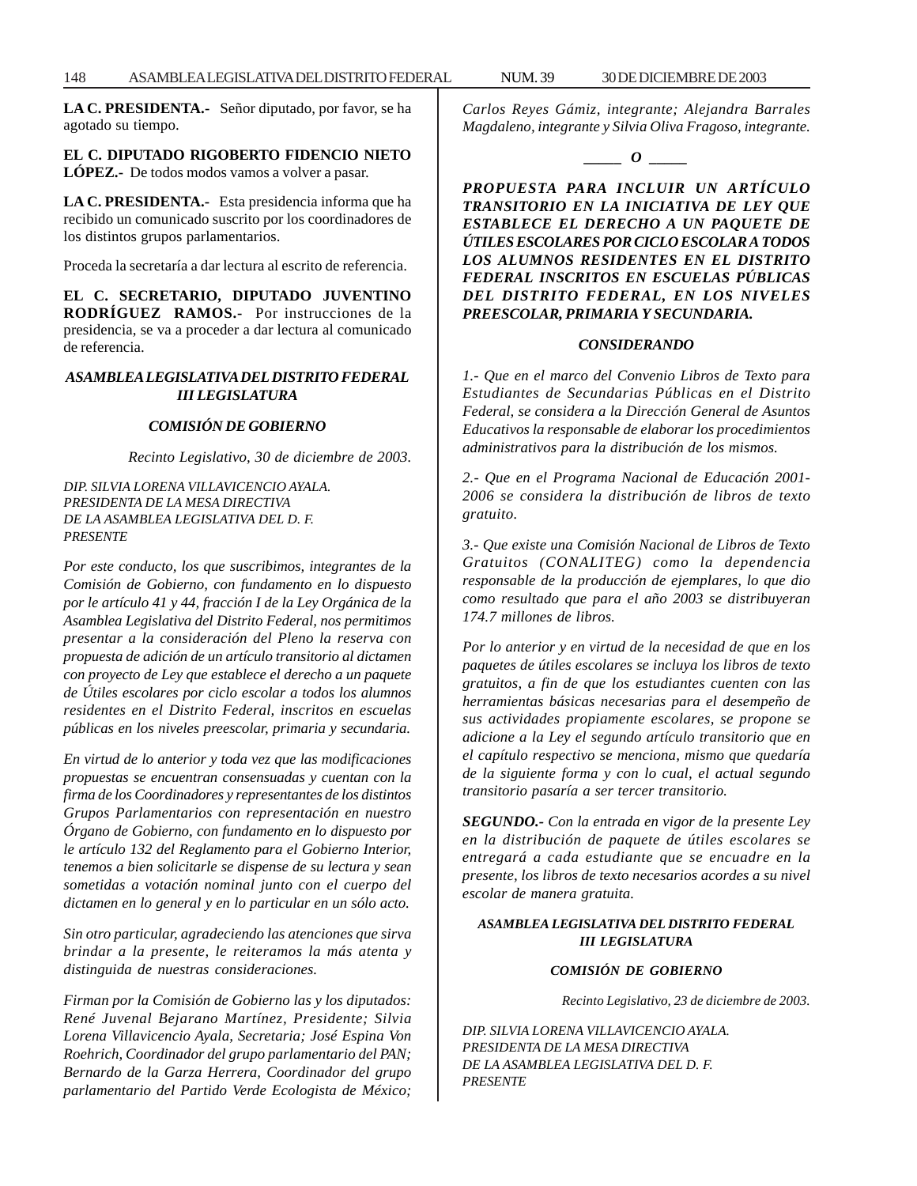**LA C. PRESIDENTA.-** Señor diputado, por favor, se ha agotado su tiempo.

**EL C. DIPUTADO RIGOBERTO FIDENCIO NIETO LÓPEZ.-** De todos modos vamos a volver a pasar.

**LA C. PRESIDENTA.-** Esta presidencia informa que ha recibido un comunicado suscrito por los coordinadores de los distintos grupos parlamentarios.

Proceda la secretaría a dar lectura al escrito de referencia.

**EL C. SECRETARIO, DIPUTADO JUVENTINO RODRÍGUEZ RAMOS.-** Por instrucciones de la presidencia, se va a proceder a dar lectura al comunicado de referencia.

***ASAMBLEA LEGISLATIVA DEL DISTRITO FEDERAL III LEGISLATURA***

***COMISIÓN DE GOBIERNO***

*Recinto Legislativo, 30 de diciembre de 2003.*

*DIP. SILVIA LORENA VILLAVICENCIO AYALA.*
*PRESIDENTA DE LA MESA DIRECTIVA*
*DE LA ASAMBLEA LEGISLATIVA DEL D. F.*
*PRESENTE*

*Por este conducto, los que suscribimos, integrantes de la Comisión de Gobierno, con fundamento en lo dispuesto por le artículo 41 y 44, fracción I de la Ley Orgánica de la Asamblea Legislativa del Distrito Federal, nos permitimos presentar a la consideración del Pleno la reserva con propuesta de adición de un artículo transitorio al dictamen con proyecto de Ley que establece el derecho a un paquete de Útiles escolares por ciclo escolar a todos los alumnos residentes en el Distrito Federal, inscritos en escuelas públicas en los niveles preescolar, primaria y secundaria.*

*En virtud de lo anterior y toda vez que las modificaciones propuestas se encuentran consensuadas y cuentan con la firma de los Coordinadores y representantes de los distintos Grupos Parlamentarios con representación en nuestro Órgano de Gobierno, con fundamento en lo dispuesto por le artículo 132 del Reglamento para el Gobierno Interior, tenemos a bien solicitarle se dispense de su lectura y sean sometidas a votación nominal junto con el cuerpo del dictamen en lo general y en lo particular en un sólo acto.*

*Sin otro particular, agradeciendo las atenciones que sirva brindar a la presente, le reiteramos la más atenta y distinguida de nuestras consideraciones.*

*Firman por la Comisión de Gobierno las y los diputados: René Juvenal Bejarano Martínez, Presidente; Silvia Lorena Villavicencio Ayala, Secretaria; José Espina Von Roehrich, Coordinador del grupo parlamentario del PAN; Bernardo de la Garza Herrera, Coordinador del grupo parlamentario del Partido Verde Ecologista de México; Carlos Reyes Gámiz, integrante; Alejandra Barrales Magdaleno, integrante y Silvia Oliva Fragoso, integrante.*

***_____ O _____***

***PROPUESTA PARA INCLUIR UN ARTÍCULO TRANSITORIO EN LA INICIATIVA DE LEY QUE ESTABLECE EL DERECHO A UN PAQUETE DE ÚTILES ESCOLARES POR CICLO ESCOLAR A TODOS LOS ALUMNOS RESIDENTES EN EL DISTRITO FEDERAL INSCRITOS EN ESCUELAS PÚBLICAS DEL DISTRITO FEDERAL, EN LOS NIVELES PREESCOLAR, PRIMARIA Y SECUNDARIA.***

***CONSIDERANDO***

*1.- Que en el marco del Convenio Libros de Texto para Estudiantes de Secundarias Públicas en el Distrito Federal, se considera a la Dirección General de Asuntos Educativos la responsable de elaborar los procedimientos administrativos para la distribución de los mismos.*

*2.- Que en el Programa Nacional de Educación 2001-2006 se considera la distribución de libros de texto gratuito.*

*3.- Que existe una Comisión Nacional de Libros de Texto Gratuitos (CONALITEG) como la dependencia responsable de la producción de ejemplares, lo que dio como resultado que para el año 2003 se distribuyeran 174.7 millones de libros.*

*Por lo anterior y en virtud de la necesidad de que en los paquetes de útiles escolares se incluya los libros de texto gratuitos, a fin de que los estudiantes cuenten con las herramientas básicas necesarias para el desempeño de sus actividades propiamente escolares, se propone se adicione a la Ley el segundo artículo transitorio que en el capítulo respectivo se menciona, mismo que quedaría de la siguiente forma y con lo cual, el actual segundo transitorio pasaría a ser tercer transitorio.*

***SEGUNDO.-*** *Con la entrada en vigor de la presente Ley en la distribución de paquete de útiles escolares se entregará a cada estudiante que se encuadre en la presente, los libros de texto necesarios acordes a su nivel escolar de manera gratuita.*

***ASAMBLEA LEGISLATIVA DEL DISTRITO FEDERAL III LEGISLATURA***

***COMISIÓN DE GOBIERNO***

*Recinto Legislativo, 23 de diciembre de 2003.*

*DIP. SILVIA LORENA VILLAVICENCIO AYALA.*
*PRESIDENTA DE LA MESA DIRECTIVA*
*DE LA ASAMBLEA LEGISLATIVA DEL D. F.*
*PRESENTE*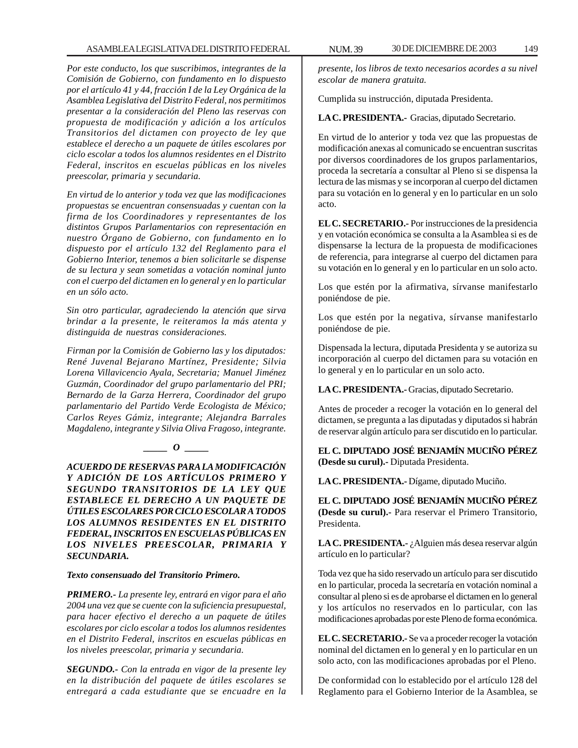*Por este conducto, los que suscribimos, integrantes de la Comisión de Gobierno, con fundamento en lo dispuesto por el artículo 41 y 44, fracción I de la Ley Orgánica de la Asamblea Legislativa del Distrito Federal, nos permitimos presentar a la consideración del Pleno las reservas con propuesta de modificación y adición a los artículos Transitorios del dictamen con proyecto de ley que establece el derecho a un paquete de útiles escolares por ciclo escolar a todos los alumnos residentes en el Distrito Federal, inscritos en escuelas públicas en los niveles preescolar, primaria y secundaria.*

*En virtud de lo anterior y toda vez que las modificaciones propuestas se encuentran consensuadas y cuentan con la firma de los Coordinadores y representantes de los distintos Grupos Parlamentarios con representación en nuestro Órgano de Gobierno, con fundamento en lo dispuesto por el artículo 132 del Reglamento para el Gobierno Interior, tenemos a bien solicitarle se dispense de su lectura y sean sometidas a votación nominal junto con el cuerpo del dictamen en lo general y en lo particular en un sólo acto.*

*Sin otro particular, agradeciendo la atención que sirva brindar a la presente, le reiteramos la más atenta y distinguida de nuestras consideraciones.*

*Firman por la Comisión de Gobierno las y los diputados: René Juvenal Bejarano Martínez, Presidente; Silvia Lorena Villavicencio Ayala, Secretaria; Manuel Jiménez Guzmán, Coordinador del grupo parlamentario del PRI; Bernardo de la Garza Herrera, Coordinador del grupo parlamentario del Partido Verde Ecologista de México; Carlos Reyes Gámiz, integrante; Alejandra Barrales Magdaleno, integrante y Silvia Oliva Fragoso, integrante.*

*_____ O _____*

***ACUERDO DE RESERVAS PARA LA MODIFICACIÓN Y ADICIÓN DE LOS ARTÍCULOS PRIMERO Y SEGUNDO TRANSITORIOS DE LA LEY QUE ESTABLECE EL DERECHO A UN PAQUETE DE ÚTILES ESCOLARES POR CICLO ESCOLAR A TODOS LOS ALUMNOS RESIDENTES EN EL DISTRITO FEDERAL, INSCRITOS EN ESCUELAS PÚBLICAS EN LOS NIVELES PREESCOLAR, PRIMARIA Y SECUNDARIA.***

***Texto consensuado del Transitorio Primero.***

***PRIMERO.-** La presente ley, entrará en vigor para el año 2004 una vez que se cuente con la suficiencia presupuestal, para hacer efectivo el derecho a un paquete de útiles escolares por ciclo escolar a todos los alumnos residentes en el Distrito Federal, inscritos en escuelas públicas en los niveles preescolar, primaria y secundaria.*

***SEGUNDO.-** Con la entrada en vigor de la presente ley en la distribución del paquete de útiles escolares se entregará a cada estudiante que se encuadre en la presente, los libros de texto necesarios acordes a su nivel escolar de manera gratuita.*

Cumplida su instrucción, diputada Presidenta.

**LA C. PRESIDENTA.-** Gracias, diputado Secretario.

En virtud de lo anterior y toda vez que las propuestas de modificación anexas al comunicado se encuentran suscritas por diversos coordinadores de los grupos parlamentarios, proceda la secretaría a consultar al Pleno si se dispensa la lectura de las mismas y se incorporan al cuerpo del dictamen para su votación en lo general y en lo particular en un solo acto.

**EL C. SECRETARIO.-** Por instrucciones de la presidencia y en votación económica se consulta a la Asamblea si es de dispensarse la lectura de la propuesta de modificaciones de referencia, para integrarse al cuerpo del dictamen para su votación en lo general y en lo particular en un solo acto.

Los que estén por la afirmativa, sírvanse manifestarlo poniéndose de pie.

Los que estén por la negativa, sírvanse manifestarlo poniéndose de pie.

Dispensada la lectura, diputada Presidenta y se autoriza su incorporación al cuerpo del dictamen para su votación en lo general y en lo particular en un solo acto.

**LA C. PRESIDENTA.-** Gracias, diputado Secretario.

Antes de proceder a recoger la votación en lo general del dictamen, se pregunta a las diputadas y diputados si habrán de reservar algún artículo para ser discutido en lo particular.

**EL C. DIPUTADO JOSÉ BENJAMÍN MUCIÑO PÉREZ (Desde su curul).-** Diputada Presidenta.

**LA C. PRESIDENTA.-** Dígame, diputado Muciño.

**EL C. DIPUTADO JOSÉ BENJAMÍN MUCIÑO PÉREZ (Desde su curul).-** Para reservar el Primero Transitorio, Presidenta.

**LA C. PRESIDENTA.-** ¿Alguien más desea reservar algún artículo en lo particular?

Toda vez que ha sido reservado un artículo para ser discutido en lo particular, proceda la secretaría en votación nominal a consultar al pleno si es de aprobarse el dictamen en lo general y los artículos no reservados en lo particular, con las modificaciones aprobadas por este Pleno de forma económica.

**EL C. SECRETARIO.-** Se va a proceder recoger la votación nominal del dictamen en lo general y en lo particular en un solo acto, con las modificaciones aprobadas por el Pleno.

De conformidad con lo establecido por el artículo 128 del Reglamento para el Gobierno Interior de la Asamblea, se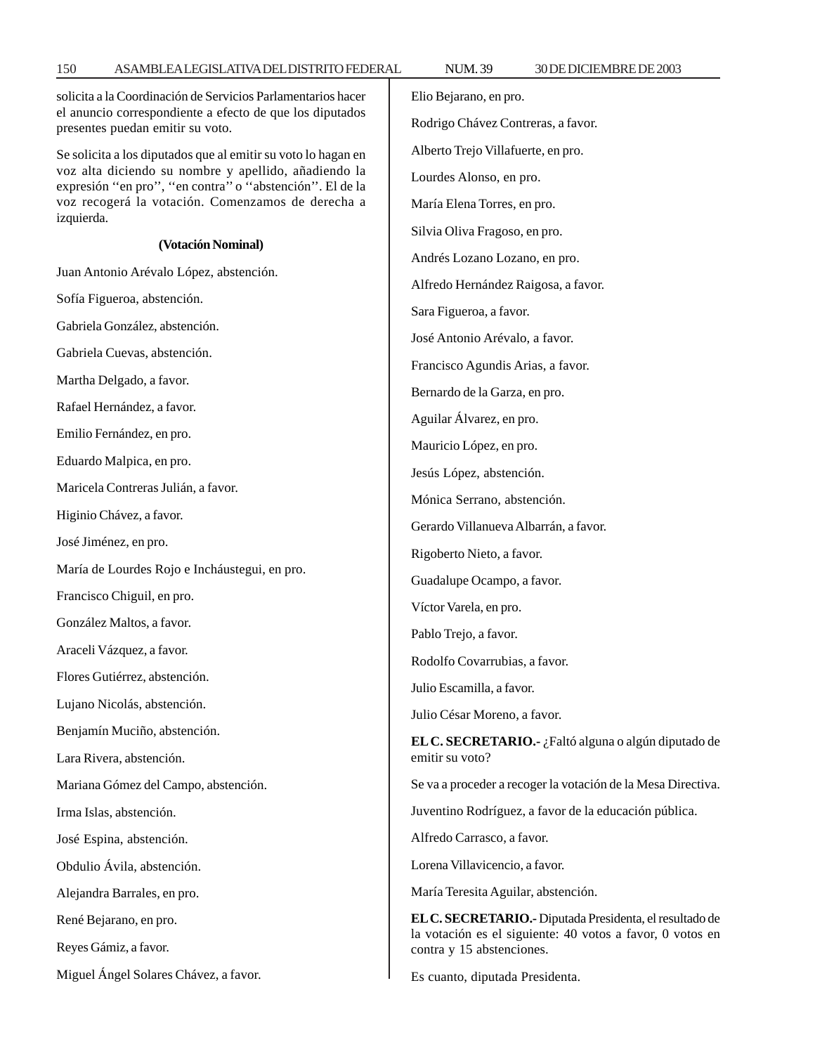solicita a la Coordinación de Servicios Parlamentarios hacer el anuncio correspondiente a efecto de que los diputados presentes puedan emitir su voto.

Se solicita a los diputados que al emitir su voto lo hagan en voz alta diciendo su nombre y apellido, añadiendo la expresión ''en pro'', ''en contra'' o ''abstención''. El de la voz recogerá la votación. Comenzamos de derecha a izquierda.

**(Votación Nominal)**

Juan Antonio Arévalo López, abstención.

Sofía Figueroa, abstención.

Gabriela González, abstención.

Gabriela Cuevas, abstención.

Martha Delgado, a favor.

Rafael Hernández, a favor.

Emilio Fernández, en pro.

Eduardo Malpica, en pro.

Maricela Contreras Julián, a favor.

Higinio Chávez, a favor.

José Jiménez, en pro.

María de Lourdes Rojo e Incháustegui, en pro.

Francisco Chiguil, en pro.

González Maltos, a favor.

Araceli Vázquez, a favor.

Flores Gutiérrez, abstención.

Lujano Nicolás, abstención.

Benjamín Muciño, abstención.

Lara Rivera, abstención.

Mariana Gómez del Campo, abstención.

Irma Islas, abstención.

José Espina, abstención.

Obdulio Ávila, abstención.

Alejandra Barrales, en pro.

René Bejarano, en pro.

Reyes Gámiz, a favor.

Miguel Ángel Solares Chávez, a favor.

Elio Bejarano, en pro.

Rodrigo Chávez Contreras, a favor.

Alberto Trejo Villafuerte, en pro.

Lourdes Alonso, en pro.

María Elena Torres, en pro.

Silvia Oliva Fragoso, en pro.

Andrés Lozano Lozano, en pro.

Alfredo Hernández Raigosa, a favor.

Sara Figueroa, a favor.

José Antonio Arévalo, a favor.

Francisco Agundis Arias, a favor.

Bernardo de la Garza, en pro.

Aguilar Álvarez, en pro.

Mauricio López, en pro.

Jesús López, abstención.

Mónica Serrano, abstención.

Gerardo Villanueva Albarrán, a favor.

Rigoberto Nieto, a favor.

Guadalupe Ocampo, a favor.

Víctor Varela, en pro.

Pablo Trejo, a favor.

Rodolfo Covarrubias, a favor.

Julio Escamilla, a favor.

Julio César Moreno, a favor.

**EL C. SECRETARIO.-** ¿Faltó alguna o algún diputado de emitir su voto?

Se va a proceder a recoger la votación de la Mesa Directiva.

Juventino Rodríguez, a favor de la educación pública.

Alfredo Carrasco, a favor.

Lorena Villavicencio, a favor.

María Teresita Aguilar, abstención.

**EL C. SECRETARIO.-** Diputada Presidenta, el resultado de la votación es el siguiente: 40 votos a favor, 0 votos en contra y 15 abstenciones.

Es cuanto, diputada Presidenta.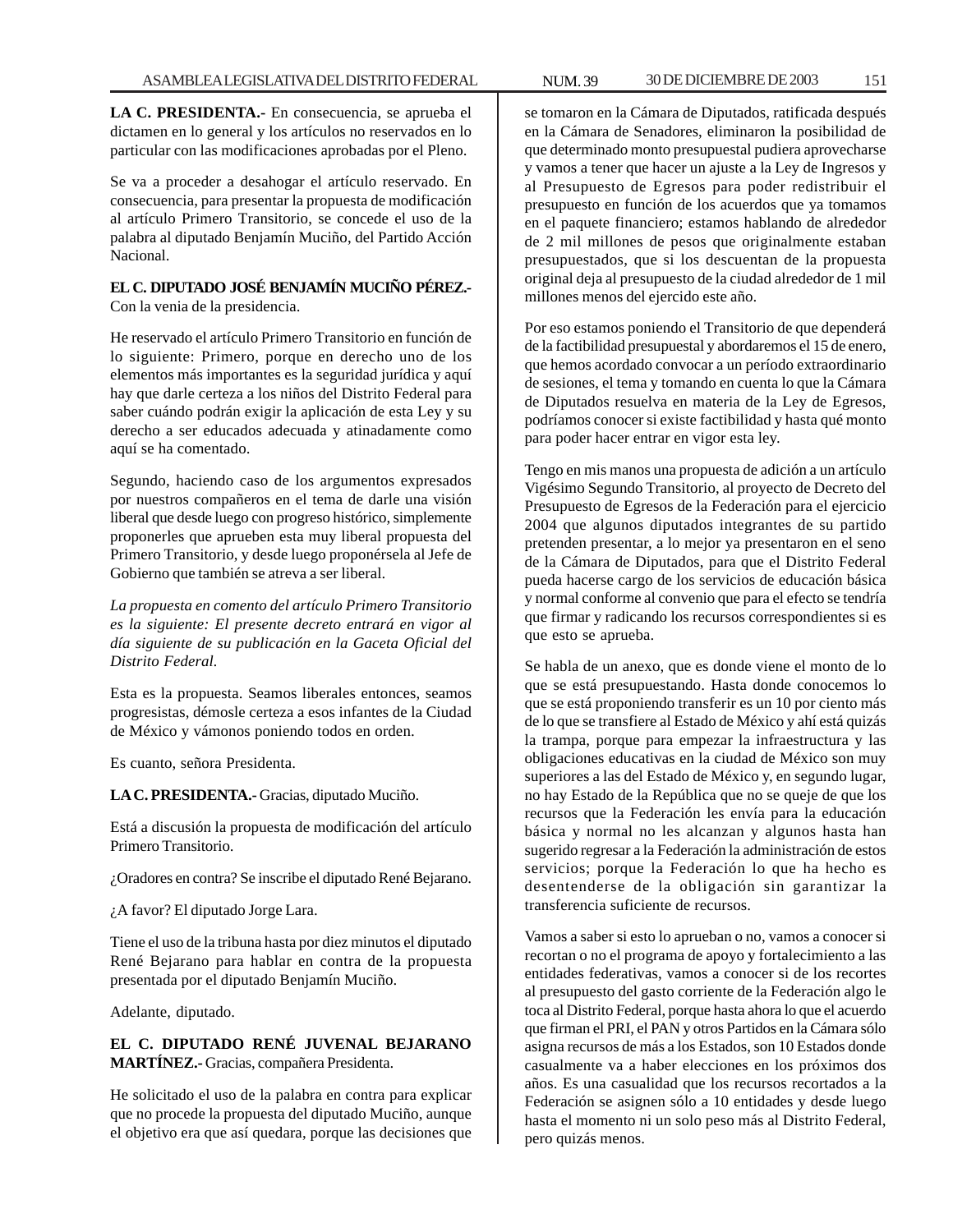**LA C. PRESIDENTA.-** En consecuencia, se aprueba el dictamen en lo general y los artículos no reservados en lo particular con las modificaciones aprobadas por el Pleno.

Se va a proceder a desahogar el artículo reservado. En consecuencia, para presentar la propuesta de modificación al artículo Primero Transitorio, se concede el uso de la palabra al diputado Benjamín Muciño, del Partido Acción Nacional.

**EL C. DIPUTADO JOSÉ BENJAMÍN MUCIÑO PÉREZ.-** Con la venia de la presidencia.

He reservado el artículo Primero Transitorio en función de lo siguiente: Primero, porque en derecho uno de los elementos más importantes es la seguridad jurídica y aquí hay que darle certeza a los niños del Distrito Federal para saber cuándo podrán exigir la aplicación de esta Ley y su derecho a ser educados adecuada y atinadamente como aquí se ha comentado.

Segundo, haciendo caso de los argumentos expresados por nuestros compañeros en el tema de darle una visión liberal que desde luego con progreso histórico, simplemente proponerles que aprueben esta muy liberal propuesta del Primero Transitorio, y desde luego proponérsela al Jefe de Gobierno que también se atreva a ser liberal.

*La propuesta en comento del artículo Primero Transitorio es la siguiente: El presente decreto entrará en vigor al día siguiente de su publicación en la Gaceta Oficial del Distrito Federal.*

Esta es la propuesta. Seamos liberales entonces, seamos progresistas, démosle certeza a esos infantes de la Ciudad de México y vámonos poniendo todos en orden.

Es cuanto, señora Presidenta.

**LA C. PRESIDENTA.-** Gracias, diputado Muciño.

Está a discusión la propuesta de modificación del artículo Primero Transitorio.

¿Oradores en contra? Se inscribe el diputado René Bejarano.

¿A favor? El diputado Jorge Lara.

Tiene el uso de la tribuna hasta por diez minutos el diputado René Bejarano para hablar en contra de la propuesta presentada por el diputado Benjamín Muciño.

Adelante, diputado.

**EL C. DIPUTADO RENÉ JUVENAL BEJARANO MARTÍNEZ.-** Gracias, compañera Presidenta.

He solicitado el uso de la palabra en contra para explicar que no procede la propuesta del diputado Muciño, aunque el objetivo era que así quedara, porque las decisiones que se tomaron en la Cámara de Diputados, ratificada después en la Cámara de Senadores, eliminaron la posibilidad de que determinado monto presupuestal pudiera aprovecharse y vamos a tener que hacer un ajuste a la Ley de Ingresos y al Presupuesto de Egresos para poder redistribuir el presupuesto en función de los acuerdos que ya tomamos en el paquete financiero; estamos hablando de alrededor de 2 mil millones de pesos que originalmente estaban presupuestados, que si los descuentan de la propuesta original deja al presupuesto de la ciudad alrededor de 1 mil millones menos del ejercido este año.

Por eso estamos poniendo el Transitorio de que dependerá de la factibilidad presupuestal y abordaremos el 15 de enero, que hemos acordado convocar a un período extraordinario de sesiones, el tema y tomando en cuenta lo que la Cámara de Diputados resuelva en materia de la Ley de Egresos, podríamos conocer si existe factibilidad y hasta qué monto para poder hacer entrar en vigor esta ley.

Tengo en mis manos una propuesta de adición a un artículo Vigésimo Segundo Transitorio, al proyecto de Decreto del Presupuesto de Egresos de la Federación para el ejercicio 2004 que algunos diputados integrantes de su partido pretenden presentar, a lo mejor ya presentaron en el seno de la Cámara de Diputados, para que el Distrito Federal pueda hacerse cargo de los servicios de educación básica y normal conforme al convenio que para el efecto se tendría que firmar y radicando los recursos correspondientes si es que esto se aprueba.

Se habla de un anexo, que es donde viene el monto de lo que se está presupuestando. Hasta donde conocemos lo que se está proponiendo transferir es un 10 por ciento más de lo que se transfiere al Estado de México y ahí está quizás la trampa, porque para empezar la infraestructura y las obligaciones educativas en la ciudad de México son muy superiores a las del Estado de México y, en segundo lugar, no hay Estado de la República que no se queje de que los recursos que la Federación les envía para la educación básica y normal no les alcanzan y algunos hasta han sugerido regresar a la Federación la administración de estos servicios; porque la Federación lo que ha hecho es desentenderse de la obligación sin garantizar la transferencia suficiente de recursos.

Vamos a saber si esto lo aprueban o no, vamos a conocer si recortan o no el programa de apoyo y fortalecimiento a las entidades federativas, vamos a conocer si de los recortes al presupuesto del gasto corriente de la Federación algo le toca al Distrito Federal, porque hasta ahora lo que el acuerdo que firman el PRI, el PAN y otros Partidos en la Cámara sólo asigna recursos de más a los Estados, son 10 Estados donde casualmente va a haber elecciones en los próximos dos años. Es una casualidad que los recursos recortados a la Federación se asignen sólo a 10 entidades y desde luego hasta el momento ni un solo peso más al Distrito Federal, pero quizás menos.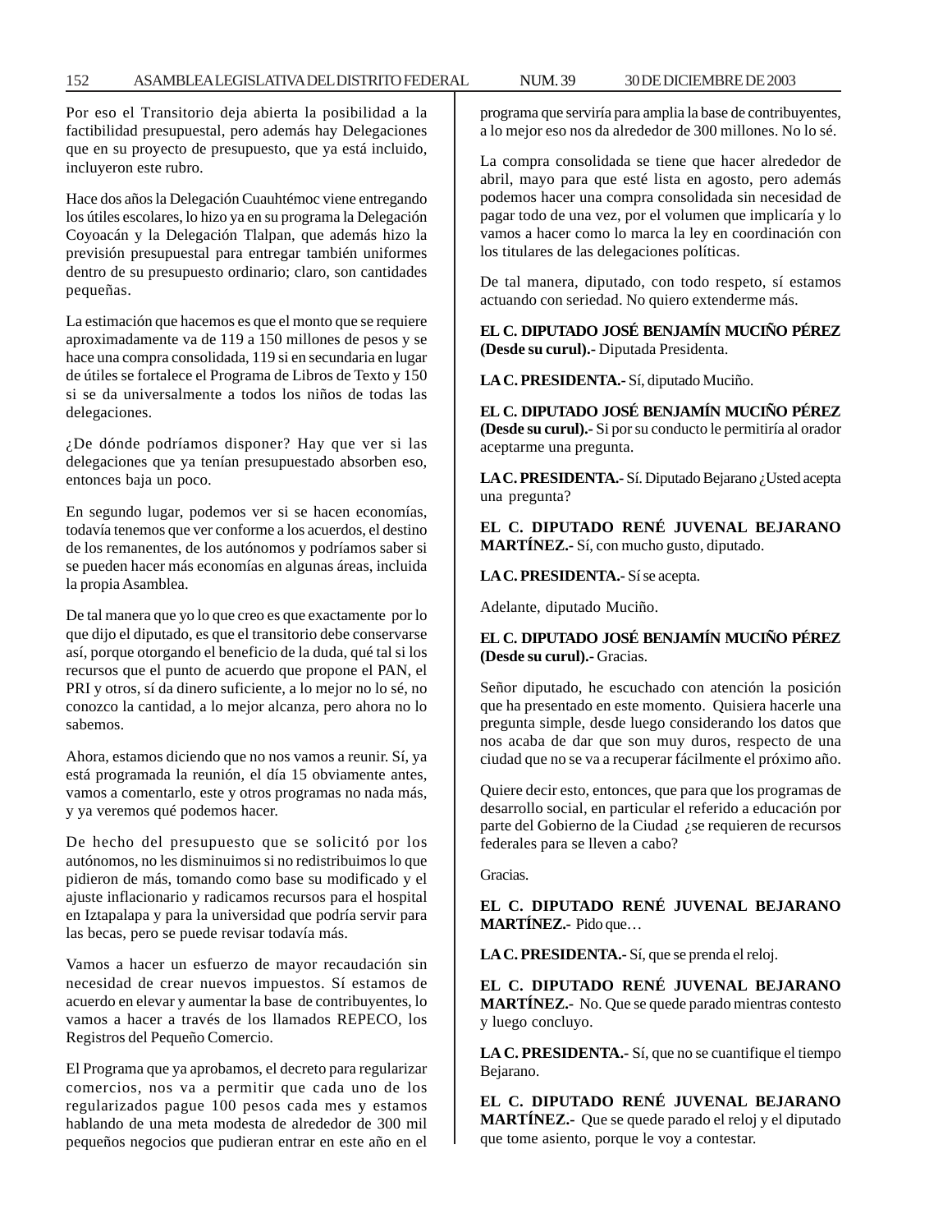Por eso el Transitorio deja abierta la posibilidad a la factibilidad presupuestal, pero además hay Delegaciones que en su proyecto de presupuesto, que ya está incluido, incluyeron este rubro.

Hace dos años la Delegación Cuauhtémoc viene entregando los útiles escolares, lo hizo ya en su programa la Delegación Coyoacán y la Delegación Tlalpan, que además hizo la previsión presupuestal para entregar también uniformes dentro de su presupuesto ordinario; claro, son cantidades pequeñas.

La estimación que hacemos es que el monto que se requiere aproximadamente va de 119 a 150 millones de pesos y se hace una compra consolidada, 119 si en secundaria en lugar de útiles se fortalece el Programa de Libros de Texto y 150 si se da universalmente a todos los niños de todas las delegaciones.

¿De dónde podríamos disponer? Hay que ver si las delegaciones que ya tenían presupuestado absorben eso, entonces baja un poco.

En segundo lugar, podemos ver si se hacen economías, todavía tenemos que ver conforme a los acuerdos, el destino de los remanentes, de los autónomos y podríamos saber si se pueden hacer más economías en algunas áreas, incluida la propia Asamblea.

De tal manera que yo lo que creo es que exactamente por lo que dijo el diputado, es que el transitorio debe conservarse así, porque otorgando el beneficio de la duda, qué tal si los recursos que el punto de acuerdo que propone el PAN, el PRI y otros, sí da dinero suficiente, a lo mejor no lo sé, no conozco la cantidad, a lo mejor alcanza, pero ahora no lo sabemos.

Ahora, estamos diciendo que no nos vamos a reunir. Sí, ya está programada la reunión, el día 15 obviamente antes, vamos a comentarlo, este y otros programas no nada más, y ya veremos qué podemos hacer.

De hecho del presupuesto que se solicitó por los autónomos, no les disminuimos si no redistribuimos lo que pidieron de más, tomando como base su modificado y el ajuste inflacionario y radicamos recursos para el hospital en Iztapalapa y para la universidad que podría servir para las becas, pero se puede revisar todavía más.

Vamos a hacer un esfuerzo de mayor recaudación sin necesidad de crear nuevos impuestos. Sí estamos de acuerdo en elevar y aumentar la base de contribuyentes, lo vamos a hacer a través de los llamados REPECO, los Registros del Pequeño Comercio.

El Programa que ya aprobamos, el decreto para regularizar comercios, nos va a permitir que cada uno de los regularizados pague 100 pesos cada mes y estamos hablando de una meta modesta de alrededor de 300 mil pequeños negocios que pudieran entrar en este año en el programa que serviría para amplia la base de contribuyentes, a lo mejor eso nos da alrededor de 300 millones. No lo sé.

La compra consolidada se tiene que hacer alrededor de abril, mayo para que esté lista en agosto, pero además podemos hacer una compra consolidada sin necesidad de pagar todo de una vez, por el volumen que implicaría y lo vamos a hacer como lo marca la ley en coordinación con los titulares de las delegaciones políticas.

De tal manera, diputado, con todo respeto, sí estamos actuando con seriedad. No quiero extenderme más.

**EL C. DIPUTADO JOSÉ BENJAMÍN MUCIÑO PÉREZ (Desde su curul).-** Diputada Presidenta.

**LA C. PRESIDENTA.-** Sí, diputado Muciño.

**EL C. DIPUTADO JOSÉ BENJAMÍN MUCIÑO PÉREZ (Desde su curul).-** Si por su conducto le permitiría al orador aceptarme una pregunta.

**LA C. PRESIDENTA.-** Sí. Diputado Bejarano ¿Usted acepta una pregunta?

**EL C. DIPUTADO RENÉ JUVENAL BEJARANO MARTÍNEZ.-** Sí, con mucho gusto, diputado.

**LA C. PRESIDENTA.-** Sí se acepta.

Adelante, diputado Muciño.

**EL C. DIPUTADO JOSÉ BENJAMÍN MUCIÑO PÉREZ (Desde su curul).-** Gracias.

Señor diputado, he escuchado con atención la posición que ha presentado en este momento. Quisiera hacerle una pregunta simple, desde luego considerando los datos que nos acaba de dar que son muy duros, respecto de una ciudad que no se va a recuperar fácilmente el próximo año.

Quiere decir esto, entonces, que para que los programas de desarrollo social, en particular el referido a educación por parte del Gobierno de la Ciudad ¿se requieren de recursos federales para se lleven a cabo?

Gracias.

**EL C. DIPUTADO RENÉ JUVENAL BEJARANO MARTÍNEZ.-** Pido que…

**LA C. PRESIDENTA.-** Sí, que se prenda el reloj.

**EL C. DIPUTADO RENÉ JUVENAL BEJARANO MARTÍNEZ.-** No. Que se quede parado mientras contesto y luego concluyo.

**LA C. PRESIDENTA.-** Sí, que no se cuantifique el tiempo Bejarano.

**EL C. DIPUTADO RENÉ JUVENAL BEJARANO MARTÍNEZ.-** Que se quede parado el reloj y el diputado que tome asiento, porque le voy a contestar.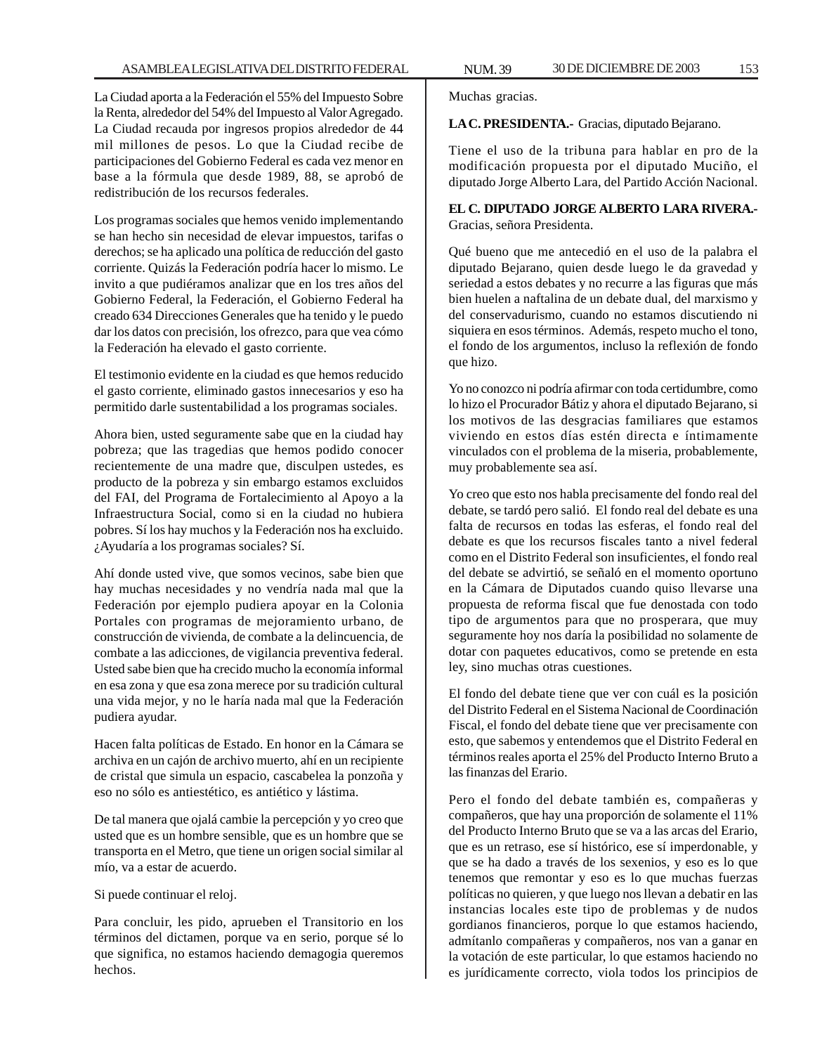La Ciudad aporta a la Federación el 55% del Impuesto Sobre la Renta, alrededor del 54% del Impuesto al Valor Agregado. La Ciudad recauda por ingresos propios alrededor de 44 mil millones de pesos. Lo que la Ciudad recibe de participaciones del Gobierno Federal es cada vez menor en base a la fórmula que desde 1989, 88, se aprobó de redistribución de los recursos federales.

Los programas sociales que hemos venido implementando se han hecho sin necesidad de elevar impuestos, tarifas o derechos; se ha aplicado una política de reducción del gasto corriente. Quizás la Federación podría hacer lo mismo. Le invito a que pudiéramos analizar que en los tres años del Gobierno Federal, la Federación, el Gobierno Federal ha creado 634 Direcciones Generales que ha tenido y le puedo dar los datos con precisión, los ofrezco, para que vea cómo la Federación ha elevado el gasto corriente.

El testimonio evidente en la ciudad es que hemos reducido el gasto corriente, eliminado gastos innecesarios y eso ha permitido darle sustentabilidad a los programas sociales.

Ahora bien, usted seguramente sabe que en la ciudad hay pobreza; que las tragedias que hemos podido conocer recientemente de una madre que, disculpen ustedes, es producto de la pobreza y sin embargo estamos excluidos del FAI, del Programa de Fortalecimiento al Apoyo a la Infraestructura Social, como si en la ciudad no hubiera pobres. Sí los hay muchos y la Federación nos ha excluido. ¿Ayudaría a los programas sociales? Sí.

Ahí donde usted vive, que somos vecinos, sabe bien que hay muchas necesidades y no vendría nada mal que la Federación por ejemplo pudiera apoyar en la Colonia Portales con programas de mejoramiento urbano, de construcción de vivienda, de combate a la delincuencia, de combate a las adicciones, de vigilancia preventiva federal. Usted sabe bien que ha crecido mucho la economía informal en esa zona y que esa zona merece por su tradición cultural una vida mejor, y no le haría nada mal que la Federación pudiera ayudar.

Hacen falta políticas de Estado. En honor en la Cámara se archiva en un cajón de archivo muerto, ahí en un recipiente de cristal que simula un espacio, cascabelea la ponzoña y eso no sólo es antiestético, es antiético y lástima.

De tal manera que ojalá cambie la percepción y yo creo que usted que es un hombre sensible, que es un hombre que se transporta en el Metro, que tiene un origen social similar al mío, va a estar de acuerdo.

Si puede continuar el reloj.

Para concluir, les pido, aprueben el Transitorio en los términos del dictamen, porque va en serio, porque sé lo que significa, no estamos haciendo demagogia queremos hechos.

Muchas gracias.

**LA C. PRESIDENTA.-** Gracias, diputado Bejarano.

Tiene el uso de la tribuna para hablar en pro de la modificación propuesta por el diputado Muciño, el diputado Jorge Alberto Lara, del Partido Acción Nacional.

**EL C. DIPUTADO JORGE ALBERTO LARA RIVERA.-** Gracias, señora Presidenta.

Qué bueno que me antecedió en el uso de la palabra el diputado Bejarano, quien desde luego le da gravedad y seriedad a estos debates y no recurre a las figuras que más bien huelen a naftalina de un debate dual, del marxismo y del conservadurismo, cuando no estamos discutiendo ni siquiera en esos términos. Además, respeto mucho el tono, el fondo de los argumentos, incluso la reflexión de fondo que hizo.

Yo no conozco ni podría afirmar con toda certidumbre, como lo hizo el Procurador Bátiz y ahora el diputado Bejarano, si los motivos de las desgracias familiares que estamos viviendo en estos días estén directa e íntimamente vinculados con el problema de la miseria, probablemente, muy probablemente sea así.

Yo creo que esto nos habla precisamente del fondo real del debate, se tardó pero salió. El fondo real del debate es una falta de recursos en todas las esferas, el fondo real del debate es que los recursos fiscales tanto a nivel federal como en el Distrito Federal son insuficientes, el fondo real del debate se advirtió, se señaló en el momento oportuno en la Cámara de Diputados cuando quiso llevarse una propuesta de reforma fiscal que fue denostada con todo tipo de argumentos para que no prosperara, que muy seguramente hoy nos daría la posibilidad no solamente de dotar con paquetes educativos, como se pretende en esta ley, sino muchas otras cuestiones.

El fondo del debate tiene que ver con cuál es la posición del Distrito Federal en el Sistema Nacional de Coordinación Fiscal, el fondo del debate tiene que ver precisamente con esto, que sabemos y entendemos que el Distrito Federal en términos reales aporta el 25% del Producto Interno Bruto a las finanzas del Erario.

Pero el fondo del debate también es, compañeras y compañeros, que hay una proporción de solamente el 11% del Producto Interno Bruto que se va a las arcas del Erario, que es un retraso, ese sí histórico, ese sí imperdonable, y que se ha dado a través de los sexenios, y eso es lo que tenemos que remontar y eso es lo que muchas fuerzas políticas no quieren, y que luego nos llevan a debatir en las instancias locales este tipo de problemas y de nudos gordianos financieros, porque lo que estamos haciendo, admítanlo compañeras y compañeros, nos van a ganar en la votación de este particular, lo que estamos haciendo no es jurídicamente correcto, viola todos los principios de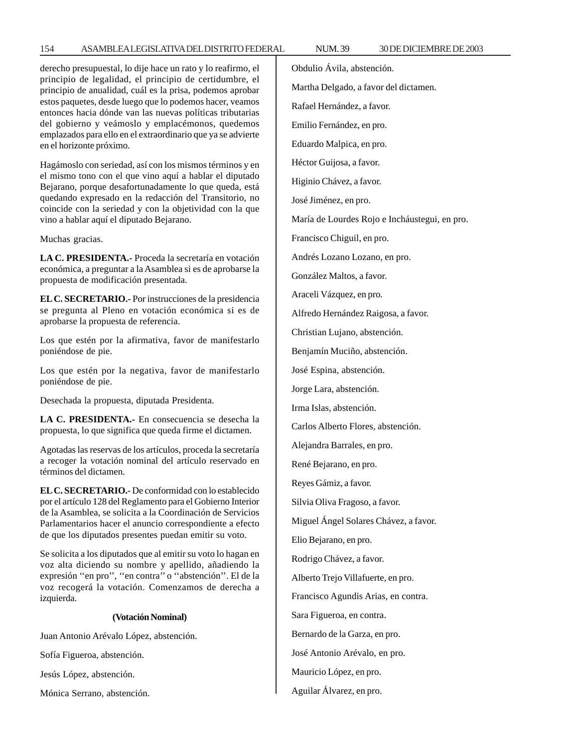derecho presupuestal, lo dije hace un rato y lo reafirmo, el principio de legalidad, el principio de certidumbre, el principio de anualidad, cuál es la prisa, podemos aprobar estos paquetes, desde luego que lo podemos hacer, veamos entonces hacia dónde van las nuevas políticas tributarias del gobierno y veámoslo y emplacémonos, quedemos emplazados para ello en el extraordinario que ya se advierte en el horizonte próximo.

Hagámoslo con seriedad, así con los mismos términos y en el mismo tono con el que vino aquí a hablar el diputado Bejarano, porque desafortunadamente lo que queda, está quedando expresado en la redacción del Transitorio, no coincide con la seriedad y con la objetividad con la que vino a hablar aquí el diputado Bejarano.

Muchas gracias.

**LA C. PRESIDENTA.-** Proceda la secretaría en votación económica, a preguntar a la Asamblea si es de aprobarse la propuesta de modificación presentada.

**EL C. SECRETARIO.-** Por instrucciones de la presidencia se pregunta al Pleno en votación económica si es de aprobarse la propuesta de referencia.

Los que estén por la afirmativa, favor de manifestarlo poniéndose de pie.

Los que estén por la negativa, favor de manifestarlo poniéndose de pie.

Desechada la propuesta, diputada Presidenta.

**LA C. PRESIDENTA.-** En consecuencia se desecha la propuesta, lo que significa que queda firme el dictamen.

Agotadas las reservas de los artículos, proceda la secretaría a recoger la votación nominal del artículo reservado en términos del dictamen.

**EL C. SECRETARIO.-** De conformidad con lo establecido por el artículo 128 del Reglamento para el Gobierno Interior de la Asamblea, se solicita a la Coordinación de Servicios Parlamentarios hacer el anuncio correspondiente a efecto de que los diputados presentes puedan emitir su voto.

Se solicita a los diputados que al emitir su voto lo hagan en voz alta diciendo su nombre y apellido, añadiendo la expresión ''en pro'', ''en contra'' o ''abstención''. El de la voz recogerá la votación. Comenzamos de derecha a izquierda.

**(Votación Nominal)**

Juan Antonio Arévalo López, abstención.

Sofía Figueroa, abstención.

Jesús López, abstención.

Mónica Serrano, abstención.

Obdulio Ávila, abstención.

Martha Delgado, a favor del dictamen.

Rafael Hernández, a favor.

Emilio Fernández, en pro.

Eduardo Malpica, en pro.

Héctor Guijosa, a favor.

Higinio Chávez, a favor.

José Jiménez, en pro.

María de Lourdes Rojo e Incháustegui, en pro.

Francisco Chiguil, en pro.

Andrés Lozano Lozano, en pro.

González Maltos, a favor.

Araceli Vázquez, en pro.

Alfredo Hernández Raigosa, a favor.

Christian Lujano, abstención.

Benjamín Muciño, abstención.

José Espina, abstención.

Jorge Lara, abstención.

Irma Islas, abstención.

Carlos Alberto Flores, abstención.

Alejandra Barrales, en pro.

René Bejarano, en pro.

Reyes Gámiz, a favor.

Silvia Oliva Fragoso, a favor.

Miguel Ángel Solares Chávez, a favor.

Elio Bejarano, en pro.

Rodrigo Chávez, a favor.

Alberto Trejo Villafuerte, en pro.

Francisco Agundis Arias, en contra.

Sara Figueroa, en contra.

Bernardo de la Garza, en pro.

José Antonio Arévalo, en pro.

Mauricio López, en pro.

Aguilar Álvarez, en pro.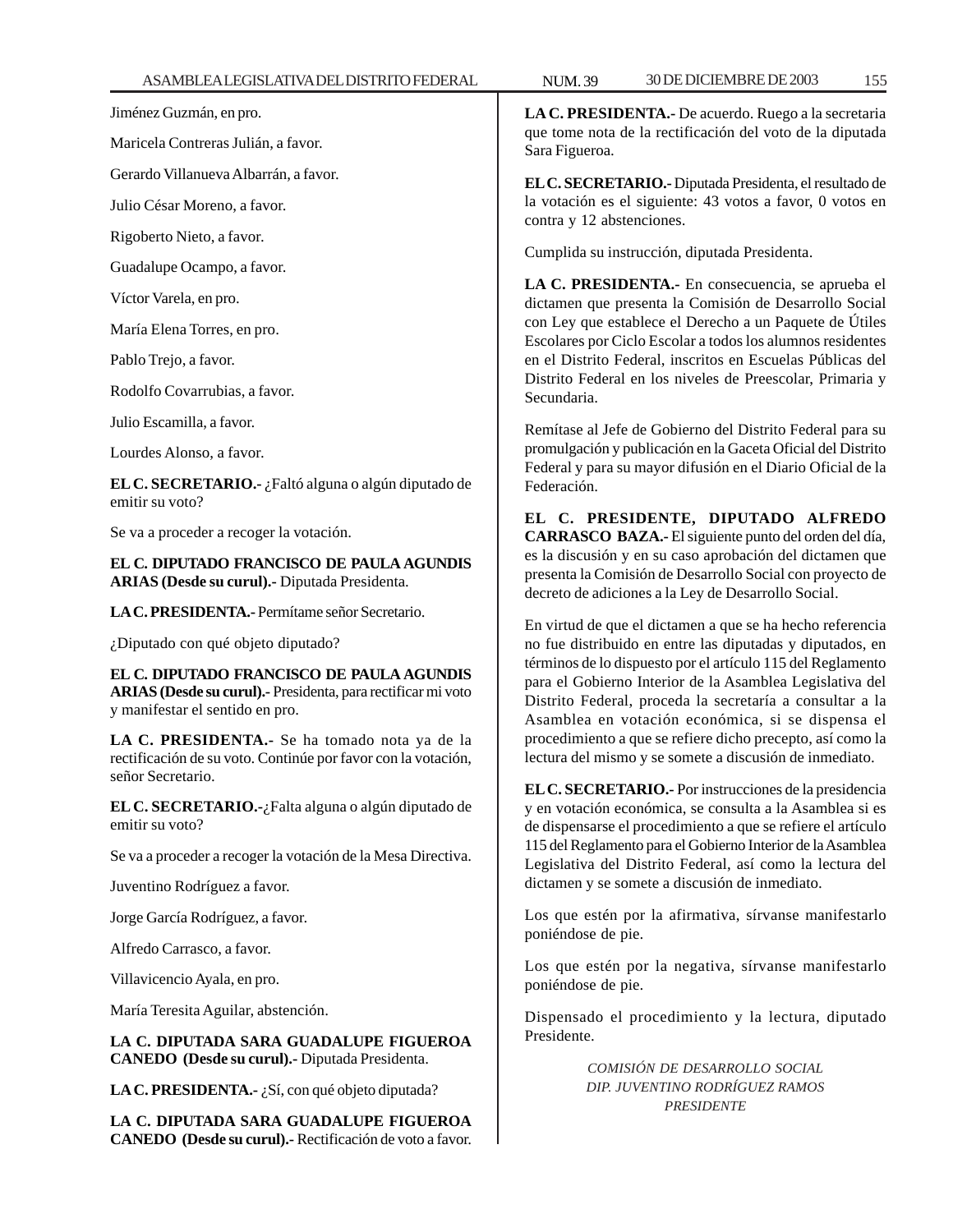Jiménez Guzmán, en pro.

Maricela Contreras Julián, a favor.

Gerardo Villanueva Albarrán, a favor.

Julio César Moreno, a favor.

Rigoberto Nieto, a favor.

Guadalupe Ocampo, a favor.

Víctor Varela, en pro.

María Elena Torres, en pro.

Pablo Trejo, a favor.

Rodolfo Covarrubias, a favor.

Julio Escamilla, a favor.

Lourdes Alonso, a favor.

**EL C. SECRETARIO.-** ¿Faltó alguna o algún diputado de emitir su voto?

Se va a proceder a recoger la votación.

**EL C. DIPUTADO FRANCISCO DE PAULA AGUNDIS ARIAS (Desde su curul).-** Diputada Presidenta.

**LA C. PRESIDENTA.-** Permítame señor Secretario.

¿Diputado con qué objeto diputado?

**EL C. DIPUTADO FRANCISCO DE PAULA AGUNDIS ARIAS (Desde su curul).-** Presidenta, para rectificar mi voto y manifestar el sentido en pro.

**LA C. PRESIDENTA.-** Se ha tomado nota ya de la rectificación de su voto. Continúe por favor con la votación, señor Secretario.

**EL C. SECRETARIO.-**¿Falta alguna o algún diputado de emitir su voto?

Se va a proceder a recoger la votación de la Mesa Directiva.

Juventino Rodríguez a favor.

Jorge García Rodríguez, a favor.

Alfredo Carrasco, a favor.

Villavicencio Ayala, en pro.

María Teresita Aguilar, abstención.

**LA C. DIPUTADA SARA GUADALUPE FIGUEROA CANEDO (Desde su curul).-** Diputada Presidenta.

**LA C. PRESIDENTA.-** ¿Sí, con qué objeto diputada?

**LA C. DIPUTADA SARA GUADALUPE FIGUEROA CANEDO (Desde su curul).-** Rectificación de voto a favor.

**LA C. PRESIDENTA.-** De acuerdo. Ruego a la secretaria que tome nota de la rectificación del voto de la diputada Sara Figueroa.

**EL C. SECRETARIO.-** Diputada Presidenta, el resultado de la votación es el siguiente: 43 votos a favor, 0 votos en contra y 12 abstenciones.

Cumplida su instrucción, diputada Presidenta.

**LA C. PRESIDENTA.-** En consecuencia, se aprueba el dictamen que presenta la Comisión de Desarrollo Social con Ley que establece el Derecho a un Paquete de Útiles Escolares por Ciclo Escolar a todos los alumnos residentes en el Distrito Federal, inscritos en Escuelas Públicas del Distrito Federal en los niveles de Preescolar, Primaria y Secundaria.

Remítase al Jefe de Gobierno del Distrito Federal para su promulgación y publicación en la Gaceta Oficial del Distrito Federal y para su mayor difusión en el Diario Oficial de la Federación.

**EL C. PRESIDENTE, DIPUTADO ALFREDO CARRASCO BAZA.-** El siguiente punto del orden del día, es la discusión y en su caso aprobación del dictamen que presenta la Comisión de Desarrollo Social con proyecto de decreto de adiciones a la Ley de Desarrollo Social.

En virtud de que el dictamen a que se ha hecho referencia no fue distribuido en entre las diputadas y diputados, en términos de lo dispuesto por el artículo 115 del Reglamento para el Gobierno Interior de la Asamblea Legislativa del Distrito Federal, proceda la secretaría a consultar a la Asamblea en votación económica, si se dispensa el procedimiento a que se refiere dicho precepto, así como la lectura del mismo y se somete a discusión de inmediato.

**EL C. SECRETARIO.-** Por instrucciones de la presidencia y en votación económica, se consulta a la Asamblea si es de dispensarse el procedimiento a que se refiere el artículo 115 del Reglamento para el Gobierno Interior de la Asamblea Legislativa del Distrito Federal, así como la lectura del dictamen y se somete a discusión de inmediato.

Los que estén por la afirmativa, sírvanse manifestarlo poniéndose de pie.

Los que estén por la negativa, sírvanse manifestarlo poniéndose de pie.

Dispensado el procedimiento y la lectura, diputado Presidente.

*COMISIÓN DE DESARROLLO SOCIAL*
*DIP. JUVENTINO RODRÍGUEZ RAMOS*
*PRESIDENTE*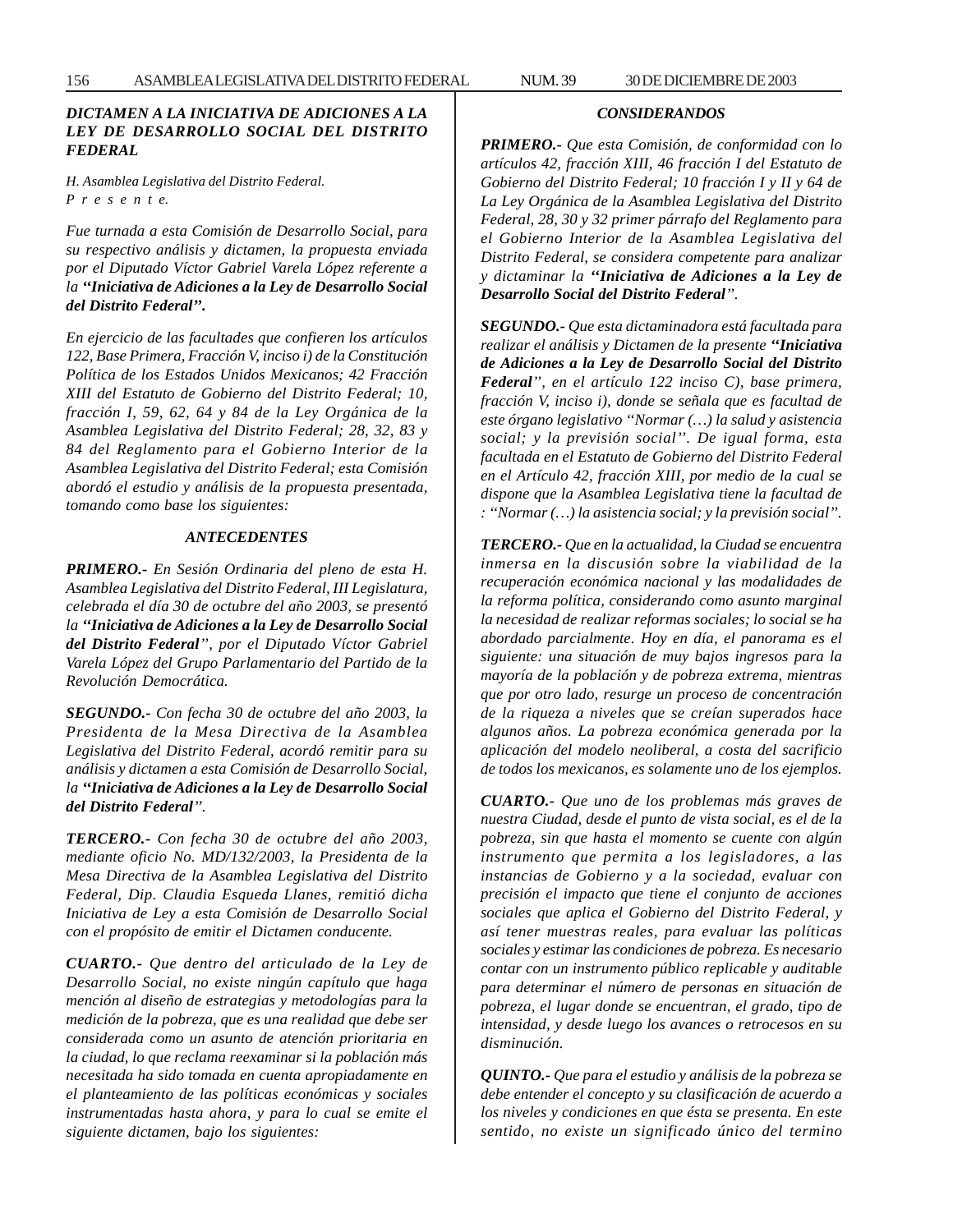### *DICTAMEN A LA INICIATIVA DE ADICIONES A LA LEY DE DESARROLLO SOCIAL DEL DISTRITO FEDERAL*

*H. Asamblea Legislativa del Distrito Federal.*
*P r e s e n t e.*

*Fue turnada a esta Comisión de Desarrollo Social, para su respectivo análisis y dictamen, la propuesta enviada por el Diputado Víctor Gabriel Varela López referente a la **"Iniciativa de Adiciones a la Ley de Desarrollo Social del Distrito Federal".***

*En ejercicio de las facultades que confieren los artículos 122, Base Primera, Fracción V, inciso i) de la Constitución Política de los Estados Unidos Mexicanos; 42 Fracción XIII del Estatuto de Gobierno del Distrito Federal; 10, fracción I, 59, 62, 64 y 84 de la Ley Orgánica de la Asamblea Legislativa del Distrito Federal; 28, 32, 83 y 84 del Reglamento para el Gobierno Interior de la Asamblea Legislativa del Distrito Federal; esta Comisión abordó el estudio y análisis de la propuesta presentada, tomando como base los siguientes:*

#### *ANTECEDENTES*

***PRIMERO.-** En Sesión Ordinaria del pleno de esta H. Asamblea Legislativa del Distrito Federal, III Legislatura, celebrada el día 30 de octubre del año 2003, se presentó la **"Iniciativa de Adiciones a la Ley de Desarrollo Social del Distrito Federal"**, por el Diputado Víctor Gabriel Varela López del Grupo Parlamentario del Partido de la Revolución Democrática.*

***SEGUNDO.-** Con fecha 30 de octubre del año 2003, la Presidenta de la Mesa Directiva de la Asamblea Legislativa del Distrito Federal, acordó remitir para su análisis y dictamen a esta Comisión de Desarrollo Social, la **"Iniciativa de Adiciones a la Ley de Desarrollo Social del Distrito Federal"**.*

***TERCERO.-** Con fecha 30 de octubre del año 2003, mediante oficio No. MD/132/2003, la Presidenta de la Mesa Directiva de la Asamblea Legislativa del Distrito Federal, Dip. Claudia Esqueda Llanes, remitió dicha Iniciativa de Ley a esta Comisión de Desarrollo Social con el propósito de emitir el Dictamen conducente.*

***CUARTO.-** Que dentro del articulado de la Ley de Desarrollo Social, no existe ningún capítulo que haga mención al diseño de estrategias y metodologías para la medición de la pobreza, que es una realidad que debe ser considerada como un asunto de atención prioritaria en la ciudad, lo que reclama reexaminar si la población más necesitada ha sido tomada en cuenta apropiadamente en el planteamiento de las políticas económicas y sociales instrumentadas hasta ahora, y para lo cual se emite el siguiente dictamen, bajo los siguientes:*

#### *CONSIDERANDOS*

***PRIMERO.-** Que esta Comisión, de conformidad con lo artículos 42, fracción XIII, 46 fracción I del Estatuto de Gobierno del Distrito Federal; 10 fracción I y II y 64 de La Ley Orgánica de la Asamblea Legislativa del Distrito Federal, 28, 30 y 32 primer párrafo del Reglamento para el Gobierno Interior de la Asamblea Legislativa del Distrito Federal, se considera competente para analizar y dictaminar la **"Iniciativa de Adiciones a la Ley de Desarrollo Social del Distrito Federal"**.*

***SEGUNDO.-** Que esta dictaminadora está facultada para realizar el análisis y Dictamen de la presente **"Iniciativa de Adiciones a la Ley de Desarrollo Social del Distrito Federal"**, en el artículo 122 inciso C), base primera, fracción V, inciso i), donde se señala que es facultad de este órgano legislativo "Normar (…) la salud y asistencia social; y la previsión social". De igual forma, esta facultada en el Estatuto de Gobierno del Distrito Federal en el Artículo 42, fracción XIII, por medio de la cual se dispone que la Asamblea Legislativa tiene la facultad de : "Normar (…) la asistencia social; y la previsión social".*

***TERCERO.-** Que en la actualidad, la Ciudad se encuentra inmersa en la discusión sobre la viabilidad de la recuperación económica nacional y las modalidades de la reforma política, considerando como asunto marginal la necesidad de realizar reformas sociales; lo social se ha abordado parcialmente. Hoy en día, el panorama es el siguiente: una situación de muy bajos ingresos para la mayoría de la población y de pobreza extrema, mientras que por otro lado, resurge un proceso de concentración de la riqueza a niveles que se creían superados hace algunos años. La pobreza económica generada por la aplicación del modelo neoliberal, a costa del sacrificio de todos los mexicanos, es solamente uno de los ejemplos.*

***CUARTO.-** Que uno de los problemas más graves de nuestra Ciudad, desde el punto de vista social, es el de la pobreza, sin que hasta el momento se cuente con algún instrumento que permita a los legisladores, a las instancias de Gobierno y a la sociedad, evaluar con precisión el impacto que tiene el conjunto de acciones sociales que aplica el Gobierno del Distrito Federal, y así tener muestras reales, para evaluar las políticas sociales y estimar las condiciones de pobreza. Es necesario contar con un instrumento público replicable y auditable para determinar el número de personas en situación de pobreza, el lugar donde se encuentran, el grado, tipo de intensidad, y desde luego los avances o retrocesos en su disminución.*

***QUINTO.-** Que para el estudio y análisis de la pobreza se debe entender el concepto y su clasificación de acuerdo a los niveles y condiciones en que ésta se presenta. En este sentido, no existe un significado único del termino*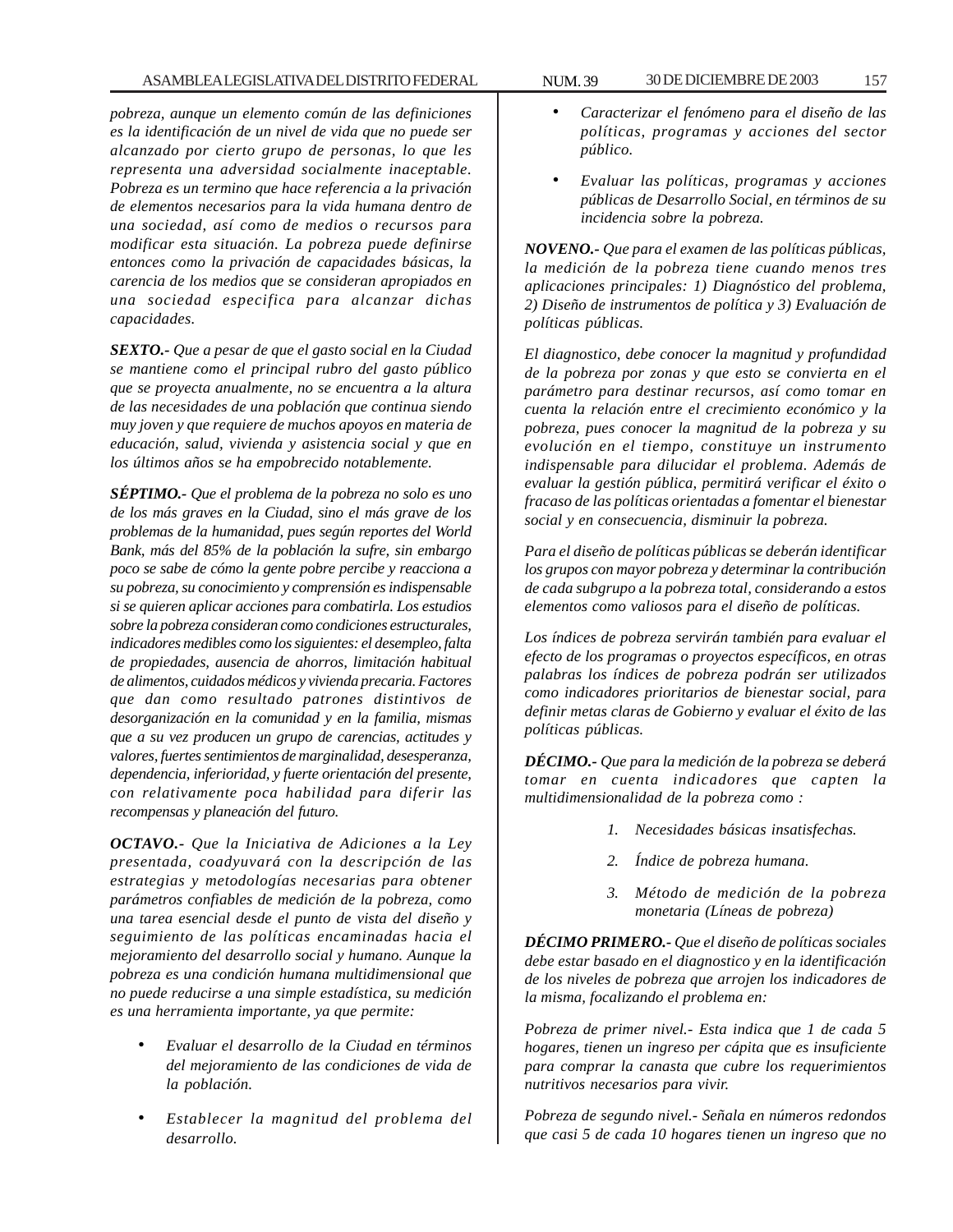*pobreza, aunque un elemento común de las definiciones es la identificación de un nivel de vida que no puede ser alcanzado por cierto grupo de personas, lo que les representa una adversidad socialmente inaceptable. Pobreza es un termino que hace referencia a la privación de elementos necesarios para la vida humana dentro de una sociedad, así como de medios o recursos para modificar esta situación. La pobreza puede definirse entonces como la privación de capacidades básicas, la carencia de los medios que se consideran apropiados en una sociedad especifica para alcanzar dichas capacidades.*

***SEXTO.-*** *Que a pesar de que el gasto social en la Ciudad se mantiene como el principal rubro del gasto público que se proyecta anualmente, no se encuentra a la altura de las necesidades de una población que continua siendo muy joven y que requiere de muchos apoyos en materia de educación, salud, vivienda y asistencia social y que en los últimos años se ha empobrecido notablemente.*

***SÉPTIMO.-*** *Que el problema de la pobreza no solo es uno de los más graves en la Ciudad, sino el más grave de los problemas de la humanidad, pues según reportes del World Bank, más del 85% de la población la sufre, sin embargo poco se sabe de cómo la gente pobre percibe y reacciona a su pobreza, su conocimiento y comprensión es indispensable si se quieren aplicar acciones para combatirla. Los estudios sobre la pobreza consideran como condiciones estructurales, indicadores medibles como los siguientes: el desempleo, falta de propiedades, ausencia de ahorros, limitación habitual de alimentos, cuidados médicos y vivienda precaria. Factores que dan como resultado patrones distintivos de desorganización en la comunidad y en la familia, mismas que a su vez producen un grupo de carencias, actitudes y valores, fuertes sentimientos de marginalidad, desesperanza, dependencia, inferioridad, y fuerte orientación del presente, con relativamente poca habilidad para diferir las recompensas y planeación del futuro.*

***OCTAVO.-*** *Que la Iniciativa de Adiciones a la Ley presentada, coadyuvará con la descripción de las estrategias y metodologías necesarias para obtener parámetros confiables de medición de la pobreza, como una tarea esencial desde el punto de vista del diseño y seguimiento de las políticas encaminadas hacia el mejoramiento del desarrollo social y humano. Aunque la pobreza es una condición humana multidimensional que no puede reducirse a una simple estadística, su medición es una herramienta importante, ya que permite:*

- *Evaluar el desarrollo de la Ciudad en términos del mejoramiento de las condiciones de vida de la población.*
- *Establecer la magnitud del problema del desarrollo.*
- *Caracterizar el fenómeno para el diseño de las políticas, programas y acciones del sector público.*
- *Evaluar las políticas, programas y acciones públicas de Desarrollo Social, en términos de su incidencia sobre la pobreza.*

***NOVENO.-*** *Que para el examen de las políticas públicas, la medición de la pobreza tiene cuando menos tres aplicaciones principales: 1) Diagnóstico del problema, 2) Diseño de instrumentos de política y 3) Evaluación de políticas públicas.*

*El diagnostico, debe conocer la magnitud y profundidad de la pobreza por zonas y que esto se convierta en el parámetro para destinar recursos, así como tomar en cuenta la relación entre el crecimiento económico y la pobreza, pues conocer la magnitud de la pobreza y su evolución en el tiempo, constituye un instrumento indispensable para dilucidar el problema. Además de evaluar la gestión pública, permitirá verificar el éxito o fracaso de las políticas orientadas a fomentar el bienestar social y en consecuencia, disminuir la pobreza.*

*Para el diseño de políticas públicas se deberán identificar los grupos con mayor pobreza y determinar la contribución de cada subgrupo a la pobreza total, considerando a estos elementos como valiosos para el diseño de políticas.*

*Los índices de pobreza servirán también para evaluar el efecto de los programas o proyectos específicos, en otras palabras los índices de pobreza podrán ser utilizados como indicadores prioritarios de bienestar social, para definir metas claras de Gobierno y evaluar el éxito de las políticas públicas.*

***DÉCIMO.-*** *Que para la medición de la pobreza se deberá tomar en cuenta indicadores que capten la multidimensionalidad de la pobreza como :*

1. *Necesidades básicas insatisfechas.*
2. *Índice de pobreza humana.*
3. *Método de medición de la pobreza monetaria (Líneas de pobreza)*

***DÉCIMO PRIMERO.-*** *Que el diseño de políticas sociales debe estar basado en el diagnostico y en la identificación de los niveles de pobreza que arrojen los indicadores de la misma, focalizando el problema en:*

*Pobreza de primer nivel.- Esta indica que 1 de cada 5 hogares, tienen un ingreso per cápita que es insuficiente para comprar la canasta que cubre los requerimientos nutritivos necesarios para vivir.*

*Pobreza de segundo nivel.- Señala en números redondos que casi 5 de cada 10 hogares tienen un ingreso que no*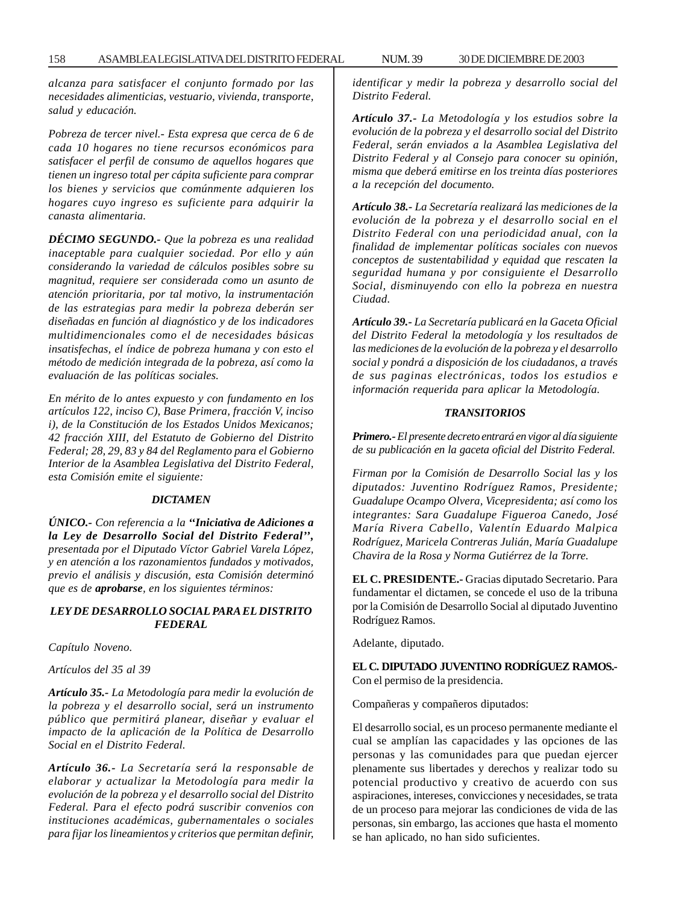*alcanza para satisfacer el conjunto formado por las necesidades alimenticias, vestuario, vivienda, transporte, salud y educación.*

*Pobreza de tercer nivel.- Esta expresa que cerca de 6 de cada 10 hogares no tiene recursos económicos para satisfacer el perfil de consumo de aquellos hogares que tienen un ingreso total per cápita suficiente para comprar los bienes y servicios que comúnmente adquieren los hogares cuyo ingreso es suficiente para adquirir la canasta alimentaria.*

***DÉCIMO SEGUNDO.-*** *Que la pobreza es una realidad inaceptable para cualquier sociedad. Por ello y aún considerando la variedad de cálculos posibles sobre su magnitud, requiere ser considerada como un asunto de atención prioritaria, por tal motivo, la instrumentación de las estrategias para medir la pobreza deberán ser diseñadas en función al diagnóstico y de los indicadores multidimencionales como el de necesidades básicas insatisfechas, el índice de pobreza humana y con esto el método de medición integrada de la pobreza, así como la evaluación de las políticas sociales.*

*En mérito de lo antes expuesto y con fundamento en los artículos 122, inciso C), Base Primera, fracción V, inciso i), de la Constitución de los Estados Unidos Mexicanos; 42 fracción XIII, del Estatuto de Gobierno del Distrito Federal; 28, 29, 83 y 84 del Reglamento para el Gobierno Interior de la Asamblea Legislativa del Distrito Federal, esta Comisión emite el siguiente:*

### *DICTAMEN*

***ÚNICO.-*** *Con referencia a la* ***"Iniciativa de Adiciones a la Ley de Desarrollo Social del Distrito Federal",*** *presentada por el Diputado Víctor Gabriel Varela López, y en atención a los razonamientos fundados y motivados, previo el análisis y discusión, esta Comisión determinó que es de* ***aprobarse****, en los siguientes términos:*

### *LEY DE DESARROLLO SOCIAL PARA EL DISTRITO FEDERAL*

*Capítulo Noveno.*

*Artículos del 35 al 39*

***Artículo 35.-*** *La Metodología para medir la evolución de la pobreza y el desarrollo social, será un instrumento público que permitirá planear, diseñar y evaluar el impacto de la aplicación de la Política de Desarrollo Social en el Distrito Federal.*

***Artículo 36.-*** *La Secretaría será la responsable de elaborar y actualizar la Metodología para medir la evolución de la pobreza y el desarrollo social del Distrito Federal. Para el efecto podrá suscribir convenios con instituciones académicas, gubernamentales o sociales para fijar los lineamientos y criterios que permitan definir, identificar y medir la pobreza y desarrollo social del Distrito Federal.*

***Artículo 37.-*** *La Metodología y los estudios sobre la evolución de la pobreza y el desarrollo social del Distrito Federal, serán enviados a la Asamblea Legislativa del Distrito Federal y al Consejo para conocer su opinión, misma que deberá emitirse en los treinta días posteriores a la recepción del documento.*

***Artículo 38.-*** *La Secretaría realizará las mediciones de la evolución de la pobreza y el desarrollo social en el Distrito Federal con una periodicidad anual, con la finalidad de implementar políticas sociales con nuevos conceptos de sustentabilidad y equidad que rescaten la seguridad humana y por consiguiente el Desarrollo Social, disminuyendo con ello la pobreza en nuestra Ciudad.*

***Artículo 39.-*** *La Secretaría publicará en la Gaceta Oficial del Distrito Federal la metodología y los resultados de las mediciones de la evolución de la pobreza y el desarrollo social y pondrá a disposición de los ciudadanos, a través de sus paginas electrónicas, todos los estudios e información requerida para aplicar la Metodología.*

### *TRANSITORIOS*

***Primero.-*** *El presente decreto entrará en vigor al día siguiente de su publicación en la gaceta oficial del Distrito Federal.*

*Firman por la Comisión de Desarrollo Social las y los diputados: Juventino Rodríguez Ramos, Presidente; Guadalupe Ocampo Olvera, Vicepresidenta; así como los integrantes: Sara Guadalupe Figueroa Canedo, José María Rivera Cabello, Valentín Eduardo Malpica Rodríguez, Maricela Contreras Julián, María Guadalupe Chavira de la Rosa y Norma Gutiérrez de la Torre.*

**EL C. PRESIDENTE.-** Gracias diputado Secretario. Para fundamentar el dictamen, se concede el uso de la tribuna por la Comisión de Desarrollo Social al diputado Juventino Rodríguez Ramos.

Adelante, diputado.

**EL C. DIPUTADO JUVENTINO RODRÍGUEZ RAMOS.-** Con el permiso de la presidencia.

Compañeras y compañeros diputados:

El desarrollo social, es un proceso permanente mediante el cual se amplían las capacidades y las opciones de las personas y las comunidades para que puedan ejercer plenamente sus libertades y derechos y realizar todo su potencial productivo y creativo de acuerdo con sus aspiraciones, intereses, convicciones y necesidades, se trata de un proceso para mejorar las condiciones de vida de las personas, sin embargo, las acciones que hasta el momento se han aplicado, no han sido suficientes.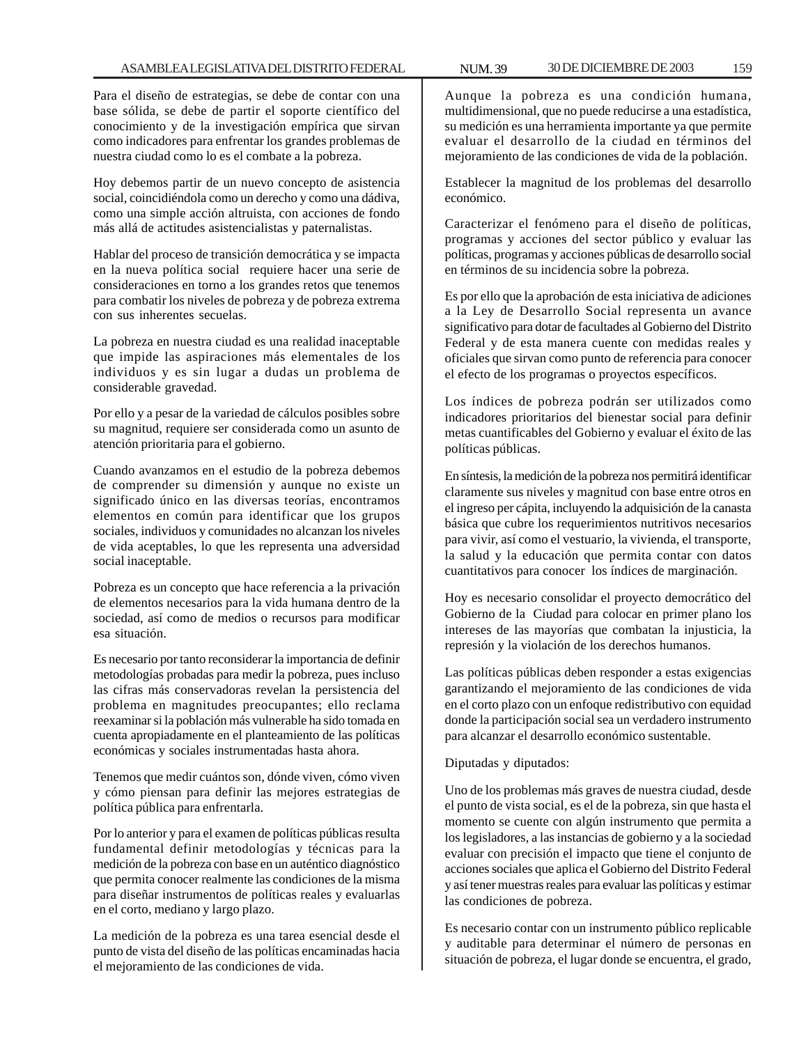Para el diseño de estrategias, se debe de contar con una base sólida, se debe de partir el soporte científico del conocimiento y de la investigación empírica que sirvan como indicadores para enfrentar los grandes problemas de nuestra ciudad como lo es el combate a la pobreza.

Hoy debemos partir de un nuevo concepto de asistencia social, coincidiéndola como un derecho y como una dádiva, como una simple acción altruista, con acciones de fondo más allá de actitudes asistencialistas y paternalistas.

Hablar del proceso de transición democrática y se impacta en la nueva política social requiere hacer una serie de consideraciones en torno a los grandes retos que tenemos para combatir los niveles de pobreza y de pobreza extrema con sus inherentes secuelas.

La pobreza en nuestra ciudad es una realidad inaceptable que impide las aspiraciones más elementales de los individuos y es sin lugar a dudas un problema de considerable gravedad.

Por ello y a pesar de la variedad de cálculos posibles sobre su magnitud, requiere ser considerada como un asunto de atención prioritaria para el gobierno.

Cuando avanzamos en el estudio de la pobreza debemos de comprender su dimensión y aunque no existe un significado único en las diversas teorías, encontramos elementos en común para identificar que los grupos sociales, individuos y comunidades no alcanzan los niveles de vida aceptables, lo que les representa una adversidad social inaceptable.

Pobreza es un concepto que hace referencia a la privación de elementos necesarios para la vida humana dentro de la sociedad, así como de medios o recursos para modificar esa situación.

Es necesario por tanto reconsiderar la importancia de definir metodologías probadas para medir la pobreza, pues incluso las cifras más conservadoras revelan la persistencia del problema en magnitudes preocupantes; ello reclama reexaminar si la población más vulnerable ha sido tomada en cuenta apropiadamente en el planteamiento de las políticas económicas y sociales instrumentadas hasta ahora.

Tenemos que medir cuántos son, dónde viven, cómo viven y cómo piensan para definir las mejores estrategias de política pública para enfrentarla.

Por lo anterior y para el examen de políticas públicas resulta fundamental definir metodologías y técnicas para la medición de la pobreza con base en un auténtico diagnóstico que permita conocer realmente las condiciones de la misma para diseñar instrumentos de políticas reales y evaluarlas en el corto, mediano y largo plazo.

La medición de la pobreza es una tarea esencial desde el punto de vista del diseño de las políticas encaminadas hacia el mejoramiento de las condiciones de vida.

Aunque la pobreza es una condición humana, multidimensional, que no puede reducirse a una estadística, su medición es una herramienta importante ya que permite evaluar el desarrollo de la ciudad en términos del mejoramiento de las condiciones de vida de la población.

Establecer la magnitud de los problemas del desarrollo económico.

Caracterizar el fenómeno para el diseño de políticas, programas y acciones del sector público y evaluar las políticas, programas y acciones públicas de desarrollo social en términos de su incidencia sobre la pobreza.

Es por ello que la aprobación de esta iniciativa de adiciones a la Ley de Desarrollo Social representa un avance significativo para dotar de facultades al Gobierno del Distrito Federal y de esta manera cuente con medidas reales y oficiales que sirvan como punto de referencia para conocer el efecto de los programas o proyectos específicos.

Los índices de pobreza podrán ser utilizados como indicadores prioritarios del bienestar social para definir metas cuantificables del Gobierno y evaluar el éxito de las políticas públicas.

En síntesis, la medición de la pobreza nos permitirá identificar claramente sus niveles y magnitud con base entre otros en el ingreso per cápita, incluyendo la adquisición de la canasta básica que cubre los requerimientos nutritivos necesarios para vivir, así como el vestuario, la vivienda, el transporte, la salud y la educación que permita contar con datos cuantitativos para conocer los índices de marginación.

Hoy es necesario consolidar el proyecto democrático del Gobierno de la Ciudad para colocar en primer plano los intereses de las mayorías que combatan la injusticia, la represión y la violación de los derechos humanos.

Las políticas públicas deben responder a estas exigencias garantizando el mejoramiento de las condiciones de vida en el corto plazo con un enfoque redistributivo con equidad donde la participación social sea un verdadero instrumento para alcanzar el desarrollo económico sustentable.

Diputadas y diputados:

Uno de los problemas más graves de nuestra ciudad, desde el punto de vista social, es el de la pobreza, sin que hasta el momento se cuente con algún instrumento que permita a los legisladores, a las instancias de gobierno y a la sociedad evaluar con precisión el impacto que tiene el conjunto de acciones sociales que aplica el Gobierno del Distrito Federal y así tener muestras reales para evaluar las políticas y estimar las condiciones de pobreza.

Es necesario contar con un instrumento público replicable y auditable para determinar el número de personas en situación de pobreza, el lugar donde se encuentra, el grado,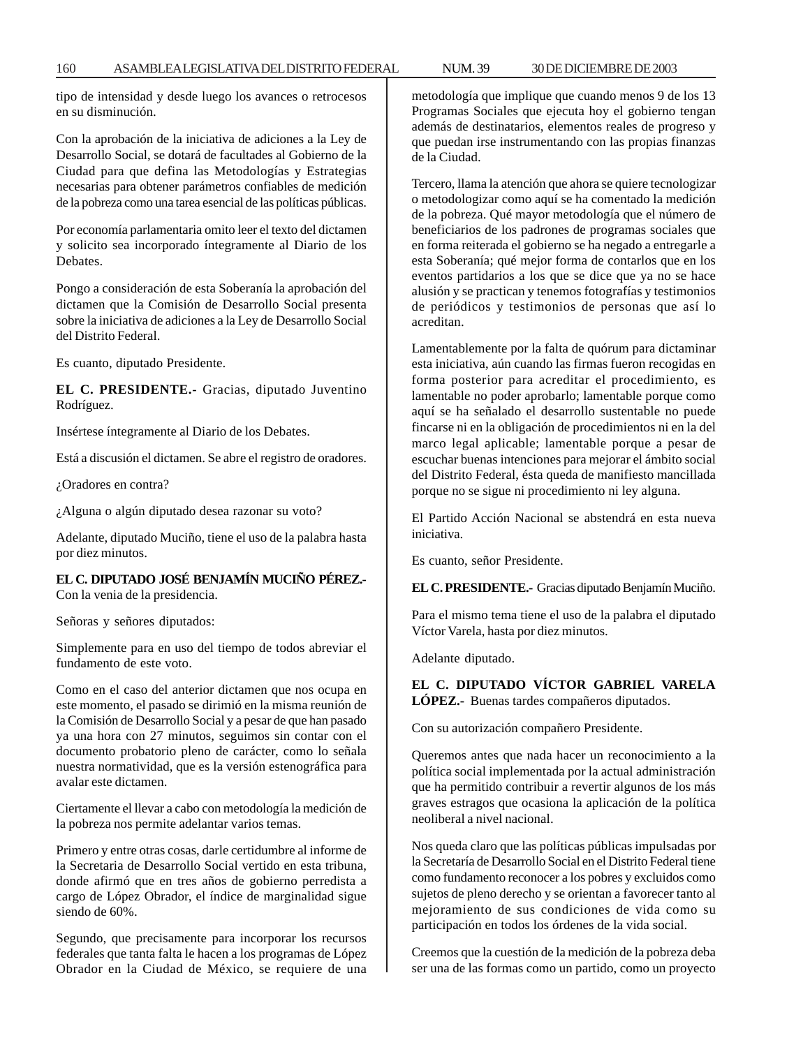tipo de intensidad y desde luego los avances o retrocesos en su disminución.

Con la aprobación de la iniciativa de adiciones a la Ley de Desarrollo Social, se dotará de facultades al Gobierno de la Ciudad para que defina las Metodologías y Estrategias necesarias para obtener parámetros confiables de medición de la pobreza como una tarea esencial de las políticas públicas.

Por economía parlamentaria omito leer el texto del dictamen y solicito sea incorporado íntegramente al Diario de los Debates.

Pongo a consideración de esta Soberanía la aprobación del dictamen que la Comisión de Desarrollo Social presenta sobre la iniciativa de adiciones a la Ley de Desarrollo Social del Distrito Federal.

Es cuanto, diputado Presidente.

**EL C. PRESIDENTE.-** Gracias, diputado Juventino Rodríguez.

Insértese íntegramente al Diario de los Debates.

Está a discusión el dictamen. Se abre el registro de oradores.

¿Oradores en contra?

¿Alguna o algún diputado desea razonar su voto?

Adelante, diputado Muciño, tiene el uso de la palabra hasta por diez minutos.

**EL C. DIPUTADO JOSÉ BENJAMÍN MUCIÑO PÉREZ.-** Con la venia de la presidencia.

Señoras y señores diputados:

Simplemente para en uso del tiempo de todos abreviar el fundamento de este voto.

Como en el caso del anterior dictamen que nos ocupa en este momento, el pasado se dirimió en la misma reunión de la Comisión de Desarrollo Social y a pesar de que han pasado ya una hora con 27 minutos, seguimos sin contar con el documento probatorio pleno de carácter, como lo señala nuestra normatividad, que es la versión estenográfica para avalar este dictamen.

Ciertamente el llevar a cabo con metodología la medición de la pobreza nos permite adelantar varios temas.

Primero y entre otras cosas, darle certidumbre al informe de la Secretaria de Desarrollo Social vertido en esta tribuna, donde afirmó que en tres años de gobierno perredista a cargo de López Obrador, el índice de marginalidad sigue siendo de 60%.

Segundo, que precisamente para incorporar los recursos federales que tanta falta le hacen a los programas de López Obrador en la Ciudad de México, se requiere de una metodología que implique que cuando menos 9 de los 13 Programas Sociales que ejecuta hoy el gobierno tengan además de destinatarios, elementos reales de progreso y que puedan irse instrumentando con las propias finanzas de la Ciudad.

Tercero, llama la atención que ahora se quiere tecnologizar o metodologizar como aquí se ha comentado la medición de la pobreza. Qué mayor metodología que el número de beneficiarios de los padrones de programas sociales que en forma reiterada el gobierno se ha negado a entregarle a esta Soberanía; qué mejor forma de contarlos que en los eventos partidarios a los que se dice que ya no se hace alusión y se practican y tenemos fotografías y testimonios de periódicos y testimonios de personas que así lo acreditan.

Lamentablemente por la falta de quórum para dictaminar esta iniciativa, aún cuando las firmas fueron recogidas en forma posterior para acreditar el procedimiento, es lamentable no poder aprobarlo; lamentable porque como aquí se ha señalado el desarrollo sustentable no puede fincarse ni en la obligación de procedimientos ni en la del marco legal aplicable; lamentable porque a pesar de escuchar buenas intenciones para mejorar el ámbito social del Distrito Federal, ésta queda de manifiesto mancillada porque no se sigue ni procedimiento ni ley alguna.

El Partido Acción Nacional se abstendrá en esta nueva iniciativa.

Es cuanto, señor Presidente.

**EL C. PRESIDENTE.-** Gracias diputado Benjamín Muciño.

Para el mismo tema tiene el uso de la palabra el diputado Víctor Varela, hasta por diez minutos.

Adelante diputado.

**EL C. DIPUTADO VÍCTOR GABRIEL VARELA LÓPEZ.-** Buenas tardes compañeros diputados.

Con su autorización compañero Presidente.

Queremos antes que nada hacer un reconocimiento a la política social implementada por la actual administración que ha permitido contribuir a revertir algunos de los más graves estragos que ocasiona la aplicación de la política neoliberal a nivel nacional.

Nos queda claro que las políticas públicas impulsadas por la Secretaría de Desarrollo Social en el Distrito Federal tiene como fundamento reconocer a los pobres y excluidos como sujetos de pleno derecho y se orientan a favorecer tanto al mejoramiento de sus condiciones de vida como su participación en todos los órdenes de la vida social.

Creemos que la cuestión de la medición de la pobreza deba ser una de las formas como un partido, como un proyecto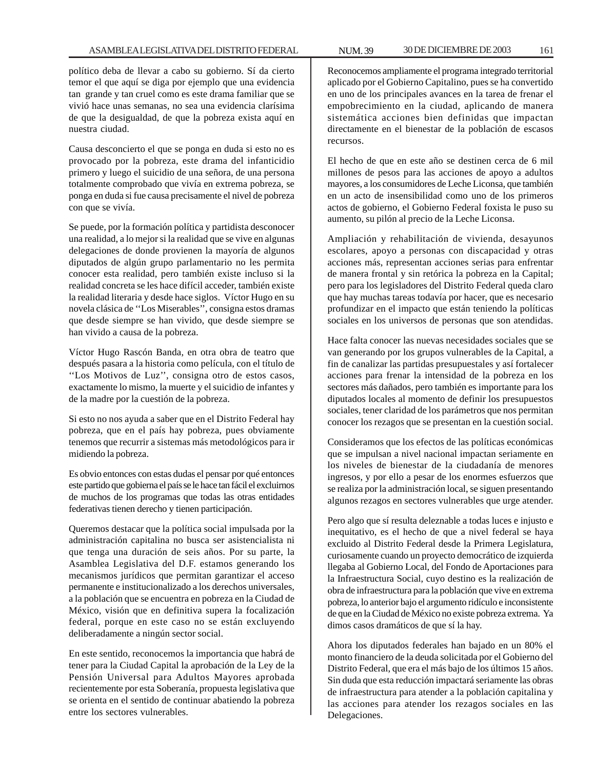político deba de llevar a cabo su gobierno. Sí da cierto temor el que aquí se diga por ejemplo que una evidencia tan grande y tan cruel como es este drama familiar que se vivió hace unas semanas, no sea una evidencia clarísima de que la desigualdad, de que la pobreza exista aquí en nuestra ciudad.

Causa desconcierto el que se ponga en duda si esto no es provocado por la pobreza, este drama del infanticidio primero y luego el suicidio de una señora, de una persona totalmente comprobado que vivía en extrema pobreza, se ponga en duda si fue causa precisamente el nivel de pobreza con que se vivía.

Se puede, por la formación política y partidista desconocer una realidad, a lo mejor si la realidad que se vive en algunas delegaciones de donde provienen la mayoría de algunos diputados de algún grupo parlamentario no les permita conocer esta realidad, pero también existe incluso si la realidad concreta se les hace difícil acceder, también existe la realidad literaria y desde hace siglos. Víctor Hugo en su novela clásica de ''Los Miserables'', consigna estos dramas que desde siempre se han vivido, que desde siempre se han vivido a causa de la pobreza.

Víctor Hugo Rascón Banda, en otra obra de teatro que después pasara a la historia como película, con el título de ''Los Motivos de Luz'', consigna otro de estos casos, exactamente lo mismo, la muerte y el suicidio de infantes y de la madre por la cuestión de la pobreza.

Si esto no nos ayuda a saber que en el Distrito Federal hay pobreza, que en el país hay pobreza, pues obviamente tenemos que recurrir a sistemas más metodológicos para ir midiendo la pobreza.

Es obvio entonces con estas dudas el pensar por qué entonces este partido que gobierna el país se le hace tan fácil el excluirnos de muchos de los programas que todas las otras entidades federativas tienen derecho y tienen participación.

Queremos destacar que la política social impulsada por la administración capitalina no busca ser asistencialista ni que tenga una duración de seis años. Por su parte, la Asamblea Legislativa del D.F. estamos generando los mecanismos jurídicos que permitan garantizar el acceso permanente e institucionalizado a los derechos universales, a la población que se encuentra en pobreza en la Ciudad de México, visión que en definitiva supera la focalización federal, porque en este caso no se están excluyendo deliberadamente a ningún sector social.

En este sentido, reconocemos la importancia que habrá de tener para la Ciudad Capital la aprobación de la Ley de la Pensión Universal para Adultos Mayores aprobada recientemente por esta Soberanía, propuesta legislativa que se orienta en el sentido de continuar abatiendo la pobreza entre los sectores vulnerables.

Reconocemos ampliamente el programa integrado territorial aplicado por el Gobierno Capitalino, pues se ha convertido en uno de los principales avances en la tarea de frenar el empobrecimiento en la ciudad, aplicando de manera sistemática acciones bien definidas que impactan directamente en el bienestar de la población de escasos recursos.

El hecho de que en este año se destinen cerca de 6 mil millones de pesos para las acciones de apoyo a adultos mayores, a los consumidores de Leche Liconsa, que también en un acto de insensibilidad como uno de los primeros actos de gobierno, el Gobierno Federal foxista le puso su aumento, su pilón al precio de la Leche Liconsa.

Ampliación y rehabilitación de vivienda, desayunos escolares, apoyo a personas con discapacidad y otras acciones más, representan acciones serias para enfrentar de manera frontal y sin retórica la pobreza en la Capital; pero para los legisladores del Distrito Federal queda claro que hay muchas tareas todavía por hacer, que es necesario profundizar en el impacto que están teniendo la políticas sociales en los universos de personas que son atendidas.

Hace falta conocer las nuevas necesidades sociales que se van generando por los grupos vulnerables de la Capital, a fin de canalizar las partidas presupuestales y así fortalecer acciones para frenar la intensidad de la pobreza en los sectores más dañados, pero también es importante para los diputados locales al momento de definir los presupuestos sociales, tener claridad de los parámetros que nos permitan conocer los rezagos que se presentan en la cuestión social.

Consideramos que los efectos de las políticas económicas que se impulsan a nivel nacional impactan seriamente en los niveles de bienestar de la ciudadanía de menores ingresos, y por ello a pesar de los enormes esfuerzos que se realiza por la administración local, se siguen presentando algunos rezagos en sectores vulnerables que urge atender.

Pero algo que sí resulta deleznable a todas luces e injusto e inequitativo, es el hecho de que a nivel federal se haya excluido al Distrito Federal desde la Primera Legislatura, curiosamente cuando un proyecto democrático de izquierda llegaba al Gobierno Local, del Fondo de Aportaciones para la Infraestructura Social, cuyo destino es la realización de obra de infraestructura para la población que vive en extrema pobreza, lo anterior bajo el argumento ridículo e inconsistente de que en la Ciudad de México no existe pobreza extrema. Ya dimos casos dramáticos de que sí la hay.

Ahora los diputados federales han bajado en un 80% el monto financiero de la deuda solicitada por el Gobierno del Distrito Federal, que era el más bajo de los últimos 15 años. Sin duda que esta reducción impactará seriamente las obras de infraestructura para atender a la población capitalina y las acciones para atender los rezagos sociales en las Delegaciones.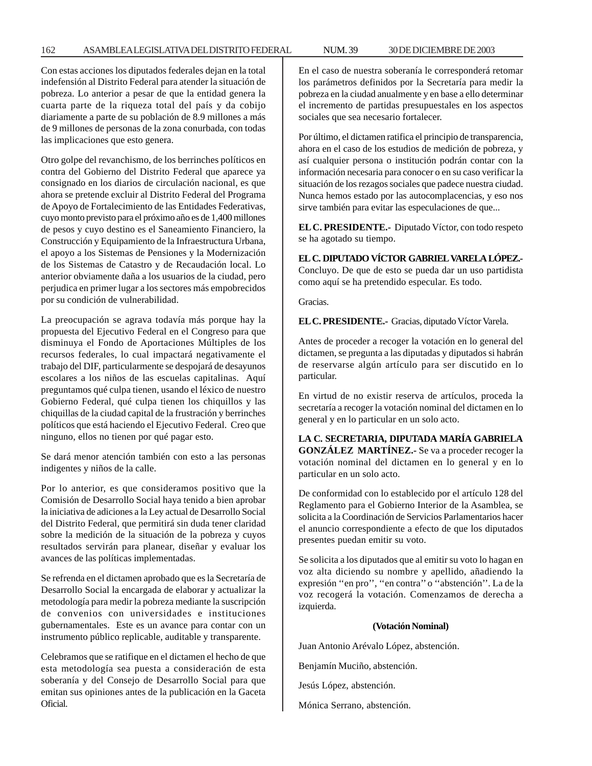Con estas acciones los diputados federales dejan en la total indefensión al Distrito Federal para atender la situación de pobreza. Lo anterior a pesar de que la entidad genera la cuarta parte de la riqueza total del país y da cobijo diariamente a parte de su población de 8.9 millones a más de 9 millones de personas de la zona conurbada, con todas las implicaciones que esto genera.

Otro golpe del revanchismo, de los berrinches políticos en contra del Gobierno del Distrito Federal que aparece ya consignado en los diarios de circulación nacional, es que ahora se pretende excluir al Distrito Federal del Programa de Apoyo de Fortalecimiento de las Entidades Federativas, cuyo monto previsto para el próximo año es de 1,400 millones de pesos y cuyo destino es el Saneamiento Financiero, la Construcción y Equipamiento de la Infraestructura Urbana, el apoyo a los Sistemas de Pensiones y la Modernización de los Sistemas de Catastro y de Recaudación local. Lo anterior obviamente daña a los usuarios de la ciudad, pero perjudica en primer lugar a los sectores más empobrecidos por su condición de vulnerabilidad.

La preocupación se agrava todavía más porque hay la propuesta del Ejecutivo Federal en el Congreso para que disminuya el Fondo de Aportaciones Múltiples de los recursos federales, lo cual impactará negativamente el trabajo del DIF, particularmente se despojará de desayunos escolares a los niños de las escuelas capitalinas. Aquí preguntamos qué culpa tienen, usando el léxico de nuestro Gobierno Federal, qué culpa tienen los chiquillos y las chiquillas de la ciudad capital de la frustración y berrinches políticos que está haciendo el Ejecutivo Federal. Creo que ninguno, ellos no tienen por qué pagar esto.

Se dará menor atención también con esto a las personas indigentes y niños de la calle.

Por lo anterior, es que consideramos positivo que la Comisión de Desarrollo Social haya tenido a bien aprobar la iniciativa de adiciones a la Ley actual de Desarrollo Social del Distrito Federal, que permitirá sin duda tener claridad sobre la medición de la situación de la pobreza y cuyos resultados servirán para planear, diseñar y evaluar los avances de las políticas implementadas.

Se refrenda en el dictamen aprobado que es la Secretaría de Desarrollo Social la encargada de elaborar y actualizar la metodología para medir la pobreza mediante la suscripción de convenios con universidades e instituciones gubernamentales. Este es un avance para contar con un instrumento público replicable, auditable y transparente.

Celebramos que se ratifique en el dictamen el hecho de que esta metodología sea puesta a consideración de esta soberanía y del Consejo de Desarrollo Social para que emitan sus opiniones antes de la publicación en la Gaceta Oficial.

En el caso de nuestra soberanía le corresponderá retomar los parámetros definidos por la Secretaría para medir la pobreza en la ciudad anualmente y en base a ello determinar el incremento de partidas presupuestales en los aspectos sociales que sea necesario fortalecer.

Por último, el dictamen ratifica el principio de transparencia, ahora en el caso de los estudios de medición de pobreza, y así cualquier persona o institución podrán contar con la información necesaria para conocer o en su caso verificar la situación de los rezagos sociales que padece nuestra ciudad. Nunca hemos estado por las autocomplacencias, y eso nos sirve también para evitar las especulaciones de que...

**EL C. PRESIDENTE.-** Diputado Víctor, con todo respeto se ha agotado su tiempo.

**EL C. DIPUTADO VÍCTOR GABRIEL VARELA LÓPEZ.-** Concluyo. De que de esto se pueda dar un uso partidista como aquí se ha pretendido especular. Es todo.

Gracias.

**EL C. PRESIDENTE.-** Gracias, diputado Víctor Varela.

Antes de proceder a recoger la votación en lo general del dictamen, se pregunta a las diputadas y diputados si habrán de reservarse algún artículo para ser discutido en lo particular.

En virtud de no existir reserva de artículos, proceda la secretaría a recoger la votación nominal del dictamen en lo general y en lo particular en un solo acto.

**LA C. SECRETARIA, DIPUTADA MARÍA GABRIELA GONZÁLEZ MARTÍNEZ.-** Se va a proceder recoger la votación nominal del dictamen en lo general y en lo particular en un solo acto.

De conformidad con lo establecido por el artículo 128 del Reglamento para el Gobierno Interior de la Asamblea, se solicita a la Coordinación de Servicios Parlamentarios hacer el anuncio correspondiente a efecto de que los diputados presentes puedan emitir su voto.

Se solicita a los diputados que al emitir su voto lo hagan en voz alta diciendo su nombre y apellido, añadiendo la expresión ''en pro'', ''en contra'' o ''abstención''. La de la voz recogerá la votación. Comenzamos de derecha a izquierda.

**(Votación Nominal)**

Juan Antonio Arévalo López, abstención.

Benjamín Muciño, abstención.

Jesús López, abstención.

Mónica Serrano, abstención.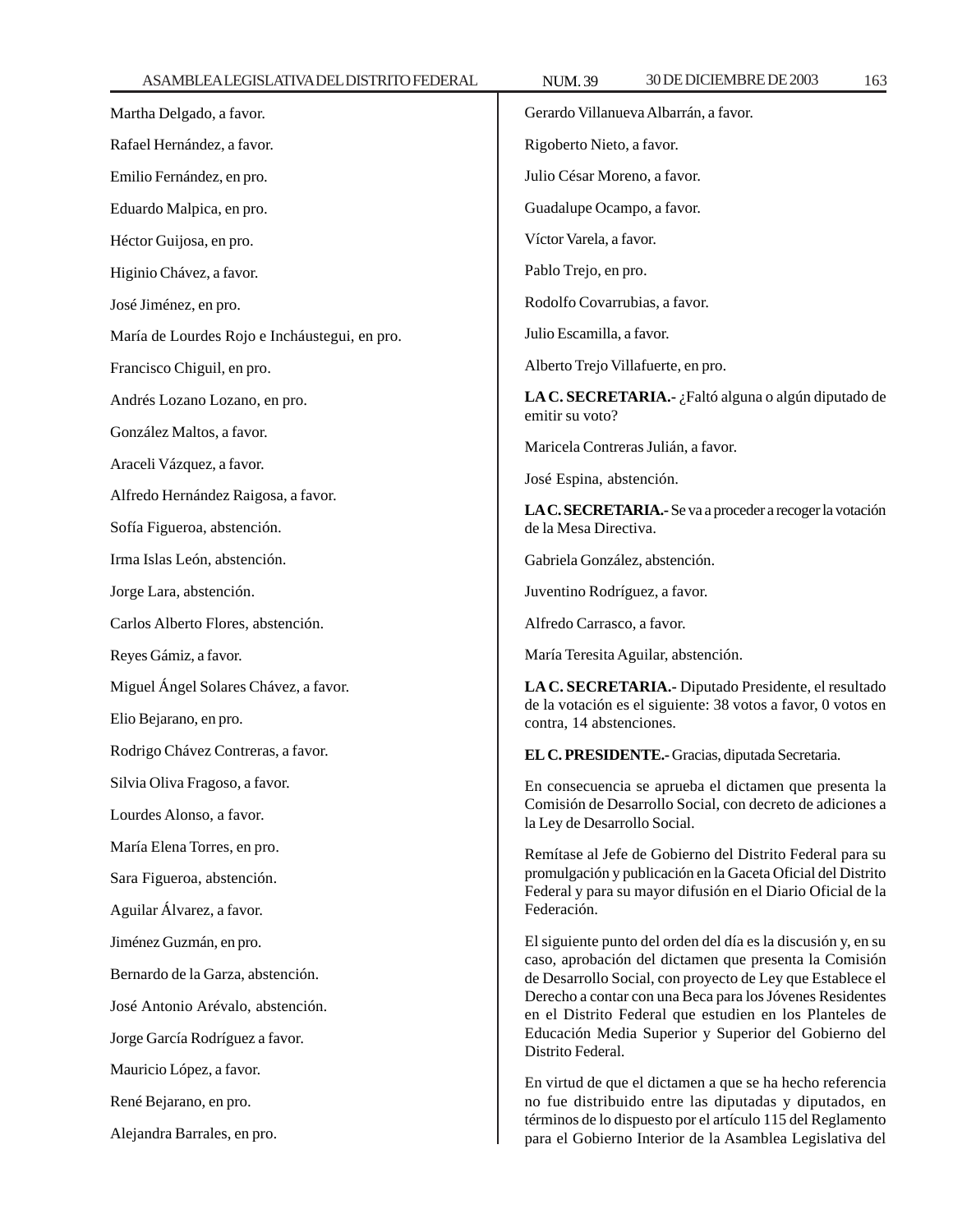Martha Delgado, a favor.

Rafael Hernández, a favor.

Emilio Fernández, en pro.

Eduardo Malpica, en pro.

Héctor Guijosa, en pro.

Higinio Chávez, a favor.

José Jiménez, en pro.

María de Lourdes Rojo e Incháustegui, en pro.

Francisco Chiguil, en pro.

Andrés Lozano Lozano, en pro.

González Maltos, a favor.

Araceli Vázquez, a favor.

Alfredo Hernández Raigosa, a favor.

Sofía Figueroa, abstención.

Irma Islas León, abstención.

Jorge Lara, abstención.

Carlos Alberto Flores, abstención.

Reyes Gámiz, a favor.

Miguel Ángel Solares Chávez, a favor.

Elio Bejarano, en pro.

Rodrigo Chávez Contreras, a favor.

Silvia Oliva Fragoso, a favor.

Lourdes Alonso, a favor.

María Elena Torres, en pro.

Sara Figueroa, abstención.

Aguilar Álvarez, a favor.

Jiménez Guzmán, en pro.

Bernardo de la Garza, abstención.

José Antonio Arévalo, abstención.

Jorge García Rodríguez a favor.

Mauricio López, a favor.

René Bejarano, en pro.

Alejandra Barrales, en pro.

Gerardo Villanueva Albarrán, a favor.

Rigoberto Nieto, a favor.

Julio César Moreno, a favor.

Guadalupe Ocampo, a favor.

Víctor Varela, a favor.

Pablo Trejo, en pro.

Rodolfo Covarrubias, a favor.

Julio Escamilla, a favor.

Alberto Trejo Villafuerte, en pro.

**LA C. SECRETARIA.-** ¿Faltó alguna o algún diputado de emitir su voto?

Maricela Contreras Julián, a favor.

José Espina, abstención.

**LA C. SECRETARIA.-** Se va a proceder a recoger la votación de la Mesa Directiva.

Gabriela González, abstención.

Juventino Rodríguez, a favor.

Alfredo Carrasco, a favor.

María Teresita Aguilar, abstención.

**LA C. SECRETARIA.-** Diputado Presidente, el resultado de la votación es el siguiente: 38 votos a favor, 0 votos en contra, 14 abstenciones.

**EL C. PRESIDENTE.-** Gracias, diputada Secretaria.

En consecuencia se aprueba el dictamen que presenta la Comisión de Desarrollo Social, con decreto de adiciones a la Ley de Desarrollo Social.

Remítase al Jefe de Gobierno del Distrito Federal para su promulgación y publicación en la Gaceta Oficial del Distrito Federal y para su mayor difusión en el Diario Oficial de la Federación.

El siguiente punto del orden del día es la discusión y, en su caso, aprobación del dictamen que presenta la Comisión de Desarrollo Social, con proyecto de Ley que Establece el Derecho a contar con una Beca para los Jóvenes Residentes en el Distrito Federal que estudien en los Planteles de Educación Media Superior y Superior del Gobierno del Distrito Federal.

En virtud de que el dictamen a que se ha hecho referencia no fue distribuido entre las diputadas y diputados, en términos de lo dispuesto por el artículo 115 del Reglamento para el Gobierno Interior de la Asamblea Legislativa del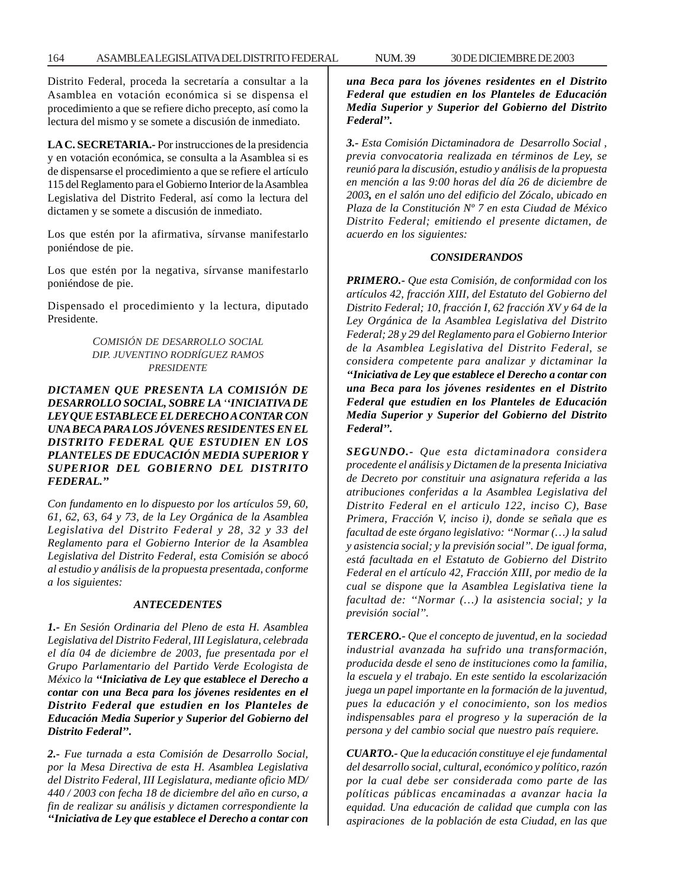Distrito Federal, proceda la secretaría a consultar a la Asamblea en votación económica si se dispensa el procedimiento a que se refiere dicho precepto, así como la lectura del mismo y se somete a discusión de inmediato.

**LA C. SECRETARIA.-** Por instrucciones de la presidencia y en votación económica, se consulta a la Asamblea si es de dispensarse el procedimiento a que se refiere el artículo 115 del Reglamento para el Gobierno Interior de la Asamblea Legislativa del Distrito Federal, así como la lectura del dictamen y se somete a discusión de inmediato.

Los que estén por la afirmativa, sírvanse manifestarlo poniéndose de pie.

Los que estén por la negativa, sírvanse manifestarlo poniéndose de pie.

Dispensado el procedimiento y la lectura, diputado Presidente.

*COMISIÓN DE DESARROLLO SOCIAL*
*DIP. JUVENTINO RODRÍGUEZ RAMOS*
*PRESIDENTE*

***DICTAMEN QUE PRESENTA LA COMISIÓN DE DESARROLLO SOCIAL, SOBRE LA ''INICIATIVA DE LEY QUE ESTABLECE EL DERECHO A CONTAR CON UNA BECA PARA LOS JÓVENES RESIDENTES EN EL DISTRITO FEDERAL QUE ESTUDIEN EN LOS PLANTELES DE EDUCACIÓN MEDIA SUPERIOR Y SUPERIOR DEL GOBIERNO DEL DISTRITO FEDERAL.''***

*Con fundamento en lo dispuesto por los artículos 59, 60, 61, 62, 63, 64 y 73, de la Ley Orgánica de la Asamblea Legislativa del Distrito Federal y 28, 32 y 33 del Reglamento para el Gobierno Interior de la Asamblea Legislativa del Distrito Federal, esta Comisión se abocó al estudio y análisis de la propuesta presentada, conforme a los siguientes:*

***ANTECEDENTES***

***1.-*** *En Sesión Ordinaria del Pleno de esta H. Asamblea Legislativa del Distrito Federal, III Legislatura, celebrada el día 04 de diciembre de 2003, fue presentada por el Grupo Parlamentario del Partido Verde Ecologista de México la* ***''Iniciativa de Ley que establece el Derecho a contar con una Beca para los jóvenes residentes en el Distrito Federal que estudien en los Planteles de Educación Media Superior y Superior del Gobierno del Distrito Federal''.***

***2.-*** *Fue turnada a esta Comisión de Desarrollo Social, por la Mesa Directiva de esta H. Asamblea Legislativa del Distrito Federal, III Legislatura, mediante oficio MD/ 440 / 2003 con fecha 18 de diciembre del año en curso, a fin de realizar su análisis y dictamen correspondiente la* ***''Iniciativa de Ley que establece el Derecho a contar con una Beca para los jóvenes residentes en el Distrito Federal que estudien en los Planteles de Educación Media Superior y Superior del Gobierno del Distrito Federal''.***

***3.-*** *Esta Comisión Dictaminadora de Desarrollo Social , previa convocatoria realizada en términos de Ley, se reunió para la discusión, estudio y análisis de la propuesta en mención a las 9:00 horas del día 26 de diciembre de 2003, en el salón uno del edificio del Zócalo, ubicado en Plaza de la Constitución Nº 7 en esta Ciudad de México Distrito Federal; emitiendo el presente dictamen, de acuerdo en los siguientes:*

***CONSIDERANDOS***

***PRIMERO.-*** *Que esta Comisión, de conformidad con los artículos 42, fracción XIII, del Estatuto del Gobierno del Distrito Federal; 10, fracción I, 62 fracción XV y 64 de la Ley Orgánica de la Asamblea Legislativa del Distrito Federal; 28 y 29 del Reglamento para el Gobierno Interior de la Asamblea Legislativa del Distrito Federal, se considera competente para analizar y dictaminar la* ***''Iniciativa de Ley que establece el Derecho a contar con una Beca para los jóvenes residentes en el Distrito Federal que estudien en los Planteles de Educación Media Superior y Superior del Gobierno del Distrito Federal''.***

***SEGUNDO.-*** *Que esta dictaminadora considera procedente el análisis y Dictamen de la presenta Iniciativa de Decreto por constituir una asignatura referida a las atribuciones conferidas a la Asamblea Legislativa del Distrito Federal en el articulo 122, inciso C), Base Primera, Fracción V, inciso i), donde se señala que es facultad de este órgano legislativo: ''Normar (…) la salud y asistencia social; y la previsión social''. De igual forma, está facultada en el Estatuto de Gobierno del Distrito Federal en el artículo 42, Fracción XIII, por medio de la cual se dispone que la Asamblea Legislativa tiene la facultad de: ''Normar (…) la asistencia social; y la previsión social''.*

***TERCERO.-*** *Que el concepto de juventud, en la sociedad industrial avanzada ha sufrido una transformación, producida desde el seno de instituciones como la familia, la escuela y el trabajo. En este sentido la escolarización juega un papel importante en la formación de la juventud, pues la educación y el conocimiento, son los medios indispensables para el progreso y la superación de la persona y del cambio social que nuestro país requiere.*

***CUARTO.-*** *Que la educación constituye el eje fundamental del desarrollo social, cultural, económico y político, razón por la cual debe ser considerada como parte de las políticas públicas encaminadas a avanzar hacia la equidad. Una educación de calidad que cumpla con las aspiraciones de la población de esta Ciudad, en las que*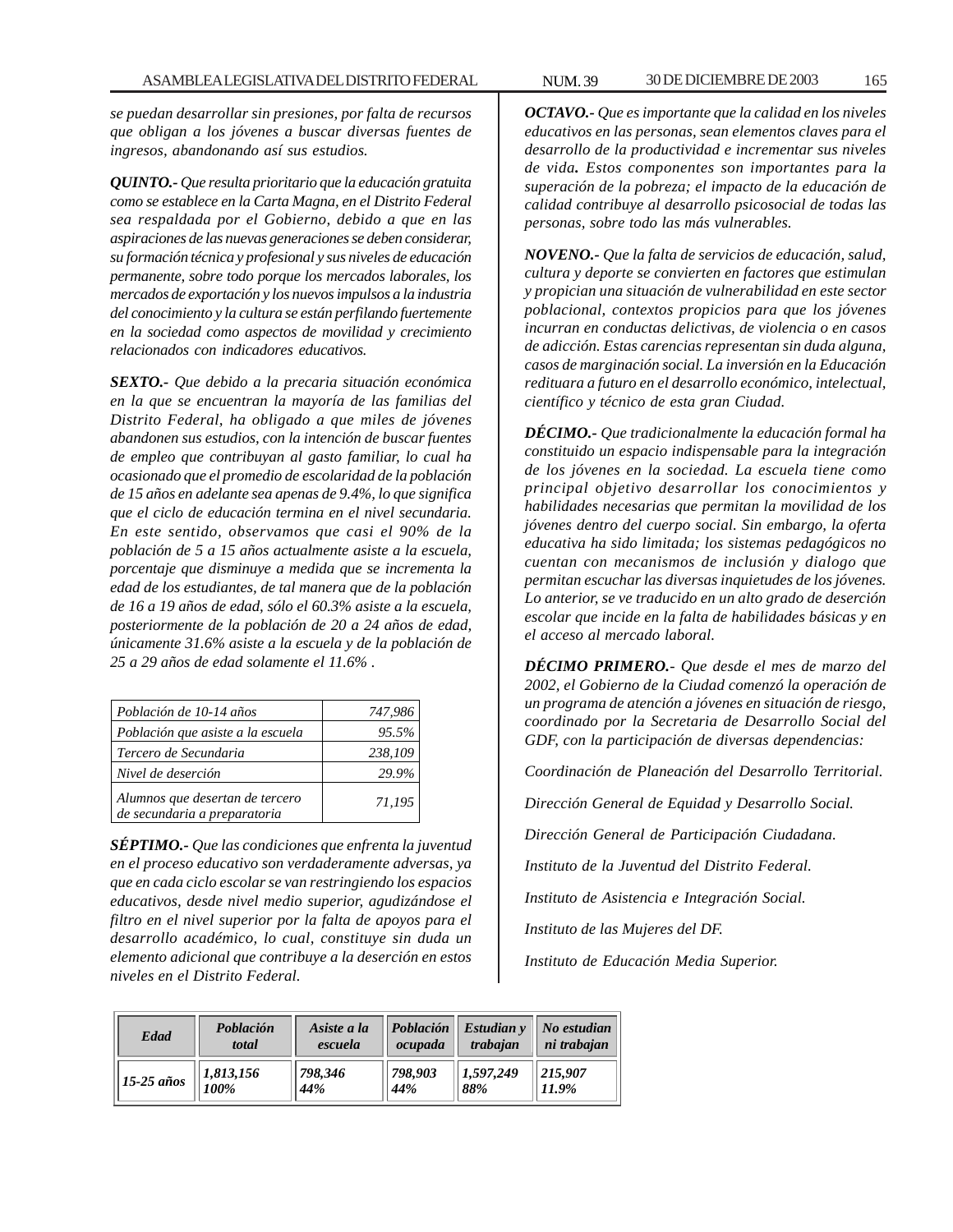*se puedan desarrollar sin presiones, por falta de recursos que obligan a los jóvenes a buscar diversas fuentes de ingresos, abandonando así sus estudios.*

***QUINTO.-*** *Que resulta prioritario que la educación gratuita como se establece en la Carta Magna, en el Distrito Federal sea respaldada por el Gobierno, debido a que en las aspiraciones de las nuevas generaciones se deben considerar, su formación técnica y profesional y sus niveles de educación permanente, sobre todo porque los mercados laborales, los mercados de exportación y los nuevos impulsos a la industria del conocimiento y la cultura se están perfilando fuertemente en la sociedad como aspectos de movilidad y crecimiento relacionados con indicadores educativos.*

***SEXTO.-*** *Que debido a la precaria situación económica en la que se encuentran la mayoría de las familias del Distrito Federal, ha obligado a que miles de jóvenes abandonen sus estudios, con la intención de buscar fuentes de empleo que contribuyan al gasto familiar, lo cual ha ocasionado que el promedio de escolaridad de la población de 15 años en adelante sea apenas de 9.4%, lo que significa que el ciclo de educación termina en el nivel secundaria. En este sentido, observamos que casi el 90% de la población de 5 a 15 años actualmente asiste a la escuela, porcentaje que disminuye a medida que se incrementa la edad de los estudiantes, de tal manera que de la población de 16 a 19 años de edad, sólo el 60.3% asiste a la escuela, posteriormente de la población de 20 a 24 años de edad, únicamente 31.6% asiste a la escuela y de la población de 25 a 29 años de edad solamente el 11.6% .*

| | |
|---|---|
| *Población de 10-14 años* | *747,986* |
| *Población que asiste a la escuela* | *95.5%* |
| *Tercero de Secundaria* | *238,109* |
| *Nivel de deserción* | *29.9%* |
| *Alumnos que desertan de tercero de secundaria a preparatoria* | *71,195* |

***SÉPTIMO.-*** *Que las condiciones que enfrenta la juventud en el proceso educativo son verdaderamente adversas, ya que en cada ciclo escolar se van restringiendo los espacios educativos, desde nivel medio superior, agudizándose el filtro en el nivel superior por la falta de apoyos para el desarrollo académico, lo cual, constituye sin duda un elemento adicional que contribuye a la deserción en estos niveles en el Distrito Federal.*

***OCTAVO.-*** *Que es importante que la calidad en los niveles educativos en las personas, sean elementos claves para el desarrollo de la productividad e incrementar sus niveles de vida. Estos componentes son importantes para la superación de la pobreza; el impacto de la educación de calidad contribuye al desarrollo psicosocial de todas las personas, sobre todo las más vulnerables.*

***NOVENO.-*** *Que la falta de servicios de educación, salud, cultura y deporte se convierten en factores que estimulan y propician una situación de vulnerabilidad en este sector poblacional, contextos propicios para que los jóvenes incurran en conductas delictivas, de violencia o en casos de adicción. Estas carencias representan sin duda alguna, casos de marginación social. La inversión en la Educación redituara a futuro en el desarrollo económico, intelectual, científico y técnico de esta gran Ciudad.*

***DÉCIMO.-*** *Que tradicionalmente la educación formal ha constituido un espacio indispensable para la integración de los jóvenes en la sociedad. La escuela tiene como principal objetivo desarrollar los conocimientos y habilidades necesarias que permitan la movilidad de los jóvenes dentro del cuerpo social. Sin embargo, la oferta educativa ha sido limitada; los sistemas pedagógicos no cuentan con mecanismos de inclusión y dialogo que permitan escuchar las diversas inquietudes de los jóvenes. Lo anterior, se ve traducido en un alto grado de deserción escolar que incide en la falta de habilidades básicas y en el acceso al mercado laboral.*

***DÉCIMO PRIMERO.-*** *Que desde el mes de marzo del 2002, el Gobierno de la Ciudad comenzó la operación de un programa de atención a jóvenes en situación de riesgo, coordinado por la Secretaria de Desarrollo Social del GDF, con la participación de diversas dependencias:*

*Coordinación de Planeación del Desarrollo Territorial.*

*Dirección General de Equidad y Desarrollo Social.*

*Dirección General de Participación Ciudadana.*

*Instituto de la Juventud del Distrito Federal.*

*Instituto de Asistencia e Integración Social.*

*Instituto de las Mujeres del DF.*

*Instituto de Educación Media Superior.*

| ***Edad*** | ***Población total*** | ***Asiste a la escuela*** | ***Población ocupada*** | ***Estudian y trabajan*** | ***No estudian ni trabajan*** |
|---|---|---|---|---|---|
| ***15-25 años*** | ***1,813,156 100%*** | ***798,346 44%*** | ***798,903 44%*** | ***1,597,249 88%*** | ***215,907 11.9%*** |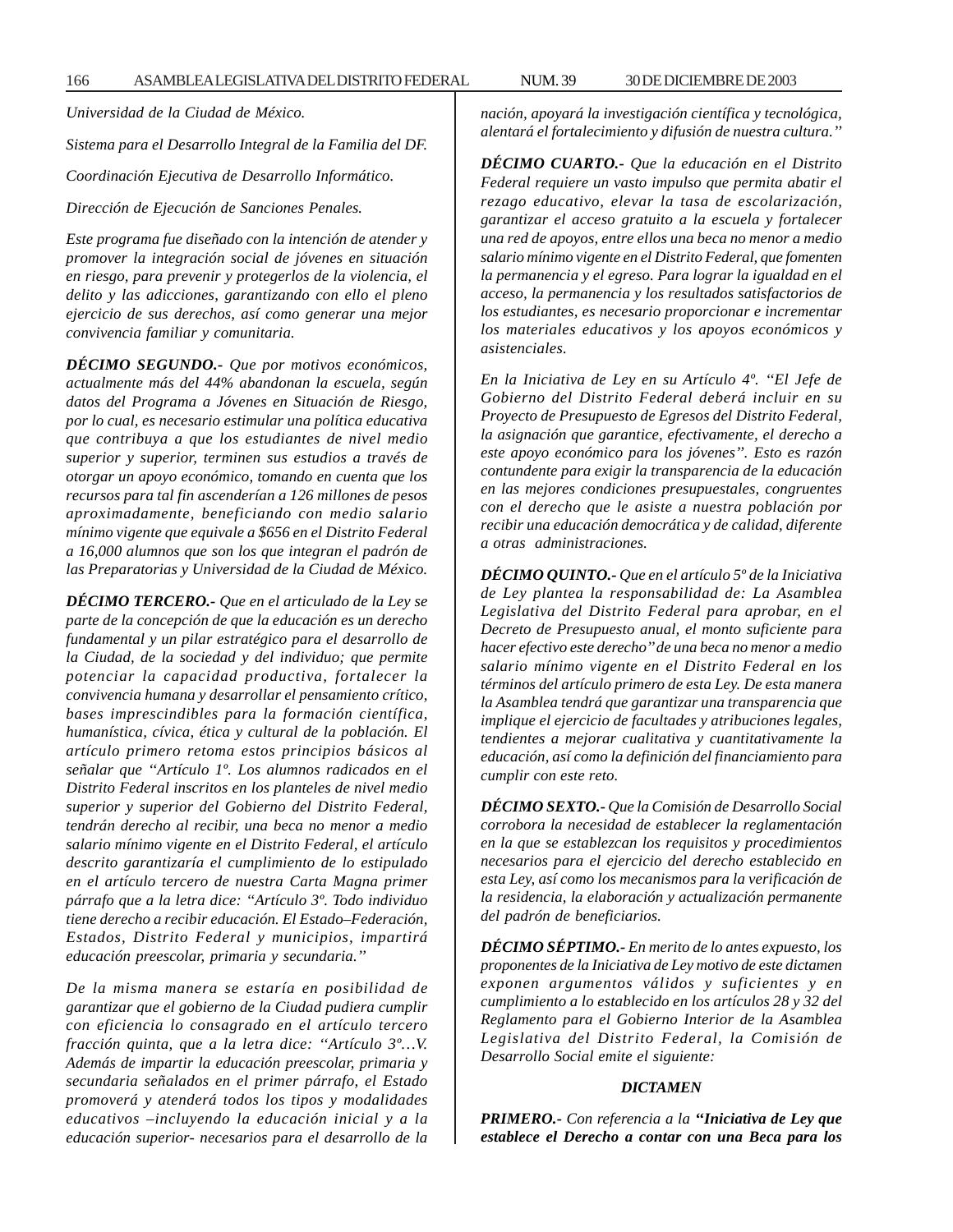*Universidad de la Ciudad de México.*

*Sistema para el Desarrollo Integral de la Familia del DF.*

*Coordinación Ejecutiva de Desarrollo Informático.*

*Dirección de Ejecución de Sanciones Penales.*

*Este programa fue diseñado con la intención de atender y promover la integración social de jóvenes en situación en riesgo, para prevenir y protegerlos de la violencia, el delito y las adicciones, garantizando con ello el pleno ejercicio de sus derechos, así como generar una mejor convivencia familiar y comunitaria.*

***DÉCIMO SEGUNDO.-*** *Que por motivos económicos, actualmente más del 44% abandonan la escuela, según datos del Programa a Jóvenes en Situación de Riesgo, por lo cual, es necesario estimular una política educativa que contribuya a que los estudiantes de nivel medio superior y superior, terminen sus estudios a través de otorgar un apoyo económico, tomando en cuenta que los recursos para tal fin ascenderían a 126 millones de pesos aproximadamente, beneficiando con medio salario mínimo vigente que equivale a $656 en el Distrito Federal a 16,000 alumnos que son los que integran el padrón de las Preparatorias y Universidad de la Ciudad de México.*

***DÉCIMO TERCERO.-*** *Que en el articulado de la Ley se parte de la concepción de que la educación es un derecho fundamental y un pilar estratégico para el desarrollo de la Ciudad, de la sociedad y del individuo; que permite potenciar la capacidad productiva, fortalecer la convivencia humana y desarrollar el pensamiento crítico, bases imprescindibles para la formación científica, humanística, cívica, ética y cultural de la población. El artículo primero retoma estos principios básicos al señalar que "Artículo 1º. Los alumnos radicados en el Distrito Federal inscritos en los planteles de nivel medio superior y superior del Gobierno del Distrito Federal, tendrán derecho al recibir, una beca no menor a medio salario mínimo vigente en el Distrito Federal, el artículo descrito garantizaría el cumplimiento de lo estipulado en el artículo tercero de nuestra Carta Magna primer párrafo que a la letra dice: "Artículo 3º. Todo individuo tiene derecho a recibir educación. El Estado–Federación, Estados, Distrito Federal y municipios, impartirá educación preescolar, primaria y secundaria."*

*De la misma manera se estaría en posibilidad de garantizar que el gobierno de la Ciudad pudiera cumplir con eficiencia lo consagrado en el artículo tercero fracción quinta, que a la letra dice: "Artículo 3º…V. Además de impartir la educación preescolar, primaria y secundaria señalados en el primer párrafo, el Estado promoverá y atenderá todos los tipos y modalidades educativos –incluyendo la educación inicial y a la educación superior- necesarios para el desarrollo de la nación, apoyará la investigación científica y tecnológica, alentará el fortalecimiento y difusión de nuestra cultura."*

***DÉCIMO CUARTO.-*** *Que la educación en el Distrito Federal requiere un vasto impulso que permita abatir el rezago educativo, elevar la tasa de escolarización, garantizar el acceso gratuito a la escuela y fortalecer una red de apoyos, entre ellos una beca no menor a medio salario mínimo vigente en el Distrito Federal, que fomenten la permanencia y el egreso. Para lograr la igualdad en el acceso, la permanencia y los resultados satisfactorios de los estudiantes, es necesario proporcionar e incrementar los materiales educativos y los apoyos económicos y asistenciales.*

*En la Iniciativa de Ley en su Artículo 4º. "El Jefe de Gobierno del Distrito Federal deberá incluir en su Proyecto de Presupuesto de Egresos del Distrito Federal, la asignación que garantice, efectivamente, el derecho a este apoyo económico para los jóvenes". Esto es razón contundente para exigir la transparencia de la educación en las mejores condiciones presupuestales, congruentes con el derecho que le asiste a nuestra población por recibir una educación democrática y de calidad, diferente a otras administraciones.*

***DÉCIMO QUINTO.-*** *Que en el artículo 5º de la Iniciativa de Ley plantea la responsabilidad de: La Asamblea Legislativa del Distrito Federal para aprobar, en el Decreto de Presupuesto anual, el monto suficiente para hacer efectivo este derecho" de una beca no menor a medio salario mínimo vigente en el Distrito Federal en los términos del artículo primero de esta Ley. De esta manera la Asamblea tendrá que garantizar una transparencia que implique el ejercicio de facultades y atribuciones legales, tendientes a mejorar cualitativa y cuantitativamente la educación, así como la definición del financiamiento para cumplir con este reto.*

***DÉCIMO SEXTO.-*** *Que la Comisión de Desarrollo Social corrobora la necesidad de establecer la reglamentación en la que se establezcan los requisitos y procedimientos necesarios para el ejercicio del derecho establecido en esta Ley, así como los mecanismos para la verificación de la residencia, la elaboración y actualización permanente del padrón de beneficiarios.*

***DÉCIMO SÉPTIMO.-*** *En merito de lo antes expuesto, los proponentes de la Iniciativa de Ley motivo de este dictamen exponen argumentos válidos y suficientes y en cumplimiento a lo establecido en los artículos 28 y 32 del Reglamento para el Gobierno Interior de la Asamblea Legislativa del Distrito Federal, la Comisión de Desarrollo Social emite el siguiente:*

***DICTAMEN***

***PRIMERO.-*** *Con referencia a la* ***"Iniciativa de Ley que establece el Derecho a contar con una Beca para los***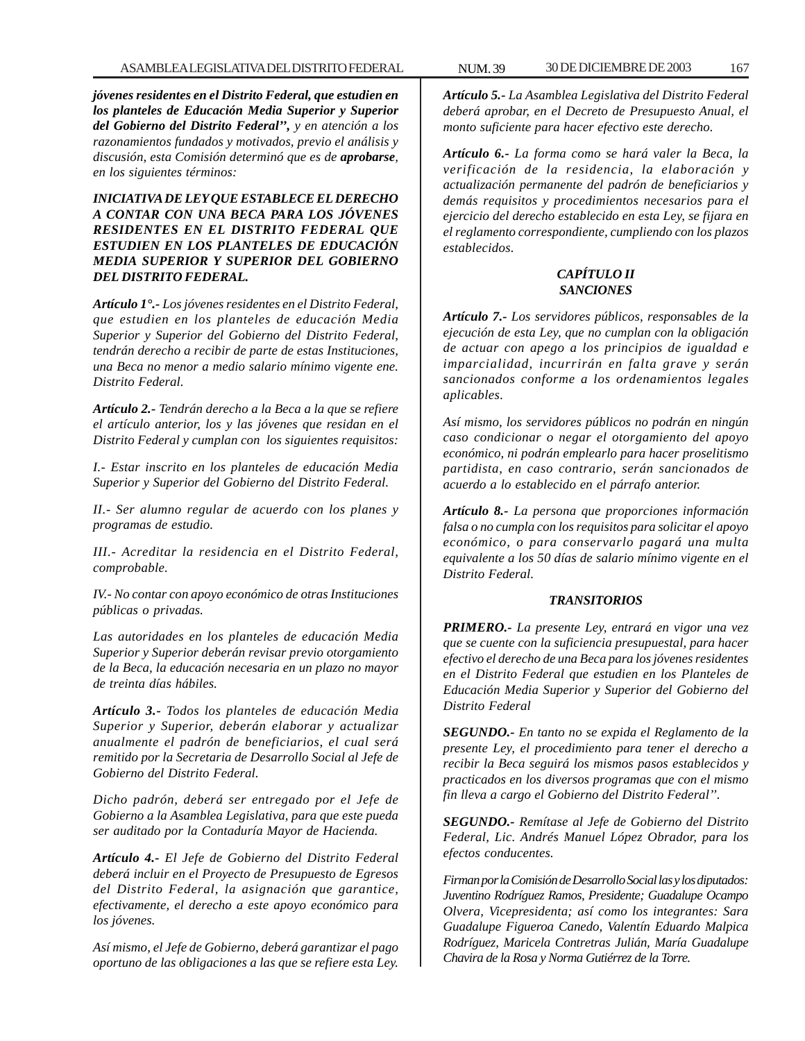*jóvenes residentes en el Distrito Federal, que estudien en los planteles de Educación Media Superior y Superior del Gobierno del Distrito Federal”, y en atención a los razonamientos fundados y motivados, previo el análisis y discusión, esta Comisión determinó que es de **aprobarse**, en los siguientes términos:*

***INICIATIVA DE LEY QUE ESTABLECE EL DERECHO A CONTAR CON UNA BECA PARA LOS JÓVENES RESIDENTES EN EL DISTRITO FEDERAL QUE ESTUDIEN EN LOS PLANTELES DE EDUCACIÓN MEDIA SUPERIOR Y SUPERIOR DEL GOBIERNO DEL DISTRITO FEDERAL.***

***Artículo 1°.-** Los jóvenes residentes en el Distrito Federal, que estudien en los planteles de educación Media Superior y Superior del Gobierno del Distrito Federal, tendrán derecho a recibir de parte de estas Instituciones, una Beca no menor a medio salario mínimo vigente ene. Distrito Federal.*

***Artículo 2.-** Tendrán derecho a la Beca a la que se refiere el artículo anterior, los y las jóvenes que residan en el Distrito Federal y cumplan con los siguientes requisitos:*

*I.- Estar inscrito en los planteles de educación Media Superior y Superior del Gobierno del Distrito Federal.*

*II.- Ser alumno regular de acuerdo con los planes y programas de estudio.*

*III.- Acreditar la residencia en el Distrito Federal, comprobable.*

*IV.- No contar con apoyo económico de otras Instituciones públicas o privadas.*

*Las autoridades en los planteles de educación Media Superior y Superior deberán revisar previo otorgamiento de la Beca, la educación necesaria en un plazo no mayor de treinta días hábiles.*

***Artículo 3.-** Todos los planteles de educación Media Superior y Superior, deberán elaborar y actualizar anualmente el padrón de beneficiarios, el cual será remitido por la Secretaria de Desarrollo Social al Jefe de Gobierno del Distrito Federal.*

*Dicho padrón, deberá ser entregado por el Jefe de Gobierno a la Asamblea Legislativa, para que este pueda ser auditado por la Contaduría Mayor de Hacienda.*

***Artículo 4.-** El Jefe de Gobierno del Distrito Federal deberá incluir en el Proyecto de Presupuesto de Egresos del Distrito Federal, la asignación que garantice, efectivamente, el derecho a este apoyo económico para los jóvenes.*

*Así mismo, el Jefe de Gobierno, deberá garantizar el pago oportuno de las obligaciones a las que se refiere esta Ley.*

***Artículo 5.-** La Asamblea Legislativa del Distrito Federal deberá aprobar, en el Decreto de Presupuesto Anual, el monto suficiente para hacer efectivo este derecho.*

***Artículo 6.-** La forma como se hará valer la Beca, la verificación de la residencia, la elaboración y actualización permanente del padrón de beneficiarios y demás requisitos y procedimientos necesarios para el ejercicio del derecho establecido en esta Ley, se fijara en el reglamento correspondiente, cumpliendo con los plazos establecidos.*

***CAPÍTULO II***
***SANCIONES***

***Artículo 7.-** Los servidores públicos, responsables de la ejecución de esta Ley, que no cumplan con la obligación de actuar con apego a los principios de igualdad e imparcialidad, incurrirán en falta grave y serán sancionados conforme a los ordenamientos legales aplicables.*

*Así mismo, los servidores públicos no podrán en ningún caso condicionar o negar el otorgamiento del apoyo económico, ni podrán emplearlo para hacer proselitismo partidista, en caso contrario, serán sancionados de acuerdo a lo establecido en el párrafo anterior.*

***Artículo 8.-** La persona que proporciones información falsa o no cumpla con los requisitos para solicitar el apoyo económico, o para conservarlo pagará una multa equivalente a los 50 días de salario mínimo vigente en el Distrito Federal.*

***TRANSITORIOS***

***PRIMERO.-** La presente Ley, entrará en vigor una vez que se cuente con la suficiencia presupuestal, para hacer efectivo el derecho de una Beca para los jóvenes residentes en el Distrito Federal que estudien en los Planteles de Educación Media Superior y Superior del Gobierno del Distrito Federal*

***SEGUNDO.-** En tanto no se expida el Reglamento de la presente Ley, el procedimiento para tener el derecho a recibir la Beca seguirá los mismos pasos establecidos y practicados en los diversos programas que con el mismo fin lleva a cargo el Gobierno del Distrito Federal”.*

***SEGUNDO.-** Remítase al Jefe de Gobierno del Distrito Federal, Lic. Andrés Manuel López Obrador, para los efectos conducentes.*

*Firman por la Comisión de Desarrollo Social las y los diputados: Juventino Rodríguez Ramos, Presidente; Guadalupe Ocampo Olvera, Vicepresidenta; así como los integrantes: Sara Guadalupe Figueroa Canedo, Valentín Eduardo Malpica Rodríguez, Maricela Contretras Julián, María Guadalupe Chavira de la Rosa y Norma Gutiérrez de la Torre.*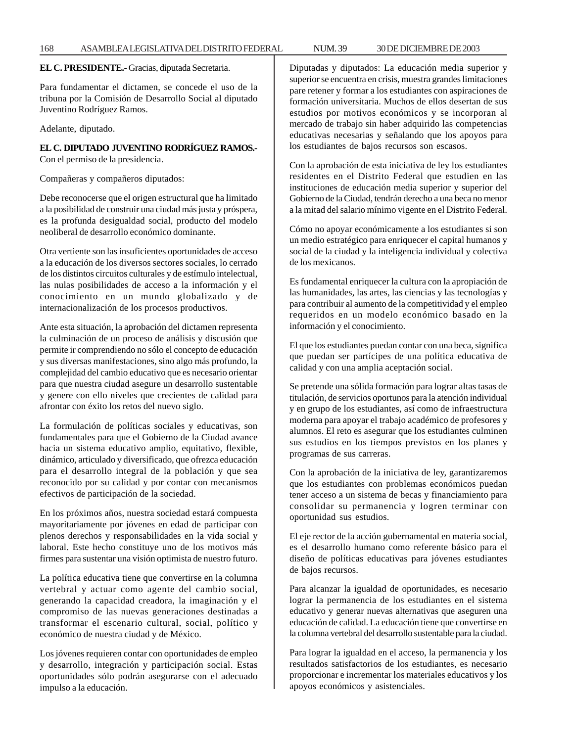**EL C. PRESIDENTE.-** Gracias, diputada Secretaria.

Para fundamentar el dictamen, se concede el uso de la tribuna por la Comisión de Desarrollo Social al diputado Juventino Rodríguez Ramos.

Adelante, diputado.

**EL C. DIPUTADO JUVENTINO RODRÍGUEZ RAMOS.-** Con el permiso de la presidencia.

Compañeras y compañeros diputados:

Debe reconocerse que el origen estructural que ha limitado a la posibilidad de construir una ciudad más justa y próspera, es la profunda desigualdad social, producto del modelo neoliberal de desarrollo económico dominante.

Otra vertiente son las insuficientes oportunidades de acceso a la educación de los diversos sectores sociales, lo cerrado de los distintos circuitos culturales y de estímulo intelectual, las nulas posibilidades de acceso a la información y el conocimiento en un mundo globalizado y de internacionalización de los procesos productivos.

Ante esta situación, la aprobación del dictamen representa la culminación de un proceso de análisis y discusión que permite ir comprendiendo no sólo el concepto de educación y sus diversas manifestaciones, sino algo más profundo, la complejidad del cambio educativo que es necesario orientar para que nuestra ciudad asegure un desarrollo sustentable y genere con ello niveles que crecientes de calidad para afrontar con éxito los retos del nuevo siglo.

La formulación de políticas sociales y educativas, son fundamentales para que el Gobierno de la Ciudad avance hacia un sistema educativo amplio, equitativo, flexible, dinámico, articulado y diversificado, que ofrezca educación para el desarrollo integral de la población y que sea reconocido por su calidad y por contar con mecanismos efectivos de participación de la sociedad.

En los próximos años, nuestra sociedad estará compuesta mayoritariamente por jóvenes en edad de participar con plenos derechos y responsabilidades en la vida social y laboral. Este hecho constituye uno de los motivos más firmes para sustentar una visión optimista de nuestro futuro.

La política educativa tiene que convertirse en la columna vertebral y actuar como agente del cambio social, generando la capacidad creadora, la imaginación y el compromiso de las nuevas generaciones destinadas a transformar el escenario cultural, social, político y económico de nuestra ciudad y de México.

Los jóvenes requieren contar con oportunidades de empleo y desarrollo, integración y participación social. Estas oportunidades sólo podrán asegurarse con el adecuado impulso a la educación.

Diputadas y diputados: La educación media superior y superior se encuentra en crisis, muestra grandes limitaciones pare retener y formar a los estudiantes con aspiraciones de formación universitaria. Muchos de ellos desertan de sus estudios por motivos económicos y se incorporan al mercado de trabajo sin haber adquirido las competencias educativas necesarias y señalando que los apoyos para los estudiantes de bajos recursos son escasos.

Con la aprobación de esta iniciativa de ley los estudiantes residentes en el Distrito Federal que estudien en las instituciones de educación media superior y superior del Gobierno de la Ciudad, tendrán derecho a una beca no menor a la mitad del salario mínimo vigente en el Distrito Federal.

Cómo no apoyar económicamente a los estudiantes si son un medio estratégico para enriquecer el capital humanos y social de la ciudad y la inteligencia individual y colectiva de los mexicanos.

Es fundamental enriquecer la cultura con la apropiación de las humanidades, las artes, las ciencias y las tecnologías y para contribuir al aumento de la competitividad y el empleo requeridos en un modelo económico basado en la información y el conocimiento.

El que los estudiantes puedan contar con una beca, significa que puedan ser partícipes de una política educativa de calidad y con una amplia aceptación social.

Se pretende una sólida formación para lograr altas tasas de titulación, de servicios oportunos para la atención individual y en grupo de los estudiantes, así como de infraestructura moderna para apoyar el trabajo académico de profesores y alumnos. El reto es asegurar que los estudiantes culminen sus estudios en los tiempos previstos en los planes y programas de sus carreras.

Con la aprobación de la iniciativa de ley, garantizaremos que los estudiantes con problemas económicos puedan tener acceso a un sistema de becas y financiamiento para consolidar su permanencia y logren terminar con oportunidad sus estudios.

El eje rector de la acción gubernamental en materia social, es el desarrollo humano como referente básico para el diseño de políticas educativas para jóvenes estudiantes de bajos recursos.

Para alcanzar la igualdad de oportunidades, es necesario lograr la permanencia de los estudiantes en el sistema educativo y generar nuevas alternativas que aseguren una educación de calidad. La educación tiene que convertirse en la columna vertebral del desarrollo sustentable para la ciudad.

Para lograr la igualdad en el acceso, la permanencia y los resultados satisfactorios de los estudiantes, es necesario proporcionar e incrementar los materiales educativos y los apoyos económicos y asistenciales.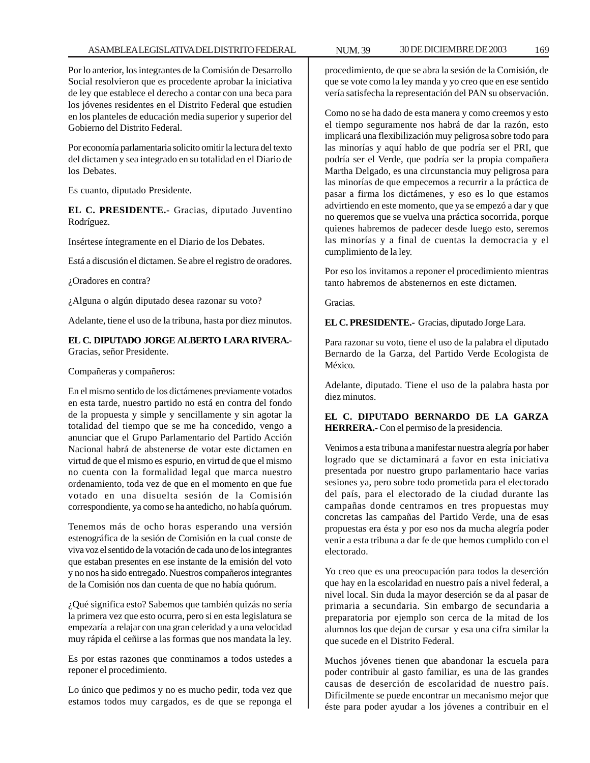Por lo anterior, los integrantes de la Comisión de Desarrollo Social resolvieron que es procedente aprobar la iniciativa de ley que establece el derecho a contar con una beca para los jóvenes residentes en el Distrito Federal que estudien en los planteles de educación media superior y superior del Gobierno del Distrito Federal.

Por economía parlamentaria solicito omitir la lectura del texto del dictamen y sea integrado en su totalidad en el Diario de los Debates.

Es cuanto, diputado Presidente.

**EL C. PRESIDENTE.-** Gracias, diputado Juventino Rodríguez.

Insértese íntegramente en el Diario de los Debates.

Está a discusión el dictamen. Se abre el registro de oradores.

¿Oradores en contra?

¿Alguna o algún diputado desea razonar su voto?

Adelante, tiene el uso de la tribuna, hasta por diez minutos.

**EL C. DIPUTADO JORGE ALBERTO LARA RIVERA.-** Gracias, señor Presidente.

Compañeras y compañeros:

En el mismo sentido de los dictámenes previamente votados en esta tarde, nuestro partido no está en contra del fondo de la propuesta y simple y sencillamente y sin agotar la totalidad del tiempo que se me ha concedido, vengo a anunciar que el Grupo Parlamentario del Partido Acción Nacional habrá de abstenerse de votar este dictamen en virtud de que el mismo es espurio, en virtud de que el mismo no cuenta con la formalidad legal que marca nuestro ordenamiento, toda vez de que en el momento en que fue votado en una disuelta sesión de la Comisión correspondiente, ya como se ha antedicho, no había quórum.

Tenemos más de ocho horas esperando una versión estenográfica de la sesión de Comisión en la cual conste de viva voz el sentido de la votación de cada uno de los integrantes que estaban presentes en ese instante de la emisión del voto y no nos ha sido entregado. Nuestros compañeros integrantes de la Comisión nos dan cuenta de que no había quórum.

¿Qué significa esto? Sabemos que también quizás no sería la primera vez que esto ocurra, pero si en esta legislatura se empezaría a relajar con una gran celeridad y a una velocidad muy rápida el ceñirse a las formas que nos mandata la ley.

Es por estas razones que conminamos a todos ustedes a reponer el procedimiento.

Lo único que pedimos y no es mucho pedir, toda vez que estamos todos muy cargados, es de que se reponga el procedimiento, de que se abra la sesión de la Comisión, de que se vote como la ley manda y yo creo que en ese sentido vería satisfecha la representación del PAN su observación.

Como no se ha dado de esta manera y como creemos y esto el tiempo seguramente nos habrá de dar la razón, esto implicará una flexibilización muy peligrosa sobre todo para las minorías y aquí hablo de que podría ser el PRI, que podría ser el Verde, que podría ser la propia compañera Martha Delgado, es una circunstancia muy peligrosa para las minorías de que empecemos a recurrir a la práctica de pasar a firma los dictámenes, y eso es lo que estamos advirtiendo en este momento, que ya se empezó a dar y que no queremos que se vuelva una práctica socorrida, porque quienes habremos de padecer desde luego esto, seremos las minorías y a final de cuentas la democracia y el cumplimiento de la ley.

Por eso los invitamos a reponer el procedimiento mientras tanto habremos de abstenernos en este dictamen.

Gracias.

**EL C. PRESIDENTE.-** Gracias, diputado Jorge Lara.

Para razonar su voto, tiene el uso de la palabra el diputado Bernardo de la Garza, del Partido Verde Ecologista de México.

Adelante, diputado. Tiene el uso de la palabra hasta por diez minutos.

**EL C. DIPUTADO BERNARDO DE LA GARZA HERRERA.-** Con el permiso de la presidencia.

Venimos a esta tribuna a manifestar nuestra alegría por haber logrado que se dictaminará a favor en esta iniciativa presentada por nuestro grupo parlamentario hace varias sesiones ya, pero sobre todo prometida para el electorado del país, para el electorado de la ciudad durante las campañas donde centramos en tres propuestas muy concretas las campañas del Partido Verde, una de esas propuestas era ésta y por eso nos da mucha alegría poder venir a esta tribuna a dar fe de que hemos cumplido con el electorado.

Yo creo que es una preocupación para todos la deserción que hay en la escolaridad en nuestro país a nivel federal, a nivel local. Sin duda la mayor deserción se da al pasar de primaria a secundaria. Sin embargo de secundaria a preparatoria por ejemplo son cerca de la mitad de los alumnos los que dejan de cursar y esa una cifra similar la que sucede en el Distrito Federal.

Muchos jóvenes tienen que abandonar la escuela para poder contribuir al gasto familiar, es una de las grandes causas de deserción de escolaridad de nuestro país. Difícilmente se puede encontrar un mecanismo mejor que éste para poder ayudar a los jóvenes a contribuir en el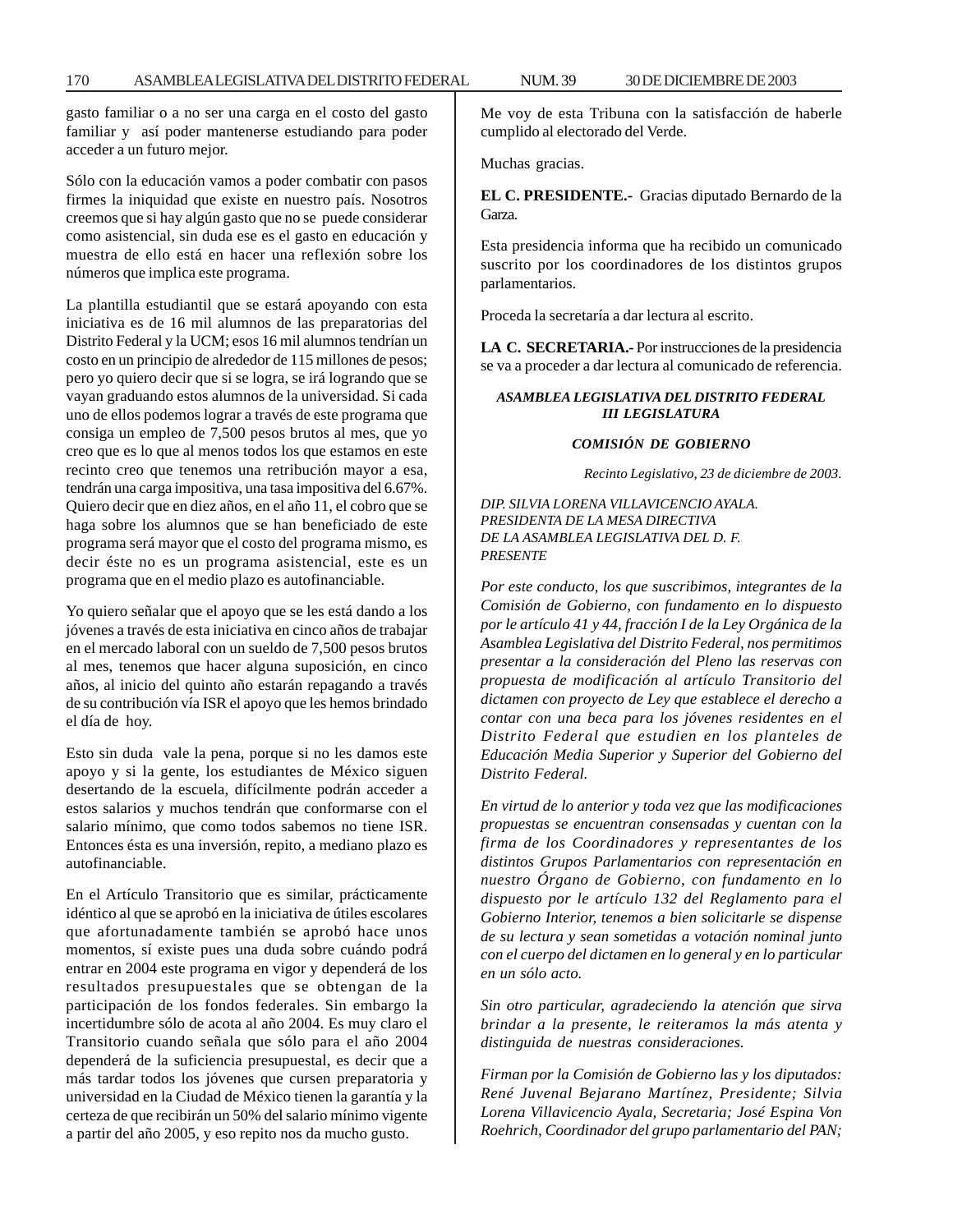gasto familiar o a no ser una carga en el costo del gasto familiar y así poder mantenerse estudiando para poder acceder a un futuro mejor.

Sólo con la educación vamos a poder combatir con pasos firmes la iniquidad que existe en nuestro país. Nosotros creemos que si hay algún gasto que no se puede considerar como asistencial, sin duda ese es el gasto en educación y muestra de ello está en hacer una reflexión sobre los números que implica este programa.

La plantilla estudiantil que se estará apoyando con esta iniciativa es de 16 mil alumnos de las preparatorias del Distrito Federal y la UCM; esos 16 mil alumnos tendrían un costo en un principio de alrededor de 115 millones de pesos; pero yo quiero decir que si se logra, se irá logrando que se vayan graduando estos alumnos de la universidad. Si cada uno de ellos podemos lograr a través de este programa que consiga un empleo de 7,500 pesos brutos al mes, que yo creo que es lo que al menos todos los que estamos en este recinto creo que tenemos una retribución mayor a esa, tendrán una carga impositiva, una tasa impositiva del 6.67%. Quiero decir que en diez años, en el año 11, el cobro que se haga sobre los alumnos que se han beneficiado de este programa será mayor que el costo del programa mismo, es decir éste no es un programa asistencial, este es un programa que en el medio plazo es autofinanciable.

Yo quiero señalar que el apoyo que se les está dando a los jóvenes a través de esta iniciativa en cinco años de trabajar en el mercado laboral con un sueldo de 7,500 pesos brutos al mes, tenemos que hacer alguna suposición, en cinco años, al inicio del quinto año estarán repagando a través de su contribución vía ISR el apoyo que les hemos brindado el día de hoy.

Esto sin duda vale la pena, porque si no les damos este apoyo y si la gente, los estudiantes de México siguen desertando de la escuela, difícilmente podrán acceder a estos salarios y muchos tendrán que conformarse con el salario mínimo, que como todos sabemos no tiene ISR. Entonces ésta es una inversión, repito, a mediano plazo es autofinanciable.

En el Artículo Transitorio que es similar, prácticamente idéntico al que se aprobó en la iniciativa de útiles escolares que afortunadamente también se aprobó hace unos momentos, sí existe pues una duda sobre cuándo podrá entrar en 2004 este programa en vigor y dependerá de los resultados presupuestales que se obtengan de la participación de los fondos federales. Sin embargo la incertidumbre sólo de acota al año 2004. Es muy claro el Transitorio cuando señala que sólo para el año 2004 dependerá de la suficiencia presupuestal, es decir que a más tardar todos los jóvenes que cursen preparatoria y universidad en la Ciudad de México tienen la garantía y la certeza de que recibirán un 50% del salario mínimo vigente a partir del año 2005, y eso repito nos da mucho gusto.

Me voy de esta Tribuna con la satisfacción de haberle cumplido al electorado del Verde.

Muchas gracias.

**EL C. PRESIDENTE.-** Gracias diputado Bernardo de la Garza.

Esta presidencia informa que ha recibido un comunicado suscrito por los coordinadores de los distintos grupos parlamentarios.

Proceda la secretaría a dar lectura al escrito.

**LA C. SECRETARIA.-** Por instrucciones de la presidencia se va a proceder a dar lectura al comunicado de referencia.

***ASAMBLEA LEGISLATIVA DEL DISTRITO FEDERAL III LEGISLATURA***

***COMISIÓN DE GOBIERNO***

*Recinto Legislativo, 23 de diciembre de 2003.*

*DIP. SILVIA LORENA VILLAVICENCIO AYALA.*
*PRESIDENTA DE LA MESA DIRECTIVA*
*DE LA ASAMBLEA LEGISLATIVA DEL D. F.*
*PRESENTE*

*Por este conducto, los que suscribimos, integrantes de la Comisión de Gobierno, con fundamento en lo dispuesto por le artículo 41 y 44, fracción I de la Ley Orgánica de la Asamblea Legislativa del Distrito Federal, nos permitimos presentar a la consideración del Pleno las reservas con propuesta de modificación al artículo Transitorio del dictamen con proyecto de Ley que establece el derecho a contar con una beca para los jóvenes residentes en el Distrito Federal que estudien en los planteles de Educación Media Superior y Superior del Gobierno del Distrito Federal.*

*En virtud de lo anterior y toda vez que las modificaciones propuestas se encuentran consensadas y cuentan con la firma de los Coordinadores y representantes de los distintos Grupos Parlamentarios con representación en nuestro Órgano de Gobierno, con fundamento en lo dispuesto por le artículo 132 del Reglamento para el Gobierno Interior, tenemos a bien solicitarle se dispense de su lectura y sean sometidas a votación nominal junto con el cuerpo del dictamen en lo general y en lo particular en un sólo acto.*

*Sin otro particular, agradeciendo la atención que sirva brindar a la presente, le reiteramos la más atenta y distinguida de nuestras consideraciones.*

*Firman por la Comisión de Gobierno las y los diputados: René Juvenal Bejarano Martínez, Presidente; Silvia Lorena Villavicencio Ayala, Secretaria; José Espina Von Roehrich, Coordinador del grupo parlamentario del PAN;*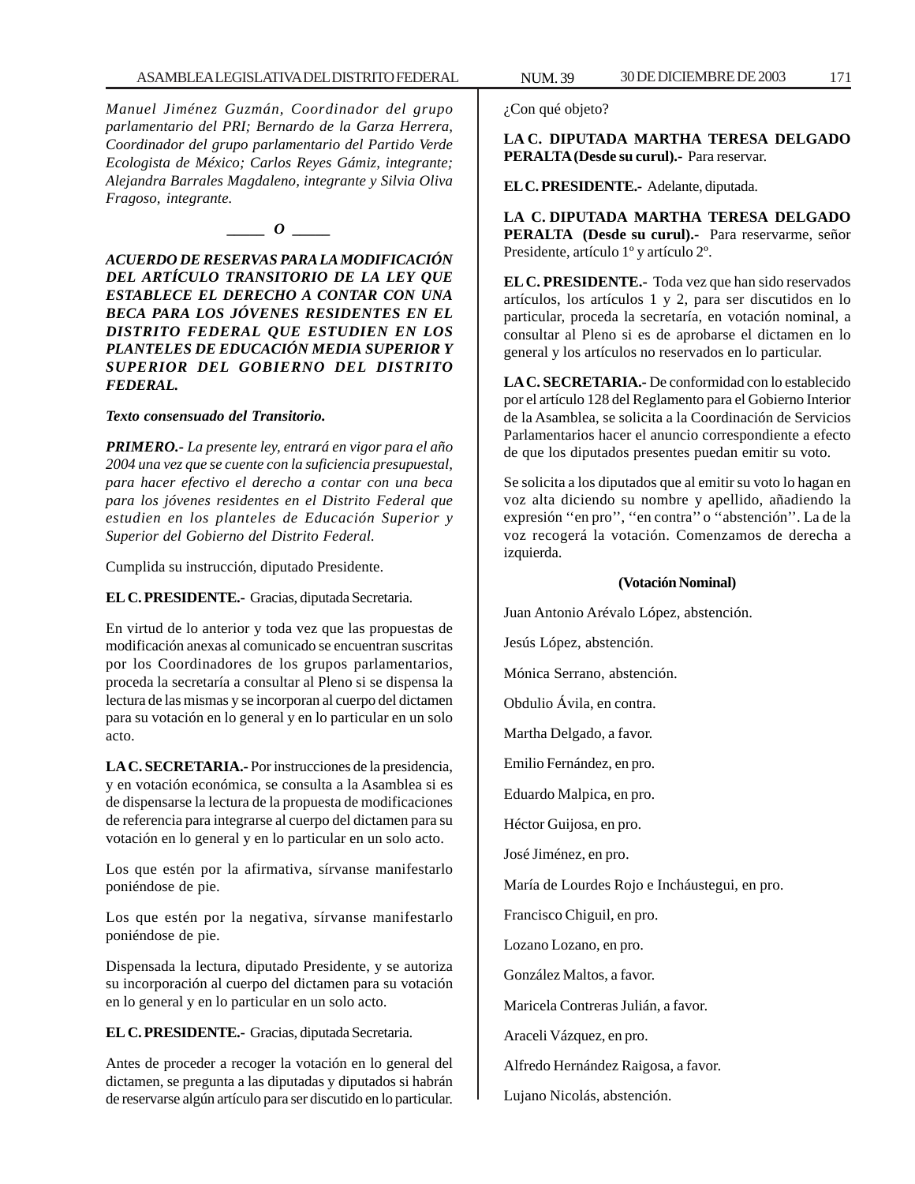*Manuel Jiménez Guzmán, Coordinador del grupo parlamentario del PRI; Bernardo de la Garza Herrera, Coordinador del grupo parlamentario del Partido Verde Ecologista de México; Carlos Reyes Gámiz, integrante; Alejandra Barrales Magdaleno, integrante y Silvia Oliva Fragoso, integrante.*

*_____ O _____*

***ACUERDO DE RESERVAS PARA LA MODIFICACIÓN DEL ARTÍCULO TRANSITORIO DE LA LEY QUE ESTABLECE EL DERECHO A CONTAR CON UNA BECA PARA LOS JÓVENES RESIDENTES EN EL DISTRITO FEDERAL QUE ESTUDIEN EN LOS PLANTELES DE EDUCACIÓN MEDIA SUPERIOR Y SUPERIOR DEL GOBIERNO DEL DISTRITO FEDERAL.***

***Texto consensuado del Transitorio.***

***PRIMERO.-** La presente ley, entrará en vigor para el año 2004 una vez que se cuente con la suficiencia presupuestal, para hacer efectivo el derecho a contar con una beca para los jóvenes residentes en el Distrito Federal que estudien en los planteles de Educación Superior y Superior del Gobierno del Distrito Federal.*

Cumplida su instrucción, diputado Presidente.

**EL C. PRESIDENTE.-** Gracias, diputada Secretaria.

En virtud de lo anterior y toda vez que las propuestas de modificación anexas al comunicado se encuentran suscritas por los Coordinadores de los grupos parlamentarios, proceda la secretaría a consultar al Pleno si se dispensa la lectura de las mismas y se incorporan al cuerpo del dictamen para su votación en lo general y en lo particular en un solo acto.

**LA C. SECRETARIA.-** Por instrucciones de la presidencia, y en votación económica, se consulta a la Asamblea si es de dispensarse la lectura de la propuesta de modificaciones de referencia para integrarse al cuerpo del dictamen para su votación en lo general y en lo particular en un solo acto.

Los que estén por la afirmativa, sírvanse manifestarlo poniéndose de pie.

Los que estén por la negativa, sírvanse manifestarlo poniéndose de pie.

Dispensada la lectura, diputado Presidente, y se autoriza su incorporación al cuerpo del dictamen para su votación en lo general y en lo particular en un solo acto.

**EL C. PRESIDENTE.-** Gracias, diputada Secretaria.

Antes de proceder a recoger la votación en lo general del dictamen, se pregunta a las diputadas y diputados si habrán de reservarse algún artículo para ser discutido en lo particular.

¿Con qué objeto?

**LA C. DIPUTADA MARTHA TERESA DELGADO PERALTA (Desde su curul).-** Para reservar.

**EL C. PRESIDENTE.-** Adelante, diputada.

**LA C. DIPUTADA MARTHA TERESA DELGADO PERALTA (Desde su curul).-** Para reservarme, señor Presidente, artículo 1º y artículo 2º.

**EL C. PRESIDENTE.-** Toda vez que han sido reservados artículos, los artículos 1 y 2, para ser discutidos en lo particular, proceda la secretaría, en votación nominal, a consultar al Pleno si es de aprobarse el dictamen en lo general y los artículos no reservados en lo particular.

**LA C. SECRETARIA.-** De conformidad con lo establecido por el artículo 128 del Reglamento para el Gobierno Interior de la Asamblea, se solicita a la Coordinación de Servicios Parlamentarios hacer el anuncio correspondiente a efecto de que los diputados presentes puedan emitir su voto.

Se solicita a los diputados que al emitir su voto lo hagan en voz alta diciendo su nombre y apellido, añadiendo la expresión ''en pro'', ''en contra'' o ''abstención''. La de la voz recogerá la votación. Comenzamos de derecha a izquierda.

**(Votación Nominal)**

Juan Antonio Arévalo López, abstención.

Jesús López, abstención.

Mónica Serrano, abstención.

Obdulio Ávila, en contra.

Martha Delgado, a favor.

Emilio Fernández, en pro.

Eduardo Malpica, en pro.

Héctor Guijosa, en pro.

José Jiménez, en pro.

María de Lourdes Rojo e Incháustegui, en pro.

Francisco Chiguil, en pro.

Lozano Lozano, en pro.

González Maltos, a favor.

Maricela Contreras Julián, a favor.

Araceli Vázquez, en pro.

Alfredo Hernández Raigosa, a favor.

Lujano Nicolás, abstención.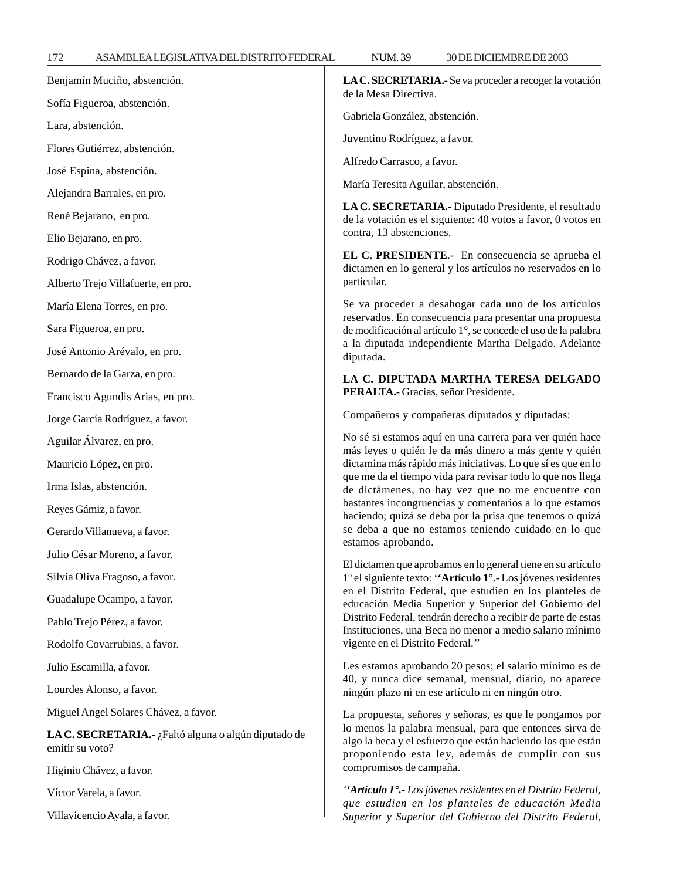Benjamín Muciño, abstención.

Sofía Figueroa, abstención.

Lara, abstención.

Flores Gutiérrez, abstención.

José Espina, abstención.

Alejandra Barrales, en pro.

René Bejarano, en pro.

Elio Bejarano, en pro.

Rodrigo Chávez, a favor.

Alberto Trejo Villafuerte, en pro.

María Elena Torres, en pro.

Sara Figueroa, en pro.

José Antonio Arévalo, en pro.

Bernardo de la Garza, en pro.

Francisco Agundis Arias, en pro.

Jorge García Rodríguez, a favor.

Aguilar Álvarez, en pro.

Mauricio López, en pro.

Irma Islas, abstención.

Reyes Gámiz, a favor.

Gerardo Villanueva, a favor.

Julio César Moreno, a favor.

Silvia Oliva Fragoso, a favor.

Guadalupe Ocampo, a favor.

Pablo Trejo Pérez, a favor.

Rodolfo Covarrubias, a favor.

Julio Escamilla, a favor.

Lourdes Alonso, a favor.

Miguel Angel Solares Chávez, a favor.

**LA C. SECRETARIA.-** ¿Faltó alguna o algún diputado de emitir su voto?

Higinio Chávez, a favor.

Víctor Varela, a favor.

Villavicencio Ayala, a favor.

**LA C. SECRETARIA.-** Se va proceder a recoger la votación de la Mesa Directiva.

Gabriela González, abstención.

Juventino Rodríguez, a favor.

Alfredo Carrasco, a favor.

María Teresita Aguilar, abstención.

**LA C. SECRETARIA.-** Diputado Presidente, el resultado de la votación es el siguiente: 40 votos a favor, 0 votos en contra, 13 abstenciones.

**EL C. PRESIDENTE.-** En consecuencia se aprueba el dictamen en lo general y los artículos no reservados en lo particular.

Se va proceder a desahogar cada uno de los artículos reservados. En consecuencia para presentar una propuesta de modificación al artículo 1°, se concede el uso de la palabra a la diputada independiente Martha Delgado. Adelante diputada.

**LA C. DIPUTADA MARTHA TERESA DELGADO PERALTA.-** Gracias, señor Presidente.

Compañeros y compañeras diputados y diputadas:

No sé si estamos aquí en una carrera para ver quién hace más leyes o quién le da más dinero a más gente y quién dictamina más rápido más iniciativas. Lo que sí es que en lo que me da el tiempo vida para revisar todo lo que nos llega de dictámenes, no hay vez que no me encuentre con bastantes incongruencias y comentarios a lo que estamos haciendo; quizá se deba por la prisa que tenemos o quizá se deba a que no estamos teniendo cuidado en lo que estamos aprobando.

El dictamen que aprobamos en lo general tiene en su artículo 1º el siguiente texto: ''**Artículo 1°.-** Los jóvenes residentes en el Distrito Federal, que estudien en los planteles de educación Media Superior y Superior del Gobierno del Distrito Federal, tendrán derecho a recibir de parte de estas Instituciones, una Beca no menor a medio salario mínimo vigente en el Distrito Federal.''

Les estamos aprobando 20 pesos; el salario mínimo es de 40, y nunca dice semanal, mensual, diario, no aparece ningún plazo ni en ese artículo ni en ningún otro.

La propuesta, señores y señoras, es que le pongamos por lo menos la palabra mensual, para que entonces sirva de algo la beca y el esfuerzo que están haciendo los que están proponiendo esta ley, además de cumplir con sus compromisos de campaña.

*''**Artículo 1°.-** Los jóvenes residentes en el Distrito Federal, que estudien en los planteles de educación Media Superior y Superior del Gobierno del Distrito Federal,*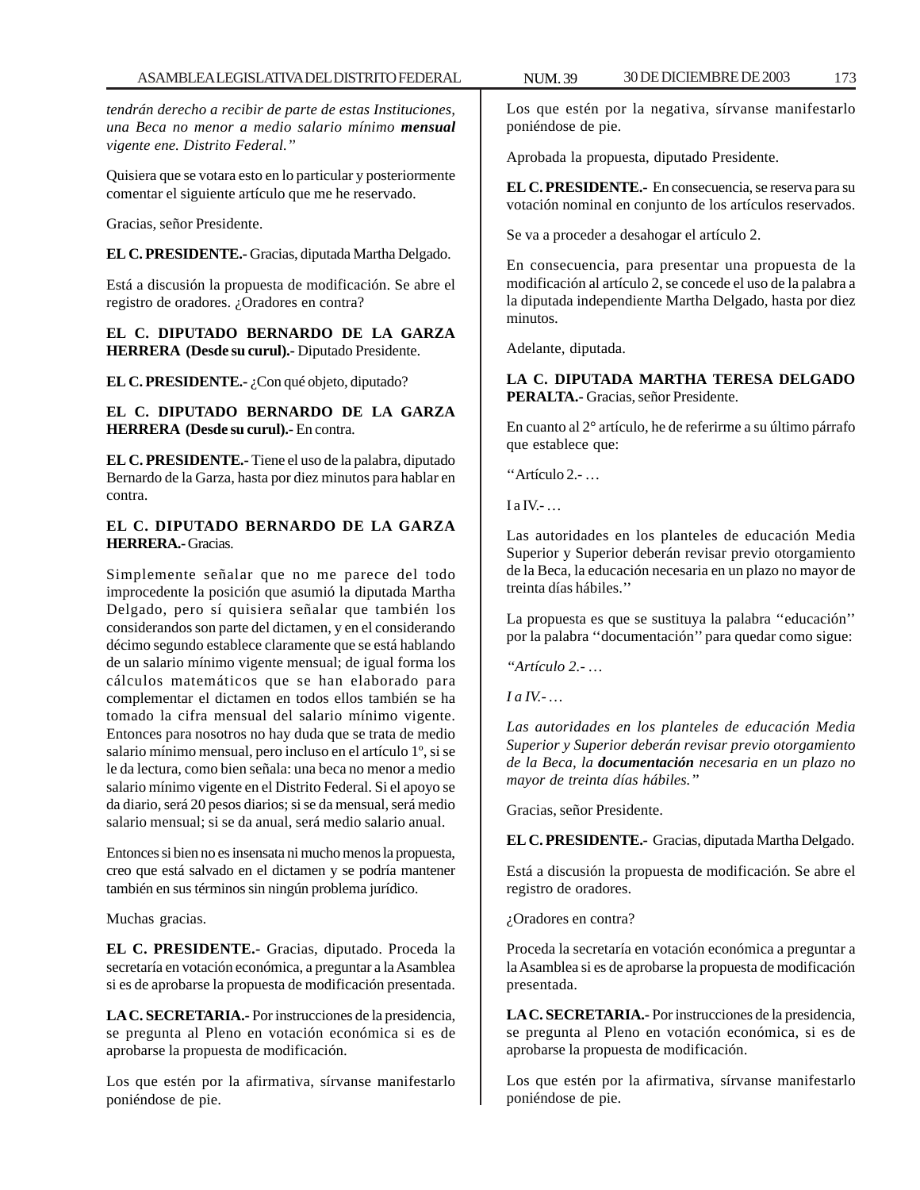*tendrán derecho a recibir de parte de estas Instituciones, una Beca no menor a medio salario mínimo **mensual** vigente ene. Distrito Federal.”*

Quisiera que se votara esto en lo particular y posteriormente comentar el siguiente artículo que me he reservado.

Gracias, señor Presidente.

**EL C. PRESIDENTE.-** Gracias, diputada Martha Delgado.

Está a discusión la propuesta de modificación. Se abre el registro de oradores. ¿Oradores en contra?

**EL C. DIPUTADO BERNARDO DE LA GARZA HERRERA (Desde su curul).-** Diputado Presidente.

**EL C. PRESIDENTE.-** ¿Con qué objeto, diputado?

**EL C. DIPUTADO BERNARDO DE LA GARZA HERRERA (Desde su curul).-** En contra.

**EL C. PRESIDENTE.-** Tiene el uso de la palabra, diputado Bernardo de la Garza, hasta por diez minutos para hablar en contra.

**EL C. DIPUTADO BERNARDO DE LA GARZA HERRERA.-** Gracias.

Simplemente señalar que no me parece del todo improcedente la posición que asumió la diputada Martha Delgado, pero sí quisiera señalar que también los considerandos son parte del dictamen, y en el considerando décimo segundo establece claramente que se está hablando de un salario mínimo vigente mensual; de igual forma los cálculos matemáticos que se han elaborado para complementar el dictamen en todos ellos también se ha tomado la cifra mensual del salario mínimo vigente. Entonces para nosotros no hay duda que se trata de medio salario mínimo mensual, pero incluso en el artículo 1º, si se le da lectura, como bien señala: una beca no menor a medio salario mínimo vigente en el Distrito Federal. Si el apoyo se da diario, será 20 pesos diarios; si se da mensual, será medio salario mensual; si se da anual, será medio salario anual.

Entonces si bien no es insensata ni mucho menos la propuesta, creo que está salvado en el dictamen y se podría mantener también en sus términos sin ningún problema jurídico.

Muchas gracias.

**EL C. PRESIDENTE.-** Gracias, diputado. Proceda la secretaría en votación económica, a preguntar a la Asamblea si es de aprobarse la propuesta de modificación presentada.

**LA C. SECRETARIA.-** Por instrucciones de la presidencia, se pregunta al Pleno en votación económica si es de aprobarse la propuesta de modificación.

Los que estén por la afirmativa, sírvanse manifestarlo poniéndose de pie.

Los que estén por la negativa, sírvanse manifestarlo poniéndose de pie.

Aprobada la propuesta, diputado Presidente.

**EL C. PRESIDENTE.-** En consecuencia, se reserva para su votación nominal en conjunto de los artículos reservados.

Se va a proceder a desahogar el artículo 2.

En consecuencia, para presentar una propuesta de la modificación al artículo 2, se concede el uso de la palabra a la diputada independiente Martha Delgado, hasta por diez minutos.

Adelante, diputada.

**LA C. DIPUTADA MARTHA TERESA DELGADO PERALTA.-** Gracias, señor Presidente.

En cuanto al 2° artículo, he de referirme a su último párrafo que establece que:

‘‘Artículo 2.- …

I a IV.- …

Las autoridades en los planteles de educación Media Superior y Superior deberán revisar previo otorgamiento de la Beca, la educación necesaria en un plazo no mayor de treinta días hábiles.’’

La propuesta es que se sustituya la palabra ‘‘educación’’ por la palabra ‘‘documentación’’ para quedar como sigue:

*“Artículo 2.- …*

*I a IV.- …*

*Las autoridades en los planteles de educación Media Superior y Superior deberán revisar previo otorgamiento de la Beca, la **documentación** necesaria en un plazo no mayor de treinta días hábiles.”*

Gracias, señor Presidente.

**EL C. PRESIDENTE.-** Gracias, diputada Martha Delgado.

Está a discusión la propuesta de modificación. Se abre el registro de oradores.

¿Oradores en contra?

Proceda la secretaría en votación económica a preguntar a la Asamblea si es de aprobarse la propuesta de modificación presentada.

**LA C. SECRETARIA.-** Por instrucciones de la presidencia, se pregunta al Pleno en votación económica, si es de aprobarse la propuesta de modificación.

Los que estén por la afirmativa, sírvanse manifestarlo poniéndose de pie.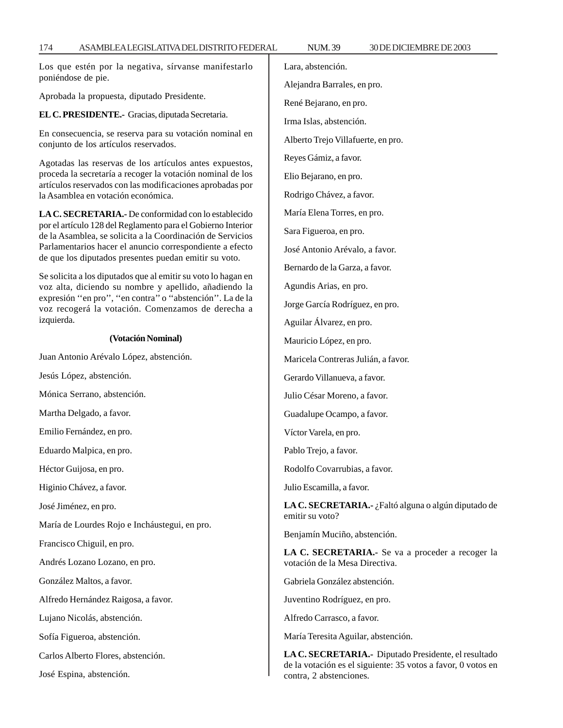Los que estén por la negativa, sírvanse manifestarlo poniéndose de pie.

Aprobada la propuesta, diputado Presidente.

**EL C. PRESIDENTE.-** Gracias, diputada Secretaria.

En consecuencia, se reserva para su votación nominal en conjunto de los artículos reservados.

Agotadas las reservas de los artículos antes expuestos, proceda la secretaría a recoger la votación nominal de los artículos reservados con las modificaciones aprobadas por la Asamblea en votación económica.

**LA C. SECRETARIA.-** De conformidad con lo establecido por el artículo 128 del Reglamento para el Gobierno Interior de la Asamblea, se solicita a la Coordinación de Servicios Parlamentarios hacer el anuncio correspondiente a efecto de que los diputados presentes puedan emitir su voto.

Se solicita a los diputados que al emitir su voto lo hagan en voz alta, diciendo su nombre y apellido, añadiendo la expresión ''en pro'', ''en contra'' o ''abstención''. La de la voz recogerá la votación. Comenzamos de derecha a izquierda.

**(Votación Nominal)**

Juan Antonio Arévalo López, abstención.

Jesús López, abstención.

Mónica Serrano, abstención.

Martha Delgado, a favor.

Emilio Fernández, en pro.

Eduardo Malpica, en pro.

Héctor Guijosa, en pro.

Higinio Chávez, a favor.

José Jiménez, en pro.

María de Lourdes Rojo e Incháustegui, en pro.

Francisco Chiguil, en pro.

Andrés Lozano Lozano, en pro.

González Maltos, a favor.

Alfredo Hernández Raigosa, a favor.

Lujano Nicolás, abstención.

Sofía Figueroa, abstención.

Carlos Alberto Flores, abstención.

José Espina, abstención.

Lara, abstención.

Alejandra Barrales, en pro.

René Bejarano, en pro.

Irma Islas, abstención.

Alberto Trejo Villafuerte, en pro.

Reyes Gámiz, a favor.

Elio Bejarano, en pro.

Rodrigo Chávez, a favor.

María Elena Torres, en pro.

Sara Figueroa, en pro.

José Antonio Arévalo, a favor.

Bernardo de la Garza, a favor.

Agundis Arias, en pro.

Jorge García Rodríguez, en pro.

Aguilar Álvarez, en pro.

Mauricio López, en pro.

Maricela Contreras Julián, a favor.

Gerardo Villanueva, a favor.

Julio César Moreno, a favor.

Guadalupe Ocampo, a favor.

Víctor Varela, en pro.

Pablo Trejo, a favor.

Rodolfo Covarrubias, a favor.

Julio Escamilla, a favor.

**LA C. SECRETARIA.-** ¿Faltó alguna o algún diputado de emitir su voto?

Benjamín Muciño, abstención.

**LA C. SECRETARIA.-** Se va a proceder a recoger la votación de la Mesa Directiva.

Gabriela González abstención.

Juventino Rodríguez, en pro.

Alfredo Carrasco, a favor.

María Teresita Aguilar, abstención.

**LA C. SECRETARIA.-** Diputado Presidente, el resultado de la votación es el siguiente: 35 votos a favor, 0 votos en contra, 2 abstenciones.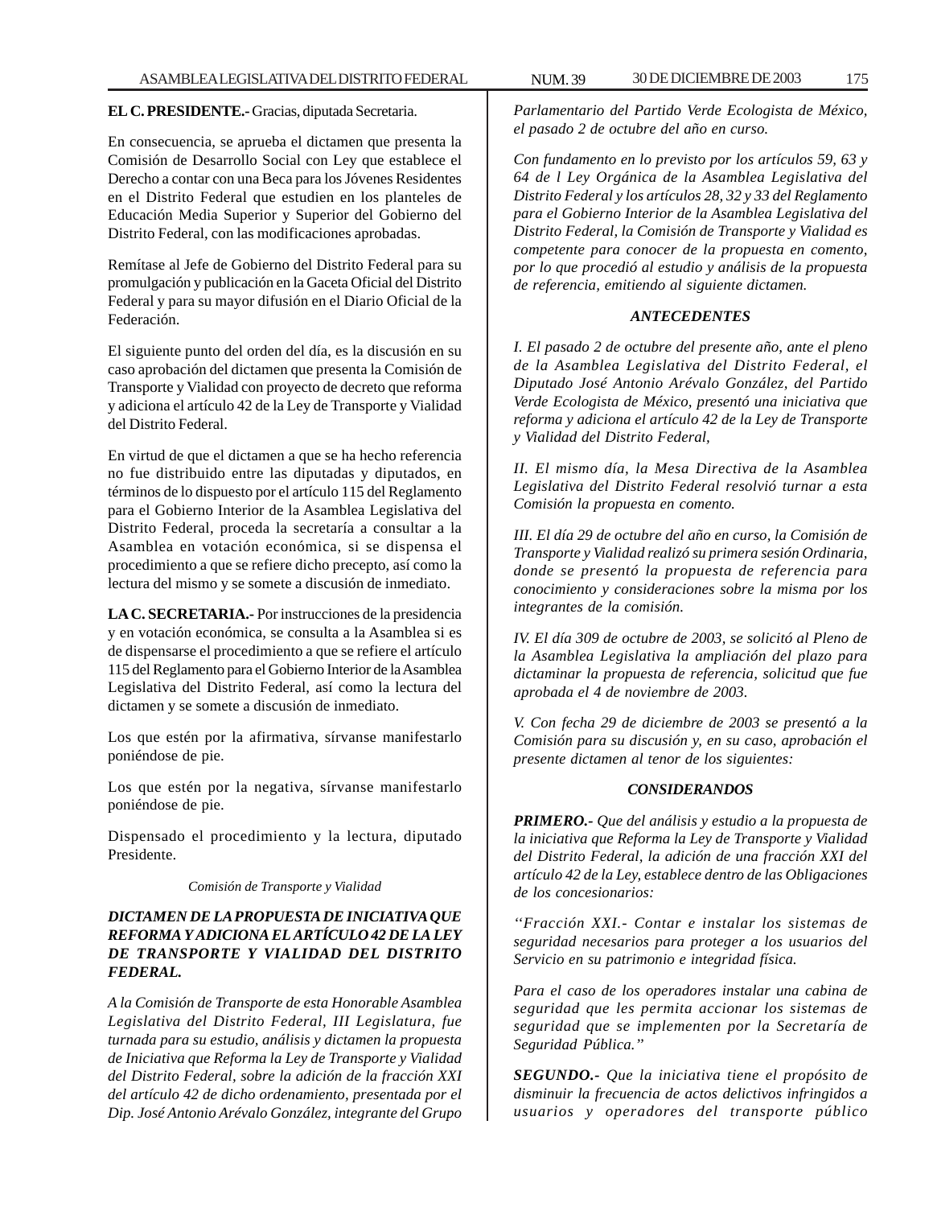**EL C. PRESIDENTE.-** Gracias, diputada Secretaria.

En consecuencia, se aprueba el dictamen que presenta la Comisión de Desarrollo Social con Ley que establece el Derecho a contar con una Beca para los Jóvenes Residentes en el Distrito Federal que estudien en los planteles de Educación Media Superior y Superior del Gobierno del Distrito Federal, con las modificaciones aprobadas.

Remítase al Jefe de Gobierno del Distrito Federal para su promulgación y publicación en la Gaceta Oficial del Distrito Federal y para su mayor difusión en el Diario Oficial de la Federación.

El siguiente punto del orden del día, es la discusión en su caso aprobación del dictamen que presenta la Comisión de Transporte y Vialidad con proyecto de decreto que reforma y adiciona el artículo 42 de la Ley de Transporte y Vialidad del Distrito Federal.

En virtud de que el dictamen a que se ha hecho referencia no fue distribuido entre las diputadas y diputados, en términos de lo dispuesto por el artículo 115 del Reglamento para el Gobierno Interior de la Asamblea Legislativa del Distrito Federal, proceda la secretaría a consultar a la Asamblea en votación económica, si se dispensa el procedimiento a que se refiere dicho precepto, así como la lectura del mismo y se somete a discusión de inmediato.

**LA C. SECRETARIA.-** Por instrucciones de la presidencia y en votación económica, se consulta a la Asamblea si es de dispensarse el procedimiento a que se refiere el artículo 115 del Reglamento para el Gobierno Interior de la Asamblea Legislativa del Distrito Federal, así como la lectura del dictamen y se somete a discusión de inmediato.

Los que estén por la afirmativa, sírvanse manifestarlo poniéndose de pie.

Los que estén por la negativa, sírvanse manifestarlo poniéndose de pie.

Dispensado el procedimiento y la lectura, diputado Presidente.

*Comisión de Transporte y Vialidad*

***DICTAMEN DE LA PROPUESTA DE INICIATIVA QUE REFORMA Y ADICIONA EL ARTÍCULO 42 DE LA LEY DE TRANSPORTE Y VIALIDAD DEL DISTRITO FEDERAL.***

*A la Comisión de Transporte de esta Honorable Asamblea Legislativa del Distrito Federal, III Legislatura, fue turnada para su estudio, análisis y dictamen la propuesta de Iniciativa que Reforma la Ley de Transporte y Vialidad del Distrito Federal, sobre la adición de la fracción XXI del artículo 42 de dicho ordenamiento, presentada por el Dip. José Antonio Arévalo González, integrante del Grupo Parlamentario del Partido Verde Ecologista de México, el pasado 2 de octubre del año en curso.*

*Con fundamento en lo previsto por los artículos 59, 63 y 64 de l Ley Orgánica de la Asamblea Legislativa del Distrito Federal y los artículos 28, 32 y 33 del Reglamento para el Gobierno Interior de la Asamblea Legislativa del Distrito Federal, la Comisión de Transporte y Vialidad es competente para conocer de la propuesta en comento, por lo que procedió al estudio y análisis de la propuesta de referencia, emitiendo al siguiente dictamen.*

***ANTECEDENTES***

*I. El pasado 2 de octubre del presente año, ante el pleno de la Asamblea Legislativa del Distrito Federal, el Diputado José Antonio Arévalo González, del Partido Verde Ecologista de México, presentó una iniciativa que reforma y adiciona el artículo 42 de la Ley de Transporte y Vialidad del Distrito Federal,*

*II. El mismo día, la Mesa Directiva de la Asamblea Legislativa del Distrito Federal resolvió turnar a esta Comisión la propuesta en comento.*

*III. El día 29 de octubre del año en curso, la Comisión de Transporte y Vialidad realizó su primera sesión Ordinaria, donde se presentó la propuesta de referencia para conocimiento y consideraciones sobre la misma por los integrantes de la comisión.*

*IV. El día 309 de octubre de 2003, se solicitó al Pleno de la Asamblea Legislativa la ampliación del plazo para dictaminar la propuesta de referencia, solicitud que fue aprobada el 4 de noviembre de 2003.*

*V. Con fecha 29 de diciembre de 2003 se presentó a la Comisión para su discusión y, en su caso, aprobación el presente dictamen al tenor de los siguientes:*

***CONSIDERANDOS***

***PRIMERO.-*** *Que del análisis y estudio a la propuesta de la iniciativa que Reforma la Ley de Transporte y Vialidad del Distrito Federal, la adición de una fracción XXI del artículo 42 de la Ley, establece dentro de las Obligaciones de los concesionarios:*

*"Fracción XXI.- Contar e instalar los sistemas de seguridad necesarios para proteger a los usuarios del Servicio en su patrimonio e integridad física.*

*Para el caso de los operadores instalar una cabina de seguridad que les permita accionar los sistemas de seguridad que se implementen por la Secretaría de Seguridad Pública."*

***SEGUNDO.-*** *Que la iniciativa tiene el propósito de disminuir la frecuencia de actos delictivos infringidos a usuarios y operadores del transporte público*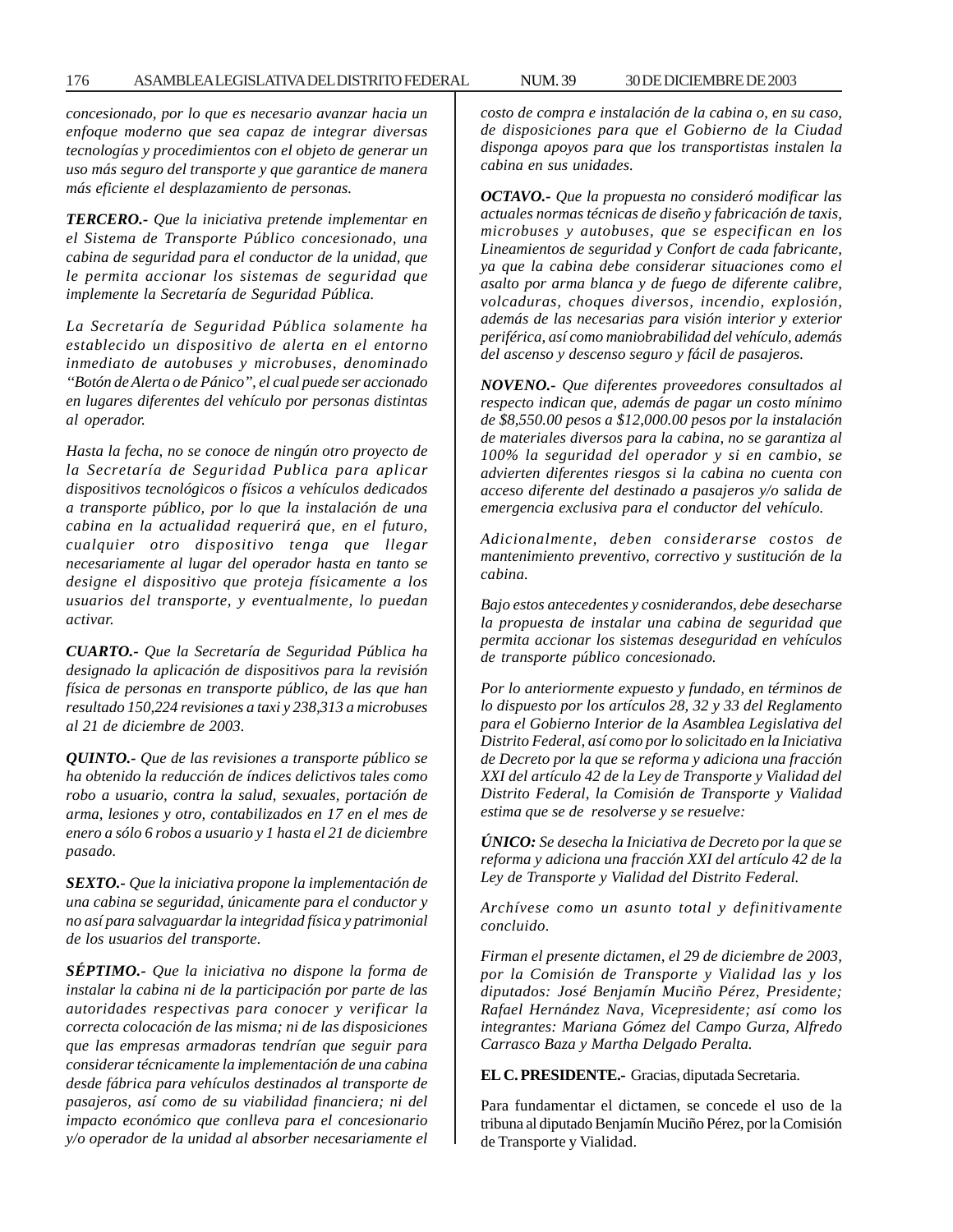*concesionado, por lo que es necesario avanzar hacia un enfoque moderno que sea capaz de integrar diversas tecnologías y procedimientos con el objeto de generar un uso más seguro del transporte y que garantice de manera más eficiente el desplazamiento de personas.*

***TERCERO.-** Que la iniciativa pretende implementar en el Sistema de Transporte Público concesionado, una cabina de seguridad para el conductor de la unidad, que le permita accionar los sistemas de seguridad que implemente la Secretaría de Seguridad Pública.*

*La Secretaría de Seguridad Pública solamente ha establecido un dispositivo de alerta en el entorno inmediato de autobuses y microbuses, denominado "Botón de Alerta o de Pánico", el cual puede ser accionado en lugares diferentes del vehículo por personas distintas al operador.*

*Hasta la fecha, no se conoce de ningún otro proyecto de la Secretaría de Seguridad Publica para aplicar dispositivos tecnológicos o físicos a vehículos dedicados a transporte público, por lo que la instalación de una cabina en la actualidad requerirá que, en el futuro, cualquier otro dispositivo tenga que llegar necesariamente al lugar del operador hasta en tanto se designe el dispositivo que proteja físicamente a los usuarios del transporte, y eventualmente, lo puedan activar.*

***CUARTO.-** Que la Secretaría de Seguridad Pública ha designado la aplicación de dispositivos para la revisión física de personas en transporte público, de las que han resultado 150,224 revisiones a taxi y 238,313 a microbuses al 21 de diciembre de 2003.*

***QUINTO.-** Que de las revisiones a transporte público se ha obtenido la reducción de índices delictivos tales como robo a usuario, contra la salud, sexuales, portación de arma, lesiones y otro, contabilizados en 17 en el mes de enero a sólo 6 robos a usuario y 1 hasta el 21 de diciembre pasado.*

***SEXTO.-** Que la iniciativa propone la implementación de una cabina se seguridad, únicamente para el conductor y no así para salvaguardar la integridad física y patrimonial de los usuarios del transporte.*

***SÉPTIMO.-** Que la iniciativa no dispone la forma de instalar la cabina ni de la participación por parte de las autoridades respectivas para conocer y verificar la correcta colocación de las misma; ni de las disposiciones que las empresas armadoras tendrían que seguir para considerar técnicamente la implementación de una cabina desde fábrica para vehículos destinados al transporte de pasajeros, así como de su viabilidad financiera; ni del impacto económico que conlleva para el concesionario y/o operador de la unidad al absorber necesariamente el costo de compra e instalación de la cabina o, en su caso, de disposiciones para que el Gobierno de la Ciudad disponga apoyos para que los transportistas instalen la cabina en sus unidades.*

***OCTAVO.-** Que la propuesta no consideró modificar las actuales normas técnicas de diseño y fabricación de taxis, microbuses y autobuses, que se especifican en los Lineamientos de seguridad y Confort de cada fabricante, ya que la cabina debe considerar situaciones como el asalto por arma blanca y de fuego de diferente calibre, volcaduras, choques diversos, incendio, explosión, además de las necesarias para visión interior y exterior periférica, así como maniobrabilidad del vehículo, además del ascenso y descenso seguro y fácil de pasajeros.*

***NOVENO.-** Que diferentes proveedores consultados al respecto indican que, además de pagar un costo mínimo de $8,550.00 pesos a $12,000.00 pesos por la instalación de materiales diversos para la cabina, no se garantiza al 100% la seguridad del operador y si en cambio, se advierten diferentes riesgos si la cabina no cuenta con acceso diferente del destinado a pasajeros y/o salida de emergencia exclusiva para el conductor del vehículo.*

*Adicionalmente, deben considerarse costos de mantenimiento preventivo, correctivo y sustitución de la cabina.*

*Bajo estos antecedentes y cosniderandos, debe desecharse la propuesta de instalar una cabina de seguridad que permita accionar los sistemas deseguridad en vehículos de transporte público concesionado.*

*Por lo anteriormente expuesto y fundado, en términos de lo dispuesto por los artículos 28, 32 y 33 del Reglamento para el Gobierno Interior de la Asamblea Legislativa del Distrito Federal, así como por lo solicitado en la Iniciativa de Decreto por la que se reforma y adiciona una fracción XXI del artículo 42 de la Ley de Transporte y Vialidad del Distrito Federal, la Comisión de Transporte y Vialidad estima que se de resolverse y se resuelve:*

***ÚNICO:** Se desecha la Iniciativa de Decreto por la que se reforma y adiciona una fracción XXI del artículo 42 de la Ley de Transporte y Vialidad del Distrito Federal.*

*Archívese como un asunto total y definitivamente concluido.*

*Firman el presente dictamen, el 29 de diciembre de 2003, por la Comisión de Transporte y Vialidad las y los diputados: José Benjamín Muciño Pérez, Presidente; Rafael Hernández Nava, Vicepresidente; así como los integrantes: Mariana Gómez del Campo Gurza, Alfredo Carrasco Baza y Martha Delgado Peralta.*

**EL C. PRESIDENTE.-** Gracias, diputada Secretaria.

Para fundamentar el dictamen, se concede el uso de la tribuna al diputado Benjamín Muciño Pérez, por la Comisión de Transporte y Vialidad.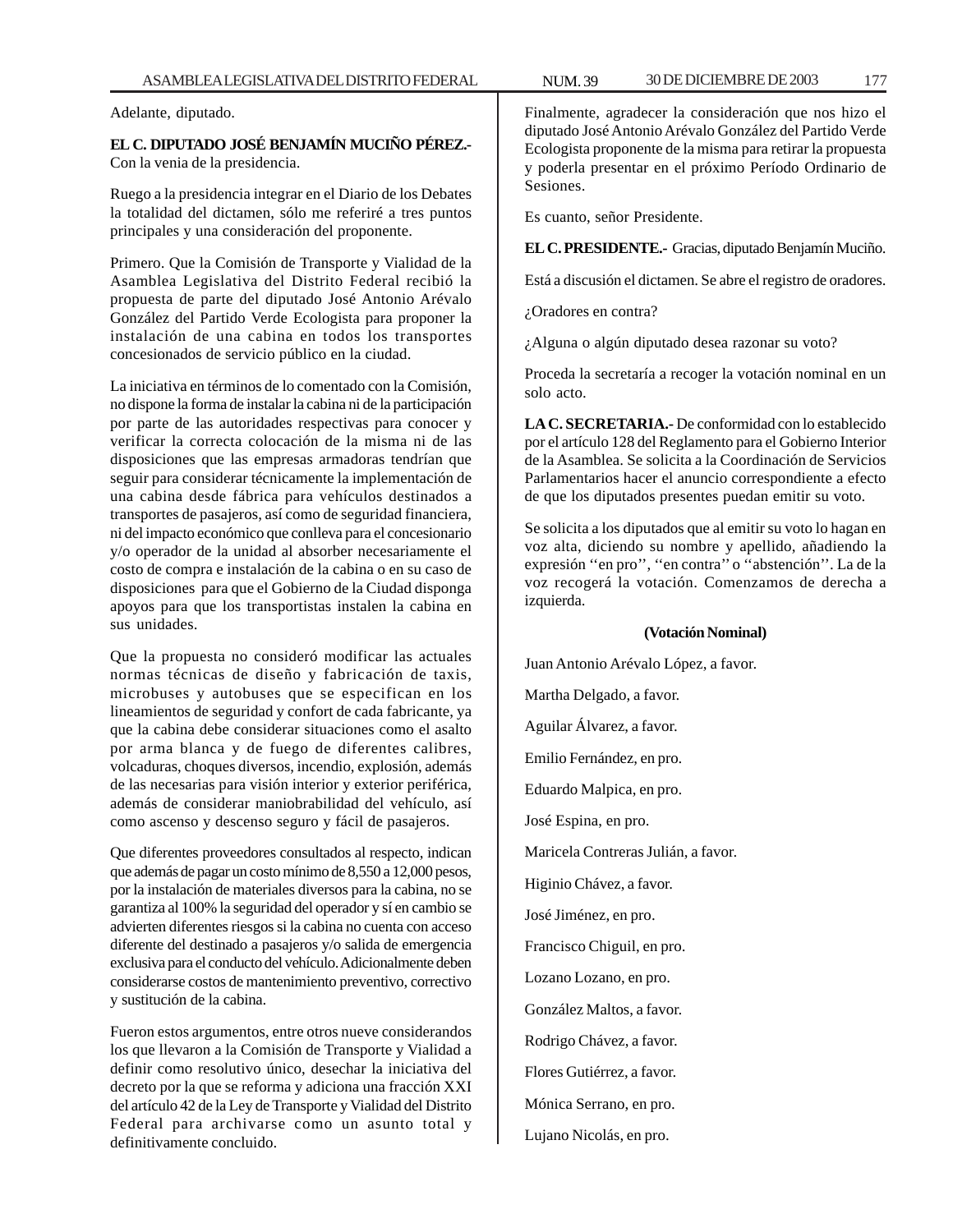Adelante, diputado.

**EL C. DIPUTADO JOSÉ BENJAMÍN MUCIÑO PÉREZ.-** Con la venia de la presidencia.

Ruego a la presidencia integrar en el Diario de los Debates la totalidad del dictamen, sólo me referiré a tres puntos principales y una consideración del proponente.

Primero. Que la Comisión de Transporte y Vialidad de la Asamblea Legislativa del Distrito Federal recibió la propuesta de parte del diputado José Antonio Arévalo González del Partido Verde Ecologista para proponer la instalación de una cabina en todos los transportes concesionados de servicio público en la ciudad.

La iniciativa en términos de lo comentado con la Comisión, no dispone la forma de instalar la cabina ni de la participación por parte de las autoridades respectivas para conocer y verificar la correcta colocación de la misma ni de las disposiciones que las empresas armadoras tendrían que seguir para considerar técnicamente la implementación de una cabina desde fábrica para vehículos destinados a transportes de pasajeros, así como de seguridad financiera, ni del impacto económico que conlleva para el concesionario y/o operador de la unidad al absorber necesariamente el costo de compra e instalación de la cabina o en su caso de disposiciones para que el Gobierno de la Ciudad disponga apoyos para que los transportistas instalen la cabina en sus unidades.

Que la propuesta no consideró modificar las actuales normas técnicas de diseño y fabricación de taxis, microbuses y autobuses que se especifican en los lineamientos de seguridad y confort de cada fabricante, ya que la cabina debe considerar situaciones como el asalto por arma blanca y de fuego de diferentes calibres, volcaduras, choques diversos, incendio, explosión, además de las necesarias para visión interior y exterior periférica, además de considerar maniobrabilidad del vehículo, así como ascenso y descenso seguro y fácil de pasajeros.

Que diferentes proveedores consultados al respecto, indican que además de pagar un costo mínimo de 8,550 a 12,000 pesos, por la instalación de materiales diversos para la cabina, no se garantiza al 100% la seguridad del operador y sí en cambio se advierten diferentes riesgos si la cabina no cuenta con acceso diferente del destinado a pasajeros y/o salida de emergencia exclusiva para el conducto del vehículo. Adicionalmente deben considerarse costos de mantenimiento preventivo, correctivo y sustitución de la cabina.

Fueron estos argumentos, entre otros nueve considerandos los que llevaron a la Comisión de Transporte y Vialidad a definir como resolutivo único, desechar la iniciativa del decreto por la que se reforma y adiciona una fracción XXI del artículo 42 de la Ley de Transporte y Vialidad del Distrito Federal para archivarse como un asunto total y definitivamente concluido.

Finalmente, agradecer la consideración que nos hizo el diputado José Antonio Arévalo González del Partido Verde Ecologista proponente de la misma para retirar la propuesta y poderla presentar en el próximo Período Ordinario de Sesiones.

Es cuanto, señor Presidente.

**EL C. PRESIDENTE.-** Gracias, diputado Benjamín Muciño.

Está a discusión el dictamen. Se abre el registro de oradores.

¿Oradores en contra?

¿Alguna o algún diputado desea razonar su voto?

Proceda la secretaría a recoger la votación nominal en un solo acto.

**LA C. SECRETARIA.-** De conformidad con lo establecido por el artículo 128 del Reglamento para el Gobierno Interior de la Asamblea. Se solicita a la Coordinación de Servicios Parlamentarios hacer el anuncio correspondiente a efecto de que los diputados presentes puedan emitir su voto.

Se solicita a los diputados que al emitir su voto lo hagan en voz alta, diciendo su nombre y apellido, añadiendo la expresión ''en pro'', ''en contra'' o ''abstención''. La de la voz recogerá la votación. Comenzamos de derecha a izquierda.

**(Votación Nominal)**

Juan Antonio Arévalo López, a favor.

Martha Delgado, a favor.

Aguilar Álvarez, a favor.

Emilio Fernández, en pro.

Eduardo Malpica, en pro.

José Espina, en pro.

Maricela Contreras Julián, a favor.

Higinio Chávez, a favor.

José Jiménez, en pro.

Francisco Chiguil, en pro.

Lozano Lozano, en pro.

González Maltos, a favor.

Rodrigo Chávez, a favor.

Flores Gutiérrez, a favor.

Mónica Serrano, en pro.

Lujano Nicolás, en pro.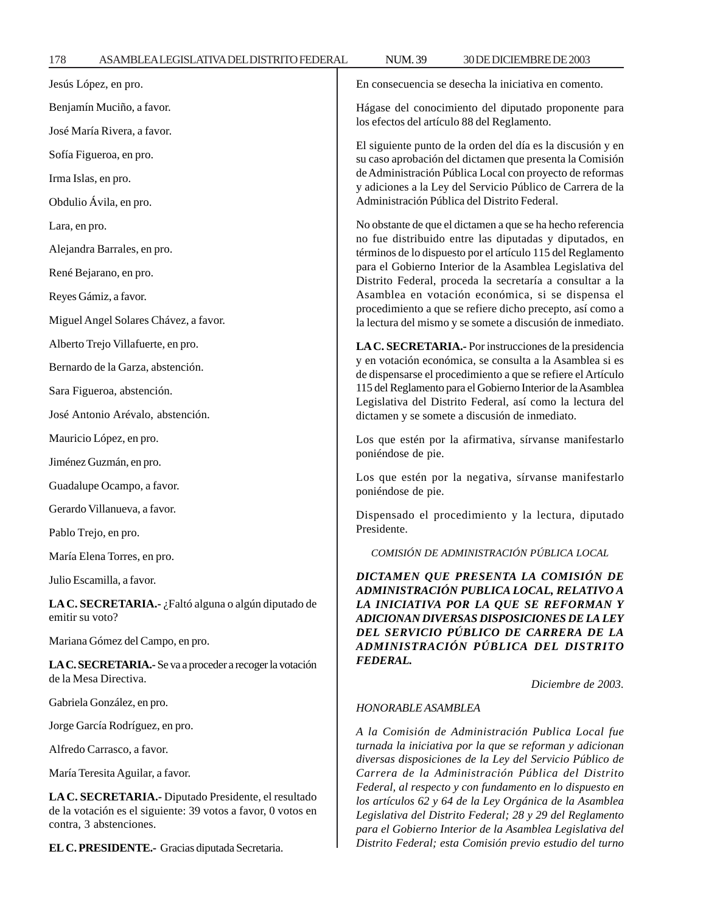Jesús López, en pro.

Benjamín Muciño, a favor.

José María Rivera, a favor.

Sofía Figueroa, en pro.

Irma Islas, en pro.

Obdulio Ávila, en pro.

Lara, en pro.

Alejandra Barrales, en pro.

René Bejarano, en pro.

Reyes Gámiz, a favor.

Miguel Angel Solares Chávez, a favor.

Alberto Trejo Villafuerte, en pro.

Bernardo de la Garza, abstención.

Sara Figueroa, abstención.

José Antonio Arévalo, abstención.

Mauricio López, en pro.

Jiménez Guzmán, en pro.

Guadalupe Ocampo, a favor.

Gerardo Villanueva, a favor.

Pablo Trejo, en pro.

María Elena Torres, en pro.

Julio Escamilla, a favor.

**LA C. SECRETARIA.-** ¿Faltó alguna o algún diputado de emitir su voto?

Mariana Gómez del Campo, en pro.

**LA C. SECRETARIA.-** Se va a proceder a recoger la votación de la Mesa Directiva.

Gabriela González, en pro.

Jorge García Rodríguez, en pro.

Alfredo Carrasco, a favor.

María Teresita Aguilar, a favor.

**LA C. SECRETARIA.-** Diputado Presidente, el resultado de la votación es el siguiente: 39 votos a favor, 0 votos en contra, 3 abstenciones.

**EL C. PRESIDENTE.-** Gracias diputada Secretaria.

En consecuencia se desecha la iniciativa en comento.

Hágase del conocimiento del diputado proponente para los efectos del artículo 88 del Reglamento.

El siguiente punto de la orden del día es la discusión y en su caso aprobación del dictamen que presenta la Comisión de Administración Pública Local con proyecto de reformas y adiciones a la Ley del Servicio Público de Carrera de la Administración Pública del Distrito Federal.

No obstante de que el dictamen a que se ha hecho referencia no fue distribuido entre las diputadas y diputados, en términos de lo dispuesto por el artículo 115 del Reglamento para el Gobierno Interior de la Asamblea Legislativa del Distrito Federal, proceda la secretaría a consultar a la Asamblea en votación económica, si se dispensa el procedimiento a que se refiere dicho precepto, así como a la lectura del mismo y se somete a discusión de inmediato.

**LA C. SECRETARIA.-** Por instrucciones de la presidencia y en votación económica, se consulta a la Asamblea si es de dispensarse el procedimiento a que se refiere el Artículo 115 del Reglamento para el Gobierno Interior de la Asamblea Legislativa del Distrito Federal, así como la lectura del dictamen y se somete a discusión de inmediato.

Los que estén por la afirmativa, sírvanse manifestarlo poniéndose de pie.

Los que estén por la negativa, sírvanse manifestarlo poniéndose de pie.

Dispensado el procedimiento y la lectura, diputado Presidente.

*COMISIÓN DE ADMINISTRACIÓN PÚBLICA LOCAL*

***DICTAMEN QUE PRESENTA LA COMISIÓN DE ADMINISTRACIÓN PUBLICA LOCAL, RELATIVO A LA INICIATIVA POR LA QUE SE REFORMAN Y ADICIONAN DIVERSAS DISPOSICIONES DE LA LEY DEL SERVICIO PÚBLICO DE CARRERA DE LA ADMINISTRACIÓN PÚBLICA DEL DISTRITO FEDERAL.***

*Diciembre de 2003.*

*HONORABLE ASAMBLEA*

*A la Comisión de Administración Publica Local fue turnada la iniciativa por la que se reforman y adicionan diversas disposiciones de la Ley del Servicio Público de Carrera de la Administración Pública del Distrito Federal, al respecto y con fundamento en lo dispuesto en los artículos 62 y 64 de la Ley Orgánica de la Asamblea Legislativa del Distrito Federal; 28 y 29 del Reglamento para el Gobierno Interior de la Asamblea Legislativa del Distrito Federal; esta Comisión previo estudio del turno*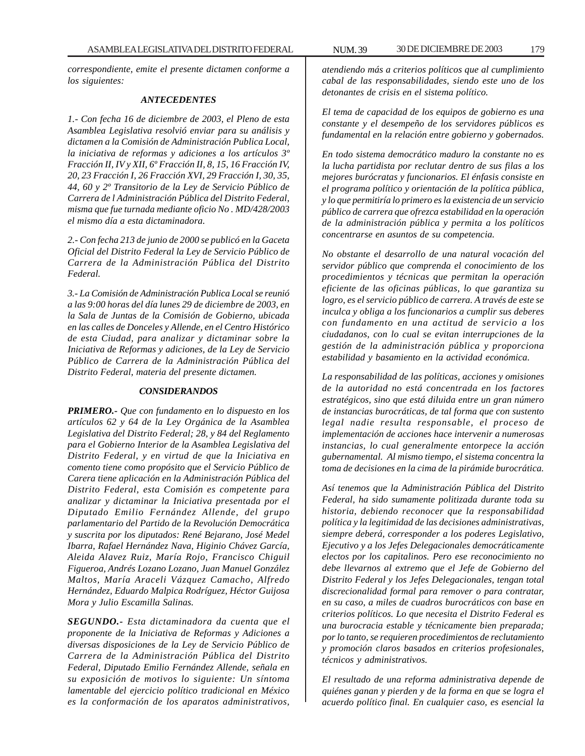*correspondiente, emite el presente dictamen conforme a los siguientes:*

### *ANTECEDENTES*

*1.- Con fecha 16 de diciembre de 2003, el Pleno de esta Asamblea Legislativa resolvió enviar para su análisis y dictamen a la Comisión de Administración Publica Local, la iniciativa de reformas y adiciones a los artículos 3º Fracción II, IV y XII, 6º Fracción II, 8, 15, 16 Fracción IV, 20, 23 Fracción I, 26 Fracción XVI, 29 Fracción I, 30, 35, 44, 60 y 2º Transitorio de la Ley de Servicio Público de Carrera de l Administración Pública del Distrito Federal, misma que fue turnada mediante oficio No . MD/428/2003 el mismo día a esta dictaminadora.*

*2.- Con fecha 213 de junio de 2000 se publicó en la Gaceta Oficial del Distrito Federal la Ley de Servicio Público de Carrera de la Administración Pública del Distrito Federal.*

*3.- La Comisión de Administración Publica Local se reunió a las 9:00 horas del día lunes 29 de diciembre de 2003, en la Sala de Juntas de la Comisión de Gobierno, ubicada en las calles de Donceles y Allende, en el Centro Histórico de esta Ciudad, para analizar y dictaminar sobre la Iniciativa de Reformas y adiciones, de la Ley de Servicio Público de Carrera de la Administración Pública del Distrito Federal, materia del presente dictamen.*

### *CONSIDERANDOS*

***PRIMERO.-*** *Que con fundamento en lo dispuesto en los artículos 62 y 64 de la Ley Orgánica de la Asamblea Legislativa del Distrito Federal; 28, y 84 del Reglamento para el Gobierno Interior de la Asamblea Legislativa del Distrito Federal, y en virtud de que la Iniciativa en comento tiene como propósito que el Servicio Público de Carera tiene aplicación en la Administración Pública del Distrito Federal, esta Comisión es competente para analizar y dictaminar la Iniciativa presentada por el Diputado Emilio Fernández Allende, del grupo parlamentario del Partido de la Revolución Democrática y suscrita por los diputados: René Bejarano, José Medel Ibarra, Rafael Hernández Nava, Higinio Chávez García, Aleida Alavez Ruiz, María Rojo, Francisco Chiguil Figueroa, Andrés Lozano Lozano, Juan Manuel González Maltos, María Araceli Vázquez Camacho, Alfredo Hernández, Eduardo Malpica Rodríguez, Héctor Guijosa Mora y Julio Escamilla Salinas.*

***SEGUNDO.-*** *Esta dictaminadora da cuenta que el proponente de la Iniciativa de Reformas y Adiciones a diversas disposiciones de la Ley de Servicio Público de Carrera de la Administración Pública del Distrito Federal, Diputado Emilio Fernández Allende, señala en su exposición de motivos lo siguiente: Un síntoma lamentable del ejercicio político tradicional en México es la conformación de los aparatos administrativos, atendiendo más a criterios políticos que al cumplimiento cabal de las responsabilidades, siendo este uno de los detonantes de crisis en el sistema político.*

*El tema de capacidad de los equipos de gobierno es una constante y el desempeño de los servidores públicos es fundamental en la relación entre gobierno y gobernados.*

*En todo sistema democrático maduro la constante no es la lucha partidista por reclutar dentro de sus filas a los mejores burócratas y funcionarios. El énfasis consiste en el programa político y orientación de la política pública, y lo que permitiría lo primero es la existencia de un servicio público de carrera que ofrezca estabilidad en la operación de la administración pública y permita a los políticos concentrarse en asuntos de su competencia.*

*No obstante el desarrollo de una natural vocación del servidor público que comprenda el conocimiento de los procedimientos y técnicas que permitan la operación eficiente de las oficinas públicas, lo que garantiza su logro, es el servicio público de carrera. A través de este se inculca y obliga a los funcionarios a cumplir sus deberes con fundamento en una actitud de servicio a los ciudadanos, con lo cual se evitan interrupciones de la gestión de la administración pública y proporciona estabilidad y basamiento en la actividad económica.*

*La responsabilidad de las políticas, acciones y omisiones de la autoridad no está concentrada en los factores estratégicos, sino que está diluida entre un gran número de instancias burocráticas, de tal forma que con sustento legal nadie resulta responsable, el proceso de implementación de acciones hace intervenir a numerosas instancias, lo cual generalmente entorpece la acción gubernamental. Al mismo tiempo, el sistema concentra la toma de decisiones en la cima de la pirámide burocrática.*

*Así tenemos que la Administración Pública del Distrito Federal, ha sido sumamente politizada durante toda su historia, debiendo reconocer que la responsabilidad política y la legitimidad de las decisiones administrativas, siempre deberá, corresponder a los poderes Legislativo, Ejecutivo y a los Jefes Delegacionales democráticamente electos por los capitalinos. Pero ese reconocimiento no debe llevarnos al extremo que el Jefe de Gobierno del Distrito Federal y los Jefes Delegacionales, tengan total discrecionalidad formal para remover o para contratar, en su caso, a miles de cuadros burocráticos con base en criterios políticos. Lo que necesita el Distrito Federal es una burocracia estable y técnicamente bien preparada; por lo tanto, se requieren procedimientos de reclutamiento y promoción claros basados en criterios profesionales, técnicos y administrativos.*

*El resultado de una reforma administrativa depende de quiénes ganan y pierden y de la forma en que se logra el acuerdo político final. En cualquier caso, es esencial la*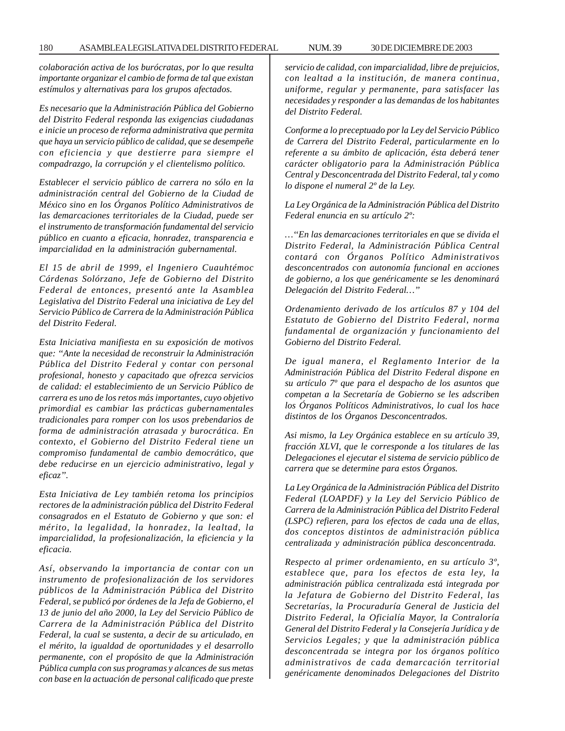*colaboración activa de los burócratas, por lo que resulta importante organizar el cambio de forma de tal que existan estímulos y alternativas para los grupos afectados.*

*Es necesario que la Administración Pública del Gobierno del Distrito Federal responda las exigencias ciudadanas e inicie un proceso de reforma administrativa que permita que haya un servicio público de calidad, que se desempeñe con eficiencia y que destierre para siempre el compadrazgo, la corrupción y el clientelismo político.*

*Establecer el servicio público de carrera no sólo en la administración central del Gobierno de la Ciudad de México sino en los Órganos Político Administrativos de las demarcaciones territoriales de la Ciudad, puede ser el instrumento de transformación fundamental del servicio público en cuanto a eficacia, honradez, transparencia e imparcialidad en la administración gubernamental.*

*El 15 de abril de 1999, el Ingeniero Cuauhtémoc Cárdenas Solórzano, Jefe de Gobierno del Distrito Federal de entonces, presentó ante la Asamblea Legislativa del Distrito Federal una iniciativa de Ley del Servicio Público de Carrera de la Administración Pública del Distrito Federal.*

*Esta Iniciativa manifiesta en su exposición de motivos que: "Ante la necesidad de reconstruir la Administración Pública del Distrito Federal y contar con personal profesional, honesto y capacitado que ofrezca servicios de calidad: el establecimiento de un Servicio Público de carrera es uno de los retos más importantes, cuyo objetivo primordial es cambiar las prácticas gubernamentales tradicionales para romper con los usos prebendarios de forma de administración atrasada y burocrática. En contexto, el Gobierno del Distrito Federal tiene un compromiso fundamental de cambio democrático, que debe reducirse en un ejercicio administrativo, legal y eficaz".*

*Esta Iniciativa de Ley también retoma los principios rectores de la administración pública del Distrito Federal consagrados en el Estatuto de Gobierno y que son: el mérito, la legalidad, la honradez, la lealtad, la imparcialidad, la profesionalización, la eficiencia y la eficacia.*

*Así, observando la importancia de contar con un instrumento de profesionalización de los servidores públicos de la Administración Pública del Distrito Federal, se publicó por órdenes de la Jefa de Gobierno, el 13 de junio del año 2000, la Ley del Servicio Público de Carrera de la Administración Pública del Distrito Federal, la cual se sustenta, a decir de su articulado, en el mérito, la igualdad de oportunidades y el desarrollo permanente, con el propósito de que la Administración Pública cumpla con sus programas y alcances de sus metas con base en la actuación de personal calificado que preste servicio de calidad, con imparcialidad, libre de prejuicios, con lealtad a la institución, de manera continua, uniforme, regular y permanente, para satisfacer las necesidades y responder a las demandas de los habitantes del Distrito Federal.*

*Conforme a lo preceptuado por la Ley del Servicio Público de Carrera del Distrito Federal, particularmente en lo referente a su ámbito de aplicación, ésta deberá tener carácter obligatorio para la Administración Pública Central y Desconcentrada del Distrito Federal, tal y como lo dispone el numeral 2º de la Ley.*

*La Ley Orgánica de la Administración Pública del Distrito Federal enuncia en su artículo 2º:*

*…"En las demarcaciones territoriales en que se divida el Distrito Federal, la Administración Pública Central contará con Órganos Político Administrativos desconcentrados con autonomía funcional en acciones de gobierno, a los que genéricamente se les denominará Delegación del Distrito Federal…"*

*Ordenamiento derivado de los artículos 87 y 104 del Estatuto de Gobierno del Distrito Federal, norma fundamental de organización y funcionamiento del Gobierno del Distrito Federal.*

*De igual manera, el Reglamento Interior de la Administración Pública del Distrito Federal dispone en su artículo 7º que para el despacho de los asuntos que competan a la Secretaría de Gobierno se les adscriben los Órganos Políticos Administrativos, lo cual los hace distintos de los Órganos Desconcentrados.*

*Asi mismo, la Ley Orgánica establece en su artículo 39, fracción XLVI, que le corresponde a los titulares de las Delegaciones el ejecutar el sistema de servicio público de carrera que se determine para estos Órganos.*

*La Ley Orgánica de la Administración Pública del Distrito Federal (LOAPDF) y la Ley del Servicio Público de Carrera de la Administración Pública del Distrito Federal (LSPC) refieren, para los efectos de cada una de ellas, dos conceptos distintos de administración pública centralizada y administración pública desconcentrada.*

*Respecto al primer ordenamiento, en su artículo 3º, establece que, para los efectos de esta ley, la administración pública centralizada está integrada por la Jefatura de Gobierno del Distrito Federal, las Secretarías, la Procuraduría General de Justicia del Distrito Federal, la Oficialía Mayor, la Contraloría General del Distrito Federal y la Consejería Jurídica y de Servicios Legales; y que la administración pública desconcentrada se integra por los órganos político administrativos de cada demarcación territorial genéricamente denominados Delegaciones del Distrito*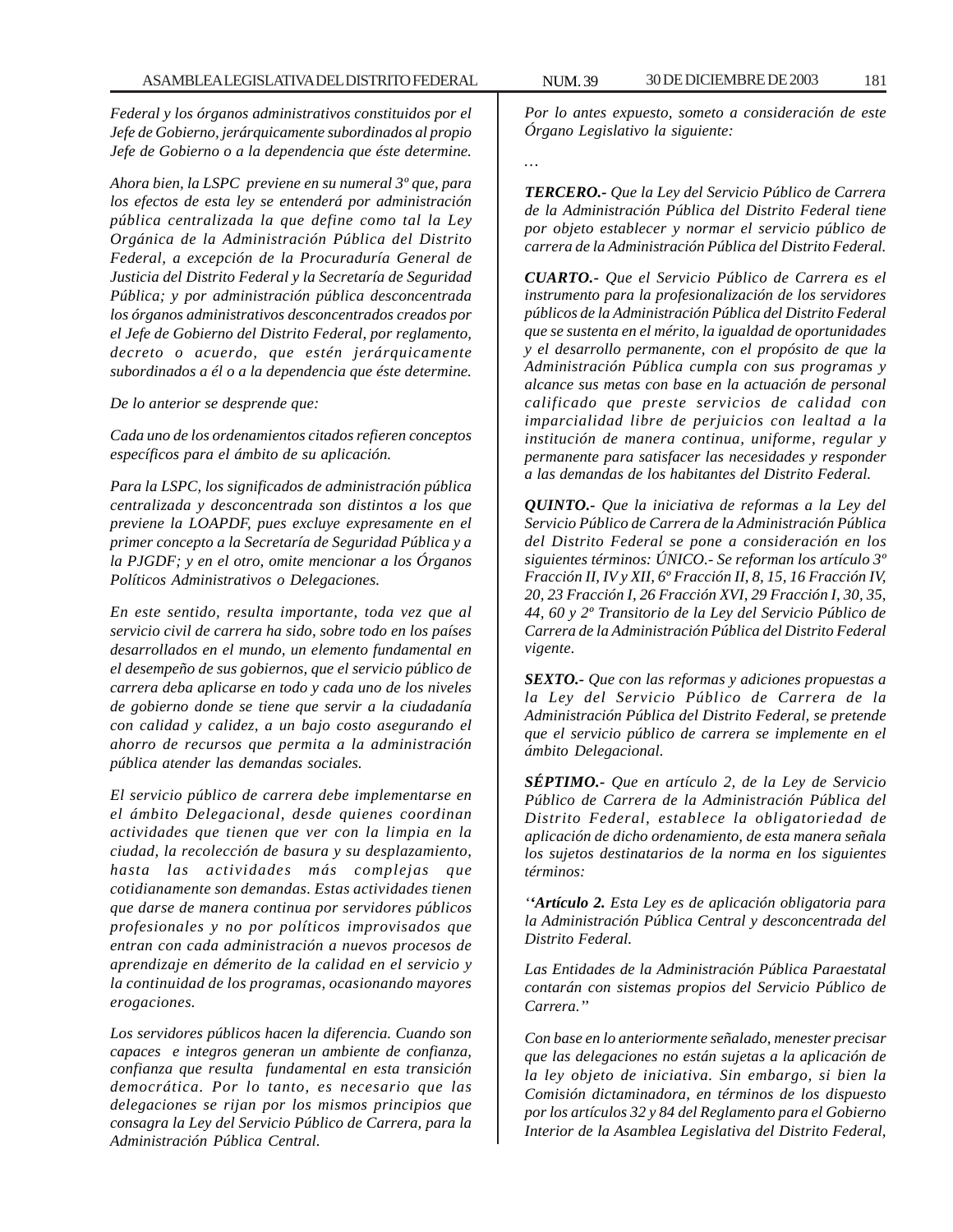*Federal y los órganos administrativos constituidos por el Jefe de Gobierno, jerárquicamente subordinados al propio Jefe de Gobierno o a la dependencia que éste determine.*

*Ahora bien, la LSPC previene en su numeral 3º que, para los efectos de esta ley se entenderá por administración pública centralizada la que define como tal la Ley Orgánica de la Administración Pública del Distrito Federal, a excepción de la Procuraduría General de Justicia del Distrito Federal y la Secretaría de Seguridad Pública; y por administración pública desconcentrada los órganos administrativos desconcentrados creados por el Jefe de Gobierno del Distrito Federal, por reglamento, decreto o acuerdo, que estén jerárquicamente subordinados a él o a la dependencia que éste determine.*

*De lo anterior se desprende que:*

*Cada uno de los ordenamientos citados refieren conceptos específicos para el ámbito de su aplicación.*

*Para la LSPC, los significados de administración pública centralizada y desconcentrada son distintos a los que previene la LOAPDF, pues excluye expresamente en el primer concepto a la Secretaría de Seguridad Pública y a la PJGDF; y en el otro, omite mencionar a los Órganos Políticos Administrativos o Delegaciones.*

*En este sentido, resulta importante, toda vez que al servicio civil de carrera ha sido, sobre todo en los países desarrollados en el mundo, un elemento fundamental en el desempeño de sus gobiernos, que el servicio público de carrera deba aplicarse en todo y cada uno de los niveles de gobierno donde se tiene que servir a la ciudadanía con calidad y calidez, a un bajo costo asegurando el ahorro de recursos que permita a la administración pública atender las demandas sociales.*

*El servicio público de carrera debe implementarse en el ámbito Delegacional, desde quienes coordinan actividades que tienen que ver con la limpia en la ciudad, la recolección de basura y su desplazamiento, hasta las actividades más complejas que cotidianamente son demandas. Estas actividades tienen que darse de manera continua por servidores públicos profesionales y no por políticos improvisados que entran con cada administración a nuevos procesos de aprendizaje en démerito de la calidad en el servicio y la continuidad de los programas, ocasionando mayores erogaciones.*

*Los servidores públicos hacen la diferencia. Cuando son capaces e integros generan un ambiente de confianza, confianza que resulta fundamental en esta transición democrática. Por lo tanto, es necesario que las delegaciones se rijan por los mismos principios que consagra la Ley del Servicio Público de Carrera, para la Administración Pública Central.*

*Por lo antes expuesto, someto a consideración de este Órgano Legislativo la siguiente:*

*…*

***TERCERO.-** Que la Ley del Servicio Público de Carrera de la Administración Pública del Distrito Federal tiene por objeto establecer y normar el servicio público de carrera de la Administración Pública del Distrito Federal.*

***CUARTO.-** Que el Servicio Público de Carrera es el instrumento para la profesionalización de los servidores públicos de la Administración Pública del Distrito Federal que se sustenta en el mérito, la igualdad de oportunidades y el desarrollo permanente, con el propósito de que la Administración Pública cumpla con sus programas y alcance sus metas con base en la actuación de personal calificado que preste servicios de calidad con imparcialidad libre de perjuicios con lealtad a la institución de manera continua, uniforme, regular y permanente para satisfacer las necesidades y responder a las demandas de los habitantes del Distrito Federal.*

***QUINTO.-** Que la iniciativa de reformas a la Ley del Servicio Público de Carrera de la Administración Pública del Distrito Federal se pone a consideración en los siguientes términos: ÚNICO.- Se reforman los artículo 3º Fracción II, IV y XII, 6º Fracción II, 8, 15, 16 Fracción IV, 20, 23 Fracción I, 26 Fracción XVI, 29 Fracción I, 30, 35, 44, 60 y 2º Transitorio de la Ley del Servicio Público de Carrera de la Administración Pública del Distrito Federal vigente.*

***SEXTO.-** Que con las reformas y adiciones propuestas a la Ley del Servicio Público de Carrera de la Administración Pública del Distrito Federal, se pretende que el servicio público de carrera se implemente en el ámbito Delegacional.*

***SÉPTIMO.-** Que en artículo 2, de la Ley de Servicio Público de Carrera de la Administración Pública del Distrito Federal, establece la obligatoriedad de aplicación de dicho ordenamiento, de esta manera señala los sujetos destinatarios de la norma en los siguientes términos:*

*''**Artículo 2.** Esta Ley es de aplicación obligatoria para la Administración Pública Central y desconcentrada del Distrito Federal.*

*Las Entidades de la Administración Pública Paraestatal contarán con sistemas propios del Servicio Público de Carrera.''*

*Con base en lo anteriormente señalado, menester precisar que las delegaciones no están sujetas a la aplicación de la ley objeto de iniciativa. Sin embargo, si bien la Comisión dictaminadora, en términos de los dispuesto por los artículos 32 y 84 del Reglamento para el Gobierno Interior de la Asamblea Legislativa del Distrito Federal,*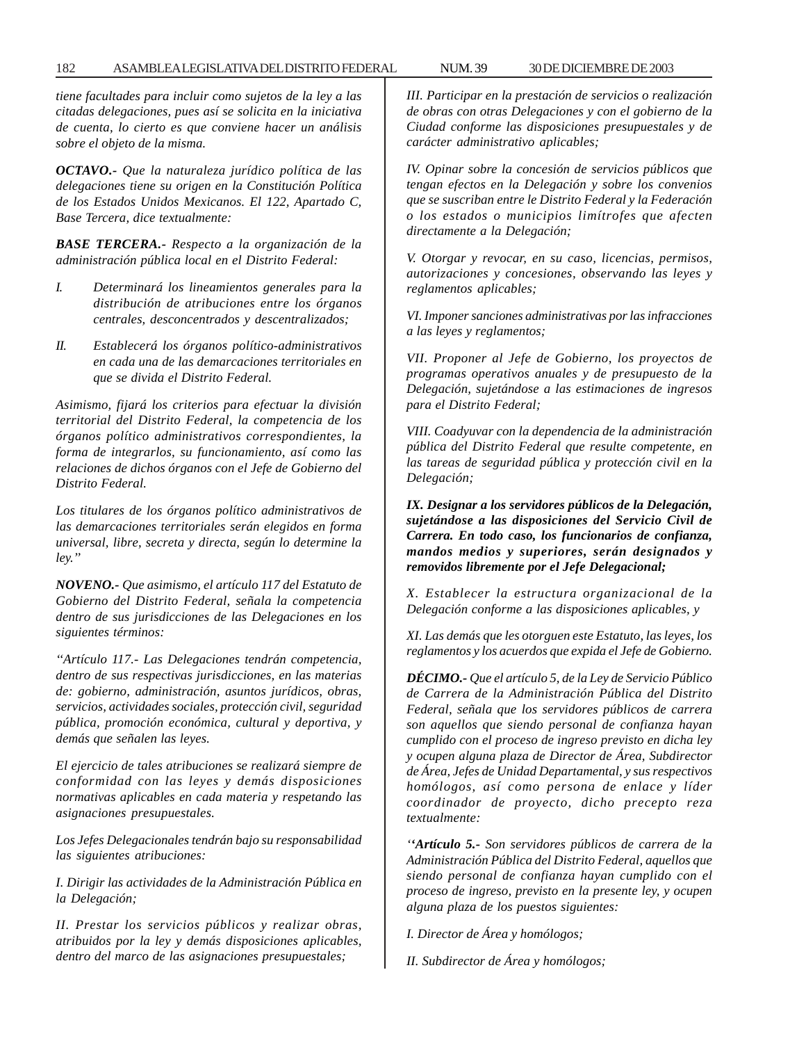*tiene facultades para incluir como sujetos de la ley a las citadas delegaciones, pues así se solicita en la iniciativa de cuenta, lo cierto es que conviene hacer un análisis sobre el objeto de la misma.*

***OCTAVO.-*** *Que la naturaleza jurídico política de las delegaciones tiene su origen en la Constitución Política de los Estados Unidos Mexicanos. El 122, Apartado C, Base Tercera, dice textualmente:*

***BASE TERCERA.-*** *Respecto a la organización de la administración pública local en el Distrito Federal:*

*I. Determinará los lineamientos generales para la distribución de atribuciones entre los órganos centrales, desconcentrados y descentralizados;*

*II. Establecerá los órganos político-administrativos en cada una de las demarcaciones territoriales en que se divida el Distrito Federal.*

*Asimismo, fijará los criterios para efectuar la división territorial del Distrito Federal, la competencia de los órganos político administrativos correspondientes, la forma de integrarlos, su funcionamiento, así como las relaciones de dichos órganos con el Jefe de Gobierno del Distrito Federal.*

*Los titulares de los órganos político administrativos de las demarcaciones territoriales serán elegidos en forma universal, libre, secreta y directa, según lo determine la ley.''*

***NOVENO.-*** *Que asimismo, el artículo 117 del Estatuto de Gobierno del Distrito Federal, señala la competencia dentro de sus jurisdicciones de las Delegaciones en los siguientes términos:*

*''Artículo 117.- Las Delegaciones tendrán competencia, dentro de sus respectivas jurisdicciones, en las materias de: gobierno, administración, asuntos jurídicos, obras, servicios, actividades sociales, protección civil, seguridad pública, promoción económica, cultural y deportiva, y demás que señalen las leyes.*

*El ejercicio de tales atribuciones se realizará siempre de conformidad con las leyes y demás disposiciones normativas aplicables en cada materia y respetando las asignaciones presupuestales.*

*Los Jefes Delegacionales tendrán bajo su responsabilidad las siguientes atribuciones:*

*I. Dirigir las actividades de la Administración Pública en la Delegación;*

*II. Prestar los servicios públicos y realizar obras, atribuidos por la ley y demás disposiciones aplicables, dentro del marco de las asignaciones presupuestales;*

*III. Participar en la prestación de servicios o realización de obras con otras Delegaciones y con el gobierno de la Ciudad conforme las disposiciones presupuestales y de carácter administrativo aplicables;*

*IV. Opinar sobre la concesión de servicios públicos que tengan efectos en la Delegación y sobre los convenios que se suscriban entre le Distrito Federal y la Federación o los estados o municipios limítrofes que afecten directamente a la Delegación;*

*V. Otorgar y revocar, en su caso, licencias, permisos, autorizaciones y concesiones, observando las leyes y reglamentos aplicables;*

*VI. Imponer sanciones administrativas por las infracciones a las leyes y reglamentos;*

*VII. Proponer al Jefe de Gobierno, los proyectos de programas operativos anuales y de presupuesto de la Delegación, sujetándose a las estimaciones de ingresos para el Distrito Federal;*

*VIII. Coadyuvar con la dependencia de la administración pública del Distrito Federal que resulte competente, en las tareas de seguridad pública y protección civil en la Delegación;*

***IX. Designar a los servidores públicos de la Delegación, sujetándose a las disposiciones del Servicio Civil de Carrera. En todo caso, los funcionarios de confianza, mandos medios y superiores, serán designados y removidos libremente por el Jefe Delegacional;***

*X. Establecer la estructura organizacional de la Delegación conforme a las disposiciones aplicables, y*

*XI. Las demás que les otorguen este Estatuto, las leyes, los reglamentos y los acuerdos que expida el Jefe de Gobierno.*

***DÉCIMO.-*** *Que el artículo 5, de la Ley de Servicio Público de Carrera de la Administración Pública del Distrito Federal, señala que los servidores públicos de carrera son aquellos que siendo personal de confianza hayan cumplido con el proceso de ingreso previsto en dicha ley y ocupen alguna plaza de Director de Área, Subdirector de Área, Jefes de Unidad Departamental, y sus respectivos homólogos, así como persona de enlace y líder coordinador de proyecto, dicho precepto reza textualmente:*

*''**Artículo 5.-** Son servidores públicos de carrera de la Administración Pública del Distrito Federal, aquellos que siendo personal de confianza hayan cumplido con el proceso de ingreso, previsto en la presente ley, y ocupen alguna plaza de los puestos siguientes:*

*I. Director de Área y homólogos;*

*II. Subdirector de Área y homólogos;*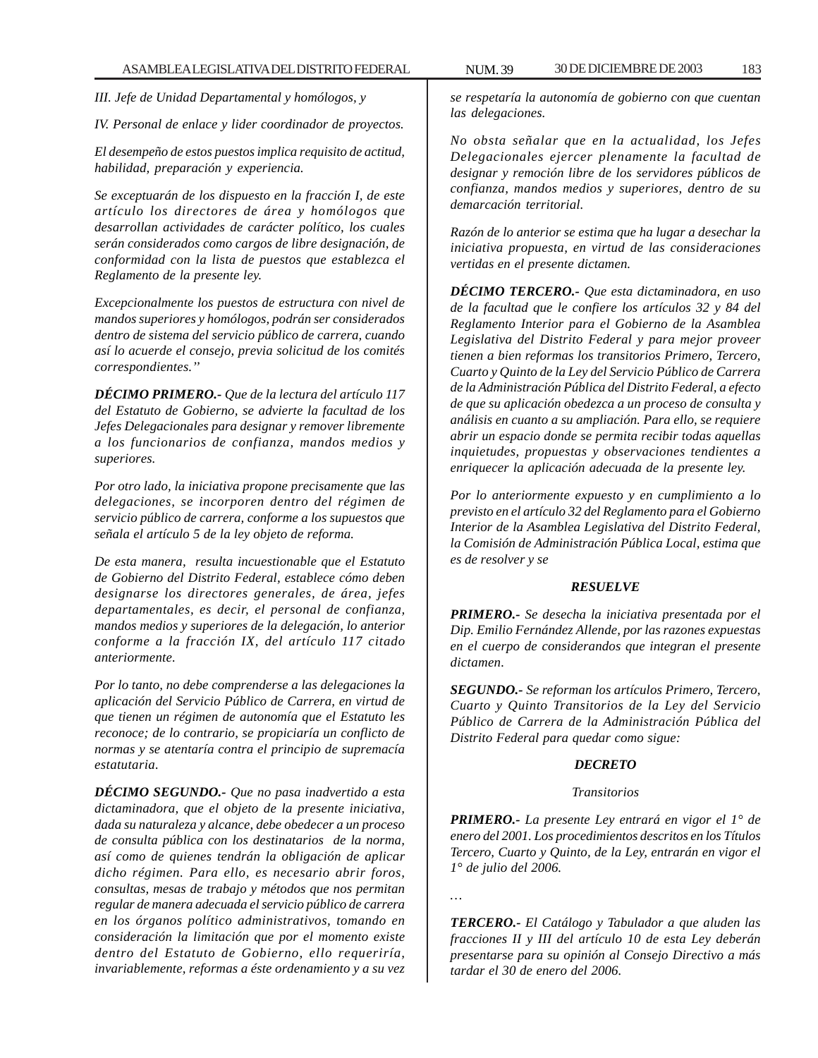*III. Jefe de Unidad Departamental y homólogos, y*

*IV. Personal de enlace y lider coordinador de proyectos.*

*El desempeño de estos puestos implica requisito de actitud, habilidad, preparación y experiencia.*

*Se exceptuarán de los dispuesto en la fracción I, de este artículo los directores de área y homólogos que desarrollan actividades de carácter político, los cuales serán considerados como cargos de libre designación, de conformidad con la lista de puestos que establezca el Reglamento de la presente ley.*

*Excepcionalmente los puestos de estructura con nivel de mandos superiores y homólogos, podrán ser considerados dentro de sistema del servicio público de carrera, cuando así lo acuerde el consejo, previa solicitud de los comités correspondientes."*

***DÉCIMO PRIMERO.-*** *Que de la lectura del artículo 117 del Estatuto de Gobierno, se advierte la facultad de los Jefes Delegacionales para designar y remover libremente a los funcionarios de confianza, mandos medios y superiores.*

*Por otro lado, la iniciativa propone precisamente que las delegaciones, se incorporen dentro del régimen de servicio público de carrera, conforme a los supuestos que señala el artículo 5 de la ley objeto de reforma.*

*De esta manera, resulta incuestionable que el Estatuto de Gobierno del Distrito Federal, establece cómo deben designarse los directores generales, de área, jefes departamentales, es decir, el personal de confianza, mandos medios y superiores de la delegación, lo anterior conforme a la fracción IX, del artículo 117 citado anteriormente.*

*Por lo tanto, no debe comprenderse a las delegaciones la aplicación del Servicio Público de Carrera, en virtud de que tienen un régimen de autonomía que el Estatuto les reconoce; de lo contrario, se propiciaría un conflicto de normas y se atentaría contra el principio de supremacía estatutaria.*

***DÉCIMO SEGUNDO.-*** *Que no pasa inadvertido a esta dictaminadora, que el objeto de la presente iniciativa, dada su naturaleza y alcance, debe obedecer a un proceso de consulta pública con los destinatarios de la norma, así como de quienes tendrán la obligación de aplicar dicho régimen. Para ello, es necesario abrir foros, consultas, mesas de trabajo y métodos que nos permitan regular de manera adecuada el servicio público de carrera en los órganos político administrativos, tomando en consideración la limitación que por el momento existe dentro del Estatuto de Gobierno, ello requeriría, invariablemente, reformas a éste ordenamiento y a su vez se respetaría la autonomía de gobierno con que cuentan las delegaciones.*

*No obsta señalar que en la actualidad, los Jefes Delegacionales ejercer plenamente la facultad de designar y remoción libre de los servidores públicos de confianza, mandos medios y superiores, dentro de su demarcación territorial.*

*Razón de lo anterior se estima que ha lugar a desechar la iniciativa propuesta, en virtud de las consideraciones vertidas en el presente dictamen.*

***DÉCIMO TERCERO.-*** *Que esta dictaminadora, en uso de la facultad que le confiere los artículos 32 y 84 del Reglamento Interior para el Gobierno de la Asamblea Legislativa del Distrito Federal y para mejor proveer tienen a bien reformas los transitorios Primero, Tercero, Cuarto y Quinto de la Ley del Servicio Público de Carrera de la Administración Pública del Distrito Federal, a efecto de que su aplicación obedezca a un proceso de consulta y análisis en cuanto a su ampliación. Para ello, se requiere abrir un espacio donde se permita recibir todas aquellas inquietudes, propuestas y observaciones tendientes a enriquecer la aplicación adecuada de la presente ley.*

*Por lo anteriormente expuesto y en cumplimiento a lo previsto en el artículo 32 del Reglamento para el Gobierno Interior de la Asamblea Legislativa del Distrito Federal, la Comisión de Administración Pública Local, estima que es de resolver y se*

***RESUELVE***

***PRIMERO.-*** *Se desecha la iniciativa presentada por el Dip. Emilio Fernández Allende, por las razones expuestas en el cuerpo de considerandos que integran el presente dictamen.*

***SEGUNDO.-*** *Se reforman los artículos Primero, Tercero, Cuarto y Quinto Transitorios de la Ley del Servicio Público de Carrera de la Administración Pública del Distrito Federal para quedar como sigue:*

***DECRETO***

*Transitorios*

***PRIMERO.-*** *La presente Ley entrará en vigor el 1° de enero del 2001. Los procedimientos descritos en los Títulos Tercero, Cuarto y Quinto, de la Ley, entrarán en vigor el 1° de julio del 2006.*

*…*

***TERCERO.-*** *El Catálogo y Tabulador a que aluden las fracciones II y III del artículo 10 de esta Ley deberán presentarse para su opinión al Consejo Directivo a más tardar el 30 de enero del 2006.*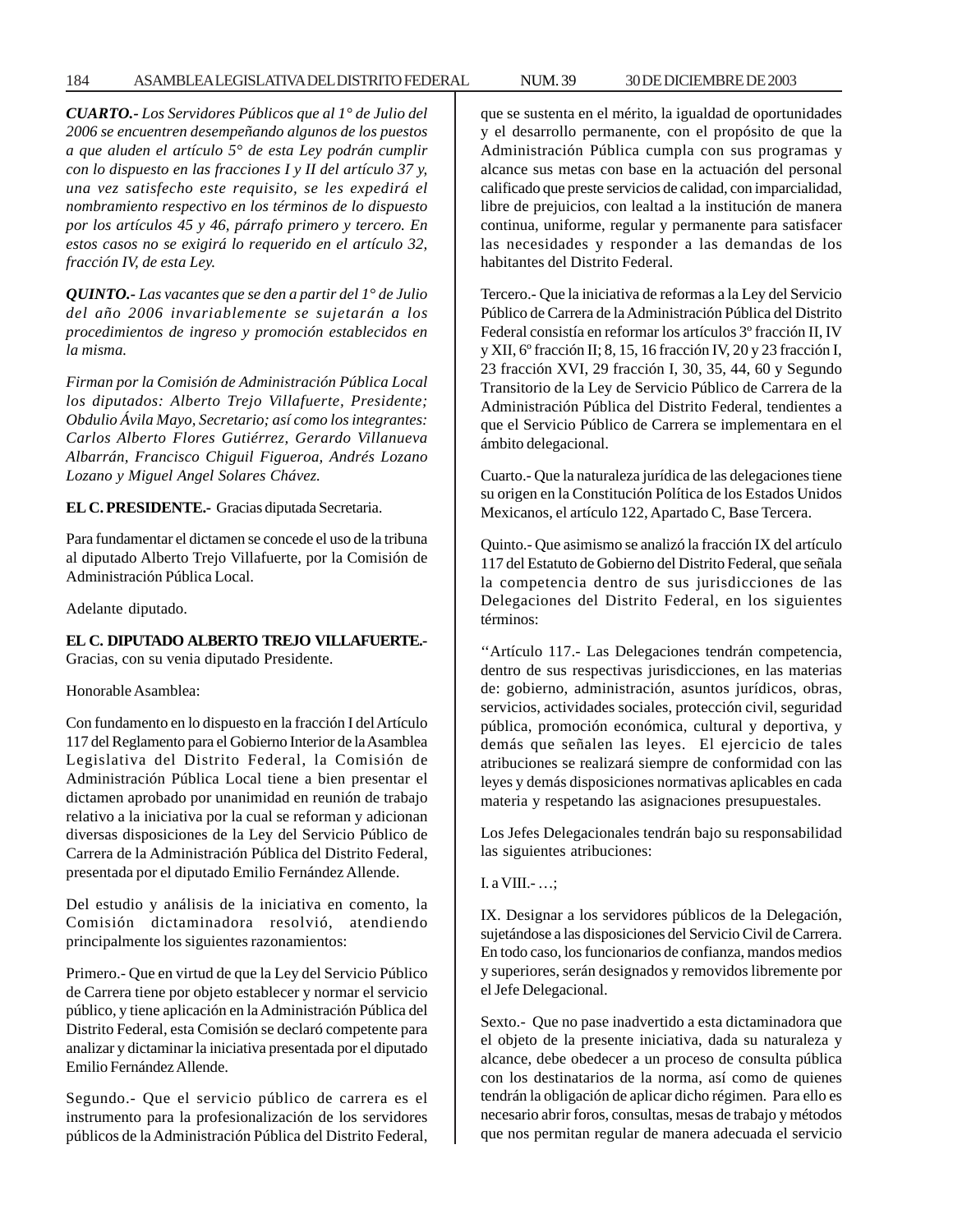***CUARTO.-*** *Los Servidores Públicos que al 1° de Julio del 2006 se encuentren desempeñando algunos de los puestos a que aluden el artículo 5° de esta Ley podrán cumplir con lo dispuesto en las fracciones I y II del artículo 37 y, una vez satisfecho este requisito, se les expedirá el nombramiento respectivo en los términos de lo dispuesto por los artículos 45 y 46, párrafo primero y tercero. En estos casos no se exigirá lo requerido en el artículo 32, fracción IV, de esta Ley.*

***QUINTO.-*** *Las vacantes que se den a partir del 1° de Julio del año 2006 invariablemente se sujetarán a los procedimientos de ingreso y promoción establecidos en la misma.*

*Firman por la Comisión de Administración Pública Local los diputados: Alberto Trejo Villafuerte, Presidente; Obdulio Ávila Mayo, Secretario; así como los integrantes: Carlos Alberto Flores Gutiérrez, Gerardo Villanueva Albarrán, Francisco Chiguil Figueroa, Andrés Lozano Lozano y Miguel Angel Solares Chávez.*

**EL C. PRESIDENTE.-** Gracias diputada Secretaria.

Para fundamentar el dictamen se concede el uso de la tribuna al diputado Alberto Trejo Villafuerte, por la Comisión de Administración Pública Local.

Adelante diputado.

**EL C. DIPUTADO ALBERTO TREJO VILLAFUERTE.-** Gracias, con su venia diputado Presidente.

Honorable Asamblea:

Con fundamento en lo dispuesto en la fracción I del Artículo 117 del Reglamento para el Gobierno Interior de la Asamblea Legislativa del Distrito Federal, la Comisión de Administración Pública Local tiene a bien presentar el dictamen aprobado por unanimidad en reunión de trabajo relativo a la iniciativa por la cual se reforman y adicionan diversas disposiciones de la Ley del Servicio Público de Carrera de la Administración Pública del Distrito Federal, presentada por el diputado Emilio Fernández Allende.

Del estudio y análisis de la iniciativa en comento, la Comisión dictaminadora resolvió, atendiendo principalmente los siguientes razonamientos:

Primero.- Que en virtud de que la Ley del Servicio Público de Carrera tiene por objeto establecer y normar el servicio público, y tiene aplicación en la Administración Pública del Distrito Federal, esta Comisión se declaró competente para analizar y dictaminar la iniciativa presentada por el diputado Emilio Fernández Allende.

Segundo.- Que el servicio público de carrera es el instrumento para la profesionalización de los servidores públicos de la Administración Pública del Distrito Federal, que se sustenta en el mérito, la igualdad de oportunidades y el desarrollo permanente, con el propósito de que la Administración Pública cumpla con sus programas y alcance sus metas con base en la actuación del personal calificado que preste servicios de calidad, con imparcialidad, libre de prejuicios, con lealtad a la institución de manera continua, uniforme, regular y permanente para satisfacer las necesidades y responder a las demandas de los habitantes del Distrito Federal.

Tercero.- Que la iniciativa de reformas a la Ley del Servicio Público de Carrera de la Administración Pública del Distrito Federal consistía en reformar los artículos 3º fracción II, IV y XII, 6º fracción II; 8, 15, 16 fracción IV, 20 y 23 fracción I, 23 fracción XVI, 29 fracción I, 30, 35, 44, 60 y Segundo Transitorio de la Ley de Servicio Público de Carrera de la Administración Pública del Distrito Federal, tendientes a que el Servicio Público de Carrera se implementara en el ámbito delegacional.

Cuarto.- Que la naturaleza jurídica de las delegaciones tiene su origen en la Constitución Política de los Estados Unidos Mexicanos, el artículo 122, Apartado C, Base Tercera.

Quinto.- Que asimismo se analizó la fracción IX del artículo 117 del Estatuto de Gobierno del Distrito Federal, que señala la competencia dentro de sus jurisdicciones de las Delegaciones del Distrito Federal, en los siguientes términos:

''Artículo 117.- Las Delegaciones tendrán competencia, dentro de sus respectivas jurisdicciones, en las materias de: gobierno, administración, asuntos jurídicos, obras, servicios, actividades sociales, protección civil, seguridad pública, promoción económica, cultural y deportiva, y demás que señalen las leyes. El ejercicio de tales atribuciones se realizará siempre de conformidad con las leyes y demás disposiciones normativas aplicables en cada materia y respetando las asignaciones presupuestales.

Los Jefes Delegacionales tendrán bajo su responsabilidad las siguientes atribuciones:

I. a VIII.- …;

IX. Designar a los servidores públicos de la Delegación, sujetándose a las disposiciones del Servicio Civil de Carrera. En todo caso, los funcionarios de confianza, mandos medios y superiores, serán designados y removidos libremente por el Jefe Delegacional.

Sexto.- Que no pase inadvertido a esta dictaminadora que el objeto de la presente iniciativa, dada su naturaleza y alcance, debe obedecer a un proceso de consulta pública con los destinatarios de la norma, así como de quienes tendrán la obligación de aplicar dicho régimen. Para ello es necesario abrir foros, consultas, mesas de trabajo y métodos que nos permitan regular de manera adecuada el servicio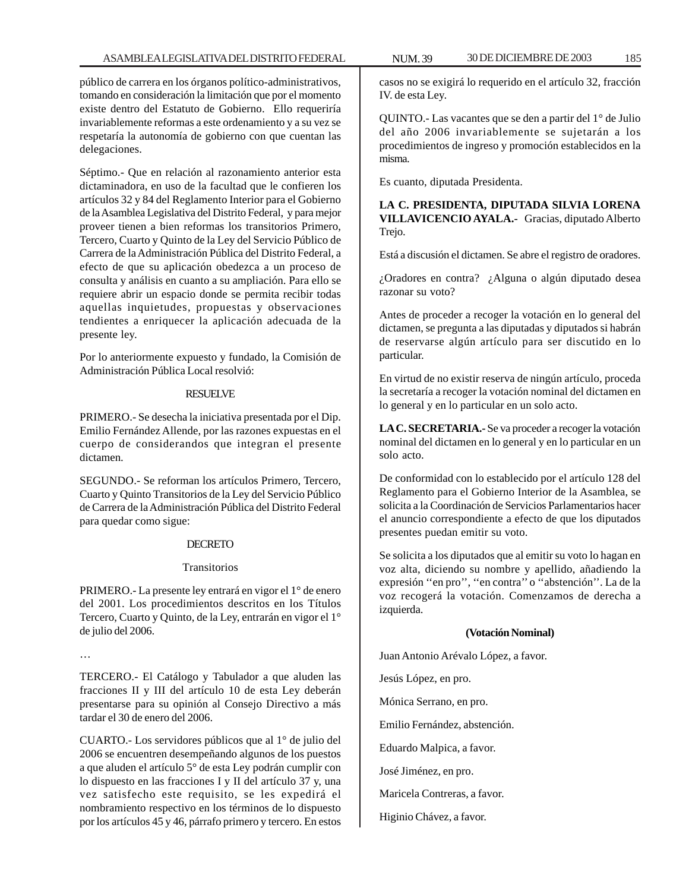público de carrera en los órganos político-administrativos, tomando en consideración la limitación que por el momento existe dentro del Estatuto de Gobierno. Ello requeriría invariablemente reformas a este ordenamiento y a su vez se respetaría la autonomía de gobierno con que cuentan las delegaciones.

Séptimo.- Que en relación al razonamiento anterior esta dictaminadora, en uso de la facultad que le confieren los artículos 32 y 84 del Reglamento Interior para el Gobierno de la Asamblea Legislativa del Distrito Federal, y para mejor proveer tienen a bien reformas los transitorios Primero, Tercero, Cuarto y Quinto de la Ley del Servicio Público de Carrera de la Administración Pública del Distrito Federal, a efecto de que su aplicación obedezca a un proceso de consulta y análisis en cuanto a su ampliación. Para ello se requiere abrir un espacio donde se permita recibir todas aquellas inquietudes, propuestas y observaciones tendientes a enriquecer la aplicación adecuada de la presente ley.

Por lo anteriormente expuesto y fundado, la Comisión de Administración Pública Local resolvió:

RESUELVE

PRIMERO.- Se desecha la iniciativa presentada por el Dip. Emilio Fernández Allende, por las razones expuestas en el cuerpo de considerandos que integran el presente dictamen.

SEGUNDO.- Se reforman los artículos Primero, Tercero, Cuarto y Quinto Transitorios de la Ley del Servicio Público de Carrera de la Administración Pública del Distrito Federal para quedar como sigue:

DECRETO

Transitorios

PRIMERO.- La presente ley entrará en vigor el 1° de enero del 2001. Los procedimientos descritos en los Títulos Tercero, Cuarto y Quinto, de la Ley, entrarán en vigor el 1° de julio del 2006.

…

TERCERO.- El Catálogo y Tabulador a que aluden las fracciones II y III del artículo 10 de esta Ley deberán presentarse para su opinión al Consejo Directivo a más tardar el 30 de enero del 2006.

CUARTO.- Los servidores públicos que al 1° de julio del 2006 se encuentren desempeñando algunos de los puestos a que aluden el artículo 5° de esta Ley podrán cumplir con lo dispuesto en las fracciones I y II del artículo 37 y, una vez satisfecho este requisito, se les expedirá el nombramiento respectivo en los términos de lo dispuesto por los artículos 45 y 46, párrafo primero y tercero. En estos casos no se exigirá lo requerido en el artículo 32, fracción IV. de esta Ley.

QUINTO.- Las vacantes que se den a partir del 1° de Julio del año 2006 invariablemente se sujetarán a los procedimientos de ingreso y promoción establecidos en la misma.

Es cuanto, diputada Presidenta.

**LA C. PRESIDENTA, DIPUTADA SILVIA LORENA VILLAVICENCIO AYALA.-** Gracias, diputado Alberto Trejo.

Está a discusión el dictamen. Se abre el registro de oradores.

¿Oradores en contra? ¿Alguna o algún diputado desea razonar su voto?

Antes de proceder a recoger la votación en lo general del dictamen, se pregunta a las diputadas y diputados si habrán de reservarse algún artículo para ser discutido en lo particular.

En virtud de no existir reserva de ningún artículo, proceda la secretaría a recoger la votación nominal del dictamen en lo general y en lo particular en un solo acto.

**LA C. SECRETARIA.-** Se va proceder a recoger la votación nominal del dictamen en lo general y en lo particular en un solo acto.

De conformidad con lo establecido por el artículo 128 del Reglamento para el Gobierno Interior de la Asamblea, se solicita a la Coordinación de Servicios Parlamentarios hacer el anuncio correspondiente a efecto de que los diputados presentes puedan emitir su voto.

Se solicita a los diputados que al emitir su voto lo hagan en voz alta, diciendo su nombre y apellido, añadiendo la expresión ''en pro'', ''en contra'' o ''abstención''. La de la voz recogerá la votación. Comenzamos de derecha a izquierda.

**(Votación Nominal)**

Juan Antonio Arévalo López, a favor.

Jesús López, en pro.

Mónica Serrano, en pro.

Emilio Fernández, abstención.

Eduardo Malpica, a favor.

José Jiménez, en pro.

Maricela Contreras, a favor.

Higinio Chávez, a favor.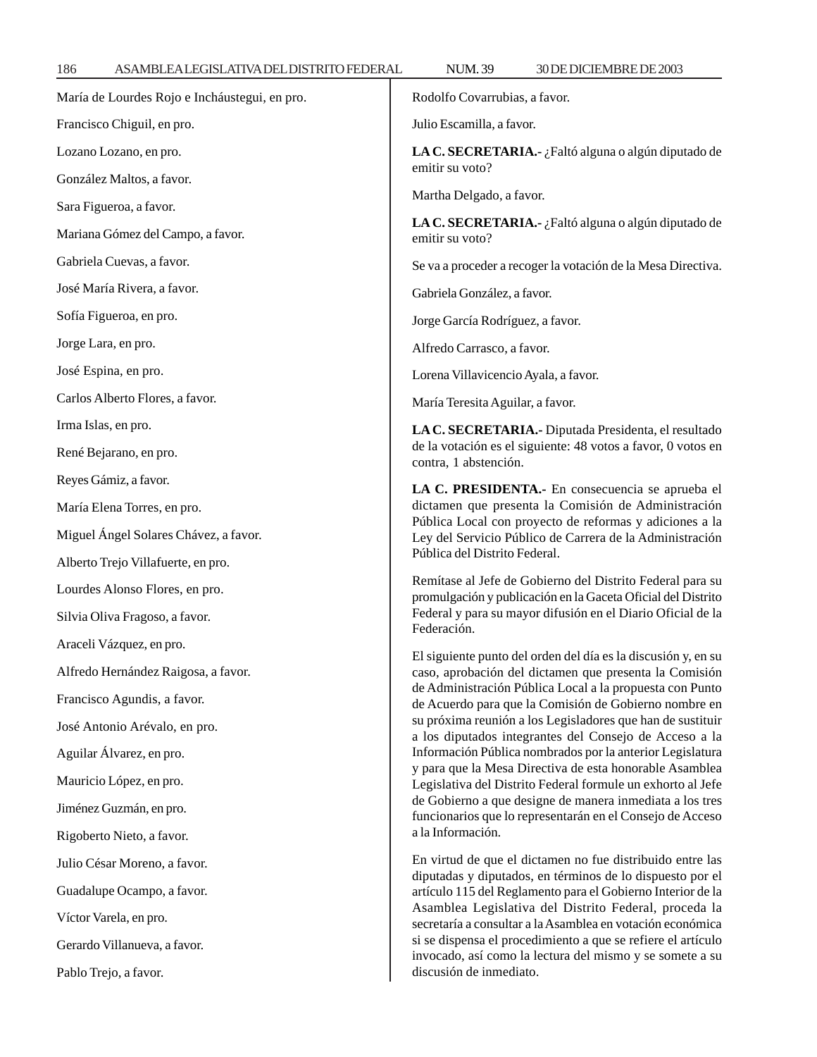María de Lourdes Rojo e Incháustegui, en pro.

Francisco Chiguil, en pro.

Lozano Lozano, en pro.

González Maltos, a favor.

Sara Figueroa, a favor.

Mariana Gómez del Campo, a favor.

Gabriela Cuevas, a favor.

José María Rivera, a favor.

Sofía Figueroa, en pro.

Jorge Lara, en pro.

José Espina, en pro.

Carlos Alberto Flores, a favor.

Irma Islas, en pro.

René Bejarano, en pro.

Reyes Gámiz, a favor.

María Elena Torres, en pro.

Miguel Ángel Solares Chávez, a favor.

Alberto Trejo Villafuerte, en pro.

Lourdes Alonso Flores, en pro.

Silvia Oliva Fragoso, a favor.

Araceli Vázquez, en pro.

Alfredo Hernández Raigosa, a favor.

Francisco Agundis, a favor.

José Antonio Arévalo, en pro.

Aguilar Álvarez, en pro.

Mauricio López, en pro.

Jiménez Guzmán, en pro.

Rigoberto Nieto, a favor.

Julio César Moreno, a favor.

Guadalupe Ocampo, a favor.

Víctor Varela, en pro.

Gerardo Villanueva, a favor.

Pablo Trejo, a favor.

Rodolfo Covarrubias, a favor.

Julio Escamilla, a favor.

**LA C. SECRETARIA.-** ¿Faltó alguna o algún diputado de emitir su voto?

Martha Delgado, a favor.

**LA C. SECRETARIA.-** ¿Faltó alguna o algún diputado de emitir su voto?

Se va a proceder a recoger la votación de la Mesa Directiva.

Gabriela González, a favor.

Jorge García Rodríguez, a favor.

Alfredo Carrasco, a favor.

Lorena Villavicencio Ayala, a favor.

María Teresita Aguilar, a favor.

**LA C. SECRETARIA.-** Diputada Presidenta, el resultado de la votación es el siguiente: 48 votos a favor, 0 votos en contra, 1 abstención.

**LA C. PRESIDENTA.-** En consecuencia se aprueba el dictamen que presenta la Comisión de Administración Pública Local con proyecto de reformas y adiciones a la Ley del Servicio Público de Carrera de la Administración Pública del Distrito Federal.

Remítase al Jefe de Gobierno del Distrito Federal para su promulgación y publicación en la Gaceta Oficial del Distrito Federal y para su mayor difusión en el Diario Oficial de la Federación.

El siguiente punto del orden del día es la discusión y, en su caso, aprobación del dictamen que presenta la Comisión de Administración Pública Local a la propuesta con Punto de Acuerdo para que la Comisión de Gobierno nombre en su próxima reunión a los Legisladores que han de sustituir a los diputados integrantes del Consejo de Acceso a la Información Pública nombrados por la anterior Legislatura y para que la Mesa Directiva de esta honorable Asamblea Legislativa del Distrito Federal formule un exhorto al Jefe de Gobierno a que designe de manera inmediata a los tres funcionarios que lo representarán en el Consejo de Acceso a la Información.

En virtud de que el dictamen no fue distribuido entre las diputadas y diputados, en términos de lo dispuesto por el artículo 115 del Reglamento para el Gobierno Interior de la Asamblea Legislativa del Distrito Federal, proceda la secretaría a consultar a la Asamblea en votación económica si se dispensa el procedimiento a que se refiere el artículo invocado, así como la lectura del mismo y se somete a su discusión de inmediato.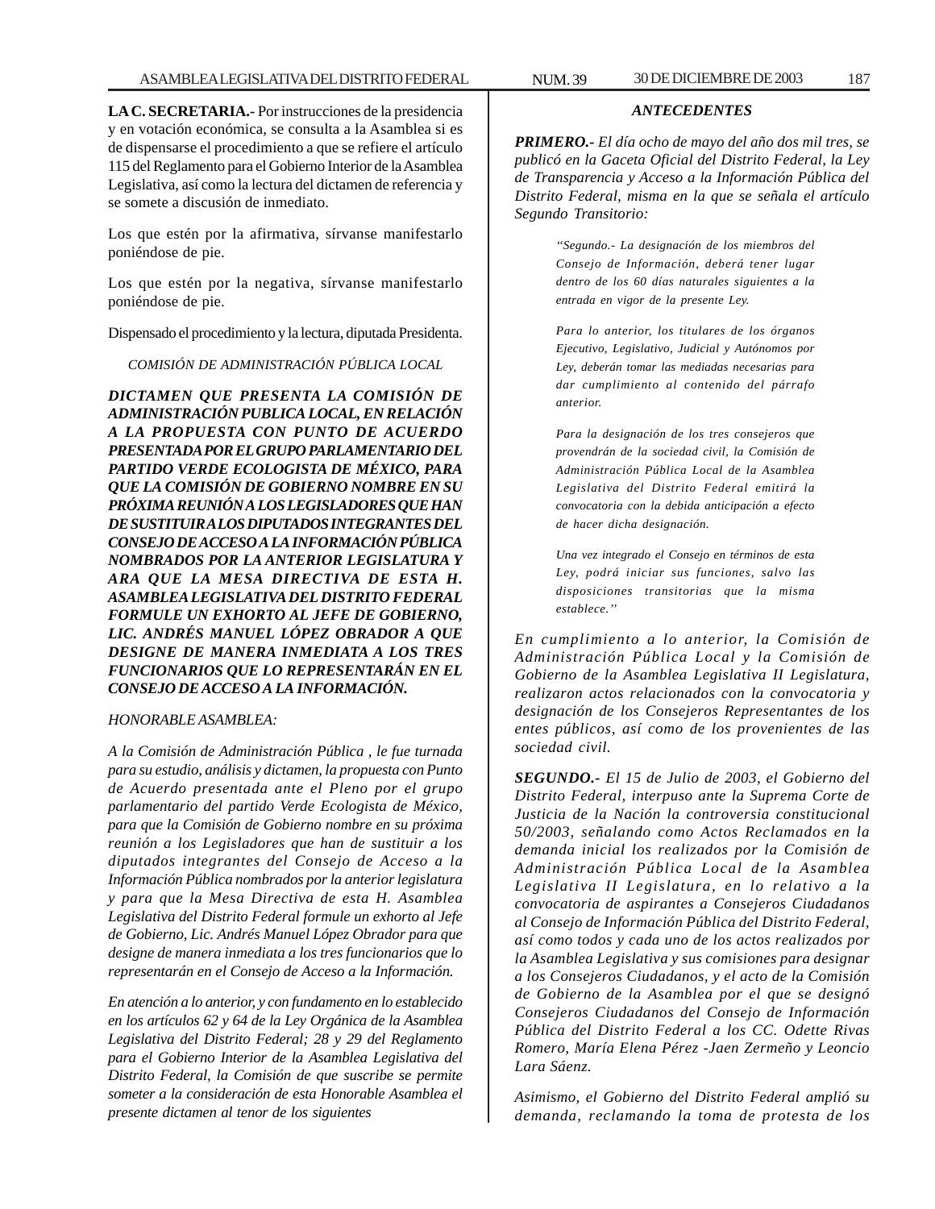**LA C. SECRETARIA.-** Por instrucciones de la presidencia y en votación económica, se consulta a la Asamblea si es de dispensarse el procedimiento a que se refiere el artículo 115 del Reglamento para el Gobierno Interior de la Asamblea Legislativa, así como la lectura del dictamen de referencia y se somete a discusión de inmediato.

Los que estén por la afirmativa, sírvanse manifestarlo poniéndose de pie.

Los que estén por la negativa, sírvanse manifestarlo poniéndose de pie.

Dispensado el procedimiento y la lectura, diputada Presidenta.

*COMISIÓN DE ADMINISTRACIÓN PÚBLICA LOCAL*

***DICTAMEN QUE PRESENTA LA COMISIÓN DE ADMINISTRACIÓN PUBLICA LOCAL, EN RELACIÓN A LA PROPUESTA CON PUNTO DE ACUERDO PRESENTADA POR EL GRUPO PARLAMENTARIO DEL PARTIDO VERDE ECOLOGISTA DE MÉXICO, PARA QUE LA COMISIÓN DE GOBIERNO NOMBRE EN SU PRÓXIMA REUNIÓN A LOS LEGISLADORES QUE HAN DE SUSTITUIR A LOS DIPUTADOS INTEGRANTES DEL CONSEJO DE ACCESO A LA INFORMACIÓN PÚBLICA NOMBRADOS POR LA ANTERIOR LEGISLATURA Y ARA QUE LA MESA DIRECTIVA DE ESTA H. ASAMBLEA LEGISLATIVA DEL DISTRITO FEDERAL FORMULE UN EXHORTO AL JEFE DE GOBIERNO, LIC. ANDRÉS MANUEL LÓPEZ OBRADOR A QUE DESIGNE DE MANERA INMEDIATA A LOS TRES FUNCIONARIOS QUE LO REPRESENTARÁN EN EL CONSEJO DE ACCESO A LA INFORMACIÓN.***

*HONORABLE ASAMBLEA:*

*A la Comisión de Administración Pública , le fue turnada para su estudio, análisis y dictamen, la propuesta con Punto de Acuerdo presentada ante el Pleno por el grupo parlamentario del partido Verde Ecologista de México, para que la Comisión de Gobierno nombre en su próxima reunión a los Legisladores que han de sustituir a los diputados integrantes del Consejo de Acceso a la Información Pública nombrados por la anterior legislatura y para que la Mesa Directiva de esta H. Asamblea Legislativa del Distrito Federal formule un exhorto al Jefe de Gobierno, Lic. Andrés Manuel López Obrador para que designe de manera inmediata a los tres funcionarios que lo representarán en el Consejo de Acceso a la Información.*

*En atención a lo anterior, y con fundamento en lo establecido en los artículos 62 y 64 de la Ley Orgánica de la Asamblea Legislativa del Distrito Federal; 28 y 29 del Reglamento para el Gobierno Interior de la Asamblea Legislativa del Distrito Federal, la Comisión de que suscribe se permite someter a la consideración de esta Honorable Asamblea el presente dictamen al tenor de los siguientes*

***ANTECEDENTES***

***PRIMERO.-*** *El día ocho de mayo del año dos mil tres, se publicó en la Gaceta Oficial del Distrito Federal, la Ley de Transparencia y Acceso a la Información Pública del Distrito Federal, misma en la que se señala el artículo Segundo Transitorio:*

> *"Segundo.- La designación de los miembros del Consejo de Información, deberá tener lugar dentro de los 60 días naturales siguientes a la entrada en vigor de la presente Ley.*
>
> *Para lo anterior, los titulares de los órganos Ejecutivo, Legislativo, Judicial y Autónomos por Ley, deberán tomar las mediadas necesarias para dar cumplimiento al contenido del párrafo anterior.*
>
> *Para la designación de los tres consejeros que provendrán de la sociedad civil, la Comisión de Administración Pública Local de la Asamblea Legislativa del Distrito Federal emitirá la convocatoria con la debida anticipación a efecto de hacer dicha designación.*
>
> *Una vez integrado el Consejo en términos de esta Ley, podrá iniciar sus funciones, salvo las disposiciones transitorias que la misma establece."*

*En cumplimiento a lo anterior, la Comisión de Administración Pública Local y la Comisión de Gobierno de la Asamblea Legislativa II Legislatura, realizaron actos relacionados con la convocatoria y designación de los Consejeros Representantes de los entes públicos, así como de los provenientes de las sociedad civil.*

***SEGUNDO.-*** *El 15 de Julio de 2003, el Gobierno del Distrito Federal, interpuso ante la Suprema Corte de Justicia de la Nación la controversia constitucional 50/2003, señalando como Actos Reclamados en la demanda inicial los realizados por la Comisión de Administración Pública Local de la Asamblea Legislativa II Legislatura, en lo relativo a la convocatoria de aspirantes a Consejeros Ciudadanos al Consejo de Información Pública del Distrito Federal, así como todos y cada uno de los actos realizados por la Asamblea Legislativa y sus comisiones para designar a los Consejeros Ciudadanos, y el acto de la Comisión de Gobierno de la Asamblea por el que se designó Consejeros Ciudadanos del Consejo de Información Pública del Distrito Federal a los CC. Odette Rivas Romero, María Elena Pérez -Jaen Zermeño y Leoncio Lara Sáenz.*

*Asimismo, el Gobierno del Distrito Federal amplió su demanda, reclamando la toma de protesta de los*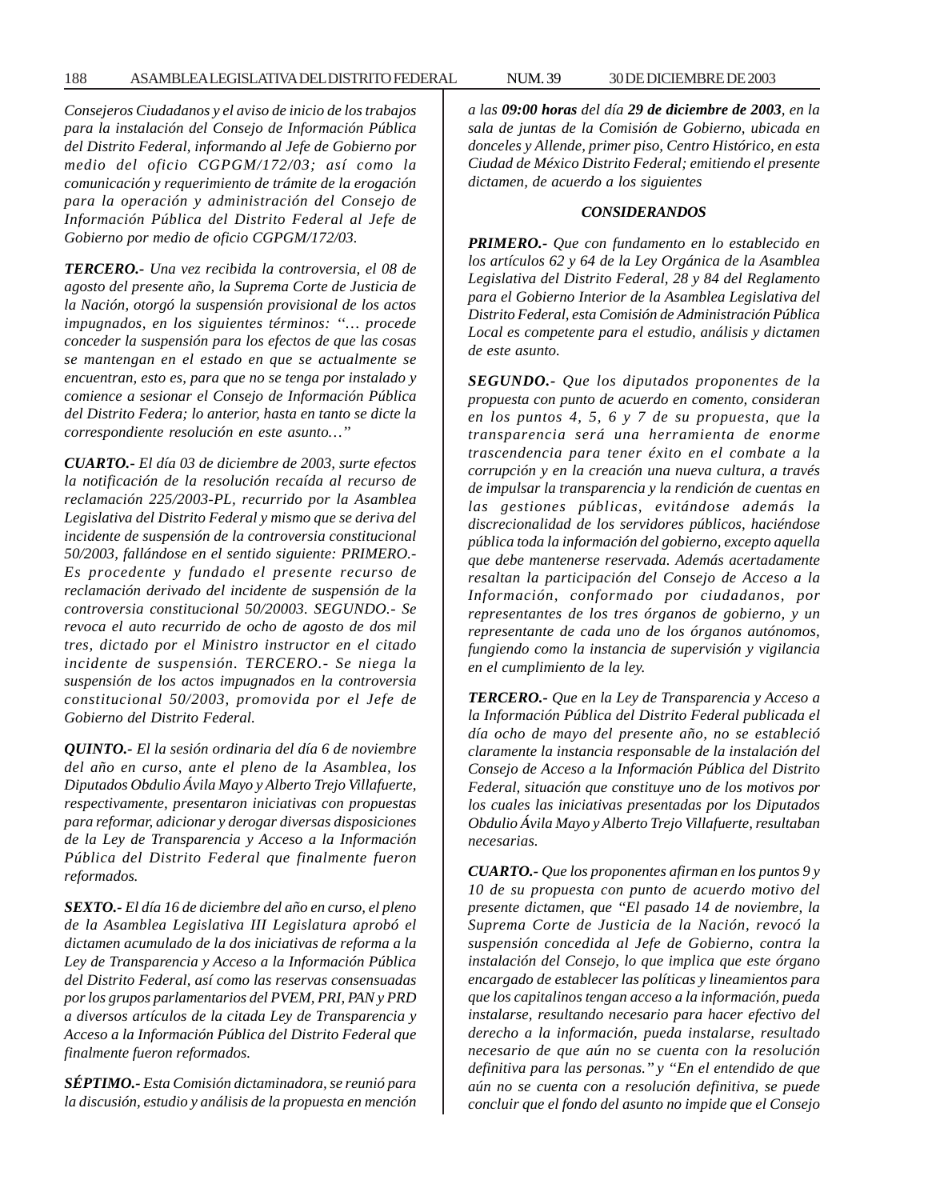*Consejeros Ciudadanos y el aviso de inicio de los trabajos para la instalación del Consejo de Información Pública del Distrito Federal, informando al Jefe de Gobierno por medio del oficio CGPGM/172/03; así como la comunicación y requerimiento de trámite de la erogación para la operación y administración del Consejo de Información Pública del Distrito Federal al Jefe de Gobierno por medio de oficio CGPGM/172/03.*

***TERCERO.-*** *Una vez recibida la controversia, el 08 de agosto del presente año, la Suprema Corte de Justicia de la Nación, otorgó la suspensión provisional de los actos impugnados, en los siguientes términos: "… procede conceder la suspensión para los efectos de que las cosas se mantengan en el estado en que se actualmente se encuentran, esto es, para que no se tenga por instalado y comience a sesionar el Consejo de Información Pública del Distrito Federa; lo anterior, hasta en tanto se dicte la correspondiente resolución en este asunto…"*

***CUARTO.-*** *El día 03 de diciembre de 2003, surte efectos la notificación de la resolución recaída al recurso de reclamación 225/2003-PL, recurrido por la Asamblea Legislativa del Distrito Federal y mismo que se deriva del incidente de suspensión de la controversia constitucional 50/2003, fallándose en el sentido siguiente: PRIMERO.- Es procedente y fundado el presente recurso de reclamación derivado del incidente de suspensión de la controversia constitucional 50/20003. SEGUNDO.- Se revoca el auto recurrido de ocho de agosto de dos mil tres, dictado por el Ministro instructor en el citado incidente de suspensión. TERCERO.- Se niega la suspensión de los actos impugnados en la controversia constitucional 50/2003, promovida por el Jefe de Gobierno del Distrito Federal.*

***QUINTO.-*** *El la sesión ordinaria del día 6 de noviembre del año en curso, ante el pleno de la Asamblea, los Diputados Obdulio Ávila Mayo y Alberto Trejo Villafuerte, respectivamente, presentaron iniciativas con propuestas para reformar, adicionar y derogar diversas disposiciones de la Ley de Transparencia y Acceso a la Información Pública del Distrito Federal que finalmente fueron reformados.*

***SEXTO.-*** *El día 16 de diciembre del año en curso, el pleno de la Asamblea Legislativa III Legislatura aprobó el dictamen acumulado de la dos iniciativas de reforma a la Ley de Transparencia y Acceso a la Información Pública del Distrito Federal, así como las reservas consensuadas por los grupos parlamentarios del PVEM, PRI, PAN y PRD a diversos artículos de la citada Ley de Transparencia y Acceso a la Información Pública del Distrito Federal que finalmente fueron reformados.*

***SÉPTIMO.-*** *Esta Comisión dictaminadora, se reunió para la discusión, estudio y análisis de la propuesta en mención a las **09:00 horas** del día **29 de diciembre de 2003**, en la sala de juntas de la Comisión de Gobierno, ubicada en donceles y Allende, primer piso, Centro Histórico, en esta Ciudad de México Distrito Federal; emitiendo el presente dictamen, de acuerdo a los siguientes*

***CONSIDERANDOS***

***PRIMERO.-*** *Que con fundamento en lo establecido en los artículos 62 y 64 de la Ley Orgánica de la Asamblea Legislativa del Distrito Federal, 28 y 84 del Reglamento para el Gobierno Interior de la Asamblea Legislativa del Distrito Federal, esta Comisión de Administración Pública Local es competente para el estudio, análisis y dictamen de este asunto.*

***SEGUNDO.-*** *Que los diputados proponentes de la propuesta con punto de acuerdo en comento, consideran en los puntos 4, 5, 6 y 7 de su propuesta, que la transparencia será una herramienta de enorme trascendencia para tener éxito en el combate a la corrupción y en la creación una nueva cultura, a través de impulsar la transparencia y la rendición de cuentas en las gestiones públicas, evitándose además la discrecionalidad de los servidores públicos, haciéndose pública toda la información del gobierno, excepto aquella que debe mantenerse reservada. Además acertadamente resaltan la participación del Consejo de Acceso a la Información, conformado por ciudadanos, por representantes de los tres órganos de gobierno, y un representante de cada uno de los órganos autónomos, fungiendo como la instancia de supervisión y vigilancia en el cumplimiento de la ley.*

***TERCERO.-*** *Que en la Ley de Transparencia y Acceso a la Información Pública del Distrito Federal publicada el día ocho de mayo del presente año, no se estableció claramente la instancia responsable de la instalación del Consejo de Acceso a la Información Pública del Distrito Federal, situación que constituye uno de los motivos por los cuales las iniciativas presentadas por los Diputados Obdulio Ávila Mayo y Alberto Trejo Villafuerte, resultaban necesarias.*

***CUARTO.-*** *Que los proponentes afirman en los puntos 9 y 10 de su propuesta con punto de acuerdo motivo del presente dictamen, que "El pasado 14 de noviembre, la Suprema Corte de Justicia de la Nación, revocó la suspensión concedida al Jefe de Gobierno, contra la instalación del Consejo, lo que implica que este órgano encargado de establecer las políticas y lineamientos para que los capitalinos tengan acceso a la información, pueda instalarse, resultando necesario para hacer efectivo del derecho a la información, pueda instalarse, resultado necesario de que aún no se cuenta con la resolución definitiva para las personas." y "En el entendido de que aún no se cuenta con a resolución definitiva, se puede concluir que el fondo del asunto no impide que el Consejo*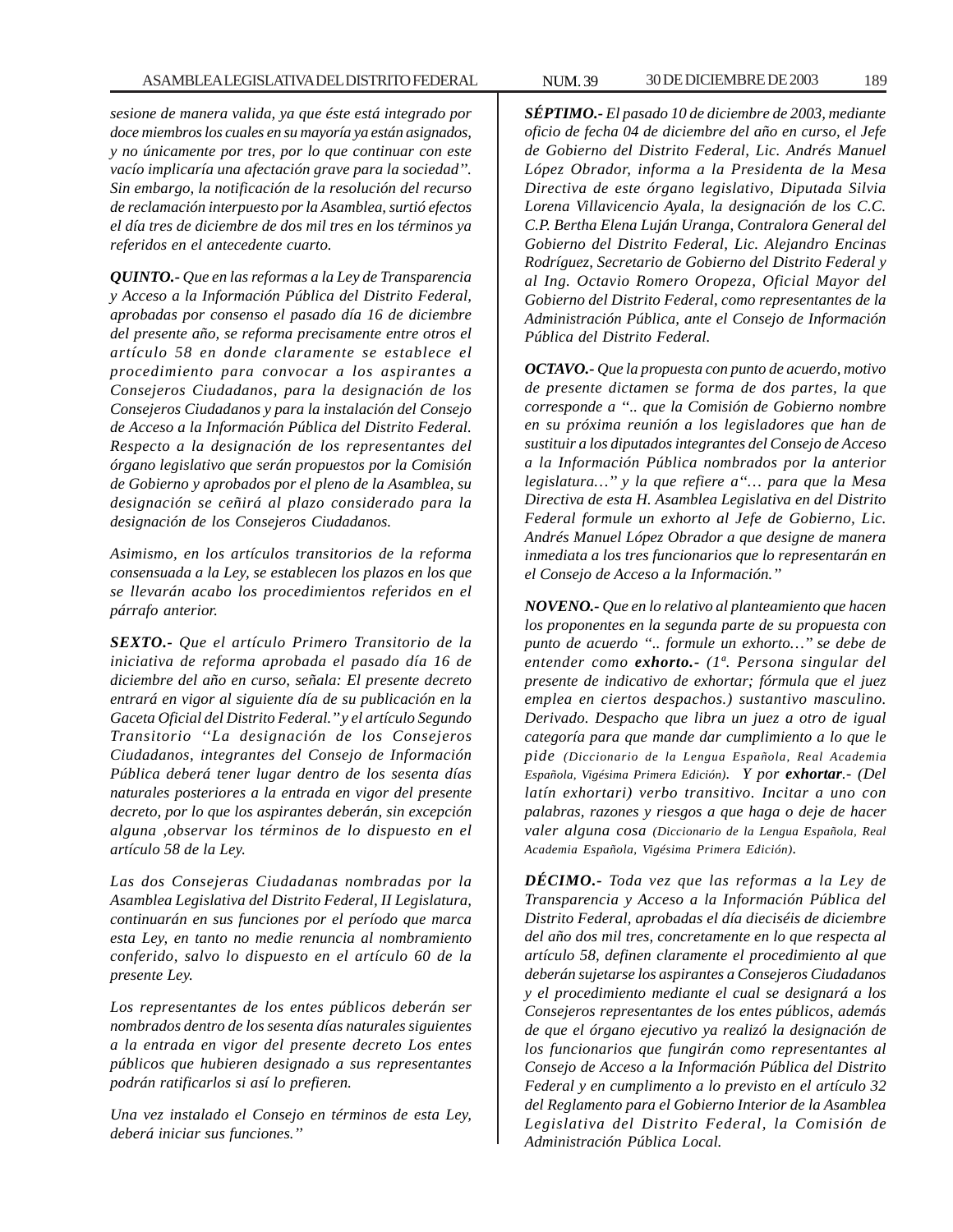*sesione de manera valida, ya que éste está integrado por doce miembros los cuales en su mayoría ya están asignados, y no únicamente por tres, por lo que continuar con este vacío implicaría una afectación grave para la sociedad". Sin embargo, la notificación de la resolución del recurso de reclamación interpuesto por la Asamblea, surtió efectos el día tres de diciembre de dos mil tres en los términos ya referidos en el antecedente cuarto.*

***QUINTO.-** Que en las reformas a la Ley de Transparencia y Acceso a la Información Pública del Distrito Federal, aprobadas por consenso el pasado día 16 de diciembre del presente año, se reforma precisamente entre otros el artículo 58 en donde claramente se establece el procedimiento para convocar a los aspirantes a Consejeros Ciudadanos, para la designación de los Consejeros Ciudadanos y para la instalación del Consejo de Acceso a la Información Pública del Distrito Federal. Respecto a la designación de los representantes del órgano legislativo que serán propuestos por la Comisión de Gobierno y aprobados por el pleno de la Asamblea, su designación se ceñirá al plazo considerado para la designación de los Consejeros Ciudadanos.*

*Asimismo, en los artículos transitorios de la reforma consensuada a la Ley, se establecen los plazos en los que se llevarán acabo los procedimientos referidos en el párrafo anterior.*

***SEXTO.-** Que el artículo Primero Transitorio de la iniciativa de reforma aprobada el pasado día 16 de diciembre del año en curso, señala: El presente decreto entrará en vigor al siguiente día de su publicación en la Gaceta Oficial del Distrito Federal." y el artículo Segundo Transitorio ''La designación de los Consejeros Ciudadanos, integrantes del Consejo de Información Pública deberá tener lugar dentro de los sesenta días naturales posteriores a la entrada en vigor del presente decreto, por lo que los aspirantes deberán, sin excepción alguna ,observar los términos de lo dispuesto en el artículo 58 de la Ley.*

*Las dos Consejeras Ciudadanas nombradas por la Asamblea Legislativa del Distrito Federal, II Legislatura, continuarán en sus funciones por el período que marca esta Ley, en tanto no medie renuncia al nombramiento conferido, salvo lo dispuesto en el artículo 60 de la presente Ley.*

*Los representantes de los entes públicos deberán ser nombrados dentro de los sesenta días naturales siguientes a la entrada en vigor del presente decreto Los entes públicos que hubieren designado a sus representantes podrán ratificarlos si así lo prefieren.*

*Una vez instalado el Consejo en términos de esta Ley, deberá iniciar sus funciones."*

***SÉPTIMO.-** El pasado 10 de diciembre de 2003, mediante oficio de fecha 04 de diciembre del año en curso, el Jefe de Gobierno del Distrito Federal, Lic. Andrés Manuel López Obrador, informa a la Presidenta de la Mesa Directiva de este órgano legislativo, Diputada Silvia Lorena Villavicencio Ayala, la designación de los C.C. C.P. Bertha Elena Luján Uranga, Contralora General del Gobierno del Distrito Federal, Lic. Alejandro Encinas Rodríguez, Secretario de Gobierno del Distrito Federal y al Ing. Octavio Romero Oropeza, Oficial Mayor del Gobierno del Distrito Federal, como representantes de la Administración Pública, ante el Consejo de Información Pública del Distrito Federal.*

***OCTAVO.-** Que la propuesta con punto de acuerdo, motivo de presente dictamen se forma de dos partes, la que corresponde a ".. que la Comisión de Gobierno nombre en su próxima reunión a los legisladores que han de sustituir a los diputados integrantes del Consejo de Acceso a la Información Pública nombrados por la anterior legislatura…" y la que refiere a"… para que la Mesa Directiva de esta H. Asamblea Legislativa en del Distrito Federal formule un exhorto al Jefe de Gobierno, Lic. Andrés Manuel López Obrador a que designe de manera inmediata a los tres funcionarios que lo representarán en el Consejo de Acceso a la Información."*

***NOVENO.-** Que en lo relativo al planteamiento que hacen los proponentes en la segunda parte de su propuesta con punto de acuerdo ".. formule un exhorto…" se debe de entender como **exhorto.-** (1ª. Persona singular del presente de indicativo de exhortar; fórmula que el juez emplea en ciertos despachos.) sustantivo masculino. Derivado. Despacho que libra un juez a otro de igual categoría para que mande dar cumplimiento a lo que le pide (Diccionario de la Lengua Española, Real Academia Española, Vigésima Primera Edición). Y por **exhortar**.- (Del latín exhortari) verbo transitivo. Incitar a uno con palabras, razones y riesgos a que haga o deje de hacer valer alguna cosa (Diccionario de la Lengua Española, Real Academia Española, Vigésima Primera Edición).*

***DÉCIMO.-** Toda vez que las reformas a la Ley de Transparencia y Acceso a la Información Pública del Distrito Federal, aprobadas el día dieciséis de diciembre del año dos mil tres, concretamente en lo que respecta al artículo 58, definen claramente el procedimiento al que deberán sujetarse los aspirantes a Consejeros Ciudadanos y el procedimiento mediante el cual se designará a los Consejeros representantes de los entes públicos, además de que el órgano ejecutivo ya realizó la designación de los funcionarios que fungirán como representantes al Consejo de Acceso a la Información Pública del Distrito Federal y en cumplimento a lo previsto en el artículo 32 del Reglamento para el Gobierno Interior de la Asamblea Legislativa del Distrito Federal, la Comisión de Administración Pública Local.*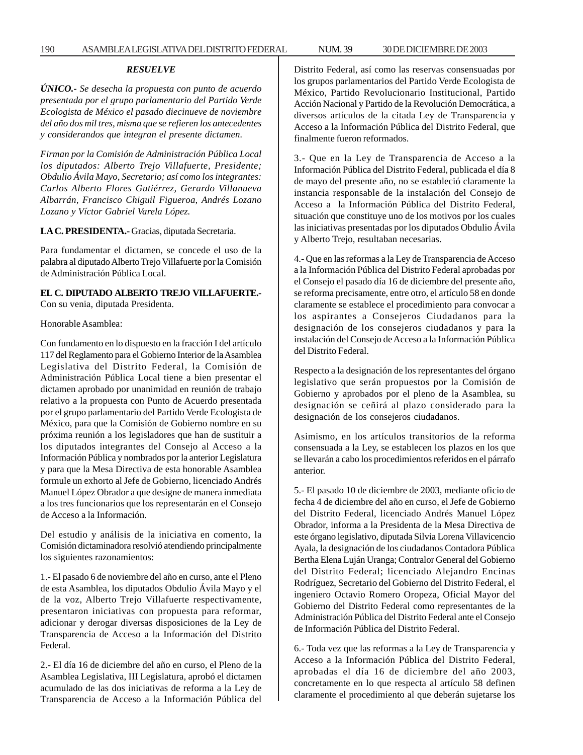### *RESUELVE*

***ÚNICO.-*** *Se desecha la propuesta con punto de acuerdo presentada por el grupo parlamentario del Partido Verde Ecologista de México el pasado diecinueve de noviembre del año dos mil tres, misma que se refieren los antecedentes y considerandos que integran el presente dictamen.*

*Firman por la Comisión de Administración Pública Local los diputados: Alberto Trejo Villafuerte, Presidente; Obdulio Ávila Mayo, Secretario; así como los integrantes: Carlos Alberto Flores Gutiérrez, Gerardo Villanueva Albarrán, Francisco Chiguil Figueroa, Andrés Lozano Lozano y Víctor Gabriel Varela López.*

**LA C. PRESIDENTA.-** Gracias, diputada Secretaria.

Para fundamentar el dictamen, se concede el uso de la palabra al diputado Alberto Trejo Villafuerte por la Comisión de Administración Pública Local.

**EL C. DIPUTADO ALBERTO TREJO VILLAFUERTE.-** Con su venia, diputada Presidenta.

Honorable Asamblea:

Con fundamento en lo dispuesto en la fracción I del artículo 117 del Reglamento para el Gobierno Interior de la Asamblea Legislativa del Distrito Federal, la Comisión de Administración Pública Local tiene a bien presentar el dictamen aprobado por unanimidad en reunión de trabajo relativo a la propuesta con Punto de Acuerdo presentada por el grupo parlamentario del Partido Verde Ecologista de México, para que la Comisión de Gobierno nombre en su próxima reunión a los legisladores que han de sustituir a los diputados integrantes del Consejo al Acceso a la Información Pública y nombrados por la anterior Legislatura y para que la Mesa Directiva de esta honorable Asamblea formule un exhorto al Jefe de Gobierno, licenciado Andrés Manuel López Obrador a que designe de manera inmediata a los tres funcionarios que los representarán en el Consejo de Acceso a la Información.

Del estudio y análisis de la iniciativa en comento, la Comisión dictaminadora resolvió atendiendo principalmente los siguientes razonamientos:

1.- El pasado 6 de noviembre del año en curso, ante el Pleno de esta Asamblea, los diputados Obdulio Ávila Mayo y el de la voz, Alberto Trejo Villafuerte respectivamente, presentaron iniciativas con propuesta para reformar, adicionar y derogar diversas disposiciones de la Ley de Transparencia de Acceso a la Información del Distrito Federal.

2.- El día 16 de diciembre del año en curso, el Pleno de la Asamblea Legislativa, III Legislatura, aprobó el dictamen acumulado de las dos iniciativas de reforma a la Ley de Transparencia de Acceso a la Información Pública del Distrito Federal, así como las reservas consensuadas por los grupos parlamentarios del Partido Verde Ecologista de México, Partido Revolucionario Institucional, Partido Acción Nacional y Partido de la Revolución Democrática, a diversos artículos de la citada Ley de Transparencia y Acceso a la Información Pública del Distrito Federal, que finalmente fueron reformados.

3.- Que en la Ley de Transparencia de Acceso a la Información Pública del Distrito Federal, publicada el día 8 de mayo del presente año, no se estableció claramente la instancia responsable de la instalación del Consejo de Acceso a la Información Pública del Distrito Federal, situación que constituye uno de los motivos por los cuales las iniciativas presentadas por los diputados Obdulio Ávila y Alberto Trejo, resultaban necesarias.

4.- Que en las reformas a la Ley de Transparencia de Acceso a la Información Pública del Distrito Federal aprobadas por el Consejo el pasado día 16 de diciembre del presente año, se reforma precisamente, entre otro, el artículo 58 en donde claramente se establece el procedimiento para convocar a los aspirantes a Consejeros Ciudadanos para la designación de los consejeros ciudadanos y para la instalación del Consejo de Acceso a la Información Pública del Distrito Federal.

Respecto a la designación de los representantes del órgano legislativo que serán propuestos por la Comisión de Gobierno y aprobados por el pleno de la Asamblea, su designación se ceñirá al plazo considerado para la designación de los consejeros ciudadanos.

Asimismo, en los artículos transitorios de la reforma consensuada a la Ley, se establecen los plazos en los que se llevarán a cabo los procedimientos referidos en el párrafo anterior.

5.- El pasado 10 de diciembre de 2003, mediante oficio de fecha 4 de diciembre del año en curso, el Jefe de Gobierno del Distrito Federal, licenciado Andrés Manuel López Obrador, informa a la Presidenta de la Mesa Directiva de este órgano legislativo, diputada Silvia Lorena Villavicencio Ayala, la designación de los ciudadanos Contadora Pública Bertha Elena Luján Uranga; Contralor General del Gobierno del Distrito Federal; licenciado Alejandro Encinas Rodríguez, Secretario del Gobierno del Distrito Federal, el ingeniero Octavio Romero Oropeza, Oficial Mayor del Gobierno del Distrito Federal como representantes de la Administración Pública del Distrito Federal ante el Consejo de Información Pública del Distrito Federal.

6.- Toda vez que las reformas a la Ley de Transparencia y Acceso a la Información Pública del Distrito Federal, aprobadas el día 16 de diciembre del año 2003, concretamente en lo que respecta al artículo 58 definen claramente el procedimiento al que deberán sujetarse los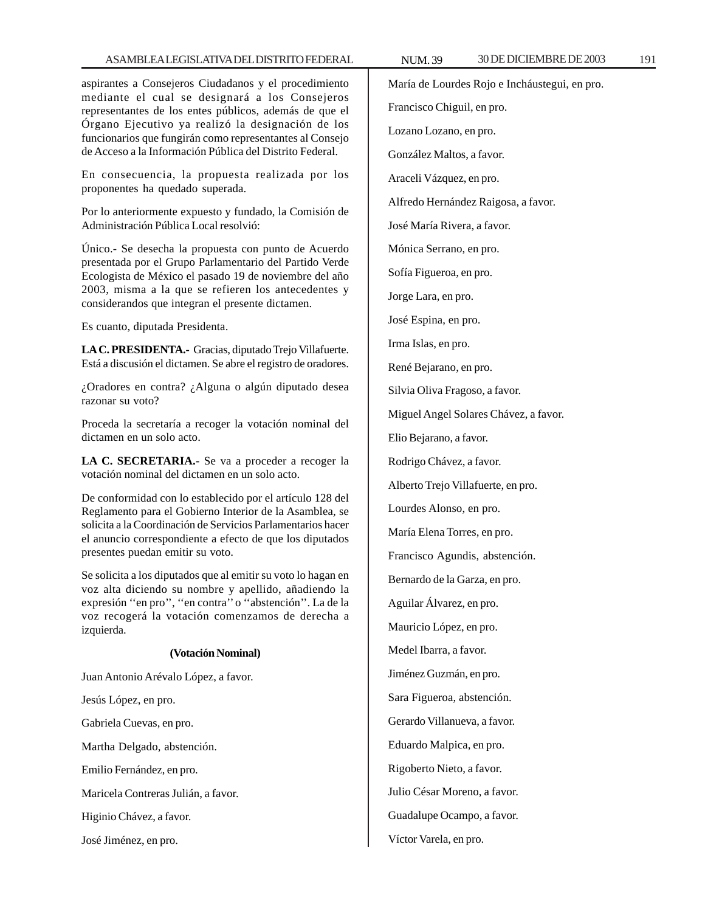aspirantes a Consejeros Ciudadanos y el procedimiento mediante el cual se designará a los Consejeros representantes de los entes públicos, además de que el Órgano Ejecutivo ya realizó la designación de los funcionarios que fungirán como representantes al Consejo de Acceso a la Información Pública del Distrito Federal.

En consecuencia, la propuesta realizada por los proponentes ha quedado superada.

Por lo anteriormente expuesto y fundado, la Comisión de Administración Pública Local resolvió:

Único.- Se desecha la propuesta con punto de Acuerdo presentada por el Grupo Parlamentario del Partido Verde Ecologista de México el pasado 19 de noviembre del año 2003, misma a la que se refieren los antecedentes y considerandos que integran el presente dictamen.

Es cuanto, diputada Presidenta.

**LA C. PRESIDENTA.-** Gracias, diputado Trejo Villafuerte. Está a discusión el dictamen. Se abre el registro de oradores.

¿Oradores en contra? ¿Alguna o algún diputado desea razonar su voto?

Proceda la secretaría a recoger la votación nominal del dictamen en un solo acto.

**LA C. SECRETARIA.-** Se va a proceder a recoger la votación nominal del dictamen en un solo acto.

De conformidad con lo establecido por el artículo 128 del Reglamento para el Gobierno Interior de la Asamblea, se solicita a la Coordinación de Servicios Parlamentarios hacer el anuncio correspondiente a efecto de que los diputados presentes puedan emitir su voto.

Se solicita a los diputados que al emitir su voto lo hagan en voz alta diciendo su nombre y apellido, añadiendo la expresión ''en pro'', ''en contra'' o ''abstención''. La de la voz recogerá la votación comenzamos de derecha a izquierda.

**(Votación Nominal)**

Juan Antonio Arévalo López, a favor.

Jesús López, en pro.

Gabriela Cuevas, en pro.

Martha Delgado, abstención.

Emilio Fernández, en pro.

Maricela Contreras Julián, a favor.

Higinio Chávez, a favor.

José Jiménez, en pro.

María de Lourdes Rojo e Incháustegui, en pro.

Francisco Chiguil, en pro.

Lozano Lozano, en pro.

González Maltos, a favor.

Araceli Vázquez, en pro.

Alfredo Hernández Raigosa, a favor.

José María Rivera, a favor.

Mónica Serrano, en pro.

Sofía Figueroa, en pro.

Jorge Lara, en pro.

José Espina, en pro.

Irma Islas, en pro.

René Bejarano, en pro.

Silvia Oliva Fragoso, a favor.

Miguel Angel Solares Chávez, a favor.

Elio Bejarano, a favor.

Rodrigo Chávez, a favor.

Alberto Trejo Villafuerte, en pro.

Lourdes Alonso, en pro.

María Elena Torres, en pro.

Francisco Agundis, abstención.

Bernardo de la Garza, en pro.

Aguilar Álvarez, en pro.

Mauricio López, en pro.

Medel Ibarra, a favor.

Jiménez Guzmán, en pro.

Sara Figueroa, abstención.

Gerardo Villanueva, a favor.

Eduardo Malpica, en pro.

Rigoberto Nieto, a favor.

Julio César Moreno, a favor.

Guadalupe Ocampo, a favor.

Víctor Varela, en pro.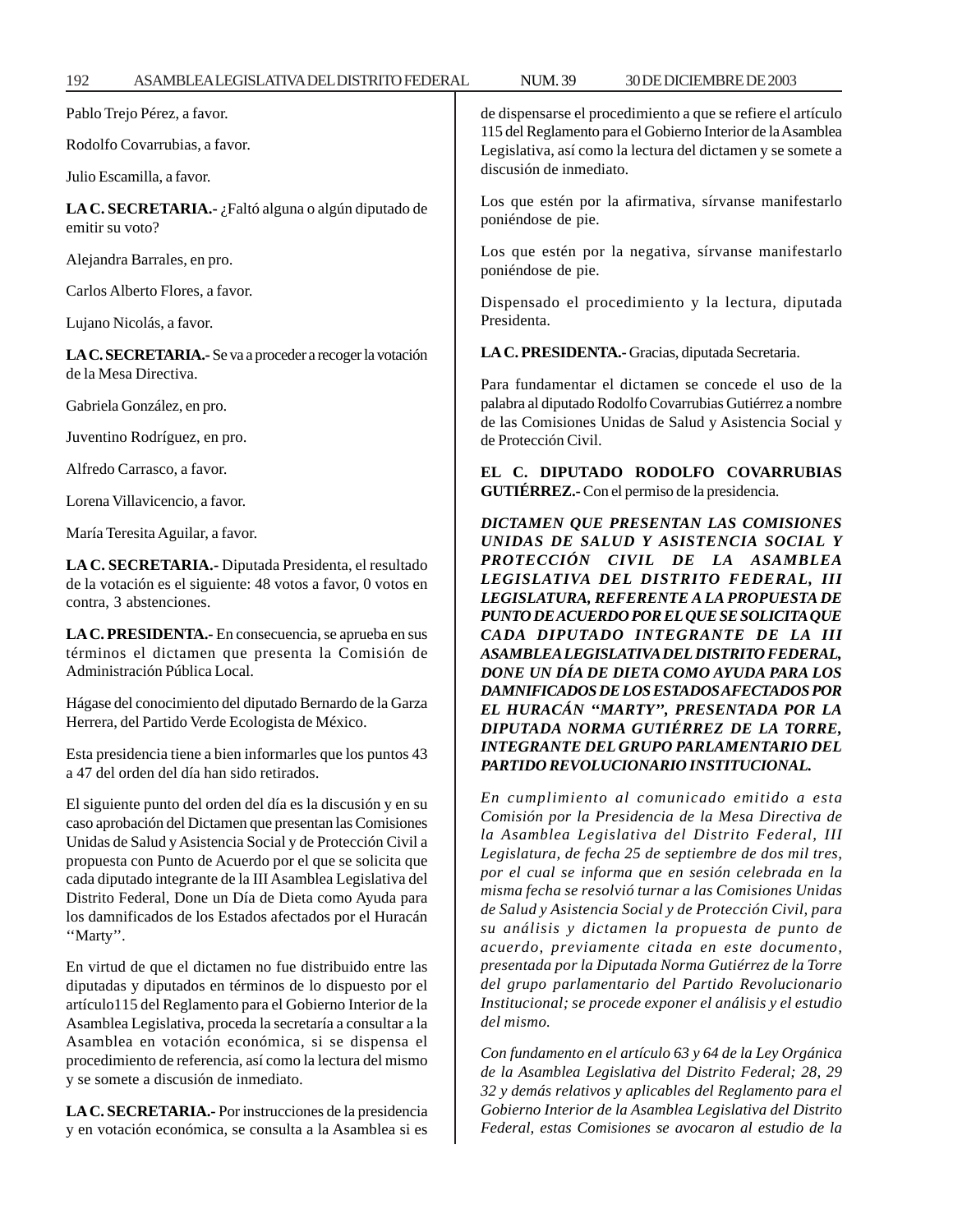Pablo Trejo Pérez, a favor.

Rodolfo Covarrubias, a favor.

Julio Escamilla, a favor.

**LA C. SECRETARIA.-** ¿Faltó alguna o algún diputado de emitir su voto?

Alejandra Barrales, en pro.

Carlos Alberto Flores, a favor.

Lujano Nicolás, a favor.

**LA C. SECRETARIA.-** Se va a proceder a recoger la votación de la Mesa Directiva.

Gabriela González, en pro.

Juventino Rodríguez, en pro.

Alfredo Carrasco, a favor.

Lorena Villavicencio, a favor.

María Teresita Aguilar, a favor.

**LA C. SECRETARIA.-** Diputada Presidenta, el resultado de la votación es el siguiente: 48 votos a favor, 0 votos en contra, 3 abstenciones.

**LA C. PRESIDENTA.-** En consecuencia, se aprueba en sus términos el dictamen que presenta la Comisión de Administración Pública Local.

Hágase del conocimiento del diputado Bernardo de la Garza Herrera, del Partido Verde Ecologista de México.

Esta presidencia tiene a bien informarles que los puntos 43 a 47 del orden del día han sido retirados.

El siguiente punto del orden del día es la discusión y en su caso aprobación del Dictamen que presentan las Comisiones Unidas de Salud y Asistencia Social y de Protección Civil a propuesta con Punto de Acuerdo por el que se solicita que cada diputado integrante de la III Asamblea Legislativa del Distrito Federal, Done un Día de Dieta como Ayuda para los damnificados de los Estados afectados por el Huracán ''Marty''.

En virtud de que el dictamen no fue distribuido entre las diputadas y diputados en términos de lo dispuesto por el artículo115 del Reglamento para el Gobierno Interior de la Asamblea Legislativa, proceda la secretaría a consultar a la Asamblea en votación económica, si se dispensa el procedimiento de referencia, así como la lectura del mismo y se somete a discusión de inmediato.

**LA C. SECRETARIA.-** Por instrucciones de la presidencia y en votación económica, se consulta a la Asamblea si es de dispensarse el procedimiento a que se refiere el artículo 115 del Reglamento para el Gobierno Interior de la Asamblea Legislativa, así como la lectura del dictamen y se somete a discusión de inmediato.

Los que estén por la afirmativa, sírvanse manifestarlo poniéndose de pie.

Los que estén por la negativa, sírvanse manifestarlo poniéndose de pie.

Dispensado el procedimiento y la lectura, diputada Presidenta.

**LA C. PRESIDENTA.-** Gracias, diputada Secretaria.

Para fundamentar el dictamen se concede el uso de la palabra al diputado Rodolfo Covarrubias Gutiérrez a nombre de las Comisiones Unidas de Salud y Asistencia Social y de Protección Civil.

**EL C. DIPUTADO RODOLFO COVARRUBIAS GUTIÉRREZ.-** Con el permiso de la presidencia.

***DICTAMEN QUE PRESENTAN LAS COMISIONES UNIDAS DE SALUD Y ASISTENCIA SOCIAL Y PROTECCIÓN CIVIL DE LA ASAMBLEA LEGISLATIVA DEL DISTRITO FEDERAL, III LEGISLATURA, REFERENTE A LA PROPUESTA DE PUNTO DE ACUERDO POR EL QUE SE SOLICITA QUE CADA DIPUTADO INTEGRANTE DE LA III ASAMBLEA LEGISLATIVA DEL DISTRITO FEDERAL, DONE UN DÍA DE DIETA COMO AYUDA PARA LOS DAMNIFICADOS DE LOS ESTADOS AFECTADOS POR EL HURACÁN "MARTY", PRESENTADA POR LA DIPUTADA NORMA GUTIÉRREZ DE LA TORRE, INTEGRANTE DEL GRUPO PARLAMENTARIO DEL PARTIDO REVOLUCIONARIO INSTITUCIONAL.***

*En cumplimiento al comunicado emitido a esta Comisión por la Presidencia de la Mesa Directiva de la Asamblea Legislativa del Distrito Federal, III Legislatura, de fecha 25 de septiembre de dos mil tres, por el cual se informa que en sesión celebrada en la misma fecha se resolvió turnar a las Comisiones Unidas de Salud y Asistencia Social y de Protección Civil, para su análisis y dictamen la propuesta de punto de acuerdo, previamente citada en este documento, presentada por la Diputada Norma Gutiérrez de la Torre del grupo parlamentario del Partido Revolucionario Institucional; se procede exponer el análisis y el estudio del mismo.*

*Con fundamento en el artículo 63 y 64 de la Ley Orgánica de la Asamblea Legislativa del Distrito Federal; 28, 29 32 y demás relativos y aplicables del Reglamento para el Gobierno Interior de la Asamblea Legislativa del Distrito Federal, estas Comisiones se avocaron al estudio de la*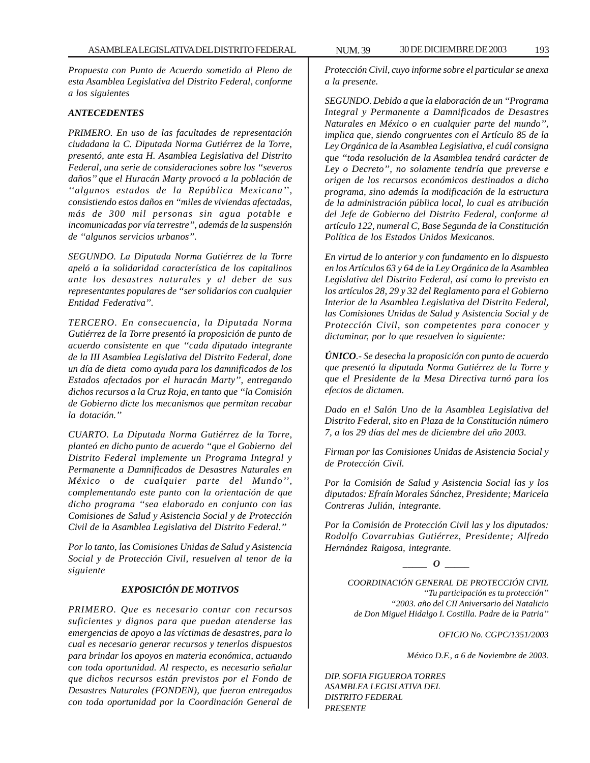*Propuesta con Punto de Acuerdo sometido al Pleno de esta Asamblea Legislativa del Distrito Federal, conforme a los siguientes*

***ANTECEDENTES***

*PRIMERO. En uso de las facultades de representación ciudadana la C. Diputada Norma Gutiérrez de la Torre, presentó, ante esta H. Asamblea Legislativa del Distrito Federal, una serie de consideraciones sobre los ''severos daños'' que el Huracán Marty provocó a la población de ''algunos estados de la República Mexicana'', consistiendo estos daños en "miles de viviendas afectadas, más de 300 mil personas sin agua potable e incomunicadas por vía terrestre", además de la suspensión de "algunos servicios urbanos".*

*SEGUNDO. La Diputada Norma Gutiérrez de la Torre apeló a la solidaridad característica de los capitalinos ante los desastres naturales y al deber de sus representantes populares de "ser solidarios con cualquier Entidad Federativa".*

*TERCERO. En consecuencia, la Diputada Norma Gutiérrez de la Torre presentó la proposición de punto de acuerdo consistente en que "cada diputado integrante de la III Asamblea Legislativa del Distrito Federal, done un día de dieta como ayuda para los damnificados de los Estados afectados por el huracán Marty'', entregando dichos recursos a la Cruz Roja, en tanto que ''la Comisión de Gobierno dicte los mecanismos que permitan recabar la dotación.''*

*CUARTO. La Diputada Norma Gutiérrez de la Torre, planteó en dicho punto de acuerdo "que el Gobierno del Distrito Federal implemente un Programa Integral y Permanente a Damnificados de Desastres Naturales en México o de cualquier parte del Mundo'', complementando este punto con la orientación de que dicho programa "sea elaborado en conjunto con las Comisiones de Salud y Asistencia Social y de Protección Civil de la Asamblea Legislativa del Distrito Federal.''*

*Por lo tanto, las Comisiones Unidas de Salud y Asistencia Social y de Protección Civil, resuelven al tenor de la siguiente*

***EXPOSICIÓN DE MOTIVOS***

*PRIMERO. Que es necesario contar con recursos suficientes y dignos para que puedan atenderse las emergencias de apoyo a las víctimas de desastres, para lo cual es necesario generar recursos y tenerlos dispuestos para brindar los apoyos en materia económica, actuando con toda oportunidad. Al respecto, es necesario señalar que dichos recursos están previstos por el Fondo de Desastres Naturales (FONDEN), que fueron entregados con toda oportunidad por la Coordinación General de Protección Civil, cuyo informe sobre el particular se anexa a la presente.*

*SEGUNDO. Debido a que la elaboración de un "Programa Integral y Permanente a Damnificados de Desastres Naturales en México o en cualquier parte del mundo", implica que, siendo congruentes con el Artículo 85 de la Ley Orgánica de la Asamblea Legislativa, el cuál consigna que "toda resolución de la Asamblea tendrá carácter de Ley o Decreto", no solamente tendría que preverse e origen de los recursos económicos destinados a dicho programa, sino además la modificación de la estructura de la administración pública local, lo cual es atribución del Jefe de Gobierno del Distrito Federal, conforme al artículo 122, numeral C, Base Segunda de la Constitución Política de los Estados Unidos Mexicanos.*

*En virtud de lo anterior y con fundamento en lo dispuesto en los Artículos 63 y 64 de la Ley Orgánica de la Asamblea Legislativa del Distrito Federal, así como lo previsto en los artículos 28, 29 y 32 del Reglamento para el Gobierno Interior de la Asamblea Legislativa del Distrito Federal, las Comisiones Unidas de Salud y Asistencia Social y de Protección Civil, son competentes para conocer y dictaminar, por lo que resuelven lo siguiente:*

***ÚNICO**.- Se desecha la proposición con punto de acuerdo que presentó la diputada Norma Gutiérrez de la Torre y que el Presidente de la Mesa Directiva turnó para los efectos de dictamen.*

*Dado en el Salón Uno de la Asamblea Legislativa del Distrito Federal, sito en Plaza de la Constitución número 7, a los 29 días del mes de diciembre del año 2003.*

*Firman por las Comisiones Unidas de Asistencia Social y de Protección Civil.*

*Por la Comisión de Salud y Asistencia Social las y los diputados: Efraín Morales Sánchez, Presidente; Maricela Contreras Julián, integrante.*

*Por la Comisión de Protección Civil las y los diputados: Rodolfo Covarrubias Gutiérrez, Presidente; Alfredo Hernández Raigosa, integrante.*

***\_\_\_\_\_ O \_\_\_\_\_***

*COORDINACIÓN GENERAL DE PROTECCIÓN CIVIL*
*''Tu participación es tu protección''*
*"2003. año del CII Aniversario del Natalicio de Don Miguel Hidalgo I. Costilla. Padre de la Patria''*

*OFICIO No. CGPC/1351/2003*

*México D.F., a 6 de Noviembre de 2003.*

*DIP. SOFIA FIGUEROA TORRES*
*ASAMBLEA LEGISLATIVA DEL*
*DISTRITO FEDERAL*
*PRESENTE*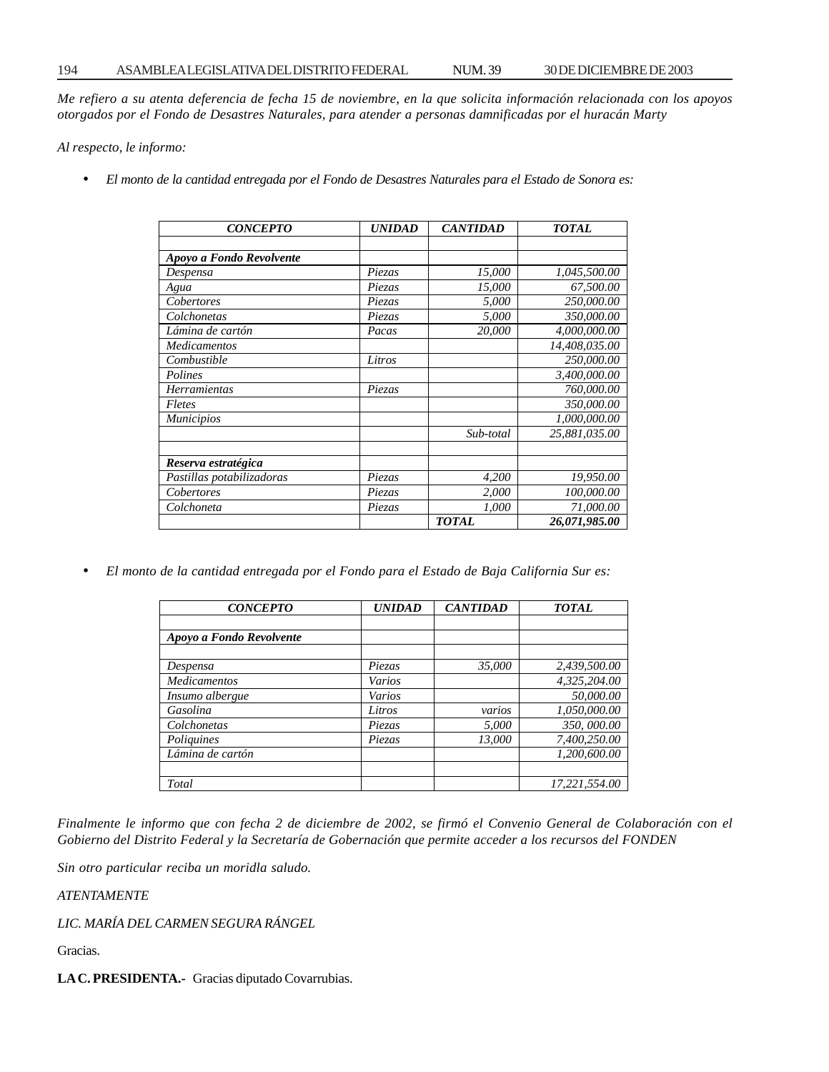*Me refiero a su atenta deferencia de fecha 15 de noviembre, en la que solicita información relacionada con los apoyos otorgados por el Fondo de Desastres Naturales, para atender a personas damnificadas por el huracán Marty*

*Al respecto, le informo:*

- *El monto de la cantidad entregada por el Fondo de Desastres Naturales para el Estado de Sonora es:*

| ***CONCEPTO*** | ***UNIDAD*** | ***CANTIDAD*** | ***TOTAL*** |
|---|---|---|---|
| | | | |
| ***Apoyo a Fondo Revolvente*** | | | |
| *Despensa* | *Piezas* | *15,000* | *1,045,500.00* |
| *Agua* | *Piezas* | *15,000* | *67,500.00* |
| *Cobertores* | *Piezas* | *5,000* | *250,000.00* |
| *Colchonetas* | *Piezas* | *5,000* | *350,000.00* |
| *Lámina de cartón* | *Pacas* | *20,000* | *4,000,000.00* |
| *Medicamentos* | | | *14,408,035.00* |
| *Combustible* | *Litros* | | *250,000.00* |
| *Polines* | | | *3,400,000.00* |
| *Herramientas* | *Piezas* | | *760,000.00* |
| *Fletes* | | | *350,000.00* |
| *Municipios* | | | *1,000,000.00* |
| | | *Sub-total* | *25,881,035.00* |
| | | | |
| ***Reserva estratégica*** | | | |
| *Pastillas potabilizadoras* | *Piezas* | *4,200* | *19,950.00* |
| *Cobertores* | *Piezas* | *2,000* | *100,000.00* |
| *Colchoneta* | *Piezas* | *1,000* | *71,000.00* |
| | | ***TOTAL*** | ***26,071,985.00*** |

- *El monto de la cantidad entregada por el Fondo para el Estado de Baja California Sur es:*

| ***CONCEPTO*** | ***UNIDAD*** | ***CANTIDAD*** | ***TOTAL*** |
|---|---|---|---|
| | | | |
| ***Apoyo a Fondo Revolvente*** | | | |
| | | | |
| *Despensa* | *Piezas* | *35,000* | *2,439,500.00* |
| *Medicamentos* | *Varios* | | *4,325,204.00* |
| *Insumo albergue* | *Varios* | | *50,000.00* |
| *Gasolina* | *Litros* | *varios* | *1,050,000.00* |
| *Colchonetas* | *Piezas* | *5,000* | *350, 000.00* |
| *Poliquines* | *Piezas* | *13,000* | *7,400,250.00* |
| *Lámina de cartón* | | | *1,200,600.00* |
| | | | |
| *Total* | | | *17,221,554.00* |

*Finalmente le informo que con fecha 2 de diciembre de 2002, se firmó el Convenio General de Colaboración con el Gobierno del Distrito Federal y la Secretaría de Gobernación que permite acceder a los recursos del FONDEN*

*Sin otro particular reciba un moridla saludo.*

*ATENTAMENTE*

*LIC. MARÍA DEL CARMEN SEGURA RÁNGEL*

Gracias.

**LA C. PRESIDENTA.-** Gracias diputado Covarrubias.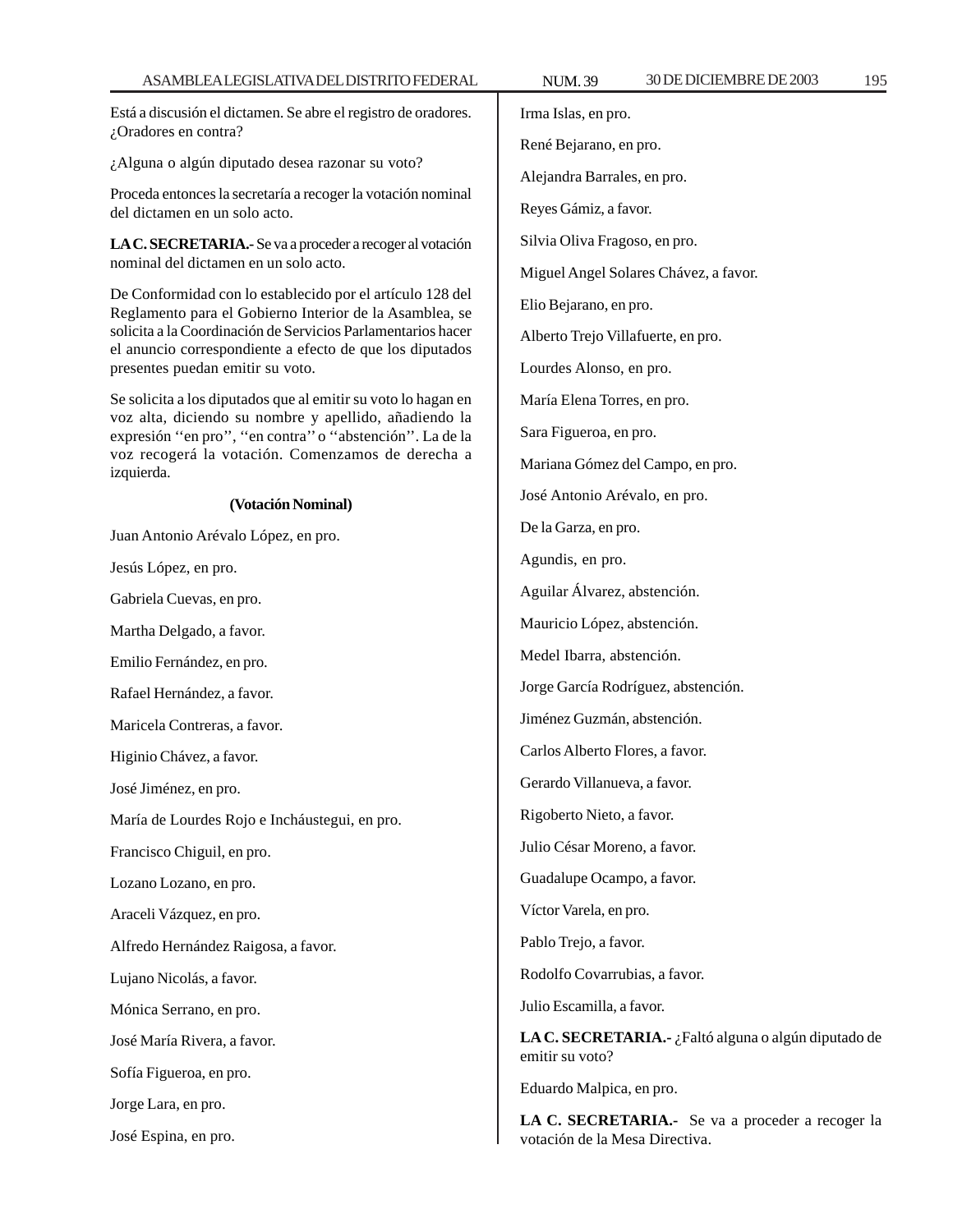Está a discusión el dictamen. Se abre el registro de oradores. ¿Oradores en contra?

¿Alguna o algún diputado desea razonar su voto?

Proceda entonces la secretaría a recoger la votación nominal del dictamen en un solo acto.

**LA C. SECRETARIA.-** Se va a proceder a recoger al votación nominal del dictamen en un solo acto.

De Conformidad con lo establecido por el artículo 128 del Reglamento para el Gobierno Interior de la Asamblea, se solicita a la Coordinación de Servicios Parlamentarios hacer el anuncio correspondiente a efecto de que los diputados presentes puedan emitir su voto.

Se solicita a los diputados que al emitir su voto lo hagan en voz alta, diciendo su nombre y apellido, añadiendo la expresión ''en pro'', ''en contra'' o ''abstención''. La de la voz recogerá la votación. Comenzamos de derecha a izquierda.

**(Votación Nominal)**

Juan Antonio Arévalo López, en pro.

Jesús López, en pro.

Gabriela Cuevas, en pro.

Martha Delgado, a favor.

Emilio Fernández, en pro.

Rafael Hernández, a favor.

Maricela Contreras, a favor.

Higinio Chávez, a favor.

José Jiménez, en pro.

María de Lourdes Rojo e Incháustegui, en pro.

Francisco Chiguil, en pro.

Lozano Lozano, en pro.

Araceli Vázquez, en pro.

Alfredo Hernández Raigosa, a favor.

Lujano Nicolás, a favor.

Mónica Serrano, en pro.

José María Rivera, a favor.

Sofía Figueroa, en pro.

Jorge Lara, en pro.

José Espina, en pro.

Irma Islas, en pro.

René Bejarano, en pro.

Alejandra Barrales, en pro.

Reyes Gámiz, a favor.

Silvia Oliva Fragoso, en pro.

Miguel Angel Solares Chávez, a favor.

Elio Bejarano, en pro.

Alberto Trejo Villafuerte, en pro.

Lourdes Alonso, en pro.

María Elena Torres, en pro.

Sara Figueroa, en pro.

Mariana Gómez del Campo, en pro.

José Antonio Arévalo, en pro.

De la Garza, en pro.

Agundis, en pro.

Aguilar Álvarez, abstención.

Mauricio López, abstención.

Medel Ibarra, abstención.

Jorge García Rodríguez, abstención.

Jiménez Guzmán, abstención.

Carlos Alberto Flores, a favor.

Gerardo Villanueva, a favor.

Rigoberto Nieto, a favor.

Julio César Moreno, a favor.

Guadalupe Ocampo, a favor.

Víctor Varela, en pro.

Pablo Trejo, a favor.

Rodolfo Covarrubias, a favor.

Julio Escamilla, a favor.

**LA C. SECRETARIA.-** ¿Faltó alguna o algún diputado de emitir su voto?

Eduardo Malpica, en pro.

**LA C. SECRETARIA.-** Se va a proceder a recoger la votación de la Mesa Directiva.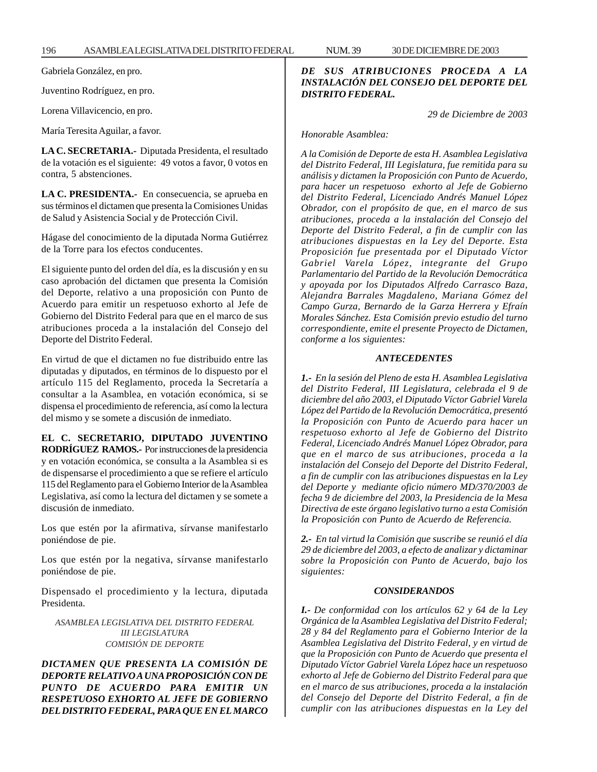Gabriela González, en pro.

Juventino Rodríguez, en pro.

Lorena Villavicencio, en pro.

María Teresita Aguilar, a favor.

**LA C. SECRETARIA.-** Diputada Presidenta, el resultado de la votación es el siguiente: 49 votos a favor, 0 votos en contra, 5 abstenciones.

**LA C. PRESIDENTA.-** En consecuencia, se aprueba en sus términos el dictamen que presenta la Comisiones Unidas de Salud y Asistencia Social y de Protección Civil.

Hágase del conocimiento de la diputada Norma Gutiérrez de la Torre para los efectos conducentes.

El siguiente punto del orden del día, es la discusión y en su caso aprobación del dictamen que presenta la Comisión del Deporte, relativo a una proposición con Punto de Acuerdo para emitir un respetuoso exhorto al Jefe de Gobierno del Distrito Federal para que en el marco de sus atribuciones proceda a la instalación del Consejo del Deporte del Distrito Federal.

En virtud de que el dictamen no fue distribuido entre las diputadas y diputados, en términos de lo dispuesto por el artículo 115 del Reglamento, proceda la Secretaría a consultar a la Asamblea, en votación económica, si se dispensa el procedimiento de referencia, así como la lectura del mismo y se somete a discusión de inmediato.

**EL C. SECRETARIO, DIPUTADO JUVENTINO RODRÍGUEZ RAMOS.-** Por instrucciones de la presidencia y en votación económica, se consulta a la Asamblea si es de dispensarse el procedimiento a que se refiere el artículo 115 del Reglamento para el Gobierno Interior de la Asamblea Legislativa, así como la lectura del dictamen y se somete a discusión de inmediato.

Los que estén por la afirmativa, sírvanse manifestarlo poniéndose de pie.

Los que estén por la negativa, sírvanse manifestarlo poniéndose de pie.

Dispensado el procedimiento y la lectura, diputada Presidenta.

*ASAMBLEA LEGISLATIVA DEL DISTRITO FEDERAL*
*III LEGISLATURA*
*COMISIÓN DE DEPORTE*

***DICTAMEN QUE PRESENTA LA COMISIÓN DE DEPORTE RELATIVO A UNA PROPOSICIÓN CON DE PUNTO DE ACUERDO PARA EMITIR UN RESPETUOSO EXHORTO AL JEFE DE GOBIERNO DEL DISTRITO FEDERAL, PARA QUE EN EL MARCO DE SUS ATRIBUCIONES PROCEDA A LA INSTALACIÓN DEL CONSEJO DEL DEPORTE DEL DISTRITO FEDERAL.***

*29 de Diciembre de 2003*

*Honorable Asamblea:*

*A la Comisión de Deporte de esta H. Asamblea Legislativa del Distrito Federal, III Legislatura, fue remitida para su análisis y dictamen la Proposición con Punto de Acuerdo, para hacer un respetuoso exhorto al Jefe de Gobierno del Distrito Federal, Licenciado Andrés Manuel López Obrador, con el propósito de que, en el marco de sus atribuciones, proceda a la instalación del Consejo del Deporte del Distrito Federal, a fin de cumplir con las atribuciones dispuestas en la Ley del Deporte. Esta Proposición fue presentada por el Diputado Víctor Gabriel Varela López, integrante del Grupo Parlamentario del Partido de la Revolución Democrática y apoyada por los Diputados Alfredo Carrasco Baza, Alejandra Barrales Magdaleno, Mariana Gómez del Campo Gurza, Bernardo de la Garza Herrera y Efraín Morales Sánchez. Esta Comisión previo estudio del turno correspondiente, emite el presente Proyecto de Dictamen, conforme a los siguientes:*

***ANTECEDENTES***

***1.-*** *En la sesión del Pleno de esta H. Asamblea Legislativa del Distrito Federal, III Legislatura, celebrada el 9 de diciembre del año 2003, el Diputado Víctor Gabriel Varela López del Partido de la Revolución Democrática, presentó la Proposición con Punto de Acuerdo para hacer un respetuoso exhorto al Jefe de Gobierno del Distrito Federal, Licenciado Andrés Manuel López Obrador, para que en el marco de sus atribuciones, proceda a la instalación del Consejo del Deporte del Distrito Federal, a fin de cumplir con las atribuciones dispuestas en la Ley del Deporte y mediante oficio número MD/370/2003 de fecha 9 de diciembre del 2003, la Presidencia de la Mesa Directiva de este órgano legislativo turno a esta Comisión la Proposición con Punto de Acuerdo de Referencia.*

***2.-*** *En tal virtud la Comisión que suscribe se reunió el día 29 de diciembre del 2003, a efecto de analizar y dictaminar sobre la Proposición con Punto de Acuerdo, bajo los siguientes:*

***CONSIDERANDOS***

***I.-*** *De conformidad con los artículos 62 y 64 de la Ley Orgánica de la Asamblea Legislativa del Distrito Federal; 28 y 84 del Reglamento para el Gobierno Interior de la Asamblea Legislativa del Distrito Federal, y en virtud de que la Proposición con Punto de Acuerdo que presenta el Diputado Víctor Gabriel Varela López hace un respetuoso exhorto al Jefe de Gobierno del Distrito Federal para que en el marco de sus atribuciones, proceda a la instalación del Consejo del Deporte del Distrito Federal, a fin de cumplir con las atribuciones dispuestas en la Ley del*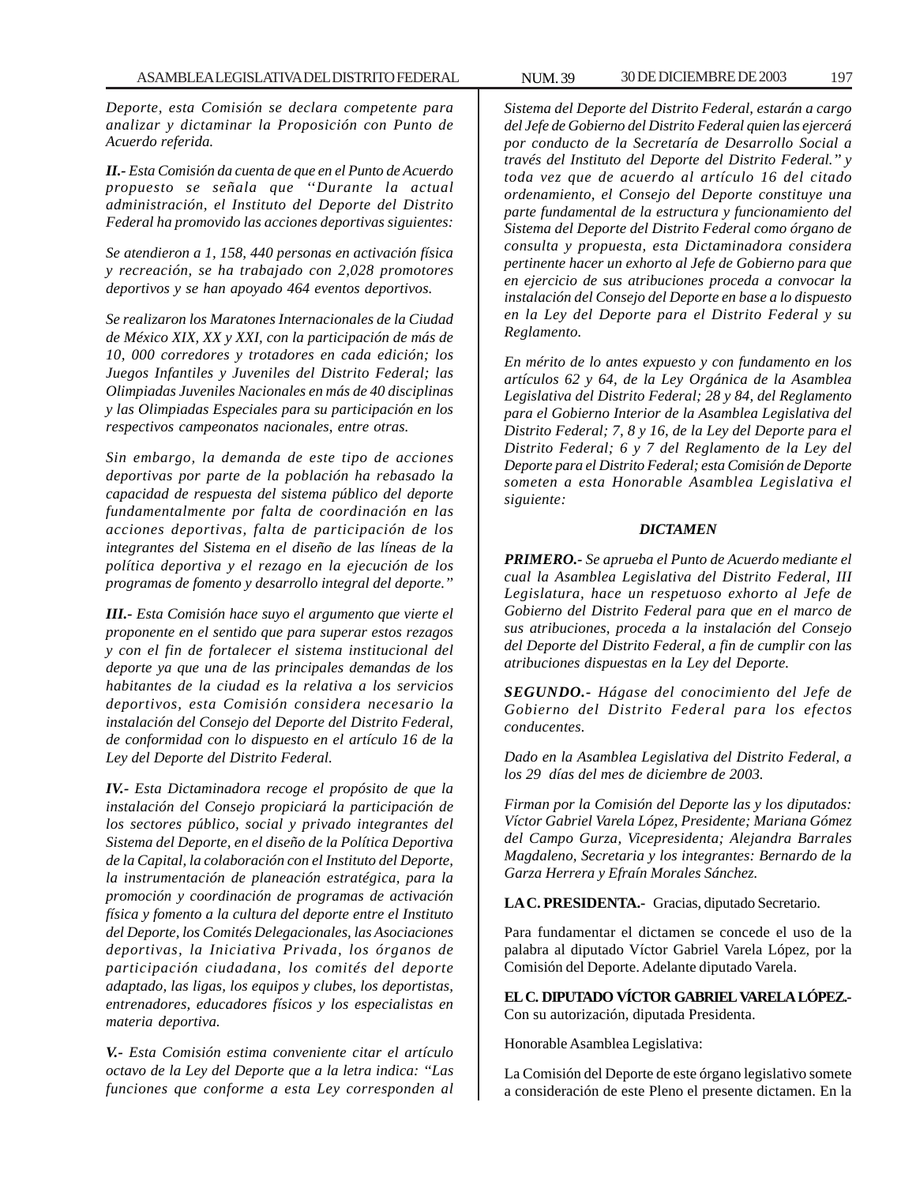*Deporte, esta Comisión se declara competente para analizar y dictaminar la Proposición con Punto de Acuerdo referida.*

***II.-*** *Esta Comisión da cuenta de que en el Punto de Acuerdo propuesto se señala que ''Durante la actual administración, el Instituto del Deporte del Distrito Federal ha promovido las acciones deportivas siguientes:*

*Se atendieron a 1, 158, 440 personas en activación física y recreación, se ha trabajado con 2,028 promotores deportivos y se han apoyado 464 eventos deportivos.*

*Se realizaron los Maratones Internacionales de la Ciudad de México XIX, XX y XXI, con la participación de más de 10, 000 corredores y trotadores en cada edición; los Juegos Infantiles y Juveniles del Distrito Federal; las Olimpiadas Juveniles Nacionales en más de 40 disciplinas y las Olimpiadas Especiales para su participación en los respectivos campeonatos nacionales, entre otras.*

*Sin embargo, la demanda de este tipo de acciones deportivas por parte de la población ha rebasado la capacidad de respuesta del sistema público del deporte fundamentalmente por falta de coordinación en las acciones deportivas, falta de participación de los integrantes del Sistema en el diseño de las líneas de la política deportiva y el rezago en la ejecución de los programas de fomento y desarrollo integral del deporte.''*

***III.-*** *Esta Comisión hace suyo el argumento que vierte el proponente en el sentido que para superar estos rezagos y con el fin de fortalecer el sistema institucional del deporte ya que una de las principales demandas de los habitantes de la ciudad es la relativa a los servicios deportivos, esta Comisión considera necesario la instalación del Consejo del Deporte del Distrito Federal, de conformidad con lo dispuesto en el artículo 16 de la Ley del Deporte del Distrito Federal.*

***IV.-*** *Esta Dictaminadora recoge el propósito de que la instalación del Consejo propiciará la participación de los sectores público, social y privado integrantes del Sistema del Deporte, en el diseño de la Política Deportiva de la Capital, la colaboración con el Instituto del Deporte, la instrumentación de planeación estratégica, para la promoción y coordinación de programas de activación física y fomento a la cultura del deporte entre el Instituto del Deporte, los Comités Delegacionales, las Asociaciones deportivas, la Iniciativa Privada, los órganos de participación ciudadana, los comités del deporte adaptado, las ligas, los equipos y clubes, los deportistas, entrenadores, educadores físicos y los especialistas en materia deportiva.*

***V.-*** *Esta Comisión estima conveniente citar el artículo octavo de la Ley del Deporte que a la letra indica: ''Las funciones que conforme a esta Ley corresponden al Sistema del Deporte del Distrito Federal, estarán a cargo del Jefe de Gobierno del Distrito Federal quien las ejercerá por conducto de la Secretaría de Desarrollo Social a través del Instituto del Deporte del Distrito Federal.'' y toda vez que de acuerdo al artículo 16 del citado ordenamiento, el Consejo del Deporte constituye una parte fundamental de la estructura y funcionamiento del Sistema del Deporte del Distrito Federal como órgano de consulta y propuesta, esta Dictaminadora considera pertinente hacer un exhorto al Jefe de Gobierno para que en ejercicio de sus atribuciones proceda a convocar la instalación del Consejo del Deporte en base a lo dispuesto en la Ley del Deporte para el Distrito Federal y su Reglamento.*

*En mérito de lo antes expuesto y con fundamento en los artículos 62 y 64, de la Ley Orgánica de la Asamblea Legislativa del Distrito Federal; 28 y 84, del Reglamento para el Gobierno Interior de la Asamblea Legislativa del Distrito Federal; 7, 8 y 16, de la Ley del Deporte para el Distrito Federal; 6 y 7 del Reglamento de la Ley del Deporte para el Distrito Federal; esta Comisión de Deporte someten a esta Honorable Asamblea Legislativa el siguiente:*

***DICTAMEN***

***PRIMERO.-*** *Se aprueba el Punto de Acuerdo mediante el cual la Asamblea Legislativa del Distrito Federal, III Legislatura, hace un respetuoso exhorto al Jefe de Gobierno del Distrito Federal para que en el marco de sus atribuciones, proceda a la instalación del Consejo del Deporte del Distrito Federal, a fin de cumplir con las atribuciones dispuestas en la Ley del Deporte.*

***SEGUNDO.-*** *Hágase del conocimiento del Jefe de Gobierno del Distrito Federal para los efectos conducentes.*

*Dado en la Asamblea Legislativa del Distrito Federal, a los 29 días del mes de diciembre de 2003.*

*Firman por la Comisión del Deporte las y los diputados: Víctor Gabriel Varela López, Presidente; Mariana Gómez del Campo Gurza, Vicepresidenta; Alejandra Barrales Magdaleno, Secretaria y los integrantes: Bernardo de la Garza Herrera y Efraín Morales Sánchez.*

**LA C. PRESIDENTA.-** Gracias, diputado Secretario.

Para fundamentar el dictamen se concede el uso de la palabra al diputado Víctor Gabriel Varela López, por la Comisión del Deporte. Adelante diputado Varela.

**EL C. DIPUTADO VÍCTOR GABRIEL VARELA LÓPEZ.-** Con su autorización, diputada Presidenta.

Honorable Asamblea Legislativa:

La Comisión del Deporte de este órgano legislativo somete a consideración de este Pleno el presente dictamen. En la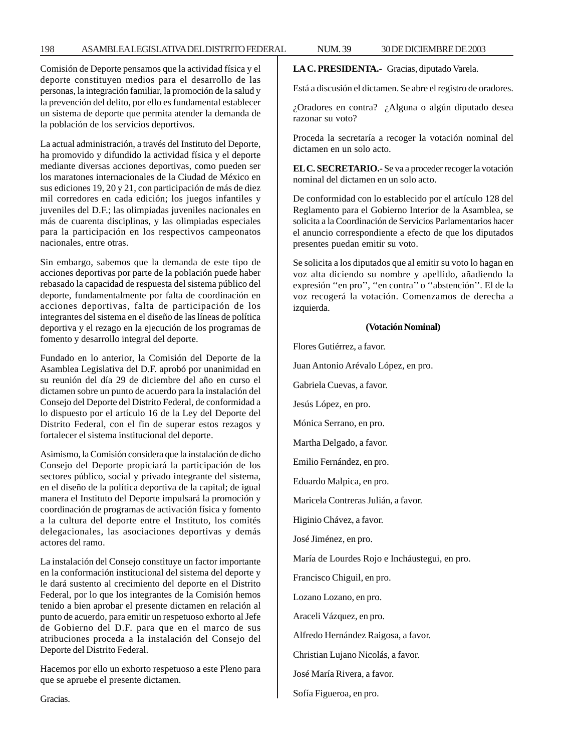Comisión de Deporte pensamos que la actividad física y el deporte constituyen medios para el desarrollo de las personas, la integración familiar, la promoción de la salud y la prevención del delito, por ello es fundamental establecer un sistema de deporte que permita atender la demanda de la población de los servicios deportivos.

La actual administración, a través del Instituto del Deporte, ha promovido y difundido la actividad física y el deporte mediante diversas acciones deportivas, como pueden ser los maratones internacionales de la Ciudad de México en sus ediciones 19, 20 y 21, con participación de más de diez mil corredores en cada edición; los juegos infantiles y juveniles del D.F.; las olimpiadas juveniles nacionales en más de cuarenta disciplinas, y las olimpiadas especiales para la participación en los respectivos campeonatos nacionales, entre otras.

Sin embargo, sabemos que la demanda de este tipo de acciones deportivas por parte de la población puede haber rebasado la capacidad de respuesta del sistema público del deporte, fundamentalmente por falta de coordinación en acciones deportivas, falta de participación de los integrantes del sistema en el diseño de las líneas de política deportiva y el rezago en la ejecución de los programas de fomento y desarrollo integral del deporte.

Fundado en lo anterior, la Comisión del Deporte de la Asamblea Legislativa del D.F. aprobó por unanimidad en su reunión del día 29 de diciembre del año en curso el dictamen sobre un punto de acuerdo para la instalación del Consejo del Deporte del Distrito Federal, de conformidad a lo dispuesto por el artículo 16 de la Ley del Deporte del Distrito Federal, con el fin de superar estos rezagos y fortalecer el sistema institucional del deporte.

Asimismo, la Comisión considera que la instalación de dicho Consejo del Deporte propiciará la participación de los sectores público, social y privado integrante del sistema, en el diseño de la política deportiva de la capital; de igual manera el Instituto del Deporte impulsará la promoción y coordinación de programas de activación física y fomento a la cultura del deporte entre el Instituto, los comités delegacionales, las asociaciones deportivas y demás actores del ramo.

La instalación del Consejo constituye un factor importante en la conformación institucional del sistema del deporte y le dará sustento al crecimiento del deporte en el Distrito Federal, por lo que los integrantes de la Comisión hemos tenido a bien aprobar el presente dictamen en relación al punto de acuerdo, para emitir un respetuoso exhorto al Jefe de Gobierno del D.F. para que en el marco de sus atribuciones proceda a la instalación del Consejo del Deporte del Distrito Federal.

Hacemos por ello un exhorto respetuoso a este Pleno para que se apruebe el presente dictamen.

Gracias.

**LA C. PRESIDENTA.-** Gracias, diputado Varela.

Está a discusión el dictamen. Se abre el registro de oradores.

¿Oradores en contra? ¿Alguna o algún diputado desea razonar su voto?

Proceda la secretaría a recoger la votación nominal del dictamen en un solo acto.

**EL C. SECRETARIO.-** Se va a proceder recoger la votación nominal del dictamen en un solo acto.

De conformidad con lo establecido por el artículo 128 del Reglamento para el Gobierno Interior de la Asamblea, se solicita a la Coordinación de Servicios Parlamentarios hacer el anuncio correspondiente a efecto de que los diputados presentes puedan emitir su voto.

Se solicita a los diputados que al emitir su voto lo hagan en voz alta diciendo su nombre y apellido, añadiendo la expresión ''en pro'', ''en contra'' o ''abstención''. El de la voz recogerá la votación. Comenzamos de derecha a izquierda.

**(Votación Nominal)**

Flores Gutiérrez, a favor.

Juan Antonio Arévalo López, en pro.

Gabriela Cuevas, a favor.

Jesús López, en pro.

Mónica Serrano, en pro.

Martha Delgado, a favor.

Emilio Fernández, en pro.

Eduardo Malpica, en pro.

Maricela Contreras Julián, a favor.

Higinio Chávez, a favor.

José Jiménez, en pro.

María de Lourdes Rojo e Incháustegui, en pro.

Francisco Chiguil, en pro.

Lozano Lozano, en pro.

Araceli Vázquez, en pro.

Alfredo Hernández Raigosa, a favor.

Christian Lujano Nicolás, a favor.

José María Rivera, a favor.

Sofía Figueroa, en pro.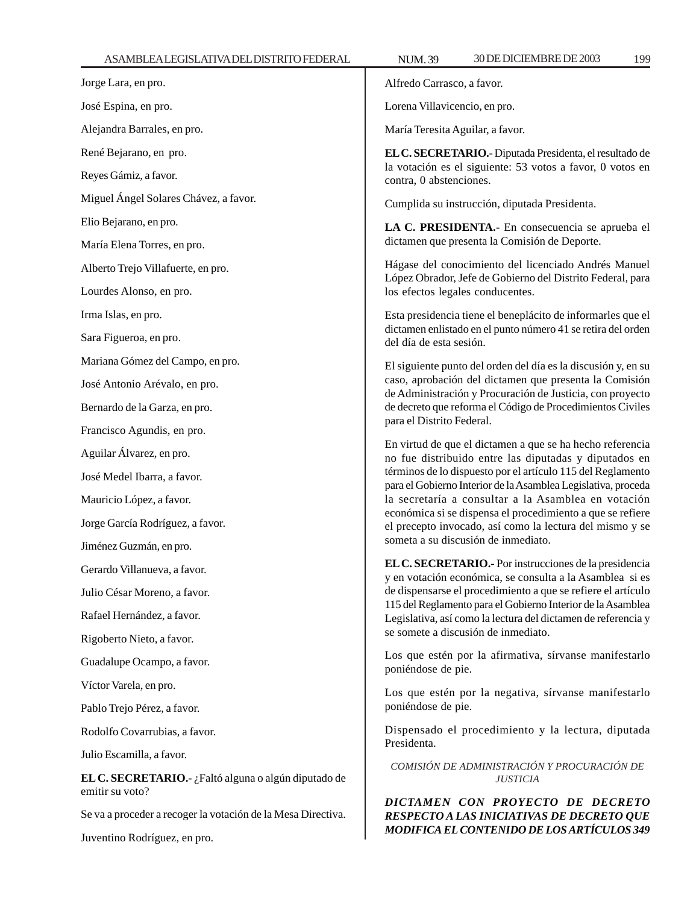Jorge Lara, en pro.

José Espina, en pro.

Alejandra Barrales, en pro.

René Bejarano, en pro.

Reyes Gámiz, a favor.

Miguel Ángel Solares Chávez, a favor.

Elio Bejarano, en pro.

María Elena Torres, en pro.

Alberto Trejo Villafuerte, en pro.

Lourdes Alonso, en pro.

Irma Islas, en pro.

Sara Figueroa, en pro.

Mariana Gómez del Campo, en pro.

José Antonio Arévalo, en pro.

Bernardo de la Garza, en pro.

Francisco Agundis, en pro.

Aguilar Álvarez, en pro.

José Medel Ibarra, a favor.

Mauricio López, a favor.

Jorge García Rodríguez, a favor.

Jiménez Guzmán, en pro.

Gerardo Villanueva, a favor.

Julio César Moreno, a favor.

Rafael Hernández, a favor.

Rigoberto Nieto, a favor.

Guadalupe Ocampo, a favor.

Víctor Varela, en pro.

Pablo Trejo Pérez, a favor.

Rodolfo Covarrubias, a favor.

Julio Escamilla, a favor.

**EL C. SECRETARIO.-** ¿Faltó alguna o algún diputado de emitir su voto?

Se va a proceder a recoger la votación de la Mesa Directiva.

Juventino Rodríguez, en pro.

Alfredo Carrasco, a favor.

Lorena Villavicencio, en pro.

María Teresita Aguilar, a favor.

**EL C. SECRETARIO.-** Diputada Presidenta, el resultado de la votación es el siguiente: 53 votos a favor, 0 votos en contra, 0 abstenciones.

Cumplida su instrucción, diputada Presidenta.

**LA C. PRESIDENTA.-** En consecuencia se aprueba el dictamen que presenta la Comisión de Deporte.

Hágase del conocimiento del licenciado Andrés Manuel López Obrador, Jefe de Gobierno del Distrito Federal, para los efectos legales conducentes.

Esta presidencia tiene el beneplácito de informarles que el dictamen enlistado en el punto número 41 se retira del orden del día de esta sesión.

El siguiente punto del orden del día es la discusión y, en su caso, aprobación del dictamen que presenta la Comisión de Administración y Procuración de Justicia, con proyecto de decreto que reforma el Código de Procedimientos Civiles para el Distrito Federal.

En virtud de que el dictamen a que se ha hecho referencia no fue distribuido entre las diputadas y diputados en términos de lo dispuesto por el artículo 115 del Reglamento para el Gobierno Interior de la Asamblea Legislativa, proceda la secretaría a consultar a la Asamblea en votación económica si se dispensa el procedimiento a que se refiere el precepto invocado, así como la lectura del mismo y se someta a su discusión de inmediato.

**EL C. SECRETARIO.-** Por instrucciones de la presidencia y en votación económica, se consulta a la Asamblea si es de dispensarse el procedimiento a que se refiere el artículo 115 del Reglamento para el Gobierno Interior de la Asamblea Legislativa, así como la lectura del dictamen de referencia y se somete a discusión de inmediato.

Los que estén por la afirmativa, sírvanse manifestarlo poniéndose de pie.

Los que estén por la negativa, sírvanse manifestarlo poniéndose de pie.

Dispensado el procedimiento y la lectura, diputada Presidenta.

*COMISIÓN DE ADMINISTRACIÓN Y PROCURACIÓN DE JUSTICIA*

***DICTAMEN CON PROYECTO DE DECRETO RESPECTO A LAS INICIATIVAS DE DECRETO QUE MODIFICA EL CONTENIDO DE LOS ARTÍCULOS 349***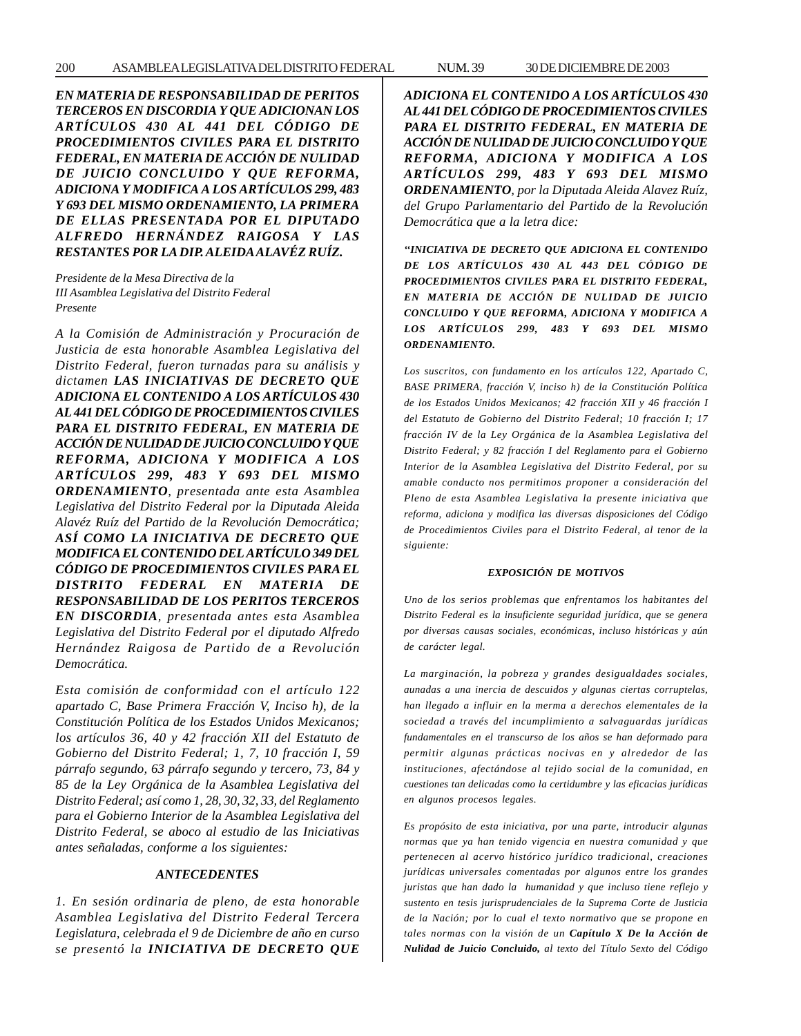***EN MATERIA DE RESPONSABILIDAD DE PERITOS TERCEROS EN DISCORDIA Y QUE ADICIONAN LOS ARTÍCULOS 430 AL 441 DEL CÓDIGO DE PROCEDIMIENTOS CIVILES PARA EL DISTRITO FEDERAL, EN MATERIA DE ACCIÓN DE NULIDAD DE JUICIO CONCLUIDO Y QUE REFORMA, ADICIONA Y MODIFICA A LOS ARTÍCULOS 299, 483 Y 693 DEL MISMO ORDENAMIENTO, LA PRIMERA DE ELLAS PRESENTADA POR EL DIPUTADO ALFREDO HERNÁNDEZ RAIGOSA Y LAS RESTANTES POR LA DIP. ALEIDA ALAVÉZ RUÍZ.***

*Presidente de la Mesa Directiva de la*
*III Asamblea Legislativa del Distrito Federal*
*Presente*

*A la Comisión de Administración y Procuración de Justicia de esta honorable Asamblea Legislativa del Distrito Federal, fueron turnadas para su análisis y dictamen* ***LAS INICIATIVAS DE DECRETO QUE ADICIONA EL CONTENIDO A LOS ARTÍCULOS 430 AL 441 DEL CÓDIGO DE PROCEDIMIENTOS CIVILES PARA EL DISTRITO FEDERAL, EN MATERIA DE ACCIÓN DE NULIDAD DE JUICIO CONCLUIDO Y QUE REFORMA, ADICIONA Y MODIFICA A LOS ARTÍCULOS 299, 483 Y 693 DEL MISMO ORDENAMIENTO****, presentada ante esta Asamblea Legislativa del Distrito Federal por la Diputada Aleida Alavéz Ruíz del Partido de la Revolución Democrática;* ***ASÍ COMO LA INICIATIVA DE DECRETO QUE MODIFICA EL CONTENIDO DEL ARTÍCULO 349 DEL CÓDIGO DE PROCEDIMIENTOS CIVILES PARA EL DISTRITO FEDERAL EN MATERIA DE RESPONSABILIDAD DE LOS PERITOS TERCEROS EN DISCORDIA****, presentada antes esta Asamblea Legislativa del Distrito Federal por el diputado Alfredo Hernández Raigosa de Partido de a Revolución Democrática.*

*Esta comisión de conformidad con el artículo 122 apartado C, Base Primera Fracción V, Inciso h), de la Constitución Política de los Estados Unidos Mexicanos; los artículos 36, 40 y 42 fracción XII del Estatuto de Gobierno del Distrito Federal; 1, 7, 10 fracción I, 59 párrafo segundo, 63 párrafo segundo y tercero, 73, 84 y 85 de la Ley Orgánica de la Asamblea Legislativa del Distrito Federal; así como 1, 28, 30, 32, 33, del Reglamento para el Gobierno Interior de la Asamblea Legislativa del Distrito Federal, se aboco al estudio de las Iniciativas antes señaladas, conforme a los siguientes:*

### *ANTECEDENTES*

*1. En sesión ordinaria de pleno, de esta honorable Asamblea Legislativa del Distrito Federal Tercera Legislatura, celebrada el 9 de Diciembre de año en curso se presentó la* ***INICIATIVA DE DECRETO QUE ADICIONA EL CONTENIDO A LOS ARTÍCULOS 430 AL 441 DEL CÓDIGO DE PROCEDIMIENTOS CIVILES PARA EL DISTRITO FEDERAL, EN MATERIA DE ACCIÓN DE NULIDAD DE JUICIO CONCLUIDO Y QUE REFORMA, ADICIONA Y MODIFICA A LOS ARTÍCULOS 299, 483 Y 693 DEL MISMO ORDENAMIENTO****, por la Diputada Aleida Alavez Ruíz, del Grupo Parlamentario del Partido de la Revolución Democrática que a la letra dice:*

***“INICIATIVA DE DECRETO QUE ADICIONA EL CONTENIDO DE LOS ARTÍCULOS 430 AL 443 DEL CÓDIGO DE PROCEDIMIENTOS CIVILES PARA EL DISTRITO FEDERAL, EN MATERIA DE ACCIÓN DE NULIDAD DE JUICIO CONCLUIDO Y QUE REFORMA, ADICIONA Y MODIFICA A LOS ARTÍCULOS 299, 483 Y 693 DEL MISMO ORDENAMIENTO.***

*Los suscritos, con fundamento en los artículos 122, Apartado C, BASE PRIMERA, fracción V, inciso h) de la Constitución Política de los Estados Unidos Mexicanos; 42 fracción XII y 46 fracción I del Estatuto de Gobierno del Distrito Federal; 10 fracción I; 17 fracción IV de la Ley Orgánica de la Asamblea Legislativa del Distrito Federal; y 82 fracción I del Reglamento para el Gobierno Interior de la Asamblea Legislativa del Distrito Federal, por su amable conducto nos permitimos proponer a consideración del Pleno de esta Asamblea Legislativa la presente iniciativa que reforma, adiciona y modifica las diversas disposiciones del Código de Procedimientos Civiles para el Distrito Federal, al tenor de la siguiente:*

#### ***EXPOSICIÓN DE MOTIVOS***

*Uno de los serios problemas que enfrentamos los habitantes del Distrito Federal es la insuficiente seguridad jurídica, que se genera por diversas causas sociales, económicas, incluso históricas y aún de carácter legal.*

*La marginación, la pobreza y grandes desigualdades sociales, aunadas a una inercia de descuidos y algunas ciertas corruptelas, han llegado a influir en la merma a derechos elementales de la sociedad a través del incumplimiento a salvaguardas jurídicas fundamentales en el transcurso de los años se han deformado para permitir algunas prácticas nocivas en y alrededor de las instituciones, afectándose al tejido social de la comunidad, en cuestiones tan delicadas como la certidumbre y las eficacias jurídicas en algunos procesos legales.*

*Es propósito de esta iniciativa, por una parte, introducir algunas normas que ya han tenido vigencia en nuestra comunidad y que pertenecen al acervo histórico jurídico tradicional, creaciones jurídicas universales comentadas por algunos entre los grandes juristas que han dado la humanidad y que incluso tiene reflejo y sustento en tesis jurisprudenciales de la Suprema Corte de Justicia de la Nación; por lo cual el texto normativo que se propone en tales normas con la visión de un* ***Capítulo X De la Acción de Nulidad de Juicio Concluido,*** *al texto del Título Sexto del Código*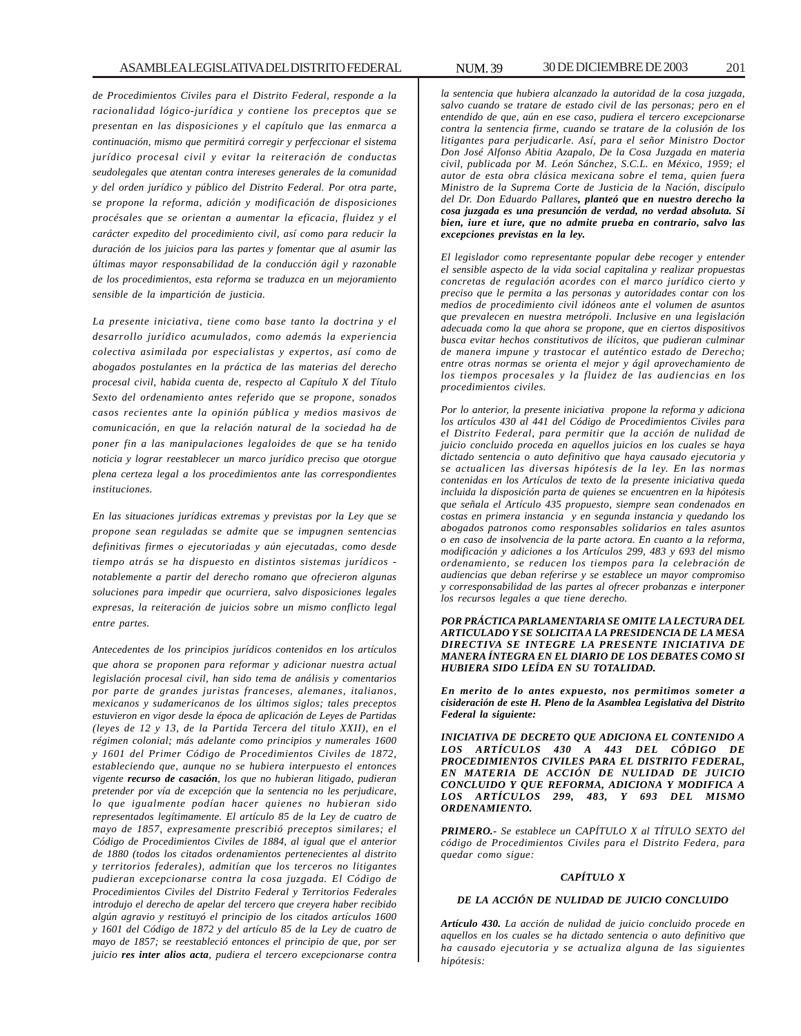*de Procedimientos Civiles para el Distrito Federal, responde a la racionalidad lógico-jurídica y contiene los preceptos que se presentan en las disposiciones y el capítulo que las enmarca a continuación, mismo que permitirá corregir y perfeccionar el sistema jurídico procesal civil y evitar la reiteración de conductas seudolegales que atentan contra intereses generales de la comunidad y del orden jurídico y público del Distrito Federal. Por otra parte, se propone la reforma, adición y modificación de disposiciones procésales que se orientan a aumentar la eficacia, fluidez y el carácter expedito del procedimiento civil, así como para reducir la duración de los juicios para las partes y fomentar que al asumir las últimas mayor responsabilidad de la conducción ágil y razonable de los procedimientos, esta reforma se traduzca en un mejoramiento sensible de la impartición de justicia.*

*La presente iniciativa, tiene como base tanto la doctrina y el desarrollo jurídico acumulados, como además la experiencia colectiva asimilada por especialistas y expertos, así como de abogados postulantes en la práctica de las materias del derecho procesal civil, habida cuenta de, respecto al Capítulo X del Título Sexto del ordenamiento antes referido que se propone, sonados casos recientes ante la opinión pública y medios masivos de comunicación, en que la relación natural de la sociedad ha de poner fin a las manipulaciones legaloides de que se ha tenido noticia y lograr reestablecer un marco jurídico preciso que otorgue plena certeza legal a los procedimientos ante las correspondientes instituciones.*

*En las situaciones jurídicas extremas y previstas por la Ley que se propone sean reguladas se admite que se impugnen sentencias definitivas firmes o ejecutoriadas y aún ejecutadas, como desde tiempo atrás se ha dispuesto en distintos sistemas jurídicos - notablemente a partir del derecho romano que ofrecieron algunas soluciones para impedir que ocurriera, salvo disposiciones legales expresas, la reiteración de juicios sobre un mismo conflicto legal entre partes.*

*Antecedentes de los principios jurídicos contenidos en los artículos que ahora se proponen para reformar y adicionar nuestra actual legislación procesal civil, han sido tema de análisis y comentarios por parte de grandes juristas franceses, alemanes, italianos, mexicanos y sudamericanos de los últimos siglos; tales preceptos estuvieron en vigor desde la época de aplicación de Leyes de Partidas (leyes de 12 y 13, de la Partida Tercera del titulo XXII), en el régimen colonial; más adelante como principios y numerales 1600 y 1601 del Primer Código de Procedimientos Civiles de 1872, estableciendo que, aunque no se hubiera interpuesto el entonces vigente* ***recurso de casación****, los que no hubieran litigado, pudieran pretender por vía de excepción que la sentencia no les perjudicare, lo que igualmente podían hacer quienes no hubieran sido representados legítimamente. El artículo 85 de la Ley de cuatro de mayo de 1857, expresamente prescribió preceptos similares; el Código de Procedimientos Civiles de 1884, al igual que el anterior de 1880 (todos los citados ordenamientos pertenecientes al distrito y territorios federales), admitían que los terceros no litigantes pudieran excepcionarse contra la cosa juzgada. El Código de Procedimientos Civiles del Distrito Federal y Territorios Federales introdujo el derecho de apelar del tercero que creyera haber recibido algún agravio y restituyó el principio de los citados artículos 1600 y 1601 del Código de 1872 y del artículo 85 de la Ley de cuatro de mayo de 1857; se reestableció entonces el principio de que, por ser juicio* ***res inter alios acta****, pudiera el tercero excepcionarse contra la sentencia que hubiera alcanzado la autoridad de la cosa juzgada, salvo cuando se tratare de estado civil de las personas; pero en el entendido de que, aún en ese caso, pudiera el tercero excepcionarse contra la sentencia firme, cuando se tratare de la colusión de los litigantes para perjudicarle. Así, para el señor Ministro Doctor Don José Alfonso Abitia Azapalo, De la Cosa Juzgada en materia civil, publicada por M. León Sánchez, S.C.L. en México, 1959; el autor de esta obra clásica mexicana sobre el tema, quien fuera Ministro de la Suprema Corte de Justicia de la Nación, discípulo del Dr. Don Eduardo Pallares****, planteó que en nuestro derecho la cosa juzgada es una presunción de verdad, no verdad absoluta. Si bien, iure et iure, que no admite prueba en contrario, salvo las excepciones previstas en la ley.***

*El legislador como representante popular debe recoger y entender el sensible aspecto de la vida social capitalina y realizar propuestas concretas de regulación acordes con el marco jurídico cierto y preciso que le permita a las personas y autoridades contar con los medios de procedimiento civil idóneos ante el volumen de asuntos que prevalecen en nuestra metrópoli. Inclusive en una legislación adecuada como la que ahora se propone, que en ciertos dispositivos busca evitar hechos constitutivos de ilícitos, que pudieran culminar de manera impune y trastocar el auténtico estado de Derecho; entre otras normas se orienta el mejor y ágil aprovechamiento de los tiempos procesales y la fluidez de las audiencias en los procedimientos civiles.*

*Por lo anterior, la presente iniciativa propone la reforma y adiciona los artículos 430 al 441 del Código de Procedimientos Civiles para el Distrito Federal, para permitir que la acción de nulidad de juicio concluido proceda en aquellos juicios en los cuales se haya dictado sentencia o auto definitivo que haya causado ejecutoria y se actualicen las diversas hipótesis de la ley. En las normas contenidas en los Artículos de texto de la presente iniciativa queda incluida la disposición parta de quienes se encuentren en la hipótesis que señala el Artículo 435 propuesto, siempre sean condenados en costas en primera instancia y en segunda instancia y quedando los abogados patronos como responsables solidarios en tales asuntos o en caso de insolvencia de la parte actora. En cuanto a la reforma, modificación y adiciones a los Artículos 299, 483 y 693 del mismo ordenamiento, se reducen los tiempos para la celebración de audiencias que deban referirse y se establece un mayor compromiso y corresponsabilidad de las partes al ofrecer probanzas e interponer los recursos legales a que tiene derecho.*

***POR PRÁCTICA PARLAMENTARIA SE OMITE LA LECTURA DEL ARTICULADO Y SE SOLICITA A LA PRESIDENCIA DE LA MESA DIRECTIVA SE INTEGRE LA PRESENTE INICIATIVA DE MANERA ÍNTEGRA EN EL DIARIO DE LOS DEBATES COMO SI HUBIERA SIDO LEÍDA EN SU TOTALIDAD.***

***En merito de lo antes expuesto, nos permitimos someter a cisideración de este H. Pleno de la Asamblea Legislativa del Distrito Federal la siguiente:***

***INICIATIVA DE DECRETO QUE ADICIONA EL CONTENIDO A LOS ARTÍCULOS 430 A 443 DEL CÓDIGO DE PROCEDIMIENTOS CIVILES PARA EL DISTRITO FEDERAL, EN MATERIA DE ACCIÓN DE NULIDAD DE JUICIO CONCLUIDO Y QUE REFORMA, ADICIONA Y MODIFICA A LOS ARTÍCULOS 299, 483, Y 693 DEL MISMO ORDENAMIENTO.***

***PRIMERO.-*** *Se establece un CAPÍTULO X al TÍTULO SEXTO del código de Procedimientos Civiles para el Distrito Federa, para quedar como sigue:*

***CAPÍTULO X***

***DE LA ACCIÓN DE NULIDAD DE JUICIO CONCLUIDO***

***Artículo 430.*** *La acción de nulidad de juicio concluido procede en aquellos en los cuales se ha dictado sentencia o auto definitivo que ha causado ejecutoria y se actualiza alguna de las siguientes hipótesis:*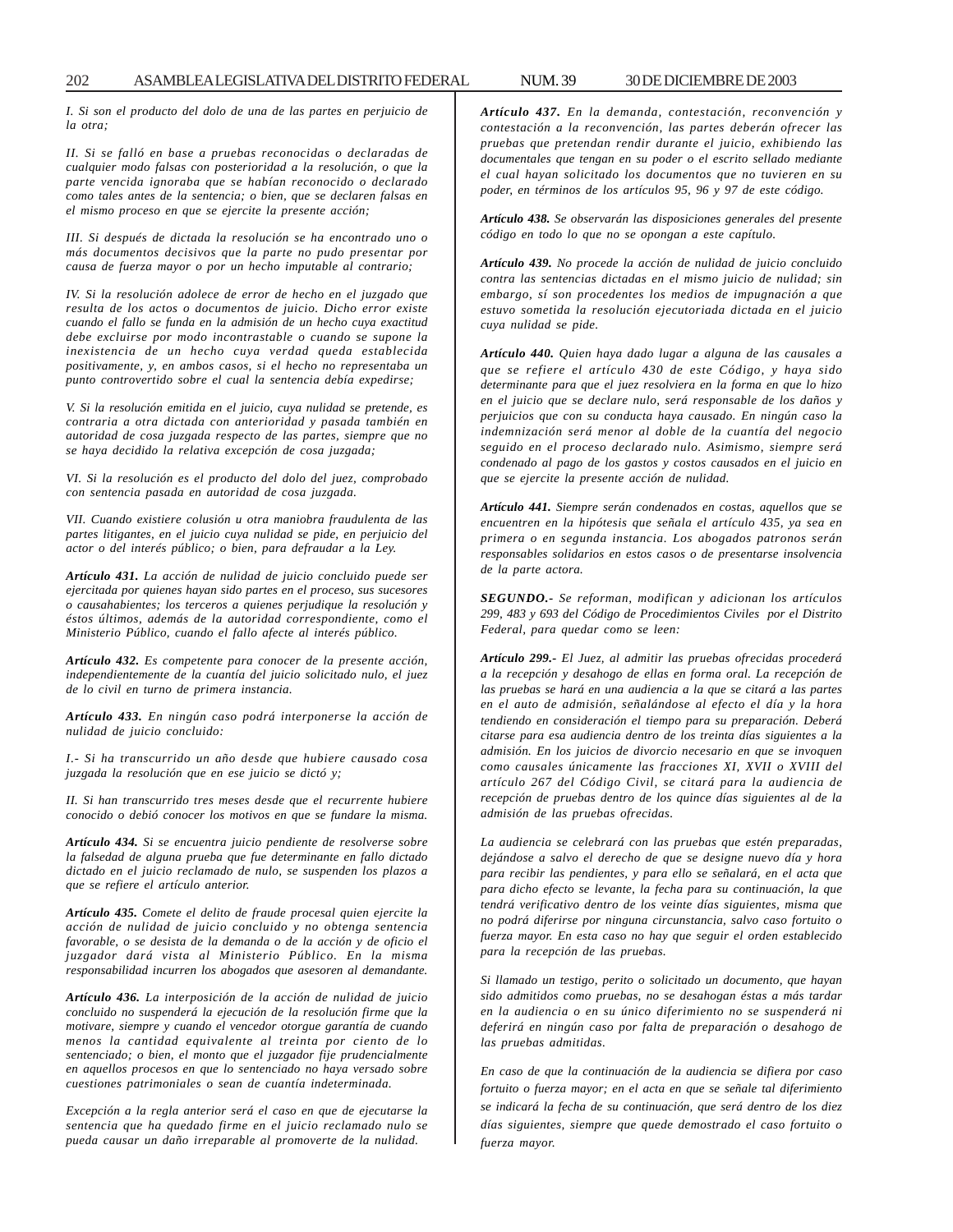*I. Si son el producto del dolo de una de las partes en perjuicio de la otra;*

*II. Si se falló en base a pruebas reconocidas o declaradas de cualquier modo falsas con posterioridad a la resolución, o que la parte vencida ignoraba que se habían reconocido o declarado como tales antes de la sentencia; o bien, que se declaren falsas en el mismo proceso en que se ejercite la presente acción;*

*III. Si después de dictada la resolución se ha encontrado uno o más documentos decisivos que la parte no pudo presentar por causa de fuerza mayor o por un hecho imputable al contrario;*

*IV. Si la resolución adolece de error de hecho en el juzgado que resulta de los actos o documentos de juicio. Dicho error existe cuando el fallo se funda en la admisión de un hecho cuya exactitud debe excluirse por modo incontrastable o cuando se supone la inexistencia de un hecho cuya verdad queda establecida positivamente, y, en ambos casos, si el hecho no representaba un punto controvertido sobre el cual la sentencia debía expedirse;*

*V. Si la resolución emitida en el juicio, cuya nulidad se pretende, es contraria a otra dictada con anterioridad y pasada también en autoridad de cosa juzgada respecto de las partes, siempre que no se haya decidido la relativa excepción de cosa juzgada;*

*VI. Si la resolución es el producto del dolo del juez, comprobado con sentencia pasada en autoridad de cosa juzgada.*

*VII. Cuando existiere colusión u otra maniobra fraudulenta de las partes litigantes, en el juicio cuya nulidad se pide, en perjuicio del actor o del interés público; o bien, para defraudar a la Ley.*

***Artículo 431.** La acción de nulidad de juicio concluido puede ser ejercitada por quienes hayan sido partes en el proceso, sus sucesores o causahabientes; los terceros a quienes perjudique la resolución y éstos últimos, además de la autoridad correspondiente, como el Ministerio Público, cuando el fallo afecte al interés público.*

***Artículo 432.** Es competente para conocer de la presente acción, independientemente de la cuantía del juicio solicitado nulo, el juez de lo civil en turno de primera instancia.*

***Artículo 433.** En ningún caso podrá interponerse la acción de nulidad de juicio concluido:*

*I.- Si ha transcurrido un año desde que hubiere causado cosa juzgada la resolución que en ese juicio se dictó y;*

*II. Si han transcurrido tres meses desde que el recurrente hubiere conocido o debió conocer los motivos en que se fundare la misma.*

***Artículo 434.** Si se encuentra juicio pendiente de resolverse sobre la falsedad de alguna prueba que fue determinante en fallo dictado dictado en el juicio reclamado de nulo, se suspenden los plazos a que se refiere el artículo anterior.*

***Artículo 435.** Comete el delito de fraude procesal quien ejercite la acción de nulidad de juicio concluido y no obtenga sentencia favorable, o se desista de la demanda o de la acción y de oficio el juzgador dará vista al Ministerio Público. En la misma responsabilidad incurren los abogados que asesoren al demandante.*

***Artículo 436.** La interposición de la acción de nulidad de juicio concluido no suspenderá la ejecución de la resolución firme que la motivare, siempre y cuando el vencedor otorgue garantía de cuando menos la cantidad equivalente al treinta por ciento de lo sentenciado; o bien, el monto que el juzgador fije prudencialmente en aquellos procesos en que lo sentenciado no haya versado sobre cuestiones patrimoniales o sean de cuantía indeterminada.*

*Excepción a la regla anterior será el caso en que de ejecutarse la sentencia que ha quedado firme en el juicio reclamado nulo se pueda causar un daño irreparable al promoverte de la nulidad.*

***Artículo 437.** En la demanda, contestación, reconvención y contestación a la reconvención, las partes deberán ofrecer las pruebas que pretendan rendir durante el juicio, exhibiendo las documentales que tengan en su poder o el escrito sellado mediante el cual hayan solicitado los documentos que no tuvieren en su poder, en términos de los artículos 95, 96 y 97 de este código.*

***Artículo 438.** Se observarán las disposiciones generales del presente código en todo lo que no se opongan a este capítulo.*

***Artículo 439.** No procede la acción de nulidad de juicio concluido contra las sentencias dictadas en el mismo juicio de nulidad; sin embargo, sí son procedentes los medios de impugnación a que estuvo sometida la resolución ejecutoriada dictada en el juicio cuya nulidad se pide.*

***Artículo 440.** Quien haya dado lugar a alguna de las causales a que se refiere el artículo 430 de este Código, y haya sido determinante para que el juez resolviera en la forma en que lo hizo en el juicio que se declare nulo, será responsable de los daños y perjuicios que con su conducta haya causado. En ningún caso la indemnización será menor al doble de la cuantía del negocio seguido en el proceso declarado nulo. Asimismo, siempre será condenado al pago de los gastos y costos causados en el juicio en que se ejercite la presente acción de nulidad.*

***Artículo 441.** Siempre serán condenados en costas, aquellos que se encuentren en la hipótesis que señala el artículo 435, ya sea en primera o en segunda instancia. Los abogados patronos serán responsables solidarios en estos casos o de presentarse insolvencia de la parte actora.*

***SEGUNDO.-** Se reforman, modifican y adicionan los artículos 299, 483 y 693 del Código de Procedimientos Civiles por el Distrito Federal, para quedar como se leen:*

***Artículo 299.-** El Juez, al admitir las pruebas ofrecidas procederá a la recepción y desahogo de ellas en forma oral. La recepción de las pruebas se hará en una audiencia a la que se citará a las partes en el auto de admisión, señalándose al efecto el día y la hora tendiendo en consideración el tiempo para su preparación. Deberá citarse para esa audiencia dentro de los treinta días siguientes a la admisión. En los juicios de divorcio necesario en que se invoquen como causales únicamente las fracciones XI, XVII o XVIII del artículo 267 del Código Civil, se citará para la audiencia de recepción de pruebas dentro de los quince días siguientes al de la admisión de las pruebas ofrecidas.*

*La audiencia se celebrará con las pruebas que estén preparadas, dejándose a salvo el derecho de que se designe nuevo día y hora para recibir las pendientes, y para ello se señalará, en el acta que para dicho efecto se levante, la fecha para su continuación, la que tendrá verificativo dentro de los veinte días siguientes, misma que no podrá diferirse por ninguna circunstancia, salvo caso fortuito o fuerza mayor. En esta caso no hay que seguir el orden establecido para la recepción de las pruebas.*

*Si llamado un testigo, perito o solicitado un documento, que hayan sido admitidos como pruebas, no se desahogan éstas a más tardar en la audiencia o en su único diferimiento no se suspenderá ni deferirá en ningún caso por falta de preparación o desahogo de las pruebas admitidas.*

*En caso de que la continuación de la audiencia se difiera por caso fortuito o fuerza mayor; en el acta en que se señale tal diferimiento se indicará la fecha de su continuación, que será dentro de los diez días siguientes, siempre que quede demostrado el caso fortuito o fuerza mayor.*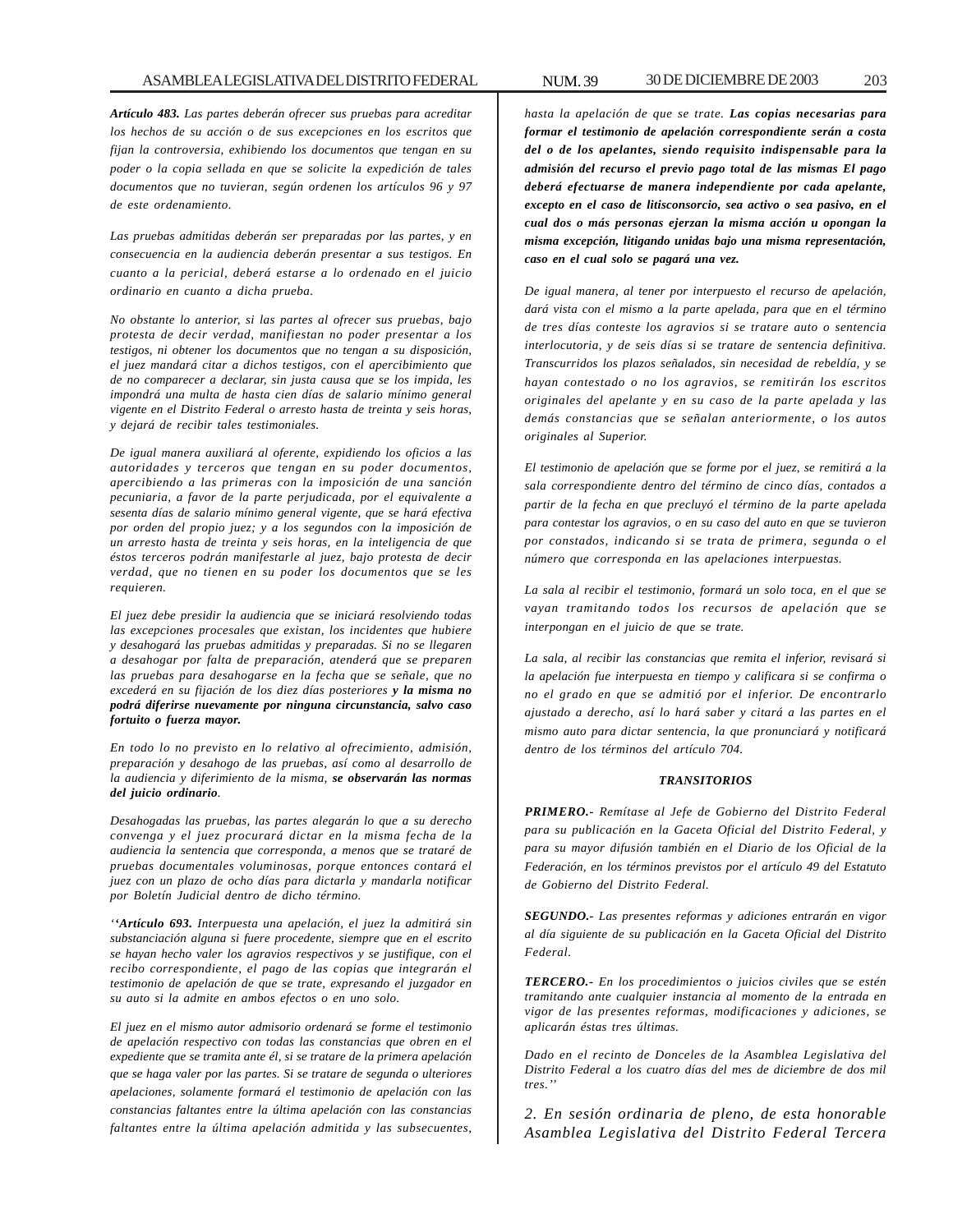***Artículo 483.*** *Las partes deberán ofrecer sus pruebas para acreditar los hechos de su acción o de sus excepciones en los escritos que fijan la controversia, exhibiendo los documentos que tengan en su poder o la copia sellada en que se solicite la expedición de tales documentos que no tuvieran, según ordenen los artículos 96 y 97 de este ordenamiento.*

*Las pruebas admitidas deberán ser preparadas por las partes, y en consecuencia en la audiencia deberán presentar a sus testigos. En cuanto a la pericial, deberá estarse a lo ordenado en el juicio ordinario en cuanto a dicha prueba.*

*No obstante lo anterior, si las partes al ofrecer sus pruebas, bajo protesta de decir verdad, manifiestan no poder presentar a los testigos, ni obtener los documentos que no tengan a su disposición, el juez mandará citar a dichos testigos, con el apercibimiento que de no comparecer a declarar, sin justa causa que se los impida, les impondrá una multa de hasta cien días de salario mínimo general vigente en el Distrito Federal o arresto hasta de treinta y seis horas, y dejará de recibir tales testimoniales.*

*De igual manera auxiliará al oferente, expidiendo los oficios a las autoridades y terceros que tengan en su poder documentos, apercibiendo a las primeras con la imposición de una sanción pecuniaria, a favor de la parte perjudicada, por el equivalente a sesenta días de salario mínimo general vigente, que se hará efectiva por orden del propio juez; y a los segundos con la imposición de un arresto hasta de treinta y seis horas, en la inteligencia de que éstos terceros podrán manifestarle al juez, bajo protesta de decir verdad, que no tienen en su poder los documentos que se les requieren.*

*El juez debe presidir la audiencia que se iniciará resolviendo todas las excepciones procesales que existan, los incidentes que hubiere y desahogará las pruebas admitidas y preparadas. Si no se llegaren a desahogar por falta de preparación, atenderá que se preparen las pruebas para desahogarse en la fecha que se señale, que no excederá en su fijación de los diez días posteriores* ***y la misma no podrá diferirse nuevamente por ninguna circunstancia, salvo caso fortuito o fuerza mayor.***

*En todo lo no previsto en lo relativo al ofrecimiento, admisión, preparación y desahogo de las pruebas, así como al desarrollo de la audiencia y diferimiento de la misma,* ***se observarán las normas del juicio ordinario****.*

*Desahogadas las pruebas, las partes alegarán lo que a su derecho convenga y el juez procurará dictar en la misma fecha de la audiencia la sentencia que corresponda, a menos que se trataré de pruebas documentales voluminosas, porque entonces contará el juez con un plazo de ocho días para dictarla y mandarla notificar por Boletín Judicial dentro de dicho término.*

*‘‘****Artículo 693.*** *Interpuesta una apelación, el juez la admitirá sin substanciación alguna si fuere procedente, siempre que en el escrito se hayan hecho valer los agravios respectivos y se justifique, con el recibo correspondiente, el pago de las copias que integrarán el testimonio de apelación de que se trate, expresando el juzgador en su auto si la admite en ambos efectos o en uno solo.*

*El juez en el mismo autor admisorio ordenará se forme el testimonio de apelación respectivo con todas las constancias que obren en el expediente que se tramita ante él, si se tratare de la primera apelación que se haga valer por las partes. Si se tratare de segunda o ulteriores apelaciones, solamente formará el testimonio de apelación con las constancias faltantes entre la última apelación con las constancias faltantes entre la última apelación admitida y las subsecuentes, hasta la apelación de que se trate.* ***Las copias necesarias para formar el testimonio de apelación correspondiente serán a costa del o de los apelantes, siendo requisito indispensable para la admisión del recurso el previo pago total de las mismas El pago deberá efectuarse de manera independiente por cada apelante, excepto en el caso de litisconsorcio, sea activo o sea pasivo, en el cual dos o más personas ejerzan la misma acción u opongan la misma excepción, litigando unidas bajo una misma representación, caso en el cual solo se pagará una vez.***

*De igual manera, al tener por interpuesto el recurso de apelación, dará vista con el mismo a la parte apelada, para que en el término de tres días conteste los agravios si se tratare auto o sentencia interlocutoria, y de seis días si se tratare de sentencia definitiva. Transcurridos los plazos señalados, sin necesidad de rebeldía, y se hayan contestado o no los agravios, se remitirán los escritos originales del apelante y en su caso de la parte apelada y las demás constancias que se señalan anteriormente, o los autos originales al Superior.*

*El testimonio de apelación que se forme por el juez, se remitirá a la sala correspondiente dentro del término de cinco días, contados a partir de la fecha en que precluyó el término de la parte apelada para contestar los agravios, o en su caso del auto en que se tuvieron por constados, indicando si se trata de primera, segunda o el número que corresponda en las apelaciones interpuestas.*

*La sala al recibir el testimonio, formará un solo toca, en el que se vayan tramitando todos los recursos de apelación que se interpongan en el juicio de que se trate.*

*La sala, al recibir las constancias que remita el inferior, revisará si la apelación fue interpuesta en tiempo y calificara si se confirma o no el grado en que se admitió por el inferior. De encontrarlo ajustado a derecho, así lo hará saber y citará a las partes en el mismo auto para dictar sentencia, la que pronunciará y notificará dentro de los términos del artículo 704.*

***TRANSITORIOS***

***PRIMERO.-*** *Remítase al Jefe de Gobierno del Distrito Federal para su publicación en la Gaceta Oficial del Distrito Federal, y para su mayor difusión también en el Diario de los Oficial de la Federación, en los términos previstos por el artículo 49 del Estatuto de Gobierno del Distrito Federal.*

***SEGUNDO.-*** *Las presentes reformas y adiciones entrarán en vigor al día siguiente de su publicación en la Gaceta Oficial del Distrito Federal.*

***TERCERO.-*** *En los procedimientos o juicios civiles que se estén tramitando ante cualquier instancia al momento de la entrada en vigor de las presentes reformas, modificaciones y adiciones, se aplicarán éstas tres últimas.*

*Dado en el recinto de Donceles de la Asamblea Legislativa del Distrito Federal a los cuatro días del mes de diciembre de dos mil tres.’’*

*2. En sesión ordinaria de pleno, de esta honorable Asamblea Legislativa del Distrito Federal Tercera*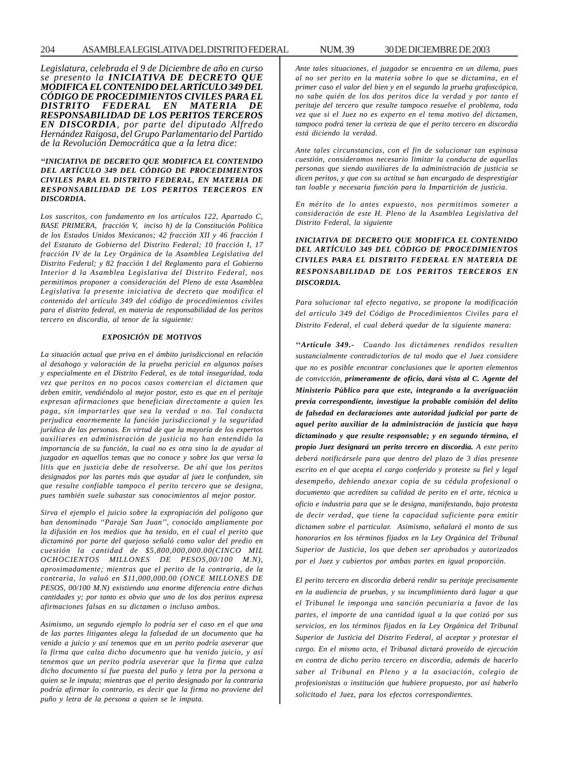*Legislatura, celebrada el 9 de Diciembre de año en curso se presento la* ***INICIATIVA DE DECRETO QUE MODIFICA EL CONTENIDO DEL ARTÍCULO 349 DEL CÓDIGO DE PROCEDIMIENTOS CIVILES PARA EL DISTRITO FEDERAL EN MATERIA DE RESPONSABILIDAD DE LOS PERITOS TERCEROS EN DISCORDIA****, por parte del diputado Alfredo Hernández Raigosa, del Grupo Parlamentario del Partido de la Revolución Democrática que a la letra dice:*

***''INICIATIVA DE DECRETO QUE MODIFICA EL CONTENIDO DEL ARTÍCULO 349 DEL CÓDIGO DE PROCEDIMIENTOS CIVILES PARA EL DISTRITO FEDERAL, EN MATERIA DE RESPONSABILIDAD DE LOS PERITOS TERCEROS EN DISCORDIA.***

*Los suscritos, con fundamento en los artículos 122, Apartado C, BASE PRIMERA, fracción V, inciso h) de la Constitución Política de los Estados Unidos Mexicanos; 42 fracción XII y 46 fracción I del Estatuto de Gobierno del Distrito Federal; 10 fracción I, 17 fracción IV de la Ley Orgánica de la Asamblea Legislativa del Distrito Federal; y 82 fracción I del Reglamento para el Gobierno Interior d la Asamblea Legislativa del Distrito Federal, nos permitimos proponer a consideración del Pleno de esta Asamblea Legislativa la presente iniciativa de decreto que modifica el contenido del artículo 349 del código de procedimientos civiles para el distrito federal, en materia de responsabilidad de los peritos tercero en discordia, al tenor de la siguiente:*

***EXPOSICIÓN DE MOTIVOS***

*La situación actual que priva en el ámbito jurisdiccional en relación al desahogo y valoración de la prueba pericial en algunos países y especialmente en el Distrito Federal, es de total inseguridad, toda vez que peritos en no pocos casos comercian el dictamen que deben emitir, vendiéndolo al mejor postor, esto es que en el peritaje expresan afirmaciones que benefician directamente a quien les paga, sin importarles que sea la verdad o no. Tal conducta perjudica enormemente la función jurisdiccional y la seguridad jurídica de las personas. En virtud de que la mayoría de los expertos auxiliares en administración de justicia no han entendido la importancia de su función, la cual no es otra sino la de ayudar al juzgador en aquellos temas que no conoce y sobre los que versa la litis que en justicia debe de resolverse. De ahí que los peritos designados por las partes más que ayudar al juez le confunden, sin que resulte confiable tampoco el perito tercero que se designa, pues también suele subastar sus conocimientos al mejor postor.*

*Sirva el ejemplo el juicio sobre la expropiación del polígono que han denominado ''Paraje San Juan'', conocido ampliamente por la difusión en los medios que ha tenido, en el cual el perito que dictaminó por parte del quejoso señaló como valor del predio en cuestión la cantidad de $5,800,000,000.00(CINCO MIL OCHOCIENTOS MILLONES DE PESOS,00/100 M.N), aproximadamente; mientras que el perito de la contraria, de la contraria, lo valuó en $11,000,000.00 (ONCE MILLONES DE PESOS, 00/100 M.N) existiendo una enorme diferencia entre dichas cantidades y; por tanto es obvio que uno de los dos peritos expresa afirmaciones falsas en su dictamen o incluso ambos.*

*Asimismo, un segundo ejemplo lo podría ser el caso en el que una de las partes litigantes alega la falsedad de un documento que ha venido a juicio y así tenemos que en un perito podría aseverar que la firma que calza dicho documento que ha venido juicio, y así tenemos que un perito podría aseverar que la firma que calza dicho documento sí fue puesta del puño y letra por la persona a quien se le imputa; mientras que el perito designado por la contraria podría afirmar lo contrario, es decir que la firma no proviene del puño y letra de la persona a quien se le imputa.*

*Ante tales situaciones, el juzgador se encuentra en un dilema, pues al no ser perito en la materia sobre lo que se dictamina, en el primer caso el valor del bien y en el segundo la prueba grafoscópica, no sabe quién de los dos peritos dice la verdad y por tanto el peritaje del tercero que resulte tampoco resuelve el problema, toda vez que si el Juez no es experto en el tema motivo del dictamen, tampoco podrá tener la certeza de que el perito tercero en discordia está diciendo la verdad.*

*Ante tales circunstancias, con el fin de solucionar tan espinosa cuestión, consideramos necesario limitar la conducta de aquellas personas que siendo auxiliares de la administración de justicia se dicen peritos, y que con su actitud se han encargado de desprestigiar tan loable y necesaria función para la Impartición de justicia.*

*En mérito de lo antes expuesto, nos permitimos someter a consideración de este H. Pleno de la Asamblea Legislativa del Distrito Federal, la siguiente*

***INICIATIVA DE DECRETO QUE MODIFICA EL CONTENIDO DEL ARTÍCULO 349 DEL CÓDIGO DE PROCEDIMIENTOS CIVILES PARA EL DISTRITO FEDERAL EN MATERIA DE RESPONSABILIDAD DE LOS PERITOS TERCEROS EN DISCORDIA.***

*Para solucionar tal efecto negativo, se propone la modificación del artículo 349 del Código de Procedimientos Civiles para el Distrito Federal, el cual deberá quedar de la siguiente manera:*

***''Artículo 349.-*** *Cuando los dictámenes rendidos resulten sustancialmente contradictorios de tal modo que el Juez considere que no es posible encontrar conclusiones que le aporten elementos de convicción,* ***primeramente de oficio, dará vista al C. Agente del Ministerio Público para que este, integrando a la averiguación previa correspondiente, investigue la probable comisión del delito de falsedad en declaraciones ante autoridad judicial por parte de aquel perito auxiliar de la administración de justicia que haya dictaminado y que resulte responsable; y en segundo término, el propio Juez designará un perito tercero en discordia.*** *A este perito deberá notificársele para que dentro del plazo de 3 días presente escrito en el que acepta el cargo conferido y proteste su fiel y legal desempeño, debiendo anexar copia de su cédula profesional o documento que acrediten su calidad de perito en el arte, técnica u oficio e industria para que se le designa, manifestando, bajo protesta de decir verdad, que tiene la capacidad suficiente para emitir dictamen sobre el particular. Asimismo, señalará el monto de sus honorarios en los términos fijados en la Ley Orgánica del Tribunal Superior de Justicia, los que deben ser aprobados y autorizados por el Juez y cubiertos por ambas partes en igual proporción.*

*El perito tercero en discordia deberá rendir su peritaje precisamente en la audiencia de pruebas, y su incumplimiento dará lugar a que el Tribunal le imponga una sanción pecuniaria a favor de las partes, el importe de una cantidad igual a la que cotizó por sus servicios, en los términos fijados en la Ley Orgánica del Tribunal Superior de Justicia del Distrito Federal, al aceptar y protestar el cargo. En el mismo acto, el Tribunal dictará proveído de ejecución en contra de dicho perito tercero en discordia, además de hacerlo saber al Tribunal en Pleno y a la asociación, colegio de profesionistas o institución que hubiere propuesto, por así haberlo solicitado el Juez, para los efectos correspondientes.*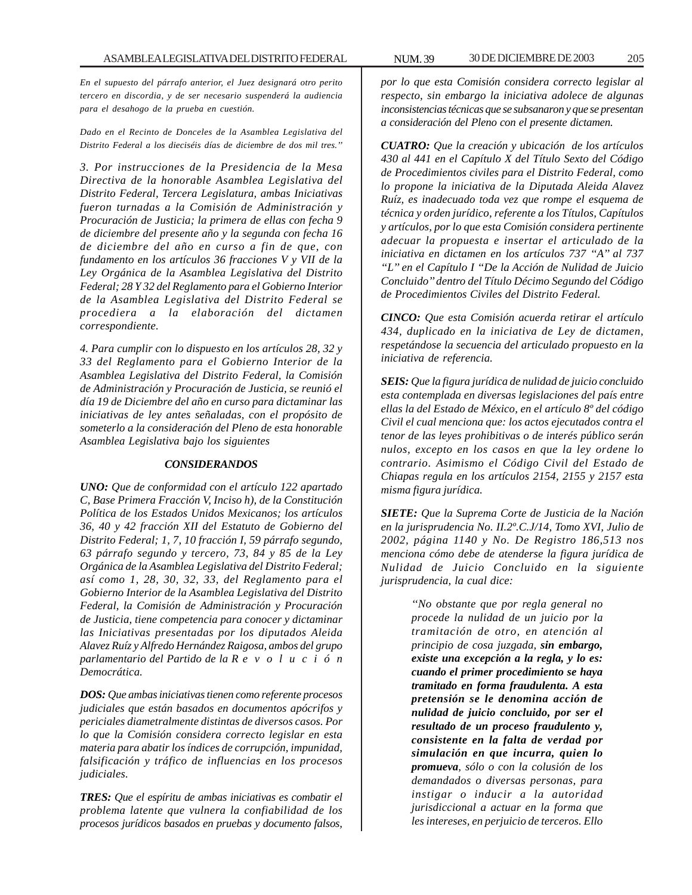*En el supuesto del párrafo anterior, el Juez designará otro perito tercero en discordia, y de ser necesario suspenderá la audiencia para el desahogo de la prueba en cuestión.*

*Dado en el Recinto de Donceles de la Asamblea Legislativa del Distrito Federal a los dieciséis días de diciembre de dos mil tres.''*

*3. Por instrucciones de la Presidencia de la Mesa Directiva de la honorable Asamblea Legislativa del Distrito Federal, Tercera Legislatura, ambas Iniciativas fueron turnadas a la Comisión de Administración y Procuración de Justicia; la primera de ellas con fecha 9 de diciembre del presente año y la segunda con fecha 16 de diciembre del año en curso a fin de que, con fundamento en los artículos 36 fracciones V y VII de la Ley Orgánica de la Asamblea Legislativa del Distrito Federal; 28 Y 32 del Reglamento para el Gobierno Interior de la Asamblea Legislativa del Distrito Federal se procediera a la elaboración del dictamen correspondiente.*

*4. Para cumplir con lo dispuesto en los artículos 28, 32 y 33 del Reglamento para el Gobierno Interior de la Asamblea Legislativa del Distrito Federal, la Comisión de Administración y Procuración de Justicia, se reunió el día 19 de Diciembre del año en curso para dictaminar las iniciativas de ley antes señaladas, con el propósito de someterlo a la consideración del Pleno de esta honorable Asamblea Legislativa bajo los siguientes*

***CONSIDERANDOS***

***UNO:** Que de conformidad con el artículo 122 apartado C, Base Primera Fracción V, Inciso h), de la Constitución Política de los Estados Unidos Mexicanos; los artículos 36, 40 y 42 fracción XII del Estatuto de Gobierno del Distrito Federal; 1, 7, 10 fracción I, 59 párrafo segundo, 63 párrafo segundo y tercero, 73, 84 y 85 de la Ley Orgánica de la Asamblea Legislativa del Distrito Federal; así como 1, 28, 30, 32, 33, del Reglamento para el Gobierno Interior de la Asamblea Legislativa del Distrito Federal, la Comisión de Administración y Procuración de Justicia, tiene competencia para conocer y dictaminar las Iniciativas presentadas por los diputados Aleida Alavez Ruíz y Alfredo Hernández Raigosa, ambos del grupo parlamentario del Partido de la Revolución Democrática.*

***DOS:** Que ambas iniciativas tienen como referente procesos judiciales que están basados en documentos apócrifos y periciales diametralmente distintas de diversos casos. Por lo que la Comisión considera correcto legislar en esta materia para abatir los índices de corrupción, impunidad, falsificación y tráfico de influencias en los procesos judiciales.*

***TRES:** Que el espíritu de ambas iniciativas es combatir el problema latente que vulnera la confiabilidad de los procesos jurídicos basados en pruebas y documento falsos, por lo que esta Comisión considera correcto legislar al respecto, sin embargo la iniciativa adolece de algunas inconsistencias técnicas que se subsanaron y que se presentan a consideración del Pleno con el presente dictamen.*

***CUATRO:** Que la creación y ubicación de los artículos 430 al 441 en el Capítulo X del Título Sexto del Código de Procedimientos civiles para el Distrito Federal, como lo propone la iniciativa de la Diputada Aleida Alavez Ruíz, es inadecuado toda vez que rompe el esquema de técnica y orden jurídico, referente a los Títulos, Capítulos y artículos, por lo que esta Comisión considera pertinente adecuar la propuesta e insertar el articulado de la iniciativa en dictamen en los artículos 737 "A" al 737 "L" en el Capítulo I "De la Acción de Nulidad de Juicio Concluido" dentro del Título Décimo Segundo del Código de Procedimientos Civiles del Distrito Federal.*

***CINCO:** Que esta Comisión acuerda retirar el artículo 434, duplicado en la iniciativa de Ley de dictamen, respetándose la secuencia del articulado propuesto en la iniciativa de referencia.*

***SEIS:** Que la figura jurídica de nulidad de juicio concluido esta contemplada en diversas legislaciones del país entre ellas la del Estado de México, en el artículo 8º del código Civil el cual menciona que: los actos ejecutados contra el tenor de las leyes prohibitivas o de interés público serán nulos, excepto en los casos en que la ley ordene lo contrario. Asimismo el Código Civil del Estado de Chiapas regula en los artículos 2154, 2155 y 2157 esta misma figura jurídica.*

***SIETE:** Que la Suprema Corte de Justicia de la Nación en la jurisprudencia No. II.2º.C.J/14, Tomo XVI, Julio de 2002, página 1140 y No. De Registro 186,513 nos menciona cómo debe de atenderse la figura jurídica de Nulidad de Juicio Concluido en la siguiente jurisprudencia, la cual dice:*

> *"No obstante que por regla general no procede la nulidad de un juicio por la tramitación de otro, en atención al principio de cosa juzgada, **sin embargo, existe una excepción a la regla, y lo es: cuando el primer procedimiento se haya tramitado en forma fraudulenta. A esta pretensión se le denomina acción de nulidad de juicio concluido, por ser el resultado de un proceso fraudulento y, consistente en la falta de verdad por simulación en que incurra, quien lo promueva**, sólo o con la colusión de los demandados o diversas personas, para instigar o inducir a la autoridad jurisdiccional a actuar en la forma que les intereses, en perjuicio de terceros. Ello*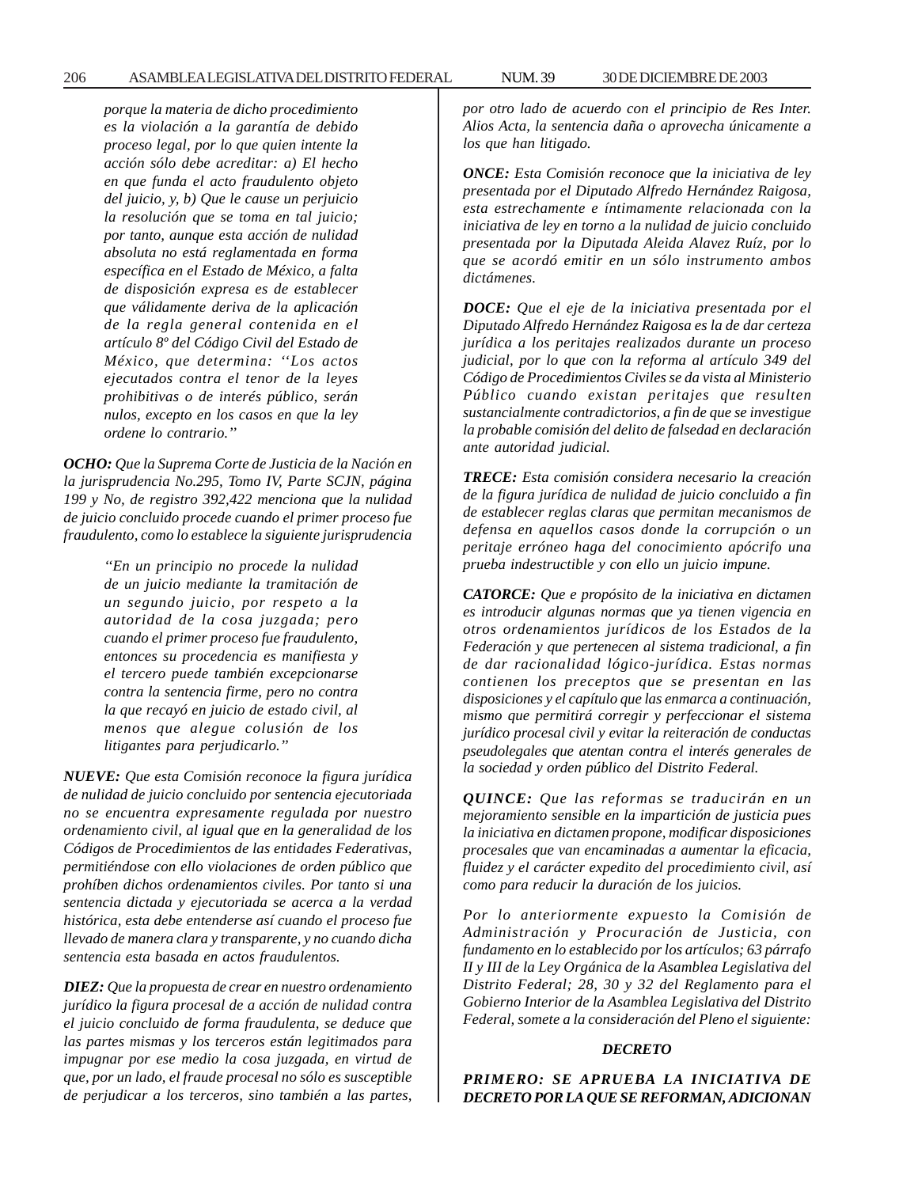*porque la materia de dicho procedimiento es la violación a la garantía de debido proceso legal, por lo que quien intente la acción sólo debe acreditar: a) El hecho en que funda el acto fraudulento objeto del juicio, y, b) Que le cause un perjuicio la resolución que se toma en tal juicio; por tanto, aunque esta acción de nulidad absoluta no está reglamentada en forma específica en el Estado de México, a falta de disposición expresa es de establecer que válidamente deriva de la aplicación de la regla general contenida en el artículo 8º del Código Civil del Estado de México, que determina: ''Los actos ejecutados contra el tenor de la leyes prohibitivas o de interés público, serán nulos, excepto en los casos en que la ley ordene lo contrario.''*

***OCHO:*** *Que la Suprema Corte de Justicia de la Nación en la jurisprudencia No.295, Tomo IV, Parte SCJN, página 199 y No, de registro 392,422 menciona que la nulidad de juicio concluido procede cuando el primer proceso fue fraudulento, como lo establece la siguiente jurisprudencia*

*''En un principio no procede la nulidad de un juicio mediante la tramitación de un segundo juicio, por respeto a la autoridad de la cosa juzgada; pero cuando el primer proceso fue fraudulento, entonces su procedencia es manifiesta y el tercero puede también excepcionarse contra la sentencia firme, pero no contra la que recayó en juicio de estado civil, al menos que alegue colusión de los litigantes para perjudicarlo.''*

***NUEVE:*** *Que esta Comisión reconoce la figura jurídica de nulidad de juicio concluido por sentencia ejecutoriada no se encuentra expresamente regulada por nuestro ordenamiento civil, al igual que en la generalidad de los Códigos de Procedimientos de las entidades Federativas, permitiéndose con ello violaciones de orden público que prohíben dichos ordenamientos civiles. Por tanto si una sentencia dictada y ejecutoriada se acerca a la verdad histórica, esta debe entenderse así cuando el proceso fue llevado de manera clara y transparente, y no cuando dicha sentencia esta basada en actos fraudulentos.*

***DIEZ:*** *Que la propuesta de crear en nuestro ordenamiento jurídico la figura procesal de a acción de nulidad contra el juicio concluido de forma fraudulenta, se deduce que las partes mismas y los terceros están legitimados para impugnar por ese medio la cosa juzgada, en virtud de que, por un lado, el fraude procesal no sólo es susceptible de perjudicar a los terceros, sino también a las partes, por otro lado de acuerdo con el principio de Res Inter. Alios Acta, la sentencia daña o aprovecha únicamente a los que han litigado.*

***ONCE:*** *Esta Comisión reconoce que la iniciativa de ley presentada por el Diputado Alfredo Hernández Raigosa, esta estrechamente e íntimamente relacionada con la iniciativa de ley en torno a la nulidad de juicio concluido presentada por la Diputada Aleida Alavez Ruíz, por lo que se acordó emitir en un sólo instrumento ambos dictámenes.*

***DOCE:*** *Que el eje de la iniciativa presentada por el Diputado Alfredo Hernández Raigosa es la de dar certeza jurídica a los peritajes realizados durante un proceso judicial, por lo que con la reforma al artículo 349 del Código de Procedimientos Civiles se da vista al Ministerio Público cuando existan peritajes que resulten sustancialmente contradictorios, a fin de que se investigue la probable comisión del delito de falsedad en declaración ante autoridad judicial.*

***TRECE:*** *Esta comisión considera necesario la creación de la figura jurídica de nulidad de juicio concluido a fin de establecer reglas claras que permitan mecanismos de defensa en aquellos casos donde la corrupción o un peritaje erróneo haga del conocimiento apócrifo una prueba indestructible y con ello un juicio impune.*

***CATORCE:*** *Que e propósito de la iniciativa en dictamen es introducir algunas normas que ya tienen vigencia en otros ordenamientos jurídicos de los Estados de la Federación y que pertenecen al sistema tradicional, a fin de dar racionalidad lógico-jurídica. Estas normas contienen los preceptos que se presentan en las disposiciones y el capítulo que las enmarca a continuación, mismo que permitirá corregir y perfeccionar el sistema jurídico procesal civil y evitar la reiteración de conductas pseudolegales que atentan contra el interés generales de la sociedad y orden público del Distrito Federal.*

***QUINCE:*** *Que las reformas se traducirán en un mejoramiento sensible en la impartición de justicia pues la iniciativa en dictamen propone, modificar disposiciones procesales que van encaminadas a aumentar la eficacia, fluidez y el carácter expedito del procedimiento civil, así como para reducir la duración de los juicios.*

*Por lo anteriormente expuesto la Comisión de Administración y Procuración de Justicia, con fundamento en lo establecido por los artículos; 63 párrafo II y III de la Ley Orgánica de la Asamblea Legislativa del Distrito Federal; 28, 30 y 32 del Reglamento para el Gobierno Interior de la Asamblea Legislativa del Distrito Federal, somete a la consideración del Pleno el siguiente:*

***DECRETO***

***PRIMERO: SE APRUEBA LA INICIATIVA DE DECRETO POR LA QUE SE REFORMAN, ADICIONAN***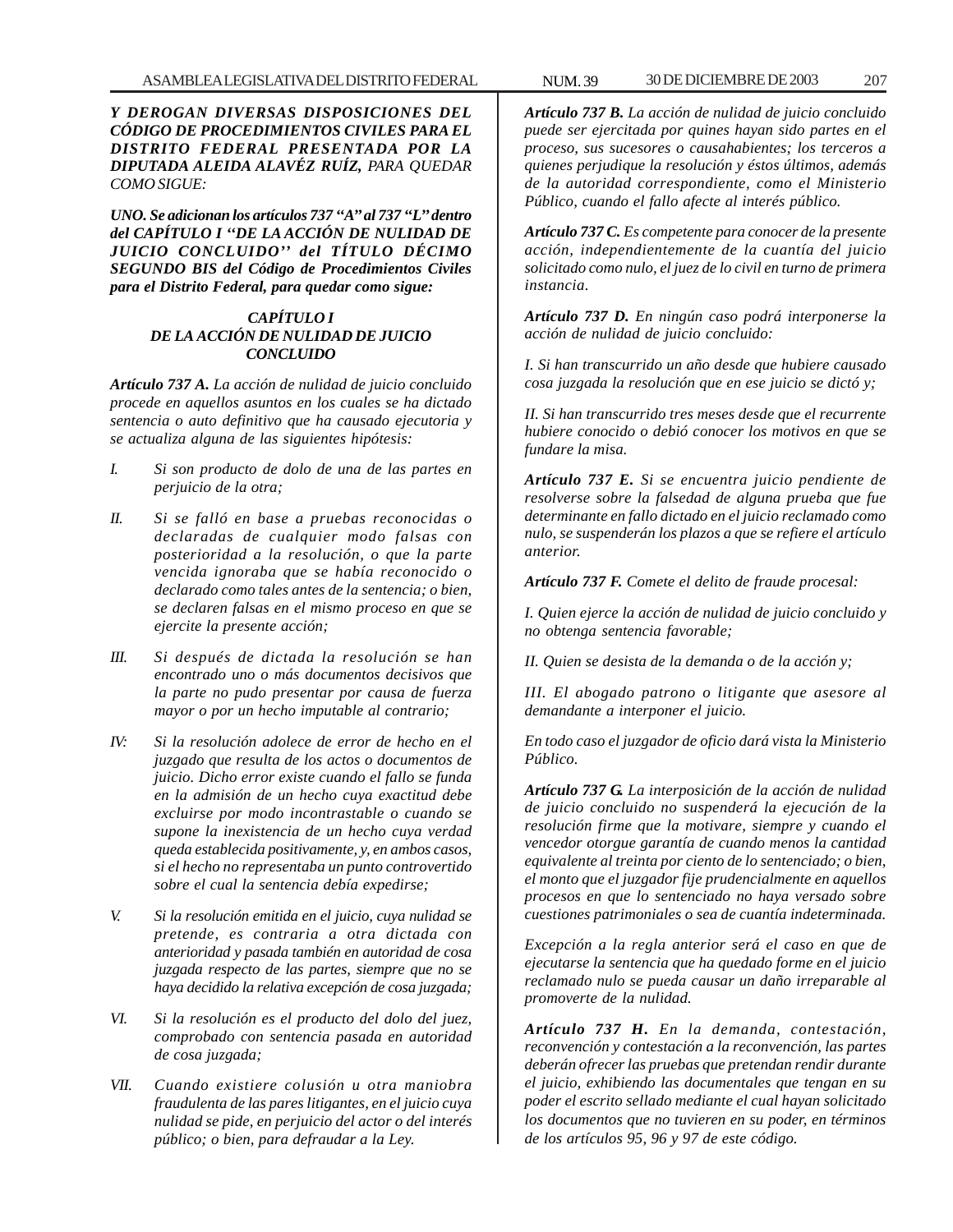***Y DEROGAN DIVERSAS DISPOSICIONES DEL CÓDIGO DE PROCEDIMIENTOS CIVILES PARA EL DISTRITO FEDERAL PRESENTADA POR LA DIPUTADA ALEIDA ALAVÉZ RUÍZ,*** *PARA QUEDAR COMO SIGUE:*

***UNO. Se adicionan los artículos 737 "A" al 737 "L" dentro del CAPÍTULO I "DE LA ACCIÓN DE NULIDAD DE JUICIO CONCLUIDO" del TÍTULO DÉCIMO SEGUNDO BIS del Código de Procedimientos Civiles para el Distrito Federal, para quedar como sigue:***

### *CAPÍTULO I*
### *DE LA ACCIÓN DE NULIDAD DE JUICIO CONCLUIDO*

***Artículo 737 A.*** *La acción de nulidad de juicio concluido procede en aquellos asuntos en los cuales se ha dictado sentencia o auto definitivo que ha causado ejecutoria y se actualiza alguna de las siguientes hipótesis:*

*I. Si son producto de dolo de una de las partes en perjuicio de la otra;*

*II. Si se falló en base a pruebas reconocidas o declaradas de cualquier modo falsas con posterioridad a la resolución, o que la parte vencida ignoraba que se había reconocido o declarado como tales antes de la sentencia; o bien, se declaren falsas en el mismo proceso en que se ejercite la presente acción;*

*III. Si después de dictada la resolución se han encontrado uno o más documentos decisivos que la parte no pudo presentar por causa de fuerza mayor o por un hecho imputable al contrario;*

*IV: Si la resolución adolece de error de hecho en el juzgado que resulta de los actos o documentos de juicio. Dicho error existe cuando el fallo se funda en la admisión de un hecho cuya exactitud debe excluirse por modo incontrastable o cuando se supone la inexistencia de un hecho cuya verdad queda establecida positivamente, y, en ambos casos, si el hecho no representaba un punto controvertido sobre el cual la sentencia debía expedirse;*

*V. Si la resolución emitida en el juicio, cuya nulidad se pretende, es contraria a otra dictada con anterioridad y pasada también en autoridad de cosa juzgada respecto de las partes, siempre que no se haya decidido la relativa excepción de cosa juzgada;*

*VI. Si la resolución es el producto del dolo del juez, comprobado con sentencia pasada en autoridad de cosa juzgada;*

*VII. Cuando existiere colusión u otra maniobra fraudulenta de las pares litigantes, en el juicio cuya nulidad se pide, en perjuicio del actor o del interés público; o bien, para defraudar a la Ley.*

***Artículo 737 B.*** *La acción de nulidad de juicio concluido puede ser ejercitada por quines hayan sido partes en el proceso, sus sucesores o causahabientes; los terceros a quienes perjudique la resolución y éstos últimos, además de la autoridad correspondiente, como el Ministerio Público, cuando el fallo afecte al interés público.*

***Artículo 737 C.*** *Es competente para conocer de la presente acción, independientemente de la cuantía del juicio solicitado como nulo, el juez de lo civil en turno de primera instancia.*

***Artículo 737 D.*** *En ningún caso podrá interponerse la acción de nulidad de juicio concluido:*

*I. Si han transcurrido un año desde que hubiere causado cosa juzgada la resolución que en ese juicio se dictó y;*

*II. Si han transcurrido tres meses desde que el recurrente hubiere conocido o debió conocer los motivos en que se fundare la misa.*

***Artículo 737 E.*** *Si se encuentra juicio pendiente de resolverse sobre la falsedad de alguna prueba que fue determinante en fallo dictado en el juicio reclamado como nulo, se suspenderán los plazos a que se refiere el artículo anterior.*

***Artículo 737 F.*** *Comete el delito de fraude procesal:*

*I. Quien ejerce la acción de nulidad de juicio concluido y no obtenga sentencia favorable;*

*II. Quien se desista de la demanda o de la acción y;*

*III. El abogado patrono o litigante que asesore al demandante a interponer el juicio.*

*En todo caso el juzgador de oficio dará vista la Ministerio Público.*

***Artículo 737 G.*** *La interposición de la acción de nulidad de juicio concluido no suspenderá la ejecución de la resolución firme que la motivare, siempre y cuando el vencedor otorgue garantía de cuando menos la cantidad equivalente al treinta por ciento de lo sentenciado; o bien, el monto que el juzgador fije prudencialmente en aquellos procesos en que lo sentenciado no haya versado sobre cuestiones patrimoniales o sea de cuantía indeterminada.*

*Excepción a la regla anterior será el caso en que de ejecutarse la sentencia que ha quedado forme en el juicio reclamado nulo se pueda causar un daño irreparable al promoverte de la nulidad.*

***Artículo 737 H.*** *En la demanda, contestación, reconvención y contestación a la reconvención, las partes deberán ofrecer las pruebas que pretendan rendir durante el juicio, exhibiendo las documentales que tengan en su poder el escrito sellado mediante el cual hayan solicitado los documentos que no tuvieren en su poder, en términos de los artículos 95, 96 y 97 de este código.*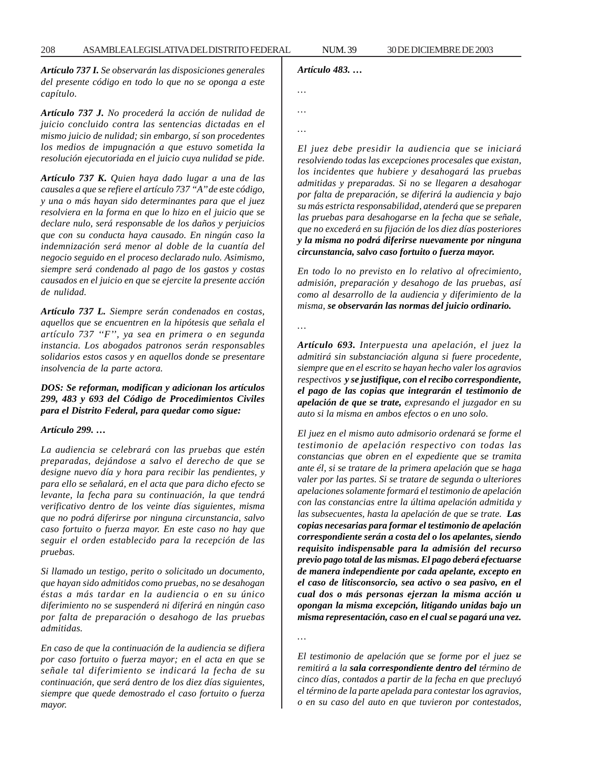***Artículo 737 I.*** *Se observarán las disposiciones generales del presente código en todo lo que no se oponga a este capítulo.*

***Artículo 737 J.*** *No procederá la acción de nulidad de juicio concluido contra las sentencias dictadas en el mismo juicio de nulidad; sin embargo, sí son procedentes los medios de impugnación a que estuvo sometida la resolución ejecutoriada en el juicio cuya nulidad se pide.*

***Artículo 737 K.*** *Quien haya dado lugar a una de las causales a que se refiere el artículo 737 "A" de este código, y una o más hayan sido determinantes para que el juez resolviera en la forma en que lo hizo en el juicio que se declare nulo, será responsable de los daños y perjuicios que con su conducta haya causado. En ningún caso la indemnización será menor al doble de la cuantía del negocio seguido en el proceso declarado nulo. Asimismo, siempre será condenado al pago de los gastos y costas causados en el juicio en que se ejercite la presente acción de nulidad.*

***Artículo 737 L.*** *Siempre serán condenados en costas, aquellos que se encuentren en la hipótesis que señala el artículo 737 "F", ya sea en primera o en segunda instancia. Los abogados patronos serán responsables solidarios estos casos y en aquellos donde se presentare insolvencia de la parte actora.*

***DOS: Se reforman, modifican y adicionan los artículos 299, 483 y 693 del Código de Procedimientos Civiles para el Distrito Federal, para quedar como sigue:***

***Artículo 299. …***

*La audiencia se celebrará con las pruebas que estén preparadas, dejándose a salvo el derecho de que se designe nuevo día y hora para recibir las pendientes, y para ello se señalará, en el acta que para dicho efecto se levante, la fecha para su continuación, la que tendrá verificativo dentro de los veinte días siguientes, misma que no podrá diferirse por ninguna circunstancia, salvo caso fortuito o fuerza mayor. En este caso no hay que seguir el orden establecido para la recepción de las pruebas.*

*Si llamado un testigo, perito o solicitado un documento, que hayan sido admitidos como pruebas, no se desahogan éstas a más tardar en la audiencia o en su único diferimiento no se suspenderá ni diferirá en ningún caso por falta de preparación o desahogo de las pruebas admitidas.*

*En caso de que la continuación de la audiencia se difiera por caso fortuito o fuerza mayor; en el acta en que se señale tal diferimiento se indicará la fecha de su continuación, que será dentro de los diez días siguientes, siempre que quede demostrado el caso fortuito o fuerza mayor.*

***Artículo 483. …***

*…*

*…*

*…*

*El juez debe presidir la audiencia que se iniciará resolviendo todas las excepciones procesales que existan, los incidentes que hubiere y desahogará las pruebas admitidas y preparadas. Si no se llegaren a desahogar por falta de preparación, se diferirá la audiencia y bajo su más estricta responsabilidad, atenderá que se preparen las pruebas para desahogarse en la fecha que se señale, que no excederá en su fijación de los diez días posteriores* ***y la misma no podrá diferirse nuevamente por ninguna circunstancia, salvo caso fortuito o fuerza mayor.***

*En todo lo no previsto en lo relativo al ofrecimiento, admisión, preparación y desahogo de las pruebas, así como al desarrollo de la audiencia y diferimiento de la misma,* ***se observarán las normas del juicio ordinario.***

*…*

***Artículo 693.*** *Interpuesta una apelación, el juez la admitirá sin substanciación alguna si fuere procedente, siempre que en el escrito se hayan hecho valer los agravios respectivos* ***y se justifique, con el recibo correspondiente, el pago de las copias que integrarán el testimonio de apelación de que se trate,*** *expresando el juzgador en su auto si la misma en ambos efectos o en uno solo.*

*El juez en el mismo auto admisorio ordenará se forme el testimonio de apelación respectivo con todas las constancias que obren en el expediente que se tramita ante él, si se tratare de la primera apelación que se haga valer por las partes. Si se tratare de segunda o ulteriores apelaciones solamente formará el testimonio de apelación con las constancias entre la última apelación admitida y las subsecuentes, hasta la apelación de que se trate.* ***Las copias necesarias para formar el testimonio de apelación correspondiente serán a costa del o los apelantes, siendo requisito indispensable para la admisión del recurso previo pago total de las mismas. El pago deberá efectuarse de manera independiente por cada apelante, excepto en el caso de litisconsorcio, sea activo o sea pasivo, en el cual dos o más personas ejerzan la misma acción u opongan la misma excepción, litigando unidas bajo un misma representación, caso en el cual se pagará una vez.***

*…*

*El testimonio de apelación que se forme por el juez se remitirá a la* ***sala correspondiente dentro del*** *término de cinco días, contados a partir de la fecha en que precluyó el término de la parte apelada para contestar los agravios, o en su caso del auto en que tuvieron por contestados,*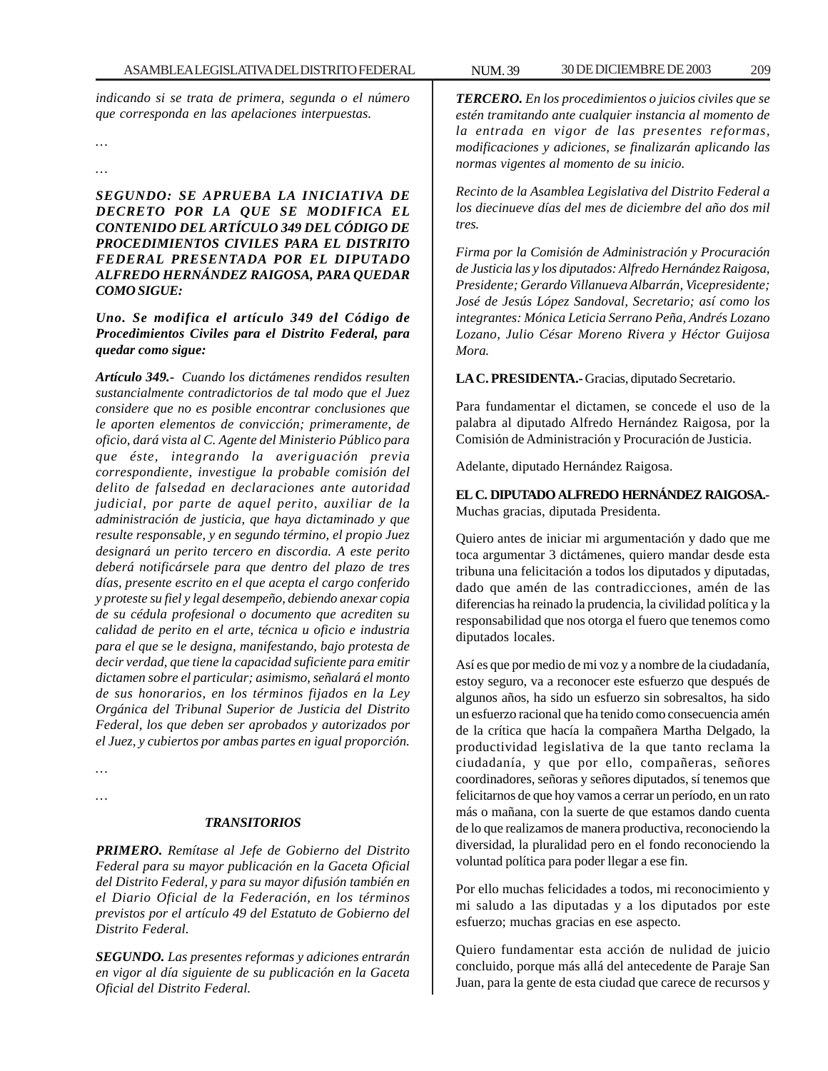*indicando si se trata de primera, segunda o el número que corresponda en las apelaciones interpuestas.*

*…*

*…*

***SEGUNDO: SE APRUEBA LA INICIATIVA DE DECRETO POR LA QUE SE MODIFICA EL CONTENIDO DEL ARTÍCULO 349 DEL CÓDIGO DE PROCEDIMIENTOS CIVILES PARA EL DISTRITO FEDERAL PRESENTADA POR EL DIPUTADO ALFREDO HERNÁNDEZ RAIGOSA, PARA QUEDAR COMO SIGUE:***

***Uno. Se modifica el artículo 349 del Código de Procedimientos Civiles para el Distrito Federal, para quedar como sigue:***

***Artículo 349.-*** *Cuando los dictámenes rendidos resulten sustancialmente contradictorios de tal modo que el Juez considere que no es posible encontrar conclusiones que le aporten elementos de convicción; primeramente, de oficio, dará vista al C. Agente del Ministerio Público para que éste, integrando la averiguación previa correspondiente, investigue la probable comisión del delito de falsedad en declaraciones ante autoridad judicial, por parte de aquel perito, auxiliar de la administración de justicia, que haya dictaminado y que resulte responsable, y en segundo término, el propio Juez designará un perito tercero en discordia. A este perito deberá notificársele para que dentro del plazo de tres días, presente escrito en el que acepta el cargo conferido y proteste su fiel y legal desempeño, debiendo anexar copia de su cédula profesional o documento que acrediten su calidad de perito en el arte, técnica u oficio e industria para el que se le designa, manifestando, bajo protesta de decir verdad, que tiene la capacidad suficiente para emitir dictamen sobre el particular; asimismo, señalará el monto de sus honorarios, en los términos fijados en la Ley Orgánica del Tribunal Superior de Justicia del Distrito Federal, los que deben ser aprobados y autorizados por el Juez, y cubiertos por ambas partes en igual proporción.*

*…*

*…*

***TRANSITORIOS***

***PRIMERO.*** *Remítase al Jefe de Gobierno del Distrito Federal para su mayor publicación en la Gaceta Oficial del Distrito Federal, y para su mayor difusión también en el Diario Oficial de la Federación, en los términos previstos por el artículo 49 del Estatuto de Gobierno del Distrito Federal.*

***SEGUNDO.*** *Las presentes reformas y adiciones entrarán en vigor al día siguiente de su publicación en la Gaceta Oficial del Distrito Federal.*

***TERCERO.*** *En los procedimientos o juicios civiles que se estén tramitando ante cualquier instancia al momento de la entrada en vigor de las presentes reformas, modificaciones y adiciones, se finalizarán aplicando las normas vigentes al momento de su inicio.*

*Recinto de la Asamblea Legislativa del Distrito Federal a los diecinueve días del mes de diciembre del año dos mil tres.*

*Firma por la Comisión de Administración y Procuración de Justicia las y los diputados: Alfredo Hernández Raigosa, Presidente; Gerardo Villanueva Albarrán, Vicepresidente; José de Jesús López Sandoval, Secretario; así como los integrantes: Mónica Leticia Serrano Peña, Andrés Lozano Lozano, Julio César Moreno Rivera y Héctor Guijosa Mora.*

**LA C. PRESIDENTA.-** Gracias, diputado Secretario.

Para fundamentar el dictamen, se concede el uso de la palabra al diputado Alfredo Hernández Raigosa, por la Comisión de Administración y Procuración de Justicia.

Adelante, diputado Hernández Raigosa.

**EL C. DIPUTADO ALFREDO HERNÁNDEZ RAIGOSA.-** Muchas gracias, diputada Presidenta.

Quiero antes de iniciar mi argumentación y dado que me toca argumentar 3 dictámenes, quiero mandar desde esta tribuna una felicitación a todos los diputados y diputadas, dado que amén de las contradicciones, amén de las diferencias ha reinado la prudencia, la civilidad política y la responsabilidad que nos otorga el fuero que tenemos como diputados locales.

Así es que por medio de mi voz y a nombre de la ciudadanía, estoy seguro, va a reconocer este esfuerzo que después de algunos años, ha sido un esfuerzo sin sobresaltos, ha sido un esfuerzo racional que ha tenido como consecuencia amén de la crítica que hacía la compañera Martha Delgado, la productividad legislativa de la que tanto reclama la ciudadanía, y que por ello, compañeras, señores coordinadores, señoras y señores diputados, sí tenemos que felicitarnos de que hoy vamos a cerrar un período, en un rato más o mañana, con la suerte de que estamos dando cuenta de lo que realizamos de manera productiva, reconociendo la diversidad, la pluralidad pero en el fondo reconociendo la voluntad política para poder llegar a ese fin.

Por ello muchas felicidades a todos, mi reconocimiento y mi saludo a las diputadas y a los diputados por este esfuerzo; muchas gracias en ese aspecto.

Quiero fundamentar esta acción de nulidad de juicio concluido, porque más allá del antecedente de Paraje San Juan, para la gente de esta ciudad que carece de recursos y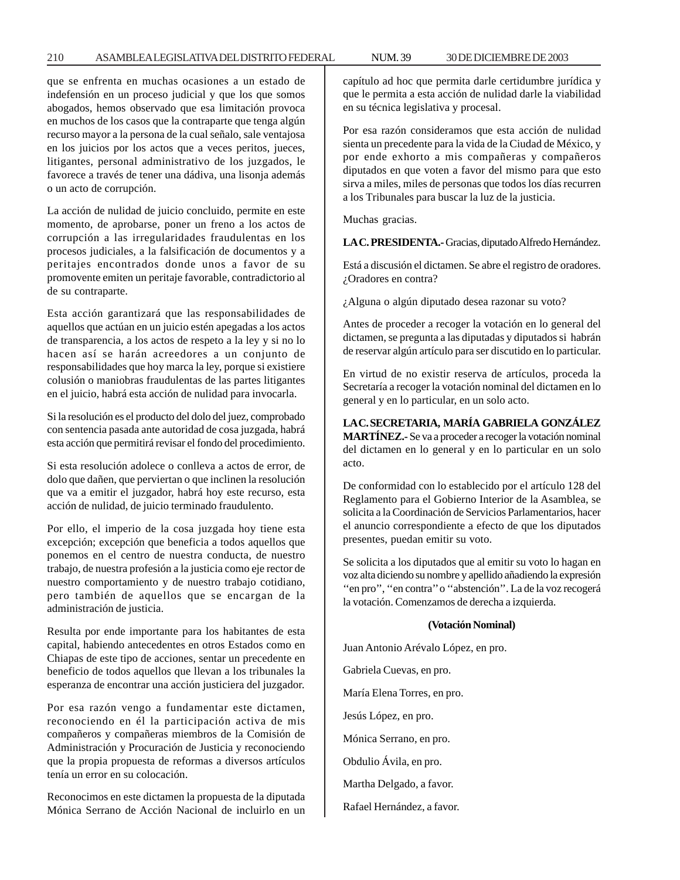que se enfrenta en muchas ocasiones a un estado de indefensión en un proceso judicial y que los que somos abogados, hemos observado que esa limitación provoca en muchos de los casos que la contraparte que tenga algún recurso mayor a la persona de la cual señalo, sale ventajosa en los juicios por los actos que a veces peritos, jueces, litigantes, personal administrativo de los juzgados, le favorece a través de tener una dádiva, una lisonja además o un acto de corrupción.

La acción de nulidad de juicio concluido, permite en este momento, de aprobarse, poner un freno a los actos de corrupción a las irregularidades fraudulentas en los procesos judiciales, a la falsificación de documentos y a peritajes encontrados donde unos a favor de su promovente emiten un peritaje favorable, contradictorio al de su contraparte.

Esta acción garantizará que las responsabilidades de aquellos que actúan en un juicio estén apegadas a los actos de transparencia, a los actos de respeto a la ley y si no lo hacen así se harán acreedores a un conjunto de responsabilidades que hoy marca la ley, porque si existiere colusión o maniobras fraudulentas de las partes litigantes en el juicio, habrá esta acción de nulidad para invocarla.

Si la resolución es el producto del dolo del juez, comprobado con sentencia pasada ante autoridad de cosa juzgada, habrá esta acción que permitirá revisar el fondo del procedimiento.

Si esta resolución adolece o conlleva a actos de error, de dolo que dañen, que perviertan o que inclinen la resolución que va a emitir el juzgador, habrá hoy este recurso, esta acción de nulidad, de juicio terminado fraudulento.

Por ello, el imperio de la cosa juzgada hoy tiene esta excepción; excepción que beneficia a todos aquellos que ponemos en el centro de nuestra conducta, de nuestro trabajo, de nuestra profesión a la justicia como eje rector de nuestro comportamiento y de nuestro trabajo cotidiano, pero también de aquellos que se encargan de la administración de justicia.

Resulta por ende importante para los habitantes de esta capital, habiendo antecedentes en otros Estados como en Chiapas de este tipo de acciones, sentar un precedente en beneficio de todos aquellos que llevan a los tribunales la esperanza de encontrar una acción justiciera del juzgador.

Por esa razón vengo a fundamentar este dictamen, reconociendo en él la participación activa de mis compañeros y compañeras miembros de la Comisión de Administración y Procuración de Justicia y reconociendo que la propia propuesta de reformas a diversos artículos tenía un error en su colocación.

Reconocimos en este dictamen la propuesta de la diputada Mónica Serrano de Acción Nacional de incluirlo en un capítulo ad hoc que permita darle certidumbre jurídica y que le permita a esta acción de nulidad darle la viabilidad en su técnica legislativa y procesal.

Por esa razón consideramos que esta acción de nulidad sienta un precedente para la vida de la Ciudad de México, y por ende exhorto a mis compañeras y compañeros diputados en que voten a favor del mismo para que esto sirva a miles, miles de personas que todos los días recurren a los Tribunales para buscar la luz de la justicia.

Muchas gracias.

**LA C. PRESIDENTA.-** Gracias, diputado Alfredo Hernández.

Está a discusión el dictamen. Se abre el registro de oradores. ¿Oradores en contra?

¿Alguna o algún diputado desea razonar su voto?

Antes de proceder a recoger la votación en lo general del dictamen, se pregunta a las diputadas y diputados si habrán de reservar algún artículo para ser discutido en lo particular.

En virtud de no existir reserva de artículos, proceda la Secretaría a recoger la votación nominal del dictamen en lo general y en lo particular, en un solo acto.

**LA C. SECRETARIA, MARÍA GABRIELA GONZÁLEZ MARTÍNEZ.-** Se va a proceder a recoger la votación nominal del dictamen en lo general y en lo particular en un solo acto.

De conformidad con lo establecido por el artículo 128 del Reglamento para el Gobierno Interior de la Asamblea, se solicita a la Coordinación de Servicios Parlamentarios, hacer el anuncio correspondiente a efecto de que los diputados presentes, puedan emitir su voto.

Se solicita a los diputados que al emitir su voto lo hagan en voz alta diciendo su nombre y apellido añadiendo la expresión ''en pro'', ''en contra'' o ''abstención''. La de la voz recogerá la votación. Comenzamos de derecha a izquierda.

**(Votación Nominal)**

Juan Antonio Arévalo López, en pro.

Gabriela Cuevas, en pro.

María Elena Torres, en pro.

Jesús López, en pro.

Mónica Serrano, en pro.

Obdulio Ávila, en pro.

Martha Delgado, a favor.

Rafael Hernández, a favor.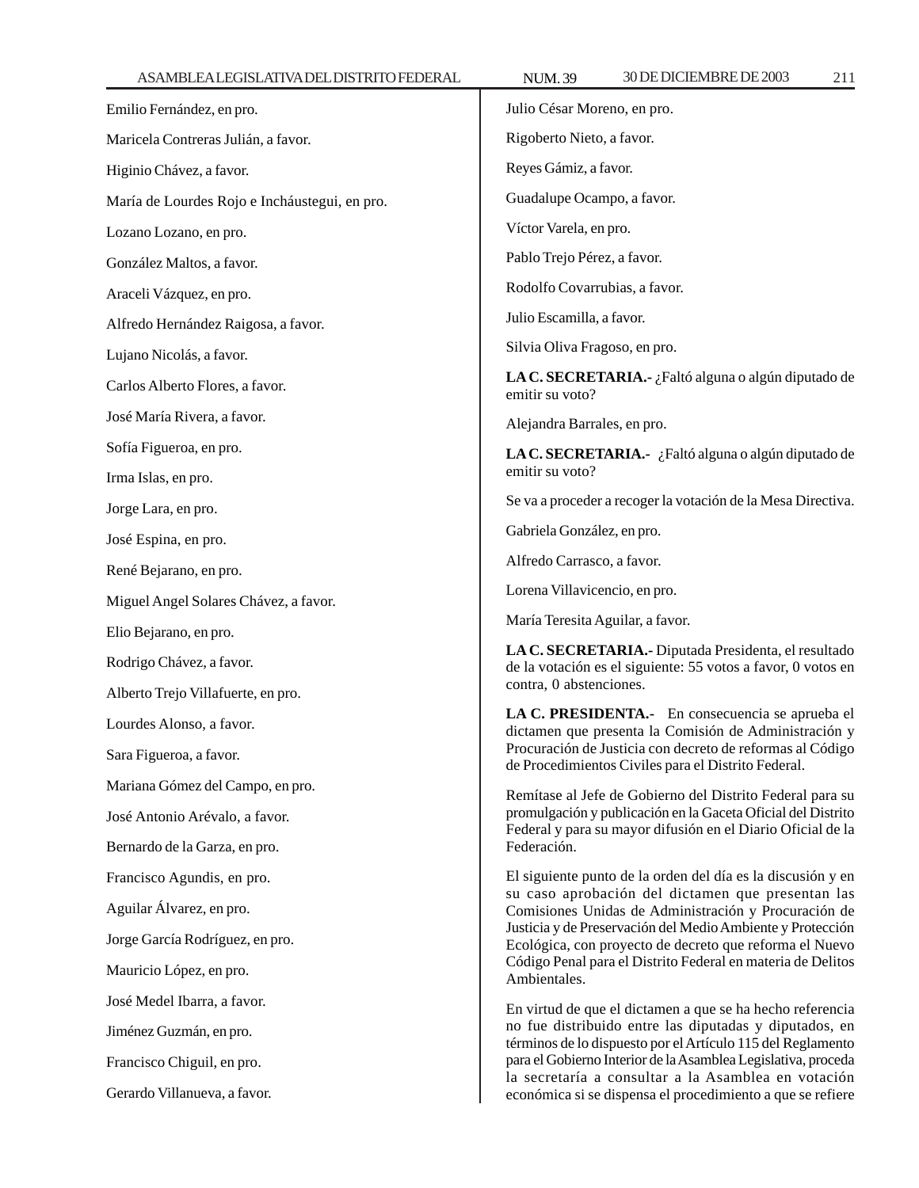Emilio Fernández, en pro.

Maricela Contreras Julián, a favor.

Higinio Chávez, a favor.

María de Lourdes Rojo e Incháustegui, en pro.

Lozano Lozano, en pro.

González Maltos, a favor.

Araceli Vázquez, en pro.

Alfredo Hernández Raigosa, a favor.

Lujano Nicolás, a favor.

Carlos Alberto Flores, a favor.

José María Rivera, a favor.

Sofía Figueroa, en pro.

Irma Islas, en pro.

Jorge Lara, en pro.

José Espina, en pro.

René Bejarano, en pro.

Miguel Angel Solares Chávez, a favor.

Elio Bejarano, en pro.

Rodrigo Chávez, a favor.

Alberto Trejo Villafuerte, en pro.

Lourdes Alonso, a favor.

Sara Figueroa, a favor.

Mariana Gómez del Campo, en pro.

José Antonio Arévalo, a favor.

Bernardo de la Garza, en pro.

Francisco Agundis, en pro.

Aguilar Álvarez, en pro.

Jorge García Rodríguez, en pro.

Mauricio López, en pro.

José Medel Ibarra, a favor.

Jiménez Guzmán, en pro.

Francisco Chiguil, en pro.

Gerardo Villanueva, a favor.

Julio César Moreno, en pro.

Rigoberto Nieto, a favor.

Reyes Gámiz, a favor.

Guadalupe Ocampo, a favor.

Víctor Varela, en pro.

Pablo Trejo Pérez, a favor.

Rodolfo Covarrubias, a favor.

Julio Escamilla, a favor.

Silvia Oliva Fragoso, en pro.

**LA C. SECRETARIA.-** ¿Faltó alguna o algún diputado de emitir su voto?

Alejandra Barrales, en pro.

**LA C. SECRETARIA.-** ¿Faltó alguna o algún diputado de emitir su voto?

Se va a proceder a recoger la votación de la Mesa Directiva.

Gabriela González, en pro.

Alfredo Carrasco, a favor.

Lorena Villavicencio, en pro.

María Teresita Aguilar, a favor.

**LA C. SECRETARIA.-** Diputada Presidenta, el resultado de la votación es el siguiente: 55 votos a favor, 0 votos en contra, 0 abstenciones.

**LA C. PRESIDENTA.-** En consecuencia se aprueba el dictamen que presenta la Comisión de Administración y Procuración de Justicia con decreto de reformas al Código de Procedimientos Civiles para el Distrito Federal.

Remítase al Jefe de Gobierno del Distrito Federal para su promulgación y publicación en la Gaceta Oficial del Distrito Federal y para su mayor difusión en el Diario Oficial de la Federación.

El siguiente punto de la orden del día es la discusión y en su caso aprobación del dictamen que presentan las Comisiones Unidas de Administración y Procuración de Justicia y de Preservación del Medio Ambiente y Protección Ecológica, con proyecto de decreto que reforma el Nuevo Código Penal para el Distrito Federal en materia de Delitos Ambientales.

En virtud de que el dictamen a que se ha hecho referencia no fue distribuido entre las diputadas y diputados, en términos de lo dispuesto por el Artículo 115 del Reglamento para el Gobierno Interior de la Asamblea Legislativa, proceda la secretaría a consultar a la Asamblea en votación económica si se dispensa el procedimiento a que se refiere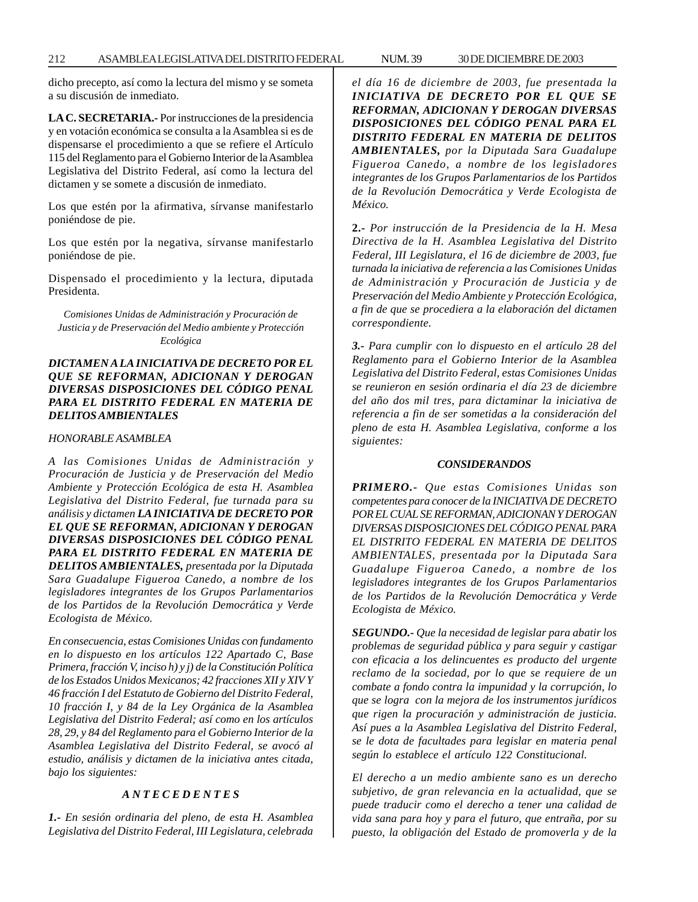dicho precepto, así como la lectura del mismo y se someta a su discusión de inmediato.

**LA C. SECRETARIA.-** Por instrucciones de la presidencia y en votación económica se consulta a la Asamblea si es de dispensarse el procedimiento a que se refiere el Artículo 115 del Reglamento para el Gobierno Interior de la Asamblea Legislativa del Distrito Federal, así como la lectura del dictamen y se somete a discusión de inmediato.

Los que estén por la afirmativa, sírvanse manifestarlo poniéndose de pie.

Los que estén por la negativa, sírvanse manifestarlo poniéndose de pie.

Dispensado el procedimiento y la lectura, diputada Presidenta.

*Comisiones Unidas de Administración y Procuración de Justicia y de Preservación del Medio ambiente y Protección Ecológica*

***DICTAMEN A LA INICIATIVA DE DECRETO POR EL QUE SE REFORMAN, ADICIONAN Y DEROGAN DIVERSAS DISPOSICIONES DEL CÓDIGO PENAL PARA EL DISTRITO FEDERAL EN MATERIA DE DELITOS AMBIENTALES***

*HONORABLE ASAMBLEA*

*A las Comisiones Unidas de Administración y Procuración de Justicia y de Preservación del Medio Ambiente y Protección Ecológica de esta H. Asamblea Legislativa del Distrito Federal, fue turnada para su análisis y dictamen* ***LA INICIATIVA DE DECRETO POR EL QUE SE REFORMAN, ADICIONAN Y DEROGAN DIVERSAS DISPOSICIONES DEL CÓDIGO PENAL PARA EL DISTRITO FEDERAL EN MATERIA DE DELITOS AMBIENTALES,*** *presentada por la Diputada Sara Guadalupe Figueroa Canedo, a nombre de los legisladores integrantes de los Grupos Parlamentarios de los Partidos de la Revolución Democrática y Verde Ecologista de México.*

*En consecuencia, estas Comisiones Unidas con fundamento en lo dispuesto en los artículos 122 Apartado C, Base Primera, fracción V, inciso h) y j) de la Constitución Política de los Estados Unidos Mexicanos; 42 fracciones XII y XIV Y 46 fracción I del Estatuto de Gobierno del Distrito Federal, 10 fracción I, y 84 de la Ley Orgánica de la Asamblea Legislativa del Distrito Federal; así como en los artículos 28, 29, y 84 del Reglamento para el Gobierno Interior de la Asamblea Legislativa del Distrito Federal, se avocó al estudio, análisis y dictamen de la iniciativa antes citada, bajo los siguientes:*

***A N T E C E D E N T E S***

***1.-*** *En sesión ordinaria del pleno, de esta H. Asamblea Legislativa del Distrito Federal, III Legislatura, celebrada el día 16 de diciembre de 2003, fue presentada la* ***INICIATIVA DE DECRETO POR EL QUE SE REFORMAN, ADICIONAN Y DEROGAN DIVERSAS DISPOSICIONES DEL CÓDIGO PENAL PARA EL DISTRITO FEDERAL EN MATERIA DE DELITOS AMBIENTALES,*** *por la Diputada Sara Guadalupe Figueroa Canedo, a nombre de los legisladores integrantes de los Grupos Parlamentarios de los Partidos de la Revolución Democrática y Verde Ecologista de México.*

**2.-** *Por instrucción de la Presidencia de la H. Mesa Directiva de la H. Asamblea Legislativa del Distrito Federal, III Legislatura, el 16 de diciembre de 2003, fue turnada la iniciativa de referencia a las Comisiones Unidas de Administración y Procuración de Justicia y de Preservación del Medio Ambiente y Protección Ecológica, a fin de que se procediera a la elaboración del dictamen correspondiente.*

***3.-*** *Para cumplir con lo dispuesto en el artículo 28 del Reglamento para el Gobierno Interior de la Asamblea Legislativa del Distrito Federal, estas Comisiones Unidas se reunieron en sesión ordinaria el día 23 de diciembre del año dos mil tres, para dictaminar la iniciativa de referencia a fin de ser sometidas a la consideración del pleno de esta H. Asamblea Legislativa, conforme a los siguientes:*

***CONSIDERANDOS***

***PRIMERO.-*** *Que estas Comisiones Unidas son competentes para conocer de la INICIATIVA DE DECRETO POR EL CUAL SE REFORMAN, ADICIONAN Y DEROGAN DIVERSAS DISPOSICIONES DEL CÓDIGO PENAL PARA EL DISTRITO FEDERAL EN MATERIA DE DELITOS AMBIENTALES, presentada por la Diputada Sara Guadalupe Figueroa Canedo, a nombre de los legisladores integrantes de los Grupos Parlamentarios de los Partidos de la Revolución Democrática y Verde Ecologista de México.*

***SEGUNDO.-*** *Que la necesidad de legislar para abatir los problemas de seguridad pública y para seguir y castigar con eficacia a los delincuentes es producto del urgente reclamo de la sociedad, por lo que se requiere de un combate a fondo contra la impunidad y la corrupción, lo que se logra con la mejora de los instrumentos jurídicos que rigen la procuración y administración de justicia. Así pues a la Asamblea Legislativa del Distrito Federal, se le dota de facultades para legislar en materia penal según lo establece el artículo 122 Constitucional.*

*El derecho a un medio ambiente sano es un derecho subjetivo, de gran relevancia en la actualidad, que se puede traducir como el derecho a tener una calidad de vida sana para hoy y para el futuro, que entraña, por su puesto, la obligación del Estado de promoverla y de la*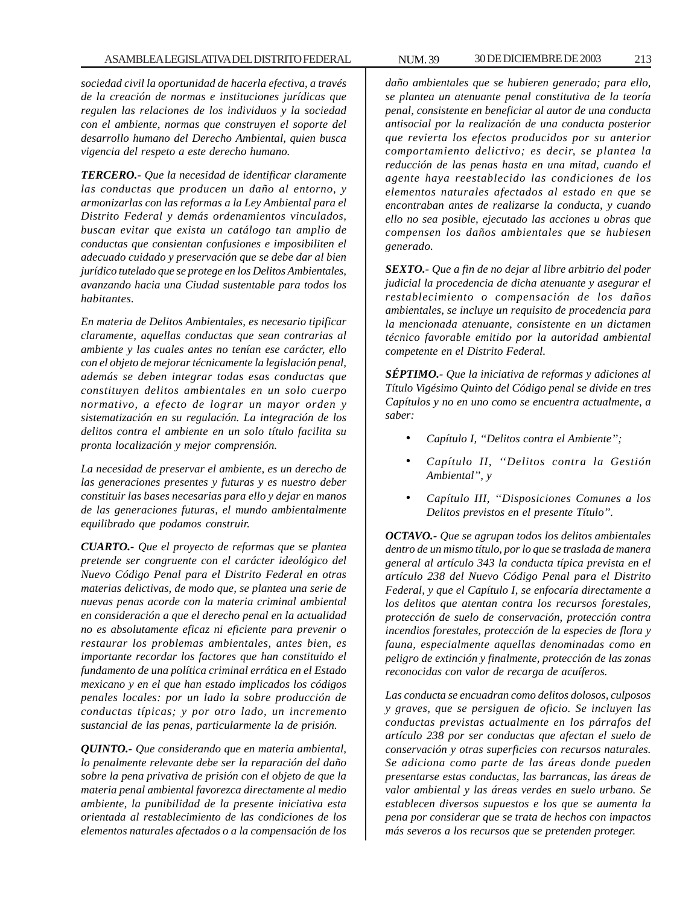*sociedad civil la oportunidad de hacerla efectiva, a través de la creación de normas e instituciones jurídicas que regulen las relaciones de los individuos y la sociedad con el ambiente, normas que construyen el soporte del desarrollo humano del Derecho Ambiental, quien busca vigencia del respeto a este derecho humano.*

***TERCERO.-*** *Que la necesidad de identificar claramente las conductas que producen un daño al entorno, y armonizarlas con las reformas a la Ley Ambiental para el Distrito Federal y demás ordenamientos vinculados, buscan evitar que exista un catálogo tan amplio de conductas que consientan confusiones e imposibiliten el adecuado cuidado y preservación que se debe dar al bien jurídico tutelado que se protege en los Delitos Ambientales, avanzando hacia una Ciudad sustentable para todos los habitantes.*

*En materia de Delitos Ambientales, es necesario tipificar claramente, aquellas conductas que sean contrarias al ambiente y las cuales antes no tenían ese carácter, ello con el objeto de mejorar técnicamente la legislación penal, además se deben integrar todas esas conductas que constituyen delitos ambientales en un solo cuerpo normativo, a efecto de lograr un mayor orden y sistematización en su regulación. La integración de los delitos contra el ambiente en un solo título facilita su pronta localización y mejor comprensión.*

*La necesidad de preservar el ambiente, es un derecho de las generaciones presentes y futuras y es nuestro deber constituir las bases necesarias para ello y dejar en manos de las generaciones futuras, el mundo ambientalmente equilibrado que podamos construir.*

***CUARTO.-*** *Que el proyecto de reformas que se plantea pretende ser congruente con el carácter ideológico del Nuevo Código Penal para el Distrito Federal en otras materias delictivas, de modo que, se plantea una serie de nuevas penas acorde con la materia criminal ambiental en consideración a que el derecho penal en la actualidad no es absolutamente eficaz ni eficiente para prevenir o restaurar los problemas ambientales, antes bien, es importante recordar los factores que han constituido el fundamento de una política criminal errática en el Estado mexicano y en el que han estado implicados los códigos penales locales: por un lado la sobre producción de conductas típicas; y por otro lado, un incremento sustancial de las penas, particularmente la de prisión.*

***QUINTO.-*** *Que considerando que en materia ambiental, lo penalmente relevante debe ser la reparación del daño sobre la pena privativa de prisión con el objeto de que la materia penal ambiental favorezca directamente al medio ambiente, la punibilidad de la presente iniciativa esta orientada al restablecimiento de las condiciones de los elementos naturales afectados o a la compensación de los daño ambientales que se hubieren generado; para ello, se plantea un atenuante penal constitutiva de la teoría penal, consistente en beneficiar al autor de una conducta antisocial por la realización de una conducta posterior que revierta los efectos producidos por su anterior comportamiento delictivo; es decir, se plantea la reducción de las penas hasta en una mitad, cuando el agente haya reestablecido las condiciones de los elementos naturales afectados al estado en que se encontraban antes de realizarse la conducta, y cuando ello no sea posible, ejecutado las acciones u obras que compensen los daños ambientales que se hubiesen generado.*

***SEXTO.-*** *Que a fin de no dejar al libre arbitrio del poder judicial la procedencia de dicha atenuante y asegurar el restablecimiento o compensación de los daños ambientales, se incluye un requisito de procedencia para la mencionada atenuante, consistente en un dictamen técnico favorable emitido por la autoridad ambiental competente en el Distrito Federal.*

***SÉPTIMO.-*** *Que la iniciativa de reformas y adiciones al Título Vigésimo Quinto del Código penal se divide en tres Capítulos y no en uno como se encuentra actualmente, a saber:*

- *Capítulo I, "Delitos contra el Ambiente";*
- *Capítulo II, "Delitos contra la Gestión Ambiental", y*
- *Capítulo III, "Disposiciones Comunes a los Delitos previstos en el presente Título".*

***OCTAVO.-*** *Que se agrupan todos los delitos ambientales dentro de un mismo título, por lo que se traslada de manera general al artículo 343 la conducta típica prevista en el artículo 238 del Nuevo Código Penal para el Distrito Federal, y que el Capítulo I, se enfocaría directamente a los delitos que atentan contra los recursos forestales, protección de suelo de conservación, protección contra incendios forestales, protección de la especies de flora y fauna, especialmente aquellas denominadas como en peligro de extinción y finalmente, protección de las zonas reconocidas con valor de recarga de acuíferos.*

*Las conducta se encuadran como delitos dolosos, culposos y graves, que se persiguen de oficio. Se incluyen las conductas previstas actualmente en los párrafos del artículo 238 por ser conductas que afectan el suelo de conservación y otras superficies con recursos naturales. Se adiciona como parte de las áreas donde pueden presentarse estas conductas, las barrancas, las áreas de valor ambiental y las áreas verdes en suelo urbano. Se establecen diversos supuestos e los que se aumenta la pena por considerar que se trata de hechos con impactos más severos a los recursos que se pretenden proteger.*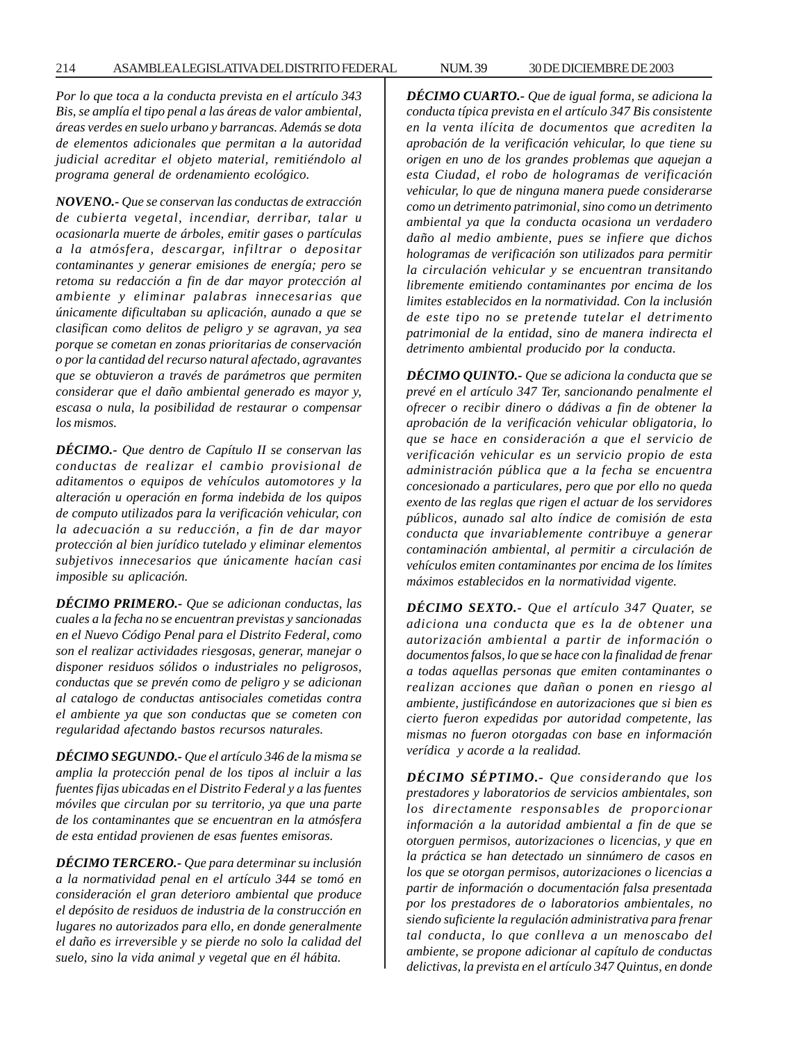*Por lo que toca a la conducta prevista en el artículo 343 Bis, se amplía el tipo penal a las áreas de valor ambiental, áreas verdes en suelo urbano y barrancas. Además se dota de elementos adicionales que permitan a la autoridad judicial acreditar el objeto material, remitiéndolo al programa general de ordenamiento ecológico.*

***NOVENO.-*** *Que se conservan las conductas de extracción de cubierta vegetal, incendiar, derribar, talar u ocasionarla muerte de árboles, emitir gases o partículas a la atmósfera, descargar, infiltrar o depositar contaminantes y generar emisiones de energía; pero se retoma su redacción a fin de dar mayor protección al ambiente y eliminar palabras innecesarias que únicamente dificultaban su aplicación, aunado a que se clasifican como delitos de peligro y se agravan, ya sea porque se cometan en zonas prioritarias de conservación o por la cantidad del recurso natural afectado, agravantes que se obtuvieron a través de parámetros que permiten considerar que el daño ambiental generado es mayor y, escasa o nula, la posibilidad de restaurar o compensar los mismos.*

***DÉCIMO.-*** *Que dentro de Capítulo II se conservan las conductas de realizar el cambio provisional de aditamentos o equipos de vehículos automotores y la alteración u operación en forma indebida de los quipos de computo utilizados para la verificación vehicular, con la adecuación a su reducción, a fin de dar mayor protección al bien jurídico tutelado y eliminar elementos subjetivos innecesarios que únicamente hacían casi imposible su aplicación.*

***DÉCIMO PRIMERO.-*** *Que se adicionan conductas, las cuales a la fecha no se encuentran previstas y sancionadas en el Nuevo Código Penal para el Distrito Federal, como son el realizar actividades riesgosas, generar, manejar o disponer residuos sólidos o industriales no peligrosos, conductas que se prevén como de peligro y se adicionan al catalogo de conductas antisociales cometidas contra el ambiente ya que son conductas que se cometen con regularidad afectando bastos recursos naturales.*

***DÉCIMO SEGUNDO.-*** *Que el artículo 346 de la misma se amplia la protección penal de los tipos al incluir a las fuentes fijas ubicadas en el Distrito Federal y a las fuentes móviles que circulan por su territorio, ya que una parte de los contaminantes que se encuentran en la atmósfera de esta entidad provienen de esas fuentes emisoras.*

***DÉCIMO TERCERO.-*** *Que para determinar su inclusión a la normatividad penal en el artículo 344 se tomó en consideración el gran deterioro ambiental que produce el depósito de residuos de industria de la construcción en lugares no autorizados para ello, en donde generalmente el daño es irreversible y se pierde no solo la calidad del suelo, sino la vida animal y vegetal que en él hábita.*

***DÉCIMO CUARTO.-*** *Que de igual forma, se adiciona la conducta típica prevista en el artículo 347 Bis consistente en la venta ilícita de documentos que acrediten la aprobación de la verificación vehicular, lo que tiene su origen en uno de los grandes problemas que aquejan a esta Ciudad, el robo de hologramas de verificación vehicular, lo que de ninguna manera puede considerarse como un detrimento patrimonial, sino como un detrimento ambiental ya que la conducta ocasiona un verdadero daño al medio ambiente, pues se infiere que dichos hologramas de verificación son utilizados para permitir la circulación vehicular y se encuentran transitando libremente emitiendo contaminantes por encima de los limites establecidos en la normatividad. Con la inclusión de este tipo no se pretende tutelar el detrimento patrimonial de la entidad, sino de manera indirecta el detrimento ambiental producido por la conducta.*

***DÉCIMO QUINTO.-*** *Que se adiciona la conducta que se prevé en el artículo 347 Ter, sancionando penalmente el ofrecer o recibir dinero o dádivas a fin de obtener la aprobación de la verificación vehicular obligatoria, lo que se hace en consideración a que el servicio de verificación vehicular es un servicio propio de esta administración pública que a la fecha se encuentra concesionado a particulares, pero que por ello no queda exento de las reglas que rigen el actuar de los servidores públicos, aunado sal alto índice de comisión de esta conducta que invariablemente contribuye a generar contaminación ambiental, al permitir a circulación de vehículos emiten contaminantes por encima de los límites máximos establecidos en la normatividad vigente.*

***DÉCIMO SEXTO.-*** *Que el artículo 347 Quater, se adiciona una conducta que es la de obtener una autorización ambiental a partir de información o documentos falsos, lo que se hace con la finalidad de frenar a todas aquellas personas que emiten contaminantes o realizan acciones que dañan o ponen en riesgo al ambiente, justificándose en autorizaciones que si bien es cierto fueron expedidas por autoridad competente, las mismas no fueron otorgadas con base en información verídica y acorde a la realidad.*

***DÉCIMO SÉPTIMO.-*** *Que considerando que los prestadores y laboratorios de servicios ambientales, son los directamente responsables de proporcionar información a la autoridad ambiental a fin de que se otorguen permisos, autorizaciones o licencias, y que en la práctica se han detectado un sinnúmero de casos en los que se otorgan permisos, autorizaciones o licencias a partir de información o documentación falsa presentada por los prestadores de o laboratorios ambientales, no siendo suficiente la regulación administrativa para frenar tal conducta, lo que conlleva a un menoscabo del ambiente, se propone adicionar al capítulo de conductas delictivas, la prevista en el artículo 347 Quintus, en donde*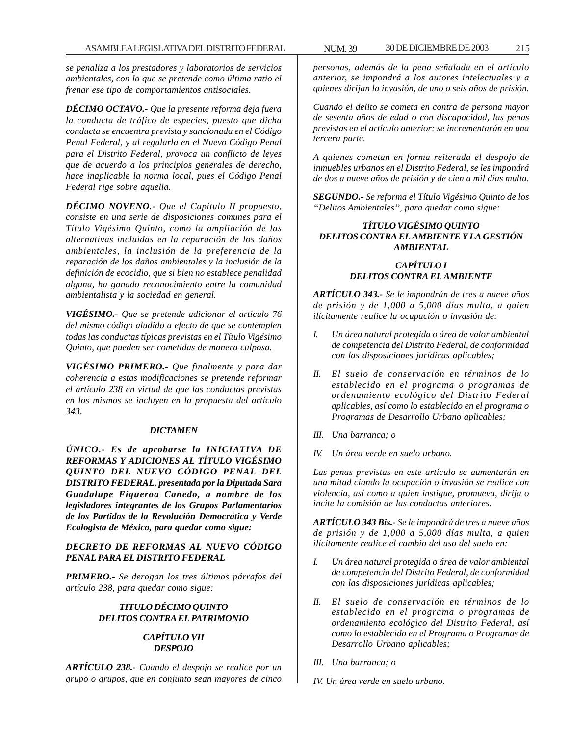*se penaliza a los prestadores y laboratorios de servicios ambientales, con lo que se pretende como última ratio el frenar ese tipo de comportamientos antisociales.*

***DÉCIMO OCTAVO.-*** *Que la presente reforma deja fuera la conducta de tráfico de especies, puesto que dicha conducta se encuentra prevista y sancionada en el Código Penal Federal, y al regularla en el Nuevo Código Penal para el Distrito Federal, provoca un conflicto de leyes que de acuerdo a los principios generales de derecho, hace inaplicable la norma local, pues el Código Penal Federal rige sobre aquella.*

***DÉCIMO NOVENO.-*** *Que el Capítulo II propuesto, consiste en una serie de disposiciones comunes para el Título Vigésimo Quinto, como la ampliación de las alternativas incluidas en la reparación de los daños ambientales, la inclusión de la preferencia de la reparación de los daños ambientales y la inclusión de la definición de ecocidio, que si bien no establece penalidad alguna, ha ganado reconocimiento entre la comunidad ambientalista y la sociedad en general.*

***VIGÉSIMO.-*** *Que se pretende adicionar el artículo 76 del mismo código aludido a efecto de que se contemplen todas las conductas típicas previstas en el Título Vigésimo Quinto, que pueden ser cometidas de manera culposa.*

***VIGÉSIMO PRIMERO.-*** *Que finalmente y para dar coherencia a estas modificaciones se pretende reformar el artículo 238 en virtud de que las conductas previstas en los mismos se incluyen en la propuesta del artículo 343.*

### *DICTAMEN*

***ÚNICO.- Es de aprobarse la INICIATIVA DE REFORMAS Y ADICIONES AL TÍTULO VIGÉSIMO QUINTO DEL NUEVO CÓDIGO PENAL DEL DISTRITO FEDERAL, presentada por la Diputada Sara Guadalupe Figueroa Canedo, a nombre de los legisladores integrantes de los Grupos Parlamentarios de los Partidos de la Revolución Democrática y Verde Ecologista de México, para quedar como sigue:***

***DECRETO DE REFORMAS AL NUEVO CÓDIGO PENAL PARA EL DISTRITO FEDERAL***

***PRIMERO.-*** *Se derogan los tres últimos párrafos del artículo 238, para quedar como sigue:*

### *TITULO DÉCIMO QUINTO DELITOS CONTRA EL PATRIMONIO*

### *CAPÍTULO VII DESPOJO*

***ARTÍCULO 238.-*** *Cuando el despojo se realice por un grupo o grupos, que en conjunto sean mayores de cinco personas, además de la pena señalada en el artículo anterior, se impondrá a los autores intelectuales y a quienes dirijan la invasión, de uno o seis años de prisión.*

*Cuando el delito se cometa en contra de persona mayor de sesenta años de edad o con discapacidad, las penas previstas en el artículo anterior; se incrementarán en una tercera parte.*

*A quienes cometan en forma reiterada el despojo de inmuebles urbanos en el Distrito Federal, se les impondrá de dos a nueve años de prisión y de cien a mil días multa.*

***SEGUNDO.-*** *Se reforma el Título Vigésimo Quinto de los "Delitos Ambientales", para quedar como sigue:*

### *TÍTULO VIGÉSIMO QUINTO DELITOS CONTRA EL AMBIENTE Y LA GESTIÓN AMBIENTAL*

### *CAPÍTULO I DELITOS CONTRA EL AMBIENTE*

***ARTÍCULO 343.-*** *Se le impondrán de tres a nueve años de prisión y de 1,000 a 5,000 días multa, a quien ilícitamente realice la ocupación o invasión de:*

*I. Un área natural protegida o área de valor ambiental de competencia del Distrito Federal, de conformidad con las disposiciones jurídicas aplicables;*

*II. El suelo de conservación en términos de lo establecido en el programa o programas de ordenamiento ecológico del Distrito Federal aplicables, así como lo establecido en el programa o Programas de Desarrollo Urbano aplicables;*

*III. Una barranca; o*

*IV. Un área verde en suelo urbano.*

*Las penas previstas en este artículo se aumentarán en una mitad ciando la ocupación o invasión se realice con violencia, así como a quien instigue, promueva, dirija o incite la comisión de las conductas anteriores.*

***ARTÍCULO 343 Bis.-*** *Se le impondrá de tres a nueve años de prisión y de 1,000 a 5,000 días multa, a quien ilícitamente realice el cambio del uso del suelo en:*

*I. Un área natural protegida o área de valor ambiental de competencia del Distrito Federal, de conformidad con las disposiciones jurídicas aplicables;*

*II. El suelo de conservación en términos de lo establecido en el programa o programas de ordenamiento ecológico del Distrito Federal, así como lo establecido en el Programa o Programas de Desarrollo Urbano aplicables;*

*III. Una barranca; o*

*IV. Un área verde en suelo urbano.*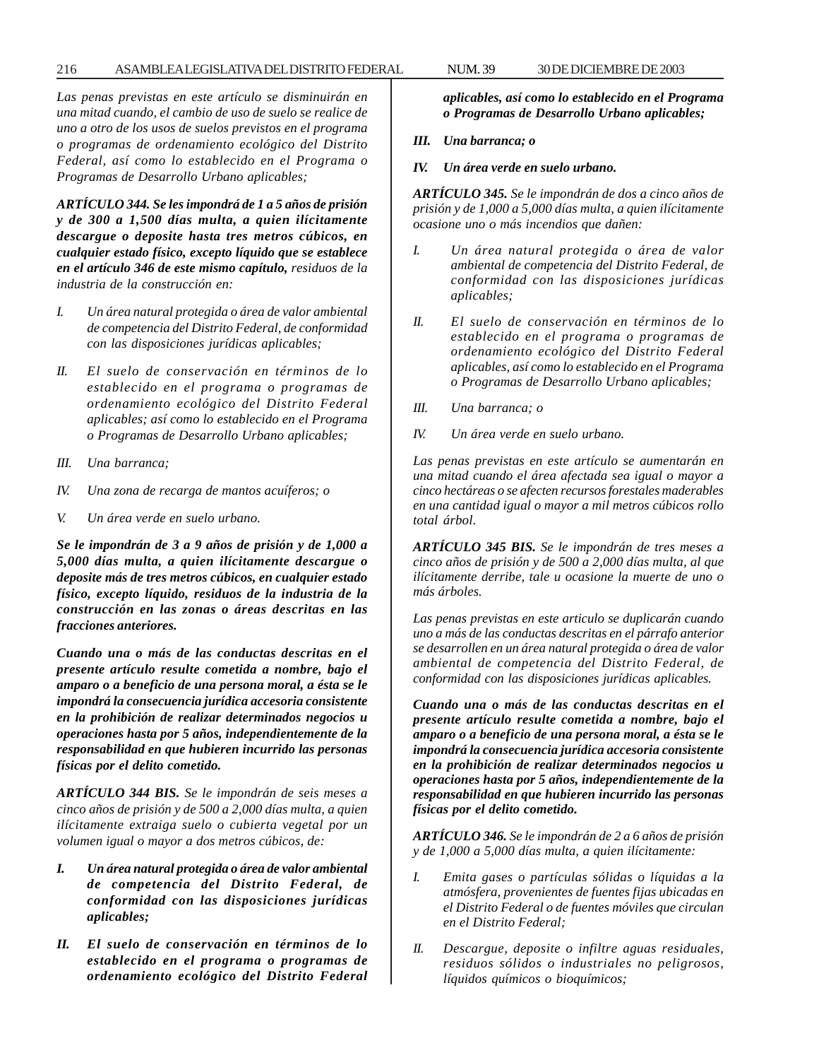*Las penas previstas en este artículo se disminuirán en una mitad cuando, el cambio de uso de suelo se realice de uno a otro de los usos de suelos previstos en el programa o programas de ordenamiento ecológico del Distrito Federal, así como lo establecido en el Programa o Programas de Desarrollo Urbano aplicables;*

***ARTÍCULO 344. Se les impondrá de 1 a 5 años de prisión y de 300 a 1,500 días multa, a quien ilícitamente descargue o deposite hasta tres metros cúbicos, en cualquier estado físico, excepto líquido que se establece en el artículo 346 de este mismo capítulo,** residuos de la industria de la construcción en:*

*I. Un área natural protegida o área de valor ambiental de competencia del Distrito Federal, de conformidad con las disposiciones jurídicas aplicables;*

*II. El suelo de conservación en términos de lo establecido en el programa o programas de ordenamiento ecológico del Distrito Federal aplicables; así como lo establecido en el Programa o Programas de Desarrollo Urbano aplicables;*

*III. Una barranca;*

*IV. Una zona de recarga de mantos acuíferos; o*

*V. Un área verde en suelo urbano.*

***Se le impondrán de 3 a 9 años de prisión y de 1,000 a 5,000 días multa, a quien ilícitamente descargue o deposite más de tres metros cúbicos, en cualquier estado físico, excepto líquido, residuos de la industria de la construcción en las zonas o áreas descritas en las fracciones anteriores.***

***Cuando una o más de las conductas descritas en el presente artículo resulte cometida a nombre, bajo el amparo o a beneficio de una persona moral, a ésta se le impondrá la consecuencia jurídica accesoria consistente en la prohibición de realizar determinados negocios u operaciones hasta por 5 años, independientemente de la responsabilidad en que hubieren incurrido las personas físicas por el delito cometido.***

***ARTÍCULO 344 BIS.** Se le impondrán de seis meses a cinco años de prisión y de 500 a 2,000 días multa, a quien ilícitamente extraiga suelo o cubierta vegetal por un volumen igual o mayor a dos metros cúbicos, de:*

***I. Un área natural protegida o área de valor ambiental de competencia del Distrito Federal, de conformidad con las disposiciones jurídicas aplicables;***

***II. El suelo de conservación en términos de lo establecido en el programa o programas de ordenamiento ecológico del Distrito Federal aplicables, así como lo establecido en el Programa o Programas de Desarrollo Urbano aplicables;***

***III. Una barranca; o***

***IV. Un área verde en suelo urbano.***

***ARTÍCULO 345.** Se le impondrán de dos a cinco años de prisión y de 1,000 a 5,000 días multa, a quien ilícitamente ocasione uno o más incendios que dañen:*

*I. Un área natural protegida o área de valor ambiental de competencia del Distrito Federal, de conformidad con las disposiciones jurídicas aplicables;*

*II. El suelo de conservación en términos de lo establecido en el programa o programas de ordenamiento ecológico del Distrito Federal aplicables, así como lo establecido en el Programa o Programas de Desarrollo Urbano aplicables;*

*III. Una barranca; o*

*IV. Un área verde en suelo urbano.*

*Las penas previstas en este artículo se aumentarán en una mitad cuando el área afectada sea igual o mayor a cinco hectáreas o se afecten recursos forestales maderables en una cantidad igual o mayor a mil metros cúbicos rollo total árbol.*

***ARTÍCULO 345 BIS.** Se le impondrán de tres meses a cinco años de prisión y de 500 a 2,000 días multa, al que ilícitamente derribe, tale u ocasione la muerte de uno o más árboles.*

*Las penas previstas en este articulo se duplicarán cuando uno a más de las conductas descritas en el párrafo anterior se desarrollen en un área natural protegida o área de valor ambiental de competencia del Distrito Federal, de conformidad con las disposiciones jurídicas aplicables.*

***Cuando una o más de las conductas descritas en el presente artículo resulte cometida a nombre, bajo el amparo o a beneficio de una persona moral, a ésta se le impondrá la consecuencia jurídica accesoria consistente en la prohibición de realizar determinados negocios u operaciones hasta por 5 años, independientemente de la responsabilidad en que hubieren incurrido las personas físicas por el delito cometido.***

***ARTÍCULO 346.** Se le impondrán de 2 a 6 años de prisión y de 1,000 a 5,000 días multa, a quien ilícitamente:*

*I. Emita gases o partículas sólidas o líquidas a la atmósfera, provenientes de fuentes fijas ubicadas en el Distrito Federal o de fuentes móviles que circulan en el Distrito Federal;*

*II. Descargue, deposite o infiltre aguas residuales, residuos sólidos o industriales no peligrosos, líquidos químicos o bioquímicos;*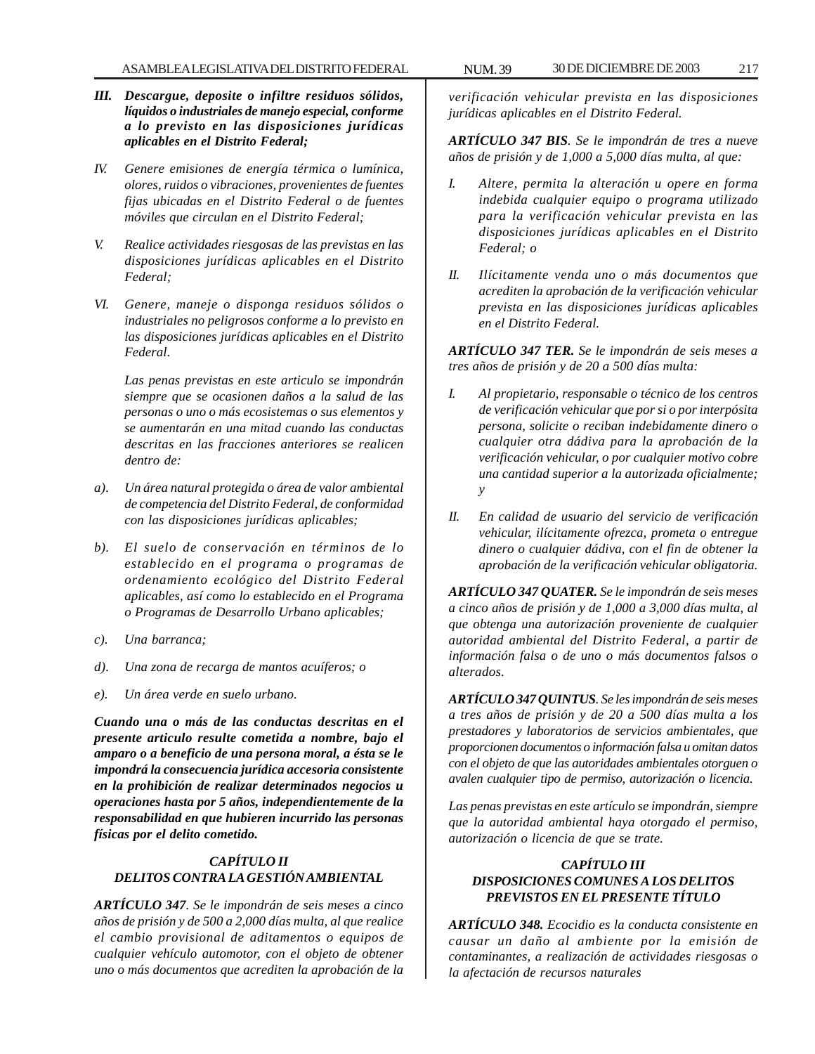***III. Descargue, deposite o infiltre residuos sólidos, líquidos o industriales de manejo especial, conforme a lo previsto en las disposiciones jurídicas aplicables en el Distrito Federal;***

*IV. Genere emisiones de energía térmica o lumínica, olores, ruidos o vibraciones, provenientes de fuentes fijas ubicadas en el Distrito Federal o de fuentes móviles que circulan en el Distrito Federal;*

*V. Realice actividades riesgosas de las previstas en las disposiciones jurídicas aplicables en el Distrito Federal;*

*VI. Genere, maneje o disponga residuos sólidos o industriales no peligrosos conforme a lo previsto en las disposiciones jurídicas aplicables en el Distrito Federal.*

*Las penas previstas en este articulo se impondrán siempre que se ocasionen daños a la salud de las personas o uno o más ecosistemas o sus elementos y se aumentarán en una mitad cuando las conductas descritas en las fracciones anteriores se realicen dentro de:*

*a). Un área natural protegida o área de valor ambiental de competencia del Distrito Federal, de conformidad con las disposiciones jurídicas aplicables;*

*b). El suelo de conservación en términos de lo establecido en el programa o programas de ordenamiento ecológico del Distrito Federal aplicables, así como lo establecido en el Programa o Programas de Desarrollo Urbano aplicables;*

*c). Una barranca;*

*d). Una zona de recarga de mantos acuíferos; o*

*e). Un área verde en suelo urbano.*

***Cuando una o más de las conductas descritas en el presente articulo resulte cometida a nombre, bajo el amparo o a beneficio de una persona moral, a ésta se le impondrá la consecuencia jurídica accesoria consistente en la prohibición de realizar determinados negocios u operaciones hasta por 5 años, independientemente de la responsabilidad en que hubieren incurrido las personas físicas por el delito cometido.***

### *CAPÍTULO II*
### *DELITOS CONTRA LA GESTIÓN AMBIENTAL*

***ARTÍCULO 347****. Se le impondrán de seis meses a cinco años de prisión y de 500 a 2,000 días multa, al que realice el cambio provisional de aditamentos o equipos de cualquier vehículo automotor, con el objeto de obtener uno o más documentos que acrediten la aprobación de la verificación vehicular prevista en las disposiciones jurídicas aplicables en el Distrito Federal.*

***ARTÍCULO 347 BIS****. Se le impondrán de tres a nueve años de prisión y de 1,000 a 5,000 días multa, al que:*

*I. Altere, permita la alteración u opere en forma indebida cualquier equipo o programa utilizado para la verificación vehicular prevista en las disposiciones jurídicas aplicables en el Distrito Federal; o*

*II. Ilícitamente venda uno o más documentos que acrediten la aprobación de la verificación vehicular prevista en las disposiciones jurídicas aplicables en el Distrito Federal.*

***ARTÍCULO 347 TER.*** *Se le impondrán de seis meses a tres años de prisión y de 20 a 500 días multa:*

*I. Al propietario, responsable o técnico de los centros de verificación vehicular que por si o por interpósita persona, solicite o reciban indebidamente dinero o cualquier otra dádiva para la aprobación de la verificación vehicular, o por cualquier motivo cobre una cantidad superior a la autorizada oficialmente; y*

*II. En calidad de usuario del servicio de verificación vehicular, ilícitamente ofrezca, prometa o entregue dinero o cualquier dádiva, con el fin de obtener la aprobación de la verificación vehicular obligatoria.*

***ARTÍCULO 347 QUATER.*** *Se le impondrán de seis meses a cinco años de prisión y de 1,000 a 3,000 días multa, al que obtenga una autorización proveniente de cualquier autoridad ambiental del Distrito Federal, a partir de información falsa o de uno o más documentos falsos o alterados.*

***ARTÍCULO 347 QUINTUS****. Se les impondrán de seis meses a tres años de prisión y de 20 a 500 días multa a los prestadores y laboratorios de servicios ambientales, que proporcionen documentos o información falsa u omitan datos con el objeto de que las autoridades ambientales otorguen o avalen cualquier tipo de permiso, autorización o licencia.*

*Las penas previstas en este artículo se impondrán, siempre que la autoridad ambiental haya otorgado el permiso, autorización o licencia de que se trate.*

### *CAPÍTULO III*
### *DISPOSICIONES COMUNES A LOS DELITOS PREVISTOS EN EL PRESENTE TÍTULO*

***ARTÍCULO 348.*** *Ecocidio es la conducta consistente en causar un daño al ambiente por la emisión de contaminantes, a realización de actividades riesgosas o la afectación de recursos naturales*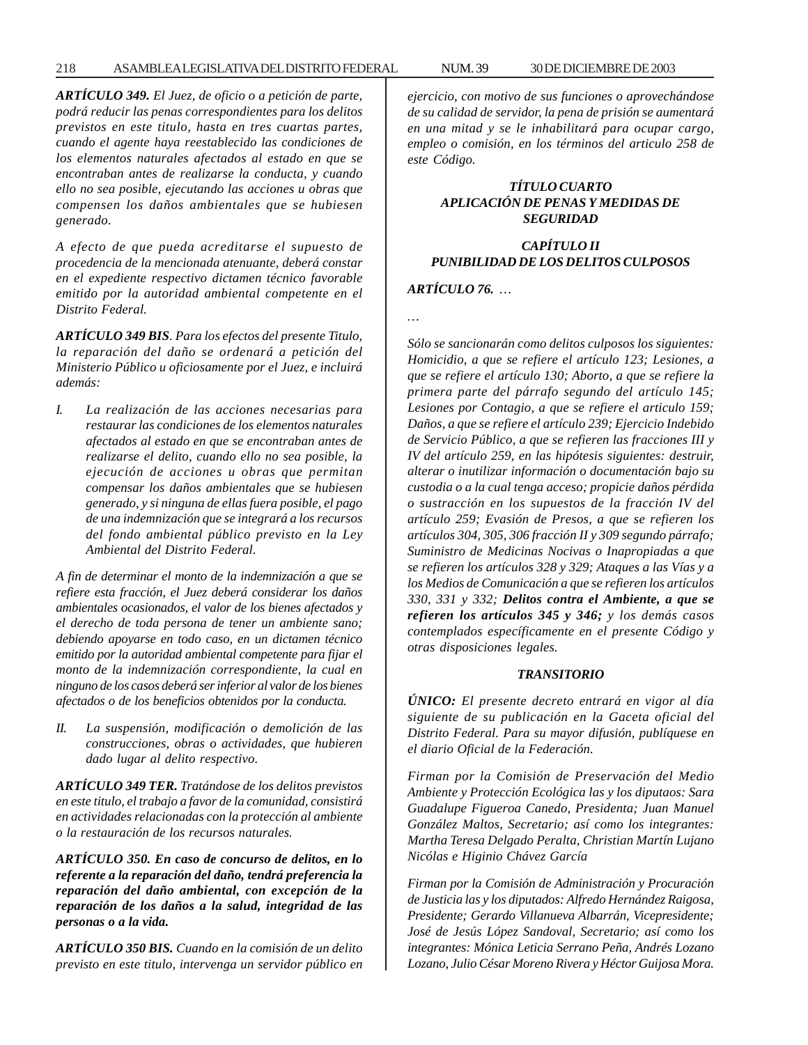***ARTÍCULO 349.*** *El Juez, de oficio o a petición de parte, podrá reducir las penas correspondientes para los delitos previstos en este titulo, hasta en tres cuartas partes, cuando el agente haya reestablecido las condiciones de los elementos naturales afectados al estado en que se encontraban antes de realizarse la conducta, y cuando ello no sea posible, ejecutando las acciones u obras que compensen los daños ambientales que se hubiesen generado.*

*A efecto de que pueda acreditarse el supuesto de procedencia de la mencionada atenuante, deberá constar en el expediente respectivo dictamen técnico favorable emitido por la autoridad ambiental competente en el Distrito Federal.*

***ARTÍCULO 349 BIS****. Para los efectos del presente Titulo, la reparación del daño se ordenará a petición del Ministerio Público u oficiosamente por el Juez, e incluirá además:*

*I. La realización de las acciones necesarias para restaurar las condiciones de los elementos naturales afectados al estado en que se encontraban antes de realizarse el delito, cuando ello no sea posible, la ejecución de acciones u obras que permitan compensar los daños ambientales que se hubiesen generado, y si ninguna de ellas fuera posible, el pago de una indemnización que se integrará a los recursos del fondo ambiental público previsto en la Ley Ambiental del Distrito Federal.*

*A fin de determinar el monto de la indemnización a que se refiere esta fracción, el Juez deberá considerar los daños ambientales ocasionados, el valor de los bienes afectados y el derecho de toda persona de tener un ambiente sano; debiendo apoyarse en todo caso, en un dictamen técnico emitido por la autoridad ambiental competente para fijar el monto de la indemnización correspondiente, la cual en ninguno de los casos deberá ser inferior al valor de los bienes afectados o de los beneficios obtenidos por la conducta.*

*II. La suspensión, modificación o demolición de las construcciones, obras o actividades, que hubieren dado lugar al delito respectivo.*

***ARTÍCULO 349 TER.*** *Tratándose de los delitos previstos en este titulo, el trabajo a favor de la comunidad, consistirá en actividades relacionadas con la protección al ambiente o la restauración de los recursos naturales.*

***ARTÍCULO 350. En caso de concurso de delitos, en lo referente a la reparación del daño, tendrá preferencia la reparación del daño ambiental, con excepción de la reparación de los daños a la salud, integridad de las personas o a la vida.***

***ARTÍCULO 350 BIS.*** *Cuando en la comisión de un delito previsto en este titulo, intervenga un servidor público en ejercicio, con motivo de sus funciones o aprovechándose de su calidad de servidor, la pena de prisión se aumentará en una mitad y se le inhabilitará para ocupar cargo, empleo o comisión, en los términos del articulo 258 de este Código.*

***TÍTULO CUARTO***
***APLICACIÓN DE PENAS Y MEDIDAS DE SEGURIDAD***

***CAPÍTULO II***
***PUNIBILIDAD DE LOS DELITOS CULPOSOS***

***ARTÍCULO 76.*** *…*

*…*

*Sólo se sancionarán como delitos culposos los siguientes: Homicidio, a que se refiere el artículo 123; Lesiones, a que se refiere el artículo 130; Aborto, a que se refiere la primera parte del párrafo segundo del artículo 145; Lesiones por Contagio, a que se refiere el articulo 159; Daños, a que se refiere el artículo 239; Ejercicio Indebido de Servicio Público, a que se refieren las fracciones III y IV del artículo 259, en las hipótesis siguientes: destruir, alterar o inutilizar información o documentación bajo su custodia o a la cual tenga acceso; propicie daños pérdida o sustracción en los supuestos de la fracción IV del artículo 259; Evasión de Presos, a que se refieren los artículos 304, 305, 306 fracción II y 309 segundo párrafo; Suministro de Medicinas Nocivas o Inapropiadas a que se refieren los artículos 328 y 329; Ataques a las Vías y a los Medios de Comunicación a que se refieren los artículos 330, 331 y 332;* ***Delitos contra el Ambiente, a que se refieren los artículos 345 y 346;*** *y los demás casos contemplados específicamente en el presente Código y otras disposiciones legales.*

***TRANSITORIO***

***ÚNICO:*** *El presente decreto entrará en vigor al día siguiente de su publicación en la Gaceta oficial del Distrito Federal. Para su mayor difusión, publíquese en el diario Oficial de la Federación.*

*Firman por la Comisión de Preservación del Medio Ambiente y Protección Ecológica las y los diputaos: Sara Guadalupe Figueroa Canedo, Presidenta; Juan Manuel González Maltos, Secretario; así como los integrantes: Martha Teresa Delgado Peralta, Christian Martín Lujano Nicólas e Higinio Chávez García*

*Firman por la Comisión de Administración y Procuración de Justicia las y los diputados: Alfredo Hernández Raigosa, Presidente; Gerardo Villanueva Albarrán, Vicepresidente; José de Jesús López Sandoval, Secretario; así como los integrantes: Mónica Leticia Serrano Peña, Andrés Lozano Lozano, Julio César Moreno Rivera y Héctor Guijosa Mora.*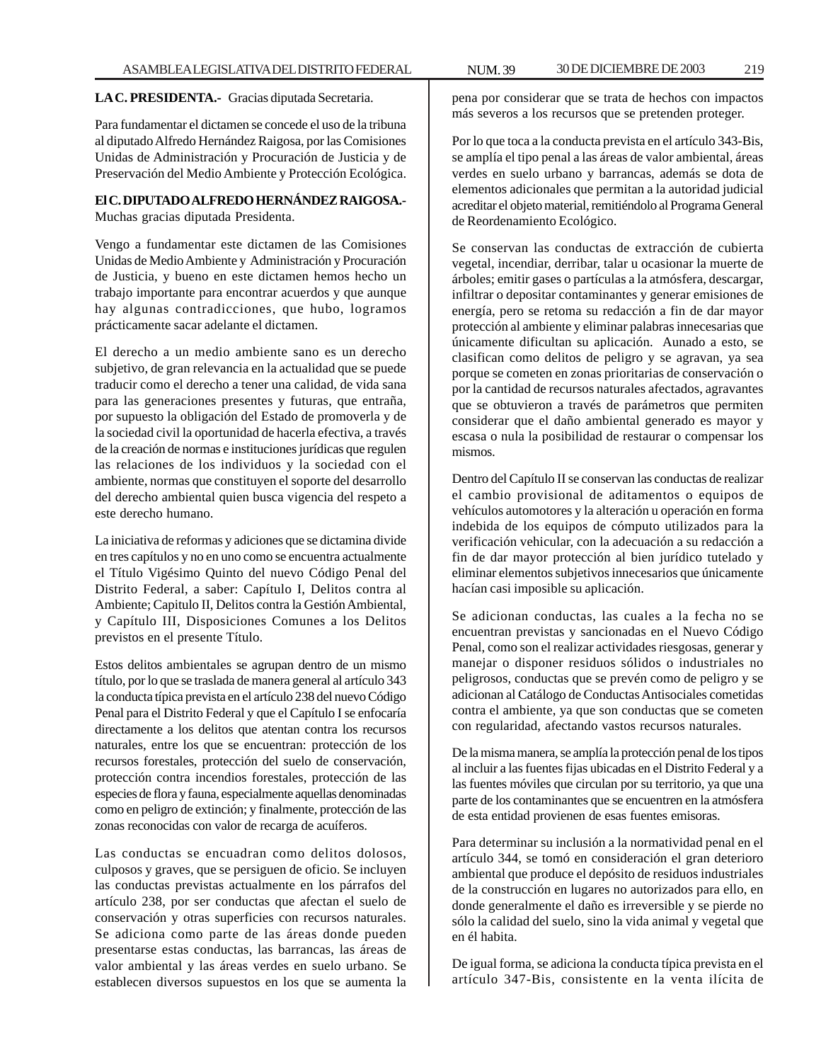**LA C. PRESIDENTA.-** Gracias diputada Secretaria.

Para fundamentar el dictamen se concede el uso de la tribuna al diputado Alfredo Hernández Raigosa, por las Comisiones Unidas de Administración y Procuración de Justicia y de Preservación del Medio Ambiente y Protección Ecológica.

**El C. DIPUTADO ALFREDO HERNÁNDEZ RAIGOSA.-** Muchas gracias diputada Presidenta.

Vengo a fundamentar este dictamen de las Comisiones Unidas de Medio Ambiente y Administración y Procuración de Justicia, y bueno en este dictamen hemos hecho un trabajo importante para encontrar acuerdos y que aunque hay algunas contradicciones, que hubo, logramos prácticamente sacar adelante el dictamen.

El derecho a un medio ambiente sano es un derecho subjetivo, de gran relevancia en la actualidad que se puede traducir como el derecho a tener una calidad, de vida sana para las generaciones presentes y futuras, que entraña, por supuesto la obligación del Estado de promoverla y de la sociedad civil la oportunidad de hacerla efectiva, a través de la creación de normas e instituciones jurídicas que regulen las relaciones de los individuos y la sociedad con el ambiente, normas que constituyen el soporte del desarrollo del derecho ambiental quien busca vigencia del respeto a este derecho humano.

La iniciativa de reformas y adiciones que se dictamina divide en tres capítulos y no en uno como se encuentra actualmente el Título Vigésimo Quinto del nuevo Código Penal del Distrito Federal, a saber: Capítulo I, Delitos contra al Ambiente; Capitulo II, Delitos contra la Gestión Ambiental, y Capítulo III, Disposiciones Comunes a los Delitos previstos en el presente Título.

Estos delitos ambientales se agrupan dentro de un mismo título, por lo que se traslada de manera general al artículo 343 la conducta típica prevista en el artículo 238 del nuevo Código Penal para el Distrito Federal y que el Capítulo I se enfocaría directamente a los delitos que atentan contra los recursos naturales, entre los que se encuentran: protección de los recursos forestales, protección del suelo de conservación, protección contra incendios forestales, protección de las especies de flora y fauna, especialmente aquellas denominadas como en peligro de extinción; y finalmente, protección de las zonas reconocidas con valor de recarga de acuíferos.

Las conductas se encuadran como delitos dolosos, culposos y graves, que se persiguen de oficio. Se incluyen las conductas previstas actualmente en los párrafos del artículo 238, por ser conductas que afectan el suelo de conservación y otras superficies con recursos naturales. Se adiciona como parte de las áreas donde pueden presentarse estas conductas, las barrancas, las áreas de valor ambiental y las áreas verdes en suelo urbano. Se establecen diversos supuestos en los que se aumenta la pena por considerar que se trata de hechos con impactos más severos a los recursos que se pretenden proteger.

Por lo que toca a la conducta prevista en el artículo 343-Bis, se amplía el tipo penal a las áreas de valor ambiental, áreas verdes en suelo urbano y barrancas, además se dota de elementos adicionales que permitan a la autoridad judicial acreditar el objeto material, remitiéndolo al Programa General de Reordenamiento Ecológico.

Se conservan las conductas de extracción de cubierta vegetal, incendiar, derribar, talar u ocasionar la muerte de árboles; emitir gases o partículas a la atmósfera, descargar, infiltrar o depositar contaminantes y generar emisiones de energía, pero se retoma su redacción a fin de dar mayor protección al ambiente y eliminar palabras innecesarias que únicamente dificultan su aplicación. Aunado a esto, se clasifican como delitos de peligro y se agravan, ya sea porque se cometen en zonas prioritarias de conservación o por la cantidad de recursos naturales afectados, agravantes que se obtuvieron a través de parámetros que permiten considerar que el daño ambiental generado es mayor y escasa o nula la posibilidad de restaurar o compensar los mismos.

Dentro del Capítulo II se conservan las conductas de realizar el cambio provisional de aditamentos o equipos de vehículos automotores y la alteración u operación en forma indebida de los equipos de cómputo utilizados para la verificación vehicular, con la adecuación a su redacción a fin de dar mayor protección al bien jurídico tutelado y eliminar elementos subjetivos innecesarios que únicamente hacían casi imposible su aplicación.

Se adicionan conductas, las cuales a la fecha no se encuentran previstas y sancionadas en el Nuevo Código Penal, como son el realizar actividades riesgosas, generar y manejar o disponer residuos sólidos o industriales no peligrosos, conductas que se prevén como de peligro y se adicionan al Catálogo de Conductas Antisociales cometidas contra el ambiente, ya que son conductas que se cometen con regularidad, afectando vastos recursos naturales.

De la misma manera, se amplía la protección penal de los tipos al incluir a las fuentes fijas ubicadas en el Distrito Federal y a las fuentes móviles que circulan por su territorio, ya que una parte de los contaminantes que se encuentren en la atmósfera de esta entidad provienen de esas fuentes emisoras.

Para determinar su inclusión a la normatividad penal en el artículo 344, se tomó en consideración el gran deterioro ambiental que produce el depósito de residuos industriales de la construcción en lugares no autorizados para ello, en donde generalmente el daño es irreversible y se pierde no sólo la calidad del suelo, sino la vida animal y vegetal que en él habita.

De igual forma, se adiciona la conducta típica prevista en el artículo 347-Bis, consistente en la venta ilícita de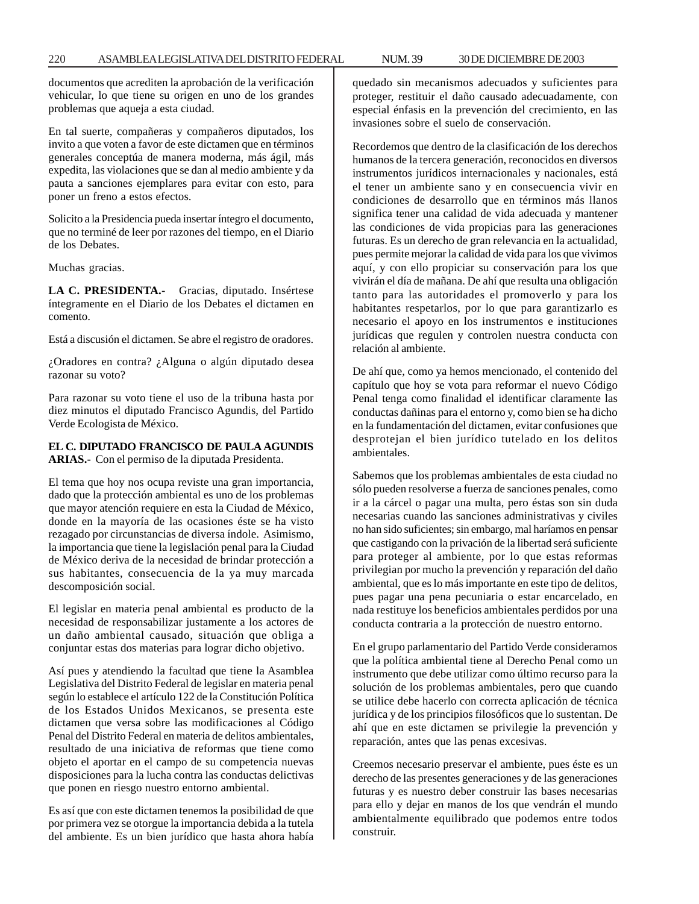documentos que acrediten la aprobación de la verificación vehicular, lo que tiene su origen en uno de los grandes problemas que aqueja a esta ciudad.

En tal suerte, compañeras y compañeros diputados, los invito a que voten a favor de este dictamen que en términos generales conceptúa de manera moderna, más ágil, más expedita, las violaciones que se dan al medio ambiente y da pauta a sanciones ejemplares para evitar con esto, para poner un freno a estos efectos.

Solicito a la Presidencia pueda insertar íntegro el documento, que no terminé de leer por razones del tiempo, en el Diario de los Debates.

Muchas gracias.

**LA C. PRESIDENTA.-** Gracias, diputado. Insértese íntegramente en el Diario de los Debates el dictamen en comento.

Está a discusión el dictamen. Se abre el registro de oradores.

¿Oradores en contra? ¿Alguna o algún diputado desea razonar su voto?

Para razonar su voto tiene el uso de la tribuna hasta por diez minutos el diputado Francisco Agundis, del Partido Verde Ecologista de México.

**EL C. DIPUTADO FRANCISCO DE PAULA AGUNDIS ARIAS.-** Con el permiso de la diputada Presidenta.

El tema que hoy nos ocupa reviste una gran importancia, dado que la protección ambiental es uno de los problemas que mayor atención requiere en esta la Ciudad de México, donde en la mayoría de las ocasiones éste se ha visto rezagado por circunstancias de diversa índole. Asimismo, la importancia que tiene la legislación penal para la Ciudad de México deriva de la necesidad de brindar protección a sus habitantes, consecuencia de la ya muy marcada descomposición social.

El legislar en materia penal ambiental es producto de la necesidad de responsabilizar justamente a los actores de un daño ambiental causado, situación que obliga a conjuntar estas dos materias para lograr dicho objetivo.

Así pues y atendiendo la facultad que tiene la Asamblea Legislativa del Distrito Federal de legislar en materia penal según lo establece el artículo 122 de la Constitución Política de los Estados Unidos Mexicanos, se presenta este dictamen que versa sobre las modificaciones al Código Penal del Distrito Federal en materia de delitos ambientales, resultado de una iniciativa de reformas que tiene como objeto el aportar en el campo de su competencia nuevas disposiciones para la lucha contra las conductas delictivas que ponen en riesgo nuestro entorno ambiental.

Es así que con este dictamen tenemos la posibilidad de que por primera vez se otorgue la importancia debida a la tutela del ambiente. Es un bien jurídico que hasta ahora había quedado sin mecanismos adecuados y suficientes para proteger, restituir el daño causado adecuadamente, con especial énfasis en la prevención del crecimiento, en las invasiones sobre el suelo de conservación.

Recordemos que dentro de la clasificación de los derechos humanos de la tercera generación, reconocidos en diversos instrumentos jurídicos internacionales y nacionales, está el tener un ambiente sano y en consecuencia vivir en condiciones de desarrollo que en términos más llanos significa tener una calidad de vida adecuada y mantener las condiciones de vida propicias para las generaciones futuras. Es un derecho de gran relevancia en la actualidad, pues permite mejorar la calidad de vida para los que vivimos aquí, y con ello propiciar su conservación para los que vivirán el día de mañana. De ahí que resulta una obligación tanto para las autoridades el promoverlo y para los habitantes respetarlos, por lo que para garantizarlo es necesario el apoyo en los instrumentos e instituciones jurídicas que regulen y controlen nuestra conducta con relación al ambiente.

De ahí que, como ya hemos mencionado, el contenido del capítulo que hoy se vota para reformar el nuevo Código Penal tenga como finalidad el identificar claramente las conductas dañinas para el entorno y, como bien se ha dicho en la fundamentación del dictamen, evitar confusiones que desprotejan el bien jurídico tutelado en los delitos ambientales.

Sabemos que los problemas ambientales de esta ciudad no sólo pueden resolverse a fuerza de sanciones penales, como ir a la cárcel o pagar una multa, pero éstas son sin duda necesarias cuando las sanciones administrativas y civiles no han sido suficientes; sin embargo, mal haríamos en pensar que castigando con la privación de la libertad será suficiente para proteger al ambiente, por lo que estas reformas privilegian por mucho la prevención y reparación del daño ambiental, que es lo más importante en este tipo de delitos, pues pagar una pena pecuniaria o estar encarcelado, en nada restituye los beneficios ambientales perdidos por una conducta contraria a la protección de nuestro entorno.

En el grupo parlamentario del Partido Verde consideramos que la política ambiental tiene al Derecho Penal como un instrumento que debe utilizar como último recurso para la solución de los problemas ambientales, pero que cuando se utilice debe hacerlo con correcta aplicación de técnica jurídica y de los principios filosóficos que lo sustentan. De ahí que en este dictamen se privilegie la prevención y reparación, antes que las penas excesivas.

Creemos necesario preservar el ambiente, pues éste es un derecho de las presentes generaciones y de las generaciones futuras y es nuestro deber construir las bases necesarias para ello y dejar en manos de los que vendrán el mundo ambientalmente equilibrado que podemos entre todos construir.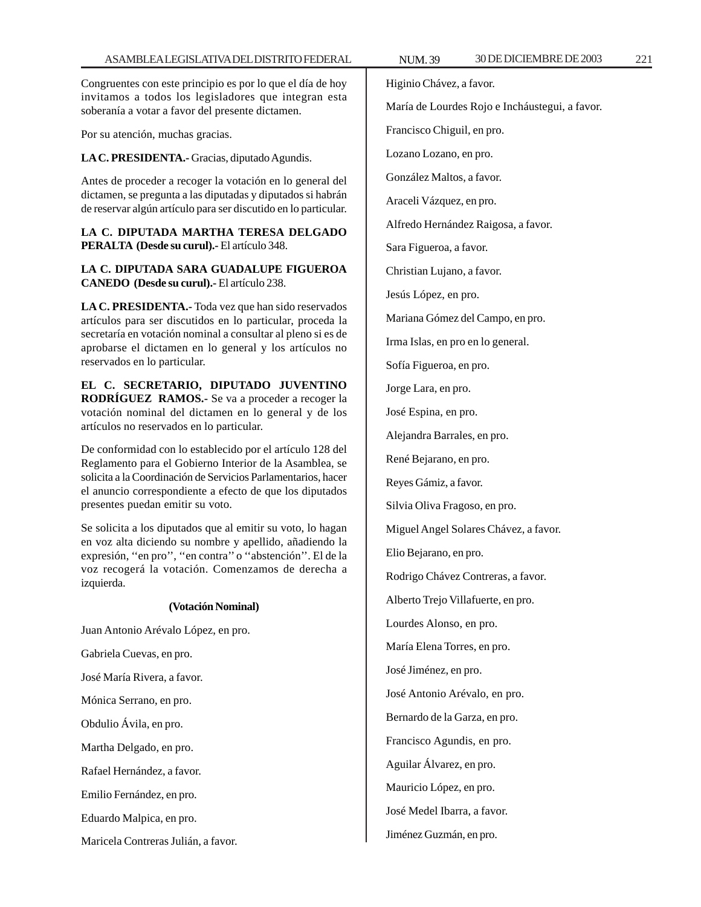Congruentes con este principio es por lo que el día de hoy invitamos a todos los legisladores que integran esta soberanía a votar a favor del presente dictamen.

Por su atención, muchas gracias.

**LA C. PRESIDENTA.-** Gracias, diputado Agundis.

Antes de proceder a recoger la votación en lo general del dictamen, se pregunta a las diputadas y diputados si habrán de reservar algún artículo para ser discutido en lo particular.

**LA C. DIPUTADA MARTHA TERESA DELGADO PERALTA (Desde su curul).-** El artículo 348.

**LA C. DIPUTADA SARA GUADALUPE FIGUEROA CANEDO (Desde su curul).-** El artículo 238.

**LA C. PRESIDENTA.-** Toda vez que han sido reservados artículos para ser discutidos en lo particular, proceda la secretaría en votación nominal a consultar al pleno si es de aprobarse el dictamen en lo general y los artículos no reservados en lo particular.

**EL C. SECRETARIO, DIPUTADO JUVENTINO RODRÍGUEZ RAMOS.-** Se va a proceder a recoger la votación nominal del dictamen en lo general y de los artículos no reservados en lo particular.

De conformidad con lo establecido por el artículo 128 del Reglamento para el Gobierno Interior de la Asamblea, se solicita a la Coordinación de Servicios Parlamentarios, hacer el anuncio correspondiente a efecto de que los diputados presentes puedan emitir su voto.

Se solicita a los diputados que al emitir su voto, lo hagan en voz alta diciendo su nombre y apellido, añadiendo la expresión, ''en pro'', ''en contra'' o ''abstención''. El de la voz recogerá la votación. Comenzamos de derecha a izquierda.

**(Votación Nominal)**

Juan Antonio Arévalo López, en pro.

Gabriela Cuevas, en pro.

José María Rivera, a favor.

Mónica Serrano, en pro.

Obdulio Ávila, en pro.

Martha Delgado, en pro.

Rafael Hernández, a favor.

Emilio Fernández, en pro.

Eduardo Malpica, en pro.

Maricela Contreras Julián, a favor.

Higinio Chávez, a favor.

María de Lourdes Rojo e Incháustegui, a favor.

Francisco Chiguil, en pro.

Lozano Lozano, en pro.

González Maltos, a favor.

Araceli Vázquez, en pro.

Alfredo Hernández Raigosa, a favor.

Sara Figueroa, a favor.

Christian Lujano, a favor.

Jesús López, en pro.

Mariana Gómez del Campo, en pro.

Irma Islas, en pro en lo general.

Sofía Figueroa, en pro.

Jorge Lara, en pro.

José Espina, en pro.

Alejandra Barrales, en pro.

René Bejarano, en pro.

Reyes Gámiz, a favor.

Silvia Oliva Fragoso, en pro.

Miguel Angel Solares Chávez, a favor.

Elio Bejarano, en pro.

Rodrigo Chávez Contreras, a favor.

Alberto Trejo Villafuerte, en pro.

Lourdes Alonso, en pro.

María Elena Torres, en pro.

José Jiménez, en pro.

José Antonio Arévalo, en pro.

Bernardo de la Garza, en pro.

Francisco Agundis, en pro.

Aguilar Álvarez, en pro.

Mauricio López, en pro.

José Medel Ibarra, a favor.

Jiménez Guzmán, en pro.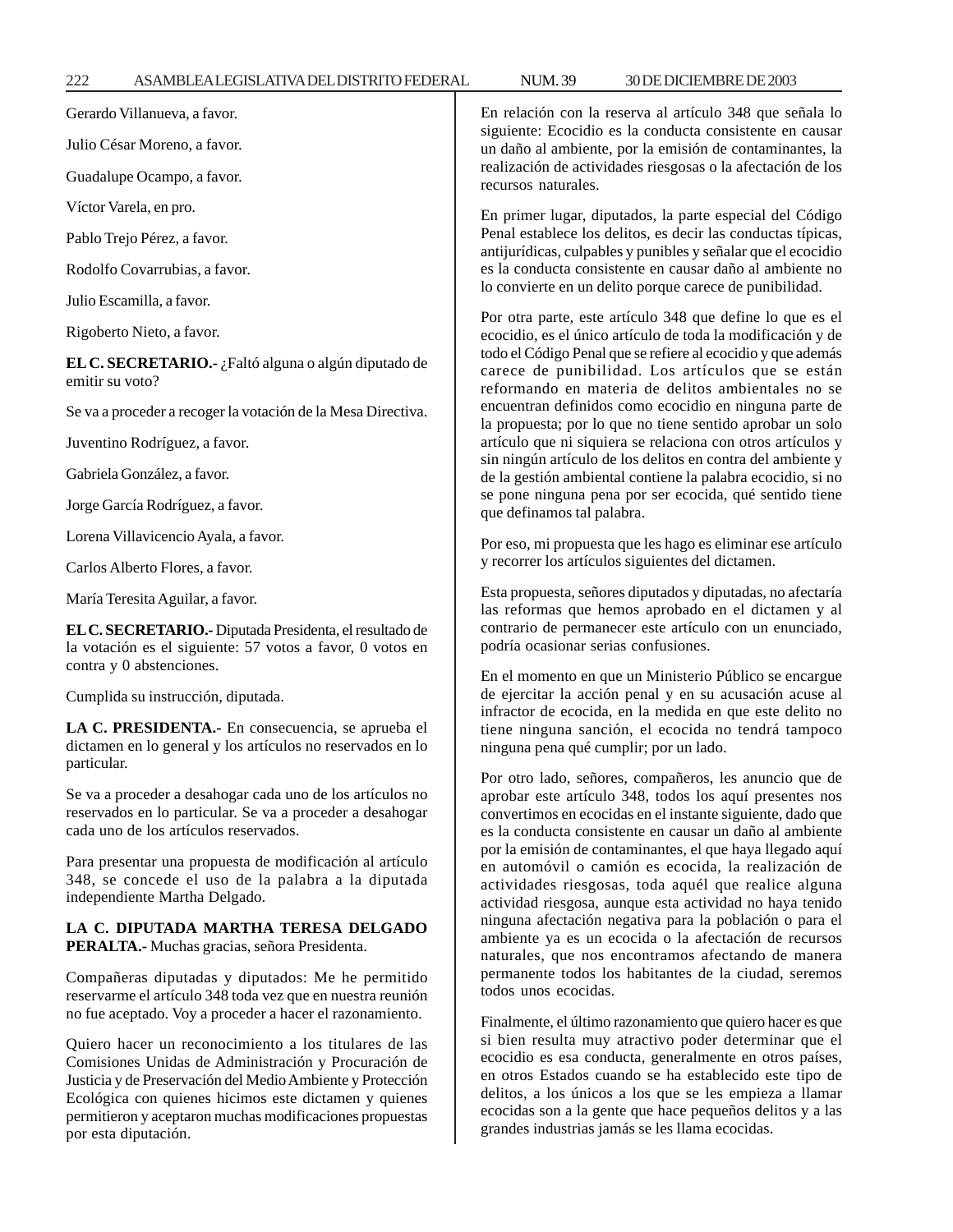Gerardo Villanueva, a favor.

Julio César Moreno, a favor.

Guadalupe Ocampo, a favor.

Víctor Varela, en pro.

Pablo Trejo Pérez, a favor.

Rodolfo Covarrubias, a favor.

Julio Escamilla, a favor.

Rigoberto Nieto, a favor.

**EL C. SECRETARIO.-** ¿Faltó alguna o algún diputado de emitir su voto?

Se va a proceder a recoger la votación de la Mesa Directiva.

Juventino Rodríguez, a favor.

Gabriela González, a favor.

Jorge García Rodríguez, a favor.

Lorena Villavicencio Ayala, a favor.

Carlos Alberto Flores, a favor.

María Teresita Aguilar, a favor.

**EL C. SECRETARIO.-** Diputada Presidenta, el resultado de la votación es el siguiente: 57 votos a favor, 0 votos en contra y 0 abstenciones.

Cumplida su instrucción, diputada.

**LA C. PRESIDENTA.-** En consecuencia, se aprueba el dictamen en lo general y los artículos no reservados en lo particular.

Se va a proceder a desahogar cada uno de los artículos no reservados en lo particular. Se va a proceder a desahogar cada uno de los artículos reservados.

Para presentar una propuesta de modificación al artículo 348, se concede el uso de la palabra a la diputada independiente Martha Delgado.

**LA C. DIPUTADA MARTHA TERESA DELGADO PERALTA.-** Muchas gracias, señora Presidenta.

Compañeras diputadas y diputados: Me he permitido reservarme el artículo 348 toda vez que en nuestra reunión no fue aceptado. Voy a proceder a hacer el razonamiento.

Quiero hacer un reconocimiento a los titulares de las Comisiones Unidas de Administración y Procuración de Justicia y de Preservación del Medio Ambiente y Protección Ecológica con quienes hicimos este dictamen y quienes permitieron y aceptaron muchas modificaciones propuestas por esta diputación.

En relación con la reserva al artículo 348 que señala lo siguiente: Ecocidio es la conducta consistente en causar un daño al ambiente, por la emisión de contaminantes, la realización de actividades riesgosas o la afectación de los recursos naturales.

En primer lugar, diputados, la parte especial del Código Penal establece los delitos, es decir las conductas típicas, antijurídicas, culpables y punibles y señalar que el ecocidio es la conducta consistente en causar daño al ambiente no lo convierte en un delito porque carece de punibilidad.

Por otra parte, este artículo 348 que define lo que es el ecocidio, es el único artículo de toda la modificación y de todo el Código Penal que se refiere al ecocidio y que además carece de punibilidad. Los artículos que se están reformando en materia de delitos ambientales no se encuentran definidos como ecocidio en ninguna parte de la propuesta; por lo que no tiene sentido aprobar un solo artículo que ni siquiera se relaciona con otros artículos y sin ningún artículo de los delitos en contra del ambiente y de la gestión ambiental contiene la palabra ecocidio, si no se pone ninguna pena por ser ecocida, qué sentido tiene que definamos tal palabra.

Por eso, mi propuesta que les hago es eliminar ese artículo y recorrer los artículos siguientes del dictamen.

Esta propuesta, señores diputados y diputadas, no afectaría las reformas que hemos aprobado en el dictamen y al contrario de permanecer este artículo con un enunciado, podría ocasionar serias confusiones.

En el momento en que un Ministerio Público se encargue de ejercitar la acción penal y en su acusación acuse al infractor de ecocida, en la medida en que este delito no tiene ninguna sanción, el ecocida no tendrá tampoco ninguna pena qué cumplir; por un lado.

Por otro lado, señores, compañeros, les anuncio que de aprobar este artículo 348, todos los aquí presentes nos convertimos en ecocidas en el instante siguiente, dado que es la conducta consistente en causar un daño al ambiente por la emisión de contaminantes, el que haya llegado aquí en automóvil o camión es ecocida, la realización de actividades riesgosas, toda aquél que realice alguna actividad riesgosa, aunque esta actividad no haya tenido ninguna afectación negativa para la población o para el ambiente ya es un ecocida o la afectación de recursos naturales, que nos encontramos afectando de manera permanente todos los habitantes de la ciudad, seremos todos unos ecocidas.

Finalmente, el último razonamiento que quiero hacer es que si bien resulta muy atractivo poder determinar que el ecocidio es esa conducta, generalmente en otros países, en otros Estados cuando se ha establecido este tipo de delitos, a los únicos a los que se les empieza a llamar ecocidas son a la gente que hace pequeños delitos y a las grandes industrias jamás se les llama ecocidas.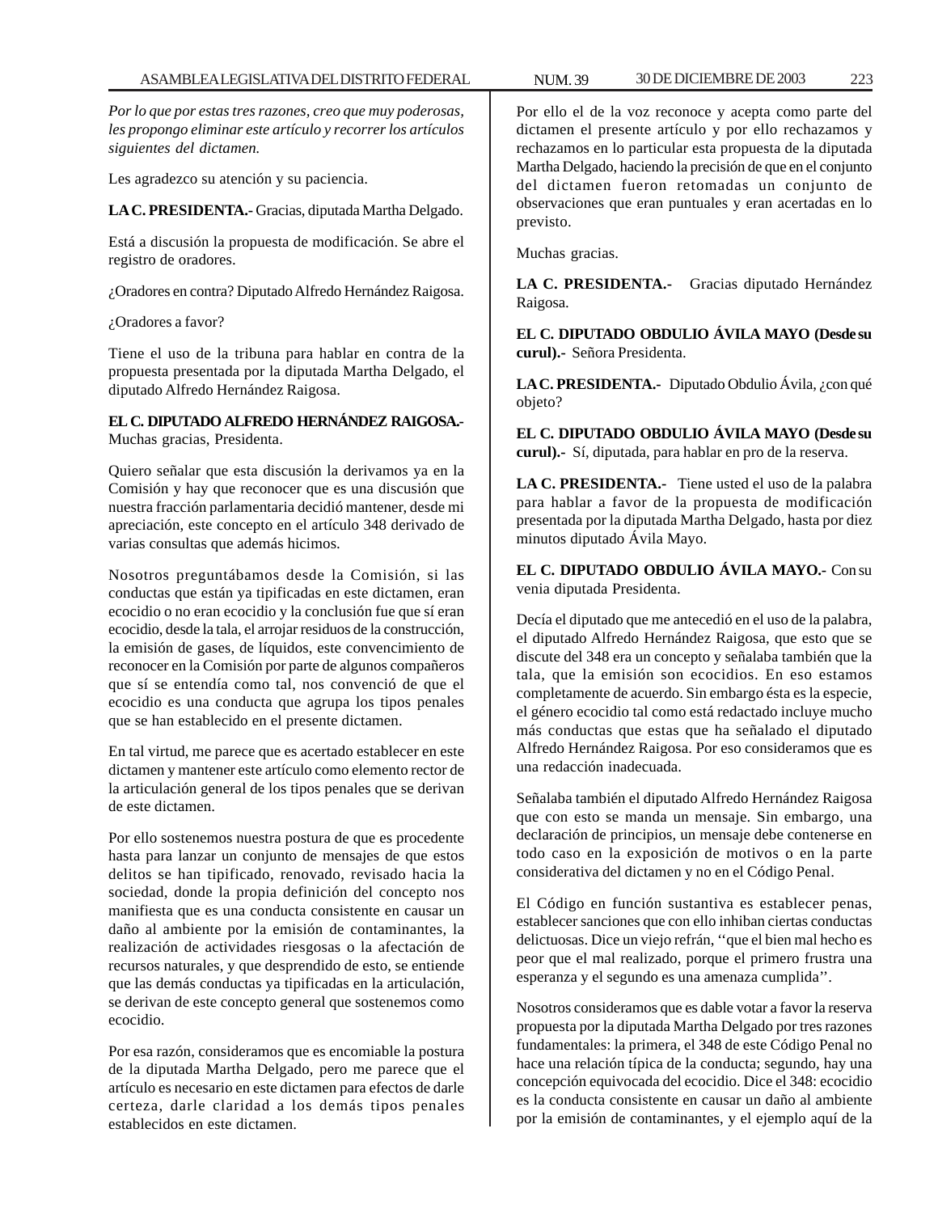*Por lo que por estas tres razones, creo que muy poderosas, les propongo eliminar este artículo y recorrer los artículos siguientes del dictamen.*

Les agradezco su atención y su paciencia.

**LA C. PRESIDENTA.-** Gracias, diputada Martha Delgado.

Está a discusión la propuesta de modificación. Se abre el registro de oradores.

¿Oradores en contra? Diputado Alfredo Hernández Raigosa.

¿Oradores a favor?

Tiene el uso de la tribuna para hablar en contra de la propuesta presentada por la diputada Martha Delgado, el diputado Alfredo Hernández Raigosa.

**EL C. DIPUTADO ALFREDO HERNÁNDEZ RAIGOSA.-** Muchas gracias, Presidenta.

Quiero señalar que esta discusión la derivamos ya en la Comisión y hay que reconocer que es una discusión que nuestra fracción parlamentaria decidió mantener, desde mi apreciación, este concepto en el artículo 348 derivado de varias consultas que además hicimos.

Nosotros preguntábamos desde la Comisión, si las conductas que están ya tipificadas en este dictamen, eran ecocidio o no eran ecocidio y la conclusión fue que sí eran ecocidio, desde la tala, el arrojar residuos de la construcción, la emisión de gases, de líquidos, este convencimiento de reconocer en la Comisión por parte de algunos compañeros que sí se entendía como tal, nos convenció de que el ecocidio es una conducta que agrupa los tipos penales que se han establecido en el presente dictamen.

En tal virtud, me parece que es acertado establecer en este dictamen y mantener este artículo como elemento rector de la articulación general de los tipos penales que se derivan de este dictamen.

Por ello sostenemos nuestra postura de que es procedente hasta para lanzar un conjunto de mensajes de que estos delitos se han tipificado, renovado, revisado hacia la sociedad, donde la propia definición del concepto nos manifiesta que es una conducta consistente en causar un daño al ambiente por la emisión de contaminantes, la realización de actividades riesgosas o la afectación de recursos naturales, y que desprendido de esto, se entiende que las demás conductas ya tipificadas en la articulación, se derivan de este concepto general que sostenemos como ecocidio.

Por esa razón, consideramos que es encomiable la postura de la diputada Martha Delgado, pero me parece que el artículo es necesario en este dictamen para efectos de darle certeza, darle claridad a los demás tipos penales establecidos en este dictamen.

Por ello el de la voz reconoce y acepta como parte del dictamen el presente artículo y por ello rechazamos y rechazamos en lo particular esta propuesta de la diputada Martha Delgado, haciendo la precisión de que en el conjunto del dictamen fueron retomadas un conjunto de observaciones que eran puntuales y eran acertadas en lo previsto.

Muchas gracias.

**LA C. PRESIDENTA.-** Gracias diputado Hernández Raigosa.

**EL C. DIPUTADO OBDULIO ÁVILA MAYO (Desde su curul).-** Señora Presidenta.

**LA C. PRESIDENTA.-** Diputado Obdulio Ávila, ¿con qué objeto?

**EL C. DIPUTADO OBDULIO ÁVILA MAYO (Desde su curul).-** Sí, diputada, para hablar en pro de la reserva.

**LA C. PRESIDENTA.-** Tiene usted el uso de la palabra para hablar a favor de la propuesta de modificación presentada por la diputada Martha Delgado, hasta por diez minutos diputado Ávila Mayo.

**EL C. DIPUTADO OBDULIO ÁVILA MAYO.-** Con su venia diputada Presidenta.

Decía el diputado que me antecedió en el uso de la palabra, el diputado Alfredo Hernández Raigosa, que esto que se discute del 348 era un concepto y señalaba también que la tala, que la emisión son ecocidios. En eso estamos completamente de acuerdo. Sin embargo ésta es la especie, el género ecocidio tal como está redactado incluye mucho más conductas que estas que ha señalado el diputado Alfredo Hernández Raigosa. Por eso consideramos que es una redacción inadecuada.

Señalaba también el diputado Alfredo Hernández Raigosa que con esto se manda un mensaje. Sin embargo, una declaración de principios, un mensaje debe contenerse en todo caso en la exposición de motivos o en la parte considerativa del dictamen y no en el Código Penal.

El Código en función sustantiva es establecer penas, establecer sanciones que con ello inhiban ciertas conductas delictuosas. Dice un viejo refrán, ''que el bien mal hecho es peor que el mal realizado, porque el primero frustra una esperanza y el segundo es una amenaza cumplida''.

Nosotros consideramos que es dable votar a favor la reserva propuesta por la diputada Martha Delgado por tres razones fundamentales: la primera, el 348 de este Código Penal no hace una relación típica de la conducta; segundo, hay una concepción equivocada del ecocidio. Dice el 348: ecocidio es la conducta consistente en causar un daño al ambiente por la emisión de contaminantes, y el ejemplo aquí de la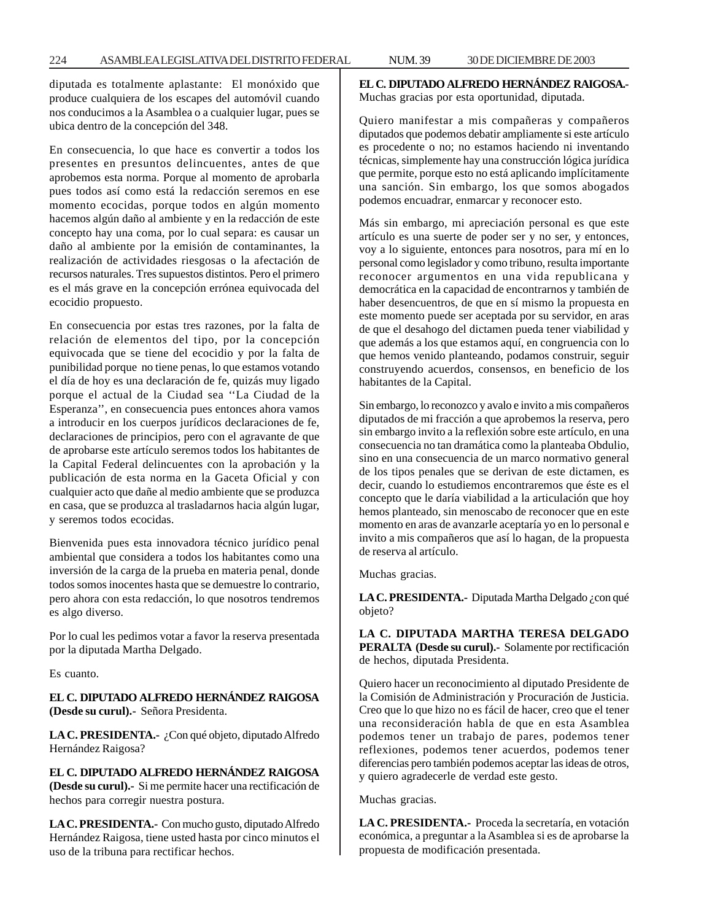diputada es totalmente aplastante: El monóxido que produce cualquiera de los escapes del automóvil cuando nos conducimos a la Asamblea o a cualquier lugar, pues se ubica dentro de la concepción del 348.

En consecuencia, lo que hace es convertir a todos los presentes en presuntos delincuentes, antes de que aprobemos esta norma. Porque al momento de aprobarla pues todos así como está la redacción seremos en ese momento ecocidas, porque todos en algún momento hacemos algún daño al ambiente y en la redacción de este concepto hay una coma, por lo cual separa: es causar un daño al ambiente por la emisión de contaminantes, la realización de actividades riesgosas o la afectación de recursos naturales. Tres supuestos distintos. Pero el primero es el más grave en la concepción errónea equivocada del ecocidio propuesto.

En consecuencia por estas tres razones, por la falta de relación de elementos del tipo, por la concepción equivocada que se tiene del ecocidio y por la falta de punibilidad porque no tiene penas, lo que estamos votando el día de hoy es una declaración de fe, quizás muy ligado porque el actual de la Ciudad sea ''La Ciudad de la Esperanza'', en consecuencia pues entonces ahora vamos a introducir en los cuerpos jurídicos declaraciones de fe, declaraciones de principios, pero con el agravante de que de aprobarse este artículo seremos todos los habitantes de la Capital Federal delincuentes con la aprobación y la publicación de esta norma en la Gaceta Oficial y con cualquier acto que dañe al medio ambiente que se produzca en casa, que se produzca al trasladarnos hacia algún lugar, y seremos todos ecocidas.

Bienvenida pues esta innovadora técnico jurídico penal ambiental que considera a todos los habitantes como una inversión de la carga de la prueba en materia penal, donde todos somos inocentes hasta que se demuestre lo contrario, pero ahora con esta redacción, lo que nosotros tendremos es algo diverso.

Por lo cual les pedimos votar a favor la reserva presentada por la diputada Martha Delgado.

Es cuanto.

**EL C. DIPUTADO ALFREDO HERNÁNDEZ RAIGOSA (Desde su curul).-** Señora Presidenta.

**LA C. PRESIDENTA.-** ¿Con qué objeto, diputado Alfredo Hernández Raigosa?

**EL C. DIPUTADO ALFREDO HERNÁNDEZ RAIGOSA (Desde su curul).-** Si me permite hacer una rectificación de hechos para corregir nuestra postura.

**LA C. PRESIDENTA.-** Con mucho gusto, diputado Alfredo Hernández Raigosa, tiene usted hasta por cinco minutos el uso de la tribuna para rectificar hechos.

**EL C. DIPUTADO ALFREDO HERNÁNDEZ RAIGOSA.-** Muchas gracias por esta oportunidad, diputada.

Quiero manifestar a mis compañeras y compañeros diputados que podemos debatir ampliamente si este artículo es procedente o no; no estamos haciendo ni inventando técnicas, simplemente hay una construcción lógica jurídica que permite, porque esto no está aplicando implícitamente una sanción. Sin embargo, los que somos abogados podemos encuadrar, enmarcar y reconocer esto.

Más sin embargo, mi apreciación personal es que este artículo es una suerte de poder ser y no ser, y entonces, voy a lo siguiente, entonces para nosotros, para mí en lo personal como legislador y como tribuno, resulta importante reconocer argumentos en una vida republicana y democrática en la capacidad de encontrarnos y también de haber desencuentros, de que en sí mismo la propuesta en este momento puede ser aceptada por su servidor, en aras de que el desahogo del dictamen pueda tener viabilidad y que además a los que estamos aquí, en congruencia con lo que hemos venido planteando, podamos construir, seguir construyendo acuerdos, consensos, en beneficio de los habitantes de la Capital.

Sin embargo, lo reconozco y avalo e invito a mis compañeros diputados de mi fracción a que aprobemos la reserva, pero sin embargo invito a la reflexión sobre este artículo, en una consecuencia no tan dramática como la planteaba Obdulio, sino en una consecuencia de un marco normativo general de los tipos penales que se derivan de este dictamen, es decir, cuando lo estudiemos encontraremos que éste es el concepto que le daría viabilidad a la articulación que hoy hemos planteado, sin menoscabo de reconocer que en este momento en aras de avanzarle aceptaría yo en lo personal e invito a mis compañeros que así lo hagan, de la propuesta de reserva al artículo.

Muchas gracias.

**LA C. PRESIDENTA.-** Diputada Martha Delgado ¿con qué objeto?

**LA C. DIPUTADA MARTHA TERESA DELGADO PERALTA (Desde su curul).-** Solamente por rectificación de hechos, diputada Presidenta.

Quiero hacer un reconocimiento al diputado Presidente de la Comisión de Administración y Procuración de Justicia. Creo que lo que hizo no es fácil de hacer, creo que el tener una reconsideración habla de que en esta Asamblea podemos tener un trabajo de pares, podemos tener reflexiones, podemos tener acuerdos, podemos tener diferencias pero también podemos aceptar las ideas de otros, y quiero agradecerle de verdad este gesto.

Muchas gracias.

**LA C. PRESIDENTA.-** Proceda la secretaría, en votación económica, a preguntar a la Asamblea si es de aprobarse la propuesta de modificación presentada.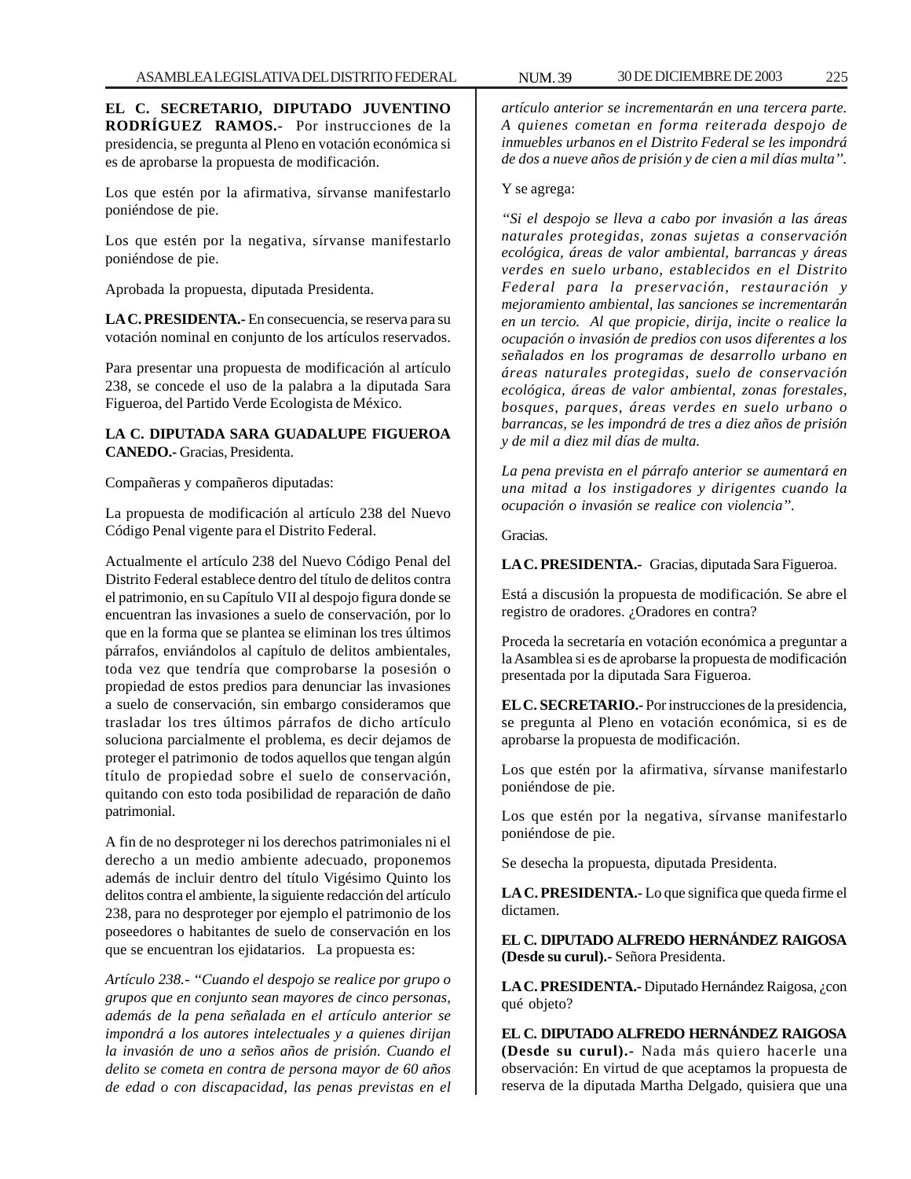**EL C. SECRETARIO, DIPUTADO JUVENTINO RODRÍGUEZ RAMOS.-** Por instrucciones de la presidencia, se pregunta al Pleno en votación económica si es de aprobarse la propuesta de modificación.

Los que estén por la afirmativa, sírvanse manifestarlo poniéndose de pie.

Los que estén por la negativa, sírvanse manifestarlo poniéndose de pie.

Aprobada la propuesta, diputada Presidenta.

**LA C. PRESIDENTA.-** En consecuencia, se reserva para su votación nominal en conjunto de los artículos reservados.

Para presentar una propuesta de modificación al artículo 238, se concede el uso de la palabra a la diputada Sara Figueroa, del Partido Verde Ecologista de México.

**LA C. DIPUTADA SARA GUADALUPE FIGUEROA CANEDO.-** Gracias, Presidenta.

Compañeras y compañeros diputadas:

La propuesta de modificación al artículo 238 del Nuevo Código Penal vigente para el Distrito Federal.

Actualmente el artículo 238 del Nuevo Código Penal del Distrito Federal establece dentro del título de delitos contra el patrimonio, en su Capítulo VII al despojo figura donde se encuentran las invasiones a suelo de conservación, por lo que en la forma que se plantea se eliminan los tres últimos párrafos, enviándolos al capítulo de delitos ambientales, toda vez que tendría que comprobarse la posesión o propiedad de estos predios para denunciar las invasiones a suelo de conservación, sin embargo consideramos que trasladar los tres últimos párrafos de dicho artículo soluciona parcialmente el problema, es decir dejamos de proteger el patrimonio de todos aquellos que tengan algún título de propiedad sobre el suelo de conservación, quitando con esto toda posibilidad de reparación de daño patrimonial.

A fin de no desproteger ni los derechos patrimoniales ni el derecho a un medio ambiente adecuado, proponemos además de incluir dentro del título Vigésimo Quinto los delitos contra el ambiente, la siguiente redacción del artículo 238, para no desproteger por ejemplo el patrimonio de los poseedores o habitantes de suelo de conservación en los que se encuentran los ejidatarios. La propuesta es:

*Artículo 238.- "Cuando el despojo se realice por grupo o grupos que en conjunto sean mayores de cinco personas, además de la pena señalada en el artículo anterior se impondrá a los autores intelectuales y a quienes dirijan la invasión de uno a seños años de prisión. Cuando el delito se cometa en contra de persona mayor de 60 años de edad o con discapacidad, las penas previstas en el artículo anterior se incrementarán en una tercera parte. A quienes cometan en forma reiterada despojo de inmuebles urbanos en el Distrito Federal se les impondrá de dos a nueve años de prisión y de cien a mil días multa".*

Y se agrega:

*"Si el despojo se lleva a cabo por invasión a las áreas naturales protegidas, zonas sujetas a conservación ecológica, áreas de valor ambiental, barrancas y áreas verdes en suelo urbano, establecidos en el Distrito Federal para la preservación, restauración y mejoramiento ambiental, las sanciones se incrementarán en un tercio. Al que propicie, dirija, incite o realice la ocupación o invasión de predios con usos diferentes a los señalados en los programas de desarrollo urbano en áreas naturales protegidas, suelo de conservación ecológica, áreas de valor ambiental, zonas forestales, bosques, parques, áreas verdes en suelo urbano o barrancas, se les impondrá de tres a diez años de prisión y de mil a diez mil días de multa.*

*La pena prevista en el párrafo anterior se aumentará en una mitad a los instigadores y dirigentes cuando la ocupación o invasión se realice con violencia".*

Gracias.

**LA C. PRESIDENTA.-** Gracias, diputada Sara Figueroa.

Está a discusión la propuesta de modificación. Se abre el registro de oradores. ¿Oradores en contra?

Proceda la secretaría en votación económica a preguntar a la Asamblea si es de aprobarse la propuesta de modificación presentada por la diputada Sara Figueroa.

**EL C. SECRETARIO.-** Por instrucciones de la presidencia, se pregunta al Pleno en votación económica, si es de aprobarse la propuesta de modificación.

Los que estén por la afirmativa, sírvanse manifestarlo poniéndose de pie.

Los que estén por la negativa, sírvanse manifestarlo poniéndose de pie.

Se desecha la propuesta, diputada Presidenta.

**LA C. PRESIDENTA.-** Lo que significa que queda firme el dictamen.

**EL C. DIPUTADO ALFREDO HERNÁNDEZ RAIGOSA (Desde su curul).-** Señora Presidenta.

**LA C. PRESIDENTA.-** Diputado Hernández Raigosa, ¿con qué objeto?

**EL C. DIPUTADO ALFREDO HERNÁNDEZ RAIGOSA (Desde su curul).-** Nada más quiero hacerle una observación: En virtud de que aceptamos la propuesta de reserva de la diputada Martha Delgado, quisiera que una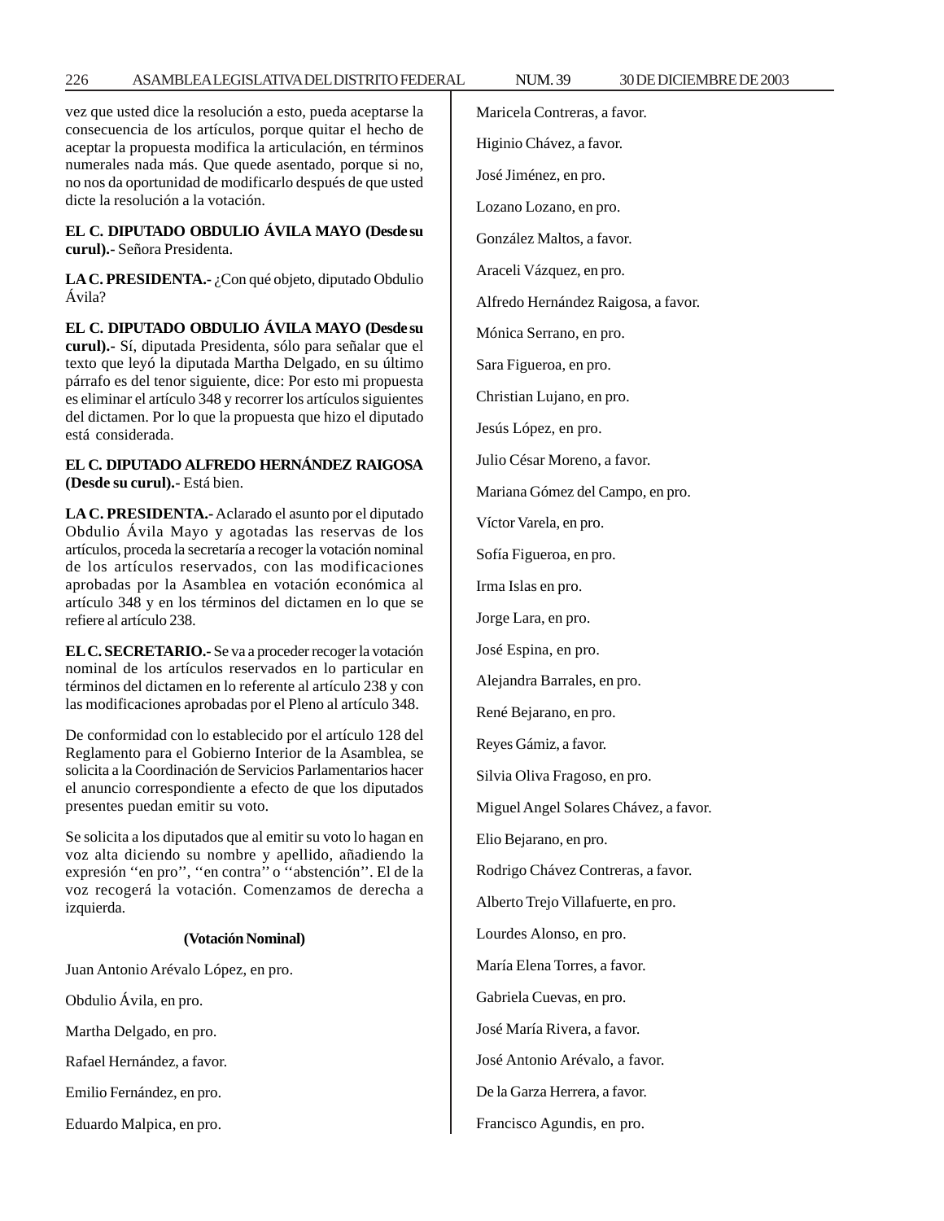vez que usted dice la resolución a esto, pueda aceptarse la consecuencia de los artículos, porque quitar el hecho de aceptar la propuesta modifica la articulación, en términos numerales nada más. Que quede asentado, porque si no, no nos da oportunidad de modificarlo después de que usted dicte la resolución a la votación.

**EL C. DIPUTADO OBDULIO ÁVILA MAYO (Desde su curul).-** Señora Presidenta.

**LA C. PRESIDENTA.-** ¿Con qué objeto, diputado Obdulio Ávila?

**EL C. DIPUTADO OBDULIO ÁVILA MAYO (Desde su curul).-** Sí, diputada Presidenta, sólo para señalar que el texto que leyó la diputada Martha Delgado, en su último párrafo es del tenor siguiente, dice: Por esto mi propuesta es eliminar el artículo 348 y recorrer los artículos siguientes del dictamen. Por lo que la propuesta que hizo el diputado está considerada.

**EL C. DIPUTADO ALFREDO HERNÁNDEZ RAIGOSA (Desde su curul).-** Está bien.

**LA C. PRESIDENTA.-** Aclarado el asunto por el diputado Obdulio Ávila Mayo y agotadas las reservas de los artículos, proceda la secretaría a recoger la votación nominal de los artículos reservados, con las modificaciones aprobadas por la Asamblea en votación económica al artículo 348 y en los términos del dictamen en lo que se refiere al artículo 238.

**EL C. SECRETARIO.-** Se va a proceder recoger la votación nominal de los artículos reservados en lo particular en términos del dictamen en lo referente al artículo 238 y con las modificaciones aprobadas por el Pleno al artículo 348.

De conformidad con lo establecido por el artículo 128 del Reglamento para el Gobierno Interior de la Asamblea, se solicita a la Coordinación de Servicios Parlamentarios hacer el anuncio correspondiente a efecto de que los diputados presentes puedan emitir su voto.

Se solicita a los diputados que al emitir su voto lo hagan en voz alta diciendo su nombre y apellido, añadiendo la expresión ''en pro'', ''en contra'' o ''abstención''. El de la voz recogerá la votación. Comenzamos de derecha a izquierda.

**(Votación Nominal)**

Juan Antonio Arévalo López, en pro.

Obdulio Ávila, en pro.

Martha Delgado, en pro.

Rafael Hernández, a favor.

Emilio Fernández, en pro.

Eduardo Malpica, en pro.

Maricela Contreras, a favor.

Higinio Chávez, a favor.

José Jiménez, en pro.

Lozano Lozano, en pro.

González Maltos, a favor.

Araceli Vázquez, en pro.

Alfredo Hernández Raigosa, a favor.

Mónica Serrano, en pro.

Sara Figueroa, en pro.

Christian Lujano, en pro.

Jesús López, en pro.

Julio César Moreno, a favor.

Mariana Gómez del Campo, en pro.

Víctor Varela, en pro.

Sofía Figueroa, en pro.

Irma Islas en pro.

Jorge Lara, en pro.

José Espina, en pro.

Alejandra Barrales, en pro.

René Bejarano, en pro.

Reyes Gámiz, a favor.

Silvia Oliva Fragoso, en pro.

Miguel Angel Solares Chávez, a favor.

Elio Bejarano, en pro.

Rodrigo Chávez Contreras, a favor.

Alberto Trejo Villafuerte, en pro.

Lourdes Alonso, en pro.

María Elena Torres, a favor.

Gabriela Cuevas, en pro.

José María Rivera, a favor.

José Antonio Arévalo, a favor.

De la Garza Herrera, a favor.

Francisco Agundis, en pro.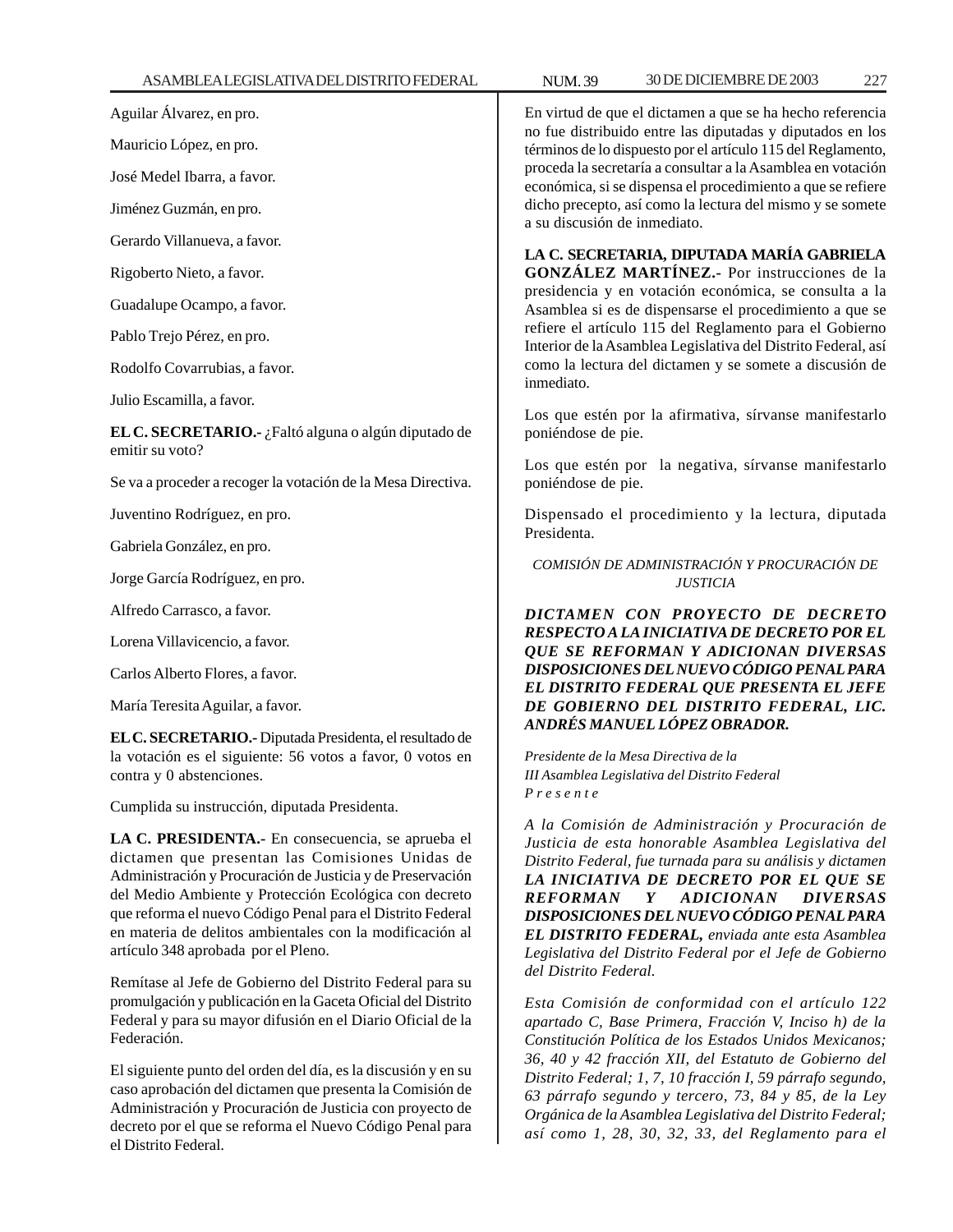Aguilar Álvarez, en pro.

Mauricio López, en pro.

José Medel Ibarra, a favor.

Jiménez Guzmán, en pro.

Gerardo Villanueva, a favor.

Rigoberto Nieto, a favor.

Guadalupe Ocampo, a favor.

Pablo Trejo Pérez, en pro.

Rodolfo Covarrubias, a favor.

Julio Escamilla, a favor.

**EL C. SECRETARIO.-** ¿Faltó alguna o algún diputado de emitir su voto?

Se va a proceder a recoger la votación de la Mesa Directiva.

Juventino Rodríguez, en pro.

Gabriela González, en pro.

Jorge García Rodríguez, en pro.

Alfredo Carrasco, a favor.

Lorena Villavicencio, a favor.

Carlos Alberto Flores, a favor.

María Teresita Aguilar, a favor.

**EL C. SECRETARIO.-** Diputada Presidenta, el resultado de la votación es el siguiente: 56 votos a favor, 0 votos en contra y 0 abstenciones.

Cumplida su instrucción, diputada Presidenta.

**LA C. PRESIDENTA.-** En consecuencia, se aprueba el dictamen que presentan las Comisiones Unidas de Administración y Procuración de Justicia y de Preservación del Medio Ambiente y Protección Ecológica con decreto que reforma el nuevo Código Penal para el Distrito Federal en materia de delitos ambientales con la modificación al artículo 348 aprobada por el Pleno.

Remítase al Jefe de Gobierno del Distrito Federal para su promulgación y publicación en la Gaceta Oficial del Distrito Federal y para su mayor difusión en el Diario Oficial de la Federación.

El siguiente punto del orden del día, es la discusión y en su caso aprobación del dictamen que presenta la Comisión de Administración y Procuración de Justicia con proyecto de decreto por el que se reforma el Nuevo Código Penal para el Distrito Federal.

En virtud de que el dictamen a que se ha hecho referencia no fue distribuido entre las diputadas y diputados en los términos de lo dispuesto por el artículo 115 del Reglamento, proceda la secretaría a consultar a la Asamblea en votación económica, si se dispensa el procedimiento a que se refiere dicho precepto, así como la lectura del mismo y se somete a su discusión de inmediato.

**LA C. SECRETARIA, DIPUTADA MARÍA GABRIELA GONZÁLEZ MARTÍNEZ.-** Por instrucciones de la presidencia y en votación económica, se consulta a la Asamblea si es de dispensarse el procedimiento a que se refiere el artículo 115 del Reglamento para el Gobierno Interior de la Asamblea Legislativa del Distrito Federal, así como la lectura del dictamen y se somete a discusión de inmediato.

Los que estén por la afirmativa, sírvanse manifestarlo poniéndose de pie.

Los que estén por la negativa, sírvanse manifestarlo poniéndose de pie.

Dispensado el procedimiento y la lectura, diputada Presidenta.

*COMISIÓN DE ADMINISTRACIÓN Y PROCURACIÓN DE JUSTICIA*

***DICTAMEN CON PROYECTO DE DECRETO RESPECTO A LA INICIATIVA DE DECRETO POR EL QUE SE REFORMAN Y ADICIONAN DIVERSAS DISPOSICIONES DEL NUEVO CÓDIGO PENAL PARA EL DISTRITO FEDERAL QUE PRESENTA EL JEFE DE GOBIERNO DEL DISTRITO FEDERAL, LIC. ANDRÉS MANUEL LÓPEZ OBRADOR.***

*Presidente de la Mesa Directiva de la*
*III Asamblea Legislativa del Distrito Federal*
*P r e s e n t e*

*A la Comisión de Administración y Procuración de Justicia de esta honorable Asamblea Legislativa del Distrito Federal, fue turnada para su análisis y dictamen* ***LA INICIATIVA DE DECRETO POR EL QUE SE REFORMAN Y ADICIONAN DIVERSAS DISPOSICIONES DEL NUEVO CÓDIGO PENAL PARA EL DISTRITO FEDERAL,*** *enviada ante esta Asamblea Legislativa del Distrito Federal por el Jefe de Gobierno del Distrito Federal.*

*Esta Comisión de conformidad con el artículo 122 apartado C, Base Primera, Fracción V, Inciso h) de la Constitución Política de los Estados Unidos Mexicanos; 36, 40 y 42 fracción XII, del Estatuto de Gobierno del Distrito Federal; 1, 7, 10 fracción I, 59 párrafo segundo, 63 párrafo segundo y tercero, 73, 84 y 85, de la Ley Orgánica de la Asamblea Legislativa del Distrito Federal; así como 1, 28, 30, 32, 33, del Reglamento para el*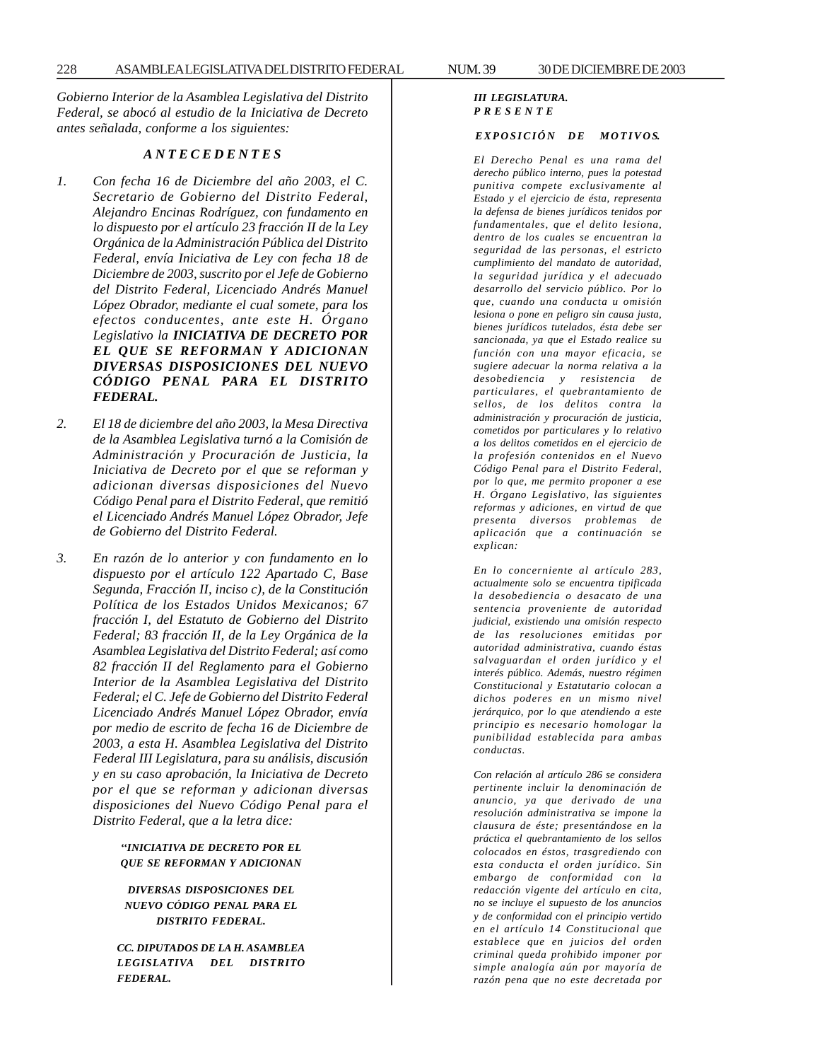*Gobierno Interior de la Asamblea Legislativa del Distrito Federal, se abocó al estudio de la Iniciativa de Decreto antes señalada, conforme a los siguientes:*

***A N T E C E D E N T E S***

1. *Con fecha 16 de Diciembre del año 2003, el C. Secretario de Gobierno del Distrito Federal, Alejandro Encinas Rodríguez, con fundamento en lo dispuesto por el artículo 23 fracción II de la Ley Orgánica de la Administración Pública del Distrito Federal, envía Iniciativa de Ley con fecha 18 de Diciembre de 2003, suscrito por el Jefe de Gobierno del Distrito Federal, Licenciado Andrés Manuel López Obrador, mediante el cual somete, para los efectos conducentes, ante este H. Órgano Legislativo la* ***INICIATIVA DE DECRETO POR EL QUE SE REFORMAN Y ADICIONAN DIVERSAS DISPOSICIONES DEL NUEVO CÓDIGO PENAL PARA EL DISTRITO FEDERAL.***

2. *El 18 de diciembre del año 2003, la Mesa Directiva de la Asamblea Legislativa turnó a la Comisión de Administración y Procuración de Justicia, la Iniciativa de Decreto por el que se reforman y adicionan diversas disposiciones del Nuevo Código Penal para el Distrito Federal, que remitió el Licenciado Andrés Manuel López Obrador, Jefe de Gobierno del Distrito Federal.*

3. *En razón de lo anterior y con fundamento en lo dispuesto por el artículo 122 Apartado C, Base Segunda, Fracción II, inciso c), de la Constitución Política de los Estados Unidos Mexicanos; 67 fracción I, del Estatuto de Gobierno del Distrito Federal; 83 fracción II, de la Ley Orgánica de la Asamblea Legislativa del Distrito Federal; así como 82 fracción II del Reglamento para el Gobierno Interior de la Asamblea Legislativa del Distrito Federal; el C. Jefe de Gobierno del Distrito Federal Licenciado Andrés Manuel López Obrador, envía por medio de escrito de fecha 16 de Diciembre de 2003, a esta H. Asamblea Legislativa del Distrito Federal III Legislatura, para su análisis, discusión y en su caso aprobación, la Iniciativa de Decreto por el que se reforman y adicionan diversas disposiciones del Nuevo Código Penal para el Distrito Federal, que a la letra dice:*

***"INICIATIVA DE DECRETO POR EL QUE SE REFORMAN Y ADICIONAN***

***DIVERSAS DISPOSICIONES DEL NUEVO CÓDIGO PENAL PARA EL DISTRITO FEDERAL.***

***CC. DIPUTADOS DE LA H. ASAMBLEA LEGISLATIVA DEL DISTRITO FEDERAL.***

***III LEGISLATURA.***
***P R E S E N T E***

***E X P O S I C I Ó N   D E   M O T I V O S.***

*El Derecho Penal es una rama del derecho público interno, pues la potestad punitiva compete exclusivamente al Estado y el ejercicio de ésta, representa la defensa de bienes jurídicos tenidos por fundamentales, que el delito lesiona, dentro de los cuales se encuentran la seguridad de las personas, el estricto cumplimiento del mandato de autoridad, la seguridad jurídica y el adecuado desarrollo del servicio público. Por lo que, cuando una conducta u omisión lesiona o pone en peligro sin causa justa, bienes jurídicos tutelados, ésta debe ser sancionada, ya que el Estado realice su función con una mayor eficacia, se sugiere adecuar la norma relativa a la desobediencia y resistencia de particulares, el quebrantamiento de sellos, de los delitos contra la administración y procuración de justicia, cometidos por particulares y lo relativo a los delitos cometidos en el ejercicio de la profesión contenidos en el Nuevo Código Penal para el Distrito Federal, por lo que, me permito proponer a ese H. Órgano Legislativo, las siguientes reformas y adiciones, en virtud de que presenta diversos problemas de aplicación que a continuación se explican:*

*En lo concerniente al artículo 283, actualmente solo se encuentra tipificada la desobediencia o desacato de una sentencia proveniente de autoridad judicial, existiendo una omisión respecto de las resoluciones emitidas por autoridad administrativa, cuando éstas salvaguardan el orden jurídico y el interés público. Además, nuestro régimen Constitucional y Estatutario colocan a dichos poderes en un mismo nivel jerárquico, por lo que atendiendo a este principio es necesario homologar la punibilidad establecida para ambas conductas.*

*Con relación al artículo 286 se considera pertinente incluir la denominación de anuncio, ya que derivado de una resolución administrativa se impone la clausura de éste; presentándose en la práctica el quebrantamiento de los sellos colocados en éstos, trasgrediendo con esta conducta el orden jurídico. Sin embargo de conformidad con la redacción vigente del artículo en cita, no se incluye el supuesto de los anuncios y de conformidad con el principio vertido en el artículo 14 Constitucional que establece que en juicios del orden criminal queda prohibido imponer por simple analogía aún por mayoría de razón pena que no este decretada por*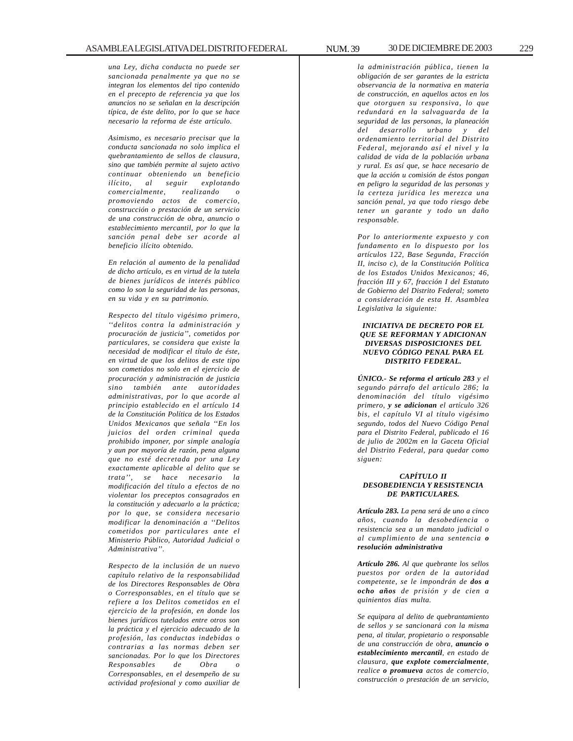*una Ley, dicha conducta no puede ser sancionada penalmente ya que no se integran los elementos del tipo contenido en el precepto de referencia ya que los anuncios no se señalan en la descripción típica, de éste delito, por lo que se hace necesario la reforma de éste artículo.*

*Asimismo, es necesario precisar que la conducta sancionada no solo implica el quebrantamiento de sellos de clausura, sino que también permite al sujeto activo continuar obteniendo un beneficio ilícito, al seguir explotando comercialmente, realizando o promoviendo actos de comercio, construcción o prestación de un servicio de una construcción de obra, anuncio o establecimiento mercantil, por lo que la sanción penal debe ser acorde al beneficio ilícito obtenido.*

*En relación al aumento de la penalidad de dicho artículo, es en virtud de la tutela de bienes jurídicos de interés público como lo son la seguridad de las personas, en su vida y en su patrimonio.*

*Respecto del título vigésimo primero, ''delitos contra la administración y procuración de justicia'', cometidos por particulares, se considera que existe la necesidad de modificar el título de éste, en virtud de que los delitos de este tipo son cometidos no solo en el ejercicio de procuración y administración de justicia sino también ante autoridades administrativas, por lo que acorde al principio establecido en el artículo 14 de la Constitución Política de los Estados Unidos Mexicanos que señala ''En los juicios del orden criminal queda prohibido imponer, por simple analogía y aun por mayoría de razón, pena alguna que no esté decretada por una Ley exactamente aplicable al delito que se trata'', se hace necesario la modificación del título a efectos de no violentar los preceptos consagrados en la constitución y adecuarlo a la práctica; por lo que, se considera necesario modificar la denominación a ''Delitos cometidos por particulares ante el Ministerio Público, Autoridad Judicial o Administrativa''.*

*Respecto de la inclusión de un nuevo capítulo relativo de la responsabilidad de los Directores Responsables de Obra o Corresponsables, en el título que se refiere a los Delitos cometidos en el ejercicio de la profesión, en donde los bienes jurídicos tutelados entre otros son la práctica y el ejercicio adecuado de la profesión, las conductas indebidas o contrarias a las normas deben ser sancionadas. Por lo que los Directores Responsables de Obra o Corresponsables, en el desempeño de su actividad profesional y como auxiliar de la administración pública, tienen la obligación de ser garantes de la estricta observancia de la normativa en materia de construcción, en aquellos actos en los que otorguen su responsiva, lo que redundará en la salvaguarda de la seguridad de las personas, la planeación del desarrollo urbano y del ordenamiento territorial del Distrito Federal, mejorando así el nivel y la calidad de vida de la población urbana y rural. Es así que, se hace necesario de que la acción u comisión de éstos pongan en peligro la seguridad de las personas y la certeza jurídica les merezca una sanción penal, ya que todo riesgo debe tener un garante y todo un daño responsable.*

*Por lo anteriormente expuesto y con fundamento en lo dispuesto por los artículos 122, Base Segunda, Fracción II, inciso c), de la Constitución Política de los Estados Unidos Mexicanos; 46, fracción III y 67, fracción I del Estatuto de Gobierno del Distrito Federal; someto a consideración de esta H. Asamblea Legislativa la siguiente:*

***INICIATIVA DE DECRETO POR EL QUE SE REFORMAN Y ADICIONAN DIVERSAS DISPOSICIONES DEL NUEVO CÓDIGO PENAL PARA EL DISTRITO FEDERAL.***

***ÚNICO.- Se reforma el artículo 283** y el segundo párrafo del artículo 286; la denominación del título vigésimo primero, **y se adicionan** el artículo 326 bis, el capítulo VI al título vigésimo segundo, todos del Nuevo Código Penal para el Distrito Federal, publicado el 16 de julio de 2002m en la Gaceta Oficial del Distrito Federal, para quedar como siguen:*

***CAPÍTULO II***
***DESOBEDIENCIA Y RESISTENCIA DE PARTICULARES.***

***Artículo 283.** La pena será de uno a cinco años, cuando la desobediencia o resistencia sea a un mandato judicial o al cumplimiento de una sentencia **o resolución administrativa***

***Artículo 286.** Al que quebrante los sellos puestos por orden de la autoridad competente, se le impondrán de **dos a ocho años** de prisión y de cien a quinientos días multa.*

*Se equipara al delito de quebrantamiento de sellos y se sancionará con la misma pena, al titular, propietario o responsable de una construcción de obra, **anuncio o establecimiento mercantil**, en estado de clausura, **que explote comercialmente**, realice **o promueva** actos de comercio, construcción o prestación de un servicio,*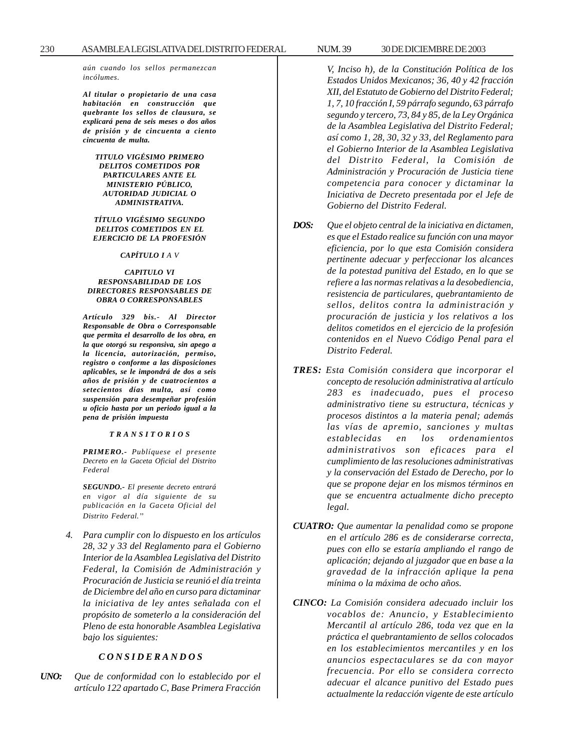*aún cuando los sellos permanezcan incólumes.*

***Al titular o propietario de una casa habitación en construcción que quebrante los sellos de clausura, se explicará pena de seis meses o dos años de prisión y de cincuenta a ciento cincuenta de multa.***

***TITULO VIGÉSIMO PRIMERO DELITOS COMETIDOS POR PARTICULARES ANTE EL MINISTERIO PÚBLICO, AUTORIDAD JUDICIAL O ADMINISTRATIVA.***

***TÍTULO VIGÉSIMO SEGUNDO DELITOS COMETIDOS EN EL EJERCICIO DE LA PROFESIÓN***

***CAPÍTULO I** A V*

***CAPITULO VI RESPONSABILIDAD DE LOS DIRECTORES RESPONSABLES DE OBRA O CORRESPONSABLES***

***Artículo 329 bis.- Al Director Responsable de Obra o Corresponsable que permita el desarrollo de los obra, en la que otorgó su responsiva, sin apego a la licencia, autorización, permiso, registro o conforme a las disposiciones aplicables, se le impondrá de dos a seis años de prisión y de cuatrocientos a setecientos días multa, así como suspensión para desempeñar profesión u oficio hasta por un periodo igual a la pena de prisión impuesta***

***T R A N S I T O R I O S***

***PRIMERO.-** Publíquese el presente Decreto en la Gaceta Oficial del Distrito Federal*

***SEGUNDO.-** El presente decreto entrará en vigor al día siguiente de su publicación en la Gaceta Oficial del Distrito Federal."*

4. *Para cumplir con lo dispuesto en los artículos 28, 32 y 33 del Reglamento para el Gobierno Interior de la Asamblea Legislativa del Distrito Federal, la Comisión de Administración y Procuración de Justicia se reunió el día treinta de Diciembre del año en curso para dictaminar la iniciativa de ley antes señalada con el propósito de someterlo a la consideración del Pleno de esta honorable Asamblea Legislativa bajo los siguientes:*

***C O N S I D E R A N D O S***

***UNO:*** *Que de conformidad con lo establecido por el artículo 122 apartado C, Base Primera Fracción V, Inciso h), de la Constitución Política de los Estados Unidos Mexicanos; 36, 40 y 42 fracción XII, del Estatuto de Gobierno del Distrito Federal; 1, 7, 10 fracción I, 59 párrafo segundo, 63 párrafo segundo y tercero, 73, 84 y 85, de la Ley Orgánica de la Asamblea Legislativa del Distrito Federal; así como 1, 28, 30, 32 y 33, del Reglamento para el Gobierno Interior de la Asamblea Legislativa del Distrito Federal, la Comisión de Administración y Procuración de Justicia tiene competencia para conocer y dictaminar la Iniciativa de Decreto presentada por el Jefe de Gobierno del Distrito Federal.*

***DOS:*** *Que el objeto central de la iniciativa en dictamen, es que el Estado realice su función con una mayor eficiencia, por lo que esta Comisión considera pertinente adecuar y perfeccionar los alcances de la potestad punitiva del Estado, en lo que se refiere a las normas relativas a la desobediencia, resistencia de particulares, quebrantamiento de sellos, delitos contra la administración y procuración de justicia y los relativos a los delitos cometidos en el ejercicio de la profesión contenidos en el Nuevo Código Penal para el Distrito Federal.*

***TRES:*** *Esta Comisión considera que incorporar el concepto de resolución administrativa al artículo 283 es inadecuado, pues el proceso administrativo tiene su estructura, técnicas y procesos distintos a la materia penal; además las vías de apremio, sanciones y multas establecidas en los ordenamientos administrativos son eficaces para el cumplimiento de las resoluciones administrativas y la conservación del Estado de Derecho, por lo que se propone dejar en los mismos términos en que se encuentra actualmente dicho precepto legal.*

***CUATRO:*** *Que aumentar la penalidad como se propone en el artículo 286 es de considerarse correcta, pues con ello se estaría ampliando el rango de aplicación; dejando al juzgador que en base a la gravedad de la infracción aplique la pena mínima o la máxima de ocho años.*

***CINCO:*** *La Comisión considera adecuado incluir los vocablos de: Anuncio, y Establecimiento Mercantil al artículo 286, toda vez que en la práctica el quebrantamiento de sellos colocados en los establecimientos mercantiles y en los anuncios espectaculares se da con mayor frecuencia. Por ello se considera correcto adecuar el alcance punitivo del Estado pues actualmente la redacción vigente de este artículo*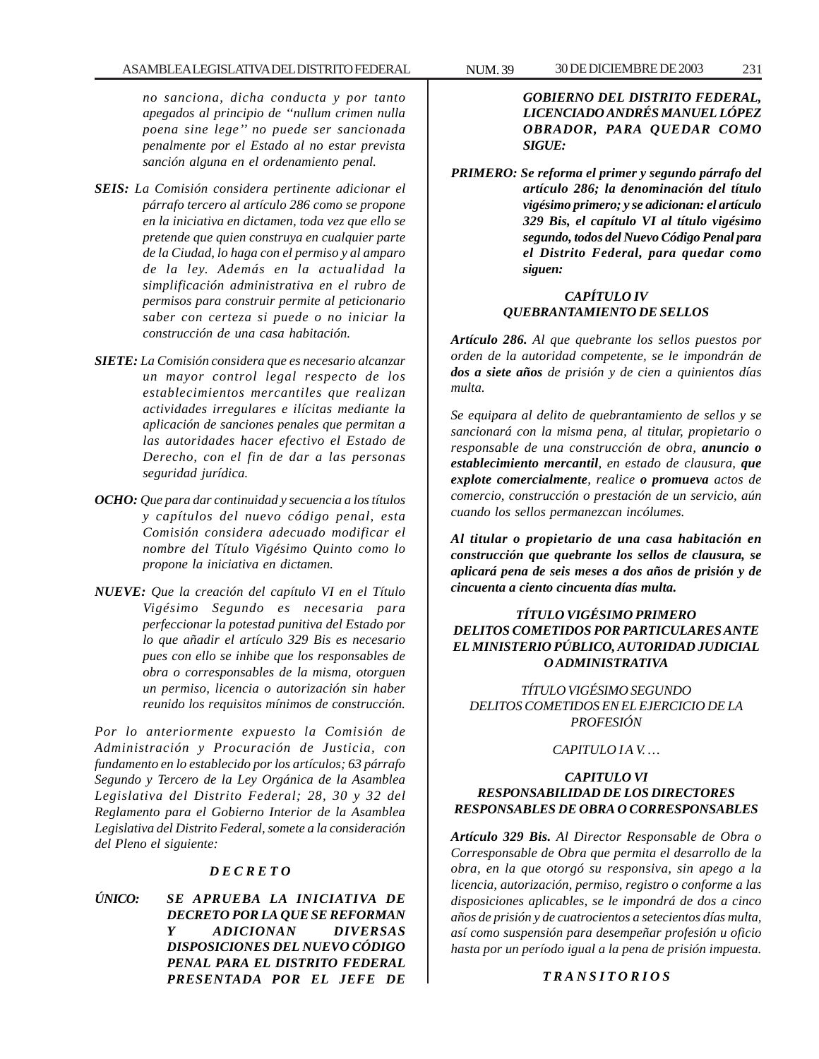*no sanciona, dicha conducta y por tanto apegados al principio de "nullum crimen nulla poena sine lege" no puede ser sancionada penalmente por el Estado al no estar prevista sanción alguna en el ordenamiento penal.*

***SEIS:*** *La Comisión considera pertinente adicionar el párrafo tercero al artículo 286 como se propone en la iniciativa en dictamen, toda vez que ello se pretende que quien construya en cualquier parte de la Ciudad, lo haga con el permiso y al amparo de la ley. Además en la actualidad la simplificación administrativa en el rubro de permisos para construir permite al peticionario saber con certeza si puede o no iniciar la construcción de una casa habitación.*

***SIETE:*** *La Comisión considera que es necesario alcanzar un mayor control legal respecto de los establecimientos mercantiles que realizan actividades irregulares e ilícitas mediante la aplicación de sanciones penales que permitan a las autoridades hacer efectivo el Estado de Derecho, con el fin de dar a las personas seguridad jurídica.*

***OCHO:*** *Que para dar continuidad y secuencia a los títulos y capítulos del nuevo código penal, esta Comisión considera adecuado modificar el nombre del Título Vigésimo Quinto como lo propone la iniciativa en dictamen.*

***NUEVE:*** *Que la creación del capítulo VI en el Título Vigésimo Segundo es necesaria para perfeccionar la potestad punitiva del Estado por lo que añadir el artículo 329 Bis es necesario pues con ello se inhibe que los responsables de obra o corresponsables de la misma, otorguen un permiso, licencia o autorización sin haber reunido los requisitos mínimos de construcción.*

*Por lo anteriormente expuesto la Comisión de Administración y Procuración de Justicia, con fundamento en lo establecido por los artículos; 63 párrafo Segundo y Tercero de la Ley Orgánica de la Asamblea Legislativa del Distrito Federal; 28, 30 y 32 del Reglamento para el Gobierno Interior de la Asamblea Legislativa del Distrito Federal, somete a la consideración del Pleno el siguiente:*

***D E C R E T O***

***ÚNICO: SE APRUEBA LA INICIATIVA DE DECRETO POR LA QUE SE REFORMAN Y ADICIONAN DIVERSAS DISPOSICIONES DEL NUEVO CÓDIGO PENAL PARA EL DISTRITO FEDERAL PRESENTADA POR EL JEFE DE GOBIERNO DEL DISTRITO FEDERAL, LICENCIADO ANDRÉS MANUEL LÓPEZ OBRADOR, PARA QUEDAR COMO SIGUE:***

***PRIMERO: Se reforma el primer y segundo párrafo del artículo 286; la denominación del título vigésimo primero; y se adicionan: el artículo 329 Bis, el capítulo VI al título vigésimo segundo, todos del Nuevo Código Penal para el Distrito Federal, para quedar como siguen:***

***CAPÍTULO IV***
***QUEBRANTAMIENTO DE SELLOS***

***Artículo 286.*** *Al que quebrante los sellos puestos por orden de la autoridad competente, se le impondrán de **dos a siete años** de prisión y de cien a quinientos días multa.*

*Se equipara al delito de quebrantamiento de sellos y se sancionará con la misma pena, al titular, propietario o responsable de una construcción de obra, **anuncio o establecimiento mercantil**, en estado de clausura, **que explote comercialmente**, realice **o promueva** actos de comercio, construcción o prestación de un servicio, aún cuando los sellos permanezcan incólumes.*

***Al titular o propietario de una casa habitación en construcción que quebrante los sellos de clausura, se aplicará pena de seis meses a dos años de prisión y de cincuenta a ciento cincuenta días multa.***

***TÍTULO VIGÉSIMO PRIMERO***
***DELITOS COMETIDOS POR PARTICULARES ANTE EL MINISTERIO PÚBLICO, AUTORIDAD JUDICIAL O ADMINISTRATIVA***

*TÍTULO VIGÉSIMO SEGUNDO*
*DELITOS COMETIDOS EN EL EJERCICIO DE LA PROFESIÓN*

*CAPITULO I A V. …*

***CAPITULO VI***
***RESPONSABILIDAD DE LOS DIRECTORES RESPONSABLES DE OBRA O CORRESPONSABLES***

***Artículo 329 Bis.*** *Al Director Responsable de Obra o Corresponsable de Obra que permita el desarrollo de la obra, en la que otorgó su responsiva, sin apego a la licencia, autorización, permiso, registro o conforme a las disposiciones aplicables, se le impondrá de dos a cinco años de prisión y de cuatrocientos a setecientos días multa, así como suspensión para desempeñar profesión u oficio hasta por un período igual a la pena de prisión impuesta.*

***T R A N S I T O R I O S***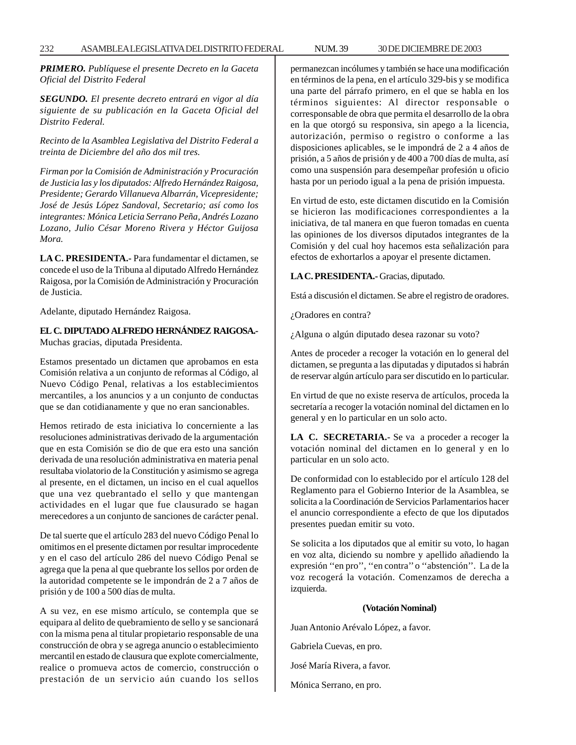***PRIMERO.*** *Publíquese el presente Decreto en la Gaceta Oficial del Distrito Federal*

***SEGUNDO.*** *El presente decreto entrará en vigor al día siguiente de su publicación en la Gaceta Oficial del Distrito Federal.*

*Recinto de la Asamblea Legislativa del Distrito Federal a treinta de Diciembre del año dos mil tres.*

*Firman por la Comisión de Administración y Procuración de Justicia las y los diputados: Alfredo Hernández Raigosa, Presidente; Gerardo Villanueva Albarrán, Vicepresidente; José de Jesús López Sandoval, Secretario; así como los integrantes: Mónica Leticia Serrano Peña, Andrés Lozano Lozano, Julio César Moreno Rivera y Héctor Guijosa Mora.*

**LA C. PRESIDENTA.-** Para fundamentar el dictamen, se concede el uso de la Tribuna al diputado Alfredo Hernández Raigosa, por la Comisión de Administración y Procuración de Justicia.

Adelante, diputado Hernández Raigosa.

**EL C. DIPUTADO ALFREDO HERNÁNDEZ RAIGOSA.-** Muchas gracias, diputada Presidenta.

Estamos presentado un dictamen que aprobamos en esta Comisión relativa a un conjunto de reformas al Código, al Nuevo Código Penal, relativas a los establecimientos mercantiles, a los anuncios y a un conjunto de conductas que se dan cotidianamente y que no eran sancionables.

Hemos retirado de esta iniciativa lo concerniente a las resoluciones administrativas derivado de la argumentación que en esta Comisión se dio de que era esto una sanción derivada de una resolución administrativa en materia penal resultaba violatorio de la Constitución y asimismo se agrega al presente, en el dictamen, un inciso en el cual aquellos que una vez quebrantado el sello y que mantengan actividades en el lugar que fue clausurado se hagan merecedores a un conjunto de sanciones de carácter penal.

De tal suerte que el artículo 283 del nuevo Código Penal lo omitimos en el presente dictamen por resultar improcedente y en el caso del artículo 286 del nuevo Código Penal se agrega que la pena al que quebrante los sellos por orden de la autoridad competente se le impondrán de 2 a 7 años de prisión y de 100 a 500 días de multa.

A su vez, en ese mismo artículo, se contempla que se equipara al delito de quebramiento de sello y se sancionará con la misma pena al titular propietario responsable de una construcción de obra y se agrega anuncio o establecimiento mercantil en estado de clausura que explote comercialmente, realice o promueva actos de comercio, construcción o prestación de un servicio aún cuando los sellos permanezcan incólumes y también se hace una modificación en términos de la pena, en el artículo 329-bis y se modifica una parte del párrafo primero, en el que se habla en los términos siguientes: Al director responsable o corresponsable de obra que permita el desarrollo de la obra en la que otorgó su responsiva, sin apego a la licencia, autorización, permiso o registro o conforme a las disposiciones aplicables, se le impondrá de 2 a 4 años de prisión, a 5 años de prisión y de 400 a 700 días de multa, así como una suspensión para desempeñar profesión u oficio hasta por un periodo igual a la pena de prisión impuesta.

En virtud de esto, este dictamen discutido en la Comisión se hicieron las modificaciones correspondientes a la iniciativa, de tal manera en que fueron tomadas en cuenta las opiniones de los diversos diputados integrantes de la Comisión y del cual hoy hacemos esta señalización para efectos de exhortarlos a apoyar el presente dictamen.

**LA C. PRESIDENTA.-** Gracias, diputado.

Está a discusión el dictamen. Se abre el registro de oradores.

¿Oradores en contra?

¿Alguna o algún diputado desea razonar su voto?

Antes de proceder a recoger la votación en lo general del dictamen, se pregunta a las diputadas y diputados si habrán de reservar algún artículo para ser discutido en lo particular.

En virtud de que no existe reserva de artículos, proceda la secretaría a recoger la votación nominal del dictamen en lo general y en lo particular en un solo acto.

**LA C. SECRETARIA.-** Se va a proceder a recoger la votación nominal del dictamen en lo general y en lo particular en un solo acto.

De conformidad con lo establecido por el artículo 128 del Reglamento para el Gobierno Interior de la Asamblea, se solicita a la Coordinación de Servicios Parlamentarios hacer el anuncio correspondiente a efecto de que los diputados presentes puedan emitir su voto.

Se solicita a los diputados que al emitir su voto, lo hagan en voz alta, diciendo su nombre y apellido añadiendo la expresión ''en pro'', ''en contra'' o ''abstención''. La de la voz recogerá la votación. Comenzamos de derecha a izquierda.

**(Votación Nominal)**

Juan Antonio Arévalo López, a favor.

Gabriela Cuevas, en pro.

José María Rivera, a favor.

Mónica Serrano, en pro.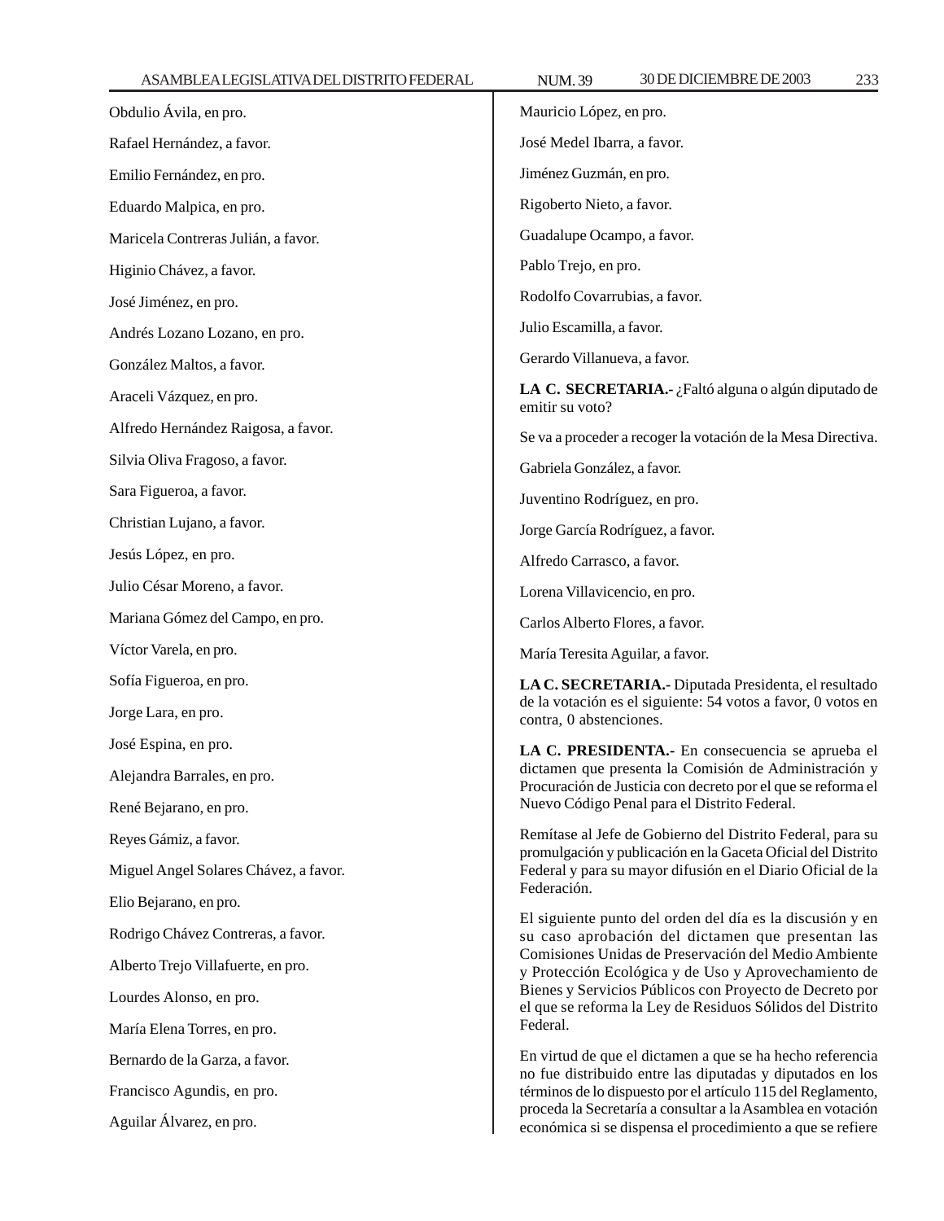Obdulio Ávila, en pro.

Rafael Hernández, a favor.

Emilio Fernández, en pro.

Eduardo Malpica, en pro.

Maricela Contreras Julián, a favor.

Higinio Chávez, a favor.

José Jiménez, en pro.

Andrés Lozano Lozano, en pro.

González Maltos, a favor.

Araceli Vázquez, en pro.

Alfredo Hernández Raigosa, a favor.

Silvia Oliva Fragoso, a favor.

Sara Figueroa, a favor.

Christian Lujano, a favor.

Jesús López, en pro.

Julio César Moreno, a favor.

Mariana Gómez del Campo, en pro.

Víctor Varela, en pro.

Sofía Figueroa, en pro.

Jorge Lara, en pro.

José Espina, en pro.

Alejandra Barrales, en pro.

René Bejarano, en pro.

Reyes Gámiz, a favor.

Miguel Angel Solares Chávez, a favor.

Elio Bejarano, en pro.

Rodrigo Chávez Contreras, a favor.

Alberto Trejo Villafuerte, en pro.

Lourdes Alonso, en pro.

María Elena Torres, en pro.

Bernardo de la Garza, a favor.

Francisco Agundis, en pro.

Aguilar Álvarez, en pro.

Mauricio López, en pro.

José Medel Ibarra, a favor.

Jiménez Guzmán, en pro.

Rigoberto Nieto, a favor.

Guadalupe Ocampo, a favor.

Pablo Trejo, en pro.

Rodolfo Covarrubias, a favor.

Julio Escamilla, a favor.

Gerardo Villanueva, a favor.

**LA C. SECRETARIA.-** ¿Faltó alguna o algún diputado de emitir su voto?

Se va a proceder a recoger la votación de la Mesa Directiva.

Gabriela González, a favor.

Juventino Rodríguez, en pro.

Jorge García Rodríguez, a favor.

Alfredo Carrasco, a favor.

Lorena Villavicencio, en pro.

Carlos Alberto Flores, a favor.

María Teresita Aguilar, a favor.

**LA C. SECRETARIA.-** Diputada Presidenta, el resultado de la votación es el siguiente: 54 votos a favor, 0 votos en contra, 0 abstenciones.

**LA C. PRESIDENTA.-** En consecuencia se aprueba el dictamen que presenta la Comisión de Administración y Procuración de Justicia con decreto por el que se reforma el Nuevo Código Penal para el Distrito Federal.

Remítase al Jefe de Gobierno del Distrito Federal, para su promulgación y publicación en la Gaceta Oficial del Distrito Federal y para su mayor difusión en el Diario Oficial de la Federación.

El siguiente punto del orden del día es la discusión y en su caso aprobación del dictamen que presentan las Comisiones Unidas de Preservación del Medio Ambiente y Protección Ecológica y de Uso y Aprovechamiento de Bienes y Servicios Públicos con Proyecto de Decreto por el que se reforma la Ley de Residuos Sólidos del Distrito Federal.

En virtud de que el dictamen a que se ha hecho referencia no fue distribuido entre las diputadas y diputados en los términos de lo dispuesto por el artículo 115 del Reglamento, proceda la Secretaría a consultar a la Asamblea en votación económica si se dispensa el procedimiento a que se refiere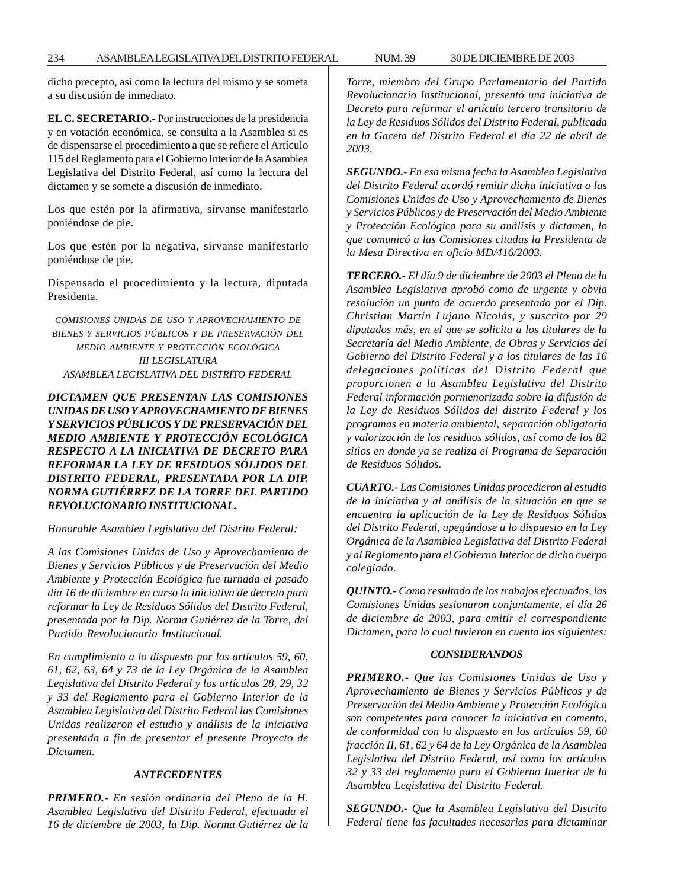dicho precepto, así como la lectura del mismo y se someta a su discusión de inmediato.

**EL C. SECRETARIO.-** Por instrucciones de la presidencia y en votación económica, se consulta a la Asamblea si es de dispensarse el procedimiento a que se refiere el Artículo 115 del Reglamento para el Gobierno Interior de la Asamblea Legislativa del Distrito Federal, así como la lectura del dictamen y se somete a discusión de inmediato.

Los que estén por la afirmativa, sírvanse manifestarlo poniéndose de pie.

Los que estén por la negativa, sírvanse manifestarlo poniéndose de pie.

Dispensado el procedimiento y la lectura, diputada Presidenta.

*COMISIONES UNIDAS DE USO Y APROVECHAMIENTO DE BIENES Y SERVICIOS PÚBLICOS Y DE PRESERVACIÓN DEL MEDIO AMBIENTE Y PROTECCIÓN ECOLÓGICA*
*III LEGISLATURA*
*ASAMBLEA LEGISLATIVA DEL DISTRITO FEDERAL*

***DICTAMEN QUE PRESENTAN LAS COMISIONES UNIDAS DE USO Y APROVECHAMIENTO DE BIENES Y SERVICIOS PÚBLICOS Y DE PRESERVACIÓN DEL MEDIO AMBIENTE Y PROTECCIÓN ECOLÓGICA RESPECTO A LA INICIATIVA DE DECRETO PARA REFORMAR LA LEY DE RESIDUOS SÓLIDOS DEL DISTRITO FEDERAL, PRESENTADA POR LA DIP. NORMA GUTIÉRREZ DE LA TORRE DEL PARTIDO REVOLUCIONARIO INSTITUCIONAL.***

*Honorable Asamblea Legislativa del Distrito Federal:*

*A las Comisiones Unidas de Uso y Aprovechamiento de Bienes y Servicios Públicos y de Preservación del Medio Ambiente y Protección Ecológica fue turnada el pasado día 16 de diciembre en curso la iniciativa de decreto para reformar la Ley de Residuos Sólidos del Distrito Federal, presentada por la Dip. Norma Gutiérrez de la Torre, del Partido Revolucionario Institucional.*

*En cumplimiento a lo dispuesto por los artículos 59, 60, 61, 62, 63, 64 y 73 de la Ley Orgánica de la Asamblea Legislativa del Distrito Federal y los artículos 28, 29, 32 y 33 del Reglamento para el Gobierno Interior de la Asamblea Legislativa del Distrito Federal las Comisiones Unidas realizaron el estudio y análisis de la iniciativa presentada a fin de presentar el presente Proyecto de Dictamen.*

***ANTECEDENTES***

***PRIMERO.-*** *En sesión ordinaria del Pleno de la H. Asamblea Legislativa del Distrito Federal, efectuada el 16 de diciembre de 2003, la Dip. Norma Gutiérrez de la Torre, miembro del Grupo Parlamentario del Partido Revolucionario Institucional, presentó una iniciativa de Decreto para reformar el artículo tercero transitorio de la Ley de Residuos Sólidos del Distrito Federal, publicada en la Gaceta del Distrito Federal el día 22 de abril de 2003.*

***SEGUNDO.-*** *En esa misma fecha la Asamblea Legislativa del Distrito Federal acordó remitir dicha iniciativa a las Comisiones Unidas de Uso y Aprovechamiento de Bienes y Servicios Públicos y de Preservación del Medio Ambiente y Protección Ecológica para su análisis y dictamen, lo que comunicó a las Comisiones citadas la Presidenta de la Mesa Directiva en oficio MD/416/2003.*

***TERCERO.-*** *El día 9 de diciembre de 2003 el Pleno de la Asamblea Legislativa aprobó como de urgente y obvia resolución un punto de acuerdo presentado por el Dip. Christian Martín Lujano Nicolás, y suscrito por 29 diputados más, en el que se solicita a los titulares de la Secretaría del Medio Ambiente, de Obras y Servicios del Gobierno del Distrito Federal y a los titulares de las 16 delegaciones políticas del Distrito Federal que proporcionen a la Asamblea Legislativa del Distrito Federal información pormenorizada sobre la difusión de la Ley de Residuos Sólidos del distrito Federal y los programas en materia ambiental, separación obligatoria y valorización de los residuos sólidos, así como de los 82 sitios en donde ya se realiza el Programa de Separación de Residuos Sólidos.*

***CUARTO.-*** *Las Comisiones Unidas procedieron al estudio de la iniciativa y al análisis de la situación en que se encuentra la aplicación de la Ley de Residuos Sólidos del Distrito Federal, apegándose a lo dispuesto en la Ley Orgánica de la Asamblea Legislativa del Distrito Federal y al Reglamento para el Gobierno Interior de dicho cuerpo colegiado.*

***QUINTO.-*** *Como resultado de los trabajos efectuados, las Comisiones Unidas sesionaron conjuntamente, el día 26 de diciembre de 2003, para emitir el correspondiente Dictamen, para lo cual tuvieron en cuenta los siguientes:*

***CONSIDERANDOS***

***PRIMERO.-*** *Que las Comisiones Unidas de Uso y Aprovechamiento de Bienes y Servicios Públicos y de Preservación del Medio Ambiente y Protección Ecológica son competentes para conocer la iniciativa en comento, de conformidad con lo dispuesto en los artículos 59, 60 fracción II, 61, 62 y 64 de la Ley Orgánica de la Asamblea Legislativa del Distrito Federal, así como los artículos 32 y 33 del reglamento para el Gobierno Interior de la Asamblea Legislativa del Distrito Federal.*

***SEGUNDO.-*** *Que la Asamblea Legislativa del Distrito Federal tiene las facultades necesarias para dictaminar*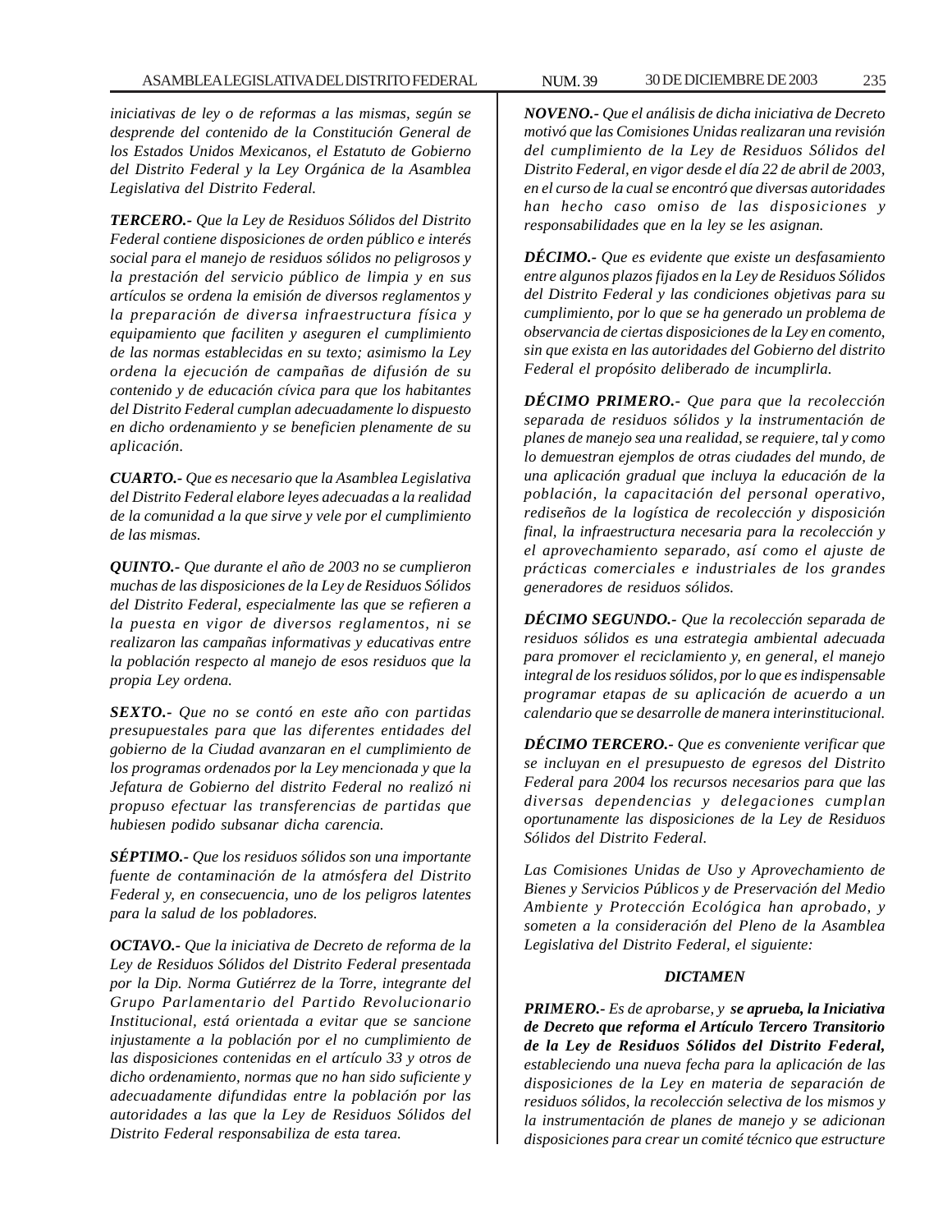*iniciativas de ley o de reformas a las mismas, según se desprende del contenido de la Constitución General de los Estados Unidos Mexicanos, el Estatuto de Gobierno del Distrito Federal y la Ley Orgánica de la Asamblea Legislativa del Distrito Federal.*

***TERCERO.-** Que la Ley de Residuos Sólidos del Distrito Federal contiene disposiciones de orden público e interés social para el manejo de residuos sólidos no peligrosos y la prestación del servicio público de limpia y en sus artículos se ordena la emisión de diversos reglamentos y la preparación de diversa infraestructura física y equipamiento que faciliten y aseguren el cumplimiento de las normas establecidas en su texto; asimismo la Ley ordena la ejecución de campañas de difusión de su contenido y de educación cívica para que los habitantes del Distrito Federal cumplan adecuadamente lo dispuesto en dicho ordenamiento y se beneficien plenamente de su aplicación.*

***CUARTO.-** Que es necesario que la Asamblea Legislativa del Distrito Federal elabore leyes adecuadas a la realidad de la comunidad a la que sirve y vele por el cumplimiento de las mismas.*

***QUINTO.-** Que durante el año de 2003 no se cumplieron muchas de las disposiciones de la Ley de Residuos Sólidos del Distrito Federal, especialmente las que se refieren a la puesta en vigor de diversos reglamentos, ni se realizaron las campañas informativas y educativas entre la población respecto al manejo de esos residuos que la propia Ley ordena.*

***SEXTO.-** Que no se contó en este año con partidas presupuestales para que las diferentes entidades del gobierno de la Ciudad avanzaran en el cumplimiento de los programas ordenados por la Ley mencionada y que la Jefatura de Gobierno del distrito Federal no realizó ni propuso efectuar las transferencias de partidas que hubiesen podido subsanar dicha carencia.*

***SÉPTIMO.-** Que los residuos sólidos son una importante fuente de contaminación de la atmósfera del Distrito Federal y, en consecuencia, uno de los peligros latentes para la salud de los pobladores.*

***OCTAVO.-** Que la iniciativa de Decreto de reforma de la Ley de Residuos Sólidos del Distrito Federal presentada por la Dip. Norma Gutiérrez de la Torre, integrante del Grupo Parlamentario del Partido Revolucionario Institucional, está orientada a evitar que se sancione injustamente a la población por el no cumplimiento de las disposiciones contenidas en el artículo 33 y otros de dicho ordenamiento, normas que no han sido suficiente y adecuadamente difundidas entre la población por las autoridades a las que la Ley de Residuos Sólidos del Distrito Federal responsabiliza de esta tarea.*

***NOVENO.-** Que el análisis de dicha iniciativa de Decreto motivó que las Comisiones Unidas realizaran una revisión del cumplimiento de la Ley de Residuos Sólidos del Distrito Federal, en vigor desde el día 22 de abril de 2003, en el curso de la cual se encontró que diversas autoridades han hecho caso omiso de las disposiciones y responsabilidades que en la ley se les asignan.*

***DÉCIMO.-** Que es evidente que existe un desfasamiento entre algunos plazos fijados en la Ley de Residuos Sólidos del Distrito Federal y las condiciones objetivas para su cumplimiento, por lo que se ha generado un problema de observancia de ciertas disposiciones de la Ley en comento, sin que exista en las autoridades del Gobierno del distrito Federal el propósito deliberado de incumplirla.*

***DÉCIMO PRIMERO.-** Que para que la recolección separada de residuos sólidos y la instrumentación de planes de manejo sea una realidad, se requiere, tal y como lo demuestran ejemplos de otras ciudades del mundo, de una aplicación gradual que incluya la educación de la población, la capacitación del personal operativo, rediseños de la logística de recolección y disposición final, la infraestructura necesaria para la recolección y el aprovechamiento separado, así como el ajuste de prácticas comerciales e industriales de los grandes generadores de residuos sólidos.*

***DÉCIMO SEGUNDO.-** Que la recolección separada de residuos sólidos es una estrategia ambiental adecuada para promover el reciclamiento y, en general, el manejo integral de los residuos sólidos, por lo que es indispensable programar etapas de su aplicación de acuerdo a un calendario que se desarrolle de manera interinstitucional.*

***DÉCIMO TERCERO.-** Que es conveniente verificar que se incluyan en el presupuesto de egresos del Distrito Federal para 2004 los recursos necesarios para que las diversas dependencias y delegaciones cumplan oportunamente las disposiciones de la Ley de Residuos Sólidos del Distrito Federal.*

*Las Comisiones Unidas de Uso y Aprovechamiento de Bienes y Servicios Públicos y de Preservación del Medio Ambiente y Protección Ecológica han aprobado, y someten a la consideración del Pleno de la Asamblea Legislativa del Distrito Federal, el siguiente:*

### *DICTAMEN*

***PRIMERO.-** Es de aprobarse, y **se aprueba, la Iniciativa de Decreto que reforma el Artículo Tercero Transitorio de la Ley de Residuos Sólidos del Distrito Federal,** estableciendo una nueva fecha para la aplicación de las disposiciones de la Ley en materia de separación de residuos sólidos, la recolección selectiva de los mismos y la instrumentación de planes de manejo y se adicionan disposiciones para crear un comité técnico que estructure*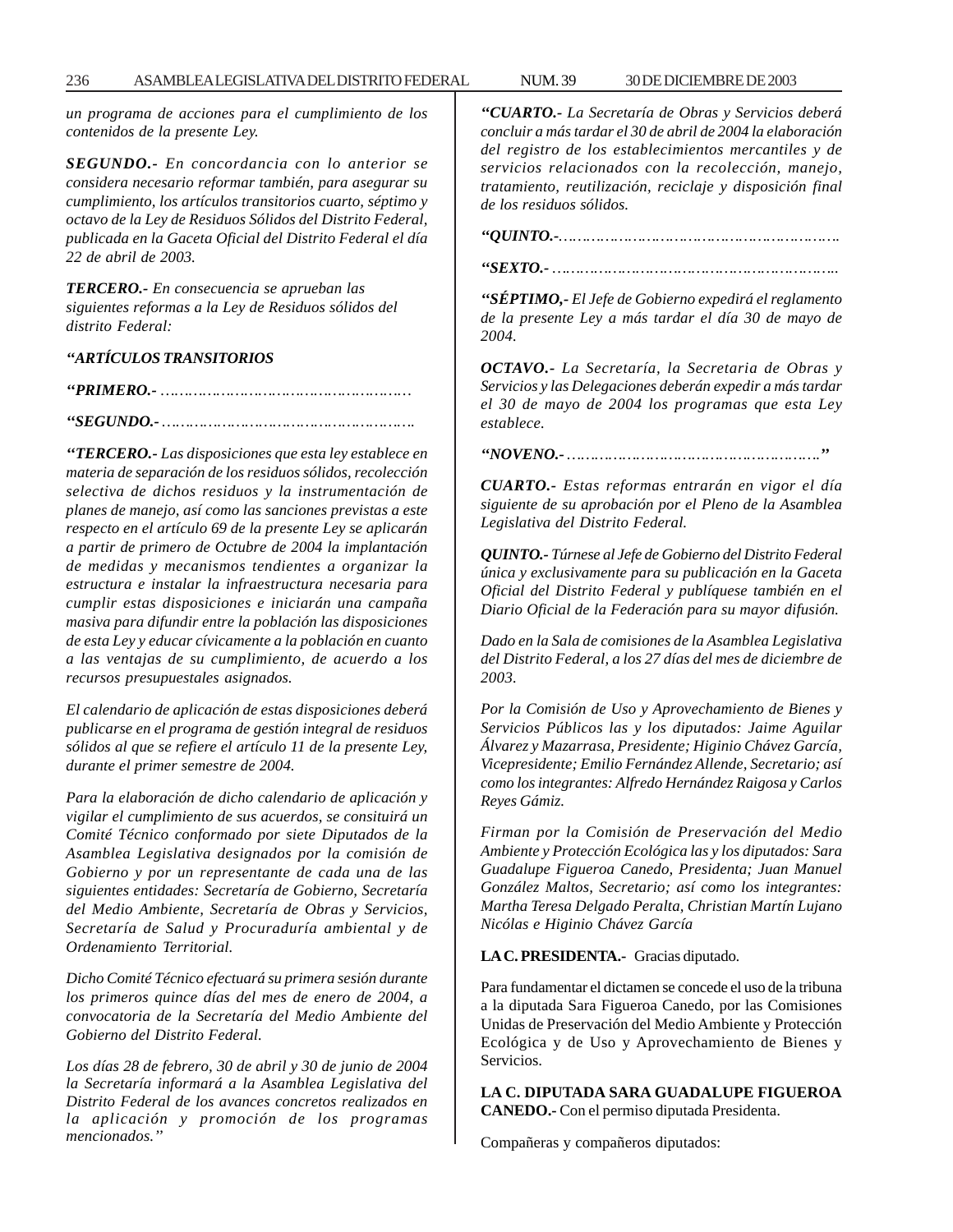*un programa de acciones para el cumplimiento de los contenidos de la presente Ley.*

***SEGUNDO.-*** *En concordancia con lo anterior se considera necesario reformar también, para asegurar su cumplimiento, los artículos transitorios cuarto, séptimo y octavo de la Ley de Residuos Sólidos del Distrito Federal, publicada en la Gaceta Oficial del Distrito Federal el día 22 de abril de 2003.*

***TERCERO.-*** *En consecuencia se aprueban las siguientes reformas a la Ley de Residuos sólidos del distrito Federal:*

***"ARTÍCULOS TRANSITORIOS***

***"PRIMERO.-*** *………………………………………………*

***"SEGUNDO.-*** *……………………………………………….*

***"TERCERO.-*** *Las disposiciones que esta ley establece en materia de separación de los residuos sólidos, recolección selectiva de dichos residuos y la instrumentación de planes de manejo, así como las sanciones previstas a este respecto en el artículo 69 de la presente Ley se aplicarán a partir de primero de Octubre de 2004 la implantación de medidas y mecanismos tendientes a organizar la estructura e instalar la infraestructura necesaria para cumplir estas disposiciones e iniciarán una campaña masiva para difundir entre la población las disposiciones de esta Ley y educar cívicamente a la población en cuanto a las ventajas de su cumplimiento, de acuerdo a los recursos presupuestales asignados.*

*El calendario de aplicación de estas disposiciones deberá publicarse en el programa de gestión integral de residuos sólidos al que se refiere el artículo 11 de la presente Ley, durante el primer semestre de 2004.*

*Para la elaboración de dicho calendario de aplicación y vigilar el cumplimiento de sus acuerdos, se consituirá un Comité Técnico conformado por siete Diputados de la Asamblea Legislativa designados por la comisión de Gobierno y por un representante de cada una de las siguientes entidades: Secretaría de Gobierno, Secretaría del Medio Ambiente, Secretaría de Obras y Servicios, Secretaría de Salud y Procuraduría ambiental y de Ordenamiento Territorial.*

*Dicho Comité Técnico efectuará su primera sesión durante los primeros quince días del mes de enero de 2004, a convocatoria de la Secretaría del Medio Ambiente del Gobierno del Distrito Federal.*

*Los días 28 de febrero, 30 de abril y 30 de junio de 2004 la Secretaría informará a la Asamblea Legislativa del Distrito Federal de los avances concretos realizados en la aplicación y promoción de los programas mencionados."*

***"CUARTO.-*** *La Secretaría de Obras y Servicios deberá concluir a más tardar el 30 de abril de 2004 la elaboración del registro de los establecimientos mercantiles y de servicios relacionados con la recolección, manejo, tratamiento, reutilización, reciclaje y disposición final de los residuos sólidos.*

***"QUINTO.-****……………………………………………………….*

***"SEXTO.-*** *……………………………………………………..*

***"SÉPTIMO,-*** *El Jefe de Gobierno expedirá el reglamento de la presente Ley a más tardar el día 30 de mayo de 2004.*

***OCTAVO.-*** *La Secretaría, la Secretaria de Obras y Servicios y las Delegaciones deberán expedir a más tardar el 30 de mayo de 2004 los programas que esta Ley establece.*

***"NOVENO.-*** *……………………………………………….."*

***CUARTO.-*** *Estas reformas entrarán en vigor el día siguiente de su aprobación por el Pleno de la Asamblea Legislativa del Distrito Federal.*

***QUINTO.-*** *Túrnese al Jefe de Gobierno del Distrito Federal única y exclusivamente para su publicación en la Gaceta Oficial del Distrito Federal y publíquese también en el Diario Oficial de la Federación para su mayor difusión.*

*Dado en la Sala de comisiones de la Asamblea Legislativa del Distrito Federal, a los 27 días del mes de diciembre de 2003.*

*Por la Comisión de Uso y Aprovechamiento de Bienes y Servicios Públicos las y los diputados: Jaime Aguilar Álvarez y Mazarrasa, Presidente; Higinio Chávez García, Vicepresidente; Emilio Fernández Allende, Secretario; así como los integrantes: Alfredo Hernández Raigosa y Carlos Reyes Gámiz.*

*Firman por la Comisión de Preservación del Medio Ambiente y Protección Ecológica las y los diputados: Sara Guadalupe Figueroa Canedo, Presidenta; Juan Manuel González Maltos, Secretario; así como los integrantes: Martha Teresa Delgado Peralta, Christian Martín Lujano Nicólas e Higinio Chávez García*

**LA C. PRESIDENTA.-** Gracias diputado.

Para fundamentar el dictamen se concede el uso de la tribuna a la diputada Sara Figueroa Canedo, por las Comisiones Unidas de Preservación del Medio Ambiente y Protección Ecológica y de Uso y Aprovechamiento de Bienes y Servicios.

**LA C. DIPUTADA SARA GUADALUPE FIGUEROA CANEDO.-** Con el permiso diputada Presidenta.

Compañeras y compañeros diputados: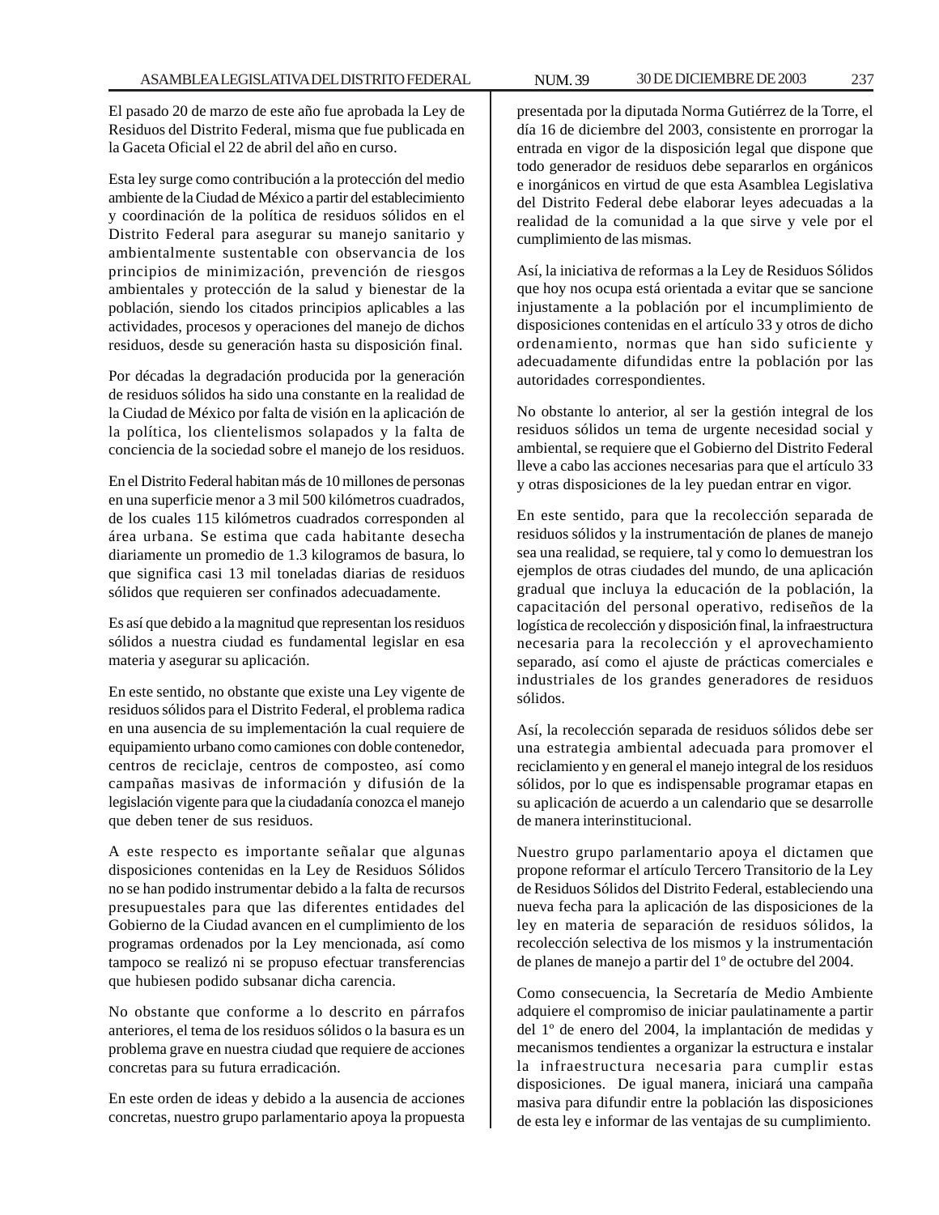El pasado 20 de marzo de este año fue aprobada la Ley de Residuos del Distrito Federal, misma que fue publicada en la Gaceta Oficial el 22 de abril del año en curso.

Esta ley surge como contribución a la protección del medio ambiente de la Ciudad de México a partir del establecimiento y coordinación de la política de residuos sólidos en el Distrito Federal para asegurar su manejo sanitario y ambientalmente sustentable con observancia de los principios de minimización, prevención de riesgos ambientales y protección de la salud y bienestar de la población, siendo los citados principios aplicables a las actividades, procesos y operaciones del manejo de dichos residuos, desde su generación hasta su disposición final.

Por décadas la degradación producida por la generación de residuos sólidos ha sido una constante en la realidad de la Ciudad de México por falta de visión en la aplicación de la política, los clientelismos solapados y la falta de conciencia de la sociedad sobre el manejo de los residuos.

En el Distrito Federal habitan más de 10 millones de personas en una superficie menor a 3 mil 500 kilómetros cuadrados, de los cuales 115 kilómetros cuadrados corresponden al área urbana. Se estima que cada habitante desecha diariamente un promedio de 1.3 kilogramos de basura, lo que significa casi 13 mil toneladas diarias de residuos sólidos que requieren ser confinados adecuadamente.

Es así que debido a la magnitud que representan los residuos sólidos a nuestra ciudad es fundamental legislar en esa materia y asegurar su aplicación.

En este sentido, no obstante que existe una Ley vigente de residuos sólidos para el Distrito Federal, el problema radica en una ausencia de su implementación la cual requiere de equipamiento urbano como camiones con doble contenedor, centros de reciclaje, centros de composteo, así como campañas masivas de información y difusión de la legislación vigente para que la ciudadanía conozca el manejo que deben tener de sus residuos.

A este respecto es importante señalar que algunas disposiciones contenidas en la Ley de Residuos Sólidos no se han podido instrumentar debido a la falta de recursos presupuestales para que las diferentes entidades del Gobierno de la Ciudad avancen en el cumplimiento de los programas ordenados por la Ley mencionada, así como tampoco se realizó ni se propuso efectuar transferencias que hubiesen podido subsanar dicha carencia.

No obstante que conforme a lo descrito en párrafos anteriores, el tema de los residuos sólidos o la basura es un problema grave en nuestra ciudad que requiere de acciones concretas para su futura erradicación.

En este orden de ideas y debido a la ausencia de acciones concretas, nuestro grupo parlamentario apoya la propuesta presentada por la diputada Norma Gutiérrez de la Torre, el día 16 de diciembre del 2003, consistente en prorrogar la entrada en vigor de la disposición legal que dispone que todo generador de residuos debe separarlos en orgánicos e inorgánicos en virtud de que esta Asamblea Legislativa del Distrito Federal debe elaborar leyes adecuadas a la realidad de la comunidad a la que sirve y vele por el cumplimiento de las mismas.

Así, la iniciativa de reformas a la Ley de Residuos Sólidos que hoy nos ocupa está orientada a evitar que se sancione injustamente a la población por el incumplimiento de disposiciones contenidas en el artículo 33 y otros de dicho ordenamiento, normas que han sido suficiente y adecuadamente difundidas entre la población por las autoridades correspondientes.

No obstante lo anterior, al ser la gestión integral de los residuos sólidos un tema de urgente necesidad social y ambiental, se requiere que el Gobierno del Distrito Federal lleve a cabo las acciones necesarias para que el artículo 33 y otras disposiciones de la ley puedan entrar en vigor.

En este sentido, para que la recolección separada de residuos sólidos y la instrumentación de planes de manejo sea una realidad, se requiere, tal y como lo demuestran los ejemplos de otras ciudades del mundo, de una aplicación gradual que incluya la educación de la población, la capacitación del personal operativo, rediseños de la logística de recolección y disposición final, la infraestructura necesaria para la recolección y el aprovechamiento separado, así como el ajuste de prácticas comerciales e industriales de los grandes generadores de residuos sólidos.

Así, la recolección separada de residuos sólidos debe ser una estrategia ambiental adecuada para promover el reciclamiento y en general el manejo integral de los residuos sólidos, por lo que es indispensable programar etapas en su aplicación de acuerdo a un calendario que se desarrolle de manera interinstitucional.

Nuestro grupo parlamentario apoya el dictamen que propone reformar el artículo Tercero Transitorio de la Ley de Residuos Sólidos del Distrito Federal, estableciendo una nueva fecha para la aplicación de las disposiciones de la ley en materia de separación de residuos sólidos, la recolección selectiva de los mismos y la instrumentación de planes de manejo a partir del 1º de octubre del 2004.

Como consecuencia, la Secretaría de Medio Ambiente adquiere el compromiso de iniciar paulatinamente a partir del 1º de enero del 2004, la implantación de medidas y mecanismos tendientes a organizar la estructura e instalar la infraestructura necesaria para cumplir estas disposiciones. De igual manera, iniciará una campaña masiva para difundir entre la población las disposiciones de esta ley e informar de las ventajas de su cumplimiento.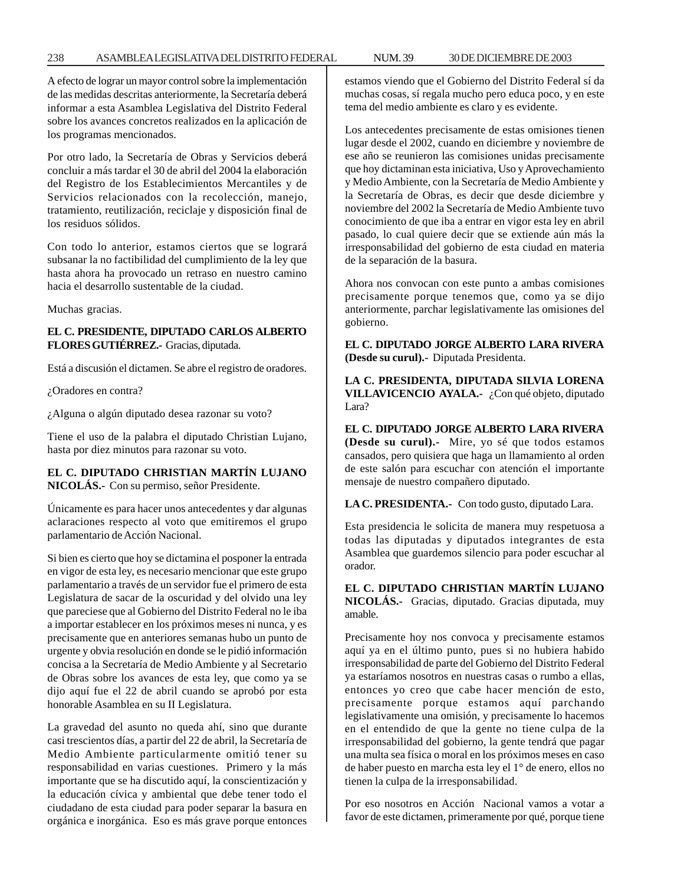A efecto de lograr un mayor control sobre la implementación de las medidas descritas anteriormente, la Secretaría deberá informar a esta Asamblea Legislativa del Distrito Federal sobre los avances concretos realizados en la aplicación de los programas mencionados.

Por otro lado, la Secretaría de Obras y Servicios deberá concluir a más tardar el 30 de abril del 2004 la elaboración del Registro de los Establecimientos Mercantiles y de Servicios relacionados con la recolección, manejo, tratamiento, reutilización, reciclaje y disposición final de los residuos sólidos.

Con todo lo anterior, estamos ciertos que se logrará subsanar la no factibilidad del cumplimiento de la ley que hasta ahora ha provocado un retraso en nuestro camino hacia el desarrollo sustentable de la ciudad.

Muchas gracias.

**EL C. PRESIDENTE, DIPUTADO CARLOS ALBERTO FLORES GUTIÉRREZ.-** Gracias, diputada.

Está a discusión el dictamen. Se abre el registro de oradores.

¿Oradores en contra?

¿Alguna o algún diputado desea razonar su voto?

Tiene el uso de la palabra el diputado Christian Lujano, hasta por diez minutos para razonar su voto.

**EL C. DIPUTADO CHRISTIAN MARTÍN LUJANO NICOLÁS.-** Con su permiso, señor Presidente.

Únicamente es para hacer unos antecedentes y dar algunas aclaraciones respecto al voto que emitiremos el grupo parlamentario de Acción Nacional.

Si bien es cierto que hoy se dictamina el posponer la entrada en vigor de esta ley, es necesario mencionar que este grupo parlamentario a través de un servidor fue el primero de esta Legislatura de sacar de la oscuridad y del olvido una ley que pareciese que al Gobierno del Distrito Federal no le iba a importar establecer en los próximos meses ni nunca, y es precisamente que en anteriores semanas hubo un punto de urgente y obvia resolución en donde se le pidió información concisa a la Secretaría de Medio Ambiente y al Secretario de Obras sobre los avances de esta ley, que como ya se dijo aquí fue el 22 de abril cuando se aprobó por esta honorable Asamblea en su II Legislatura.

La gravedad del asunto no queda ahí, sino que durante casi trescientos días, a partir del 22 de abril, la Secretaría de Medio Ambiente particularmente omitió tener su responsabilidad en varias cuestiones. Primero y la más importante que se ha discutido aquí, la conscientización y la educación cívica y ambiental que debe tener todo el ciudadano de esta ciudad para poder separar la basura en orgánica e inorgánica. Eso es más grave porque entonces estamos viendo que el Gobierno del Distrito Federal sí da muchas cosas, sí regala mucho pero educa poco, y en este tema del medio ambiente es claro y es evidente.

Los antecedentes precisamente de estas omisiones tienen lugar desde el 2002, cuando en diciembre y noviembre de ese año se reunieron las comisiones unidas precisamente que hoy dictaminan esta iniciativa, Uso y Aprovechamiento y Medio Ambiente, con la Secretaría de Medio Ambiente y la Secretaría de Obras, es decir que desde diciembre y noviembre del 2002 la Secretaría de Medio Ambiente tuvo conocimiento de que iba a entrar en vigor esta ley en abril pasado, lo cual quiere decir que se extiende aún más la irresponsabilidad del gobierno de esta ciudad en materia de la separación de la basura.

Ahora nos convocan con este punto a ambas comisiones precisamente porque tenemos que, como ya se dijo anteriormente, parchar legislativamente las omisiones del gobierno.

**EL C. DIPUTADO JORGE ALBERTO LARA RIVERA (Desde su curul).-** Diputada Presidenta.

**LA C. PRESIDENTA, DIPUTADA SILVIA LORENA VILLAVICENCIO AYALA.-** ¿Con qué objeto, diputado Lara?

**EL C. DIPUTADO JORGE ALBERTO LARA RIVERA (Desde su curul).-** Mire, yo sé que todos estamos cansados, pero quisiera que haga un llamamiento al orden de este salón para escuchar con atención el importante mensaje de nuestro compañero diputado.

**LA C. PRESIDENTA.-** Con todo gusto, diputado Lara.

Esta presidencia le solicita de manera muy respetuosa a todas las diputadas y diputados integrantes de esta Asamblea que guardemos silencio para poder escuchar al orador.

**EL C. DIPUTADO CHRISTIAN MARTÍN LUJANO NICOLÁS.-** Gracias, diputado. Gracias diputada, muy amable.

Precisamente hoy nos convoca y precisamente estamos aquí ya en el último punto, pues si no hubiera habido irresponsabilidad de parte del Gobierno del Distrito Federal ya estaríamos nosotros en nuestras casas o rumbo a ellas, entonces yo creo que cabe hacer mención de esto, precisamente porque estamos aquí parchando legislativamente una omisión, y precisamente lo hacemos en el entendido de que la gente no tiene culpa de la irresponsabilidad del gobierno, la gente tendrá que pagar una multa sea física o moral en los próximos meses en caso de haber puesto en marcha esta ley el 1° de enero, ellos no tienen la culpa de la irresponsabilidad.

Por eso nosotros en Acción Nacional vamos a votar a favor de este dictamen, primeramente por qué, porque tiene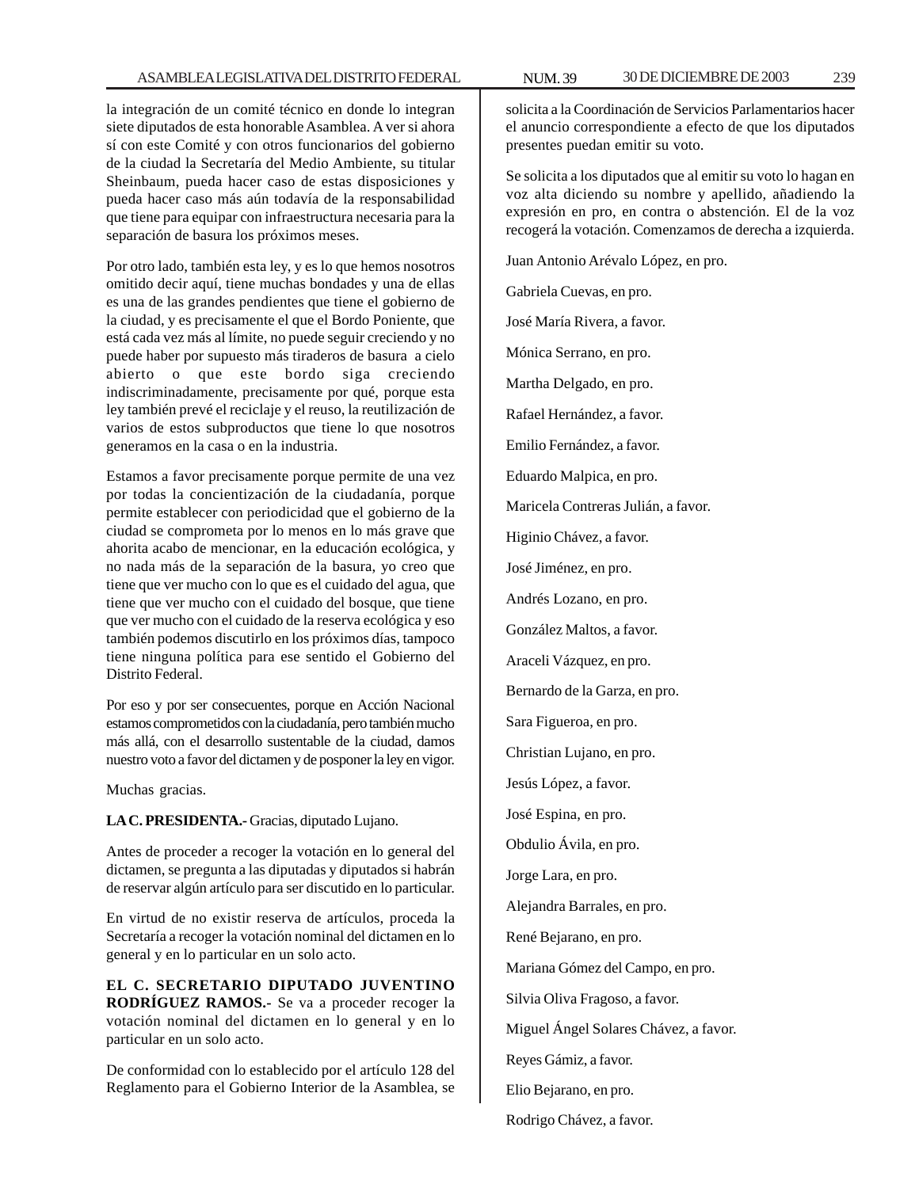la integración de un comité técnico en donde lo integran siete diputados de esta honorable Asamblea. A ver si ahora sí con este Comité y con otros funcionarios del gobierno de la ciudad la Secretaría del Medio Ambiente, su titular Sheinbaum, pueda hacer caso de estas disposiciones y pueda hacer caso más aún todavía de la responsabilidad que tiene para equipar con infraestructura necesaria para la separación de basura los próximos meses.

Por otro lado, también esta ley, y es lo que hemos nosotros omitido decir aquí, tiene muchas bondades y una de ellas es una de las grandes pendientes que tiene el gobierno de la ciudad, y es precisamente el que el Bordo Poniente, que está cada vez más al límite, no puede seguir creciendo y no puede haber por supuesto más tiraderos de basura a cielo abierto o que este bordo siga creciendo indiscriminadamente, precisamente por qué, porque esta ley también prevé el reciclaje y el reuso, la reutilización de varios de estos subproductos que tiene lo que nosotros generamos en la casa o en la industria.

Estamos a favor precisamente porque permite de una vez por todas la concientización de la ciudadanía, porque permite establecer con periodicidad que el gobierno de la ciudad se comprometa por lo menos en lo más grave que ahorita acabo de mencionar, en la educación ecológica, y no nada más de la separación de la basura, yo creo que tiene que ver mucho con lo que es el cuidado del agua, que tiene que ver mucho con el cuidado del bosque, que tiene que ver mucho con el cuidado de la reserva ecológica y eso también podemos discutirlo en los próximos días, tampoco tiene ninguna política para ese sentido el Gobierno del Distrito Federal.

Por eso y por ser consecuentes, porque en Acción Nacional estamos comprometidos con la ciudadanía, pero también mucho más allá, con el desarrollo sustentable de la ciudad, damos nuestro voto a favor del dictamen y de posponer la ley en vigor.

Muchas gracias.

**LA C. PRESIDENTA.-** Gracias, diputado Lujano.

Antes de proceder a recoger la votación en lo general del dictamen, se pregunta a las diputadas y diputados si habrán de reservar algún artículo para ser discutido en lo particular.

En virtud de no existir reserva de artículos, proceda la Secretaría a recoger la votación nominal del dictamen en lo general y en lo particular en un solo acto.

**EL C. SECRETARIO DIPUTADO JUVENTINO RODRÍGUEZ RAMOS.-** Se va a proceder recoger la votación nominal del dictamen en lo general y en lo particular en un solo acto.

De conformidad con lo establecido por el artículo 128 del Reglamento para el Gobierno Interior de la Asamblea, se solicita a la Coordinación de Servicios Parlamentarios hacer el anuncio correspondiente a efecto de que los diputados presentes puedan emitir su voto.

Se solicita a los diputados que al emitir su voto lo hagan en voz alta diciendo su nombre y apellido, añadiendo la expresión en pro, en contra o abstención. El de la voz recogerá la votación. Comenzamos de derecha a izquierda.

Juan Antonio Arévalo López, en pro.

Gabriela Cuevas, en pro.

José María Rivera, a favor.

Mónica Serrano, en pro.

Martha Delgado, en pro.

Rafael Hernández, a favor.

Emilio Fernández, a favor.

Eduardo Malpica, en pro.

Maricela Contreras Julián, a favor.

Higinio Chávez, a favor.

José Jiménez, en pro.

Andrés Lozano, en pro.

González Maltos, a favor.

Araceli Vázquez, en pro.

Bernardo de la Garza, en pro.

Sara Figueroa, en pro.

Christian Lujano, en pro.

Jesús López, a favor.

José Espina, en pro.

Obdulio Ávila, en pro.

Jorge Lara, en pro.

Alejandra Barrales, en pro.

René Bejarano, en pro.

Mariana Gómez del Campo, en pro.

Silvia Oliva Fragoso, a favor.

Miguel Ángel Solares Chávez, a favor.

Reyes Gámiz, a favor.

Elio Bejarano, en pro.

Rodrigo Chávez, a favor.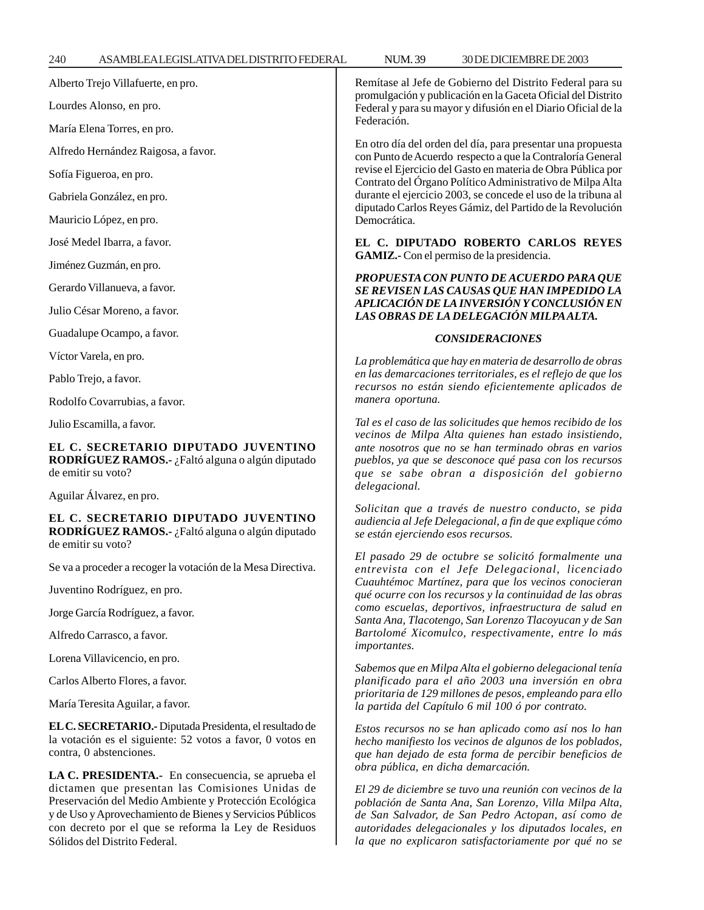Alberto Trejo Villafuerte, en pro.

Lourdes Alonso, en pro.

María Elena Torres, en pro.

Alfredo Hernández Raigosa, a favor.

Sofía Figueroa, en pro.

Gabriela González, en pro.

Mauricio López, en pro.

José Medel Ibarra, a favor.

Jiménez Guzmán, en pro.

Gerardo Villanueva, a favor.

Julio César Moreno, a favor.

Guadalupe Ocampo, a favor.

Víctor Varela, en pro.

Pablo Trejo, a favor.

Rodolfo Covarrubias, a favor.

Julio Escamilla, a favor.

**EL C. SECRETARIO DIPUTADO JUVENTINO RODRÍGUEZ RAMOS.-** ¿Faltó alguna o algún diputado de emitir su voto?

Aguilar Álvarez, en pro.

**EL C. SECRETARIO DIPUTADO JUVENTINO RODRÍGUEZ RAMOS.-** ¿Faltó alguna o algún diputado de emitir su voto?

Se va a proceder a recoger la votación de la Mesa Directiva.

Juventino Rodríguez, en pro.

Jorge García Rodríguez, a favor.

Alfredo Carrasco, a favor.

Lorena Villavicencio, en pro.

Carlos Alberto Flores, a favor.

María Teresita Aguilar, a favor.

**EL C. SECRETARIO.-** Diputada Presidenta, el resultado de la votación es el siguiente: 52 votos a favor, 0 votos en contra, 0 abstenciones.

**LA C. PRESIDENTA.-** En consecuencia, se aprueba el dictamen que presentan las Comisiones Unidas de Preservación del Medio Ambiente y Protección Ecológica y de Uso y Aprovechamiento de Bienes y Servicios Públicos con decreto por el que se reforma la Ley de Residuos Sólidos del Distrito Federal.

Remítase al Jefe de Gobierno del Distrito Federal para su promulgación y publicación en la Gaceta Oficial del Distrito Federal y para su mayor y difusión en el Diario Oficial de la Federación.

En otro día del orden del día, para presentar una propuesta con Punto de Acuerdo respecto a que la Contraloría General revise el Ejercicio del Gasto en materia de Obra Pública por Contrato del Órgano Político Administrativo de Milpa Alta durante el ejercicio 2003, se concede el uso de la tribuna al diputado Carlos Reyes Gámiz, del Partido de la Revolución Democrática.

**EL C. DIPUTADO ROBERTO CARLOS REYES GAMIZ.-** Con el permiso de la presidencia.

***PROPUESTA CON PUNTO DE ACUERDO PARA QUE SE REVISEN LAS CAUSAS QUE HAN IMPEDIDO LA APLICACIÓN DE LA INVERSIÓN Y CONCLUSIÓN EN LAS OBRAS DE LA DELEGACIÓN MILPA ALTA.***

***CONSIDERACIONES***

*La problemática que hay en materia de desarrollo de obras en las demarcaciones territoriales, es el reflejo de que los recursos no están siendo eficientemente aplicados de manera oportuna.*

*Tal es el caso de las solicitudes que hemos recibido de los vecinos de Milpa Alta quienes han estado insistiendo, ante nosotros que no se han terminado obras en varios pueblos, ya que se desconoce qué pasa con los recursos que se sabe obran a disposición del gobierno delegacional.*

*Solicitan que a través de nuestro conducto, se pida audiencia al Jefe Delegacional, a fin de que explique cómo se están ejerciendo esos recursos.*

*El pasado 29 de octubre se solicitó formalmente una entrevista con el Jefe Delegacional, licenciado Cuauhtémoc Martínez, para que los vecinos conocieran qué ocurre con los recursos y la continuidad de las obras como escuelas, deportivos, infraestructura de salud en Santa Ana, Tlacotengo, San Lorenzo Tlacoyucan y de San Bartolomé Xicomulco, respectivamente, entre lo más importantes.*

*Sabemos que en Milpa Alta el gobierno delegacional tenía planificado para el año 2003 una inversión en obra prioritaria de 129 millones de pesos, empleando para ello la partida del Capítulo 6 mil 100 ó por contrato.*

*Estos recursos no se han aplicado como así nos lo han hecho manifiesto los vecinos de algunos de los poblados, que han dejado de esta forma de percibir beneficios de obra pública, en dicha demarcación.*

*El 29 de diciembre se tuvo una reunión con vecinos de la población de Santa Ana, San Lorenzo, Villa Milpa Alta, de San Salvador, de San Pedro Actopan, así como de autoridades delegacionales y los diputados locales, en la que no explicaron satisfactoriamente por qué no se*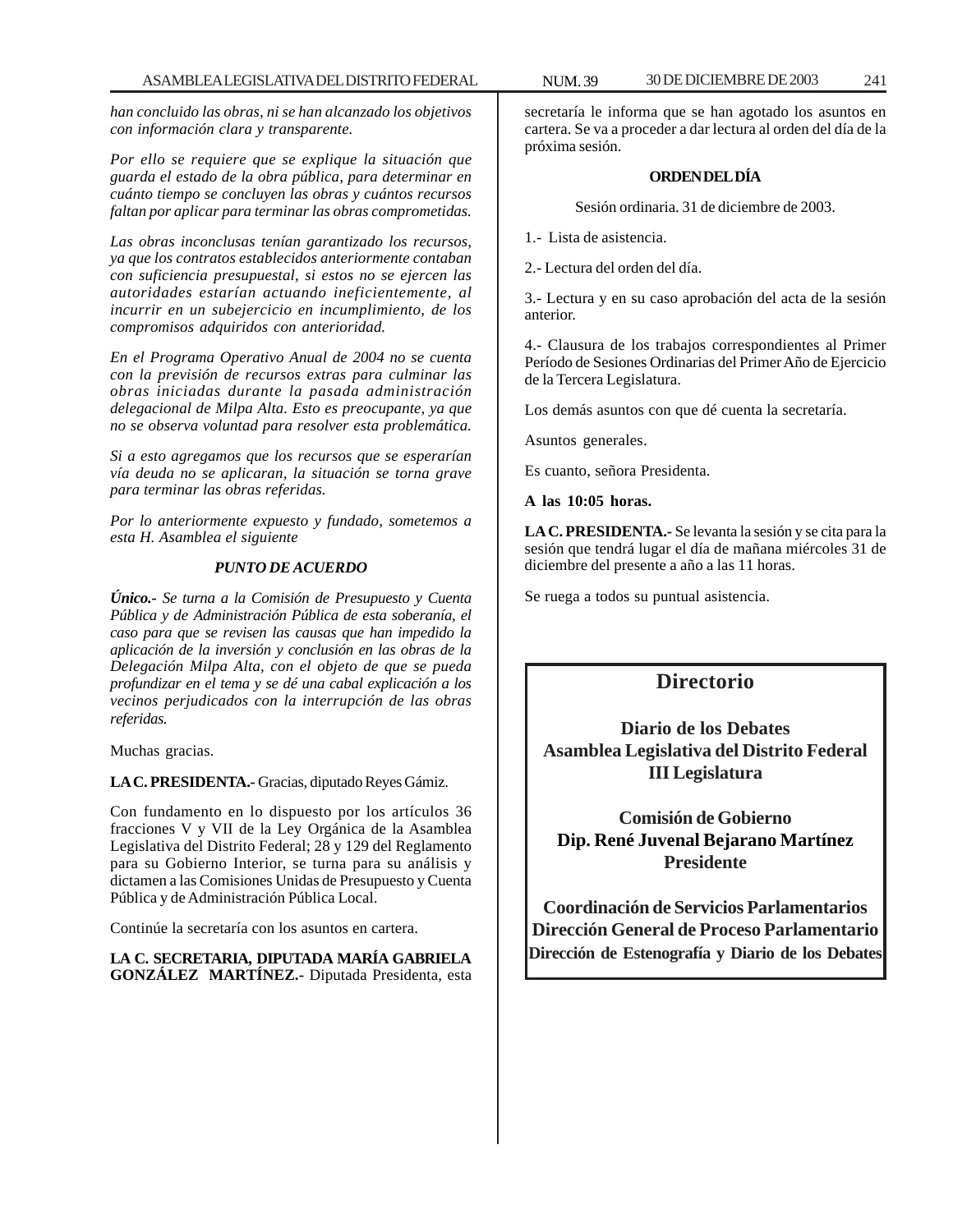*han concluido las obras, ni se han alcanzado los objetivos con información clara y transparente.*

*Por ello se requiere que se explique la situación que guarda el estado de la obra pública, para determinar en cuánto tiempo se concluyen las obras y cuántos recursos faltan por aplicar para terminar las obras comprometidas.*

*Las obras inconclusas tenían garantizado los recursos, ya que los contratos establecidos anteriormente contaban con suficiencia presupuestal, si estos no se ejercen las autoridades estarían actuando ineficientemente, al incurrir en un subejercicio en incumplimiento, de los compromisos adquiridos con anterioridad.*

*En el Programa Operativo Anual de 2004 no se cuenta con la previsión de recursos extras para culminar las obras iniciadas durante la pasada administración delegacional de Milpa Alta. Esto es preocupante, ya que no se observa voluntad para resolver esta problemática.*

*Si a esto agregamos que los recursos que se esperarían vía deuda no se aplicaran, la situación se torna grave para terminar las obras referidas.*

*Por lo anteriormente expuesto y fundado, sometemos a esta H. Asamblea el siguiente*

***PUNTO DE ACUERDO***

***Único.-** Se turna a la Comisión de Presupuesto y Cuenta Pública y de Administración Pública de esta soberanía, el caso para que se revisen las causas que han impedido la aplicación de la inversión y conclusión en las obras de la Delegación Milpa Alta, con el objeto de que se pueda profundizar en el tema y se dé una cabal explicación a los vecinos perjudicados con la interrupción de las obras referidas.*

Muchas gracias.

**LA C. PRESIDENTA.-** Gracias, diputado Reyes Gámiz.

Con fundamento en lo dispuesto por los artículos 36 fracciones V y VII de la Ley Orgánica de la Asamblea Legislativa del Distrito Federal; 28 y 129 del Reglamento para su Gobierno Interior, se turna para su análisis y dictamen a las Comisiones Unidas de Presupuesto y Cuenta Pública y de Administración Pública Local.

Continúe la secretaría con los asuntos en cartera.

**LA C. SECRETARIA, DIPUTADA MARÍA GABRIELA GONZÁLEZ MARTÍNEZ.-** Diputada Presidenta, esta secretaría le informa que se han agotado los asuntos en cartera. Se va a proceder a dar lectura al orden del día de la próxima sesión.

**ORDEN DEL DÍA**

Sesión ordinaria. 31 de diciembre de 2003.

1.- Lista de asistencia.

2.- Lectura del orden del día.

3.- Lectura y en su caso aprobación del acta de la sesión anterior.

4.- Clausura de los trabajos correspondientes al Primer Período de Sesiones Ordinarias del Primer Año de Ejercicio de la Tercera Legislatura.

Los demás asuntos con que dé cuenta la secretaría.

Asuntos generales.

Es cuanto, señora Presidenta.

**A las 10:05 horas.**

**LA C. PRESIDENTA.-** Se levanta la sesión y se cita para la sesión que tendrá lugar el día de mañana miércoles 31 de diciembre del presente a año a las 11 horas.

Se ruega a todos su puntual asistencia.

## Directorio

**Diario de los Debates**
**Asamblea Legislativa del Distrito Federal**
**III Legislatura**

**Comisión de Gobierno**
**Dip. René Juvenal Bejarano Martínez**
**Presidente**

**Coordinación de Servicios Parlamentarios**
**Dirección General de Proceso Parlamentario**
**Dirección de Estenografía y Diario de los Debates**